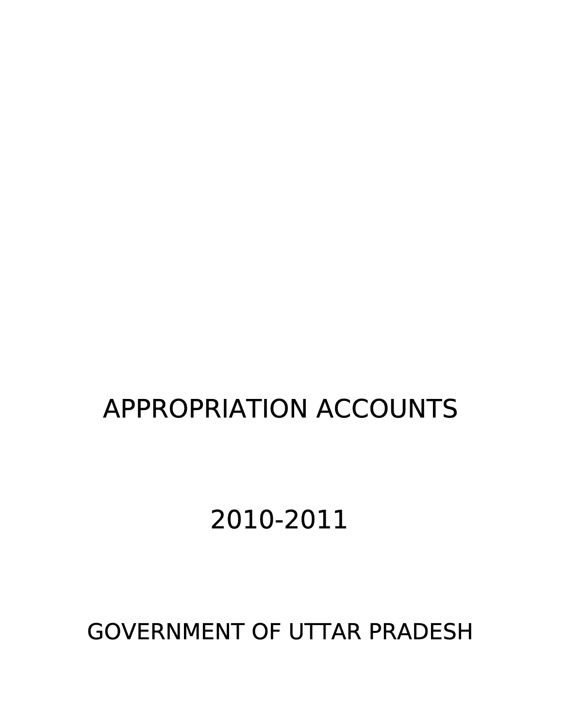# APPROPRIATION ACCOUNTS

# 2010-2011

# GOVERNMENT OF UTTAR PRADESH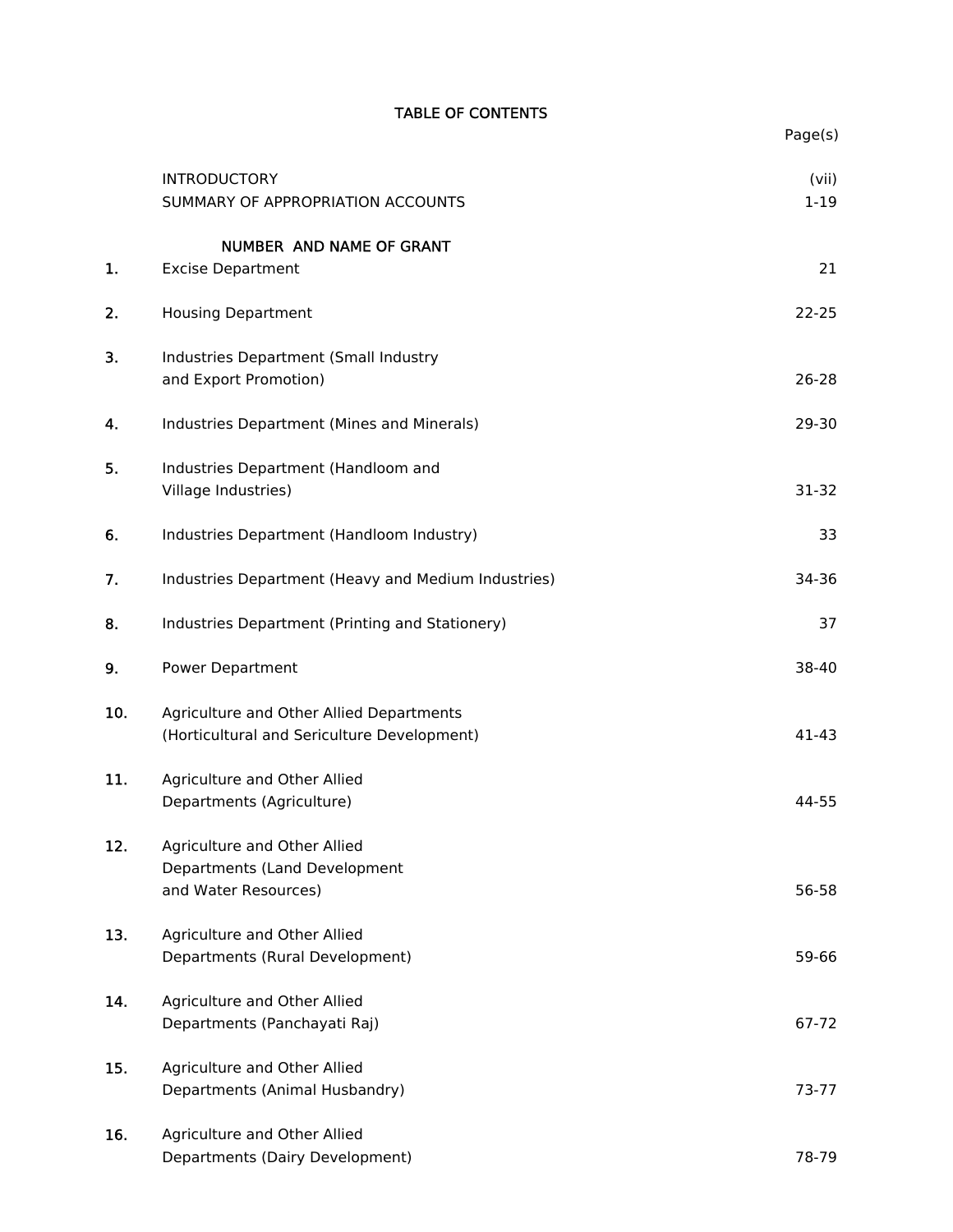# TABLE OF CONTENTS

| | | Page(s) |
|---|---|---|
| | INTRODUCTORY | (vii) |
| | SUMMARY OF APPROPRIATION ACCOUNTS | 1-19 |
| | **NUMBER AND NAME OF GRANT** | |
| 1. | Excise Department | 21 |
| 2. | Housing Department | 22-25 |
| 3. | Industries Department (Small Industry and Export Promotion) | 26-28 |
| 4. | Industries Department (Mines and Minerals) | 29-30 |
| 5. | Industries Department (Handloom and Village Industries) | 31-32 |
| 6. | Industries Department (Handloom Industry) | 33 |
| 7. | Industries Department (Heavy and Medium Industries) | 34-36 |
| 8. | Industries Department (Printing and Stationery) | 37 |
| 9. | Power Department | 38-40 |
| 10. | Agriculture and Other Allied Departments (Horticultural and Sericulture Development) | 41-43 |
| 11. | Agriculture and Other Allied Departments (Agriculture) | 44-55 |
| 12. | Agriculture and Other Allied Departments (Land Development and Water Resources) | 56-58 |
| 13. | Agriculture and Other Allied Departments (Rural Development) | 59-66 |
| 14. | Agriculture and Other Allied Departments (Panchayati Raj) | 67-72 |
| 15. | Agriculture and Other Allied Departments (Animal Husbandry) | 73-77 |
| 16. | Agriculture and Other Allied Departments (Dairy Development) | 78-79 |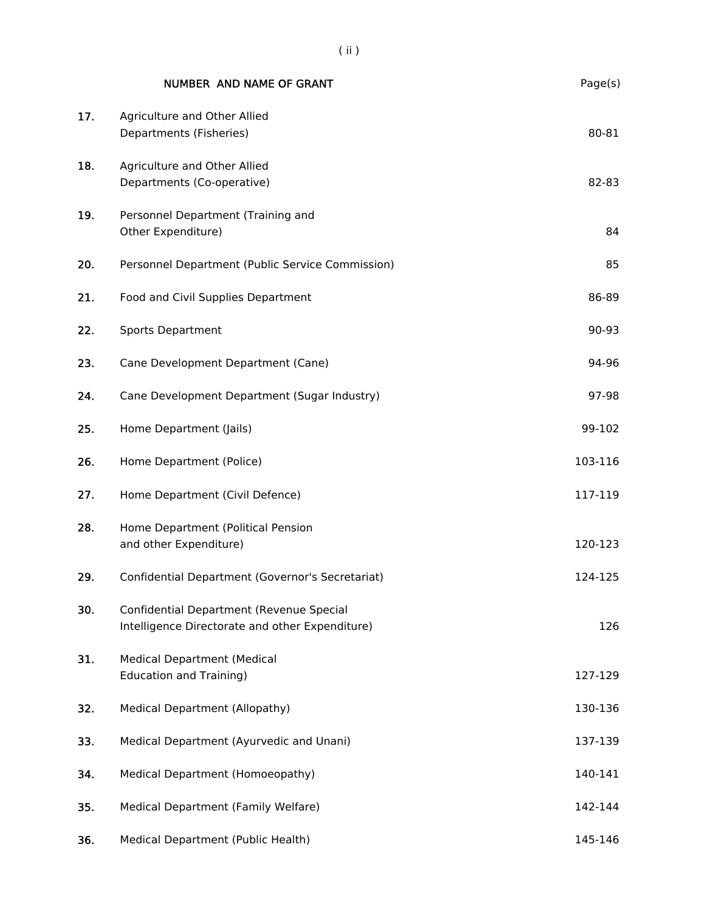| | NUMBER AND NAME OF GRANT | Page(s) |
|---|---|---|
| 17. | Agriculture and Other Allied Departments (Fisheries) | 80-81 |
| 18. | Agriculture and Other Allied Departments (Co-operative) | 82-83 |
| 19. | Personnel Department (Training and Other Expenditure) | 84 |
| 20. | Personnel Department (Public Service Commission) | 85 |
| 21. | Food and Civil Supplies Department | 86-89 |
| 22. | Sports Department | 90-93 |
| 23. | Cane Development Department (Cane) | 94-96 |
| 24. | Cane Development Department (Sugar Industry) | 97-98 |
| 25. | Home Department (Jails) | 99-102 |
| 26. | Home Department (Police) | 103-116 |
| 27. | Home Department (Civil Defence) | 117-119 |
| 28. | Home Department (Political Pension and other Expenditure) | 120-123 |
| 29. | Confidential Department (Governor's Secretariat) | 124-125 |
| 30. | Confidential Department (Revenue Special Intelligence Directorate and other Expenditure) | 126 |
| 31. | Medical Department (Medical Education and Training) | 127-129 |
| 32. | Medical Department (Allopathy) | 130-136 |
| 33. | Medical Department (Ayurvedic and Unani) | 137-139 |
| 34. | Medical Department (Homoeopathy) | 140-141 |
| 35. | Medical Department (Family Welfare) | 142-144 |
| 36. | Medical Department (Public Health) | 145-146 |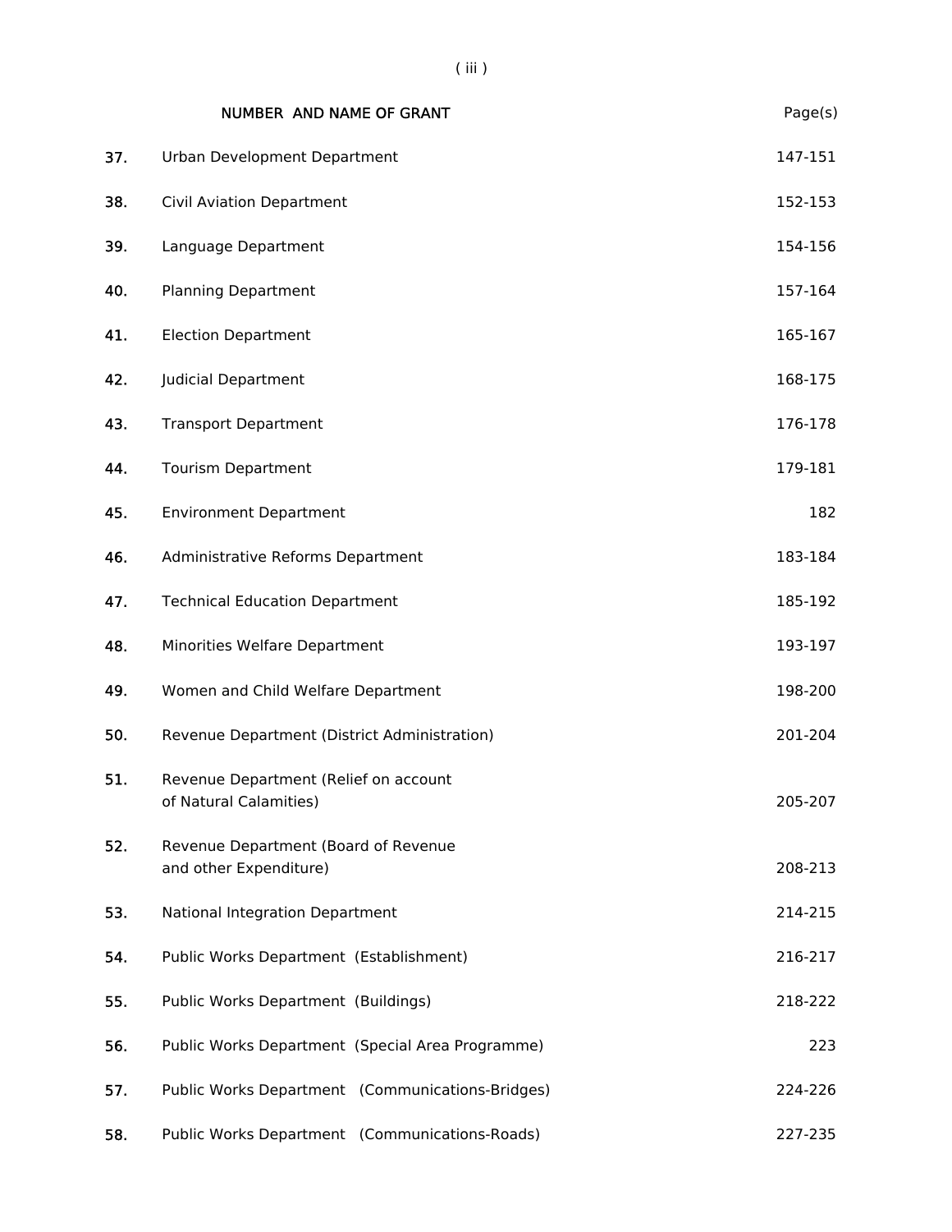| | NUMBER AND NAME OF GRANT | Page(s) |
|---|---|---|
| 37. | Urban Development Department | 147-151 |
| 38. | Civil Aviation Department | 152-153 |
| 39. | Language Department | 154-156 |
| 40. | Planning Department | 157-164 |
| 41. | Election Department | 165-167 |
| 42. | Judicial Department | 168-175 |
| 43. | Transport Department | 176-178 |
| 44. | Tourism Department | 179-181 |
| 45. | Environment Department | 182 |
| 46. | Administrative Reforms Department | 183-184 |
| 47. | Technical Education Department | 185-192 |
| 48. | Minorities Welfare Department | 193-197 |
| 49. | Women and Child Welfare Department | 198-200 |
| 50. | Revenue Department (District Administration) | 201-204 |
| 51. | Revenue Department (Relief on account of Natural Calamities) | 205-207 |
| 52. | Revenue Department (Board of Revenue and other Expenditure) | 208-213 |
| 53. | National Integration Department | 214-215 |
| 54. | Public Works Department (Establishment) | 216-217 |
| 55. | Public Works Department (Buildings) | 218-222 |
| 56. | Public Works Department (Special Area Programme) | 223 |
| 57. | Public Works Department (Communications-Bridges) | 224-226 |
| 58. | Public Works Department (Communications-Roads) | 227-235 |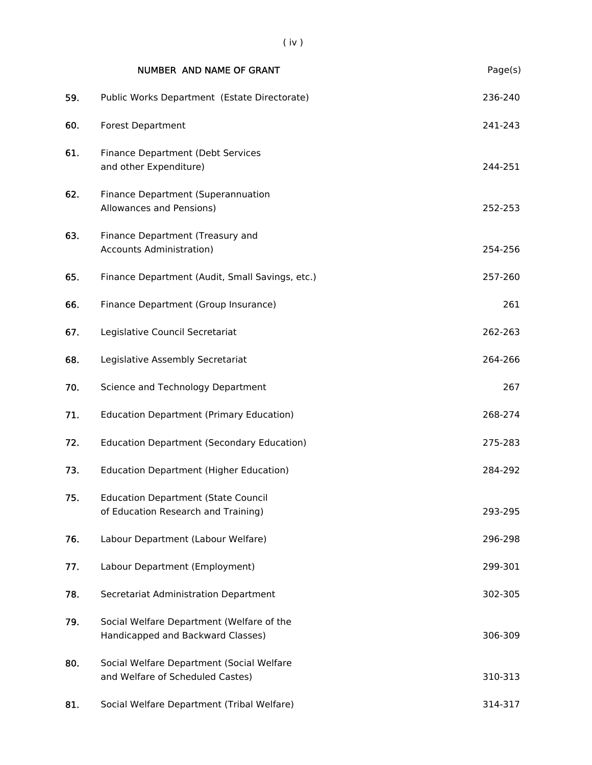| | NUMBER AND NAME OF GRANT | Page(s) |
|---|---|---|
| 59. | Public Works Department (Estate Directorate) | 236-240 |
| 60. | Forest Department | 241-243 |
| 61. | Finance Department (Debt Services and other Expenditure) | 244-251 |
| 62. | Finance Department (Superannuation Allowances and Pensions) | 252-253 |
| 63. | Finance Department (Treasury and Accounts Administration) | 254-256 |
| 65. | Finance Department (Audit, Small Savings, etc.) | 257-260 |
| 66. | Finance Department (Group Insurance) | 261 |
| 67. | Legislative Council Secretariat | 262-263 |
| 68. | Legislative Assembly Secretariat | 264-266 |
| 70. | Science and Technology Department | 267 |
| 71. | Education Department (Primary Education) | 268-274 |
| 72. | Education Department (Secondary Education) | 275-283 |
| 73. | Education Department (Higher Education) | 284-292 |
| 75. | Education Department (State Council of Education Research and Training) | 293-295 |
| 76. | Labour Department (Labour Welfare) | 296-298 |
| 77. | Labour Department (Employment) | 299-301 |
| 78. | Secretariat Administration Department | 302-305 |
| 79. | Social Welfare Department (Welfare of the Handicapped and Backward Classes) | 306-309 |
| 80. | Social Welfare Department (Social Welfare and Welfare of Scheduled Castes) | 310-313 |
| 81. | Social Welfare Department (Tribal Welfare) | 314-317 |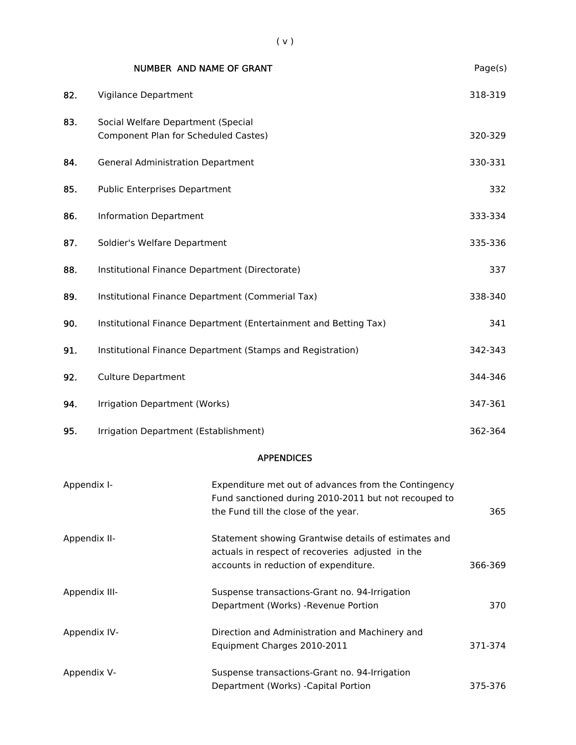| NUMBER AND NAME OF GRANT | | Page(s) |
|---|---|---|
| 82. | Vigilance Department | 318-319 |
| 83. | Social Welfare Department (Special Component Plan for Scheduled Castes) | 320-329 |
| 84. | General Administration Department | 330-331 |
| 85. | Public Enterprises Department | 332 |
| 86. | Information Department | 333-334 |
| 87. | Soldier's Welfare Department | 335-336 |
| 88. | Institutional Finance Department (Directorate) | 337 |
| 89. | Institutional Finance Department (Commerial Tax) | 338-340 |
| 90. | Institutional Finance Department (Entertainment and Betting Tax) | 341 |
| 91. | Institutional Finance Department (Stamps and Registration) | 342-343 |
| 92. | Culture Department | 344-346 |
| 94. | Irrigation Department (Works) | 347-361 |
| 95. | Irrigation Department (Establishment) | 362-364 |

## APPENDICES

| | | |
|---|---|---|
| Appendix I- | Expenditure met out of advances from the Contingency Fund sanctioned during 2010-2011 but not recouped to the Fund till the close of the year. | 365 |
| Appendix II- | Statement showing Grantwise details of estimates and actuals in respect of recoveries adjusted in the accounts in reduction of expenditure. | 366-369 |
| Appendix III- | Suspense transactions-Grant no. 94-Irrigation Department (Works) -Revenue Portion | 370 |
| Appendix IV- | Direction and Administration and Machinery and Equipment Charges 2010-2011 | 371-374 |
| Appendix V- | Suspense transactions-Grant no. 94-Irrigation Department (Works) -Capital Portion | 375-376 |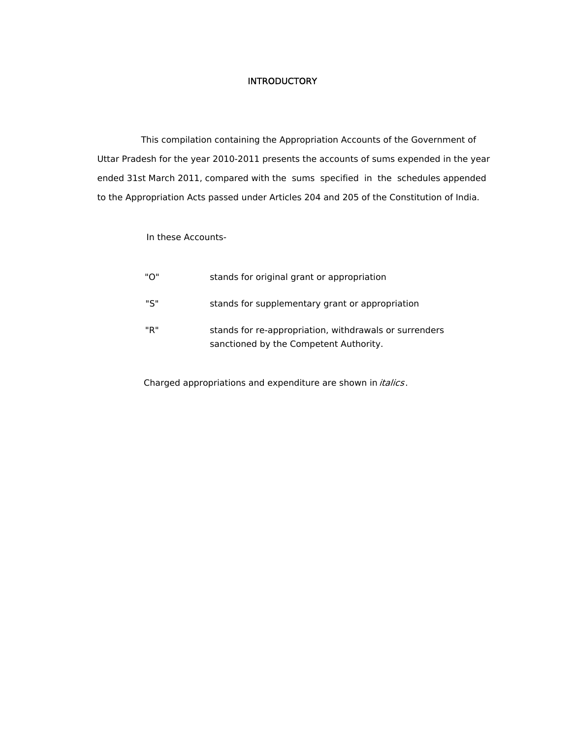# INTRODUCTORY

This compilation containing the Appropriation Accounts of the Government of Uttar Pradesh for the year 2010-2011 presents the accounts of sums expended in the year ended 31st March 2011, compared with the sums specified in the schedules appended to the Appropriation Acts passed under Articles 204 and 205 of the Constitution of India.

In these Accounts-

"O" stands for original grant or appropriation

"S" stands for supplementary grant or appropriation

"R" stands for re-appropriation, withdrawals or surrenders sanctioned by the Competent Authority.

Charged appropriations and expenditure are shown in *italics*.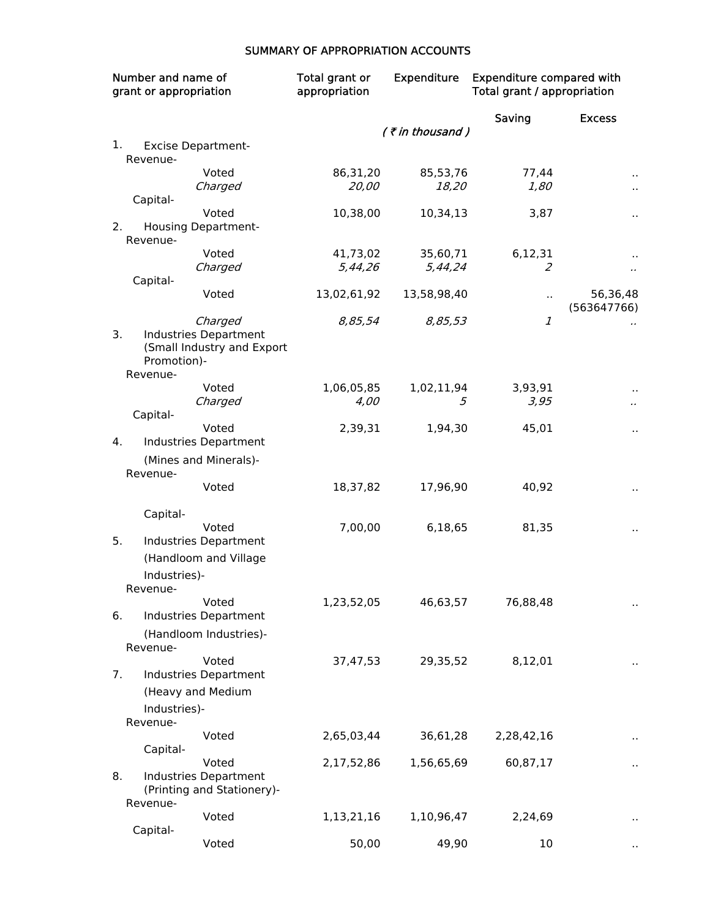# SUMMARY OF APPROPRIATION ACCOUNTS

| Number and name of grant or appropriation | Total grant or appropriation | Expenditure | Expenditure compared with Total grant / appropriation | |
|---|---|---|---|---|
| | | | Saving | Excess |
| | | *( ₹ in thousand )* | | |
| 1. Excise Department- | | | | |
| Revenue- | | | | |
| Voted | 86,31,20 | 85,53,76 | 77,44 | .. |
| *Charged* | *20,00* | *18,20* | *1,80* | .. |
| Capital- | | | | |
| Voted | 10,38,00 | 10,34,13 | 3,87 | .. |
| 2. Housing Department- | | | | |
| Revenue- | | | | |
| Voted | 41,73,02 | 35,60,71 | 6,12,31 | .. |
| *Charged* | *5,44,26* | *5,44,24* | *2* | *..* |
| Capital- | | | | |
| Voted | 13,02,61,92 | 13,58,98,40 | .. | 56,36,48 (563647766) |
| *Charged* | *8,85,54* | *8,85,53* | *1* | *..* |
| 3. Industries Department (Small Industry and Export Promotion)- | | | | |
| Revenue- | | | | |
| Voted | 1,06,05,85 | 1,02,11,94 | 3,93,91 | .. |
| *Charged* | *4,00* | *5* | *3,95* | *..* |
| Capital- | | | | |
| Voted | 2,39,31 | 1,94,30 | 45,01 | .. |
| 4. Industries Department (Mines and Minerals)- | | | | |
| Revenue- | | | | |
| Voted | 18,37,82 | 17,96,90 | 40,92 | .. |
| Capital- | | | | |
| Voted | 7,00,00 | 6,18,65 | 81,35 | .. |
| 5. Industries Department (Handloom and Village Industries)- | | | | |
| Revenue- | | | | |
| Voted | 1,23,52,05 | 46,63,57 | 76,88,48 | .. |
| 6. Industries Department (Handloom Industries)- | | | | |
| Revenue- | | | | |
| Voted | 37,47,53 | 29,35,52 | 8,12,01 | .. |
| 7. Industries Department (Heavy and Medium Industries)- | | | | |
| Revenue- | | | | |
| Voted | 2,65,03,44 | 36,61,28 | 2,28,42,16 | .. |
| Capital- | | | | |
| Voted | 2,17,52,86 | 1,56,65,69 | 60,87,17 | .. |
| 8. Industries Department (Printing and Stationery)- | | | | |
| Revenue- | | | | |
| Voted | 1,13,21,16 | 1,10,96,47 | 2,24,69 | .. |
| Capital- | | | | |
| Voted | 50,00 | 49,90 | 10 | .. |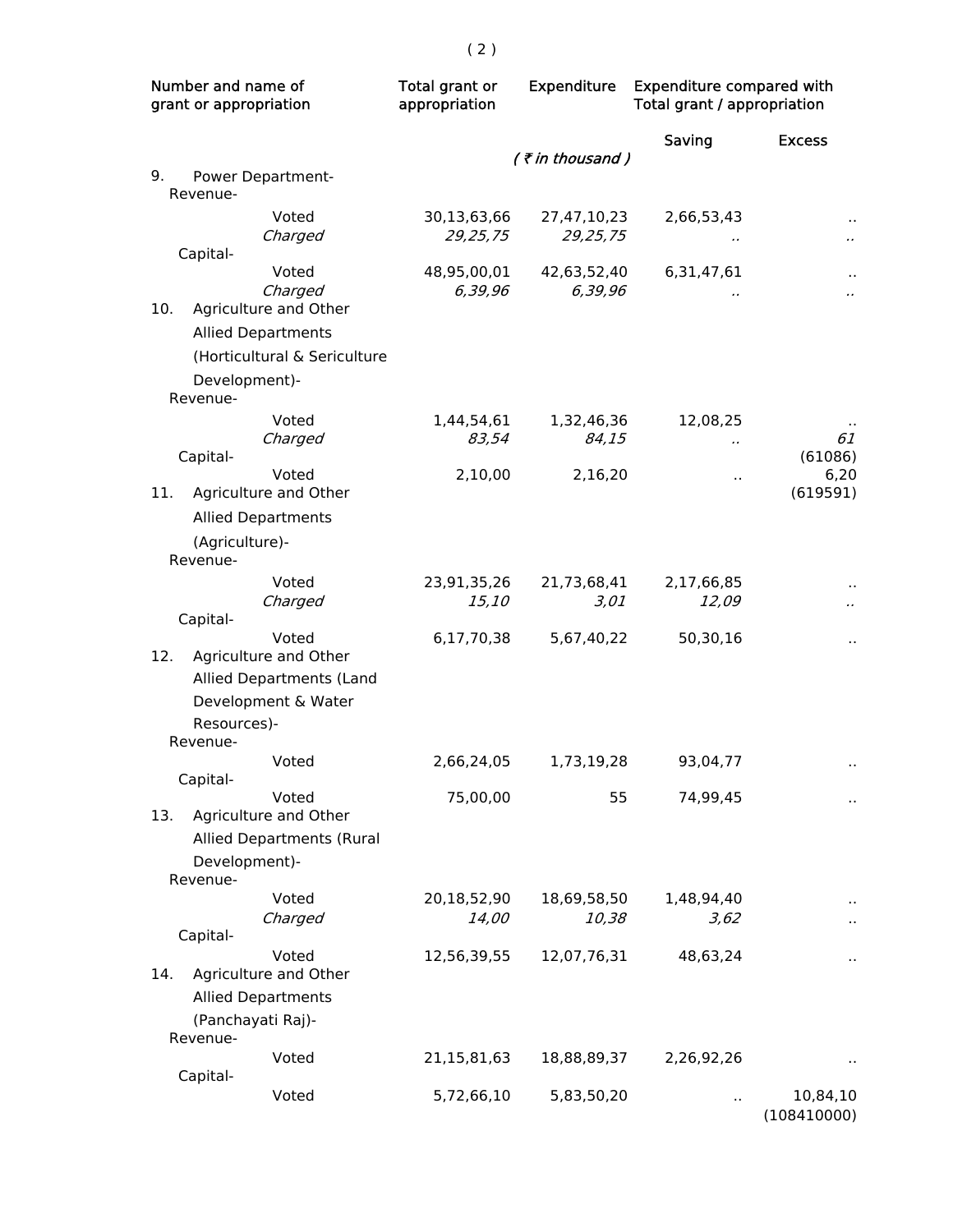| Number and name of grant or appropriation | Total grant or appropriation | Expenditure | Expenditure compared with Total grant / appropriation | |
|---|---|---|---|---|
| | | | Saving | Excess |
| | | *( ₹ in thousand )* | | |
| 9. Power Department- | | | | |
| Revenue- | | | | |
| Voted | 30,13,63,66 | 27,47,10,23 | 2,66,53,43 | .. |
| *Charged* | *29,25,75* | *29,25,75* | *..* | *..* |
| Capital- | | | | |
| Voted | 48,95,00,01 | 42,63,52,40 | 6,31,47,61 | .. |
| *Charged* | *6,39,96* | *6,39,96* | *..* | *..* |
| 10. Agriculture and Other Allied Departments (Horticultural & Sericulture Development)- | | | | |
| Revenue- | | | | |
| Voted | 1,44,54,61 | 1,32,46,36 | 12,08,25 | .. |
| *Charged* | *83,54* | *84,15* | *..* | *61* (61086) |
| Capital- | | | | |
| Voted | 2,10,00 | 2,16,20 | .. | 6,20 (619591) |
| 11. Agriculture and Other Allied Departments (Agriculture)- | | | | |
| Revenue- | | | | |
| Voted | 23,91,35,26 | 21,73,68,41 | 2,17,66,85 | .. |
| *Charged* | *15,10* | *3,01* | *12,09* | *..* |
| Capital- | | | | |
| Voted | 6,17,70,38 | 5,67,40,22 | 50,30,16 | .. |
| 12. Agriculture and Other Allied Departments (Land Development & Water Resources)- | | | | |
| Revenue- | | | | |
| Voted | 2,66,24,05 | 1,73,19,28 | 93,04,77 | .. |
| Capital- | | | | |
| Voted | 75,00,00 | 55 | 74,99,45 | .. |
| 13. Agriculture and Other Allied Departments (Rural Development)- | | | | |
| Revenue- | | | | |
| Voted | 20,18,52,90 | 18,69,58,50 | 1,48,94,40 | .. |
| *Charged* | *14,00* | *10,38* | *3,62* | .. |
| Capital- | | | | |
| Voted | 12,56,39,55 | 12,07,76,31 | 48,63,24 | .. |
| 14. Agriculture and Other Allied Departments (Panchayati Raj)- | | | | |
| Revenue- | | | | |
| Voted | 21,15,81,63 | 18,88,89,37 | 2,26,92,26 | .. |
| Capital- | | | | |
| Voted | 5,72,66,10 | 5,83,50,20 | .. | 10,84,10 (108410000) |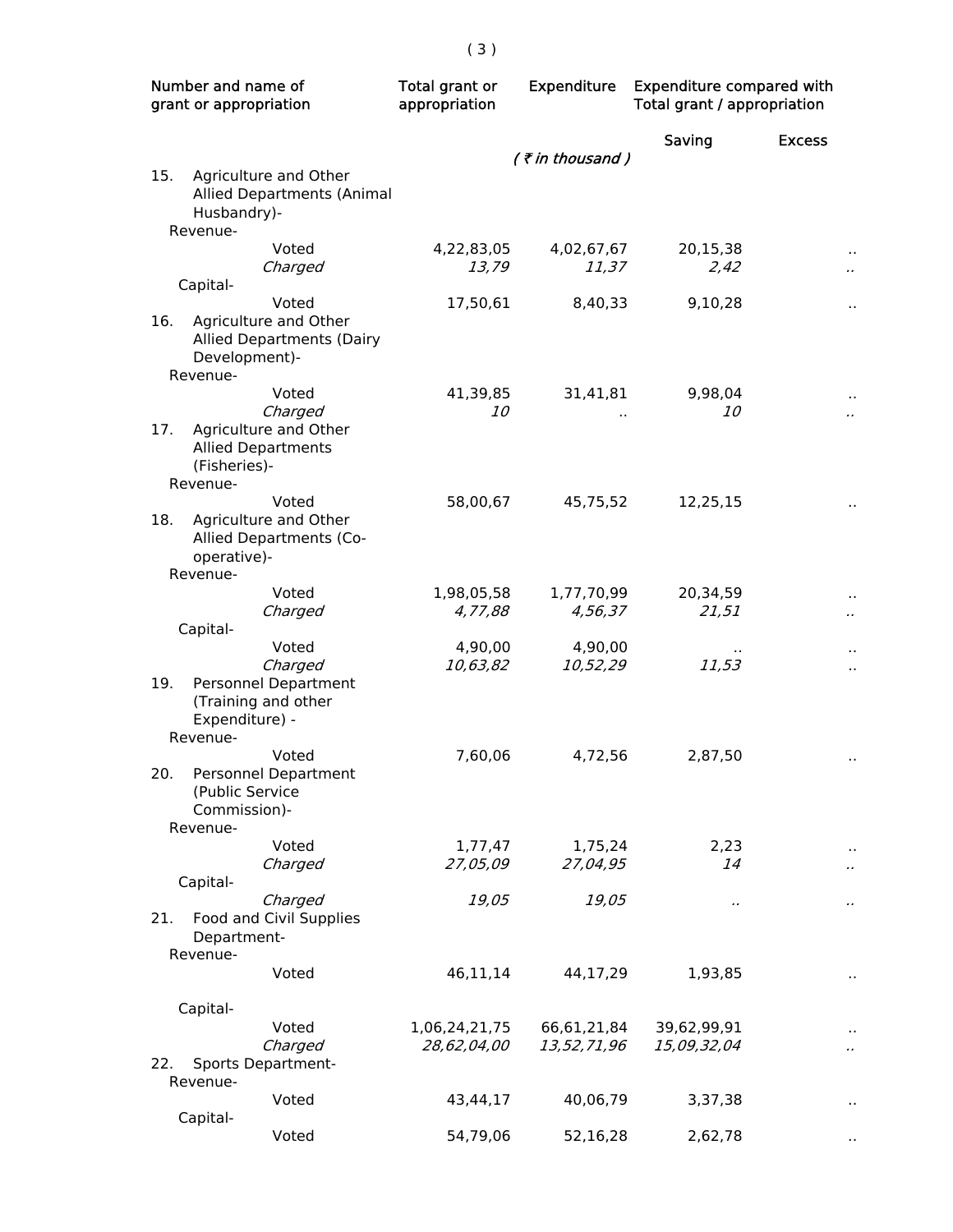| Number and name of grant or appropriation | Total grant or appropriation | Expenditure | Expenditure compared with Total grant / appropriation | |
|---|---|---|---|---|
| | | | Saving | Excess |
| | | *( ₹ in thousand )* | | |
| 15. Agriculture and Other Allied Departments (Animal Husbandry)- | | | | |
| Revenue- | | | | |
| Voted | 4,22,83,05 | 4,02,67,67 | 20,15,38 | .. |
| *Charged* | *13,79* | *11,37* | *2,42* | *..* |
| Capital- | | | | |
| Voted | 17,50,61 | 8,40,33 | 9,10,28 | .. |
| 16. Agriculture and Other Allied Departments (Dairy Development)- | | | | |
| Revenue- | | | | |
| Voted | 41,39,85 | 31,41,81 | 9,98,04 | .. |
| *Charged* | *10* | .. | *10* | *..* |
| 17. Agriculture and Other Allied Departments (Fisheries)- | | | | |
| Revenue- | | | | |
| Voted | 58,00,67 | 45,75,52 | 12,25,15 | .. |
| 18. Agriculture and Other Allied Departments (Co-operative)- | | | | |
| Revenue- | | | | |
| Voted | 1,98,05,58 | 1,77,70,99 | 20,34,59 | .. |
| *Charged* | *4,77,88* | *4,56,37* | *21,51* | *..* |
| Capital- | | | | |
| Voted | 4,90,00 | 4,90,00 | .. | .. |
| *Charged* | *10,63,82* | *10,52,29* | *11,53* | .. |
| 19. Personnel Department (Training and other Expenditure) - | | | | |
| Revenue- | | | | |
| Voted | 7,60,06 | 4,72,56 | 2,87,50 | .. |
| 20. Personnel Department (Public Service Commission)- | | | | |
| Revenue- | | | | |
| Voted | 1,77,47 | 1,75,24 | 2,23 | .. |
| *Charged* | *27,05,09* | *27,04,95* | *14* | *..* |
| Capital- | | | | |
| *Charged* | *19,05* | *19,05* | *..* | *..* |
| 21. Food and Civil Supplies Department- | | | | |
| Revenue- | | | | |
| Voted | 46,11,14 | 44,17,29 | 1,93,85 | .. |
| Capital- | | | | |
| Voted | 1,06,24,21,75 | 66,61,21,84 | 39,62,99,91 | .. |
| *Charged* | *28,62,04,00* | *13,52,71,96* | *15,09,32,04* | *..* |
| 22. Sports Department- | | | | |
| Revenue- | | | | |
| Voted | 43,44,17 | 40,06,79 | 3,37,38 | .. |
| Capital- | | | | |
| Voted | 54,79,06 | 52,16,28 | 2,62,78 | .. |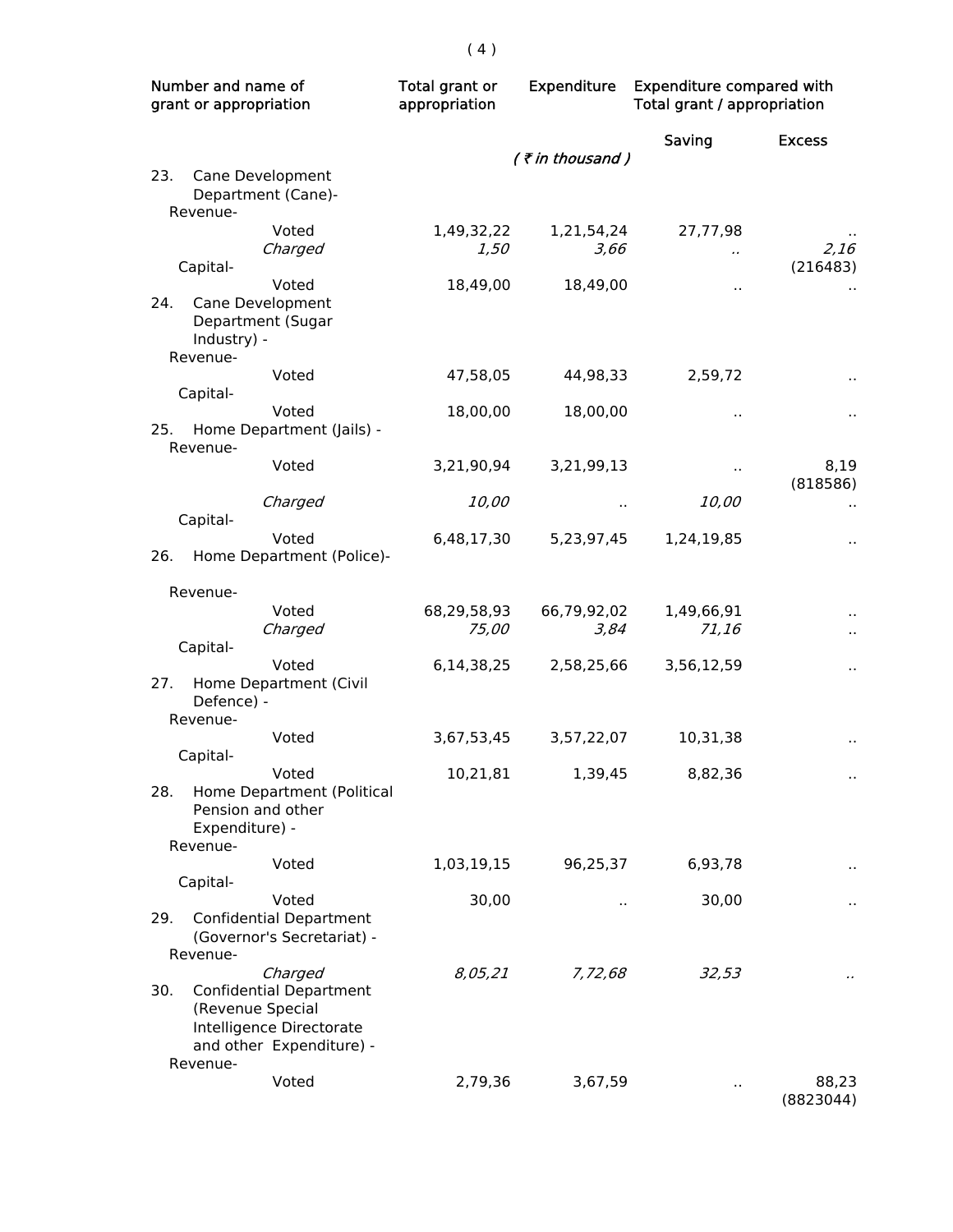| Number and name of grant or appropriation | Total grant or appropriation | Expenditure | Expenditure compared with Total grant / appropriation | |
|---|---|---|---|---|
| | | | Saving | Excess |
| | | *( ₹ in thousand )* | | |
| 23. Cane Development Department (Cane)- | | | | |
| Revenue- | | | | |
| Voted | 1,49,32,22 | 1,21,54,24 | 27,77,98 | .. |
| *Charged* | *1,50* | *3,66* | *..* | *2,16* (216483) |
| Capital- | | | | |
| Voted | 18,49,00 | 18,49,00 | .. | .. |
| 24. Cane Development Department (Sugar Industry) - | | | | |
| Revenue- | | | | |
| Voted | 47,58,05 | 44,98,33 | 2,59,72 | .. |
| Capital- | | | | |
| Voted | 18,00,00 | 18,00,00 | .. | .. |
| 25. Home Department (Jails) - | | | | |
| Revenue- | | | | |
| Voted | 3,21,90,94 | 3,21,99,13 | .. | 8,19 (818586) |
| *Charged* | *10,00* | .. | *10,00* | .. |
| Capital- | | | | |
| Voted | 6,48,17,30 | 5,23,97,45 | 1,24,19,85 | .. |
| 26. Home Department (Police)- | | | | |
| Revenue- | | | | |
| Voted | 68,29,58,93 | 66,79,92,02 | 1,49,66,91 | .. |
| *Charged* | *75,00* | *3,84* | *71,16* | .. |
| Capital- | | | | |
| Voted | 6,14,38,25 | 2,58,25,66 | 3,56,12,59 | .. |
| 27. Home Department (Civil Defence) - | | | | |
| Revenue- | | | | |
| Voted | 3,67,53,45 | 3,57,22,07 | 10,31,38 | .. |
| Capital- | | | | |
| Voted | 10,21,81 | 1,39,45 | 8,82,36 | .. |
| 28. Home Department (Political Pension and other Expenditure) - | | | | |
| Revenue- | | | | |
| Voted | 1,03,19,15 | 96,25,37 | 6,93,78 | .. |
| Capital- | | | | |
| Voted | 30,00 | .. | 30,00 | .. |
| 29. Confidential Department (Governor's Secretariat) - | | | | |
| Revenue- | | | | |
| *Charged* | *8,05,21* | *7,72,68* | *32,53* | *..* |
| 30. Confidential Department (Revenue Special Intelligence Directorate and other Expenditure) - | | | | |
| Revenue- | | | | |
| Voted | 2,79,36 | 3,67,59 | .. | 88,23 (8823044) |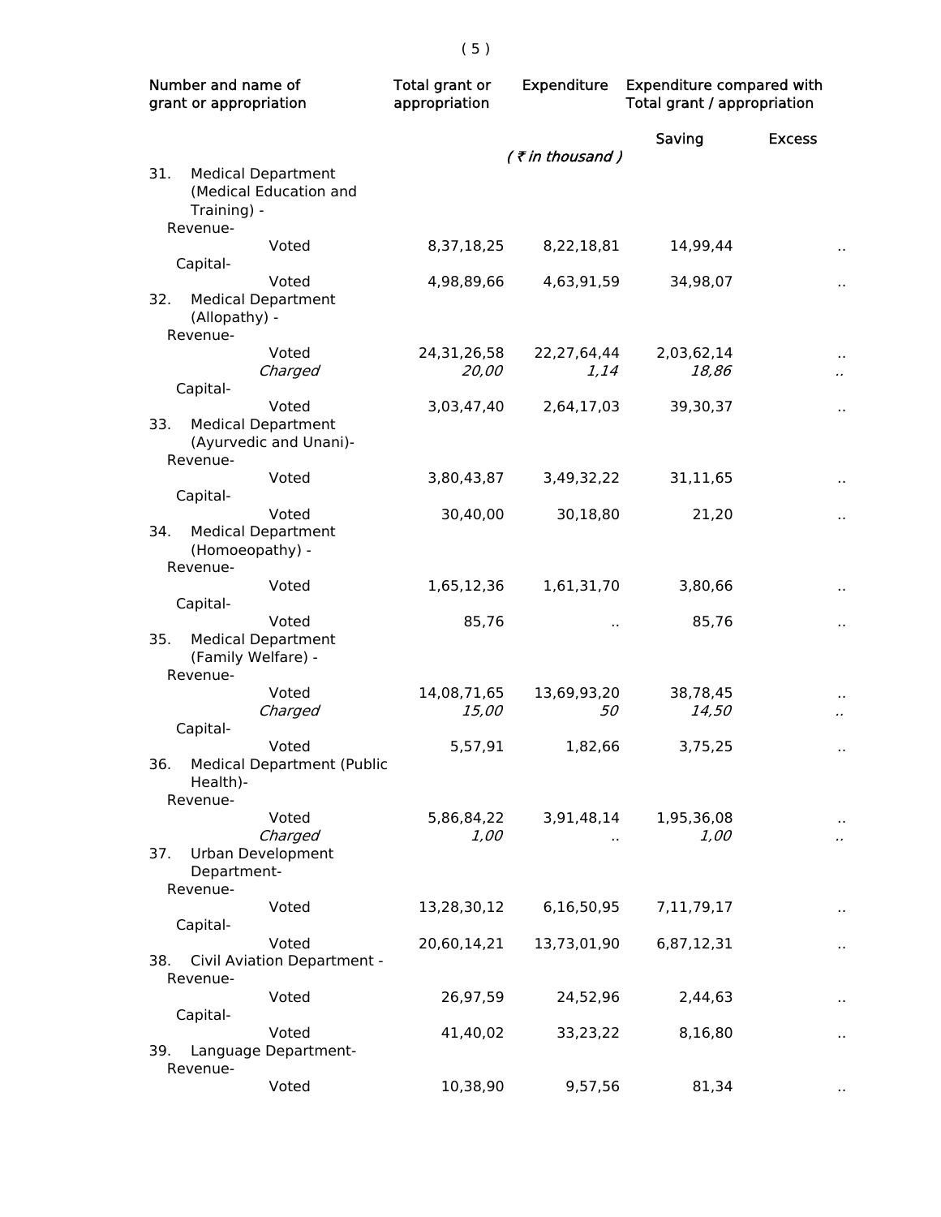| Number and name of grant or appropriation | Total grant or appropriation | Expenditure | Expenditure compared with Total grant / appropriation | |
|---|---|---|---|---|
| | | | Saving | Excess |
| | | ( ₹ in thousand ) | | |
| 31. Medical Department (Medical Education and Training) - | | | | |
| Revenue- | | | | |
| Voted | 8,37,18,25 | 8,22,18,81 | 14,99,44 | .. |
| Capital- | | | | |
| Voted | 4,98,89,66 | 4,63,91,59 | 34,98,07 | .. |
| 32. Medical Department (Allopathy) - | | | | |
| Revenue- | | | | |
| Voted | 24,31,26,58 | 22,27,64,44 | 2,03,62,14 | .. |
| *Charged* | *20,00* | *1,14* | *18,86* | *..* |
| Capital- | | | | |
| Voted | 3,03,47,40 | 2,64,17,03 | 39,30,37 | .. |
| 33. Medical Department (Ayurvedic and Unani)- | | | | |
| Revenue- | | | | |
| Voted | 3,80,43,87 | 3,49,32,22 | 31,11,65 | .. |
| Capital- | | | | |
| Voted | 30,40,00 | 30,18,80 | 21,20 | .. |
| 34. Medical Department (Homoeopathy) - | | | | |
| Revenue- | | | | |
| Voted | 1,65,12,36 | 1,61,31,70 | 3,80,66 | .. |
| Capital- | | | | |
| Voted | 85,76 | .. | 85,76 | .. |
| 35. Medical Department (Family Welfare) - | | | | |
| Revenue- | | | | |
| Voted | 14,08,71,65 | 13,69,93,20 | 38,78,45 | .. |
| *Charged* | *15,00* | *50* | *14,50* | *..* |
| Capital- | | | | |
| Voted | 5,57,91 | 1,82,66 | 3,75,25 | .. |
| 36. Medical Department (Public Health)- | | | | |
| Revenue- | | | | |
| Voted | 5,86,84,22 | 3,91,48,14 | 1,95,36,08 | .. |
| *Charged* | *1,00* | .. | *1,00* | *..* |
| 37. Urban Development Department- | | | | |
| Revenue- | | | | |
| Voted | 13,28,30,12 | 6,16,50,95 | 7,11,79,17 | .. |
| Capital- | | | | |
| Voted | 20,60,14,21 | 13,73,01,90 | 6,87,12,31 | .. |
| 38. Civil Aviation Department - | | | | |
| Revenue- | | | | |
| Voted | 26,97,59 | 24,52,96 | 2,44,63 | .. |
| Capital- | | | | |
| Voted | 41,40,02 | 33,23,22 | 8,16,80 | .. |
| 39. Language Department- | | | | |
| Revenue- | | | | |
| Voted | 10,38,90 | 9,57,56 | 81,34 | .. |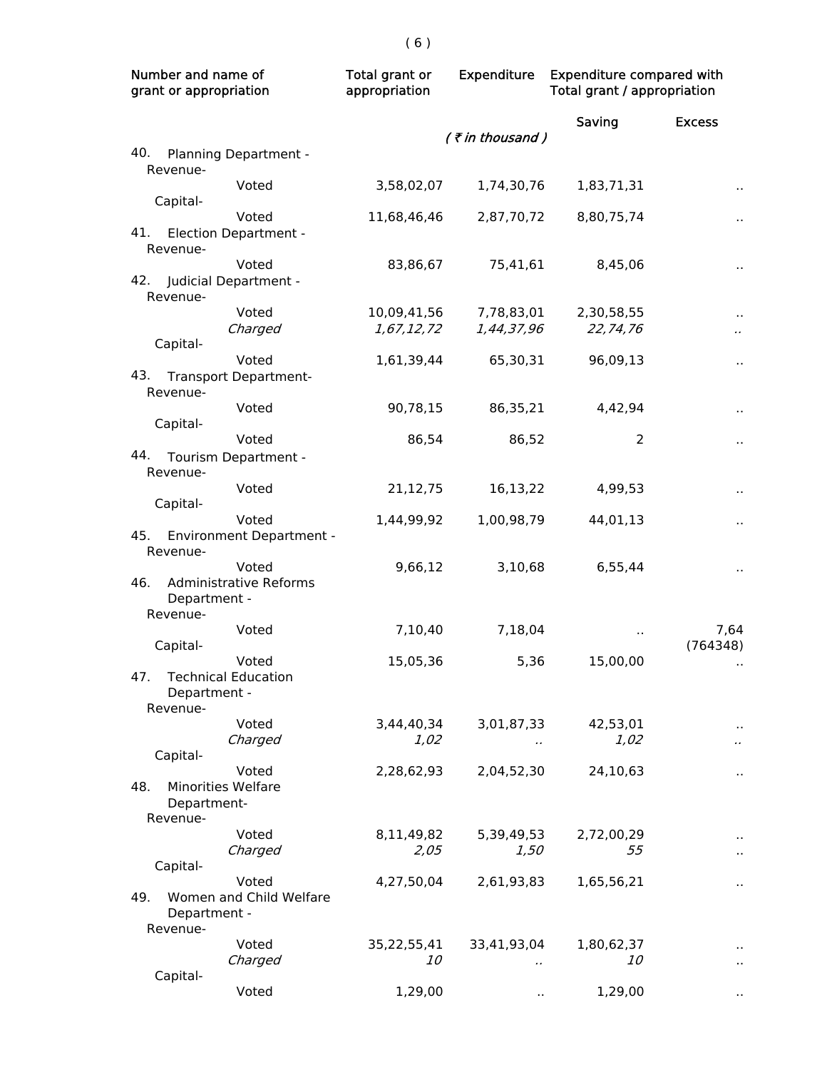| Number and name of grant or appropriation | Total grant or appropriation | Expenditure | Expenditure compared with Total grant / appropriation | |
|---|---|---|---|---|
| | | | Saving | Excess |
| | | ( ₹ in thousand ) | | |
| 40. Planning Department - | | | | |
| Revenue- | | | | |
| Voted | 3,58,02,07 | 1,74,30,76 | 1,83,71,31 | .. |
| Capital- | | | | |
| Voted | 11,68,46,46 | 2,87,70,72 | 8,80,75,74 | .. |
| 41. Election Department - | | | | |
| Revenue- | | | | |
| Voted | 83,86,67 | 75,41,61 | 8,45,06 | .. |
| 42. Judicial Department - | | | | |
| Revenue- | | | | |
| Voted | 10,09,41,56 | 7,78,83,01 | 2,30,58,55 | .. |
| *Charged* | *1,67,12,72* | *1,44,37,96* | *22,74,76* | *..* |
| Capital- | | | | |
| Voted | 1,61,39,44 | 65,30,31 | 96,09,13 | .. |
| 43. Transport Department- | | | | |
| Revenue- | | | | |
| Voted | 90,78,15 | 86,35,21 | 4,42,94 | .. |
| Capital- | | | | |
| Voted | 86,54 | 86,52 | 2 | .. |
| 44. Tourism Department - | | | | |
| Revenue- | | | | |
| Voted | 21,12,75 | 16,13,22 | 4,99,53 | .. |
| Capital- | | | | |
| Voted | 1,44,99,92 | 1,00,98,79 | 44,01,13 | .. |
| 45. Environment Department - | | | | |
| Revenue- | | | | |
| Voted | 9,66,12 | 3,10,68 | 6,55,44 | .. |
| 46. Administrative Reforms Department - | | | | |
| Revenue- | | | | |
| Voted | 7,10,40 | 7,18,04 | .. | 7,64 (764348) |
| Capital- | | | | |
| Voted | 15,05,36 | 5,36 | 15,00,00 | .. |
| 47. Technical Education Department - | | | | |
| Revenue- | | | | |
| Voted | 3,44,40,34 | 3,01,87,33 | 42,53,01 | .. |
| *Charged* | *1,02* | *..* | *1,02* | *..* |
| Capital- | | | | |
| Voted | 2,28,62,93 | 2,04,52,30 | 24,10,63 | .. |
| 48. Minorities Welfare Department- | | | | |
| Revenue- | | | | |
| Voted | 8,11,49,82 | 5,39,49,53 | 2,72,00,29 | .. |
| *Charged* | *2,05* | *1,50* | *55* | .. |
| Capital- | | | | |
| Voted | 4,27,50,04 | 2,61,93,83 | 1,65,56,21 | .. |
| 49. Women and Child Welfare Department - | | | | |
| Revenue- | | | | |
| Voted | 35,22,55,41 | 33,41,93,04 | 1,80,62,37 | .. |
| *Charged* | *10* | *..* | *10* | .. |
| Capital- | | | | |
| Voted | 1,29,00 | .. | 1,29,00 | .. |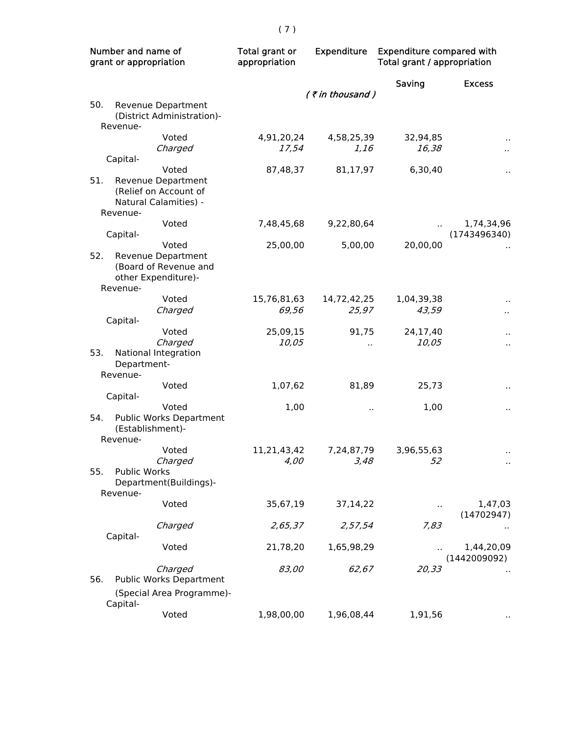| Number and name of grant or appropriation | Total grant or appropriation | Expenditure | Expenditure compared with Total grant / appropriation | |
|---|---|---|---|---|
| | | | Saving | Excess |
| | | *( ₹ in thousand )* | | |
| 50. Revenue Department (District Administration)- | | | | |
| Revenue- | | | | |
| Voted | 4,91,20,24 | 4,58,25,39 | 32,94,85 | .. |
| *Charged* | *17,54* | *1,16* | *16,38* | *..* |
| Capital- | | | | |
| Voted | 87,48,37 | 81,17,97 | 6,30,40 | .. |
| 51. Revenue Department (Relief on Account of Natural Calamities) - | | | | |
| Revenue- | | | | |
| Voted | 7,48,45,68 | 9,22,80,64 | .. | 1,74,34,96 (1743496340) |
| Capital- | | | | |
| Voted | 25,00,00 | 5,00,00 | 20,00,00 | .. |
| 52. Revenue Department (Board of Revenue and other Expenditure)- | | | | |
| Revenue- | | | | |
| Voted | 15,76,81,63 | 14,72,42,25 | 1,04,39,38 | .. |
| *Charged* | *69,56* | *25,97* | *43,59* | *..* |
| Capital- | | | | |
| Voted | 25,09,15 | 91,75 | 24,17,40 | .. |
| *Charged* | *10,05* | *..* | *10,05* | .. |
| 53. National Integration Department- | | | | |
| Revenue- | | | | |
| Voted | 1,07,62 | 81,89 | 25,73 | .. |
| Capital- | | | | |
| Voted | 1,00 | .. | 1,00 | .. |
| 54. Public Works Department (Establishment)- | | | | |
| Revenue- | | | | |
| Voted | 11,21,43,42 | 7,24,87,79 | 3,96,55,63 | .. |
| *Charged* | *4,00* | *3,48* | *52* | .. |
| 55. Public Works Department(Buildings)- | | | | |
| Revenue- | | | | |
| Voted | 35,67,19 | 37,14,22 | .. | 1,47,03 (14702947) |
| *Charged* | *2,65,37* | *2,57,54* | *7,83* | *..* |
| Capital- | | | | |
| Voted | 21,78,20 | 1,65,98,29 | .. | 1,44,20,09 (1442009092) |
| *Charged* | *83,00* | *62,67* | *20,33* | .. |
| 56. Public Works Department (Special Area Programme)- | | | | |
| Capital- | | | | |
| Voted | 1,98,00,00 | 1,96,08,44 | 1,91,56 | .. |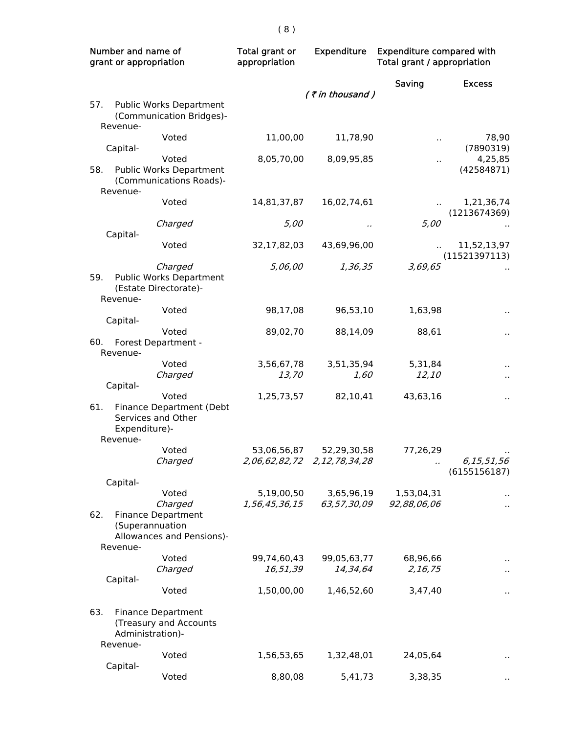| Number and name of grant or appropriation | Total grant or appropriation | Expenditure | Expenditure compared with Total grant / appropriation | |
|---|---|---|---|---|
| | | | Saving | Excess |
| | | *( ₹ in thousand )* | | |
| 57. Public Works Department (Communication Bridges)- | | | | |
| Revenue- | | | | |
| Voted | 11,00,00 | 11,78,90 | .. | 78,90 (7890319) |
| Capital- | | | | |
| Voted | 8,05,70,00 | 8,09,95,85 | .. | 4,25,85 (42584871) |
| 58. Public Works Department (Communications Roads)- | | | | |
| Revenue- | | | | |
| Voted | 14,81,37,87 | 16,02,74,61 | .. | 1,21,36,74 (1213674369) |
| *Charged* | *5,00* | *..* | *5,00* | .. |
| Capital- | | | | |
| Voted | 32,17,82,03 | 43,69,96,00 | .. | 11,52,13,97 (11521397113) |
| *Charged* | *5,06,00* | *1,36,35* | *3,69,65* | .. |
| 59. Public Works Department (Estate Directorate)- | | | | |
| Revenue- | | | | |
| Voted | 98,17,08 | 96,53,10 | 1,63,98 | .. |
| Capital- | | | | |
| Voted | 89,02,70 | 88,14,09 | 88,61 | .. |
| 60. Forest Department - | | | | |
| Revenue- | | | | |
| Voted | 3,56,67,78 | 3,51,35,94 | 5,31,84 | .. |
| *Charged* | *13,70* | *1,60* | *12,10* | .. |
| Capital- | | | | |
| Voted | 1,25,73,57 | 82,10,41 | 43,63,16 | .. |
| 61. Finance Department (Debt Services and Other Expenditure)- | | | | |
| Revenue- | | | | |
| Voted | 53,06,56,87 | 52,29,30,58 | 77,26,29 | .. |
| *Charged* | *2,06,62,82,72* | *2,12,78,34,28* | *..* | *6,15,51,56* (6155156187) |
| Capital- | | | | |
| Voted | 5,19,00,50 | 3,65,96,19 | 1,53,04,31 | .. |
| *Charged* | *1,56,45,36,15* | *63,57,30,09* | *92,88,06,06* | .. |
| 62. Finance Department (Superannuation Allowances and Pensions)- | | | | |
| Revenue- | | | | |
| Voted | 99,74,60,43 | 99,05,63,77 | 68,96,66 | .. |
| *Charged* | *16,51,39* | *14,34,64* | *2,16,75* | .. |
| Capital- | | | | |
| Voted | 1,50,00,00 | 1,46,52,60 | 3,47,40 | .. |
| 63. Finance Department (Treasury and Accounts Administration)- | | | | |
| Revenue- | | | | |
| Voted | 1,56,53,65 | 1,32,48,01 | 24,05,64 | .. |
| Capital- | | | | |
| Voted | 8,80,08 | 5,41,73 | 3,38,35 | .. |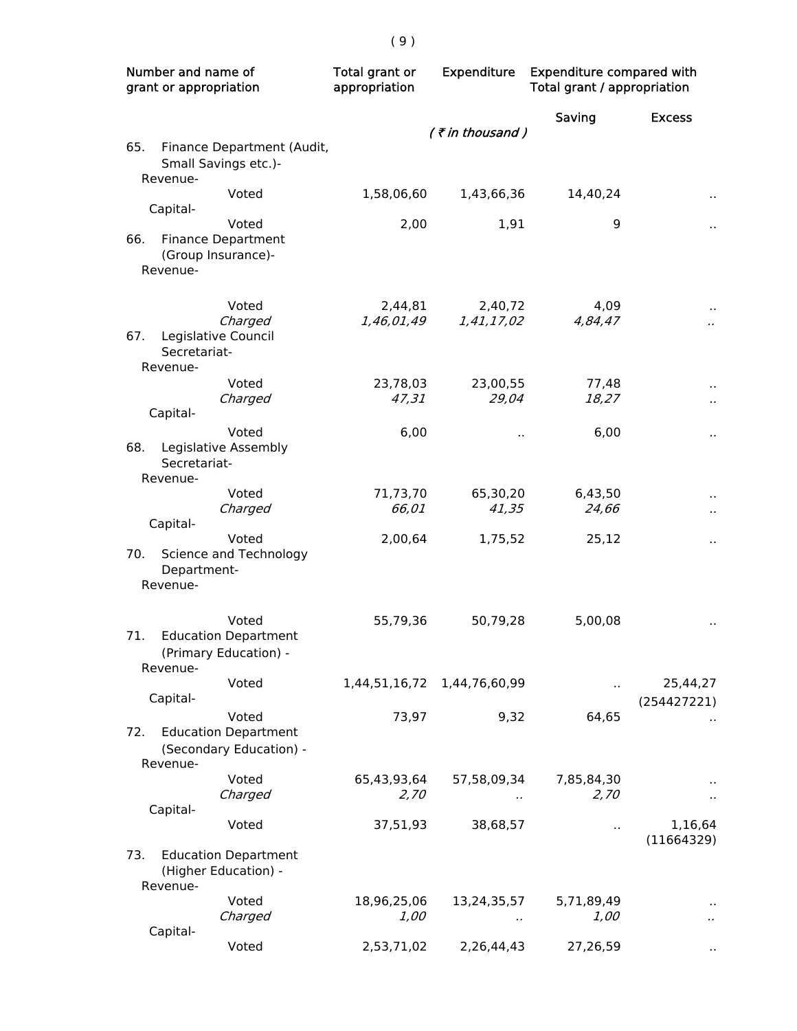| Number and name of grant or appropriation | Total grant or appropriation | Expenditure | Expenditure compared with Total grant / appropriation | |
|---|---|---|---|---|
| | | | Saving | Excess |
| | | *( ₹ in thousand )* | | |
| 65. Finance Department (Audit, Small Savings etc.)- | | | | |
| Revenue- | | | | |
| Voted | 1,58,06,60 | 1,43,66,36 | 14,40,24 | .. |
| Capital- | | | | |
| Voted | 2,00 | 1,91 | 9 | .. |
| 66. Finance Department (Group Insurance)- | | | | |
| Revenue- | | | | |
| Voted | 2,44,81 | 2,40,72 | 4,09 | .. |
| *Charged* | *1,46,01,49* | *1,41,17,02* | *4,84,47* | *..* |
| 67. Legislative Council Secretariat- | | | | |
| Revenue- | | | | |
| Voted | 23,78,03 | 23,00,55 | 77,48 | .. |
| *Charged* | *47,31* | *29,04* | *18,27* | .. |
| Capital- | | | | |
| Voted | 6,00 | .. | 6,00 | .. |
| 68. Legislative Assembly Secretariat- | | | | |
| Revenue- | | | | |
| Voted | 71,73,70 | 65,30,20 | 6,43,50 | .. |
| *Charged* | *66,01* | *41,35* | *24,66* | .. |
| Capital- | | | | |
| Voted | 2,00,64 | 1,75,52 | 25,12 | .. |
| 70. Science and Technology Department- | | | | |
| Revenue- | | | | |
| Voted | 55,79,36 | 50,79,28 | 5,00,08 | .. |
| 71. Education Department (Primary Education) - | | | | |
| Revenue- | | | | |
| Voted | 1,44,51,16,72 | 1,44,76,60,99 | .. | 25,44,27 (254427221) |
| Capital- | | | | |
| Voted | 73,97 | 9,32 | 64,65 | .. |
| 72. Education Department (Secondary Education) - | | | | |
| Revenue- | | | | |
| Voted | 65,43,93,64 | 57,58,09,34 | 7,85,84,30 | .. |
| *Charged* | *2,70* | *..* | *2,70* | .. |
| Capital- | | | | |
| Voted | 37,51,93 | 38,68,57 | .. | 1,16,64 (11664329) |
| 73. Education Department (Higher Education) - | | | | |
| Revenue- | | | | |
| Voted | 18,96,25,06 | 13,24,35,57 | 5,71,89,49 | .. |
| *Charged* | *1,00* | *..* | *1,00* | *..* |
| Capital- | | | | |
| Voted | 2,53,71,02 | 2,26,44,43 | 27,26,59 | .. |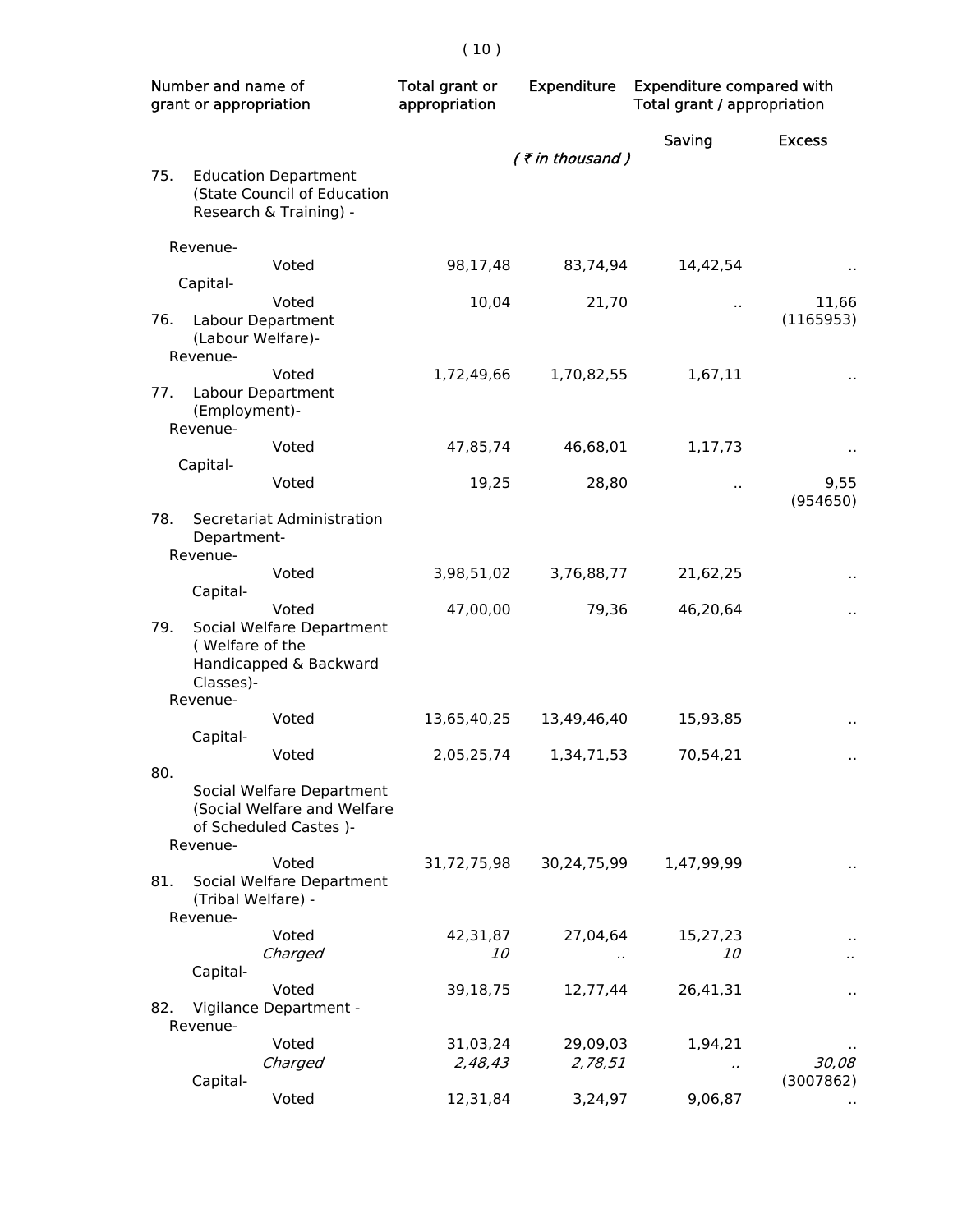| Number and name of grant or appropriation | Total grant or appropriation | Expenditure | Expenditure compared with Total grant / appropriation | |
|---|---|---|---|---|
| | | | Saving | Excess |
| | | *( ₹ in thousand )* | | |
| 75. Education Department (State Council of Education Research & Training) - | | | | |
| Revenue- | | | | |
| Voted | 98,17,48 | 83,74,94 | 14,42,54 | .. |
| Capital- | | | | |
| Voted | 10,04 | 21,70 | .. | 11,66 (1165953) |
| 76. Labour Department (Labour Welfare)- | | | | |
| Revenue- | | | | |
| Voted | 1,72,49,66 | 1,70,82,55 | 1,67,11 | .. |
| 77. Labour Department (Employment)- | | | | |
| Revenue- | | | | |
| Voted | 47,85,74 | 46,68,01 | 1,17,73 | .. |
| Capital- | | | | |
| Voted | 19,25 | 28,80 | .. | 9,55 (954650) |
| 78. Secretariat Administration Department- | | | | |
| Revenue- | | | | |
| Voted | 3,98,51,02 | 3,76,88,77 | 21,62,25 | .. |
| Capital- | | | | |
| Voted | 47,00,00 | 79,36 | 46,20,64 | .. |
| 79. Social Welfare Department ( Welfare of the Handicapped & Backward Classes)- | | | | |
| Revenue- | | | | |
| Voted | 13,65,40,25 | 13,49,46,40 | 15,93,85 | .. |
| Capital- | | | | |
| Voted | 2,05,25,74 | 1,34,71,53 | 70,54,21 | .. |
| 80. Social Welfare Department (Social Welfare and Welfare of Scheduled Castes )- | | | | |
| Revenue- | | | | |
| Voted | 31,72,75,98 | 30,24,75,99 | 1,47,99,99 | .. |
| 81. Social Welfare Department (Tribal Welfare) - | | | | |
| Revenue- | | | | |
| Voted | 42,31,87 | 27,04,64 | 15,27,23 | .. |
| *Charged* | *10* | *..* | *10* | *..* |
| Capital- | | | | |
| Voted | 39,18,75 | 12,77,44 | 26,41,31 | .. |
| 82. Vigilance Department - | | | | |
| Revenue- | | | | |
| Voted | 31,03,24 | 29,09,03 | 1,94,21 | .. |
| *Charged* | *2,48,43* | *2,78,51* | *..* | *30,08* (3007862) |
| Capital- | | | | |
| Voted | 12,31,84 | 3,24,97 | 9,06,87 | .. |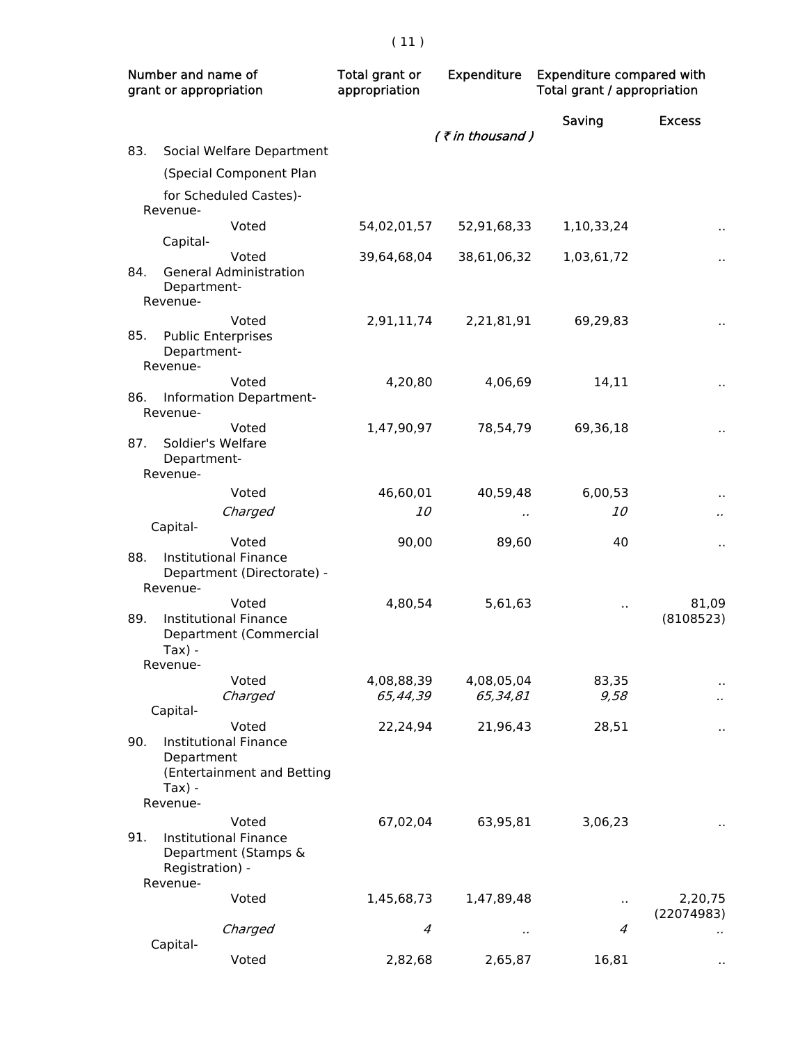| Number and name of grant or appropriation | Total grant or appropriation | Expenditure | Expenditure compared with Total grant / appropriation | |
|---|---|---|---|---|
| | | | Saving | Excess |
| | | *( ₹ in thousand )* | | |
| 83. Social Welfare Department (Special Component Plan for Scheduled Castes)- | | | | |
| Revenue- | | | | |
| Voted | 54,02,01,57 | 52,91,68,33 | 1,10,33,24 | .. |
| Capital- | | | | |
| Voted | 39,64,68,04 | 38,61,06,32 | 1,03,61,72 | .. |
| 84. General Administration Department- | | | | |
| Revenue- | | | | |
| Voted | 2,91,11,74 | 2,21,81,91 | 69,29,83 | .. |
| 85. Public Enterprises Department- | | | | |
| Revenue- | | | | |
| Voted | 4,20,80 | 4,06,69 | 14,11 | .. |
| 86. Information Department- | | | | |
| Revenue- | | | | |
| Voted | 1,47,90,97 | 78,54,79 | 69,36,18 | .. |
| 87. Soldier's Welfare Department- | | | | |
| Revenue- | | | | |
| Voted | 46,60,01 | 40,59,48 | 6,00,53 | .. |
| *Charged* | *10* | *..* | *10* | *..* |
| Capital- | | | | |
| Voted | 90,00 | 89,60 | 40 | .. |
| 88. Institutional Finance Department (Directorate) - | | | | |
| Revenue- | | | | |
| Voted | 4,80,54 | 5,61,63 | .. | 81,09 (8108523) |
| 89. Institutional Finance Department (Commercial Tax) - | | | | |
| Revenue- | | | | |
| Voted | 4,08,88,39 | 4,08,05,04 | 83,35 | .. |
| *Charged* | *65,44,39* | *65,34,81* | *9,58* | *..* |
| Capital- | | | | |
| Voted | 22,24,94 | 21,96,43 | 28,51 | .. |
| 90. Institutional Finance Department (Entertainment and Betting Tax) - | | | | |
| Revenue- | | | | |
| Voted | 67,02,04 | 63,95,81 | 3,06,23 | .. |
| 91. Institutional Finance Department (Stamps & Registration) - | | | | |
| Revenue- | | | | |
| Voted | 1,45,68,73 | 1,47,89,48 | .. | 2,20,75 (22074983) |
| *Charged* | *4* | *..* | *4* | *..* |
| Capital- | | | | |
| Voted | 2,82,68 | 2,65,87 | 16,81 | .. |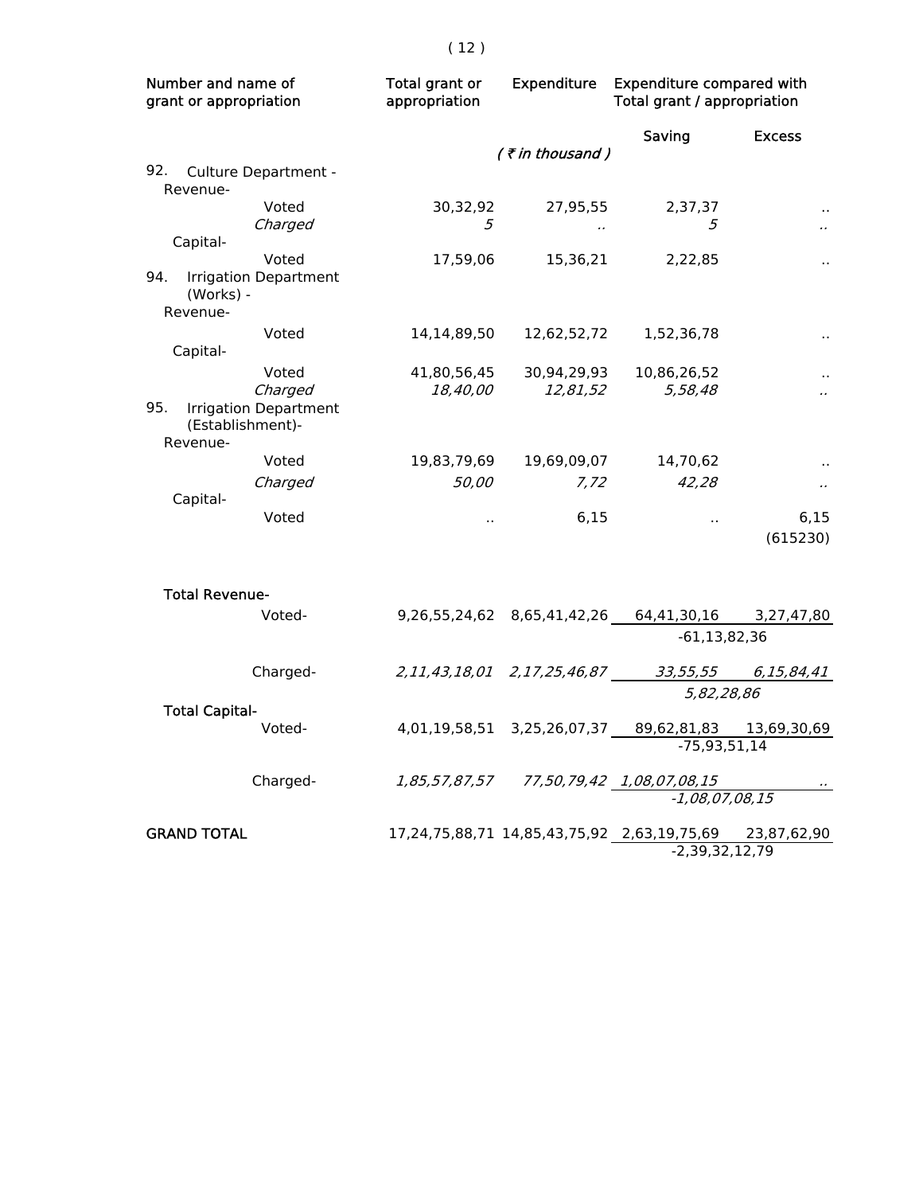| Number and name of grant or appropriation | Total grant or appropriation | Expenditure | Expenditure compared with Total grant / appropriation | |
|---|---|---|---|---|
| | | | Saving | Excess |
| | | *( ₹ in thousand )* | | |
| 92. Culture Department - | | | | |
| Revenue- | | | | |
| Voted | 30,32,92 | 27,95,55 | 2,37,37 | .. |
| *Charged* | *5* | *..* | *5* | *..* |
| Capital- | | | | |
| Voted | 17,59,06 | 15,36,21 | 2,22,85 | .. |
| 94. Irrigation Department (Works) - | | | | |
| Revenue- | | | | |
| Voted | 14,14,89,50 | 12,62,52,72 | 1,52,36,78 | .. |
| Capital- | | | | |
| Voted | 41,80,56,45 | 30,94,29,93 | 10,86,26,52 | .. |
| *Charged* | *18,40,00* | *12,81,52* | *5,58,48* | *..* |
| 95. Irrigation Department (Establishment)- | | | | |
| Revenue- | | | | |
| Voted | 19,83,79,69 | 19,69,09,07 | 14,70,62 | .. |
| *Charged* | *50,00* | *7,72* | *42,28* | *..* |
| Capital- | | | | |
| Voted | .. | 6,15 | .. | 6,15 (615230) |
| Total Revenue- | | | | |
| Voted- | 9,26,55,24,62 | 8,65,41,42,26 | 64,41,30,16 | 3,27,47,80 |
| | | | -61,13,82,36 | |
| Charged- | *2,11,43,18,01* | *2,17,25,46,87* | *33,55,55* | *6,15,84,41* |
| | | | *5,82,28,86* | |
| Total Capital- | | | | |
| Voted- | 4,01,19,58,51 | 3,25,26,07,37 | 89,62,81,83 | 13,69,30,69 |
| | | | -75,93,51,14 | |
| Charged- | *1,85,57,87,57* | *77,50,79,42* | *1,08,07,08,15* | *..* |
| | | | *-1,08,07,08,15* | |
| GRAND TOTAL | 17,24,75,88,71 | 14,85,43,75,92 | 2,63,19,75,69 | 23,87,62,90 |
| | | | -2,39,32,12,79 | |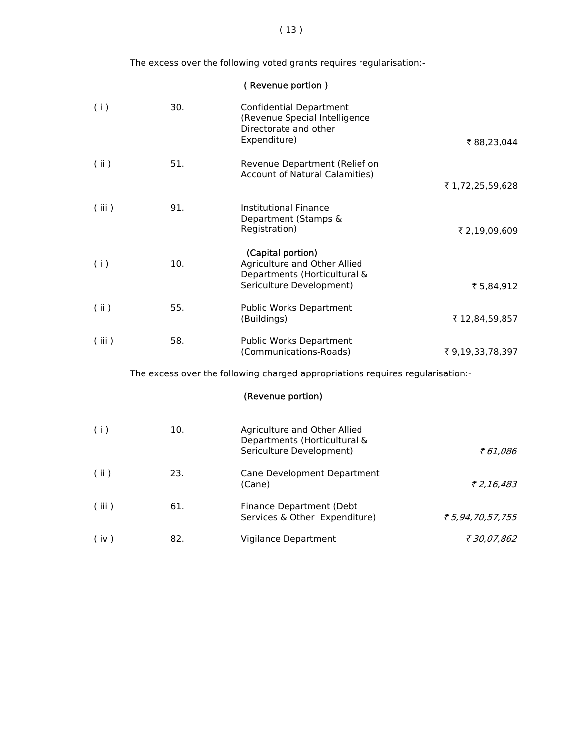The excess over the following voted grants requires regularisation:-

( Revenue portion )

| | | | |
|---|---|---|---|
| ( i ) | 30. | Confidential Department (Revenue Special Intelligence Directorate and other Expenditure) | ₹ 88,23,044 |
| ( ii ) | 51. | Revenue Department (Relief on Account of Natural Calamities) | ₹ 1,72,25,59,628 |
| ( iii ) | 91. | Institutional Finance Department (Stamps & Registration) | ₹ 2,19,09,609 |

(Capital portion)

| | | | |
|---|---|---|---|
| ( i ) | 10. | Agriculture and Other Allied Departments (Horticultural & Sericulture Development) | ₹ 5,84,912 |
| ( ii ) | 55. | Public Works Department (Buildings) | ₹ 12,84,59,857 |
| ( iii ) | 58. | Public Works Department (Communications-Roads) | ₹ 9,19,33,78,397 |

The excess over the following charged appropriations requires regularisation:-

(Revenue portion)

| | | | |
|---|---|---|---|
| ( i ) | 10. | Agriculture and Other Allied Departments (Horticultural & Sericulture Development) | *₹ 61,086* |
| ( ii ) | 23. | Cane Development Department (Cane) | *₹ 2,16,483* |
| ( iii ) | 61. | Finance Department (Debt Services & Other Expenditure) | *₹ 5,94,70,57,755* |
| ( iv ) | 82. | Vigilance Department | *₹ 30,07,862* |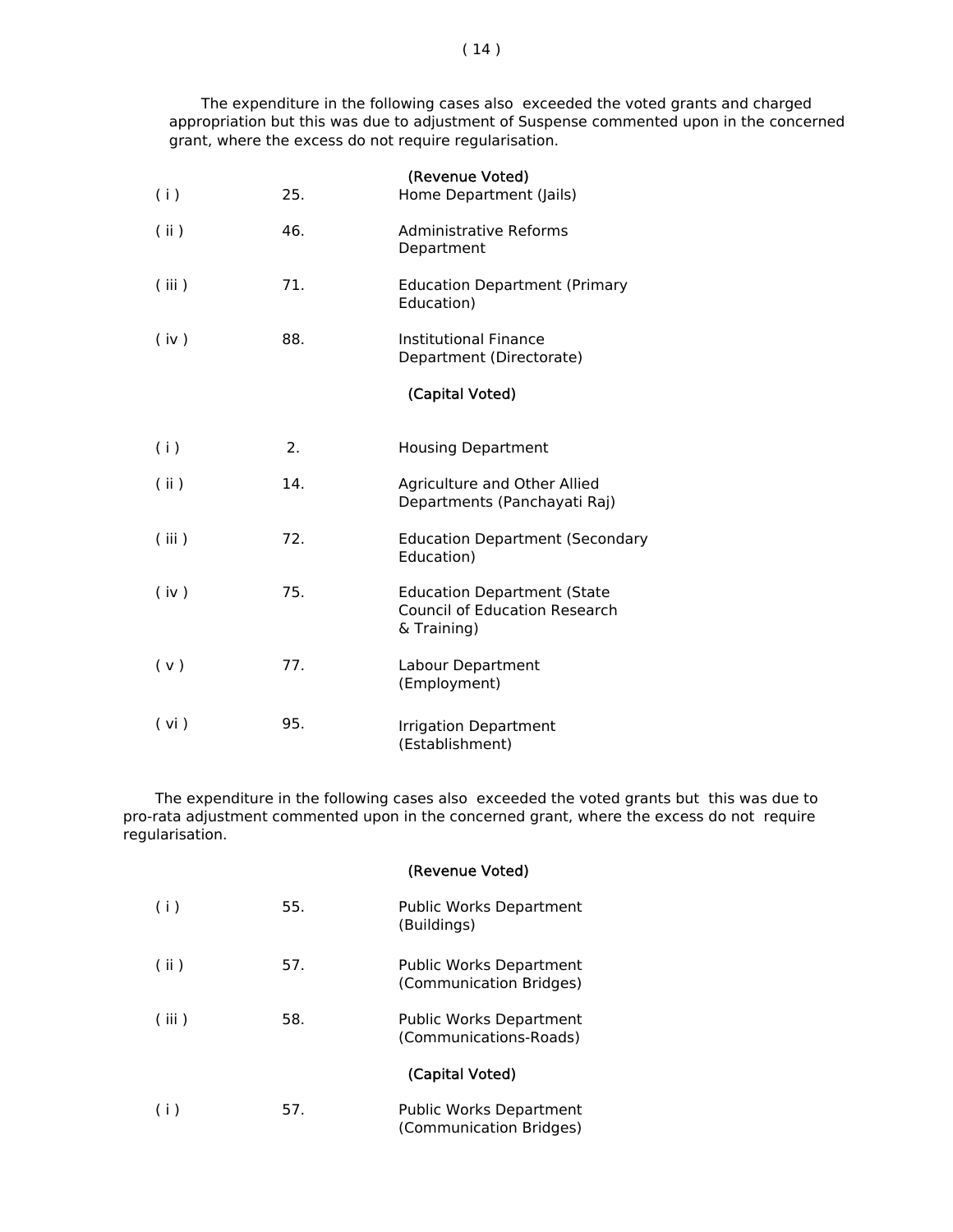The expenditure in the following cases also exceeded the voted grants and charged appropriation but this was due to adjustment of Suspense commented upon in the concerned grant, where the excess do not require regularisation.

(Revenue Voted)

| | | |
|---|---|---|
| ( i ) | 25. | Home Department (Jails) |
| ( ii ) | 46. | Administrative Reforms Department |
| ( iii ) | 71. | Education Department (Primary Education) |
| ( iv ) | 88. | Institutional Finance Department (Directorate) |

(Capital Voted)

| | | |
|---|---|---|
| ( i ) | 2. | Housing Department |
| ( ii ) | 14. | Agriculture and Other Allied Departments (Panchayati Raj) |
| ( iii ) | 72. | Education Department (Secondary Education) |
| ( iv ) | 75. | Education Department (State Council of Education Research & Training) |
| ( v ) | 77. | Labour Department (Employment) |
| ( vi ) | 95. | Irrigation Department (Establishment) |

The expenditure in the following cases also exceeded the voted grants but this was due to pro-rata adjustment commented upon in the concerned grant, where the excess do not require regularisation.

(Revenue Voted)

| | | |
|---|---|---|
| ( i ) | 55. | Public Works Department (Buildings) |
| ( ii ) | 57. | Public Works Department (Communication Bridges) |
| ( iii ) | 58. | Public Works Department (Communications-Roads) |

(Capital Voted)

| | | |
|---|---|---|
| ( i ) | 57. | Public Works Department (Communication Bridges) |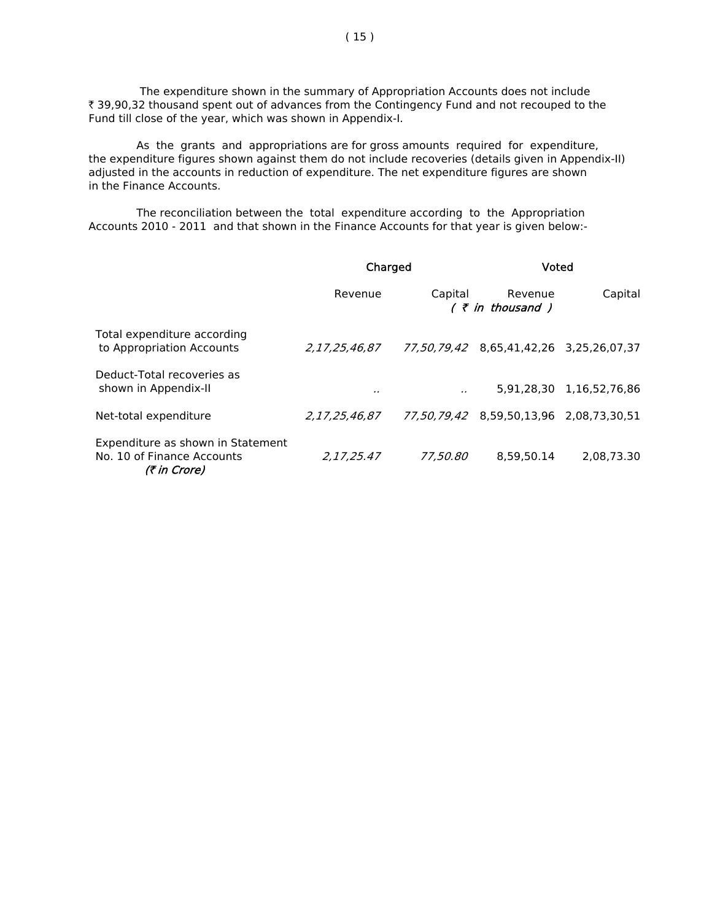The expenditure shown in the summary of Appropriation Accounts does not include ₹ 39,90,32 thousand spent out of advances from the Contingency Fund and not recouped to the Fund till close of the year, which was shown in Appendix-I.

As the grants and appropriations are for gross amounts required for expenditure, the expenditure figures shown against them do not include recoveries (details given in Appendix-II) adjusted in the accounts in reduction of expenditure. The net expenditure figures are shown in the Finance Accounts.

The reconciliation between the total expenditure according to the Appropriation Accounts 2010 - 2011 and that shown in the Finance Accounts for that year is given below:-

| | Charged | | Voted | |
|---|---|---|---|---|
| | Revenue | Capital | Revenue | Capital |
| | | ( *₹ in thousand* ) | | |
| Total expenditure according to Appropriation Accounts | *2,17,25,46,87* | *77,50,79,42* | 8,65,41,42,26 | 3,25,26,07,37 |
| Deduct-Total recoveries as shown in Appendix-II | *..* | *..* | 5,91,28,30 | 1,16,52,76,86 |
| Net-total expenditure | *2,17,25,46,87* | *77,50,79,42* | 8,59,50,13,96 | 2,08,73,30,51 |
| Expenditure as shown in Statement No. 10 of Finance Accounts *(₹ in Crore)* | *2,17,25.47* | *77,50.80* | 8,59,50.14 | 2,08,73.30 |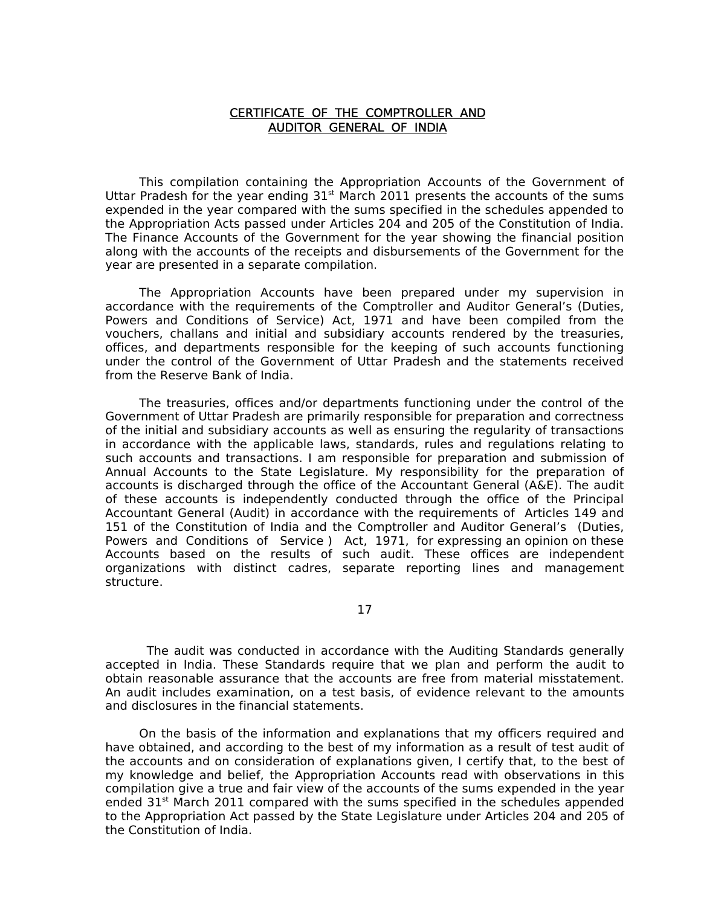# CERTIFICATE OF THE COMPTROLLER AND AUDITOR GENERAL OF INDIA

This compilation containing the Appropriation Accounts of the Government of Uttar Pradesh for the year ending 31st March 2011 presents the accounts of the sums expended in the year compared with the sums specified in the schedules appended to the Appropriation Acts passed under Articles 204 and 205 of the Constitution of India. The Finance Accounts of the Government for the year showing the financial position along with the accounts of the receipts and disbursements of the Government for the year are presented in a separate compilation.

The Appropriation Accounts have been prepared under my supervision in accordance with the requirements of the Comptroller and Auditor General's (Duties, Powers and Conditions of Service) Act, 1971 and have been compiled from the vouchers, challans and initial and subsidiary accounts rendered by the treasuries, offices, and departments responsible for the keeping of such accounts functioning under the control of the Government of Uttar Pradesh and the statements received from the Reserve Bank of India.

The treasuries, offices and/or departments functioning under the control of the Government of Uttar Pradesh are primarily responsible for preparation and correctness of the initial and subsidiary accounts as well as ensuring the regularity of transactions in accordance with the applicable laws, standards, rules and regulations relating to such accounts and transactions. I am responsible for preparation and submission of Annual Accounts to the State Legislature. My responsibility for the preparation of accounts is discharged through the office of the Accountant General (A&E). The audit of these accounts is independently conducted through the office of the Principal Accountant General (Audit) in accordance with the requirements of Articles 149 and 151 of the Constitution of India and the Comptroller and Auditor General's (Duties, Powers and Conditions of Service ) Act, 1971, for expressing an opinion on these Accounts based on the results of such audit. These offices are independent organizations with distinct cadres, separate reporting lines and management structure.

The audit was conducted in accordance with the Auditing Standards generally accepted in India. These Standards require that we plan and perform the audit to obtain reasonable assurance that the accounts are free from material misstatement. An audit includes examination, on a test basis, of evidence relevant to the amounts and disclosures in the financial statements.

On the basis of the information and explanations that my officers required and have obtained, and according to the best of my information as a result of test audit of the accounts and on consideration of explanations given, I certify that, to the best of my knowledge and belief, the Appropriation Accounts read with observations in this compilation give a true and fair view of the accounts of the sums expended in the year ended 31st March 2011 compared with the sums specified in the schedules appended to the Appropriation Act passed by the State Legislature under Articles 204 and 205 of the Constitution of India.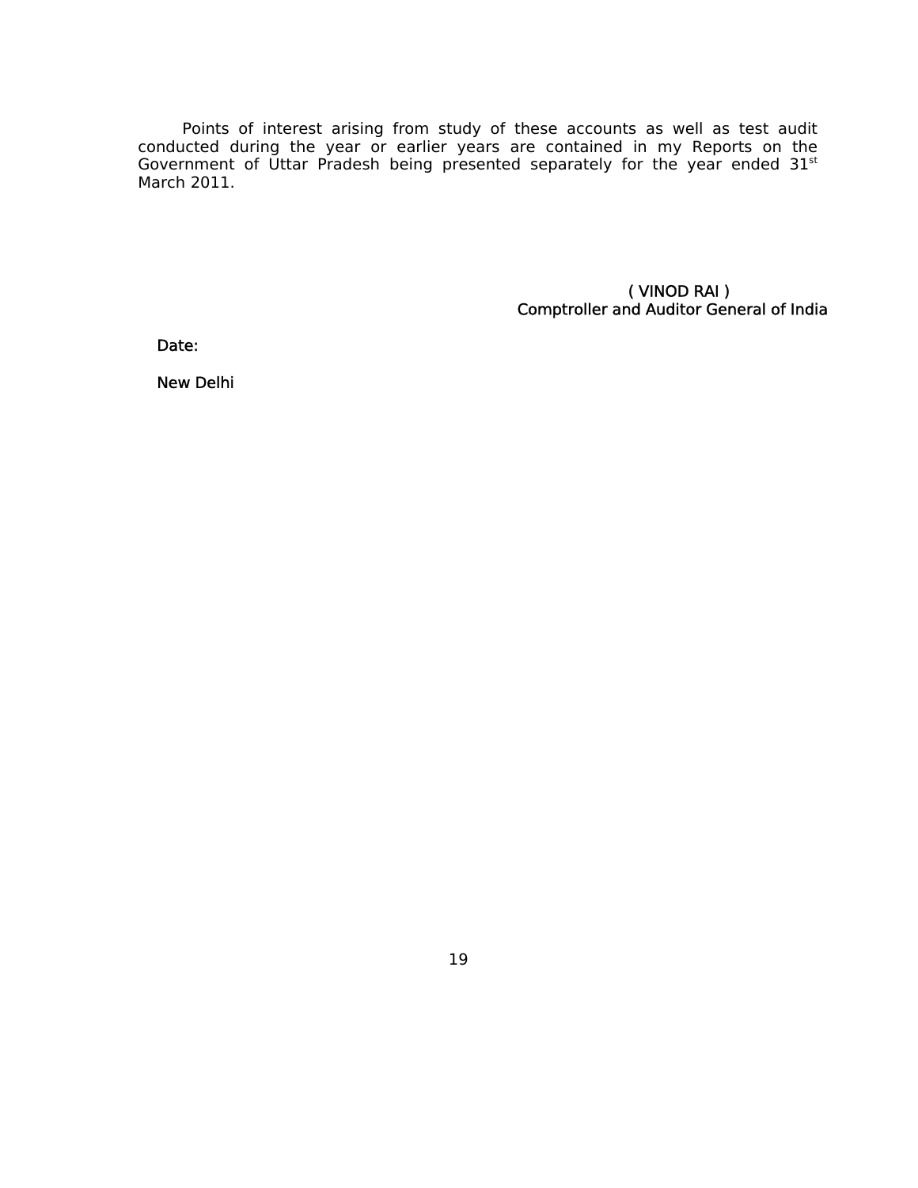Points of interest arising from study of these accounts as well as test audit conducted during the year or earlier years are contained in my Reports on the Government of Uttar Pradesh being presented separately for the year ended 31st March 2011.

( VINOD RAI )
Comptroller and Auditor General of India

Date:

New Delhi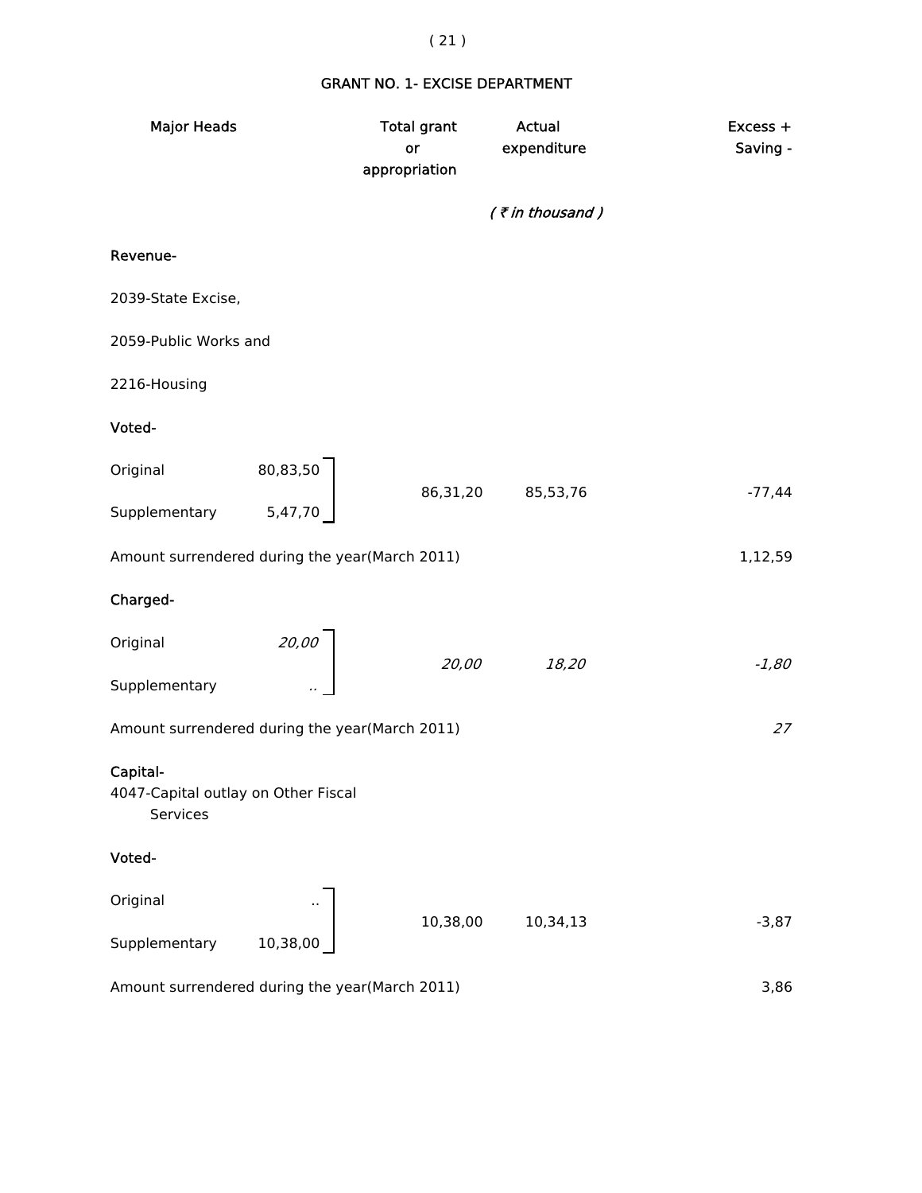## GRANT NO. 1- EXCISE DEPARTMENT

| Major Heads | | Total grant or appropriation | Actual expenditure | Excess + Saving - |
|---|---|---|---|---|
| | | | *( ₹ in thousand )* | |
| **Revenue-** | | | | |
| 2039-State Excise, | | | | |
| 2059-Public Works and | | | | |
| 2216-Housing | | | | |
| **Voted-** | | | | |
| Original | 80,83,50 | 86,31,20 | 85,53,76 | -77,44 |
| Supplementary | 5,47,70 | | | |
| Amount surrendered during the year(March 2011) | | | | 1,12,59 |
| **Charged-** | | | | |
| Original | *20,00* | *20,00* | *18,20* | *-1,80* |
| Supplementary | .. | | | |
| Amount surrendered during the year(March 2011) | | | | *27* |
| **Capital-** | | | | |
| 4047-Capital outlay on Other Fiscal Services | | | | |
| **Voted-** | | | | |
| Original | .. | 10,38,00 | 10,34,13 | -3,87 |
| Supplementary | 10,38,00 | | | |
| Amount surrendered during the year(March 2011) | | | | 3,86 |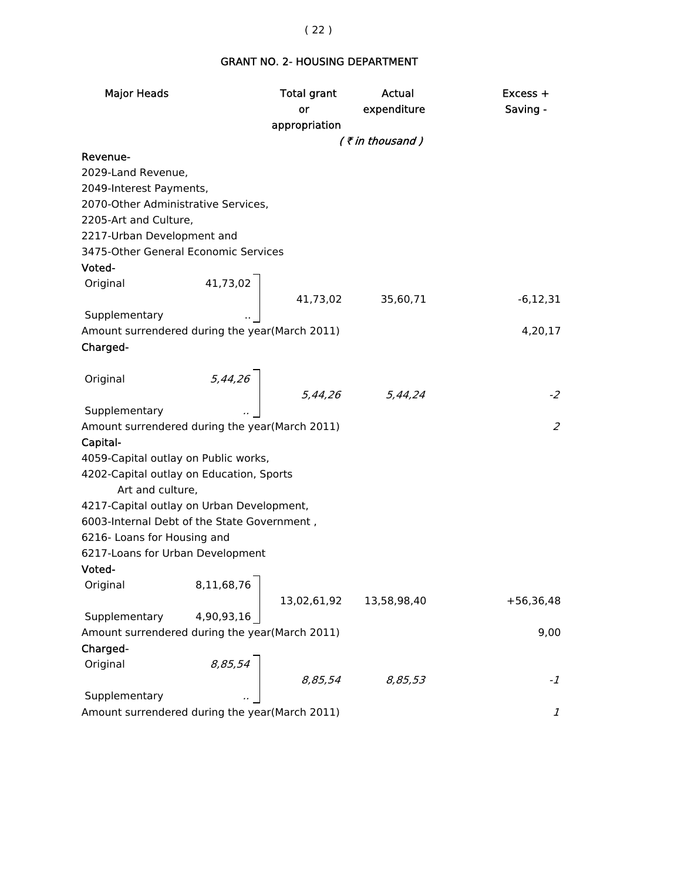## GRANT NO. 2- HOUSING DEPARTMENT

| Major Heads | | Total grant or appropriation | Actual expenditure | Excess + Saving - |
|---|---|---|---|---|
| | | | *( ₹ in thousand )* | |
| **Revenue-** | | | | |
| 2029-Land Revenue, 2049-Interest Payments, 2070-Other Administrative Services, 2205-Art and Culture, 2217-Urban Development and 3475-Other General Economic Services | | | | |
| **Voted-** | | | | |
| Original | 41,73,02 | 41,73,02 | 35,60,71 | -6,12,31 |
| Supplementary | .. | | | |
| Amount surrendered during the year(March 2011) | | | | 4,20,17 |
| **Charged-** | | | | |
| Original | *5,44,26* | *5,44,26* | *5,44,24* | *-2* |
| Supplementary | *..* | | | |
| Amount surrendered during the year(March 2011) | | | | *2* |
| **Capital-** | | | | |
| 4059-Capital outlay on Public works, 4202-Capital outlay on Education, Sports Art and culture, 4217-Capital outlay on Urban Development, 6003-Internal Debt of the State Government , 6216- Loans for Housing and 6217-Loans for Urban Development | | | | |
| **Voted-** | | | | |
| Original | 8,11,68,76 | 13,02,61,92 | 13,58,98,40 | +56,36,48 |
| Supplementary | 4,90,93,16 | | | |
| Amount surrendered during the year(March 2011) | | | | 9,00 |
| **Charged-** | | | | |
| Original | *8,85,54* | *8,85,54* | *8,85,53* | *-1* |
| Supplementary | *..* | | | |
| Amount surrendered during the year(March 2011) | | | | *1* |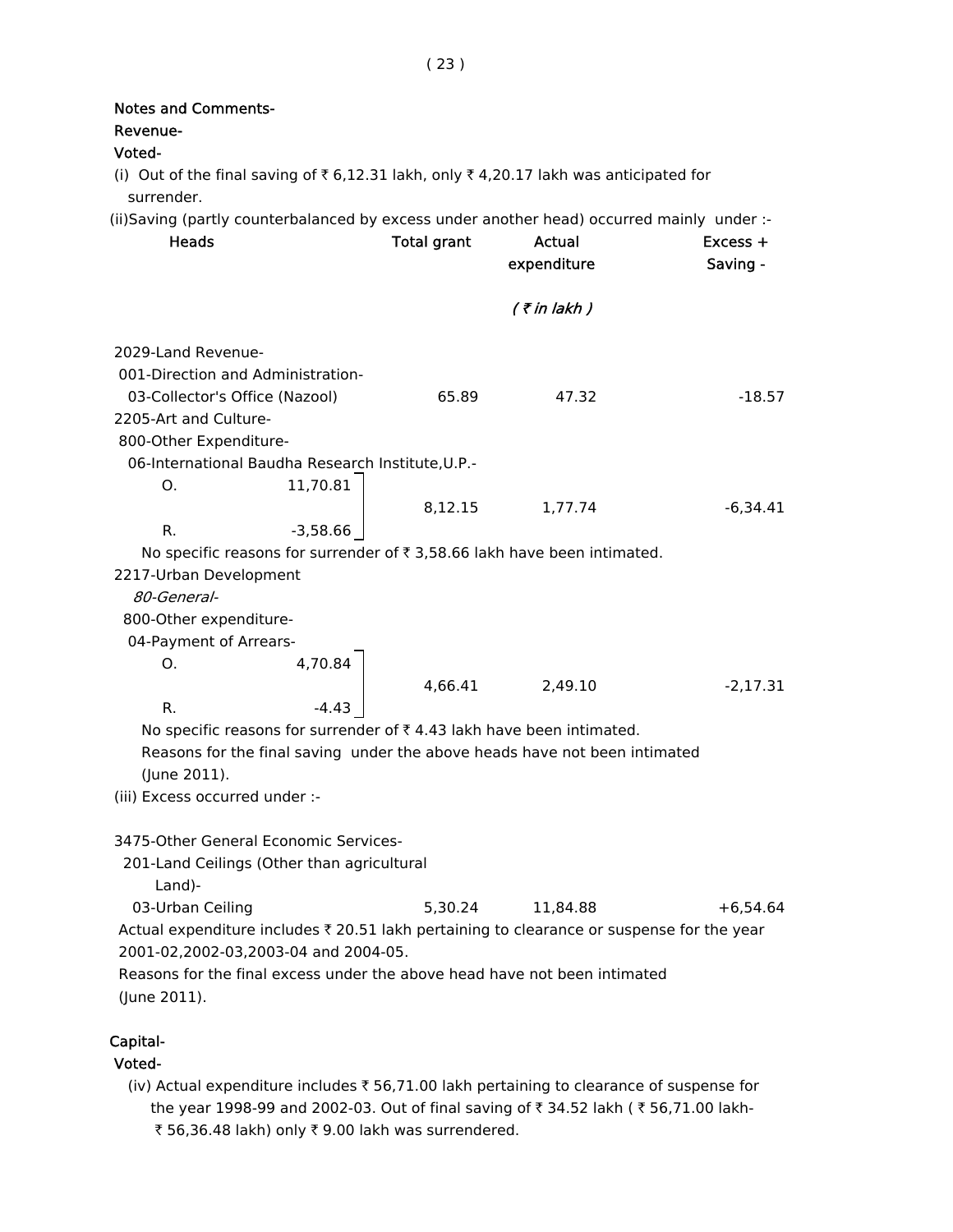Notes and Comments-

Revenue-

Voted-

(i) Out of the final saving of ₹ 6,12.31 lakh, only ₹ 4,20.17 lakh was anticipated for surrender.

(ii)Saving (partly counterbalanced by excess under another head) occurred mainly under :-

| Heads | | Total grant | Actual expenditure | Excess + Saving - |
|---|---|---|---|---|
| | | | ( ₹ in lakh ) | |
| 2029-Land Revenue- | | | | |
| 001-Direction and Administration- | | | | |
| 03-Collector's Office (Nazool) | | 65.89 | 47.32 | -18.57 |
| 2205-Art and Culture- | | | | |
| 800-Other Expenditure- | | | | |
| 06-International Baudha Research Institute,U.P.- | | | | |
| O. | 11,70.81 | 8,12.15 | 1,77.74 | -6,34.41 |
| R. | -3,58.66 | | | |

No specific reasons for surrender of ₹ 3,58.66 lakh have been intimated.

| Heads | | Total grant | Actual expenditure | Excess + Saving - |
|---|---|---|---|---|
| 2217-Urban Development | | | | |
| *80-General-* | | | | |
| 800-Other expenditure- | | | | |
| 04-Payment of Arrears- | | | | |
| O. | 4,70.84 | 4,66.41 | 2,49.10 | -2,17.31 |
| R. | -4.43 | | | |

No specific reasons for surrender of ₹ 4.43 lakh have been intimated.

Reasons for the final saving under the above heads have not been intimated (June 2011).

(iii) Excess occurred under :-

| Heads | Total grant | Actual expenditure | Excess + Saving - |
|---|---|---|---|
| 3475-Other General Economic Services- | | | |
| 201-Land Ceilings (Other than agricultural Land)- | | | |
| 03-Urban Ceiling | 5,30.24 | 11,84.88 | +6,54.64 |

Actual expenditure includes ₹ 20.51 lakh pertaining to clearance or suspense for the year 2001-02,2002-03,2003-04 and 2004-05.

Reasons for the final excess under the above head have not been intimated (June 2011).

Capital-

Voted-

(iv) Actual expenditure includes ₹ 56,71.00 lakh pertaining to clearance of suspense for the year 1998-99 and 2002-03. Out of final saving of ₹ 34.52 lakh ( ₹ 56,71.00 lakh- ₹ 56,36.48 lakh) only ₹ 9.00 lakh was surrendered.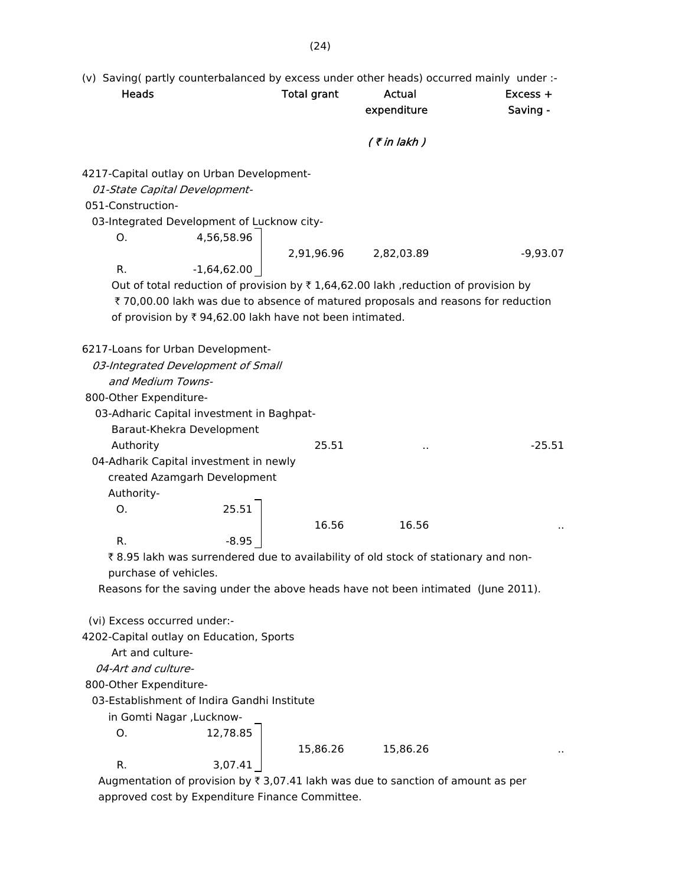(v) Saving( partly counterbalanced by excess under other heads) occurred mainly under :-

| Heads | | Total grant | Actual expenditure | Excess + Saving - |
|---|---|---|---|---|
| | | | *( ₹ in lakh )* | |

4217-Capital outlay on Urban Development-

*01-State Capital Development-*

051-Construction-

03-Integrated Development of Lucknow city-

| | | Total grant | Actual expenditure | Excess + Saving - |
|---|---|---|---|---|
| O. | 4,56,58.96 | 2,91,96.96 | 2,82,03.89 | -9,93.07 |
| R. | -1,64,62.00 | | | |

Out of total reduction of provision by ₹ 1,64,62.00 lakh ,reduction of provision by ₹ 70,00.00 lakh was due to absence of matured proposals and reasons for reduction of provision by ₹ 94,62.00 lakh have not been intimated.

6217-Loans for Urban Development-

*03-Integrated Development of Small and Medium Towns-*

800-Other Expenditure-

| | | Total grant | Actual expenditure | Excess + Saving - |
|---|---|---|---|---|
| 03-Adharic Capital investment in Baghpat-Baraut-Khekra Development Authority | | 25.51 | .. | -25.51 |
| 04-Adharik Capital investment in newly created Azamgarh Development Authority- | | | | |
| O. | 25.51 | 16.56 | 16.56 | .. |
| R. | -8.95 | | | |

₹ 8.95 lakh was surrendered due to availability of old stock of stationary and non-purchase of vehicles.

Reasons for the saving under the above heads have not been intimated (June 2011).

(vi) Excess occurred under:-

4202-Capital outlay on Education, Sports Art and culture-

*04-Art and culture-*

800-Other Expenditure-

03-Establishment of Indira Gandhi Institute in Gomti Nagar ,Lucknow-

| | | Total grant | Actual expenditure | Excess + Saving - |
|---|---|---|---|---|
| O. | 12,78.85 | 15,86.26 | 15,86.26 | .. |
| R. | 3,07.41 | | | |

Augmentation of provision by ₹ 3,07.41 lakh was due to sanction of amount as per approved cost by Expenditure Finance Committee.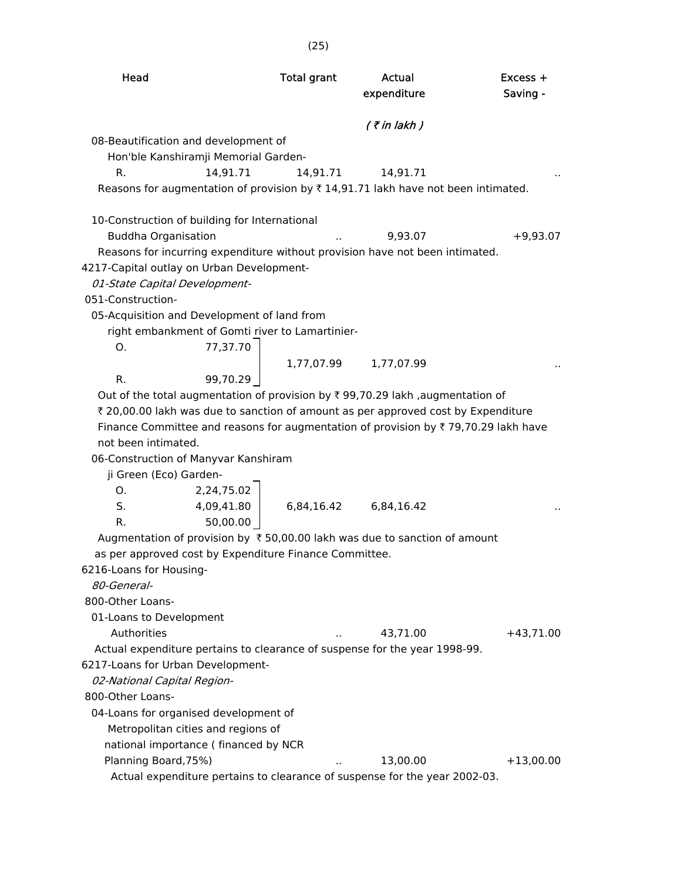| Head | | Total grant | Actual expenditure | Excess + Saving - |
|---|---|---|---|---|
| | | | *( ₹ in lakh )* | |
| 08-Beautification and development of Hon'ble Kanshiramji Memorial Garden- | | | | |
| R. | 14,91.71 | 14,91.71 | 14,91.71 | .. |

Reasons for augmentation of provision by ₹ 14,91.71 lakh have not been intimated.

| Head | | Total grant | Actual expenditure | Excess + Saving - |
|---|---|---|---|---|
| 10-Construction of building for International Buddha Organisation | | .. | 9,93.07 | +9,93.07 |

Reasons for incurring expenditure without provision have not been intimated.

4217-Capital outlay on Urban Development-

*01-State Capital Development-*

051-Construction-

| Head | | Total grant | Actual expenditure | Excess + Saving - |
|---|---|---|---|---|
| 05-Acquisition and Development of land from right embankment of Gomti river to Lamartinier- | | | | |
| O. | 77,37.70 | | | |
| | | 1,77,07.99 | 1,77,07.99 | .. |
| R. | 99,70.29 | | | |

Out of the total augmentation of provision by ₹ 99,70.29 lakh ,augmentation of ₹ 20,00.00 lakh was due to sanction of amount as per approved cost by Expenditure Finance Committee and reasons for augmentation of provision by ₹ 79,70.29 lakh have not been intimated.

| Head | | Total grant | Actual expenditure | Excess + Saving - |
|---|---|---|---|---|
| 06-Construction of Manyvar Kanshiram ji Green (Eco) Garden- | | | | |
| O. | 2,24,75.02 | | | |
| S. | 4,09,41.80 | 6,84,16.42 | 6,84,16.42 | .. |
| R. | 50,00.00 | | | |

Augmentation of provision by ₹ 50,00.00 lakh was due to sanction of amount as per approved cost by Expenditure Finance Committee.

6216-Loans for Housing-

*80-General-*

800-Other Loans-

| Head | | Total grant | Actual expenditure | Excess + Saving - |
|---|---|---|---|---|
| 01-Loans to Development Authorities | | .. | 43,71.00 | +43,71.00 |

Actual expenditure pertains to clearance of suspense for the year 1998-99.

6217-Loans for Urban Development-

*02-National Capital Region-*

800-Other Loans-

| Head | | Total grant | Actual expenditure | Excess + Saving - |
|---|---|---|---|---|
| 04-Loans for organised development of Metropolitan cities and regions of national importance ( financed by NCR Planning Board,75%) | | .. | 13,00.00 | +13,00.00 |

Actual expenditure pertains to clearance of suspense for the year 2002-03.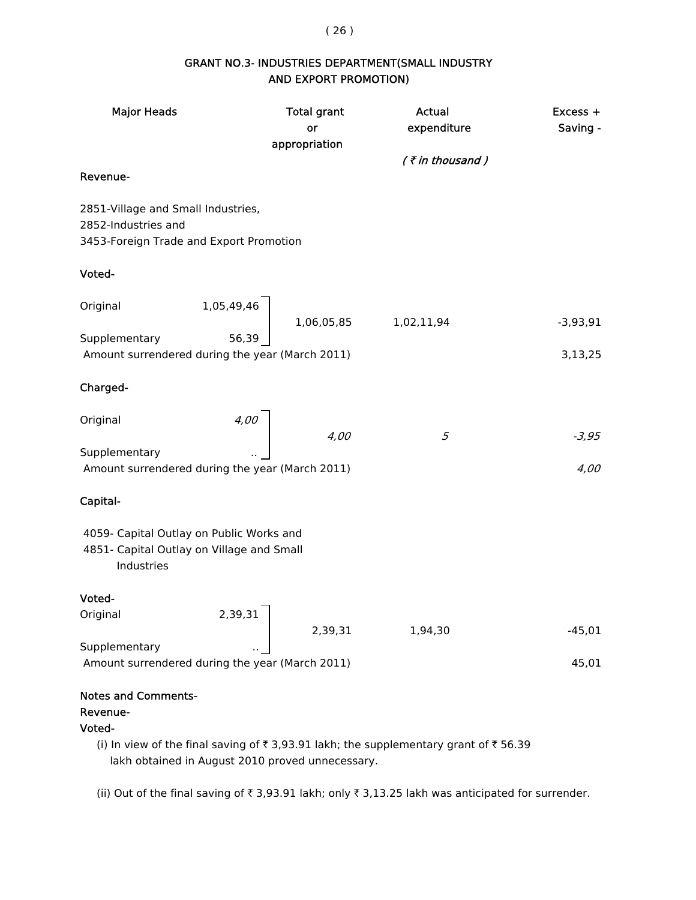## GRANT NO.3- INDUSTRIES DEPARTMENT(SMALL INDUSTRY AND EXPORT PROMOTION)

| Major Heads | | Total grant or appropriation | Actual expenditure | Excess + Saving - |
|---|---|---|---|---|
| | | | *( ₹ in thousand )* | |
| **Revenue-** | | | | |
| 2851-Village and Small Industries, 2852-Industries and 3453-Foreign Trade and Export Promotion | | | | |
| **Voted-** | | | | |
| Original | 1,05,49,46 | 1,06,05,85 | 1,02,11,94 | -3,93,91 |
| Supplementary | 56,39 | | | |
| Amount surrendered during the year (March 2011) | | | | 3,13,25 |
| **Charged-** | | | | |
| Original | *4,00* | *4,00* | *5* | *-3,95* |
| Supplementary | .. | | | |
| Amount surrendered during the year (March 2011) | | | | *4,00* |
| **Capital-** | | | | |
| 4059- Capital Outlay on Public Works and 4851- Capital Outlay on Village and Small Industries | | | | |
| **Voted-** | | | | |
| Original | 2,39,31 | 2,39,31 | 1,94,30 | -45,01 |
| Supplementary | .. | | | |
| Amount surrendered during the year (March 2011) | | | | 45,01 |

**Notes and Comments-**

**Revenue-**

**Voted-**

(i) In view of the final saving of ₹ 3,93.91 lakh; the supplementary grant of ₹ 56.39 lakh obtained in August 2010 proved unnecessary.

(ii) Out of the final saving of ₹ 3,93.91 lakh; only ₹ 3,13.25 lakh was anticipated for surrender.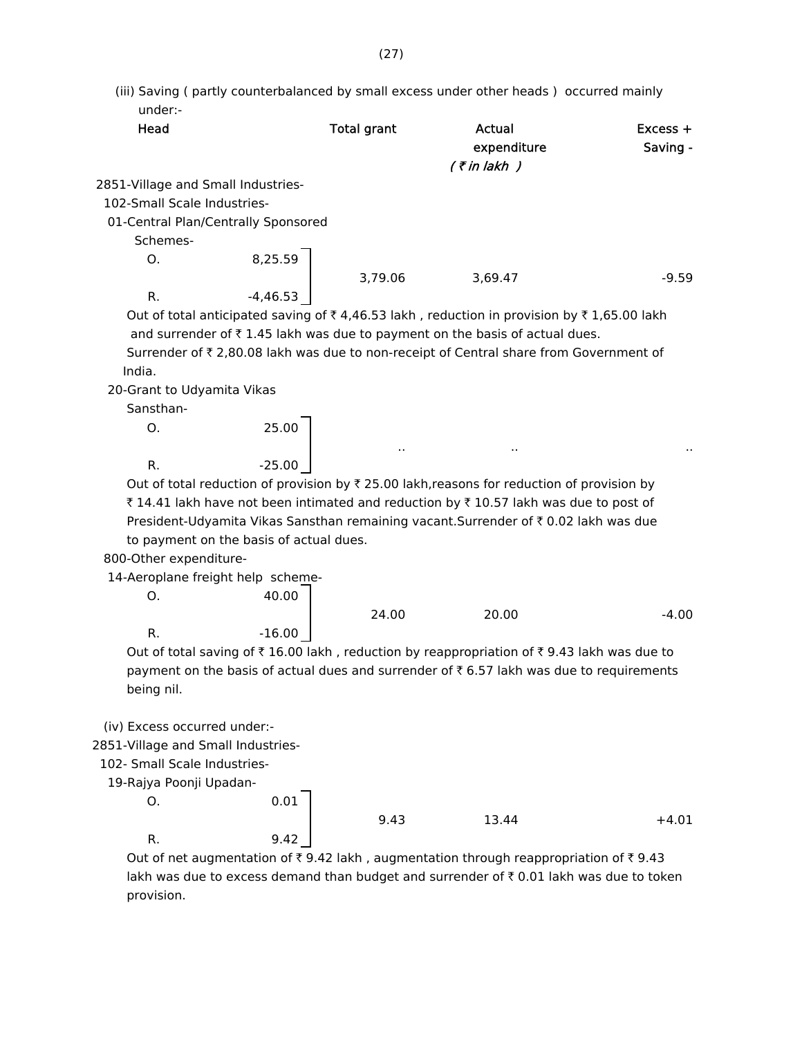(iii) Saving ( partly counterbalanced by small excess under other heads ) occurred mainly under:-

| Head | | Total grant | Actual expenditure | Excess + Saving - |
|---|---|---|---|---|
| | | | *( ₹ in lakh )* | |
| 2851-Village and Small Industries- | | | | |
| 102-Small Scale Industries- | | | | |
| 01-Central Plan/Centrally Sponsored Schemes- | | | | |
| O. | 8,25.59 | | | |
| | | 3,79.06 | 3,69.47 | -9.59 |
| R. | -4,46.53 | | | |

Out of total anticipated saving of ₹ 4,46.53 lakh , reduction in provision by ₹ 1,65.00 lakh and surrender of ₹ 1.45 lakh was due to payment on the basis of actual dues.
Surrender of ₹ 2,80.08 lakh was due to non-receipt of Central share from Government of India.

| Head | | Total grant | Actual expenditure | Excess + Saving - |
|---|---|---|---|---|
| 20-Grant to Udyamita Vikas Sansthan- | | | | |
| O. | 25.00 | | | |
| | | .. | .. | .. |
| R. | -25.00 | | | |

Out of total reduction of provision by ₹ 25.00 lakh,reasons for reduction of provision by ₹ 14.41 lakh have not been intimated and reduction by ₹ 10.57 lakh was due to post of President-Udyamita Vikas Sansthan remaining vacant.Surrender of ₹ 0.02 lakh was due to payment on the basis of actual dues.

| Head | | Total grant | Actual expenditure | Excess + Saving - |
|---|---|---|---|---|
| 800-Other expenditure- | | | | |
| 14-Aeroplane freight help scheme- | | | | |
| O. | 40.00 | | | |
| | | 24.00 | 20.00 | -4.00 |
| R. | -16.00 | | | |

Out of total saving of ₹ 16.00 lakh , reduction by reappropriation of ₹ 9.43 lakh was due to payment on the basis of actual dues and surrender of ₹ 6.57 lakh was due to requirements being nil.

(iv) Excess occurred under:-

| Head | | Total grant | Actual expenditure | Excess + Saving - |
|---|---|---|---|---|
| 2851-Village and Small Industries- | | | | |
| 102- Small Scale Industries- | | | | |
| 19-Rajya Poonji Upadan- | | | | |
| O. | 0.01 | | | |
| | | 9.43 | 13.44 | +4.01 |
| R. | 9.42 | | | |

Out of net augmentation of ₹ 9.42 lakh , augmentation through reappropriation of ₹ 9.43 lakh was due to excess demand than budget and surrender of ₹ 0.01 lakh was due to token provision.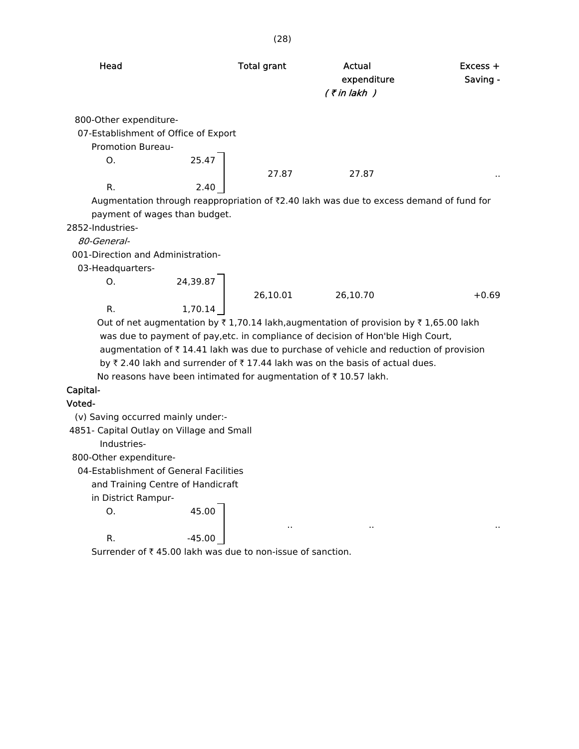| Head | | Total grant | Actual expenditure | Excess + Saving - |
|---|---|---|---|---|
| | | | *( ₹ in lakh )* | |
| 800-Other expenditure- | | | | |
| 07-Establishment of Office of Export Promotion Bureau- | | | | |
| O. | 25.47 | 27.87 | 27.87 | .. |
| R. | 2.40 | | | |

Augmentation through reappropriation of ₹2.40 lakh was due to excess demand of fund for payment of wages than budget.

| Head | | Total grant | Actual expenditure | Excess + Saving - |
|---|---|---|---|---|
| 2852-Industries- | | | | |
| *80-General-* | | | | |
| 001-Direction and Administration- | | | | |
| 03-Headquarters- | | | | |
| O. | 24,39.87 | 26,10.01 | 26,10.70 | +0.69 |
| R. | 1,70.14 | | | |

Out of net augmentation by ₹ 1,70.14 lakh,augmentation of provision by ₹ 1,65.00 lakh was due to payment of pay,etc. in compliance of decision of Hon'ble High Court, augmentation of ₹ 14.41 lakh was due to purchase of vehicle and reduction of provision by ₹ 2.40 lakh and surrender of ₹ 17.44 lakh was on the basis of actual dues.

No reasons have been intimated for augmentation of ₹ 10.57 lakh.

**Capital-**

**Voted-**

(v) Saving occurred mainly under:-

| Head | | Total grant | Actual expenditure | Excess + Saving - |
|---|---|---|---|---|
| 4851- Capital Outlay on Village and Small Industries- | | | | |
| 800-Other expenditure- | | | | |
| 04-Establishment of General Facilities and Training Centre of Handicraft in District Rampur- | | | | |
| O. | 45.00 | .. | .. | .. |
| R. | -45.00 | | | |

Surrender of ₹ 45.00 lakh was due to non-issue of sanction.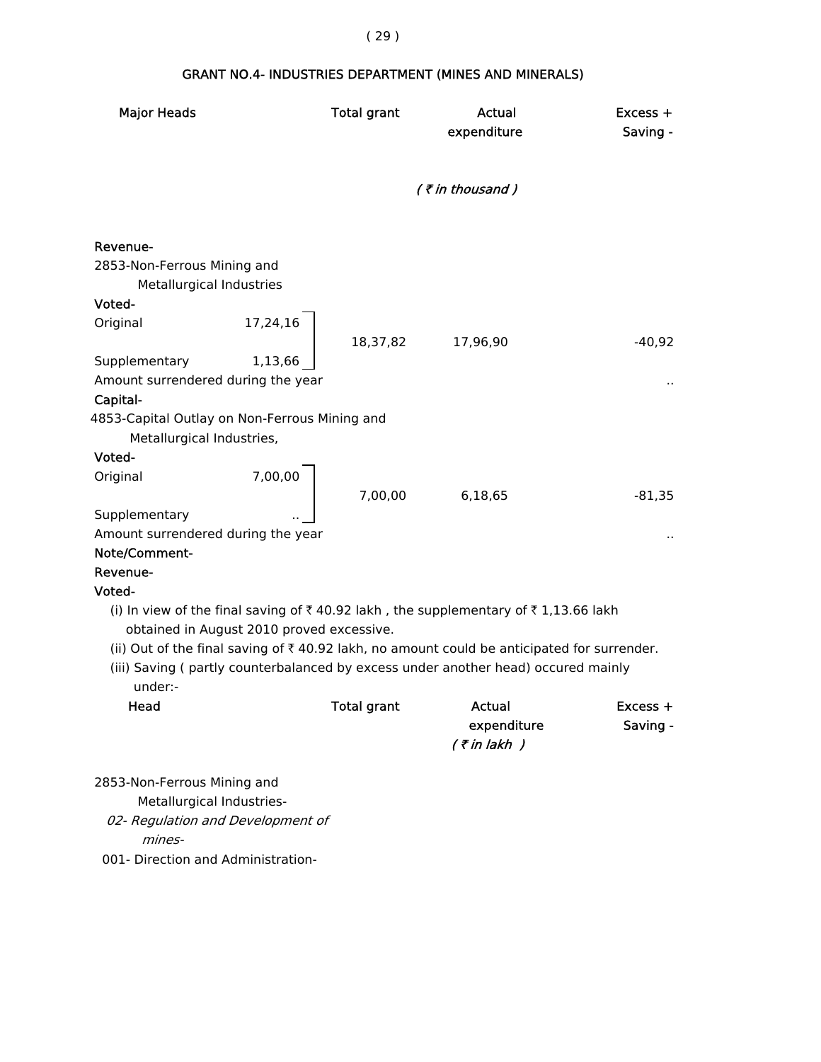## GRANT NO.4- INDUSTRIES DEPARTMENT (MINES AND MINERALS)

| Major Heads | | Total grant | Actual expenditure | Excess + Saving - |
|---|---|---|---|---|
| | | | *( ₹ in thousand )* | |
| **Revenue-** | | | | |
| 2853-Non-Ferrous Mining and Metallurgical Industries | | | | |
| **Voted-** | | | | |
| Original | 17,24,16 | 18,37,82 | 17,96,90 | -40,92 |
| Supplementary | 1,13,66 | | | |
| Amount surrendered during the year | | | | .. |
| **Capital-** | | | | |
| 4853-Capital Outlay on Non-Ferrous Mining and Metallurgical Industries, | | | | |
| **Voted-** | | | | |
| Original | 7,00,00 | 7,00,00 | 6,18,65 | -81,35 |
| Supplementary | .. | | | |
| Amount surrendered during the year | | | | .. |

**Note/Comment-**

**Revenue-**

**Voted-**

(i) In view of the final saving of ₹ 40.92 lakh , the supplementary of ₹ 1,13.66 lakh obtained in August 2010 proved excessive.

(ii) Out of the final saving of ₹ 40.92 lakh, no amount could be anticipated for surrender.

(iii) Saving ( partly counterbalanced by excess under another head) occured mainly under:-

| Head | Total grant | Actual expenditure | Excess + Saving - |
|---|---|---|---|
| | | *( ₹ in lakh )* | |
| 2853-Non-Ferrous Mining and Metallurgical Industries- | | | |
| *02- Regulation and Development of mines-* | | | |
| 001- Direction and Administration- | | | |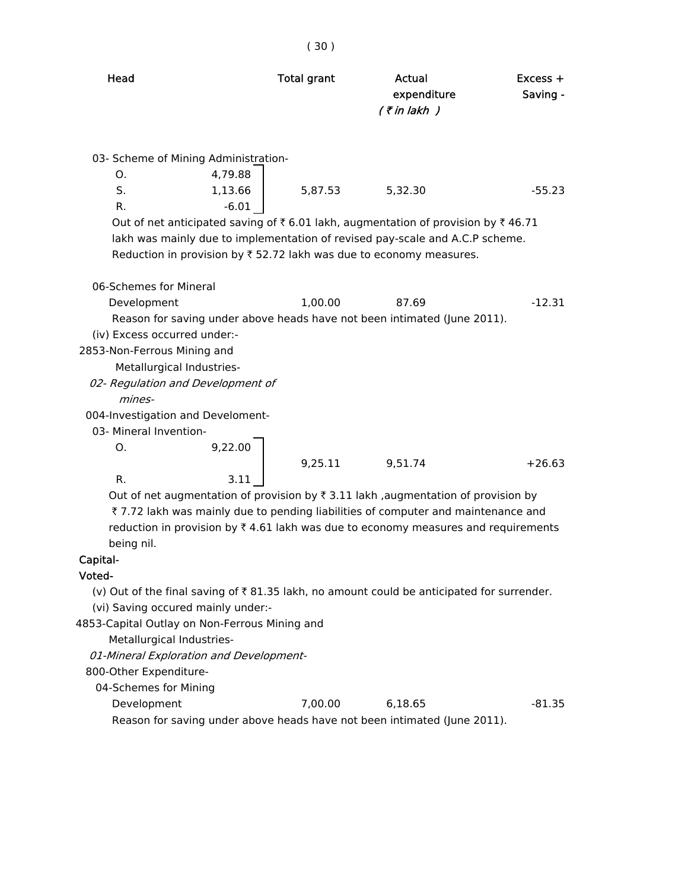| Head | | Total grant | Actual expenditure | Excess + Saving - |
|---|---|---|---|---|
| | | | *(₹ in lakh )* | |
| 03- Scheme of Mining Administration- | | | | |
| O. | 4,79.88 | | | |
| S. | 1,13.66 | 5,87.53 | 5,32.30 | -55.23 |
| R. | -6.01 | | | |

Out of net anticipated saving of ₹ 6.01 lakh, augmentation of provision by ₹ 46.71 lakh was mainly due to implementation of revised pay-scale and A.C.P scheme. Reduction in provision by ₹ 52.72 lakh was due to economy measures.

| Head | | Total grant | Actual expenditure | Excess + Saving - |
|---|---|---|---|---|
| 06-Schemes for Mineral Development | | 1,00.00 | 87.69 | -12.31 |

Reason for saving under above heads have not been intimated (June 2011).

(iv) Excess occurred under:-

2853-Non-Ferrous Mining and Metallurgical Industries-

*02- Regulation and Development of mines-*

004-Investigation and Develoment-

| Head | | Total grant | Actual expenditure | Excess + Saving - |
|---|---|---|---|---|
| 03- Mineral Invention- | | | | |
| O. | 9,22.00 | 9,25.11 | 9,51.74 | +26.63 |
| R. | 3.11 | | | |

Out of net augmentation of provision by ₹ 3.11 lakh ,augmentation of provision by ₹ 7.72 lakh was mainly due to pending liabilities of computer and maintenance and reduction in provision by ₹ 4.61 lakh was due to economy measures and requirements being nil.

**Capital-**

**Voted-**

(v) Out of the final saving of ₹ 81.35 lakh, no amount could be anticipated for surrender.

(vi) Saving occured mainly under:-

4853-Capital Outlay on Non-Ferrous Mining and Metallurgical Industries-

*01-Mineral Exploration and Development-*

800-Other Expenditure-

| Head | | Total grant | Actual expenditure | Excess + Saving - |
|---|---|---|---|---|
| 04-Schemes for Mining Development | | 7,00.00 | 6,18.65 | -81.35 |

Reason for saving under above heads have not been intimated (June 2011).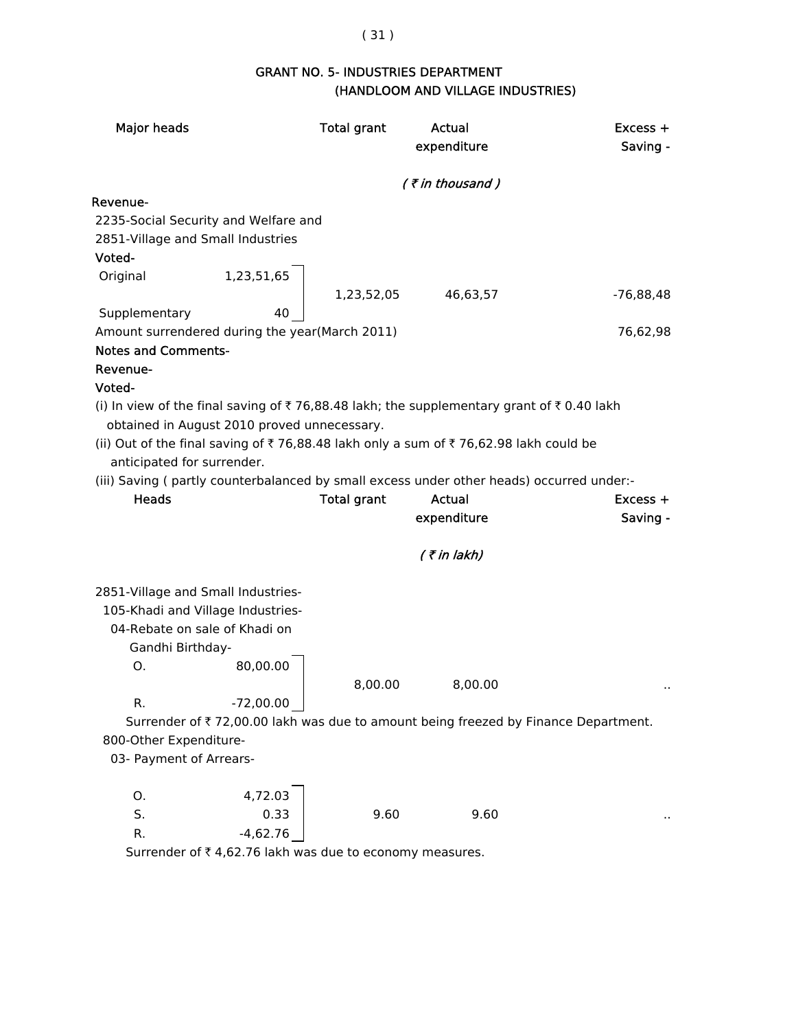# GRANT NO. 5- INDUSTRIES DEPARTMENT
## (HANDLOOM AND VILLAGE INDUSTRIES)

| Major heads | | Total grant | Actual expenditure | Excess + Saving - |
|---|---|---|---|---|
| | | | *( ₹ in thousand )* | |
| **Revenue-** | | | | |
| 2235-Social Security and Welfare and 2851-Village and Small Industries | | | | |
| **Voted-** | | | | |
| Original | 1,23,51,65 | 1,23,52,05 | 46,63,57 | -76,88,48 |
| Supplementary | 40 | | | |
| Amount surrendered during the year(March 2011) | | | | 76,62,98 |

**Notes and Comments-**

**Revenue-**

**Voted-**

(i) In view of the final saving of ₹ 76,88.48 lakh; the supplementary grant of ₹ 0.40 lakh obtained in August 2010 proved unnecessary.

(ii) Out of the final saving of ₹ 76,88.48 lakh only a sum of ₹ 76,62.98 lakh could be anticipated for surrender.

(iii) Saving ( partly counterbalanced by small excess under other heads) occurred under:-

| Heads | | Total grant | Actual expenditure | Excess + Saving - |
|---|---|---|---|---|
| | | | *( ₹ in lakh)* | |
| 2851-Village and Small Industries- | | | | |
| 105-Khadi and Village Industries- | | | | |
| 04-Rebate on sale of Khadi on Gandhi Birthday- | | | | |
| O. | 80,00.00 | 8,00.00 | 8,00.00 | .. |
| R. | -72,00.00 | | | |

Surrender of ₹ 72,00.00 lakh was due to amount being freezed by Finance Department.

| Heads | | Total grant | Actual expenditure | Excess + Saving - |
|---|---|---|---|---|
| 800-Other Expenditure- | | | | |
| 03- Payment of Arrears- | | | | |
| O. | 4,72.03 | | | |
| S. | 0.33 | 9.60 | 9.60 | .. |
| R. | -4,62.76 | | | |

Surrender of ₹ 4,62.76 lakh was due to economy measures.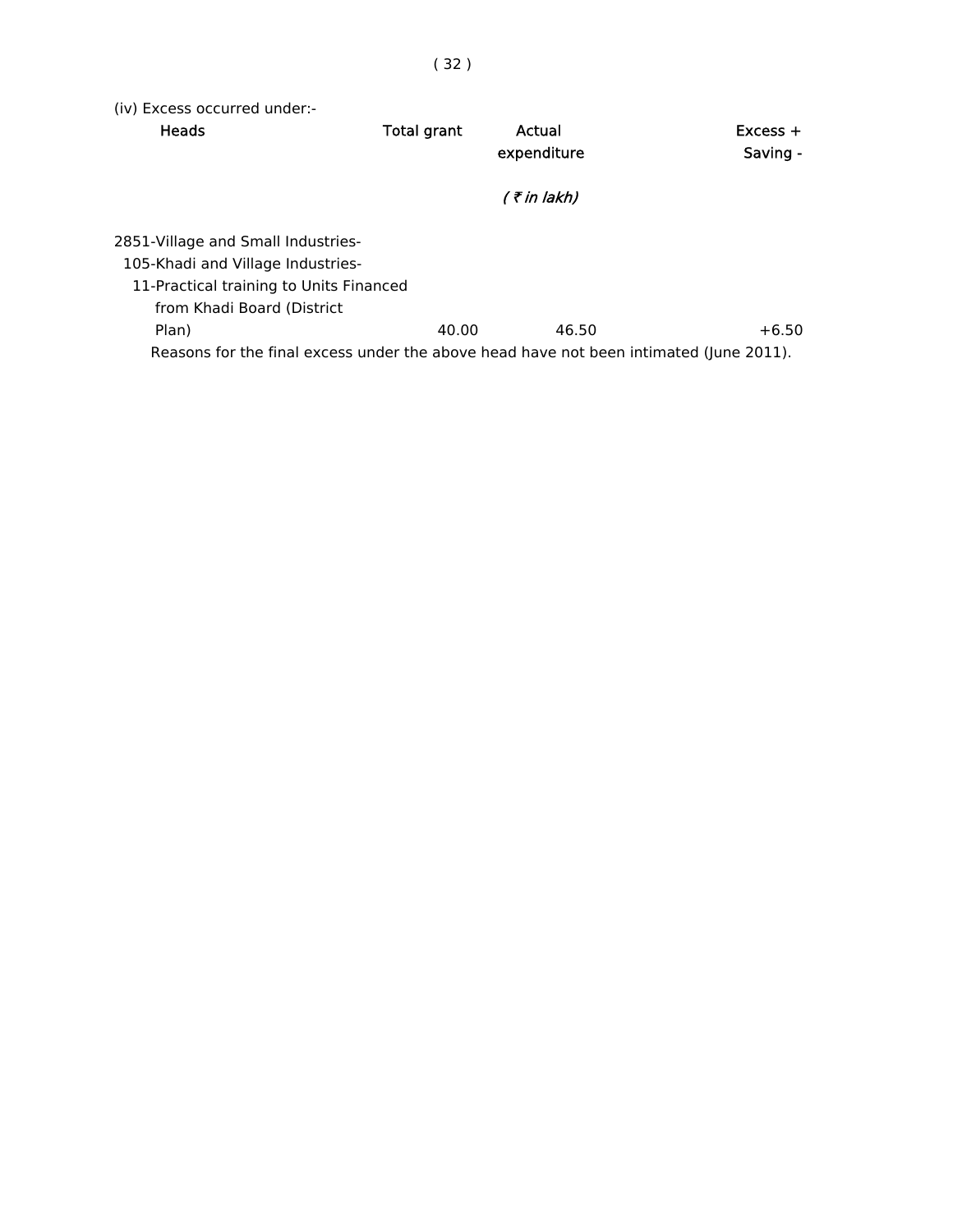(iv) Excess occurred under:-

| Heads | Total grant | Actual expenditure | Excess + Saving - |
|---|---|---|---|
| | | *( ₹ in lakh)* | |
| 2851-Village and Small Industries- | | | |
| 105-Khadi and Village Industries- | | | |
| 11-Practical training to Units Financed from Khadi Board (District Plan) | 40.00 | 46.50 | +6.50 |

Reasons for the final excess under the above head have not been intimated (June 2011).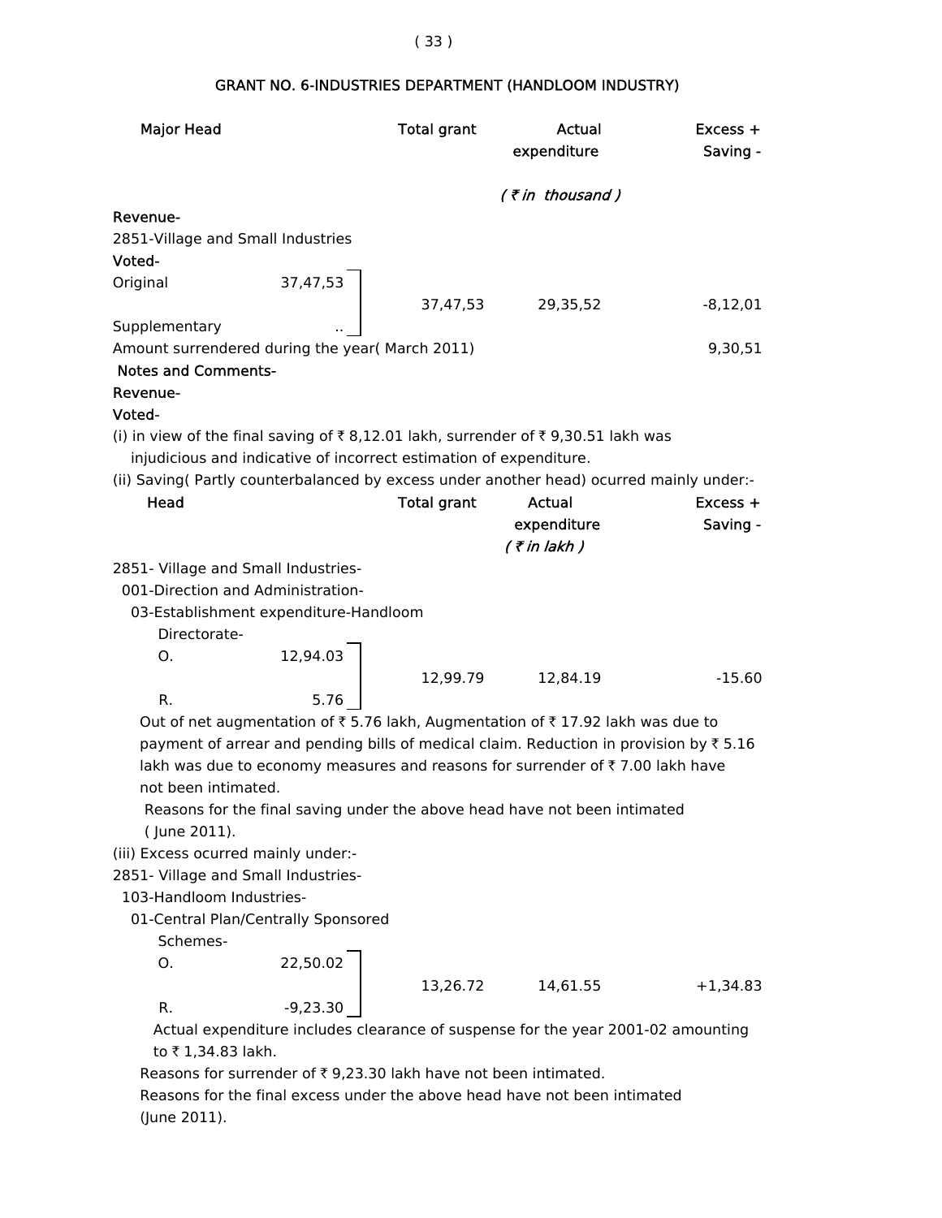## GRANT NO. 6-INDUSTRIES DEPARTMENT (HANDLOOM INDUSTRY)

| Major Head | | Total grant | Actual expenditure | Excess + Saving - |
|---|---|---|---|---|
| | | | *( ₹ in thousand )* | |
| **Revenue-** | | | | |
| 2851-Village and Small Industries | | | | |
| **Voted-** | | | | |
| Original | 37,47,53 | 37,47,53 | 29,35,52 | -8,12,01 |
| Supplementary | .. | | | |
| Amount surrendered during the year( March 2011) | | | | 9,30,51 |

**Notes and Comments-**

**Revenue-**

**Voted-**

(i) in view of the final saving of ₹ 8,12.01 lakh, surrender of ₹ 9,30.51 lakh was injudicious and indicative of incorrect estimation of expenditure.

(ii) Saving( Partly counterbalanced by excess under another head) ocurred mainly under:-

| Head | | Total grant | Actual expenditure | Excess + Saving - |
|---|---|---|---|---|
| | | | *( ₹ in lakh )* | |
| 2851- Village and Small Industries- | | | | |
| 001-Direction and Administration- | | | | |
| 03-Establishment expenditure-Handloom Directorate- | | | | |
| O. | 12,94.03 | 12,99.79 | 12,84.19 | -15.60 |
| R. | 5.76 | | | |

Out of net augmentation of ₹ 5.76 lakh, Augmentation of ₹ 17.92 lakh was due to payment of arrear and pending bills of medical claim. Reduction in provision by ₹ 5.16 lakh was due to economy measures and reasons for surrender of ₹ 7.00 lakh have not been intimated.

Reasons for the final saving under the above head have not been intimated ( June 2011).

(iii) Excess ocurred mainly under:-

| Head | | Total grant | Actual expenditure | Excess + Saving - |
|---|---|---|---|---|
| 2851- Village and Small Industries- | | | | |
| 103-Handloom Industries- | | | | |
| 01-Central Plan/Centrally Sponsored Schemes- | | | | |
| O. | 22,50.02 | 13,26.72 | 14,61.55 | +1,34.83 |
| R. | -9,23.30 | | | |

Actual expenditure includes clearance of suspense for the year 2001-02 amounting to ₹ 1,34.83 lakh.

Reasons for surrender of ₹ 9,23.30 lakh have not been intimated.

Reasons for the final excess under the above head have not been intimated (June 2011).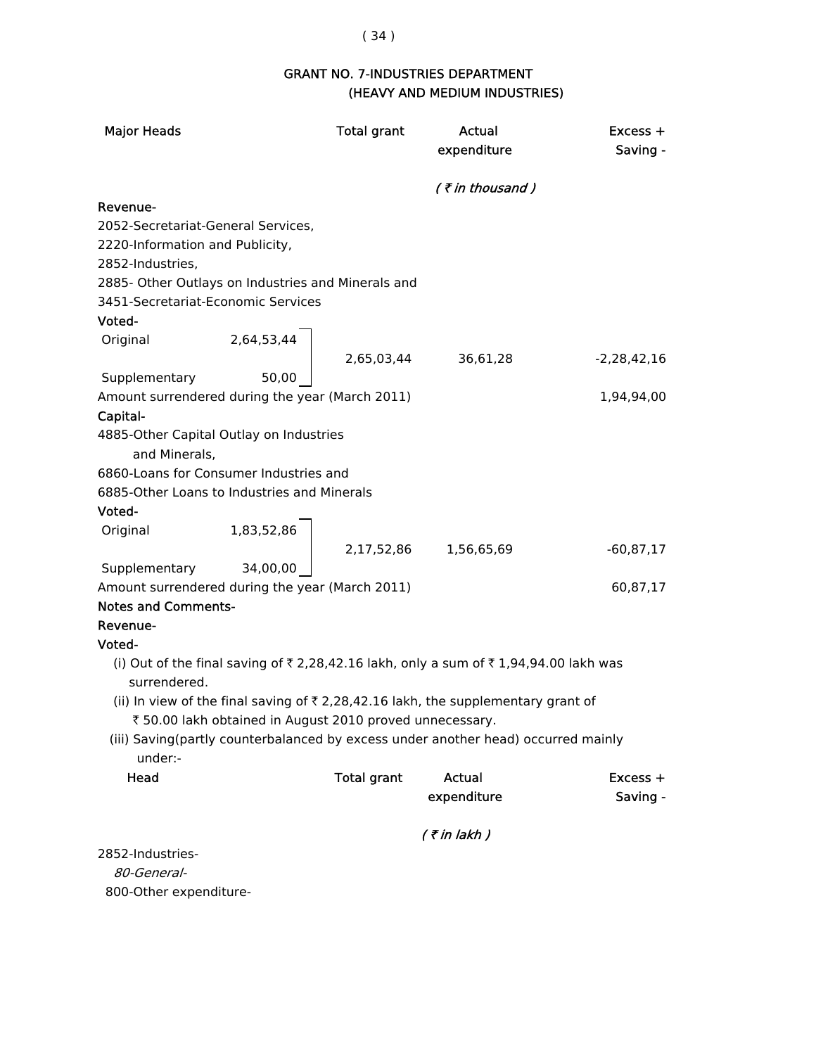## GRANT NO. 7-INDUSTRIES DEPARTMENT
### (HEAVY AND MEDIUM INDUSTRIES)

| Major Heads | | Total grant | Actual expenditure | Excess + Saving - |
|---|---|---|---|---|
| | | | *( ₹ in thousand )* | |
| **Revenue-** | | | | |
| 2052-Secretariat-General Services, 2220-Information and Publicity, 2852-Industries, 2885- Other Outlays on Industries and Minerals and 3451-Secretariat-Economic Services | | | | |
| **Voted-** | | | | |
| Original | 2,64,53,44 | 2,65,03,44 | 36,61,28 | -2,28,42,16 |
| Supplementary | 50,00 | | | |
| Amount surrendered during the year (March 2011) | | | | 1,94,94,00 |
| **Capital-** | | | | |
| 4885-Other Capital Outlay on Industries and Minerals, 6860-Loans for Consumer Industries and 6885-Other Loans to Industries and Minerals | | | | |
| **Voted-** | | | | |
| Original | 1,83,52,86 | 2,17,52,86 | 1,56,65,69 | -60,87,17 |
| Supplementary | 34,00,00 | | | |
| Amount surrendered during the year (March 2011) | | | | 60,87,17 |

**Notes and Comments-**

**Revenue-**

**Voted-**

(i) Out of the final saving of ₹ 2,28,42.16 lakh, only a sum of ₹ 1,94,94.00 lakh was surrendered.

(ii) In view of the final saving of ₹ 2,28,42.16 lakh, the supplementary grant of ₹ 50.00 lakh obtained in August 2010 proved unnecessary.

(iii) Saving(partly counterbalanced by excess under another head) occurred mainly under:-

| Head | Total grant | Actual expenditure | Excess + Saving - |
|---|---|---|---|
| | | *( ₹ in lakh )* | |
| 2852-Industries- | | | |
| *80-General-* | | | |
| 800-Other expenditure- | | | |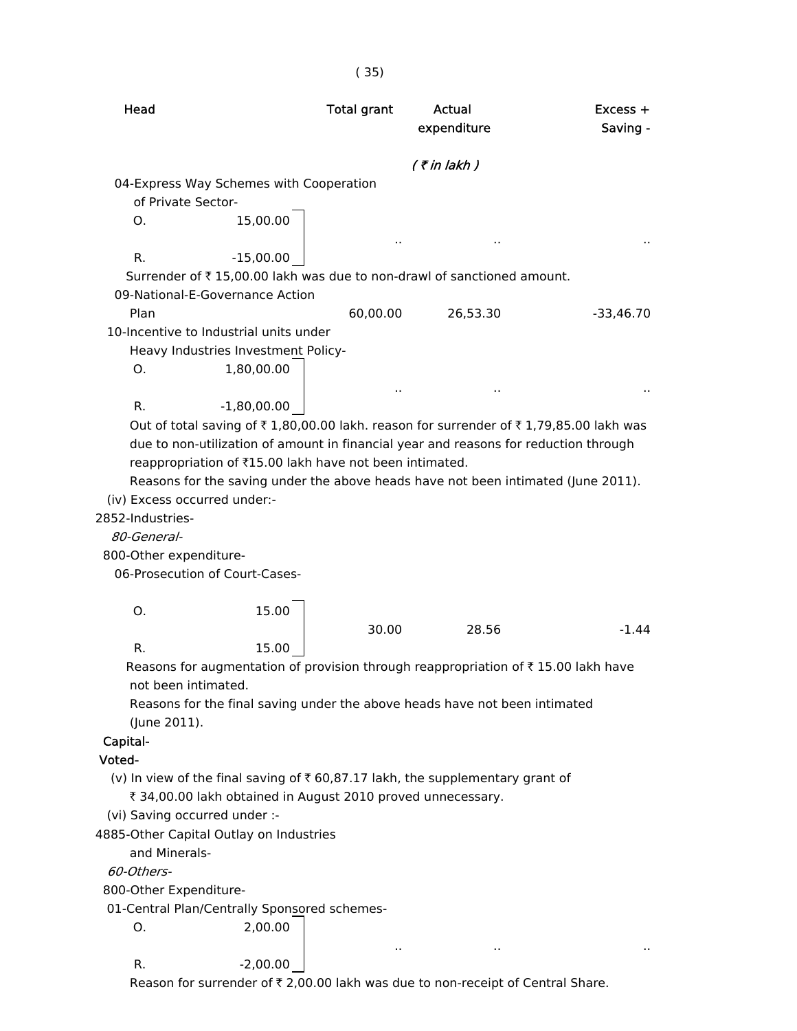| Head | Total grant | Actual expenditure | Excess + Saving - |
|---|---|---|---|
| | | ( ₹ in lakh ) | |
| 04-Express Way Schemes with Cooperation of Private Sector- | | | |
| O. 15,00.00 / R. -15,00.00 | .. | .. | .. |

Surrender of ₹ 15,00.00 lakh was due to non-drawl of sanctioned amount.

| Head | Total grant | Actual expenditure | Excess + Saving - |
|---|---|---|---|
| 09-National-E-Governance Action Plan | 60,00.00 | 26,53.30 | -33,46.70 |
| 10-Incentive to Industrial units under Heavy Industries Investment Policy- | | | |
| O. 1,80,00.00 / R. -1,80,00.00 | .. | .. | .. |

Out of total saving of ₹ 1,80,00.00 lakh. reason for surrender of ₹ 1,79,85.00 lakh was due to non-utilization of amount in financial year and reasons for reduction through reappropriation of ₹15.00 lakh have not been intimated.

Reasons for the saving under the above heads have not been intimated (June 2011).

(iv) Excess occurred under:-

2852-Industries-

*80-General-*

800-Other expenditure-

06-Prosecution of Court-Cases-

| Head | Total grant | Actual expenditure | Excess + Saving - |
|---|---|---|---|
| O. 15.00 / R. 15.00 | 30.00 | 28.56 | -1.44 |

Reasons for augmentation of provision through reappropriation of ₹ 15.00 lakh have not been intimated.

Reasons for the final saving under the above heads have not been intimated (June 2011).

**Capital-**

**Voted-**

(v) In view of the final saving of ₹ 60,87.17 lakh, the supplementary grant of ₹ 34,00.00 lakh obtained in August 2010 proved unnecessary.

(vi) Saving occurred under :-

4885-Other Capital Outlay on Industries and Minerals-

*60-Others-*

800-Other Expenditure-

01-Central Plan/Centrally Sponsored schemes-

| Head | Total grant | Actual expenditure | Excess + Saving - |
|---|---|---|---|
| O. 2,00.00 / R. -2,00.00 | .. | .. | .. |

Reason for surrender of ₹ 2,00.00 lakh was due to non-receipt of Central Share.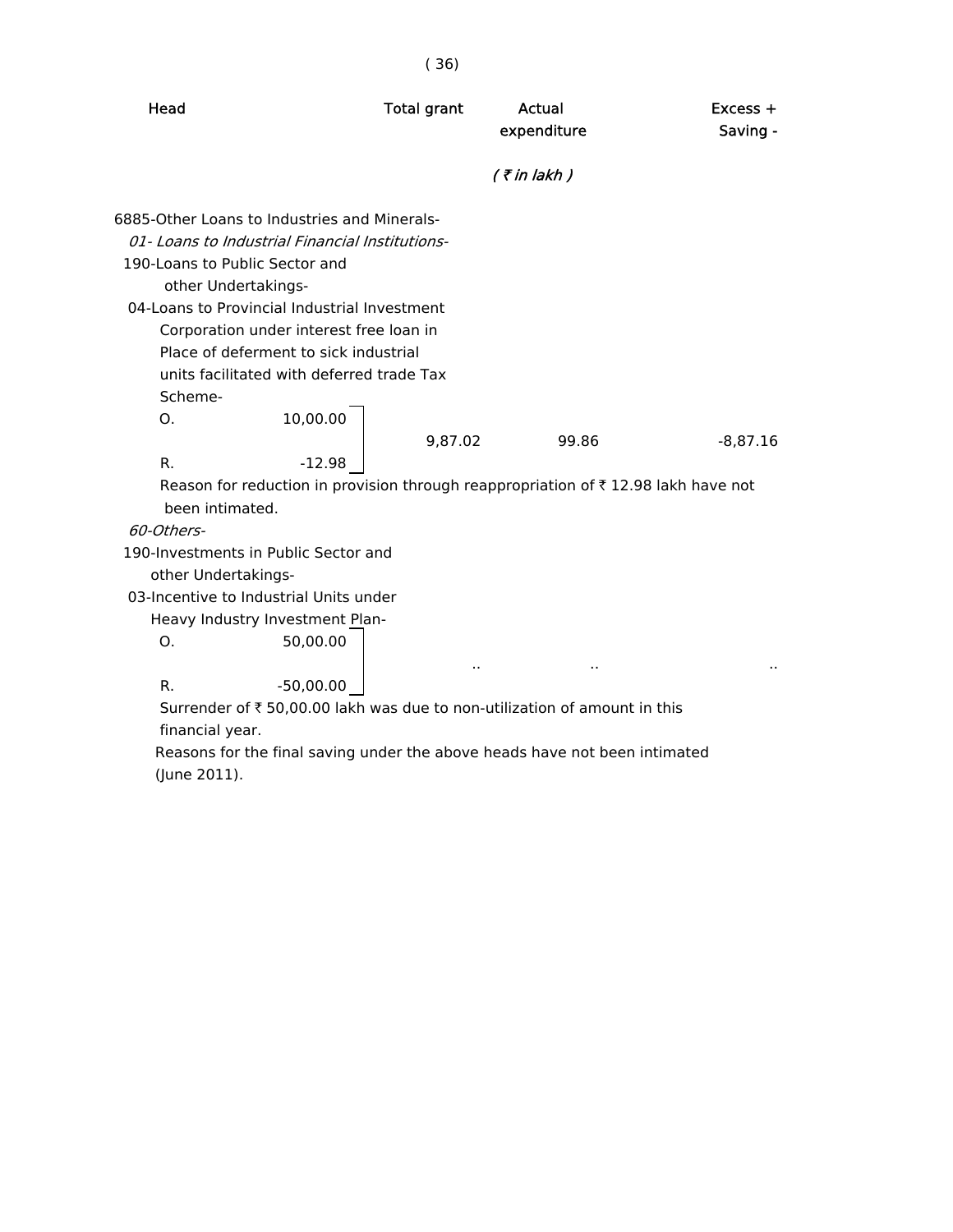| Head | Total grant | Actual expenditure | Excess + Saving - |
|---|---|---|---|
| | | ( ₹ in lakh ) | |
| 6885-Other Loans to Industries and Minerals- | | | |
| *01- Loans to Industrial Financial Institutions-* | | | |
| 190-Loans to Public Sector and other Undertakings- | | | |
| 04-Loans to Provincial Industrial Investment Corporation under interest free loan in Place of deferment to sick industrial units facilitated with deferred trade Tax Scheme- | | | |
| O. 10,00.00<br>R. -12.98 | 9,87.02 | 99.86 | -8,87.16 |

Reason for reduction in provision through reappropriation of ₹ 12.98 lakh have not been intimated.

| Head | Total grant | Actual expenditure | Excess + Saving - |
|---|---|---|---|
| *60-Others-* | | | |
| 190-Investments in Public Sector and other Undertakings- | | | |
| 03-Incentive to Industrial Units under Heavy Industry Investment Plan- | | | |
| O. 50,00.00<br>R. -50,00.00 | .. | .. | .. |

Surrender of ₹ 50,00.00 lakh was due to non-utilization of amount in this financial year.

Reasons for the final saving under the above heads have not been intimated (June 2011).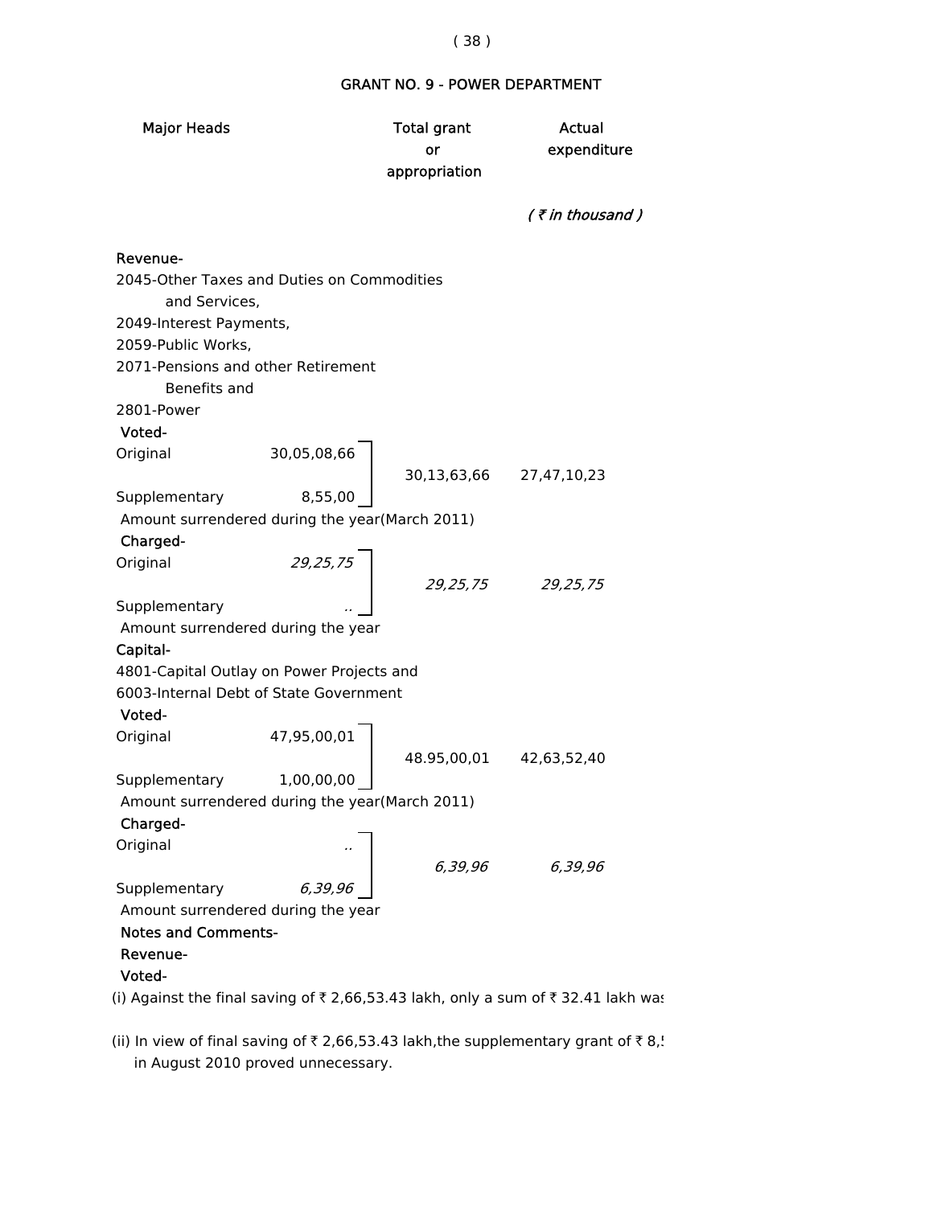## GRANT NO. 9 - POWER DEPARTMENT

| Major Heads | | Total grant or appropriation | Actual expenditure |
|---|---|---|---|
| | | | *( ₹ in thousand )* |
| **Revenue-** | | | |
| 2045-Other Taxes and Duties on Commodities and Services, | | | |
| 2049-Interest Payments, | | | |
| 2059-Public Works, | | | |
| 2071-Pensions and other Retirement Benefits and | | | |
| 2801-Power | | | |
| **Voted-** | | | |
| Original | 30,05,08,66 | 30,13,63,66 | 27,47,10,23 |
| Supplementary | 8,55,00 | | |
| Amount surrendered during the year(March 2011) | | | |
| **Charged-** | | | |
| Original | *29,25,75* | *29,25,75* | *29,25,75* |
| Supplementary | *..* | | |
| Amount surrendered during the year | | | |
| **Capital-** | | | |
| 4801-Capital Outlay on Power Projects and | | | |
| 6003-Internal Debt of State Government | | | |
| **Voted-** | | | |
| Original | 47,95,00,01 | 48.95,00,01 | 42,63,52,40 |
| Supplementary | 1,00,00,00 | | |
| Amount surrendered during the year(March 2011) | | | |
| **Charged-** | | | |
| Original | .. | *6,39,96* | *6,39,96* |
| Supplementary | *6,39,96* | | |
| Amount surrendered during the year | | | |

**Notes and Comments-**

**Revenue-**

**Voted-**

(i) Against the final saving of ₹ 2,66,53.43 lakh, only a sum of ₹ 32.41 lakh was

(ii) In view of final saving of ₹ 2,66,53.43 lakh,the supplementary grant of ₹ 8,5
in August 2010 proved unnecessary.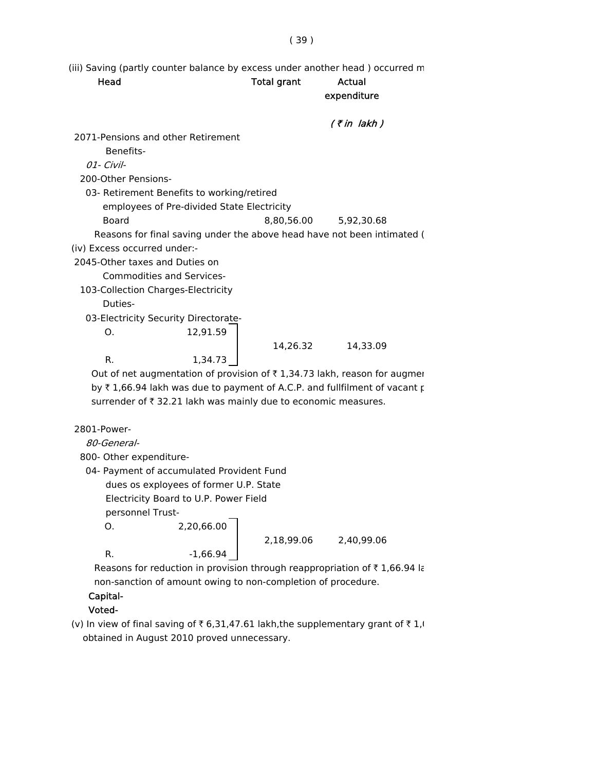(iii) Saving (partly counter balance by excess under another head ) occurred m

| Head | Total grant | Actual expenditure |
|---|---|---|
| | | *( ₹ in lakh )* |

2071-Pensions and other Retirement Benefits-

*01- Civil-*

200-Other Pensions-

03- Retirement Benefits to working/retired employees of Pre-divided State Electricity Board — 8,80,56.00 — 5,92,30.68

Reasons for final saving under the above head have not been intimated (

(iv) Excess occurred under:-

2045-Other taxes and Duties on Commodities and Services-

103-Collection Charges-Electricity Duties-

03-Electricity Security Directorate-

| | | Total grant | Actual expenditure |
|---|---|---|---|
| O. | 12,91.59 | 14,26.32 | 14,33.09 |
| R. | 1,34.73 | | |

Out of net augmentation of provision of ₹ 1,34.73 lakh, reason for augmen by ₹ 1,66.94 lakh was due to payment of A.C.P. and fullfilment of vacant p surrender of ₹ 32.21 lakh was mainly due to economic measures.

2801-Power-

*80-General-*

800- Other expenditure-

04- Payment of accumulated Provident Fund dues os exployees of former U.P. State Electricity Board to U.P. Power Field personnel Trust-

| | | Total grant | Actual expenditure |
|---|---|---|---|
| O. | 2,20,66.00 | 2,18,99.06 | 2,40,99.06 |
| R. | -1,66.94 | | |

Reasons for reduction in provision through reappropriation of ₹ 1,66.94 la non-sanction of amount owing to non-completion of procedure.

**Capital-**

**Voted-**

(v) In view of final saving of ₹ 6,31,47.61 lakh,the supplementary grant of ₹ 1,( obtained in August 2010 proved unnecessary.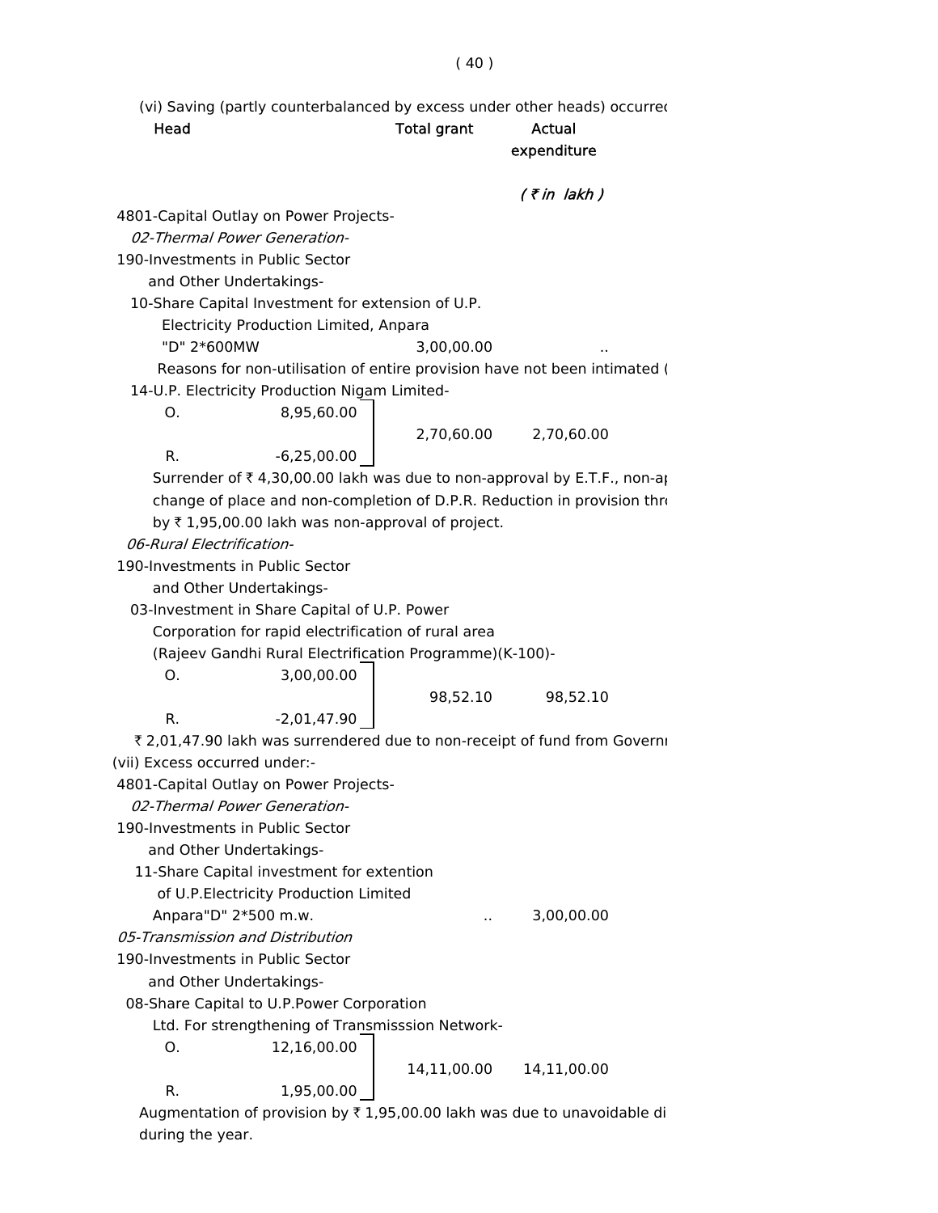(vi) Saving (partly counterbalanced by excess under other heads) occurred

| Head | | Total grant | Actual expenditure |
|---|---|---|---|
| | | | *( ₹ in lakh )* |
| 4801-Capital Outlay on Power Projects- | | | |
| *02-Thermal Power Generation-* | | | |
| 190-Investments in Public Sector and Other Undertakings- | | | |
| 10-Share Capital Investment for extension of U.P. Electricity Production Limited, Anpara "D" 2*600MW | | 3,00,00.00 | .. |

Reasons for non-utilisation of entire provision have not been intimated (

| Head | | Total grant | Actual expenditure |
|---|---|---|---|
| 14-U.P. Electricity Production Nigam Limited- | | | |
| O. | 8,95,60.00 | 2,70,60.00 | 2,70,60.00 |
| R. | -6,25,00.00 | | |

Surrender of ₹ 4,30,00.00 lakh was due to non-approval by E.T.F., non-ap change of place and non-completion of D.P.R. Reduction in provision thro by ₹ 1,95,00.00 lakh was non-approval of project.

| Head | | Total grant | Actual expenditure |
|---|---|---|---|
| *06-Rural Electrification-* | | | |
| 190-Investments in Public Sector and Other Undertakings- | | | |
| 03-Investment in Share Capital of U.P. Power Corporation for rapid electrification of rural area (Rajeev Gandhi Rural Electrification Programme)(K-100)- | | | |
| O. | 3,00,00.00 | 98,52.10 | 98,52.10 |
| R. | -2,01,47.90 | | |

₹ 2,01,47.90 lakh was surrendered due to non-receipt of fund from Governi

(vii) Excess occurred under:-

| Head | | Total grant | Actual expenditure |
|---|---|---|---|
| 4801-Capital Outlay on Power Projects- | | | |
| *02-Thermal Power Generation-* | | | |
| 190-Investments in Public Sector and Other Undertakings- | | | |
| 11-Share Capital investment for extention of U.P.Electricity Production Limited Anpara"D" 2*500 m.w. | | .. | 3,00,00.00 |
| *05-Transmission and Distribution* | | | |
| 190-Investments in Public Sector and Other Undertakings- | | | |
| 08-Share Capital to U.P.Power Corporation Ltd. For strengthening of Transmisssion Network- | | | |
| O. | 12,16,00.00 | 14,11,00.00 | 14,11,00.00 |
| R. | 1,95,00.00 | | |

Augmentation of provision by ₹ 1,95,00.00 lakh was due to unavoidable di during the year.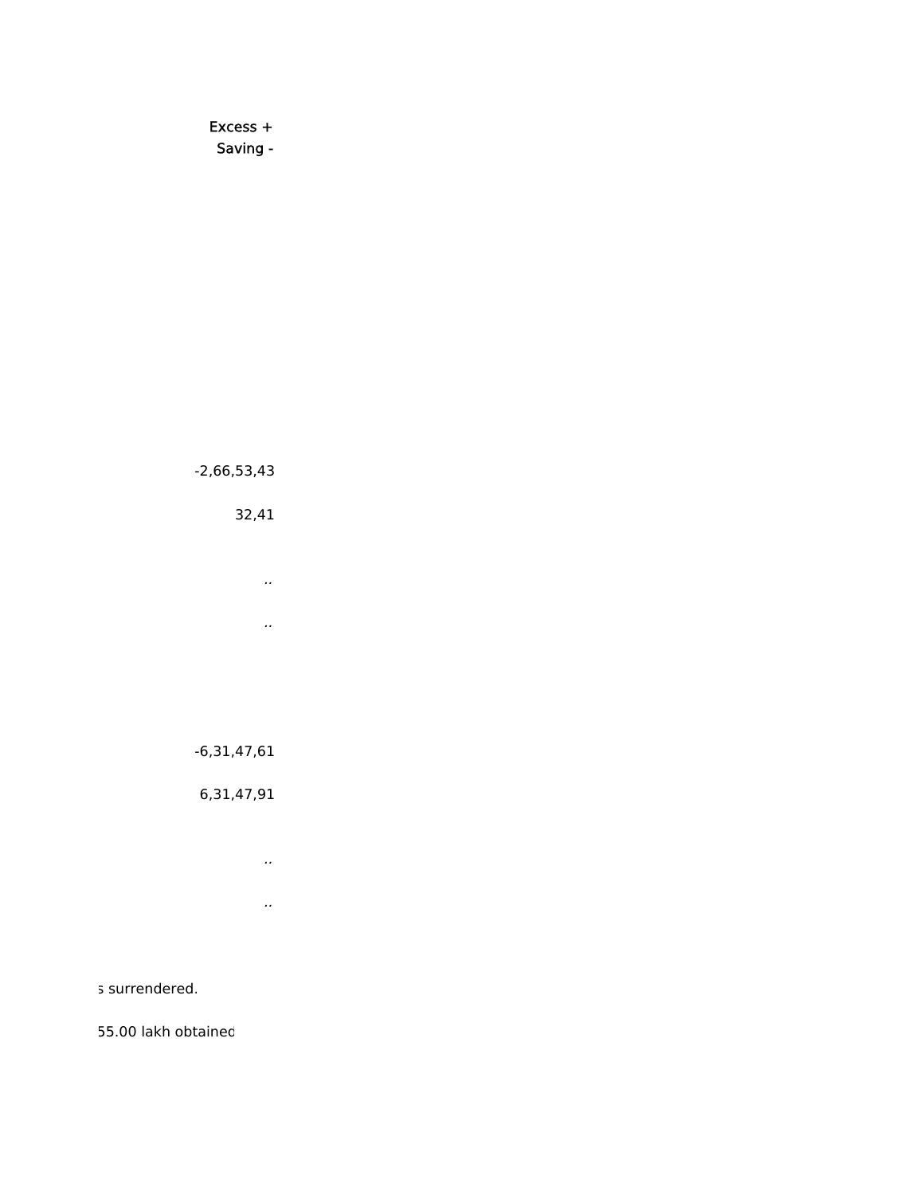| Excess + Saving - |
|---|
| -2,66,53,43 |
| 32,41 |
| .. |
| .. |
| -6,31,47,61 |
| 6,31,47,91 |
| .. |
| .. |

s surrendered.

55.00 lakh obtained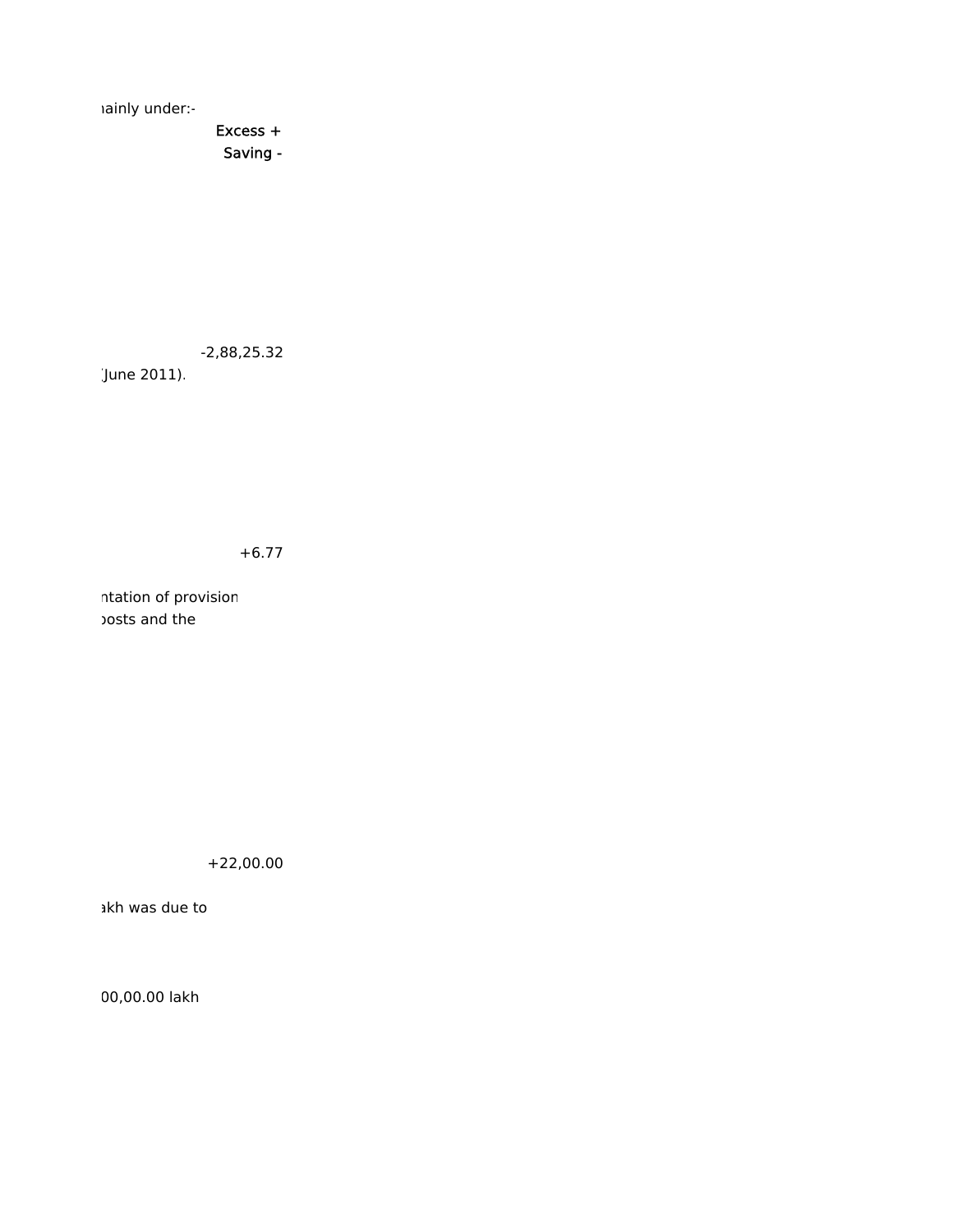ıainly under:-

Excess +
Saving -

-2,88,25.32

(June 2011).

+6.77

ntation of provision
posts and the

+22,00.00

akh was due to

00,00.00 lakh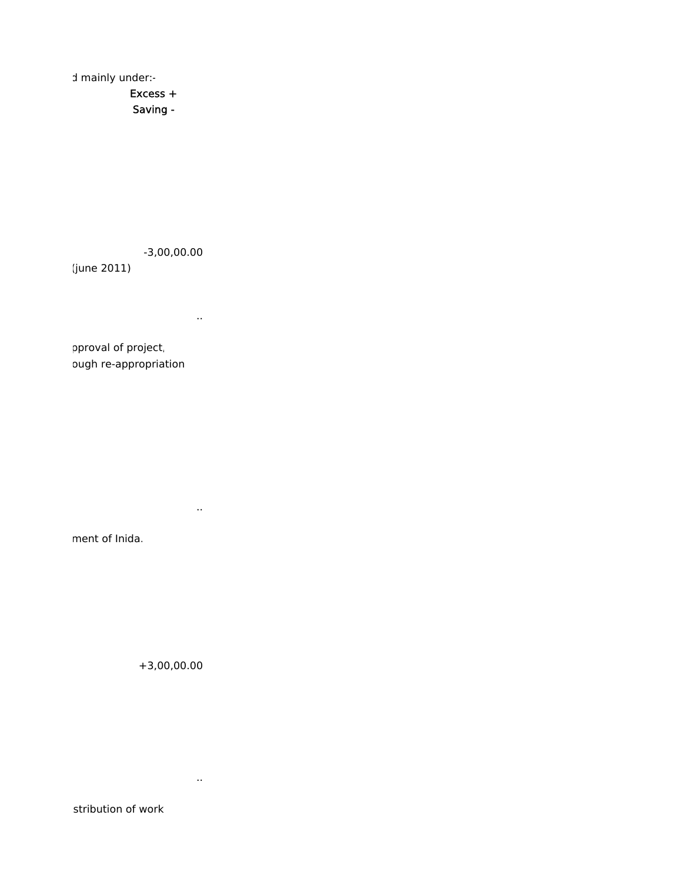d mainly under:-

Excess +
Saving -

-3,00,00.00

(june 2011)

..

pproval of project,
ough re-appropriation

..

ment of Inida.

+3,00,00.00

..

stribution of work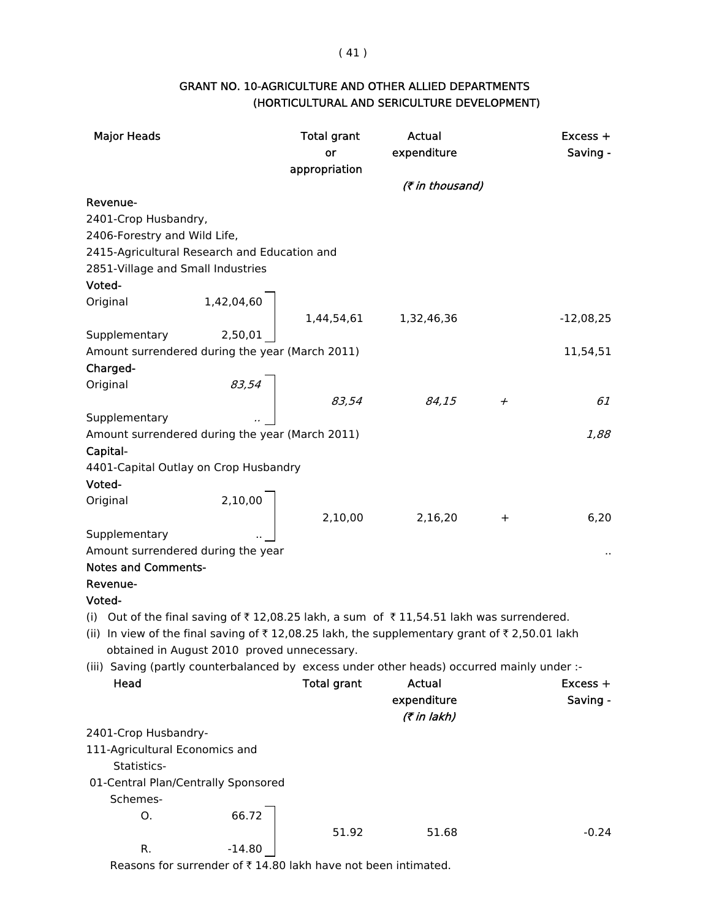## GRANT NO. 10-AGRICULTURE AND OTHER ALLIED DEPARTMENTS (HORTICULTURAL AND SERICULTURE DEVELOPMENT)

| Major Heads | | Total grant or appropriation | Actual expenditure | | Excess + Saving - |
|---|---|---|---|---|---|
| | | | *(₹ in thousand)* | | |
| **Revenue-** | | | | | |
| 2401-Crop Husbandry, | | | | | |
| 2406-Forestry and Wild Life, | | | | | |
| 2415-Agricultural Research and Education and | | | | | |
| 2851-Village and Small Industries | | | | | |
| **Voted-** | | | | | |
| Original | 1,42,04,60 | 1,44,54,61 | 1,32,46,36 | | -12,08,25 |
| Supplementary | 2,50,01 | | | | |
| Amount surrendered during the year (March 2011) | | | | | 11,54,51 |
| **Charged-** | | | | | |
| Original | *83,54* | *83,54* | *84,15* | *+* | *61* |
| Supplementary | .. | | | | |
| Amount surrendered during the year (March 2011) | | | | | *1,88* |
| **Capital-** | | | | | |
| 4401-Capital Outlay on Crop Husbandry | | | | | |
| **Voted-** | | | | | |
| Original | 2,10,00 | 2,10,00 | 2,16,20 | + | 6,20 |
| Supplementary | .. | | | | |
| Amount surrendered during the year | | | | | .. |

**Notes and Comments-**

**Revenue-**

**Voted-**

(i) Out of the final saving of ₹ 12,08.25 lakh, a sum of ₹ 11,54.51 lakh was surrendered.

(ii) In view of the final saving of ₹ 12,08.25 lakh, the supplementary grant of ₹ 2,50.01 lakh obtained in August 2010 proved unnecessary.

(iii) Saving (partly counterbalanced by excess under other heads) occurred mainly under :-

| Head | | Total grant | Actual expenditure | Excess + Saving - |
|---|---|---|---|---|
| | | | *(₹ in lakh)* | |
| 2401-Crop Husbandry- | | | | |
| 111-Agricultural Economics and Statistics- | | | | |
| 01-Central Plan/Centrally Sponsored Schemes- | | | | |
| O. | 66.72 | 51.92 | 51.68 | -0.24 |
| R. | -14.80 | | | |

Reasons for surrender of ₹ 14.80 lakh have not been intimated.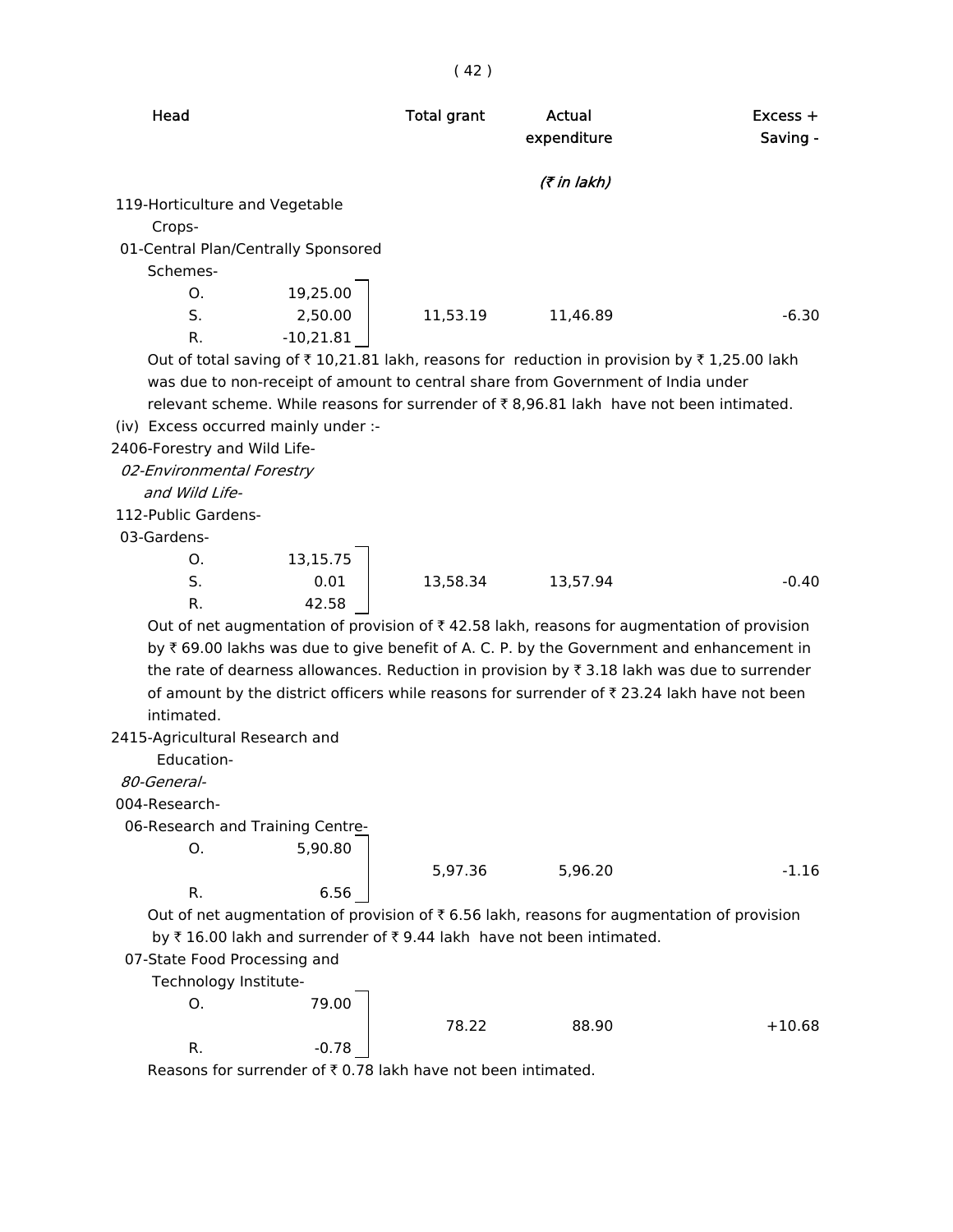| Head | | Total grant | Actual expenditure | Excess + Saving - |
|---|---|---|---|---|
| | | | *(₹ in lakh)* | |
| 119-Horticulture and Vegetable Crops- | | | | |
| 01-Central Plan/Centrally Sponsored Schemes- | | | | |
| O. | 19,25.00 | | | |
| S. | 2,50.00 | 11,53.19 | 11,46.89 | -6.30 |
| R. | -10,21.81 | | | |

Out of total saving of ₹ 10,21.81 lakh, reasons for reduction in provision by ₹ 1,25.00 lakh was due to non-receipt of amount to central share from Government of India under relevant scheme. While reasons for surrender of ₹ 8,96.81 lakh have not been intimated.

(iv) Excess occurred mainly under :-

| Head | | Total grant | Actual expenditure | Excess + Saving - |
|---|---|---|---|---|
| 2406-Forestry and Wild Life- | | | | |
| *02-Environmental Forestry and Wild Life-* | | | | |
| 112-Public Gardens- | | | | |
| 03-Gardens- | | | | |
| O. | 13,15.75 | | | |
| S. | 0.01 | 13,58.34 | 13,57.94 | -0.40 |
| R. | 42.58 | | | |

Out of net augmentation of provision of ₹ 42.58 lakh, reasons for augmentation of provision by ₹ 69.00 lakhs was due to give benefit of A. C. P. by the Government and enhancement in the rate of dearness allowances. Reduction in provision by ₹ 3.18 lakh was due to surrender of amount by the district officers while reasons for surrender of ₹ 23.24 lakh have not been intimated.

| Head | | Total grant | Actual expenditure | Excess + Saving - |
|---|---|---|---|---|
| 2415-Agricultural Research and Education- | | | | |
| *80-General-* | | | | |
| 004-Research- | | | | |
| 06-Research and Training Centre- | | | | |
| O. | 5,90.80 | 5,97.36 | 5,96.20 | -1.16 |
| R. | 6.56 | | | |

Out of net augmentation of provision of ₹ 6.56 lakh, reasons for augmentation of provision by ₹ 16.00 lakh and surrender of ₹ 9.44 lakh have not been intimated.

| Head | | Total grant | Actual expenditure | Excess + Saving - |
|---|---|---|---|---|
| 07-State Food Processing and Technology Institute- | | | | |
| O. | 79.00 | 78.22 | 88.90 | +10.68 |
| R. | -0.78 | | | |

Reasons for surrender of ₹ 0.78 lakh have not been intimated.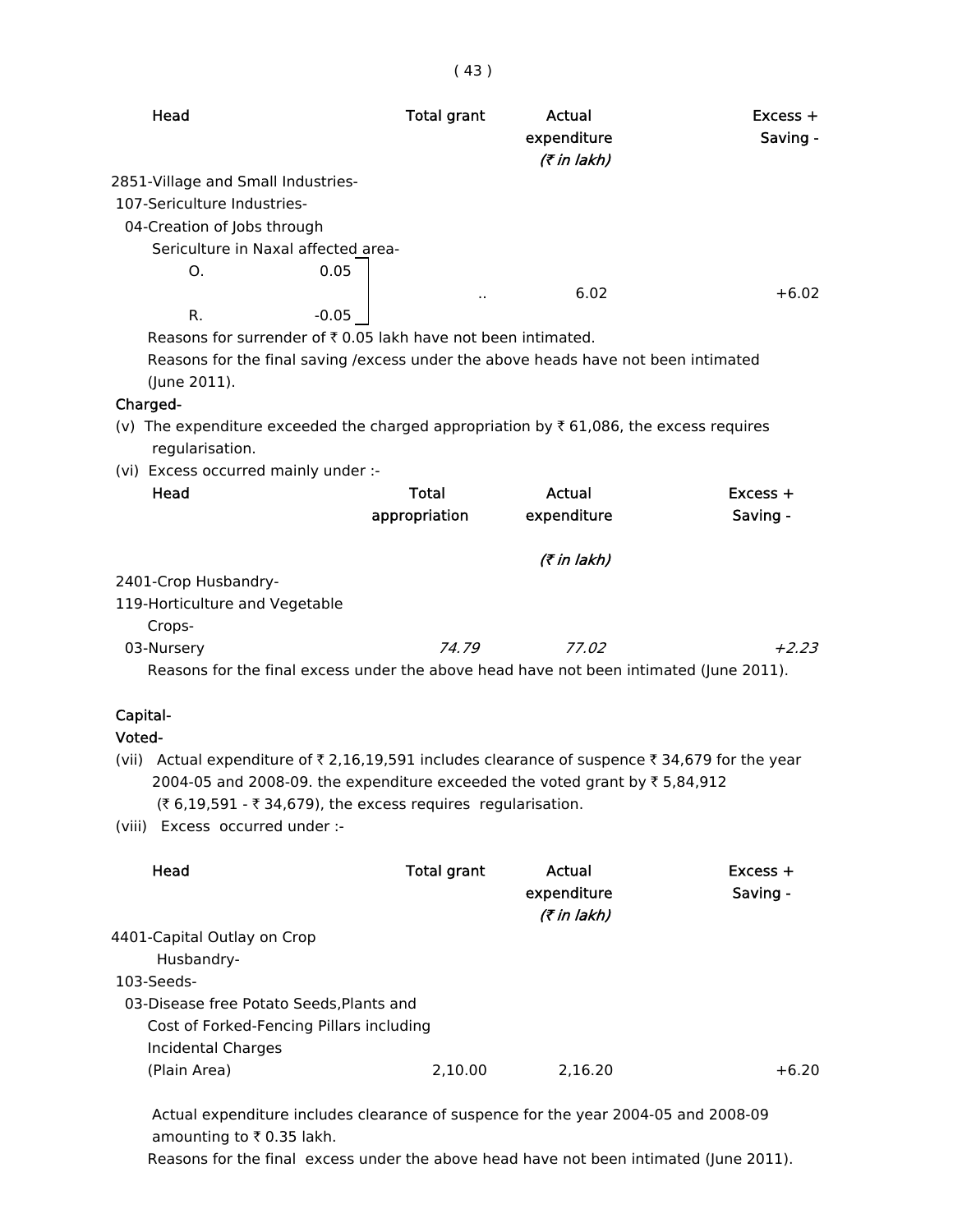| Head | Total grant | Actual expenditure | Excess + Saving - |
|---|---|---|---|
| | | *(₹ in lakh)* | |
| 2851-Village and Small Industries- | | | |
| 107-Sericulture Industries- | | | |
| 04-Creation of Jobs through Sericulture in Naxal affected area- | | | |
| O. 0.05 | | | |
| R. -0.05 | .. | 6.02 | +6.02 |

Reasons for surrender of ₹ 0.05 lakh have not been intimated.

Reasons for the final saving /excess under the above heads have not been intimated (June 2011).

**Charged-**

(v) The expenditure exceeded the charged appropriation by ₹ 61,086, the excess requires regularisation.

(vi) Excess occurred mainly under :-

| Head | Total appropriation | Actual expenditure | Excess + Saving - |
|---|---|---|---|
| | | *(₹ in lakh)* | |
| 2401-Crop Husbandry- | | | |
| 119-Horticulture and Vegetable Crops- | | | |
| 03-Nursery | *74.79* | *77.02* | *+2.23* |

Reasons for the final excess under the above head have not been intimated (June 2011).

**Capital-**

**Voted-**

(vii) Actual expenditure of ₹ 2,16,19,591 includes clearance of suspence ₹ 34,679 for the year 2004-05 and 2008-09. the expenditure exceeded the voted grant by ₹ 5,84,912 (₹ 6,19,591 - ₹ 34,679), the excess requires regularisation.

(viii) Excess occurred under :-

| Head | Total grant | Actual expenditure | Excess + Saving - |
|---|---|---|---|
| | | *(₹ in lakh)* | |
| 4401-Capital Outlay on Crop Husbandry- | | | |
| 103-Seeds- | | | |
| 03-Disease free Potato Seeds,Plants and Cost of Forked-Fencing Pillars including Incidental Charges (Plain Area) | 2,10.00 | 2,16.20 | +6.20 |

Actual expenditure includes clearance of suspence for the year 2004-05 and 2008-09 amounting to ₹ 0.35 lakh.

Reasons for the final excess under the above head have not been intimated (June 2011).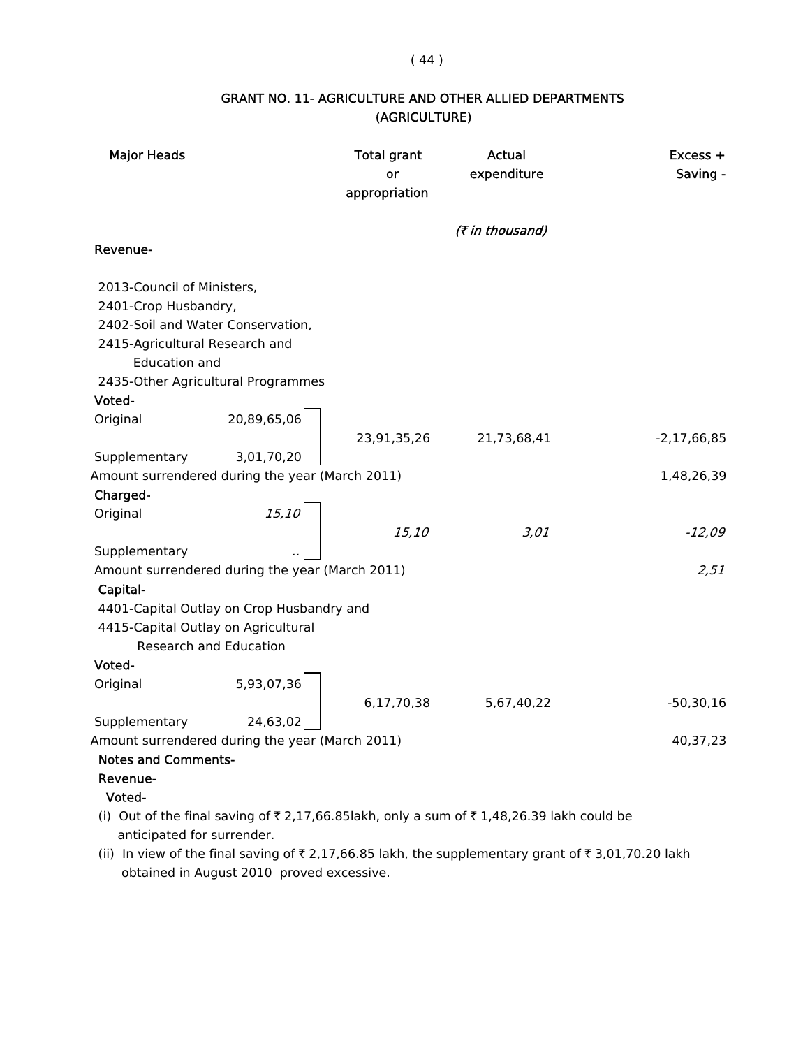## GRANT NO. 11- AGRICULTURE AND OTHER ALLIED DEPARTMENTS (AGRICULTURE)

| Major Heads | | Total grant or appropriation | Actual expenditure | Excess + Saving - |
|---|---|---|---|---|
| | | | *(₹ in thousand)* | |
| **Revenue-** | | | | |
| 2013-Council of Ministers, 2401-Crop Husbandry, 2402-Soil and Water Conservation, 2415-Agricultural Research and Education and 2435-Other Agricultural Programmes | | | | |
| **Voted-** | | | | |
| Original | 20,89,65,06 | | | |
| | | 23,91,35,26 | 21,73,68,41 | -2,17,66,85 |
| Supplementary | 3,01,70,20 | | | |
| Amount surrendered during the year (March 2011) | | | | 1,48,26,39 |
| **Charged-** | | | | |
| Original | *15,10* | | | |
| | | *15,10* | *3,01* | *-12,09* |
| Supplementary | .. | | | |
| Amount surrendered during the year (March 2011) | | | | *2,51* |
| **Capital-** | | | | |
| 4401-Capital Outlay on Crop Husbandry and 4415-Capital Outlay on Agricultural Research and Education | | | | |
| **Voted-** | | | | |
| Original | 5,93,07,36 | | | |
| | | 6,17,70,38 | 5,67,40,22 | -50,30,16 |
| Supplementary | 24,63,02 | | | |
| Amount surrendered during the year (March 2011) | | | | 40,37,23 |

**Notes and Comments-**

**Revenue-**

**Voted-**

(i) Out of the final saving of ₹ 2,17,66.85lakh, only a sum of ₹ 1,48,26.39 lakh could be anticipated for surrender.

(ii) In view of the final saving of ₹ 2,17,66.85 lakh, the supplementary grant of ₹ 3,01,70.20 lakh obtained in August 2010 proved excessive.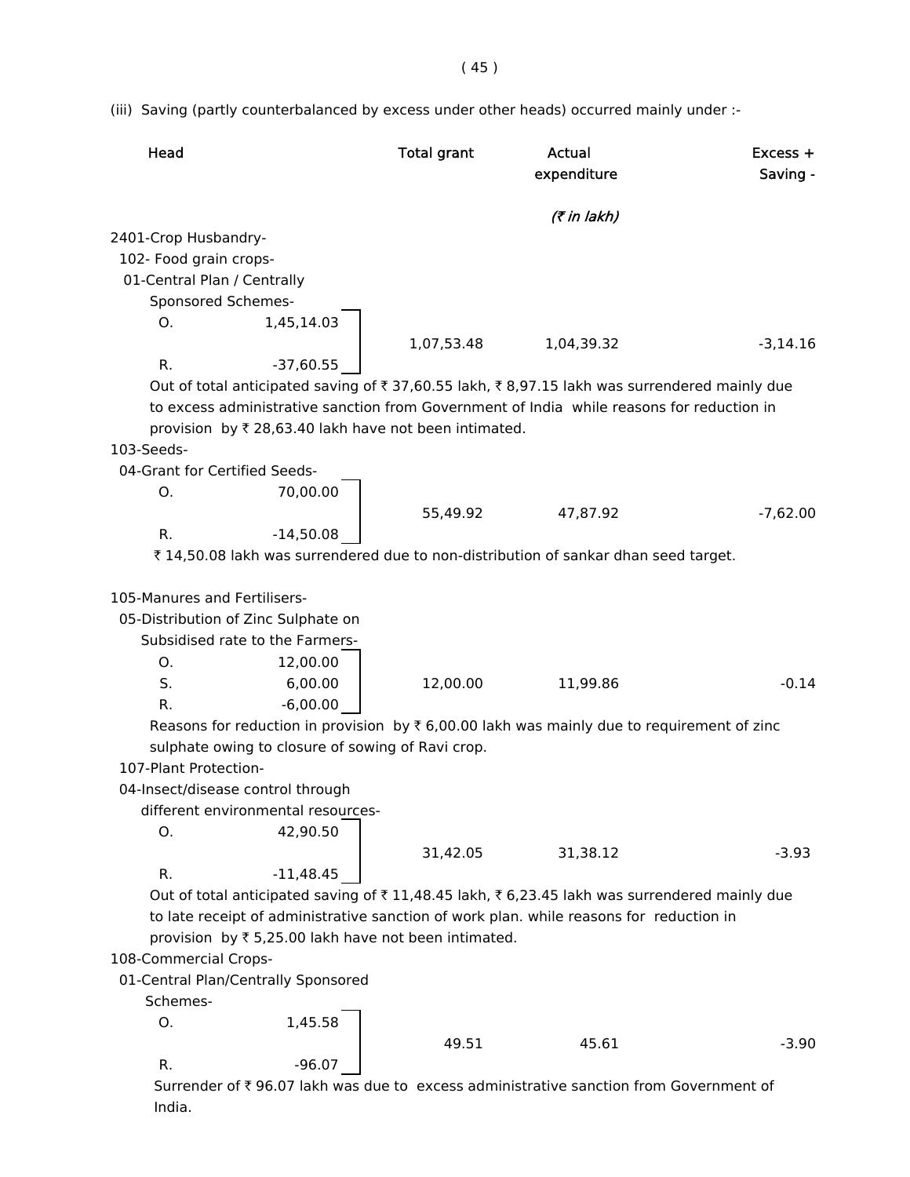(iii) Saving (partly counterbalanced by excess under other heads) occurred mainly under :-

| Head | | Total grant | Actual expenditure | Excess + Saving - |
|---|---|---|---|---|
| | | | *(₹ in lakh)* | |
| 2401-Crop Husbandry- | | | | |
| 102- Food grain crops- | | | | |
| 01-Central Plan / Centrally Sponsored Schemes- | | | | |
| O. | 1,45,14.03 | 1,07,53.48 | 1,04,39.32 | -3,14.16 |
| R. | -37,60.55 | | | |

Out of total anticipated saving of ₹ 37,60.55 lakh, ₹ 8,97.15 lakh was surrendered mainly due to excess administrative sanction from Government of India while reasons for reduction in provision by ₹ 28,63.40 lakh have not been intimated.

| Head | | Total grant | Actual expenditure | Excess + Saving - |
|---|---|---|---|---|
| 103-Seeds- | | | | |
| 04-Grant for Certified Seeds- | | | | |
| O. | 70,00.00 | 55,49.92 | 47,87.92 | -7,62.00 |
| R. | -14,50.08 | | | |

₹ 14,50.08 lakh was surrendered due to non-distribution of sankar dhan seed target.

| Head | | Total grant | Actual expenditure | Excess + Saving - |
|---|---|---|---|---|
| 105-Manures and Fertilisers- | | | | |
| 05-Distribution of Zinc Sulphate on Subsidised rate to the Farmers- | | | | |
| O. | 12,00.00 | 12,00.00 | 11,99.86 | -0.14 |
| S. | 6,00.00 | | | |
| R. | -6,00.00 | | | |

Reasons for reduction in provision by ₹ 6,00.00 lakh was mainly due to requirement of zinc sulphate owing to closure of sowing of Ravi crop.

| Head | | Total grant | Actual expenditure | Excess + Saving - |
|---|---|---|---|---|
| 107-Plant Protection- | | | | |
| 04-Insect/disease control through different environmental resources- | | | | |
| O. | 42,90.50 | 31,42.05 | 31,38.12 | -3.93 |
| R. | -11,48.45 | | | |

Out of total anticipated saving of ₹ 11,48.45 lakh, ₹ 6,23.45 lakh was surrendered mainly due to late receipt of administrative sanction of work plan. while reasons for reduction in provision by ₹ 5,25.00 lakh have not been intimated.

| Head | | Total grant | Actual expenditure | Excess + Saving - |
|---|---|---|---|---|
| 108-Commercial Crops- | | | | |
| 01-Central Plan/Centrally Sponsored Schemes- | | | | |
| O. | 1,45.58 | 49.51 | 45.61 | -3.90 |
| R. | -96.07 | | | |

Surrender of ₹ 96.07 lakh was due to excess administrative sanction from Government of India.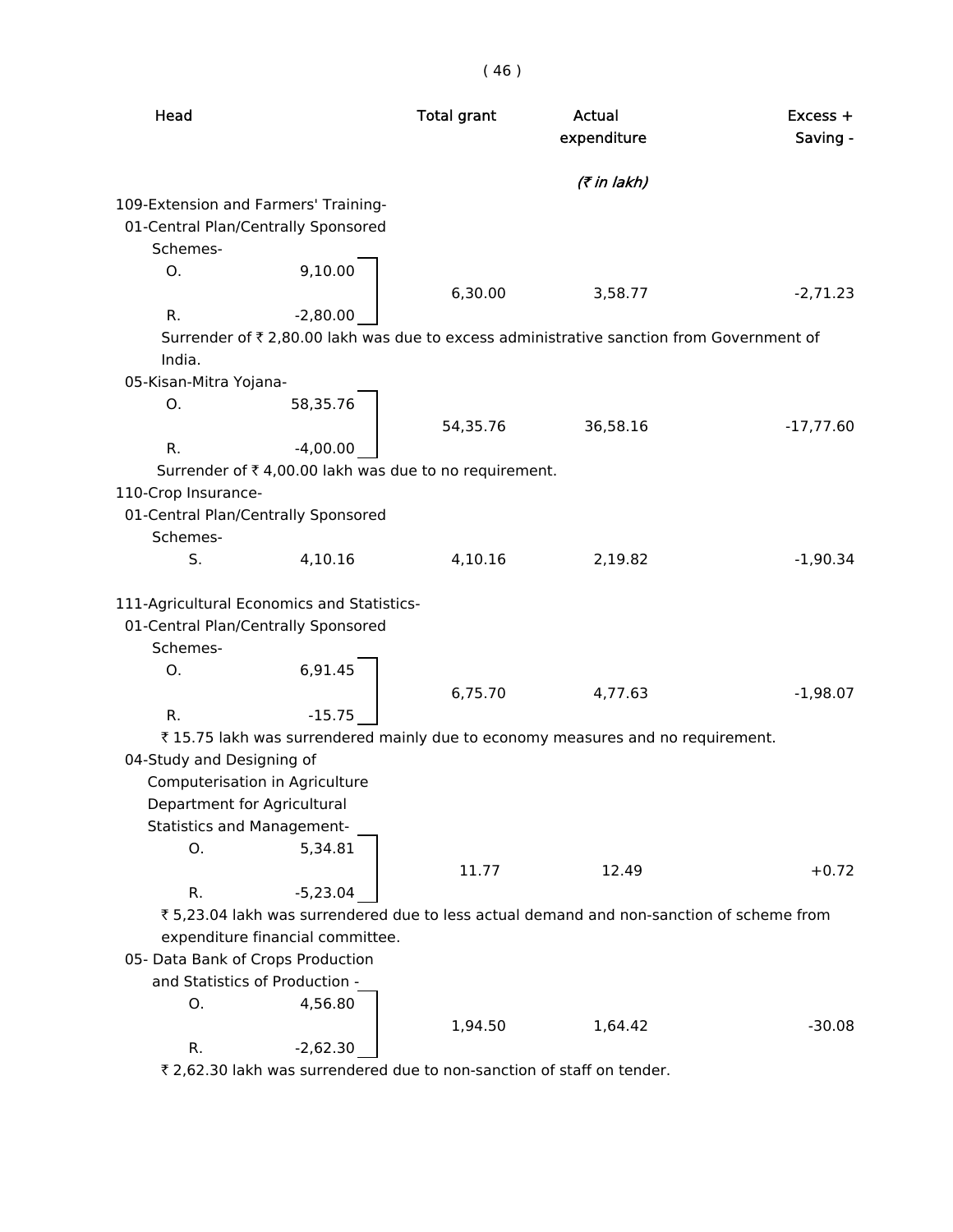| Head | | Total grant | Actual expenditure | Excess + Saving - |
|---|---|---|---|---|
| | | | *(₹ in lakh)* | |
| 109-Extension and Farmers' Training- | | | | |
| 01-Central Plan/Centrally Sponsored Schemes- | | | | |
| O. | 9,10.00 | | | |
| | | 6,30.00 | 3,58.77 | -2,71.23 |
| R. | -2,80.00 | | | |

Surrender of ₹ 2,80.00 lakh was due to excess administrative sanction from Government of India.

| Head | | Total grant | Actual expenditure | Excess + Saving - |
|---|---|---|---|---|
| 05-Kisan-Mitra Yojana- | | | | |
| O. | 58,35.76 | | | |
| | | 54,35.76 | 36,58.16 | -17,77.60 |
| R. | -4,00.00 | | | |

Surrender of ₹ 4,00.00 lakh was due to no requirement.

| Head | | Total grant | Actual expenditure | Excess + Saving - |
|---|---|---|---|---|
| 110-Crop Insurance- | | | | |
| 01-Central Plan/Centrally Sponsored Schemes- | | | | |
| S. | 4,10.16 | 4,10.16 | 2,19.82 | -1,90.34 |
| 111-Agricultural Economics and Statistics- | | | | |
| 01-Central Plan/Centrally Sponsored Schemes- | | | | |
| O. | 6,91.45 | | | |
| | | 6,75.70 | 4,77.63 | -1,98.07 |
| R. | -15.75 | | | |

₹ 15.75 lakh was surrendered mainly due to economy measures and no requirement.

| Head | | Total grant | Actual expenditure | Excess + Saving - |
|---|---|---|---|---|
| 04-Study and Designing of Computerisation in Agriculture Department for Agricultural Statistics and Management- | | | | |
| O. | 5,34.81 | | | |
| | | 11.77 | 12.49 | +0.72 |
| R. | -5,23.04 | | | |

₹ 5,23.04 lakh was surrendered due to less actual demand and non-sanction of scheme from expenditure financial committee.

| Head | | Total grant | Actual expenditure | Excess + Saving - |
|---|---|---|---|---|
| 05- Data Bank of Crops Production and Statistics of Production - | | | | |
| O. | 4,56.80 | | | |
| | | 1,94.50 | 1,64.42 | -30.08 |
| R. | -2,62.30 | | | |

₹ 2,62.30 lakh was surrendered due to non-sanction of staff on tender.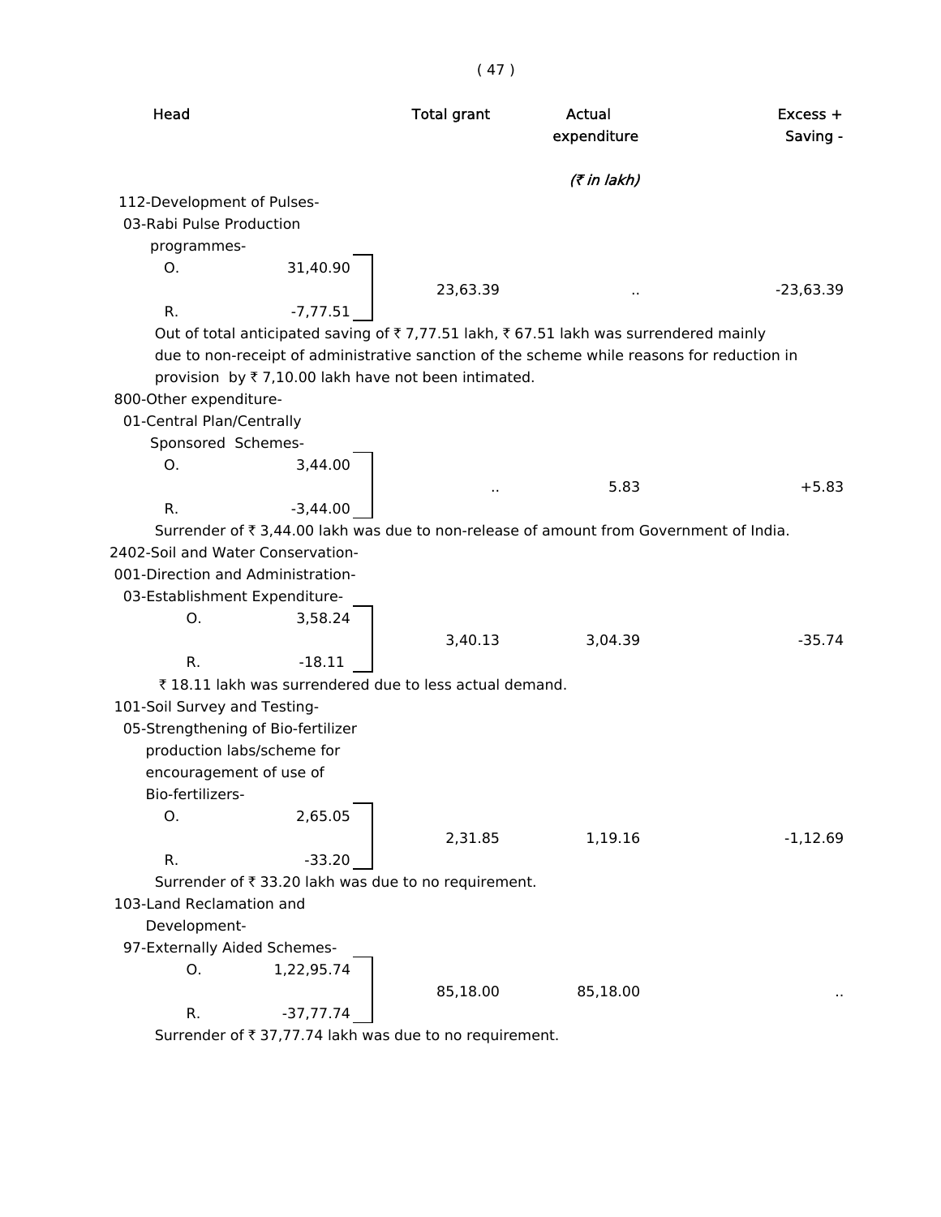| Head | | Total grant | Actual expenditure | Excess + Saving - |
|---|---|---|---|---|
| | | | *(₹ in lakh)* | |
| 112-Development of Pulses- | | | | |
| 03-Rabi Pulse Production programmes- | | | | |
| O. | 31,40.90 | 23,63.39 | .. | -23,63.39 |
| R. | -7,77.51 | | | |

Out of total anticipated saving of ₹ 7,77.51 lakh, ₹ 67.51 lakh was surrendered mainly due to non-receipt of administrative sanction of the scheme while reasons for reduction in provision by ₹ 7,10.00 lakh have not been intimated.

| Head | | Total grant | Actual expenditure | Excess + Saving - |
|---|---|---|---|---|
| 800-Other expenditure- | | | | |
| 01-Central Plan/Centrally Sponsored Schemes- | | | | |
| O. | 3,44.00 | .. | 5.83 | +5.83 |
| R. | -3,44.00 | | | |

Surrender of ₹ 3,44.00 lakh was due to non-release of amount from Government of India.

| Head | | Total grant | Actual expenditure | Excess + Saving - |
|---|---|---|---|---|
| 2402-Soil and Water Conservation- | | | | |
| 001-Direction and Administration- | | | | |
| 03-Establishment Expenditure- | | | | |
| O. | 3,58.24 | 3,40.13 | 3,04.39 | -35.74 |
| R. | -18.11 | | | |

₹ 18.11 lakh was surrendered due to less actual demand.

| Head | | Total grant | Actual expenditure | Excess + Saving - |
|---|---|---|---|---|
| 101-Soil Survey and Testing- | | | | |
| 05-Strengthening of Bio-fertilizer production labs/scheme for encouragement of use of Bio-fertilizers- | | | | |
| O. | 2,65.05 | 2,31.85 | 1,19.16 | -1,12.69 |
| R. | -33.20 | | | |

Surrender of ₹ 33.20 lakh was due to no requirement.

| Head | | Total grant | Actual expenditure | Excess + Saving - |
|---|---|---|---|---|
| 103-Land Reclamation and Development- | | | | |
| 97-Externally Aided Schemes- | | | | |
| O. | 1,22,95.74 | 85,18.00 | 85,18.00 | .. |
| R. | -37,77.74 | | | |

Surrender of ₹ 37,77.74 lakh was due to no requirement.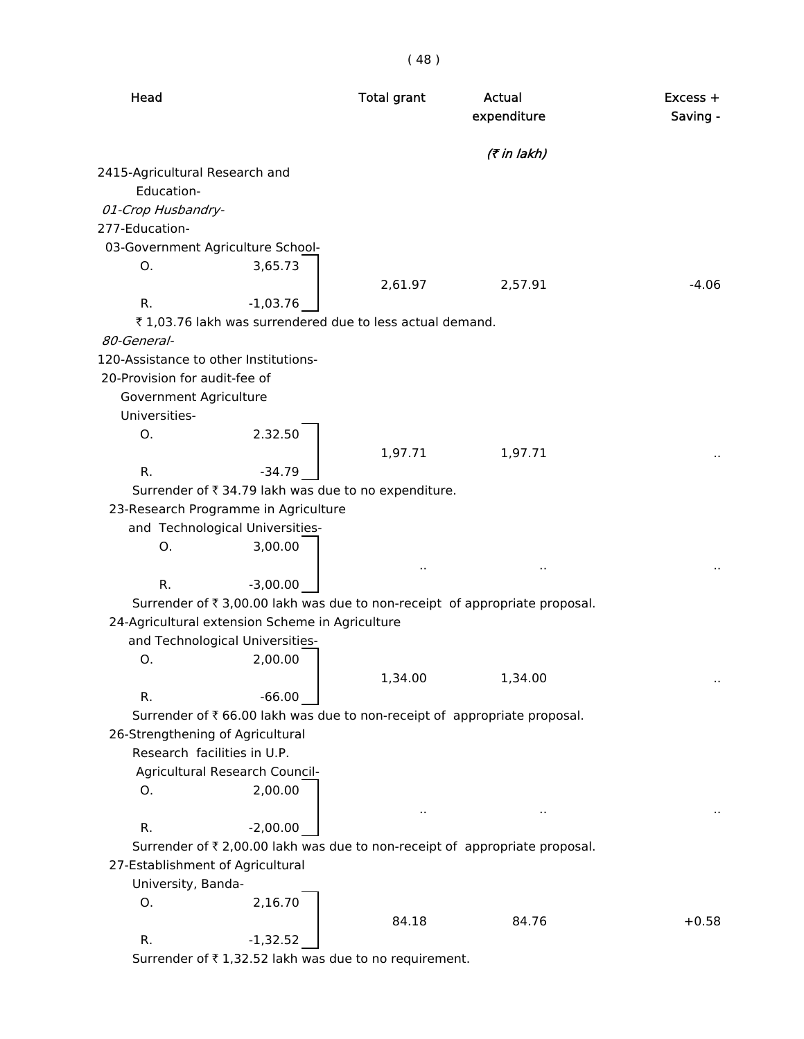| Head | | Total grant | Actual expenditure | Excess + Saving - |
|---|---|---|---|---|
| | | | *(₹ in lakh)* | |
| 2415-Agricultural Research and Education- | | | | |
| *01-Crop Husbandry-* | | | | |
| 277-Education- | | | | |
| 03-Government Agriculture School- | | | | |
| O. | 3,65.73 | 2,61.97 | 2,57.91 | -4.06 |
| R. | -1,03.76 | | | |

₹ 1,03.76 lakh was surrendered due to less actual demand.

| Head | | Total grant | Actual expenditure | Excess + Saving - |
|---|---|---|---|---|
| *80-General-* | | | | |
| 120-Assistance to other Institutions- | | | | |
| 20-Provision for audit-fee of Government Agriculture Universities- | | | | |
| O. | 2.32.50 | 1,97.71 | 1,97.71 | .. |
| R. | -34.79 | | | |

Surrender of ₹ 34.79 lakh was due to no expenditure.

| Head | | Total grant | Actual expenditure | Excess + Saving - |
|---|---|---|---|---|
| 23-Research Programme in Agriculture and Technological Universities- | | | | |
| O. | 3,00.00 | .. | .. | .. |
| R. | -3,00.00 | | | |

Surrender of ₹ 3,00.00 lakh was due to non-receipt of appropriate proposal.

| Head | | Total grant | Actual expenditure | Excess + Saving - |
|---|---|---|---|---|
| 24-Agricultural extension Scheme in Agriculture and Technological Universities- | | | | |
| O. | 2,00.00 | 1,34.00 | 1,34.00 | .. |
| R. | -66.00 | | | |

Surrender of ₹ 66.00 lakh was due to non-receipt of appropriate proposal.

| Head | | Total grant | Actual expenditure | Excess + Saving - |
|---|---|---|---|---|
| 26-Strengthening of Agricultural Research facilities in U.P. Agricultural Research Council- | | | | |
| O. | 2,00.00 | .. | .. | .. |
| R. | -2,00.00 | | | |

Surrender of ₹ 2,00.00 lakh was due to non-receipt of appropriate proposal.

| Head | | Total grant | Actual expenditure | Excess + Saving - |
|---|---|---|---|---|
| 27-Establishment of Agricultural University, Banda- | | | | |
| O. | 2,16.70 | 84.18 | 84.76 | +0.58 |
| R. | -1,32.52 | | | |

Surrender of ₹ 1,32.52 lakh was due to no requirement.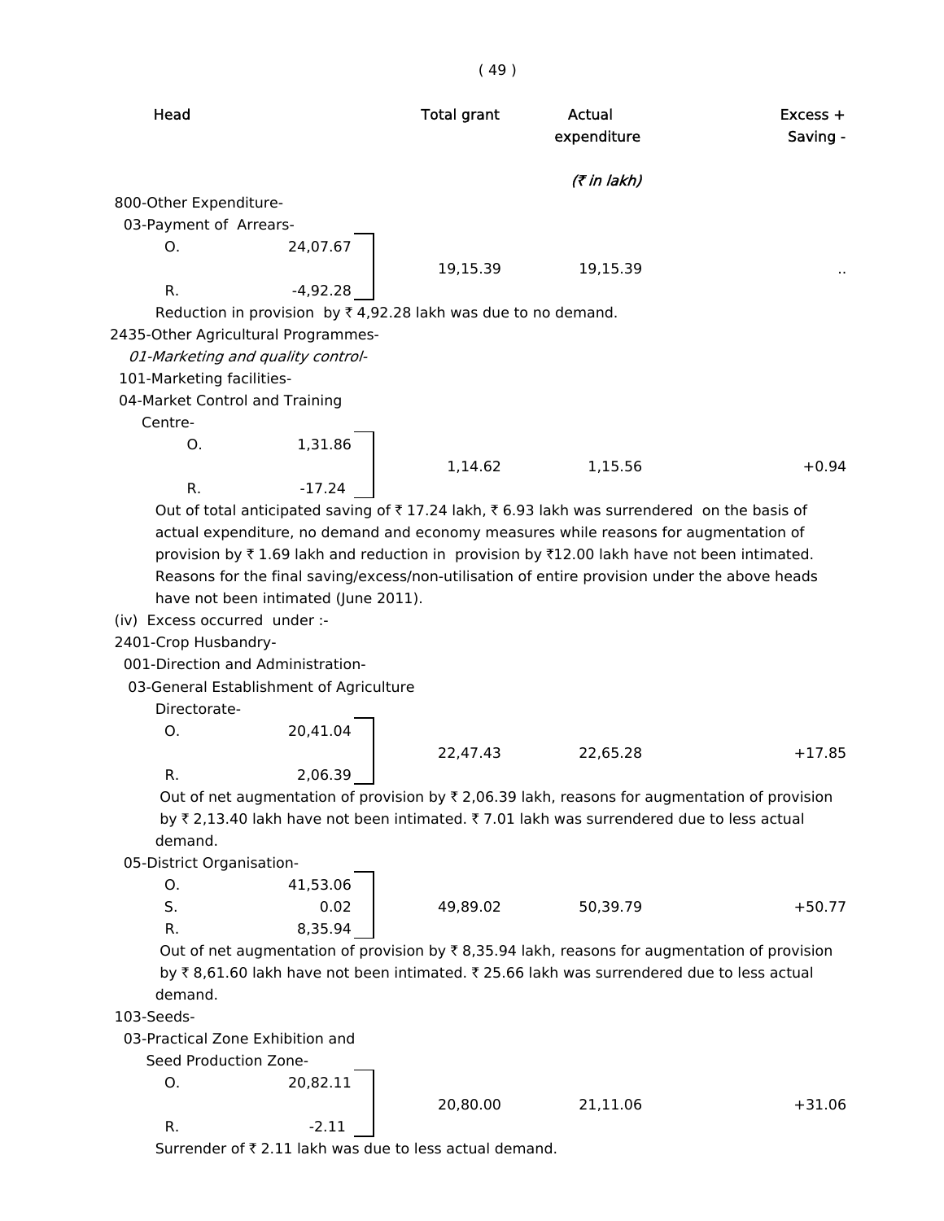| Head | | Total grant | Actual expenditure | Excess + Saving - |
|---|---|---|---|---|
| | | | (₹ in lakh) | |
| 800-Other Expenditure- | | | | |
| 03-Payment of Arrears- | | | | |
| O. | 24,07.67 | 19,15.39 | 19,15.39 | .. |
| R. | -4,92.28 | | | |

Reduction in provision by ₹ 4,92.28 lakh was due to no demand.

| Head | | Total grant | Actual expenditure | Excess + Saving - |
|---|---|---|---|---|
| 2435-Other Agricultural Programmes- | | | | |
| *01-Marketing and quality control-* | | | | |
| 101-Marketing facilities- | | | | |
| 04-Market Control and Training Centre- | | | | |
| O. | 1,31.86 | 1,14.62 | 1,15.56 | +0.94 |
| R. | -17.24 | | | |

Out of total anticipated saving of ₹ 17.24 lakh, ₹ 6.93 lakh was surrendered on the basis of actual expenditure, no demand and economy measures while reasons for augmentation of provision by ₹ 1.69 lakh and reduction in provision by ₹12.00 lakh have not been intimated. Reasons for the final saving/excess/non-utilisation of entire provision under the above heads have not been intimated (June 2011).

(iv) Excess occurred under :-

| Head | | Total grant | Actual expenditure | Excess + Saving - |
|---|---|---|---|---|
| 2401-Crop Husbandry- | | | | |
| 001-Direction and Administration- | | | | |
| 03-General Establishment of Agriculture Directorate- | | | | |
| O. | 20,41.04 | 22,47.43 | 22,65.28 | +17.85 |
| R. | 2,06.39 | | | |

Out of net augmentation of provision by ₹ 2,06.39 lakh, reasons for augmentation of provision by ₹ 2,13.40 lakh have not been intimated. ₹ 7.01 lakh was surrendered due to less actual demand.

| Head | | Total grant | Actual expenditure | Excess + Saving - |
|---|---|---|---|---|
| 05-District Organisation- | | | | |
| O. | 41,53.06 | 49,89.02 | 50,39.79 | +50.77 |
| S. | 0.02 | | | |
| R. | 8,35.94 | | | |

Out of net augmentation of provision by ₹ 8,35.94 lakh, reasons for augmentation of provision by ₹ 8,61.60 lakh have not been intimated. ₹ 25.66 lakh was surrendered due to less actual demand.

| Head | | Total grant | Actual expenditure | Excess + Saving - |
|---|---|---|---|---|
| 103-Seeds- | | | | |
| 03-Practical Zone Exhibition and Seed Production Zone- | | | | |
| O. | 20,82.11 | 20,80.00 | 21,11.06 | +31.06 |
| R. | -2.11 | | | |

Surrender of ₹ 2.11 lakh was due to less actual demand.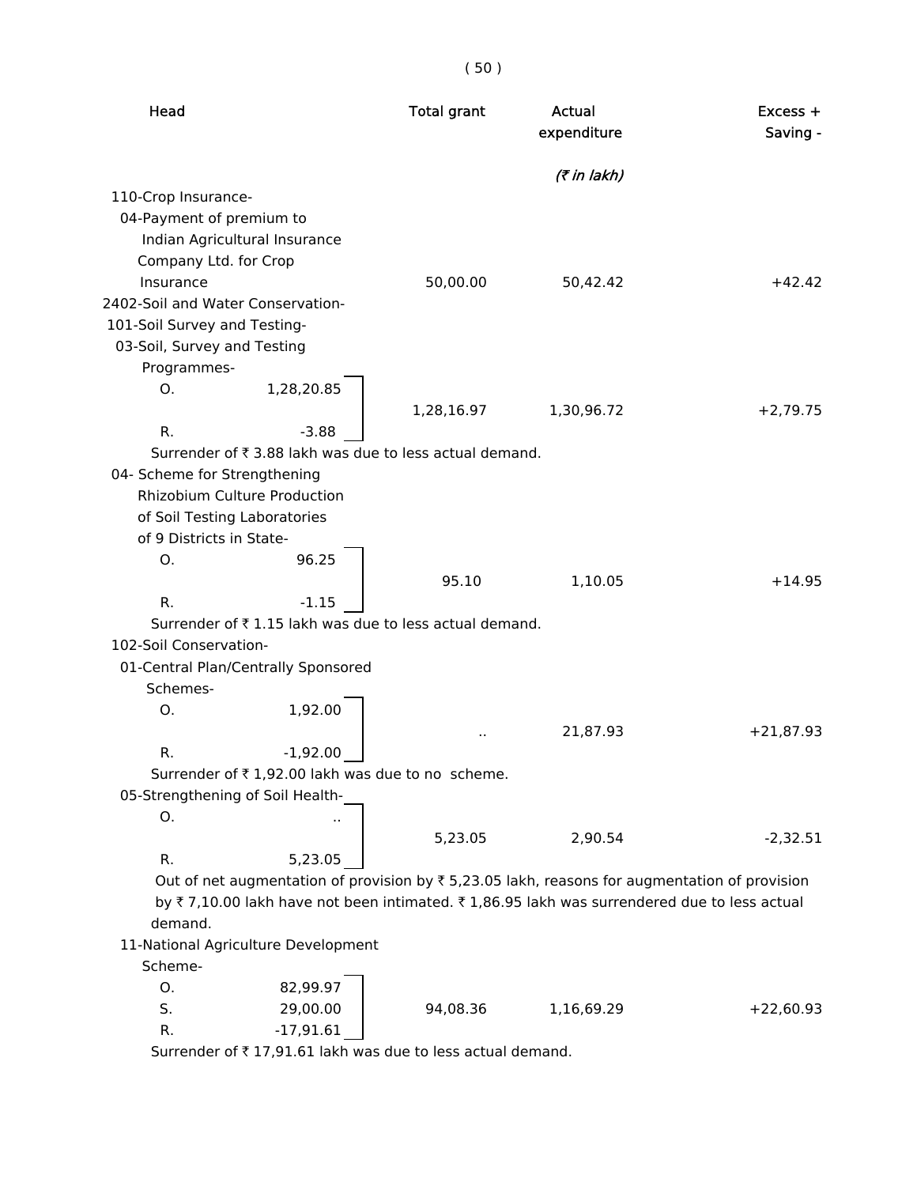| Head | | Total grant | Actual expenditure | Excess + Saving - |
|---|---|---|---|---|
| | | | *(₹ in lakh)* | |
| 110-Crop Insurance- | | | | |
| 04-Payment of premium to Indian Agricultural Insurance Company Ltd. for Crop Insurance | | 50,00.00 | 50,42.42 | +42.42 |
| 2402-Soil and Water Conservation- | | | | |
| 101-Soil Survey and Testing- | | | | |
| 03-Soil, Survey and Testing Programmes- | | | | |
| O. | 1,28,20.85 | | | |
| | | 1,28,16.97 | 1,30,96.72 | +2,79.75 |
| R. | -3.88 | | | |

Surrender of ₹ 3.88 lakh was due to less actual demand.

| Head | | Total grant | Actual expenditure | Excess + Saving - |
|---|---|---|---|---|
| 04- Scheme for Strengthening Rhizobium Culture Production of Soil Testing Laboratories of 9 Districts in State- | | | | |
| O. | 96.25 | | | |
| | | 95.10 | 1,10.05 | +14.95 |
| R. | -1.15 | | | |

Surrender of ₹ 1.15 lakh was due to less actual demand.

| Head | | Total grant | Actual expenditure | Excess + Saving - |
|---|---|---|---|---|
| 102-Soil Conservation- | | | | |
| 01-Central Plan/Centrally Sponsored Schemes- | | | | |
| O. | 1,92.00 | | | |
| | | .. | 21,87.93 | +21,87.93 |
| R. | -1,92.00 | | | |

Surrender of ₹ 1,92.00 lakh was due to no scheme.

| Head | | Total grant | Actual expenditure | Excess + Saving - |
|---|---|---|---|---|
| 05-Strengthening of Soil Health- | | | | |
| O. | .. | | | |
| | | 5,23.05 | 2,90.54 | -2,32.51 |
| R. | 5,23.05 | | | |

Out of net augmentation of provision by ₹ 5,23.05 lakh, reasons for augmentation of provision by ₹ 7,10.00 lakh have not been intimated. ₹ 1,86.95 lakh was surrendered due to less actual demand.

| Head | | Total grant | Actual expenditure | Excess + Saving - |
|---|---|---|---|---|
| 11-National Agriculture Development Scheme- | | | | |
| O. | 82,99.97 | | | |
| S. | 29,00.00 | 94,08.36 | 1,16,69.29 | +22,60.93 |
| R. | -17,91.61 | | | |

Surrender of ₹ 17,91.61 lakh was due to less actual demand.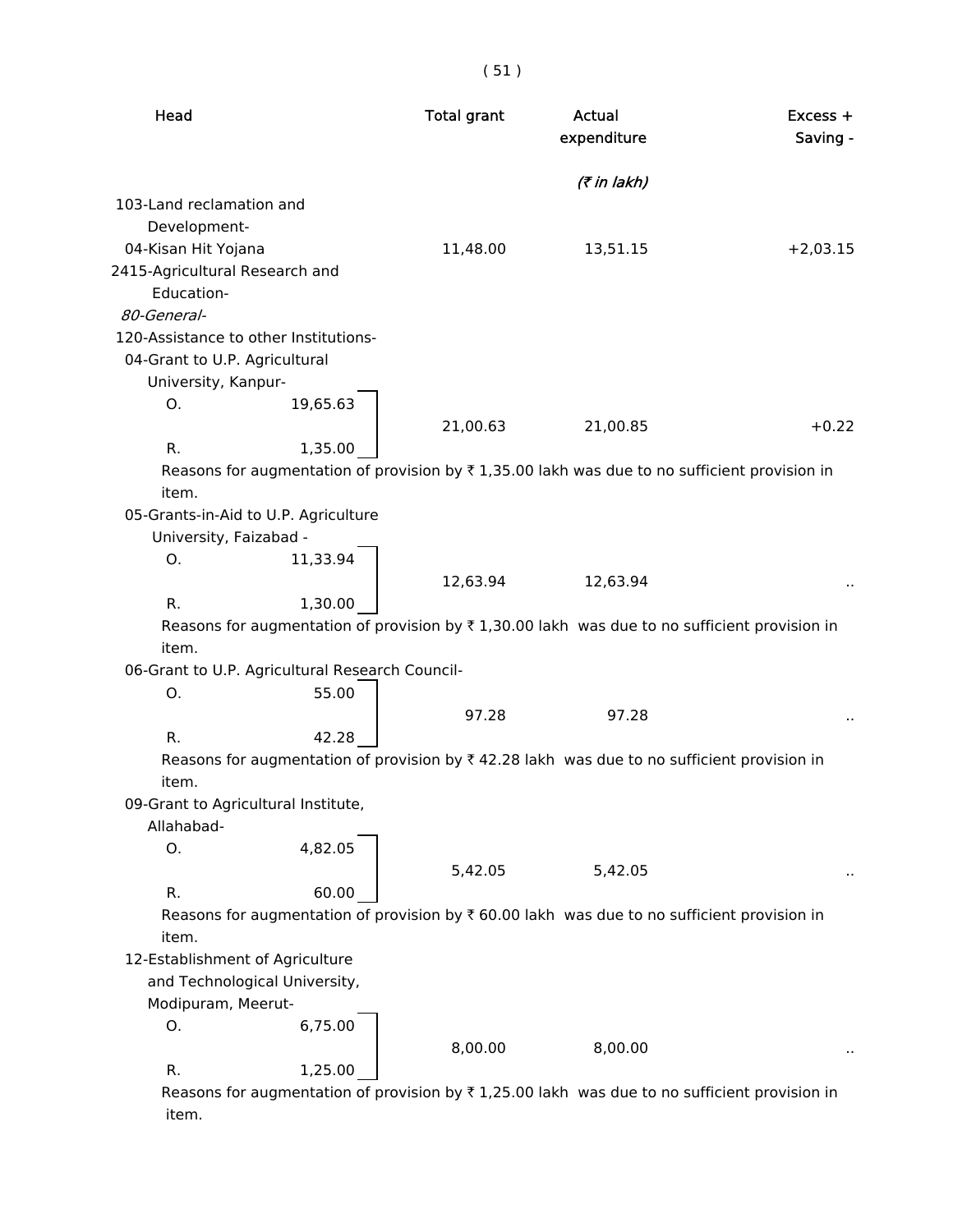| Head | Total grant | Actual expenditure | Excess + Saving - |
|---|---|---|---|
| | | *(₹ in lakh)* | |
| 103-Land reclamation and Development- | | | |
| 04-Kisan Hit Yojana | 11,48.00 | 13,51.15 | +2,03.15 |
| 2415-Agricultural Research and Education- | | | |
| *80-General-* | | | |
| 120-Assistance to other Institutions- | | | |
| 04-Grant to U.P. Agricultural University, Kanpur- | | | |
| O. 19,65.63 / R. 1,35.00 | 21,00.63 | 21,00.85 | +0.22 |

Reasons for augmentation of provision by ₹ 1,35.00 lakh was due to no sufficient provision in item.

| Head | Total grant | Actual expenditure | Excess + Saving - |
|---|---|---|---|
| 05-Grants-in-Aid to U.P. Agriculture University, Faizabad - | | | |
| O. 11,33.94 / R. 1,30.00 | 12,63.94 | 12,63.94 | .. |

Reasons for augmentation of provision by ₹ 1,30.00 lakh was due to no sufficient provision in item.

| Head | Total grant | Actual expenditure | Excess + Saving - |
|---|---|---|---|
| 06-Grant to U.P. Agricultural Research Council- | | | |
| O. 55.00 / R. 42.28 | 97.28 | 97.28 | .. |

Reasons for augmentation of provision by ₹ 42.28 lakh was due to no sufficient provision in item.

| Head | Total grant | Actual expenditure | Excess + Saving - |
|---|---|---|---|
| 09-Grant to Agricultural Institute, Allahabad- | | | |
| O. 4,82.05 / R. 60.00 | 5,42.05 | 5,42.05 | .. |

Reasons for augmentation of provision by ₹ 60.00 lakh was due to no sufficient provision in item.

| Head | Total grant | Actual expenditure | Excess + Saving - |
|---|---|---|---|
| 12-Establishment of Agriculture and Technological University, Modipuram, Meerut- | | | |
| O. 6,75.00 / R. 1,25.00 | 8,00.00 | 8,00.00 | .. |

Reasons for augmentation of provision by ₹ 1,25.00 lakh was due to no sufficient provision in item.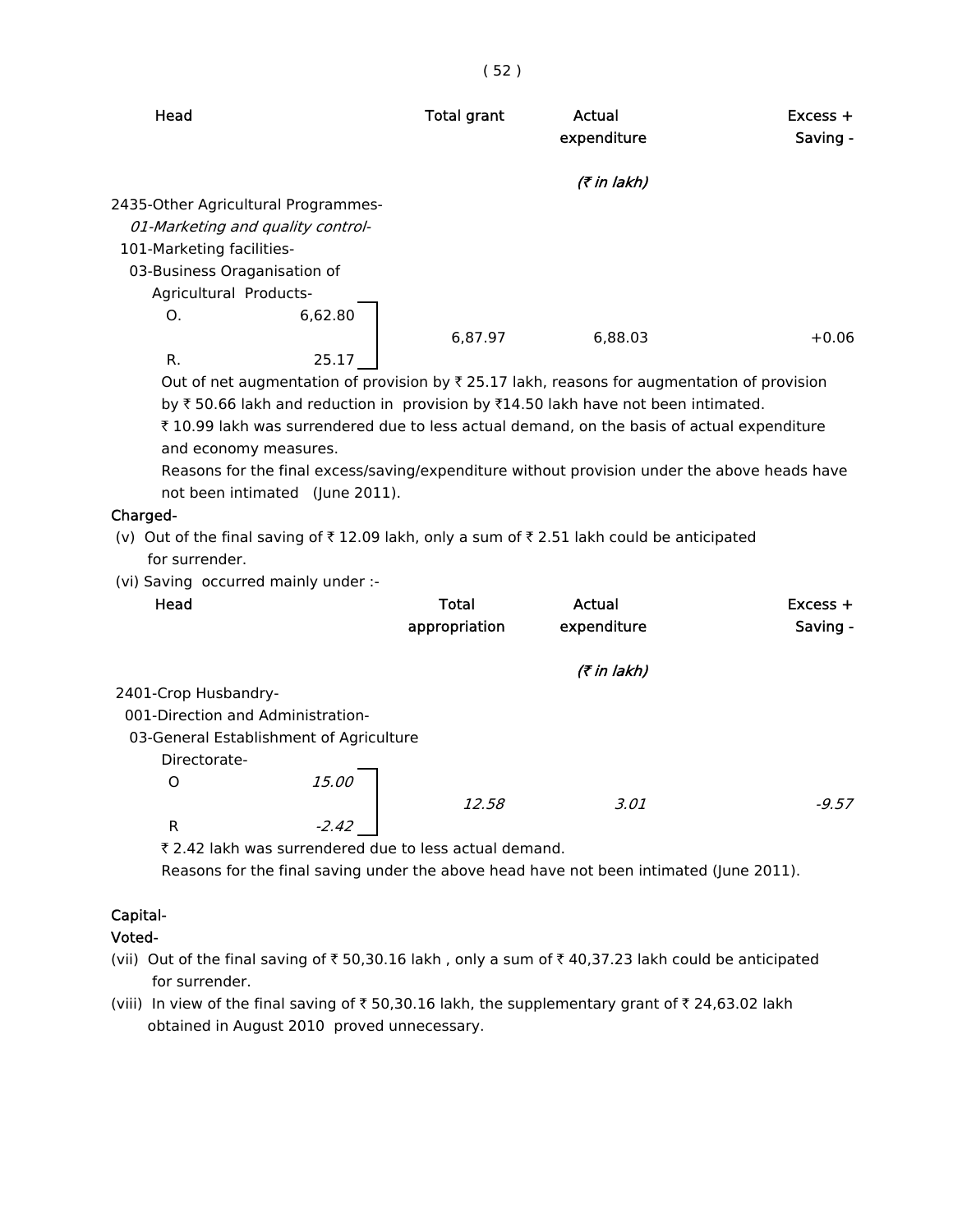| Head | | Total grant | Actual expenditure | Excess + Saving - |
|---|---|---|---|---|
| | | | *(₹ in lakh)* | |
| 2435-Other Agricultural Programmes- | | | | |
| *01-Marketing and quality control-* | | | | |
| 101-Marketing facilities- | | | | |
| 03-Business Oraganisation of Agricultural Products- | | | | |
| O. | 6,62.80 | 6,87.97 | 6,88.03 | +0.06 |
| R. | 25.17 | | | |

Out of net augmentation of provision by ₹ 25.17 lakh, reasons for augmentation of provision by ₹ 50.66 lakh and reduction in provision by ₹14.50 lakh have not been intimated.

₹ 10.99 lakh was surrendered due to less actual demand, on the basis of actual expenditure and economy measures.

Reasons for the final excess/saving/expenditure without provision under the above heads have not been intimated (June 2011).

**Charged-**

(v) Out of the final saving of ₹ 12.09 lakh, only a sum of ₹ 2.51 lakh could be anticipated for surrender.

(vi) Saving occurred mainly under :-

| Head | | Total appropriation | Actual expenditure | Excess + Saving - |
|---|---|---|---|---|
| | | | *(₹ in lakh)* | |
| 2401-Crop Husbandry- | | | | |
| 001-Direction and Administration- | | | | |
| 03-General Establishment of Agriculture Directorate- | | | | |
| O | *15.00* | *12.58* | *3.01* | *-9.57* |
| R | *-2.42* | | | |

₹ 2.42 lakh was surrendered due to less actual demand.

Reasons for the final saving under the above head have not been intimated (June 2011).

**Capital-**

**Voted-**

(vii) Out of the final saving of ₹ 50,30.16 lakh , only a sum of ₹ 40,37.23 lakh could be anticipated for surrender.

(viii) In view of the final saving of ₹ 50,30.16 lakh, the supplementary grant of ₹ 24,63.02 lakh obtained in August 2010 proved unnecessary.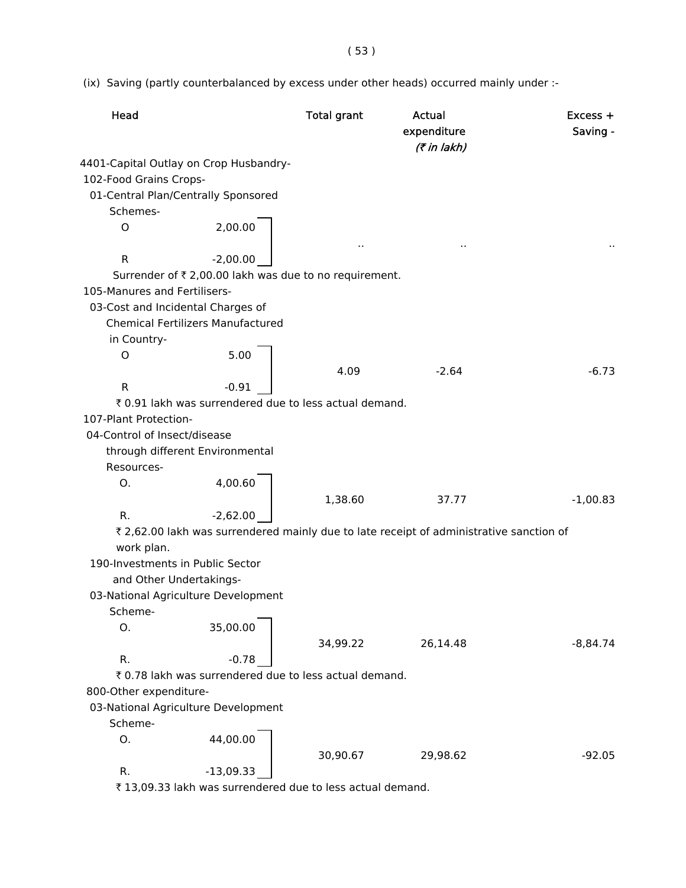(ix) Saving (partly counterbalanced by excess under other heads) occurred mainly under :-

| Head | | Total grant | Actual expenditure | Excess + Saving - |
|---|---|---|---|---|
| | | | *(₹ in lakh)* | |
| 4401-Capital Outlay on Crop Husbandry- | | | | |
| 102-Food Grains Crops- | | | | |
| 01-Central Plan/Centrally Sponsored Schemes- | | | | |
| O | 2,00.00 | .. | .. | .. |
| R | -2,00.00 | | | |
| Surrender of ₹ 2,00.00 lakh was due to no requirement. | | | | |
| 105-Manures and Fertilisers- | | | | |
| 03-Cost and Incidental Charges of Chemical Fertilizers Manufactured in Country- | | | | |
| O | 5.00 | 4.09 | -2.64 | -6.73 |
| R | -0.91 | | | |
| ₹ 0.91 lakh was surrendered due to less actual demand. | | | | |
| 107-Plant Protection- | | | | |
| 04-Control of Insect/disease through different Environmental Resources- | | | | |
| O. | 4,00.60 | 1,38.60 | 37.77 | -1,00.83 |
| R. | -2,62.00 | | | |
| ₹ 2,62.00 lakh was surrendered mainly due to late receipt of administrative sanction of work plan. | | | | |
| 190-Investments in Public Sector and Other Undertakings- | | | | |
| 03-National Agriculture Development Scheme- | | | | |
| O. | 35,00.00 | 34,99.22 | 26,14.48 | -8,84.74 |
| R. | -0.78 | | | |
| ₹ 0.78 lakh was surrendered due to less actual demand. | | | | |
| 800-Other expenditure- | | | | |
| 03-National Agriculture Development Scheme- | | | | |
| O. | 44,00.00 | 30,90.67 | 29,98.62 | -92.05 |
| R. | -13,09.33 | | | |
| ₹ 13,09.33 lakh was surrendered due to less actual demand. | | | | |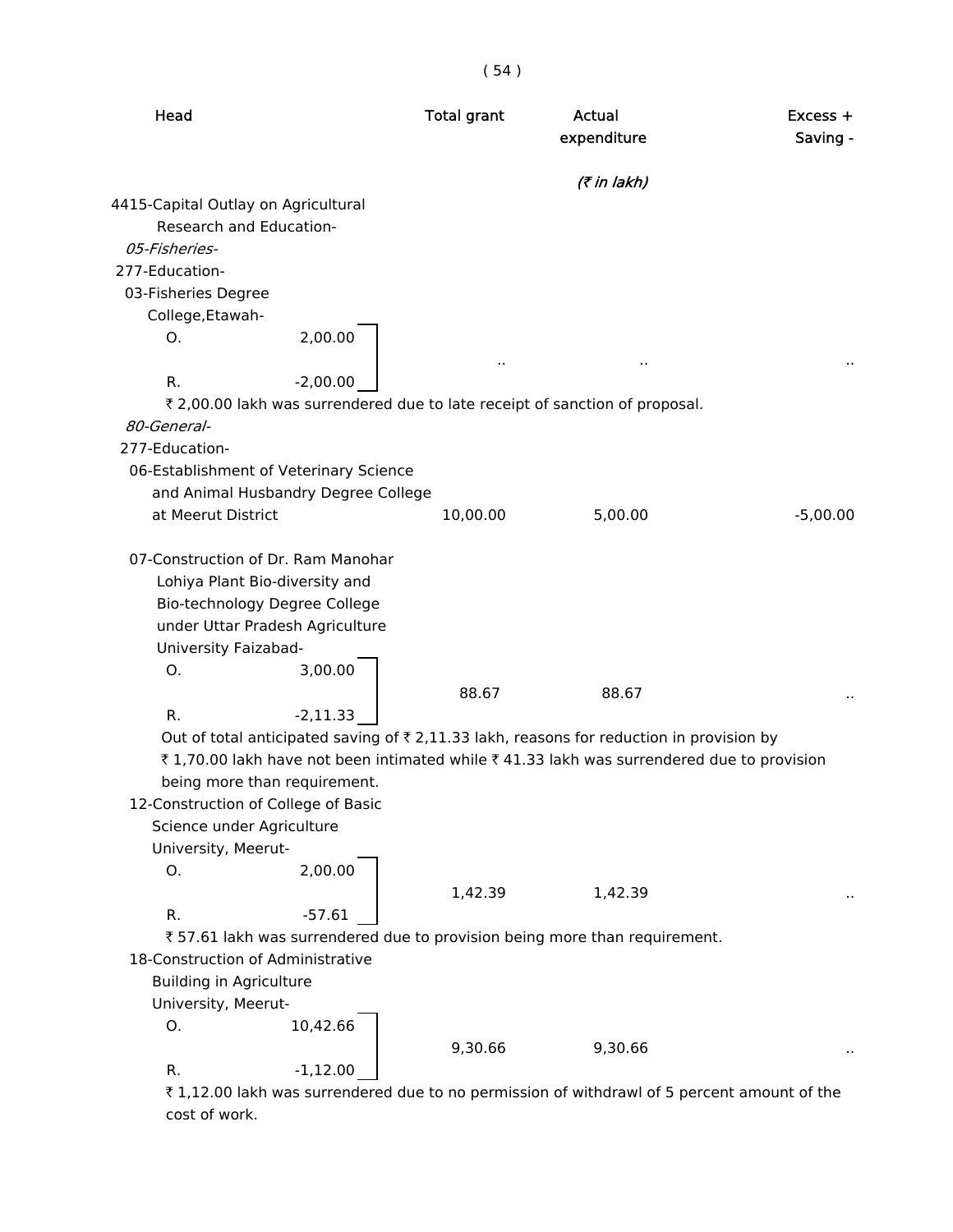| Head | | Total grant | Actual expenditure | Excess + Saving - |
|---|---|---|---|---|
| | | | *(₹ in lakh)* | |
| 4415-Capital Outlay on Agricultural Research and Education- | | | | |
| *05-Fisheries-* | | | | |
| 277-Education- | | | | |
| 03-Fisheries Degree College,Etawah- | | | | |
| O. | 2,00.00 | .. | .. | .. |
| R. | -2,00.00 | | | |

₹ 2,00.00 lakh was surrendered due to late receipt of sanction of proposal.

| Head | | Total grant | Actual expenditure | Excess + Saving - |
|---|---|---|---|---|
| *80-General-* | | | | |
| 277-Education- | | | | |
| 06-Establishment of Veterinary Science and Animal Husbandry Degree College at Meerut District | | 10,00.00 | 5,00.00 | -5,00.00 |
| 07-Construction of Dr. Ram Manohar Lohiya Plant Bio-diversity and Bio-technology Degree College under Uttar Pradesh Agriculture University Faizabad- | | | | |
| O. | 3,00.00 | 88.67 | 88.67 | .. |
| R. | -2,11.33 | | | |

Out of total anticipated saving of ₹ 2,11.33 lakh, reasons for reduction in provision by ₹ 1,70.00 lakh have not been intimated while ₹ 41.33 lakh was surrendered due to provision being more than requirement.

| Head | | Total grant | Actual expenditure | Excess + Saving - |
|---|---|---|---|---|
| 12-Construction of College of Basic Science under Agriculture University, Meerut- | | | | |
| O. | 2,00.00 | 1,42.39 | 1,42.39 | .. |
| R. | -57.61 | | | |

₹ 57.61 lakh was surrendered due to provision being more than requirement.

| Head | | Total grant | Actual expenditure | Excess + Saving - |
|---|---|---|---|---|
| 18-Construction of Administrative Building in Agriculture University, Meerut- | | | | |
| O. | 10,42.66 | 9,30.66 | 9,30.66 | .. |
| R. | -1,12.00 | | | |

₹ 1,12.00 lakh was surrendered due to no permission of withdrawl of 5 percent amount of the cost of work.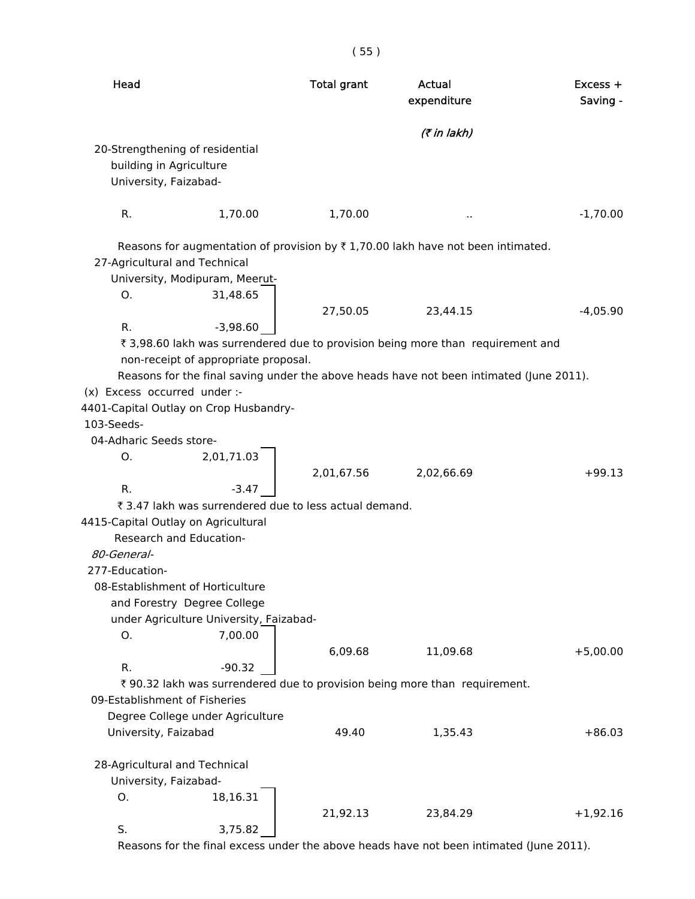| Head | | Total grant | Actual expenditure | Excess + Saving - |
|---|---|---|---|---|
| | | | (₹ in lakh) | |
| 20-Strengthening of residential building in Agriculture University, Faizabad- | | | | |
| R. | 1,70.00 | 1,70.00 | .. | -1,70.00 |

Reasons for augmentation of provision by ₹ 1,70.00 lakh have not been intimated.

| Head | | Total grant | Actual expenditure | Excess + Saving - |
|---|---|---|---|---|
| 27-Agricultural and Technical University, Modipuram, Meerut- | | | | |
| O. | 31,48.65 | 27,50.05 | 23,44.15 | -4,05.90 |
| R. | -3,98.60 | | | |

₹ 3,98.60 lakh was surrendered due to provision being more than requirement and non-receipt of appropriate proposal.

Reasons for the final saving under the above heads have not been intimated (June 2011).

(x) Excess occurred under :-

4401-Capital Outlay on Crop Husbandry-

103-Seeds-

| Head | | Total grant | Actual expenditure | Excess + Saving - |
|---|---|---|---|---|
| 04-Adharic Seeds store- | | | | |
| O. | 2,01,71.03 | 2,01,67.56 | 2,02,66.69 | +99.13 |
| R. | -3.47 | | | |

₹ 3.47 lakh was surrendered due to less actual demand.

4415-Capital Outlay on Agricultural Research and Education-

*80-General-*

277-Education-

| Head | | Total grant | Actual expenditure | Excess + Saving - |
|---|---|---|---|---|
| 08-Establishment of Horticulture and Forestry Degree College under Agriculture University, Faizabad- | | | | |
| O. | 7,00.00 | 6,09.68 | 11,09.68 | +5,00.00 |
| R. | -90.32 | | | |

₹ 90.32 lakh was surrendered due to provision being more than requirement.

| Head | | Total grant | Actual expenditure | Excess + Saving - |
|---|---|---|---|---|
| 09-Establishment of Fisheries Degree College under Agriculture University, Faizabad | | 49.40 | 1,35.43 | +86.03 |
| 28-Agricultural and Technical University, Faizabad- | | | | |
| O. | 18,16.31 | 21,92.13 | 23,84.29 | +1,92.16 |
| S. | 3,75.82 | | | |

Reasons for the final excess under the above heads have not been intimated (June 2011).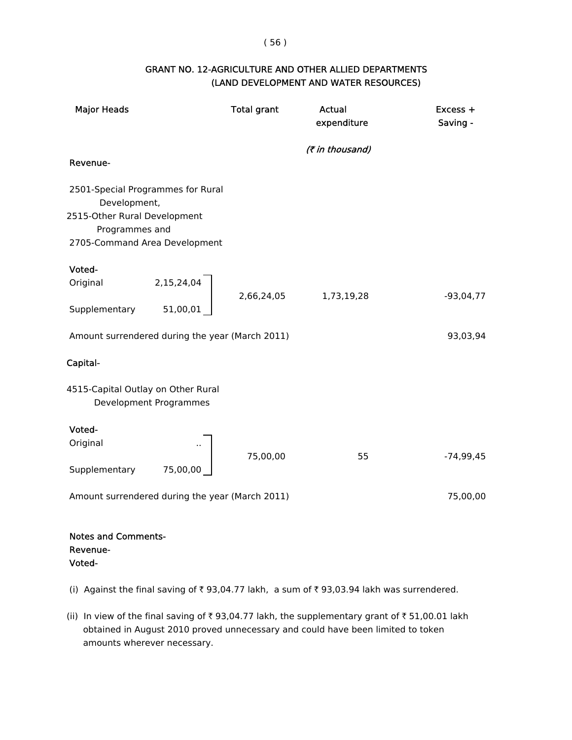## GRANT NO. 12-AGRICULTURE AND OTHER ALLIED DEPARTMENTS (LAND DEVELOPMENT AND WATER RESOURCES)

| Major Heads | | Total grant | Actual expenditure | Excess + Saving - |
|---|---|---|---|---|
| | | | (₹ in thousand) | |
| **Revenue-** | | | | |
| 2501-Special Programmes for Rural Development, 2515-Other Rural Development Programmes and 2705-Command Area Development | | | | |
| **Voted-** | | | | |
| Original | 2,15,24,04 | 2,66,24,05 | 1,73,19,28 | -93,04,77 |
| Supplementary | 51,00,01 | | | |
| Amount surrendered during the year (March 2011) | | | | 93,03,94 |
| **Capital-** | | | | |
| 4515-Capital Outlay on Other Rural Development Programmes | | | | |
| **Voted-** | | | | |
| Original | .. | 75,00,00 | 55 | -74,99,45 |
| Supplementary | 75,00,00 | | | |
| Amount surrendered during the year (March 2011) | | | | 75,00,00 |

**Notes and Comments-**
**Revenue-**
**Voted-**

(i) Against the final saving of ₹ 93,04.77 lakh, a sum of ₹ 93,03.94 lakh was surrendered.

(ii) In view of the final saving of ₹ 93,04.77 lakh, the supplementary grant of ₹ 51,00.01 lakh obtained in August 2010 proved unnecessary and could have been limited to token amounts wherever necessary.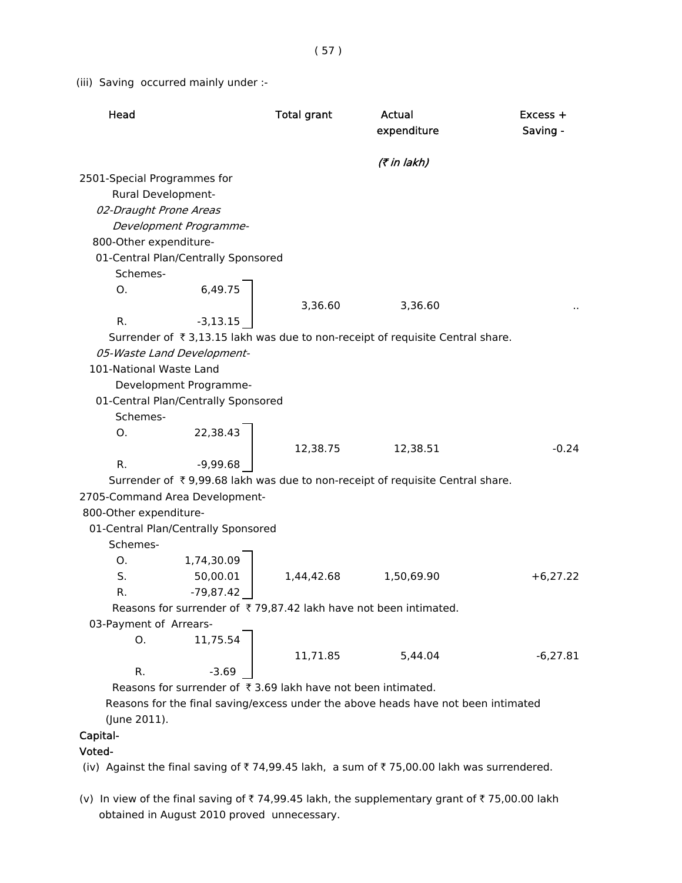(iii) Saving occurred mainly under :-

| Head | | Total grant | Actual expenditure | Excess + Saving - |
|---|---|---|---|---|
| | | | *(₹ in lakh)* | |
| 2501-Special Programmes for Rural Development- | | | | |
| *02-Draught Prone Areas Development Programme-* | | | | |
| 800-Other expenditure- | | | | |
| 01-Central Plan/Centrally Sponsored Schemes- | | | | |
| O. | 6,49.75 | 3,36.60 | 3,36.60 | .. |
| R. | -3,13.15 | | | |

Surrender of ₹ 3,13.15 lakh was due to non-receipt of requisite Central share.

| Head | | Total grant | Actual expenditure | Excess + Saving - |
|---|---|---|---|---|
| *05-Waste Land Development-* | | | | |
| 101-National Waste Land Development Programme- | | | | |
| 01-Central Plan/Centrally Sponsored Schemes- | | | | |
| O. | 22,38.43 | 12,38.75 | 12,38.51 | -0.24 |
| R. | -9,99.68 | | | |

Surrender of ₹ 9,99.68 lakh was due to non-receipt of requisite Central share.

| Head | | Total grant | Actual expenditure | Excess + Saving - |
|---|---|---|---|---|
| 2705-Command Area Development- | | | | |
| 800-Other expenditure- | | | | |
| 01-Central Plan/Centrally Sponsored Schemes- | | | | |
| O. | 1,74,30.09 | 1,44,42.68 | 1,50,69.90 | +6,27.22 |
| S. | 50,00.01 | | | |
| R. | -79,87.42 | | | |

Reasons for surrender of ₹ 79,87.42 lakh have not been intimated.

| Head | | Total grant | Actual expenditure | Excess + Saving - |
|---|---|---|---|---|
| 03-Payment of Arrears- | | | | |
| O. | 11,75.54 | 11,71.85 | 5,44.04 | -6,27.81 |
| R. | -3.69 | | | |

Reasons for surrender of ₹ 3.69 lakh have not been intimated.

Reasons for the final saving/excess under the above heads have not been intimated (June 2011).

**Capital-**

**Voted-**

(iv) Against the final saving of ₹ 74,99.45 lakh, a sum of ₹ 75,00.00 lakh was surrendered.

(v) In view of the final saving of ₹ 74,99.45 lakh, the supplementary grant of ₹ 75,00.00 lakh obtained in August 2010 proved unnecessary.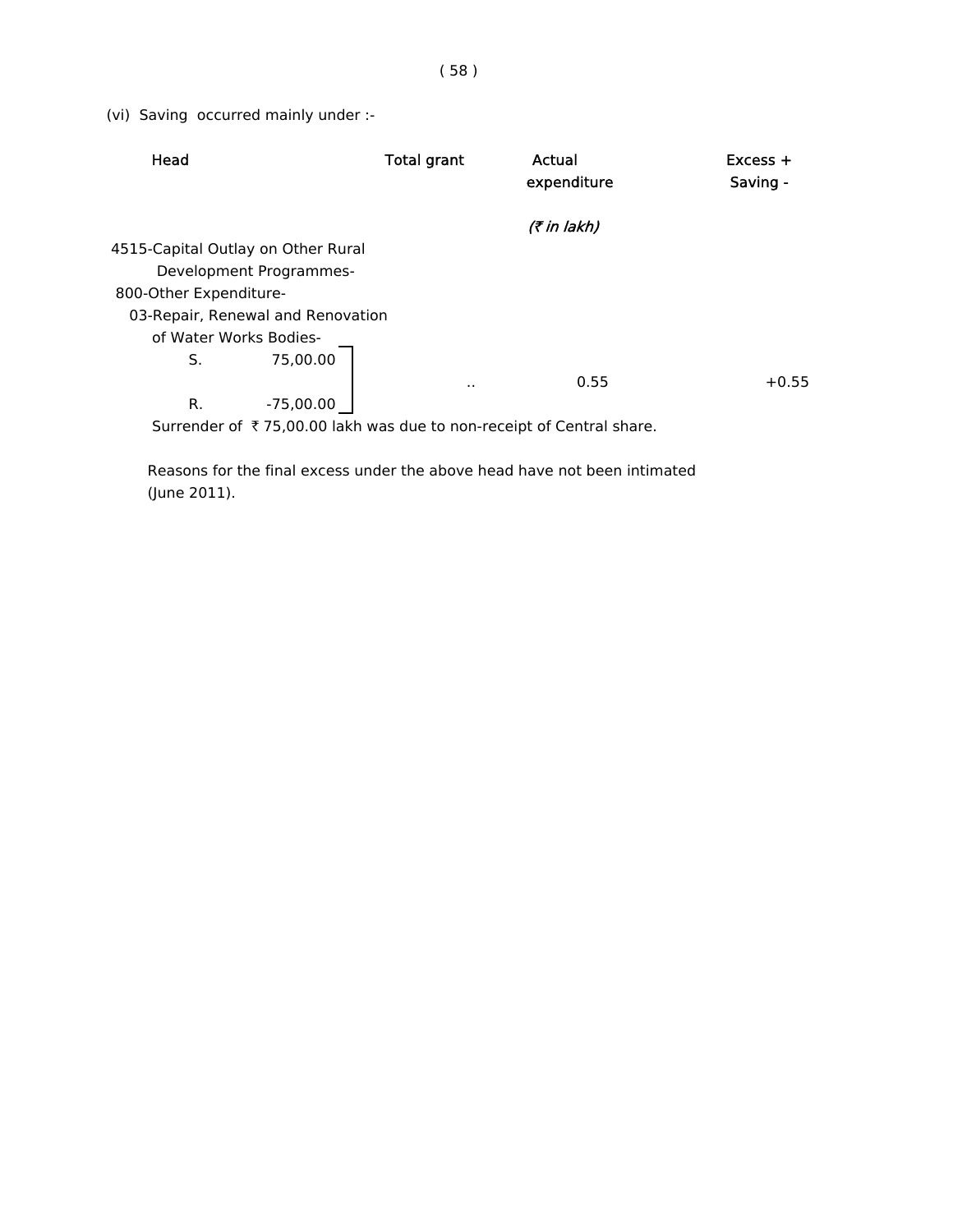(vi) Saving occurred mainly under :-

| Head | Total grant | Actual expenditure | Excess + Saving - |
|---|---|---|---|
| | | *(₹ in lakh)* | |
| 4515-Capital Outlay on Other Rural Development Programmes-<br>800-Other Expenditure-<br>03-Repair, Renewal and Renovation of Water Works Bodies-<br>S. 75,00.00<br>R. -75,00.00 | .. | 0.55 | +0.55 |

Surrender of ₹ 75,00.00 lakh was due to non-receipt of Central share.

Reasons for the final excess under the above head have not been intimated (June 2011).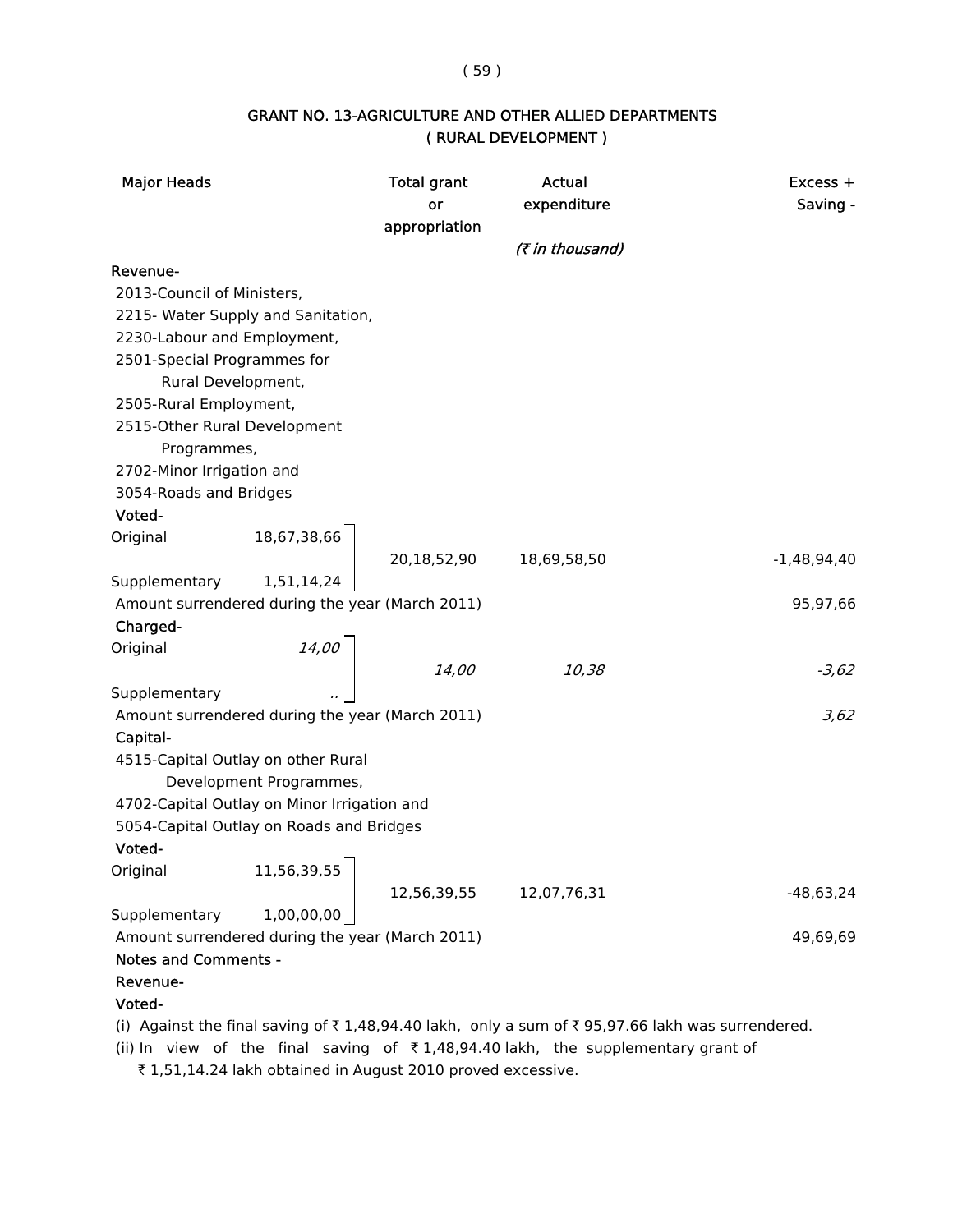# GRANT NO. 13-AGRICULTURE AND OTHER ALLIED DEPARTMENTS

## ( RURAL DEVELOPMENT )

| Major Heads | | Total grant or appropriation | Actual expenditure | Excess + Saving - |
|---|---|---|---|---|
| | | | *(₹ in thousand)* | |
| **Revenue-** | | | | |
| 2013-Council of Ministers, 2215- Water Supply and Sanitation, 2230-Labour and Employment, 2501-Special Programmes for Rural Development, 2505-Rural Employment, 2515-Other Rural Development Programmes, 2702-Minor Irrigation and 3054-Roads and Bridges | | | | |
| **Voted-** | | | | |
| Original | 18,67,38,66 | 20,18,52,90 | 18,69,58,50 | -1,48,94,40 |
| Supplementary | 1,51,14,24 | | | |
| Amount surrendered during the year (March 2011) | | | | 95,97,66 |
| **Charged-** | | | | |
| Original | *14,00* | *14,00* | *10,38* | *-3,62* |
| Supplementary | .. | | | |
| Amount surrendered during the year (March 2011) | | | | *3,62* |
| **Capital-** | | | | |
| 4515-Capital Outlay on other Rural Development Programmes, 4702-Capital Outlay on Minor Irrigation and 5054-Capital Outlay on Roads and Bridges | | | | |
| **Voted-** | | | | |
| Original | 11,56,39,55 | 12,56,39,55 | 12,07,76,31 | -48,63,24 |
| Supplementary | 1,00,00,00 | | | |
| Amount surrendered during the year (March 2011) | | | | 49,69,69 |

**Notes and Comments -**

**Revenue-**

**Voted-**

(i) Against the final saving of ₹ 1,48,94.40 lakh, only a sum of ₹ 95,97.66 lakh was surrendered.

(ii) In view of the final saving of ₹ 1,48,94.40 lakh, the supplementary grant of ₹ 1,51,14.24 lakh obtained in August 2010 proved excessive.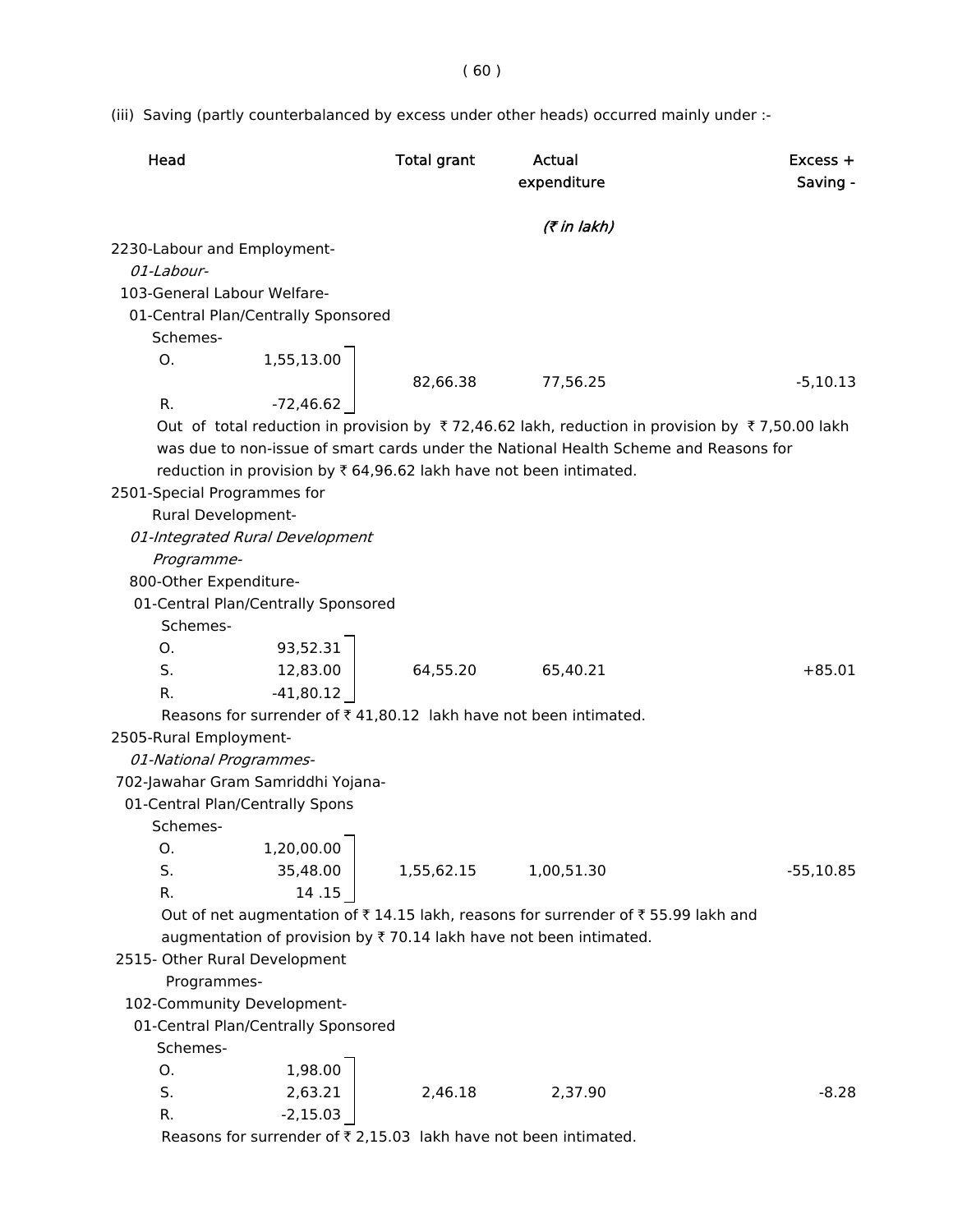(iii) Saving (partly counterbalanced by excess under other heads) occurred mainly under :-

| Head | | Total grant | Actual expenditure | Excess + Saving - |
|---|---|---|---|---|
| | | | *(₹ in lakh)* | |
| 2230-Labour and Employment- | | | | |
| *01-Labour-* | | | | |
| 103-General Labour Welfare- | | | | |
| 01-Central Plan/Centrally Sponsored Schemes- | | | | |
| O. | 1,55,13.00 | | | |
| R. | -72,46.62 | 82,66.38 | 77,56.25 | -5,10.13 |

Out of total reduction in provision by ₹ 72,46.62 lakh, reduction in provision by ₹ 7,50.00 lakh was due to non-issue of smart cards under the National Health Scheme and Reasons for reduction in provision by ₹ 64,96.62 lakh have not been intimated.

| Head | | Total grant | Actual expenditure | Excess + Saving - |
|---|---|---|---|---|
| 2501-Special Programmes for Rural Development- | | | | |
| *01-Integrated Rural Development Programme-* | | | | |
| 800-Other Expenditure- | | | | |
| 01-Central Plan/Centrally Sponsored Schemes- | | | | |
| O. | 93,52.31 | | | |
| S. | 12,83.00 | 64,55.20 | 65,40.21 | +85.01 |
| R. | -41,80.12 | | | |

Reasons for surrender of ₹ 41,80.12 lakh have not been intimated.

| Head | | Total grant | Actual expenditure | Excess + Saving - |
|---|---|---|---|---|
| 2505-Rural Employment- | | | | |
| *01-National Programmes-* | | | | |
| 702-Jawahar Gram Samriddhi Yojana- | | | | |
| 01-Central Plan/Centrally Spons Schemes- | | | | |
| O. | 1,20,00.00 | | | |
| S. | 35,48.00 | 1,55,62.15 | 1,00,51.30 | -55,10.85 |
| R. | 14 .15 | | | |

Out of net augmentation of ₹ 14.15 lakh, reasons for surrender of ₹ 55.99 lakh and augmentation of provision by ₹ 70.14 lakh have not been intimated.

| Head | | Total grant | Actual expenditure | Excess + Saving - |
|---|---|---|---|---|
| 2515- Other Rural Development Programmes- | | | | |
| 102-Community Development- | | | | |
| 01-Central Plan/Centrally Sponsored Schemes- | | | | |
| O. | 1,98.00 | | | |
| S. | 2,63.21 | 2,46.18 | 2,37.90 | -8.28 |
| R. | -2,15.03 | | | |

Reasons for surrender of ₹ 2,15.03 lakh have not been intimated.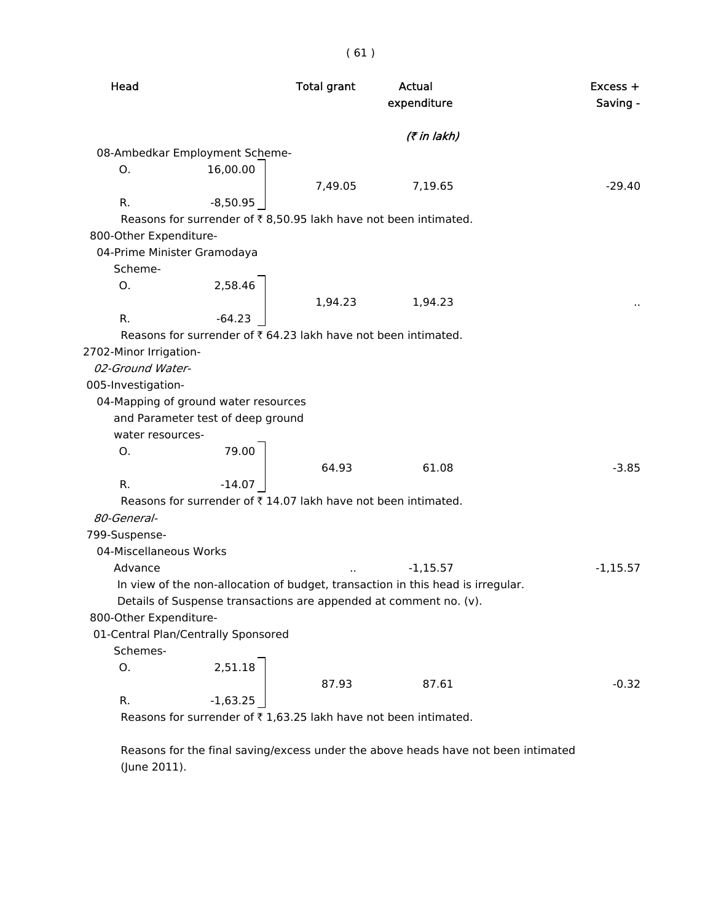| Head | | Total grant | Actual expenditure | Excess + Saving - |
|---|---|---|---|---|
| | | | *(₹ in lakh)* | |
| 08-Ambedkar Employment Scheme- | | | | |
| O. | 16,00.00 | 7,49.05 | 7,19.65 | -29.40 |
| R. | -8,50.95 | | | |

Reasons for surrender of ₹ 8,50.95 lakh have not been intimated.

| Head | | Total grant | Actual expenditure | Excess + Saving - |
|---|---|---|---|---|
| 800-Other Expenditure- | | | | |
| 04-Prime Minister Gramodaya Scheme- | | | | |
| O. | 2,58.46 | 1,94.23 | 1,94.23 | .. |
| R. | -64.23 | | | |

Reasons for surrender of ₹ 64.23 lakh have not been intimated.

| Head | | Total grant | Actual expenditure | Excess + Saving - |
|---|---|---|---|---|
| 2702-Minor Irrigation- | | | | |
| *02-Ground Water-* | | | | |
| 005-Investigation- | | | | |
| 04-Mapping of ground water resources and Parameter test of deep ground water resources- | | | | |
| O. | 79.00 | 64.93 | 61.08 | -3.85 |
| R. | -14.07 | | | |

Reasons for surrender of ₹ 14.07 lakh have not been intimated.

| Head | | Total grant | Actual expenditure | Excess + Saving - |
|---|---|---|---|---|
| *80-General-* | | | | |
| 799-Suspense- | | | | |
| 04-Miscellaneous Works Advance | | .. | -1,15.57 | -1,15.57 |

In view of the non-allocation of budget, transaction in this head is irregular.
Details of Suspense transactions are appended at comment no. (v).

| Head | | Total grant | Actual expenditure | Excess + Saving - |
|---|---|---|---|---|
| 800-Other Expenditure- | | | | |
| 01-Central Plan/Centrally Sponsored Schemes- | | | | |
| O. | 2,51.18 | 87.93 | 87.61 | -0.32 |
| R. | -1,63.25 | | | |

Reasons for surrender of ₹ 1,63.25 lakh have not been intimated.

Reasons for the final saving/excess under the above heads have not been intimated (June 2011).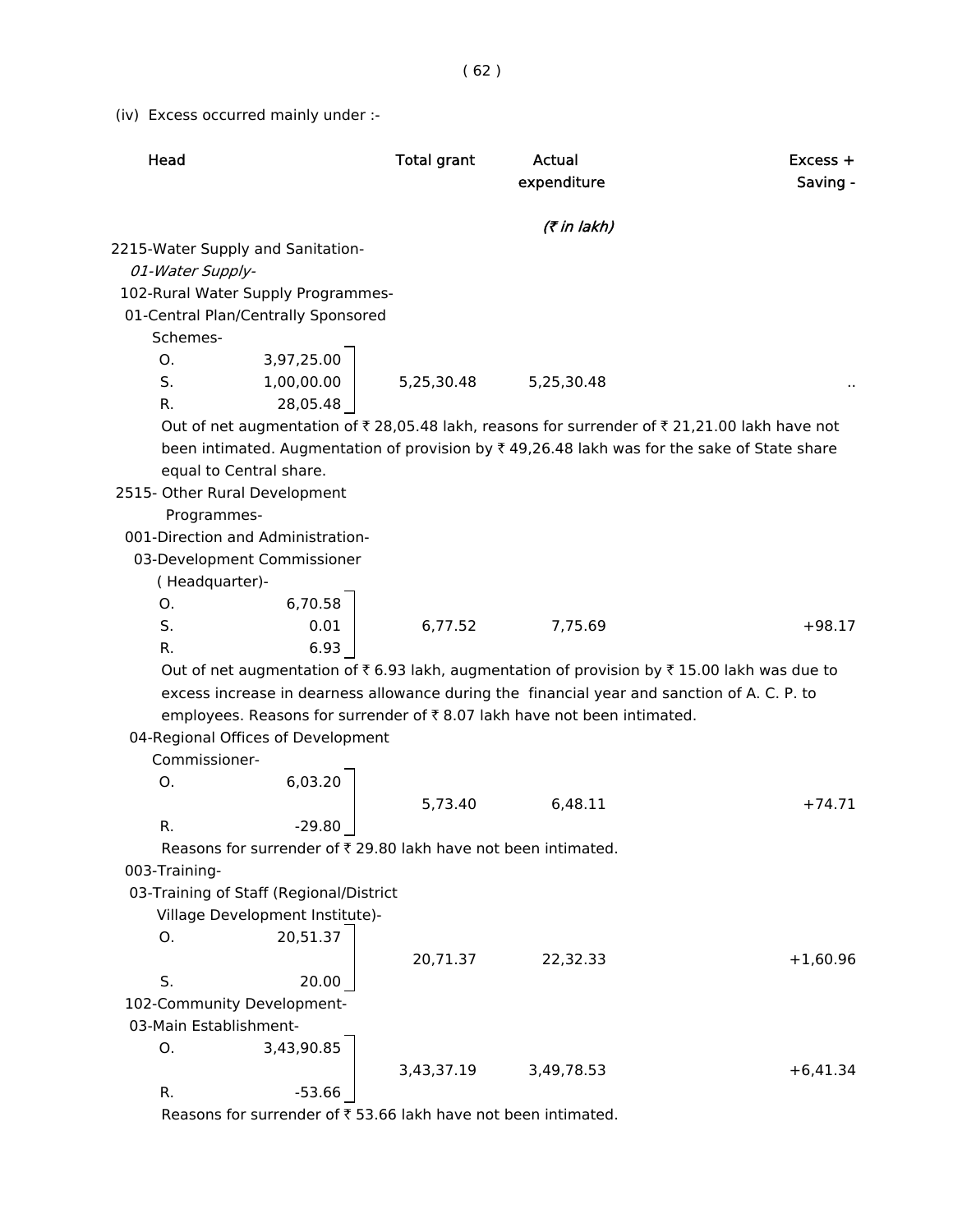(iv) Excess occurred mainly under :-

| Head | | Total grant | Actual expenditure | Excess + Saving - |
|---|---|---|---|---|
| | | | *(₹ in lakh)* | |
| 2215-Water Supply and Sanitation- | | | | |
| *01-Water Supply-* | | | | |
| 102-Rural Water Supply Programmes- | | | | |
| 01-Central Plan/Centrally Sponsored Schemes- | | | | |
| O. | 3,97,25.00 | | | |
| S. | 1,00,00.00 | 5,25,30.48 | 5,25,30.48 | .. |
| R. | 28,05.48 | | | |

Out of net augmentation of ₹ 28,05.48 lakh, reasons for surrender of ₹ 21,21.00 lakh have not been intimated. Augmentation of provision by ₹ 49,26.48 lakh was for the sake of State share equal to Central share.

| Head | | Total grant | Actual expenditure | Excess + Saving - |
|---|---|---|---|---|
| 2515- Other Rural Development Programmes- | | | | |
| 001-Direction and Administration- | | | | |
| 03-Development Commissioner (Headquarter)- | | | | |
| O. | 6,70.58 | | | |
| S. | 0.01 | 6,77.52 | 7,75.69 | +98.17 |
| R. | 6.93 | | | |

Out of net augmentation of ₹ 6.93 lakh, augmentation of provision by ₹ 15.00 lakh was due to excess increase in dearness allowance during the financial year and sanction of A. C. P. to employees. Reasons for surrender of ₹ 8.07 lakh have not been intimated.

| Head | | Total grant | Actual expenditure | Excess + Saving - |
|---|---|---|---|---|
| 04-Regional Offices of Development Commissioner- | | | | |
| O. | 6,03.20 | | | |
| | | 5,73.40 | 6,48.11 | +74.71 |
| R. | -29.80 | | | |

Reasons for surrender of ₹ 29.80 lakh have not been intimated.

| Head | | Total grant | Actual expenditure | Excess + Saving - |
|---|---|---|---|---|
| 003-Training- | | | | |
| 03-Training of Staff (Regional/District Village Development Institute)- | | | | |
| O. | 20,51.37 | | | |
| | | 20,71.37 | 22,32.33 | +1,60.96 |
| S. | 20.00 | | | |
| 102-Community Development- | | | | |
| 03-Main Establishment- | | | | |
| O. | 3,43,90.85 | | | |
| | | 3,43,37.19 | 3,49,78.53 | +6,41.34 |
| R. | -53.66 | | | |

Reasons for surrender of ₹ 53.66 lakh have not been intimated.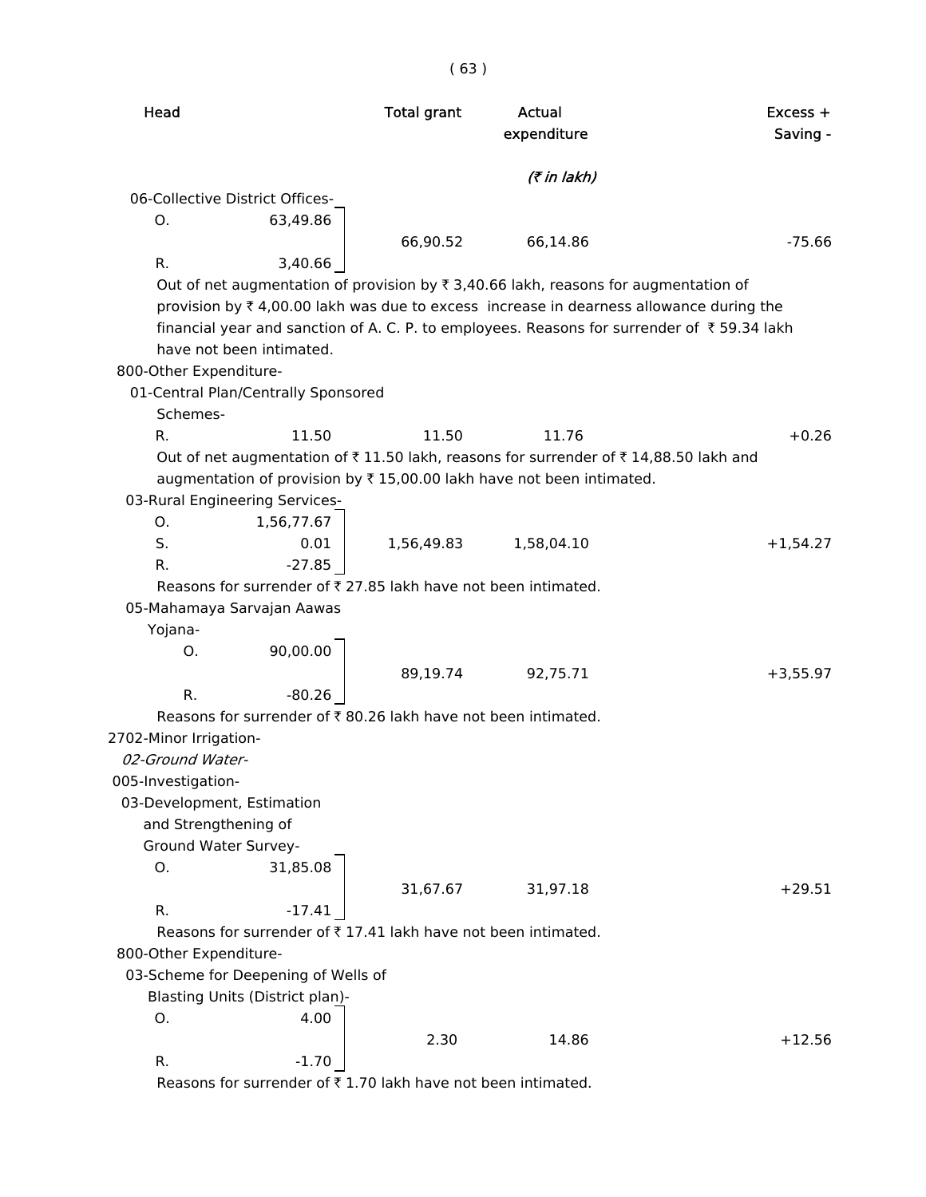| Head | | Total grant | Actual expenditure | Excess + Saving - |
|---|---|---|---|---|
| | | | *(₹ in lakh)* | |
| 06-Collective District Offices- | | | | |
| O. | 63,49.86 | 66,90.52 | 66,14.86 | -75.66 |
| R. | 3,40.66 | | | |

Out of net augmentation of provision by ₹ 3,40.66 lakh, reasons for augmentation of provision by ₹ 4,00.00 lakh was due to excess increase in dearness allowance during the financial year and sanction of A. C. P. to employees. Reasons for surrender of ₹ 59.34 lakh have not been intimated.

| Head | | Total grant | Actual expenditure | Excess + Saving - |
|---|---|---|---|---|
| 800-Other Expenditure- | | | | |
| 01-Central Plan/Centrally Sponsored Schemes- | | | | |
| R. | 11.50 | 11.50 | 11.76 | +0.26 |

Out of net augmentation of ₹ 11.50 lakh, reasons for surrender of ₹ 14,88.50 lakh and augmentation of provision by ₹ 15,00.00 lakh have not been intimated.

| Head | | Total grant | Actual expenditure | Excess + Saving - |
|---|---|---|---|---|
| 03-Rural Engineering Services- | | | | |
| O. | 1,56,77.67 | 1,56,49.83 | 1,58,04.10 | +1,54.27 |
| S. | 0.01 | | | |
| R. | -27.85 | | | |

Reasons for surrender of ₹ 27.85 lakh have not been intimated.

| Head | | Total grant | Actual expenditure | Excess + Saving - |
|---|---|---|---|---|
| 05-Mahamaya Sarvajan Aawas Yojana- | | | | |
| O. | 90,00.00 | 89,19.74 | 92,75.71 | +3,55.97 |
| R. | -80.26 | | | |

Reasons for surrender of ₹ 80.26 lakh have not been intimated.

| Head | | Total grant | Actual expenditure | Excess + Saving - |
|---|---|---|---|---|
| 2702-Minor Irrigation- | | | | |
| *02-Ground Water-* | | | | |
| 005-Investigation- | | | | |
| 03-Development, Estimation and Strengthening of Ground Water Survey- | | | | |
| O. | 31,85.08 | 31,67.67 | 31,97.18 | +29.51 |
| R. | -17.41 | | | |

Reasons for surrender of ₹ 17.41 lakh have not been intimated.

| Head | | Total grant | Actual expenditure | Excess + Saving - |
|---|---|---|---|---|
| 800-Other Expenditure- | | | | |
| 03-Scheme for Deepening of Wells of Blasting Units (District plan)- | | | | |
| O. | 4.00 | 2.30 | 14.86 | +12.56 |
| R. | -1.70 | | | |

Reasons for surrender of ₹ 1.70 lakh have not been intimated.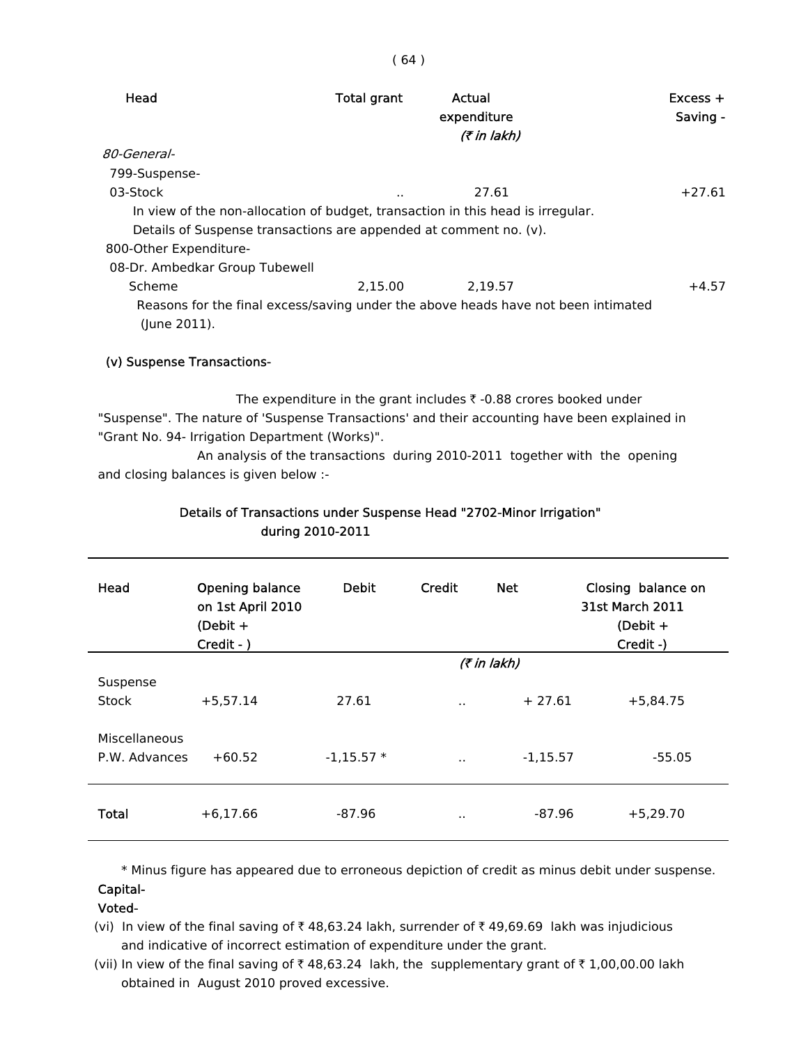| Head | Total grant | Actual expenditure | Excess + Saving - |
|---|---|---|---|
| | | *(₹ in lakh)* | |
| *80-General-* | | | |
| 799-Suspense- | | | |
| 03-Stock | .. | 27.61 | +27.61 |

In view of the non-allocation of budget, transaction in this head is irregular.
Details of Suspense transactions are appended at comment no. (v).

| Head | Total grant | Actual expenditure | Excess + Saving - |
|---|---|---|---|
| 800-Other Expenditure- | | | |
| 08-Dr. Ambedkar Group Tubewell Scheme | 2,15.00 | 2,19.57 | +4.57 |

Reasons for the final excess/saving under the above heads have not been intimated (June 2011).

**(v) Suspense Transactions-**

The expenditure in the grant includes ₹ -0.88 crores booked under "Suspense". The nature of 'Suspense Transactions' and their accounting have been explained in "Grant No. 94- Irrigation Department (Works)".

An analysis of the transactions during 2010-2011 together with the opening and closing balances is given below :-

**Details of Transactions under Suspense Head "2702-Minor Irrigation" during 2010-2011**

| Head | Opening balance on 1st April 2010 (Debit + Credit - ) | Debit | Credit | Net | Closing balance on 31st March 2011 (Debit + Credit -) |
|---|---|---|---|---|---|
| | | | | *(₹ in lakh)* | |
| Suspense Stock | +5,57.14 | 27.61 | .. | + 27.61 | +5,84.75 |
| Miscellaneous P.W. Advances | +60.52 | -1,15.57 * | .. | -1,15.57 | -55.05 |
| **Total** | +6,17.66 | -87.96 | .. | -87.96 | +5,29.70 |

\* Minus figure has appeared due to erroneous depiction of credit as minus debit under suspense.

**Capital-**

**Voted-**

(vi) In view of the final saving of ₹ 48,63.24 lakh, surrender of ₹ 49,69.69 lakh was injudicious and indicative of incorrect estimation of expenditure under the grant.

(vii) In view of the final saving of ₹ 48,63.24 lakh, the supplementary grant of ₹ 1,00,00.00 lakh obtained in August 2010 proved excessive.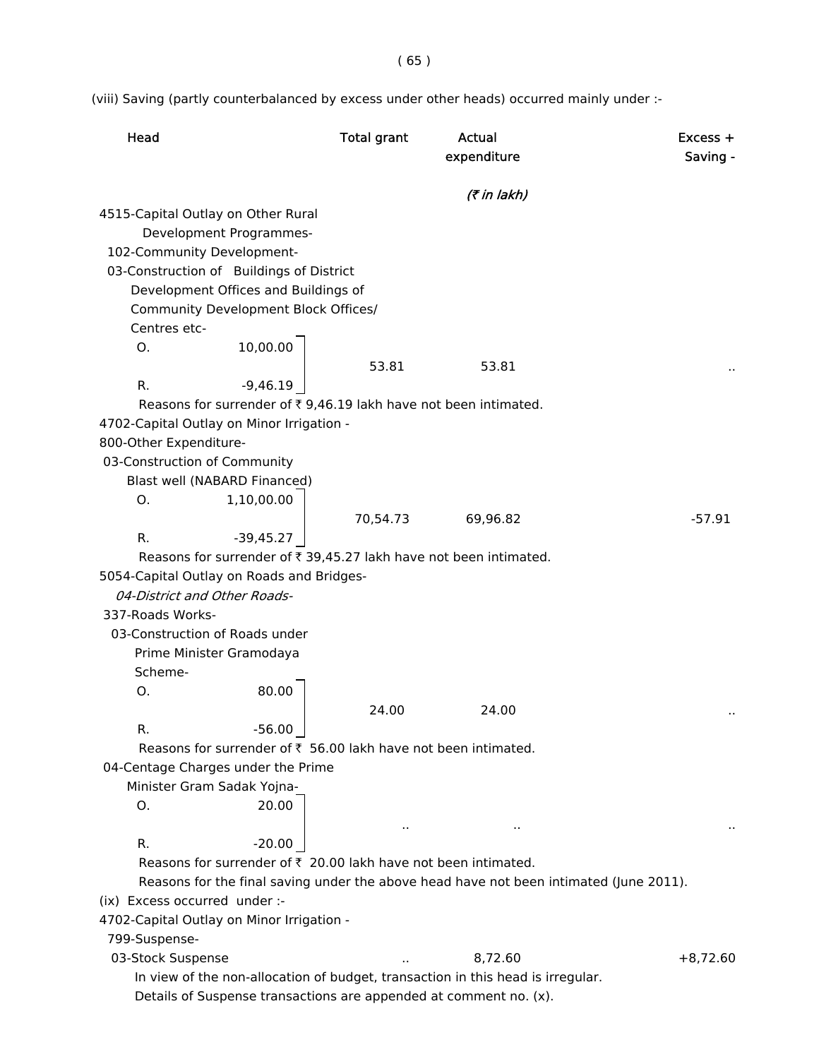(viii) Saving (partly counterbalanced by excess under other heads) occurred mainly under :-

| Head | | Total grant | Actual expenditure | Excess + Saving - |
|---|---|---|---|---|
| | | | *(₹ in lakh)* | |
| 4515-Capital Outlay on Other Rural Development Programmes- | | | | |
| 102-Community Development- | | | | |
| 03-Construction of Buildings of District Development Offices and Buildings of Community Development Block Offices/ Centres etc- | | | | |
| O. | 10,00.00 | | | |
| | | 53.81 | 53.81 | .. |
| R. | -9,46.19 | | | |

Reasons for surrender of ₹ 9,46.19 lakh have not been intimated.

| Head | | Total grant | Actual expenditure | Excess + Saving - |
|---|---|---|---|---|
| 4702-Capital Outlay on Minor Irrigation - | | | | |
| 800-Other Expenditure- | | | | |
| 03-Construction of Community Blast well (NABARD Financed) | | | | |
| O. | 1,10,00.00 | | | |
| | | 70,54.73 | 69,96.82 | -57.91 |
| R. | -39,45.27 | | | |

Reasons for surrender of ₹ 39,45.27 lakh have not been intimated.

| Head | | Total grant | Actual expenditure | Excess + Saving - |
|---|---|---|---|---|
| 5054-Capital Outlay on Roads and Bridges- | | | | |
| *04-District and Other Roads-* | | | | |
| 337-Roads Works- | | | | |
| 03-Construction of Roads under Prime Minister Gramodaya Scheme- | | | | |
| O. | 80.00 | | | |
| | | 24.00 | 24.00 | .. |
| R. | -56.00 | | | |

Reasons for surrender of ₹ 56.00 lakh have not been intimated.

| Head | | Total grant | Actual expenditure | Excess + Saving - |
|---|---|---|---|---|
| 04-Centage Charges under the Prime Minister Gram Sadak Yojna- | | | | |
| O. | 20.00 | | | |
| | | .. | .. | .. |
| R. | -20.00 | | | |

Reasons for surrender of ₹ 20.00 lakh have not been intimated.

Reasons for the final saving under the above head have not been intimated (June 2011).

(ix) Excess occurred under :-

| Head | Total grant | Actual expenditure | Excess + Saving - |
|---|---|---|---|
| 4702-Capital Outlay on Minor Irrigation - | | | |
| 799-Suspense- | | | |
| 03-Stock Suspense | .. | 8,72.60 | +8,72.60 |

In view of the non-allocation of budget, transaction in this head is irregular.

Details of Suspense transactions are appended at comment no. (x).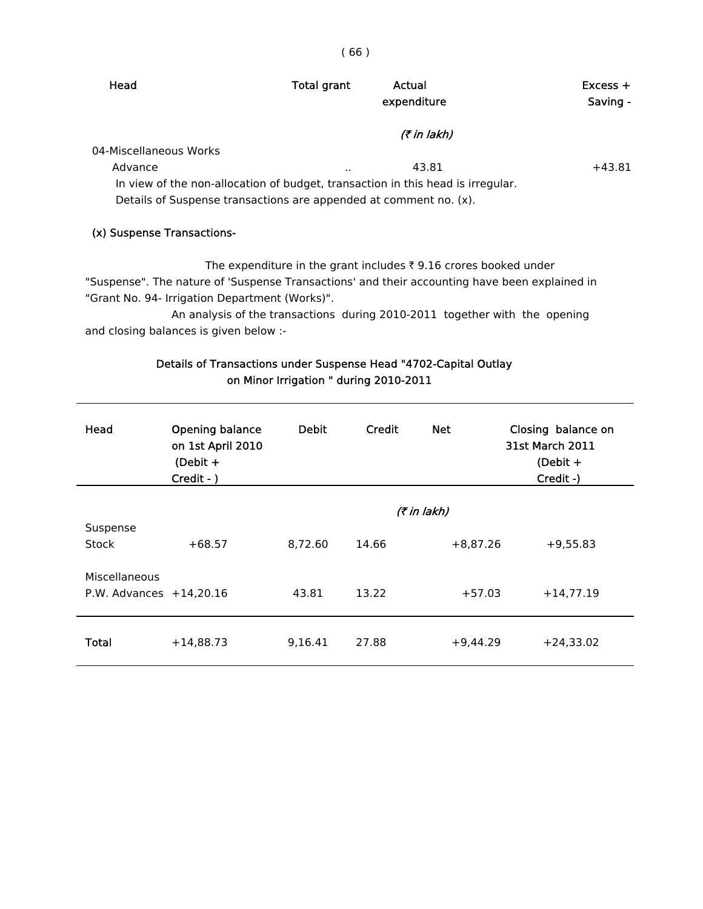| Head | Total grant | Actual expenditure | Excess + Saving - |
|---|---|---|---|
| | | *(₹ in lakh)* | |
| 04-Miscellaneous Works | | | |
| Advance | .. | 43.81 | +43.81 |

In view of the non-allocation of budget, transaction in this head is irregular.
Details of Suspense transactions are appended at comment no. (x).

**(x) Suspense Transactions-**

The expenditure in the grant includes ₹ 9.16 crores booked under "Suspense". The nature of 'Suspense Transactions' and their accounting have been explained in "Grant No. 94- Irrigation Department (Works)".

An analysis of the transactions during 2010-2011 together with the opening and closing balances is given below :-

**Details of Transactions under Suspense Head "4702-Capital Outlay on Minor Irrigation " during 2010-2011**

| Head | Opening balance on 1st April 2010 (Debit + Credit - ) | Debit | Credit | Net | Closing balance on 31st March 2011 (Debit + Credit -) |
|---|---|---|---|---|---|
| | | | *(₹ in lakh)* | | |
| Suspense Stock | +68.57 | 8,72.60 | 14.66 | +8,87.26 | +9,55.83 |
| Miscellaneous P.W. Advances | +14,20.16 | 43.81 | 13.22 | +57.03 | +14,77.19 |
| **Total** | +14,88.73 | 9,16.41 | 27.88 | +9,44.29 | +24,33.02 |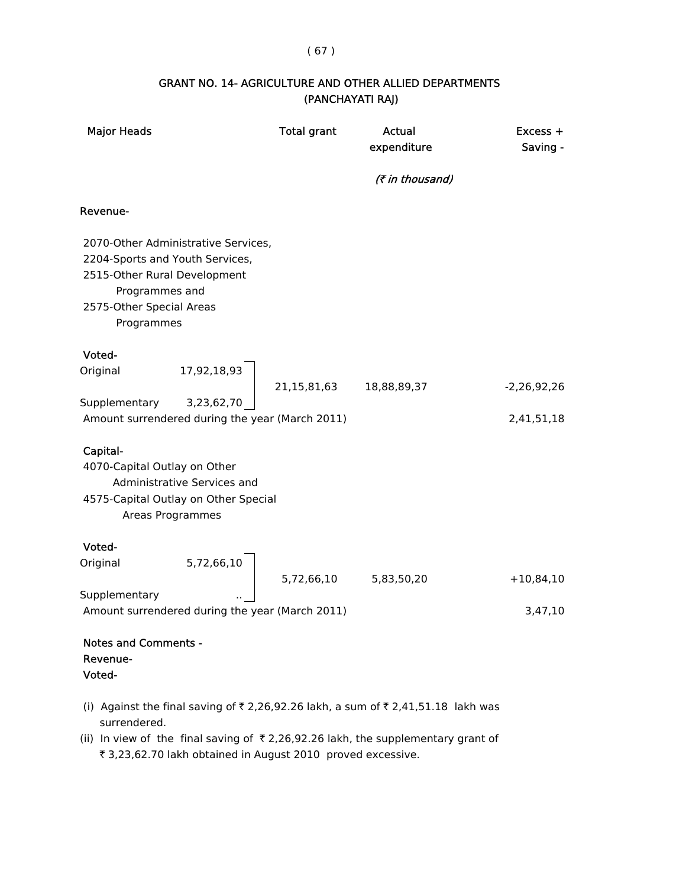## GRANT NO. 14- AGRICULTURE AND OTHER ALLIED DEPARTMENTS (PANCHAYATI RAJ)

| Major Heads | | Total grant | Actual expenditure | Excess + Saving - |
|---|---|---|---|---|
| | | | *(₹ in thousand)* | |
| **Revenue-** | | | | |
| 2070-Other Administrative Services, 2204-Sports and Youth Services, 2515-Other Rural Development Programmes and 2575-Other Special Areas Programmes | | | | |
| **Voted-** | | | | |
| Original | 17,92,18,93 | 21,15,81,63 | 18,88,89,37 | -2,26,92,26 |
| Supplementary | 3,23,62,70 | | | |
| Amount surrendered during the year (March 2011) | | | | 2,41,51,18 |
| **Capital-** | | | | |
| 4070-Capital Outlay on Other Administrative Services and 4575-Capital Outlay on Other Special Areas Programmes | | | | |
| **Voted-** | | | | |
| Original | 5,72,66,10 | 5,72,66,10 | 5,83,50,20 | +10,84,10 |
| Supplementary | .. | | | |
| Amount surrendered during the year (March 2011) | | | | 3,47,10 |

**Notes and Comments -**
**Revenue-**
**Voted-**

(i) Against the final saving of ₹ 2,26,92.26 lakh, a sum of ₹ 2,41,51.18 lakh was surrendered.

(ii) In view of the final saving of ₹ 2,26,92.26 lakh, the supplementary grant of ₹ 3,23,62.70 lakh obtained in August 2010 proved excessive.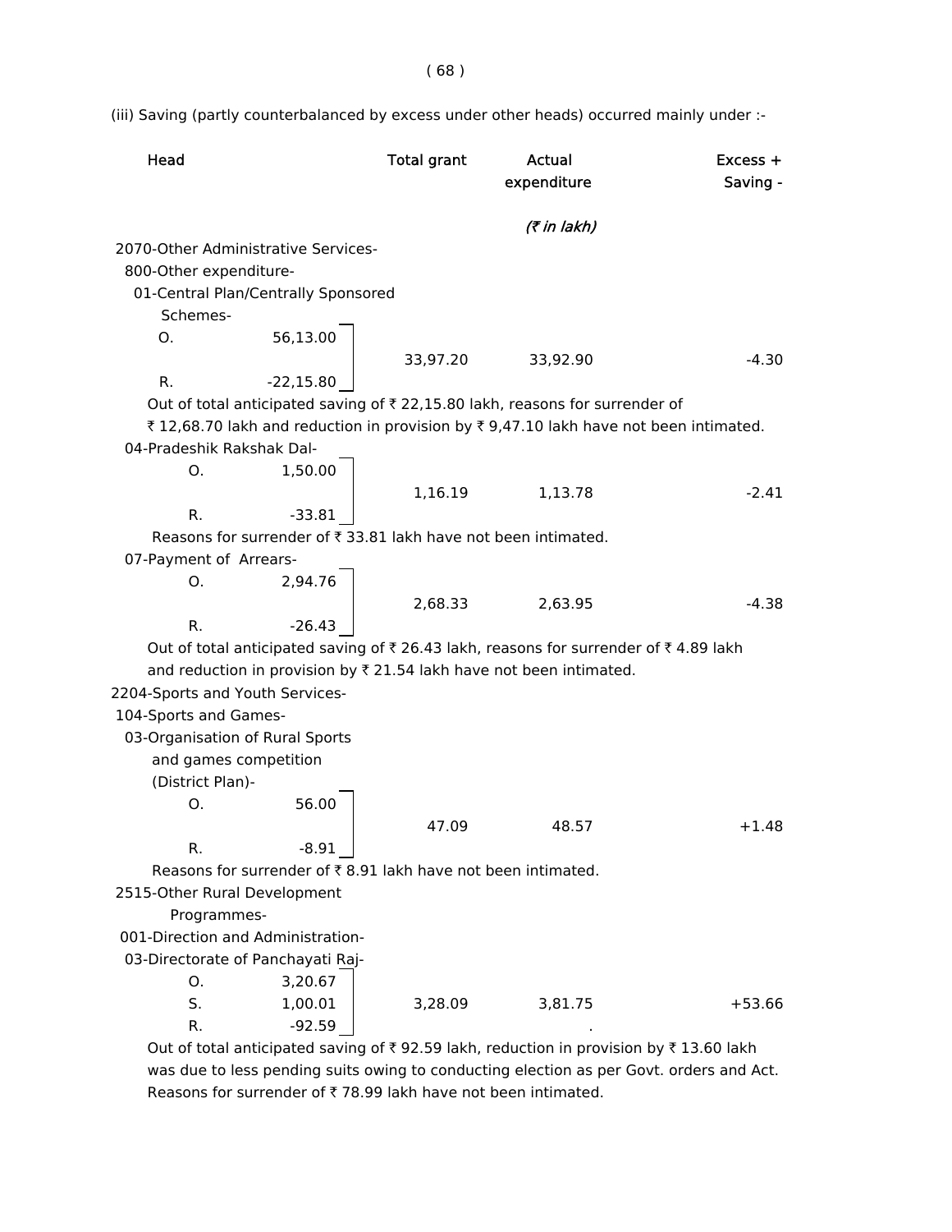(iii) Saving (partly counterbalanced by excess under other heads) occurred mainly under :-

| Head | | Total grant | Actual expenditure | Excess + Saving - |
|---|---|---|---|---|
| | | | *(₹ in lakh)* | |
| 2070-Other Administrative Services- | | | | |
| 800-Other expenditure- | | | | |
| 01-Central Plan/Centrally Sponsored Schemes- | | | | |
| O. | 56,13.00 | 33,97.20 | 33,92.90 | -4.30 |
| R. | -22,15.80 | | | |

Out of total anticipated saving of ₹ 22,15.80 lakh, reasons for surrender of ₹ 12,68.70 lakh and reduction in provision by ₹ 9,47.10 lakh have not been intimated.

| Head | | Total grant | Actual expenditure | Excess + Saving - |
|---|---|---|---|---|
| 04-Pradeshik Rakshak Dal- | | | | |
| O. | 1,50.00 | 1,16.19 | 1,13.78 | -2.41 |
| R. | -33.81 | | | |

Reasons for surrender of ₹ 33.81 lakh have not been intimated.

| Head | | Total grant | Actual expenditure | Excess + Saving - |
|---|---|---|---|---|
| 07-Payment of Arrears- | | | | |
| O. | 2,94.76 | 2,68.33 | 2,63.95 | -4.38 |
| R. | -26.43 | | | |

Out of total anticipated saving of ₹ 26.43 lakh, reasons for surrender of ₹ 4.89 lakh and reduction in provision by ₹ 21.54 lakh have not been intimated.

| Head | | Total grant | Actual expenditure | Excess + Saving - |
|---|---|---|---|---|
| 2204-Sports and Youth Services- | | | | |
| 104-Sports and Games- | | | | |
| 03-Organisation of Rural Sports and games competition (District Plan)- | | | | |
| O. | 56.00 | 47.09 | 48.57 | +1.48 |
| R. | -8.91 | | | |

Reasons for surrender of ₹ 8.91 lakh have not been intimated.

| Head | | Total grant | Actual expenditure | Excess + Saving - |
|---|---|---|---|---|
| 2515-Other Rural Development Programmes- | | | | |
| 001-Direction and Administration- | | | | |
| 03-Directorate of Panchayati Raj- | | | | |
| O. | 3,20.67 | | | |
| S. | 1,00.01 | 3,28.09 | 3,81.75 | +53.66 |
| R. | -92.59 | | | |

Out of total anticipated saving of ₹ 92.59 lakh, reduction in provision by ₹ 13.60 lakh was due to less pending suits owing to conducting election as per Govt. orders and Act. Reasons for surrender of ₹ 78.99 lakh have not been intimated.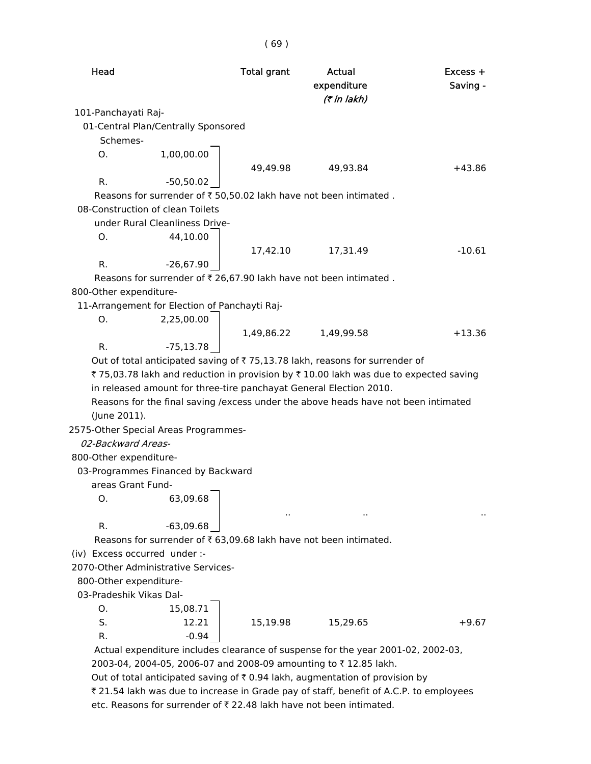| Head | | Total grant | Actual expenditure | Excess + Saving - |
|---|---|---|---|---|
| | | | *(₹ in lakh)* | |
| 101-Panchayati Raj- | | | | |
| 01-Central Plan/Centrally Sponsored Schemes- | | | | |
| O. | 1,00,00.00 | | | |
| R. | -50,50.02 | 49,49.98 | 49,93.84 | +43.86 |

Reasons for surrender of ₹ 50,50.02 lakh have not been intimated .

| Head | | Total grant | Actual expenditure | Excess + Saving - |
|---|---|---|---|---|
| 08-Construction of clean Toilets under Rural Cleanliness Drive- | | | | |
| O. | 44,10.00 | | | |
| R. | -26,67.90 | 17,42.10 | 17,31.49 | -10.61 |

Reasons for surrender of ₹ 26,67.90 lakh have not been intimated .

| Head | | Total grant | Actual expenditure | Excess + Saving - |
|---|---|---|---|---|
| 800-Other expenditure- | | | | |
| 11-Arrangement for Election of Panchayti Raj- | | | | |
| O. | 2,25,00.00 | | | |
| R. | -75,13.78 | 1,49,86.22 | 1,49,99.58 | +13.36 |

Out of total anticipated saving of ₹ 75,13.78 lakh, reasons for surrender of ₹ 75,03.78 lakh and reduction in provision by ₹ 10.00 lakh was due to expected saving in released amount for three-tire panchayat General Election 2010.

Reasons for the final saving /excess under the above heads have not been intimated (June 2011).

| Head | | Total grant | Actual expenditure | Excess + Saving - |
|---|---|---|---|---|
| 2575-Other Special Areas Programmes- | | | | |
| *02-Backward Areas-* | | | | |
| 800-Other expenditure- | | | | |
| 03-Programmes Financed by Backward areas Grant Fund- | | | | |
| O. | 63,09.68 | | | |
| R. | -63,09.68 | .. | .. | .. |

Reasons for surrender of ₹ 63,09.68 lakh have not been intimated.

(iv) Excess occurred under :-

| Head | | Total grant | Actual expenditure | Excess + Saving - |
|---|---|---|---|---|
| 2070-Other Administrative Services- | | | | |
| 800-Other expenditure- | | | | |
| 03-Pradeshik Vikas Dal- | | | | |
| O. | 15,08.71 | | | |
| S. | 12.21 | 15,19.98 | 15,29.65 | +9.67 |
| R. | -0.94 | | | |

Actual expenditure includes clearance of suspense for the year 2001-02, 2002-03, 2003-04, 2004-05, 2006-07 and 2008-09 amounting to ₹ 12.85 lakh.

Out of total anticipated saving of ₹ 0.94 lakh, augmentation of provision by ₹ 21.54 lakh was due to increase in Grade pay of staff, benefit of A.C.P. to employees etc. Reasons for surrender of ₹ 22.48 lakh have not been intimated.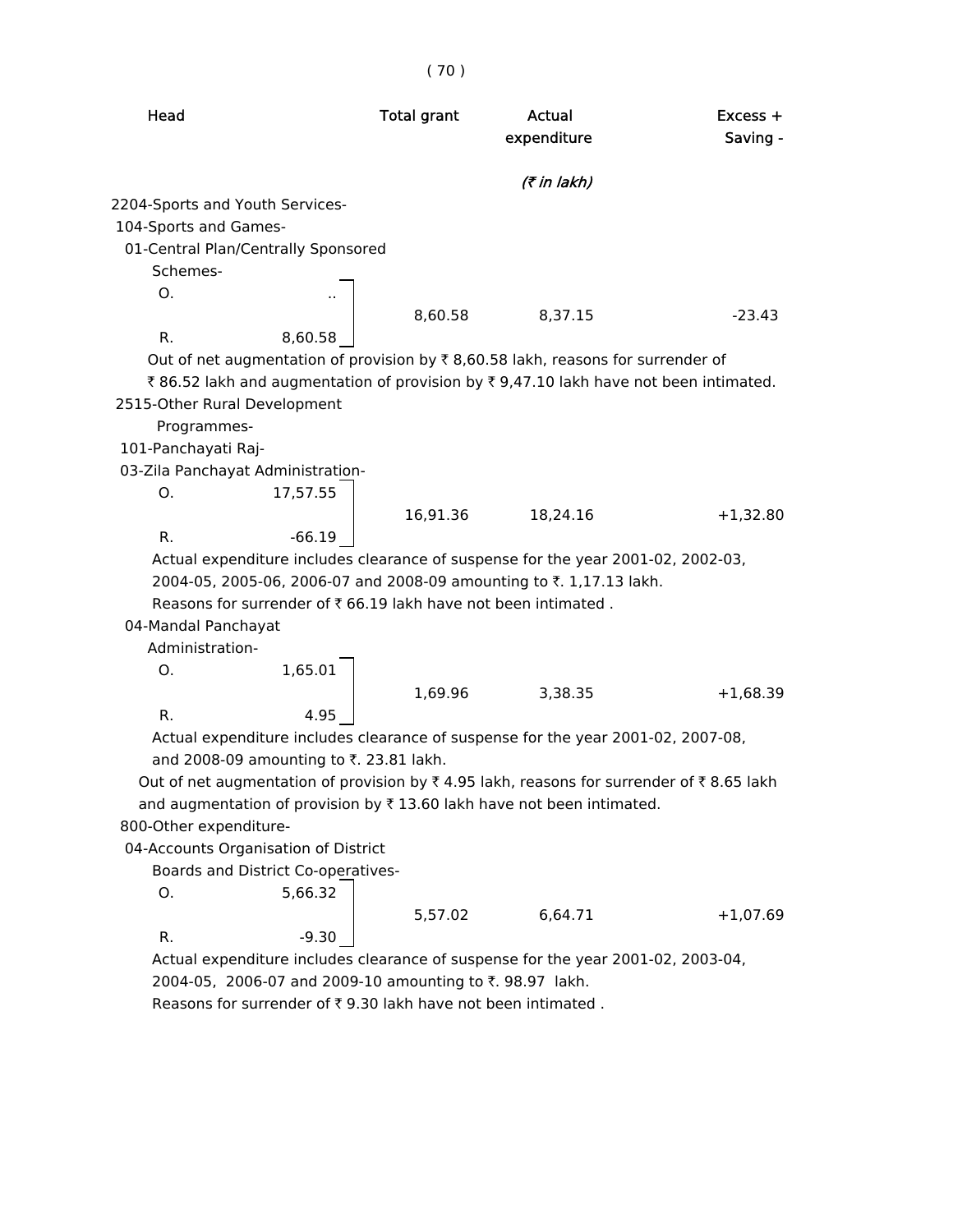| Head | | Total grant | Actual expenditure | Excess + Saving - |
|---|---|---|---|---|
| | | | (₹ in lakh) | |
| 2204-Sports and Youth Services- | | | | |
| 104-Sports and Games- | | | | |
| 01-Central Plan/Centrally Sponsored Schemes- | | | | |
| O. | .. | 8,60.58 | 8,37.15 | -23.43 |
| R. | 8,60.58 | | | |

Out of net augmentation of provision by ₹ 8,60.58 lakh, reasons for surrender of ₹ 86.52 lakh and augmentation of provision by ₹ 9,47.10 lakh have not been intimated.

| Head | | Total grant | Actual expenditure | Excess + Saving - |
|---|---|---|---|---|
| 2515-Other Rural Development Programmes- | | | | |
| 101-Panchayati Raj- | | | | |
| 03-Zila Panchayat Administration- | | | | |
| O. | 17,57.55 | 16,91.36 | 18,24.16 | +1,32.80 |
| R. | -66.19 | | | |

Actual expenditure includes clearance of suspense for the year 2001-02, 2002-03, 2004-05, 2005-06, 2006-07 and 2008-09 amounting to ₹. 1,17.13 lakh.

Reasons for surrender of ₹ 66.19 lakh have not been intimated .

| Head | | Total grant | Actual expenditure | Excess + Saving - |
|---|---|---|---|---|
| 04-Mandal Panchayat Administration- | | | | |
| O. | 1,65.01 | 1,69.96 | 3,38.35 | +1,68.39 |
| R. | 4.95 | | | |

Actual expenditure includes clearance of suspense for the year 2001-02, 2007-08, and 2008-09 amounting to ₹. 23.81 lakh.

Out of net augmentation of provision by ₹ 4.95 lakh, reasons for surrender of ₹ 8.65 lakh and augmentation of provision by ₹ 13.60 lakh have not been intimated.

| Head | | Total grant | Actual expenditure | Excess + Saving - |
|---|---|---|---|---|
| 800-Other expenditure- | | | | |
| 04-Accounts Organisation of District Boards and District Co-operatives- | | | | |
| O. | 5,66.32 | 5,57.02 | 6,64.71 | +1,07.69 |
| R. | -9.30 | | | |

Actual expenditure includes clearance of suspense for the year 2001-02, 2003-04, 2004-05, 2006-07 and 2009-10 amounting to ₹. 98.97 lakh.

Reasons for surrender of ₹ 9.30 lakh have not been intimated .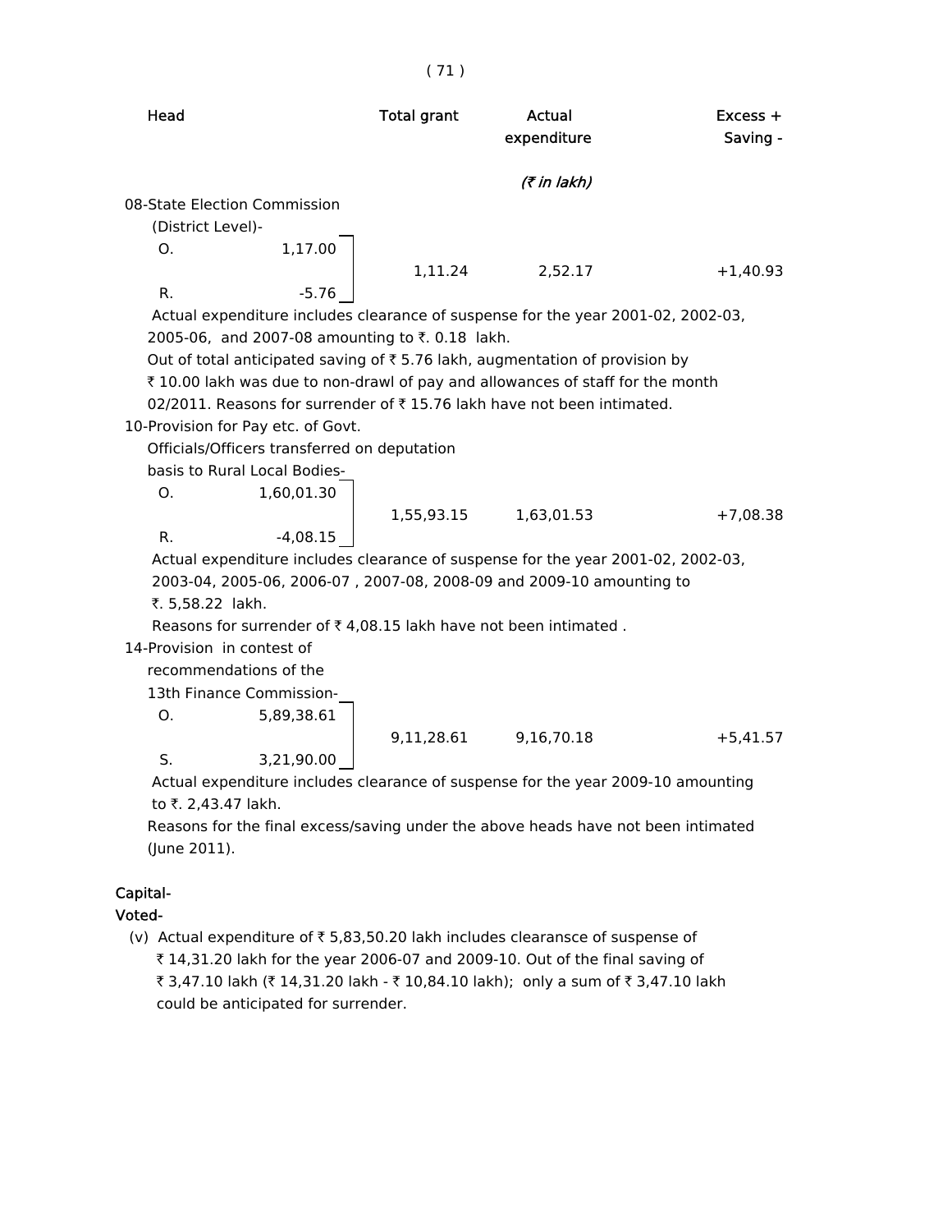| Head | | Total grant | Actual expenditure | Excess + Saving - |
|---|---|---|---|---|
| | | | *(₹ in lakh)* | |
| 08-State Election Commission (District Level)- | | | | |
| O. | 1,17.00 | 1,11.24 | 2,52.17 | +1,40.93 |
| R. | -5.76 | | | |

Actual expenditure includes clearance of suspense for the year 2001-02, 2002-03, 2005-06, and 2007-08 amounting to ₹. 0.18 lakh.

Out of total anticipated saving of ₹ 5.76 lakh, augmentation of provision by ₹ 10.00 lakh was due to non-drawl of pay and allowances of staff for the month 02/2011. Reasons for surrender of ₹ 15.76 lakh have not been intimated.

| Head | | Total grant | Actual expenditure | Excess + Saving - |
|---|---|---|---|---|
| 10-Provision for Pay etc. of Govt. Officials/Officers transferred on deputation basis to Rural Local Bodies- | | | | |
| O. | 1,60,01.30 | 1,55,93.15 | 1,63,01.53 | +7,08.38 |
| R. | -4,08.15 | | | |

Actual expenditure includes clearance of suspense for the year 2001-02, 2002-03, 2003-04, 2005-06, 2006-07 , 2007-08, 2008-09 and 2009-10 amounting to ₹. 5,58.22 lakh.

Reasons for surrender of ₹ 4,08.15 lakh have not been intimated .

| Head | | Total grant | Actual expenditure | Excess + Saving - |
|---|---|---|---|---|
| 14-Provision in contest of recommendations of the 13th Finance Commission- | | | | |
| O. | 5,89,38.61 | 9,11,28.61 | 9,16,70.18 | +5,41.57 |
| S. | 3,21,90.00 | | | |

Actual expenditure includes clearance of suspense for the year 2009-10 amounting to ₹. 2,43.47 lakh.

Reasons for the final excess/saving under the above heads have not been intimated (June 2011).

**Capital-**

**Voted-**

(v) Actual expenditure of ₹ 5,83,50.20 lakh includes clearansce of suspense of ₹ 14,31.20 lakh for the year 2006-07 and 2009-10. Out of the final saving of ₹ 3,47.10 lakh (₹ 14,31.20 lakh - ₹ 10,84.10 lakh); only a sum of ₹ 3,47.10 lakh could be anticipated for surrender.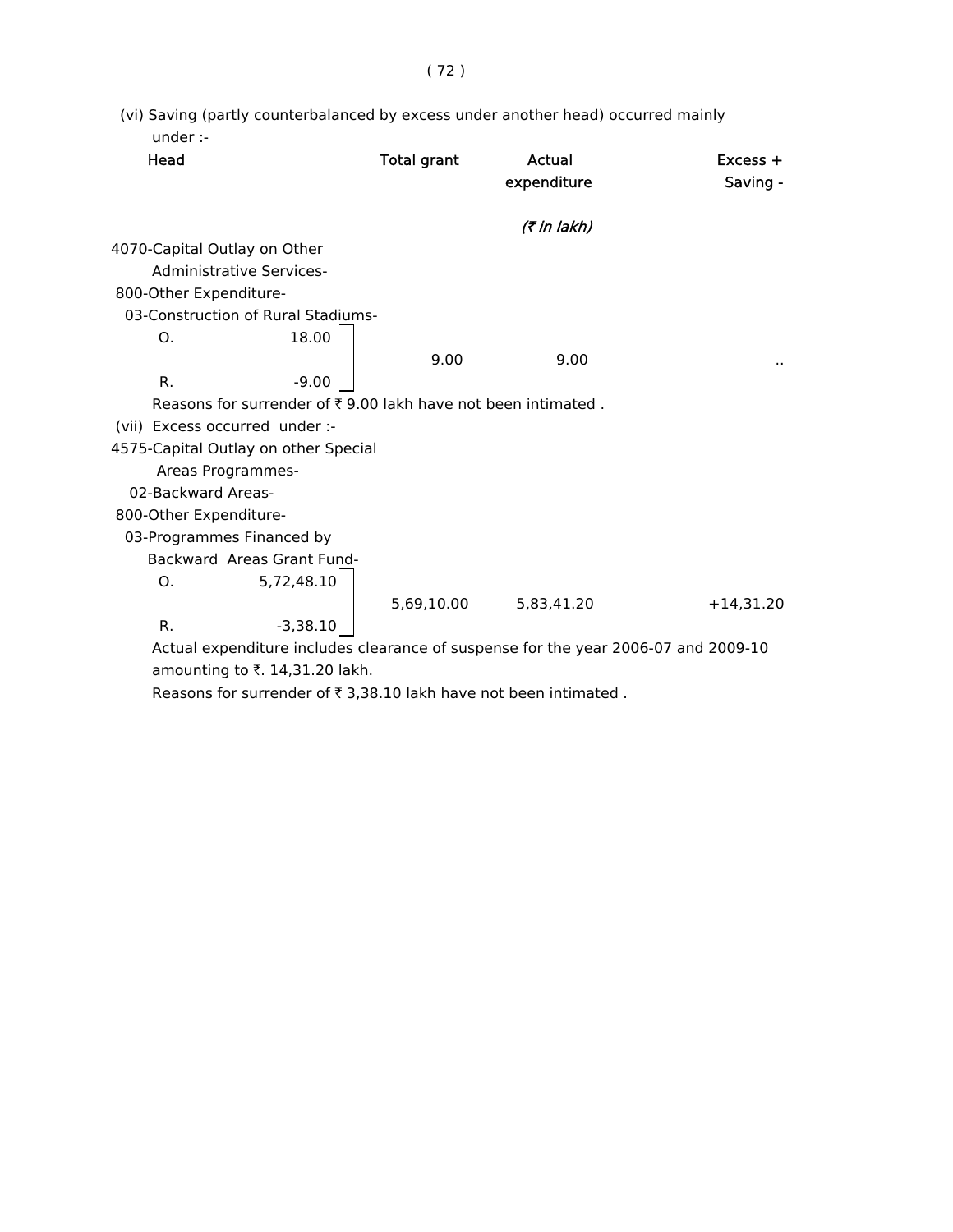(vi) Saving (partly counterbalanced by excess under another head) occurred mainly under :-

| Head | | Total grant | Actual expenditure | Excess + Saving - |
|---|---|---|---|---|
| | | | *(₹ in lakh)* | |
| 4070-Capital Outlay on Other Administrative Services- | | | | |
| 800-Other Expenditure- | | | | |
| 03-Construction of Rural Stadiums- | | | | |
| O. | 18.00 | 9.00 | 9.00 | .. |
| R. | -9.00 | | | |

Reasons for surrender of ₹ 9.00 lakh have not been intimated .

(vii) Excess occurred under :-

| Head | | Total grant | Actual expenditure | Excess + Saving - |
|---|---|---|---|---|
| 4575-Capital Outlay on other Special Areas Programmes- | | | | |
| 02-Backward Areas- | | | | |
| 800-Other Expenditure- | | | | |
| 03-Programmes Financed by Backward Areas Grant Fund- | | | | |
| O. | 5,72,48.10 | 5,69,10.00 | 5,83,41.20 | +14,31.20 |
| R. | -3,38.10 | | | |

Actual expenditure includes clearance of suspense for the year 2006-07 and 2009-10 amounting to ₹. 14,31.20 lakh.

Reasons for surrender of ₹ 3,38.10 lakh have not been intimated .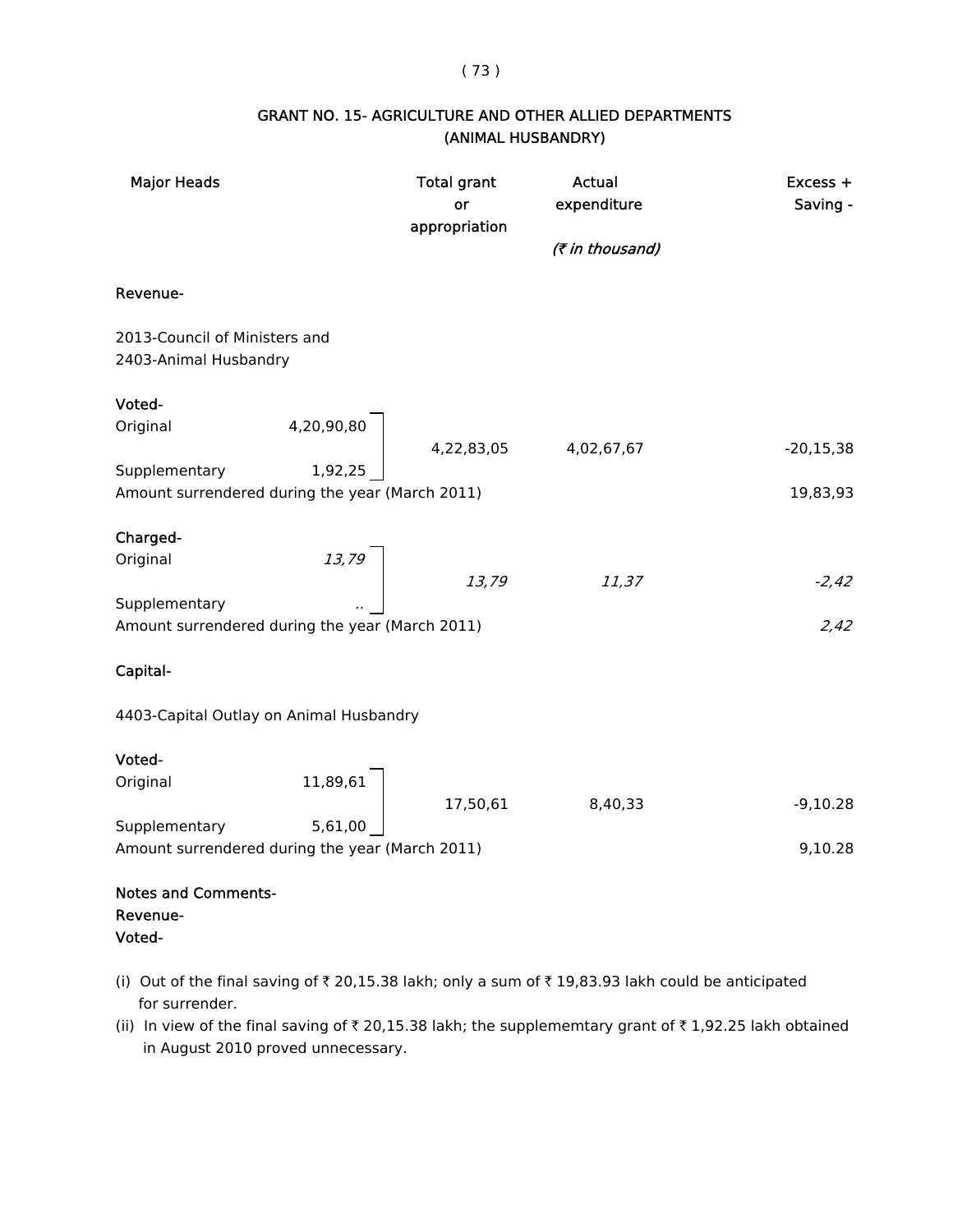## GRANT NO. 15- AGRICULTURE AND OTHER ALLIED DEPARTMENTS (ANIMAL HUSBANDRY)

| Major Heads | | Total grant or appropriation | Actual expenditure | Excess + Saving - |
|---|---|---|---|---|
| | | | *(₹ in thousand)* | |
| **Revenue-** | | | | |
| 2013-Council of Ministers and 2403-Animal Husbandry | | | | |
| **Voted-** | | | | |
| Original | 4,20,90,80 | 4,22,83,05 | 4,02,67,67 | -20,15,38 |
| Supplementary | 1,92,25 | | | |
| Amount surrendered during the year (March 2011) | | | | 19,83,93 |
| **Charged-** | | | | |
| Original | *13,79* | *13,79* | *11,37* | *-2,42* |
| Supplementary | *..* | | | |
| Amount surrendered during the year (March 2011) | | | | *2,42* |
| **Capital-** | | | | |
| 4403-Capital Outlay on Animal Husbandry | | | | |
| **Voted-** | | | | |
| Original | 11,89,61 | 17,50,61 | 8,40,33 | -9,10.28 |
| Supplementary | 5,61,00 | | | |
| Amount surrendered during the year (March 2011) | | | | 9,10.28 |

**Notes and Comments-**

**Revenue-**

**Voted-**

(i) Out of the final saving of ₹ 20,15.38 lakh; only a sum of ₹ 19,83.93 lakh could be anticipated for surrender.

(ii) In view of the final saving of ₹ 20,15.38 lakh; the supplememtary grant of ₹ 1,92.25 lakh obtained in August 2010 proved unnecessary.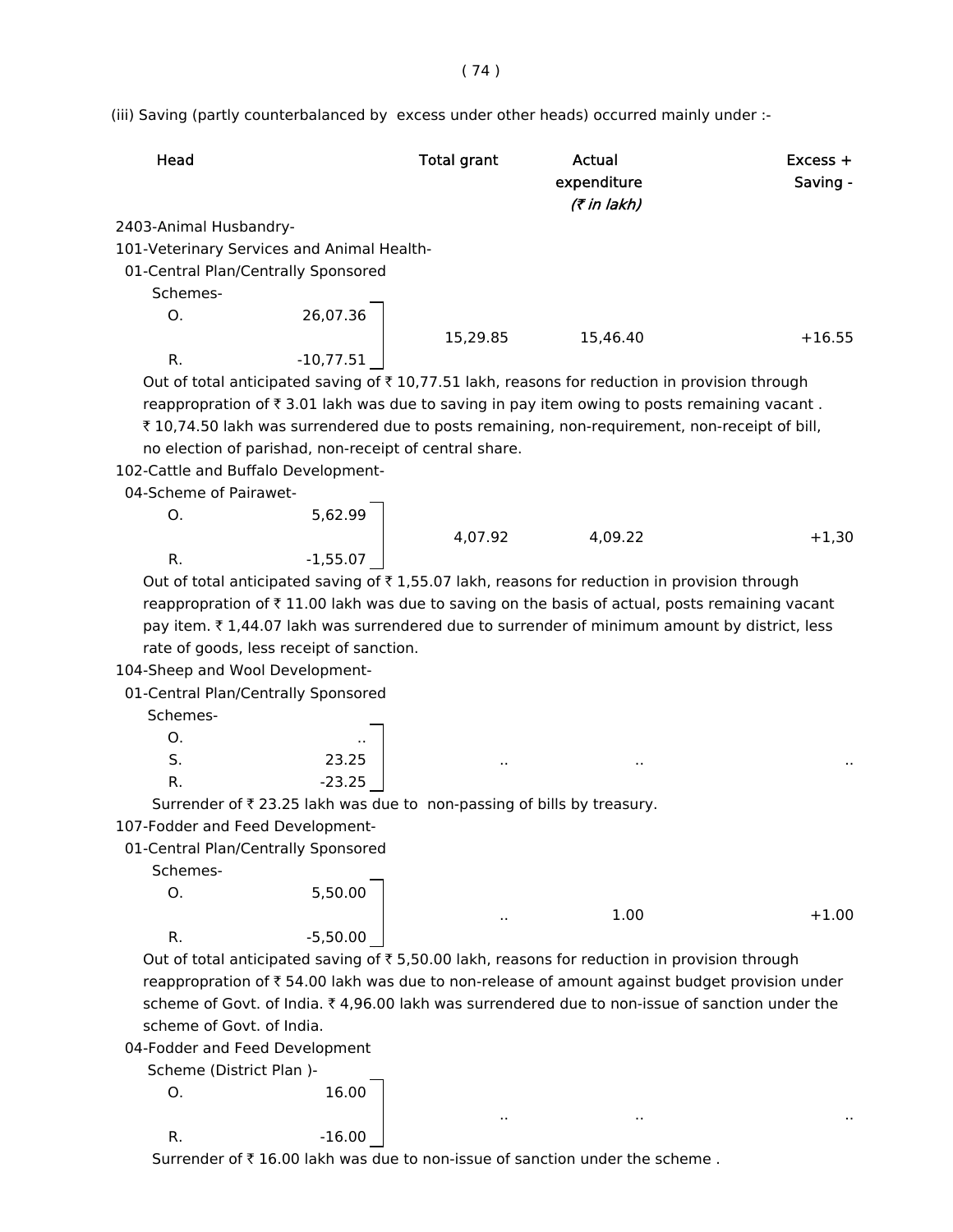(iii) Saving (partly counterbalanced by excess under other heads) occurred mainly under :-

| Head | | Total grant | Actual expenditure *(₹ in lakh)* | Excess + Saving - |
|---|---|---|---|---|
| 2403-Animal Husbandry- | | | | |
| 101-Veterinary Services and Animal Health- | | | | |
| 01-Central Plan/Centrally Sponsored Schemes- | | | | |
| O. | 26,07.36 | | | |
| | | 15,29.85 | 15,46.40 | +16.55 |
| R. | -10,77.51 | | | |

Out of total anticipated saving of ₹ 10,77.51 lakh, reasons for reduction in provision through reappropration of ₹ 3.01 lakh was due to saving in pay item owing to posts remaining vacant . ₹ 10,74.50 lakh was surrendered due to posts remaining, non-requirement, non-receipt of bill, no election of parishad, non-receipt of central share.

| Head | | Total grant | Actual expenditure | Excess + Saving - |
|---|---|---|---|---|
| 102-Cattle and Buffalo Development- | | | | |
| 04-Scheme of Pairawet- | | | | |
| O. | 5,62.99 | | | |
| | | 4,07.92 | 4,09.22 | +1,30 |
| R. | -1,55.07 | | | |

Out of total anticipated saving of ₹ 1,55.07 lakh, reasons for reduction in provision through reappropration of ₹ 11.00 lakh was due to saving on the basis of actual, posts remaining vacant pay item. ₹ 1,44.07 lakh was surrendered due to surrender of minimum amount by district, less rate of goods, less receipt of sanction.

| Head | | Total grant | Actual expenditure | Excess + Saving - |
|---|---|---|---|---|
| 104-Sheep and Wool Development- | | | | |
| 01-Central Plan/Centrally Sponsored Schemes- | | | | |
| O. | .. | | | |
| S. | 23.25 | .. | .. | .. |
| R. | -23.25 | | | |

Surrender of ₹ 23.25 lakh was due to non-passing of bills by treasury.

| Head | | Total grant | Actual expenditure | Excess + Saving - |
|---|---|---|---|---|
| 107-Fodder and Feed Development- | | | | |
| 01-Central Plan/Centrally Sponsored Schemes- | | | | |
| O. | 5,50.00 | | | |
| | | .. | 1.00 | +1.00 |
| R. | -5,50.00 | | | |

Out of total anticipated saving of ₹ 5,50.00 lakh, reasons for reduction in provision through reappropration of ₹ 54.00 lakh was due to non-release of amount against budget provision under scheme of Govt. of India. ₹ 4,96.00 lakh was surrendered due to non-issue of sanction under the scheme of Govt. of India.

| Head | | Total grant | Actual expenditure | Excess + Saving - |
|---|---|---|---|---|
| 04-Fodder and Feed Development Scheme (District Plan )- | | | | |
| O. | 16.00 | | | |
| | | .. | .. | .. |
| R. | -16.00 | | | |

Surrender of ₹ 16.00 lakh was due to non-issue of sanction under the scheme .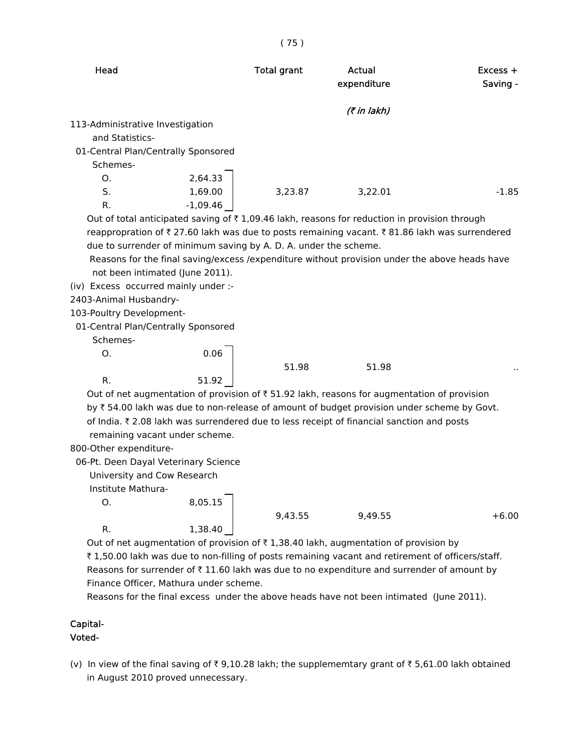| Head | | Total grant | Actual expenditure | Excess + Saving - |
|---|---|---|---|---|
| | | | *(₹ in lakh)* | |
| 113-Administrative Investigation and Statistics- | | | | |
| 01-Central Plan/Centrally Sponsored Schemes- | | | | |
| O. | 2,64.33 | | | |
| S. | 1,69.00 | 3,23.87 | 3,22.01 | -1.85 |
| R. | -1,09.46 | | | |

Out of total anticipated saving of ₹ 1,09.46 lakh, reasons for reduction in provision through reappropration of ₹ 27.60 lakh was due to posts remaining vacant. ₹ 81.86 lakh was surrendered due to surrender of minimum saving by A. D. A. under the scheme.

Reasons for the final saving/excess /expenditure without provision under the above heads have not been intimated (June 2011).

(iv) Excess occurred mainly under :-

| Head | | Total grant | Actual expenditure | Excess + Saving - |
|---|---|---|---|---|
| 2403-Animal Husbandry- | | | | |
| 103-Poultry Development- | | | | |
| 01-Central Plan/Centrally Sponsored Schemes- | | | | |
| O. | 0.06 | 51.98 | 51.98 | .. |
| R. | 51.92 | | | |

Out of net augmentation of provision of ₹ 51.92 lakh, reasons for augmentation of provision by ₹ 54.00 lakh was due to non-release of amount of budget provision under scheme by Govt. of India. ₹ 2.08 lakh was surrendered due to less receipt of financial sanction and posts remaining vacant under scheme.

| Head | | Total grant | Actual expenditure | Excess + Saving - |
|---|---|---|---|---|
| 800-Other expenditure- | | | | |
| 06-Pt. Deen Dayal Veterinary Science University and Cow Research Institute Mathura- | | | | |
| O. | 8,05.15 | 9,43.55 | 9,49.55 | +6.00 |
| R. | 1,38.40 | | | |

Out of net augmentation of provision of ₹ 1,38.40 lakh, augmentation of provision by ₹ 1,50.00 lakh was due to non-filling of posts remaining vacant and retirement of officers/staff. Reasons for surrender of ₹ 11.60 lakh was due to no expenditure and surrender of amount by Finance Officer, Mathura under scheme.

Reasons for the final excess under the above heads have not been intimated (June 2011).

**Capital-**

**Voted-**

(v) In view of the final saving of ₹ 9,10.28 lakh; the supplememtary grant of ₹ 5,61.00 lakh obtained in August 2010 proved unnecessary.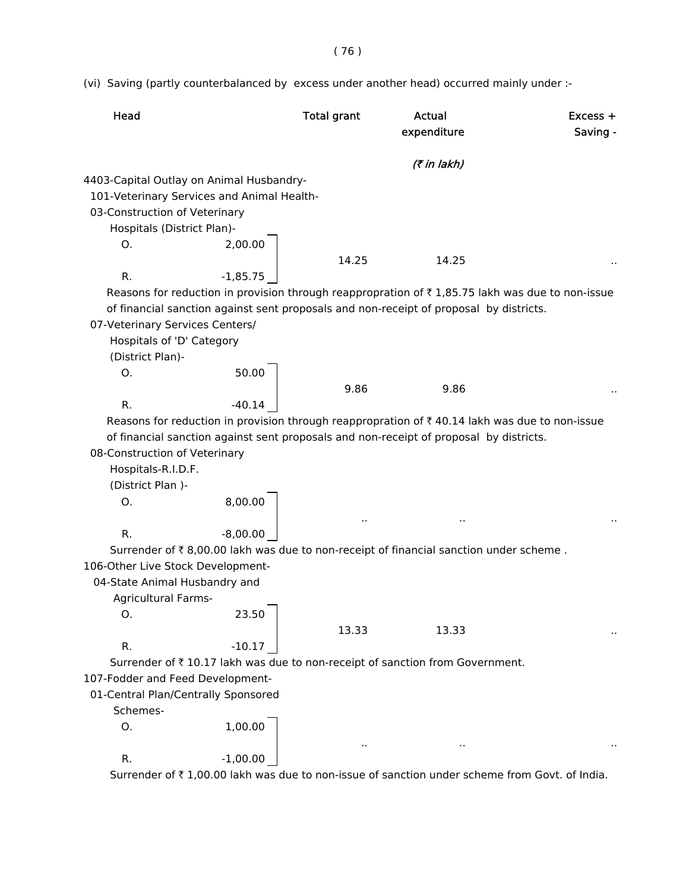(vi) Saving (partly counterbalanced by excess under another head) occurred mainly under :-

| Head | | Total grant | Actual expenditure | Excess + Saving - |
|---|---|---|---|---|
| | | | *(₹ in lakh)* | |
| 4403-Capital Outlay on Animal Husbandry- | | | | |
| 101-Veterinary Services and Animal Health- | | | | |
| 03-Construction of Veterinary Hospitals (District Plan)- | | | | |
| O. | 2,00.00 | 14.25 | 14.25 | .. |
| R. | -1,85.75 | | | |

Reasons for reduction in provision through reappropriation of ₹ 1,85.75 lakh was due to non-issue of financial sanction against sent proposals and non-receipt of proposal by districts.

| Head | | Total grant | Actual expenditure | Excess + Saving - |
|---|---|---|---|---|
| 07-Veterinary Services Centers/ Hospitals of 'D' Category (District Plan)- | | | | |
| O. | 50.00 | 9.86 | 9.86 | .. |
| R. | -40.14 | | | |

Reasons for reduction in provision through reappropriation of ₹ 40.14 lakh was due to non-issue of financial sanction against sent proposals and non-receipt of proposal by districts.

| Head | | Total grant | Actual expenditure | Excess + Saving - |
|---|---|---|---|---|
| 08-Construction of Veterinary Hospitals-R.I.D.F. (District Plan )- | | | | |
| O. | 8,00.00 | .. | .. | .. |
| R. | -8,00.00 | | | |

Surrender of ₹ 8,00.00 lakh was due to non-receipt of financial sanction under scheme .

| Head | | Total grant | Actual expenditure | Excess + Saving - |
|---|---|---|---|---|
| 106-Other Live Stock Development- | | | | |
| 04-State Animal Husbandry and Agricultural Farms- | | | | |
| O. | 23.50 | 13.33 | 13.33 | .. |
| R. | -10.17 | | | |

Surrender of ₹ 10.17 lakh was due to non-receipt of sanction from Government.

| Head | | Total grant | Actual expenditure | Excess + Saving - |
|---|---|---|---|---|
| 107-Fodder and Feed Development- | | | | |
| 01-Central Plan/Centrally Sponsored Schemes- | | | | |
| O. | 1,00.00 | .. | .. | .. |
| R. | -1,00.00 | | | |

Surrender of ₹ 1,00.00 lakh was due to non-issue of sanction under scheme from Govt. of India.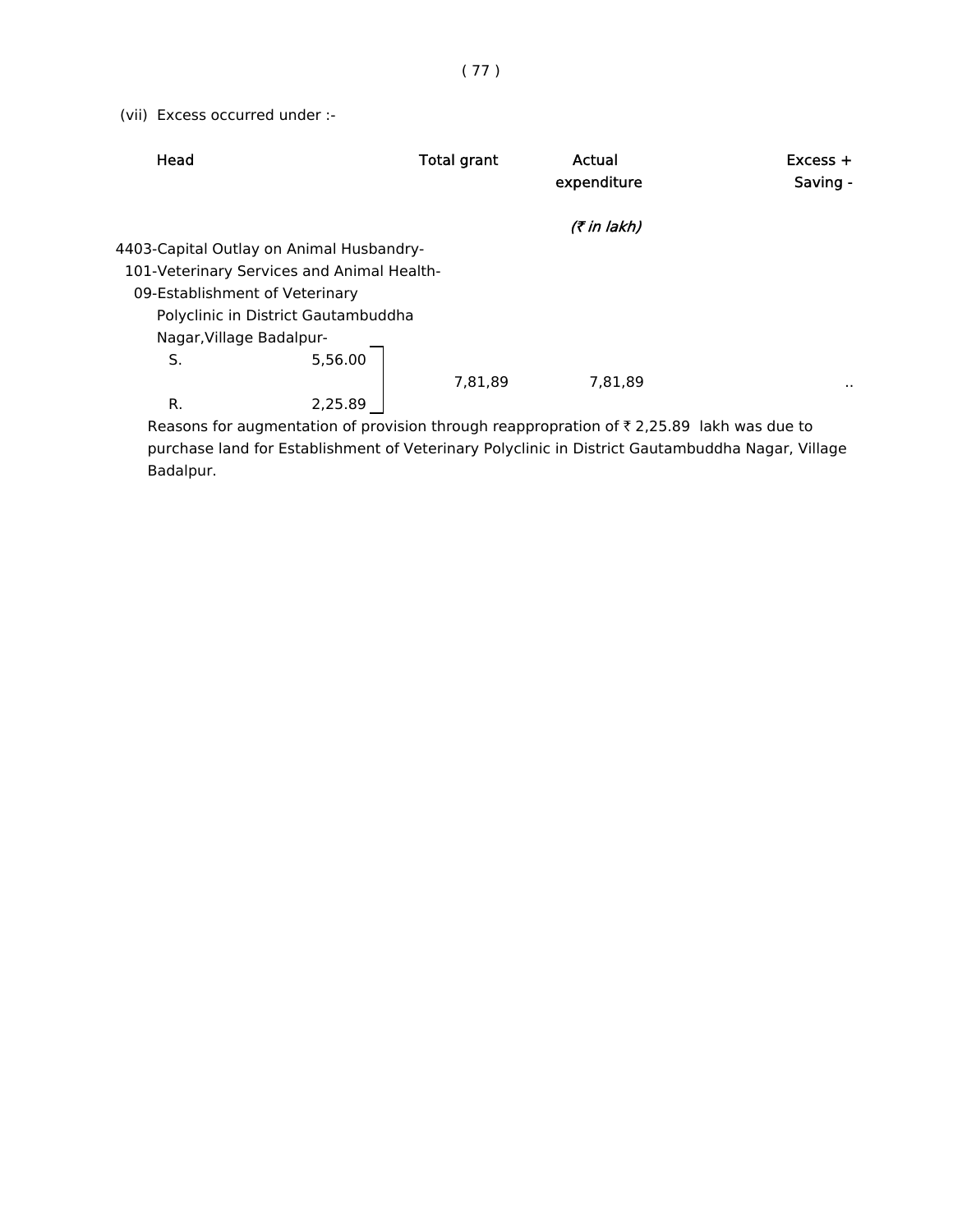(vii) Excess occurred under :-

| Head | | Total grant | Actual expenditure | Excess + Saving - |
|---|---|---|---|---|
| | | | *(₹ in lakh)* | |
| 4403-Capital Outlay on Animal Husbandry-<br>101-Veterinary Services and Animal Health-<br>09-Establishment of Veterinary Polyclinic in District Gautambuddha Nagar,Village Badalpur- | | | | |
| S. | 5,56.00 | 7,81,89 | 7,81,89 | .. |
| R. | 2,25.89 | | | |

Reasons for augmentation of provision through reappropration of ₹ 2,25.89 lakh was due to purchase land for Establishment of Veterinary Polyclinic in District Gautambuddha Nagar, Village Badalpur.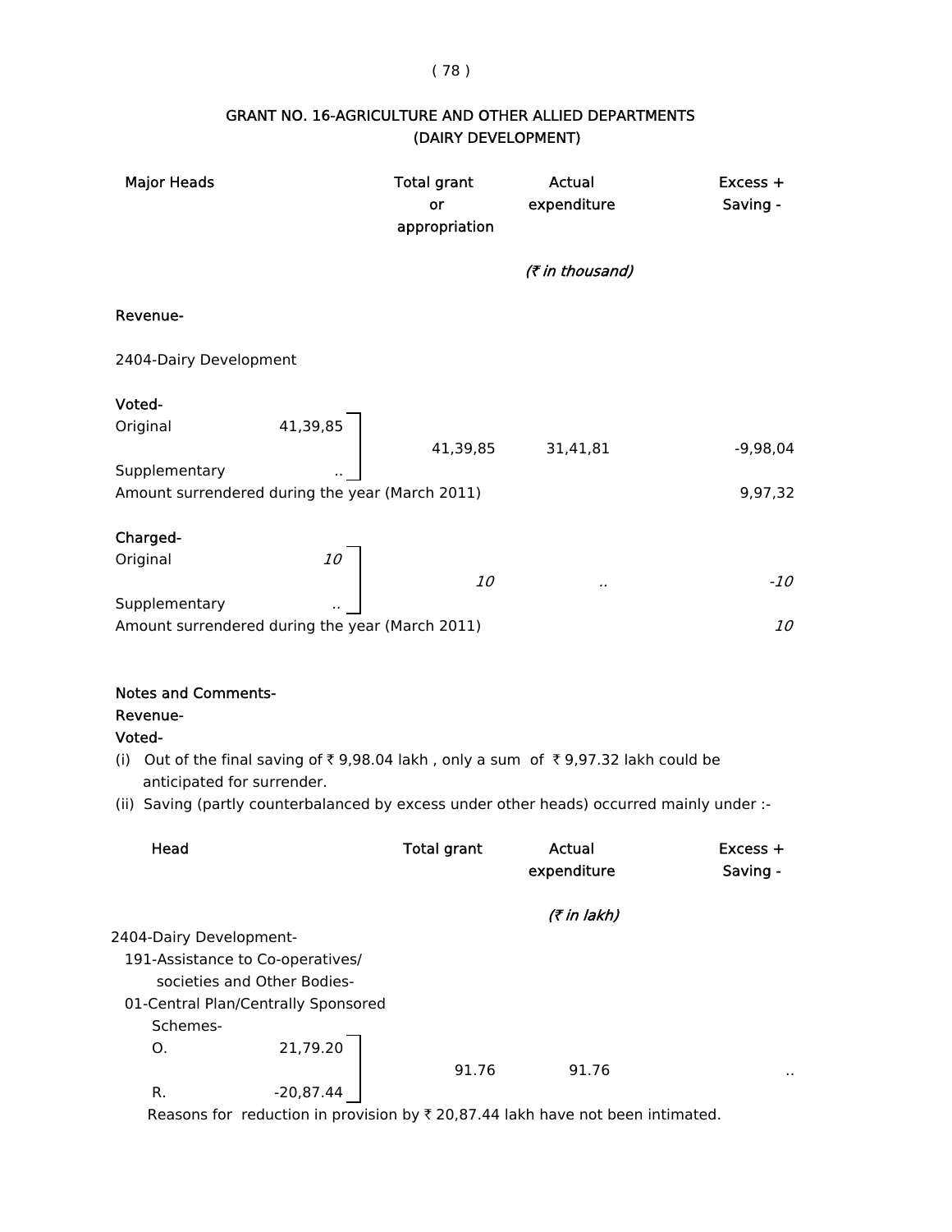## GRANT NO. 16-AGRICULTURE AND OTHER ALLIED DEPARTMENTS (DAIRY DEVELOPMENT)

| Major Heads | | Total grant or appropriation | Actual expenditure | Excess + Saving - |
|---|---|---|---|---|
| | | | *(₹ in thousand)* | |
| **Revenue-** | | | | |
| 2404-Dairy Development | | | | |
| **Voted-** | | | | |
| Original | 41,39,85 | 41,39,85 | 31,41,81 | -9,98,04 |
| Supplementary | .. | | | |
| Amount surrendered during the year (March 2011) | | | | 9,97,32 |
| **Charged-** | | | | |
| Original | *10* | *10* | *..* | *-10* |
| Supplementary | *..* | | | |
| Amount surrendered during the year (March 2011) | | | | *10* |

**Notes and Comments-**

**Revenue-**

**Voted-**

(i) Out of the final saving of ₹ 9,98.04 lakh , only a sum of ₹ 9,97.32 lakh could be anticipated for surrender.

(ii) Saving (partly counterbalanced by excess under other heads) occurred mainly under :-

| Head | | Total grant | Actual expenditure | Excess + Saving - |
|---|---|---|---|---|
| | | | *(₹ in lakh)* | |
| 2404-Dairy Development- | | | | |
| 191-Assistance to Co-operatives/ societies and Other Bodies- | | | | |
| 01-Central Plan/Centrally Sponsored Schemes- | | | | |
| O. | 21,79.20 | 91.76 | 91.76 | .. |
| R. | -20,87.44 | | | |

Reasons for reduction in provision by ₹ 20,87.44 lakh have not been intimated.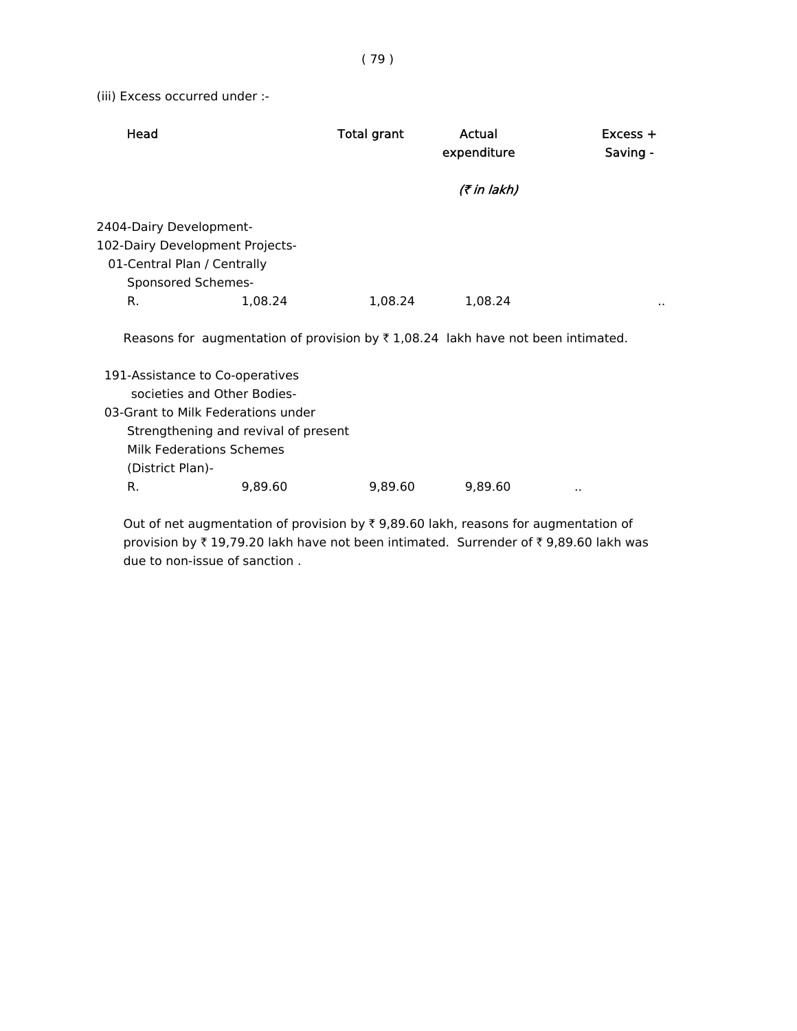(iii) Excess occurred under :-

| Head | | Total grant | Actual expenditure | Excess + Saving - |
|---|---|---|---|---|
| | | | *(₹ in lakh)* | |
| 2404-Dairy Development-<br>102-Dairy Development Projects-<br>01-Central Plan / Centrally Sponsored Schemes- | | | | |
| R. | 1,08.24 | 1,08.24 | 1,08.24 | .. |

Reasons for augmentation of provision by ₹ 1,08.24 lakh have not been intimated.

| Head | | Total grant | Actual expenditure | Excess + Saving - |
|---|---|---|---|---|
| 191-Assistance to Co-operatives societies and Other Bodies-<br>03-Grant to Milk Federations under Strengthening and revival of present Milk Federations Schemes (District Plan)- | | | | |
| R. | 9,89.60 | 9,89.60 | 9,89.60 | .. |

Out of net augmentation of provision by ₹ 9,89.60 lakh, reasons for augmentation of provision by ₹ 19,79.20 lakh have not been intimated. Surrender of ₹ 9,89.60 lakh was due to non-issue of sanction .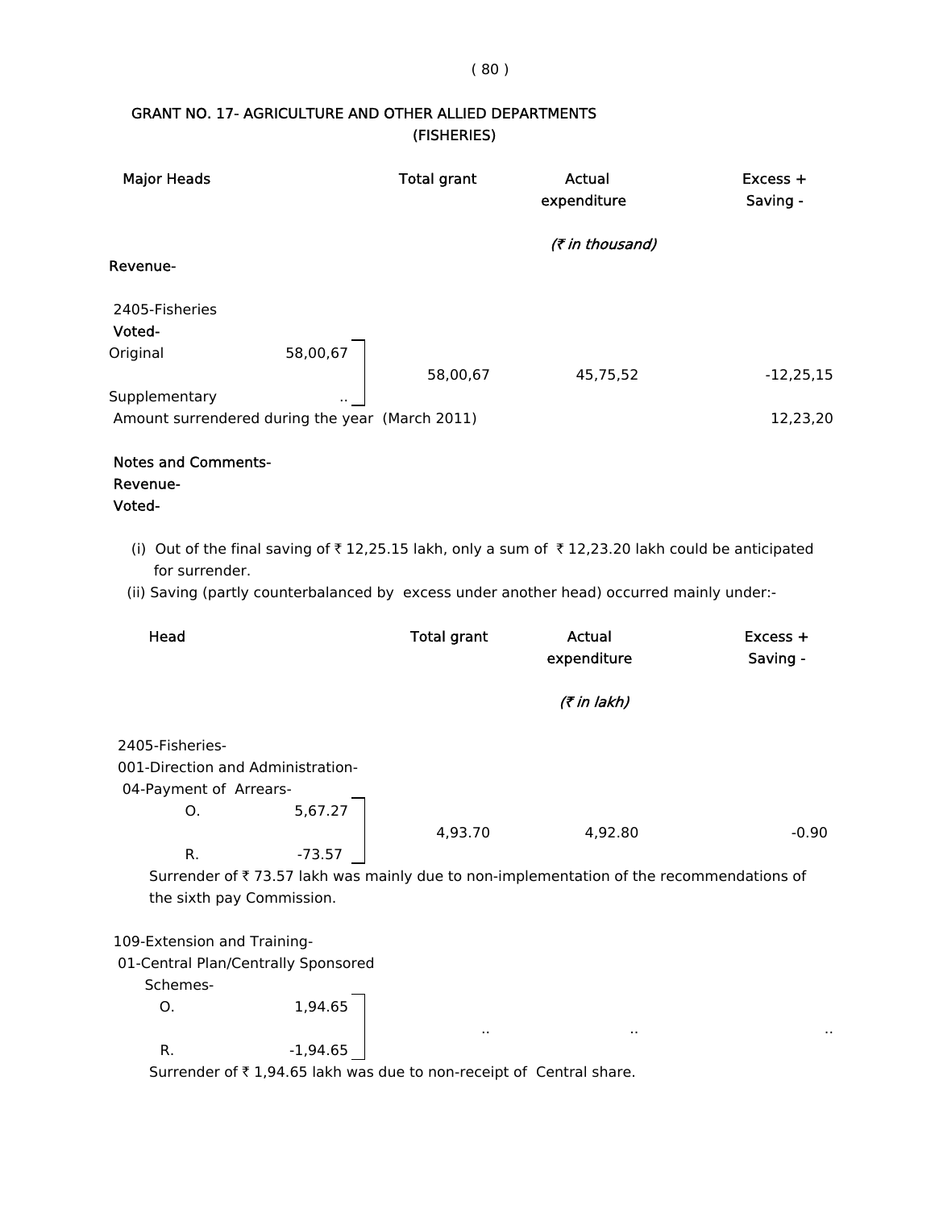## GRANT NO. 17- AGRICULTURE AND OTHER ALLIED DEPARTMENTS (FISHERIES)

| Major Heads | | Total grant | Actual expenditure | Excess + Saving - |
|---|---|---|---|---|
| | | | *(₹ in thousand)* | |
| **Revenue-** | | | | |
| 2405-Fisheries | | | | |
| **Voted-** | | | | |
| Original | 58,00,67 | 58,00,67 | 45,75,52 | -12,25,15 |
| Supplementary | .. | | | |
| Amount surrendered during the year (March 2011) | | | | 12,23,20 |

**Notes and Comments-**

**Revenue-**

**Voted-**

(i) Out of the final saving of ₹ 12,25.15 lakh, only a sum of ₹ 12,23.20 lakh could be anticipated for surrender.

(ii) Saving (partly counterbalanced by excess under another head) occurred mainly under:-

| Head | | Total grant | Actual expenditure | Excess + Saving - |
|---|---|---|---|---|
| | | | *(₹ in lakh)* | |
| 2405-Fisheries- | | | | |
| 001-Direction and Administration- | | | | |
| 04-Payment of Arrears- | | | | |
| O. | 5,67.27 | 4,93.70 | 4,92.80 | -0.90 |
| R. | -73.57 | | | |

Surrender of ₹ 73.57 lakh was mainly due to non-implementation of the recommendations of the sixth pay Commission.

| Head | | Total grant | Actual expenditure | Excess + Saving - |
|---|---|---|---|---|
| 109-Extension and Training- | | | | |
| 01-Central Plan/Centrally Sponsored Schemes- | | | | |
| O. | 1,94.65 | .. | .. | .. |
| R. | -1,94.65 | | | |

Surrender of ₹ 1,94.65 lakh was due to non-receipt of Central share.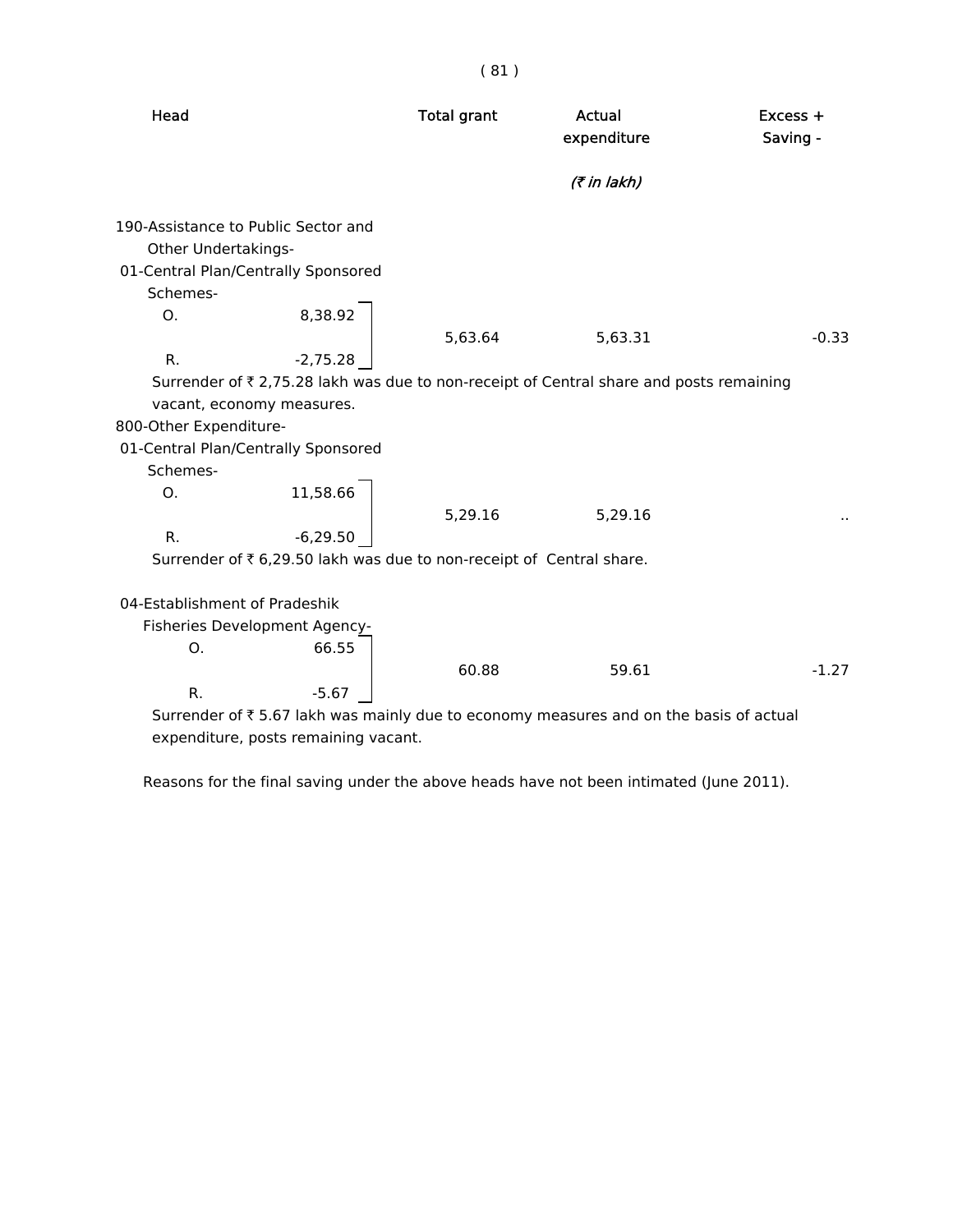| Head | | Total grant | Actual expenditure | Excess + Saving - |
|---|---|---|---|---|
| | | | *(₹ in lakh)* | |
| 190-Assistance to Public Sector and Other Undertakings- | | | | |
| 01-Central Plan/Centrally Sponsored Schemes- | | | | |
| O. | 8,38.92 | 5,63.64 | 5,63.31 | -0.33 |
| R. | -2,75.28 | | | |

Surrender of ₹ 2,75.28 lakh was due to non-receipt of Central share and posts remaining vacant, economy measures.

| Head | | Total grant | Actual expenditure | Excess + Saving - |
|---|---|---|---|---|
| 800-Other Expenditure- | | | | |
| 01-Central Plan/Centrally Sponsored Schemes- | | | | |
| O. | 11,58.66 | 5,29.16 | 5,29.16 | .. |
| R. | -6,29.50 | | | |

Surrender of ₹ 6,29.50 lakh was due to non-receipt of Central share.

| Head | | Total grant | Actual expenditure | Excess + Saving - |
|---|---|---|---|---|
| 04-Establishment of Pradeshik Fisheries Development Agency- | | | | |
| O. | 66.55 | 60.88 | 59.61 | -1.27 |
| R. | -5.67 | | | |

Surrender of ₹ 5.67 lakh was mainly due to economy measures and on the basis of actual expenditure, posts remaining vacant.

Reasons for the final saving under the above heads have not been intimated (June 2011).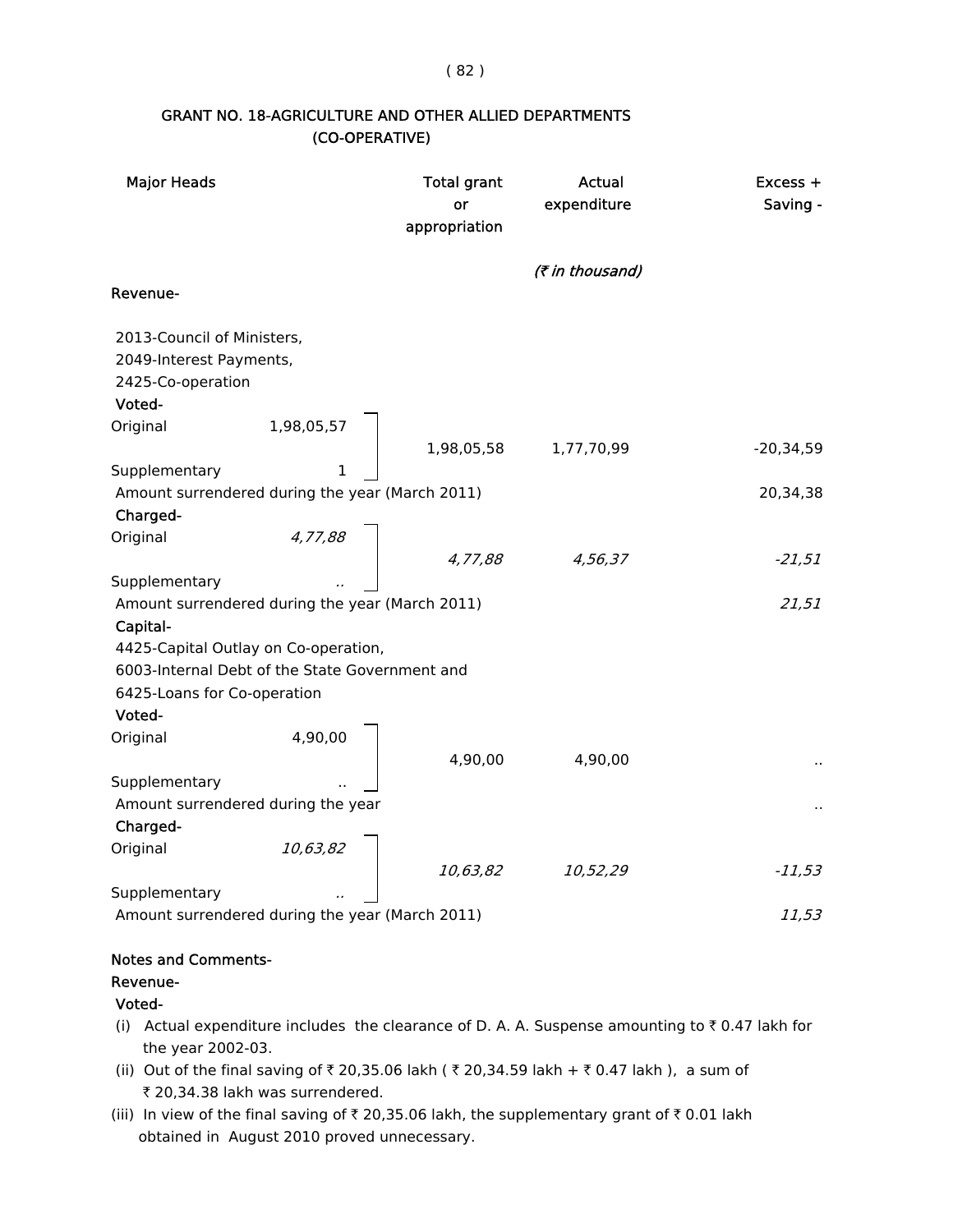## GRANT NO. 18-AGRICULTURE AND OTHER ALLIED DEPARTMENTS
## (CO-OPERATIVE)

| Major Heads | | Total grant or appropriation | Actual expenditure | Excess + Saving - |
|---|---|---|---|---|
| | | | *(₹ in thousand)* | |
| **Revenue-** | | | | |
| 2013-Council of Ministers, 2049-Interest Payments, 2425-Co-operation | | | | |
| **Voted-** | | | | |
| Original | 1,98,05,57 | 1,98,05,58 | 1,77,70,99 | -20,34,59 |
| Supplementary | 1 | | | |
| Amount surrendered during the year (March 2011) | | | | 20,34,38 |
| **Charged-** | | | | |
| Original | *4,77,88* | *4,77,88* | *4,56,37* | *-21,51* |
| Supplementary | *..* | | | |
| Amount surrendered during the year (March 2011) | | | | *21,51* |
| **Capital-** | | | | |
| 4425-Capital Outlay on Co-operation, 6003-Internal Debt of the State Government and 6425-Loans for Co-operation | | | | |
| **Voted-** | | | | |
| Original | 4,90,00 | 4,90,00 | 4,90,00 | .. |
| Supplementary | .. | | | |
| Amount surrendered during the year | | | | .. |
| **Charged-** | | | | |
| Original | *10,63,82* | *10,63,82* | *10,52,29* | *-11,53* |
| Supplementary | *..* | | | |
| Amount surrendered during the year (March 2011) | | | | *11,53* |

**Notes and Comments-**

**Revenue-**

**Voted-**

(i) Actual expenditure includes the clearance of D. A. A. Suspense amounting to ₹ 0.47 lakh for the year 2002-03.

(ii) Out of the final saving of ₹ 20,35.06 lakh ( ₹ 20,34.59 lakh + ₹ 0.47 lakh ), a sum of ₹ 20,34.38 lakh was surrendered.

(iii) In view of the final saving of ₹ 20,35.06 lakh, the supplementary grant of ₹ 0.01 lakh obtained in August 2010 proved unnecessary.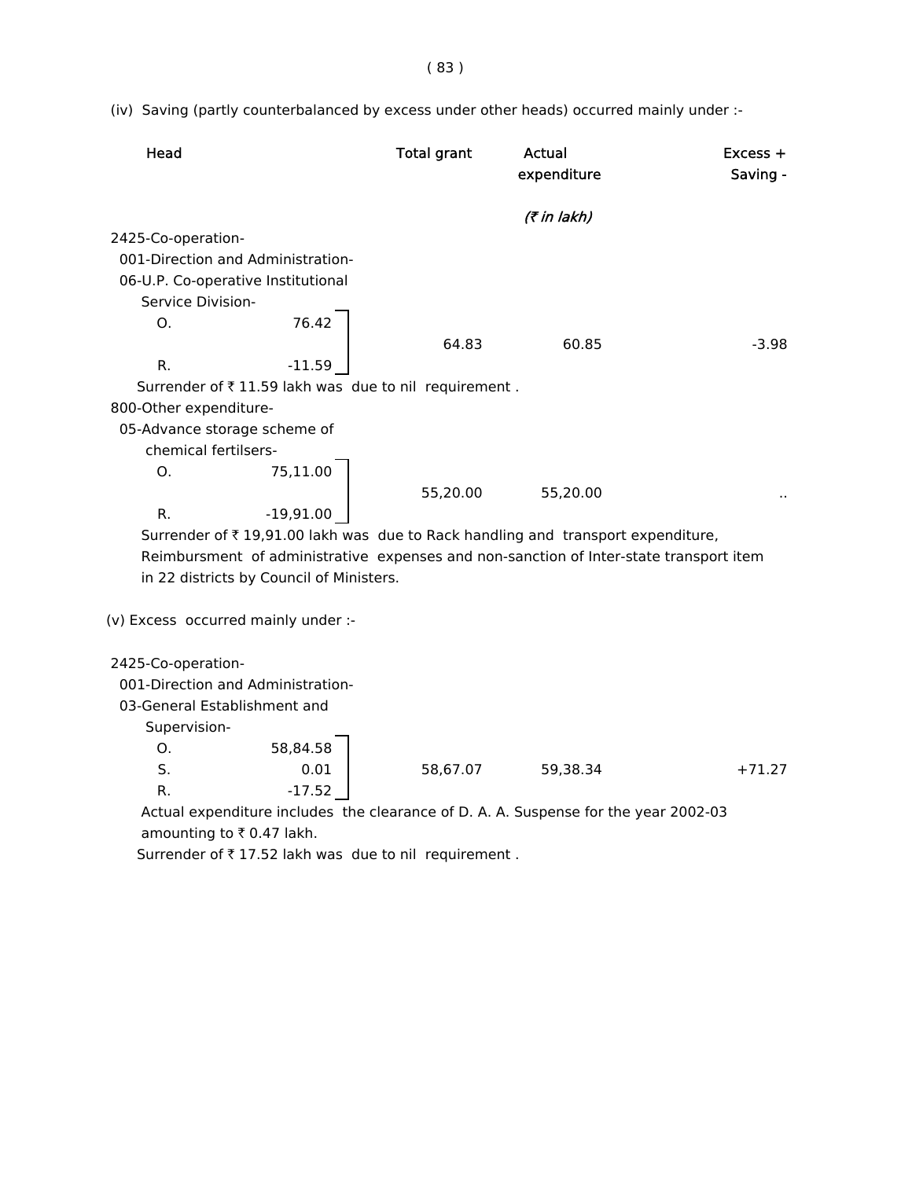(iv) Saving (partly counterbalanced by excess under other heads) occurred mainly under :-

| Head | | Total grant | Actual expenditure | Excess + Saving - |
|---|---|---|---|---|
| | | | *(₹ in lakh)* | |
| 2425-Co-operation- | | | | |
| 001-Direction and Administration- | | | | |
| 06-U.P. Co-operative Institutional Service Division- | | | | |
| O. | 76.42 | | | |
| | | 64.83 | 60.85 | -3.98 |
| R. | -11.59 | | | |

Surrender of ₹ 11.59 lakh was due to nil requirement .

| Head | | Total grant | Actual expenditure | Excess + Saving - |
|---|---|---|---|---|
| 800-Other expenditure- | | | | |
| 05-Advance storage scheme of chemical fertilsers- | | | | |
| O. | 75,11.00 | | | |
| | | 55,20.00 | 55,20.00 | .. |
| R. | -19,91.00 | | | |

Surrender of ₹ 19,91.00 lakh was due to Rack handling and transport expenditure, Reimbursment of administrative expenses and non-sanction of Inter-state transport item in 22 districts by Council of Ministers.

(v) Excess occurred mainly under :-

| Head | | Total grant | Actual expenditure | Excess + Saving - |
|---|---|---|---|---|
| 2425-Co-operation- | | | | |
| 001-Direction and Administration- | | | | |
| 03-General Establishment and Supervision- | | | | |
| O. | 58,84.58 | | | |
| S. | 0.01 | 58,67.07 | 59,38.34 | +71.27 |
| R. | -17.52 | | | |

Actual expenditure includes the clearance of D. A. A. Suspense for the year 2002-03 amounting to ₹ 0.47 lakh.

Surrender of ₹ 17.52 lakh was due to nil requirement .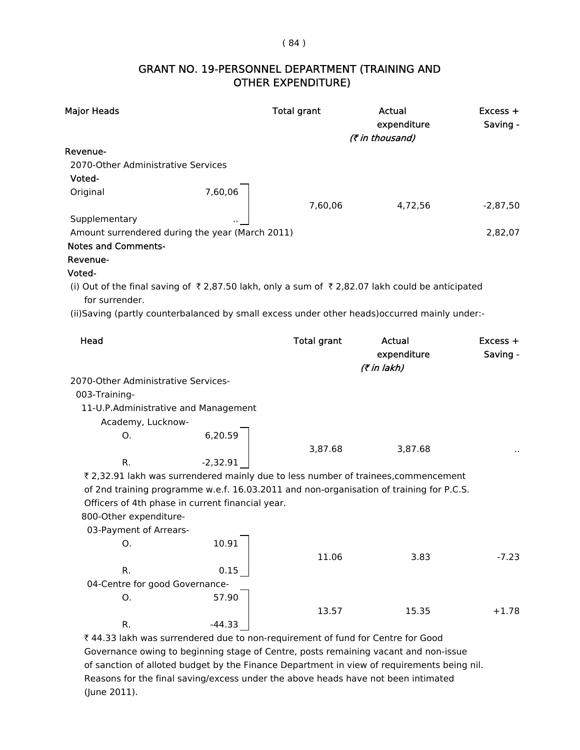## GRANT NO. 19-PERSONNEL DEPARTMENT (TRAINING AND OTHER EXPENDITURE)

| Major Heads | | Total grant | Actual expenditure | Excess + Saving - |
|---|---|---|---|---|
| | | | *(₹ in thousand)* | |
| **Revenue-** | | | | |
| 2070-Other Administrative Services | | | | |
| **Voted-** | | | | |
| Original | 7,60,06 | 7,60,06 | 4,72,56 | -2,87,50 |
| Supplementary | .. | | | |
| Amount surrendered during the year (March 2011) | | | | 2,82,07 |

**Notes and Comments-**

**Revenue-**

**Voted-**

(i) Out of the final saving of ₹ 2,87.50 lakh, only a sum of ₹ 2,82.07 lakh could be anticipated for surrender.

(ii)Saving (partly counterbalanced by small excess under other heads)occurred mainly under:-

| Head | | Total grant | Actual expenditure | Excess + Saving - |
|---|---|---|---|---|
| | | | *(₹ in lakh)* | |
| 2070-Other Administrative Services- | | | | |
| 003-Training- | | | | |
| 11-U.P.Administrative and Management Academy, Lucknow- | | | | |
| O. | 6,20.59 | 3,87.68 | 3,87.68 | .. |
| R. | -2,32.91 | | | |

₹ 2,32.91 lakh was surrendered mainly due to less number of trainees,commencement of 2nd training programme w.e.f. 16.03.2011 and non-organisation of training for P.C.S. Officers of 4th phase in current financial year.

| Head | | Total grant | Actual expenditure | Excess + Saving - |
|---|---|---|---|---|
| 800-Other expenditure- | | | | |
| 03-Payment of Arrears- | | | | |
| O. | 10.91 | 11.06 | 3.83 | -7.23 |
| R. | 0.15 | | | |
| 04-Centre for good Governance- | | | | |
| O. | 57.90 | 13.57 | 15.35 | +1.78 |
| R. | -44.33 | | | |

₹ 44.33 lakh was surrendered due to non-requirement of fund for Centre for Good Governance owing to beginning stage of Centre, posts remaining vacant and non-issue of sanction of alloted budget by the Finance Department in view of requirements being nil. Reasons for the final saving/excess under the above heads have not been intimated (June 2011).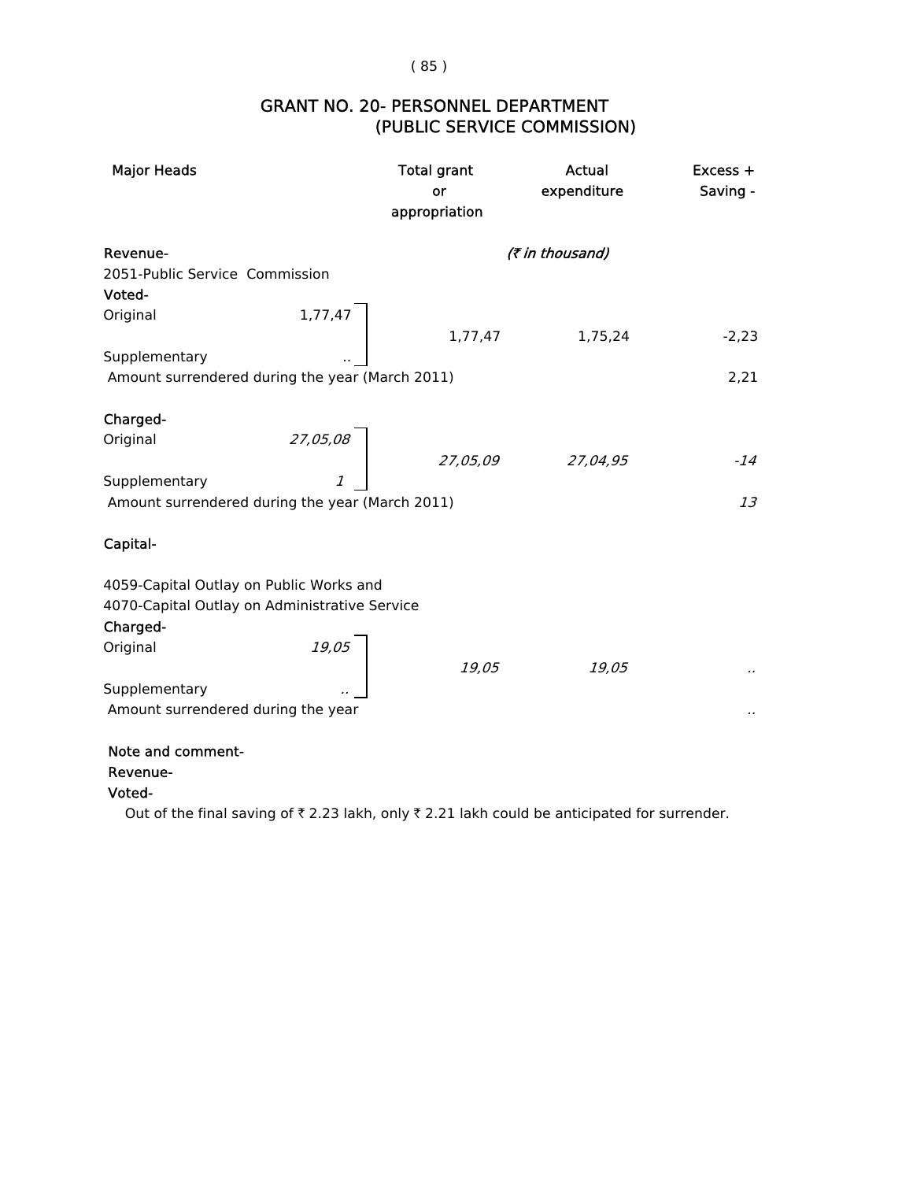# GRANT NO. 20- PERSONNEL DEPARTMENT
## (PUBLIC SERVICE COMMISSION)

| Major Heads | | Total grant or appropriation | Actual expenditure | Excess + Saving - |
|---|---|---|---|---|
| | | | *(₹ in thousand)* | |
| **Revenue-** | | | | |
| 2051-Public Service Commission | | | | |
| **Voted-** | | | | |
| Original | 1,77,47 | | | |
| | | 1,77,47 | 1,75,24 | -2,23 |
| Supplementary | .. | | | |
| Amount surrendered during the year (March 2011) | | | | 2,21 |
| **Charged-** | | | | |
| Original | *27,05,08* | | | |
| | | *27,05,09* | *27,04,95* | *-14* |
| Supplementary | *1* | | | |
| Amount surrendered during the year (March 2011) | | | | *13* |
| **Capital-** | | | | |
| 4059-Capital Outlay on Public Works and 4070-Capital Outlay on Administrative Service | | | | |
| **Charged-** | | | | |
| Original | *19,05* | | | |
| | | *19,05* | *19,05* | *..* |
| Supplementary | *..* | | | |
| Amount surrendered during the year | | | | *..* |

**Note and comment-**

**Revenue-**

**Voted-**

Out of the final saving of ₹ 2.23 lakh, only ₹ 2.21 lakh could be anticipated for surrender.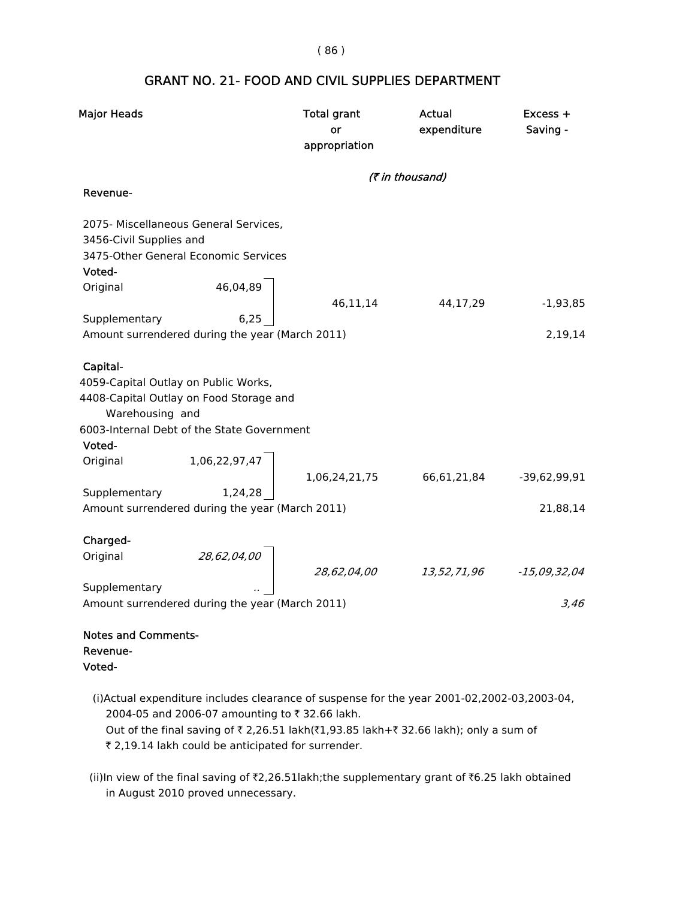# GRANT NO. 21- FOOD AND CIVIL SUPPLIES DEPARTMENT

| Major Heads | | Total grant or appropriation | Actual expenditure | Excess + Saving - |
|---|---|---|---|---|
| | | *(₹ in thousand)* | | |
| **Revenue-** | | | | |
| 2075- Miscellaneous General Services, 3456-Civil Supplies and 3475-Other General Economic Services | | | | |
| **Voted-** | | | | |
| Original | 46,04,89 | 46,11,14 | 44,17,29 | -1,93,85 |
| Supplementary | 6,25 | | | |
| Amount surrendered during the year (March 2011) | | | | 2,19,14 |
| **Capital-** | | | | |
| 4059-Capital Outlay on Public Works, 4408-Capital Outlay on Food Storage and Warehousing and 6003-Internal Debt of the State Government | | | | |
| **Voted-** | | | | |
| Original | 1,06,22,97,47 | 1,06,24,21,75 | 66,61,21,84 | -39,62,99,91 |
| Supplementary | 1,24,28 | | | |
| Amount surrendered during the year (March 2011) | | | | 21,88,14 |
| **Charged-** | | | | |
| Original | *28,62,04,00* | *28,62,04,00* | *13,52,71,96* | *-15,09,32,04* |
| Supplementary | .. | | | |
| Amount surrendered during the year (March 2011) | | | | *3,46* |

**Notes and Comments-**

**Revenue-**

**Voted-**

(i) Actual expenditure includes clearance of suspense for the year 2001-02,2002-03,2003-04, 2004-05 and 2006-07 amounting to ₹ 32.66 lakh.
Out of the final saving of ₹ 2,26.51 lakh(₹1,93.85 lakh+₹ 32.66 lakh); only a sum of ₹ 2,19.14 lakh could be anticipated for surrender.

(ii) In view of the final saving of ₹2,26.51lakh;the supplementary grant of ₹6.25 lakh obtained in August 2010 proved unnecessary.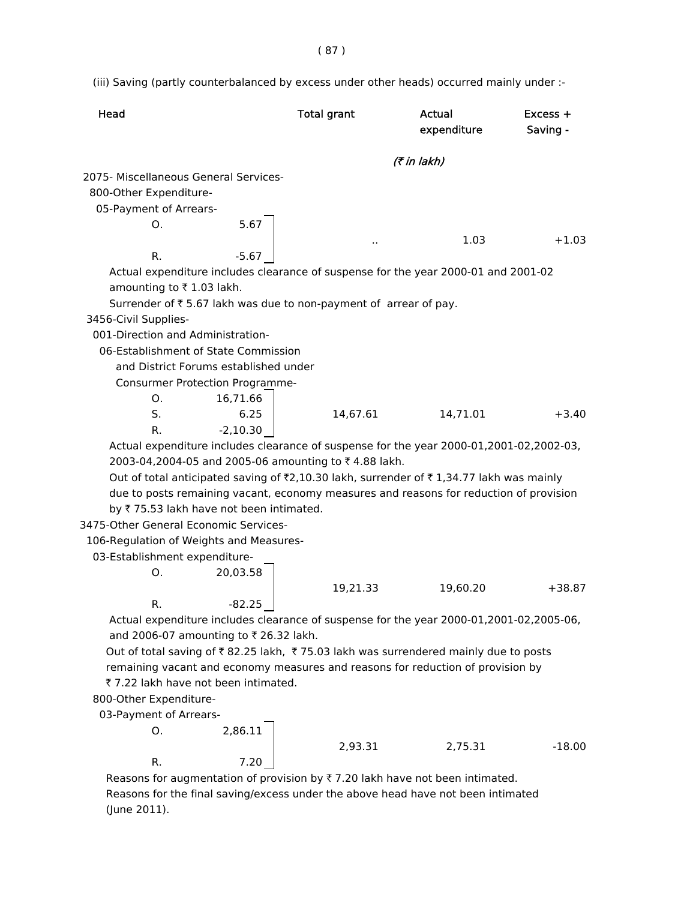(iii) Saving (partly counterbalanced by excess under other heads) occurred mainly under :-

| Head | | Total grant | Actual expenditure | Excess + Saving - |
|---|---|---|---|---|
| | | *(₹ in lakh)* | | |
| 2075- Miscellaneous General Services- | | | | |
| 800-Other Expenditure- | | | | |
| 05-Payment of Arrears- | | | | |
| O. | 5.67 | | | |
| | | .. | 1.03 | +1.03 |
| R. | -5.67 | | | |

Actual expenditure includes clearance of suspense for the year 2000-01 and 2001-02 amounting to ₹ 1.03 lakh.

Surrender of ₹ 5.67 lakh was due to non-payment of arrear of pay.

| Head | | Total grant | Actual expenditure | Excess + Saving - |
|---|---|---|---|---|
| 3456-Civil Supplies- | | | | |
| 001-Direction and Administration- | | | | |
| 06-Establishment of State Commission and District Forums established under Consurmer Protection Programme- | | | | |
| O. | 16,71.66 | | | |
| S. | 6.25 | 14,67.61 | 14,71.01 | +3.40 |
| R. | -2,10.30 | | | |

Actual expenditure includes clearance of suspense for the year 2000-01,2001-02,2002-03, 2003-04,2004-05 and 2005-06 amounting to ₹ 4.88 lakh.

Out of total anticipated saving of ₹2,10.30 lakh, surrender of ₹ 1,34.77 lakh was mainly due to posts remaining vacant, economy measures and reasons for reduction of provision by ₹ 75.53 lakh have not been intimated.

| Head | | Total grant | Actual expenditure | Excess + Saving - |
|---|---|---|---|---|
| 3475-Other General Economic Services- | | | | |
| 106-Regulation of Weights and Measures- | | | | |
| 03-Establishment expenditure- | | | | |
| O. | 20,03.58 | | | |
| | | 19,21.33 | 19,60.20 | +38.87 |
| R. | -82.25 | | | |

Actual expenditure includes clearance of suspense for the year 2000-01,2001-02,2005-06, and 2006-07 amounting to ₹ 26.32 lakh.

Out of total saving of ₹ 82.25 lakh, ₹ 75.03 lakh was surrendered mainly due to posts remaining vacant and economy measures and reasons for reduction of provision by ₹ 7.22 lakh have not been intimated.

| Head | | Total grant | Actual expenditure | Excess + Saving - |
|---|---|---|---|---|
| 800-Other Expenditure- | | | | |
| 03-Payment of Arrears- | | | | |
| O. | 2,86.11 | | | |
| | | 2,93.31 | 2,75.31 | -18.00 |
| R. | 7.20 | | | |

Reasons for augmentation of provision by ₹ 7.20 lakh have not been intimated.

Reasons for the final saving/excess under the above head have not been intimated (June 2011).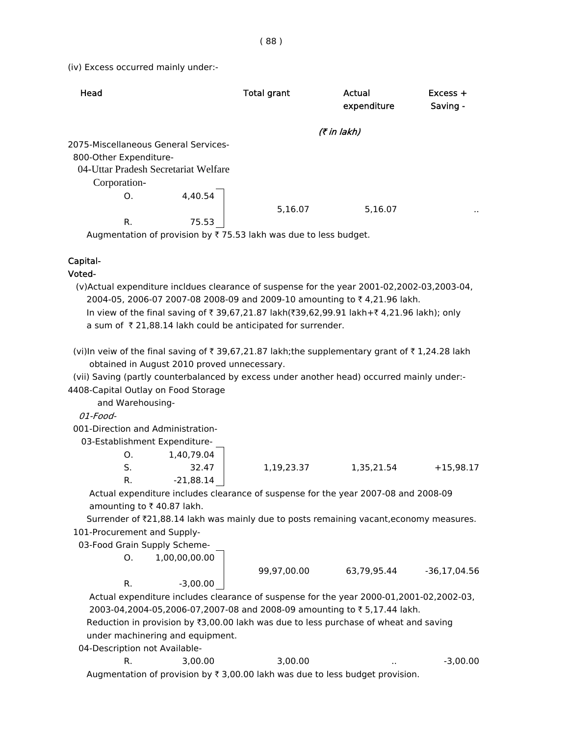(iv) Excess occurred mainly under:-

| Head | | Total grant | Actual expenditure | Excess + Saving - |
|---|---|---|---|---|
| | | | (₹ in lakh) | |
| 2075-Miscellaneous General Services- | | | | |
| 800-Other Expenditure- | | | | |
| 04-Uttar Pradesh Secretariat Welfare Corporation- | | | | |
| O. | 4,40.54 | 5,16.07 | 5,16.07 | .. |
| R. | 75.53 | | | |

Augmentation of provision by ₹ 75.53 lakh was due to less budget.

**Capital-**

**Voted-**

(v)Actual expenditure incldues clearance of suspense for the year 2001-02,2002-03,2003-04, 2004-05, 2006-07 2007-08 2008-09 and 2009-10 amounting to ₹ 4,21.96 lakh. In view of the final saving of ₹ 39,67,21.87 lakh(₹39,62,99.91 lakh+₹ 4,21.96 lakh); only a sum of ₹ 21,88.14 lakh could be anticipated for surrender.

(vi)In veiw of the final saving of ₹ 39,67,21.87 lakh;the supplementary grant of ₹ 1,24.28 lakh obtained in August 2010 proved unnecessary.

(vii) Saving (partly counterbalanced by excess under another head) occurred mainly under:-

| Head | | Total grant | Actual expenditure | Excess + Saving - |
|---|---|---|---|---|
| 4408-Capital Outlay on Food Storage and Warehousing- | | | | |
| *01-Food-* | | | | |
| 001-Direction and Administration- | | | | |
| 03-Establishment Expenditure- | | | | |
| O. | 1,40,79.04 | 1,19,23.37 | 1,35,21.54 | +15,98.17 |
| S. | 32.47 | | | |
| R. | -21,88.14 | | | |

Actual expenditure includes clearance of suspense for the year 2007-08 and 2008-09 amounting to ₹ 40.87 lakh.

Surrender of ₹21,88.14 lakh was mainly due to posts remaining vacant,economy measures.

| Head | | Total grant | Actual expenditure | Excess + Saving - |
|---|---|---|---|---|
| 101-Procurement and Supply- | | | | |
| 03-Food Grain Supply Scheme- | | | | |
| O. | 1,00,00,00.00 | 99,97,00.00 | 63,79,95.44 | -36,17,04.56 |
| R. | -3,00.00 | | | |

Actual expenditure includes clearance of suspense for the year 2000-01,2001-02,2002-03, 2003-04,2004-05,2006-07,2007-08 and 2008-09 amounting to ₹ 5,17.44 lakh.

Reduction in provision by ₹3,00.00 lakh was due to less purchase of wheat and saving under machinering and equipment.

| Head | | Total grant | Actual expenditure | Excess + Saving - |
|---|---|---|---|---|
| 04-Description not Available- | | | | |
| R. | 3,00.00 | 3,00.00 | .. | -3,00.00 |

Augmentation of provision by ₹ 3,00.00 lakh was due to less budget provision.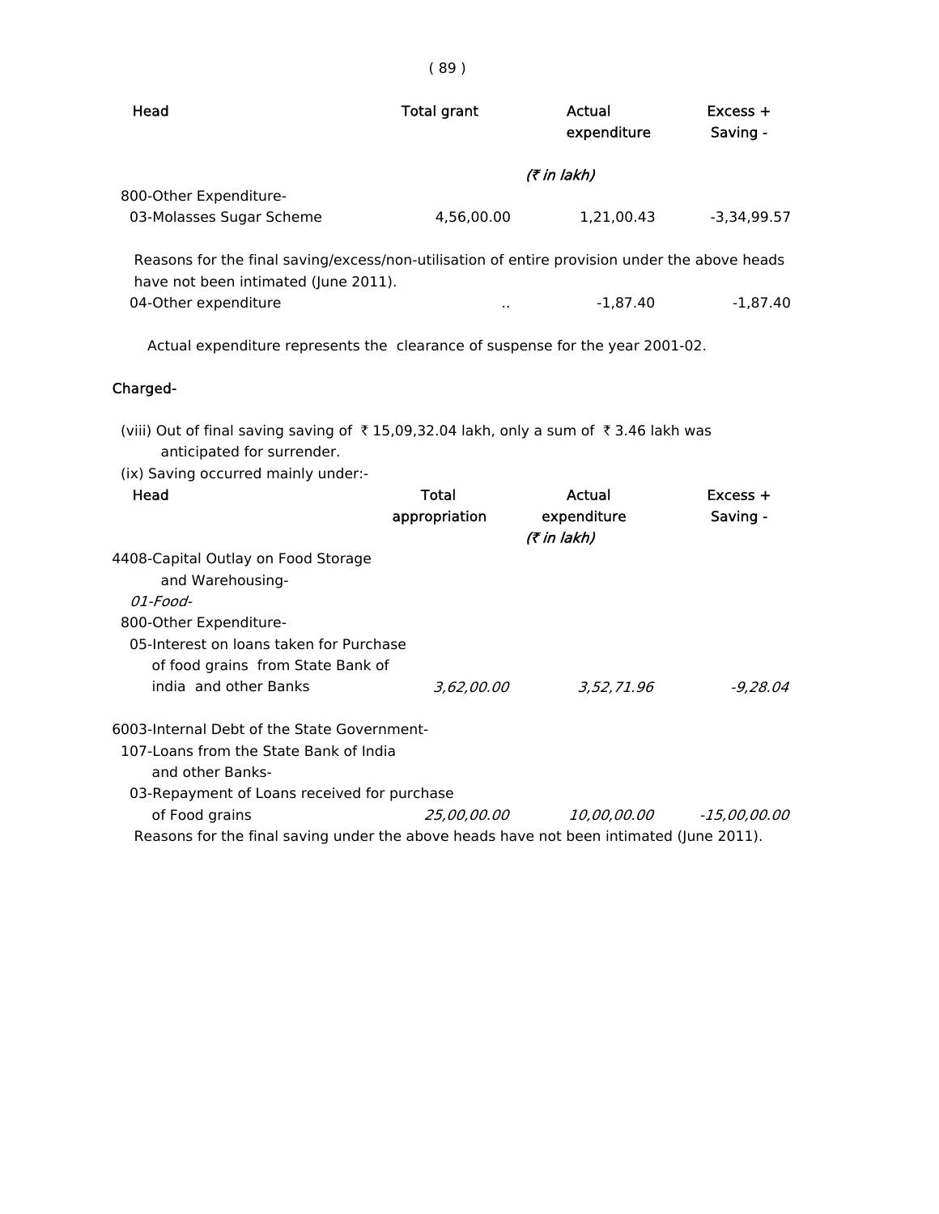| Head | Total grant | Actual expenditure | Excess + Saving - |
|---|---|---|---|
| | | *(₹ in lakh)* | |
| 800-Other Expenditure- | | | |
| 03-Molasses Sugar Scheme | 4,56,00.00 | 1,21,00.43 | -3,34,99.57 |

Reasons for the final saving/excess/non-utilisation of entire provision under the above heads have not been intimated (June 2011).

| Head | Total grant | Actual expenditure | Excess + Saving - |
|---|---|---|---|
| 04-Other expenditure | .. | -1,87.40 | -1,87.40 |

Actual expenditure represents the clearance of suspense for the year 2001-02.

**Charged-**

(viii) Out of final saving saving of ₹ 15,09,32.04 lakh, only a sum of ₹ 3.46 lakh was anticipated for surrender.

(ix) Saving occurred mainly under:-

| Head | Total appropriation | Actual expenditure | Excess + Saving - |
|---|---|---|---|
| | | *(₹ in lakh)* | |
| 4408-Capital Outlay on Food Storage and Warehousing- | | | |
| *01-Food-* | | | |
| 800-Other Expenditure- | | | |
| 05-Interest on loans taken for Purchase of food grains from State Bank of india and other Banks | *3,62,00.00* | *3,52,71.96* | *-9,28.04* |
| 6003-Internal Debt of the State Government- | | | |
| 107-Loans from the State Bank of India and other Banks- | | | |
| 03-Repayment of Loans received for purchase of Food grains | *25,00,00.00* | *10,00,00.00* | *-15,00,00.00* |

Reasons for the final saving under the above heads have not been intimated (June 2011).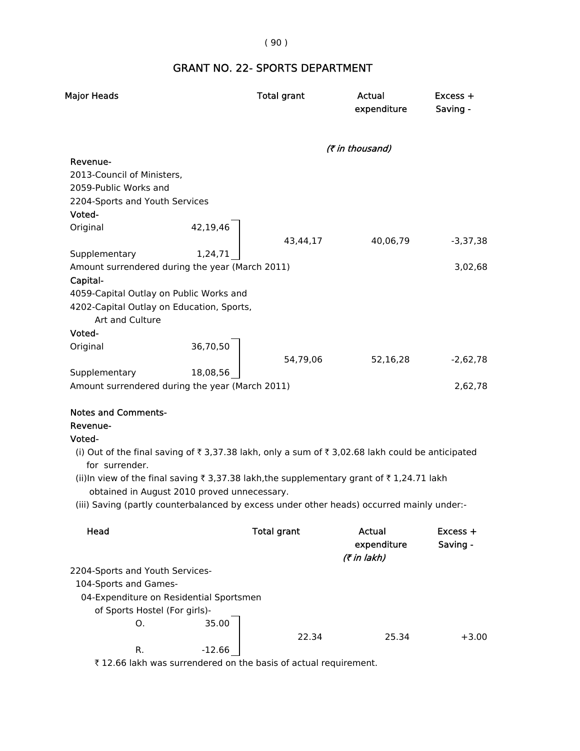## GRANT NO. 22- SPORTS DEPARTMENT

| Major Heads | | Total grant | Actual expenditure | Excess + Saving - |
|---|---|---|---|---|
| | | | *(₹ in thousand)* | |
| **Revenue-** | | | | |
| 2013-Council of Ministers, | | | | |
| 2059-Public Works and | | | | |
| 2204-Sports and Youth Services | | | | |
| **Voted-** | | | | |
| Original | 42,19,46 | | | |
| | | 43,44,17 | 40,06,79 | -3,37,38 |
| Supplementary | 1,24,71 | | | |
| Amount surrendered during the year (March 2011) | | | | 3,02,68 |
| **Capital-** | | | | |
| 4059-Capital Outlay on Public Works and | | | | |
| 4202-Capital Outlay on Education, Sports, Art and Culture | | | | |
| **Voted-** | | | | |
| Original | 36,70,50 | | | |
| | | 54,79,06 | 52,16,28 | -2,62,78 |
| Supplementary | 18,08,56 | | | |
| Amount surrendered during the year (March 2011) | | | | 2,62,78 |

**Notes and Comments-**

**Revenue-**

**Voted-**

(i) Out of the final saving of ₹ 3,37.38 lakh, only a sum of ₹ 3,02.68 lakh could be anticipated for surrender.

(ii)In view of the final saving ₹ 3,37.38 lakh,the supplementary grant of ₹ 1,24.71 lakh obtained in August 2010 proved unnecessary.

(iii) Saving (partly counterbalanced by excess under other heads) occurred mainly under:-

| Head | | Total grant | Actual expenditure | Excess + Saving - |
|---|---|---|---|---|
| | | | *(₹ in lakh)* | |
| 2204-Sports and Youth Services- | | | | |
| 104-Sports and Games- | | | | |
| 04-Expenditure on Residential Sportsmen of Sports Hostel (For girls)- | | | | |
| O. | 35.00 | | | |
| | | 22.34 | 25.34 | +3.00 |
| R. | -12.66 | | | |

₹ 12.66 lakh was surrendered on the basis of actual requirement.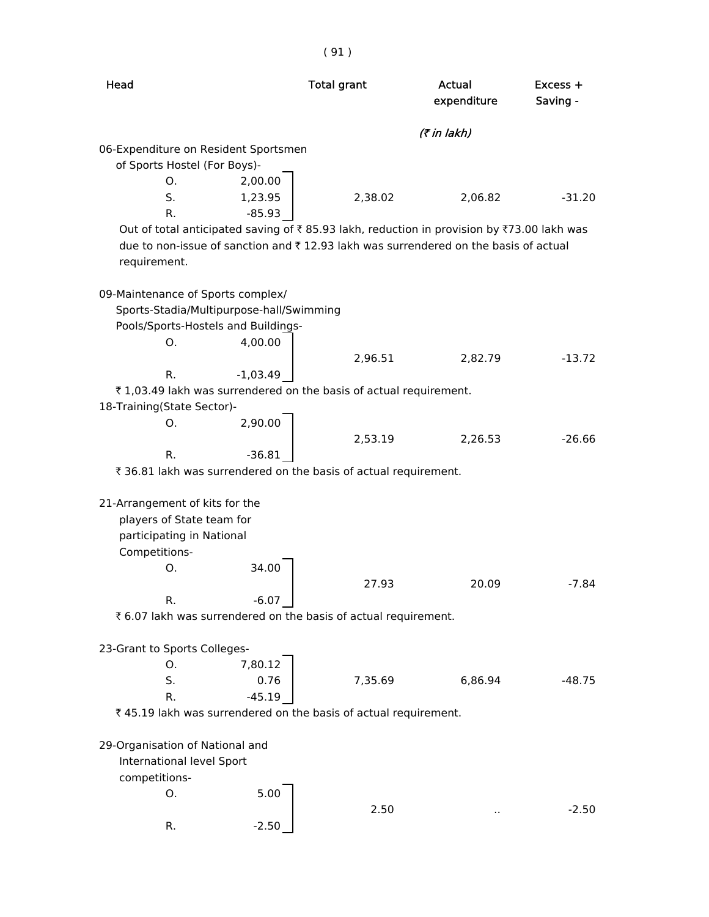| Head | | Total grant | Actual expenditure | Excess + Saving - |
|---|---|---|---|---|
| | | | (₹ in lakh) | |
| 06-Expenditure on Resident Sportsmen of Sports Hostel (For Boys)- | | | | |
| O. | 2,00.00 | | | |
| S. | 1,23.95 | 2,38.02 | 2,06.82 | -31.20 |
| R. | -85.93 | | | |

Out of total anticipated saving of ₹ 85.93 lakh, reduction in provision by ₹73.00 lakh was due to non-issue of sanction and ₹ 12.93 lakh was surrendered on the basis of actual requirement.

| Head | | Total grant | Actual expenditure | Excess + Saving - |
|---|---|---|---|---|
| 09-Maintenance of Sports complex/ Sports-Stadia/Multipurpose-hall/Swimming Pools/Sports-Hostels and Buildings- | | | | |
| O. | 4,00.00 | 2,96.51 | 2,82.79 | -13.72 |
| R. | -1,03.49 | | | |

₹ 1,03.49 lakh was surrendered on the basis of actual requirement.

| Head | | Total grant | Actual expenditure | Excess + Saving - |
|---|---|---|---|---|
| 18-Training(State Sector)- | | | | |
| O. | 2,90.00 | 2,53.19 | 2,26.53 | -26.66 |
| R. | -36.81 | | | |

₹ 36.81 lakh was surrendered on the basis of actual requirement.

| Head | | Total grant | Actual expenditure | Excess + Saving - |
|---|---|---|---|---|
| 21-Arrangement of kits for the players of State team for participating in National Competitions- | | | | |
| O. | 34.00 | 27.93 | 20.09 | -7.84 |
| R. | -6.07 | | | |

₹ 6.07 lakh was surrendered on the basis of actual requirement.

| Head | | Total grant | Actual expenditure | Excess + Saving - |
|---|---|---|---|---|
| 23-Grant to Sports Colleges- | | | | |
| O. | 7,80.12 | | | |
| S. | 0.76 | 7,35.69 | 6,86.94 | -48.75 |
| R. | -45.19 | | | |

₹ 45.19 lakh was surrendered on the basis of actual requirement.

| Head | | Total grant | Actual expenditure | Excess + Saving - |
|---|---|---|---|---|
| 29-Organisation of National and International level Sport competitions- | | | | |
| O. | 5.00 | 2.50 | .. | -2.50 |
| R. | -2.50 | | | |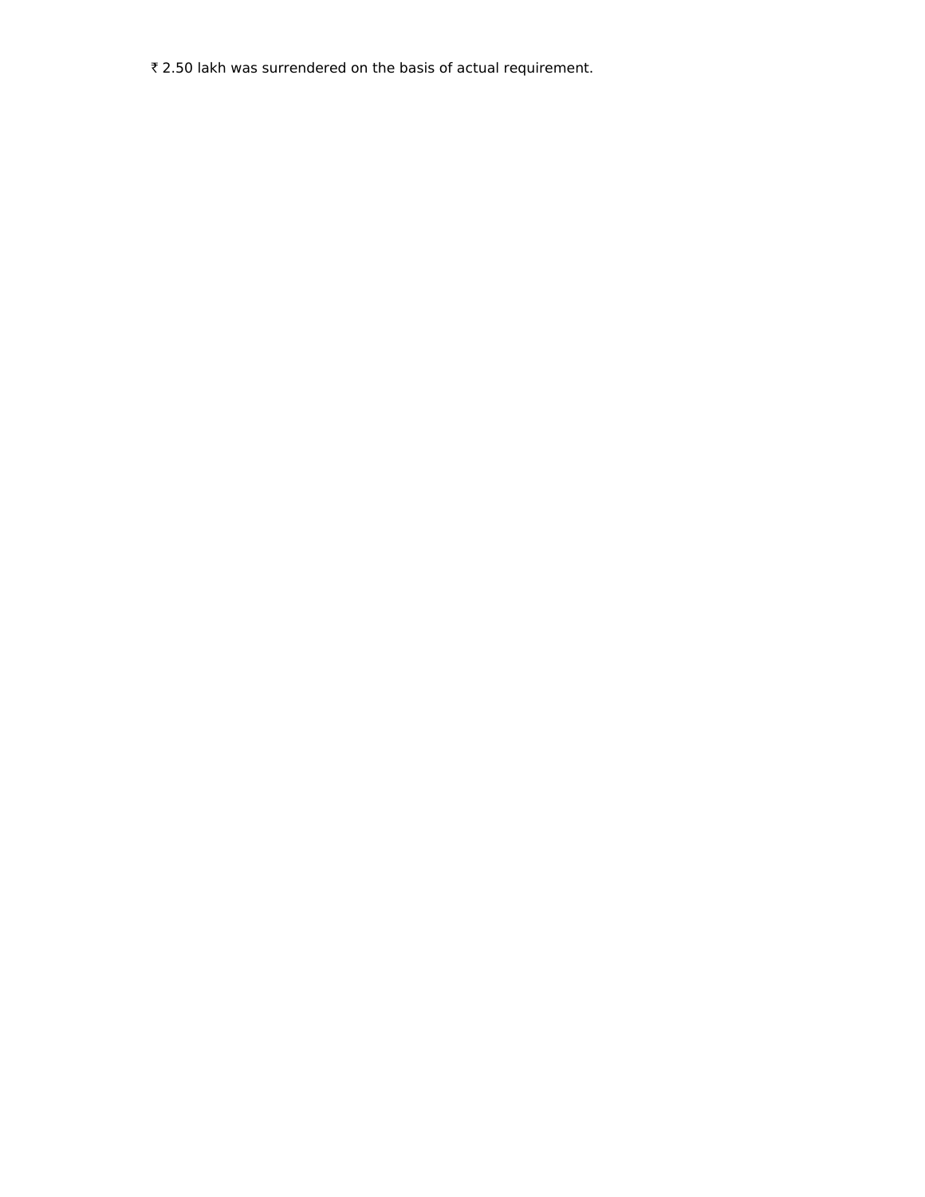₹ 2.50 lakh was surrendered on the basis of actual requirement.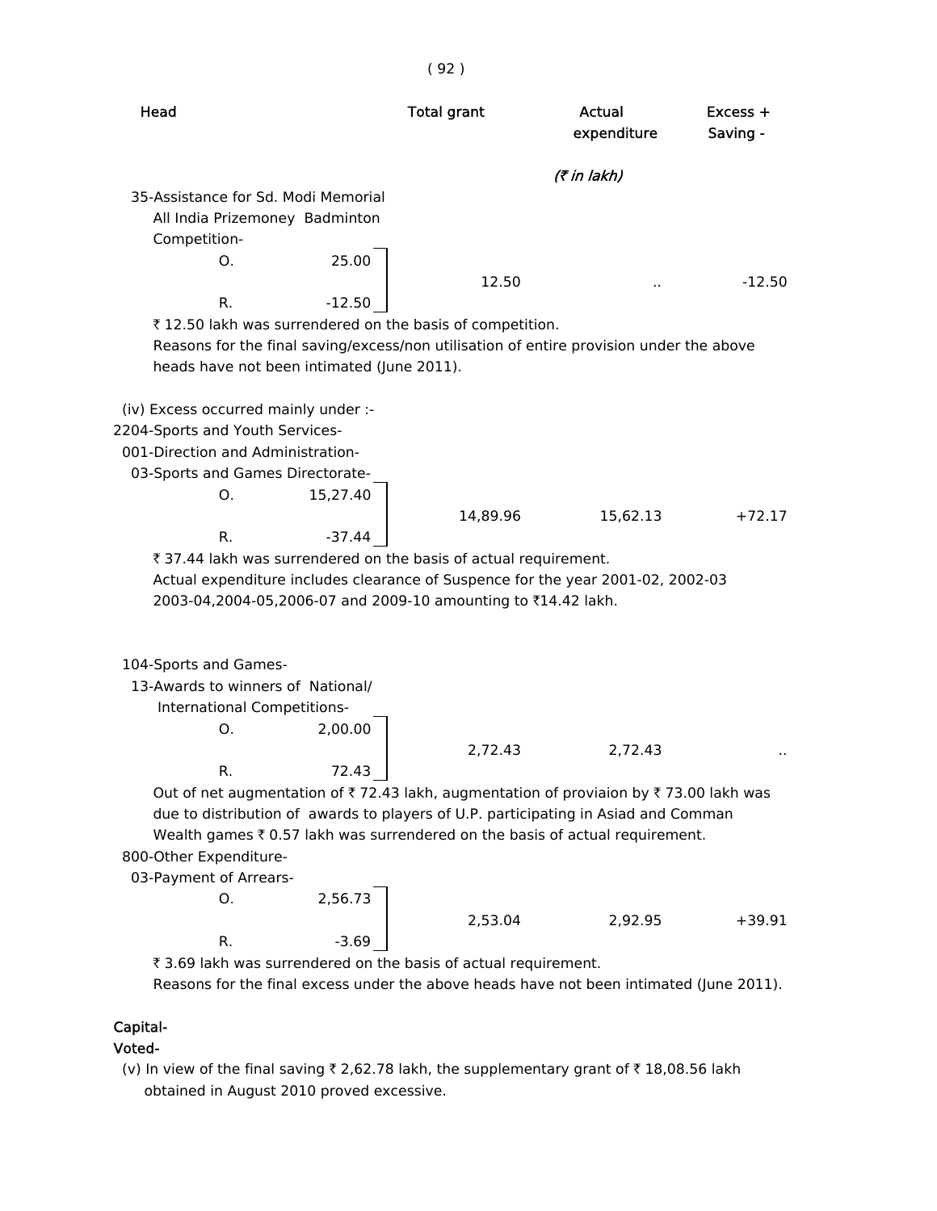| Head | | Total grant | Actual expenditure | Excess + Saving - |
|---|---|---|---|---|
| | | | (₹ in lakh) | |
| 35-Assistance for Sd. Modi Memorial All India Prizemoney Badminton Competition- | | | | |
| O. | 25.00 | 12.50 | .. | -12.50 |
| R. | -12.50 | | | |

₹ 12.50 lakh was surrendered on the basis of competition.

Reasons for the final saving/excess/non utilisation of entire provision under the above heads have not been intimated (June 2011).

(iv) Excess occurred mainly under :-

2204-Sports and Youth Services-

001-Direction and Administration-

| Head | | Total grant | Actual expenditure | Excess + Saving - |
|---|---|---|---|---|
| 03-Sports and Games Directorate- | | | | |
| O. | 15,27.40 | 14,89.96 | 15,62.13 | +72.17 |
| R. | -37.44 | | | |

₹ 37.44 lakh was surrendered on the basis of actual requirement.

Actual expenditure includes clearance of Suspence for the year 2001-02, 2002-03 2003-04,2004-05,2006-07 and 2009-10 amounting to ₹14.42 lakh.

104-Sports and Games-

| Head | | Total grant | Actual expenditure | Excess + Saving - |
|---|---|---|---|---|
| 13-Awards to winners of National/ International Competitions- | | | | |
| O. | 2,00.00 | 2,72.43 | 2,72.43 | .. |
| R. | 72.43 | | | |

Out of net augmentation of ₹ 72.43 lakh, augmentation of proviaion by ₹ 73.00 lakh was due to distribution of awards to players of U.P. participating in Asiad and Comman Wealth games ₹ 0.57 lakh was surrendered on the basis of actual requirement.

800-Other Expenditure-

| Head | | Total grant | Actual expenditure | Excess + Saving - |
|---|---|---|---|---|
| 03-Payment of Arrears- | | | | |
| O. | 2,56.73 | 2,53.04 | 2,92.95 | +39.91 |
| R. | -3.69 | | | |

₹ 3.69 lakh was surrendered on the basis of actual requirement.

Reasons for the final excess under the above heads have not been intimated (June 2011).

**Capital-**

**Voted-**

(v) In view of the final saving ₹ 2,62.78 lakh, the supplementary grant of ₹ 18,08.56 lakh obtained in August 2010 proved excessive.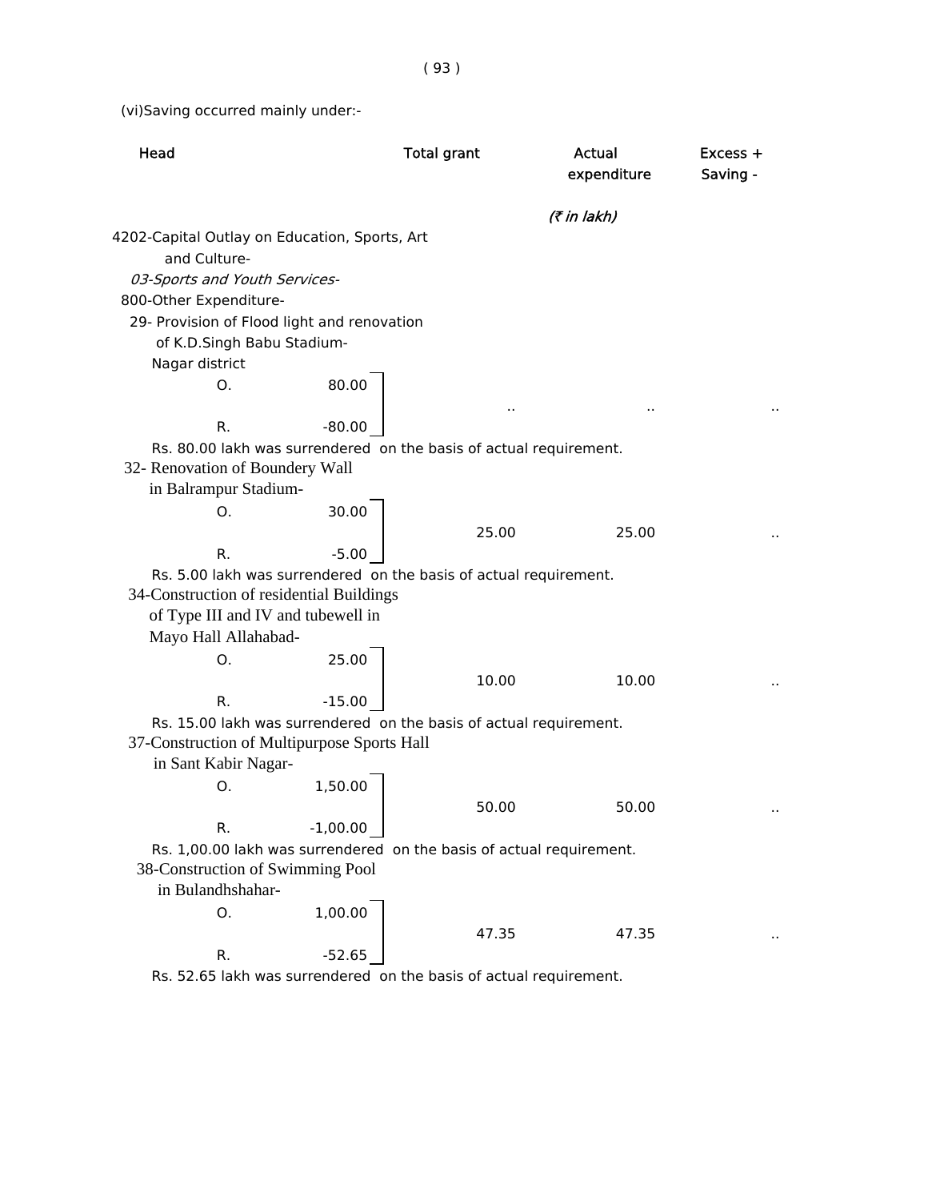(vi)Saving occurred mainly under:-

| Head | | Total grant | Actual expenditure | Excess + Saving - |
|---|---|---|---|---|
| | | | *(₹ in lakh)* | |
| 4202-Capital Outlay on Education, Sports, Art and Culture- | | | | |
| *03-Sports and Youth Services-* | | | | |
| 800-Other Expenditure- | | | | |
| 29- Provision of Flood light and renovation of K.D.Singh Babu Stadium-Nagar district | | | | |
| O. | 80.00 | .. | .. | .. |
| R. | -80.00 | | | |

Rs. 80.00 lakh was surrendered on the basis of actual requirement.

| Head | | Total grant | Actual expenditure | Excess + Saving - |
|---|---|---|---|---|
| 32- Renovation of Boundery Wall in Balrampur Stadium- | | | | |
| O. | 30.00 | 25.00 | 25.00 | .. |
| R. | -5.00 | | | |

Rs. 5.00 lakh was surrendered on the basis of actual requirement.

| Head | | Total grant | Actual expenditure | Excess + Saving - |
|---|---|---|---|---|
| 34-Construction of residential Buildings of Type III and IV and tubewell in Mayo Hall Allahabad- | | | | |
| O. | 25.00 | 10.00 | 10.00 | .. |
| R. | -15.00 | | | |

Rs. 15.00 lakh was surrendered on the basis of actual requirement.

| Head | | Total grant | Actual expenditure | Excess + Saving - |
|---|---|---|---|---|
| 37-Construction of Multipurpose Sports Hall in Sant Kabir Nagar- | | | | |
| O. | 1,50.00 | 50.00 | 50.00 | .. |
| R. | -1,00.00 | | | |

Rs. 1,00.00 lakh was surrendered on the basis of actual requirement.

| Head | | Total grant | Actual expenditure | Excess + Saving - |
|---|---|---|---|---|
| 38-Construction of Swimming Pool in Bulandhshahar- | | | | |
| O. | 1,00.00 | 47.35 | 47.35 | .. |
| R. | -52.65 | | | |

Rs. 52.65 lakh was surrendered on the basis of actual requirement.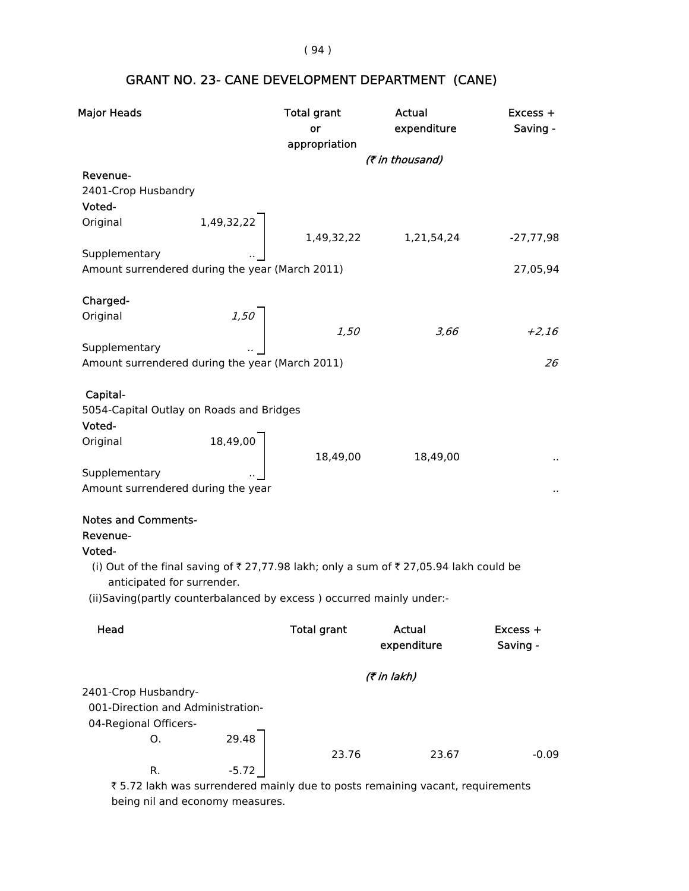# GRANT NO. 23- CANE DEVELOPMENT DEPARTMENT (CANE)

| Major Heads | | Total grant or appropriation | Actual expenditure | Excess + Saving - |
|---|---|---|---|---|
| | | | *(₹ in thousand)* | |
| **Revenue-** | | | | |
| 2401-Crop Husbandry | | | | |
| **Voted-** | | | | |
| Original | 1,49,32,22 | 1,49,32,22 | 1,21,54,24 | -27,77,98 |
| Supplementary | .. | | | |
| Amount surrendered during the year (March 2011) | | | | 27,05,94 |
| **Charged-** | | | | |
| Original | *1,50* | *1,50* | *3,66* | *+2,16* |
| Supplementary | *..* | | | |
| Amount surrendered during the year (March 2011) | | | | *26* |
| **Capital-** | | | | |
| 5054-Capital Outlay on Roads and Bridges | | | | |
| **Voted-** | | | | |
| Original | 18,49,00 | 18,49,00 | 18,49,00 | .. |
| Supplementary | .. | | | |
| Amount surrendered during the year | | | | .. |

**Notes and Comments-**

**Revenue-**

**Voted-**

(i) Out of the final saving of ₹ 27,77.98 lakh; only a sum of ₹ 27,05.94 lakh could be anticipated for surrender.

(ii)Saving(partly counterbalanced by excess ) occurred mainly under:-

| Head | | Total grant | Actual expenditure | Excess + Saving - |
|---|---|---|---|---|
| | | | *(₹ in lakh)* | |
| 2401-Crop Husbandry- | | | | |
| 001-Direction and Administration- | | | | |
| 04-Regional Officers- | | | | |
| O. | 29.48 | 23.76 | 23.67 | -0.09 |
| R. | -5.72 | | | |

₹ 5.72 lakh was surrendered mainly due to posts remaining vacant, requirements being nil and economy measures.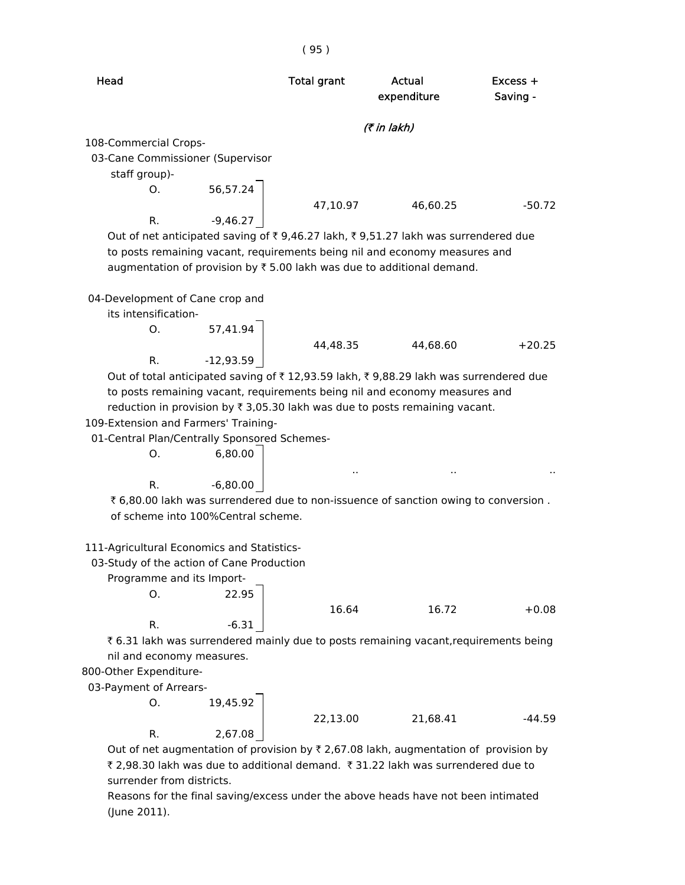| Head | | Total grant | Actual expenditure | Excess + Saving - |
|---|---|---|---|---|
| | | | (₹ in lakh) | |
| 108-Commercial Crops- | | | | |
| 03-Cane Commissioner (Supervisor staff group)- | | | | |
| O. | 56,57.24 | 47,10.97 | 46,60.25 | -50.72 |
| R. | -9,46.27 | | | |

Out of net anticipated saving of ₹ 9,46.27 lakh, ₹ 9,51.27 lakh was surrendered due to posts remaining vacant, requirements being nil and economy measures and augmentation of provision by ₹ 5.00 lakh was due to additional demand.

| Head | | Total grant | Actual expenditure | Excess + Saving - |
|---|---|---|---|---|
| 04-Development of Cane crop and its intensification- | | | | |
| O. | 57,41.94 | 44,48.35 | 44,68.60 | +20.25 |
| R. | -12,93.59 | | | |

Out of total anticipated saving of ₹ 12,93.59 lakh, ₹ 9,88.29 lakh was surrendered due to posts remaining vacant, requirements being nil and economy measures and reduction in provision by ₹ 3,05.30 lakh was due to posts remaining vacant.

| Head | | Total grant | Actual expenditure | Excess + Saving - |
|---|---|---|---|---|
| 109-Extension and Farmers' Training- | | | | |
| 01-Central Plan/Centrally Sponsored Schemes- | | | | |
| O. | 6,80.00 | .. | .. | .. |
| R. | -6,80.00 | | | |

₹ 6,80.00 lakh was surrendered due to non-issuence of sanction owing to conversion . of scheme into 100%Central scheme.

| Head | | Total grant | Actual expenditure | Excess + Saving - |
|---|---|---|---|---|
| 111-Agricultural Economics and Statistics- | | | | |
| 03-Study of the action of Cane Production Programme and its Import- | | | | |
| O. | 22.95 | 16.64 | 16.72 | +0.08 |
| R. | -6.31 | | | |

₹ 6.31 lakh was surrendered mainly due to posts remaining vacant,requirements being nil and economy measures.

| Head | | Total grant | Actual expenditure | Excess + Saving - |
|---|---|---|---|---|
| 800-Other Expenditure- | | | | |
| 03-Payment of Arrears- | | | | |
| O. | 19,45.92 | 22,13.00 | 21,68.41 | -44.59 |
| R. | 2,67.08 | | | |

Out of net augmentation of provision by ₹ 2,67.08 lakh, augmentation of provision by ₹ 2,98.30 lakh was due to additional demand. ₹ 31.22 lakh was surrendered due to surrender from districts.

Reasons for the final saving/excess under the above heads have not been intimated (June 2011).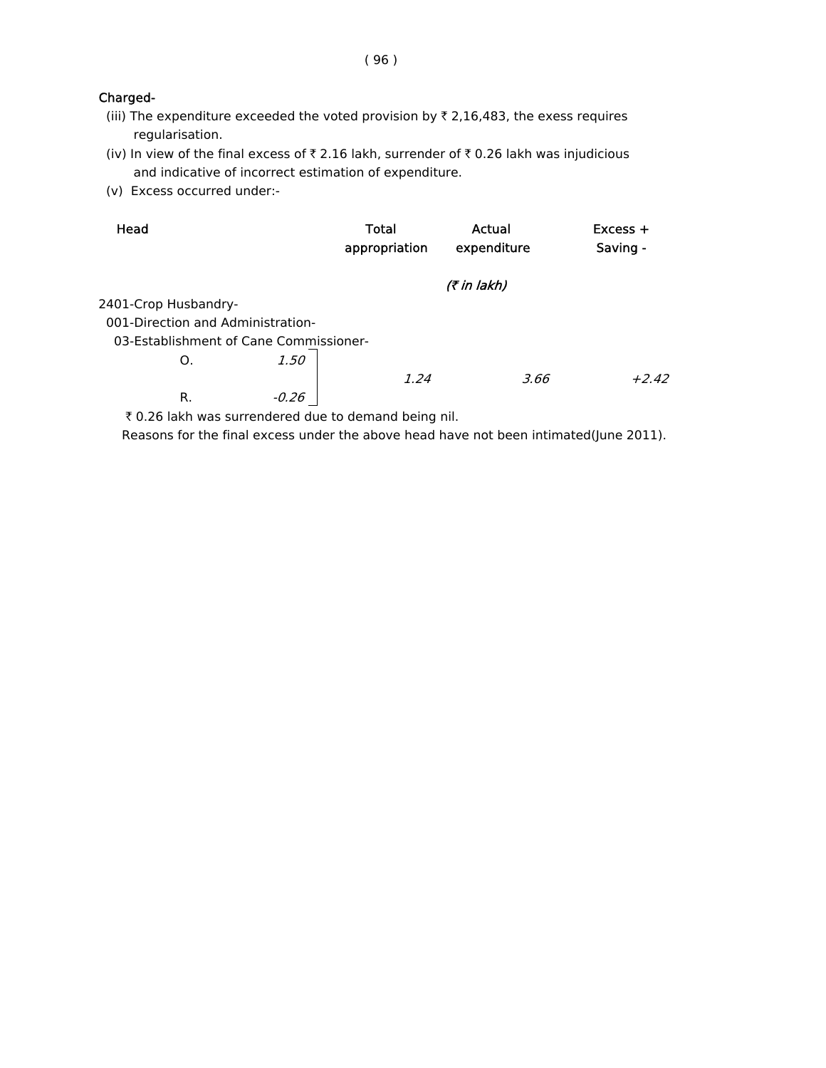**Charged-**

(iii) The expenditure exceeded the voted provision by ₹ 2,16,483, the exess requires regularisation.

(iv) In view of the final excess of ₹ 2.16 lakh, surrender of ₹ 0.26 lakh was injudicious and indicative of incorrect estimation of expenditure.

(v) Excess occurred under:-

| Head | | Total appropriation | Actual expenditure | Excess + Saving - |
|---|---|---|---|---|
| | | | *(₹ in lakh)* | |
| 2401-Crop Husbandry- | | | | |
| 001-Direction and Administration- | | | | |
| 03-Establishment of Cane Commissioner- | | | | |
| O. | *1.50* | *1.24* | *3.66* | *+2.42* |
| R. | *-0.26* | | | |

₹ 0.26 lakh was surrendered due to demand being nil.

Reasons for the final excess under the above head have not been intimated(June 2011).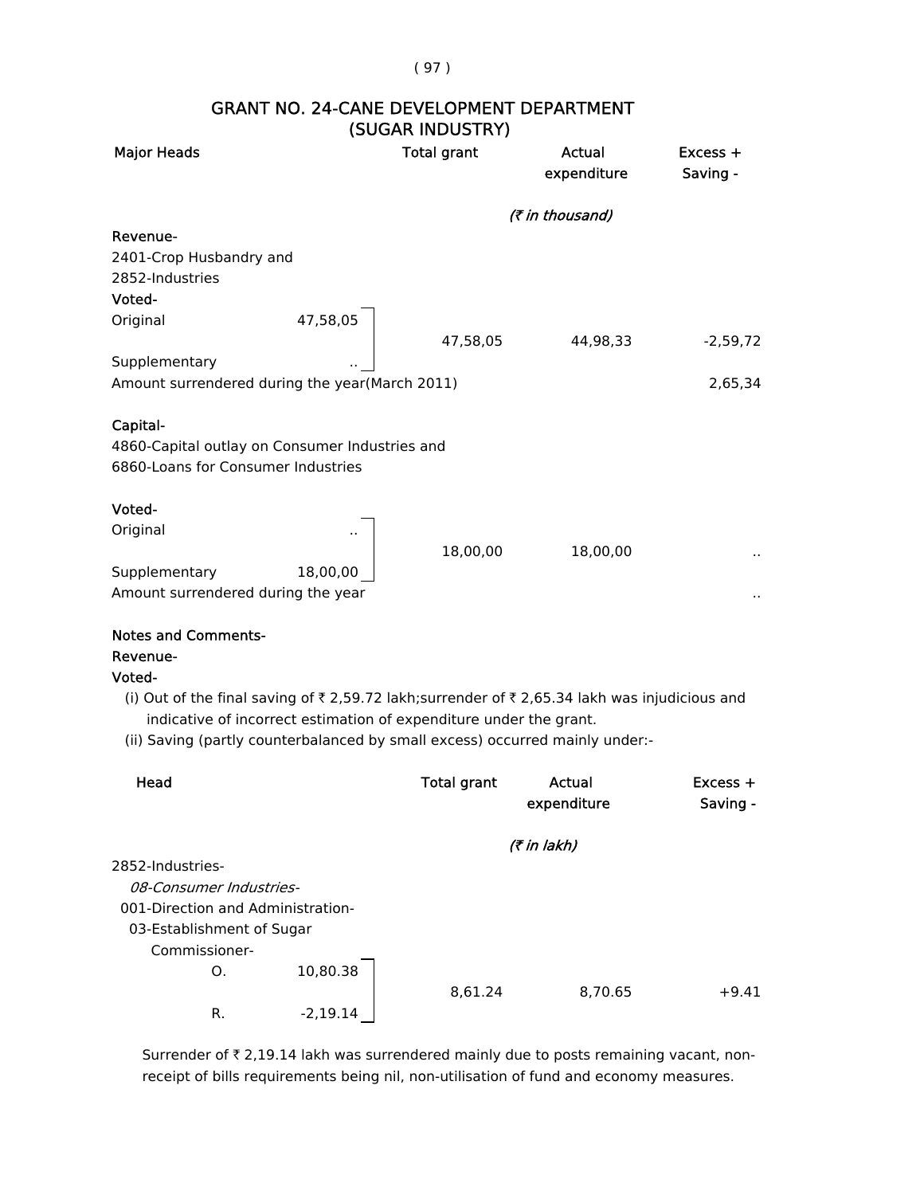# GRANT NO. 24-CANE DEVELOPMENT DEPARTMENT (SUGAR INDUSTRY)

| Major Heads | | Total grant | Actual expenditure | Excess + Saving - |
|---|---|---|---|---|
| | | | *(₹ in thousand)* | |
| **Revenue-** | | | | |
| 2401-Crop Husbandry and | | | | |
| 2852-Industries | | | | |
| **Voted-** | | | | |
| Original | 47,58,05 | 47,58,05 | 44,98,33 | -2,59,72 |
| Supplementary | .. | | | |
| Amount surrendered during the year(March 2011) | | | | 2,65,34 |
| **Capital-** | | | | |
| 4860-Capital outlay on Consumer Industries and | | | | |
| 6860-Loans for Consumer Industries | | | | |
| **Voted-** | | | | |
| Original | .. | 18,00,00 | 18,00,00 | .. |
| Supplementary | 18,00,00 | | | |
| Amount surrendered during the year | | | | .. |

**Notes and Comments-**

**Revenue-**

**Voted-**

(i) Out of the final saving of ₹ 2,59.72 lakh;surrender of ₹ 2,65.34 lakh was injudicious and indicative of incorrect estimation of expenditure under the grant.

(ii) Saving (partly counterbalanced by small excess) occurred mainly under:-

| Head | | Total grant | Actual expenditure | Excess + Saving - |
|---|---|---|---|---|
| | | | *(₹ in lakh)* | |
| 2852-Industries- | | | | |
| *08-Consumer Industries-* | | | | |
| 001-Direction and Administration- | | | | |
| 03-Establishment of Sugar Commissioner- | | | | |
| O. | 10,80.38 | 8,61.24 | 8,70.65 | +9.41 |
| R. | -2,19.14 | | | |

Surrender of ₹ 2,19.14 lakh was surrendered mainly due to posts remaining vacant, non-receipt of bills requirements being nil, non-utilisation of fund and economy measures.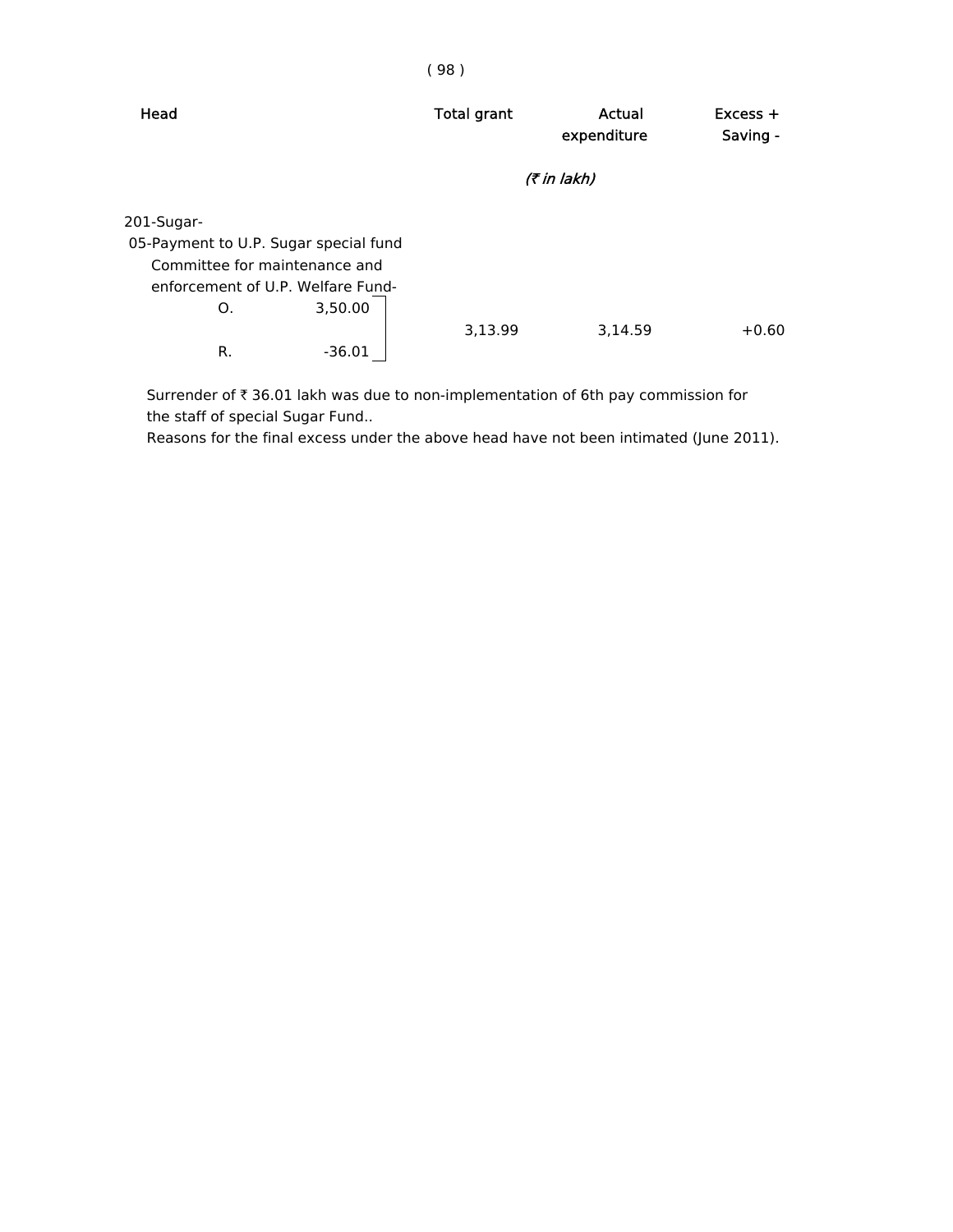| Head | Total grant | Actual expenditure | Excess + Saving - |
|---|---|---|---|
| | | *(₹ in lakh)* | |
| 201-Sugar- | | | |
| 05-Payment to U.P. Sugar special fund Committee for maintenance and enforcement of U.P. Welfare Fund- | | | |
| O. 3,50.00 | | | |
| R. -36.01 | 3,13.99 | 3,14.59 | +0.60 |

Surrender of ₹ 36.01 lakh was due to non-implementation of 6th pay commission for the staff of special Sugar Fund..

Reasons for the final excess under the above head have not been intimated (June 2011).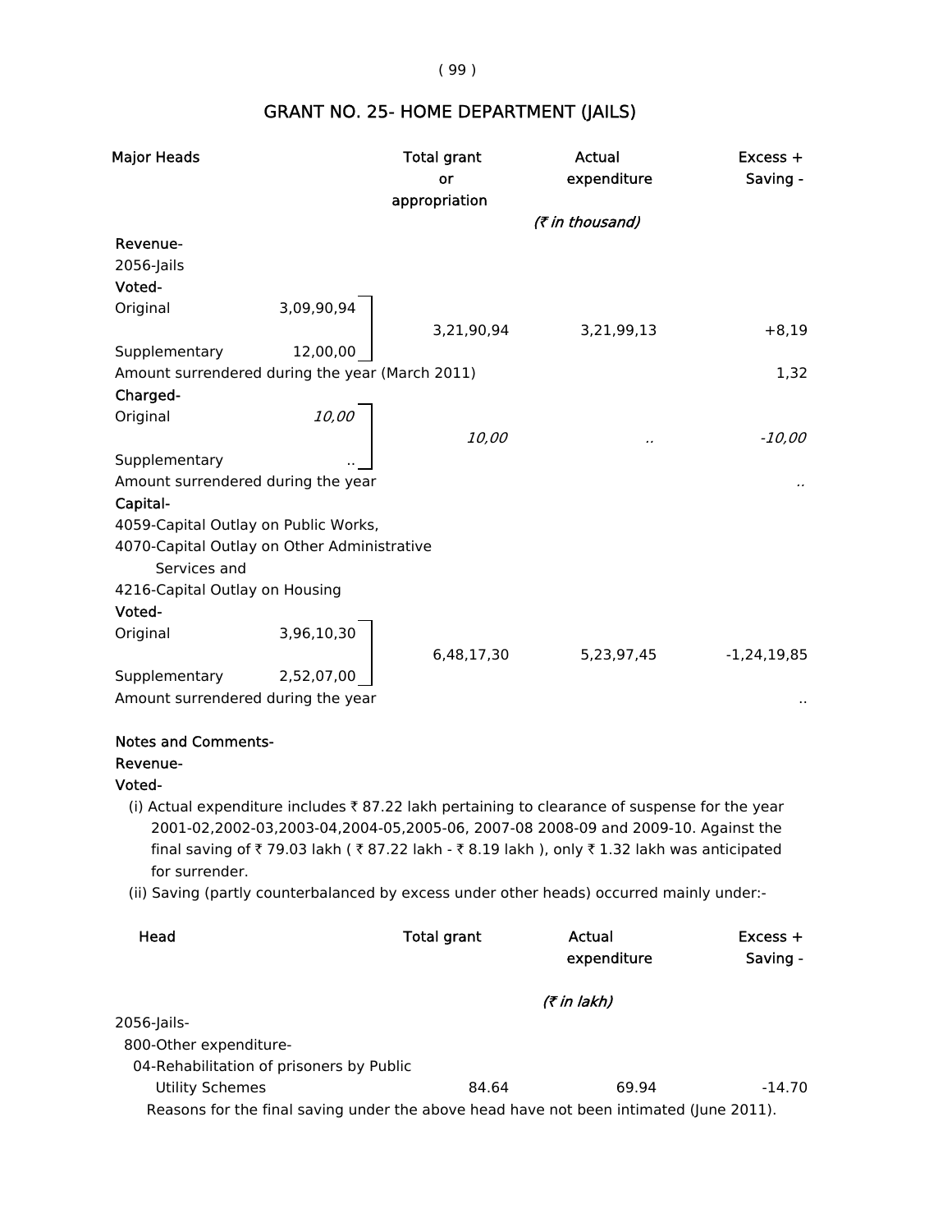# GRANT NO. 25- HOME DEPARTMENT (JAILS)

| Major Heads | | Total grant or appropriation | Actual expenditure | Excess + Saving - |
|---|---|---|---|---|
| | | | (₹ in thousand) | |
| **Revenue-** | | | | |
| 2056-Jails | | | | |
| **Voted-** | | | | |
| Original | 3,09,90,94 | | | |
| | | 3,21,90,94 | 3,21,99,13 | +8,19 |
| Supplementary | 12,00,00 | | | |
| Amount surrendered during the year (March 2011) | | | | 1,32 |
| **Charged-** | | | | |
| Original | *10,00* | | | |
| | | *10,00* | .. | *-10,00* |
| Supplementary | .. | | | |
| Amount surrendered during the year | | | | .. |
| **Capital-** | | | | |
| 4059-Capital Outlay on Public Works, | | | | |
| 4070-Capital Outlay on Other Administrative Services and | | | | |
| 4216-Capital Outlay on Housing | | | | |
| **Voted-** | | | | |
| Original | 3,96,10,30 | | | |
| | | 6,48,17,30 | 5,23,97,45 | -1,24,19,85 |
| Supplementary | 2,52,07,00 | | | |
| Amount surrendered during the year | | | | .. |

**Notes and Comments-**

**Revenue-**

**Voted-**

(i) Actual expenditure includes ₹ 87.22 lakh pertaining to clearance of suspense for the year 2001-02,2002-03,2003-04,2004-05,2005-06, 2007-08 2008-09 and 2009-10. Against the final saving of ₹ 79.03 lakh ( ₹ 87.22 lakh - ₹ 8.19 lakh ), only ₹ 1.32 lakh was anticipated for surrender.

(ii) Saving (partly counterbalanced by excess under other heads) occurred mainly under:-

| Head | Total grant | Actual expenditure | Excess + Saving - |
|---|---|---|---|
| | | (₹ in lakh) | |
| 2056-Jails- | | | |
| 800-Other expenditure- | | | |
| 04-Rehabilitation of prisoners by Public Utility Schemes | 84.64 | 69.94 | -14.70 |

Reasons for the final saving under the above head have not been intimated (June 2011).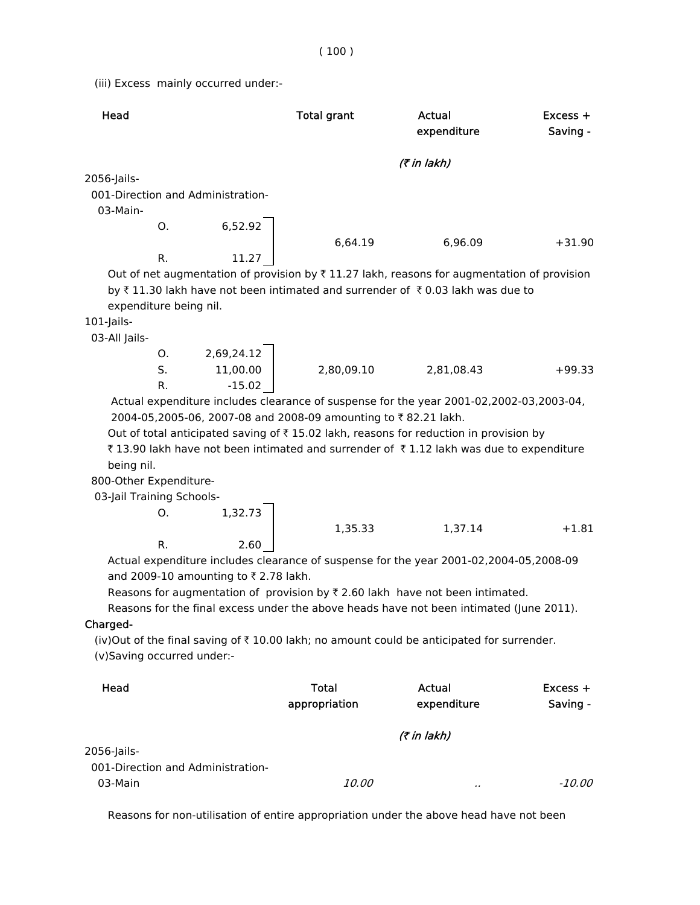(iii) Excess mainly occurred under:-

| Head | | Total grant | Actual expenditure | Excess + Saving - |
|---|---|---|---|---|
| | | | *(₹ in lakh)* | |
| 2056-Jails- | | | | |
| 001-Direction and Administration- | | | | |
| 03-Main- | | | | |
| O. | 6,52.92 | | | |
| | | 6,64.19 | 6,96.09 | +31.90 |
| R. | 11.27 | | | |

Out of net augmentation of provision by ₹ 11.27 lakh, reasons for augmentation of provision by ₹ 11.30 lakh have not been intimated and surrender of ₹ 0.03 lakh was due to expenditure being nil.

| Head | | Total grant | Actual expenditure | Excess + Saving - |
|---|---|---|---|---|
| 101-Jails- | | | | |
| 03-All Jails- | | | | |
| O. | 2,69,24.12 | | | |
| S. | 11,00.00 | 2,80,09.10 | 2,81,08.43 | +99.33 |
| R. | -15.02 | | | |

Actual expenditure includes clearance of suspense for the year 2001-02,2002-03,2003-04, 2004-05,2005-06, 2007-08 and 2008-09 amounting to ₹ 82.21 lakh.

Out of total anticipated saving of ₹ 15.02 lakh, reasons for reduction in provision by ₹ 13.90 lakh have not been intimated and surrender of ₹ 1.12 lakh was due to expenditure being nil.

| Head | | Total grant | Actual expenditure | Excess + Saving - |
|---|---|---|---|---|
| 800-Other Expenditure- | | | | |
| 03-Jail Training Schools- | | | | |
| O. | 1,32.73 | | | |
| | | 1,35.33 | 1,37.14 | +1.81 |
| R. | 2.60 | | | |

Actual expenditure includes clearance of suspense for the year 2001-02,2004-05,2008-09 and 2009-10 amounting to ₹ 2.78 lakh.

Reasons for augmentation of provision by ₹ 2.60 lakh have not been intimated.

Reasons for the final excess under the above heads have not been intimated (June 2011).

**Charged-**

(iv)Out of the final saving of ₹ 10.00 lakh; no amount could be anticipated for surrender.

(v)Saving occurred under:-

| Head | Total appropriation | Actual expenditure | Excess + Saving - |
|---|---|---|---|
| | | *(₹ in lakh)* | |
| 2056-Jails- | | | |
| 001-Direction and Administration- | | | |
| 03-Main | *10.00* | .. | *-10.00* |

Reasons for non-utilisation of entire appropriation under the above head have not been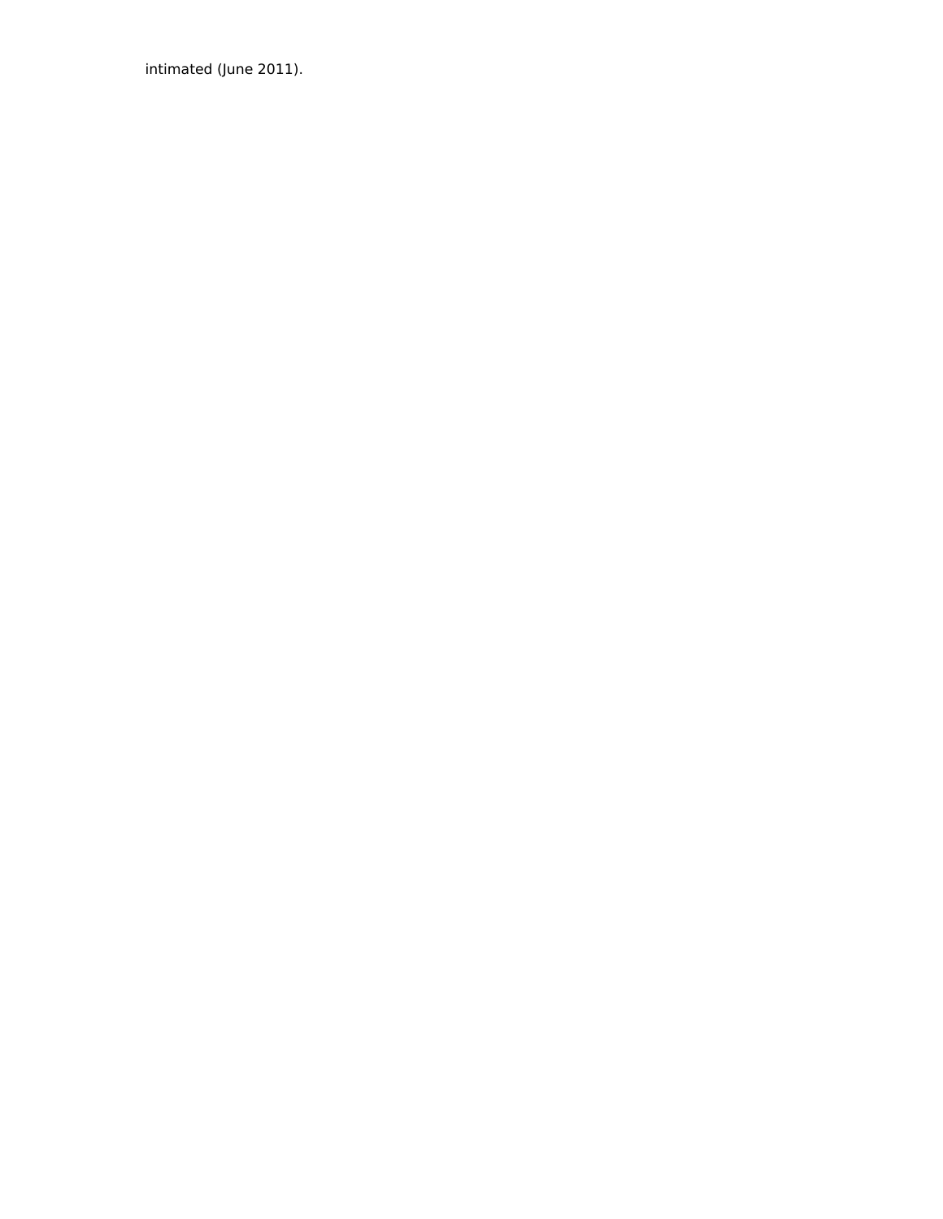intimated (June 2011).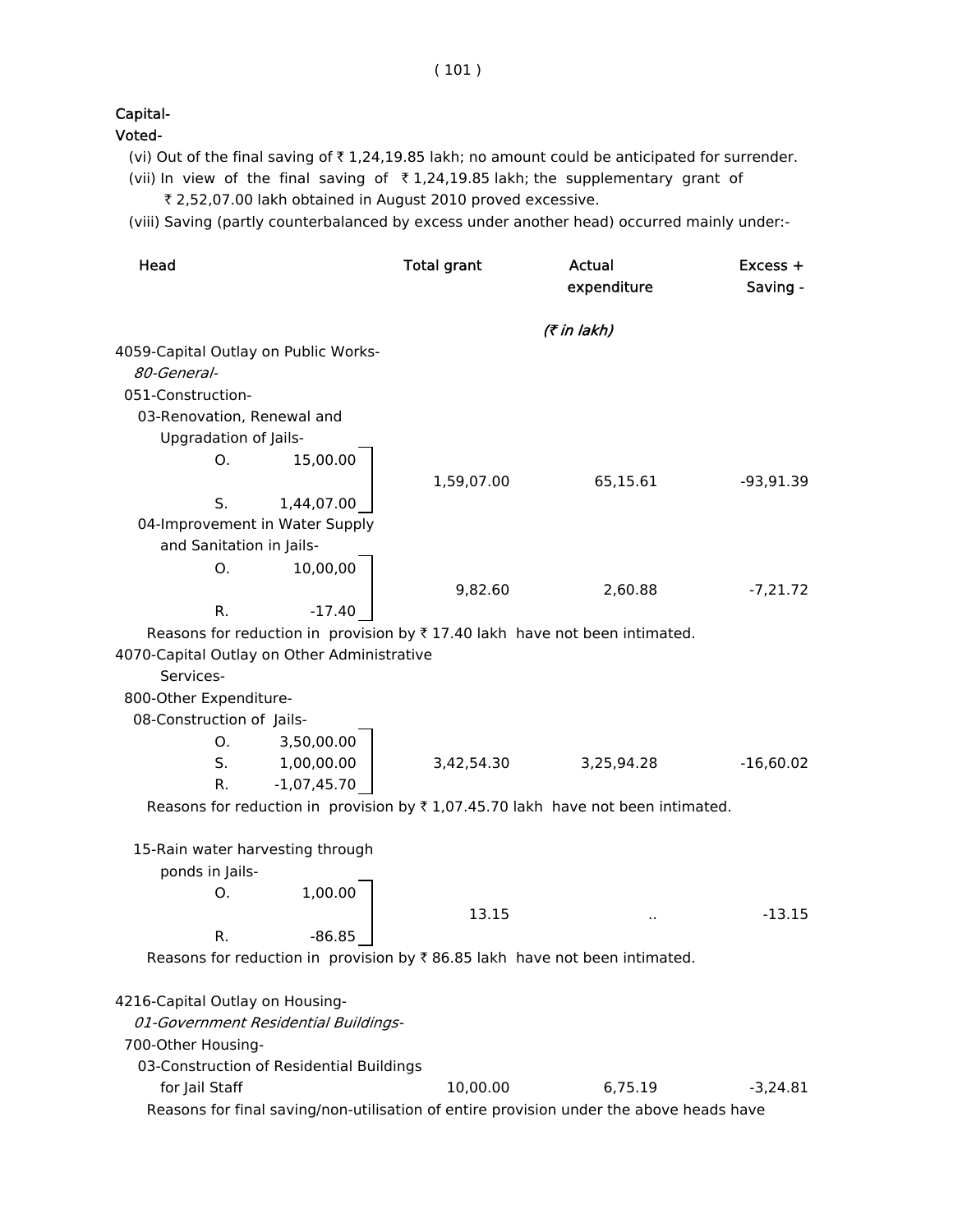Capital-

Voted-

(vi) Out of the final saving of ₹ 1,24,19.85 lakh; no amount could be anticipated for surrender.

(vii) In view of the final saving of ₹ 1,24,19.85 lakh; the supplementary grant of ₹ 2,52,07.00 lakh obtained in August 2010 proved excessive.

(viii) Saving (partly counterbalanced by excess under another head) occurred mainly under:-

| Head | | Total grant | Actual expenditure | Excess + Saving - |
|---|---|---|---|---|
| | | | *(₹ in lakh)* | |
| 4059-Capital Outlay on Public Works- | | | | |
| *80-General-* | | | | |
| 051-Construction- | | | | |
| 03-Renovation, Renewal and Upgradation of Jails- | | | | |
| O. | 15,00.00 | | | |
| S. | 1,44,07.00 | 1,59,07.00 | 65,15.61 | -93,91.39 |
| 04-Improvement in Water Supply and Sanitation in Jails- | | | | |
| O. | 10,00,00 | | | |
| R. | -17.40 | 9,82.60 | 2,60.88 | -7,21.72 |

Reasons for reduction in provision by ₹ 17.40 lakh have not been intimated.

| Head | | Total grant | Actual expenditure | Excess + Saving - |
|---|---|---|---|---|
| 4070-Capital Outlay on Other Administrative Services- | | | | |
| 800-Other Expenditure- | | | | |
| 08-Construction of Jails- | | | | |
| O. | 3,50,00.00 | | | |
| S. | 1,00,00.00 | 3,42,54.30 | 3,25,94.28 | -16,60.02 |
| R. | -1,07,45.70 | | | |

Reasons for reduction in provision by ₹ 1,07.45.70 lakh have not been intimated.

| Head | | Total grant | Actual expenditure | Excess + Saving - |
|---|---|---|---|---|
| 15-Rain water harvesting through ponds in Jails- | | | | |
| O. | 1,00.00 | | | |
| R. | -86.85 | 13.15 | .. | -13.15 |

Reasons for reduction in provision by ₹ 86.85 lakh have not been intimated.

| Head | Total grant | Actual expenditure | Excess + Saving - |
|---|---|---|---|
| 4216-Capital Outlay on Housing- | | | |
| *01-Government Residential Buildings-* | | | |
| 700-Other Housing- | | | |
| 03-Construction of Residential Buildings for Jail Staff | 10,00.00 | 6,75.19 | -3,24.81 |

Reasons for final saving/non-utilisation of entire provision under the above heads have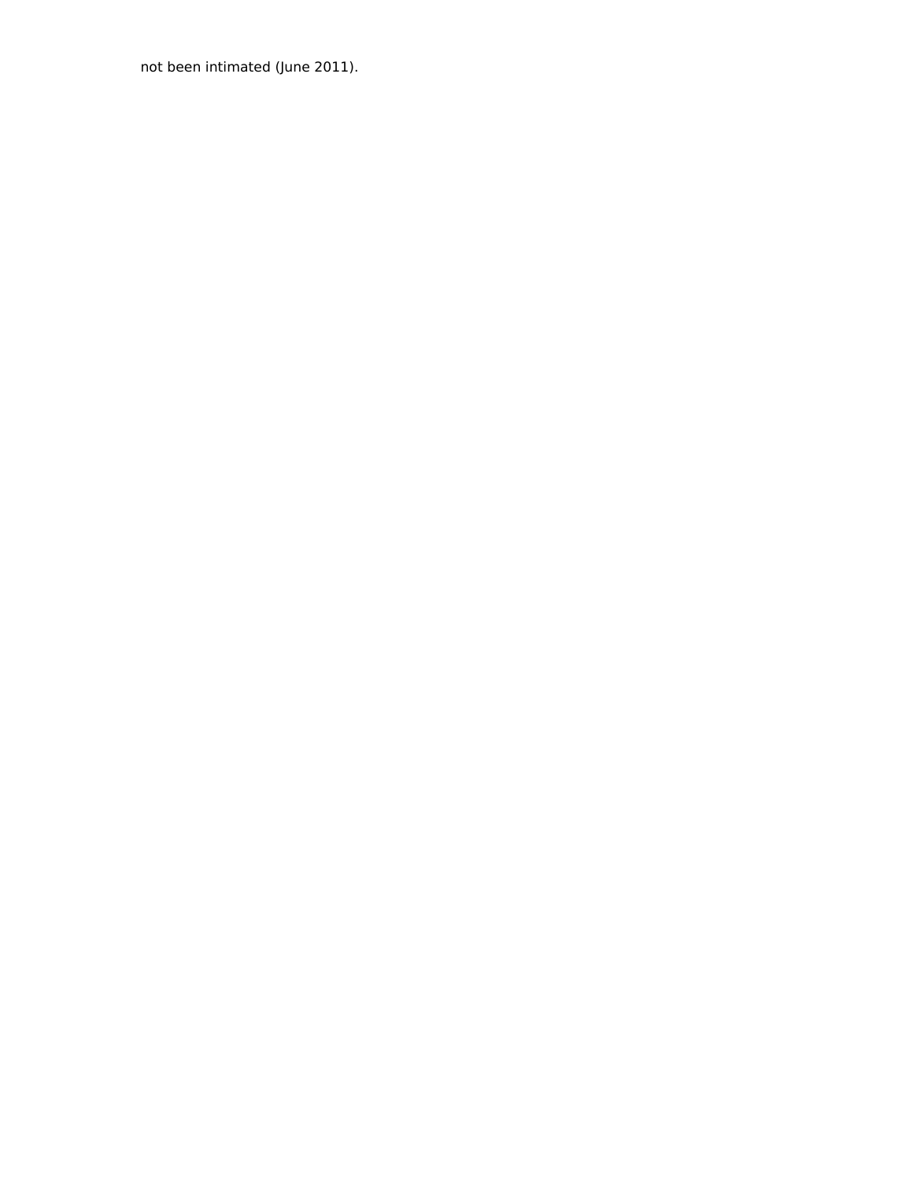not been intimated (June 2011).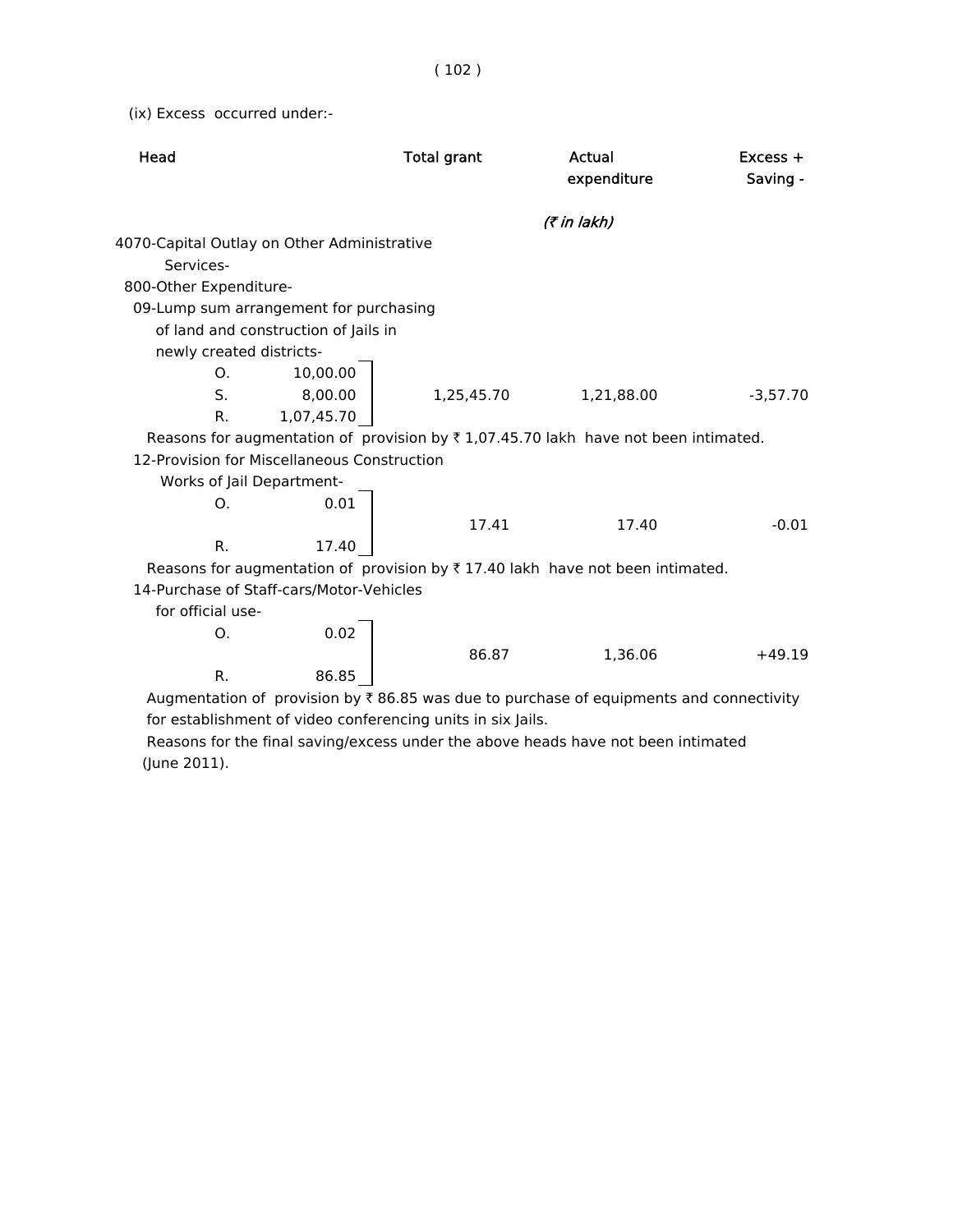(ix) Excess occurred under:-

| Head | | Total grant | Actual expenditure | Excess + Saving - |
|---|---|---|---|---|
| | | | *(₹ in lakh)* | |
| 4070-Capital Outlay on Other Administrative Services- | | | | |
| 800-Other Expenditure- | | | | |
| 09-Lump sum arrangement for purchasing of land and construction of Jails in newly created districts- | | | | |
| O. | 10,00.00 | | | |
| S. | 8,00.00 | 1,25,45.70 | 1,21,88.00 | -3,57.70 |
| R. | 1,07,45.70 | | | |

Reasons for augmentation of provision by ₹ 1,07.45.70 lakh have not been intimated.

| Head | | Total grant | Actual expenditure | Excess + Saving - |
|---|---|---|---|---|
| 12-Provision for Miscellaneous Construction Works of Jail Department- | | | | |
| O. | 0.01 | 17.41 | 17.40 | -0.01 |
| R. | 17.40 | | | |

Reasons for augmentation of provision by ₹ 17.40 lakh have not been intimated.

| Head | | Total grant | Actual expenditure | Excess + Saving - |
|---|---|---|---|---|
| 14-Purchase of Staff-cars/Motor-Vehicles for official use- | | | | |
| O. | 0.02 | 86.87 | 1,36.06 | +49.19 |
| R. | 86.85 | | | |

Augmentation of provision by ₹ 86.85 was due to purchase of equipments and connectivity for establishment of video conferencing units in six Jails.

Reasons for the final saving/excess under the above heads have not been intimated (June 2011).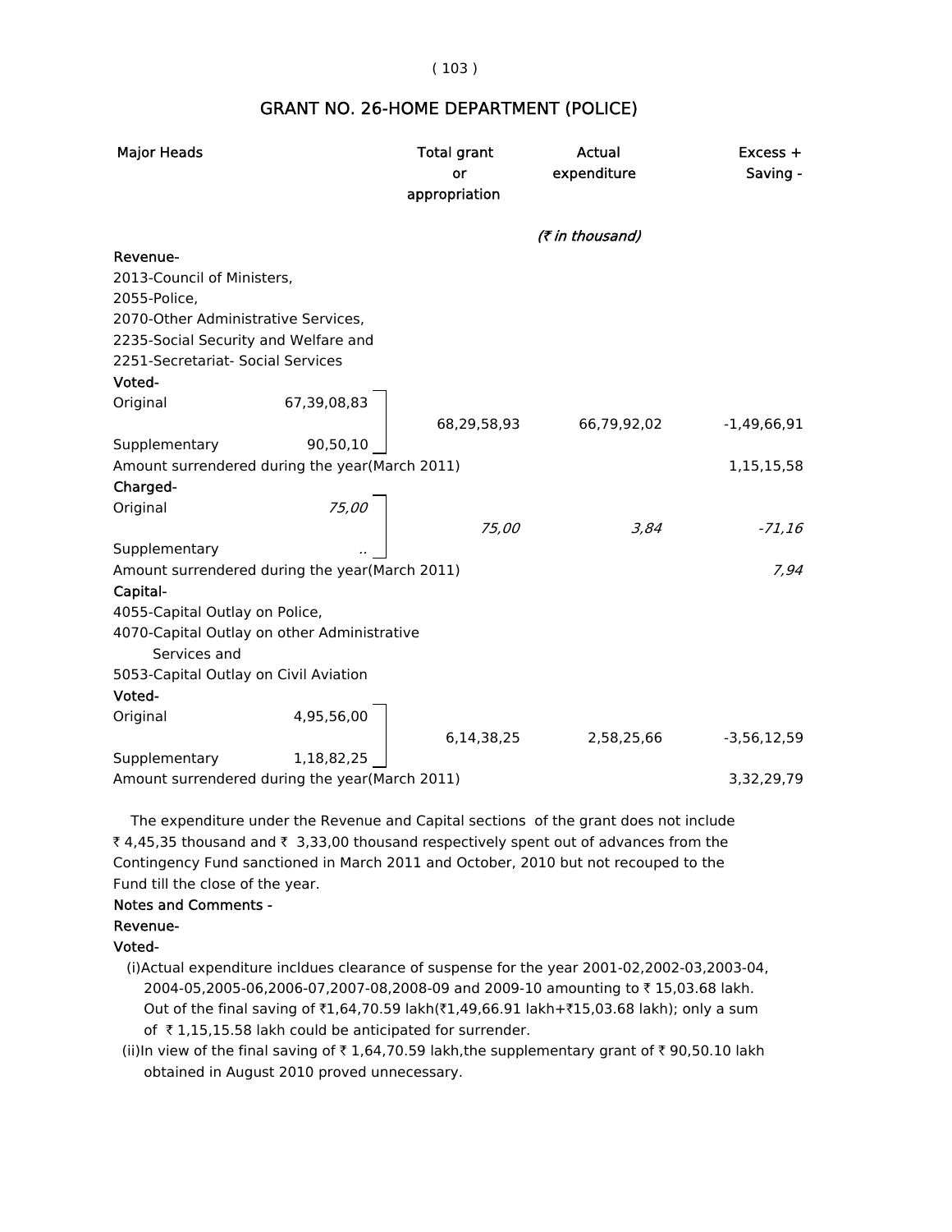# GRANT NO. 26-HOME DEPARTMENT (POLICE)

| Major Heads | | Total grant or appropriation | Actual expenditure | Excess + Saving - |
|---|---|---|---|---|
| | | | *(₹ in thousand)* | |
| **Revenue-** | | | | |
| 2013-Council of Ministers, | | | | |
| 2055-Police, | | | | |
| 2070-Other Administrative Services, | | | | |
| 2235-Social Security and Welfare and | | | | |
| 2251-Secretariat- Social Services | | | | |
| **Voted-** | | | | |
| Original | 67,39,08,83 | | | |
| | | 68,29,58,93 | 66,79,92,02 | -1,49,66,91 |
| Supplementary | 90,50,10 | | | |
| Amount surrendered during the year(March 2011) | | | | 1,15,15,58 |
| **Charged-** | | | | |
| Original | *75,00* | | | |
| | | *75,00* | *3,84* | *-71,16* |
| Supplementary | .. | | | |
| Amount surrendered during the year(March 2011) | | | | *7,94* |
| **Capital-** | | | | |
| 4055-Capital Outlay on Police, | | | | |
| 4070-Capital Outlay on other Administrative Services and | | | | |
| 5053-Capital Outlay on Civil Aviation | | | | |
| **Voted-** | | | | |
| Original | 4,95,56,00 | | | |
| | | 6,14,38,25 | 2,58,25,66 | -3,56,12,59 |
| Supplementary | 1,18,82,25 | | | |
| Amount surrendered during the year(March 2011) | | | | 3,32,29,79 |

The expenditure under the Revenue and Capital sections of the grant does not include ₹ 4,45,35 thousand and ₹ 3,33,00 thousand respectively spent out of advances from the Contingency Fund sanctioned in March 2011 and October, 2010 but not recouped to the Fund till the close of the year.

**Notes and Comments -**

**Revenue-**

**Voted-**

(i)Actual expenditure incldues clearance of suspense for the year 2001-02,2002-03,2003-04, 2004-05,2005-06,2006-07,2007-08,2008-09 and 2009-10 amounting to ₹ 15,03.68 lakh. Out of the final saving of ₹1,64,70.59 lakh(₹1,49,66.91 lakh+₹15,03.68 lakh); only a sum of ₹ 1,15,15.58 lakh could be anticipated for surrender.

(ii)In view of the final saving of ₹ 1,64,70.59 lakh,the supplementary grant of ₹ 90,50.10 lakh obtained in August 2010 proved unnecessary.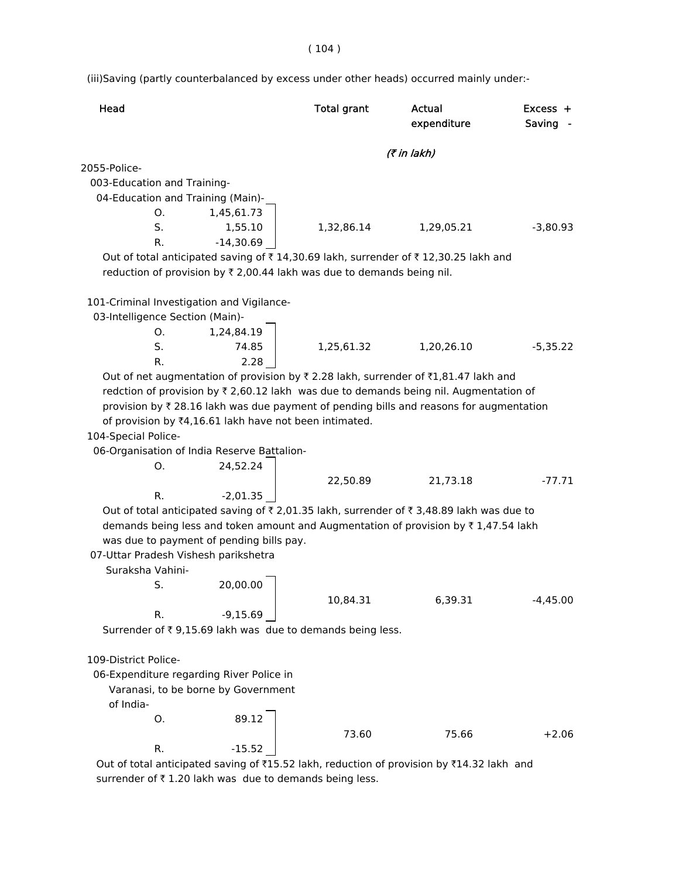(iii)Saving (partly counterbalanced by excess under other heads) occurred mainly under:-

| Head | | Total grant | Actual expenditure | Excess + Saving - |
|---|---|---|---|---|
| | | | *(₹ in lakh)* | |
| 2055-Police- | | | | |
| 003-Education and Training- | | | | |
| 04-Education and Training (Main)- | | | | |
| O. | 1,45,61.73 | | | |
| S. | 1,55.10 | 1,32,86.14 | 1,29,05.21 | -3,80.93 |
| R. | -14,30.69 | | | |

Out of total anticipated saving of ₹ 14,30.69 lakh, surrender of ₹ 12,30.25 lakh and reduction of provision by ₹ 2,00.44 lakh was due to demands being nil.

| Head | | Total grant | Actual expenditure | Excess + Saving - |
|---|---|---|---|---|
| 101-Criminal Investigation and Vigilance- | | | | |
| 03-Intelligence Section (Main)- | | | | |
| O. | 1,24,84.19 | | | |
| S. | 74.85 | 1,25,61.32 | 1,20,26.10 | -5,35.22 |
| R. | 2.28 | | | |

Out of net augmentation of provision by ₹ 2.28 lakh, surrender of ₹1,81.47 lakh and redction of provision by ₹ 2,60.12 lakh was due to demands being nil. Augmentation of provision by ₹ 28.16 lakh was due payment of pending bills and reasons for augmentation of provision by ₹4,16.61 lakh have not been intimated.

| Head | | Total grant | Actual expenditure | Excess + Saving - |
|---|---|---|---|---|
| 104-Special Police- | | | | |
| 06-Organisation of India Reserve Battalion- | | | | |
| O. | 24,52.24 | 22,50.89 | 21,73.18 | -77.71 |
| R. | -2,01.35 | | | |

Out of total anticipated saving of ₹ 2,01.35 lakh, surrender of ₹ 3,48.89 lakh was due to demands being less and token amount and Augmentation of provision by ₹ 1,47.54 lakh was due to payment of pending bills pay.

| Head | | Total grant | Actual expenditure | Excess + Saving - |
|---|---|---|---|---|
| 07-Uttar Pradesh Vishesh parikshetra Suraksha Vahini- | | | | |
| S. | 20,00.00 | 10,84.31 | 6,39.31 | -4,45.00 |
| R. | -9,15.69 | | | |

Surrender of ₹ 9,15.69 lakh was due to demands being less.

| Head | | Total grant | Actual expenditure | Excess + Saving - |
|---|---|---|---|---|
| 109-District Police- | | | | |
| 06-Expenditure regarding River Police in Varanasi, to be borne by Government of India- | | | | |
| O. | 89.12 | 73.60 | 75.66 | +2.06 |
| R. | -15.52 | | | |

Out of total anticipated saving of ₹15.52 lakh, reduction of provision by ₹14.32 lakh and surrender of ₹ 1.20 lakh was due to demands being less.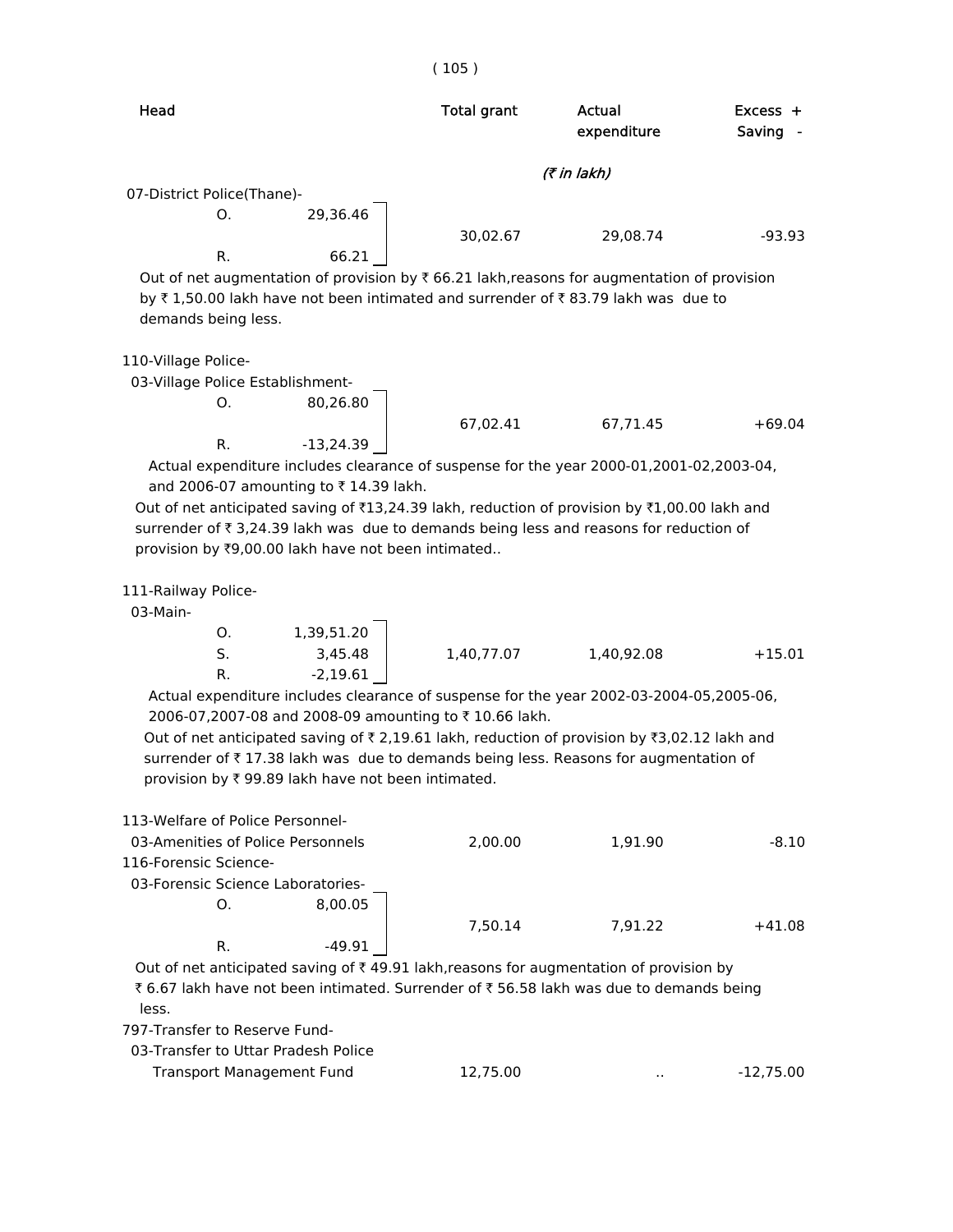| Head | | Total grant | Actual expenditure | Excess + Saving - |
|---|---|---|---|---|
| | | | *(₹ in lakh)* | |
| 07-District Police(Thane)- | | | | |
| O. | 29,36.46 | 30,02.67 | 29,08.74 | -93.93 |
| R. | 66.21 | | | |

Out of net augmentation of provision by ₹ 66.21 lakh,reasons for augmentation of provision by ₹ 1,50.00 lakh have not been intimated and surrender of ₹ 83.79 lakh was due to demands being less.

| Head | | Total grant | Actual expenditure | Excess + Saving - |
|---|---|---|---|---|
| 110-Village Police- | | | | |
| 03-Village Police Establishment- | | | | |
| O. | 80,26.80 | 67,02.41 | 67,71.45 | +69.04 |
| R. | -13,24.39 | | | |

Actual expenditure includes clearance of suspense for the year 2000-01,2001-02,2003-04, and 2006-07 amounting to ₹ 14.39 lakh.

Out of net anticipated saving of ₹13,24.39 lakh, reduction of provision by ₹1,00.00 lakh and surrender of ₹ 3,24.39 lakh was due to demands being less and reasons for reduction of provision by ₹9,00.00 lakh have not been intimated..

| Head | | Total grant | Actual expenditure | Excess + Saving - |
|---|---|---|---|---|
| 111-Railway Police- | | | | |
| 03-Main- | | | | |
| O. | 1,39,51.20 | 1,40,77.07 | 1,40,92.08 | +15.01 |
| S. | 3,45.48 | | | |
| R. | -2,19.61 | | | |

Actual expenditure includes clearance of suspense for the year 2002-03-2004-05,2005-06, 2006-07,2007-08 and 2008-09 amounting to ₹ 10.66 lakh.

Out of net anticipated saving of ₹ 2,19.61 lakh, reduction of provision by ₹3,02.12 lakh and surrender of ₹ 17.38 lakh was due to demands being less. Reasons for augmentation of provision by ₹ 99.89 lakh have not been intimated.

| Head | | Total grant | Actual expenditure | Excess + Saving - |
|---|---|---|---|---|
| 113-Welfare of Police Personnel- | | | | |
| 03-Amenities of Police Personnels | | 2,00.00 | 1,91.90 | -8.10 |
| 116-Forensic Science- | | | | |
| 03-Forensic Science Laboratories- | | | | |
| O. | 8,00.05 | 7,50.14 | 7,91.22 | +41.08 |
| R. | -49.91 | | | |

Out of net anticipated saving of ₹ 49.91 lakh,reasons for augmentation of provision by ₹ 6.67 lakh have not been intimated. Surrender of ₹ 56.58 lakh was due to demands being less.

| Head | | Total grant | Actual expenditure | Excess + Saving - |
|---|---|---|---|---|
| 797-Transfer to Reserve Fund- | | | | |
| 03-Transfer to Uttar Pradesh Police Transport Management Fund | | 12,75.00 | .. | -12,75.00 |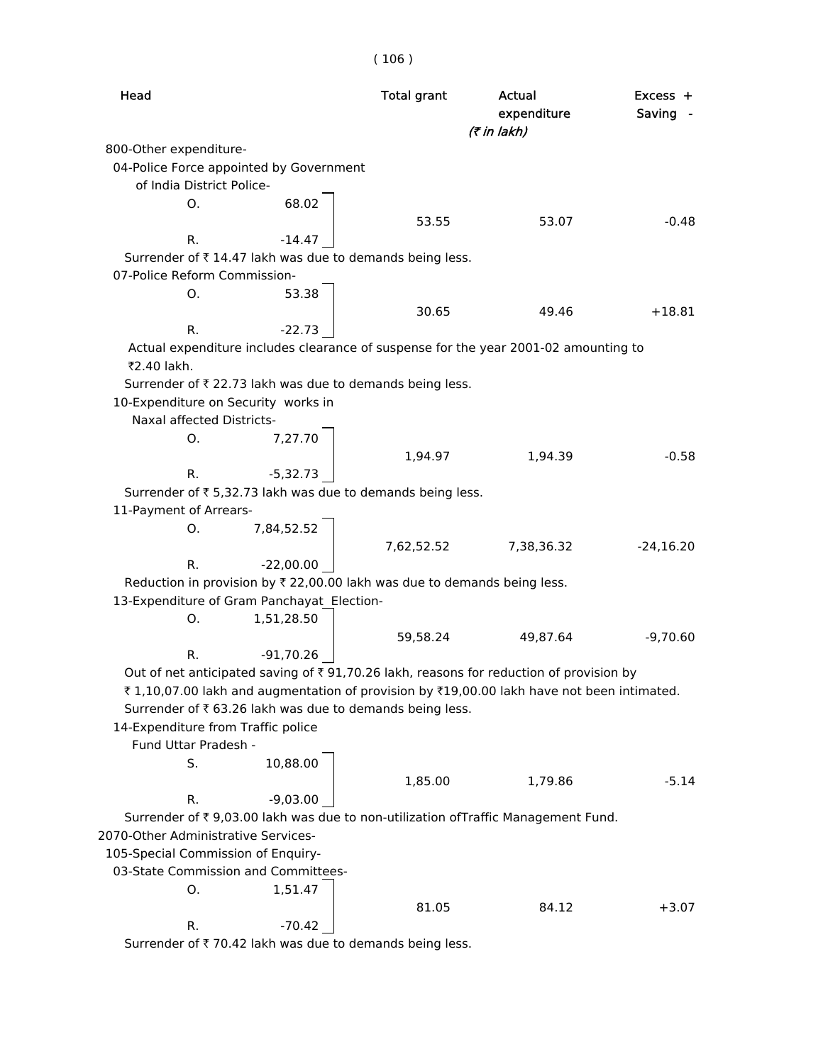| Head | | Total grant | Actual expenditure | Excess + Saving - |
|---|---|---|---|---|
| | | | (₹ in lakh) | |
| 800-Other expenditure- | | | | |
| 04-Police Force appointed by Government of India District Police- | | | | |
| O. | 68.02 | | | |
| | | 53.55 | 53.07 | -0.48 |
| R. | -14.47 | | | |

Surrender of ₹ 14.47 lakh was due to demands being less.

| Head | | Total grant | Actual expenditure | Excess + Saving - |
|---|---|---|---|---|
| 07-Police Reform Commission- | | | | |
| O. | 53.38 | | | |
| | | 30.65 | 49.46 | +18.81 |
| R. | -22.73 | | | |

Actual expenditure includes clearance of suspense for the year 2001-02 amounting to ₹2.40 lakh.

Surrender of ₹ 22.73 lakh was due to demands being less.

| Head | | Total grant | Actual expenditure | Excess + Saving - |
|---|---|---|---|---|
| 10-Expenditure on Security works in Naxal affected Districts- | | | | |
| O. | 7,27.70 | | | |
| | | 1,94.97 | 1,94.39 | -0.58 |
| R. | -5,32.73 | | | |

Surrender of ₹ 5,32.73 lakh was due to demands being less.

| Head | | Total grant | Actual expenditure | Excess + Saving - |
|---|---|---|---|---|
| 11-Payment of Arrears- | | | | |
| O. | 7,84,52.52 | | | |
| | | 7,62,52.52 | 7,38,36.32 | -24,16.20 |
| R. | -22,00.00 | | | |

Reduction in provision by ₹ 22,00.00 lakh was due to demands being less.

| Head | | Total grant | Actual expenditure | Excess + Saving - |
|---|---|---|---|---|
| 13-Expenditure of Gram Panchayat_Election- | | | | |
| O. | 1,51,28.50 | | | |
| | | 59,58.24 | 49,87.64 | -9,70.60 |
| R. | -91,70.26 | | | |

Out of net anticipated saving of ₹ 91,70.26 lakh, reasons for reduction of provision by ₹ 1,10,07.00 lakh and augmentation of provision by ₹19,00.00 lakh have not been intimated.

Surrender of ₹ 63.26 lakh was due to demands being less.

| Head | | Total grant | Actual expenditure | Excess + Saving - |
|---|---|---|---|---|
| 14-Expenditure from Traffic police Fund Uttar Pradesh - | | | | |
| S. | 10,88.00 | | | |
| | | 1,85.00 | 1,79.86 | -5.14 |
| R. | -9,03.00 | | | |

Surrender of ₹ 9,03.00 lakh was due to non-utilization ofTraffic Management Fund.

| Head | | Total grant | Actual expenditure | Excess + Saving - |
|---|---|---|---|---|
| 2070-Other Administrative Services- | | | | |
| 105-Special Commission of Enquiry- | | | | |
| 03-State Commission and Committees- | | | | |
| O. | 1,51.47 | | | |
| | | 81.05 | 84.12 | +3.07 |
| R. | -70.42 | | | |

Surrender of ₹ 70.42 lakh was due to demands being less.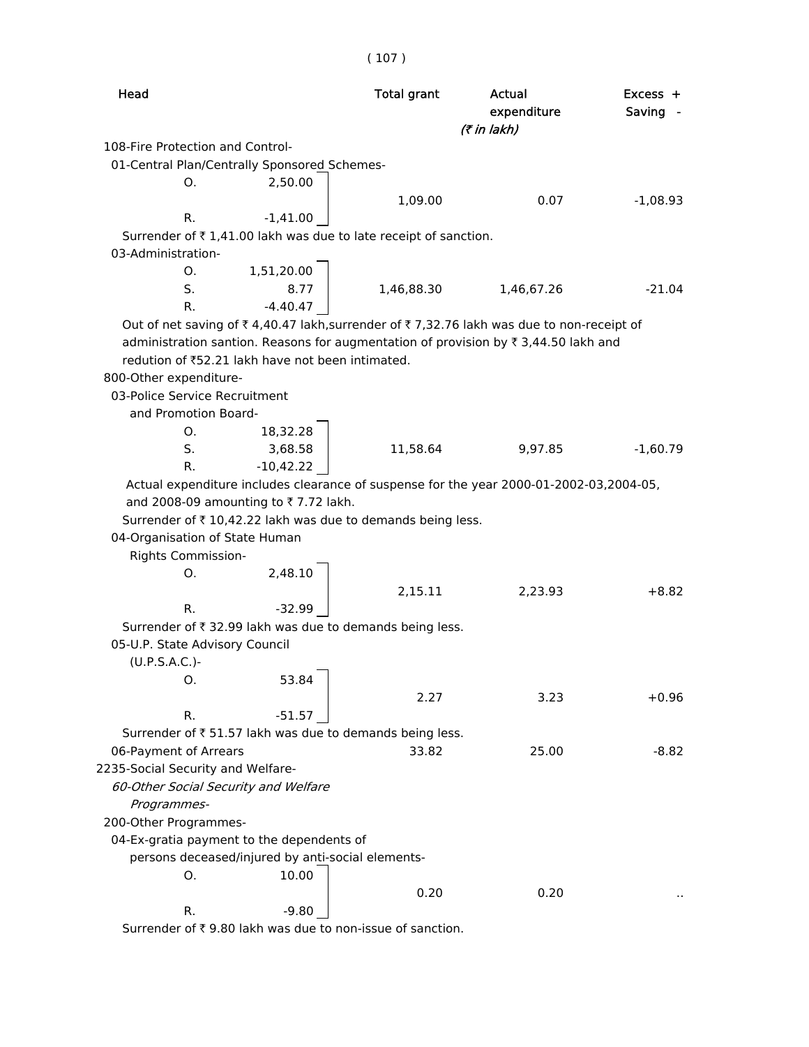| Head | | Total grant | Actual expenditure | Excess + Saving - |
|---|---|---|---|---|
| | | | (₹ in lakh) | |
| 108-Fire Protection and Control- | | | | |
| 01-Central Plan/Centrally Sponsored Schemes- | | | | |
| O. | 2,50.00 | | | |
| | | 1,09.00 | 0.07 | -1,08.93 |
| R. | -1,41.00 | | | |

Surrender of ₹ 1,41.00 lakh was due to late receipt of sanction.

| Head | | Total grant | Actual expenditure | Excess + Saving - |
|---|---|---|---|---|
| 03-Administration- | | | | |
| O. | 1,51,20.00 | | | |
| S. | 8.77 | 1,46,88.30 | 1,46,67.26 | -21.04 |
| R. | -4.40.47 | | | |

Out of net saving of ₹ 4,40.47 lakh,surrender of ₹ 7,32.76 lakh was due to non-receipt of administration santion. Reasons for augmentation of provision by ₹ 3,44.50 lakh and redution of ₹52.21 lakh have not been intimated.

| Head | | Total grant | Actual expenditure | Excess + Saving - |
|---|---|---|---|---|
| 800-Other expenditure- | | | | |
| 03-Police Service Recruitment and Promotion Board- | | | | |
| O. | 18,32.28 | | | |
| S. | 3,68.58 | 11,58.64 | 9,97.85 | -1,60.79 |
| R. | -10,42.22 | | | |

Actual expenditure includes clearance of suspense for the year 2000-01-2002-03,2004-05, and 2008-09 amounting to ₹ 7.72 lakh.

Surrender of ₹ 10,42.22 lakh was due to demands being less.

| Head | | Total grant | Actual expenditure | Excess + Saving - |
|---|---|---|---|---|
| 04-Organisation of State Human Rights Commission- | | | | |
| O. | 2,48.10 | | | |
| | | 2,15.11 | 2,23.93 | +8.82 |
| R. | -32.99 | | | |

Surrender of ₹ 32.99 lakh was due to demands being less.

| Head | | Total grant | Actual expenditure | Excess + Saving - |
|---|---|---|---|---|
| 05-U.P. State Advisory Council (U.P.S.A.C.)- | | | | |
| O. | 53.84 | | | |
| | | 2.27 | 3.23 | +0.96 |
| R. | -51.57 | | | |

Surrender of ₹ 51.57 lakh was due to demands being less.

| Head | | Total grant | Actual expenditure | Excess + Saving - |
|---|---|---|---|---|
| 06-Payment of Arrears | | 33.82 | 25.00 | -8.82 |
| 2235-Social Security and Welfare- | | | | |
| *60-Other Social Security and Welfare Programmes-* | | | | |
| 200-Other Programmes- | | | | |
| 04-Ex-gratia payment to the dependents of persons deceased/injured by anti-social elements- | | | | |
| O. | 10.00 | | | |
| | | 0.20 | 0.20 | .. |
| R. | -9.80 | | | |

Surrender of ₹ 9.80 lakh was due to non-issue of sanction.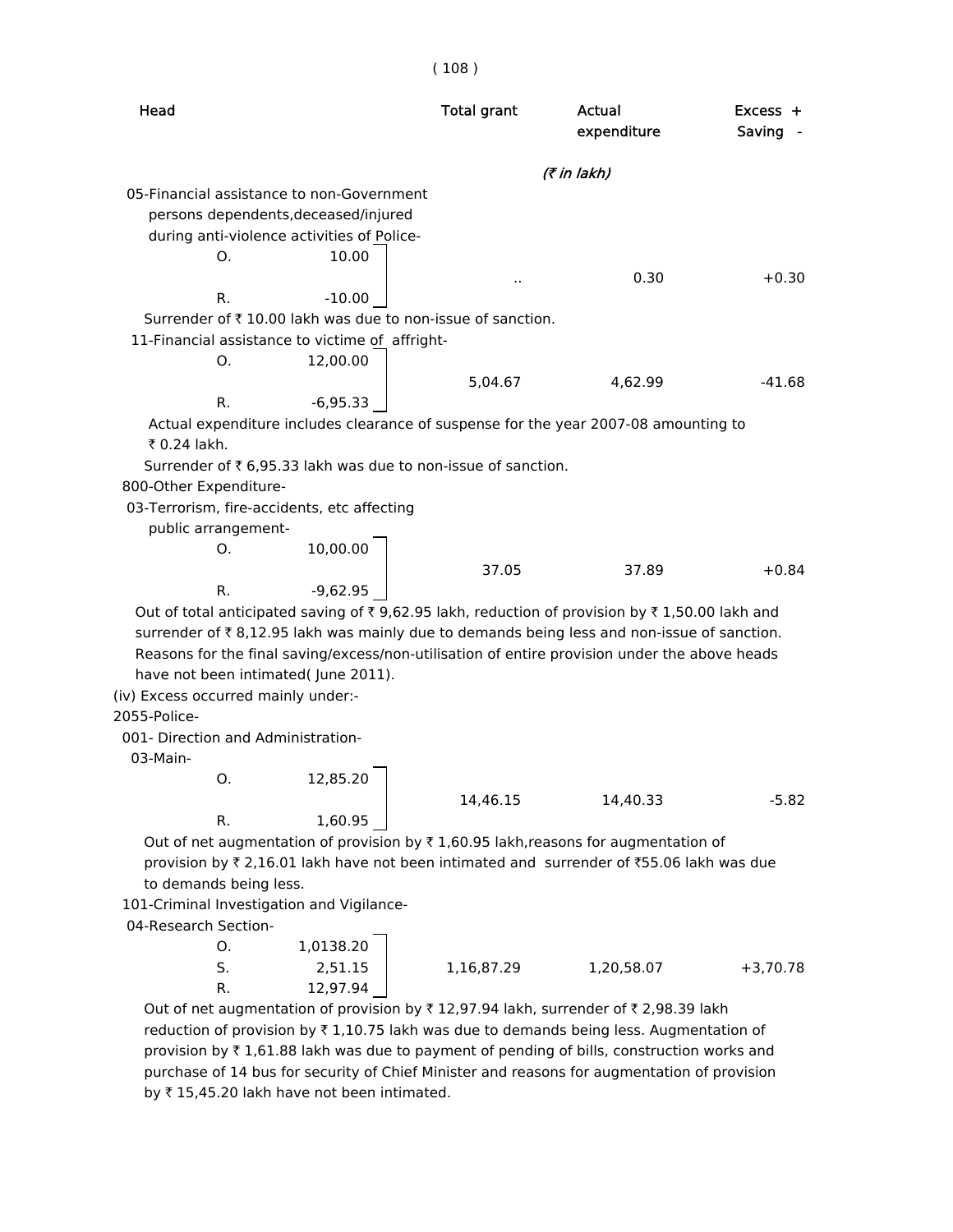| Head | | Total grant | Actual expenditure | Excess + Saving - |
|---|---|---|---|---|
| | | | *(₹ in lakh)* | |
| 05-Financial assistance to non-Government persons dependents,deceased/injured during anti-violence activities of Police- | | | | |
| O. | 10.00 | .. | 0.30 | +0.30 |
| R. | -10.00 | | | |

Surrender of ₹ 10.00 lakh was due to non-issue of sanction.

| Head | | Total grant | Actual expenditure | Excess + Saving - |
|---|---|---|---|---|
| 11-Financial assistance to victime of affright- | | | | |
| O. | 12,00.00 | 5,04.67 | 4,62.99 | -41.68 |
| R. | -6,95.33 | | | |

Actual expenditure includes clearance of suspense for the year 2007-08 amounting to ₹ 0.24 lakh.

Surrender of ₹ 6,95.33 lakh was due to non-issue of sanction.

800-Other Expenditure-

| Head | | Total grant | Actual expenditure | Excess + Saving - |
|---|---|---|---|---|
| 03-Terrorism, fire-accidents, etc affecting public arrangement- | | | | |
| O. | 10,00.00 | 37.05 | 37.89 | +0.84 |
| R. | -9,62.95 | | | |

Out of total anticipated saving of ₹ 9,62.95 lakh, reduction of provision by ₹ 1,50.00 lakh and surrender of ₹ 8,12.95 lakh was mainly due to demands being less and non-issue of sanction. Reasons for the final saving/excess/non-utilisation of entire provision under the above heads have not been intimated( June 2011).

(iv) Excess occurred mainly under:-

2055-Police-

001- Direction and Administration-

| Head | | Total grant | Actual expenditure | Excess + Saving - |
|---|---|---|---|---|
| 03-Main- | | | | |
| O. | 12,85.20 | 14,46.15 | 14,40.33 | -5.82 |
| R. | 1,60.95 | | | |

Out of net augmentation of provision by ₹ 1,60.95 lakh,reasons for augmentation of provision by ₹ 2,16.01 lakh have not been intimated and surrender of ₹55.06 lakh was due to demands being less.

101-Criminal Investigation and Vigilance-

| Head | | Total grant | Actual expenditure | Excess + Saving - |
|---|---|---|---|---|
| 04-Research Section- | | | | |
| O. | 1,0138.20 | 1,16,87.29 | 1,20,58.07 | +3,70.78 |
| S. | 2,51.15 | | | |
| R. | 12,97.94 | | | |

Out of net augmentation of provision by ₹ 12,97.94 lakh, surrender of ₹ 2,98.39 lakh reduction of provision by ₹ 1,10.75 lakh was due to demands being less. Augmentation of provision by ₹ 1,61.88 lakh was due to payment of pending of bills, construction works and purchase of 14 bus for security of Chief Minister and reasons for augmentation of provision by ₹ 15,45.20 lakh have not been intimated.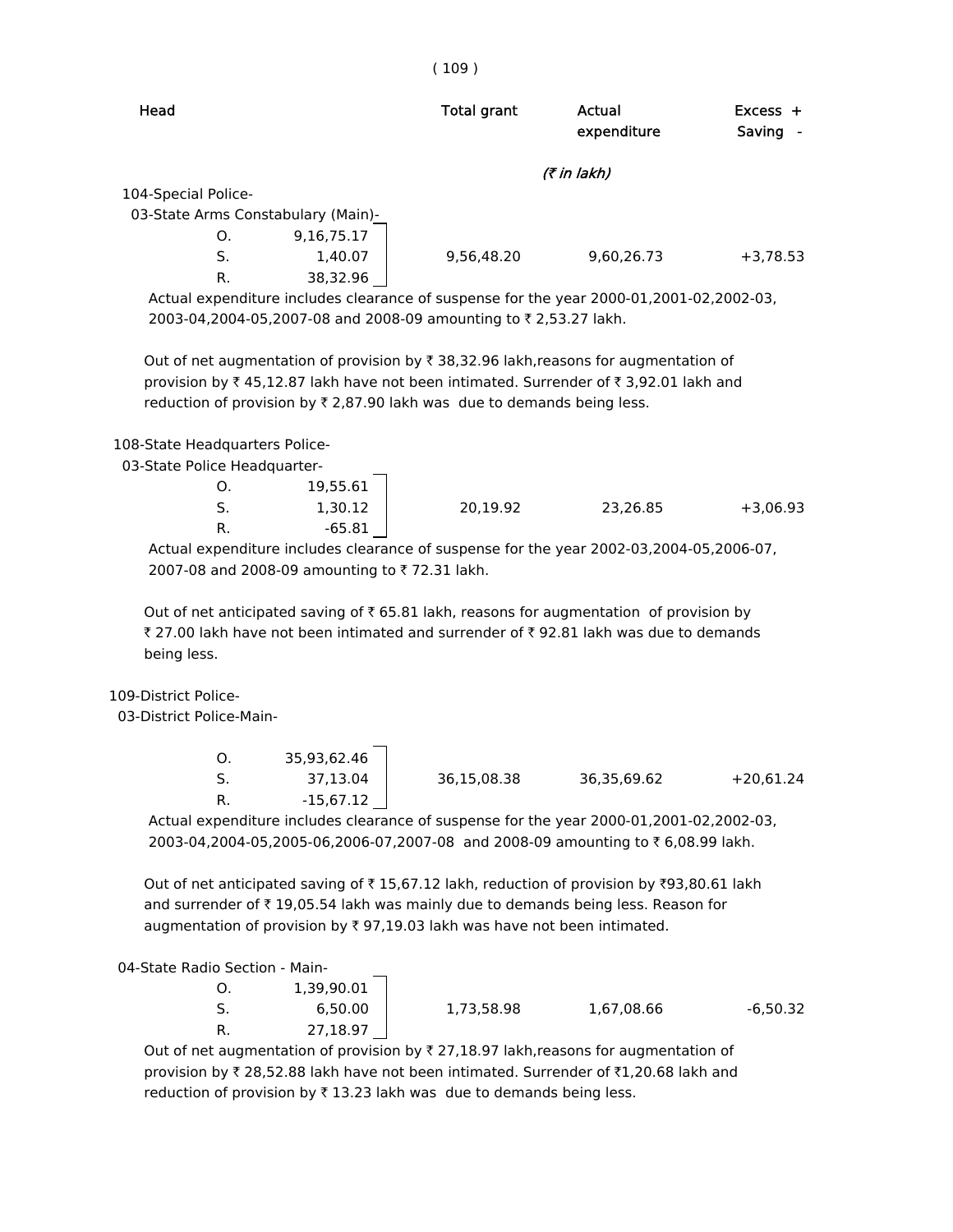| Head | | Total grant | Actual expenditure | Excess + Saving - |
|---|---|---|---|---|
| | | | (₹ in lakh) | |
| 104-Special Police- | | | | |
| 03-State Arms Constabulary (Main)- | | | | |
| O. | 9,16,75.17 | | | |
| S. | 1,40.07 | 9,56,48.20 | 9,60,26.73 | +3,78.53 |
| R. | 38,32.96 | | | |

Actual expenditure includes clearance of suspense for the year 2000-01,2001-02,2002-03, 2003-04,2004-05,2007-08 and 2008-09 amounting to ₹ 2,53.27 lakh.

Out of net augmentation of provision by ₹ 38,32.96 lakh,reasons for augmentation of provision by ₹ 45,12.87 lakh have not been intimated. Surrender of ₹ 3,92.01 lakh and reduction of provision by ₹ 2,87.90 lakh was due to demands being less.

| Head | | Total grant | Actual expenditure | Excess + Saving - |
|---|---|---|---|---|
| 108-State Headquarters Police- | | | | |
| 03-State Police Headquarter- | | | | |
| O. | 19,55.61 | | | |
| S. | 1,30.12 | 20,19.92 | 23,26.85 | +3,06.93 |
| R. | -65.81 | | | |

Actual expenditure includes clearance of suspense for the year 2002-03,2004-05,2006-07, 2007-08 and 2008-09 amounting to ₹ 72.31 lakh.

Out of net anticipated saving of ₹ 65.81 lakh, reasons for augmentation of provision by ₹ 27.00 lakh have not been intimated and surrender of ₹ 92.81 lakh was due to demands being less.

| Head | | Total grant | Actual expenditure | Excess + Saving - |
|---|---|---|---|---|
| 109-District Police- | | | | |
| 03-District Police-Main- | | | | |
| O. | 35,93,62.46 | | | |
| S. | 37,13.04 | 36,15,08.38 | 36,35,69.62 | +20,61.24 |
| R. | -15,67.12 | | | |

Actual expenditure includes clearance of suspense for the year 2000-01,2001-02,2002-03, 2003-04,2004-05,2005-06,2006-07,2007-08 and 2008-09 amounting to ₹ 6,08.99 lakh.

Out of net anticipated saving of ₹ 15,67.12 lakh, reduction of provision by ₹93,80.61 lakh and surrender of ₹ 19,05.54 lakh was mainly due to demands being less. Reason for augmentation of provision by ₹ 97,19.03 lakh was have not been intimated.

| Head | | Total grant | Actual expenditure | Excess + Saving - |
|---|---|---|---|---|
| 04-State Radio Section - Main- | | | | |
| O. | 1,39,90.01 | | | |
| S. | 6,50.00 | 1,73,58.98 | 1,67,08.66 | -6,50.32 |
| R. | 27,18.97 | | | |

Out of net augmentation of provision by ₹ 27,18.97 lakh,reasons for augmentation of provision by ₹ 28,52.88 lakh have not been intimated. Surrender of ₹1,20.68 lakh and reduction of provision by ₹ 13.23 lakh was due to demands being less.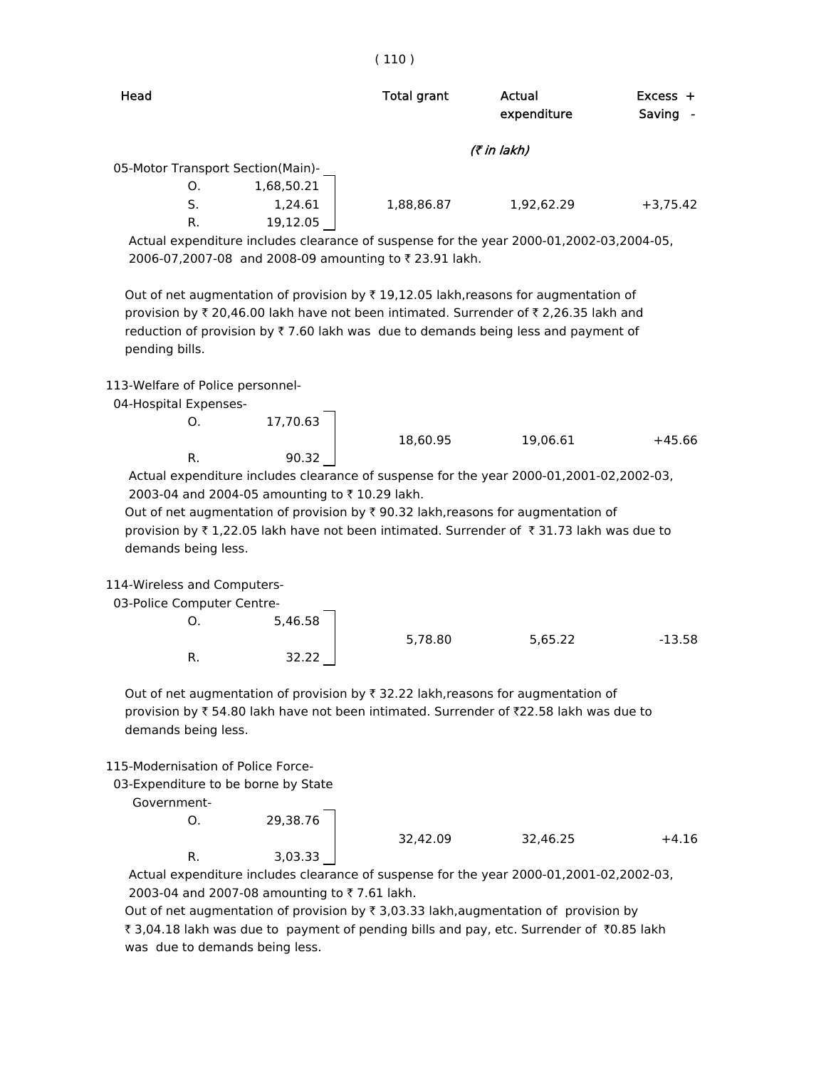| Head | | | Total grant | Actual expenditure | Excess + Saving - |
|---|---|---|---|---|---|
| | | | | *(₹ in lakh)* | |
| 05-Motor Transport Section(Main)- | | | | | |
| | O. | 1,68,50.21 | | | |
| | S. | 1,24.61 | 1,88,86.87 | 1,92,62.29 | +3,75.42 |
| | R. | 19,12.05 | | | |

Actual expenditure includes clearance of suspense for the year 2000-01,2002-03,2004-05, 2006-07,2007-08 and 2008-09 amounting to ₹ 23.91 lakh.

Out of net augmentation of provision by ₹ 19,12.05 lakh,reasons for augmentation of provision by ₹ 20,46.00 lakh have not been intimated. Surrender of ₹ 2,26.35 lakh and reduction of provision by ₹ 7.60 lakh was due to demands being less and payment of pending bills.

| Head | | | Total grant | Actual expenditure | Excess + Saving - |
|---|---|---|---|---|---|
| 113-Welfare of Police personnel- | | | | | |
| 04-Hospital Expenses- | | | | | |
| | O. | 17,70.63 | 18,60.95 | 19,06.61 | +45.66 |
| | R. | 90.32 | | | |

Actual expenditure includes clearance of suspense for the year 2000-01,2001-02,2002-03, 2003-04 and 2004-05 amounting to ₹ 10.29 lakh.

Out of net augmentation of provision by ₹ 90.32 lakh,reasons for augmentation of provision by ₹ 1,22.05 lakh have not been intimated. Surrender of ₹ 31.73 lakh was due to demands being less.

| Head | | | Total grant | Actual expenditure | Excess + Saving - |
|---|---|---|---|---|---|
| 114-Wireless and Computers- | | | | | |
| 03-Police Computer Centre- | | | | | |
| | O. | 5,46.58 | 5,78.80 | 5,65.22 | -13.58 |
| | R. | 32.22 | | | |

Out of net augmentation of provision by ₹ 32.22 lakh,reasons for augmentation of provision by ₹ 54.80 lakh have not been intimated. Surrender of ₹22.58 lakh was due to demands being less.

| Head | | | Total grant | Actual expenditure | Excess + Saving - |
|---|---|---|---|---|---|
| 115-Modernisation of Police Force- | | | | | |
| 03-Expenditure to be borne by State Government- | | | | | |
| | O. | 29,38.76 | 32,42.09 | 32,46.25 | +4.16 |
| | R. | 3,03.33 | | | |

Actual expenditure includes clearance of suspense for the year 2000-01,2001-02,2002-03, 2003-04 and 2007-08 amounting to ₹ 7.61 lakh.

Out of net augmentation of provision by ₹ 3,03.33 lakh,augmentation of provision by ₹ 3,04.18 lakh was due to payment of pending bills and pay, etc. Surrender of ₹0.85 lakh was due to demands being less.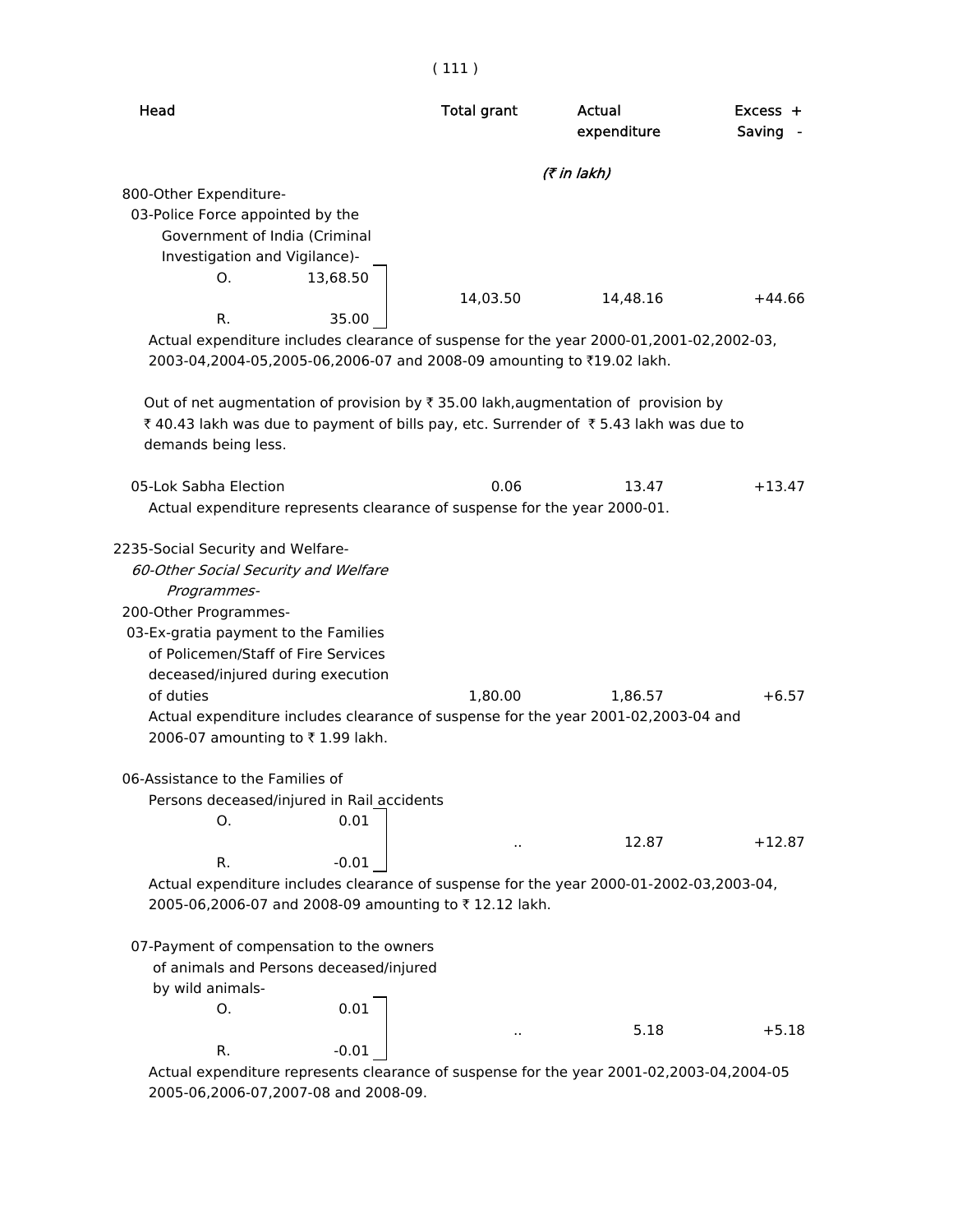| Head | Total grant | Actual expenditure | Excess + Saving - |
|---|---|---|---|
| | | *(₹ in lakh)* | |
| 800-Other Expenditure- | | | |
| 03-Police Force appointed by the Government of India (Criminal Investigation and Vigilance)- | | | |
| O. 13,68.50 / R. 35.00 | 14,03.50 | 14,48.16 | +44.66 |

Actual expenditure includes clearance of suspense for the year 2000-01,2001-02,2002-03, 2003-04,2004-05,2005-06,2006-07 and 2008-09 amounting to ₹19.02 lakh.

Out of net augmentation of provision by ₹ 35.00 lakh,augmentation of provision by ₹ 40.43 lakh was due to payment of bills pay, etc. Surrender of ₹ 5.43 lakh was due to demands being less.

| Head | Total grant | Actual expenditure | Excess + Saving - |
|---|---|---|---|
| 05-Lok Sabha Election | 0.06 | 13.47 | +13.47 |

Actual expenditure represents clearance of suspense for the year 2000-01.

2235-Social Security and Welfare-

*60-Other Social Security and Welfare Programmes-*

200-Other Programmes-

| Head | Total grant | Actual expenditure | Excess + Saving - |
|---|---|---|---|
| 03-Ex-gratia payment to the Families of Policemen/Staff of Fire Services deceased/injured during execution of duties | 1,80.00 | 1,86.57 | +6.57 |

Actual expenditure includes clearance of suspense for the year 2001-02,2003-04 and 2006-07 amounting to ₹ 1.99 lakh.

| Head | Total grant | Actual expenditure | Excess + Saving - |
|---|---|---|---|
| 06-Assistance to the Families of Persons deceased/injured in Rail accidents | | | |
| O. 0.01 / R. -0.01 | .. | 12.87 | +12.87 |

Actual expenditure includes clearance of suspense for the year 2000-01-2002-03,2003-04, 2005-06,2006-07 and 2008-09 amounting to ₹ 12.12 lakh.

| Head | Total grant | Actual expenditure | Excess + Saving - |
|---|---|---|---|
| 07-Payment of compensation to the owners of animals and Persons deceased/injured by wild animals- | | | |
| O. 0.01 / R. -0.01 | .. | 5.18 | +5.18 |

Actual expenditure represents clearance of suspense for the year 2001-02,2003-04,2004-05 2005-06,2006-07,2007-08 and 2008-09.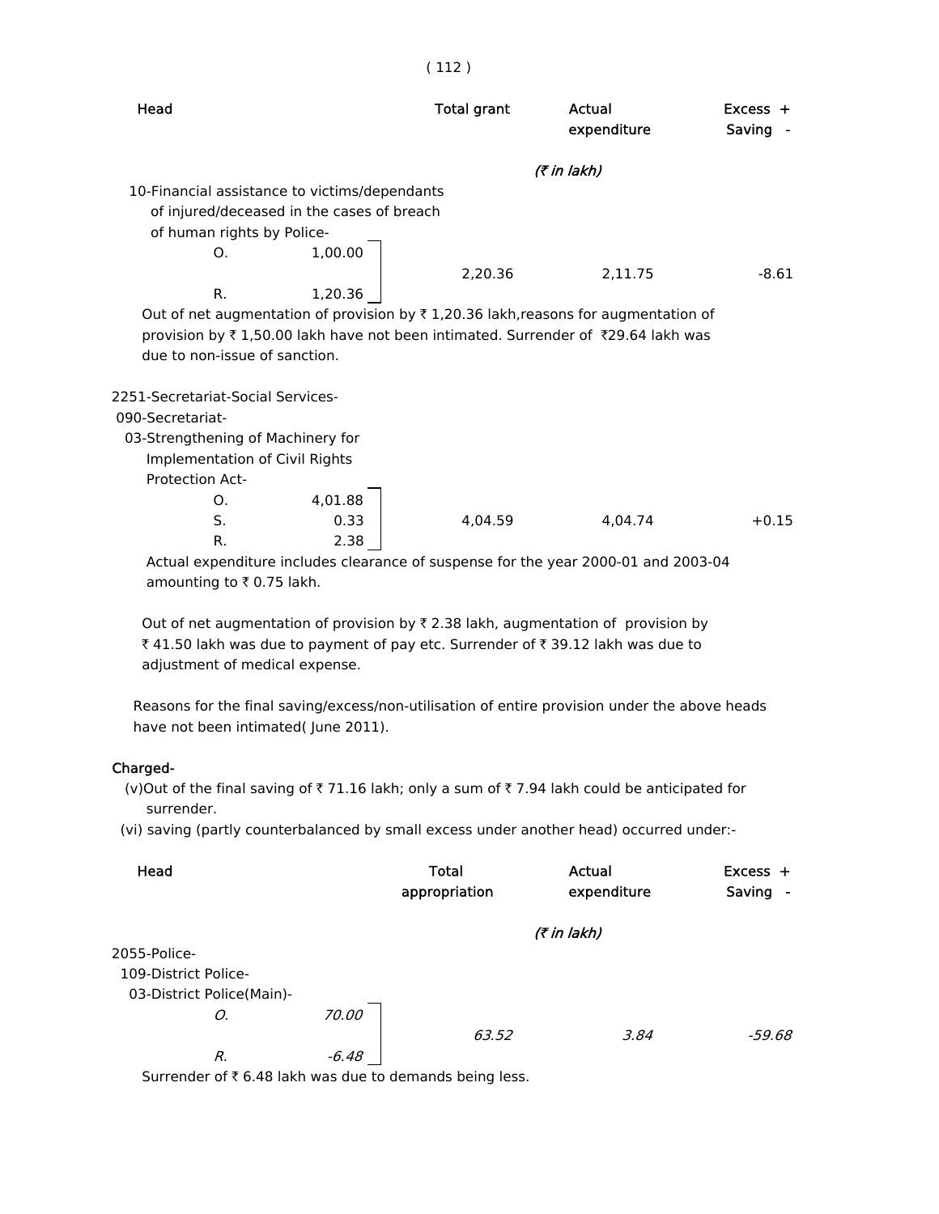| Head | | Total grant | Actual expenditure | Excess + Saving - |
|---|---|---|---|---|
| | | | *(₹ in lakh)* | |
| 10-Financial assistance to victims/dependants of injured/deceased in the cases of breach of human rights by Police- | | | | |
| O. | 1,00.00 | | | |
| | | 2,20.36 | 2,11.75 | -8.61 |
| R. | 1,20.36 | | | |

Out of net augmentation of provision by ₹ 1,20.36 lakh,reasons for augmentation of provision by ₹ 1,50.00 lakh have not been intimated. Surrender of ₹29.64 lakh was due to non-issue of sanction.

| Head | | Total grant | Actual expenditure | Excess + Saving - |
|---|---|---|---|---|
| 2251-Secretariat-Social Services- | | | | |
| 090-Secretariat- | | | | |
| 03-Strengthening of Machinery for Implementation of Civil Rights Protection Act- | | | | |
| O. | 4,01.88 | | | |
| S. | 0.33 | 4,04.59 | 4,04.74 | +0.15 |
| R. | 2.38 | | | |

Actual expenditure includes clearance of suspense for the year 2000-01 and 2003-04 amounting to ₹ 0.75 lakh.

Out of net augmentation of provision by ₹ 2.38 lakh, augmentation of provision by ₹ 41.50 lakh was due to payment of pay etc. Surrender of ₹ 39.12 lakh was due to adjustment of medical expense.

Reasons for the final saving/excess/non-utilisation of entire provision under the above heads have not been intimated( June 2011).

**Charged-**

(v)Out of the final saving of ₹ 71.16 lakh; only a sum of ₹ 7.94 lakh could be anticipated for surrender.

(vi) saving (partly counterbalanced by small excess under another head) occurred under:-

| Head | | Total appropriation | Actual expenditure | Excess + Saving - |
|---|---|---|---|---|
| | | | *(₹ in lakh)* | |
| 2055-Police- | | | | |
| 109-District Police- | | | | |
| 03-District Police(Main)- | | | | |
| *O.* | *70.00* | | | |
| | | *63.52* | *3.84* | *-59.68* |
| *R.* | *-6.48* | | | |

Surrender of ₹ 6.48 lakh was due to demands being less.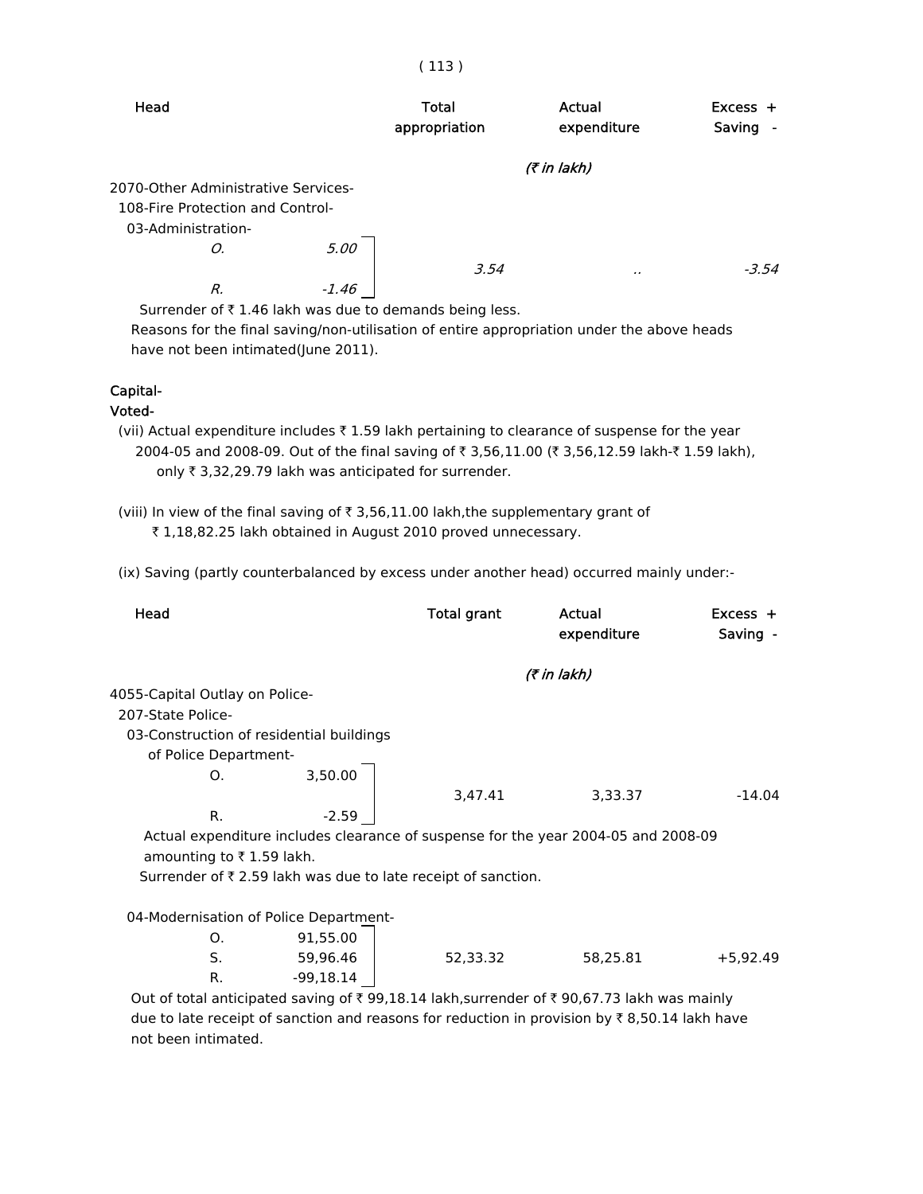| Head | | Total appropriation | Actual expenditure | Excess + Saving - |
|---|---|---|---|---|
| | | | *(₹ in lakh)* | |
| 2070-Other Administrative Services- | | | | |
| 108-Fire Protection and Control- | | | | |
| 03-Administration- | | | | |
| *O.* | *5.00* | | | |
| | | *3.54* | *..* | *-3.54* |
| *R.* | *-1.46* | | | |

Surrender of ₹ 1.46 lakh was due to demands being less.

Reasons for the final saving/non-utilisation of entire appropriation under the above heads have not been intimated(June 2011).

**Capital-**

**Voted-**

(vii) Actual expenditure includes ₹ 1.59 lakh pertaining to clearance of suspense for the year 2004-05 and 2008-09. Out of the final saving of ₹ 3,56,11.00 (₹ 3,56,12.59 lakh-₹ 1.59 lakh), only ₹ 3,32,29.79 lakh was anticipated for surrender.

(viii) In view of the final saving of ₹ 3,56,11.00 lakh,the supplementary grant of ₹ 1,18,82.25 lakh obtained in August 2010 proved unnecessary.

(ix) Saving (partly counterbalanced by excess under another head) occurred mainly under:-

| Head | | Total grant | Actual expenditure | Excess + Saving - |
|---|---|---|---|---|
| | | | *(₹ in lakh)* | |
| 4055-Capital Outlay on Police- | | | | |
| 207-State Police- | | | | |
| 03-Construction of residential buildings of Police Department- | | | | |
| O. | 3,50.00 | | | |
| | | 3,47.41 | 3,33.37 | -14.04 |
| R. | -2.59 | | | |

Actual expenditure includes clearance of suspense for the year 2004-05 and 2008-09 amounting to ₹ 1.59 lakh.

Surrender of ₹ 2.59 lakh was due to late receipt of sanction.

| Head | | Total grant | Actual expenditure | Excess + Saving - |
|---|---|---|---|---|
| 04-Modernisation of Police Department- | | | | |
| O. | 91,55.00 | | | |
| S. | 59,96.46 | 52,33.32 | 58,25.81 | +5,92.49 |
| R. | -99,18.14 | | | |

Out of total anticipated saving of ₹ 99,18.14 lakh,surrender of ₹ 90,67.73 lakh was mainly due to late receipt of sanction and reasons for reduction in provision by ₹ 8,50.14 lakh have not been intimated.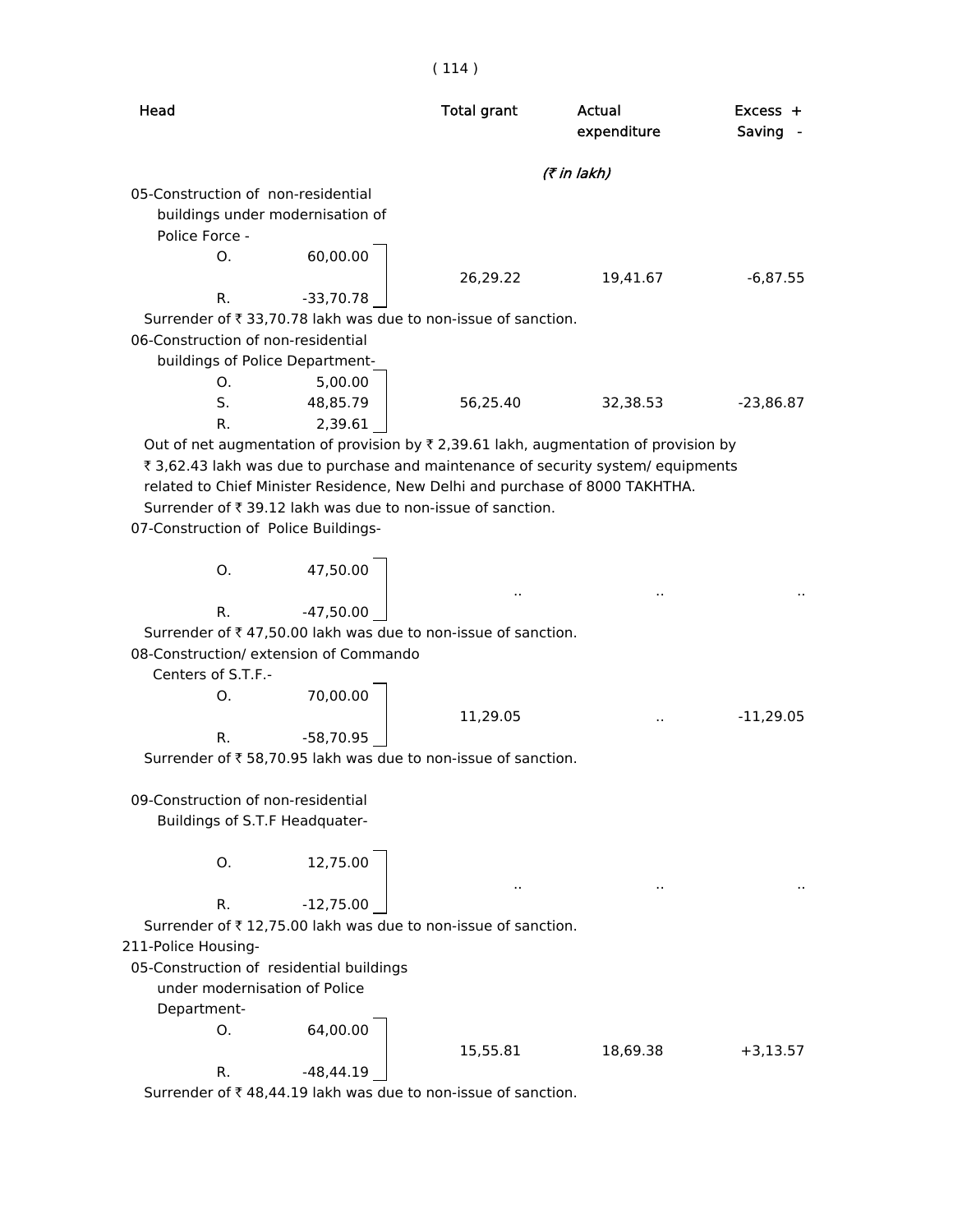| Head | | | Total grant | Actual expenditure | Excess + Saving - |
|---|---|---|---|---|---|
| | | | | *(₹ in lakh)* | |
| 05-Construction of non-residential buildings under modernisation of Police Force - | | | | | |
| | O. | 60,00.00 | | | |
| | | | 26,29.22 | 19,41.67 | -6,87.55 |
| | R. | -33,70.78 | | | |

Surrender of ₹ 33,70.78 lakh was due to non-issue of sanction.

| Head | | | Total grant | Actual expenditure | Excess + Saving - |
|---|---|---|---|---|---|
| 06-Construction of non-residential buildings of Police Department- | | | | | |
| | O. | 5,00.00 | | | |
| | S. | 48,85.79 | 56,25.40 | 32,38.53 | -23,86.87 |
| | R. | 2,39.61 | | | |

Out of net augmentation of provision by ₹ 2,39.61 lakh, augmentation of provision by ₹ 3,62.43 lakh was due to purchase and maintenance of security system/ equipments related to Chief Minister Residence, New Delhi and purchase of 8000 TAKHTHA.

Surrender of ₹ 39.12 lakh was due to non-issue of sanction.

| Head | | | Total grant | Actual expenditure | Excess + Saving - |
|---|---|---|---|---|---|
| 07-Construction of Police Buildings- | | | | | |
| | O. | 47,50.00 | | | |
| | | | .. | .. | .. |
| | R. | -47,50.00 | | | |

Surrender of ₹ 47,50.00 lakh was due to non-issue of sanction.

| Head | | | Total grant | Actual expenditure | Excess + Saving - |
|---|---|---|---|---|---|
| 08-Construction/ extension of Commando Centers of S.T.F.- | | | | | |
| | O. | 70,00.00 | | | |
| | | | 11,29.05 | .. | -11,29.05 |
| | R. | -58,70.95 | | | |

Surrender of ₹ 58,70.95 lakh was due to non-issue of sanction.

| Head | | | Total grant | Actual expenditure | Excess + Saving - |
|---|---|---|---|---|---|
| 09-Construction of non-residential Buildings of S.T.F Headquater- | | | | | |
| | O. | 12,75.00 | | | |
| | | | .. | .. | .. |
| | R. | -12,75.00 | | | |

Surrender of ₹ 12,75.00 lakh was due to non-issue of sanction.

211-Police Housing-

| Head | | | Total grant | Actual expenditure | Excess + Saving - |
|---|---|---|---|---|---|
| 05-Construction of residential buildings under modernisation of Police Department- | | | | | |
| | O. | 64,00.00 | | | |
| | | | 15,55.81 | 18,69.38 | +3,13.57 |
| | R. | -48,44.19 | | | |

Surrender of ₹ 48,44.19 lakh was due to non-issue of sanction.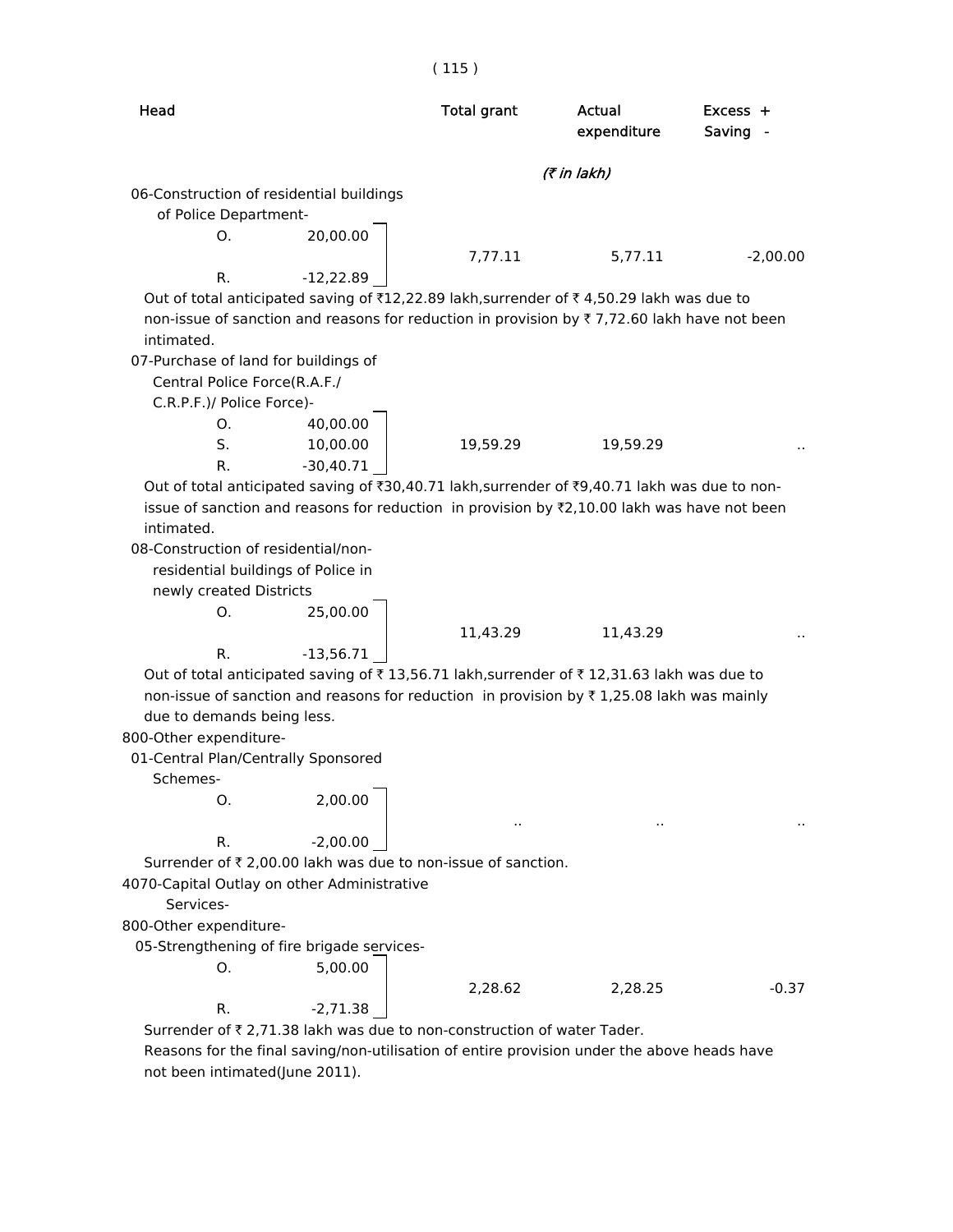| Head | | Total grant | Actual expenditure | Excess + Saving - |
|---|---|---|---|---|
| | | *(₹ in lakh)* | | |
| 06-Construction of residential buildings of Police Department- | | | | |
| O. | 20,00.00 | | | |
| R. | -12,22.89 | 7,77.11 | 5,77.11 | -2,00.00 |

Out of total anticipated saving of ₹12,22.89 lakh,surrender of ₹ 4,50.29 lakh was due to non-issue of sanction and reasons for reduction in provision by ₹ 7,72.60 lakh have not been intimated.

| Head | | Total grant | Actual expenditure | Excess + Saving - |
|---|---|---|---|---|
| 07-Purchase of land for buildings of Central Police Force(R.A.F./ C.R.P.F.)/ Police Force)- | | | | |
| O. | 40,00.00 | | | |
| S. | 10,00.00 | 19,59.29 | 19,59.29 | .. |
| R. | -30,40.71 | | | |

Out of total anticipated saving of ₹30,40.71 lakh,surrender of ₹9,40.71 lakh was due to non-issue of sanction and reasons for reduction in provision by ₹2,10.00 lakh was have not been intimated.

| Head | | Total grant | Actual expenditure | Excess + Saving - |
|---|---|---|---|---|
| 08-Construction of residential/non-residential buildings of Police in newly created Districts | | | | |
| O. | 25,00.00 | | | |
| R. | -13,56.71 | 11,43.29 | 11,43.29 | .. |

Out of total anticipated saving of ₹ 13,56.71 lakh,surrender of ₹ 12,31.63 lakh was due to non-issue of sanction and reasons for reduction in provision by ₹ 1,25.08 lakh was mainly due to demands being less.

| Head | | Total grant | Actual expenditure | Excess + Saving - |
|---|---|---|---|---|
| 800-Other expenditure- | | | | |
| 01-Central Plan/Centrally Sponsored Schemes- | | | | |
| O. | 2,00.00 | | | |
| R. | -2,00.00 | .. | .. | .. |

Surrender of ₹ 2,00.00 lakh was due to non-issue of sanction.

| Head | | Total grant | Actual expenditure | Excess + Saving - |
|---|---|---|---|---|
| 4070-Capital Outlay on other Administrative Services- | | | | |
| 800-Other expenditure- | | | | |
| 05-Strengthening of fire brigade services- | | | | |
| O. | 5,00.00 | | | |
| R. | -2,71.38 | 2,28.62 | 2,28.25 | -0.37 |

Surrender of ₹ 2,71.38 lakh was due to non-construction of water Tader.

Reasons for the final saving/non-utilisation of entire provision under the above heads have not been intimated(June 2011).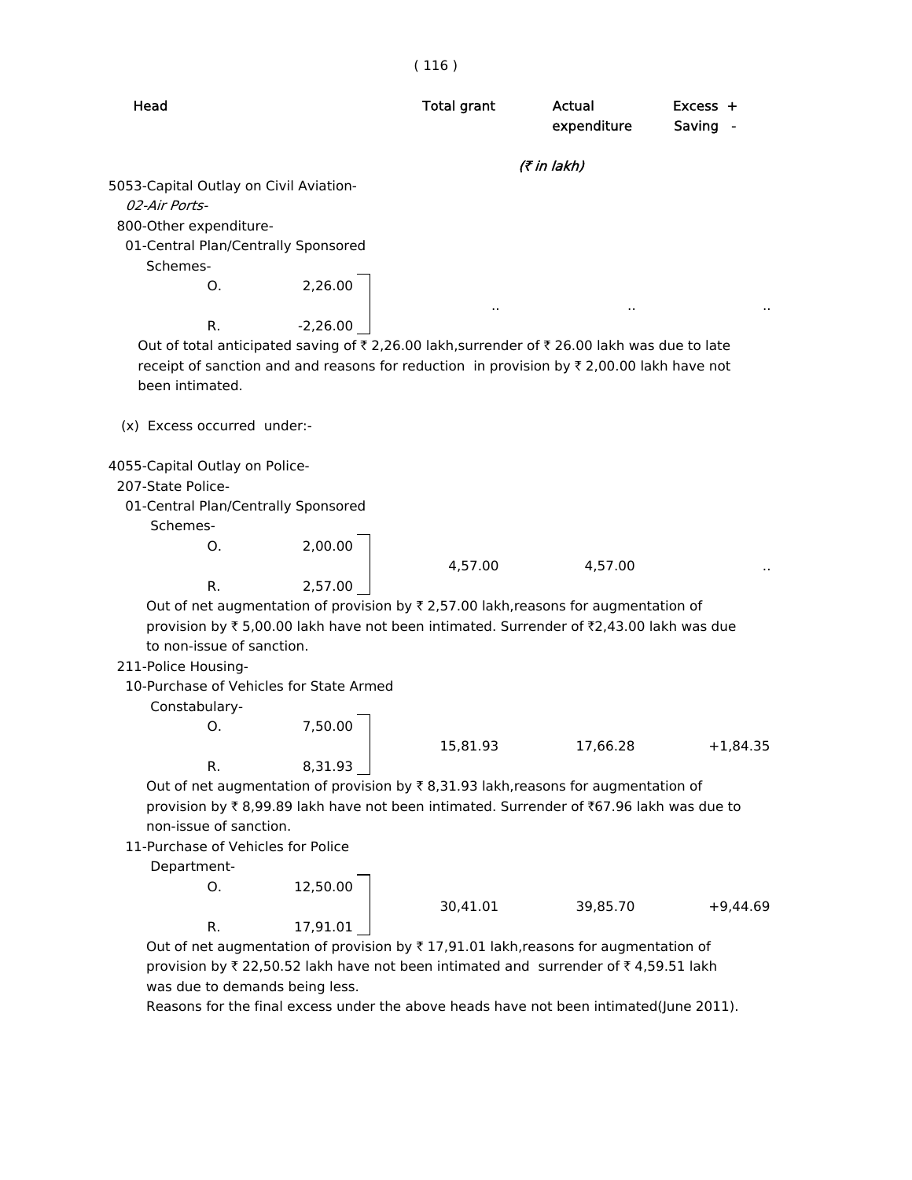| Head | | Total grant | Actual expenditure | Excess + Saving - |
|---|---|---|---|---|
| | | *(₹ in lakh)* | | |
| 5053-Capital Outlay on Civil Aviation- | | | | |
| *02-Air Ports-* | | | | |
| 800-Other expenditure- | | | | |
| 01-Central Plan/Centrally Sponsored Schemes- | | | | |
| O. | 2,26.00 | .. | .. | .. |
| R. | -2,26.00 | | | |

Out of total anticipated saving of ₹ 2,26.00 lakh,surrender of ₹ 26.00 lakh was due to late receipt of sanction and and reasons for reduction in provision by ₹ 2,00.00 lakh have not been intimated.

(x) Excess occurred under:-

| Head | | Total grant | Actual expenditure | Excess + Saving - |
|---|---|---|---|---|
| 4055-Capital Outlay on Police- | | | | |
| 207-State Police- | | | | |
| 01-Central Plan/Centrally Sponsored Schemes- | | | | |
| O. | 2,00.00 | 4,57.00 | 4,57.00 | .. |
| R. | 2,57.00 | | | |

Out of net augmentation of provision by ₹ 2,57.00 lakh,reasons for augmentation of provision by ₹ 5,00.00 lakh have not been intimated. Surrender of ₹2,43.00 lakh was due to non-issue of sanction.

| Head | | Total grant | Actual expenditure | Excess + Saving - |
|---|---|---|---|---|
| 211-Police Housing- | | | | |
| 10-Purchase of Vehicles for State Armed Constabulary- | | | | |
| O. | 7,50.00 | 15,81.93 | 17,66.28 | +1,84.35 |
| R. | 8,31.93 | | | |

Out of net augmentation of provision by ₹ 8,31.93 lakh,reasons for augmentation of provision by ₹ 8,99.89 lakh have not been intimated. Surrender of ₹67.96 lakh was due to non-issue of sanction.

| Head | | Total grant | Actual expenditure | Excess + Saving - |
|---|---|---|---|---|
| 11-Purchase of Vehicles for Police Department- | | | | |
| O. | 12,50.00 | 30,41.01 | 39,85.70 | +9,44.69 |
| R. | 17,91.01 | | | |

Out of net augmentation of provision by ₹ 17,91.01 lakh,reasons for augmentation of provision by ₹ 22,50.52 lakh have not been intimated and surrender of ₹ 4,59.51 lakh was due to demands being less.

Reasons for the final excess under the above heads have not been intimated(June 2011).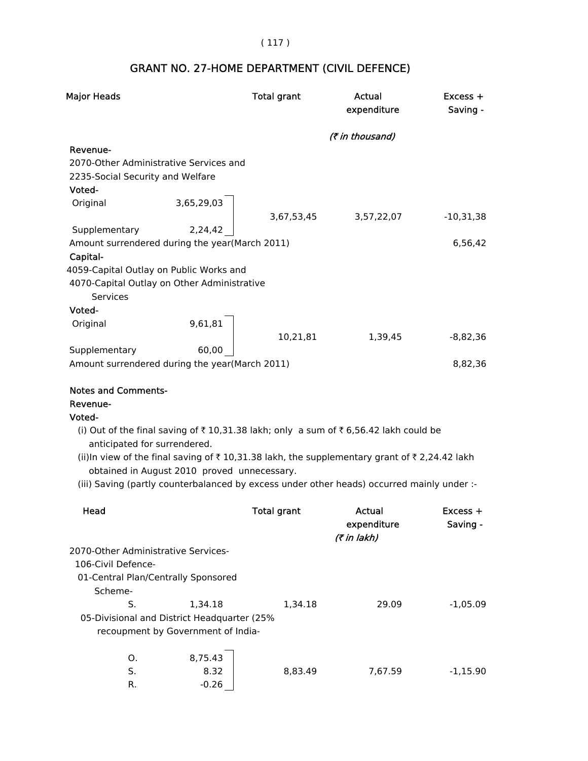# GRANT NO. 27-HOME DEPARTMENT (CIVIL DEFENCE)

| Major Heads | | Total grant | Actual expenditure | Excess + Saving - |
|---|---|---|---|---|
| | | | *(₹ in thousand)* | |
| **Revenue-** | | | | |
| 2070-Other Administrative Services and 2235-Social Security and Welfare | | | | |
| **Voted-** | | | | |
| Original | 3,65,29,03 | 3,67,53,45 | 3,57,22,07 | -10,31,38 |
| Supplementary | 2,24,42 | | | |
| Amount surrendered during the year(March 2011) | | | | 6,56,42 |
| **Capital-** | | | | |
| 4059-Capital Outlay on Public Works and 4070-Capital Outlay on Other Administrative Services | | | | |
| **Voted-** | | | | |
| Original | 9,61,81 | 10,21,81 | 1,39,45 | -8,82,36 |
| Supplementary | 60,00 | | | |
| Amount surrendered during the year(March 2011) | | | | 8,82,36 |

**Notes and Comments-**

**Revenue-**

**Voted-**

(i) Out of the final saving of ₹ 10,31.38 lakh; only a sum of ₹ 6,56.42 lakh could be anticipated for surrendered.

(ii)In view of the final saving of ₹ 10,31.38 lakh, the supplementary grant of ₹ 2,24.42 lakh obtained in August 2010 proved unnecessary.

(iii) Saving (partly counterbalanced by excess under other heads) occurred mainly under :-

| Head | | Total grant | Actual expenditure | Excess + Saving - |
|---|---|---|---|---|
| | | | *(₹ in lakh)* | |
| 2070-Other Administrative Services- | | | | |
| 106-Civil Defence- | | | | |
| 01-Central Plan/Centrally Sponsored Scheme- | | | | |
| S. | 1,34.18 | 1,34.18 | 29.09 | -1,05.09 |
| 05-Divisional and District Headquarter (25% recoupment by Government of India- | | | | |
| O. | 8,75.43 | 8,83.49 | 7,67.59 | -1,15.90 |
| S. | 8.32 | | | |
| R. | -0.26 | | | |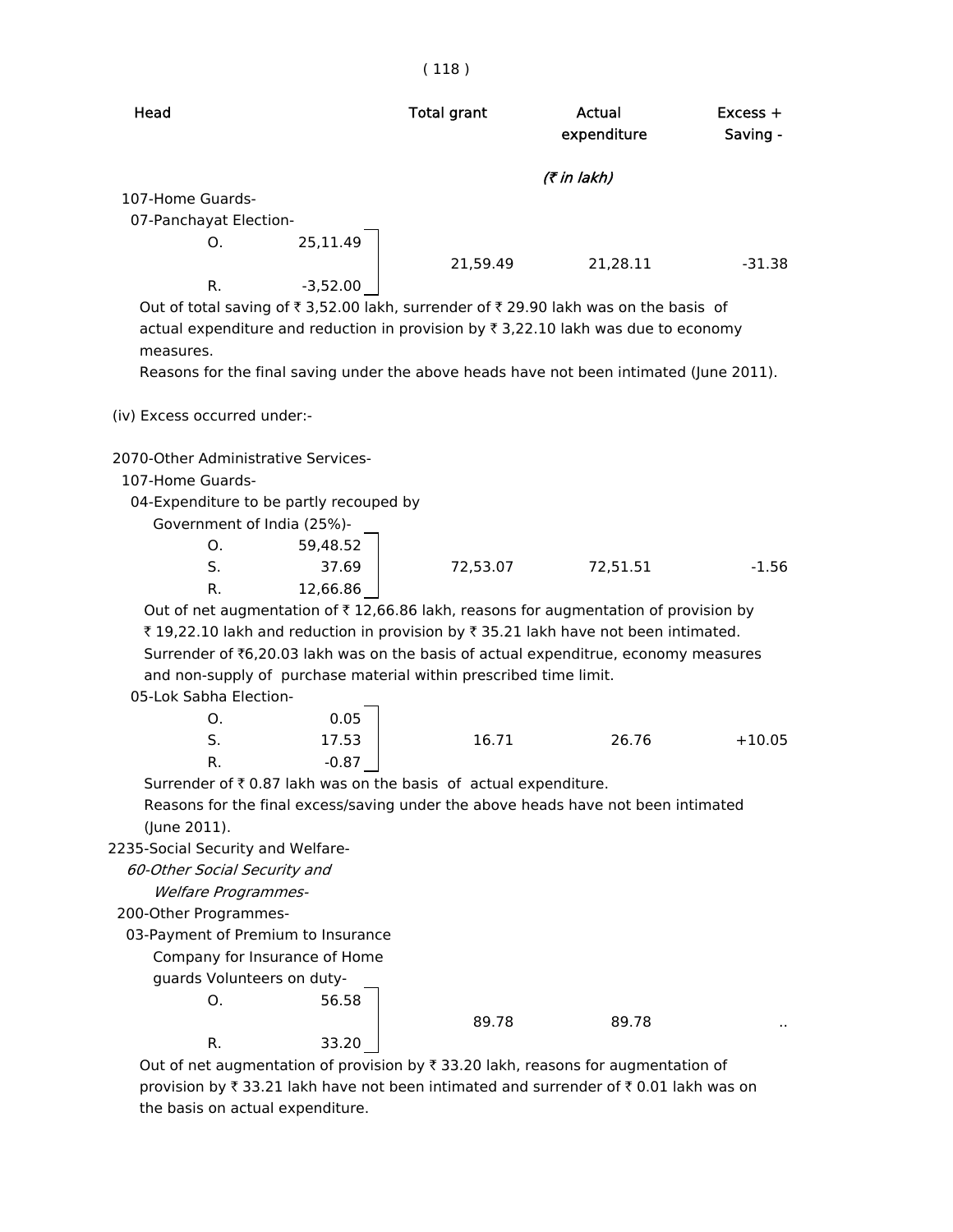| Head | | | Total grant | Actual expenditure | Excess + Saving - |
|---|---|---|---|---|---|
| | | | | (₹ in lakh) | |
| 107-Home Guards- | | | | | |
| 07-Panchayat Election- | | | | | |
| | O. | 25,11.49 | 21,59.49 | 21,28.11 | -31.38 |
| | R. | -3,52.00 | | | |

Out of total saving of ₹ 3,52.00 lakh, surrender of ₹ 29.90 lakh was on the basis of actual expenditure and reduction in provision by ₹ 3,22.10 lakh was due to economy measures.

Reasons for the final saving under the above heads have not been intimated (June 2011).

(iv) Excess occurred under:-

| Head | | | Total grant | Actual expenditure | Excess + Saving - |
|---|---|---|---|---|---|
| 2070-Other Administrative Services- | | | | | |
| 107-Home Guards- | | | | | |
| 04-Expenditure to be partly recouped by Government of India (25%)- | | | | | |
| | O. | 59,48.52 | 72,53.07 | 72,51.51 | -1.56 |
| | S. | 37.69 | | | |
| | R. | 12,66.86 | | | |

Out of net augmentation of ₹ 12,66.86 lakh, reasons for augmentation of provision by ₹ 19,22.10 lakh and reduction in provision by ₹ 35.21 lakh have not been intimated. Surrender of ₹6,20.03 lakh was on the basis of actual expenditrue, economy measures and non-supply of purchase material within prescribed time limit.

| Head | | | Total grant | Actual expenditure | Excess + Saving - |
|---|---|---|---|---|---|
| 05-Lok Sabha Election- | | | | | |
| | O. | 0.05 | 16.71 | 26.76 | +10.05 |
| | S. | 17.53 | | | |
| | R. | -0.87 | | | |

Surrender of ₹ 0.87 lakh was on the basis of actual expenditure.

Reasons for the final excess/saving under the above heads have not been intimated (June 2011).

| Head | | | Total grant | Actual expenditure | Excess + Saving - |
|---|---|---|---|---|---|
| 2235-Social Security and Welfare- | | | | | |
| *60-Other Social Security and Welfare Programmes-* | | | | | |
| 200-Other Programmes- | | | | | |
| 03-Payment of Premium to Insurance Company for Insurance of Home guards Volunteers on duty- | | | | | |
| | O. | 56.58 | 89.78 | 89.78 | .. |
| | R. | 33.20 | | | |

Out of net augmentation of provision by ₹ 33.20 lakh, reasons for augmentation of provision by ₹ 33.21 lakh have not been intimated and surrender of ₹ 0.01 lakh was on the basis on actual expenditure.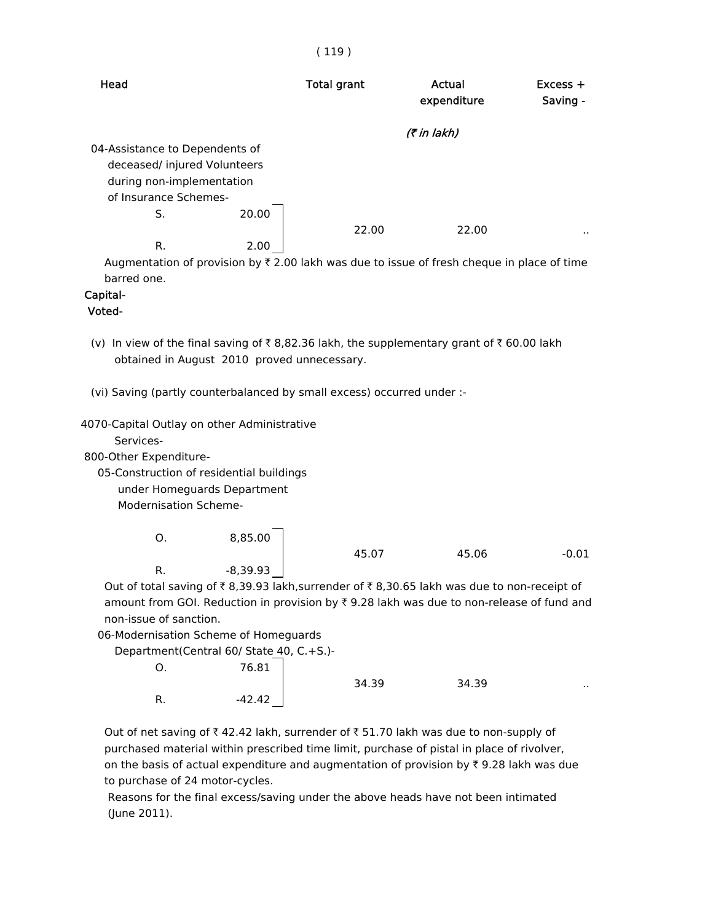| Head | | Total grant | Actual expenditure | Excess + Saving - |
|---|---|---|---|---|
| | | | (₹ in lakh) | |
| 04-Assistance to Dependents of deceased/ injured Volunteers during non-implementation of Insurance Schemes- | | | | |
| S. | 20.00 | 22.00 | 22.00 | .. |
| R. | 2.00 | | | |

Augmentation of provision by ₹ 2.00 lakh was due to issue of fresh cheque in place of time barred one.

**Capital-**

**Voted-**

(v) In view of the final saving of ₹ 8,82.36 lakh, the supplementary grant of ₹ 60.00 lakh obtained in August 2010 proved unnecessary.

(vi) Saving (partly counterbalanced by small excess) occurred under :-

| Head | | Total grant | Actual expenditure | Excess + Saving - |
|---|---|---|---|---|
| 4070-Capital Outlay on other Administrative Services- | | | | |
| 800-Other Expenditure- | | | | |
| 05-Construction of residential buildings under Homeguards Department Modernisation Scheme- | | | | |
| O. | 8,85.00 | 45.07 | 45.06 | -0.01 |
| R. | -8,39.93 | | | |

Out of total saving of ₹ 8,39.93 lakh,surrender of ₹ 8,30.65 lakh was due to non-receipt of amount from GOI. Reduction in provision by ₹ 9.28 lakh was due to non-release of fund and non-issue of sanction.

| Head | | Total grant | Actual expenditure | Excess + Saving - |
|---|---|---|---|---|
| 06-Modernisation Scheme of Homeguards Department(Central 60/ State 40, C.+S.)- | | | | |
| O. | 76.81 | 34.39 | 34.39 | .. |
| R. | -42.42 | | | |

Out of net saving of ₹ 42.42 lakh, surrender of ₹ 51.70 lakh was due to non-supply of purchased material within prescribed time limit, purchase of pistal in place of rivolver, on the basis of actual expenditure and augmentation of provision by ₹ 9.28 lakh was due to purchase of 24 motor-cycles.

Reasons for the final excess/saving under the above heads have not been intimated (June 2011).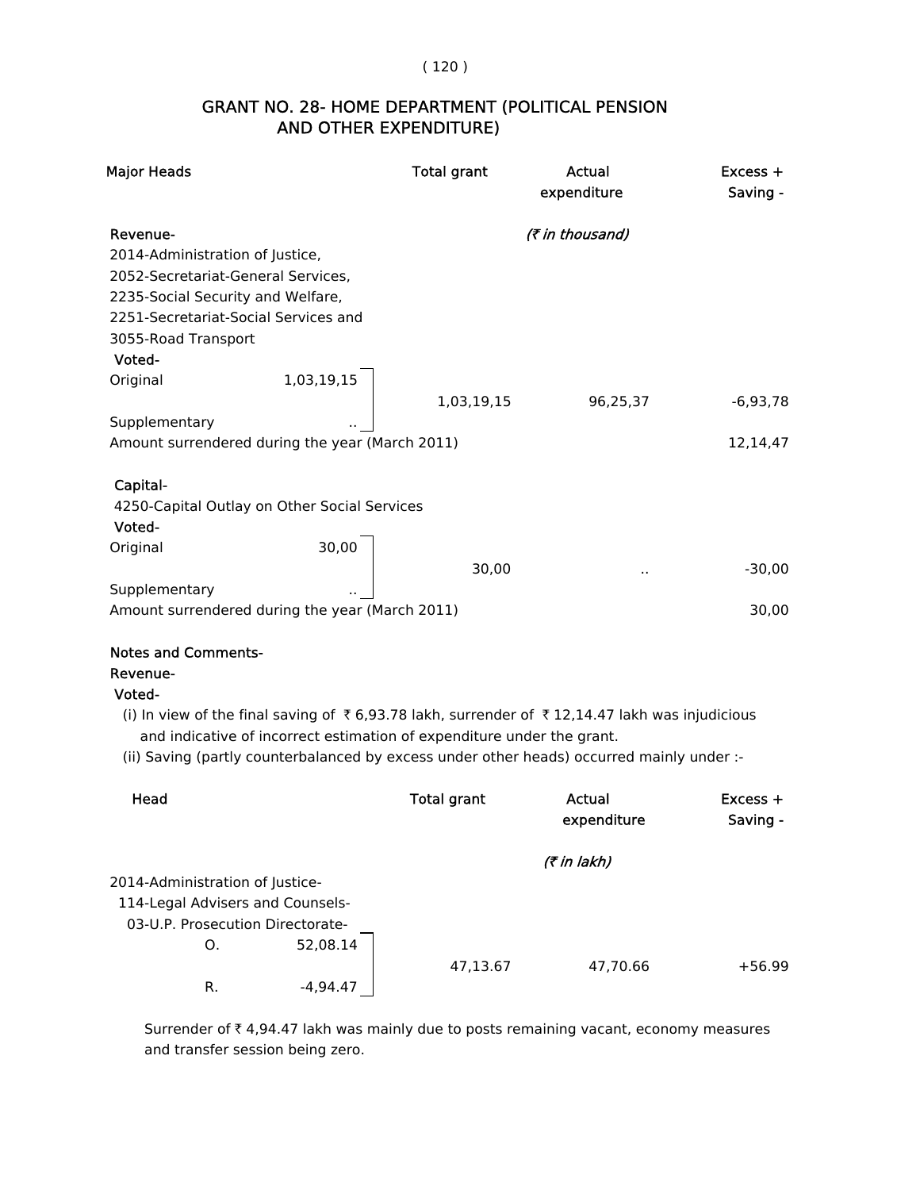## GRANT NO. 28- HOME DEPARTMENT (POLITICAL PENSION AND OTHER EXPENDITURE)

| Major Heads | | Total grant | Actual expenditure | Excess + Saving - |
|---|---|---|---|---|
| | | | *(₹ in thousand)* | |
| **Revenue-** | | | | |
| 2014-Administration of Justice, 2052-Secretariat-General Services, 2235-Social Security and Welfare, 2251-Secretariat-Social Services and 3055-Road Transport | | | | |
| **Voted-** | | | | |
| Original | 1,03,19,15 | 1,03,19,15 | 96,25,37 | -6,93,78 |
| Supplementary | .. | | | |
| Amount surrendered during the year (March 2011) | | | | 12,14,47 |
| **Capital-** | | | | |
| 4250-Capital Outlay on Other Social Services | | | | |
| **Voted-** | | | | |
| Original | 30,00 | 30,00 | .. | -30,00 |
| Supplementary | .. | | | |
| Amount surrendered during the year (March 2011) | | | | 30,00 |

**Notes and Comments-**

**Revenue-**

**Voted-**

(i) In view of the final saving of ₹ 6,93.78 lakh, surrender of ₹ 12,14.47 lakh was injudicious and indicative of incorrect estimation of expenditure under the grant.

(ii) Saving (partly counterbalanced by excess under other heads) occurred mainly under :-

| Head | | Total grant | Actual expenditure | Excess + Saving - |
|---|---|---|---|---|
| | | | *(₹ in lakh)* | |
| 2014-Administration of Justice- 114-Legal Advisers and Counsels- 03-U.P. Prosecution Directorate- | | | | |
| O. | 52,08.14 | 47,13.67 | 47,70.66 | +56.99 |
| R. | -4,94.47 | | | |

Surrender of ₹ 4,94.47 lakh was mainly due to posts remaining vacant, economy measures and transfer session being zero.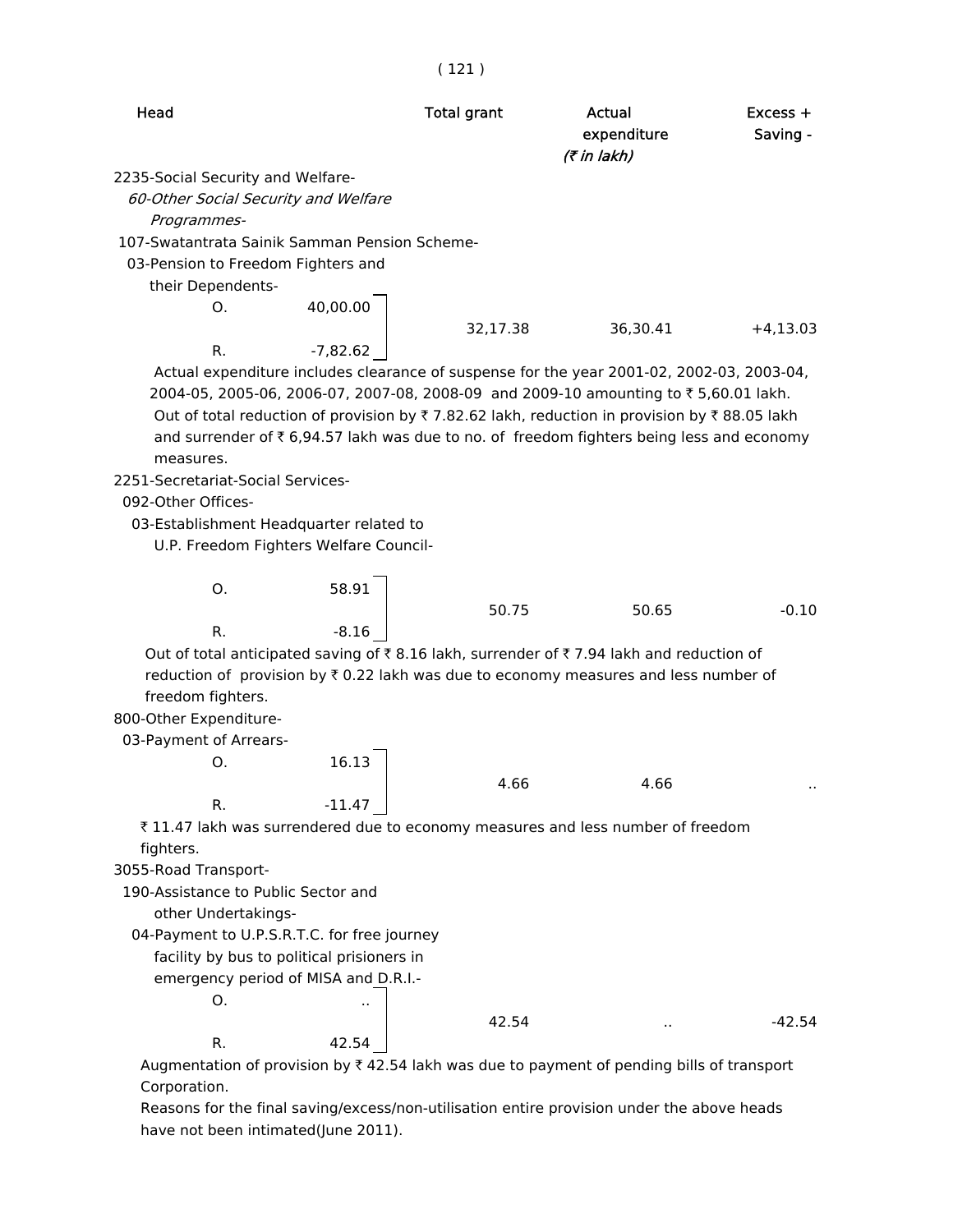| Head | | Total grant | Actual expenditure | Excess + Saving - |
|---|---|---|---|---|
| | | | *(₹ in lakh)* | |
| 2235-Social Security and Welfare- | | | | |
| *60-Other Social Security and Welfare Programmes-* | | | | |
| 107-Swatantrata Sainik Samman Pension Scheme- | | | | |
| 03-Pension to Freedom Fighters and their Dependents- | | | | |
| O. | 40,00.00 | | | |
| | | 32,17.38 | 36,30.41 | +4,13.03 |
| R. | -7,82.62 | | | |

Actual expenditure includes clearance of suspense for the year 2001-02, 2002-03, 2003-04, 2004-05, 2005-06, 2006-07, 2007-08, 2008-09 and 2009-10 amounting to ₹ 5,60.01 lakh. Out of total reduction of provision by ₹ 7.82.62 lakh, reduction in provision by ₹ 88.05 lakh and surrender of ₹ 6,94.57 lakh was due to no. of freedom fighters being less and economy measures.

| Head | | Total grant | Actual expenditure | Excess + Saving - |
|---|---|---|---|---|
| 2251-Secretariat-Social Services- | | | | |
| 092-Other Offices- | | | | |
| 03-Establishment Headquarter related to U.P. Freedom Fighters Welfare Council- | | | | |
| O. | 58.91 | | | |
| | | 50.75 | 50.65 | -0.10 |
| R. | -8.16 | | | |

Out of total anticipated saving of ₹ 8.16 lakh, surrender of ₹ 7.94 lakh and reduction of reduction of provision by ₹ 0.22 lakh was due to economy measures and less number of freedom fighters.

| Head | | Total grant | Actual expenditure | Excess + Saving - |
|---|---|---|---|---|
| 800-Other Expenditure- | | | | |
| 03-Payment of Arrears- | | | | |
| O. | 16.13 | | | |
| | | 4.66 | 4.66 | .. |
| R. | -11.47 | | | |

₹ 11.47 lakh was surrendered due to economy measures and less number of freedom fighters.

| Head | | Total grant | Actual expenditure | Excess + Saving - |
|---|---|---|---|---|
| 3055-Road Transport- | | | | |
| 190-Assistance to Public Sector and other Undertakings- | | | | |
| 04-Payment to U.P.S.R.T.C. for free journey facility by bus to political prisioners in emergency period of MISA and D.R.I.- | | | | |
| O. | .. | | | |
| | | 42.54 | .. | -42.54 |
| R. | 42.54 | | | |

Augmentation of provision by ₹ 42.54 lakh was due to payment of pending bills of transport Corporation.

Reasons for the final saving/excess/non-utilisation entire provision under the above heads have not been intimated(June 2011).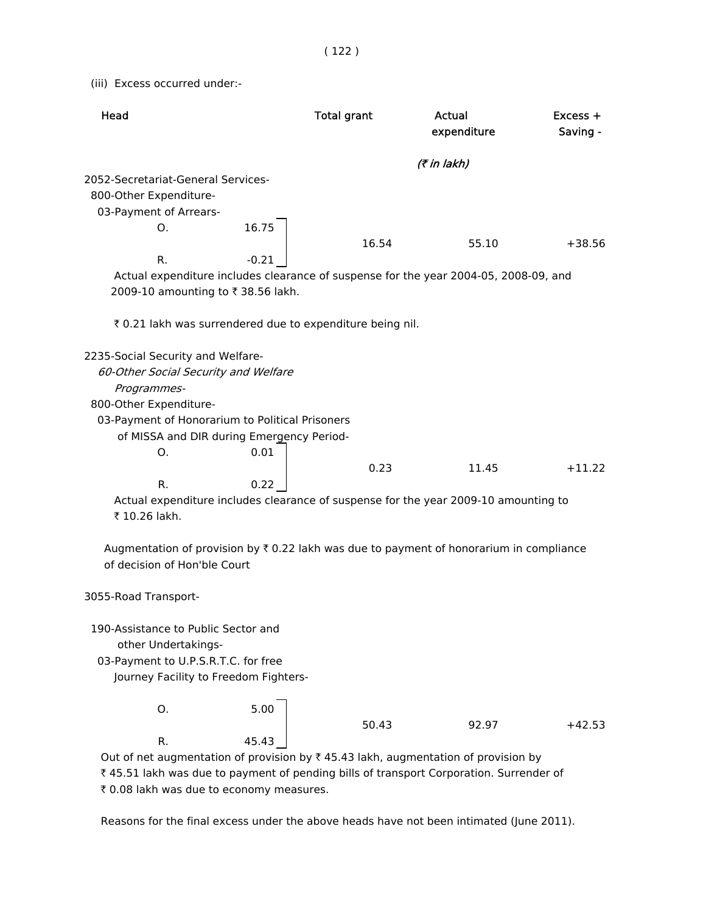(iii) Excess occurred under:-

| Head | | Total grant | Actual expenditure | Excess + Saving - |
|---|---|---|---|---|
| | | | *(₹ in lakh)* | |
| 2052-Secretariat-General Services- | | | | |
| 800-Other Expenditure- | | | | |
| 03-Payment of Arrears- | | | | |
| O. | 16.75 | 16.54 | 55.10 | +38.56 |
| R. | -0.21 | | | |

Actual expenditure includes clearance of suspense for the year 2004-05, 2008-09, and 2009-10 amounting to ₹ 38.56 lakh.

₹ 0.21 lakh was surrendered due to expenditure being nil.

| Head | | Total grant | Actual expenditure | Excess + Saving - |
|---|---|---|---|---|
| 2235-Social Security and Welfare- | | | | |
| *60-Other Social Security and Welfare Programmes-* | | | | |
| 800-Other Expenditure- | | | | |
| 03-Payment of Honorarium to Political Prisoners of MISSA and DIR during Emergency Period- | | | | |
| O. | 0.01 | 0.23 | 11.45 | +11.22 |
| R. | 0.22 | | | |

Actual expenditure includes clearance of suspense for the year 2009-10 amounting to ₹ 10.26 lakh.

Augmentation of provision by ₹ 0.22 lakh was due to payment of honorarium in compliance of decision of Hon'ble Court

| Head | | Total grant | Actual expenditure | Excess + Saving - |
|---|---|---|---|---|
| 3055-Road Transport- | | | | |
| 190-Assistance to Public Sector and other Undertakings- | | | | |
| 03-Payment to U.P.S.R.T.C. for free Journey Facility to Freedom Fighters- | | | | |
| O. | 5.00 | 50.43 | 92.97 | +42.53 |
| R. | 45.43 | | | |

Out of net augmentation of provision by ₹ 45.43 lakh, augmentation of provision by ₹ 45.51 lakh was due to payment of pending bills of transport Corporation. Surrender of ₹ 0.08 lakh was due to economy measures.

Reasons for the final excess under the above heads have not been intimated (June 2011).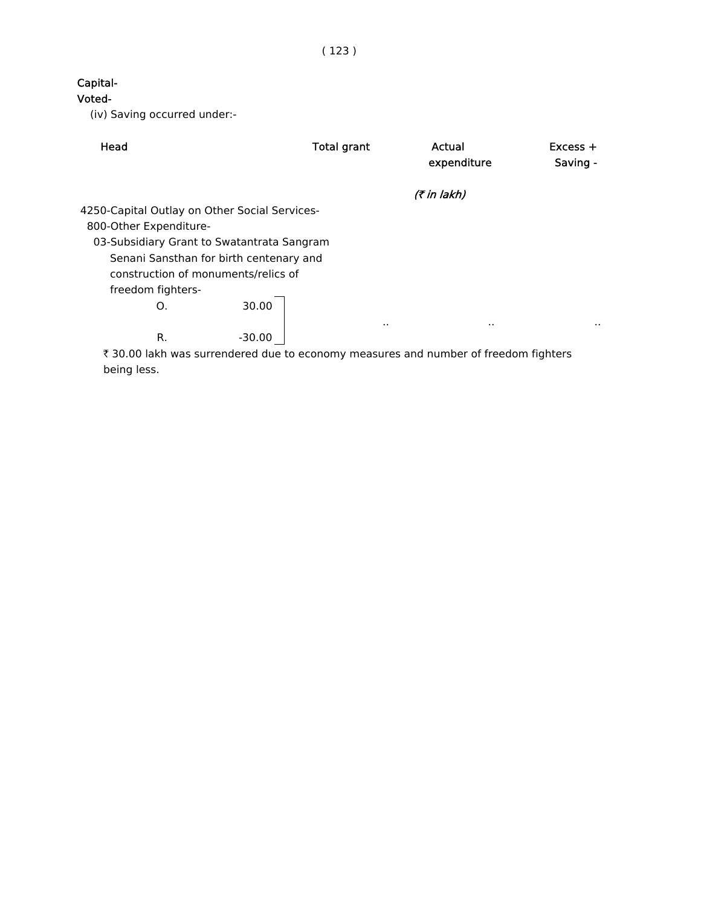Capital-

Voted-

(iv) Saving occurred under:-

| Head | | Total grant | Actual expenditure | Excess + Saving - |
|---|---|---|---|---|
| | | | *(₹ in lakh)* | |
| 4250-Capital Outlay on Other Social Services- | | | | |
| 800-Other Expenditure- | | | | |
| 03-Subsidiary Grant to Swatantrata Sangram Senani Sansthan for birth centenary and construction of monuments/relics of freedom fighters- | | | | |
| O. | 30.00 | .. | .. | .. |
| R. | -30.00 | | | |

₹ 30.00 lakh was surrendered due to economy measures and number of freedom fighters being less.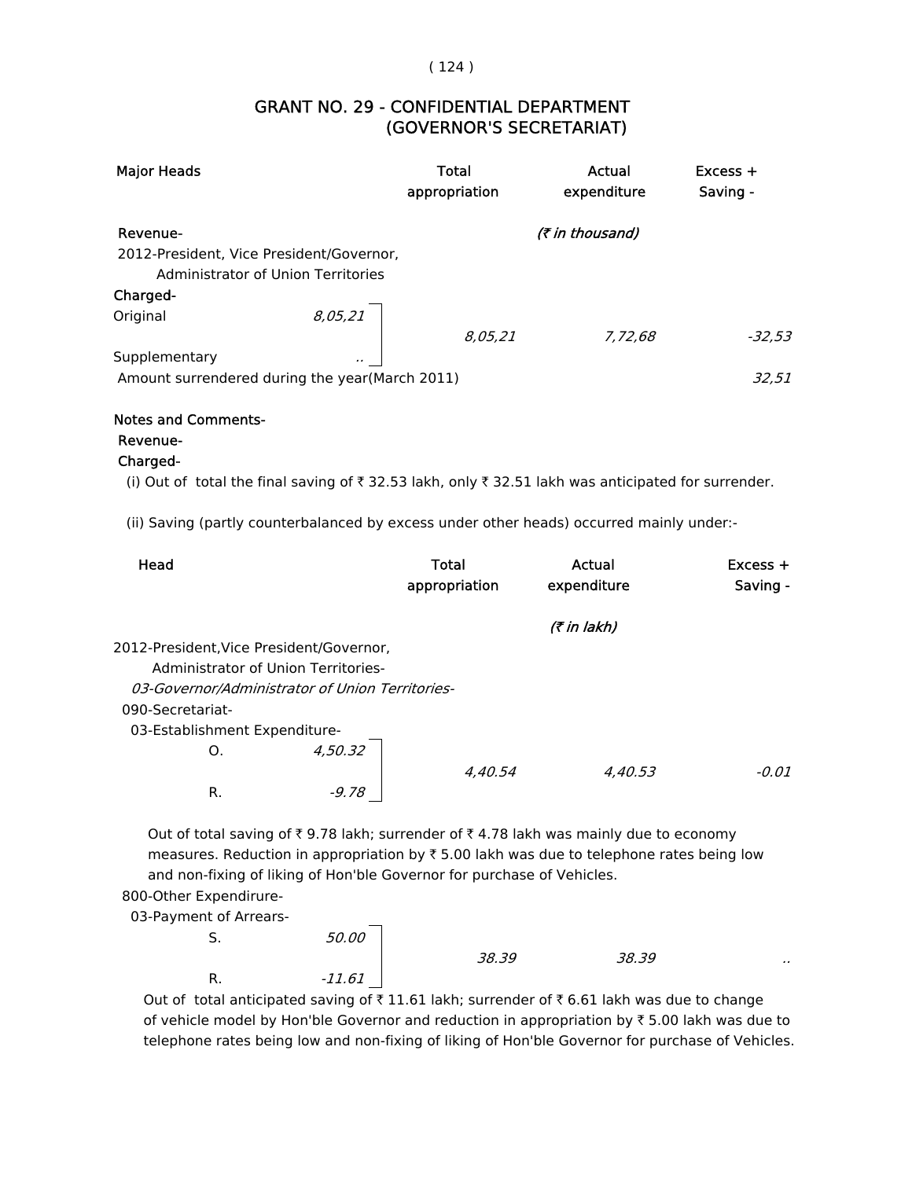# GRANT NO. 29 - CONFIDENTIAL DEPARTMENT (GOVERNOR'S SECRETARIAT)

| Major Heads | | Total appropriation | Actual expenditure | Excess + Saving - |
|---|---|---|---|---|
| | | | *(₹ in thousand)* | |
| Revenue- | | | | |
| 2012-President, Vice President/Governor, Administrator of Union Territories | | | | |
| Charged- | | | | |
| Original | *8,05,21* | *8,05,21* | *7,72,68* | *-32,53* |
| Supplementary | .. | | | |
| Amount surrendered during the year(March 2011) | | | | *32,51* |

**Notes and Comments-**

**Revenue-**

**Charged-**

(i) Out of total the final saving of ₹ 32.53 lakh, only ₹ 32.51 lakh was anticipated for surrender.

(ii) Saving (partly counterbalanced by excess under other heads) occurred mainly under:-

| Head | | Total appropriation | Actual expenditure | Excess + Saving - |
|---|---|---|---|---|
| | | | *(₹ in lakh)* | |
| 2012-President,Vice President/Governor, Administrator of Union Territories- | | | | |
| *03-Governor/Administrator of Union Territories-* | | | | |
| 090-Secretariat- | | | | |
| 03-Establishment Expenditure- | | | | |
| O. | *4,50.32* | *4,40.54* | *4,40.53* | *-0.01* |
| R. | *-9.78* | | | |

Out of total saving of ₹ 9.78 lakh; surrender of ₹ 4.78 lakh was mainly due to economy measures. Reduction in appropriation by ₹ 5.00 lakh was due to telephone rates being low and non-fixing of liking of Hon'ble Governor for purchase of Vehicles.

| Head | | Total appropriation | Actual expenditure | Excess + Saving - |
|---|---|---|---|---|
| 800-Other Expendirure- | | | | |
| 03-Payment of Arrears- | | | | |
| S. | *50.00* | *38.39* | *38.39* | .. |
| R. | *-11.61* | | | |

Out of total anticipated saving of ₹ 11.61 lakh; surrender of ₹ 6.61 lakh was due to change of vehicle model by Hon'ble Governor and reduction in appropriation by ₹ 5.00 lakh was due to telephone rates being low and non-fixing of liking of Hon'ble Governor for purchase of Vehicles.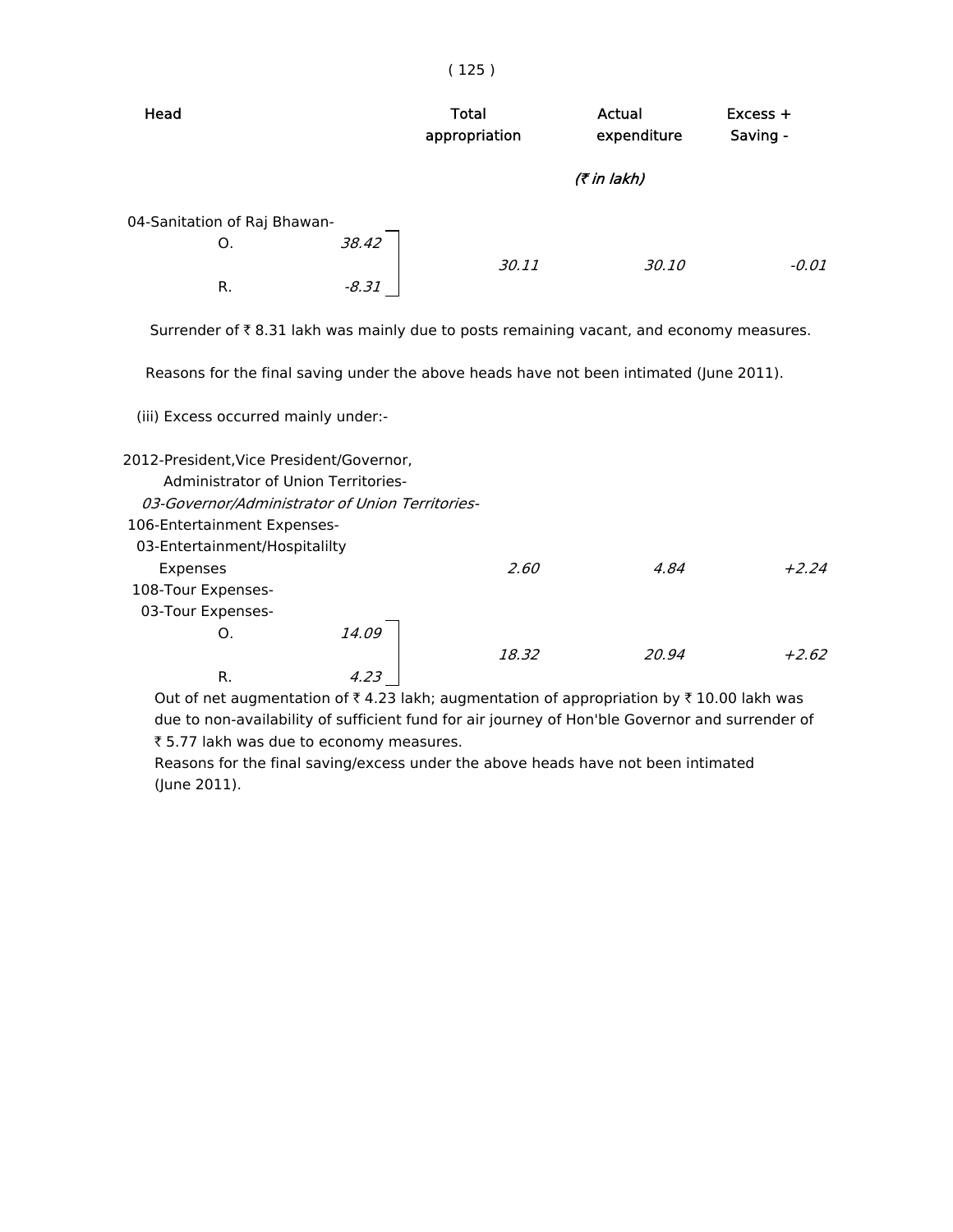| Head | | Total appropriation | Actual expenditure | Excess + Saving - |
|---|---|---|---|---|
| | | | (₹ in lakh) | |
| 04-Sanitation of Raj Bhawan- | | | | |
| O. | 38.42 | 30.11 | 30.10 | -0.01 |
| R. | -8.31 | | | |

Surrender of ₹ 8.31 lakh was mainly due to posts remaining vacant, and economy measures.

Reasons for the final saving under the above heads have not been intimated (June 2011).

(iii) Excess occurred mainly under:-

| Head | | Total appropriation | Actual expenditure | Excess + Saving - |
|---|---|---|---|---|
| 2012-President,Vice President/Governor, Administrator of Union Territories- | | | | |
| *03-Governor/Administrator of Union Territories-* | | | | |
| 106-Entertainment Expenses- | | | | |
| 03-Entertainment/Hospitalilty Expenses | | 2.60 | 4.84 | +2.24 |
| 108-Tour Expenses- | | | | |
| 03-Tour Expenses- | | | | |
| O. | 14.09 | 18.32 | 20.94 | +2.62 |
| R. | 4.23 | | | |

Out of net augmentation of ₹ 4.23 lakh; augmentation of appropriation by ₹ 10.00 lakh was due to non-availability of sufficient fund for air journey of Hon'ble Governor and surrender of ₹ 5.77 lakh was due to economy measures.

Reasons for the final saving/excess under the above heads have not been intimated (June 2011).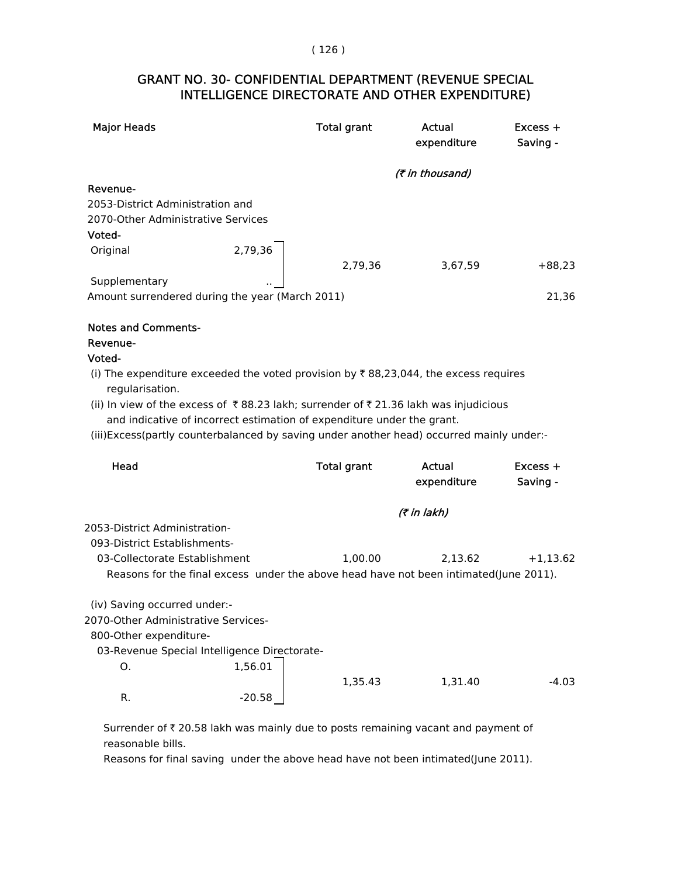# GRANT NO. 30- CONFIDENTIAL DEPARTMENT (REVENUE SPECIAL INTELLIGENCE DIRECTORATE AND OTHER EXPENDITURE)

| Major Heads | | Total grant | Actual expenditure | Excess + Saving - |
|---|---|---|---|---|
| | | | *(₹ in thousand)* | |
| **Revenue-** | | | | |
| 2053-District Administration and 2070-Other Administrative Services | | | | |
| **Voted-** | | | | |
| Original | 2,79,36 | 2,79,36 | 3,67,59 | +88,23 |
| Supplementary | .. | | | |
| Amount surrendered during the year (March 2011) | | | | 21,36 |

**Notes and Comments-**

**Revenue-**

**Voted-**

(i) The expenditure exceeded the voted provision by ₹ 88,23,044, the excess requires regularisation.

(ii) In view of the excess of ₹ 88.23 lakh; surrender of ₹ 21.36 lakh was injudicious and indicative of incorrect estimation of expenditure under the grant.

(iii)Excess(partly counterbalanced by saving under another head) occurred mainly under:-

| Head | | Total grant | Actual expenditure | Excess + Saving - |
|---|---|---|---|---|
| | | | *(₹ in lakh)* | |
| 2053-District Administration- | | | | |
| 093-District Establishments- | | | | |
| 03-Collectorate Establishment | | 1,00.00 | 2,13.62 | +1,13.62 |

Reasons for the final excess under the above head have not been intimated(June 2011).

(iv) Saving occurred under:-

| Head | | Total grant | Actual expenditure | Excess + Saving - |
|---|---|---|---|---|
| 2070-Other Administrative Services- | | | | |
| 800-Other expenditure- | | | | |
| 03-Revenue Special Intelligence Directorate- | | | | |
| O. | 1,56.01 | 1,35.43 | 1,31.40 | -4.03 |
| R. | -20.58 | | | |

Surrender of ₹ 20.58 lakh was mainly due to posts remaining vacant and payment of reasonable bills.

Reasons for final saving under the above head have not been intimated(June 2011).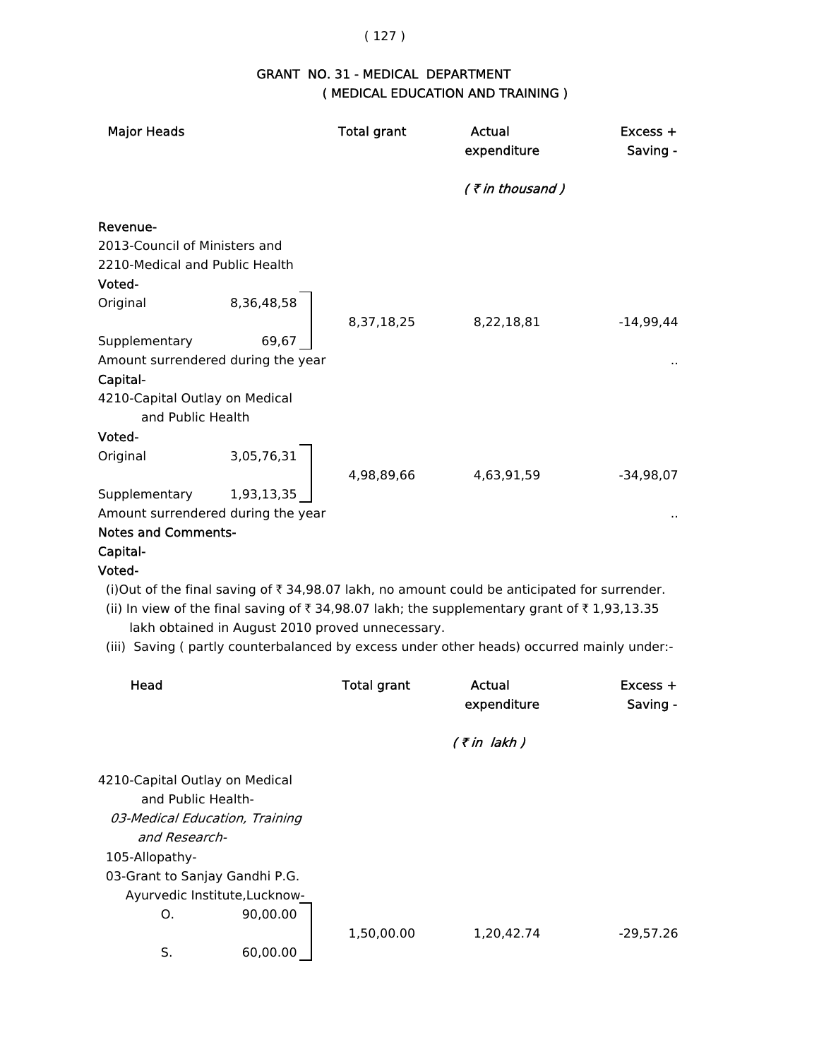# GRANT NO. 31 - MEDICAL DEPARTMENT
## ( MEDICAL EDUCATION AND TRAINING )

| Major Heads | | Total grant | Actual expenditure | Excess + Saving - |
|---|---|---|---|---|
| | | | *( ₹ in thousand )* | |
| **Revenue-** | | | | |
| 2013-Council of Ministers and | | | | |
| 2210-Medical and Public Health | | | | |
| **Voted-** | | | | |
| Original | 8,36,48,58 | 8,37,18,25 | 8,22,18,81 | -14,99,44 |
| Supplementary | 69,67 | | | |
| Amount surrendered during the year | | | | .. |
| **Capital-** | | | | |
| 4210-Capital Outlay on Medical and Public Health | | | | |
| **Voted-** | | | | |
| Original | 3,05,76,31 | 4,98,89,66 | 4,63,91,59 | -34,98,07 |
| Supplementary | 1,93,13,35 | | | |
| Amount surrendered during the year | | | | .. |

**Notes and Comments-**

**Capital-**

**Voted-**

(i)Out of the final saving of ₹ 34,98.07 lakh, no amount could be anticipated for surrender.

(ii) In view of the final saving of ₹ 34,98.07 lakh; the supplementary grant of ₹ 1,93,13.35 lakh obtained in August 2010 proved unnecessary.

(iii) Saving ( partly counterbalanced by excess under other heads) occurred mainly under:-

| Head | | Total grant | Actual expenditure | Excess + Saving - |
|---|---|---|---|---|
| | | | *( ₹ in lakh )* | |
| 4210-Capital Outlay on Medical and Public Health- | | | | |
| *03-Medical Education, Training and Research-* | | | | |
| 105-Allopathy- | | | | |
| 03-Grant to Sanjay Gandhi P.G. Ayurvedic Institute,Lucknow- | | | | |
| O. | 90,00.00 | 1,50,00.00 | 1,20,42.74 | -29,57.26 |
| S. | 60,00.00 | | | |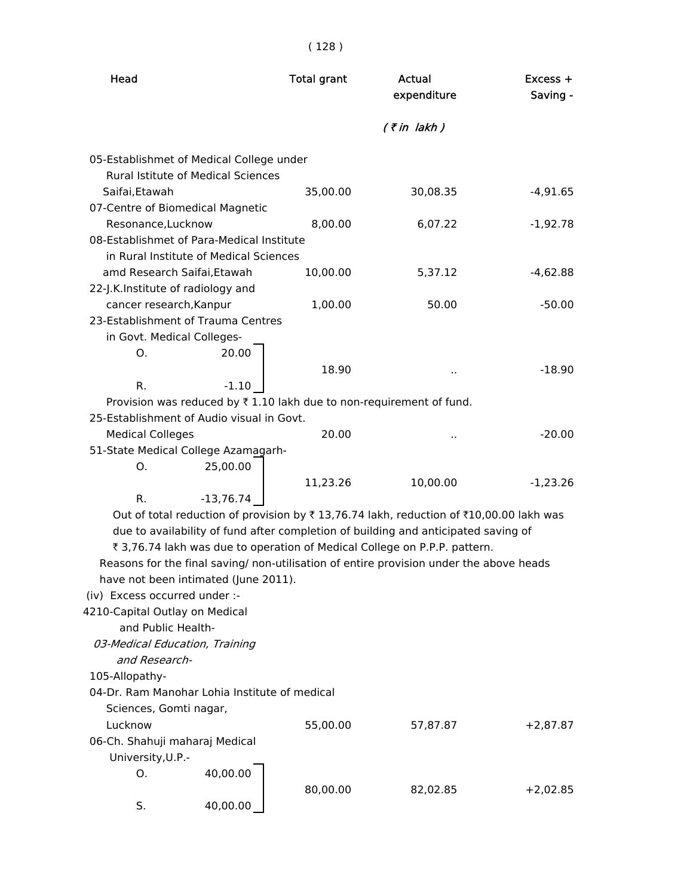| Head | Total grant | Actual expenditure | Excess + Saving - |
|---|---|---|---|
| | | (₹ in lakh) | |
| 05-Establishmet of Medical College under Rural Istitute of Medical Sciences Saifai,Etawah | 35,00.00 | 30,08.35 | -4,91.65 |
| 07-Centre of Biomedical Magnetic Resonance,Lucknow | 8,00.00 | 6,07.22 | -1,92.78 |
| 08-Establishmet of Para-Medical Institute in Rural Institute of Medical Sciences amd Research Saifai,Etawah | 10,00.00 | 5,37.12 | -4,62.88 |
| 22-J.K.Institute of radiology and cancer research,Kanpur | 1,00.00 | 50.00 | -50.00 |
| 23-Establishment of Trauma Centres in Govt. Medical Colleges- O. 20.00, R. -1.10 | 18.90 | .. | -18.90 |

Provision was reduced by ₹ 1.10 lakh due to non-requirement of fund.

| Head | Total grant | Actual expenditure | Excess + Saving - |
|---|---|---|---|
| 25-Establishment of Audio visual in Govt. Medical Colleges | 20.00 | .. | -20.00 |
| 51-State Medical College Azamagarh- O. 25,00.00, R. -13,76.74 | 11,23.26 | 10,00.00 | -1,23.26 |

Out of total reduction of provision by ₹ 13,76.74 lakh, reduction of ₹10,00.00 lakh was due to availability of fund after completion of building and anticipated saving of ₹ 3,76.74 lakh was due to operation of Medical College on P.P.P. pattern.

Reasons for the final saving/ non-utilisation of entire provision under the above heads have not been intimated (June 2011).

(iv) Excess occurred under :-

4210-Capital Outlay on Medical and Public Health-

*03-Medical Education, Training and Research-*

105-Allopathy-

| Head | Total grant | Actual expenditure | Excess + Saving - |
|---|---|---|---|
| 04-Dr. Ram Manohar Lohia Institute of medical Sciences, Gomti nagar, Lucknow | 55,00.00 | 57,87.87 | +2,87.87 |
| 06-Ch. Shahuji maharaj Medical University,U.P.- O. 40,00.00, S. 40,00.00 | 80,00.00 | 82,02.85 | +2,02.85 |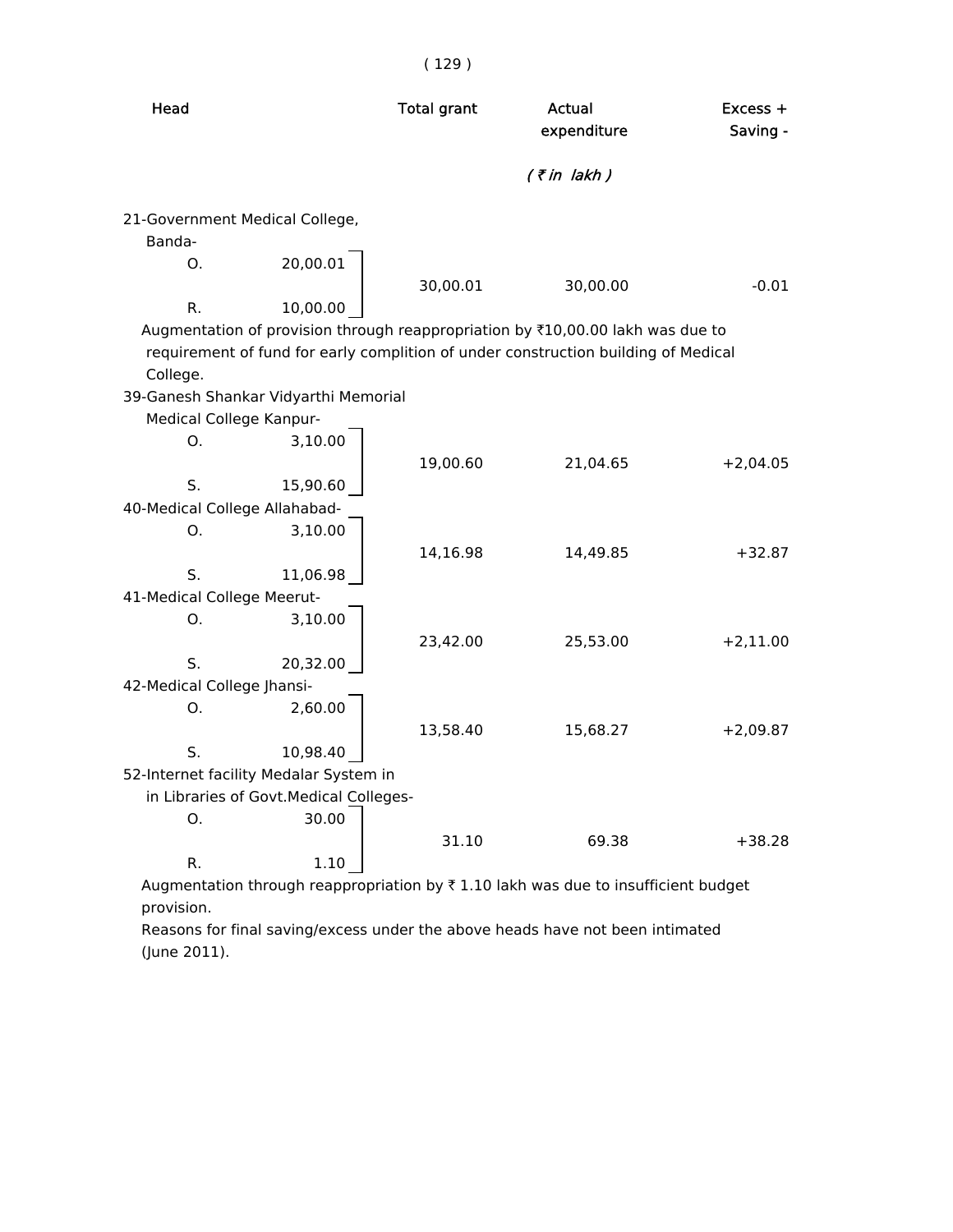| Head | | Total grant | Actual expenditure | Excess + Saving - |
|---|---|---|---|---|
| | | | *( ₹ in lakh )* | |
| 21-Government Medical College, Banda- | | | | |
| O. | 20,00.01 | | | |
| | | 30,00.01 | 30,00.00 | -0.01 |
| R. | 10,00.00 | | | |

Augmentation of provision through reappropriation by ₹10,00.00 lakh was due to requirement of fund for early complition of under construction building of Medical College.

| Head | | Total grant | Actual expenditure | Excess + Saving - |
|---|---|---|---|---|
| 39-Ganesh Shankar Vidyarthi Memorial Medical College Kanpur- | | | | |
| O. | 3,10.00 | | | |
| | | 19,00.60 | 21,04.65 | +2,04.05 |
| S. | 15,90.60 | | | |
| 40-Medical College Allahabad- | | | | |
| O. | 3,10.00 | | | |
| | | 14,16.98 | 14,49.85 | +32.87 |
| S. | 11,06.98 | | | |
| 41-Medical College Meerut- | | | | |
| O. | 3,10.00 | | | |
| | | 23,42.00 | 25,53.00 | +2,11.00 |
| S. | 20,32.00 | | | |
| 42-Medical College Jhansi- | | | | |
| O. | 2,60.00 | | | |
| | | 13,58.40 | 15,68.27 | +2,09.87 |
| S. | 10,98.40 | | | |
| 52-Internet facility Medalar System in in Libraries of Govt.Medical Colleges- | | | | |
| O. | 30.00 | | | |
| | | 31.10 | 69.38 | +38.28 |
| R. | 1.10 | | | |

Augmentation through reappropriation by ₹ 1.10 lakh was due to insufficient budget provision.

Reasons for final saving/excess under the above heads have not been intimated (June 2011).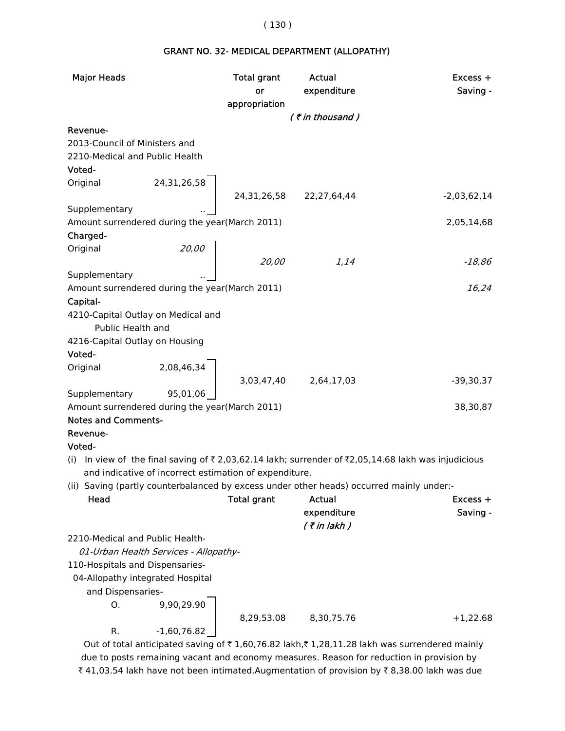## GRANT NO. 32- MEDICAL DEPARTMENT (ALLOPATHY)

| Major Heads | | Total grant or appropriation | Actual expenditure | Excess + Saving - |
|---|---|---|---|---|
| | | | *( ₹ in thousand )* | |
| **Revenue-** | | | | |
| 2013-Council of Ministers and | | | | |
| 2210-Medical and Public Health | | | | |
| **Voted-** | | | | |
| Original | 24,31,26,58 | 24,31,26,58 | 22,27,64,44 | -2,03,62,14 |
| Supplementary | .. | | | |
| Amount surrendered during the year(March 2011) | | | | 2,05,14,68 |
| **Charged-** | | | | |
| Original | *20,00* | *20,00* | *1,14* | *-18,86* |
| Supplementary | .. | | | |
| Amount surrendered during the year(March 2011) | | | | *16,24* |
| **Capital-** | | | | |
| 4210-Capital Outlay on Medical and Public Health and | | | | |
| 4216-Capital Outlay on Housing | | | | |
| **Voted-** | | | | |
| Original | 2,08,46,34 | 3,03,47,40 | 2,64,17,03 | -39,30,37 |
| Supplementary | 95,01,06 | | | |
| Amount surrendered during the year(March 2011) | | | | 38,30,87 |

**Notes and Comments-**

**Revenue-**

**Voted-**

(i) In view of the final saving of ₹ 2,03,62.14 lakh; surrender of ₹2,05,14.68 lakh was injudicious and indicative of incorrect estimation of expenditure.

(ii) Saving (partly counterbalanced by excess under other heads) occurred mainly under:-

| Head | | Total grant | Actual expenditure | Excess + Saving - |
|---|---|---|---|---|
| | | | *( ₹ in lakh )* | |
| 2210-Medical and Public Health- | | | | |
| *01-Urban Health Services - Allopathy-* | | | | |
| 110-Hospitals and Dispensaries- | | | | |
| 04-Allopathy integrated Hospital and Dispensaries- | | | | |
| O. | 9,90,29.90 | 8,29,53.08 | 8,30,75.76 | +1,22.68 |
| R. | -1,60,76.82 | | | |

Out of total anticipated saving of ₹ 1,60,76.82 lakh,₹ 1,28,11.28 lakh was surrendered mainly due to posts remaining vacant and economy measures. Reason for reduction in provision by ₹ 41,03.54 lakh have not been intimated.Augmentation of provision by ₹ 8,38.00 lakh was due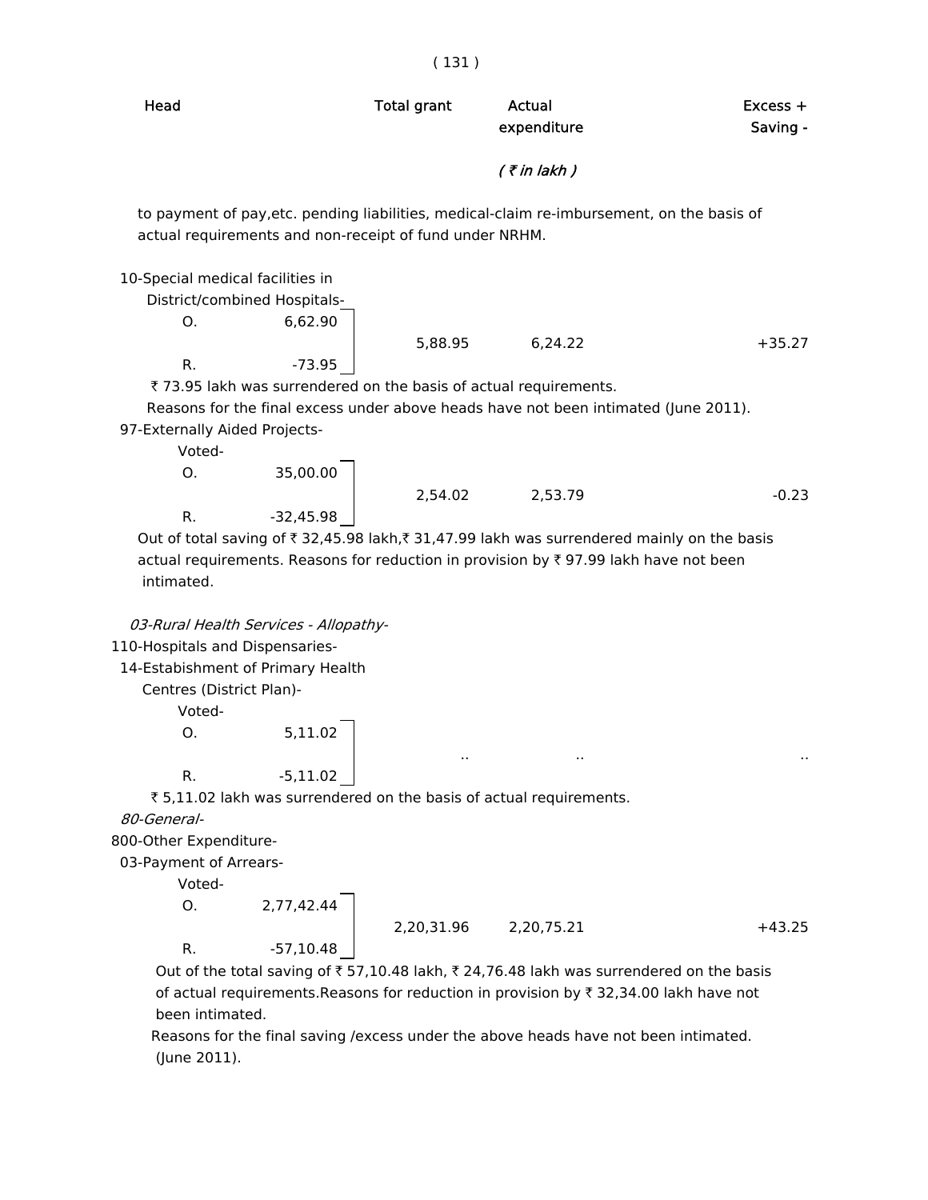| Head | Total grant | Actual expenditure | Excess + Saving - |
|---|---|---|---|
| | | *( ₹ in lakh )* | |

to payment of pay,etc. pending liabilities, medical-claim re-imbursement, on the basis of actual requirements and non-receipt of fund under NRHM.

10-Special medical facilities in District/combined Hospitals-

| | | Total grant | Actual expenditure | Excess + Saving - |
|---|---|---|---|---|
| O. | 6,62.90 | 5,88.95 | 6,24.22 | +35.27 |
| R. | -73.95 | | | |

₹ 73.95 lakh was surrendered on the basis of actual requirements.

Reasons for the final excess under above heads have not been intimated (June 2011).

97-Externally Aided Projects-

Voted-

| | | Total grant | Actual expenditure | Excess + Saving - |
|---|---|---|---|---|
| O. | 35,00.00 | 2,54.02 | 2,53.79 | -0.23 |
| R. | -32,45.98 | | | |

Out of total saving of ₹ 32,45.98 lakh,₹ 31,47.99 lakh was surrendered mainly on the basis actual requirements. Reasons for reduction in provision by ₹ 97.99 lakh have not been intimated.

*03-Rural Health Services - Allopathy-*

110-Hospitals and Dispensaries-

14-Estabishment of Primary Health Centres (District Plan)-

Voted-

| | | Total grant | Actual expenditure | Excess + Saving - |
|---|---|---|---|---|
| O. | 5,11.02 | .. | .. | .. |
| R. | -5,11.02 | | | |

₹ 5,11.02 lakh was surrendered on the basis of actual requirements.

*80-General-*

800-Other Expenditure-

03-Payment of Arrears-

Voted-

| | | Total grant | Actual expenditure | Excess + Saving - |
|---|---|---|---|---|
| O. | 2,77,42.44 | 2,20,31.96 | 2,20,75.21 | +43.25 |
| R. | -57,10.48 | | | |

Out of the total saving of ₹ 57,10.48 lakh, ₹ 24,76.48 lakh was surrendered on the basis of actual requirements.Reasons for reduction in provision by ₹ 32,34.00 lakh have not been intimated.

Reasons for the final saving /excess under the above heads have not been intimated. (June 2011).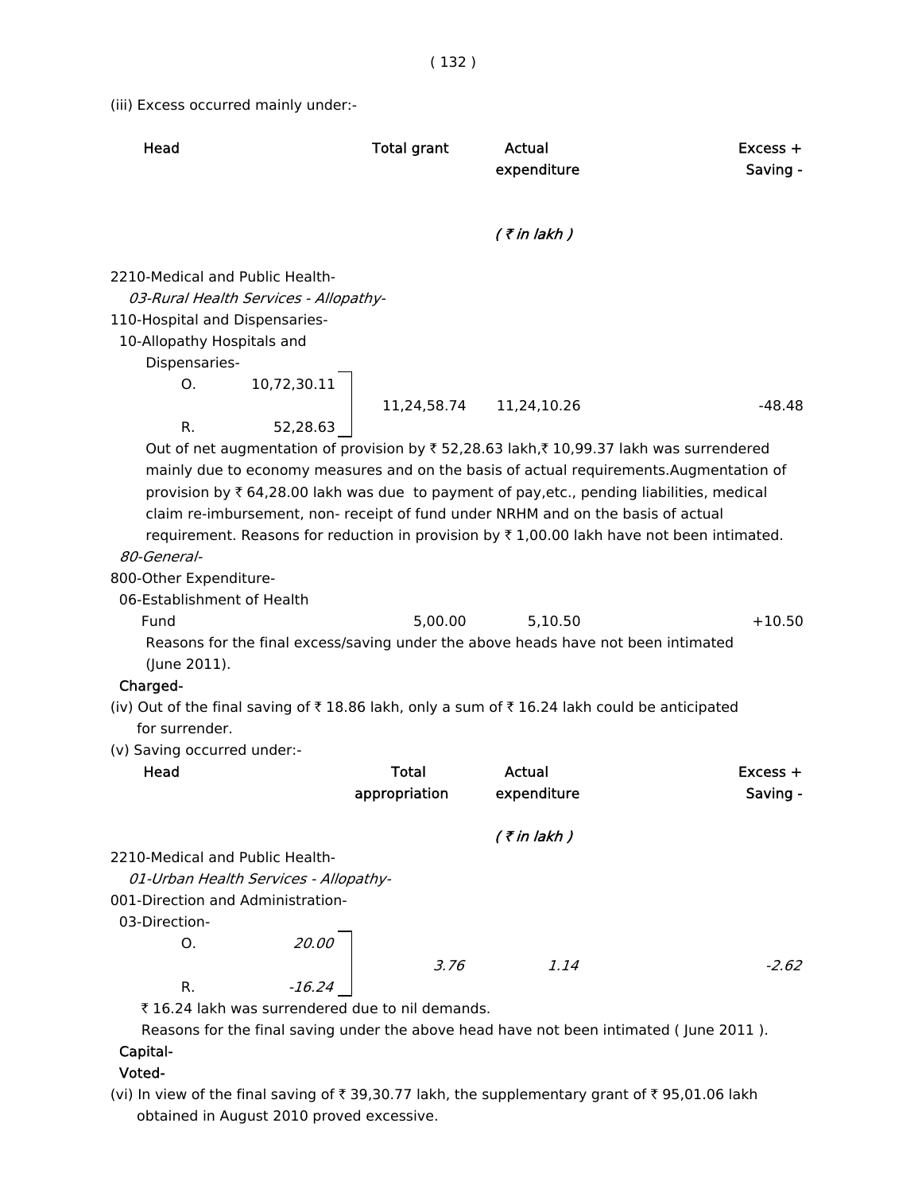(iii) Excess occurred mainly under:-

| Head | | Total grant | Actual expenditure | Excess + Saving - |
|---|---|---|---|---|
| | | | *( ₹ in lakh )* | |
| 2210-Medical and Public Health- | | | | |
| *03-Rural Health Services - Allopathy-* | | | | |
| 110-Hospital and Dispensaries- | | | | |
| 10-Allopathy Hospitals and Dispensaries- | | | | |
| O. | 10,72,30.11 | 11,24,58.74 | 11,24,10.26 | -48.48 |
| R. | 52,28.63 | | | |

Out of net augmentation of provision by ₹ 52,28.63 lakh,₹ 10,99.37 lakh was surrendered mainly due to economy measures and on the basis of actual requirements.Augmentation of provision by ₹ 64,28.00 lakh was due to payment of pay,etc., pending liabilities, medical claim re-imbursement, non- receipt of fund under NRHM and on the basis of actual requirement. Reasons for reduction in provision by ₹ 1,00.00 lakh have not been intimated.

| Head | Total grant | Actual expenditure | Excess + Saving - |
|---|---|---|---|
| *80-General-* | | | |
| 800-Other Expenditure- | | | |
| 06-Establishment of Health Fund | 5,00.00 | 5,10.50 | +10.50 |

Reasons for the final excess/saving under the above heads have not been intimated (June 2011).

**Charged-**

(iv) Out of the final saving of ₹ 18.86 lakh, only a sum of ₹ 16.24 lakh could be anticipated for surrender.

(v) Saving occurred under:-

| Head | | Total appropriation | Actual expenditure | Excess + Saving - |
|---|---|---|---|---|
| | | | *( ₹ in lakh )* | |
| 2210-Medical and Public Health- | | | | |
| *01-Urban Health Services - Allopathy-* | | | | |
| 001-Direction and Administration- | | | | |
| 03-Direction- | | | | |
| O. | *20.00* | *3.76* | *1.14* | *-2.62* |
| R. | *-16.24* | | | |

₹ 16.24 lakh was surrendered due to nil demands.

Reasons for the final saving under the above head have not been intimated ( June 2011 ).

**Capital-**

**Voted-**

(vi) In view of the final saving of ₹ 39,30.77 lakh, the supplementary grant of ₹ 95,01.06 lakh obtained in August 2010 proved excessive.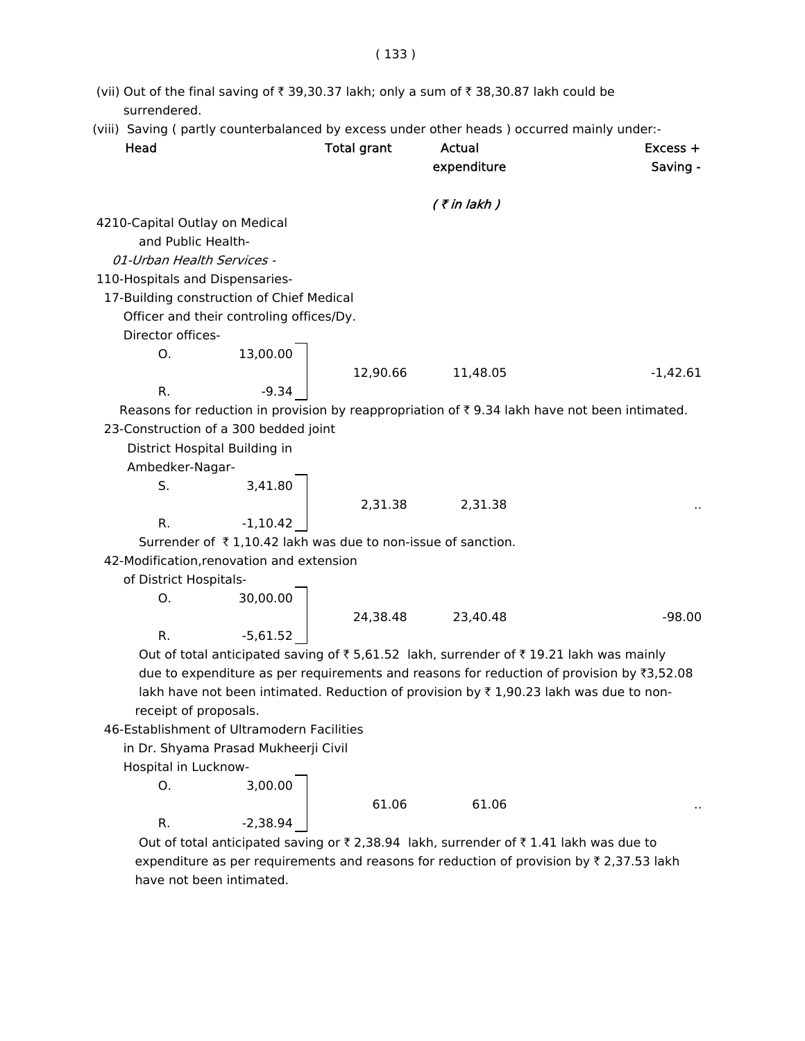(vii) Out of the final saving of ₹ 39,30.37 lakh; only a sum of ₹ 38,30.87 lakh could be surrendered.

(viii) Saving ( partly counterbalanced by excess under other heads ) occurred mainly under:-

| Head | | Total grant | Actual expenditure | Excess + Saving - |
|---|---|---|---|---|
| | | | *( ₹ in lakh )* | |
| 4210-Capital Outlay on Medical and Public Health- | | | | |
| *01-Urban Health Services -* | | | | |
| 110-Hospitals and Dispensaries- | | | | |
| 17-Building construction of Chief Medical Officer and their controling offices/Dy. Director offices- | | | | |
| O. | 13,00.00 | | | |
| | | 12,90.66 | 11,48.05 | -1,42.61 |
| R. | -9.34 | | | |

Reasons for reduction in provision by reappropriation of ₹ 9.34 lakh have not been intimated.

| Head | | Total grant | Actual expenditure | Excess + Saving - |
|---|---|---|---|---|
| 23-Construction of a 300 bedded joint District Hospital Building in Ambedker-Nagar- | | | | |
| S. | 3,41.80 | | | |
| | | 2,31.38 | 2,31.38 | .. |
| R. | -1,10.42 | | | |

Surrender of ₹ 1,10.42 lakh was due to non-issue of sanction.

| Head | | Total grant | Actual expenditure | Excess + Saving - |
|---|---|---|---|---|
| 42-Modification,renovation and extension of District Hospitals- | | | | |
| O. | 30,00.00 | | | |
| | | 24,38.48 | 23,40.48 | -98.00 |
| R. | -5,61.52 | | | |

Out of total anticipated saving of ₹ 5,61.52 lakh, surrender of ₹ 19.21 lakh was mainly due to expenditure as per requirements and reasons for reduction of provision by ₹3,52.08 lakh have not been intimated. Reduction of provision by ₹ 1,90.23 lakh was due to non-receipt of proposals.

| Head | | Total grant | Actual expenditure | Excess + Saving - |
|---|---|---|---|---|
| 46-Establishment of Ultramodern Facilities in Dr. Shyama Prasad Mukheerji Civil Hospital in Lucknow- | | | | |
| O. | 3,00.00 | | | |
| | | 61.06 | 61.06 | .. |
| R. | -2,38.94 | | | |

Out of total anticipated saving or ₹ 2,38.94 lakh, surrender of ₹ 1.41 lakh was due to expenditure as per requirements and reasons for reduction of provision by ₹ 2,37.53 lakh have not been intimated.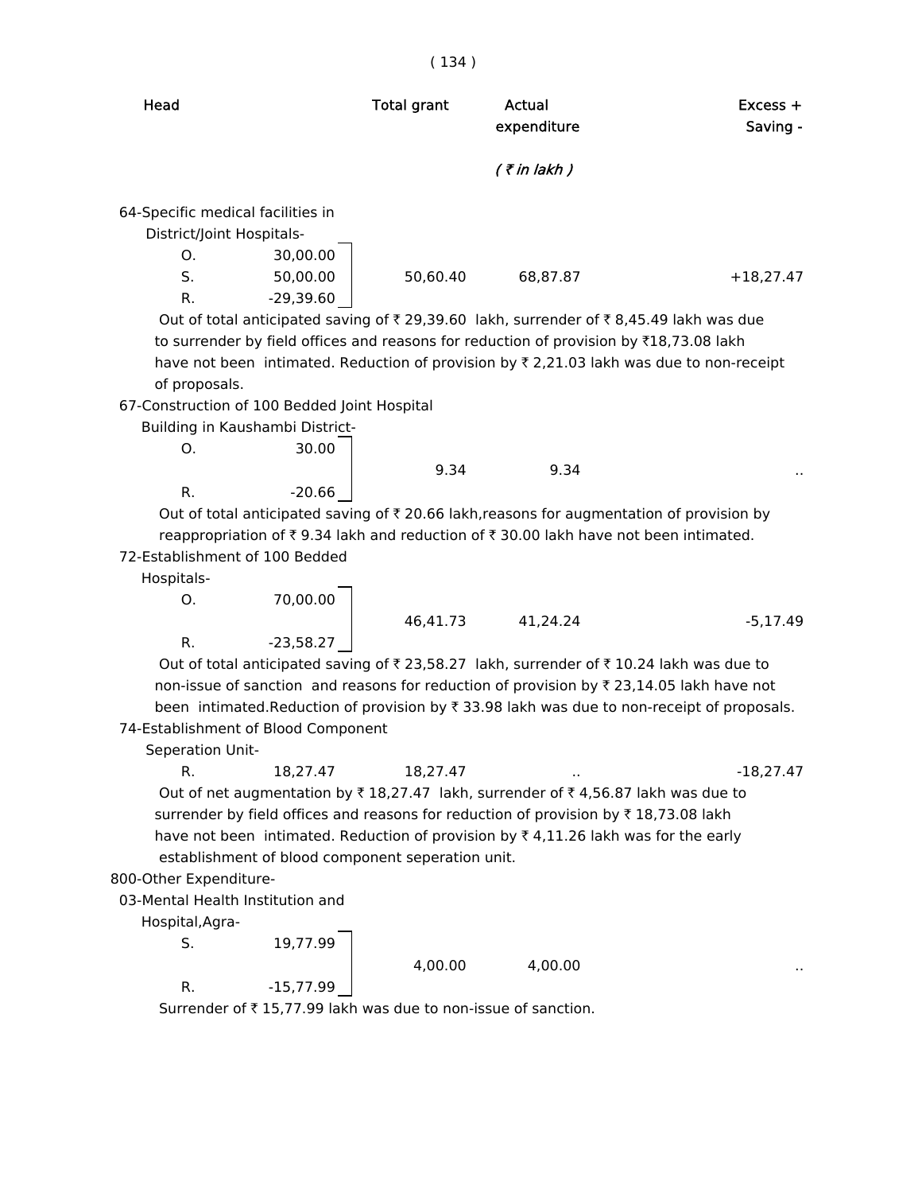| Head | Total grant | Actual expenditure | Excess + Saving - |
|---|---|---|---|
| | | ( ₹ in lakh ) | |

64-Specific medical facilities in District/Joint Hospitals-

| | | Total grant | Actual expenditure | Excess + Saving - |
|---|---|---|---|---|
| O. | 30,00.00 | | | |
| S. | 50,00.00 | 50,60.40 | 68,87.87 | +18,27.47 |
| R. | -29,39.60 | | | |

Out of total anticipated saving of ₹ 29,39.60 lakh, surrender of ₹ 8,45.49 lakh was due to surrender by field offices and reasons for reduction of provision by ₹18,73.08 lakh have not been intimated. Reduction of provision by ₹ 2,21.03 lakh was due to non-receipt of proposals.

67-Construction of 100 Bedded Joint Hospital Building in Kaushambi District-

| | | Total grant | Actual expenditure | Excess + Saving - |
|---|---|---|---|---|
| O. | 30.00 | 9.34 | 9.34 | .. |
| R. | -20.66 | | | |

Out of total anticipated saving of ₹ 20.66 lakh,reasons for augmentation of provision by reappropriation of ₹ 9.34 lakh and reduction of ₹ 30.00 lakh have not been intimated.

72-Establishment of 100 Bedded Hospitals-

| | | Total grant | Actual expenditure | Excess + Saving - |
|---|---|---|---|---|
| O. | 70,00.00 | 46,41.73 | 41,24.24 | -5,17.49 |
| R. | -23,58.27 | | | |

Out of total anticipated saving of ₹ 23,58.27 lakh, surrender of ₹ 10.24 lakh was due to non-issue of sanction and reasons for reduction of provision by ₹ 23,14.05 lakh have not been intimated.Reduction of provision by ₹ 33.98 lakh was due to non-receipt of proposals.

74-Establishment of Blood Component Seperation Unit-

| | | Total grant | Actual expenditure | Excess + Saving - |
|---|---|---|---|---|
| R. | 18,27.47 | 18,27.47 | .. | -18,27.47 |

Out of net augmentation by ₹ 18,27.47 lakh, surrender of ₹ 4,56.87 lakh was due to surrender by field offices and reasons for reduction of provision by ₹ 18,73.08 lakh have not been intimated. Reduction of provision by ₹ 4,11.26 lakh was for the early establishment of blood component seperation unit.

800-Other Expenditure-

03-Mental Health Institution and Hospital,Agra-

| | | Total grant | Actual expenditure | Excess + Saving - |
|---|---|---|---|---|
| S. | 19,77.99 | 4,00.00 | 4,00.00 | .. |
| R. | -15,77.99 | | | |

Surrender of ₹ 15,77.99 lakh was due to non-issue of sanction.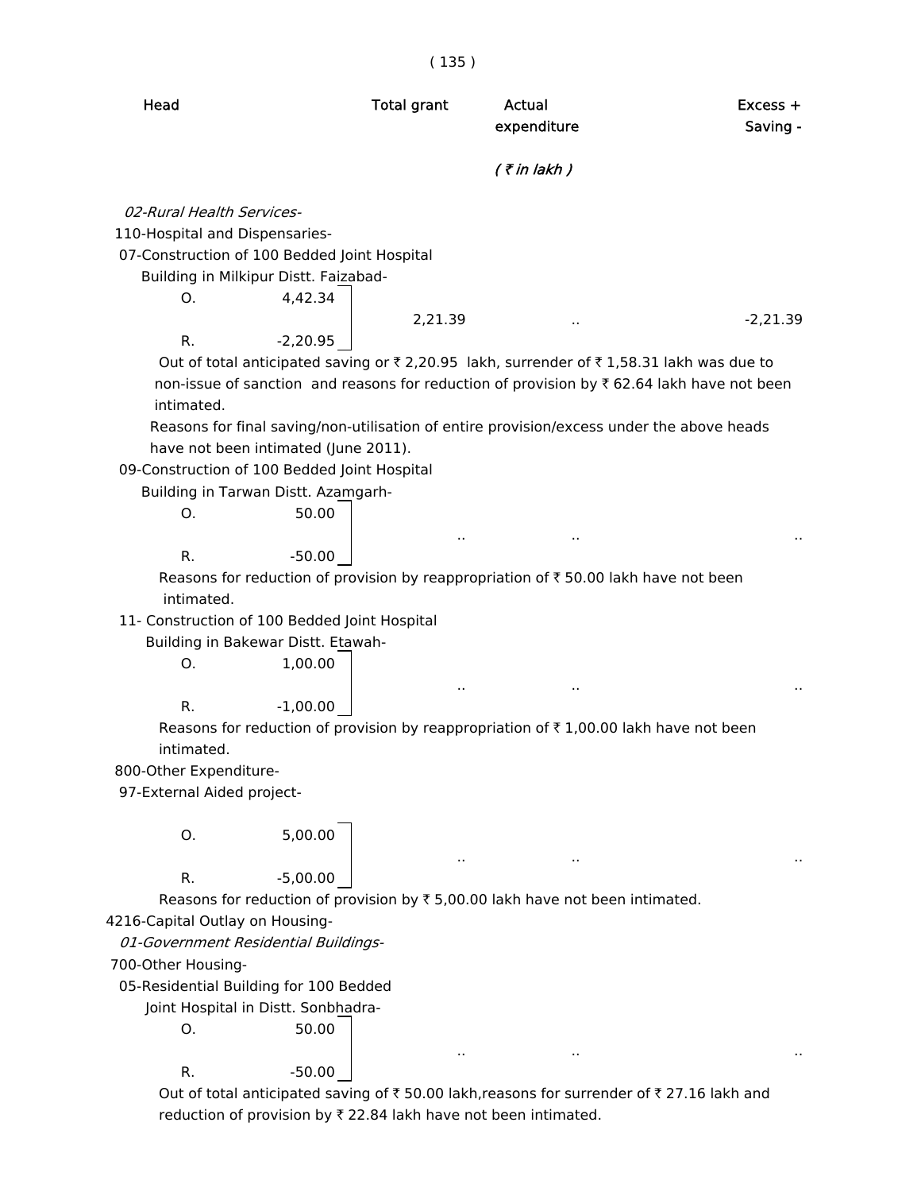| Head | | Total grant | Actual expenditure | Excess + Saving - |
|---|---|---|---|---|
| | | | *( ₹ in lakh )* | |
| *02-Rural Health Services-* | | | | |
| 110-Hospital and Dispensaries- | | | | |
| 07-Construction of 100 Bedded Joint Hospital Building in Milkipur Distt. Faizabad- | | | | |
| O. | 4,42.34 | 2,21.39 | .. | -2,21.39 |
| R. | -2,20.95 | | | |

Out of total anticipated saving or ₹ 2,20.95 lakh, surrender of ₹ 1,58.31 lakh was due to non-issue of sanction and reasons for reduction of provision by ₹ 62.64 lakh have not been intimated.

Reasons for final saving/non-utilisation of entire provision/excess under the above heads have not been intimated (June 2011).

| Head | | Total grant | Actual expenditure | Excess + Saving - |
|---|---|---|---|---|
| 09-Construction of 100 Bedded Joint Hospital Building in Tarwan Distt. Azamgarh- | | | | |
| O. | 50.00 | .. | .. | .. |
| R. | -50.00 | | | |

Reasons for reduction of provision by reappropriation of ₹ 50.00 lakh have not been intimated.

| Head | | Total grant | Actual expenditure | Excess + Saving - |
|---|---|---|---|---|
| 11- Construction of 100 Bedded Joint Hospital Building in Bakewar Distt. Etawah- | | | | |
| O. | 1,00.00 | .. | .. | .. |
| R. | -1,00.00 | | | |

Reasons for reduction of provision by reappropriation of ₹ 1,00.00 lakh have not been intimated.

| Head | | Total grant | Actual expenditure | Excess + Saving - |
|---|---|---|---|---|
| 800-Other Expenditure- | | | | |
| 97-External Aided project- | | | | |
| O. | 5,00.00 | .. | .. | .. |
| R. | -5,00.00 | | | |

Reasons for reduction of provision by ₹ 5,00.00 lakh have not been intimated.

| Head | | Total grant | Actual expenditure | Excess + Saving - |
|---|---|---|---|---|
| 4216-Capital Outlay on Housing- | | | | |
| *01-Government Residential Buildings-* | | | | |
| 700-Other Housing- | | | | |
| 05-Residential Building for 100 Bedded Joint Hospital in Distt. Sonbhadra- | | | | |
| O. | 50.00 | .. | .. | .. |
| R. | -50.00 | | | |

Out of total anticipated saving of ₹ 50.00 lakh,reasons for surrender of ₹ 27.16 lakh and reduction of provision by ₹ 22.84 lakh have not been intimated.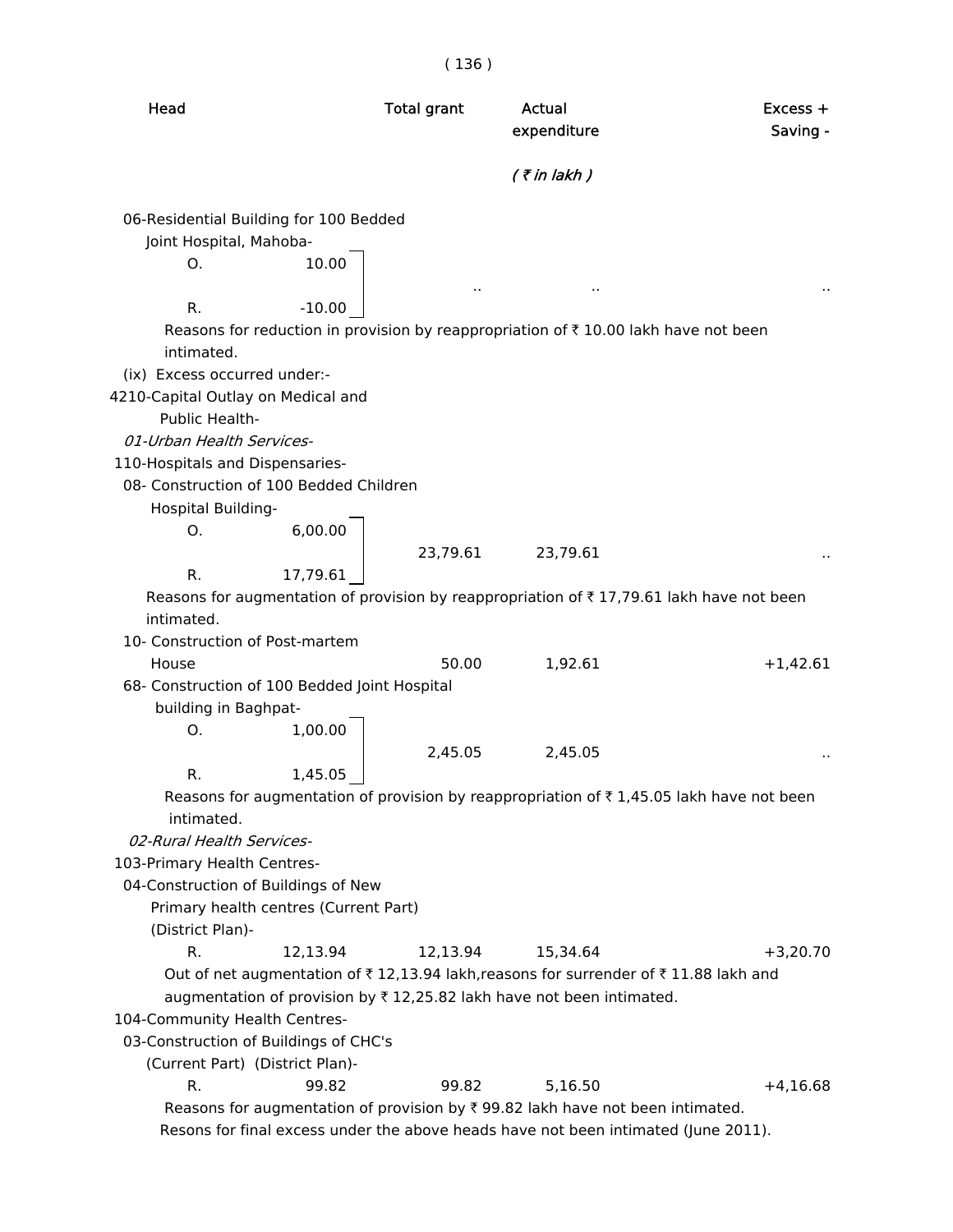| Head | | Total grant | Actual expenditure | Excess + Saving - |
|---|---|---|---|---|
| | | | *( ₹ in lakh )* | |
| 06-Residential Building for 100 Bedded Joint Hospital, Mahoba- | | | | |
| O. | 10.00 | .. | .. | .. |
| R. | -10.00 | | | |

Reasons for reduction in provision by reappropriation of ₹ 10.00 lakh have not been intimated.

(ix) Excess occurred under:-

4210-Capital Outlay on Medical and Public Health-

*01-Urban Health Services-*

110-Hospitals and Dispensaries-

| Head | | Total grant | Actual expenditure | Excess + Saving - |
|---|---|---|---|---|
| 08- Construction of 100 Bedded Children Hospital Building- | | | | |
| O. | 6,00.00 | 23,79.61 | 23,79.61 | .. |
| R. | 17,79.61 | | | |

Reasons for augmentation of provision by reappropriation of ₹ 17,79.61 lakh have not been intimated.

| Head | | Total grant | Actual expenditure | Excess + Saving - |
|---|---|---|---|---|
| 10- Construction of Post-martem House | | 50.00 | 1,92.61 | +1,42.61 |
| 68- Construction of 100 Bedded Joint Hospital building in Baghpat- | | | | |
| O. | 1,00.00 | 2,45.05 | 2,45.05 | .. |
| R. | 1,45.05 | | | |

Reasons for augmentation of provision by reappropriation of ₹ 1,45.05 lakh have not been intimated.

*02-Rural Health Services-*

103-Primary Health Centres-

| Head | | Total grant | Actual expenditure | Excess + Saving - |
|---|---|---|---|---|
| 04-Construction of Buildings of New Primary health centres (Current Part) (District Plan)- | | | | |
| R. | 12,13.94 | 12,13.94 | 15,34.64 | +3,20.70 |

Out of net augmentation of ₹ 12,13.94 lakh,reasons for surrender of ₹ 11.88 lakh and augmentation of provision by ₹ 12,25.82 lakh have not been intimated.

104-Community Health Centres-

| Head | | Total grant | Actual expenditure | Excess + Saving - |
|---|---|---|---|---|
| 03-Construction of Buildings of CHC's (Current Part) (District Plan)- | | | | |
| R. | 99.82 | 99.82 | 5,16.50 | +4,16.68 |

Reasons for augmentation of provision by ₹ 99.82 lakh have not been intimated.

Resons for final excess under the above heads have not been intimated (June 2011).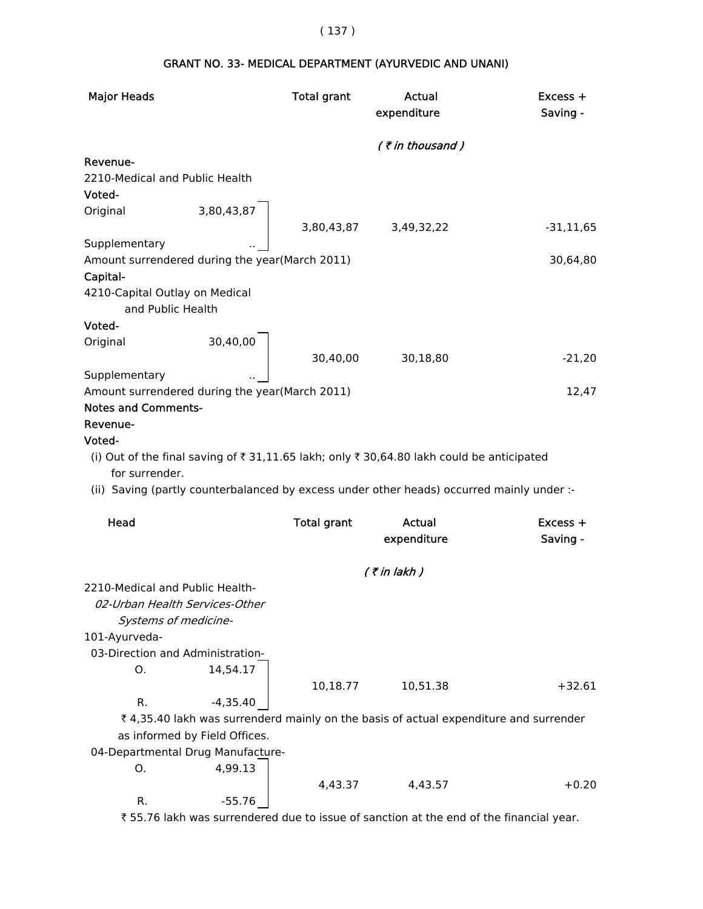## GRANT NO. 33- MEDICAL DEPARTMENT (AYURVEDIC AND UNANI)

| Major Heads | | Total grant | Actual expenditure | Excess + Saving - |
|---|---|---|---|---|
| | | | *( ₹ in thousand )* | |
| **Revenue-** | | | | |
| 2210-Medical and Public Health | | | | |
| **Voted-** | | | | |
| Original | 3,80,43,87 | 3,80,43,87 | 3,49,32,22 | -31,11,65 |
| Supplementary | .. | | | |
| Amount surrendered during the year(March 2011) | | | | 30,64,80 |
| **Capital-** | | | | |
| 4210-Capital Outlay on Medical and Public Health | | | | |
| **Voted-** | | | | |
| Original | 30,40,00 | 30,40,00 | 30,18,80 | -21,20 |
| Supplementary | .. | | | |
| Amount surrendered during the year(March 2011) | | | | 12,47 |

**Notes and Comments-**

**Revenue-**

**Voted-**

(i) Out of the final saving of ₹ 31,11.65 lakh; only ₹ 30,64.80 lakh could be anticipated for surrender.

(ii) Saving (partly counterbalanced by excess under other heads) occurred mainly under :-

| Head | | Total grant | Actual expenditure | Excess + Saving - |
|---|---|---|---|---|
| | | | *( ₹ in lakh )* | |
| 2210-Medical and Public Health- | | | | |
| *02-Urban Health Services-Other Systems of medicine-* | | | | |
| 101-Ayurveda- | | | | |
| 03-Direction and Administration- | | | | |
| O. | 14,54.17 | 10,18.77 | 10,51.38 | +32.61 |
| R. | -4,35.40 | | | |

₹ 4,35.40 lakh was surrenderd mainly on the basis of actual expenditure and surrender as informed by Field Offices.

| Head | | Total grant | Actual expenditure | Excess + Saving - |
|---|---|---|---|---|
| 04-Departmental Drug Manufacture- | | | | |
| O. | 4,99.13 | 4,43.37 | 4,43.57 | +0.20 |
| R. | -55.76 | | | |

₹ 55.76 lakh was surrendered due to issue of sanction at the end of the financial year.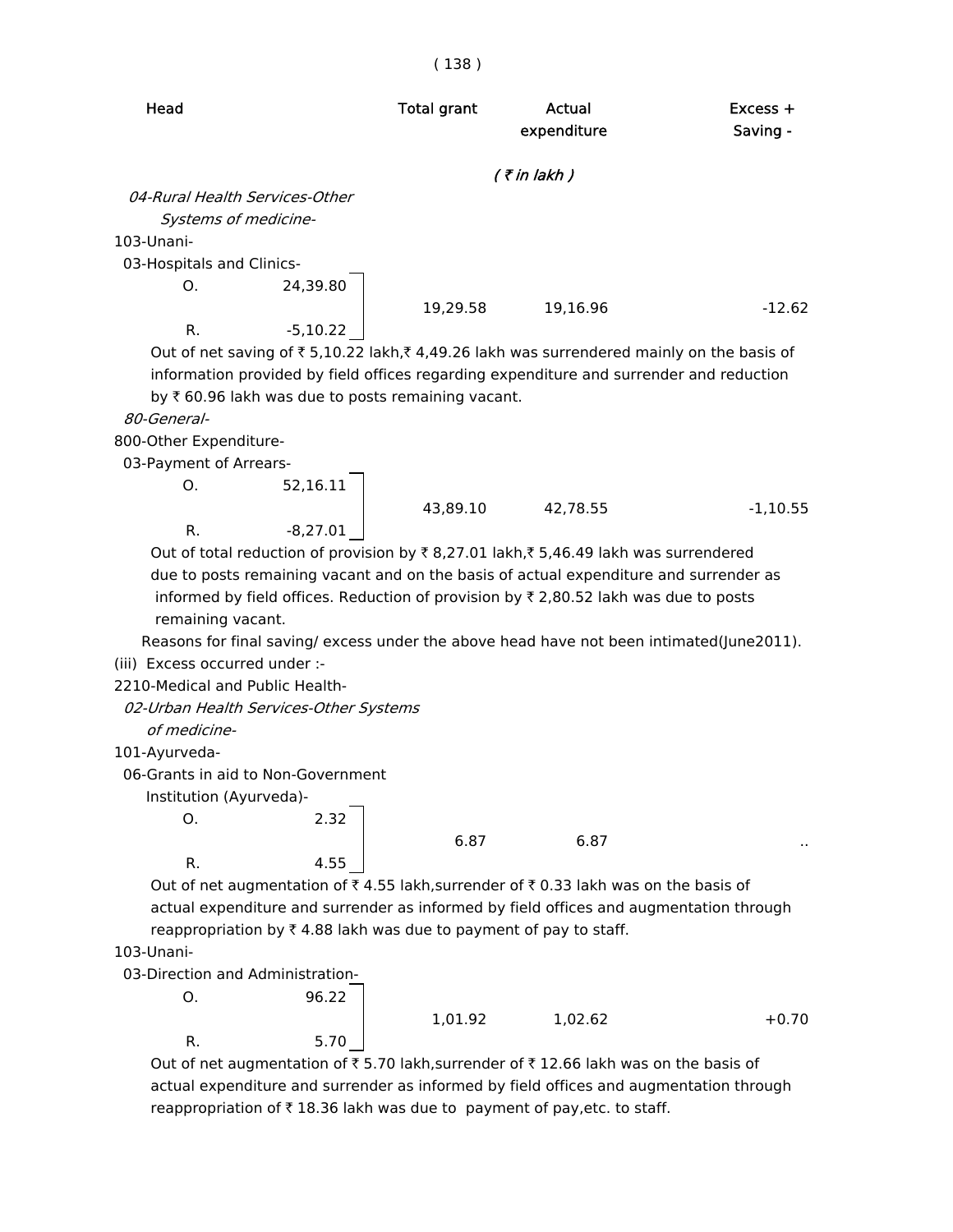| Head | | Total grant | Actual expenditure | Excess + Saving - |
|---|---|---|---|---|
| | | | ( ₹ in lakh ) | |

*04-Rural Health Services-Other Systems of medicine-*

103-Unani-

03-Hospitals and Clinics-

| | | Total grant | Actual expenditure | Excess + Saving - |
|---|---|---|---|---|
| O. | 24,39.80 | 19,29.58 | 19,16.96 | -12.62 |
| R. | -5,10.22 | | | |

Out of net saving of ₹ 5,10.22 lakh,₹ 4,49.26 lakh was surrendered mainly on the basis of information provided by field offices regarding expenditure and surrender and reduction by ₹ 60.96 lakh was due to posts remaining vacant.

*80-General-*

800-Other Expenditure-

03-Payment of Arrears-

| | | Total grant | Actual expenditure | Excess + Saving - |
|---|---|---|---|---|
| O. | 52,16.11 | 43,89.10 | 42,78.55 | -1,10.55 |
| R. | -8,27.01 | | | |

Out of total reduction of provision by ₹ 8,27.01 lakh,₹ 5,46.49 lakh was surrendered due to posts remaining vacant and on the basis of actual expenditure and surrender as informed by field offices. Reduction of provision by ₹ 2,80.52 lakh was due to posts remaining vacant.

Reasons for final saving/ excess under the above head have not been intimated(June2011).

(iii) Excess occurred under :-

2210-Medical and Public Health-

*02-Urban Health Services-Other Systems of medicine-*

101-Ayurveda-

06-Grants in aid to Non-Government Institution (Ayurveda)-

| | | Total grant | Actual expenditure | Excess + Saving - |
|---|---|---|---|---|
| O. | 2.32 | 6.87 | 6.87 | .. |
| R. | 4.55 | | | |

Out of net augmentation of ₹ 4.55 lakh,surrender of ₹ 0.33 lakh was on the basis of actual expenditure and surrender as informed by field offices and augmentation through reappropriation by ₹ 4.88 lakh was due to payment of pay to staff.

103-Unani-

03-Direction and Administration-

| | | Total grant | Actual expenditure | Excess + Saving - |
|---|---|---|---|---|
| O. | 96.22 | 1,01.92 | 1,02.62 | +0.70 |
| R. | 5.70 | | | |

Out of net augmentation of ₹ 5.70 lakh,surrender of ₹ 12.66 lakh was on the basis of actual expenditure and surrender as informed by field offices and augmentation through reappropriation of ₹ 18.36 lakh was due to payment of pay,etc. to staff.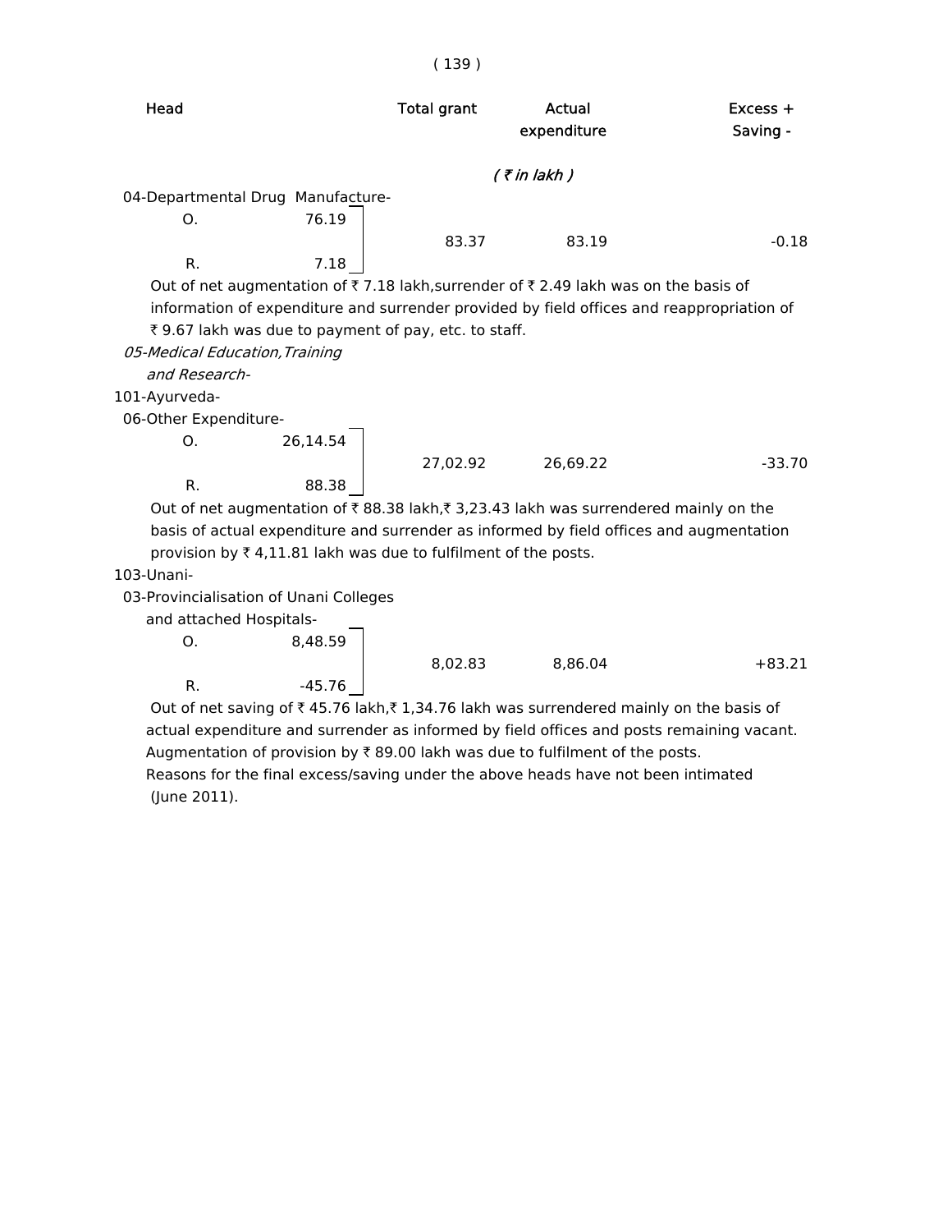| Head | | Total grant | Actual expenditure | Excess + Saving - |
|---|---|---|---|---|
| | | *( ₹ in lakh )* | | |
| 04-Departmental Drug Manufacture- | | | | |
| O. | 76.19 | 83.37 | 83.19 | -0.18 |
| R. | 7.18 | | | |

Out of net augmentation of ₹ 7.18 lakh,surrender of ₹ 2.49 lakh was on the basis of information of expenditure and surrender provided by field offices and reappropriation of ₹ 9.67 lakh was due to payment of pay, etc. to staff.

*05-Medical Education,Training and Research-*

101-Ayurveda-

| Head | | Total grant | Actual expenditure | Excess + Saving - |
|---|---|---|---|---|
| 06-Other Expenditure- | | | | |
| O. | 26,14.54 | 27,02.92 | 26,69.22 | -33.70 |
| R. | 88.38 | | | |

Out of net augmentation of ₹ 88.38 lakh,₹ 3,23.43 lakh was surrendered mainly on the basis of actual expenditure and surrender as informed by field offices and augmentation provision by ₹ 4,11.81 lakh was due to fulfilment of the posts.

103-Unani-

| Head | | Total grant | Actual expenditure | Excess + Saving - |
|---|---|---|---|---|
| 03-Provincialisation of Unani Colleges and attached Hospitals- | | | | |
| O. | 8,48.59 | 8,02.83 | 8,86.04 | +83.21 |
| R. | -45.76 | | | |

Out of net saving of ₹ 45.76 lakh,₹ 1,34.76 lakh was surrendered mainly on the basis of actual expenditure and surrender as informed by field offices and posts remaining vacant. Augmentation of provision by ₹ 89.00 lakh was due to fulfilment of the posts.

Reasons for the final excess/saving under the above heads have not been intimated (June 2011).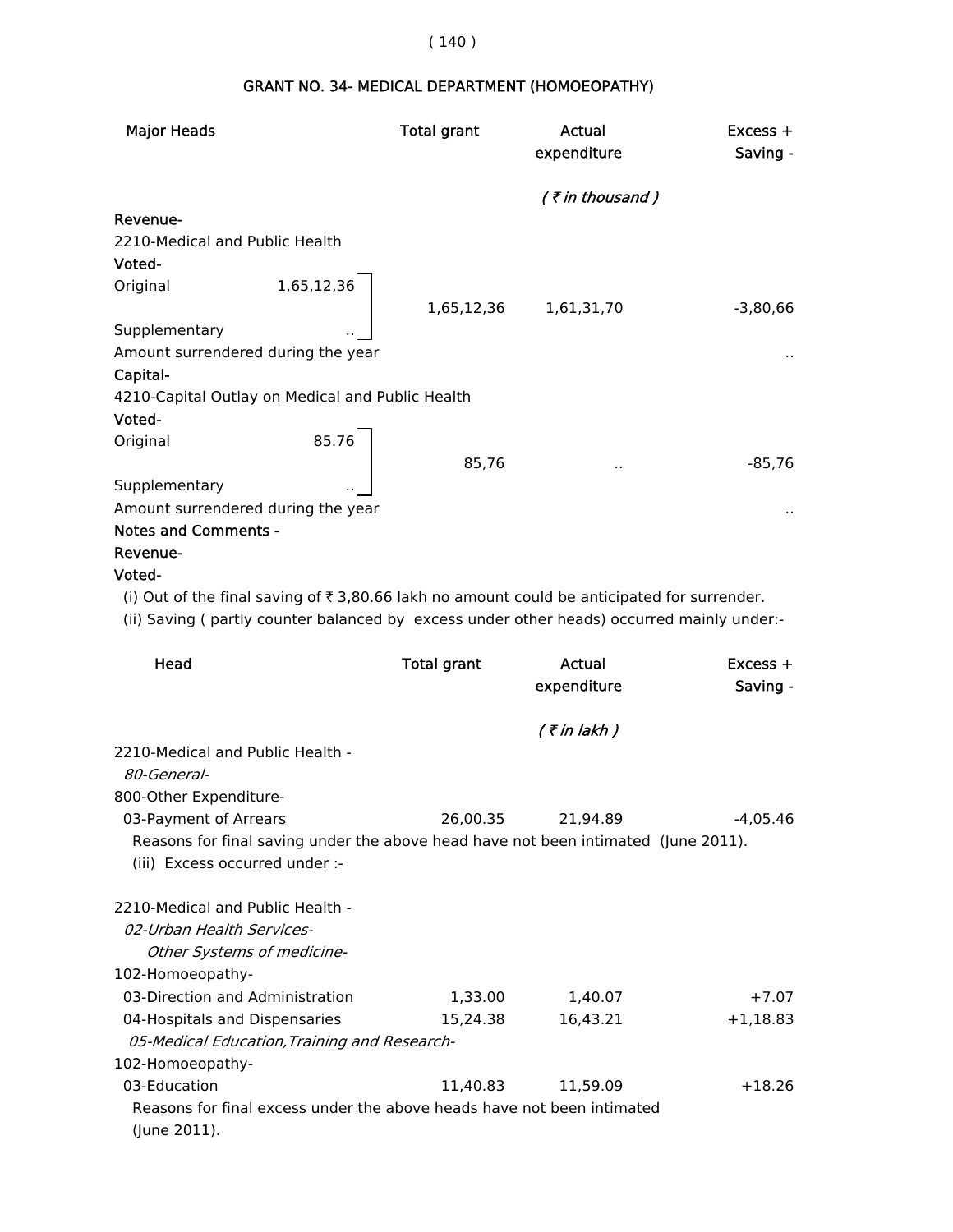## GRANT NO. 34- MEDICAL DEPARTMENT (HOMOEOPATHY)

| Major Heads | | Total grant | Actual expenditure | Excess + Saving - |
|---|---|---|---|---|
| | | | *( ₹ in thousand )* | |
| **Revenue-** | | | | |
| 2210-Medical and Public Health | | | | |
| **Voted-** | | | | |
| Original | 1,65,12,36 | 1,65,12,36 | 1,61,31,70 | -3,80,66 |
| Supplementary | .. | | | |
| Amount surrendered during the year | | | | .. |
| **Capital-** | | | | |
| 4210-Capital Outlay on Medical and Public Health | | | | |
| **Voted-** | | | | |
| Original | 85.76 | 85,76 | .. | -85,76 |
| Supplementary | .. | | | |
| Amount surrendered during the year | | | | .. |

**Notes and Comments -**

**Revenue-**

**Voted-**

(i) Out of the final saving of ₹ 3,80.66 lakh no amount could be anticipated for surrender.

(ii) Saving ( partly counter balanced by excess under other heads) occurred mainly under:-

| Head | Total grant | Actual expenditure | Excess + Saving - |
|---|---|---|---|
| | | *( ₹ in lakh )* | |
| 2210-Medical and Public Health - | | | |
| *80-General-* | | | |
| 800-Other Expenditure- | | | |
| 03-Payment of Arrears | 26,00.35 | 21,94.89 | -4,05.46 |

Reasons for final saving under the above head have not been intimated (June 2011).

(iii) Excess occurred under :-

| Head | Total grant | Actual expenditure | Excess + Saving - |
|---|---|---|---|
| 2210-Medical and Public Health - | | | |
| *02-Urban Health Services-* | | | |
| *Other Systems of medicine-* | | | |
| 102-Homoeopathy- | | | |
| 03-Direction and Administration | 1,33.00 | 1,40.07 | +7.07 |
| 04-Hospitals and Dispensaries | 15,24.38 | 16,43.21 | +1,18.83 |
| *05-Medical Education,Training and Research-* | | | |
| 102-Homoeopathy- | | | |
| 03-Education | 11,40.83 | 11,59.09 | +18.26 |

Reasons for final excess under the above heads have not been intimated (June 2011).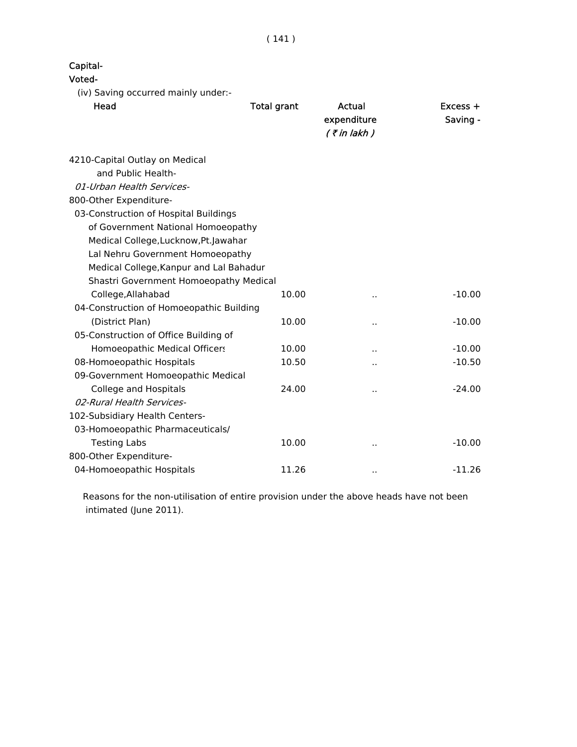**Capital-**

**Voted-**

(iv) Saving occurred mainly under:-

| Head | Total grant | Actual expenditure | Excess + Saving - |
|---|---|---|---|
| | | *( ₹ in lakh )* | |
| 4210-Capital Outlay on Medical and Public Health- | | | |
| *01-Urban Health Services-* | | | |
| 800-Other Expenditure- | | | |
| 03-Construction of Hospital Buildings of Government National Homoeopathy Medical College,Lucknow,Pt.Jawahar Lal Nehru Government Homoeopathy Medical College,Kanpur and Lal Bahadur Shastri Government Homoeopathy Medical College,Allahabad | 10.00 | .. | -10.00 |
| 04-Construction of Homoeopathic Building (District Plan) | 10.00 | .. | -10.00 |
| 05-Construction of Office Building of Homoeopathic Medical Officers | 10.00 | .. | -10.00 |
| 08-Homoeopathic Hospitals | 10.50 | .. | -10.50 |
| 09-Government Homoeopathic Medical College and Hospitals | 24.00 | .. | -24.00 |
| *02-Rural Health Services-* | | | |
| 102-Subsidiary Health Centers- | | | |
| 03-Homoeopathic Pharmaceuticals/ Testing Labs | 10.00 | .. | -10.00 |
| 800-Other Expenditure- | | | |
| 04-Homoeopathic Hospitals | 11.26 | .. | -11.26 |

Reasons for the non-utilisation of entire provision under the above heads have not been intimated (June 2011).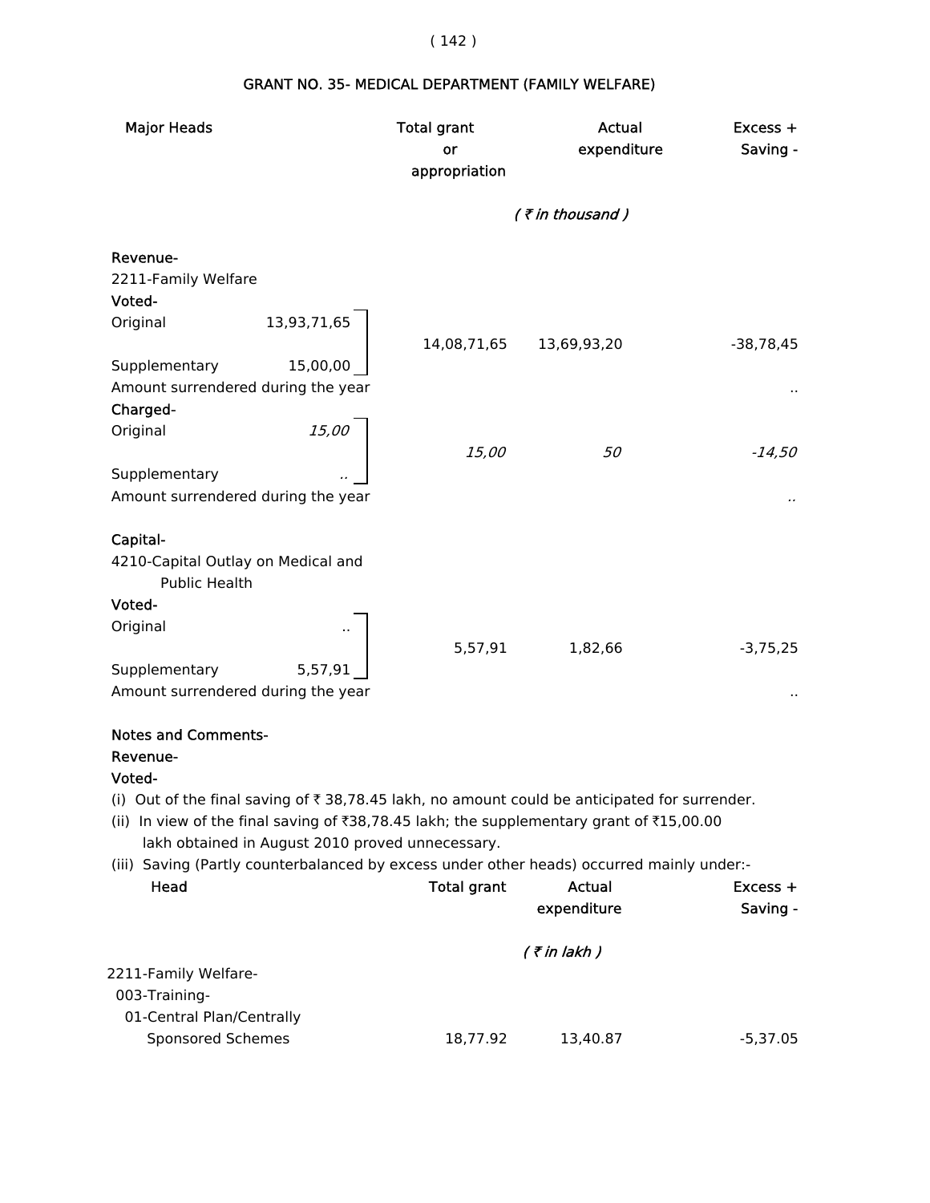## GRANT NO. 35- MEDICAL DEPARTMENT (FAMILY WELFARE)

| Major Heads | | Total grant or appropriation | Actual expenditure | Excess + Saving - |
|---|---|---|---|---|
| | | | *( ₹ in thousand )* | |
| **Revenue-** | | | | |
| 2211-Family Welfare | | | | |
| **Voted-** | | | | |
| Original | 13,93,71,65 | 14,08,71,65 | 13,69,93,20 | -38,78,45 |
| Supplementary | 15,00,00 | | | |
| Amount surrendered during the year | | | | .. |
| **Charged-** | | | | |
| Original | *15,00* | *15,00* | *50* | *-14,50* |
| Supplementary | *..* | | | |
| Amount surrendered during the year | | | | *..* |
| **Capital-** | | | | |
| 4210-Capital Outlay on Medical and Public Health | | | | |
| **Voted-** | | | | |
| Original | .. | 5,57,91 | 1,82,66 | -3,75,25 |
| Supplementary | 5,57,91 | | | |
| Amount surrendered during the year | | | | .. |

**Notes and Comments-**

**Revenue-**

**Voted-**

(i) Out of the final saving of ₹ 38,78.45 lakh, no amount could be anticipated for surrender.

(ii) In view of the final saving of ₹38,78.45 lakh; the supplementary grant of ₹15,00.00 lakh obtained in August 2010 proved unnecessary.

(iii) Saving (Partly counterbalanced by excess under other heads) occurred mainly under:-

| Head | Total grant | Actual expenditure | Excess + Saving - |
|---|---|---|---|
| | | *( ₹ in lakh )* | |
| 2211-Family Welfare- | | | |
| 003-Training- | | | |
| 01-Central Plan/Centrally Sponsored Schemes | 18,77.92 | 13,40.87 | -5,37.05 |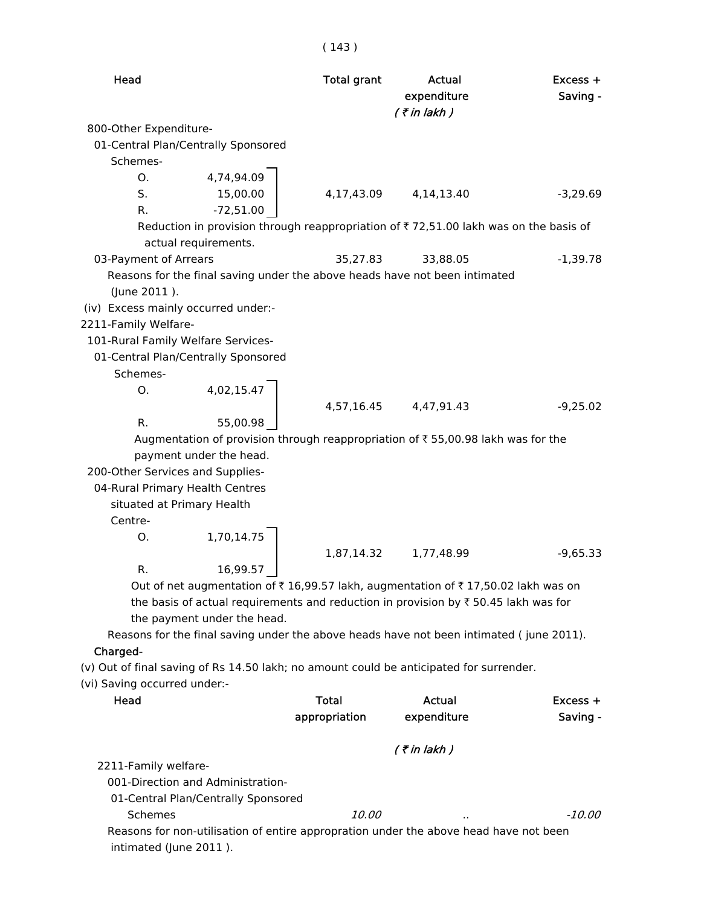| Head | Total grant | Actual expenditure | Excess + Saving - |
|---|---|---|---|
| | | *( ₹ in lakh )* | |
| 800-Other Expenditure- | | | |
| 01-Central Plan/Centrally Sponsored Schemes- | | | |
| O. 4,74,94.09 | | | |
| S. 15,00.00 | 4,17,43.09 | 4,14,13.40 | -3,29.69 |
| R. -72,51.00 | | | |

Reduction in provision through reappropriation of ₹ 72,51.00 lakh was on the basis of actual requirements.

| Head | Total grant | Actual expenditure | Excess + Saving - |
|---|---|---|---|
| 03-Payment of Arrears | 35,27.83 | 33,88.05 | -1,39.78 |

Reasons for the final saving under the above heads have not been intimated (June 2011 ).

(iv) Excess mainly occurred under:-

| Head | Total grant | Actual expenditure | Excess + Saving - |
|---|---|---|---|
| 2211-Family Welfare- | | | |
| 101-Rural Family Welfare Services- | | | |
| 01-Central Plan/Centrally Sponsored Schemes- | | | |
| O. 4,02,15.47 | 4,57,16.45 | 4,47,91.43 | -9,25.02 |
| R. 55,00.98 | | | |

Augmentation of provision through reappropriation of ₹ 55,00.98 lakh was for the payment under the head.

| Head | Total grant | Actual expenditure | Excess + Saving - |
|---|---|---|---|
| 200-Other Services and Supplies- | | | |
| 04-Rural Primary Health Centres situated at Primary Health Centre- | | | |
| O. 1,70,14.75 | 1,87,14.32 | 1,77,48.99 | -9,65.33 |
| R. 16,99.57 | | | |

Out of net augmentation of ₹ 16,99.57 lakh, augmentation of ₹ 17,50.02 lakh was on the basis of actual requirements and reduction in provision by ₹ 50.45 lakh was for the payment under the head.

Reasons for the final saving under the above heads have not been intimated ( june 2011).

**Charged-**

(v) Out of final saving of Rs 14.50 lakh; no amount could be anticipated for surrender.

(vi) Saving occurred under:-

| Head | Total appropriation | Actual expenditure | Excess + Saving - |
|---|---|---|---|
| | | *( ₹ in lakh )* | |
| 2211-Family welfare- | | | |
| 001-Direction and Administration- | | | |
| 01-Central Plan/Centrally Sponsored Schemes | *10.00* | .. | *-10.00* |

Reasons for non-utilisation of entire appropration under the above head have not been intimated (June 2011 ).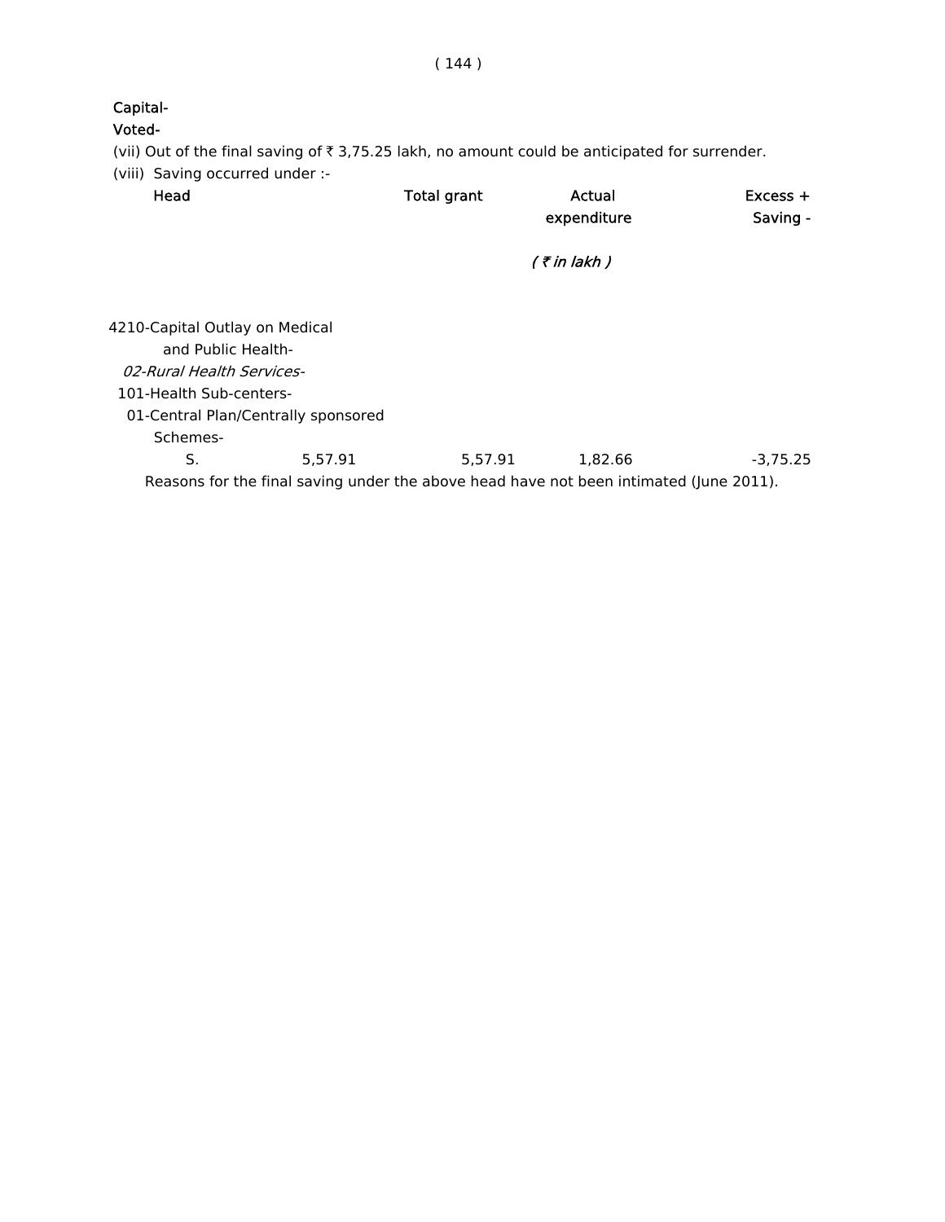**Capital-**

**Voted-**

(vii) Out of the final saving of ₹ 3,75.25 lakh, no amount could be anticipated for surrender.

(viii) Saving occurred under :-

| Head | | Total grant | Actual expenditure | Excess + Saving - |
|---|---|---|---|---|
| | | | *( ₹ in lakh )* | |
| 4210-Capital Outlay on Medical and Public Health- | | | | |
| *02-Rural Health Services-* | | | | |
| 101-Health Sub-centers- | | | | |
| 01-Central Plan/Centrally sponsored Schemes- | | | | |
| S. | 5,57.91 | 5,57.91 | 1,82.66 | -3,75.25 |

Reasons for the final saving under the above head have not been intimated (June 2011).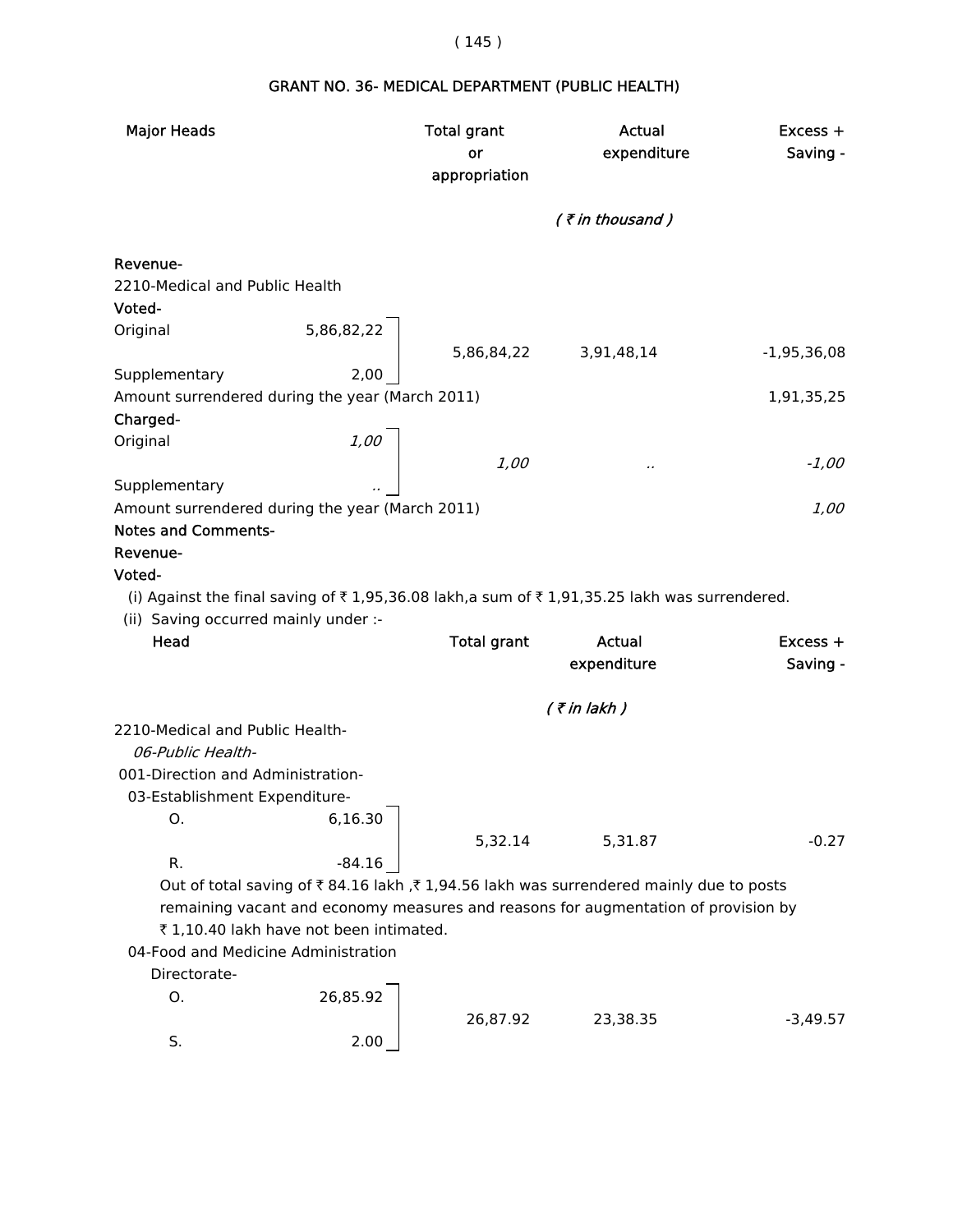## GRANT NO. 36- MEDICAL DEPARTMENT (PUBLIC HEALTH)

| Major Heads | | Total grant or appropriation | Actual expenditure | Excess + Saving - |
|---|---|---|---|---|
| | | | *( ₹ in thousand )* | |
| **Revenue-** | | | | |
| 2210-Medical and Public Health | | | | |
| **Voted-** | | | | |
| Original | 5,86,82,22 | 5,86,84,22 | 3,91,48,14 | -1,95,36,08 |
| Supplementary | 2,00 | | | |
| Amount surrendered during the year (March 2011) | | | | 1,91,35,25 |
| **Charged-** | | | | |
| Original | *1,00* | *1,00* | *..* | *-1,00* |
| Supplementary | *..* | | | |
| Amount surrendered during the year (March 2011) | | | | *1,00* |

**Notes and Comments-**

**Revenue-**

**Voted-**

(i) Against the final saving of ₹ 1,95,36.08 lakh,a sum of ₹ 1,91,35.25 lakh was surrendered.

(ii) Saving occurred mainly under :-

| Head | | Total grant | Actual expenditure | Excess + Saving - |
|---|---|---|---|---|
| | | | *( ₹ in lakh )* | |
| 2210-Medical and Public Health- | | | | |
| *06-Public Health-* | | | | |
| 001-Direction and Administration- | | | | |
| 03-Establishment Expenditure- | | | | |
| O. | 6,16.30 | 5,32.14 | 5,31.87 | -0.27 |
| R. | -84.16 | | | |

Out of total saving of ₹ 84.16 lakh ,₹ 1,94.56 lakh was surrendered mainly due to posts remaining vacant and economy measures and reasons for augmentation of provision by ₹ 1,10.40 lakh have not been intimated.

| Head | | Total grant | Actual expenditure | Excess + Saving - |
|---|---|---|---|---|
| 04-Food and Medicine Administration Directorate- | | | | |
| O. | 26,85.92 | 26,87.92 | 23,38.35 | -3,49.57 |
| S. | 2.00 | | | |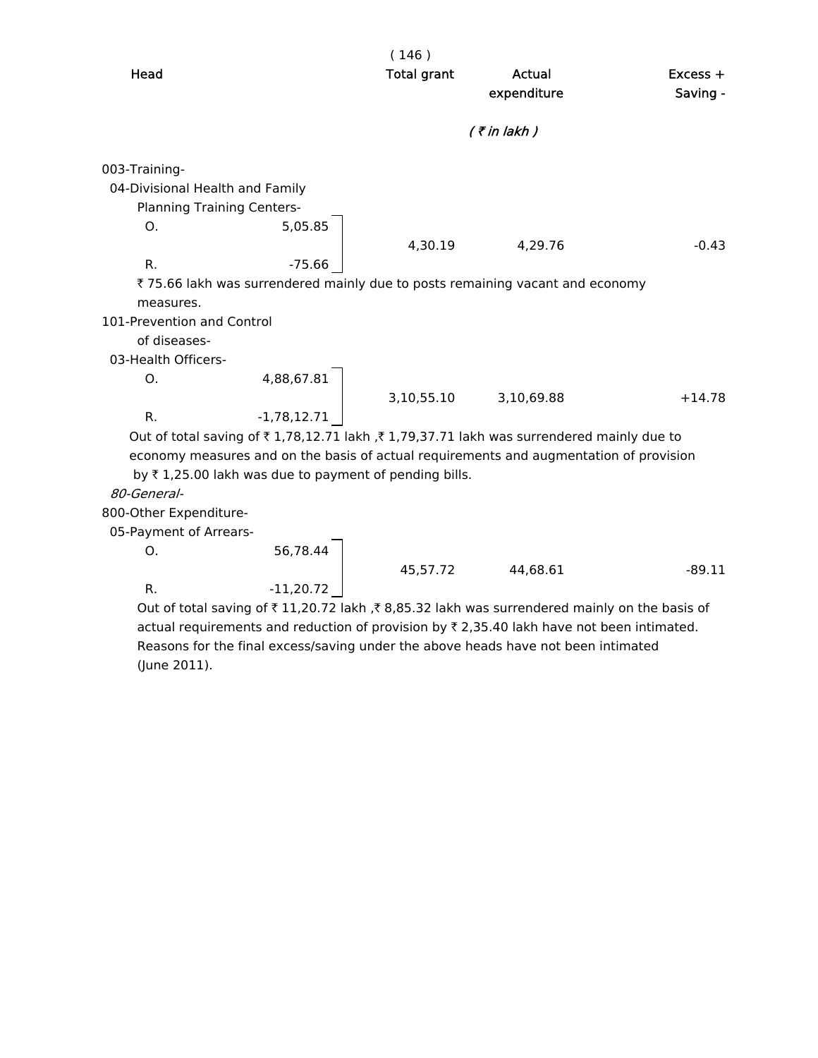| Head | | Total grant | Actual expenditure | Excess + Saving - |
|---|---|---|---|---|
| | | | ( ₹ in lakh ) | |
| 003-Training- | | | | |
| 04-Divisional Health and Family Planning Training Centers- | | | | |
| O. | 5,05.85 | 4,30.19 | 4,29.76 | -0.43 |
| R. | -75.66 | | | |

₹ 75.66 lakh was surrendered mainly due to posts remaining vacant and economy measures.

| Head | | Total grant | Actual expenditure | Excess + Saving - |
|---|---|---|---|---|
| 101-Prevention and Control of diseases- | | | | |
| 03-Health Officers- | | | | |
| O. | 4,88,67.81 | 3,10,55.10 | 3,10,69.88 | +14.78 |
| R. | -1,78,12.71 | | | |

Out of total saving of ₹ 1,78,12.71 lakh ,₹ 1,79,37.71 lakh was surrendered mainly due to economy measures and on the basis of actual requirements and augmentation of provision by ₹ 1,25.00 lakh was due to payment of pending bills.

*80-General-*

| Head | | Total grant | Actual expenditure | Excess + Saving - |
|---|---|---|---|---|
| 800-Other Expenditure- | | | | |
| 05-Payment of Arrears- | | | | |
| O. | 56,78.44 | 45,57.72 | 44,68.61 | -89.11 |
| R. | -11,20.72 | | | |

Out of total saving of ₹ 11,20.72 lakh ,₹ 8,85.32 lakh was surrendered mainly on the basis of actual requirements and reduction of provision by ₹ 2,35.40 lakh have not been intimated. Reasons for the final excess/saving under the above heads have not been intimated (June 2011).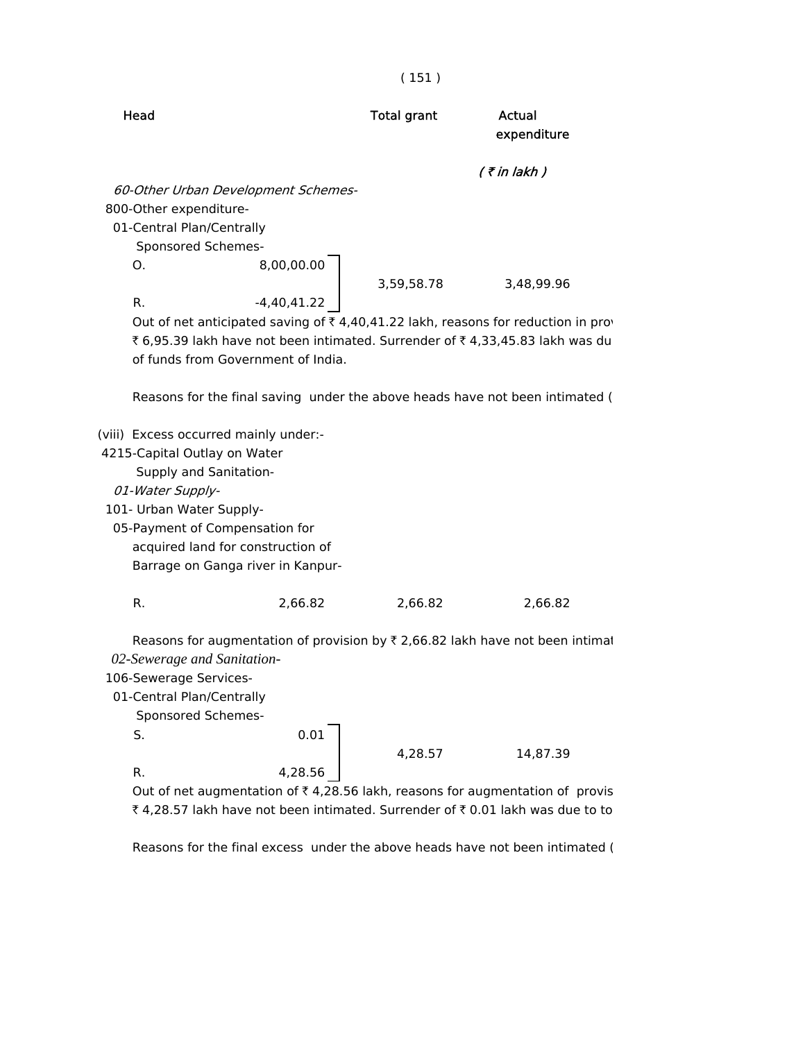| Head | | Total grant | Actual expenditure |
|---|---|---|---|
| | | | *( ₹ in lakh )* |
| *60-Other Urban Development Schemes-* | | | |
| 800-Other expenditure- | | | |
| 01-Central Plan/Centrally Sponsored Schemes- | | | |
| O. | 8,00,00.00 | 3,59,58.78 | 3,48,99.96 |
| R. | -4,40,41.22 | | |

Out of net anticipated saving of ₹ 4,40,41.22 lakh, reasons for reduction in prov ₹ 6,95.39 lakh have not been intimated. Surrender of ₹ 4,33,45.83 lakh was du of funds from Government of India.

Reasons for the final saving under the above heads have not been intimated (

(viii) Excess occurred mainly under:-

| Head | | Total grant | Actual expenditure |
|---|---|---|---|
| 4215-Capital Outlay on Water Supply and Sanitation- | | | |
| *01-Water Supply-* | | | |
| 101- Urban Water Supply- | | | |
| 05-Payment of Compensation for acquired land for construction of Barrage on Ganga river in Kanpur- | | | |
| R. | 2,66.82 | 2,66.82 | 2,66.82 |

Reasons for augmentation of provision by ₹ 2,66.82 lakh have not been intimat

| Head | | Total grant | Actual expenditure |
|---|---|---|---|
| *02-Sewerage and Sanitation-* | | | |
| 106-Sewerage Services- | | | |
| 01-Central Plan/Centrally Sponsored Schemes- | | | |
| S. | 0.01 | 4,28.57 | 14,87.39 |
| R. | 4,28.56 | | |

Out of net augmentation of ₹ 4,28.56 lakh, reasons for augmentation of provis ₹ 4,28.57 lakh have not been intimated. Surrender of ₹ 0.01 lakh was due to to

Reasons for the final excess under the above heads have not been intimated (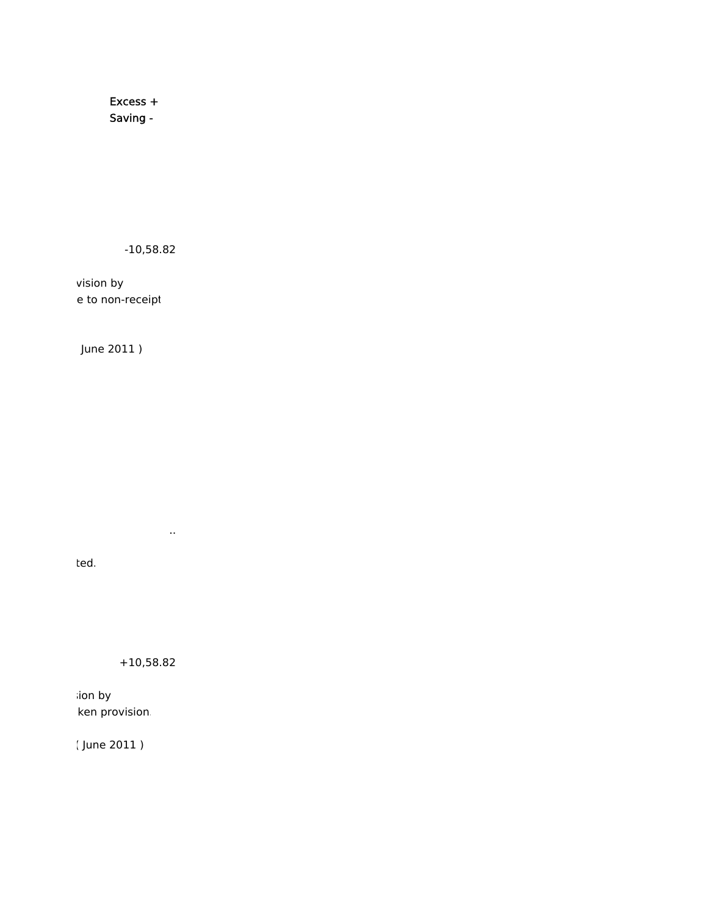Excess +
Saving -

-10,58.82

vision by
e to non-receipt

June 2011 )

..

ted.

+10,58.82

sion by
ken provision.

( June 2011 )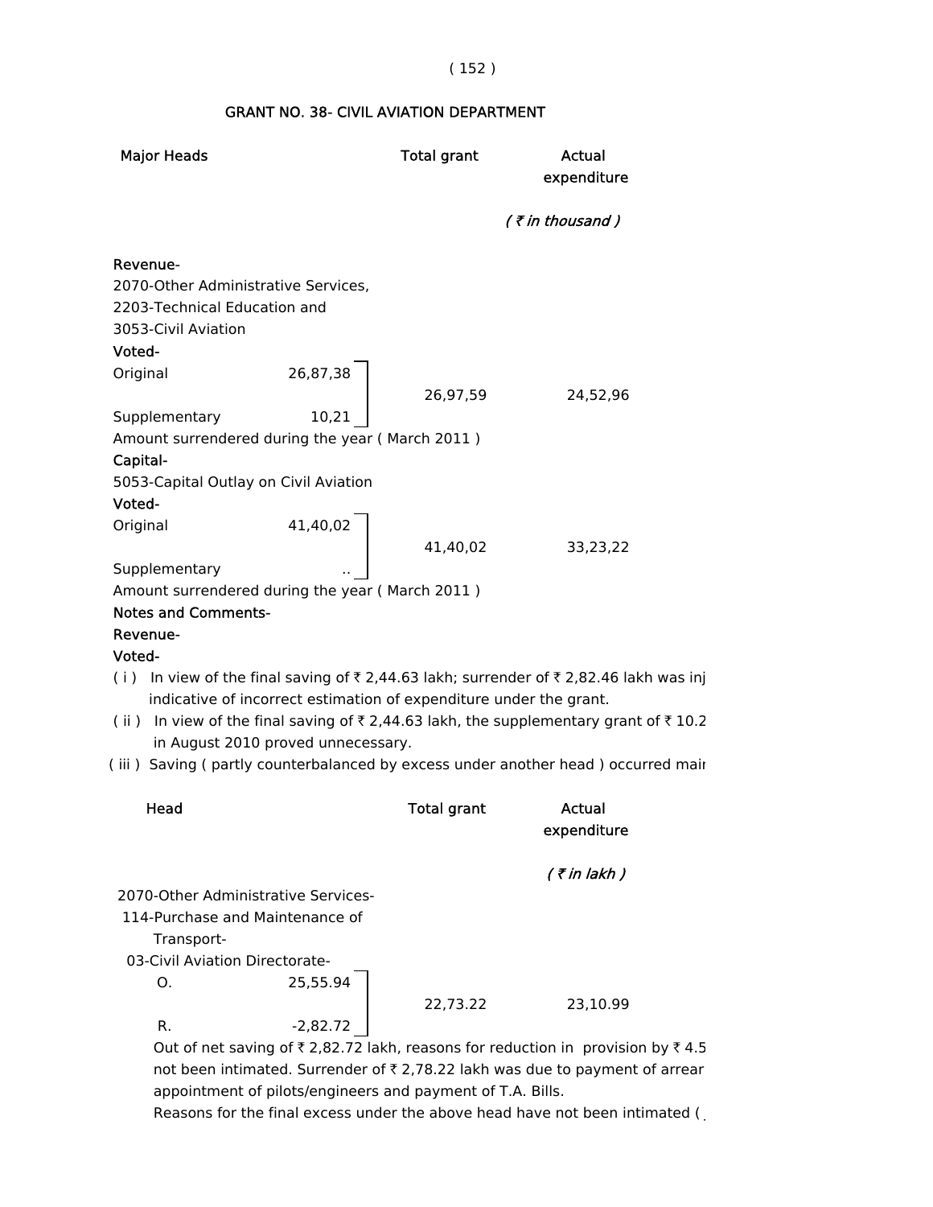## GRANT NO. 38- CIVIL AVIATION DEPARTMENT

| Major Heads | | Total grant | Actual expenditure |
|---|---|---|---|
| | | | *( ₹ in thousand )* |
| **Revenue-** | | | |
| 2070-Other Administrative Services, 2203-Technical Education and 3053-Civil Aviation | | | |
| **Voted-** | | | |
| Original | 26,87,38 | 26,97,59 | 24,52,96 |
| Supplementary | 10,21 | | |
| Amount surrendered during the year ( March 2011 ) | | | |
| **Capital-** | | | |
| 5053-Capital Outlay on Civil Aviation | | | |
| **Voted-** | | | |
| Original | 41,40,02 | 41,40,02 | 33,23,22 |
| Supplementary | .. | | |
| Amount surrendered during the year ( March 2011 ) | | | |

**Notes and Comments-**

**Revenue-**

**Voted-**

( i ) In view of the final saving of ₹ 2,44.63 lakh; surrender of ₹ 2,82.46 lakh was inj indicative of incorrect estimation of expenditure under the grant.

( ii ) In view of the final saving of ₹ 2,44.63 lakh, the supplementary grant of ₹ 10.2 in August 2010 proved unnecessary.

( iii ) Saving ( partly counterbalanced by excess under another head ) occurred mair

| Head | | Total grant | Actual expenditure |
|---|---|---|---|
| | | | *( ₹ in lakh )* |
| 2070-Other Administrative Services- | | | |
| 114-Purchase and Maintenance of Transport- | | | |
| 03-Civil Aviation Directorate- | | | |
| O. | 25,55.94 | 22,73.22 | 23,10.99 |
| R. | -2,82.72 | | |

Out of net saving of ₹ 2,82.72 lakh, reasons for reduction in provision by ₹ 4.5 not been intimated. Surrender of ₹ 2,78.22 lakh was due to payment of arrear appointment of pilots/engineers and payment of T.A. Bills.

Reasons for the final excess under the above head have not been intimated (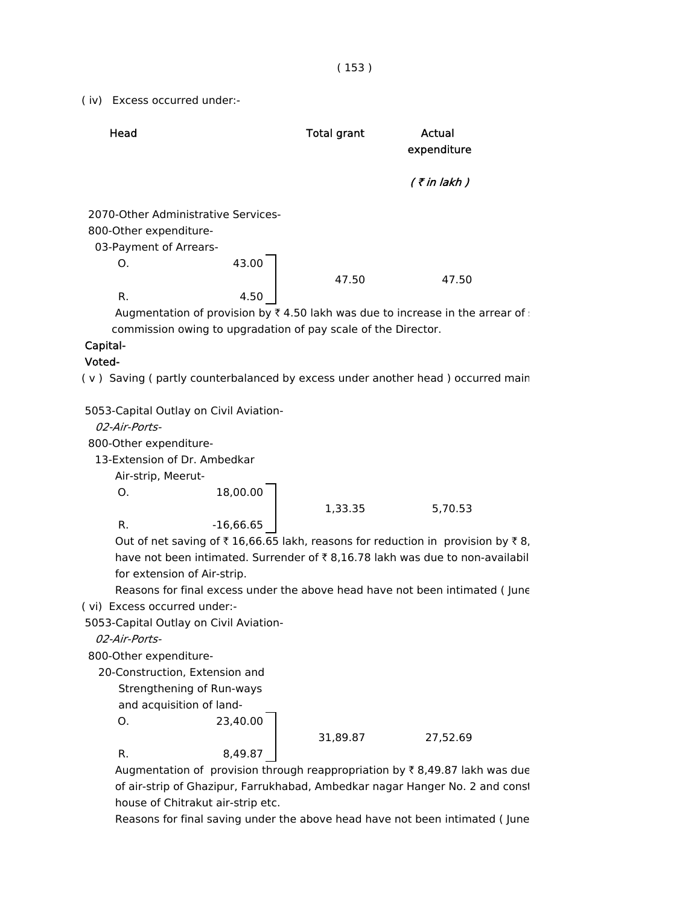( iv ) Excess occurred under:-

| Head | | Total grant | Actual expenditure |
|---|---|---|---|
| | | | *( ₹ in lakh )* |
| 2070-Other Administrative Services- 800-Other expenditure- 03-Payment of Arrears- | | | |
| O. | 43.00 | 47.50 | 47.50 |
| R. | 4.50 | | |

Augmentation of provision by ₹ 4.50 lakh was due to increase in the arrear of s commission owing to upgradation of pay scale of the Director.

**Capital-**

**Voted-**

( v ) Saving ( partly counterbalanced by excess under another head ) occurred main

| Head | | Total grant | Actual expenditure |
|---|---|---|---|
| 5053-Capital Outlay on Civil Aviation- *02-Air-Ports-* 800-Other expenditure- 13-Extension of Dr. Ambedkar Air-strip, Meerut- | | | |
| O. | 18,00.00 | 1,33.35 | 5,70.53 |
| R. | -16,66.65 | | |

Out of net saving of ₹ 16,66.65 lakh, reasons for reduction in provision by ₹ 8, have not been intimated. Surrender of ₹ 8,16.78 lakh was due to non-availabil for extension of Air-strip.

Reasons for final excess under the above head have not been intimated ( June

( vi ) Excess occurred under:-

| Head | | Total grant | Actual expenditure |
|---|---|---|---|
| 5053-Capital Outlay on Civil Aviation- *02-Air-Ports-* 800-Other expenditure- 20-Construction, Extension and Strengthening of Run-ways and acquisition of land- | | | |
| O. | 23,40.00 | 31,89.87 | 27,52.69 |
| R. | 8,49.87 | | |

Augmentation of provision through reappropriation by ₹ 8,49.87 lakh was due of air-strip of Ghazipur, Farrukhabad, Ambedkar nagar Hanger No. 2 and const house of Chitrakut air-strip etc.

Reasons for final saving under the above head have not been intimated ( June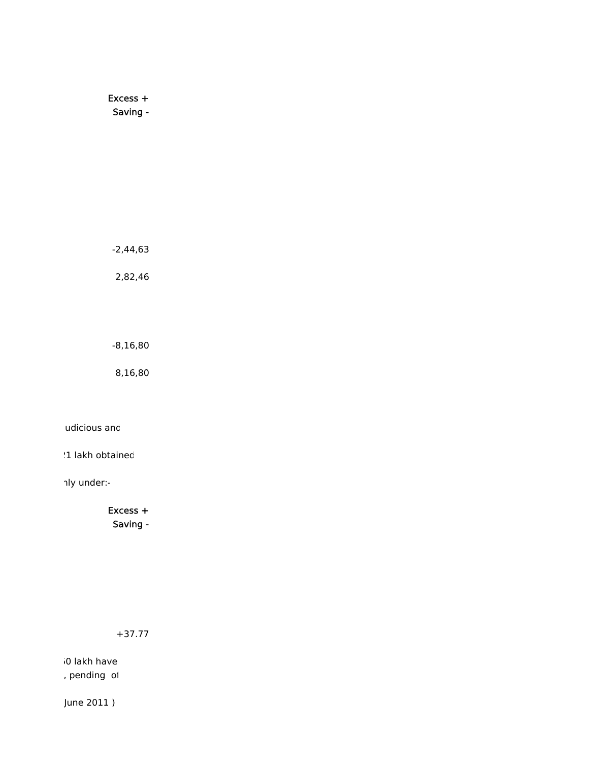Excess +
Saving -

-2,44,63

2,82,46

-8,16,80

8,16,80

udicious and

21 lakh obtained

nly under:-

Excess +
Saving -

+37.77

50 lakh have
, pending of

June 2011 )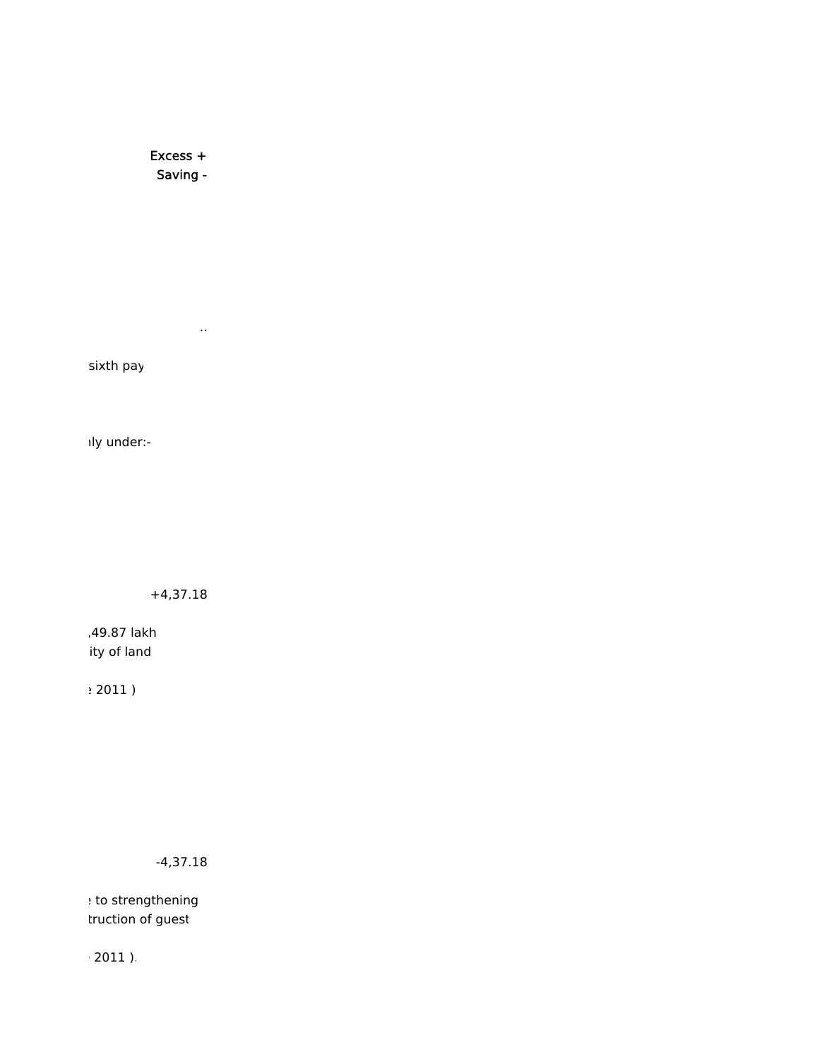Excess +
Saving -

..

sixth pay

ıly under:-

+4,37.18

,49.87 lakh
ity of land

e 2011 )

-4,37.18

e to strengthening
truction of guest

2011 ).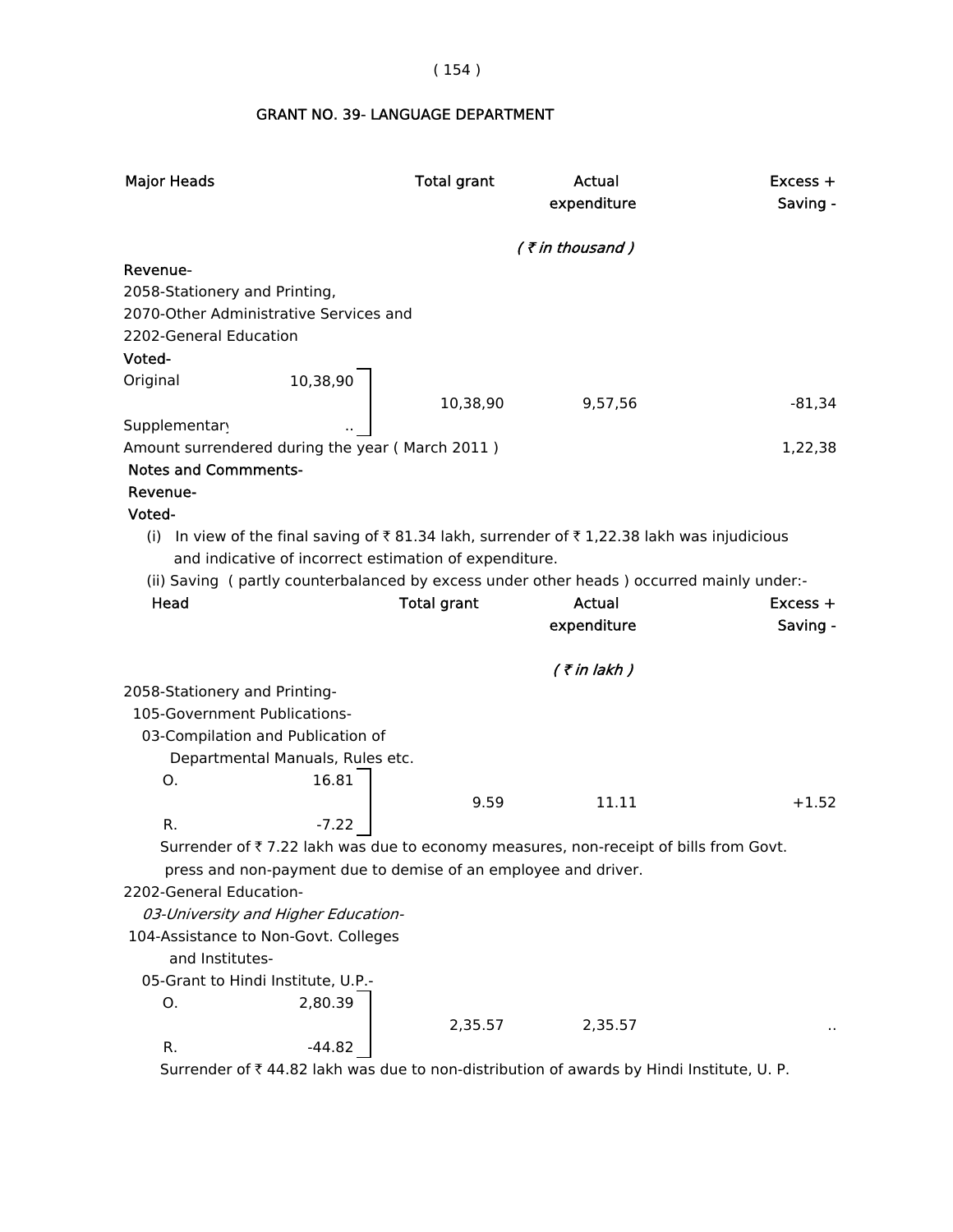## GRANT NO. 39- LANGUAGE DEPARTMENT

| Major Heads | | Total grant | Actual expenditure | Excess + Saving - |
|---|---|---|---|---|
| | | | *( ₹ in thousand )* | |
| **Revenue-** | | | | |
| 2058-Stationery and Printing, 2070-Other Administrative Services and 2202-General Education | | | | |
| **Voted-** | | | | |
| Original | 10,38,90 | 10,38,90 | 9,57,56 | -81,34 |
| Supplementary | .. | | | |
| Amount surrendered during the year ( March 2011 ) | | | | 1,22,38 |

**Notes and Commments-**

**Revenue-**

**Voted-**

(i) In view of the final saving of ₹ 81.34 lakh, surrender of ₹ 1,22.38 lakh was injudicious and indicative of incorrect estimation of expenditure.

(ii) Saving ( partly counterbalanced by excess under other heads ) occurred mainly under:-

| Head | | Total grant | Actual expenditure | Excess + Saving - |
|---|---|---|---|---|
| | | | *( ₹ in lakh )* | |
| 2058-Stationery and Printing- | | | | |
| 105-Government Publications- | | | | |
| 03-Compilation and Publication of Departmental Manuals, Rules etc. | | | | |
| O. | 16.81 | 9.59 | 11.11 | +1.52 |
| R. | -7.22 | | | |

Surrender of ₹ 7.22 lakh was due to economy measures, non-receipt of bills from Govt. press and non-payment due to demise of an employee and driver.

| Head | | Total grant | Actual expenditure | Excess + Saving - |
|---|---|---|---|---|
| 2202-General Education- | | | | |
| *03-University and Higher Education-* | | | | |
| 104-Assistance to Non-Govt. Colleges and Institutes- | | | | |
| 05-Grant to Hindi Institute, U.P.- | | | | |
| O. | 2,80.39 | 2,35.57 | 2,35.57 | .. |
| R. | -44.82 | | | |

Surrender of ₹ 44.82 lakh was due to non-distribution of awards by Hindi Institute, U. P.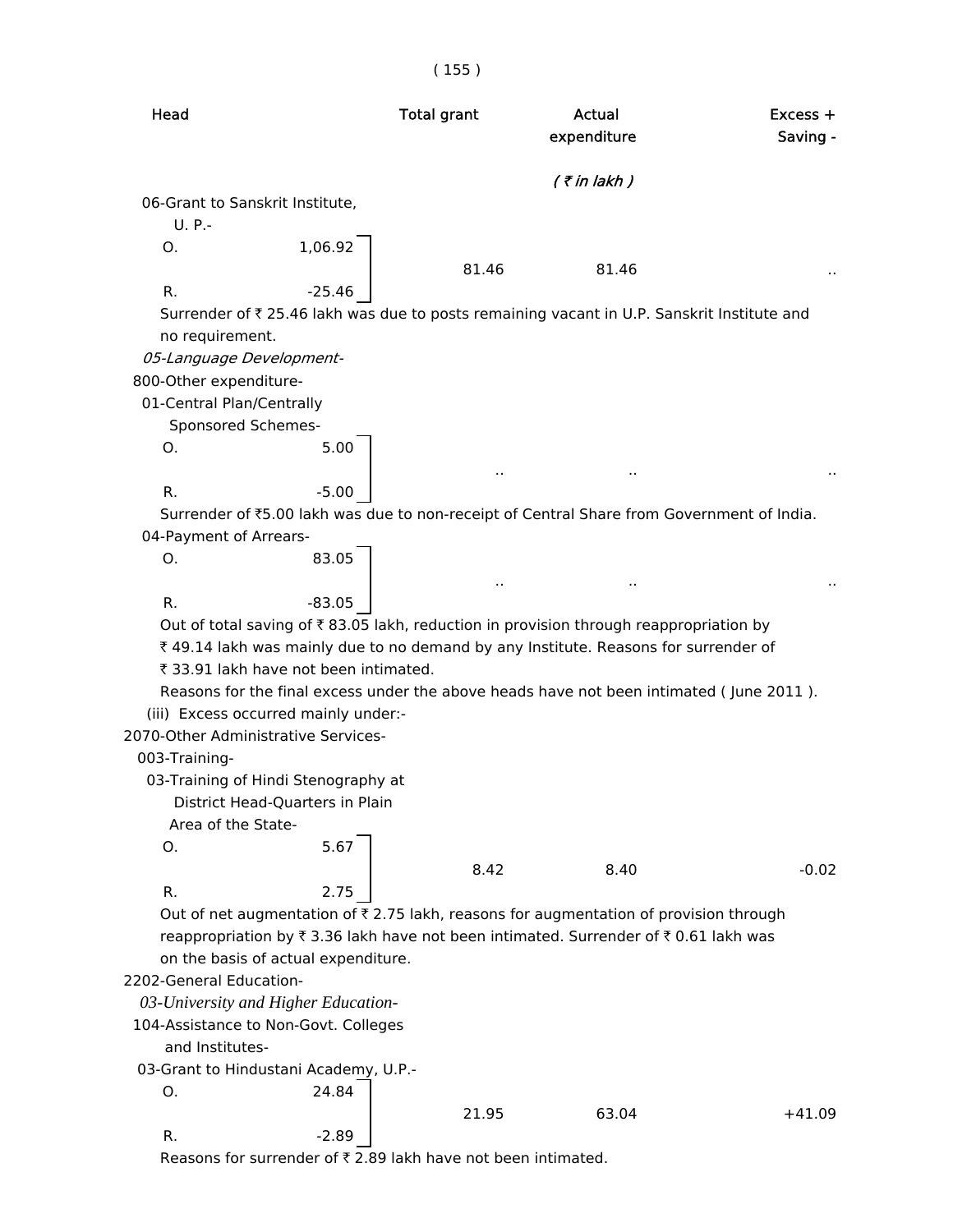| Head | | Total grant | Actual expenditure | Excess + Saving - |
|---|---|---|---|---|
| | | | *( ₹ in lakh )* | |
| 06-Grant to Sanskrit Institute, U. P.- | | | | |
| O. | 1,06.92 | 81.46 | 81.46 | .. |
| R. | -25.46 | | | |

Surrender of ₹ 25.46 lakh was due to posts remaining vacant in U.P. Sanskrit Institute and no requirement.

*05-Language Development-*

800-Other expenditure-

01-Central Plan/Centrally Sponsored Schemes-

| | | | | |
|---|---|---|---|---|
| O. | 5.00 | .. | .. | .. |
| R. | -5.00 | | | |

Surrender of ₹5.00 lakh was due to non-receipt of Central Share from Government of India.

04-Payment of Arrears-

| | | | | |
|---|---|---|---|---|
| O. | 83.05 | .. | .. | .. |
| R. | -83.05 | | | |

Out of total saving of ₹ 83.05 lakh, reduction in provision through reappropriation by ₹ 49.14 lakh was mainly due to no demand by any Institute. Reasons for surrender of ₹ 33.91 lakh have not been intimated.

Reasons for the final excess under the above heads have not been intimated ( June 2011 ).

(iii) Excess occurred mainly under:-

2070-Other Administrative Services-

003-Training-

03-Training of Hindi Stenography at District Head-Quarters in Plain Area of the State-

| | | | | |
|---|---|---|---|---|
| O. | 5.67 | 8.42 | 8.40 | -0.02 |
| R. | 2.75 | | | |

Out of net augmentation of ₹ 2.75 lakh, reasons for augmentation of provision through reappropriation by ₹ 3.36 lakh have not been intimated. Surrender of ₹ 0.61 lakh was on the basis of actual expenditure.

2202-General Education-

*03-University and Higher Education-*

104-Assistance to Non-Govt. Colleges and Institutes-

03-Grant to Hindustani Academy, U.P.-

| | | | | |
|---|---|---|---|---|
| O. | 24.84 | 21.95 | 63.04 | +41.09 |
| R. | -2.89 | | | |

Reasons for surrender of ₹ 2.89 lakh have not been intimated.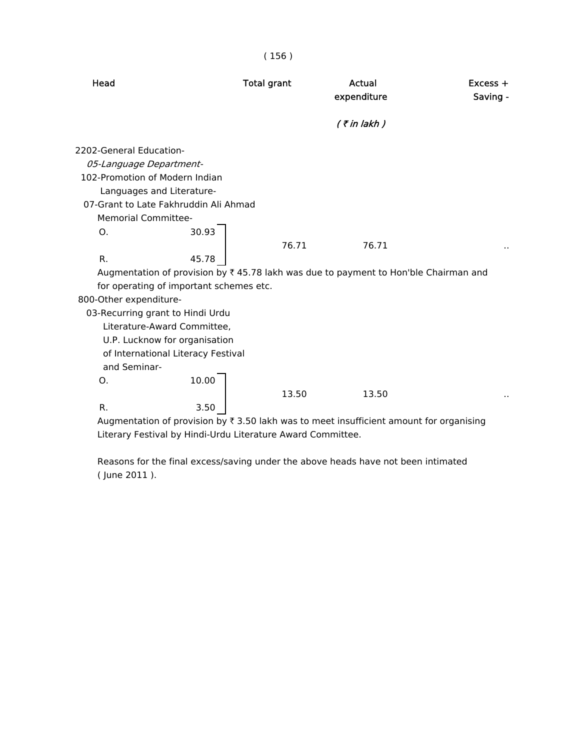| Head | Total grant | Actual expenditure | Excess + Saving - |
|---|---|---|---|
| | | *( ₹ in lakh )* | |

2202-General Education-

*05-Language Department-*

102-Promotion of Modern Indian Languages and Literature-

07-Grant to Late Fakhruddin Ali Ahmad Memorial Committee-

| | | Total grant | Actual expenditure | Excess + Saving - |
|---|---|---|---|---|
| O. | 30.93 | 76.71 | 76.71 | .. |
| R. | 45.78 | | | |

Augmentation of provision by ₹ 45.78 lakh was due to payment to Hon'ble Chairman and for operating of important schemes etc.

800-Other expenditure-

03-Recurring grant to Hindi Urdu Literature-Award Committee, U.P. Lucknow for organisation of International Literacy Festival and Seminar-

| | | Total grant | Actual expenditure | Excess + Saving - |
|---|---|---|---|---|
| O. | 10.00 | 13.50 | 13.50 | .. |
| R. | 3.50 | | | |

Augmentation of provision by ₹ 3.50 lakh was to meet insufficient amount for organising Literary Festival by Hindi-Urdu Literature Award Committee.

Reasons for the final excess/saving under the above heads have not been intimated ( June 2011 ).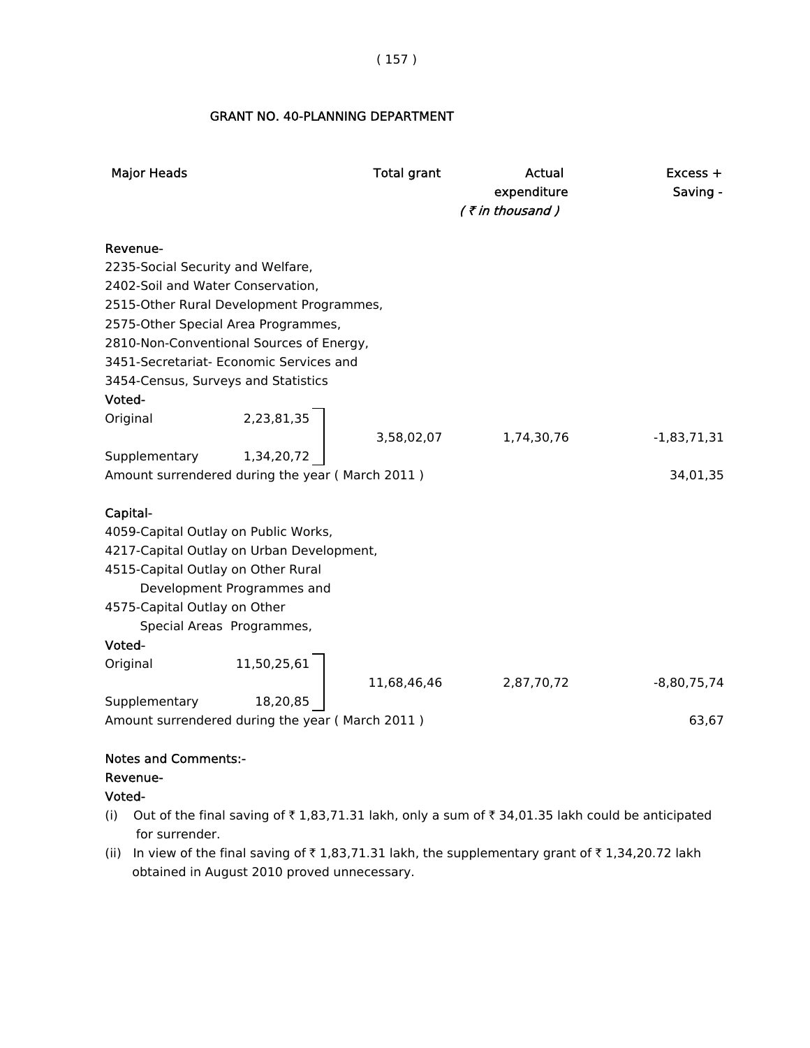## GRANT NO. 40-PLANNING DEPARTMENT

| Major Heads | | Total grant | Actual expenditure | Excess + Saving - |
|---|---|---|---|---|
| | | | *( ₹ in thousand )* | |
| **Revenue-** | | | | |
| 2235-Social Security and Welfare, 2402-Soil and Water Conservation, 2515-Other Rural Development Programmes, 2575-Other Special Area Programmes, 2810-Non-Conventional Sources of Energy, 3451-Secretariat- Economic Services and 3454-Census, Surveys and Statistics | | | | |
| **Voted-** | | | | |
| Original | 2,23,81,35 | | | |
| | | 3,58,02,07 | 1,74,30,76 | -1,83,71,31 |
| Supplementary | 1,34,20,72 | | | |
| Amount surrendered during the year ( March 2011 ) | | | | 34,01,35 |
| **Capital-** | | | | |
| 4059-Capital Outlay on Public Works, 4217-Capital Outlay on Urban Development, 4515-Capital Outlay on Other Rural Development Programmes and 4575-Capital Outlay on Other Special Areas Programmes, | | | | |
| **Voted-** | | | | |
| Original | 11,50,25,61 | | | |
| | | 11,68,46,46 | 2,87,70,72 | -8,80,75,74 |
| Supplementary | 18,20,85 | | | |
| Amount surrendered during the year ( March 2011 ) | | | | 63,67 |

**Notes and Comments:-**

**Revenue-**

**Voted-**

(i) Out of the final saving of ₹ 1,83,71.31 lakh, only a sum of ₹ 34,01.35 lakh could be anticipated for surrender.

(ii) In view of the final saving of ₹ 1,83,71.31 lakh, the supplementary grant of ₹ 1,34,20.72 lakh obtained in August 2010 proved unnecessary.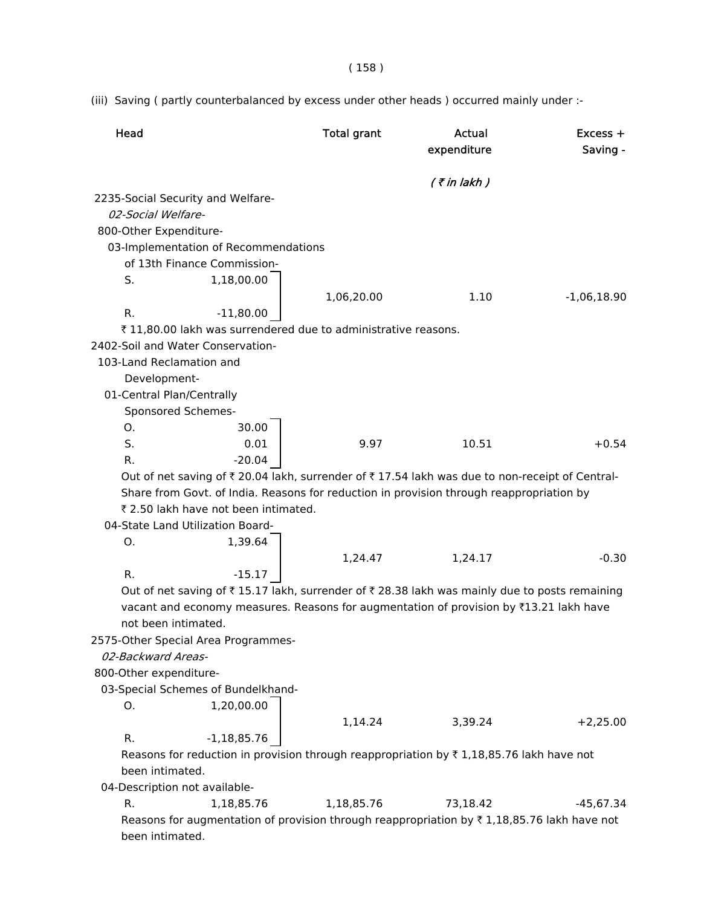(iii) Saving ( partly counterbalanced by excess under other heads ) occurred mainly under :-

| Head | | Total grant | Actual expenditure | Excess + Saving - |
|---|---|---|---|---|
| | | | *( ₹ in lakh )* | |
| 2235-Social Security and Welfare- | | | | |
| *02-Social Welfare-* | | | | |
| 800-Other Expenditure- | | | | |
| 03-Implementation of Recommendations of 13th Finance Commission- | | | | |
| S. | 1,18,00.00 | 1,06,20.00 | 1.10 | -1,06,18.90 |
| R. | -11,80.00 | | | |

₹ 11,80.00 lakh was surrendered due to administrative reasons.

| Head | | Total grant | Actual expenditure | Excess + Saving - |
|---|---|---|---|---|
| 2402-Soil and Water Conservation- | | | | |
| 103-Land Reclamation and Development- | | | | |
| 01-Central Plan/Centrally Sponsored Schemes- | | | | |
| O. | 30.00 | | | |
| S. | 0.01 | 9.97 | 10.51 | +0.54 |
| R. | -20.04 | | | |

Out of net saving of ₹ 20.04 lakh, surrender of ₹ 17.54 lakh was due to non-receipt of Central-Share from Govt. of India. Reasons for reduction in provision through reappropriation by ₹ 2.50 lakh have not been intimated.

| Head | | Total grant | Actual expenditure | Excess + Saving - |
|---|---|---|---|---|
| 04-State Land Utilization Board- | | | | |
| O. | 1,39.64 | 1,24.47 | 1,24.17 | -0.30 |
| R. | -15.17 | | | |

Out of net saving of ₹ 15.17 lakh, surrender of ₹ 28.38 lakh was mainly due to posts remaining vacant and economy measures. Reasons for augmentation of provision by ₹13.21 lakh have not been intimated.

| Head | | Total grant | Actual expenditure | Excess + Saving - |
|---|---|---|---|---|
| 2575-Other Special Area Programmes- | | | | |
| *02-Backward Areas-* | | | | |
| 800-Other expenditure- | | | | |
| 03-Special Schemes of Bundelkhand- | | | | |
| O. | 1,20,00.00 | 1,14.24 | 3,39.24 | +2,25.00 |
| R. | -1,18,85.76 | | | |

Reasons for reduction in provision through reappropriation by ₹ 1,18,85.76 lakh have not been intimated.

| Head | | Total grant | Actual expenditure | Excess + Saving - |
|---|---|---|---|---|
| 04-Description not available- | | | | |
| R. | 1,18,85.76 | 1,18,85.76 | 73,18.42 | -45,67.34 |

Reasons for augmentation of provision through reappropriation by ₹ 1,18,85.76 lakh have not been intimated.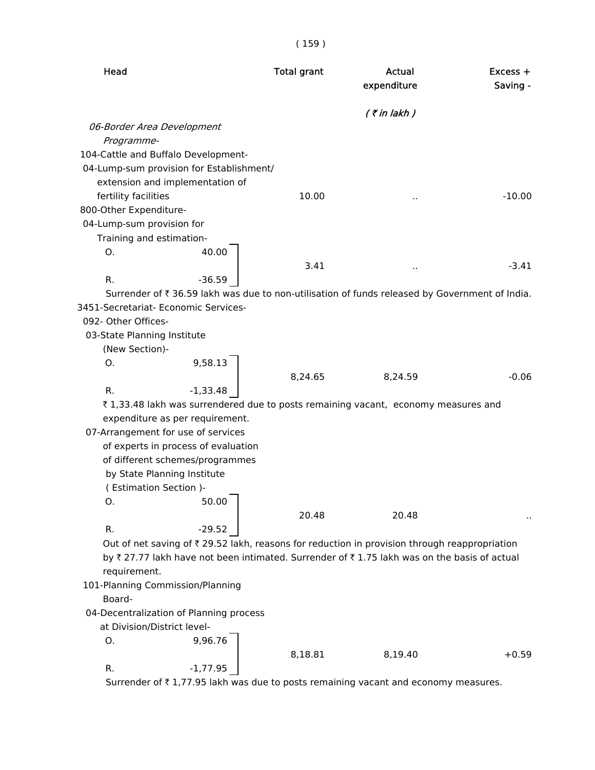| Head | Total grant | Actual expenditure | Excess + Saving - |
|---|---|---|---|
| | | *( ₹ in lakh )* | |
| *06-Border Area Development Programme-* | | | |
| 104-Cattle and Buffalo Development- | | | |
| 04-Lump-sum provision for Establishment/ extension and implementation of fertility facilities | 10.00 | .. | -10.00 |
| 800-Other Expenditure- | | | |
| 04-Lump-sum provision for Training and estimation- O. 40.00 R. -36.59 | 3.41 | .. | -3.41 |

Surrender of ₹ 36.59 lakh was due to non-utilisation of funds released by Government of India.

| Head | Total grant | Actual expenditure | Excess + Saving - |
|---|---|---|---|
| 3451-Secretariat- Economic Services- | | | |
| 092- Other Offices- | | | |
| 03-State Planning Institute (New Section)- O. 9,58.13 R. -1,33.48 | 8,24.65 | 8,24.59 | -0.06 |

₹ 1,33.48 lakh was surrendered due to posts remaining vacant, economy measures and expenditure as per requirement.

| Head | Total grant | Actual expenditure | Excess + Saving - |
|---|---|---|---|
| 07-Arrangement for use of services of experts in process of evaluation of different schemes/programmes by State Planning Institute ( Estimation Section )- O. 50.00 R. -29.52 | 20.48 | 20.48 | .. |

Out of net saving of ₹ 29.52 lakh, reasons for reduction in provision through reappropriation by ₹ 27.77 lakh have not been intimated. Surrender of ₹ 1.75 lakh was on the basis of actual requirement.

| Head | Total grant | Actual expenditure | Excess + Saving - |
|---|---|---|---|
| 101-Planning Commission/Planning Board- | | | |
| 04-Decentralization of Planning process at Division/District level- O. 9,96.76 R. -1,77.95 | 8,18.81 | 8,19.40 | +0.59 |

Surrender of ₹ 1,77.95 lakh was due to posts remaining vacant and economy measures.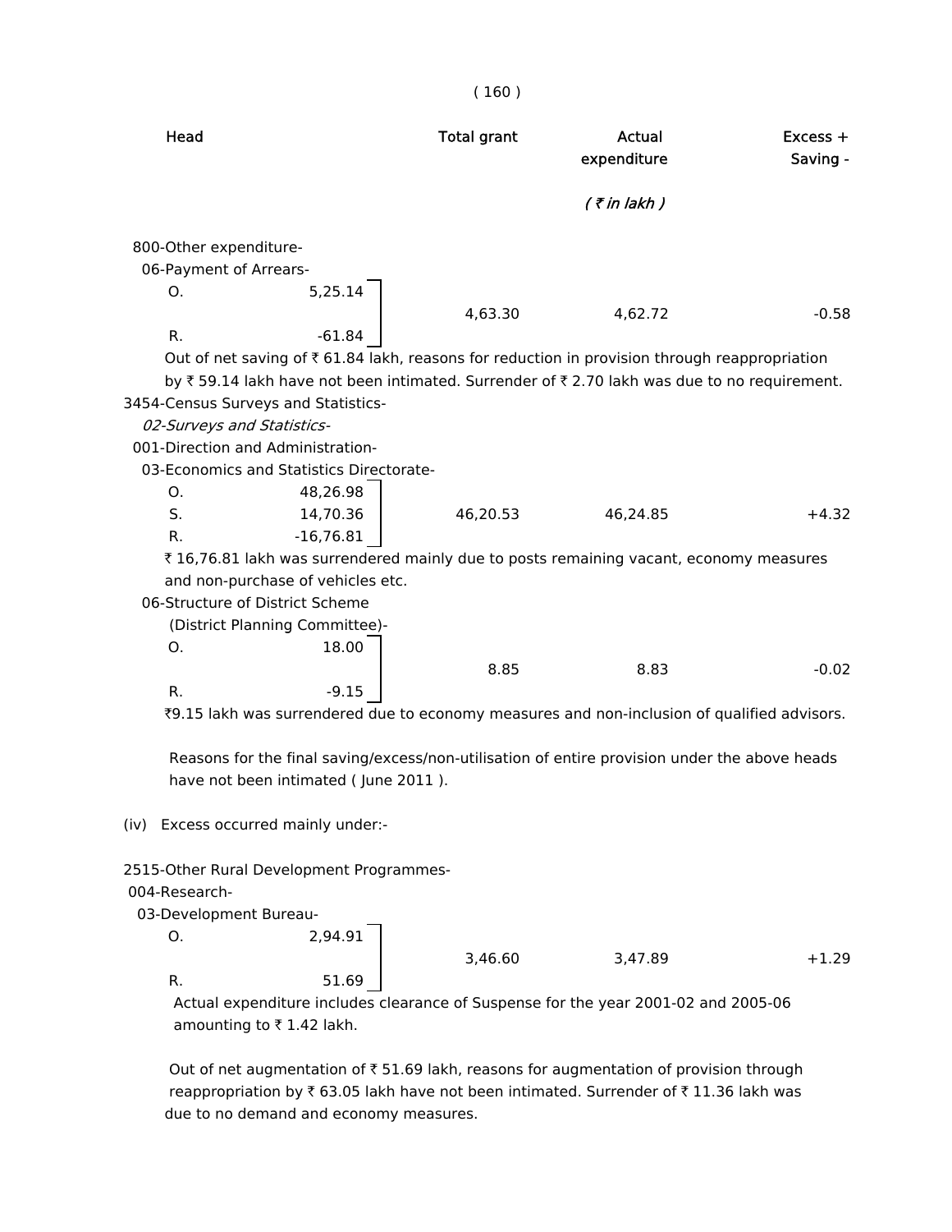| Head | | Total grant | Actual expenditure | Excess + Saving - |
|---|---|---|---|---|
| | | | *( ₹ in lakh )* | |
| 800-Other expenditure- | | | | |
| 06-Payment of Arrears- | | | | |
| O. | 5,25.14 | 4,63.30 | 4,62.72 | -0.58 |
| R. | -61.84 | | | |

Out of net saving of ₹ 61.84 lakh, reasons for reduction in provision through reappropriation by ₹ 59.14 lakh have not been intimated. Surrender of ₹ 2.70 lakh was due to no requirement.

3454-Census Surveys and Statistics-

*02-Surveys and Statistics-*

001-Direction and Administration-

03-Economics and Statistics Directorate-

| | | Total grant | Actual expenditure | Excess + Saving - |
|---|---|---|---|---|
| O. | 48,26.98 | 46,20.53 | 46,24.85 | +4.32 |
| S. | 14,70.36 | | | |
| R. | -16,76.81 | | | |

₹ 16,76.81 lakh was surrendered mainly due to posts remaining vacant, economy measures and non-purchase of vehicles etc.

06-Structure of District Scheme (District Planning Committee)-

| | | Total grant | Actual expenditure | Excess + Saving - |
|---|---|---|---|---|
| O. | 18.00 | 8.85 | 8.83 | -0.02 |
| R. | -9.15 | | | |

₹9.15 lakh was surrendered due to economy measures and non-inclusion of qualified advisors.

Reasons for the final saving/excess/non-utilisation of entire provision under the above heads have not been intimated ( June 2011 ).

(iv) Excess occurred mainly under:-

2515-Other Rural Development Programmes-

004-Research-

03-Development Bureau-

| | | Total grant | Actual expenditure | Excess + Saving - |
|---|---|---|---|---|
| O. | 2,94.91 | 3,46.60 | 3,47.89 | +1.29 |
| R. | 51.69 | | | |

Actual expenditure includes clearance of Suspense for the year 2001-02 and 2005-06 amounting to ₹ 1.42 lakh.

Out of net augmentation of ₹ 51.69 lakh, reasons for augmentation of provision through reappropriation by ₹ 63.05 lakh have not been intimated. Surrender of ₹ 11.36 lakh was due to no demand and economy measures.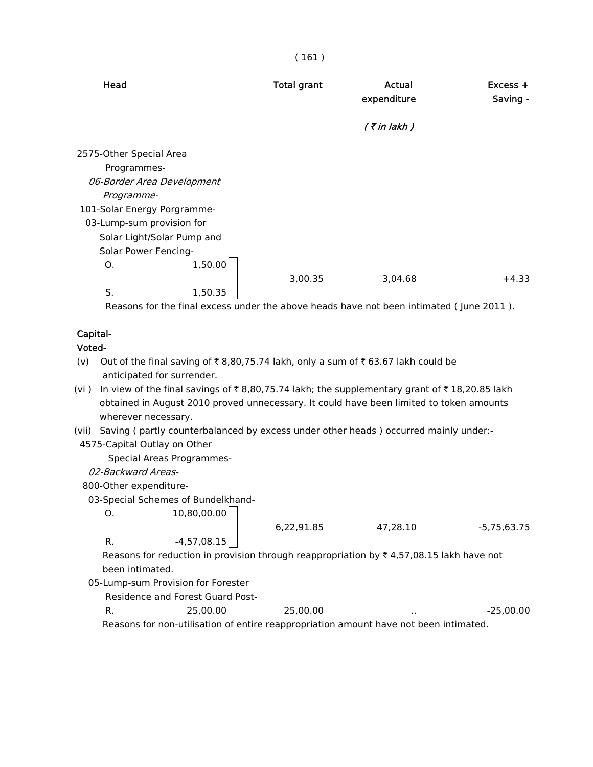| Head | Total grant | Actual expenditure | Excess + Saving - |
|---|---|---|---|
| | | ( ₹ in lakh ) | |

2575-Other Special Area Programmes-

*06-Border Area Development Programme-*

101-Solar Energy Porgramme-

03-Lump-sum provision for Solar Light/Solar Pump and Solar Power Fencing-

| | | Total grant | Actual expenditure | Excess + Saving - |
|---|---|---|---|---|
| O. | 1,50.00 | 3,00.35 | 3,04.68 | +4.33 |
| S. | 1,50.35 | | | |

Reasons for the final excess under the above heads have not been intimated ( June 2011 ).

**Capital-**

**Voted-**

(v) Out of the final saving of ₹ 8,80,75.74 lakh, only a sum of ₹ 63.67 lakh could be anticipated for surrender.

(vi ) In view of the final savings of ₹ 8,80,75.74 lakh; the supplementary grant of ₹ 18,20.85 lakh obtained in August 2010 proved unnecessary. It could have been limited to token amounts wherever necessary.

(vii) Saving ( partly counterbalanced by excess under other heads ) occurred mainly under:-

4575-Capital Outlay on Other Special Areas Programmes-

*02-Backward Areas-*

800-Other expenditure-

03-Special Schemes of Bundelkhand-

| | | Total grant | Actual expenditure | Excess + Saving - |
|---|---|---|---|---|
| O. | 10,80,00.00 | 6,22,91.85 | 47,28.10 | -5,75,63.75 |
| R. | -4,57,08.15 | | | |

Reasons for reduction in provision through reappropriation by ₹ 4,57,08.15 lakh have not been intimated.

05-Lump-sum Provision for Forester Residence and Forest Guard Post-

| | | Total grant | Actual expenditure | Excess + Saving - |
|---|---|---|---|---|
| R. | 25,00.00 | 25,00.00 | .. | -25,00.00 |

Reasons for non-utilisation of entire reappropriation amount have not been intimated.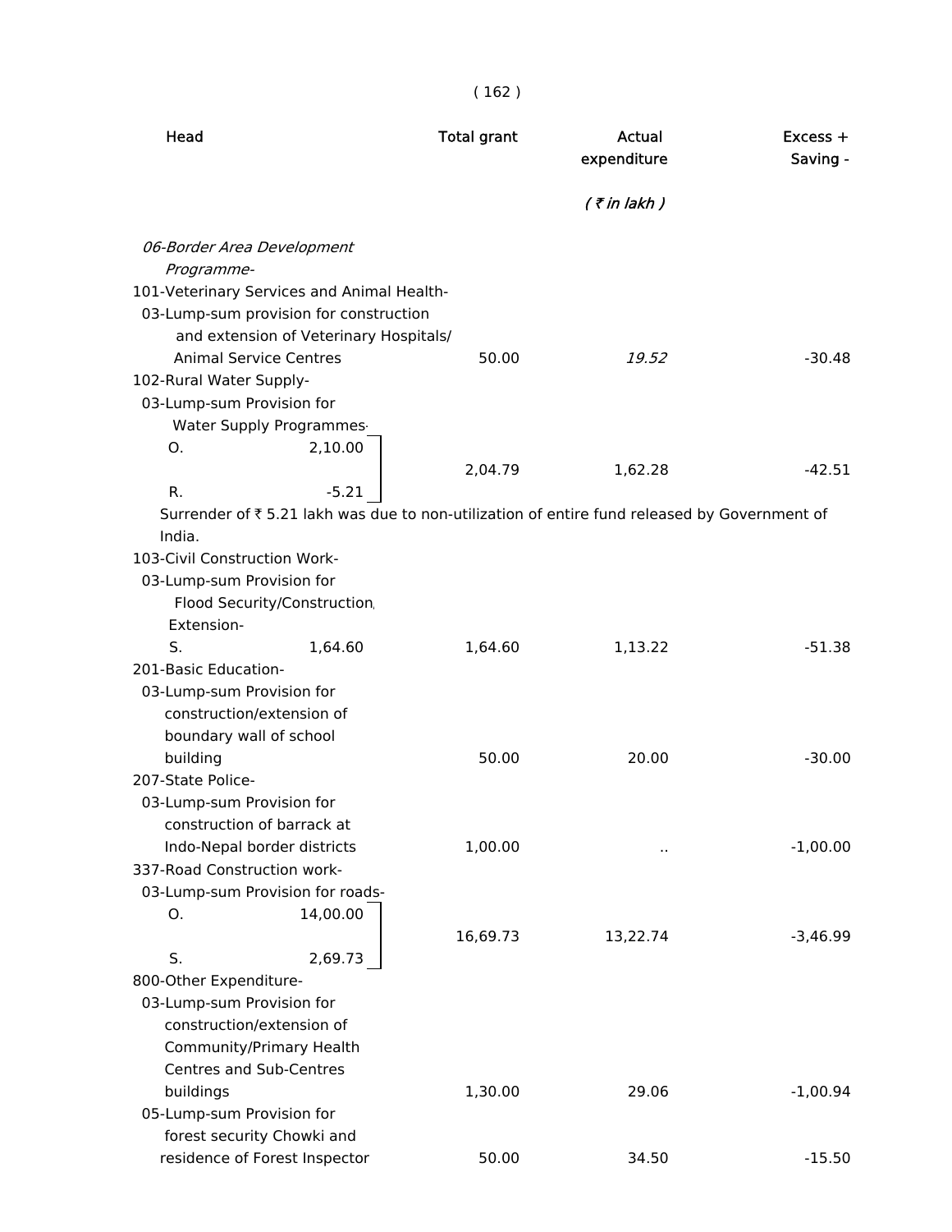| Head | Total grant | Actual expenditure | Excess + Saving - |
|---|---|---|---|
| | | *( ₹ in lakh )* | |
| *06-Border Area Development Programme-* | | | |
| 101-Veterinary Services and Animal Health- | | | |
| 03-Lump-sum provision for construction and extension of Veterinary Hospitals/ Animal Service Centres | 50.00 | *19.52* | -30.48 |
| 102-Rural Water Supply- | | | |
| 03-Lump-sum Provision for Water Supply Programmes- O. 2,10.00 R. -5.21 | 2,04.79 | 1,62.28 | -42.51 |
| Surrender of ₹ 5.21 lakh was due to non-utilization of entire fund released by Government of India. | | | |
| 103-Civil Construction Work- | | | |
| 03-Lump-sum Provision for Flood Security/Construction, Extension- S. 1,64.60 | 1,64.60 | 1,13.22 | -51.38 |
| 201-Basic Education- | | | |
| 03-Lump-sum Provision for construction/extension of boundary wall of school building | 50.00 | 20.00 | -30.00 |
| 207-State Police- | | | |
| 03-Lump-sum Provision for construction of barrack at Indo-Nepal border districts | 1,00.00 | .. | -1,00.00 |
| 337-Road Construction work- | | | |
| 03-Lump-sum Provision for roads- O. 14,00.00 S. 2,69.73 | 16,69.73 | 13,22.74 | -3,46.99 |
| 800-Other Expenditure- | | | |
| 03-Lump-sum Provision for construction/extension of Community/Primary Health Centres and Sub-Centres buildings | 1,30.00 | 29.06 | -1,00.94 |
| 05-Lump-sum Provision for forest security Chowki and residence of Forest Inspector | 50.00 | 34.50 | -15.50 |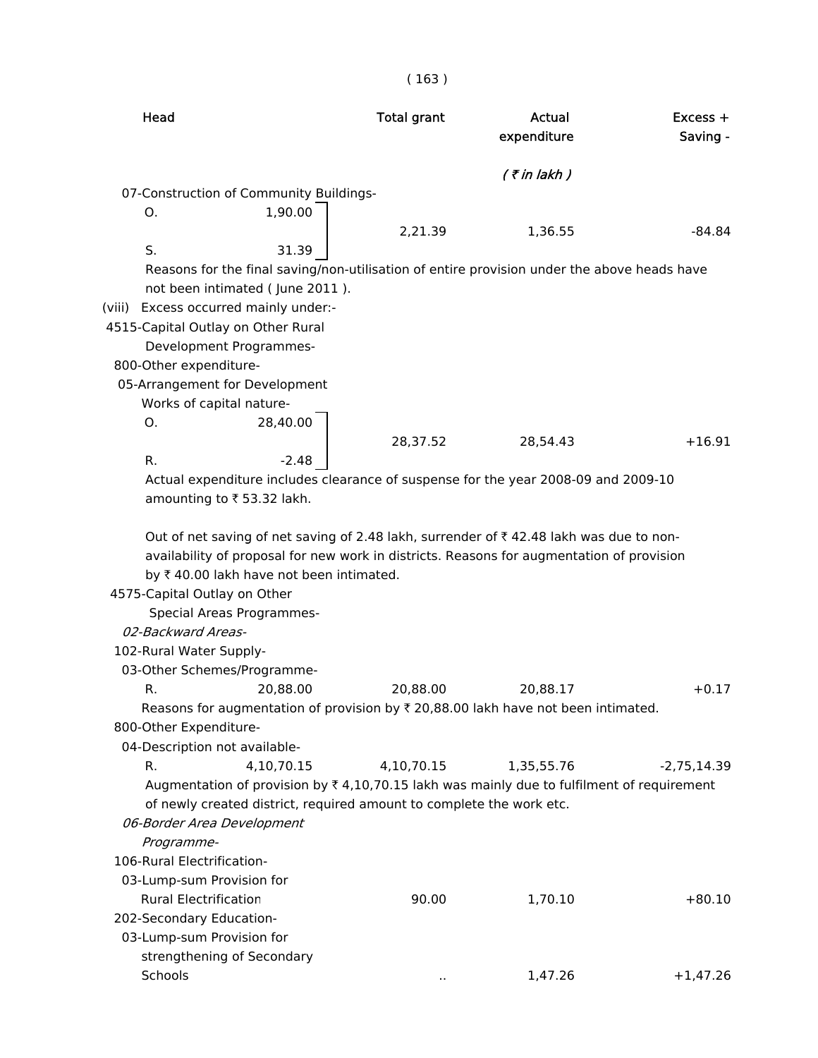| Head | | Total grant | Actual expenditure | Excess + Saving - |
|---|---|---|---|---|
| | | | *( ₹ in lakh )* | |
| 07-Construction of Community Buildings- | | | | |
| O. | 1,90.00 | 2,21.39 | 1,36.55 | -84.84 |
| S. | 31.39 | | | |

Reasons for the final saving/non-utilisation of entire provision under the above heads have not been intimated ( June 2011 ).

(viii) Excess occurred mainly under:-

| Head | | Total grant | Actual expenditure | Excess + Saving - |
|---|---|---|---|---|
| 4515-Capital Outlay on Other Rural Development Programmes- | | | | |
| 800-Other expenditure- | | | | |
| 05-Arrangement for Development Works of capital nature- | | | | |
| O. | 28,40.00 | 28,37.52 | 28,54.43 | +16.91 |
| R. | -2.48 | | | |

Actual expenditure includes clearance of suspense for the year 2008-09 and 2009-10 amounting to ₹ 53.32 lakh.

Out of net saving of net saving of 2.48 lakh, surrender of ₹ 42.48 lakh was due to non-availability of proposal for new work in districts. Reasons for augmentation of provision by ₹ 40.00 lakh have not been intimated.

| Head | | Total grant | Actual expenditure | Excess + Saving - |
|---|---|---|---|---|
| 4575-Capital Outlay on Other Special Areas Programmes- | | | | |
| *02-Backward Areas-* | | | | |
| 102-Rural Water Supply- | | | | |
| 03-Other Schemes/Programme- | | | | |
| R. | 20,88.00 | 20,88.00 | 20,88.17 | +0.17 |

Reasons for augmentation of provision by ₹ 20,88.00 lakh have not been intimated.

| Head | | Total grant | Actual expenditure | Excess + Saving - |
|---|---|---|---|---|
| 800-Other Expenditure- | | | | |
| 04-Description not available- | | | | |
| R. | 4,10,70.15 | 4,10,70.15 | 1,35,55.76 | -2,75,14.39 |

Augmentation of provision by ₹ 4,10,70.15 lakh was mainly due to fulfilment of requirement of newly created district, required amount to complete the work etc.

| Head | | Total grant | Actual expenditure | Excess + Saving - |
|---|---|---|---|---|
| *06-Border Area Development Programme-* | | | | |
| 106-Rural Electrification- | | | | |
| 03-Lump-sum Provision for Rural Electrification | | 90.00 | 1,70.10 | +80.10 |
| 202-Secondary Education- | | | | |
| 03-Lump-sum Provision for strengthening of Secondary Schools | | .. | 1,47.26 | +1,47.26 |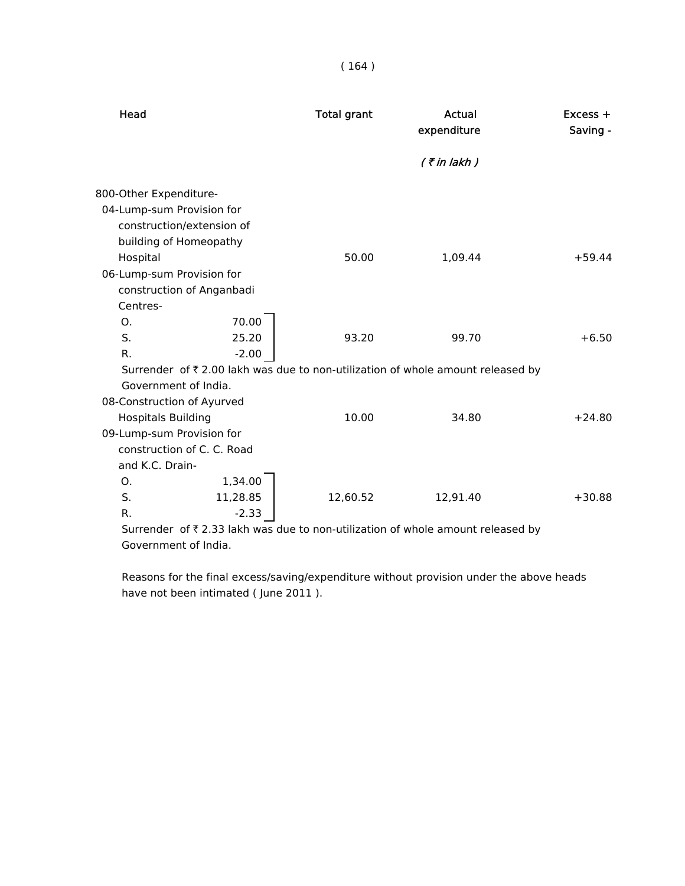| Head | Total grant | Actual expenditure | Excess + Saving - |
|---|---|---|---|
| | | *( ₹ in lakh )* | |
| 800-Other Expenditure- | | | |
| 04-Lump-sum Provision for construction/extension of building of Homeopathy Hospital | 50.00 | 1,09.44 | +59.44 |
| 06-Lump-sum Provision for construction of Anganbadi Centres- O. 70.00, S. 25.20, R. -2.00 | 93.20 | 99.70 | +6.50 |

Surrender of ₹ 2.00 lakh was due to non-utilization of whole amount released by Government of India.

| Head | Total grant | Actual expenditure | Excess + Saving - |
|---|---|---|---|
| 08-Construction of Ayurved Hospitals Building | 10.00 | 34.80 | +24.80 |
| 09-Lump-sum Provision for construction of C. C. Road and K.C. Drain- O. 1,34.00, S. 11,28.85, R. -2.33 | 12,60.52 | 12,91.40 | +30.88 |

Surrender of ₹ 2.33 lakh was due to non-utilization of whole amount released by Government of India.

Reasons for the final excess/saving/expenditure without provision under the above heads have not been intimated ( June 2011 ).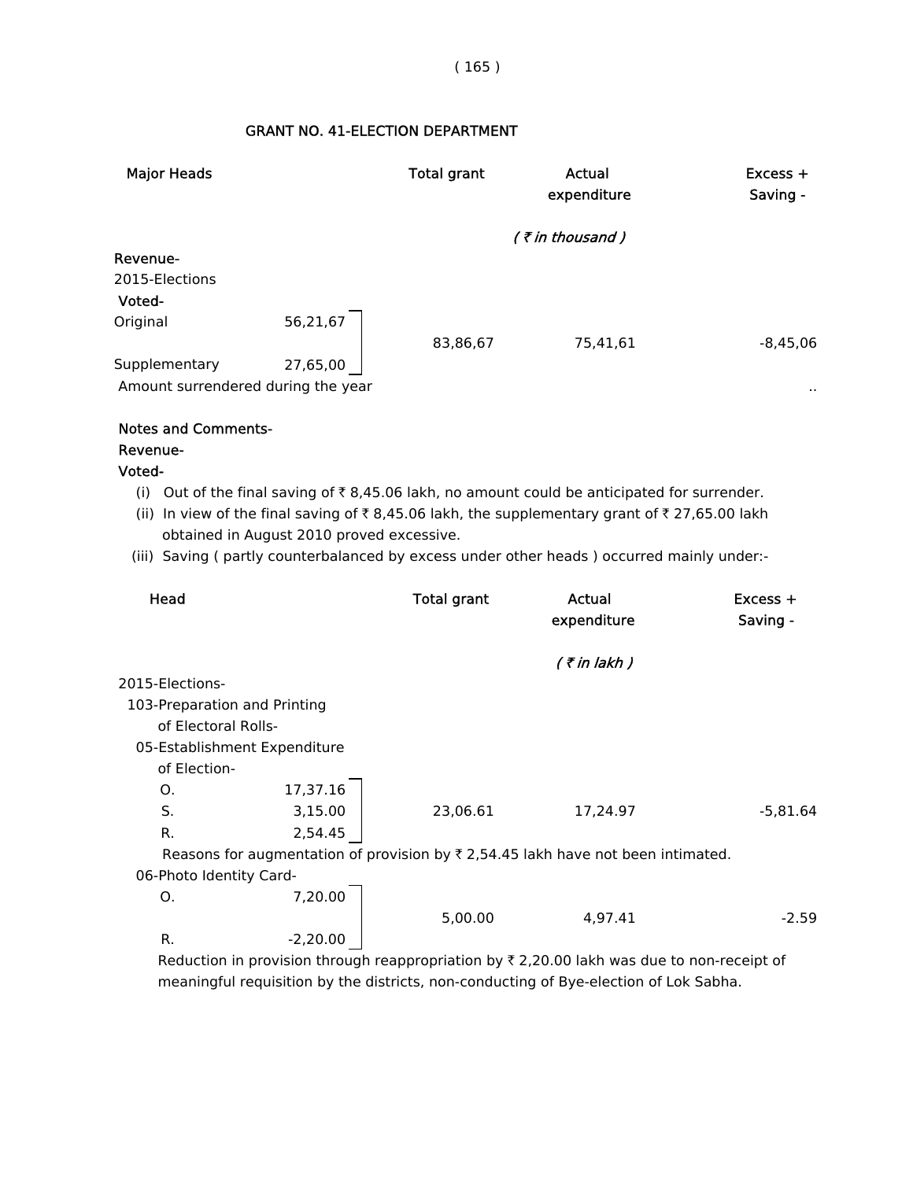## GRANT NO. 41-ELECTION DEPARTMENT

| Major Heads | | Total grant | Actual expenditure | Excess + Saving - |
|---|---|---|---|---|
| | | | *( ₹ in thousand )* | |
| Revenue- | | | | |
| 2015-Elections | | | | |
| Voted- | | | | |
| Original | 56,21,67 | 83,86,67 | 75,41,61 | -8,45,06 |
| Supplementary | 27,65,00 | | | |
| Amount surrendered during the year | | | | .. |

**Notes and Comments-**

**Revenue-**

**Voted-**

(i) Out of the final saving of ₹ 8,45.06 lakh, no amount could be anticipated for surrender.

(ii) In view of the final saving of ₹ 8,45.06 lakh, the supplementary grant of ₹ 27,65.00 lakh obtained in August 2010 proved excessive.

(iii) Saving ( partly counterbalanced by excess under other heads ) occurred mainly under:-

| Head | | Total grant | Actual expenditure | Excess + Saving - |
|---|---|---|---|---|
| | | | *( ₹ in lakh )* | |
| 2015-Elections- | | | | |
| 103-Preparation and Printing of Electoral Rolls- | | | | |
| 05-Establishment Expenditure of Election- | | | | |
| O. | 17,37.16 | | | |
| S. | 3,15.00 | 23,06.61 | 17,24.97 | -5,81.64 |
| R. | 2,54.45 | | | |

Reasons for augmentation of provision by ₹ 2,54.45 lakh have not been intimated.

| Head | | Total grant | Actual expenditure | Excess + Saving - |
|---|---|---|---|---|
| 06-Photo Identity Card- | | | | |
| O. | 7,20.00 | 5,00.00 | 4,97.41 | -2.59 |
| R. | -2,20.00 | | | |

Reduction in provision through reappropriation by ₹ 2,20.00 lakh was due to non-receipt of meaningful requisition by the districts, non-conducting of Bye-election of Lok Sabha.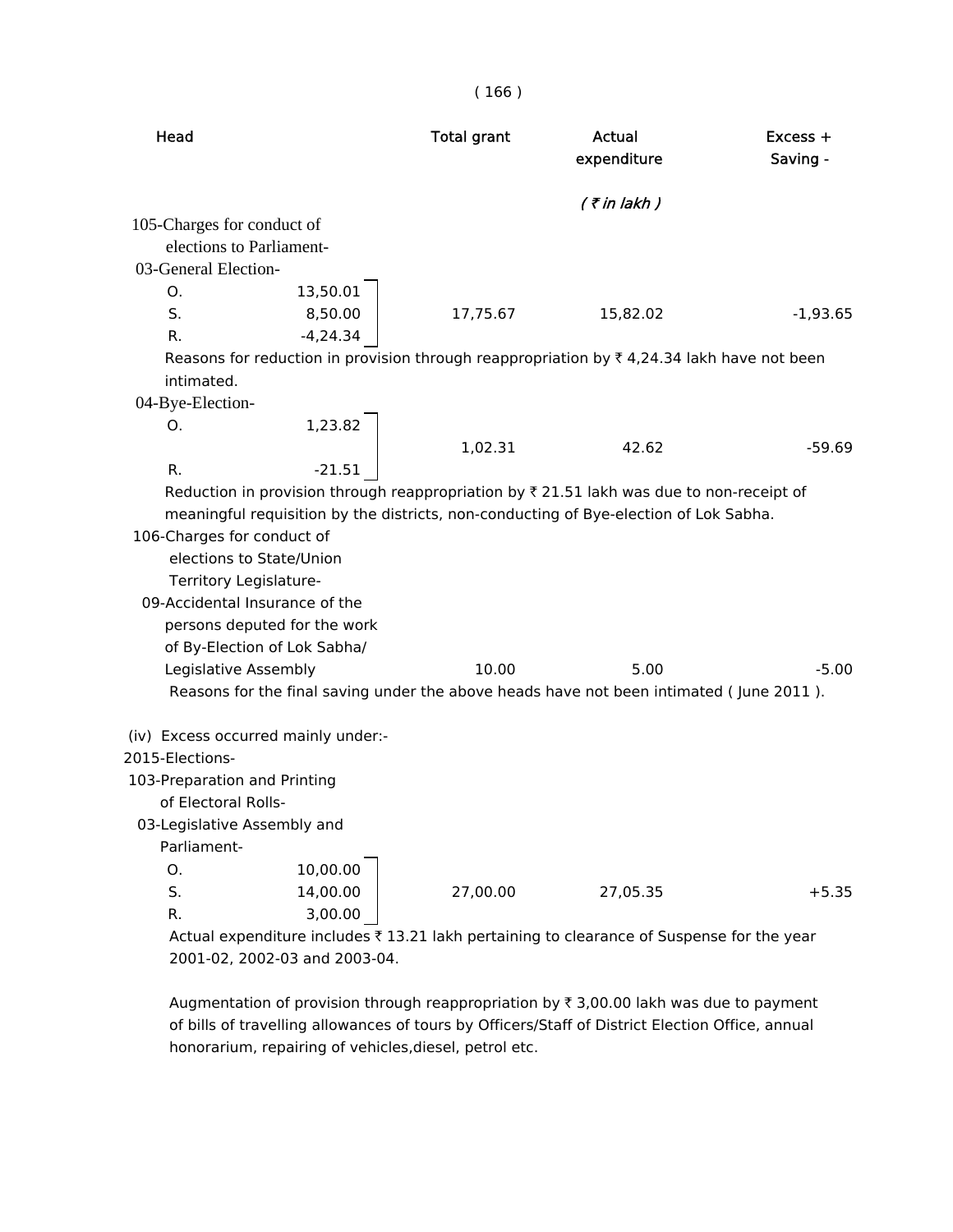| Head | Total grant | Actual expenditure | Excess + Saving - |
|---|---|---|---|
| | | *( ₹ in lakh )* | |

105-Charges for conduct of elections to Parliament-

03-General Election-

| | | Total grant | Actual expenditure | Excess + Saving - |
|---|---|---|---|---|
| O. | 13,50.01 | | | |
| S. | 8,50.00 | 17,75.67 | 15,82.02 | -1,93.65 |
| R. | -4,24.34 | | | |

Reasons for reduction in provision through reappropriation by ₹ 4,24.34 lakh have not been intimated.

04-Bye-Election-

| | | Total grant | Actual expenditure | Excess + Saving - |
|---|---|---|---|---|
| O. | 1,23.82 | 1,02.31 | 42.62 | -59.69 |
| R. | -21.51 | | | |

Reduction in provision through reappropriation by ₹ 21.51 lakh was due to non-receipt of meaningful requisition by the districts, non-conducting of Bye-election of Lok Sabha.

106-Charges for conduct of elections to State/Union Territory Legislature-

| Head | Total grant | Actual expenditure | Excess + Saving - |
|---|---|---|---|
| 09-Accidental Insurance of the persons deputed for the work of By-Election of Lok Sabha/ Legislative Assembly | 10.00 | 5.00 | -5.00 |

Reasons for the final saving under the above heads have not been intimated ( June 2011 ).

(iv) Excess occurred mainly under:-

2015-Elections-

103-Preparation and Printing of Electoral Rolls-

03-Legislative Assembly and Parliament-

| | | Total grant | Actual expenditure | Excess + Saving - |
|---|---|---|---|---|
| O. | 10,00.00 | | | |
| S. | 14,00.00 | 27,00.00 | 27,05.35 | +5.35 |
| R. | 3,00.00 | | | |

Actual expenditure includes ₹ 13.21 lakh pertaining to clearance of Suspense for the year 2001-02, 2002-03 and 2003-04.

Augmentation of provision through reappropriation by ₹ 3,00.00 lakh was due to payment of bills of travelling allowances of tours by Officers/Staff of District Election Office, annual honorarium, repairing of vehicles,diesel, petrol etc.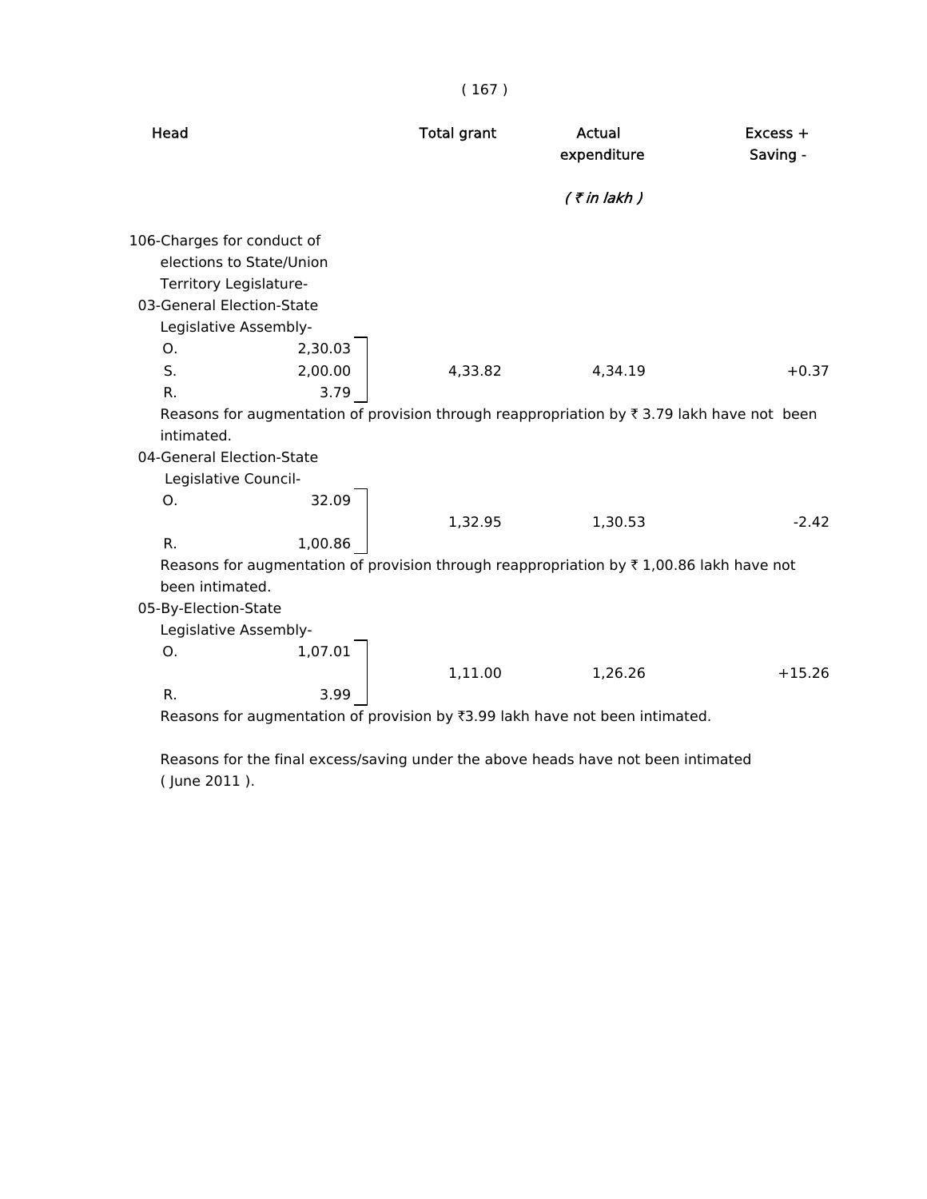| Head | | Total grant | Actual expenditure | Excess + Saving - |
|---|---|---|---|---|
| | | | *( ₹ in lakh )* | |
| 106-Charges for conduct of elections to State/Union Territory Legislature- | | | | |
| 03-General Election-State Legislative Assembly- | | | | |
| O. | 2,30.03 | | | |
| S. | 2,00.00 | 4,33.82 | 4,34.19 | +0.37 |
| R. | 3.79 | | | |

Reasons for augmentation of provision through reappropriation by ₹ 3.79 lakh have not been intimated.

| Head | | Total grant | Actual expenditure | Excess + Saving - |
|---|---|---|---|---|
| 04-General Election-State Legislative Council- | | | | |
| O. | 32.09 | | | |
| | | 1,32.95 | 1,30.53 | -2.42 |
| R. | 1,00.86 | | | |

Reasons for augmentation of provision through reappropriation by ₹ 1,00.86 lakh have not been intimated.

| Head | | Total grant | Actual expenditure | Excess + Saving - |
|---|---|---|---|---|
| 05-By-Election-State Legislative Assembly- | | | | |
| O. | 1,07.01 | | | |
| | | 1,11.00 | 1,26.26 | +15.26 |
| R. | 3.99 | | | |

Reasons for augmentation of provision by ₹3.99 lakh have not been intimated.

Reasons for the final excess/saving under the above heads have not been intimated ( June 2011 ).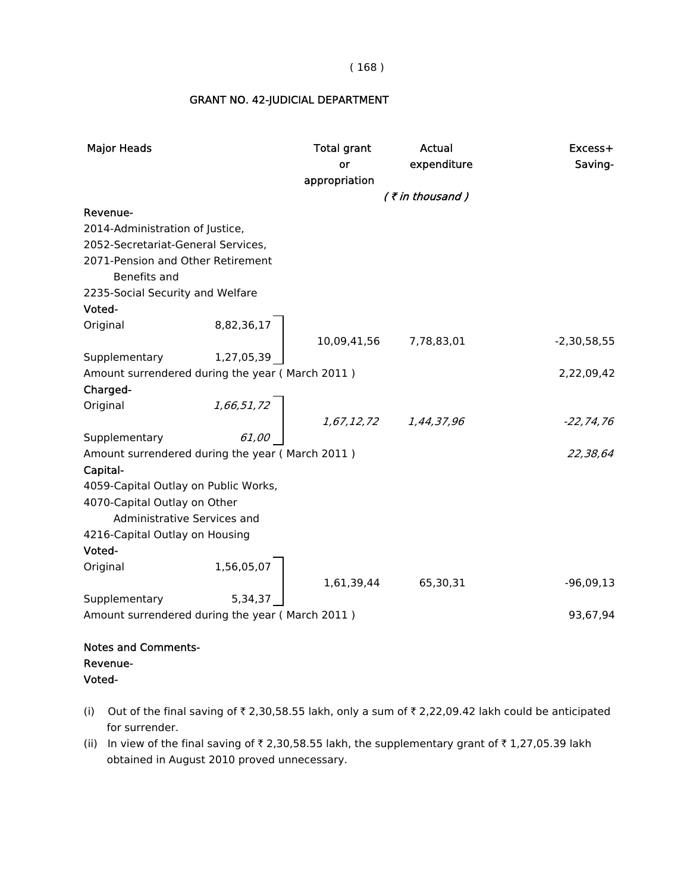## GRANT NO. 42-JUDICIAL DEPARTMENT

| Major Heads | | Total grant or appropriation | Actual expenditure | Excess+ Saving- |
|---|---|---|---|---|
| | | | *( ₹ in thousand )* | |
| **Revenue-** | | | | |
| 2014-Administration of Justice, 2052-Secretariat-General Services, 2071-Pension and Other Retirement Benefits and 2235-Social Security and Welfare | | | | |
| **Voted-** | | | | |
| Original | 8,82,36,17 | 10,09,41,56 | 7,78,83,01 | -2,30,58,55 |
| Supplementary | 1,27,05,39 | | | |
| Amount surrendered during the year ( March 2011 ) | | | | 2,22,09,42 |
| **Charged-** | | | | |
| Original | *1,66,51,72* | *1,67,12,72* | *1,44,37,96* | *-22,74,76* |
| Supplementary | *61,00* | | | |
| Amount surrendered during the year ( March 2011 ) | | | | *22,38,64* |
| **Capital-** | | | | |
| 4059-Capital Outlay on Public Works, 4070-Capital Outlay on Other Administrative Services and 4216-Capital Outlay on Housing | | | | |
| **Voted-** | | | | |
| Original | 1,56,05,07 | 1,61,39,44 | 65,30,31 | -96,09,13 |
| Supplementary | 5,34,37 | | | |
| Amount surrendered during the year ( March 2011 ) | | | | 93,67,94 |

**Notes and Comments-**

**Revenue-**

**Voted-**

(i) Out of the final saving of ₹ 2,30,58.55 lakh, only a sum of ₹ 2,22,09.42 lakh could be anticipated for surrender.

(ii) In view of the final saving of ₹ 2,30,58.55 lakh, the supplementary grant of ₹ 1,27,05.39 lakh obtained in August 2010 proved unnecessary.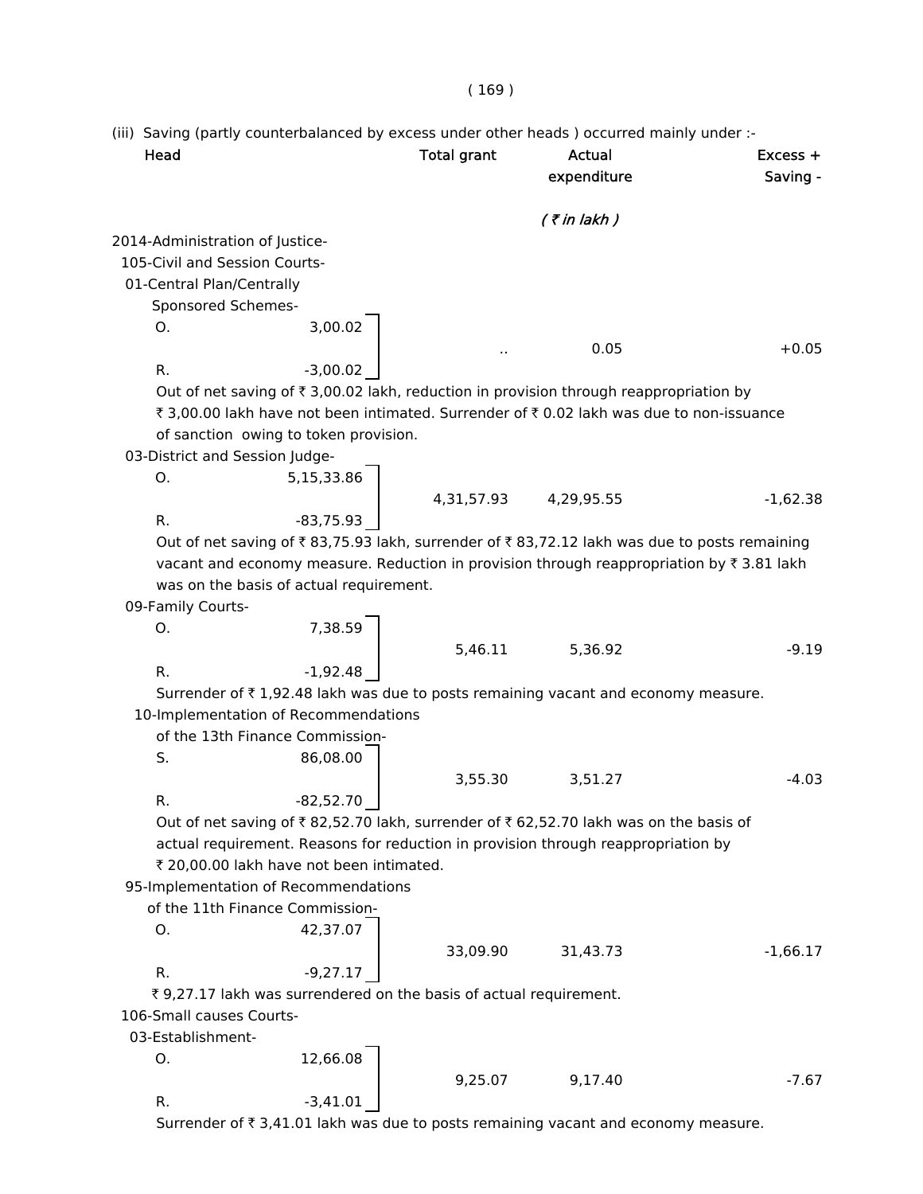(iii) Saving (partly counterbalanced by excess under other heads ) occurred mainly under :-

| Head | | Total grant | Actual expenditure | Excess + Saving - |
|---|---|---|---|---|
| | | | *( ₹ in lakh )* | |
| 2014-Administration of Justice- | | | | |
| 105-Civil and Session Courts- | | | | |
| 01-Central Plan/Centrally Sponsored Schemes- | | | | |
| O. | 3,00.02 | .. | 0.05 | +0.05 |
| R. | -3,00.02 | | | |

Out of net saving of ₹ 3,00.02 lakh, reduction in provision through reappropriation by ₹ 3,00.00 lakh have not been intimated. Surrender of ₹ 0.02 lakh was due to non-issuance of sanction owing to token provision.

| Head | | Total grant | Actual expenditure | Excess + Saving - |
|---|---|---|---|---|
| 03-District and Session Judge- | | | | |
| O. | 5,15,33.86 | 4,31,57.93 | 4,29,95.55 | -1,62.38 |
| R. | -83,75.93 | | | |

Out of net saving of ₹ 83,75.93 lakh, surrender of ₹ 83,72.12 lakh was due to posts remaining vacant and economy measure. Reduction in provision through reappropriation by ₹ 3.81 lakh was on the basis of actual requirement.

| Head | | Total grant | Actual expenditure | Excess + Saving - |
|---|---|---|---|---|
| 09-Family Courts- | | | | |
| O. | 7,38.59 | 5,46.11 | 5,36.92 | -9.19 |
| R. | -1,92.48 | | | |

Surrender of ₹ 1,92.48 lakh was due to posts remaining vacant and economy measure.

| Head | | Total grant | Actual expenditure | Excess + Saving - |
|---|---|---|---|---|
| 10-Implementation of Recommendations of the 13th Finance Commission- | | | | |
| S. | 86,08.00 | 3,55.30 | 3,51.27 | -4.03 |
| R. | -82,52.70 | | | |

Out of net saving of ₹ 82,52.70 lakh, surrender of ₹ 62,52.70 lakh was on the basis of actual requirement. Reasons for reduction in provision through reappropriation by ₹ 20,00.00 lakh have not been intimated.

| Head | | Total grant | Actual expenditure | Excess + Saving - |
|---|---|---|---|---|
| 95-Implementation of Recommendations of the 11th Finance Commission- | | | | |
| O. | 42,37.07 | 33,09.90 | 31,43.73 | -1,66.17 |
| R. | -9,27.17 | | | |

₹ 9,27.17 lakh was surrendered on the basis of actual requirement.

| Head | | Total grant | Actual expenditure | Excess + Saving - |
|---|---|---|---|---|
| 106-Small causes Courts- | | | | |
| 03-Establishment- | | | | |
| O. | 12,66.08 | 9,25.07 | 9,17.40 | -7.67 |
| R. | -3,41.01 | | | |

Surrender of ₹ 3,41.01 lakh was due to posts remaining vacant and economy measure.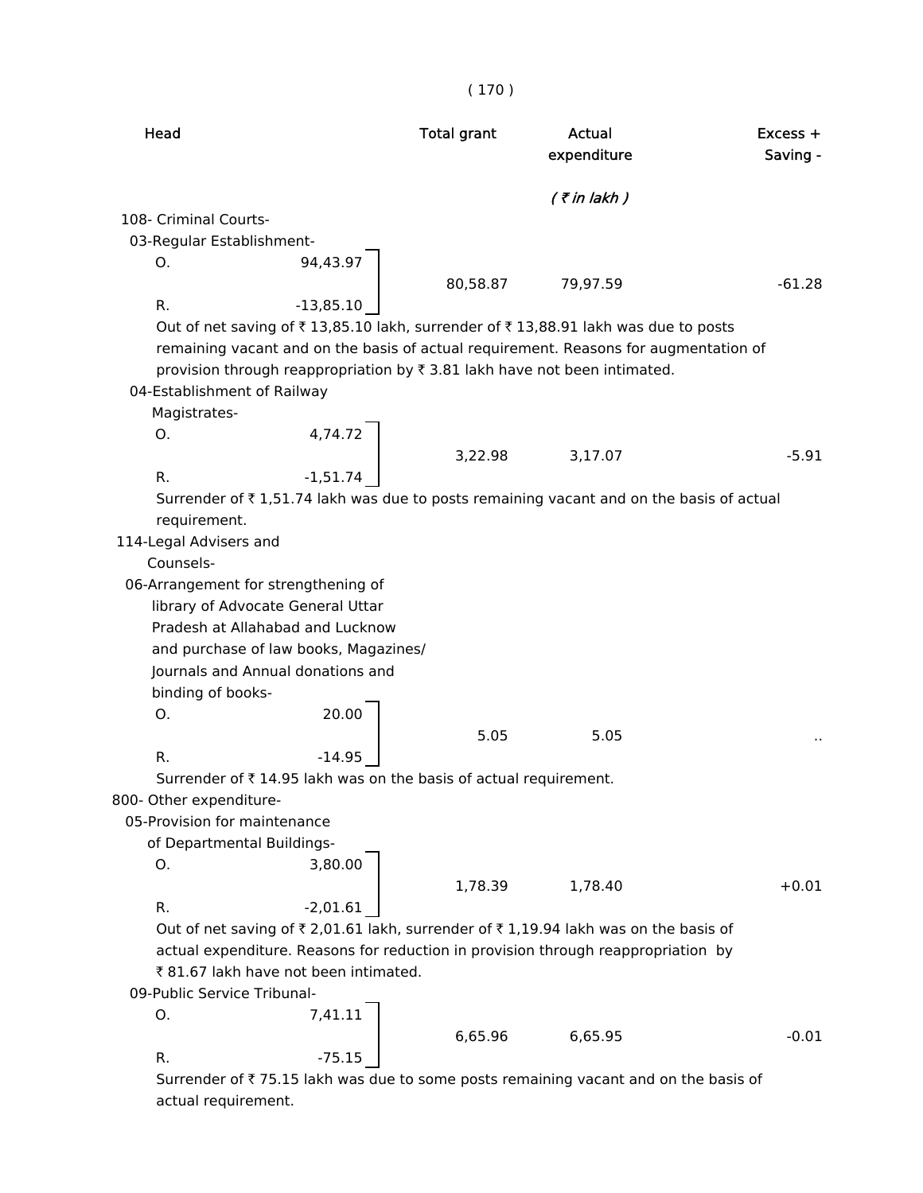| Head | | Total grant | Actual expenditure | Excess + Saving - |
|---|---|---|---|---|
| | | | *( ₹ in lakh )* | |
| 108- Criminal Courts- | | | | |
| 03-Regular Establishment- | | | | |
| O. | 94,43.97 | | | |
| | | 80,58.87 | 79,97.59 | -61.28 |
| R. | -13,85.10 | | | |

Out of net saving of ₹ 13,85.10 lakh, surrender of ₹ 13,88.91 lakh was due to posts remaining vacant and on the basis of actual requirement. Reasons for augmentation of provision through reappropriation by ₹ 3.81 lakh have not been intimated.

| Head | | Total grant | Actual expenditure | Excess + Saving - |
|---|---|---|---|---|
| 04-Establishment of Railway Magistrates- | | | | |
| O. | 4,74.72 | | | |
| | | 3,22.98 | 3,17.07 | -5.91 |
| R. | -1,51.74 | | | |

Surrender of ₹ 1,51.74 lakh was due to posts remaining vacant and on the basis of actual requirement.

| Head | | Total grant | Actual expenditure | Excess + Saving - |
|---|---|---|---|---|
| 114-Legal Advisers and Counsels- | | | | |
| 06-Arrangement for strengthening of library of Advocate General Uttar Pradesh at Allahabad and Lucknow and purchase of law books, Magazines/ Journals and Annual donations and binding of books- | | | | |
| O. | 20.00 | | | |
| | | 5.05 | 5.05 | .. |
| R. | -14.95 | | | |

Surrender of ₹ 14.95 lakh was on the basis of actual requirement.

| Head | | Total grant | Actual expenditure | Excess + Saving - |
|---|---|---|---|---|
| 800- Other expenditure- | | | | |
| 05-Provision for maintenance of Departmental Buildings- | | | | |
| O. | 3,80.00 | | | |
| | | 1,78.39 | 1,78.40 | +0.01 |
| R. | -2,01.61 | | | |

Out of net saving of ₹ 2,01.61 lakh, surrender of ₹ 1,19.94 lakh was on the basis of actual expenditure. Reasons for reduction in provision through reappropriation by ₹ 81.67 lakh have not been intimated.

| Head | | Total grant | Actual expenditure | Excess + Saving - |
|---|---|---|---|---|
| 09-Public Service Tribunal- | | | | |
| O. | 7,41.11 | | | |
| | | 6,65.96 | 6,65.95 | -0.01 |
| R. | -75.15 | | | |

Surrender of ₹ 75.15 lakh was due to some posts remaining vacant and on the basis of actual requirement.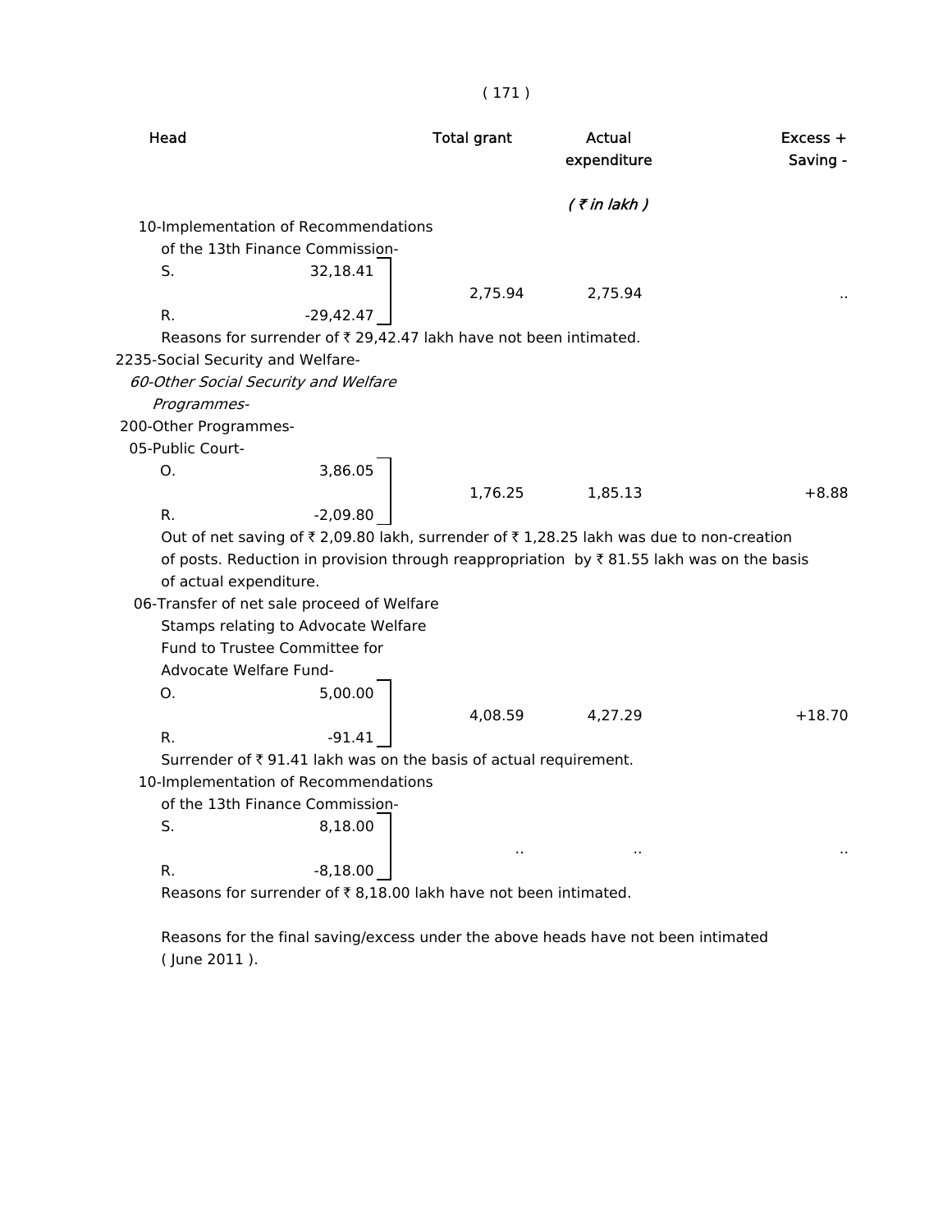| Head | | Total grant | Actual expenditure | Excess + Saving - |
|---|---|---|---|---|
| | | | *( ₹ in lakh )* | |
| 10-Implementation of Recommendations of the 13th Finance Commission- | | | | |
| S. | 32,18.41 | | | |
| | | 2,75.94 | 2,75.94 | .. |
| R. | -29,42.47 | | | |

Reasons for surrender of ₹ 29,42.47 lakh have not been intimated.

2235-Social Security and Welfare-

*60-Other Social Security and Welfare Programmes-*

200-Other Programmes-

| Head | | Total grant | Actual expenditure | Excess + Saving - |
|---|---|---|---|---|
| 05-Public Court- | | | | |
| O. | 3,86.05 | | | |
| | | 1,76.25 | 1,85.13 | +8.88 |
| R. | -2,09.80 | | | |

Out of net saving of ₹ 2,09.80 lakh, surrender of ₹ 1,28.25 lakh was due to non-creation of posts. Reduction in provision through reappropriation by ₹ 81.55 lakh was on the basis of actual expenditure.

| Head | | Total grant | Actual expenditure | Excess + Saving - |
|---|---|---|---|---|
| 06-Transfer of net sale proceed of Welfare Stamps relating to Advocate Welfare Fund to Trustee Committee for Advocate Welfare Fund- | | | | |
| O. | 5,00.00 | | | |
| | | 4,08.59 | 4,27.29 | +18.70 |
| R. | -91.41 | | | |

Surrender of ₹ 91.41 lakh was on the basis of actual requirement.

| Head | | Total grant | Actual expenditure | Excess + Saving - |
|---|---|---|---|---|
| 10-Implementation of Recommendations of the 13th Finance Commission- | | | | |
| S. | 8,18.00 | | | |
| | | .. | .. | .. |
| R. | -8,18.00 | | | |

Reasons for surrender of ₹ 8,18.00 lakh have not been intimated.

Reasons for the final saving/excess under the above heads have not been intimated ( June 2011 ).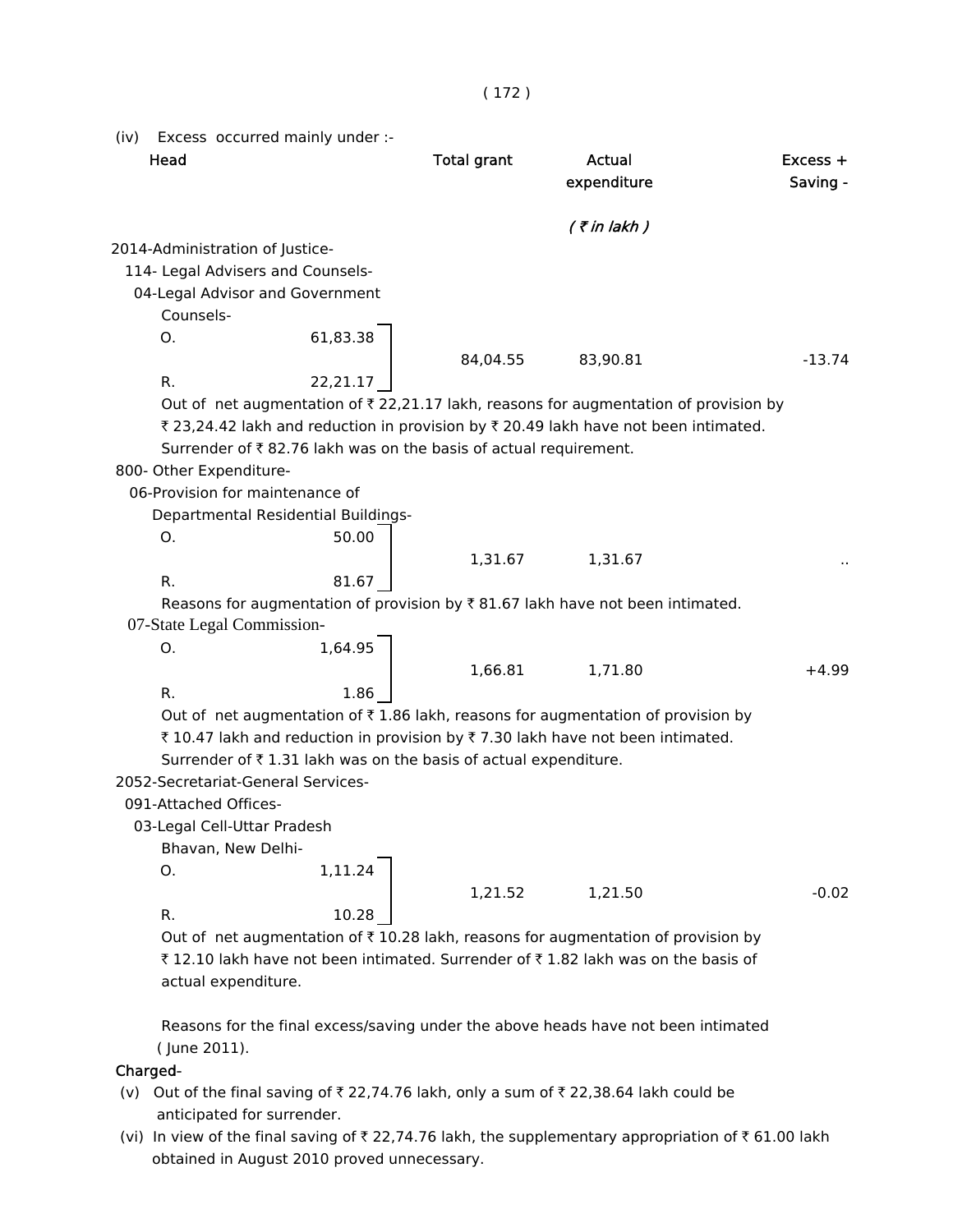(iv) Excess occurred mainly under :-

| Head | | Total grant | Actual expenditure | Excess + Saving - |
|---|---|---|---|---|
| | | | *( ₹ in lakh )* | |
| 2014-Administration of Justice- | | | | |
| 114- Legal Advisers and Counsels- | | | | |
| 04-Legal Advisor and Government Counsels- | | | | |
| O. | 61,83.38 | 84,04.55 | 83,90.81 | -13.74 |
| R. | 22,21.17 | | | |

Out of net augmentation of ₹ 22,21.17 lakh, reasons for augmentation of provision by ₹ 23,24.42 lakh and reduction in provision by ₹ 20.49 lakh have not been intimated. Surrender of ₹ 82.76 lakh was on the basis of actual requirement.

| Head | | Total grant | Actual expenditure | Excess + Saving - |
|---|---|---|---|---|
| 800- Other Expenditure- | | | | |
| 06-Provision for maintenance of Departmental Residential Buildings- | | | | |
| O. | 50.00 | 1,31.67 | 1,31.67 | .. |
| R. | 81.67 | | | |

Reasons for augmentation of provision by ₹ 81.67 lakh have not been intimated.

| Head | | Total grant | Actual expenditure | Excess + Saving - |
|---|---|---|---|---|
| 07-State Legal Commission- | | | | |
| O. | 1,64.95 | 1,66.81 | 1,71.80 | +4.99 |
| R. | 1.86 | | | |

Out of net augmentation of ₹ 1.86 lakh, reasons for augmentation of provision by ₹ 10.47 lakh and reduction in provision by ₹ 7.30 lakh have not been intimated. Surrender of ₹ 1.31 lakh was on the basis of actual expenditure.

| Head | | Total grant | Actual expenditure | Excess + Saving - |
|---|---|---|---|---|
| 2052-Secretariat-General Services- | | | | |
| 091-Attached Offices- | | | | |
| 03-Legal Cell-Uttar Pradesh Bhavan, New Delhi- | | | | |
| O. | 1,11.24 | 1,21.52 | 1,21.50 | -0.02 |
| R. | 10.28 | | | |

Out of net augmentation of ₹ 10.28 lakh, reasons for augmentation of provision by ₹ 12.10 lakh have not been intimated. Surrender of ₹ 1.82 lakh was on the basis of actual expenditure.

Reasons for the final excess/saving under the above heads have not been intimated ( June 2011).

**Charged-**

(v) Out of the final saving of ₹ 22,74.76 lakh, only a sum of ₹ 22,38.64 lakh could be anticipated for surrender.

(vi) In view of the final saving of ₹ 22,74.76 lakh, the supplementary appropriation of ₹ 61.00 lakh obtained in August 2010 proved unnecessary.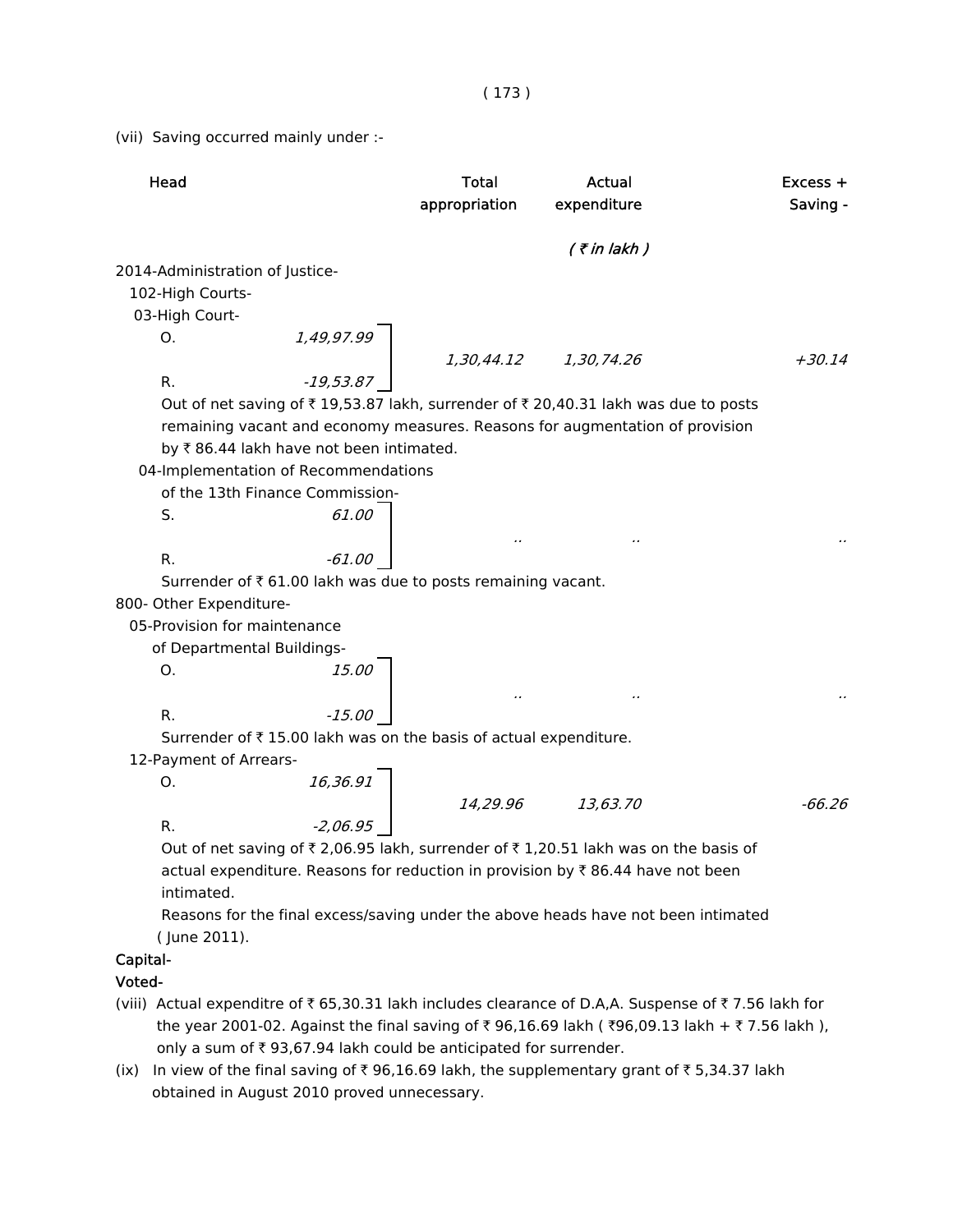(vii) Saving occurred mainly under :-

| Head | | Total appropriation | Actual expenditure | Excess + Saving - |
|---|---|---|---|---|
| | | | *( ₹ in lakh )* | |
| 2014-Administration of Justice- | | | | |
| 102-High Courts- | | | | |
| 03-High Court- | | | | |
| O. | *1,49,97.99* | *1,30,44.12* | *1,30,74.26* | *+30.14* |
| R. | *-19,53.87* | | | |

Out of net saving of ₹ 19,53.87 lakh, surrender of ₹ 20,40.31 lakh was due to posts remaining vacant and economy measures. Reasons for augmentation of provision by ₹ 86.44 lakh have not been intimated.

| Head | | Total appropriation | Actual expenditure | Excess + Saving - |
|---|---|---|---|---|
| 04-Implementation of Recommendations of the 13th Finance Commission- | | | | |
| S. | *61.00* | .. | .. | .. |
| R. | *-61.00* | | | |

Surrender of ₹ 61.00 lakh was due to posts remaining vacant.

| Head | | Total appropriation | Actual expenditure | Excess + Saving - |
|---|---|---|---|---|
| 800- Other Expenditure- | | | | |
| 05-Provision for maintenance of Departmental Buildings- | | | | |
| O. | *15.00* | .. | .. | .. |
| R. | *-15.00* | | | |

Surrender of ₹ 15.00 lakh was on the basis of actual expenditure.

| Head | | Total appropriation | Actual expenditure | Excess + Saving - |
|---|---|---|---|---|
| 12-Payment of Arrears- | | | | |
| O. | *16,36.91* | *14,29.96* | *13,63.70* | *-66.26* |
| R. | *-2,06.95* | | | |

Out of net saving of ₹ 2,06.95 lakh, surrender of ₹ 1,20.51 lakh was on the basis of actual expenditure. Reasons for reduction in provision by ₹ 86.44 have not been intimated.

Reasons for the final excess/saving under the above heads have not been intimated ( June 2011).

**Capital-**

**Voted-**

(viii) Actual expenditre of ₹ 65,30.31 lakh includes clearance of D.A,A. Suspense of ₹ 7.56 lakh for the year 2001-02. Against the final saving of ₹ 96,16.69 lakh ( ₹96,09.13 lakh + ₹ 7.56 lakh ), only a sum of ₹ 93,67.94 lakh could be anticipated for surrender.

(ix) In view of the final saving of ₹ 96,16.69 lakh, the supplementary grant of ₹ 5,34.37 lakh obtained in August 2010 proved unnecessary.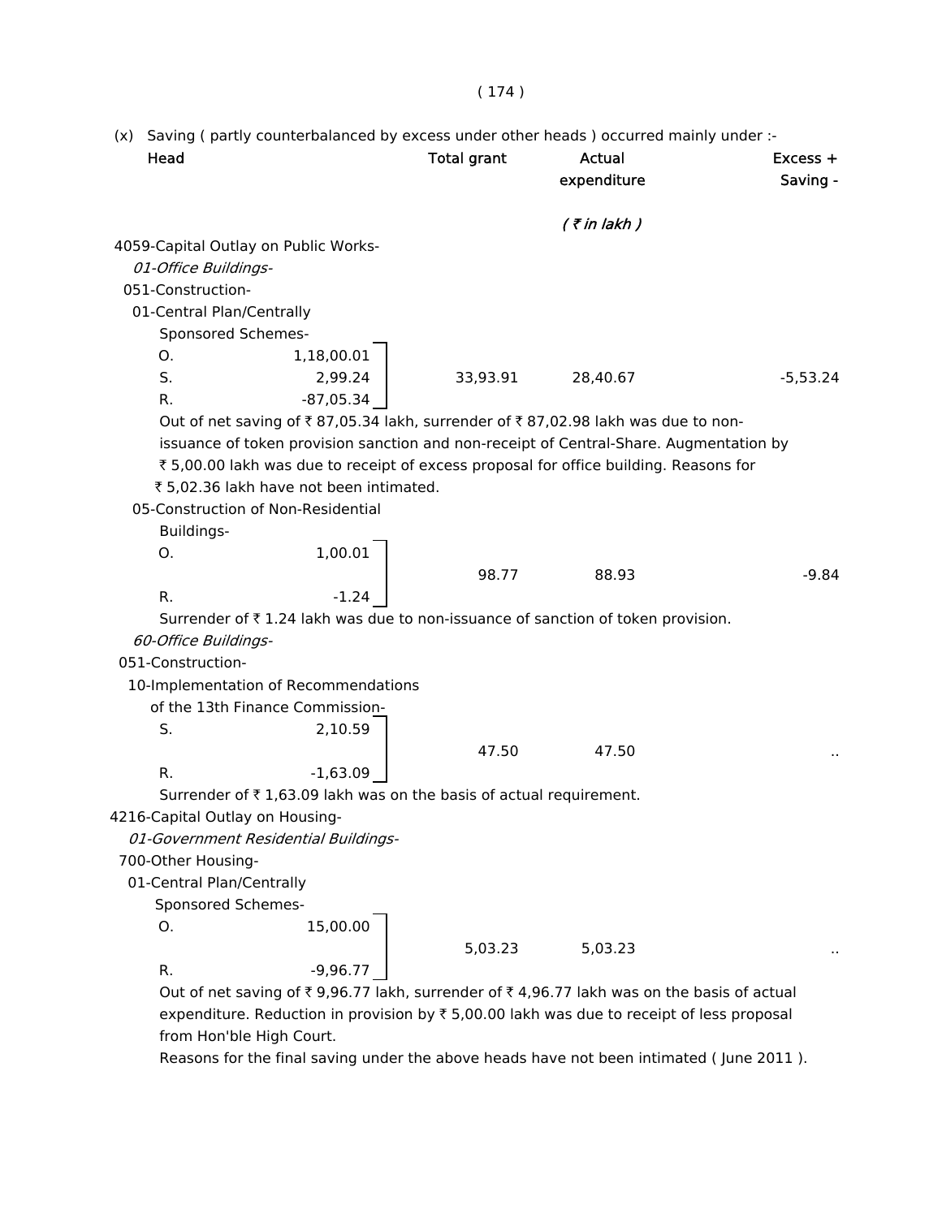(x) Saving ( partly counterbalanced by excess under other heads ) occurred mainly under :-

| Head | | Total grant | Actual expenditure | Excess + Saving - |
|---|---|---|---|---|
| | | | *( ₹ in lakh )* | |
| 4059-Capital Outlay on Public Works- | | | | |
| *01-Office Buildings-* | | | | |
| 051-Construction- | | | | |
| 01-Central Plan/Centrally Sponsored Schemes- | | | | |
| O. | 1,18,00.01 | | | |
| S. | 2,99.24 | 33,93.91 | 28,40.67 | -5,53.24 |
| R. | -87,05.34 | | | |

Out of net saving of ₹ 87,05.34 lakh, surrender of ₹ 87,02.98 lakh was due to non-issuance of token provision sanction and non-receipt of Central-Share. Augmentation by ₹ 5,00.00 lakh was due to receipt of excess proposal for office building. Reasons for ₹ 5,02.36 lakh have not been intimated.

| Head | | Total grant | Actual expenditure | Excess + Saving - |
|---|---|---|---|---|
| 05-Construction of Non-Residential Buildings- | | | | |
| O. | 1,00.01 | 98.77 | 88.93 | -9.84 |
| R. | -1.24 | | | |

Surrender of ₹ 1.24 lakh was due to non-issuance of sanction of token provision.

| Head | | Total grant | Actual expenditure | Excess + Saving - |
|---|---|---|---|---|
| *60-Office Buildings-* | | | | |
| 051-Construction- | | | | |
| 10-Implementation of Recommendations of the 13th Finance Commission- | | | | |
| S. | 2,10.59 | 47.50 | 47.50 | .. |
| R. | -1,63.09 | | | |

Surrender of ₹ 1,63.09 lakh was on the basis of actual requirement.

| Head | | Total grant | Actual expenditure | Excess + Saving - |
|---|---|---|---|---|
| 4216-Capital Outlay on Housing- | | | | |
| *01-Government Residential Buildings-* | | | | |
| 700-Other Housing- | | | | |
| 01-Central Plan/Centrally Sponsored Schemes- | | | | |
| O. | 15,00.00 | 5,03.23 | 5,03.23 | .. |
| R. | -9,96.77 | | | |

Out of net saving of ₹ 9,96.77 lakh, surrender of ₹ 4,96.77 lakh was on the basis of actual expenditure. Reduction in provision by ₹ 5,00.00 lakh was due to receipt of less proposal from Hon'ble High Court.

Reasons for the final saving under the above heads have not been intimated ( June 2011 ).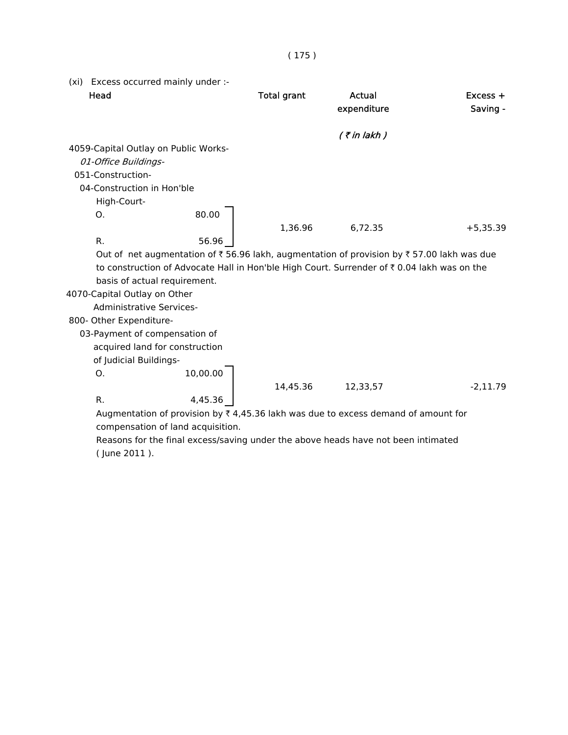(xi) Excess occurred mainly under :-

| Head | | Total grant | Actual expenditure | Excess + Saving - |
|---|---|---|---|---|
| | | | *( ₹ in lakh )* | |
| 4059-Capital Outlay on Public Works- *01-Office Buildings-* 051-Construction- 04-Construction in Hon'ble High-Court- | | | | |
| O. | 80.00 | 1,36.96 | 6,72.35 | +5,35.39 |
| R. | 56.96 | | | |

Out of net augmentation of ₹ 56.96 lakh, augmentation of provision by ₹ 57.00 lakh was due to construction of Advocate Hall in Hon'ble High Court. Surrender of ₹ 0.04 lakh was on the basis of actual requirement.

| Head | | Total grant | Actual expenditure | Excess + Saving - |
|---|---|---|---|---|
| 4070-Capital Outlay on Other Administrative Services- 800- Other Expenditure- 03-Payment of compensation of acquired land for construction of Judicial Buildings- | | | | |
| O. | 10,00.00 | 14,45.36 | 12,33,57 | -2,11.79 |
| R. | 4,45.36 | | | |

Augmentation of provision by ₹ 4,45.36 lakh was due to excess demand of amount for compensation of land acquisition.

Reasons for the final excess/saving under the above heads have not been intimated ( June 2011 ).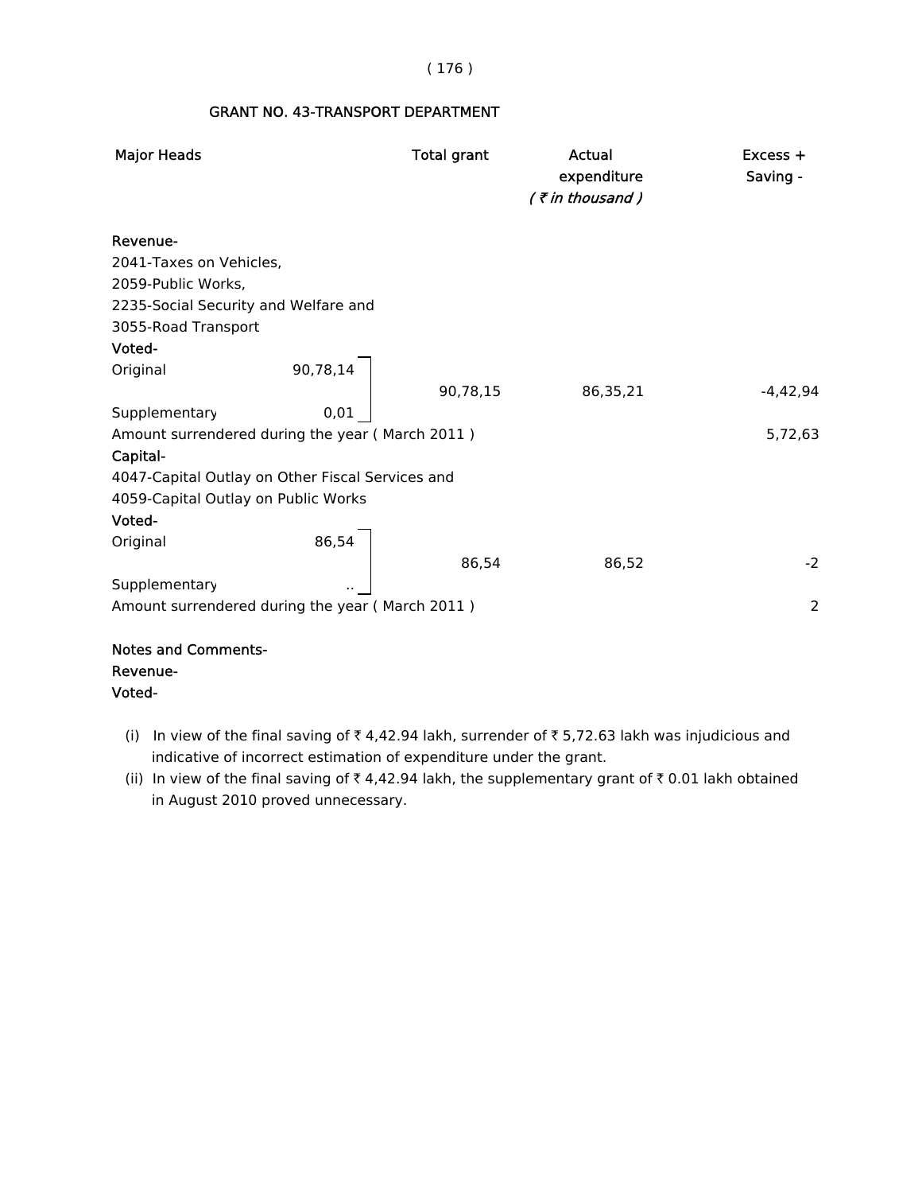## GRANT NO. 43-TRANSPORT DEPARTMENT

| Major Heads | | Total grant | Actual expenditure | Excess + Saving - |
|---|---|---|---|---|
| | | | *( ₹ in thousand )* | |
| **Revenue-** | | | | |
| 2041-Taxes on Vehicles, 2059-Public Works, 2235-Social Security and Welfare and 3055-Road Transport | | | | |
| **Voted-** | | | | |
| Original | 90,78,14 | | | |
| | | 90,78,15 | 86,35,21 | -4,42,94 |
| Supplementary | 0,01 | | | |
| Amount surrendered during the year ( March 2011 ) | | | | 5,72,63 |
| **Capital-** | | | | |
| 4047-Capital Outlay on Other Fiscal Services and 4059-Capital Outlay on Public Works | | | | |
| **Voted-** | | | | |
| Original | 86,54 | | | |
| | | 86,54 | 86,52 | -2 |
| Supplementary | .. | | | |
| Amount surrendered during the year ( March 2011 ) | | | | 2 |

**Notes and Comments-**

**Revenue-**

**Voted-**

(i) In view of the final saving of ₹ 4,42.94 lakh, surrender of ₹ 5,72.63 lakh was injudicious and indicative of incorrect estimation of expenditure under the grant.

(ii) In view of the final saving of ₹ 4,42.94 lakh, the supplementary grant of ₹ 0.01 lakh obtained in August 2010 proved unnecessary.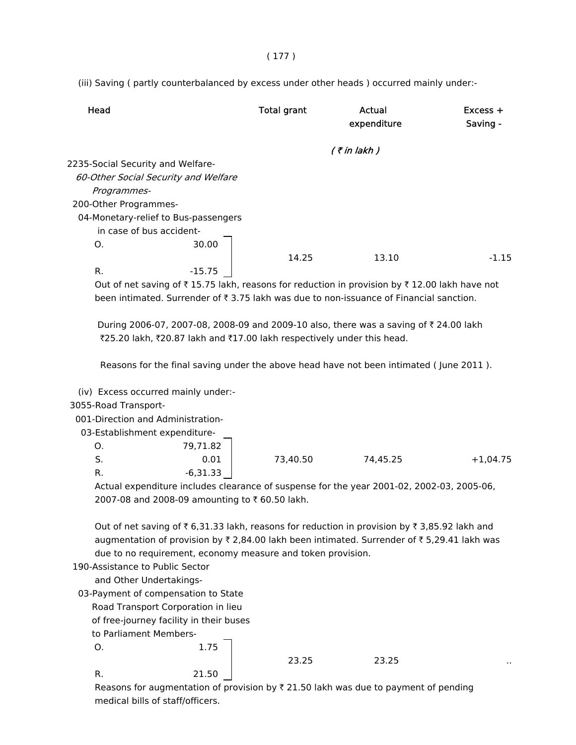(iii) Saving ( partly counterbalanced by excess under other heads ) occurred mainly under:-

| Head | | Total grant | Actual expenditure | Excess + Saving - |
|---|---|---|---|---|
| | | | *( ₹ in lakh )* | |
| 2235-Social Security and Welfare- *60-Other Social Security and Welfare Programmes-* 200-Other Programmes- 04-Monetary-relief to Bus-passengers in case of bus accident- | | | | |
| O. | 30.00 | | | |
| | | 14.25 | 13.10 | -1.15 |
| R. | -15.75 | | | |

Out of net saving of ₹ 15.75 lakh, reasons for reduction in provision by ₹ 12.00 lakh have not been intimated. Surrender of ₹ 3.75 lakh was due to non-issuance of Financial sanction.

During 2006-07, 2007-08, 2008-09 and 2009-10 also, there was a saving of ₹ 24.00 lakh ₹25.20 lakh, ₹20.87 lakh and ₹17.00 lakh respectively under this head.

Reasons for the final saving under the above head have not been intimated ( June 2011 ).

(iv) Excess occurred mainly under:-

| Head | | Total grant | Actual expenditure | Excess + Saving - |
|---|---|---|---|---|
| 3055-Road Transport- 001-Direction and Administration- 03-Establishment expenditure- | | | | |
| O. | 79,71.82 | | | |
| S. | 0.01 | 73,40.50 | 74,45.25 | +1,04.75 |
| R. | -6,31.33 | | | |

Actual expenditure includes clearance of suspense for the year 2001-02, 2002-03, 2005-06, 2007-08 and 2008-09 amounting to ₹ 60.50 lakh.

Out of net saving of ₹ 6,31.33 lakh, reasons for reduction in provision by ₹ 3,85.92 lakh and augmentation of provision by ₹ 2,84.00 lakh been intimated. Surrender of ₹ 5,29.41 lakh was due to no requirement, economy measure and token provision.

| Head | | Total grant | Actual expenditure | Excess + Saving - |
|---|---|---|---|---|
| 190-Assistance to Public Sector and Other Undertakings- 03-Payment of compensation to State Road Transport Corporation in lieu of free-journey facility in their buses to Parliament Members- | | | | |
| O. | 1.75 | | | |
| | | 23.25 | 23.25 | .. |
| R. | 21.50 | | | |

Reasons for augmentation of provision by ₹ 21.50 lakh was due to payment of pending medical bills of staff/officers.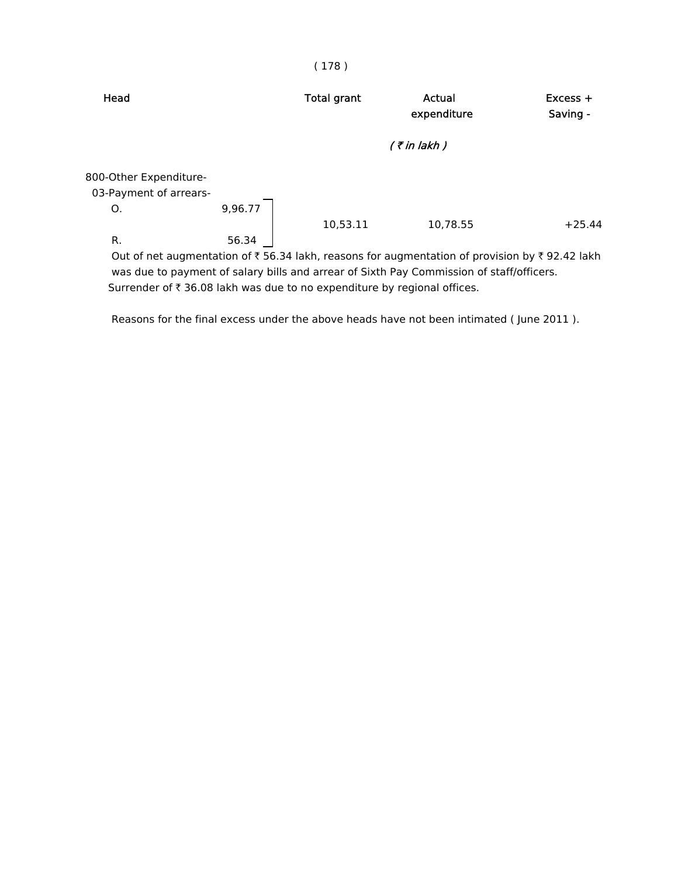| Head | | Total grant | Actual expenditure | Excess + Saving - |
|---|---|---|---|---|
| | | | ( ₹ in lakh ) | |
| 800-Other Expenditure- | | | | |
| 03-Payment of arrears- | | | | |
| O. | 9,96.77 | | | |
| | | 10,53.11 | 10,78.55 | +25.44 |
| R. | 56.34 | | | |

Out of net augmentation of ₹ 56.34 lakh, reasons for augmentation of provision by ₹ 92.42 lakh was due to payment of salary bills and arrear of Sixth Pay Commission of staff/officers. Surrender of ₹ 36.08 lakh was due to no expenditure by regional offices.

Reasons for the final excess under the above heads have not been intimated ( June 2011 ).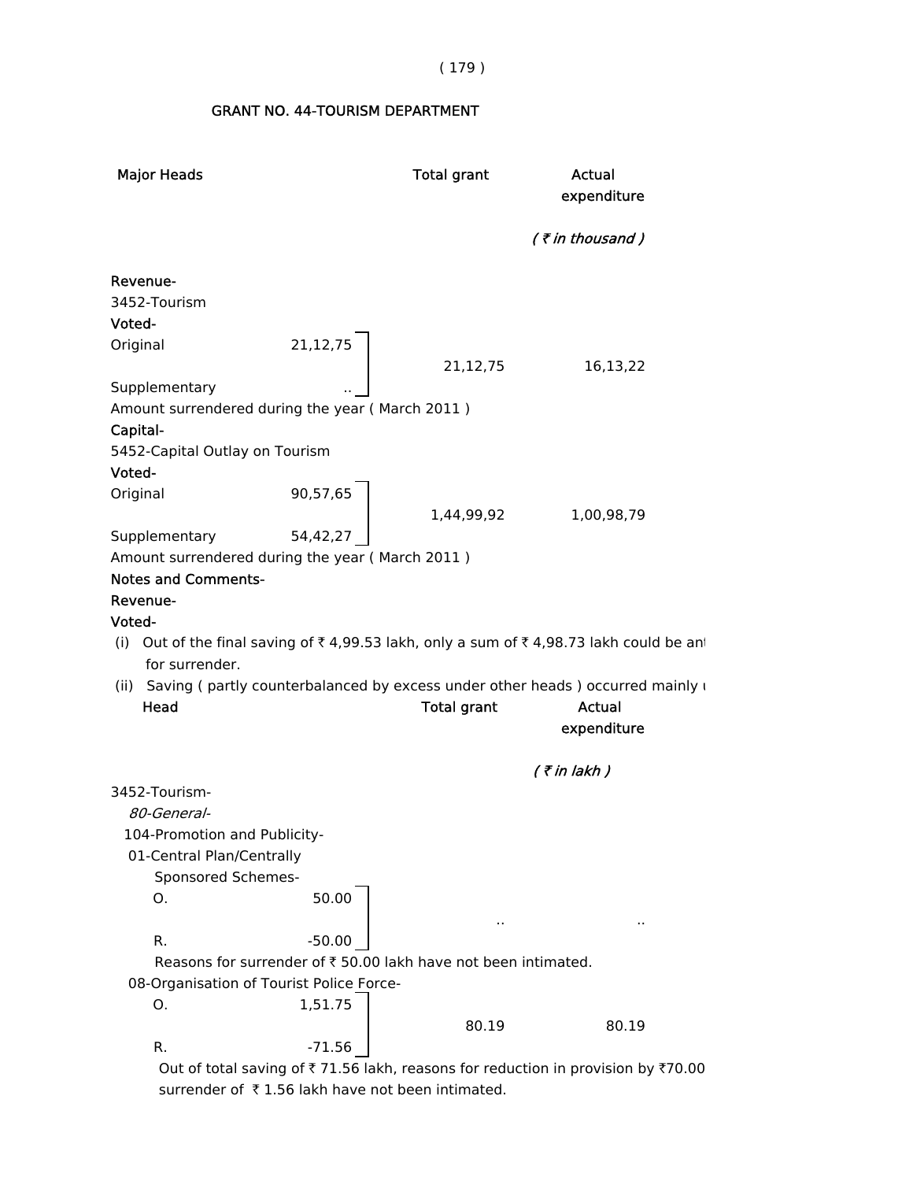## GRANT NO. 44-TOURISM DEPARTMENT

| Major Heads | | Total grant | Actual expenditure |
|---|---|---|---|
| | | | *( ₹ in thousand )* |
| **Revenue-** | | | |
| 3452-Tourism | | | |
| **Voted-** | | | |
| Original | 21,12,75 | 21,12,75 | 16,13,22 |
| Supplementary | .. | | |
| Amount surrendered during the year ( March 2011 ) | | | |
| **Capital-** | | | |
| 5452-Capital Outlay on Tourism | | | |
| **Voted-** | | | |
| Original | 90,57,65 | 1,44,99,92 | 1,00,98,79 |
| Supplementary | 54,42,27 | | |
| Amount surrendered during the year ( March 2011 ) | | | |

**Notes and Comments-**

**Revenue-**

**Voted-**

(i) Out of the final saving of ₹ 4,99.53 lakh, only a sum of ₹ 4,98.73 lakh could be an for surrender.

(ii) Saving ( partly counterbalanced by excess under other heads ) occurred mainly

| Head | | Total grant | Actual expenditure |
|---|---|---|---|
| | | | *( ₹ in lakh )* |
| 3452-Tourism- | | | |
| *80-General-* | | | |
| 104-Promotion and Publicity- | | | |
| 01-Central Plan/Centrally Sponsored Schemes- | | | |
| O. | 50.00 | .. | .. |
| R. | -50.00 | | |

Reasons for surrender of ₹ 50.00 lakh have not been intimated.

| Head | | Total grant | Actual expenditure |
|---|---|---|---|
| 08-Organisation of Tourist Police Force- | | | |
| O. | 1,51.75 | 80.19 | 80.19 |
| R. | -71.56 | | |

Out of total saving of ₹ 71.56 lakh, reasons for reduction in provision by ₹70.00 surrender of ₹ 1.56 lakh have not been intimated.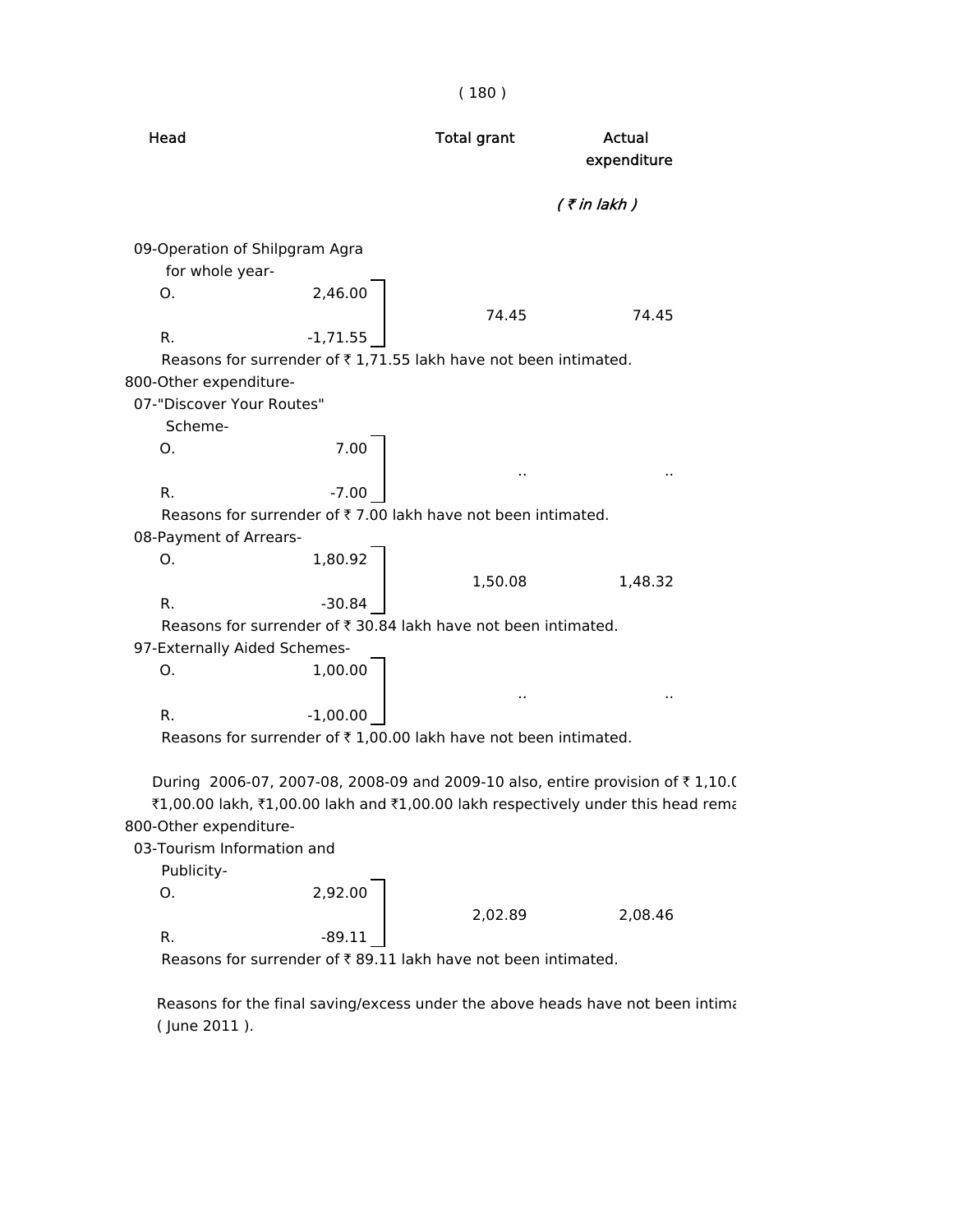| Head | | Total grant | Actual expenditure |
|---|---|---|---|
| | | *( ₹ in lakh )* | |
| 09-Operation of Shilpgram Agra for whole year- | | | |
| O. | 2,46.00 | 74.45 | 74.45 |
| R. | -1,71.55 | | |

Reasons for surrender of ₹ 1,71.55 lakh have not been intimated.

800-Other expenditure-

| Head | | Total grant | Actual expenditure |
|---|---|---|---|
| 07-"Discover Your Routes" Scheme- | | | |
| O. | 7.00 | .. | .. |
| R. | -7.00 | | |

Reasons for surrender of ₹ 7.00 lakh have not been intimated.

| Head | | Total grant | Actual expenditure |
|---|---|---|---|
| 08-Payment of Arrears- | | | |
| O. | 1,80.92 | 1,50.08 | 1,48.32 |
| R. | -30.84 | | |

Reasons for surrender of ₹ 30.84 lakh have not been intimated.

| Head | | Total grant | Actual expenditure |
|---|---|---|---|
| 97-Externally Aided Schemes- | | | |
| O. | 1,00.00 | .. | .. |
| R. | -1,00.00 | | |

Reasons for surrender of ₹ 1,00.00 lakh have not been intimated.

During 2006-07, 2007-08, 2008-09 and 2009-10 also, entire provision of ₹ 1,10.0 ₹1,00.00 lakh, ₹1,00.00 lakh and ₹1,00.00 lakh respectively under this head rema

800-Other expenditure-

| Head | | Total grant | Actual expenditure |
|---|---|---|---|
| 03-Tourism Information and Publicity- | | | |
| O. | 2,92.00 | 2,02.89 | 2,08.46 |
| R. | -89.11 | | |

Reasons for surrender of ₹ 89.11 lakh have not been intimated.

Reasons for the final saving/excess under the above heads have not been intima ( June 2011 ).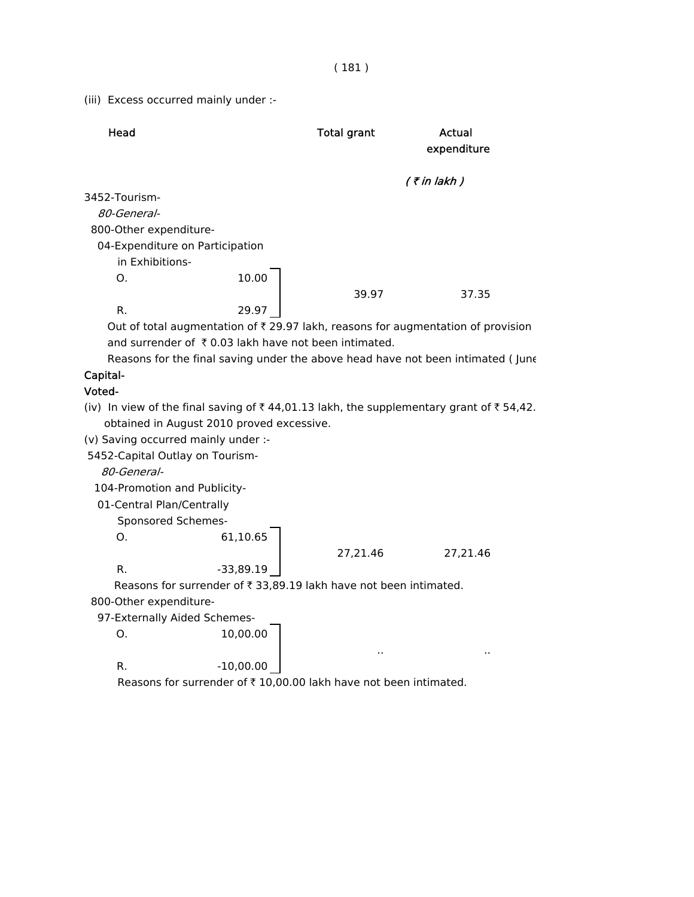(iii) Excess occurred mainly under :-

| Head | | Total grant | Actual expenditure |
|---|---|---|---|
| | | | *( ₹ in lakh )* |
| 3452-Tourism- | | | |
| *80-General-* | | | |
| 800-Other expenditure- | | | |
| 04-Expenditure on Participation in Exhibitions- | | | |
| O. | 10.00 | 39.97 | 37.35 |
| R. | 29.97 | | |

Out of total augmentation of ₹ 29.97 lakh, reasons for augmentation of provision and surrender of ₹ 0.03 lakh have not been intimated.

Reasons for the final saving under the above head have not been intimated ( June

**Capital-**

**Voted-**

(iv) In view of the final saving of ₹ 44,01.13 lakh, the supplementary grant of ₹ 54,42. obtained in August 2010 proved excessive.

(v) Saving occurred mainly under :-

| Head | | Total grant | Actual expenditure |
|---|---|---|---|
| 5452-Capital Outlay on Tourism- | | | |
| *80-General-* | | | |
| 104-Promotion and Publicity- | | | |
| 01-Central Plan/Centrally Sponsored Schemes- | | | |
| O. | 61,10.65 | 27,21.46 | 27,21.46 |
| R. | -33,89.19 | | |

Reasons for surrender of ₹ 33,89.19 lakh have not been intimated.

| Head | | Total grant | Actual expenditure |
|---|---|---|---|
| 800-Other expenditure- | | | |
| 97-Externally Aided Schemes- | | | |
| O. | 10,00.00 | .. | .. |
| R. | -10,00.00 | | |

Reasons for surrender of ₹ 10,00.00 lakh have not been intimated.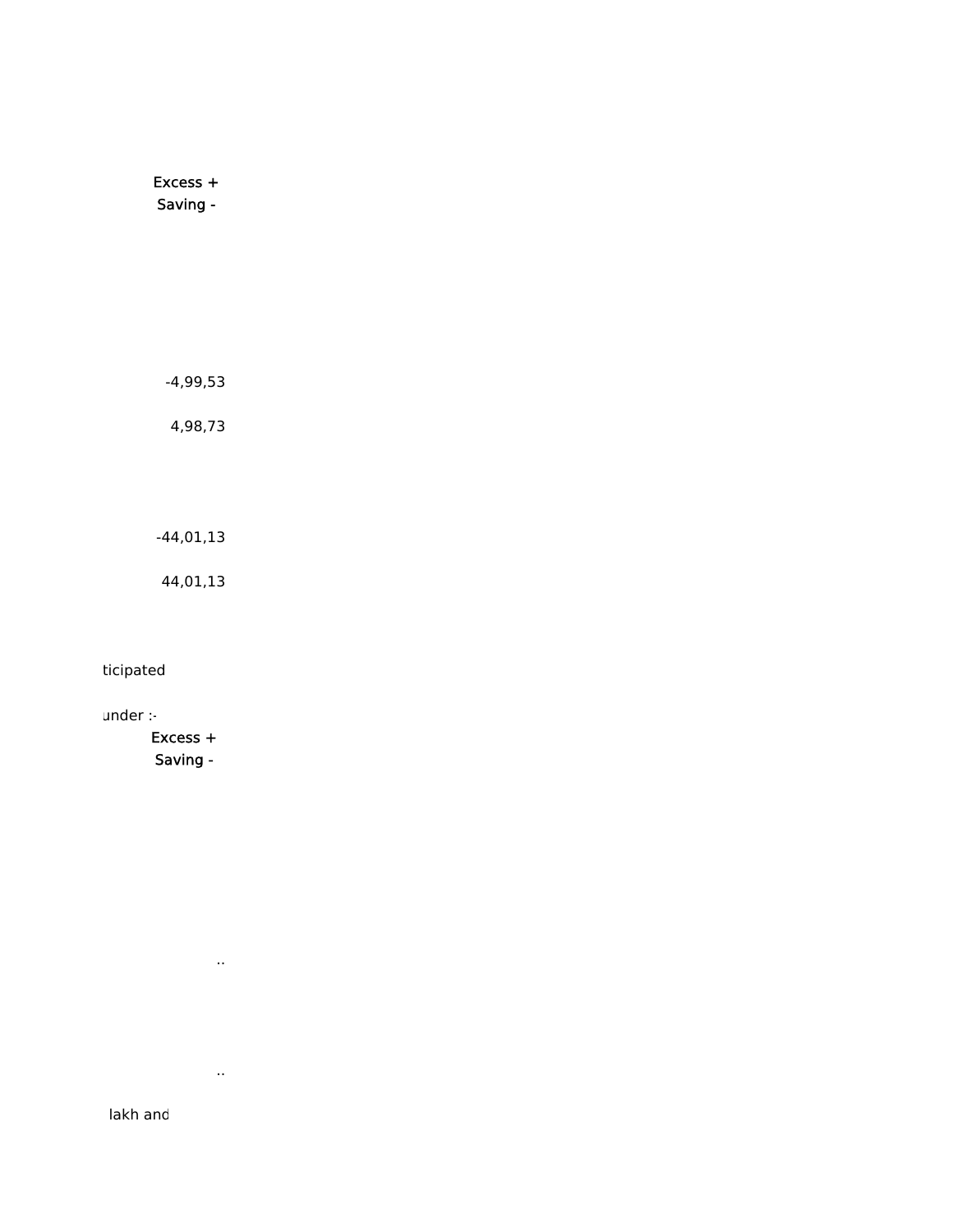Excess +
Saving -

-4,99,53

4,98,73

-44,01,13

44,01,13

ticipated

under :-

Excess +
Saving -

..

..

lakh and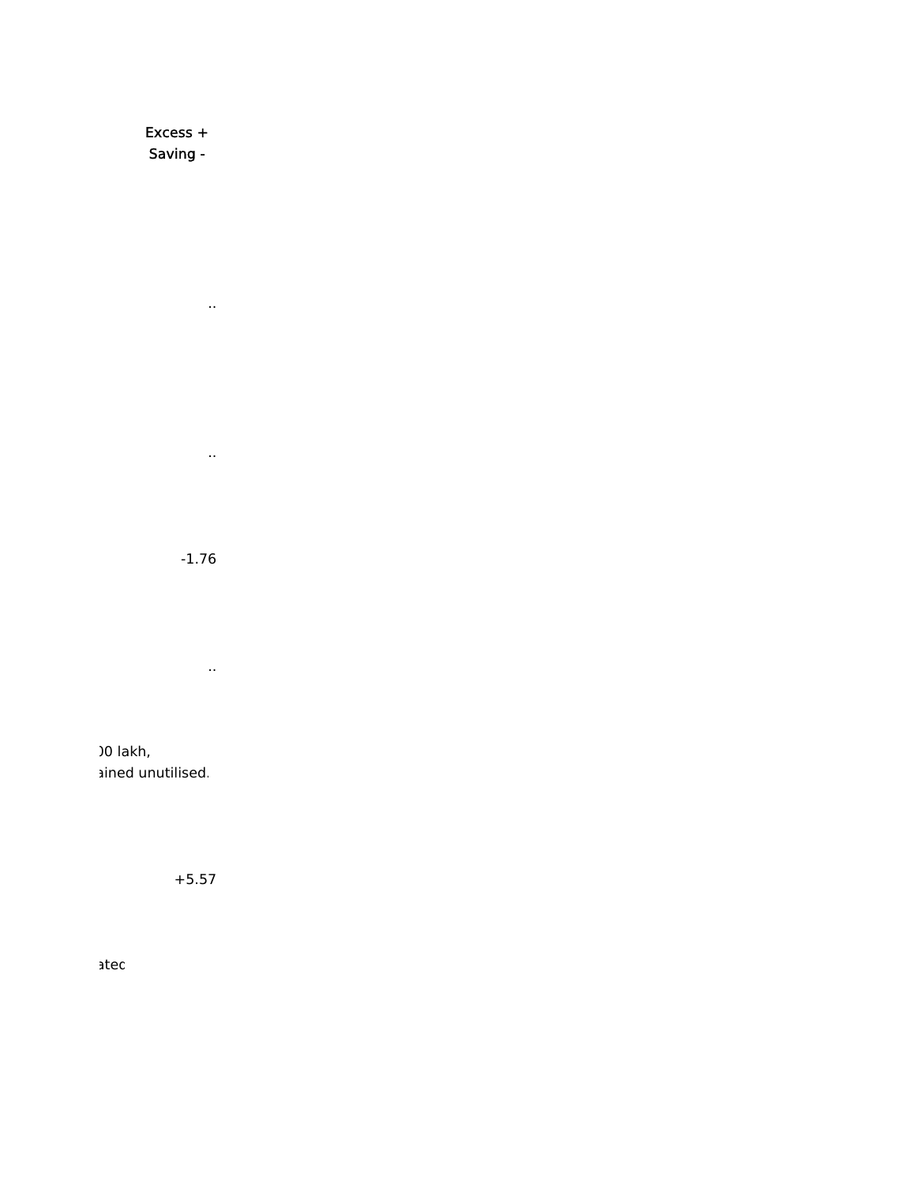| Excess + Saving - |
|---|
| .. |
| .. |
| -1.76 |
| .. |
| +5.57 |

)0 lakh,
ained unutilised.

atec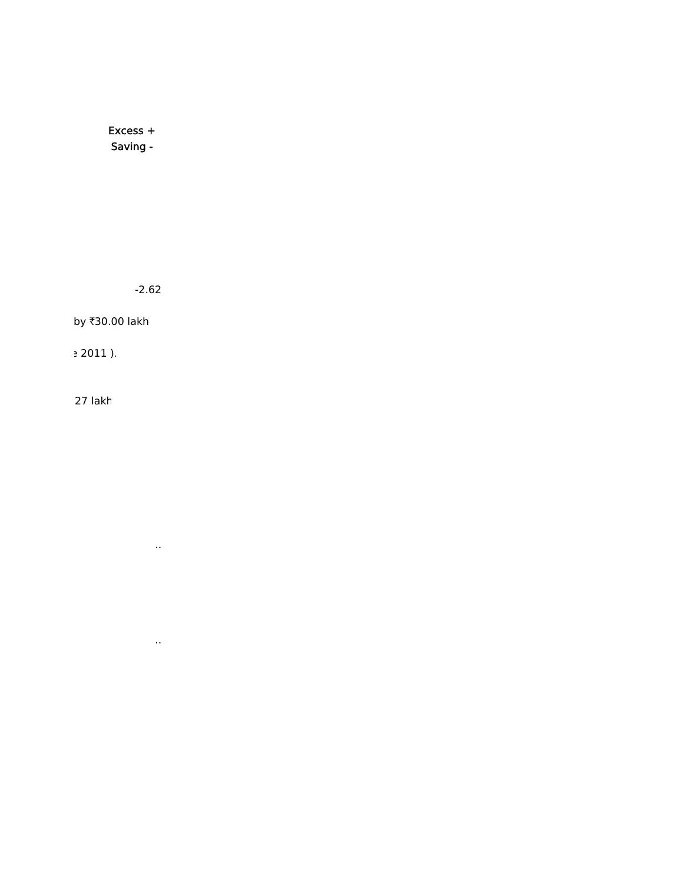Excess +
Saving -

-2.62

by ₹30.00 lakh

2011 ).

27 lakh

..

..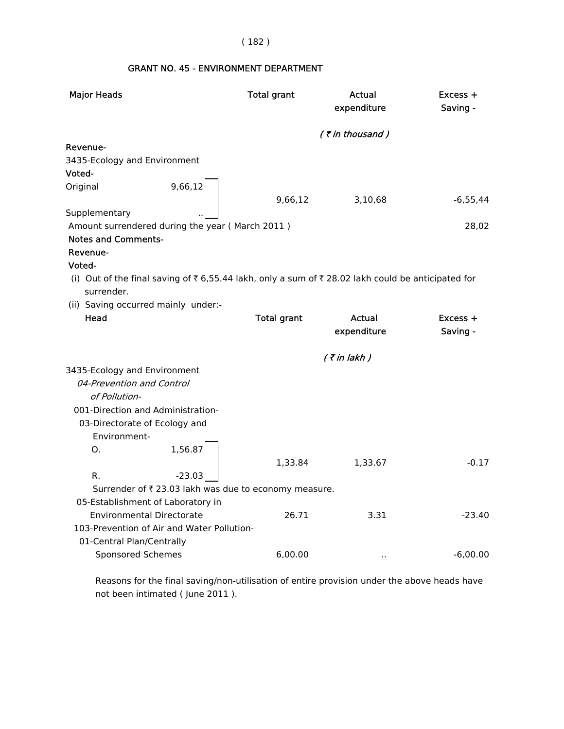## GRANT NO. 45 - ENVIRONMENT DEPARTMENT

| Major Heads | | Total grant | Actual expenditure | Excess + Saving - |
|---|---|---|---|---|
| | | | *( ₹ in thousand )* | |
| **Revenue-** | | | | |
| 3435-Ecology and Environment | | | | |
| **Voted-** | | | | |
| Original | 9,66,12 | 9,66,12 | 3,10,68 | -6,55,44 |
| Supplementary | .. | | | |
| Amount surrendered during the year ( March 2011 ) | | | | 28,02 |

**Notes and Comments-**

**Revenue-**

**Voted-**

(i) Out of the final saving of ₹ 6,55.44 lakh, only a sum of ₹ 28.02 lakh could be anticipated for surrender.

(ii) Saving occurred mainly under:-

| Head | | Total grant | Actual expenditure | Excess + Saving - |
|---|---|---|---|---|
| | | | *( ₹ in lakh )* | |
| 3435-Ecology and Environment | | | | |
| *04-Prevention and Control of Pollution-* | | | | |
| 001-Direction and Administration- | | | | |
| 03-Directorate of Ecology and Environment- | | | | |
| O. | 1,56.87 | 1,33.84 | 1,33.67 | -0.17 |
| R. | -23.03 | | | |
| Surrender of ₹ 23.03 lakh was due to economy measure. | | | | |
| 05-Establishment of Laboratory in Environmental Directorate | | 26.71 | 3.31 | -23.40 |
| 103-Prevention of Air and Water Pollution- | | | | |
| 01-Central Plan/Centrally Sponsored Schemes | | 6,00.00 | .. | -6,00.00 |

Reasons for the final saving/non-utilisation of entire provision under the above heads have not been intimated ( June 2011 ).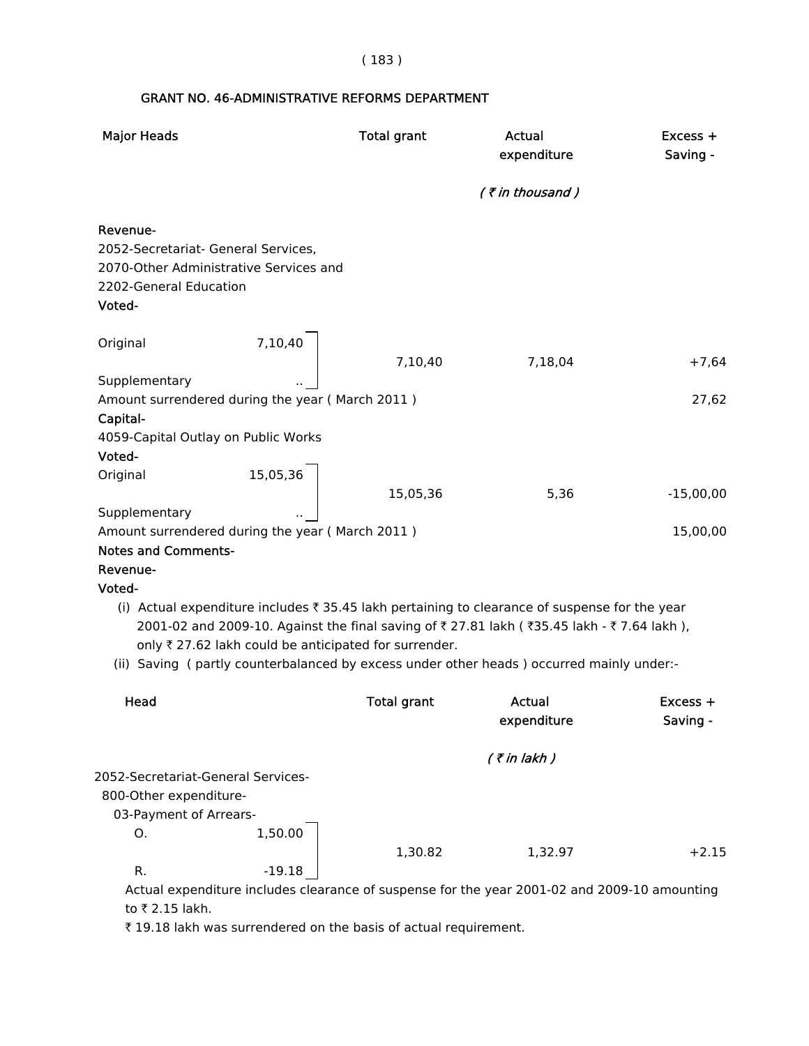## GRANT NO. 46-ADMINISTRATIVE REFORMS DEPARTMENT

| Major Heads | | Total grant | Actual expenditure | Excess + Saving - |
|---|---|---|---|---|
| | | | *( ₹ in thousand )* | |
| **Revenue-** | | | | |
| 2052-Secretariat- General Services, 2070-Other Administrative Services and 2202-General Education | | | | |
| **Voted-** | | | | |
| Original | 7,10,40 | 7,10,40 | 7,18,04 | +7,64 |
| Supplementary | .. | | | |
| Amount surrendered during the year ( March 2011 ) | | | | 27,62 |
| **Capital-** | | | | |
| 4059-Capital Outlay on Public Works | | | | |
| **Voted-** | | | | |
| Original | 15,05,36 | 15,05,36 | 5,36 | -15,00,00 |
| Supplementary | .. | | | |
| Amount surrendered during the year ( March 2011 ) | | | | 15,00,00 |

**Notes and Comments-**

**Revenue-**

**Voted-**

(i) Actual expenditure includes ₹ 35.45 lakh pertaining to clearance of suspense for the year 2001-02 and 2009-10. Against the final saving of ₹ 27.81 lakh ( ₹35.45 lakh - ₹ 7.64 lakh ), only ₹ 27.62 lakh could be anticipated for surrender.

(ii) Saving ( partly counterbalanced by excess under other heads ) occurred mainly under:-

| Head | | Total grant | Actual expenditure | Excess + Saving - |
|---|---|---|---|---|
| | | | *( ₹ in lakh )* | |
| 2052-Secretariat-General Services- | | | | |
| 800-Other expenditure- | | | | |
| 03-Payment of Arrears- | | | | |
| O. | 1,50.00 | 1,30.82 | 1,32.97 | +2.15 |
| R. | -19.18 | | | |

Actual expenditure includes clearance of suspense for the year 2001-02 and 2009-10 amounting to ₹ 2.15 lakh.

₹ 19.18 lakh was surrendered on the basis of actual requirement.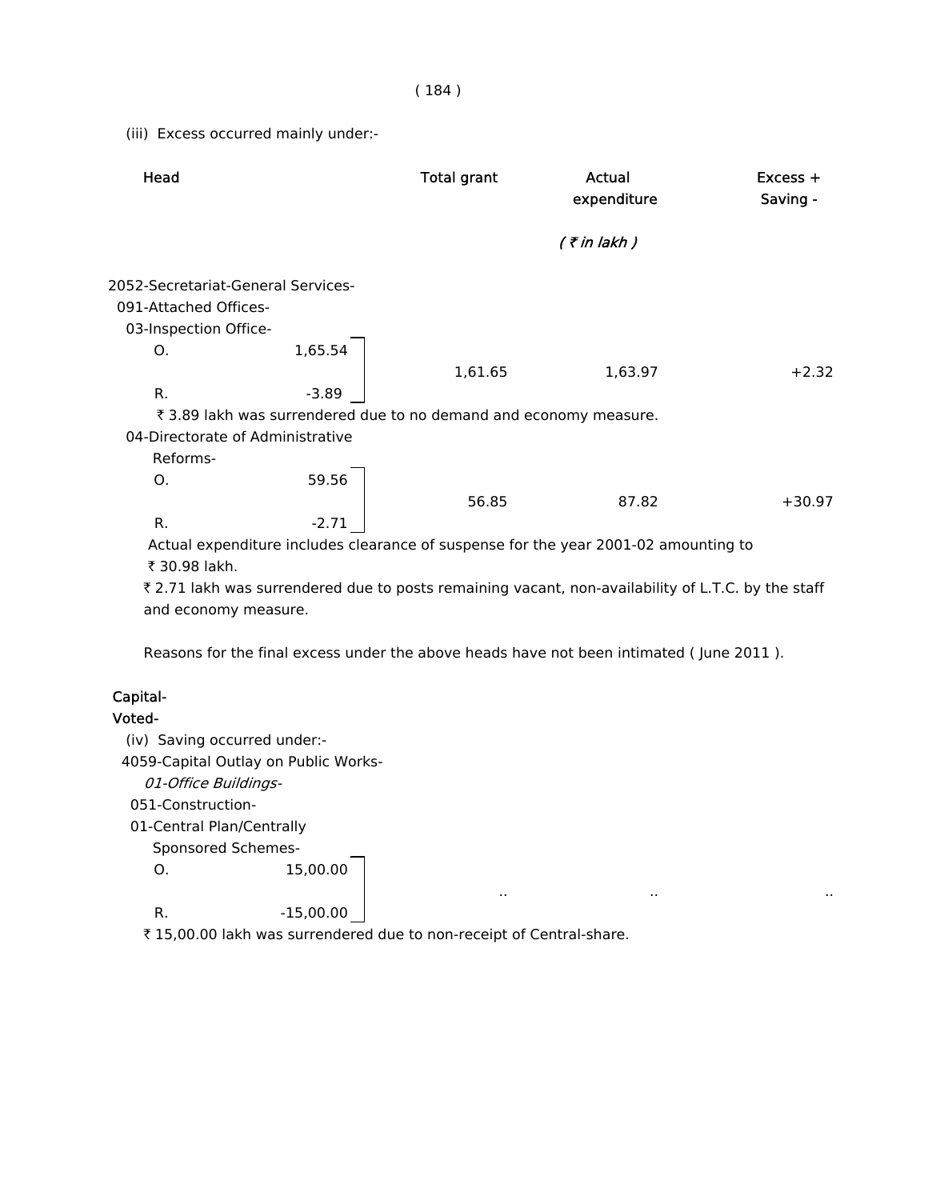(iii) Excess occurred mainly under:-

| Head | | Total grant | Actual expenditure | Excess + Saving - |
|---|---|---|---|---|
| | | | *( ₹ in lakh )* | |
| 2052-Secretariat-General Services- | | | | |
| 091-Attached Offices- | | | | |
| 03-Inspection Office- | | | | |
| O. | 1,65.54 | | | |
| | | 1,61.65 | 1,63.97 | +2.32 |
| R. | -3.89 | | | |

₹ 3.89 lakh was surrendered due to no demand and economy measure.

| Head | | Total grant | Actual expenditure | Excess + Saving - |
|---|---|---|---|---|
| 04-Directorate of Administrative Reforms- | | | | |
| O. | 59.56 | | | |
| | | 56.85 | 87.82 | +30.97 |
| R. | -2.71 | | | |

Actual expenditure includes clearance of suspense for the year 2001-02 amounting to ₹ 30.98 lakh.

₹ 2.71 lakh was surrendered due to posts remaining vacant, non-availability of L.T.C. by the staff and economy measure.

Reasons for the final excess under the above heads have not been intimated ( June 2011 ).

**Capital-**

**Voted-**

(iv) Saving occurred under:-

| Head | | Total grant | Actual expenditure | Excess + Saving - |
|---|---|---|---|---|
| 4059-Capital Outlay on Public Works- | | | | |
| *01-Office Buildings-* | | | | |
| 051-Construction- | | | | |
| 01-Central Plan/Centrally Sponsored Schemes- | | | | |
| O. | 15,00.00 | | | |
| | | .. | .. | .. |
| R. | -15,00.00 | | | |

₹ 15,00.00 lakh was surrendered due to non-receipt of Central-share.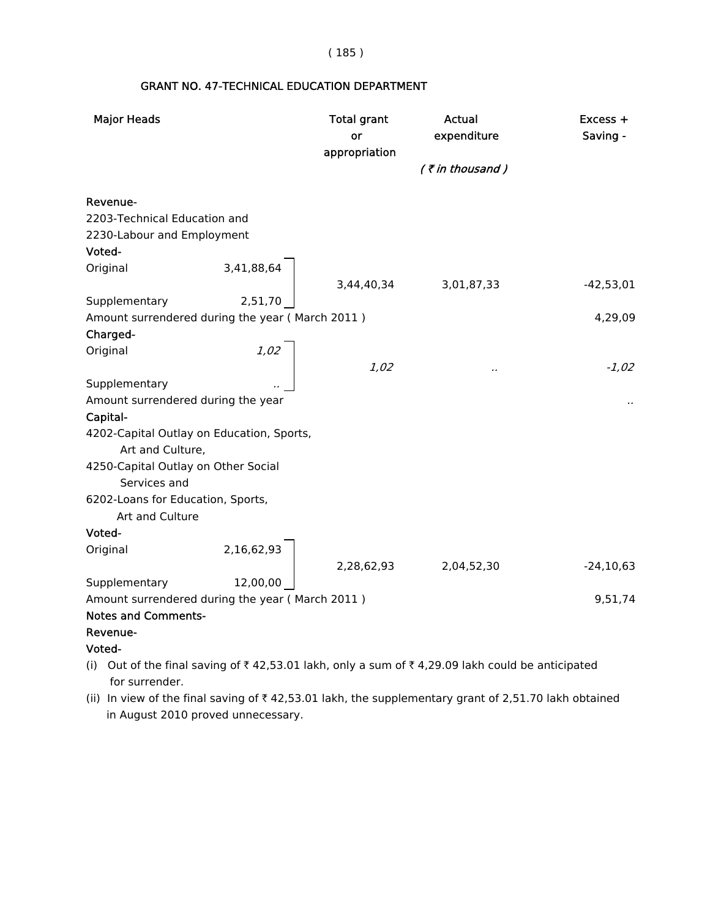## GRANT NO. 47-TECHNICAL EDUCATION DEPARTMENT

| Major Heads | | Total grant or appropriation | Actual expenditure | Excess + Saving - |
|---|---|---|---|---|
| | | | *( ₹ in thousand )* | |
| **Revenue-** | | | | |
| 2203-Technical Education and | | | | |
| 2230-Labour and Employment | | | | |
| **Voted-** | | | | |
| Original | 3,41,88,64 | | | |
| | | 3,44,40,34 | 3,01,87,33 | -42,53,01 |
| Supplementary | 2,51,70 | | | |
| Amount surrendered during the year ( March 2011 ) | | | | 4,29,09 |
| **Charged-** | | | | |
| Original | *1,02* | | | |
| | | *1,02* | .. | *-1,02* |
| Supplementary | .. | | | |
| Amount surrendered during the year | | | | .. |
| **Capital-** | | | | |
| 4202-Capital Outlay on Education, Sports, Art and Culture, | | | | |
| 4250-Capital Outlay on Other Social Services and | | | | |
| 6202-Loans for Education, Sports, Art and Culture | | | | |
| **Voted-** | | | | |
| Original | 2,16,62,93 | | | |
| | | 2,28,62,93 | 2,04,52,30 | -24,10,63 |
| Supplementary | 12,00,00 | | | |
| Amount surrendered during the year ( March 2011 ) | | | | 9,51,74 |

**Notes and Comments-**

**Revenue-**

**Voted-**

(i) Out of the final saving of ₹ 42,53.01 lakh, only a sum of ₹ 4,29.09 lakh could be anticipated for surrender.

(ii) In view of the final saving of ₹ 42,53.01 lakh, the supplementary grant of 2,51.70 lakh obtained in August 2010 proved unnecessary.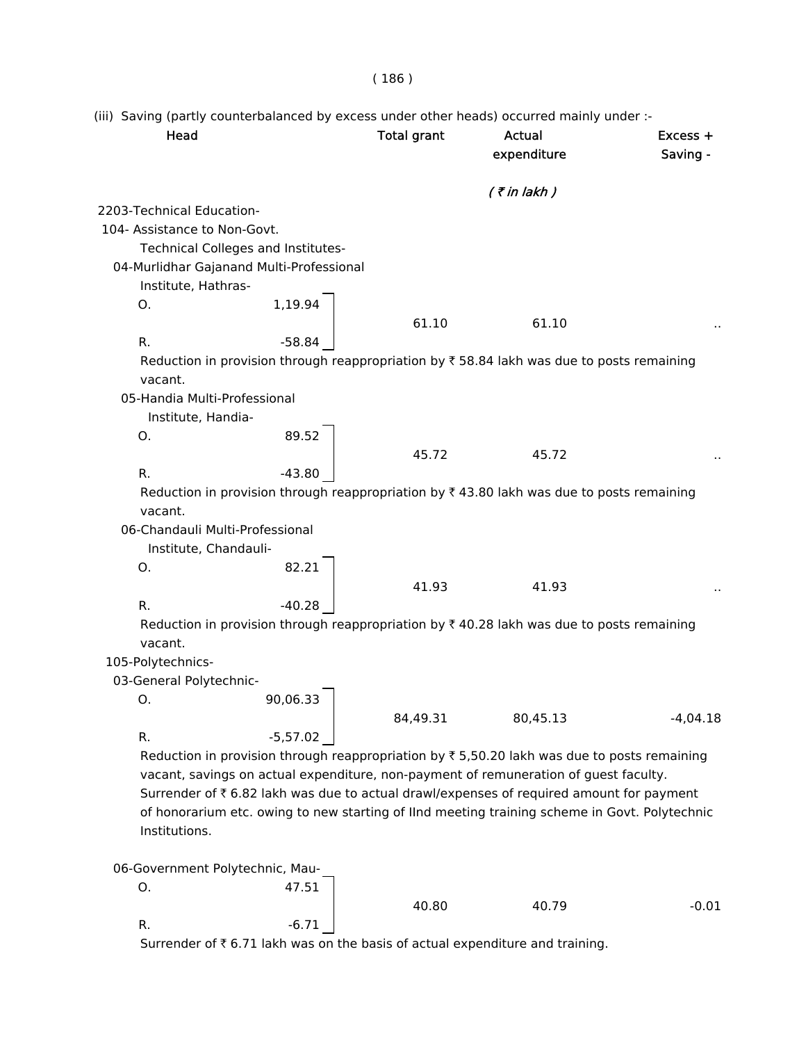(iii) Saving (partly counterbalanced by excess under other heads) occurred mainly under :-

| Head | | Total grant | Actual expenditure | Excess + Saving - |
|---|---|---|---|---|
| | | | *( ₹ in lakh )* | |
| 2203-Technical Education- | | | | |
| 104- Assistance to Non-Govt. Technical Colleges and Institutes- | | | | |
| 04-Murlidhar Gajanand Multi-Professional Institute, Hathras- | | | | |
| O. | 1,19.94 | 61.10 | 61.10 | .. |
| R. | -58.84 | | | |

Reduction in provision through reappropriation by ₹ 58.84 lakh was due to posts remaining vacant.

| Head | | Total grant | Actual expenditure | Excess + Saving - |
|---|---|---|---|---|
| 05-Handia Multi-Professional Institute, Handia- | | | | |
| O. | 89.52 | 45.72 | 45.72 | .. |
| R. | -43.80 | | | |

Reduction in provision through reappropriation by ₹ 43.80 lakh was due to posts remaining vacant.

| Head | | Total grant | Actual expenditure | Excess + Saving - |
|---|---|---|---|---|
| 06-Chandauli Multi-Professional Institute, Chandauli- | | | | |
| O. | 82.21 | 41.93 | 41.93 | .. |
| R. | -40.28 | | | |

Reduction in provision through reappropriation by ₹ 40.28 lakh was due to posts remaining vacant.

| Head | | Total grant | Actual expenditure | Excess + Saving - |
|---|---|---|---|---|
| 105-Polytechnics- | | | | |
| 03-General Polytechnic- | | | | |
| O. | 90,06.33 | 84,49.31 | 80,45.13 | -4,04.18 |
| R. | -5,57.02 | | | |

Reduction in provision through reappropriation by ₹ 5,50.20 lakh was due to posts remaining vacant, savings on actual expenditure, non-payment of remuneration of guest faculty. Surrender of ₹ 6.82 lakh was due to actual drawl/expenses of required amount for payment of honorarium etc. owing to new starting of IInd meeting training scheme in Govt. Polytechnic Institutions.

| Head | | Total grant | Actual expenditure | Excess + Saving - |
|---|---|---|---|---|
| 06-Government Polytechnic, Mau- | | | | |
| O. | 47.51 | 40.80 | 40.79 | -0.01 |
| R. | -6.71 | | | |

Surrender of ₹ 6.71 lakh was on the basis of actual expenditure and training.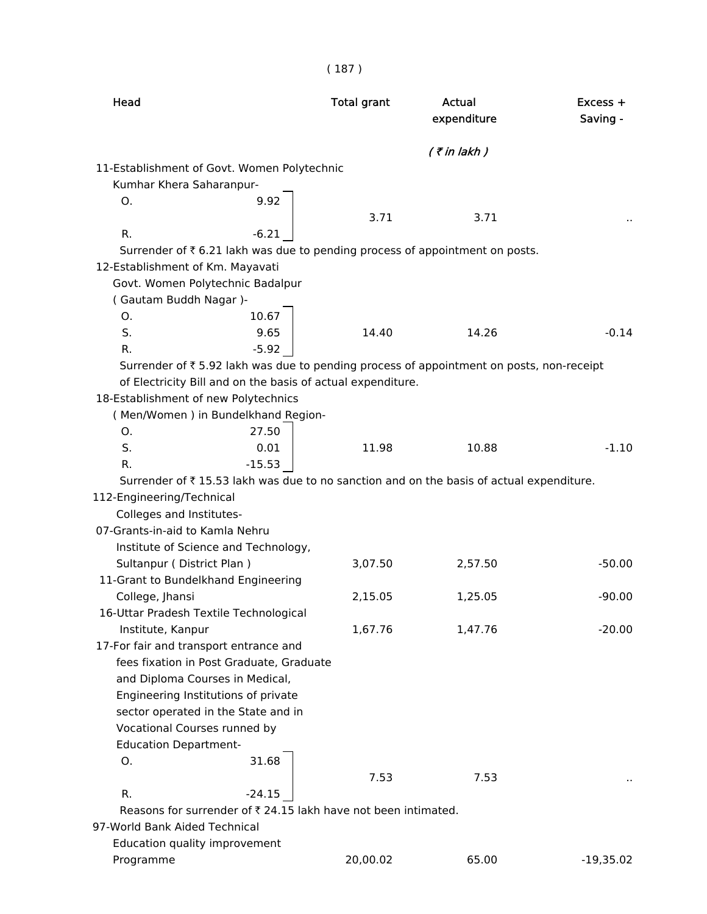| Head | | Total grant | Actual expenditure | Excess + Saving - |
|---|---|---|---|---|
| | | | *( ₹ in lakh )* | |
| 11-Establishment of Govt. Women Polytechnic Kumhar Khera Saharanpur- | | | | |
| O. | 9.92 | | | |
| | | 3.71 | 3.71 | .. |
| R. | -6.21 | | | |

Surrender of ₹ 6.21 lakh was due to pending process of appointment on posts.

| Head | | Total grant | Actual expenditure | Excess + Saving - |
|---|---|---|---|---|
| 12-Establishment of Km. Mayavati Govt. Women Polytechnic Badalpur ( Gautam Buddh Nagar )- | | | | |
| O. | 10.67 | | | |
| S. | 9.65 | 14.40 | 14.26 | -0.14 |
| R. | -5.92 | | | |

Surrender of ₹ 5.92 lakh was due to pending process of appointment on posts, non-receipt of Electricity Bill and on the basis of actual expenditure.

| Head | | Total grant | Actual expenditure | Excess + Saving - |
|---|---|---|---|---|
| 18-Establishment of new Polytechnics ( Men/Women ) in Bundelkhand Region- | | | | |
| O. | 27.50 | | | |
| S. | 0.01 | 11.98 | 10.88 | -1.10 |
| R. | -15.53 | | | |

Surrender of ₹ 15.53 lakh was due to no sanction and on the basis of actual expenditure.

| Head | | Total grant | Actual expenditure | Excess + Saving - |
|---|---|---|---|---|
| 112-Engineering/Technical Colleges and Institutes- | | | | |
| 07-Grants-in-aid to Kamla Nehru Institute of Science and Technology, Sultanpur ( District Plan ) | | 3,07.50 | 2,57.50 | -50.00 |
| 11-Grant to Bundelkhand Engineering College, Jhansi | | 2,15.05 | 1,25.05 | -90.00 |
| 16-Uttar Pradesh Textile Technological Institute, Kanpur | | 1,67.76 | 1,47.76 | -20.00 |
| 17-For fair and transport entrance and fees fixation in Post Graduate, Graduate and Diploma Courses in Medical, Engineering Institutions of private sector operated in the State and in Vocational Courses runned by Education Department- | | | | |
| O. | 31.68 | | | |
| | | 7.53 | 7.53 | .. |
| R. | -24.15 | | | |

Reasons for surrender of ₹ 24.15 lakh have not been intimated.

| Head | | Total grant | Actual expenditure | Excess + Saving - |
|---|---|---|---|---|
| 97-World Bank Aided Technical Education quality improvement Programme | | 20,00.02 | 65.00 | -19,35.02 |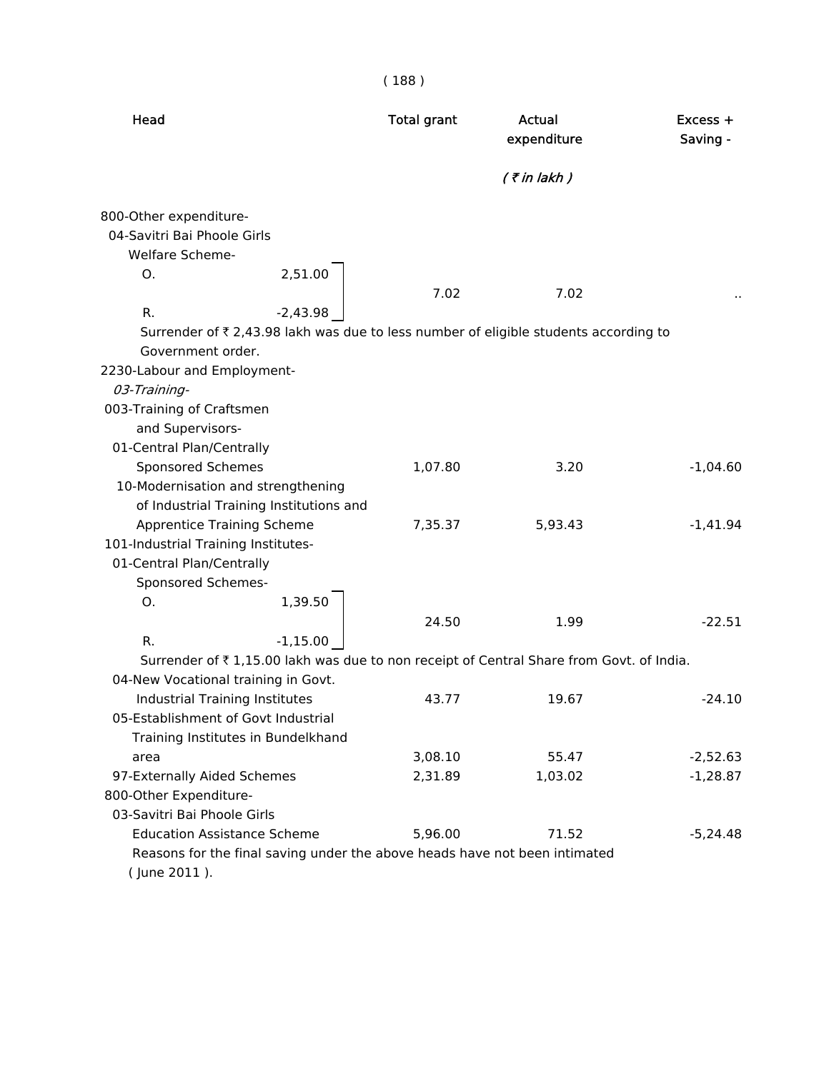| Head | Total grant | Actual expenditure | Excess + Saving - |
|---|---|---|---|
| | | *( ₹ in lakh )* | |
| 800-Other expenditure- | | | |
| 04-Savitri Bai Phoole Girls Welfare Scheme- | | | |
| O. 2,51.00 / R. -2,43.98 | 7.02 | 7.02 | .. |

Surrender of ₹ 2,43.98 lakh was due to less number of eligible students according to Government order.

| Head | Total grant | Actual expenditure | Excess + Saving - |
|---|---|---|---|
| 2230-Labour and Employment- | | | |
| *03-Training-* | | | |
| 003-Training of Craftsmen and Supervisors- | | | |
| 01-Central Plan/Centrally Sponsored Schemes | 1,07.80 | 3.20 | -1,04.60 |
| 10-Modernisation and strengthening of Industrial Training Institutions and Apprentice Training Scheme | 7,35.37 | 5,93.43 | -1,41.94 |
| 101-Industrial Training Institutes- | | | |
| 01-Central Plan/Centrally Sponsored Schemes- | | | |
| O. 1,39.50 / R. -1,15.00 | 24.50 | 1.99 | -22.51 |

Surrender of ₹ 1,15.00 lakh was due to non receipt of Central Share from Govt. of India.

| Head | Total grant | Actual expenditure | Excess + Saving - |
|---|---|---|---|
| 04-New Vocational training in Govt. Industrial Training Institutes | 43.77 | 19.67 | -24.10 |
| 05-Establishment of Govt Industrial Training Institutes in Bundelkhand area | 3,08.10 | 55.47 | -2,52.63 |
| 97-Externally Aided Schemes | 2,31.89 | 1,03.02 | -1,28.87 |
| 800-Other Expenditure- | | | |
| 03-Savitri Bai Phoole Girls Education Assistance Scheme | 5,96.00 | 71.52 | -5,24.48 |

Reasons for the final saving under the above heads have not been intimated ( June 2011 ).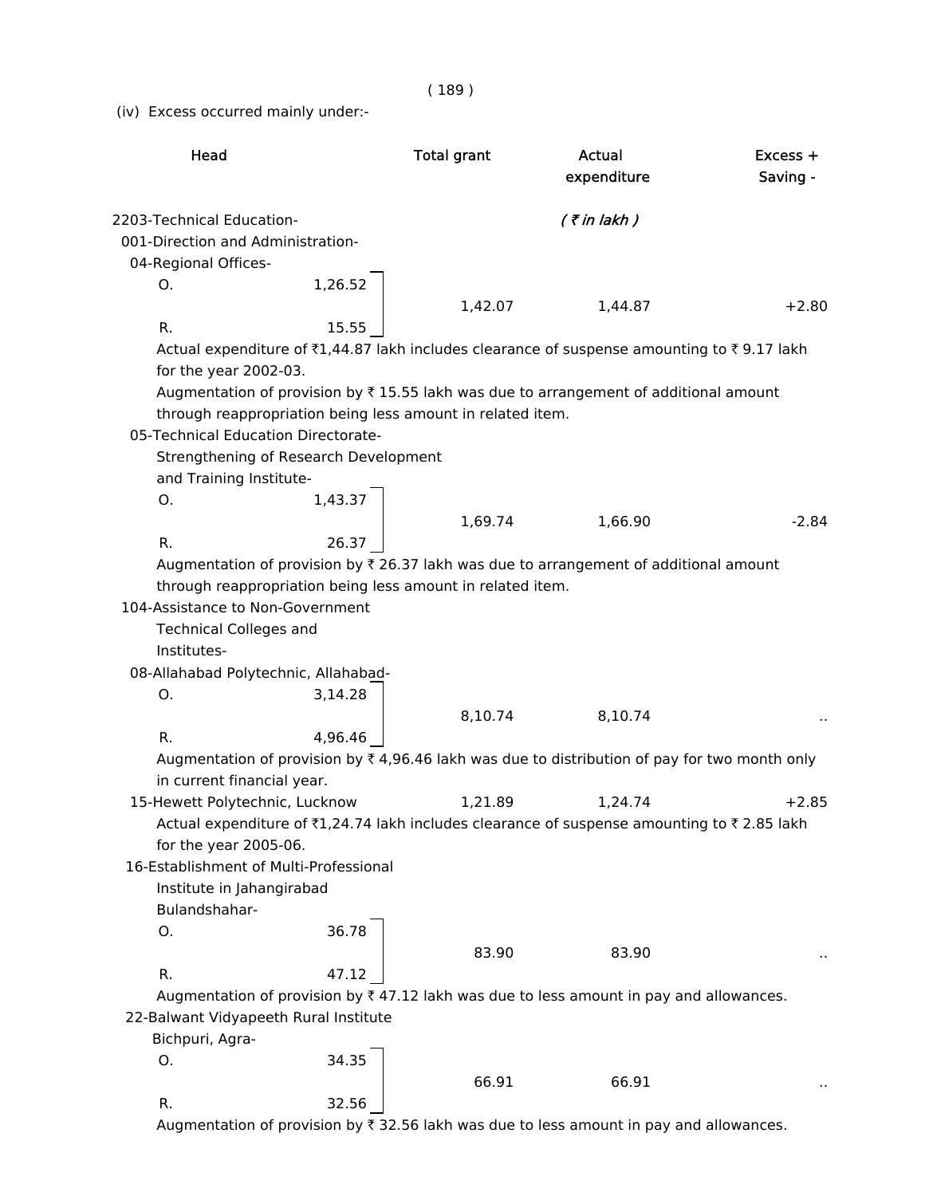(iv) Excess occurred mainly under:-

| Head | | Total grant | Actual expenditure | Excess + Saving - |
|---|---|---|---|---|
| | | | *( ₹ in lakh )* | |
| 2203-Technical Education- | | | | |
| 001-Direction and Administration- | | | | |
| 04-Regional Offices- | | | | |
| O. | 1,26.52 | 1,42.07 | 1,44.87 | +2.80 |
| R. | 15.55 | | | |

Actual expenditure of ₹1,44.87 lakh includes clearance of suspense amounting to ₹ 9.17 lakh for the year 2002-03.

Augmentation of provision by ₹ 15.55 lakh was due to arrangement of additional amount through reappropriation being less amount in related item.

| Head | | Total grant | Actual expenditure | Excess + Saving - |
|---|---|---|---|---|
| 05-Technical Education Directorate-Strengthening of Research Development and Training Institute- | | | | |
| O. | 1,43.37 | 1,69.74 | 1,66.90 | -2.84 |
| R. | 26.37 | | | |

Augmentation of provision by ₹ 26.37 lakh was due to arrangement of additional amount through reappropriation being less amount in related item.

| Head | | Total grant | Actual expenditure | Excess + Saving - |
|---|---|---|---|---|
| 104-Assistance to Non-Government Technical Colleges and Institutes- | | | | |
| 08-Allahabad Polytechnic, Allahabad- | | | | |
| O. | 3,14.28 | 8,10.74 | 8,10.74 | .. |
| R. | 4,96.46 | | | |

Augmentation of provision by ₹ 4,96.46 lakh was due to distribution of pay for two month only in current financial year.

| Head | | Total grant | Actual expenditure | Excess + Saving - |
|---|---|---|---|---|
| 15-Hewett Polytechnic, Lucknow | | 1,21.89 | 1,24.74 | +2.85 |

Actual expenditure of ₹1,24.74 lakh includes clearance of suspense amounting to ₹ 2.85 lakh for the year 2005-06.

| Head | | Total grant | Actual expenditure | Excess + Saving - |
|---|---|---|---|---|
| 16-Establishment of Multi-Professional Institute in Jahangirabad Bulandshahar- | | | | |
| O. | 36.78 | 83.90 | 83.90 | .. |
| R. | 47.12 | | | |

Augmentation of provision by ₹ 47.12 lakh was due to less amount in pay and allowances.

| Head | | Total grant | Actual expenditure | Excess + Saving - |
|---|---|---|---|---|
| 22-Balwant Vidyapeeth Rural Institute Bichpuri, Agra- | | | | |
| O. | 34.35 | 66.91 | 66.91 | .. |
| R. | 32.56 | | | |

Augmentation of provision by ₹ 32.56 lakh was due to less amount in pay and allowances.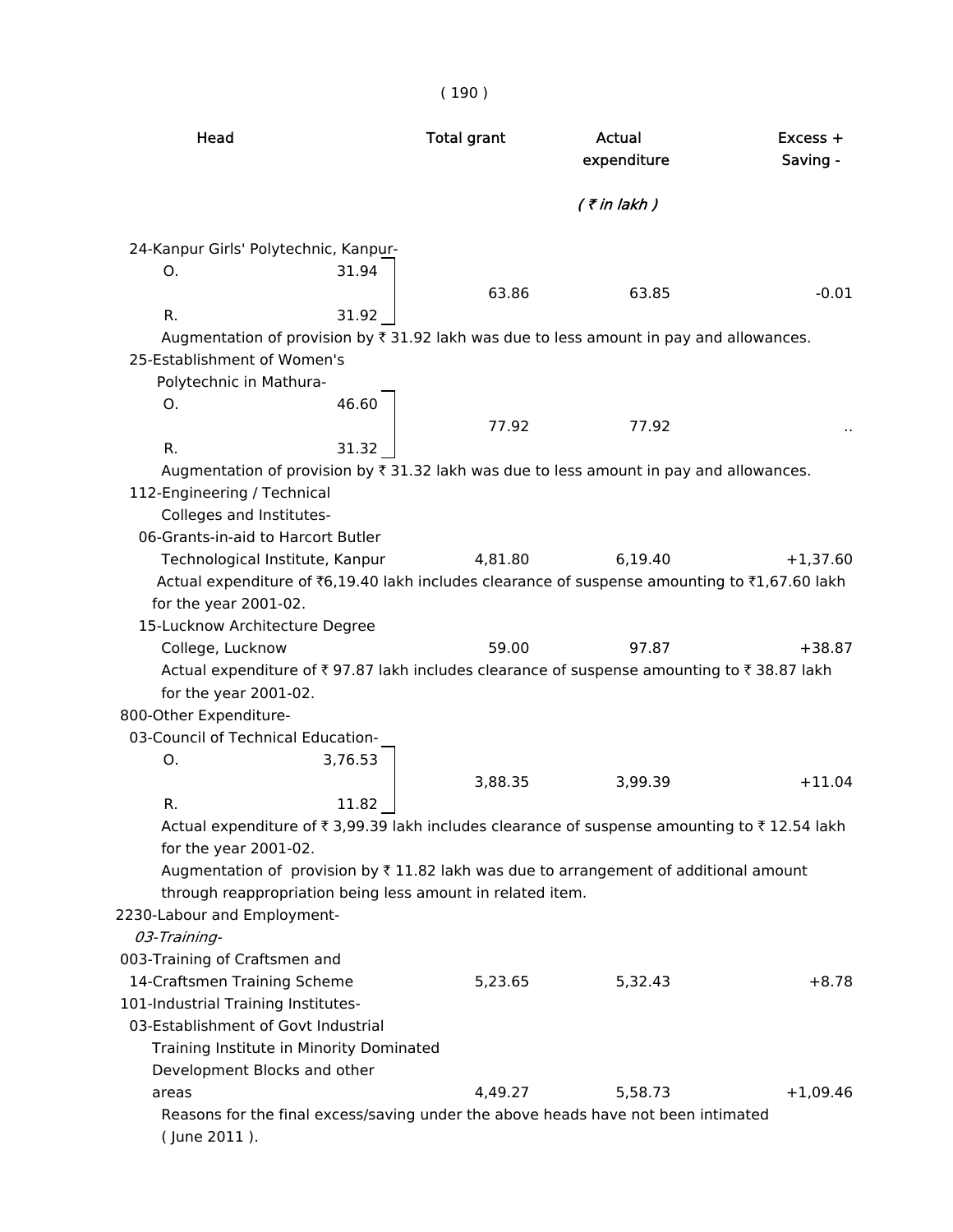| Head | | Total grant | Actual expenditure | Excess + Saving - |
|---|---|---|---|---|
| | | | *( ₹ in lakh )* | |
| 24-Kanpur Girls' Polytechnic, Kanpur- | | | | |
| O. | 31.94 | 63.86 | 63.85 | -0.01 |
| R. | 31.92 | | | |
| Augmentation of provision by ₹ 31.92 lakh was due to less amount in pay and allowances. | | | | |
| 25-Establishment of Women's Polytechnic in Mathura- | | | | |
| O. | 46.60 | 77.92 | 77.92 | .. |
| R. | 31.32 | | | |
| Augmentation of provision by ₹ 31.32 lakh was due to less amount in pay and allowances. | | | | |
| 112-Engineering / Technical Colleges and Institutes- | | | | |
| 06-Grants-in-aid to Harcort Butler Technological Institute, Kanpur | | 4,81.80 | 6,19.40 | +1,37.60 |
| Actual expenditure of ₹6,19.40 lakh includes clearance of suspense amounting to ₹1,67.60 lakh for the year 2001-02. | | | | |
| 15-Lucknow Architecture Degree College, Lucknow | | 59.00 | 97.87 | +38.87 |
| Actual expenditure of ₹ 97.87 lakh includes clearance of suspense amounting to ₹ 38.87 lakh for the year 2001-02. | | | | |
| 800-Other Expenditure- | | | | |
| 03-Council of Technical Education- | | | | |
| O. | 3,76.53 | 3,88.35 | 3,99.39 | +11.04 |
| R. | 11.82 | | | |
| Actual expenditure of ₹ 3,99.39 lakh includes clearance of suspense amounting to ₹ 12.54 lakh for the year 2001-02. | | | | |
| Augmentation of provision by ₹ 11.82 lakh was due to arrangement of additional amount through reappropriation being less amount in related item. | | | | |
| 2230-Labour and Employment- | | | | |
| *03-Training-* | | | | |
| 003-Training of Craftsmen and | | | | |
| 14-Craftsmen Training Scheme | | 5,23.65 | 5,32.43 | +8.78 |
| 101-Industrial Training Institutes- | | | | |
| 03-Establishment of Govt Industrial Training Institute in Minority Dominated Development Blocks and other areas | | 4,49.27 | 5,58.73 | +1,09.46 |

Reasons for the final excess/saving under the above heads have not been intimated ( June 2011 ).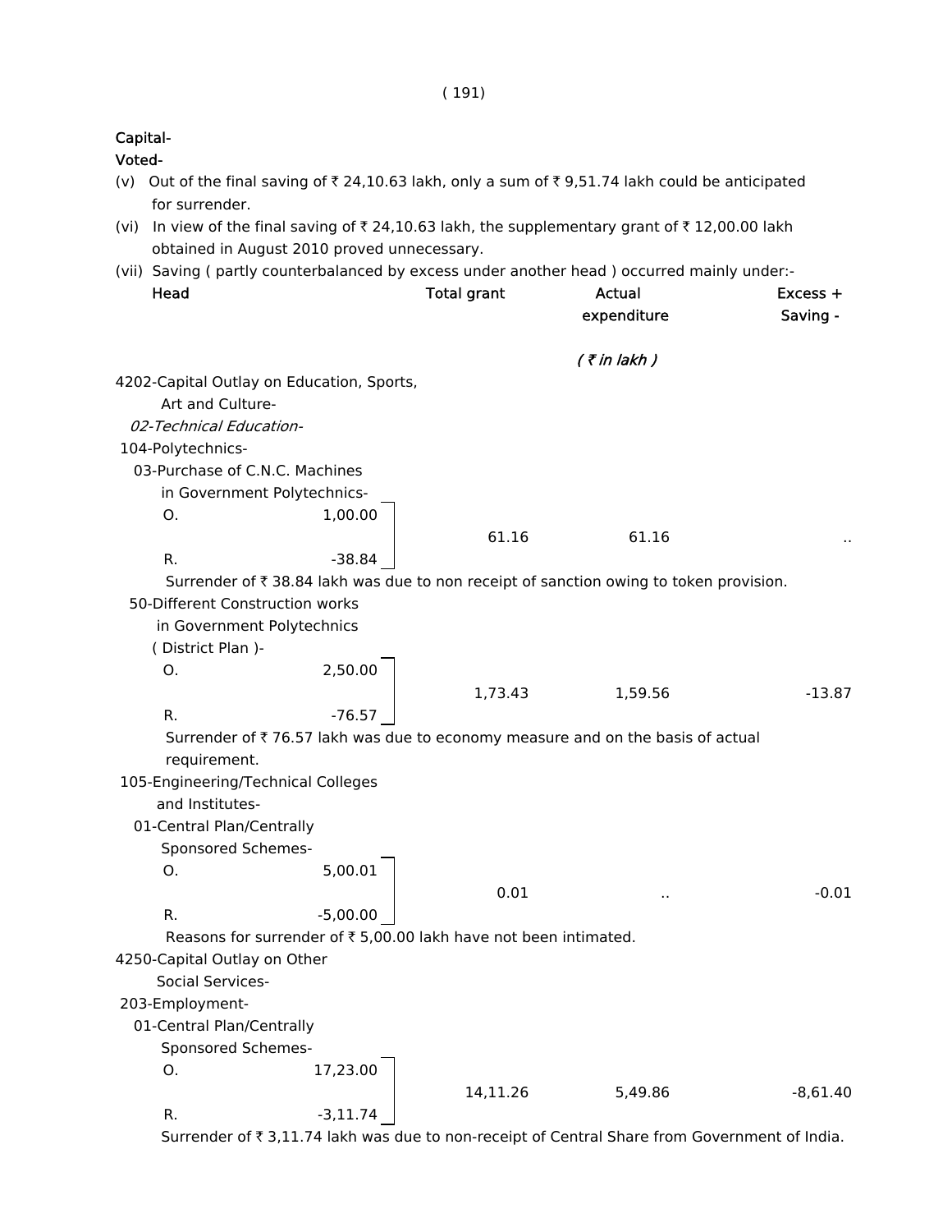**Capital-**

**Voted-**

(v) Out of the final saving of ₹ 24,10.63 lakh, only a sum of ₹ 9,51.74 lakh could be anticipated for surrender.

(vi) In view of the final saving of ₹ 24,10.63 lakh, the supplementary grant of ₹ 12,00.00 lakh obtained in August 2010 proved unnecessary.

(vii) Saving ( partly counterbalanced by excess under another head ) occurred mainly under:-

| Head | | Total grant | Actual expenditure | Excess + Saving - |
|---|---|---|---|---|
| | | | *( ₹ in lakh )* | |
| 4202-Capital Outlay on Education, Sports, Art and Culture- | | | | |
| *02-Technical Education-* | | | | |
| 104-Polytechnics- | | | | |
| 03-Purchase of C.N.C. Machines in Government Polytechnics- | | | | |
| O. | 1,00.00 | | | |
| | | 61.16 | 61.16 | .. |
| R. | -38.84 | | | |

Surrender of ₹ 38.84 lakh was due to non receipt of sanction owing to token provision.

| Head | | Total grant | Actual expenditure | Excess + Saving - |
|---|---|---|---|---|
| 50-Different Construction works in Government Polytechnics ( District Plan )- | | | | |
| O. | 2,50.00 | | | |
| | | 1,73.43 | 1,59.56 | -13.87 |
| R. | -76.57 | | | |

Surrender of ₹ 76.57 lakh was due to economy measure and on the basis of actual requirement.

| Head | | Total grant | Actual expenditure | Excess + Saving - |
|---|---|---|---|---|
| 105-Engineering/Technical Colleges and Institutes- | | | | |
| 01-Central Plan/Centrally Sponsored Schemes- | | | | |
| O. | 5,00.01 | | | |
| | | 0.01 | .. | -0.01 |
| R. | -5,00.00 | | | |

Reasons for surrender of ₹ 5,00.00 lakh have not been intimated.

| Head | | Total grant | Actual expenditure | Excess + Saving - |
|---|---|---|---|---|
| 4250-Capital Outlay on Other Social Services- | | | | |
| 203-Employment- | | | | |
| 01-Central Plan/Centrally Sponsored Schemes- | | | | |
| O. | 17,23.00 | | | |
| | | 14,11.26 | 5,49.86 | -8,61.40 |
| R. | -3,11.74 | | | |

Surrender of ₹ 3,11.74 lakh was due to non-receipt of Central Share from Government of India.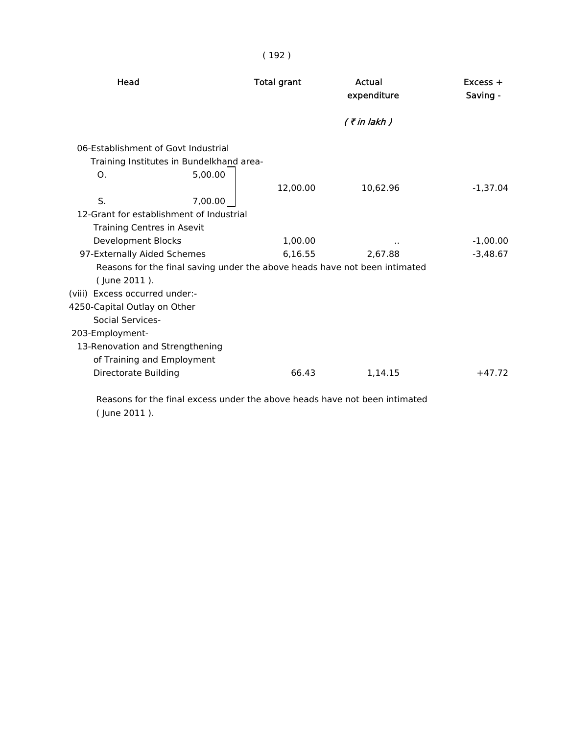| Head | Total grant | Actual expenditure | Excess + Saving - |
|---|---|---|---|
| | | *( ₹ in lakh )* | |
| 06-Establishment of Govt Industrial Training Institutes in Bundelkhand area- | | | |
| O. 5,00.00 / S. 7,00.00 | 12,00.00 | 10,62.96 | -1,37.04 |
| 12-Grant for establishment of Industrial Training Centres in Asevit Development Blocks | 1,00.00 | .. | -1,00.00 |
| 97-Externally Aided Schemes | 6,16.55 | 2,67.88 | -3,48.67 |

Reasons for the final saving under the above heads have not been intimated ( June 2011 ).

(viii) Excess occurred under:-

| Head | Total grant | Actual expenditure | Excess + Saving - |
|---|---|---|---|
| 4250-Capital Outlay on Other Social Services- | | | |
| 203-Employment- | | | |
| 13-Renovation and Strengthening of Training and Employment Directorate Building | 66.43 | 1,14.15 | +47.72 |

Reasons for the final excess under the above heads have not been intimated ( June 2011 ).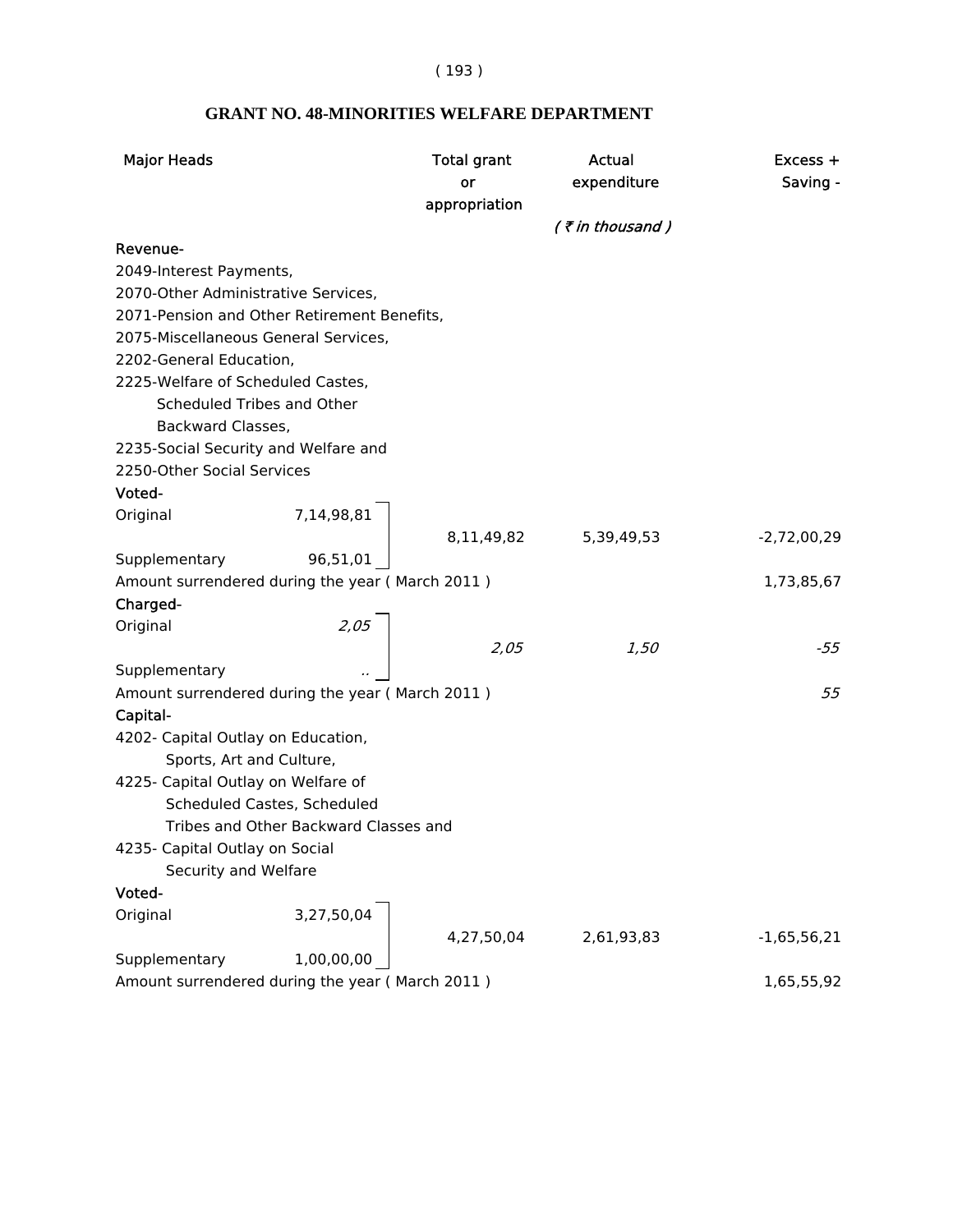## GRANT NO. 48-MINORITIES WELFARE DEPARTMENT

| Major Heads | | Total grant or appropriation | Actual expenditure | Excess + Saving - |
|---|---|---|---|---|
| | | | *( ₹ in thousand )* | |
| **Revenue-** | | | | |
| 2049-Interest Payments, | | | | |
| 2070-Other Administrative Services, | | | | |
| 2071-Pension and Other Retirement Benefits, | | | | |
| 2075-Miscellaneous General Services, | | | | |
| 2202-General Education, | | | | |
| 2225-Welfare of Scheduled Castes, Scheduled Tribes and Other Backward Classes, | | | | |
| 2235-Social Security and Welfare and | | | | |
| 2250-Other Social Services | | | | |
| **Voted-** | | | | |
| Original | 7,14,98,81 | 8,11,49,82 | 5,39,49,53 | -2,72,00,29 |
| Supplementary | 96,51,01 | | | |
| Amount surrendered during the year ( March 2011 ) | | | | 1,73,85,67 |
| **Charged-** | | | | |
| Original | *2,05* | *2,05* | *1,50* | *-55* |
| Supplementary | .. | | | |
| Amount surrendered during the year ( March 2011 ) | | | | *55* |
| **Capital-** | | | | |
| 4202- Capital Outlay on Education, Sports, Art and Culture, | | | | |
| 4225- Capital Outlay on Welfare of Scheduled Castes, Scheduled Tribes and Other Backward Classes and | | | | |
| 4235- Capital Outlay on Social Security and Welfare | | | | |
| **Voted-** | | | | |
| Original | 3,27,50,04 | 4,27,50,04 | 2,61,93,83 | -1,65,56,21 |
| Supplementary | 1,00,00,00 | | | |
| Amount surrendered during the year ( March 2011 ) | | | | 1,65,55,92 |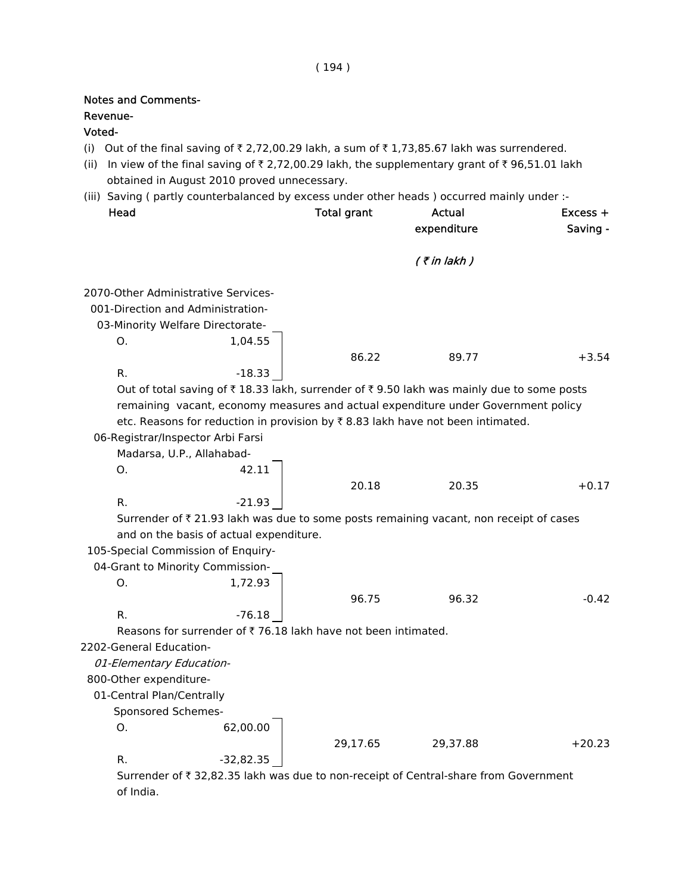Notes and Comments-

Revenue-

Voted-

(i) Out of the final saving of ₹ 2,72,00.29 lakh, a sum of ₹ 1,73,85.67 lakh was surrendered.

(ii) In view of the final saving of ₹ 2,72,00.29 lakh, the supplementary grant of ₹ 96,51.01 lakh obtained in August 2010 proved unnecessary.

(iii) Saving ( partly counterbalanced by excess under other heads ) occurred mainly under :-

| Head | | Total grant | Actual expenditure | Excess + Saving - |
|---|---|---|---|---|
| | | | *( ₹ in lakh )* | |
| 2070-Other Administrative Services- | | | | |
| 001-Direction and Administration- | | | | |
| 03-Minority Welfare Directorate- | | | | |
| O. | 1,04.55 | 86.22 | 89.77 | +3.54 |
| R. | -18.33 | | | |

Out of total saving of ₹ 18.33 lakh, surrender of ₹ 9.50 lakh was mainly due to some posts remaining vacant, economy measures and actual expenditure under Government policy etc. Reasons for reduction in provision by ₹ 8.83 lakh have not been intimated.

| Head | | Total grant | Actual expenditure | Excess + Saving - |
|---|---|---|---|---|
| 06-Registrar/Inspector Arbi Farsi Madarsa, U.P., Allahabad- | | | | |
| O. | 42.11 | 20.18 | 20.35 | +0.17 |
| R. | -21.93 | | | |

Surrender of ₹ 21.93 lakh was due to some posts remaining vacant, non receipt of cases and on the basis of actual expenditure.

| Head | | Total grant | Actual expenditure | Excess + Saving - |
|---|---|---|---|---|
| 105-Special Commission of Enquiry- | | | | |
| 04-Grant to Minority Commission- | | | | |
| O. | 1,72.93 | 96.75 | 96.32 | -0.42 |
| R. | -76.18 | | | |

Reasons for surrender of ₹ 76.18 lakh have not been intimated.

| Head | | Total grant | Actual expenditure | Excess + Saving - |
|---|---|---|---|---|
| 2202-General Education- | | | | |
| *01-Elementary Education-* | | | | |
| 800-Other expenditure- | | | | |
| 01-Central Plan/Centrally Sponsored Schemes- | | | | |
| O. | 62,00.00 | 29,17.65 | 29,37.88 | +20.23 |
| R. | -32,82.35 | | | |

Surrender of ₹ 32,82.35 lakh was due to non-receipt of Central-share from Government of India.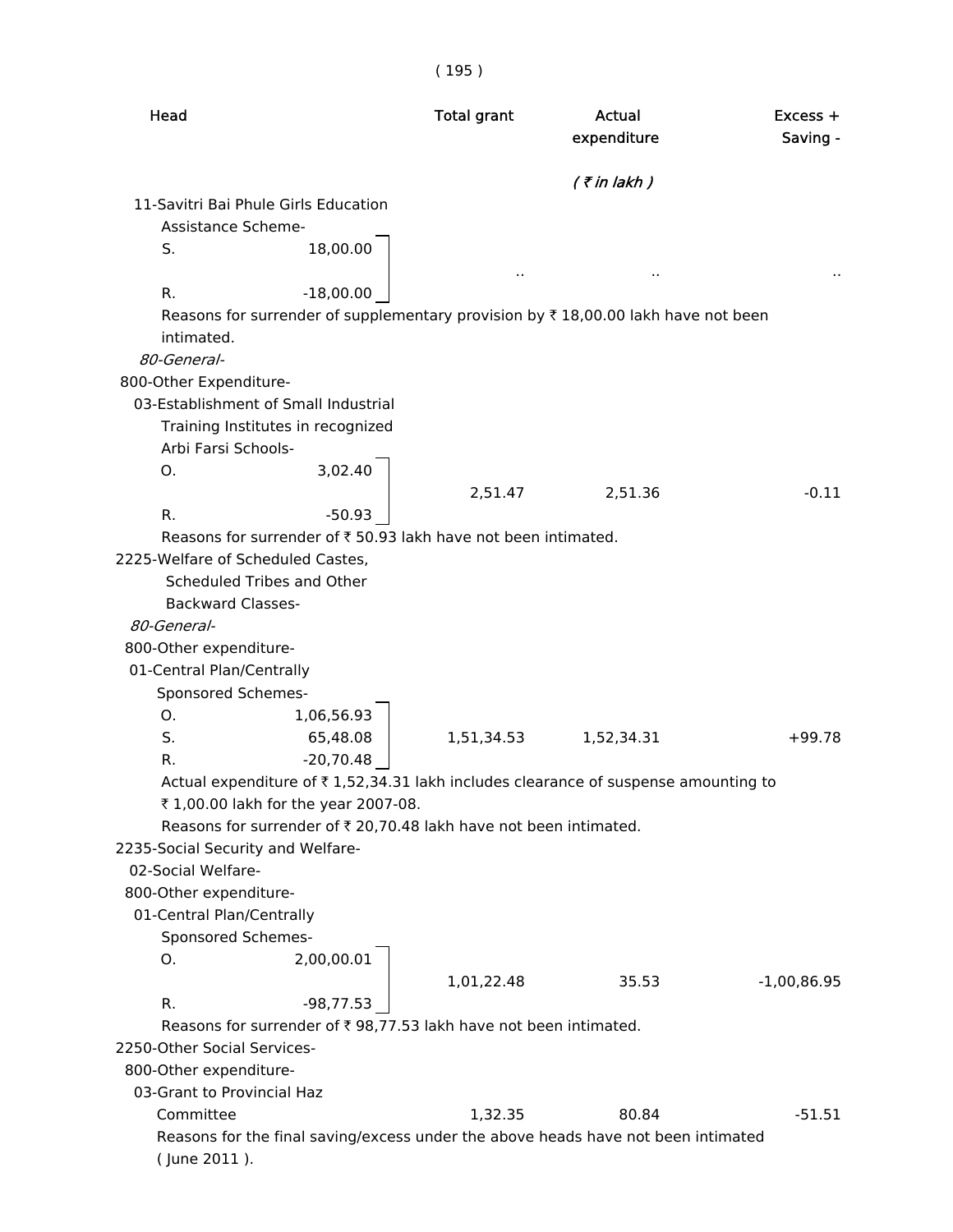| Head | | Total grant | Actual expenditure | Excess + Saving - |
|---|---|---|---|---|
| | | | *( ₹ in lakh )* | |
| 11-Savitri Bai Phule Girls Education Assistance Scheme- | | | | |
| S. | 18,00.00 | .. | .. | .. |
| R. | -18,00.00 | | | |

Reasons for surrender of supplementary provision by ₹ 18,00.00 lakh have not been intimated.

| Head | | Total grant | Actual expenditure | Excess + Saving - |
|---|---|---|---|---|
| *80-General-* | | | | |
| 800-Other Expenditure- | | | | |
| 03-Establishment of Small Industrial Training Institutes in recognized Arbi Farsi Schools- | | | | |
| O. | 3,02.40 | 2,51.47 | 2,51.36 | -0.11 |
| R. | -50.93 | | | |

Reasons for surrender of ₹ 50.93 lakh have not been intimated.

| Head | | Total grant | Actual expenditure | Excess + Saving - |
|---|---|---|---|---|
| 2225-Welfare of Scheduled Castes, Scheduled Tribes and Other Backward Classes- | | | | |
| *80-General-* | | | | |
| 800-Other expenditure- | | | | |
| 01-Central Plan/Centrally Sponsored Schemes- | | | | |
| O. | 1,06,56.93 | | | |
| S. | 65,48.08 | 1,51,34.53 | 1,52,34.31 | +99.78 |
| R. | -20,70.48 | | | |

Actual expenditure of ₹ 1,52,34.31 lakh includes clearance of suspense amounting to ₹ 1,00.00 lakh for the year 2007-08.

Reasons for surrender of ₹ 20,70.48 lakh have not been intimated.

| Head | | Total grant | Actual expenditure | Excess + Saving - |
|---|---|---|---|---|
| 2235-Social Security and Welfare- | | | | |
| 02-Social Welfare- | | | | |
| 800-Other expenditure- | | | | |
| 01-Central Plan/Centrally Sponsored Schemes- | | | | |
| O. | 2,00,00.01 | 1,01,22.48 | 35.53 | -1,00,86.95 |
| R. | -98,77.53 | | | |

Reasons for surrender of ₹ 98,77.53 lakh have not been intimated.

| Head | | Total grant | Actual expenditure | Excess + Saving - |
|---|---|---|---|---|
| 2250-Other Social Services- | | | | |
| 800-Other expenditure- | | | | |
| 03-Grant to Provincial Haz Committee | | 1,32.35 | 80.84 | -51.51 |

Reasons for the final saving/excess under the above heads have not been intimated ( June 2011 ).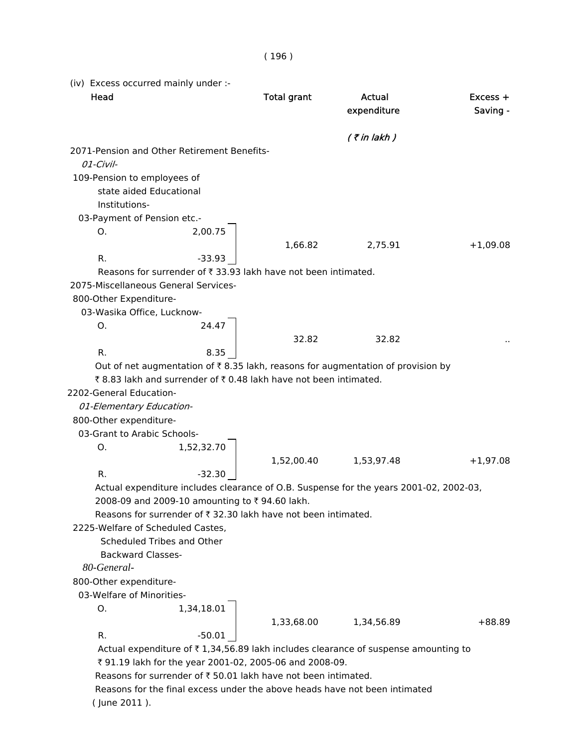(iv) Excess occurred mainly under :-

| Head | | Total grant | Actual expenditure | Excess + Saving - |
|---|---|---|---|---|
| | | | *( ₹ in lakh )* | |
| 2071-Pension and Other Retirement Benefits- | | | | |
| *01-Civil-* | | | | |
| 109-Pension to employees of state aided Educational Institutions- | | | | |
| 03-Payment of Pension etc.- | | | | |
| O. | 2,00.75 | | | |
| | | 1,66.82 | 2,75.91 | +1,09.08 |
| R. | -33.93 | | | |

Reasons for surrender of ₹ 33.93 lakh have not been intimated.

| Head | | Total grant | Actual expenditure | Excess + Saving - |
|---|---|---|---|---|
| 2075-Miscellaneous General Services- | | | | |
| 800-Other Expenditure- | | | | |
| 03-Wasika Office, Lucknow- | | | | |
| O. | 24.47 | | | |
| | | 32.82 | 32.82 | .. |
| R. | 8.35 | | | |

Out of net augmentation of ₹ 8.35 lakh, reasons for augmentation of provision by ₹ 8.83 lakh and surrender of ₹ 0.48 lakh have not been intimated.

| Head | | Total grant | Actual expenditure | Excess + Saving - |
|---|---|---|---|---|
| 2202-General Education- | | | | |
| *01-Elementary Education-* | | | | |
| 800-Other expenditure- | | | | |
| 03-Grant to Arabic Schools- | | | | |
| O. | 1,52,32.70 | | | |
| | | 1,52,00.40 | 1,53,97.48 | +1,97.08 |
| R. | -32.30 | | | |

Actual expenditure includes clearance of O.B. Suspense for the years 2001-02, 2002-03, 2008-09 and 2009-10 amounting to ₹ 94.60 lakh.

Reasons for surrender of ₹ 32.30 lakh have not been intimated.

| Head | | Total grant | Actual expenditure | Excess + Saving - |
|---|---|---|---|---|
| 2225-Welfare of Scheduled Castes, Scheduled Tribes and Other Backward Classes- | | | | |
| *80-General-* | | | | |
| 800-Other expenditure- | | | | |
| 03-Welfare of Minorities- | | | | |
| O. | 1,34,18.01 | | | |
| | | 1,33,68.00 | 1,34,56.89 | +88.89 |
| R. | -50.01 | | | |

Actual expenditure of ₹ 1,34,56.89 lakh includes clearance of suspense amounting to ₹ 91.19 lakh for the year 2001-02, 2005-06 and 2008-09.

Reasons for surrender of ₹ 50.01 lakh have not been intimated.

Reasons for the final excess under the above heads have not been intimated ( June 2011 ).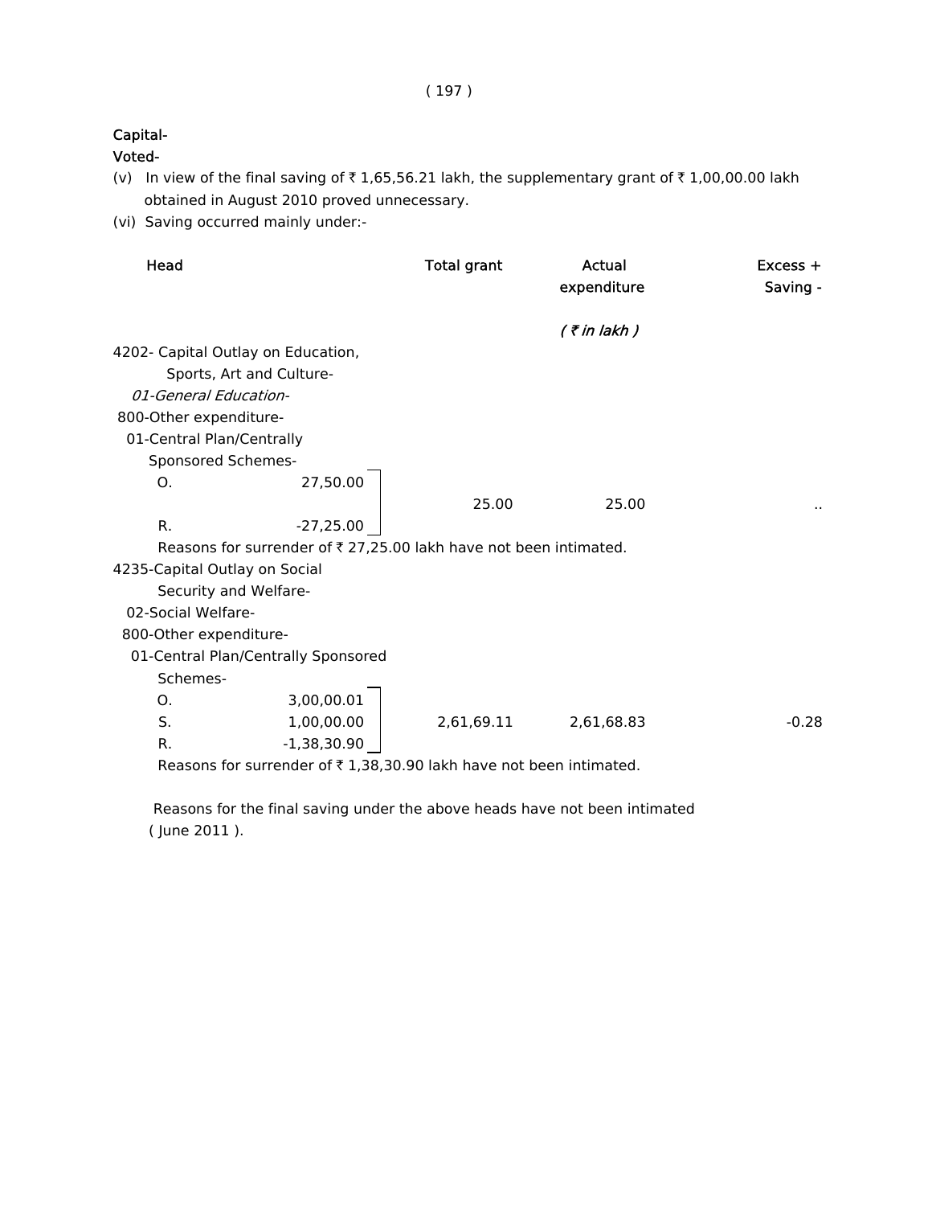**Capital-**

**Voted-**

(v) In view of the final saving of ₹ 1,65,56.21 lakh, the supplementary grant of ₹ 1,00,00.00 lakh obtained in August 2010 proved unnecessary.

(vi) Saving occurred mainly under:-

| Head | | Total grant | Actual expenditure | Excess + Saving - |
|---|---|---|---|---|
| | | | *( ₹ in lakh )* | |
| 4202- Capital Outlay on Education, Sports, Art and Culture- | | | | |
| *01-General Education-* | | | | |
| 800-Other expenditure- | | | | |
| 01-Central Plan/Centrally Sponsored Schemes- | | | | |
| O. | 27,50.00 | | | |
| | | 25.00 | 25.00 | .. |
| R. | -27,25.00 | | | |

Reasons for surrender of ₹ 27,25.00 lakh have not been intimated.

| Head | | Total grant | Actual expenditure | Excess + Saving - |
|---|---|---|---|---|
| 4235-Capital Outlay on Social Security and Welfare- | | | | |
| 02-Social Welfare- | | | | |
| 800-Other expenditure- | | | | |
| 01-Central Plan/Centrally Sponsored Schemes- | | | | |
| O. | 3,00,00.01 | | | |
| S. | 1,00,00.00 | 2,61,69.11 | 2,61,68.83 | -0.28 |
| R. | -1,38,30.90 | | | |

Reasons for surrender of ₹ 1,38,30.90 lakh have not been intimated.

Reasons for the final saving under the above heads have not been intimated ( June 2011 ).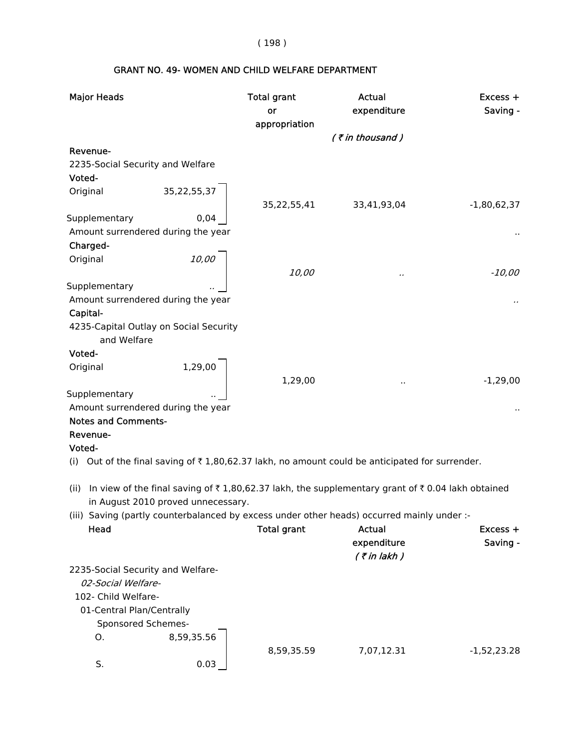## GRANT NO. 49- WOMEN AND CHILD WELFARE DEPARTMENT

| Major Heads | | Total grant or appropriation | Actual expenditure | Excess + Saving - |
|---|---|---|---|---|
| | | | *( ₹ in thousand )* | |
| **Revenue-** | | | | |
| 2235-Social Security and Welfare | | | | |
| **Voted-** | | | | |
| Original | 35,22,55,37 | 35,22,55,41 | 33,41,93,04 | -1,80,62,37 |
| Supplementary | 0,04 | | | |
| Amount surrendered during the year | | | | .. |
| **Charged-** | | | | |
| Original | *10,00* | *10,00* | *..* | *-10,00* |
| Supplementary | *..* | | | |
| Amount surrendered during the year | | | | *..* |
| **Capital-** | | | | |
| 4235-Capital Outlay on Social Security and Welfare | | | | |
| **Voted-** | | | | |
| Original | 1,29,00 | 1,29,00 | .. | -1,29,00 |
| Supplementary | .. | | | |
| Amount surrendered during the year | | | | .. |

**Notes and Comments-**

**Revenue-**

**Voted-**

(i) Out of the final saving of ₹ 1,80,62.37 lakh, no amount could be anticipated for surrender.

(ii) In view of the final saving of ₹ 1,80,62.37 lakh, the supplementary grant of ₹ 0.04 lakh obtained in August 2010 proved unnecessary.

(iii) Saving (partly counterbalanced by excess under other heads) occurred mainly under :-

| Head | | Total grant | Actual expenditure | Excess + Saving - |
|---|---|---|---|---|
| | | | *( ₹ in lakh )* | |
| 2235-Social Security and Welfare- | | | | |
| *02-Social Welfare-* | | | | |
| 102- Child Welfare- | | | | |
| 01-Central Plan/Centrally Sponsored Schemes- | | | | |
| O. | 8,59,35.56 | 8,59,35.59 | 7,07,12.31 | -1,52,23.28 |
| S. | 0.03 | | | |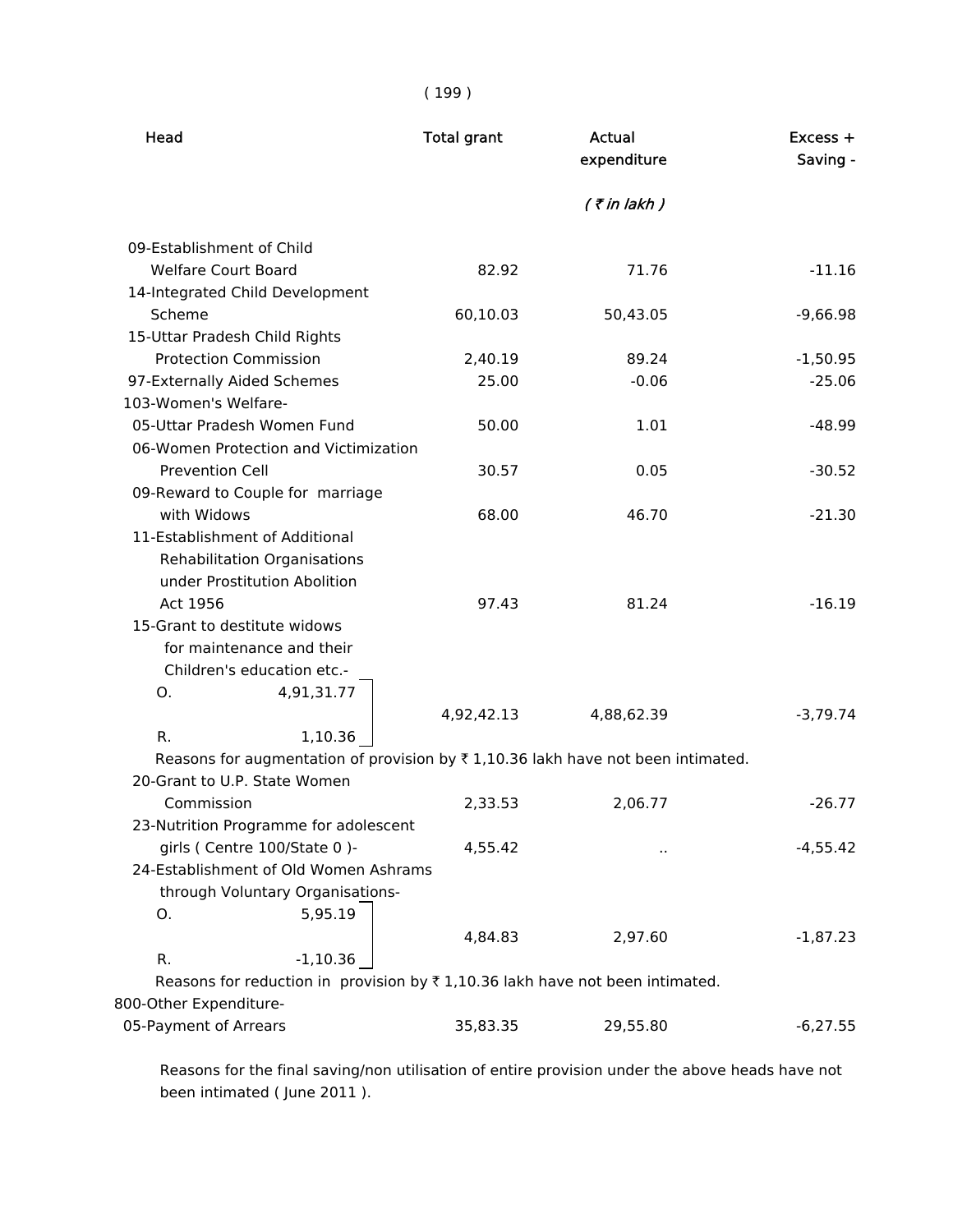| Head | Total grant | Actual expenditure | Excess + Saving - |
|---|---|---|---|
| | | *( ₹ in lakh )* | |
| 09-Establishment of Child Welfare Court Board | 82.92 | 71.76 | -11.16 |
| 14-Integrated Child Development Scheme | 60,10.03 | 50,43.05 | -9,66.98 |
| 15-Uttar Pradesh Child Rights Protection Commission | 2,40.19 | 89.24 | -1,50.95 |
| 97-Externally Aided Schemes | 25.00 | -0.06 | -25.06 |
| 103-Women's Welfare- | | | |
| 05-Uttar Pradesh Women Fund | 50.00 | 1.01 | -48.99 |
| 06-Women Protection and Victimization Prevention Cell | 30.57 | 0.05 | -30.52 |
| 09-Reward to Couple for marriage with Widows | 68.00 | 46.70 | -21.30 |
| 11-Establishment of Additional Rehabilitation Organisations under Prostitution Abolition Act 1956 | 97.43 | 81.24 | -16.19 |
| 15-Grant to destitute widows for maintenance and their Children's education etc.- O. 4,91,31.77 R. 1,10.36 | 4,92,42.13 | 4,88,62.39 | -3,79.74 |

Reasons for augmentation of provision by ₹ 1,10.36 lakh have not been intimated.

| Head | Total grant | Actual expenditure | Excess + Saving - |
|---|---|---|---|
| 20-Grant to U.P. State Women Commission | 2,33.53 | 2,06.77 | -26.77 |
| 23-Nutrition Programme for adolescent girls ( Centre 100/State 0 )- | 4,55.42 | .. | -4,55.42 |
| 24-Establishment of Old Women Ashrams through Voluntary Organisations- O. 5,95.19 R. -1,10.36 | 4,84.83 | 2,97.60 | -1,87.23 |

Reasons for reduction in provision by ₹ 1,10.36 lakh have not been intimated.

| Head | Total grant | Actual expenditure | Excess + Saving - |
|---|---|---|---|
| 800-Other Expenditure- | | | |
| 05-Payment of Arrears | 35,83.35 | 29,55.80 | -6,27.55 |

Reasons for the final saving/non utilisation of entire provision under the above heads have not been intimated ( June 2011 ).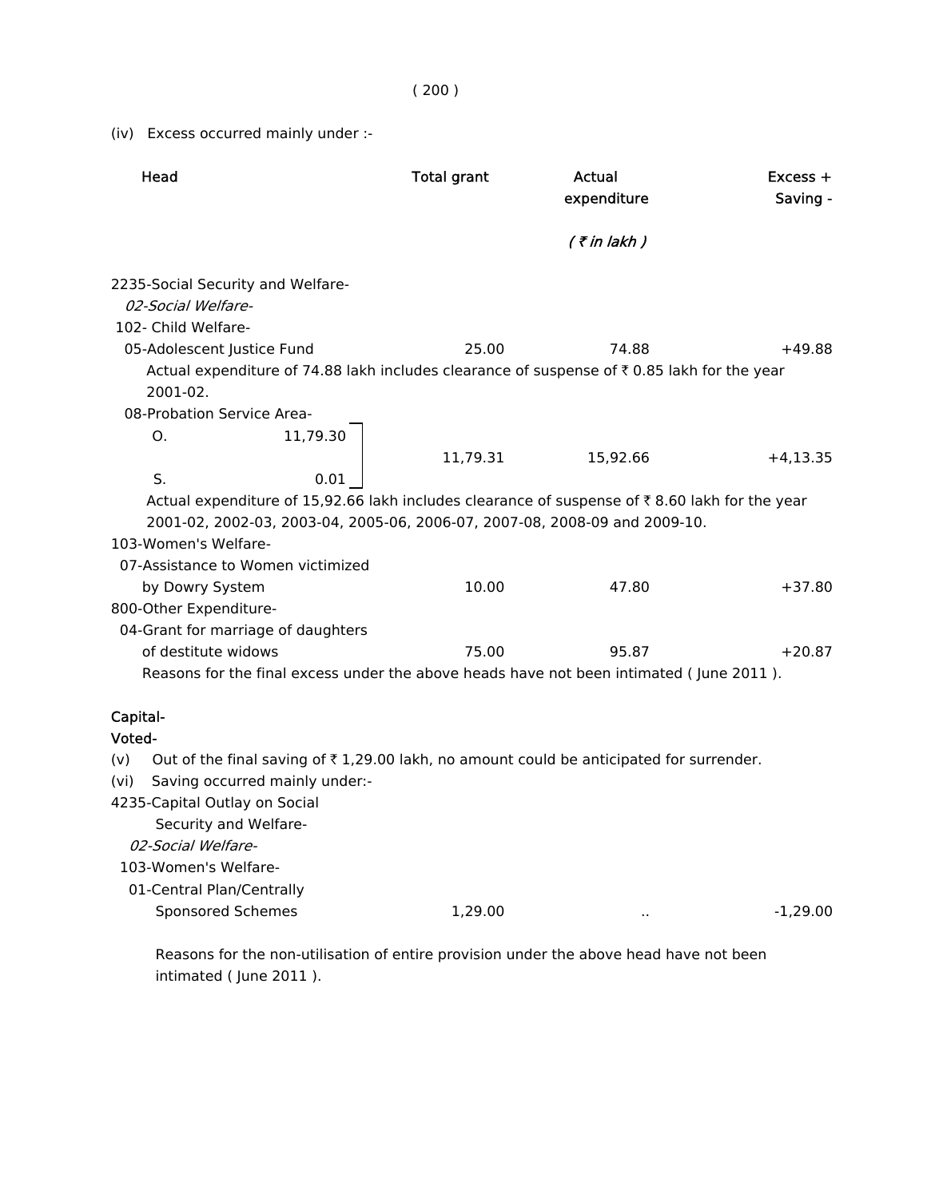(iv) Excess occurred mainly under :-

| Head | Total grant | Actual expenditure | Excess + Saving - |
|---|---|---|---|
| | | *( ₹ in lakh )* | |
| 2235-Social Security and Welfare- | | | |
| *02-Social Welfare-* | | | |
| 102- Child Welfare- | | | |
| 05-Adolescent Justice Fund | 25.00 | 74.88 | +49.88 |
| Actual expenditure of 74.88 lakh includes clearance of suspense of ₹ 0.85 lakh for the year 2001-02. | | | |
| 08-Probation Service Area- O. 11,79.30 S. 0.01 | 11,79.31 | 15,92.66 | +4,13.35 |
| Actual expenditure of 15,92.66 lakh includes clearance of suspense of ₹ 8.60 lakh for the year 2001-02, 2002-03, 2003-04, 2005-06, 2006-07, 2007-08, 2008-09 and 2009-10. | | | |
| 103-Women's Welfare- | | | |
| 07-Assistance to Women victimized by Dowry System | 10.00 | 47.80 | +37.80 |
| 800-Other Expenditure- | | | |
| 04-Grant for marriage of daughters of destitute widows | 75.00 | 95.87 | +20.87 |

Reasons for the final excess under the above heads have not been intimated ( June 2011 ).

**Capital-**

**Voted-**

(v) Out of the final saving of ₹ 1,29.00 lakh, no amount could be anticipated for surrender.

(vi) Saving occurred mainly under:-

| Head | Total grant | Actual expenditure | Excess + Saving - |
|---|---|---|---|
| 4235-Capital Outlay on Social Security and Welfare- | | | |
| *02-Social Welfare-* | | | |
| 103-Women's Welfare- | | | |
| 01-Central Plan/Centrally Sponsored Schemes | 1,29.00 | .. | -1,29.00 |

Reasons for the non-utilisation of entire provision under the above head have not been intimated ( June 2011 ).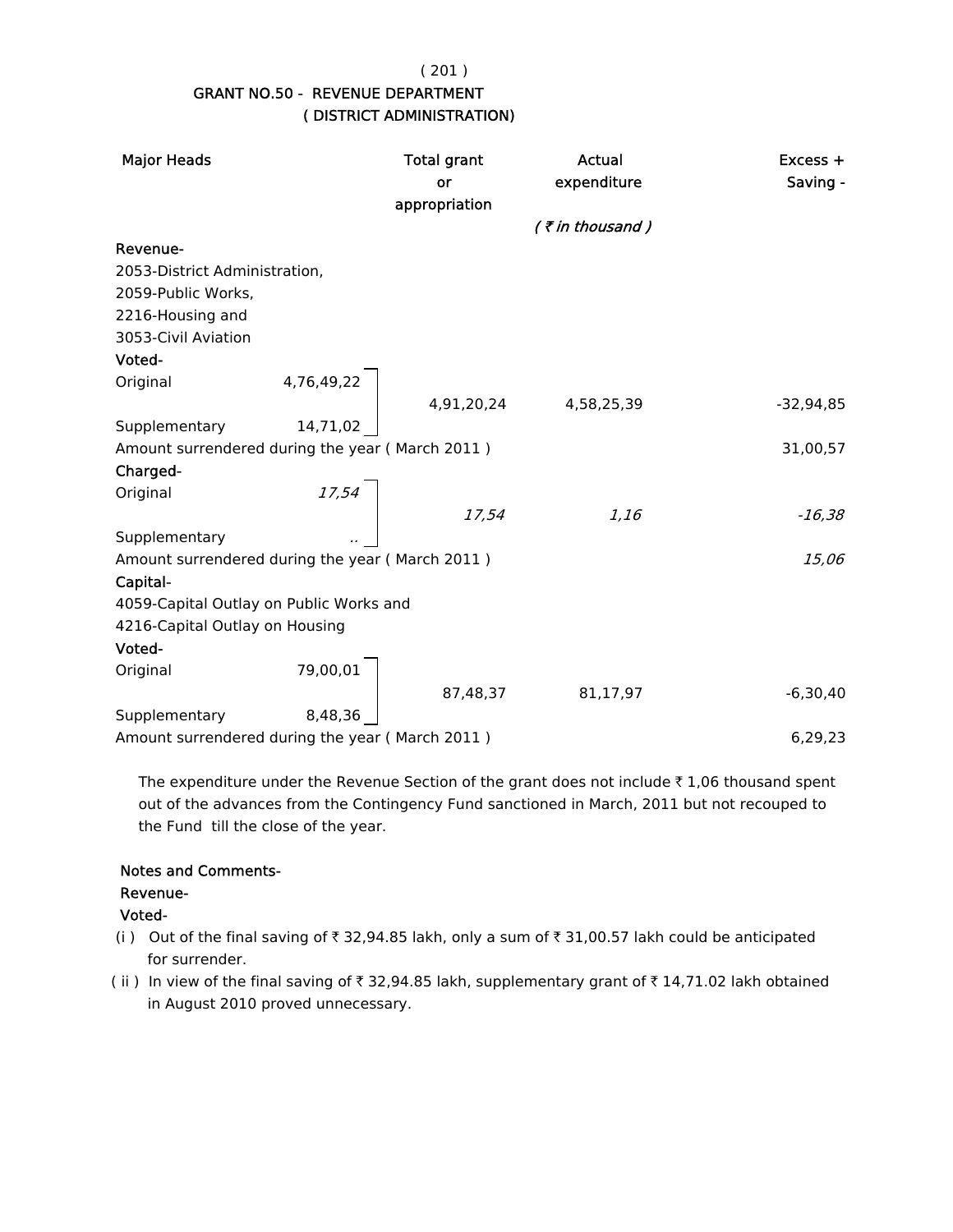# GRANT NO.50 - REVENUE DEPARTMENT
## ( DISTRICT ADMINISTRATION)

| Major Heads | | Total grant or appropriation | Actual expenditure | Excess + Saving - |
|---|---|---|---|---|
| | | | *( ₹ in thousand )* | |
| **Revenue-** | | | | |
| 2053-District Administration, 2059-Public Works, 2216-Housing and 3053-Civil Aviation | | | | |
| **Voted-** | | | | |
| Original | 4,76,49,22 | | | |
| | | 4,91,20,24 | 4,58,25,39 | -32,94,85 |
| Supplementary | 14,71,02 | | | |
| Amount surrendered during the year ( March 2011 ) | | | | 31,00,57 |
| **Charged-** | | | | |
| Original | *17,54* | | | |
| | | *17,54* | *1,16* | *-16,38* |
| Supplementary | .. | | | |
| Amount surrendered during the year ( March 2011 ) | | | | *15,06* |
| **Capital-** | | | | |
| 4059-Capital Outlay on Public Works and 4216-Capital Outlay on Housing | | | | |
| **Voted-** | | | | |
| Original | 79,00,01 | | | |
| | | 87,48,37 | 81,17,97 | -6,30,40 |
| Supplementary | 8,48,36 | | | |
| Amount surrendered during the year ( March 2011 ) | | | | 6,29,23 |

The expenditure under the Revenue Section of the grant does not include ₹ 1,06 thousand spent out of the advances from the Contingency Fund sanctioned in March, 2011 but not recouped to the Fund till the close of the year.

**Notes and Comments-**

**Revenue-**

**Voted-**

(i ) Out of the final saving of ₹ 32,94.85 lakh, only a sum of ₹ 31,00.57 lakh could be anticipated for surrender.

( ii ) In view of the final saving of ₹ 32,94.85 lakh, supplementary grant of ₹ 14,71.02 lakh obtained in August 2010 proved unnecessary.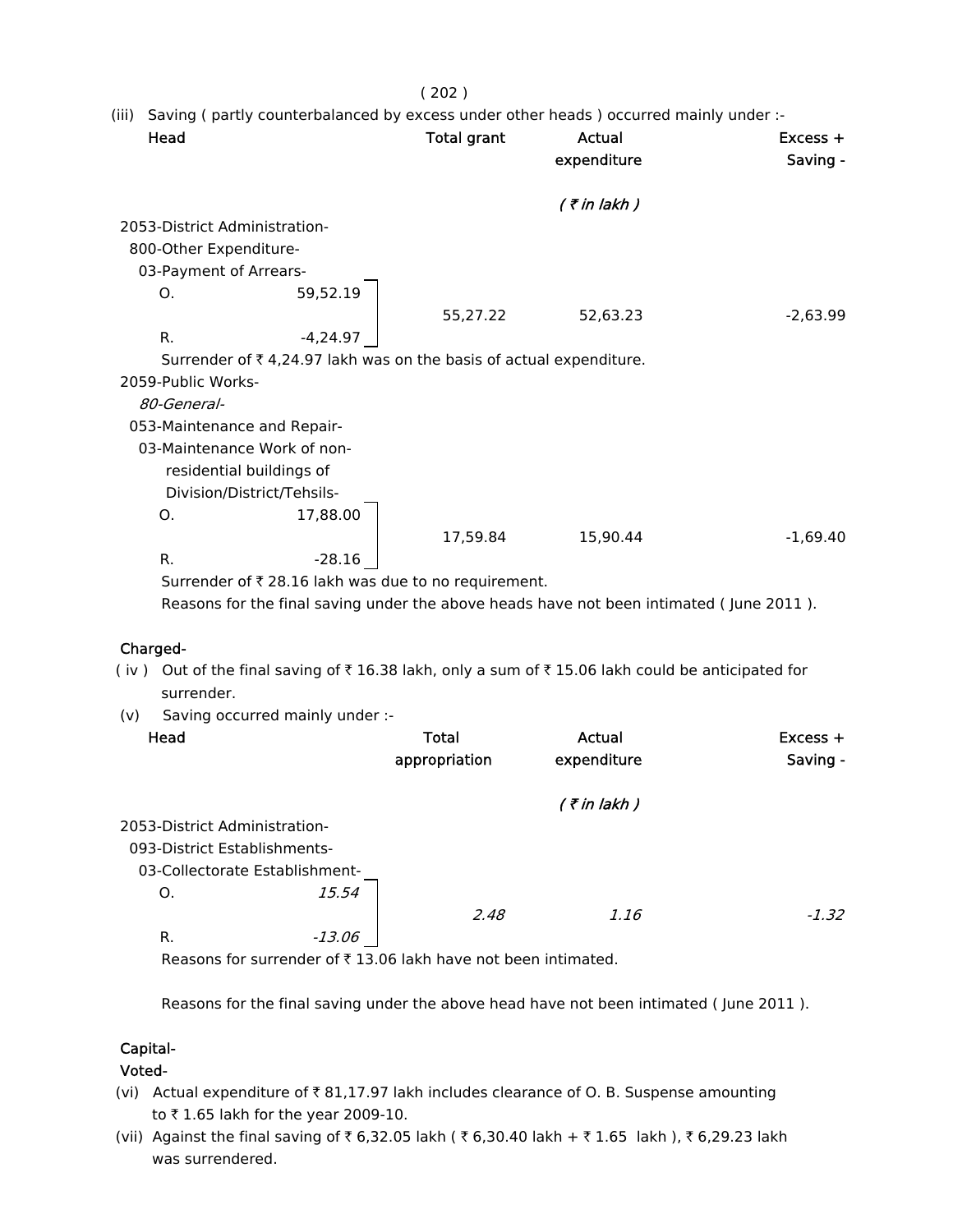(iii) Saving ( partly counterbalanced by excess under other heads ) occurred mainly under :-

| Head | | Total grant | Actual expenditure | Excess + Saving - |
|---|---|---|---|---|
| | | | *( ₹ in lakh )* | |
| 2053-District Administration- | | | | |
| 800-Other Expenditure- | | | | |
| 03-Payment of Arrears- | | | | |
| O. | 59,52.19 | 55,27.22 | 52,63.23 | -2,63.99 |
| R. | -4,24.97 | | | |

Surrender of ₹ 4,24.97 lakh was on the basis of actual expenditure.

| Head | | Total grant | Actual expenditure | Excess + Saving - |
|---|---|---|---|---|
| 2059-Public Works- | | | | |
| *80-General-* | | | | |
| 053-Maintenance and Repair- | | | | |
| 03-Maintenance Work of non-residential buildings of Division/District/Tehsils- | | | | |
| O. | 17,88.00 | 17,59.84 | 15,90.44 | -1,69.40 |
| R. | -28.16 | | | |

Surrender of ₹ 28.16 lakh was due to no requirement.

Reasons for the final saving under the above heads have not been intimated ( June 2011 ).

**Charged-**

( iv ) Out of the final saving of ₹ 16.38 lakh, only a sum of ₹ 15.06 lakh could be anticipated for surrender.

(v) Saving occurred mainly under :-

| Head | | Total appropriation | Actual expenditure | Excess + Saving - |
|---|---|---|---|---|
| | | | *( ₹ in lakh )* | |
| 2053-District Administration- | | | | |
| 093-District Establishments- | | | | |
| 03-Collectorate Establishment- | | | | |
| O. | *15.54* | *2.48* | *1.16* | *-1.32* |
| R. | *-13.06* | | | |

Reasons for surrender of ₹ 13.06 lakh have not been intimated.

Reasons for the final saving under the above head have not been intimated ( June 2011 ).

**Capital-**

**Voted-**

(vi) Actual expenditure of ₹ 81,17.97 lakh includes clearance of O. B. Suspense amounting to ₹ 1.65 lakh for the year 2009-10.

(vii) Against the final saving of ₹ 6,32.05 lakh ( ₹ 6,30.40 lakh + ₹ 1.65 lakh ), ₹ 6,29.23 lakh was surrendered.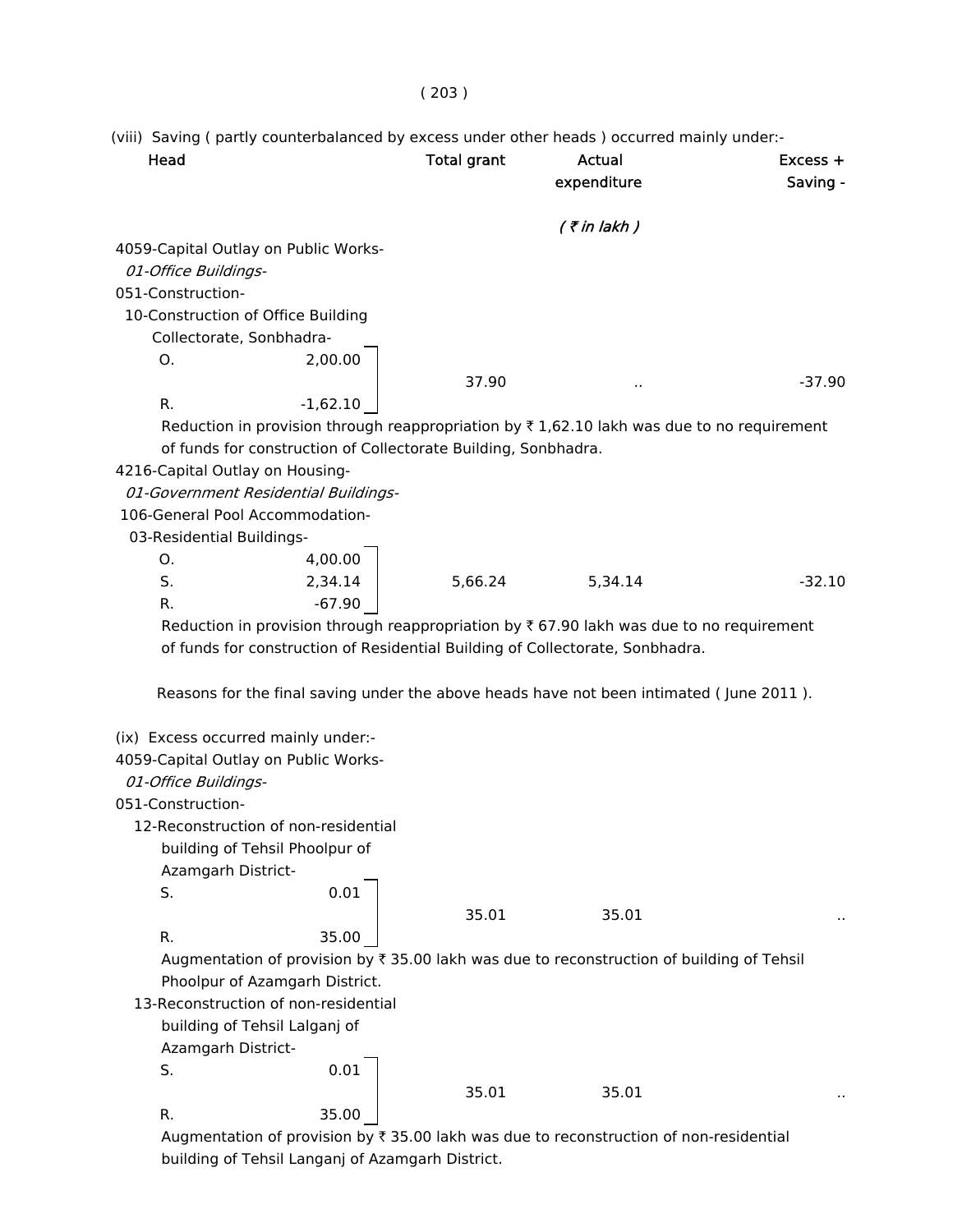(viii) Saving ( partly counterbalanced by excess under other heads ) occurred mainly under:-

| Head | | Total grant | Actual expenditure | Excess + Saving - |
|---|---|---|---|---|
| | | | *( ₹ in lakh )* | |
| 4059-Capital Outlay on Public Works- | | | | |
| *01-Office Buildings-* | | | | |
| 051-Construction- | | | | |
| 10-Construction of Office Building Collectorate, Sonbhadra- | | | | |
| O. | 2,00.00 | | | |
| | | 37.90 | .. | -37.90 |
| R. | -1,62.10 | | | |

Reduction in provision through reappropriation by ₹ 1,62.10 lakh was due to no requirement of funds for construction of Collectorate Building, Sonbhadra.

| Head | | Total grant | Actual expenditure | Excess + Saving - |
|---|---|---|---|---|
| 4216-Capital Outlay on Housing- | | | | |
| *01-Government Residential Buildings-* | | | | |
| 106-General Pool Accommodation- | | | | |
| 03-Residential Buildings- | | | | |
| O. | 4,00.00 | | | |
| S. | 2,34.14 | 5,66.24 | 5,34.14 | -32.10 |
| R. | -67.90 | | | |

Reduction in provision through reappropriation by ₹ 67.90 lakh was due to no requirement of funds for construction of Residential Building of Collectorate, Sonbhadra.

Reasons for the final saving under the above heads have not been intimated ( June 2011 ).

(ix) Excess occurred mainly under:-

| Head | | Total grant | Actual expenditure | Excess + Saving - |
|---|---|---|---|---|
| 4059-Capital Outlay on Public Works- | | | | |
| *01-Office Buildings-* | | | | |
| 051-Construction- | | | | |
| 12-Reconstruction of non-residential building of Tehsil Phoolpur of Azamgarh District- | | | | |
| S. | 0.01 | | | |
| | | 35.01 | 35.01 | .. |
| R. | 35.00 | | | |

Augmentation of provision by ₹ 35.00 lakh was due to reconstruction of building of Tehsil Phoolpur of Azamgarh District.

| Head | | Total grant | Actual expenditure | Excess + Saving - |
|---|---|---|---|---|
| 13-Reconstruction of non-residential building of Tehsil Lalganj of Azamgarh District- | | | | |
| S. | 0.01 | | | |
| | | 35.01 | 35.01 | .. |
| R. | 35.00 | | | |

Augmentation of provision by ₹ 35.00 lakh was due to reconstruction of non-residential building of Tehsil Langanj of Azamgarh District.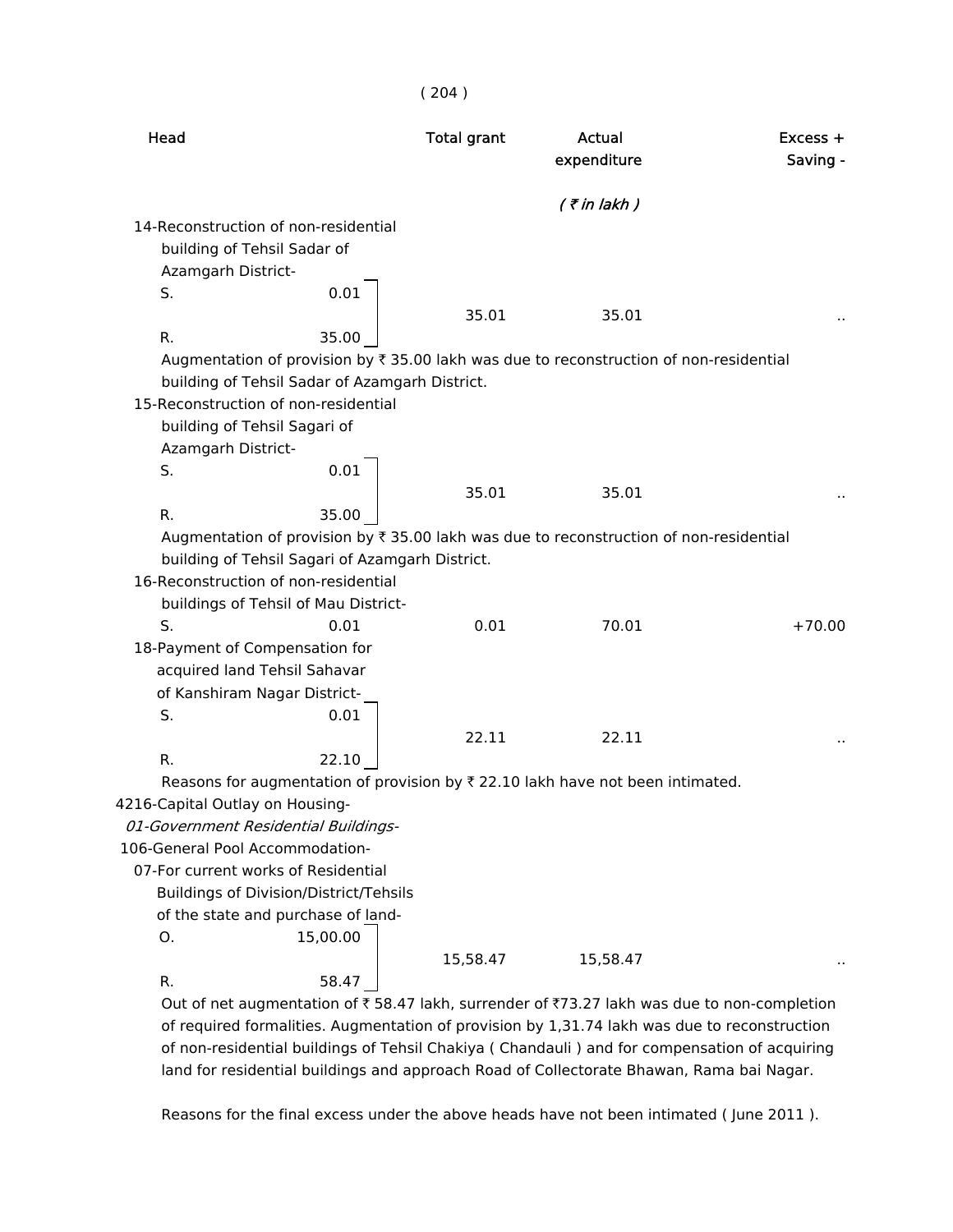| Head | | Total grant | Actual expenditure | Excess + Saving - |
|---|---|---|---|---|
| | | | *( ₹ in lakh )* | |
| 14-Reconstruction of non-residential building of Tehsil Sadar of Azamgarh District- | | | | |
| S. | 0.01 | 35.01 | 35.01 | .. |
| R. | 35.00 | | | |

Augmentation of provision by ₹ 35.00 lakh was due to reconstruction of non-residential building of Tehsil Sadar of Azamgarh District.

| Head | | Total grant | Actual expenditure | Excess + Saving - |
|---|---|---|---|---|
| 15-Reconstruction of non-residential building of Tehsil Sagari of Azamgarh District- | | | | |
| S. | 0.01 | 35.01 | 35.01 | .. |
| R. | 35.00 | | | |

Augmentation of provision by ₹ 35.00 lakh was due to reconstruction of non-residential building of Tehsil Sagari of Azamgarh District.

| Head | | Total grant | Actual expenditure | Excess + Saving - |
|---|---|---|---|---|
| 16-Reconstruction of non-residential buildings of Tehsil of Mau District- | | | | |
| S. | 0.01 | 0.01 | 70.01 | +70.00 |
| 18-Payment of Compensation for acquired land Tehsil Sahavar of Kanshiram Nagar District- | | | | |
| S. | 0.01 | 22.11 | 22.11 | .. |
| R. | 22.10 | | | |

Reasons for augmentation of provision by ₹ 22.10 lakh have not been intimated.

4216-Capital Outlay on Housing-

*01-Government Residential Buildings-*

106-General Pool Accommodation-

| Head | | Total grant | Actual expenditure | Excess + Saving - |
|---|---|---|---|---|
| 07-For current works of Residential Buildings of Division/District/Tehsils of the state and purchase of land- | | | | |
| O. | 15,00.00 | 15,58.47 | 15,58.47 | .. |
| R. | 58.47 | | | |

Out of net augmentation of ₹ 58.47 lakh, surrender of ₹73.27 lakh was due to non-completion of required formalities. Augmentation of provision by 1,31.74 lakh was due to reconstruction of non-residential buildings of Tehsil Chakiya ( Chandauli ) and for compensation of acquiring land for residential buildings and approach Road of Collectorate Bhawan, Rama bai Nagar.

Reasons for the final excess under the above heads have not been intimated ( June 2011 ).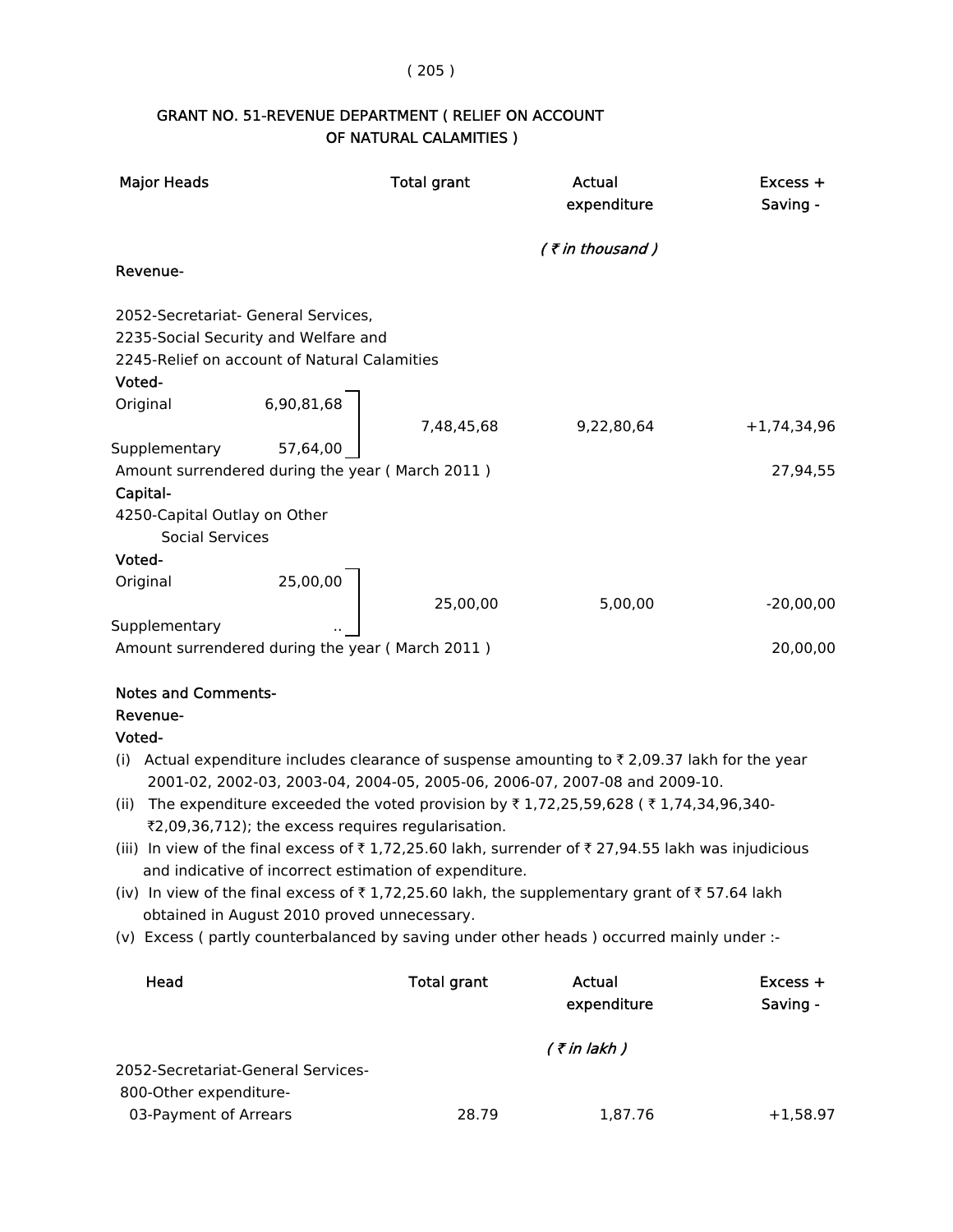## GRANT NO. 51-REVENUE DEPARTMENT ( RELIEF ON ACCOUNT OF NATURAL CALAMITIES )

| Major Heads | | Total grant | Actual expenditure | Excess + Saving - |
|---|---|---|---|---|
| | | | *( ₹ in thousand )* | |
| **Revenue-** | | | | |
| 2052-Secretariat- General Services, 2235-Social Security and Welfare and 2245-Relief on account of Natural Calamities | | | | |
| **Voted-** | | | | |
| Original | 6,90,81,68 | 7,48,45,68 | 9,22,80,64 | +1,74,34,96 |
| Supplementary | 57,64,00 | | | |
| Amount surrendered during the year ( March 2011 ) | | | | 27,94,55 |
| **Capital-** | | | | |
| 4250-Capital Outlay on Other Social Services | | | | |
| **Voted-** | | | | |
| Original | 25,00,00 | 25,00,00 | 5,00,00 | -20,00,00 |
| Supplementary | .. | | | |
| Amount surrendered during the year ( March 2011 ) | | | | 20,00,00 |

**Notes and Comments-**

**Revenue-**

**Voted-**

(i) Actual expenditure includes clearance of suspense amounting to ₹ 2,09.37 lakh for the year 2001-02, 2002-03, 2003-04, 2004-05, 2005-06, 2006-07, 2007-08 and 2009-10.

(ii) The expenditure exceeded the voted provision by ₹ 1,72,25,59,628 ( ₹ 1,74,34,96,340- ₹2,09,36,712); the excess requires regularisation.

(iii) In view of the final excess of ₹ 1,72,25.60 lakh, surrender of ₹ 27,94.55 lakh was injudicious and indicative of incorrect estimation of expenditure.

(iv) In view of the final excess of ₹ 1,72,25.60 lakh, the supplementary grant of ₹ 57.64 lakh obtained in August 2010 proved unnecessary.

(v) Excess ( partly counterbalanced by saving under other heads ) occurred mainly under :-

| Head | Total grant | Actual expenditure | Excess + Saving - |
|---|---|---|---|
| | | *( ₹ in lakh )* | |
| 2052-Secretariat-General Services- | | | |
| 800-Other expenditure- | | | |
| 03-Payment of Arrears | 28.79 | 1,87.76 | +1,58.97 |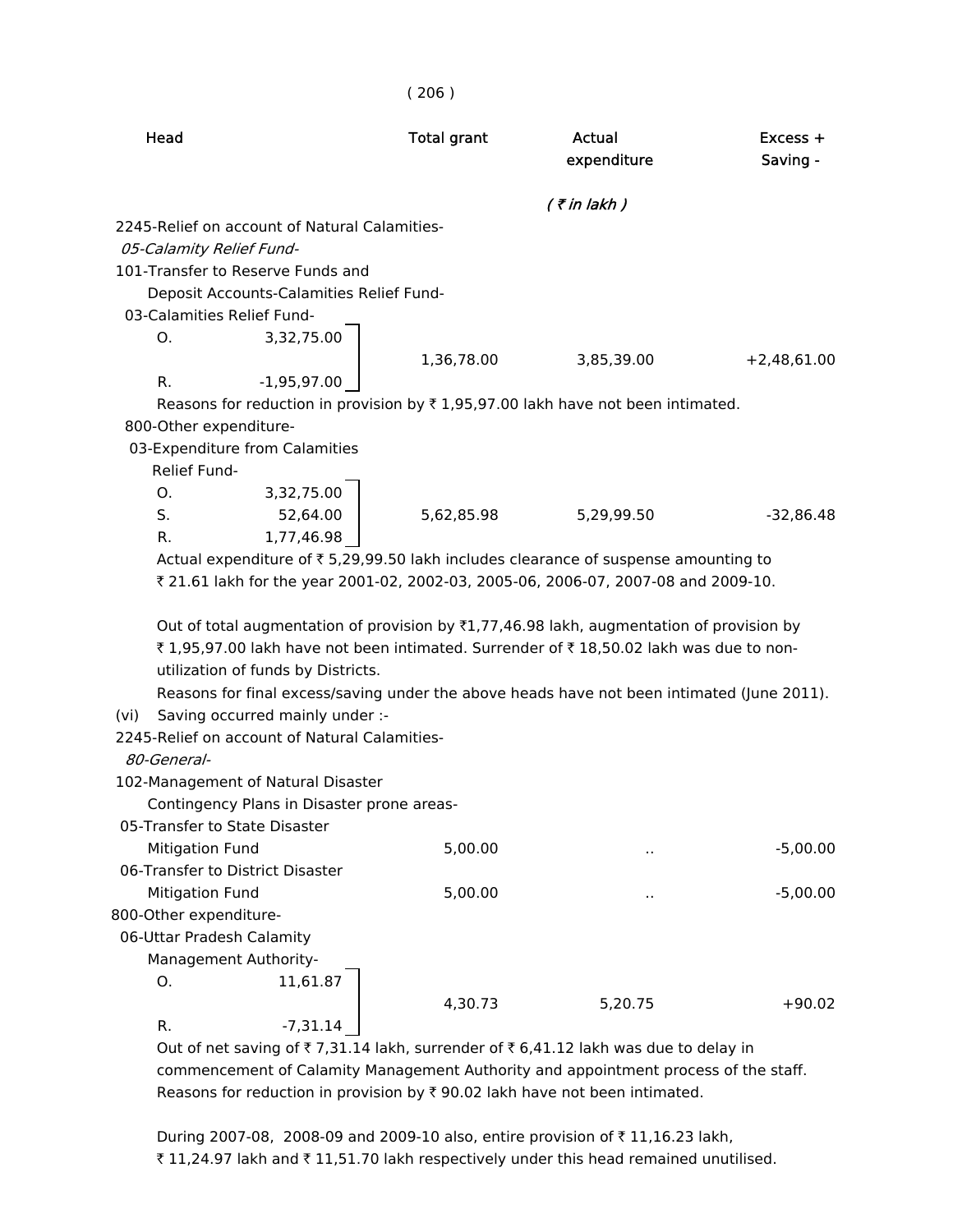| Head | Total grant | Actual expenditure | Excess + Saving - |
|---|---|---|---|
| | | *( ₹ in lakh )* | |
| 2245-Relief on account of Natural Calamities- | | | |
| *05-Calamity Relief Fund-* | | | |
| 101-Transfer to Reserve Funds and Deposit Accounts-Calamities Relief Fund- | | | |
| 03-Calamities Relief Fund- | | | |
| O. 3,32,75.00<br>R. -1,95,97.00 | 1,36,78.00 | 3,85,39.00 | +2,48,61.00 |

Reasons for reduction in provision by ₹ 1,95,97.00 lakh have not been intimated.

| Head | Total grant | Actual expenditure | Excess + Saving - |
|---|---|---|---|
| 800-Other expenditure- | | | |
| 03-Expenditure from Calamities Relief Fund- | | | |
| O. 3,32,75.00<br>S. 52,64.00<br>R. 1,77,46.98 | 5,62,85.98 | 5,29,99.50 | -32,86.48 |

Actual expenditure of ₹ 5,29,99.50 lakh includes clearance of suspense amounting to ₹ 21.61 lakh for the year 2001-02, 2002-03, 2005-06, 2006-07, 2007-08 and 2009-10.

Out of total augmentation of provision by ₹1,77,46.98 lakh, augmentation of provision by ₹ 1,95,97.00 lakh have not been intimated. Surrender of ₹ 18,50.02 lakh was due to non-utilization of funds by Districts.

Reasons for final excess/saving under the above heads have not been intimated (June 2011).

(vi) Saving occurred mainly under :-

| Head | Total grant | Actual expenditure | Excess + Saving - |
|---|---|---|---|
| 2245-Relief on account of Natural Calamities- | | | |
| *80-General-* | | | |
| 102-Management of Natural Disaster Contingency Plans in Disaster prone areas- | | | |
| 05-Transfer to State Disaster Mitigation Fund | 5,00.00 | .. | -5,00.00 |
| 06-Transfer to District Disaster Mitigation Fund | 5,00.00 | .. | -5,00.00 |
| 800-Other expenditure- | | | |
| 06-Uttar Pradesh Calamity Management Authority- | | | |
| O. 11,61.87<br>R. -7,31.14 | 4,30.73 | 5,20.75 | +90.02 |

Out of net saving of ₹ 7,31.14 lakh, surrender of ₹ 6,41.12 lakh was due to delay in commencement of Calamity Management Authority and appointment process of the staff. Reasons for reduction in provision by ₹ 90.02 lakh have not been intimated.

During 2007-08, 2008-09 and 2009-10 also, entire provision of ₹ 11,16.23 lakh, ₹ 11,24.97 lakh and ₹ 11,51.70 lakh respectively under this head remained unutilised.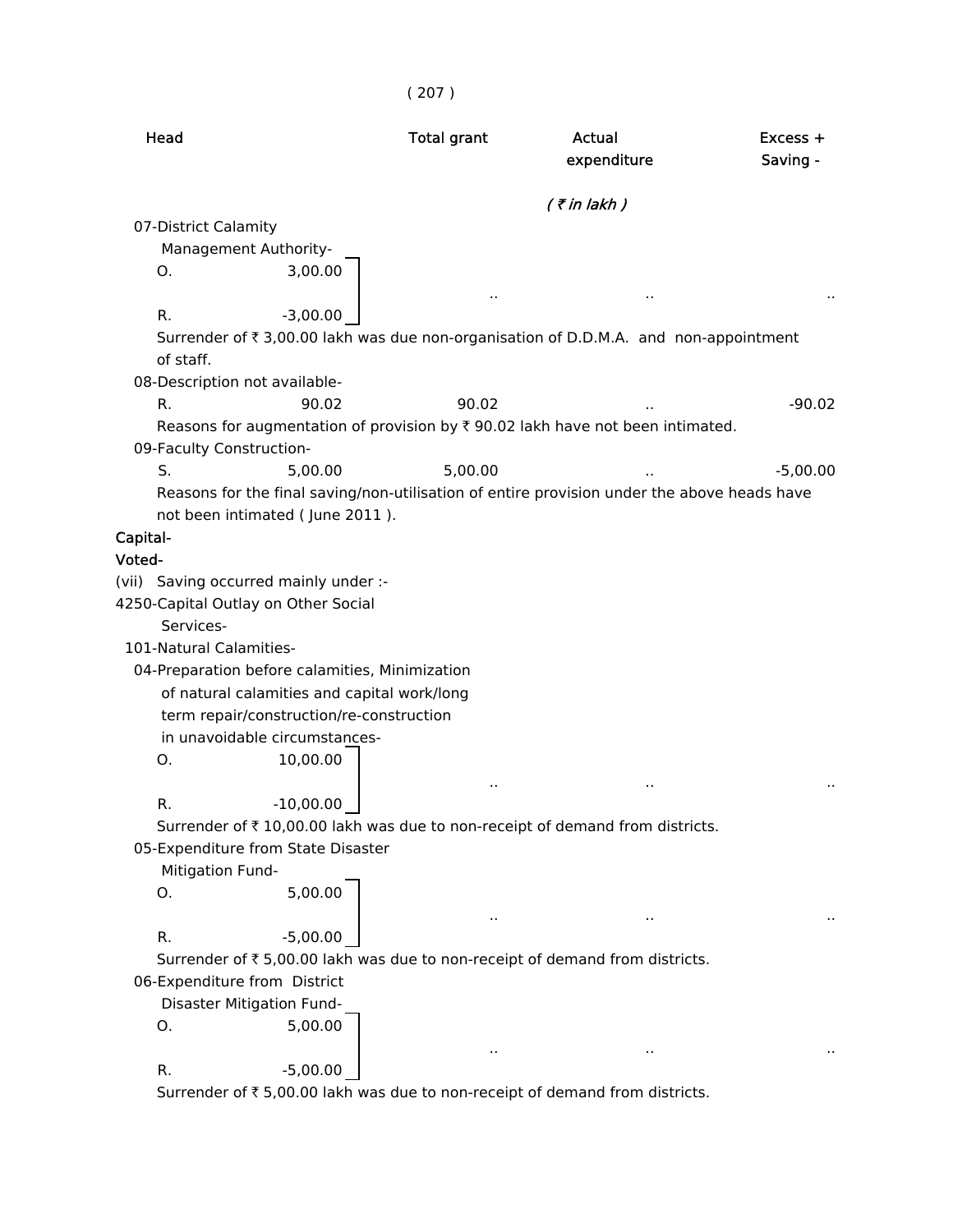| Head | Total grant | Actual expenditure | Excess + Saving - |
|---|---|---|---|
| | | *( ₹ in lakh )* | |
| 07-District Calamity Management Authority- | | | |
| O. 3,00.00 | | | |
| R. -3,00.00 | .. | .. | .. |

Surrender of ₹ 3,00.00 lakh was due non-organisation of D.D.M.A. and non-appointment of staff.

| Head | Total grant | Actual expenditure | Excess + Saving - |
|---|---|---|---|
| 08-Description not available- | | | |
| R. 90.02 | 90.02 | .. | -90.02 |

Reasons for augmentation of provision by ₹ 90.02 lakh have not been intimated.

| Head | Total grant | Actual expenditure | Excess + Saving - |
|---|---|---|---|
| 09-Faculty Construction- | | | |
| S. 5,00.00 | 5,00.00 | .. | -5,00.00 |

Reasons for the final saving/non-utilisation of entire provision under the above heads have not been intimated ( June 2011 ).

**Capital-**

**Voted-**

(vii) Saving occurred mainly under :-

4250-Capital Outlay on Other Social Services-

101-Natural Calamities-

| Head | Total grant | Actual expenditure | Excess + Saving - |
|---|---|---|---|
| 04-Preparation before calamities, Minimization of natural calamities and capital work/long term repair/construction/re-construction in unavoidable circumstances- | | | |
| O. 10,00.00 | | | |
| R. -10,00.00 | .. | .. | .. |

Surrender of ₹ 10,00.00 lakh was due to non-receipt of demand from districts.

| Head | Total grant | Actual expenditure | Excess + Saving - |
|---|---|---|---|
| 05-Expenditure from State Disaster Mitigation Fund- | | | |
| O. 5,00.00 | | | |
| R. -5,00.00 | .. | .. | .. |

Surrender of ₹ 5,00.00 lakh was due to non-receipt of demand from districts.

| Head | Total grant | Actual expenditure | Excess + Saving - |
|---|---|---|---|
| 06-Expenditure from District Disaster Mitigation Fund- | | | |
| O. 5,00.00 | | | |
| R. -5,00.00 | .. | .. | .. |

Surrender of ₹ 5,00.00 lakh was due to non-receipt of demand from districts.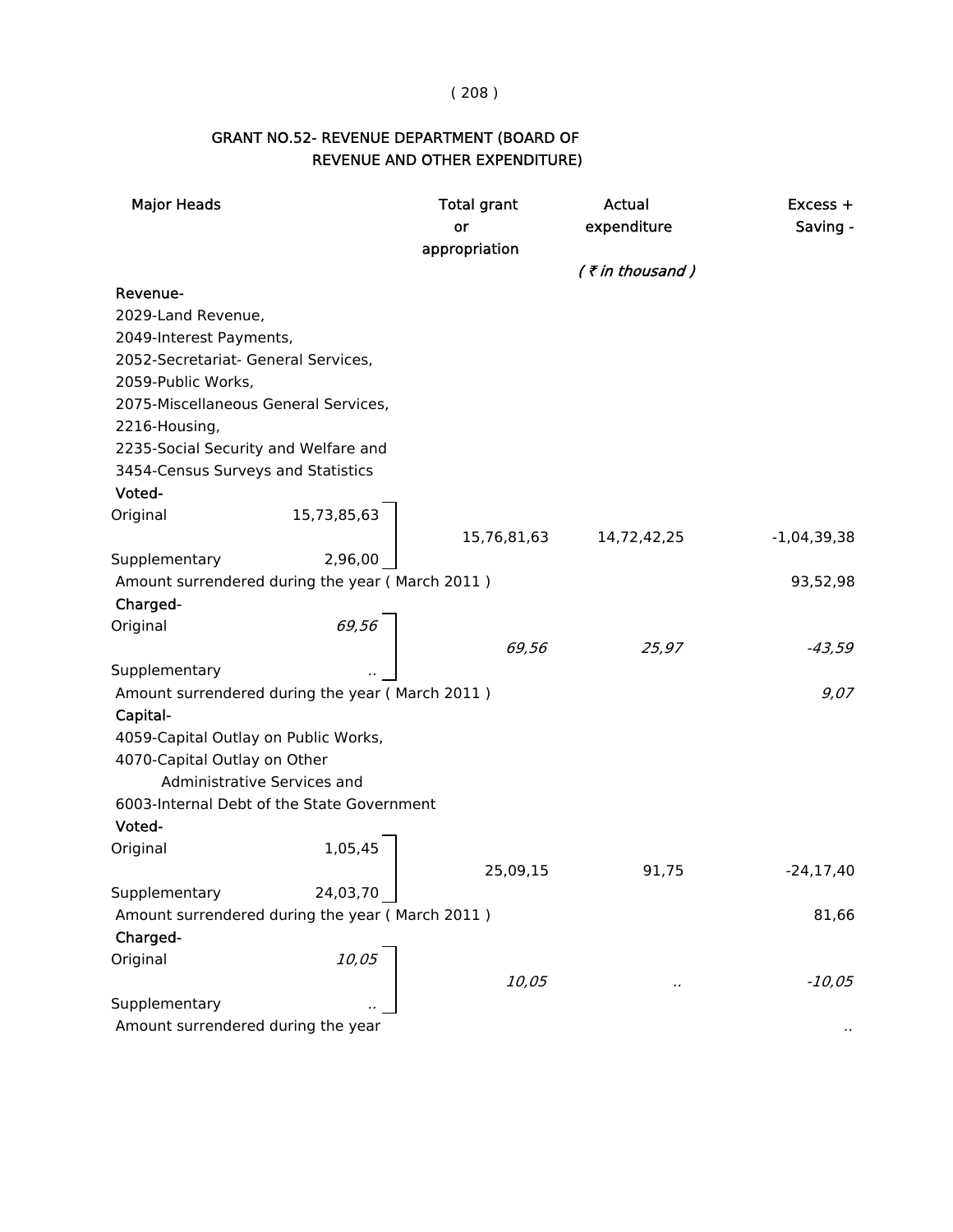## GRANT NO.52- REVENUE DEPARTMENT (BOARD OF REVENUE AND OTHER EXPENDITURE)

| Major Heads | | Total grant or appropriation | Actual expenditure | Excess + Saving - |
|---|---|---|---|---|
| | | | *( ₹ in thousand )* | |
| **Revenue-** | | | | |
| 2029-Land Revenue, 2049-Interest Payments, 2052-Secretariat- General Services, 2059-Public Works, 2075-Miscellaneous General Services, 2216-Housing, 2235-Social Security and Welfare and 3454-Census Surveys and Statistics | | | | |
| **Voted-** | | | | |
| Original | 15,73,85,63 | 15,76,81,63 | 14,72,42,25 | -1,04,39,38 |
| Supplementary | 2,96,00 | | | |
| Amount surrendered during the year ( March 2011 ) | | | | 93,52,98 |
| **Charged-** | | | | |
| Original | *69,56* | *69,56* | *25,97* | *-43,59* |
| Supplementary | *..* | | | |
| Amount surrendered during the year ( March 2011 ) | | | | *9,07* |
| **Capital-** | | | | |
| 4059-Capital Outlay on Public Works, 4070-Capital Outlay on Other Administrative Services and 6003-Internal Debt of the State Government | | | | |
| **Voted-** | | | | |
| Original | 1,05,45 | 25,09,15 | 91,75 | -24,17,40 |
| Supplementary | 24,03,70 | | | |
| Amount surrendered during the year ( March 2011 ) | | | | 81,66 |
| **Charged-** | | | | |
| Original | *10,05* | *10,05* | *..* | *-10,05* |
| Supplementary | *..* | | | |
| Amount surrendered during the year | | | | *..* |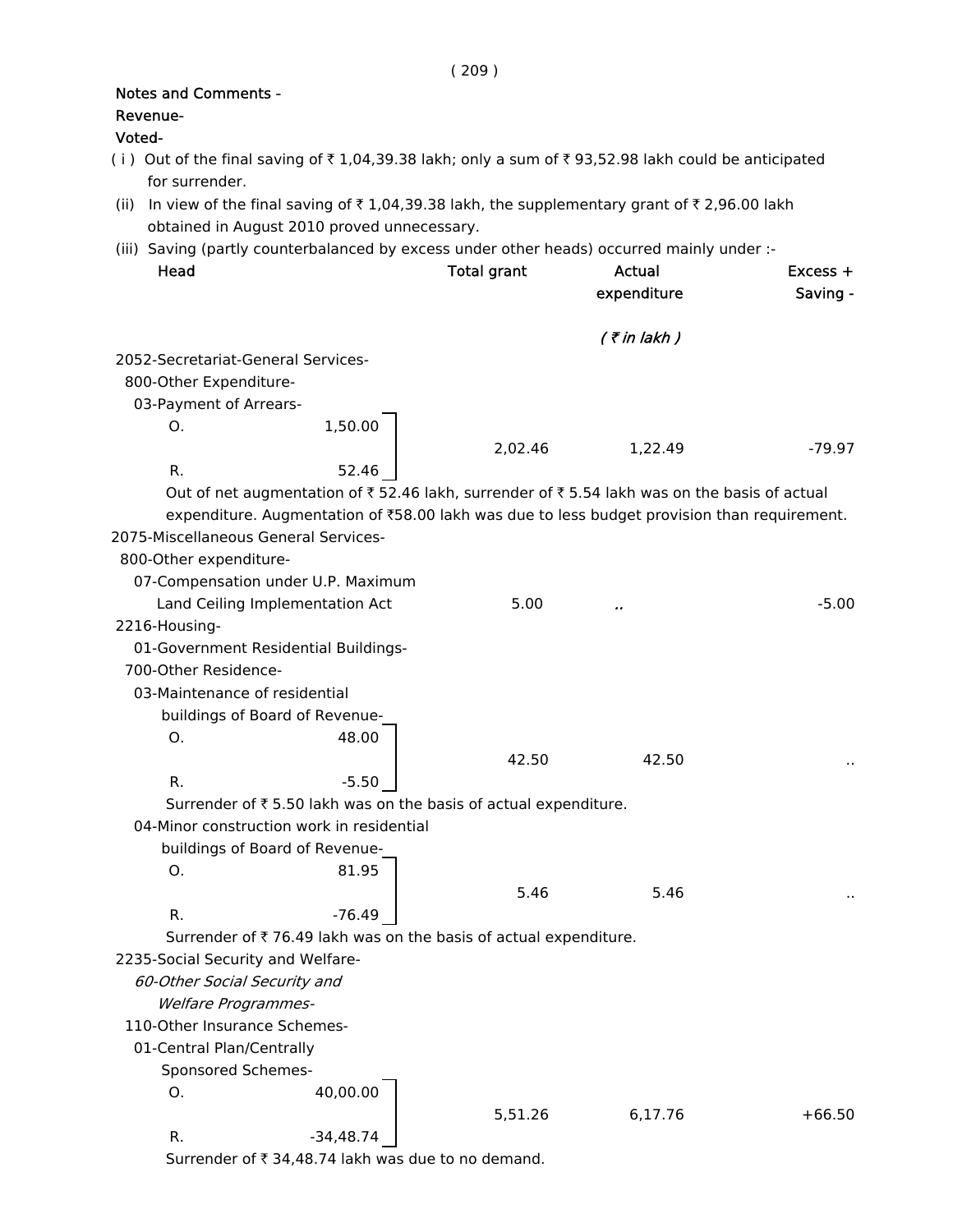**Notes and Comments -**

**Revenue-**

**Voted-**

( i ) Out of the final saving of ₹ 1,04,39.38 lakh; only a sum of ₹ 93,52.98 lakh could be anticipated for surrender.

(ii) In view of the final saving of ₹ 1,04,39.38 lakh, the supplementary grant of ₹ 2,96.00 lakh obtained in August 2010 proved unnecessary.

(iii) Saving (partly counterbalanced by excess under other heads) occurred mainly under :-

| Head | | Total grant | Actual expenditure | Excess + Saving - |
|---|---|---|---|---|
| | | | *( ₹ in lakh )* | |
| 2052-Secretariat-General Services- | | | | |
| 800-Other Expenditure- | | | | |
| 03-Payment of Arrears- | | | | |
| O. | 1,50.00 | 2,02.46 | 1,22.49 | -79.97 |
| R. | 52.46 | | | |

Out of net augmentation of ₹ 52.46 lakh, surrender of ₹ 5.54 lakh was on the basis of actual expenditure. Augmentation of ₹58.00 lakh was due to less budget provision than requirement.

| Head | | Total grant | Actual expenditure | Excess + Saving - |
|---|---|---|---|---|
| 2075-Miscellaneous General Services- | | | | |
| 800-Other expenditure- | | | | |
| 07-Compensation under U.P. Maximum Land Ceiling Implementation Act | | 5.00 | .. | -5.00 |
| 2216-Housing- | | | | |
| 01-Government Residential Buildings- | | | | |
| 700-Other Residence- | | | | |
| 03-Maintenance of residential buildings of Board of Revenue- | | | | |
| O. | 48.00 | 42.50 | 42.50 | .. |
| R. | -5.50 | | | |

Surrender of ₹ 5.50 lakh was on the basis of actual expenditure.

| Head | | Total grant | Actual expenditure | Excess + Saving - |
|---|---|---|---|---|
| 04-Minor construction work in residential buildings of Board of Revenue- | | | | |
| O. | 81.95 | 5.46 | 5.46 | .. |
| R. | -76.49 | | | |

Surrender of ₹ 76.49 lakh was on the basis of actual expenditure.

| Head | | Total grant | Actual expenditure | Excess + Saving - |
|---|---|---|---|---|
| 2235-Social Security and Welfare- | | | | |
| *60-Other Social Security and Welfare Programmes-* | | | | |
| 110-Other Insurance Schemes- | | | | |
| 01-Central Plan/Centrally Sponsored Schemes- | | | | |
| O. | 40,00.00 | 5,51.26 | 6,17.76 | +66.50 |
| R. | -34,48.74 | | | |

Surrender of ₹ 34,48.74 lakh was due to no demand.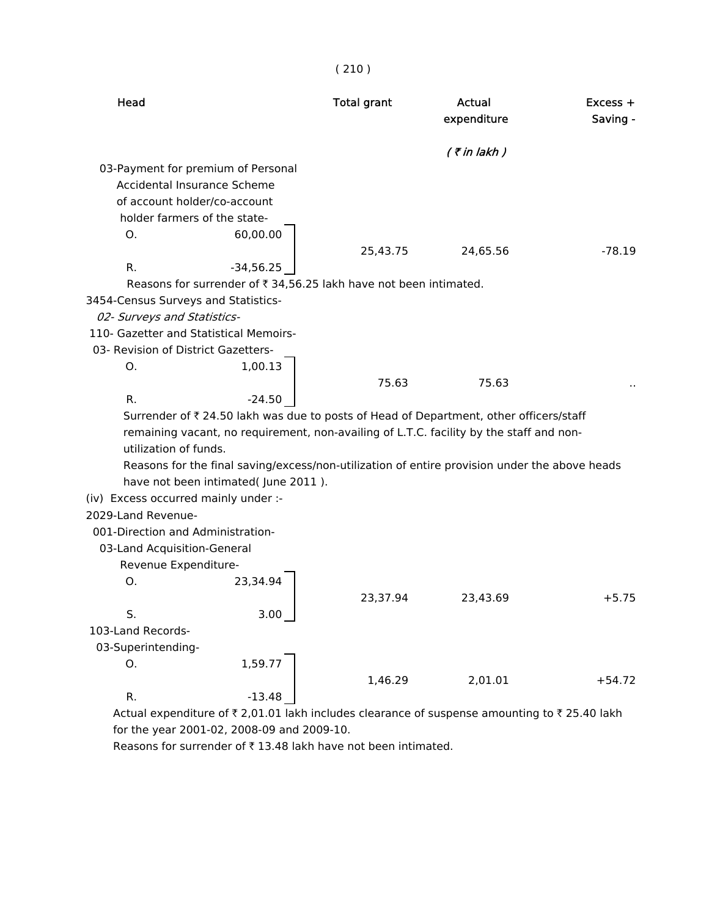| Head | | Total grant | Actual expenditure | Excess + Saving - |
|---|---|---|---|---|
| | | | *( ₹ in lakh )* | |
| 03-Payment for premium of Personal Accidental Insurance Scheme of account holder/co-account holder farmers of the state- | | | | |
| O. | 60,00.00 | 25,43.75 | 24,65.56 | -78.19 |
| R. | -34,56.25 | | | |

Reasons for surrender of ₹ 34,56.25 lakh have not been intimated.

| Head | | Total grant | Actual expenditure | Excess + Saving - |
|---|---|---|---|---|
| 3454-Census Surveys and Statistics- | | | | |
| *02- Surveys and Statistics-* | | | | |
| 110- Gazetter and Statistical Memoirs- | | | | |
| 03- Revision of District Gazetters- | | | | |
| O. | 1,00.13 | 75.63 | 75.63 | .. |
| R. | -24.50 | | | |

Surrender of ₹ 24.50 lakh was due to posts of Head of Department, other officers/staff remaining vacant, no requirement, non-availing of L.T.C. facility by the staff and non-utilization of funds.

Reasons for the final saving/excess/non-utilization of entire provision under the above heads have not been intimated( June 2011 ).

(iv) Excess occurred mainly under :-

| Head | | Total grant | Actual expenditure | Excess + Saving - |
|---|---|---|---|---|
| 2029-Land Revenue- | | | | |
| 001-Direction and Administration- | | | | |
| 03-Land Acquisition-General Revenue Expenditure- | | | | |
| O. | 23,34.94 | 23,37.94 | 23,43.69 | +5.75 |
| S. | 3.00 | | | |
| 103-Land Records- | | | | |
| 03-Superintending- | | | | |
| O. | 1,59.77 | 1,46.29 | 2,01.01 | +54.72 |
| R. | -13.48 | | | |

Actual expenditure of ₹ 2,01.01 lakh includes clearance of suspense amounting to ₹ 25.40 lakh for the year 2001-02, 2008-09 and 2009-10.

Reasons for surrender of ₹ 13.48 lakh have not been intimated.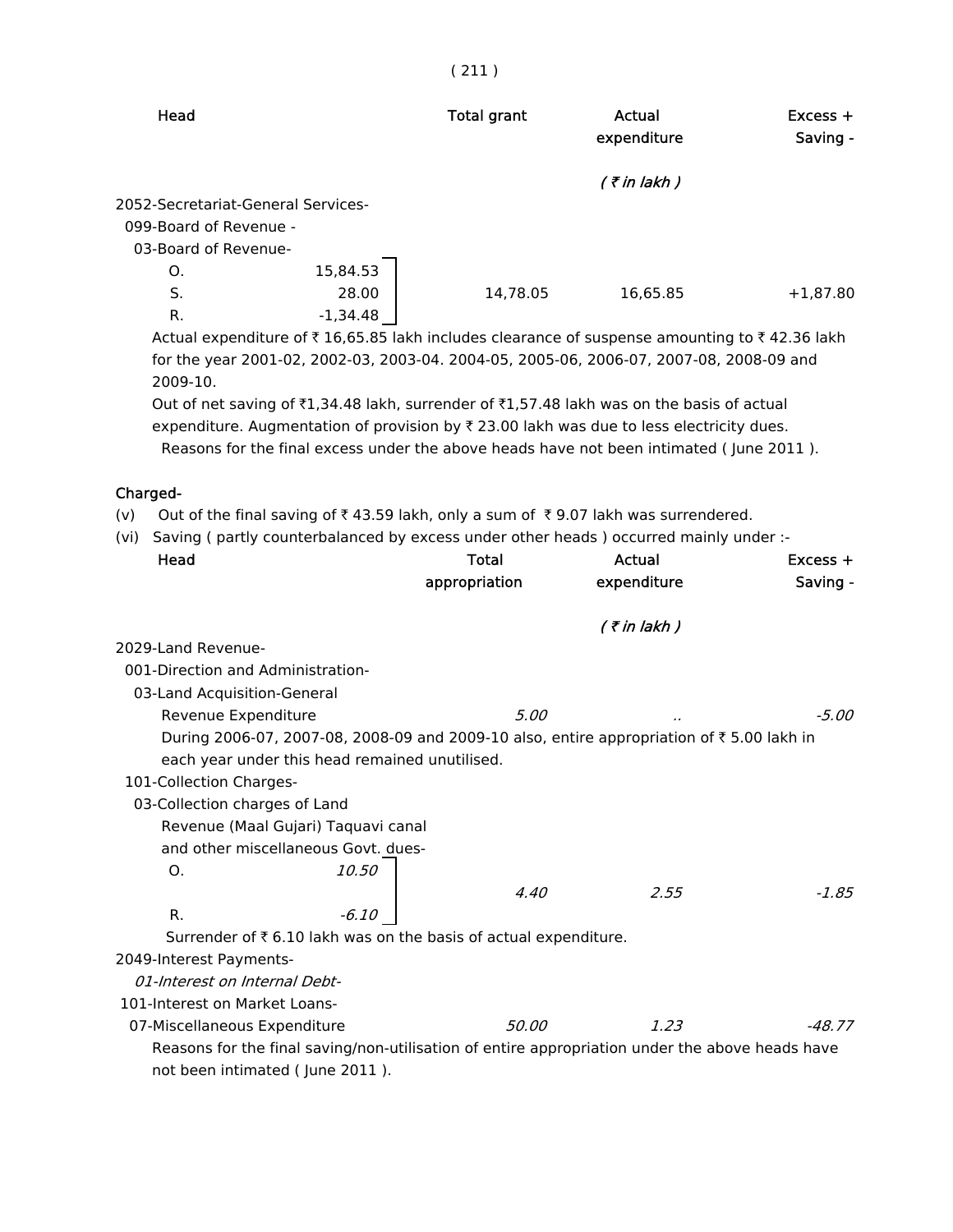| Head | Total grant | Actual expenditure | Excess + Saving - |
|---|---|---|---|
| | | ( ₹ in lakh ) | |
| 2052-Secretariat-General Services- | | | |
| 099-Board of Revenue - | | | |
| 03-Board of Revenue- | | | |
| O. 15,84.53 | | | |
| S. 28.00 | 14,78.05 | 16,65.85 | +1,87.80 |
| R. -1,34.48 | | | |

Actual expenditure of ₹ 16,65.85 lakh includes clearance of suspense amounting to ₹ 42.36 lakh for the year 2001-02, 2002-03, 2003-04. 2004-05, 2005-06, 2006-07, 2007-08, 2008-09 and 2009-10.

Out of net saving of ₹1,34.48 lakh, surrender of ₹1,57.48 lakh was on the basis of actual expenditure. Augmentation of provision by ₹ 23.00 lakh was due to less electricity dues.

Reasons for the final excess under the above heads have not been intimated ( June 2011 ).

**Charged-**

(v) Out of the final saving of ₹ 43.59 lakh, only a sum of ₹ 9.07 lakh was surrendered.

(vi) Saving ( partly counterbalanced by excess under other heads ) occurred mainly under :-

| Head | Total appropriation | Actual expenditure | Excess + Saving - |
|---|---|---|---|
| | | ( ₹ in lakh ) | |
| 2029-Land Revenue- | | | |
| 001-Direction and Administration- | | | |
| 03-Land Acquisition-General Revenue Expenditure | *5.00* | .. | *-5.00* |

During 2006-07, 2007-08, 2008-09 and 2009-10 also, entire appropriation of ₹ 5.00 lakh in each year under this head remained unutilised.

| Head | Total appropriation | Actual expenditure | Excess + Saving - |
|---|---|---|---|
| 101-Collection Charges- | | | |
| 03-Collection charges of Land Revenue (Maal Gujari) Taquavi canal and other miscellaneous Govt. dues- | | | |
| O. *10.50* | | | |
| | *4.40* | *2.55* | *-1.85* |
| R. *-6.10* | | | |

Surrender of ₹ 6.10 lakh was on the basis of actual expenditure.

| Head | Total appropriation | Actual expenditure | Excess + Saving - |
|---|---|---|---|
| 2049-Interest Payments- | | | |
| *01-Interest on Internal Debt-* | | | |
| 101-Interest on Market Loans- | | | |
| 07-Miscellaneous Expenditure | *50.00* | *1.23* | *-48.77* |

Reasons for the final saving/non-utilisation of entire appropriation under the above heads have not been intimated ( June 2011 ).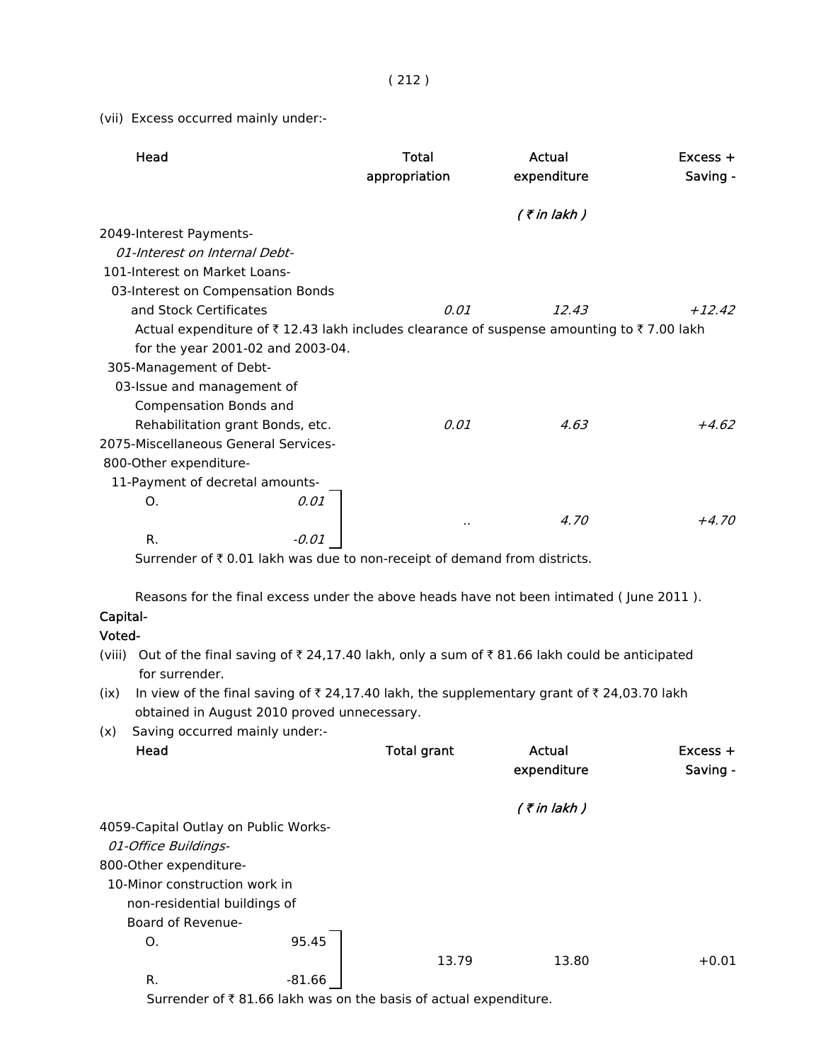(vii) Excess occurred mainly under:-

| Head | | Total appropriation | Actual expenditure | Excess + Saving - |
|---|---|---|---|---|
| | | | *( ₹ in lakh )* | |
| 2049-Interest Payments- | | | | |
| *01-Interest on Internal Debt-* | | | | |
| 101-Interest on Market Loans- | | | | |
| 03-Interest on Compensation Bonds and Stock Certificates | | *0.01* | *12.43* | *+12.42* |

Actual expenditure of ₹ 12.43 lakh includes clearance of suspense amounting to ₹ 7.00 lakh for the year 2001-02 and 2003-04.

| Head | | Total appropriation | Actual expenditure | Excess + Saving - |
|---|---|---|---|---|
| 305-Management of Debt- | | | | |
| 03-Issue and management of Compensation Bonds and Rehabilitation grant Bonds, etc. | | *0.01* | *4.63* | *+4.62* |
| 2075-Miscellaneous General Services- | | | | |
| 800-Other expenditure- | | | | |
| 11-Payment of decretal amounts- | | | | |
| O. | *0.01* | | | |
| | | *..* | *4.70* | *+4.70* |
| R. | *-0.01* | | | |

Surrender of ₹ 0.01 lakh was due to non-receipt of demand from districts.

Reasons for the final excess under the above heads have not been intimated ( June 2011 ).

**Capital-**

**Voted-**

(viii) Out of the final saving of ₹ 24,17.40 lakh, only a sum of ₹ 81.66 lakh could be anticipated for surrender.

(ix) In view of the final saving of ₹ 24,17.40 lakh, the supplementary grant of ₹ 24,03.70 lakh obtained in August 2010 proved unnecessary.

(x) Saving occurred mainly under:-

| Head | | Total grant | Actual expenditure | Excess + Saving - |
|---|---|---|---|---|
| | | | *( ₹ in lakh )* | |
| 4059-Capital Outlay on Public Works- | | | | |
| *01-Office Buildings-* | | | | |
| 800-Other expenditure- | | | | |
| 10-Minor construction work in non-residential buildings of Board of Revenue- | | | | |
| O. | 95.45 | | | |
| | | 13.79 | 13.80 | +0.01 |
| R. | -81.66 | | | |

Surrender of ₹ 81.66 lakh was on the basis of actual expenditure.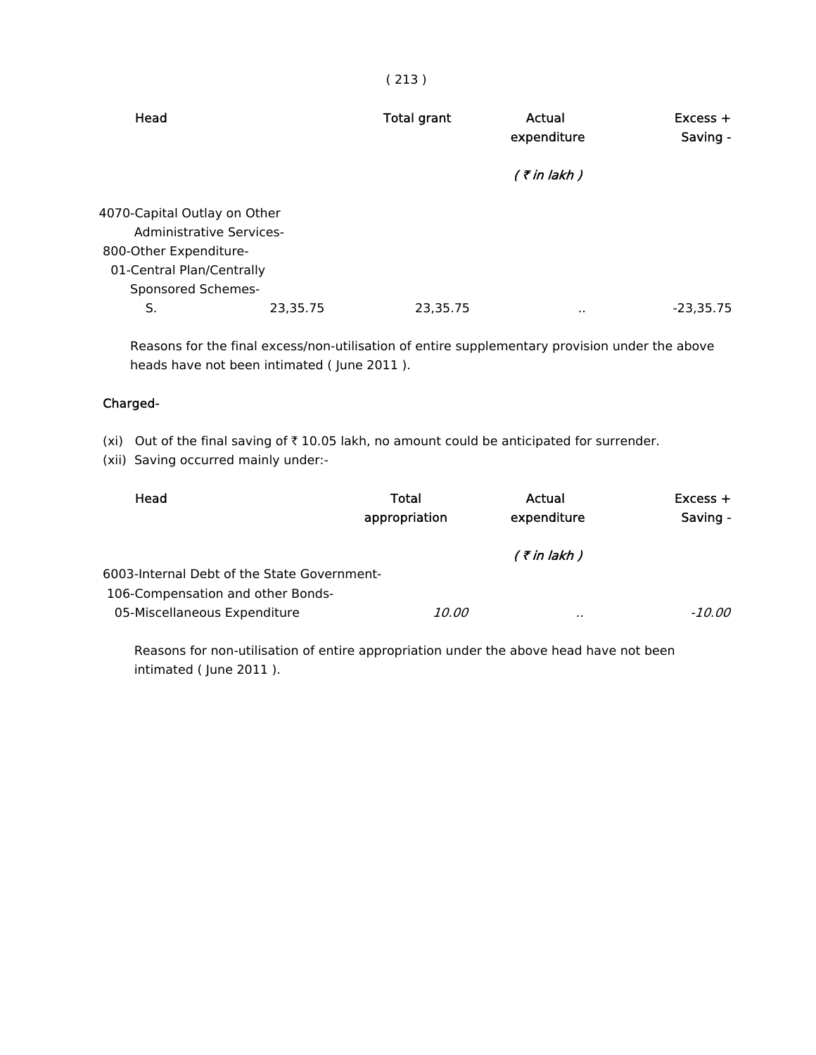| Head | | Total grant | Actual expenditure | Excess + Saving - |
|---|---|---|---|---|
| | | | ( ₹ in lakh ) | |
| 4070-Capital Outlay on Other Administrative Services- | | | | |
| 800-Other Expenditure- | | | | |
| 01-Central Plan/Centrally Sponsored Schemes- | | | | |
| S. | 23,35.75 | 23,35.75 | .. | -23,35.75 |

Reasons for the final excess/non-utilisation of entire supplementary provision under the above heads have not been intimated ( June 2011 ).

Charged-

(xi) Out of the final saving of ₹ 10.05 lakh, no amount could be anticipated for surrender.

(xii) Saving occurred mainly under:-

| Head | Total appropriation | Actual expenditure | Excess + Saving - |
|---|---|---|---|
| | | ( ₹ in lakh ) | |
| 6003-Internal Debt of the State Government- | | | |
| 106-Compensation and other Bonds- | | | |
| 05-Miscellaneous Expenditure | *10.00* | .. | *-10.00* |

Reasons for non-utilisation of entire appropriation under the above head have not been intimated ( June 2011 ).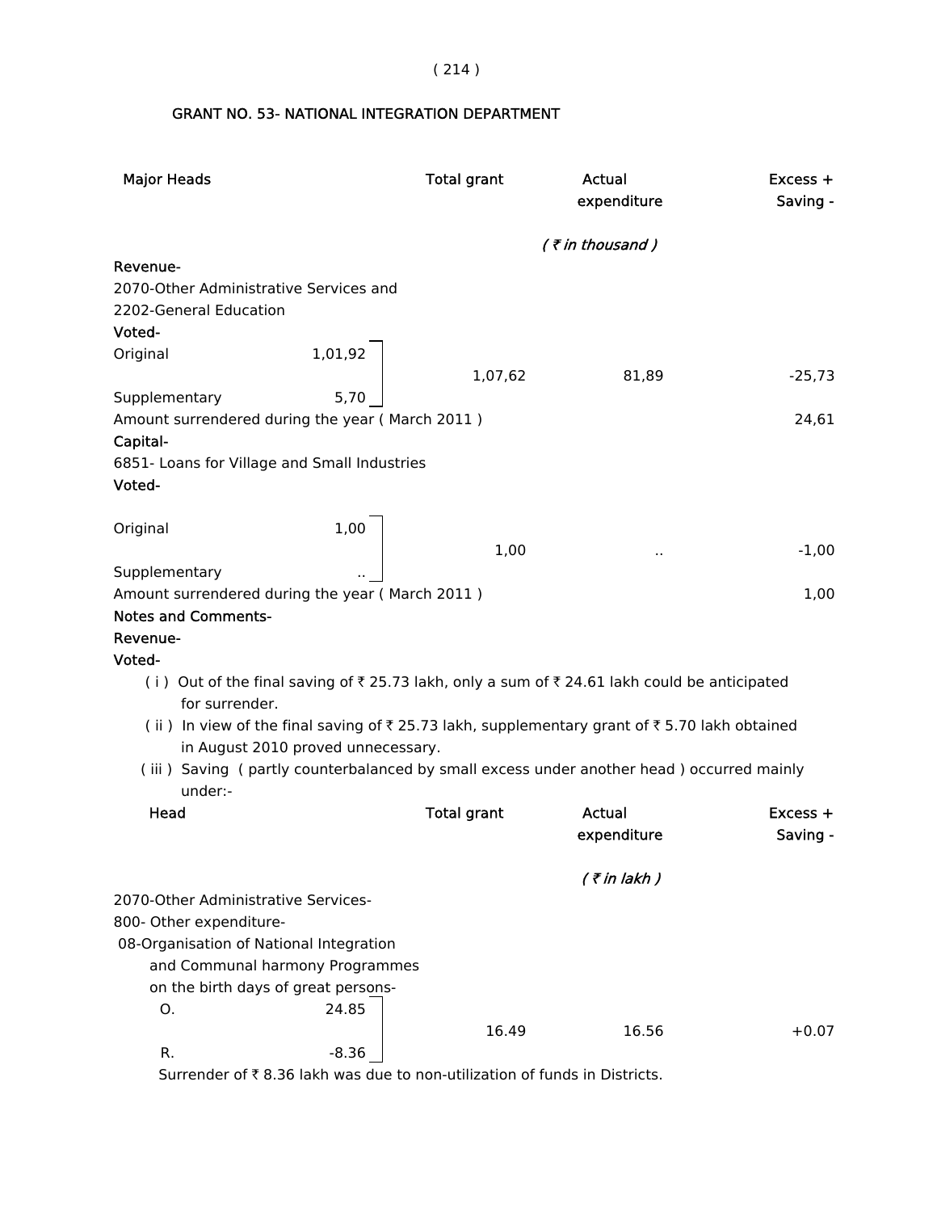## GRANT NO. 53- NATIONAL INTEGRATION DEPARTMENT

| Major Heads | | Total grant | Actual expenditure | Excess + Saving - |
|---|---|---|---|---|
| | | | *( ₹ in thousand )* | |
| **Revenue-** | | | | |
| 2070-Other Administrative Services and | | | | |
| 2202-General Education | | | | |
| **Voted-** | | | | |
| Original | 1,01,92 | | | |
| | | 1,07,62 | 81,89 | -25,73 |
| Supplementary | 5,70 | | | |
| Amount surrendered during the year ( March 2011 ) | | | | 24,61 |
| **Capital-** | | | | |
| 6851- Loans for Village and Small Industries | | | | |
| **Voted-** | | | | |
| Original | 1,00 | | | |
| | | 1,00 | .. | -1,00 |
| Supplementary | .. | | | |
| Amount surrendered during the year ( March 2011 ) | | | | 1,00 |

**Notes and Comments-**

**Revenue-**

**Voted-**

( i ) Out of the final saving of ₹ 25.73 lakh, only a sum of ₹ 24.61 lakh could be anticipated for surrender.

( ii ) In view of the final saving of ₹ 25.73 lakh, supplementary grant of ₹ 5.70 lakh obtained in August 2010 proved unnecessary.

( iii ) Saving ( partly counterbalanced by small excess under another head ) occurred mainly under:-

| Head | | Total grant | Actual expenditure | Excess + Saving - |
|---|---|---|---|---|
| | | | *( ₹ in lakh )* | |
| 2070-Other Administrative Services- | | | | |
| 800- Other expenditure- | | | | |
| 08-Organisation of National Integration and Communal harmony Programmes on the birth days of great persons- | | | | |
| O. | 24.85 | | | |
| | | 16.49 | 16.56 | +0.07 |
| R. | -8.36 | | | |

Surrender of ₹ 8.36 lakh was due to non-utilization of funds in Districts.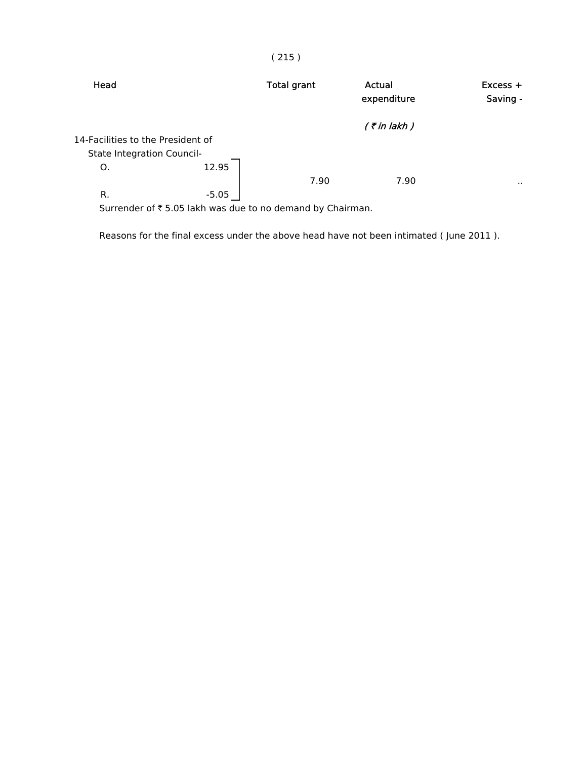| Head | | Total grant | Actual expenditure | Excess + Saving - |
|---|---|---|---|---|
| | | | *( ₹ in lakh )* | |
| 14-Facilities to the President of State Integration Council- | | | | |
| O. | 12.95 | 7.90 | 7.90 | .. |
| R. | -5.05 | | | |

Surrender of ₹ 5.05 lakh was due to no demand by Chairman.

Reasons for the final excess under the above head have not been intimated ( June 2011 ).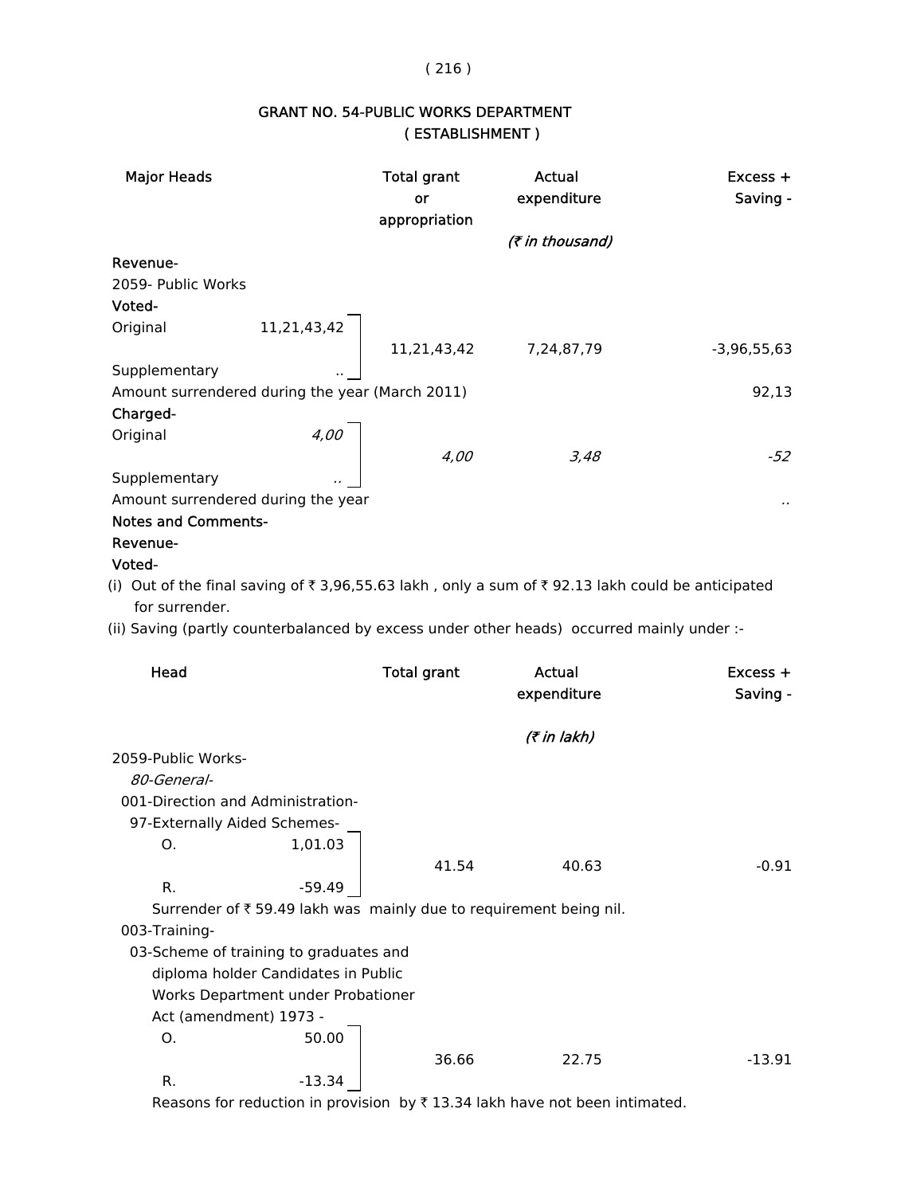## GRANT NO. 54-PUBLIC WORKS DEPARTMENT
### ( ESTABLISHMENT )

| Major Heads | | Total grant or appropriation | Actual expenditure | Excess + Saving - |
|---|---|---|---|---|
| | | | *(₹ in thousand)* | |
| **Revenue-** | | | | |
| 2059- Public Works | | | | |
| **Voted-** | | | | |
| Original | 11,21,43,42 | 11,21,43,42 | 7,24,87,79 | -3,96,55,63 |
| Supplementary | .. | | | |
| Amount surrendered during the year (March 2011) | | | | 92,13 |
| **Charged-** | | | | |
| Original | *4,00* | *4,00* | *3,48* | *-52* |
| Supplementary | *..* | | | |
| Amount surrendered during the year | | | | .. |

**Notes and Comments-**

**Revenue-**

**Voted-**

(i) Out of the final saving of ₹ 3,96,55.63 lakh , only a sum of ₹ 92.13 lakh could be anticipated for surrender.

(ii) Saving (partly counterbalanced by excess under other heads) occurred mainly under :-

| Head | | Total grant | Actual expenditure | Excess + Saving - |
|---|---|---|---|---|
| | | | *(₹ in lakh)* | |
| 2059-Public Works- | | | | |
| *80-General-* | | | | |
| 001-Direction and Administration- | | | | |
| 97-Externally Aided Schemes- | | | | |
| O. | 1,01.03 | 41.54 | 40.63 | -0.91 |
| R. | -59.49 | | | |

Surrender of ₹ 59.49 lakh was mainly due to requirement being nil.

| Head | | Total grant | Actual expenditure | Excess + Saving - |
|---|---|---|---|---|
| 003-Training- | | | | |
| 03-Scheme of training to graduates and diploma holder Candidates in Public Works Department under Probationer Act (amendment) 1973 - | | | | |
| O. | 50.00 | 36.66 | 22.75 | -13.91 |
| R. | -13.34 | | | |

Reasons for reduction in provision by ₹ 13.34 lakh have not been intimated.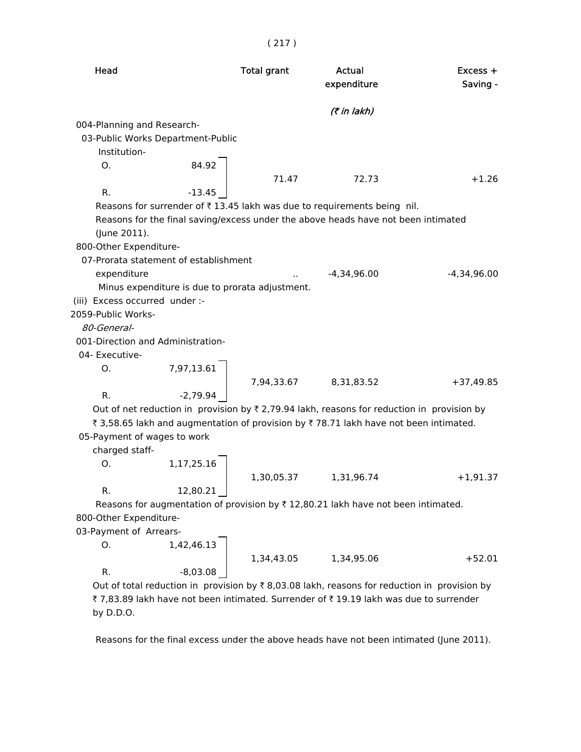| Head | | Total grant | Actual expenditure | Excess + Saving - |
|---|---|---|---|---|
| | | | *(₹ in lakh)* | |
| 004-Planning and Research- | | | | |
| 03-Public Works Department-Public Institution- | | | | |
| O. | 84.92 | | | |
| | | 71.47 | 72.73 | +1.26 |
| R. | -13.45 | | | |

Reasons for surrender of ₹ 13.45 lakh was due to requirements being nil.

Reasons for the final saving/excess under the above heads have not been intimated (June 2011).

| Head | | Total grant | Actual expenditure | Excess + Saving - |
|---|---|---|---|---|
| 800-Other Expenditure- | | | | |
| 07-Prorata statement of establishment expenditure | | .. | -4,34,96.00 | -4,34,96.00 |

Minus expenditure is due to prorata adjustment.

(iii) Excess occurred under :-

2059-Public Works-

*80-General-*

| Head | | Total grant | Actual expenditure | Excess + Saving - |
|---|---|---|---|---|
| 001-Direction and Administration- | | | | |
| 04- Executive- | | | | |
| O. | 7,97,13.61 | | | |
| | | 7,94,33.67 | 8,31,83.52 | +37,49.85 |
| R. | -2,79.94 | | | |

Out of net reduction in provision by ₹ 2,79.94 lakh, reasons for reduction in provision by ₹ 3,58.65 lakh and augmentation of provision by ₹ 78.71 lakh have not been intimated.

| Head | | Total grant | Actual expenditure | Excess + Saving - |
|---|---|---|---|---|
| 05-Payment of wages to work charged staff- | | | | |
| O. | 1,17,25.16 | | | |
| | | 1,30,05.37 | 1,31,96.74 | +1,91.37 |
| R. | 12,80.21 | | | |

Reasons for augmentation of provision by ₹ 12,80.21 lakh have not been intimated.

| Head | | Total grant | Actual expenditure | Excess + Saving - |
|---|---|---|---|---|
| 800-Other Expenditure- | | | | |
| 03-Payment of Arrears- | | | | |
| O. | 1,42,46.13 | | | |
| | | 1,34,43.05 | 1,34,95.06 | +52.01 |
| R. | -8,03.08 | | | |

Out of total reduction in provision by ₹ 8,03.08 lakh, reasons for reduction in provision by ₹ 7,83.89 lakh have not been intimated. Surrender of ₹ 19.19 lakh was due to surrender by D.D.O.

Reasons for the final excess under the above heads have not been intimated (June 2011).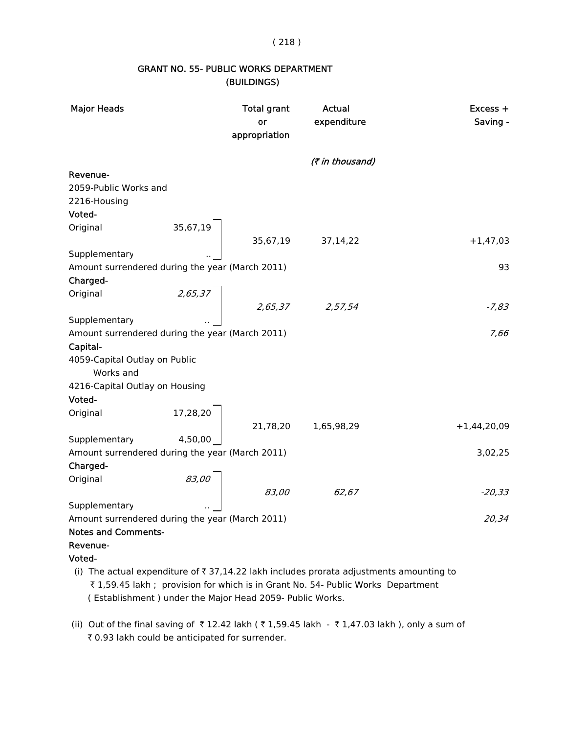## GRANT NO. 55- PUBLIC WORKS DEPARTMENT (BUILDINGS)

| Major Heads | | Total grant or appropriation | Actual expenditure | Excess + Saving - |
|---|---|---|---|---|
| | | | *(₹ in thousand)* | |
| **Revenue-** | | | | |
| 2059-Public Works and | | | | |
| 2216-Housing | | | | |
| **Voted-** | | | | |
| Original | 35,67,19 | 35,67,19 | 37,14,22 | +1,47,03 |
| Supplementary | .. | | | |
| Amount surrendered during the year (March 2011) | | | | 93 |
| **Charged-** | | | | |
| Original | *2,65,37* | *2,65,37* | *2,57,54* | *-7,83* |
| Supplementary | *..* | | | |
| Amount surrendered during the year (March 2011) | | | | *7,66* |
| **Capital-** | | | | |
| 4059-Capital Outlay on Public Works and | | | | |
| 4216-Capital Outlay on Housing | | | | |
| **Voted-** | | | | |
| Original | 17,28,20 | 21,78,20 | 1,65,98,29 | +1,44,20,09 |
| Supplementary | 4,50,00 | | | |
| Amount surrendered during the year (March 2011) | | | | 3,02,25 |
| **Charged-** | | | | |
| Original | *83,00* | *83,00* | *62,67* | *-20,33* |
| Supplementary | *..* | | | |
| Amount surrendered during the year (March 2011) | | | | *20,34* |

**Notes and Comments-**

**Revenue-**

**Voted-**

(i) The actual expenditure of ₹ 37,14.22 lakh includes prorata adjustments amounting to ₹ 1,59.45 lakh ; provision for which is in Grant No. 54- Public Works Department ( Establishment ) under the Major Head 2059- Public Works.

(ii) Out of the final saving of ₹ 12.42 lakh ( ₹ 1,59.45 lakh - ₹ 1,47.03 lakh ), only a sum of ₹ 0.93 lakh could be anticipated for surrender.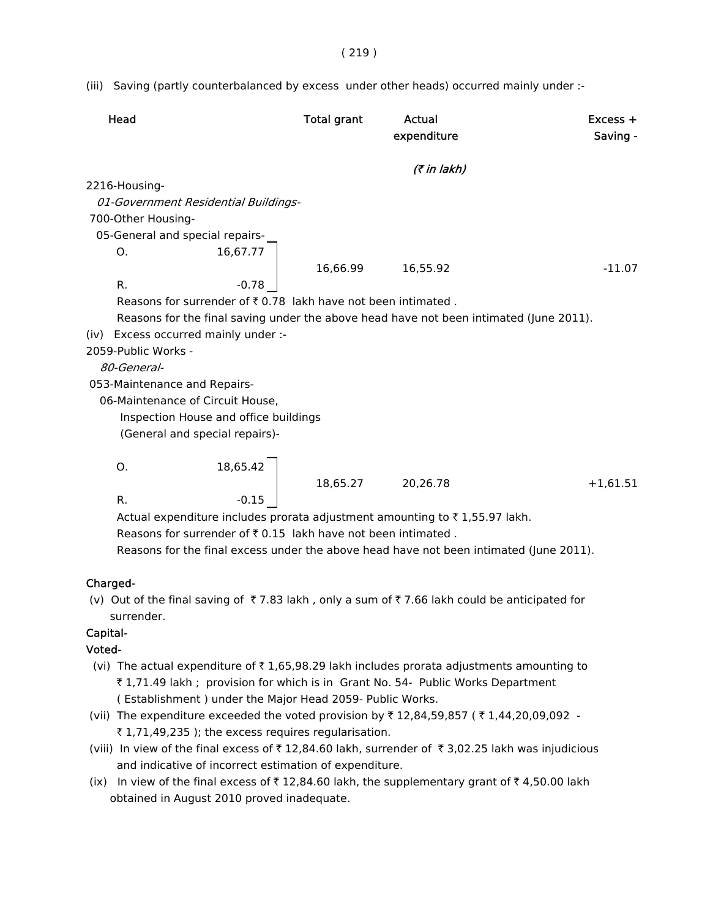(iii) Saving (partly counterbalanced by excess under other heads) occurred mainly under :-

| Head | | Total grant | Actual expenditure | Excess + Saving - |
|---|---|---|---|---|
| | | | *(₹ in lakh)* | |
| 2216-Housing- | | | | |
| *01-Government Residential Buildings-* | | | | |
| 700-Other Housing- | | | | |
| 05-General and special repairs- | | | | |
| O. | 16,67.77 | 16,66.99 | 16,55.92 | -11.07 |
| R. | -0.78 | | | |

Reasons for surrender of ₹ 0.78 lakh have not been intimated .

Reasons for the final saving under the above head have not been intimated (June 2011).

(iv) Excess occurred mainly under :-

| Head | | Total grant | Actual expenditure | Excess + Saving - |
|---|---|---|---|---|
| 2059-Public Works - | | | | |
| *80-General-* | | | | |
| 053-Maintenance and Repairs- | | | | |
| 06-Maintenance of Circuit House, Inspection House and office buildings (General and special repairs)- | | | | |
| O. | 18,65.42 | 18,65.27 | 20,26.78 | +1,61.51 |
| R. | -0.15 | | | |

Actual expenditure includes prorata adjustment amounting to ₹ 1,55.97 lakh.

Reasons for surrender of ₹ 0.15 lakh have not been intimated .

Reasons for the final excess under the above head have not been intimated (June 2011).

**Charged-**

(v) Out of the final saving of ₹ 7.83 lakh , only a sum of ₹ 7.66 lakh could be anticipated for surrender.

**Capital-**

**Voted-**

(vi) The actual expenditure of ₹ 1,65,98.29 lakh includes prorata adjustments amounting to ₹ 1,71.49 lakh ; provision for which is in Grant No. 54- Public Works Department ( Establishment ) under the Major Head 2059- Public Works.

(vii) The expenditure exceeded the voted provision by ₹ 12,84,59,857 ( ₹ 1,44,20,09,092 - ₹ 1,71,49,235 ); the excess requires regularisation.

(viii) In view of the final excess of ₹ 12,84.60 lakh, surrender of ₹ 3,02.25 lakh was injudicious and indicative of incorrect estimation of expenditure.

(ix) In view of the final excess of ₹ 12,84.60 lakh, the supplementary grant of ₹ 4,50.00 lakh obtained in August 2010 proved inadequate.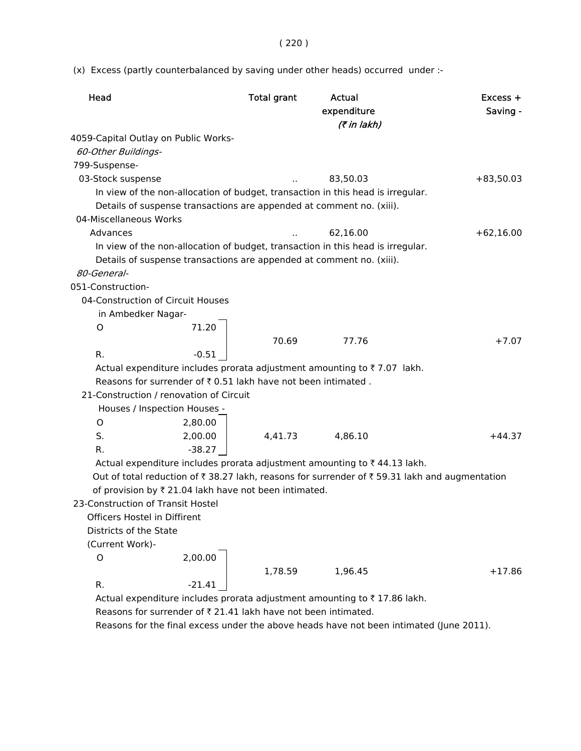(x) Excess (partly counterbalanced by saving under other heads) occurred under :-

| Head | | Total grant | Actual expenditure | Excess + Saving - |
|---|---|---|---|---|
| | | | *(₹ in lakh)* | |
| 4059-Capital Outlay on Public Works- | | | | |
| *60-Other Buildings-* | | | | |
| 799-Suspense- | | | | |
| 03-Stock suspense | | .. | 83,50.03 | +83,50.03 |

In view of the non-allocation of budget, transaction in this head is irregular.
Details of suspense transactions are appended at comment no. (xiii).

| Head | | Total grant | Actual expenditure | Excess + Saving - |
|---|---|---|---|---|
| 04-Miscellaneous Works Advances | | .. | 62,16.00 | +62,16.00 |

In view of the non-allocation of budget, transaction in this head is irregular.
Details of suspense transactions are appended at comment no. (xiii).

| Head | | Total grant | Actual expenditure | Excess + Saving - |
|---|---|---|---|---|
| *80-General-* | | | | |
| 051-Construction- | | | | |
| 04-Construction of Circuit Houses in Ambedker Nagar- | | | | |
| O | 71.20 | | | |
| | | 70.69 | 77.76 | +7.07 |
| R. | -0.51 | | | |

Actual expenditure includes prorata adjustment amounting to ₹ 7.07 lakh.
Reasons for surrender of ₹ 0.51 lakh have not been intimated .

| Head | | Total grant | Actual expenditure | Excess + Saving - |
|---|---|---|---|---|
| 21-Construction / renovation of Circuit Houses / Inspection Houses - | | | | |
| O | 2,80.00 | | | |
| S. | 2,00.00 | 4,41.73 | 4,86.10 | +44.37 |
| R. | -38.27 | | | |

Actual expenditure includes prorata adjustment amounting to ₹ 44.13 lakh.
Out of total reduction of ₹ 38.27 lakh, reasons for surrender of ₹ 59.31 lakh and augmentation of provision by ₹ 21.04 lakh have not been intimated.

| Head | | Total grant | Actual expenditure | Excess + Saving - |
|---|---|---|---|---|
| 23-Construction of Transit Hostel Officers Hostel in Diffirent Districts of the State (Current Work)- | | | | |
| O | 2,00.00 | | | |
| | | 1,78.59 | 1,96.45 | +17.86 |
| R. | -21.41 | | | |

Actual expenditure includes prorata adjustment amounting to ₹ 17.86 lakh.
Reasons for surrender of ₹ 21.41 lakh have not been intimated.
Reasons for the final excess under the above heads have not been intimated (June 2011).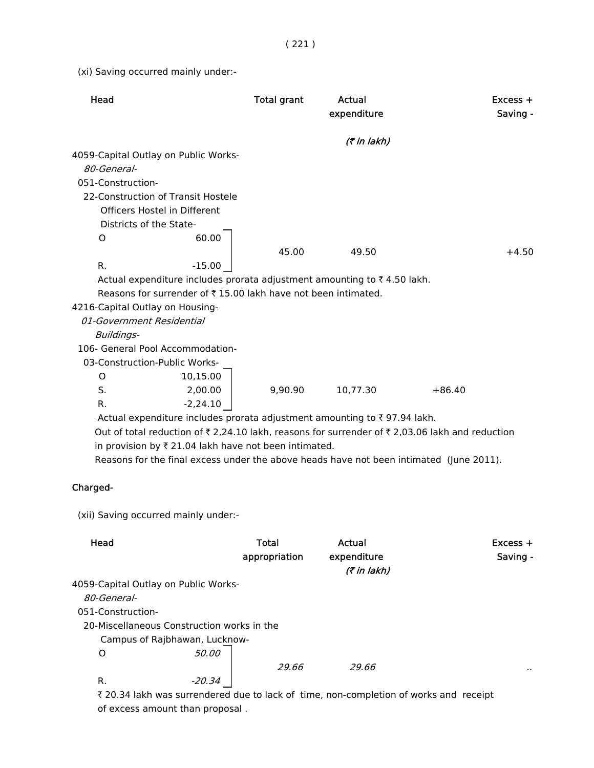(xi) Saving occurred mainly under:-

| Head | | Total grant | Actual expenditure | | Excess + Saving - |
|---|---|---|---|---|---|
| | | | *(₹ in lakh)* | | |
| 4059-Capital Outlay on Public Works- | | | | | |
| *80-General-* | | | | | |
| 051-Construction- | | | | | |
| 22-Construction of Transit Hostele Officers Hostel in Different Districts of the State- | | | | | |
| O | 60.00 | | | | |
| | | 45.00 | 49.50 | | +4.50 |
| R. | -15.00 | | | | |

Actual expenditure includes prorata adjustment amounting to ₹ 4.50 lakh.

Reasons for surrender of ₹ 15.00 lakh have not been intimated.

| Head | | Total grant | Actual expenditure | | Excess + Saving - |
|---|---|---|---|---|---|
| 4216-Capital Outlay on Housing- | | | | | |
| *01-Government Residential Buildings-* | | | | | |
| 106- General Pool Accommodation- | | | | | |
| 03-Construction-Public Works- | | | | | |
| O | 10,15.00 | | | | |
| S. | 2,00.00 | 9,90.90 | 10,77.30 | +86.40 | |
| R. | -2,24.10 | | | | |

Actual expenditure includes prorata adjustment amounting to ₹ 97.94 lakh.

Out of total reduction of ₹ 2,24.10 lakh, reasons for surrender of ₹ 2,03.06 lakh and reduction in provision by ₹ 21.04 lakh have not been intimated.

Reasons for the final excess under the above heads have not been intimated (June 2011).

**Charged-**

(xii) Saving occurred mainly under:-

| Head | | Total appropriation | Actual expenditure | Excess + Saving - |
|---|---|---|---|---|
| | | | *(₹ in lakh)* | |
| 4059-Capital Outlay on Public Works- | | | | |
| *80-General-* | | | | |
| 051-Construction- | | | | |
| 20-Miscellaneous Construction works in the Campus of Rajbhawan, Lucknow- | | | | |
| O | *50.00* | | | |
| | | *29.66* | *29.66* | .. |
| R. | *-20.34* | | | |

₹ 20.34 lakh was surrendered due to lack of time, non-completion of works and receipt of excess amount than proposal .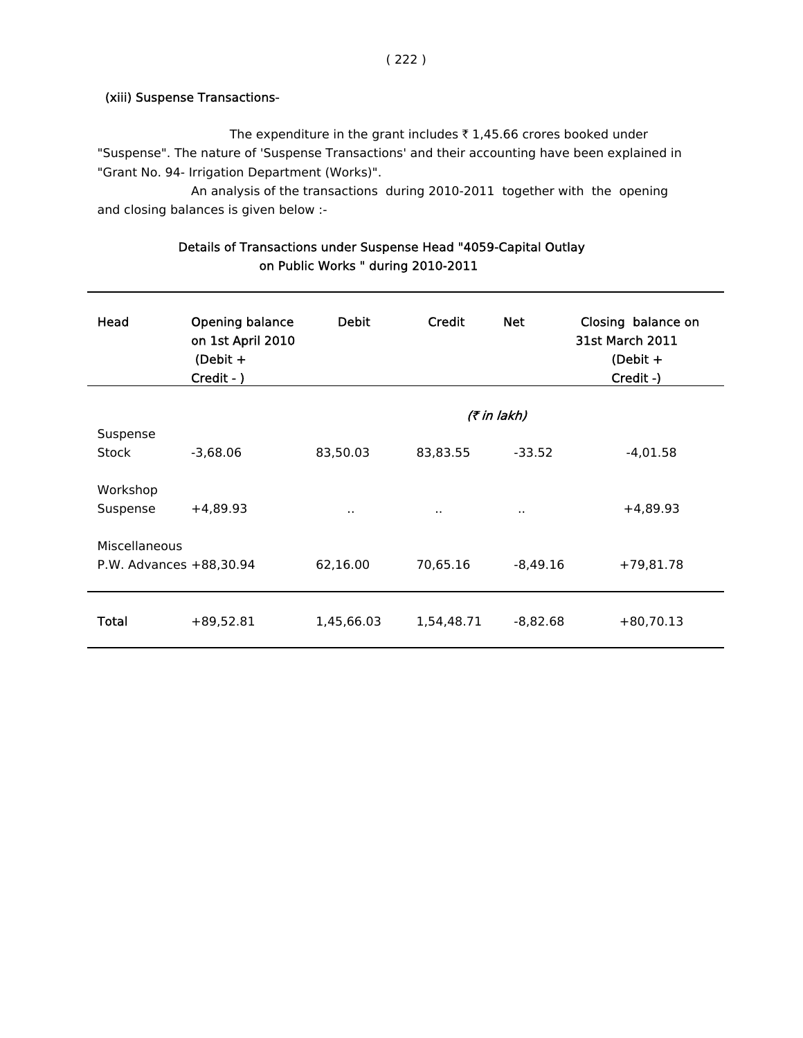(xiii) Suspense Transactions-

The expenditure in the grant includes ₹ 1,45.66 crores booked under "Suspense". The nature of 'Suspense Transactions' and their accounting have been explained in "Grant No. 94- Irrigation Department (Works)".

An analysis of the transactions during 2010-2011 together with the opening and closing balances is given below :-

Details of Transactions under Suspense Head "4059-Capital Outlay on Public Works " during 2010-2011

| Head | Opening balance on 1st April 2010 (Debit + Credit - ) | Debit | Credit | Net | Closing balance on 31st March 2011 (Debit + Credit -) |
|---|---|---|---|---|---|
| | | | (₹ in lakh) | | |
| Suspense Stock | -3,68.06 | 83,50.03 | 83,83.55 | -33.52 | -4,01.58 |
| Workshop Suspense | +4,89.93 | .. | .. | .. | +4,89.93 |
| Miscellaneous P.W. Advances | +88,30.94 | 62,16.00 | 70,65.16 | -8,49.16 | +79,81.78 |
| **Total** | +89,52.81 | 1,45,66.03 | 1,54,48.71 | -8,82.68 | +80,70.13 |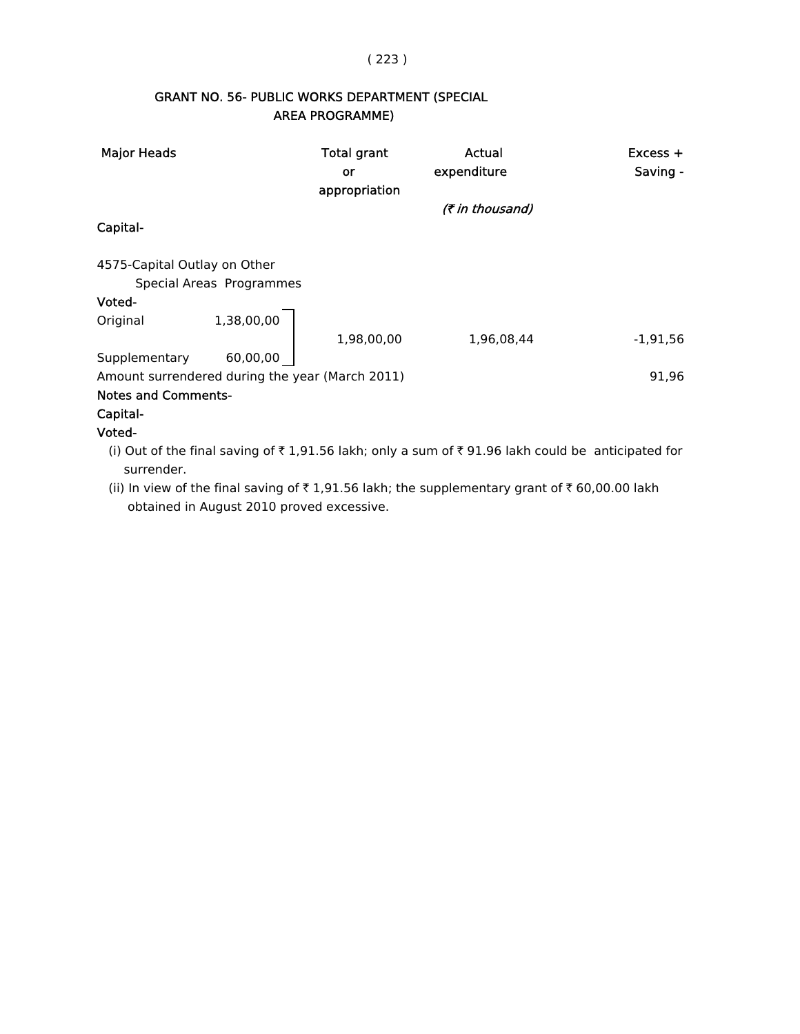## GRANT NO. 56- PUBLIC WORKS DEPARTMENT (SPECIAL AREA PROGRAMME)

| Major Heads | | Total grant or appropriation | Actual expenditure | Excess + Saving - |
|---|---|---|---|---|
| | | | (₹ in thousand) | |
| **Capital-** | | | | |
| 4575-Capital Outlay on Other Special Areas Programmes | | | | |
| **Voted-** | | | | |
| Original | 1,38,00,00 | 1,98,00,00 | 1,96,08,44 | -1,91,56 |
| Supplementary | 60,00,00 | | | |
| Amount surrendered during the year (March 2011) | | | | 91,96 |

**Notes and Comments-**

**Capital-**

**Voted-**

(i) Out of the final saving of ₹ 1,91.56 lakh; only a sum of ₹ 91.96 lakh could be anticipated for surrender.

(ii) In view of the final saving of ₹ 1,91.56 lakh; the supplementary grant of ₹ 60,00.00 lakh obtained in August 2010 proved excessive.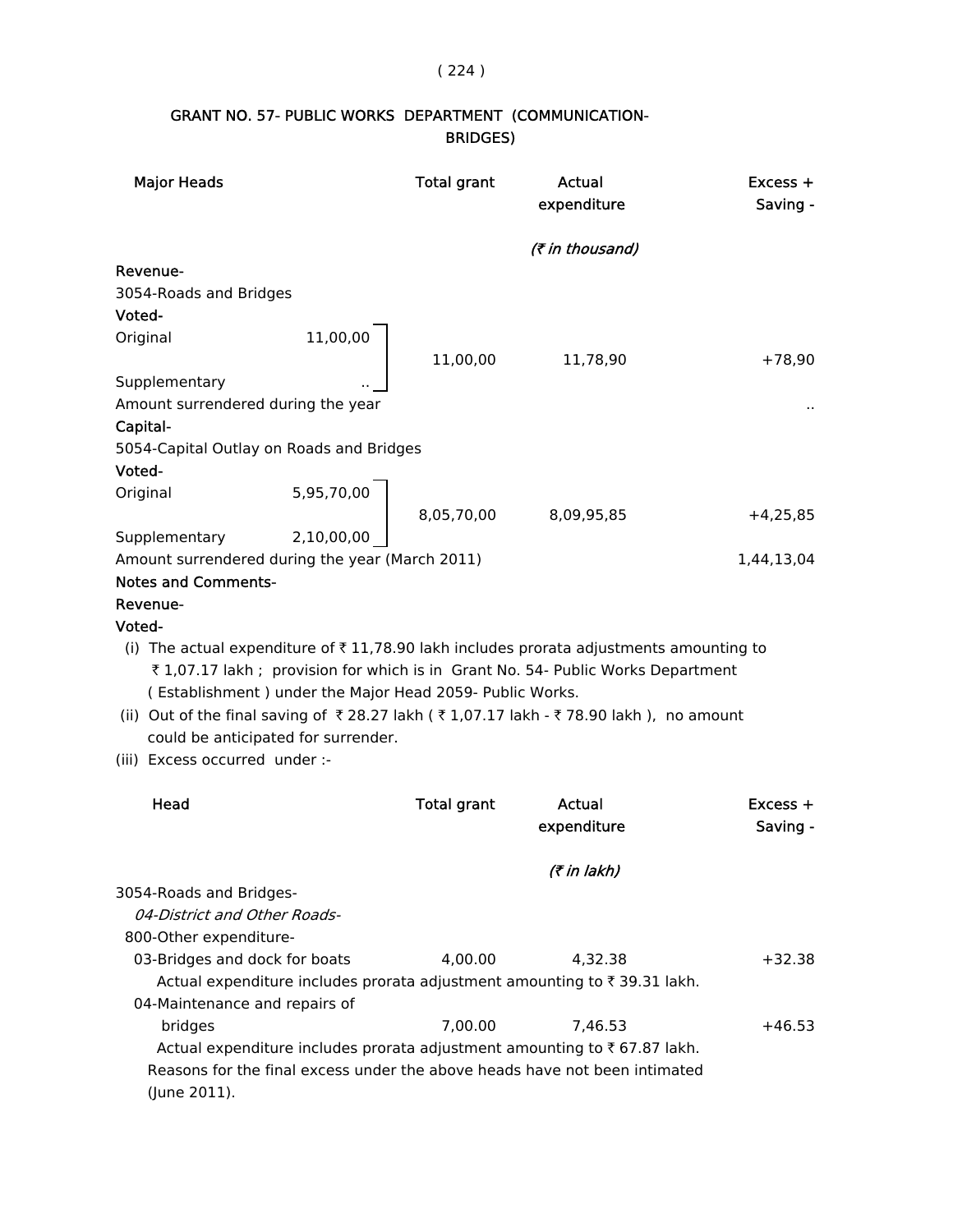## GRANT NO. 57- PUBLIC WORKS DEPARTMENT (COMMUNICATION-BRIDGES)

| Major Heads | | Total grant | Actual expenditure | Excess + Saving - |
|---|---|---|---|---|
| | | | *(₹ in thousand)* | |
| **Revenue-** | | | | |
| 3054-Roads and Bridges | | | | |
| **Voted-** | | | | |
| Original | 11,00,00 | 11,00,00 | 11,78,90 | +78,90 |
| Supplementary | .. | | | |
| Amount surrendered during the year | | | | .. |
| **Capital-** | | | | |
| 5054-Capital Outlay on Roads and Bridges | | | | |
| **Voted-** | | | | |
| Original | 5,95,70,00 | 8,05,70,00 | 8,09,95,85 | +4,25,85 |
| Supplementary | 2,10,00,00 | | | |
| Amount surrendered during the year (March 2011) | | | | 1,44,13,04 |

**Notes and Comments-**

**Revenue-**

**Voted-**

(i) The actual expenditure of ₹ 11,78.90 lakh includes prorata adjustments amounting to ₹ 1,07.17 lakh ; provision for which is in Grant No. 54- Public Works Department ( Establishment ) under the Major Head 2059- Public Works.

(ii) Out of the final saving of ₹ 28.27 lakh ( ₹ 1,07.17 lakh - ₹ 78.90 lakh ), no amount could be anticipated for surrender.

(iii) Excess occurred under :-

| Head | Total grant | Actual expenditure | Excess + Saving - |
|---|---|---|---|
| | | *(₹ in lakh)* | |
| 3054-Roads and Bridges- | | | |
| *04-District and Other Roads-* | | | |
| 800-Other expenditure- | | | |
| 03-Bridges and dock for boats | 4,00.00 | 4,32.38 | +32.38 |
| Actual expenditure includes prorata adjustment amounting to ₹ 39.31 lakh. | | | |
| 04-Maintenance and repairs of bridges | 7,00.00 | 7,46.53 | +46.53 |
| Actual expenditure includes prorata adjustment amounting to ₹ 67.87 lakh. | | | |

Reasons for the final excess under the above heads have not been intimated (June 2011).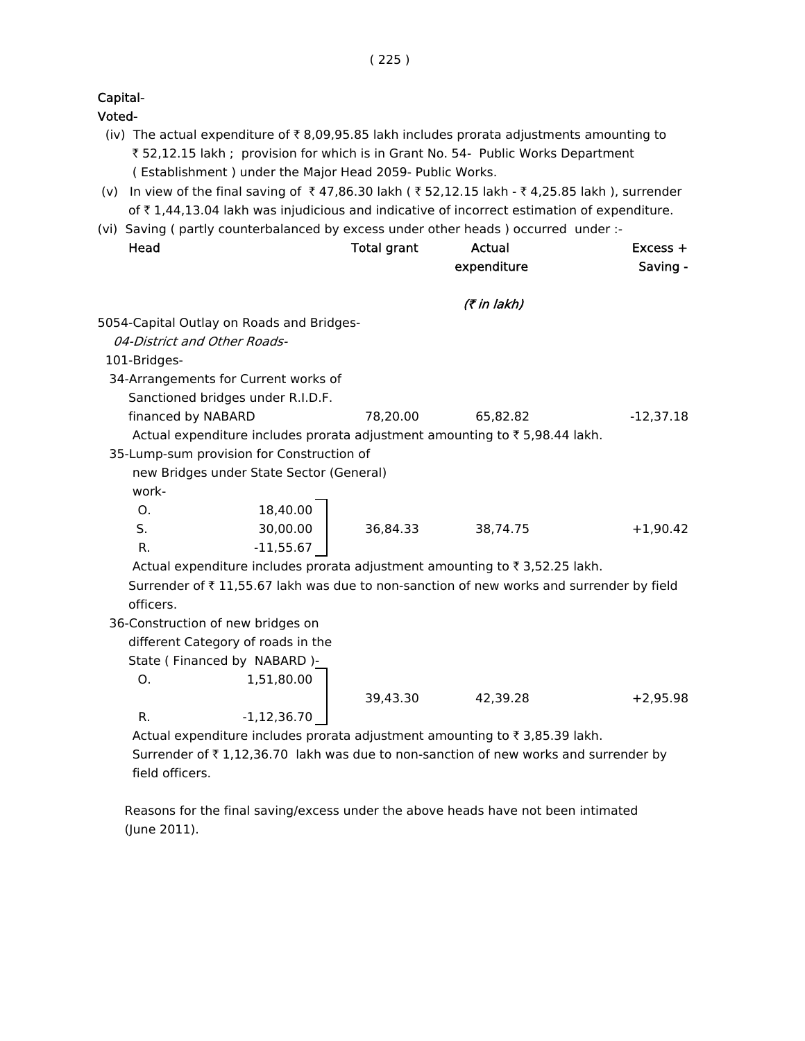Capital-

Voted-

(iv) The actual expenditure of ₹ 8,09,95.85 lakh includes prorata adjustments amounting to ₹ 52,12.15 lakh ; provision for which is in Grant No. 54- Public Works Department ( Establishment ) under the Major Head 2059- Public Works.

(v) In view of the final saving of ₹ 47,86.30 lakh ( ₹ 52,12.15 lakh - ₹ 4,25.85 lakh ), surrender of ₹ 1,44,13.04 lakh was injudicious and indicative of incorrect estimation of expenditure.

(vi) Saving ( partly counterbalanced by excess under other heads ) occurred under :-

| Head | | Total grant | Actual expenditure | Excess + Saving - |
|---|---|---|---|---|
| | | | *(₹ in lakh)* | |
| 5054-Capital Outlay on Roads and Bridges- | | | | |
| *04-District and Other Roads-* | | | | |
| 101-Bridges- | | | | |
| 34-Arrangements for Current works of Sanctioned bridges under R.I.D.F. financed by NABARD | | 78,20.00 | 65,82.82 | -12,37.18 |

Actual expenditure includes prorata adjustment amounting to ₹ 5,98.44 lakh.

| Head | | Total grant | Actual expenditure | Excess + Saving - |
|---|---|---|---|---|
| 35-Lump-sum provision for Construction of new Bridges under State Sector (General) work- | | | | |
| O. | 18,40.00 | | | |
| S. | 30,00.00 | 36,84.33 | 38,74.75 | +1,90.42 |
| R. | -11,55.67 | | | |

Actual expenditure includes prorata adjustment amounting to ₹ 3,52.25 lakh.

Surrender of ₹ 11,55.67 lakh was due to non-sanction of new works and surrender by field officers.

| Head | | Total grant | Actual expenditure | Excess + Saving - |
|---|---|---|---|---|
| 36-Construction of new bridges on different Category of roads in the State ( Financed by NABARD )- | | | | |
| O. | 1,51,80.00 | 39,43.30 | 42,39.28 | +2,95.98 |
| R. | -1,12,36.70 | | | |

Actual expenditure includes prorata adjustment amounting to ₹ 3,85.39 lakh.

Surrender of ₹ 1,12,36.70 lakh was due to non-sanction of new works and surrender by field officers.

Reasons for the final saving/excess under the above heads have not been intimated (June 2011).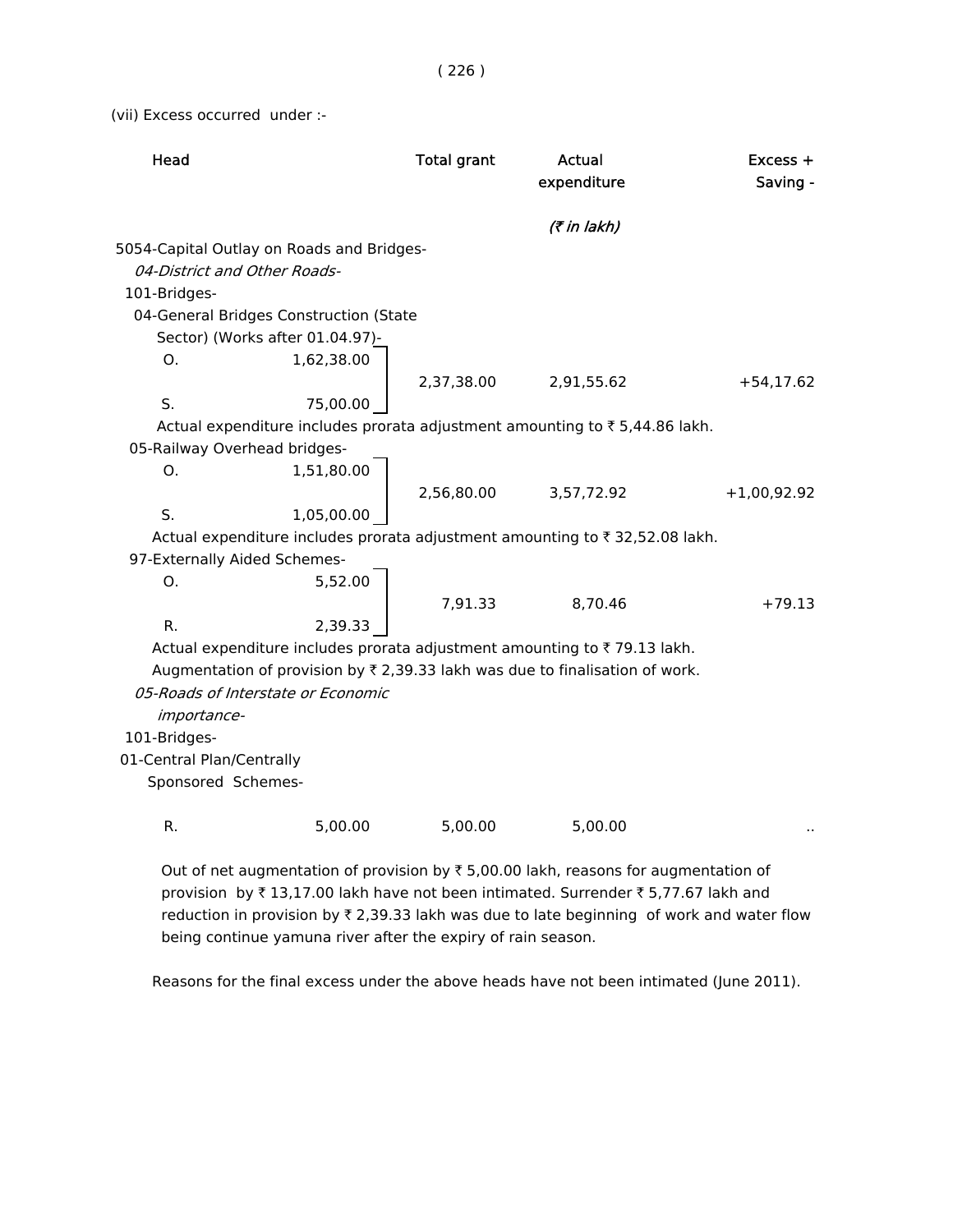(vii) Excess occurred under :-

| Head | | Total grant | Actual expenditure | Excess + Saving - |
|---|---|---|---|---|
| | | | *(₹ in lakh)* | |
| 5054-Capital Outlay on Roads and Bridges- | | | | |
| *04-District and Other Roads-* | | | | |
| 101-Bridges- | | | | |
| 04-General Bridges Construction (State Sector) (Works after 01.04.97)- | | | | |
| O. | 1,62,38.00 | 2,37,38.00 | 2,91,55.62 | +54,17.62 |
| S. | 75,00.00 | | | |

Actual expenditure includes prorata adjustment amounting to ₹ 5,44.86 lakh.

| Head | | Total grant | Actual expenditure | Excess + Saving - |
|---|---|---|---|---|
| 05-Railway Overhead bridges- | | | | |
| O. | 1,51,80.00 | 2,56,80.00 | 3,57,72.92 | +1,00,92.92 |
| S. | 1,05,00.00 | | | |

Actual expenditure includes prorata adjustment amounting to ₹ 32,52.08 lakh.

| Head | | Total grant | Actual expenditure | Excess + Saving - |
|---|---|---|---|---|
| 97-Externally Aided Schemes- | | | | |
| O. | 5,52.00 | 7,91.33 | 8,70.46 | +79.13 |
| R. | 2,39.33 | | | |

Actual expenditure includes prorata adjustment amounting to ₹ 79.13 lakh.

Augmentation of provision by ₹ 2,39.33 lakh was due to finalisation of work.

| Head | | Total grant | Actual expenditure | Excess + Saving - |
|---|---|---|---|---|
| *05-Roads of Interstate or Economic importance-* | | | | |
| 101-Bridges- | | | | |
| 01-Central Plan/Centrally Sponsored Schemes- | | | | |
| R. | 5,00.00 | 5,00.00 | 5,00.00 | .. |

Out of net augmentation of provision by ₹ 5,00.00 lakh, reasons for augmentation of provision by ₹ 13,17.00 lakh have not been intimated. Surrender ₹ 5,77.67 lakh and reduction in provision by ₹ 2,39.33 lakh was due to late beginning of work and water flow being continue yamuna river after the expiry of rain season.

Reasons for the final excess under the above heads have not been intimated (June 2011).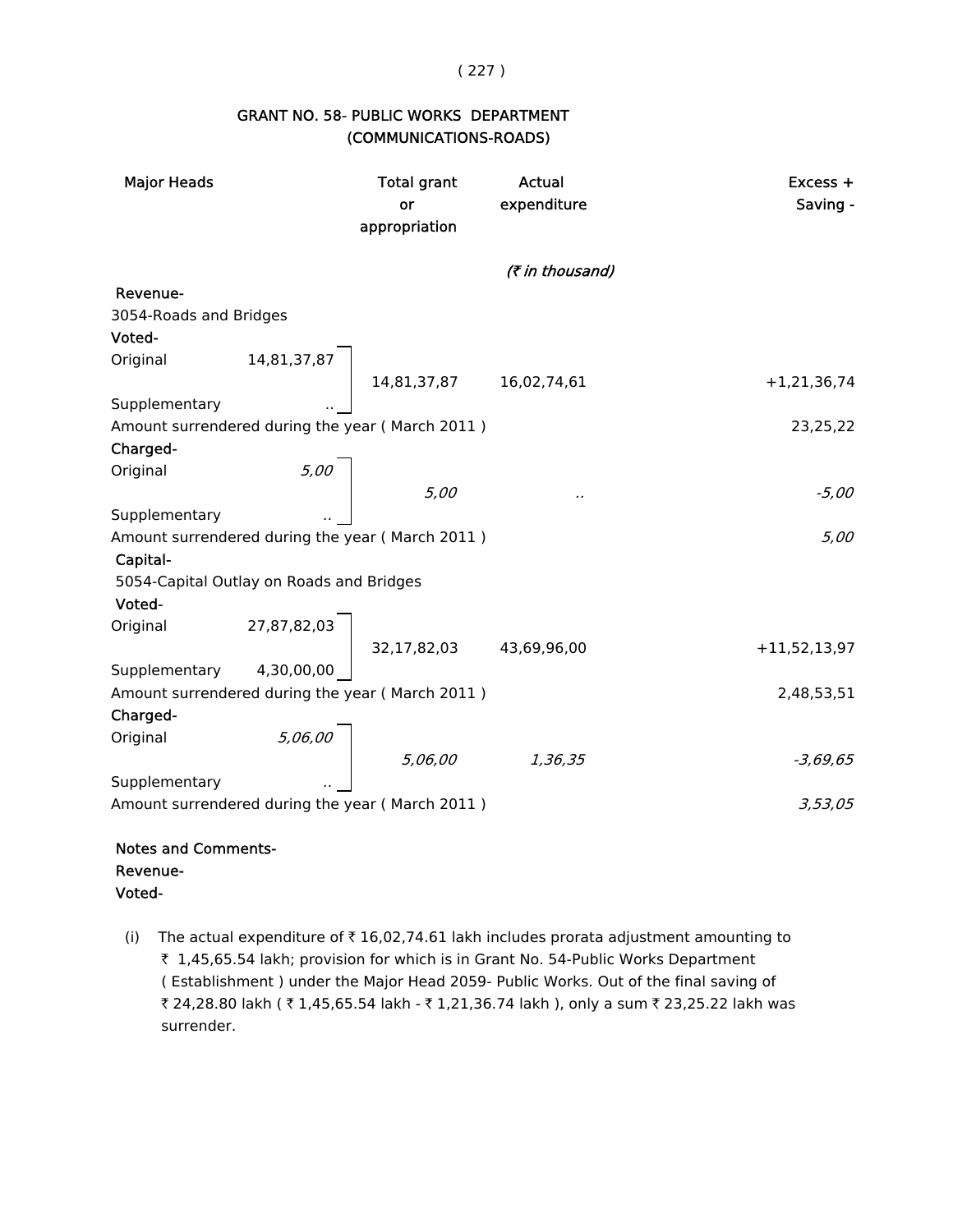## GRANT NO. 58- PUBLIC WORKS DEPARTMENT (COMMUNICATIONS-ROADS)

| Major Heads | | Total grant or appropriation | Actual expenditure | Excess + Saving - |
|---|---|---|---|---|
| | | | *(₹ in thousand)* | |
| **Revenue-** | | | | |
| 3054-Roads and Bridges | | | | |
| **Voted-** | | | | |
| Original | 14,81,37,87 | 14,81,37,87 | 16,02,74,61 | +1,21,36,74 |
| Supplementary | .. | | | |
| Amount surrendered during the year ( March 2011 ) | | | | 23,25,22 |
| **Charged-** | | | | |
| Original | *5,00* | *5,00* | *..* | *-5,00* |
| Supplementary | *..* | | | |
| Amount surrendered during the year ( March 2011 ) | | | | *5,00* |
| **Capital-** | | | | |
| 5054-Capital Outlay on Roads and Bridges | | | | |
| **Voted-** | | | | |
| Original | 27,87,82,03 | 32,17,82,03 | 43,69,96,00 | +11,52,13,97 |
| Supplementary | 4,30,00,00 | | | |
| Amount surrendered during the year ( March 2011 ) | | | | 2,48,53,51 |
| **Charged-** | | | | |
| Original | *5,06,00* | *5,06,00* | *1,36,35* | *-3,69,65* |
| Supplementary | *..* | | | |
| Amount surrendered during the year ( March 2011 ) | | | | *3,53,05* |

**Notes and Comments-**

**Revenue-**

**Voted-**

(i) The actual expenditure of ₹ 16,02,74.61 lakh includes prorata adjustment amounting to ₹ 1,45,65.54 lakh; provision for which is in Grant No. 54-Public Works Department ( Establishment ) under the Major Head 2059- Public Works. Out of the final saving of ₹ 24,28.80 lakh ( ₹ 1,45,65.54 lakh - ₹ 1,21,36.74 lakh ), only a sum ₹ 23,25.22 lakh was surrender.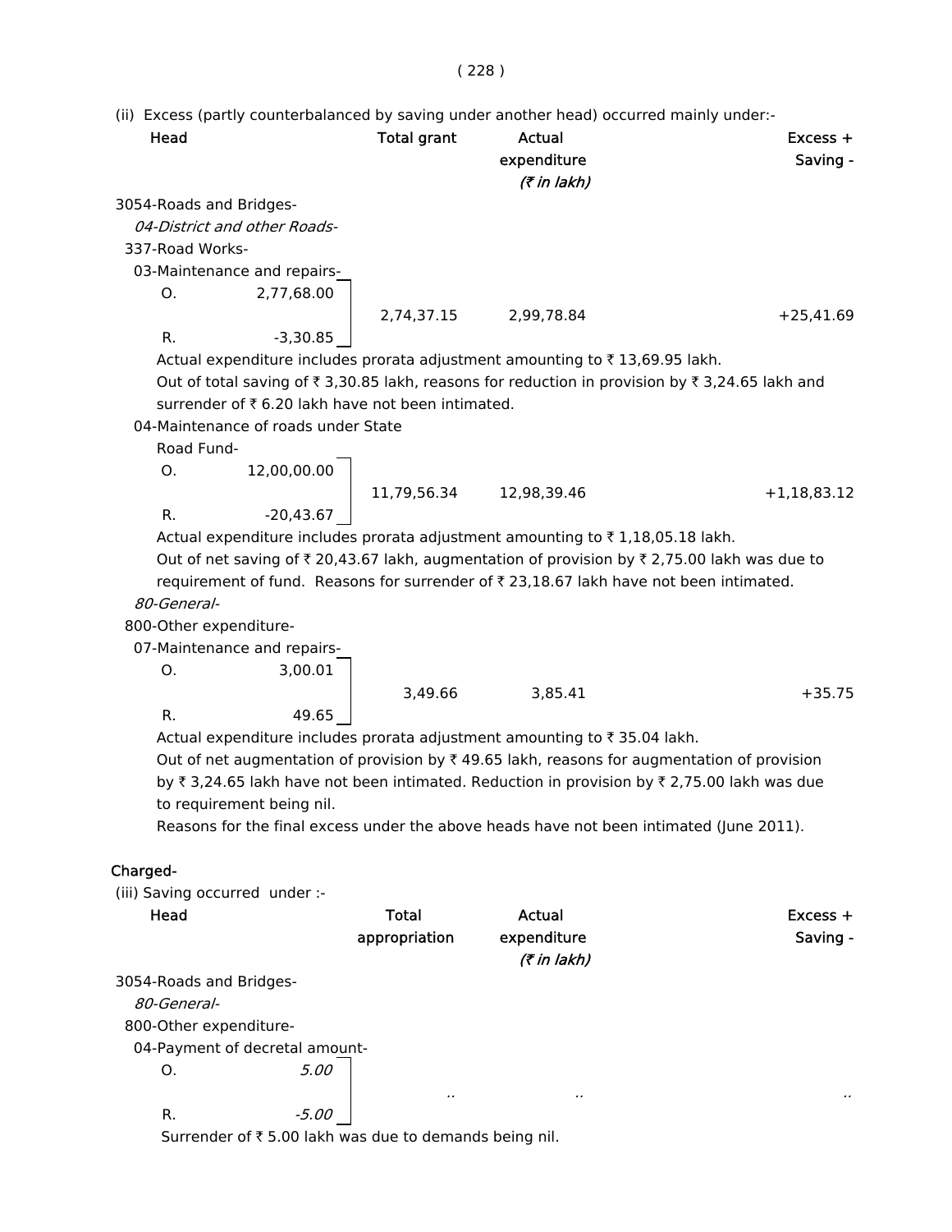(ii) Excess (partly counterbalanced by saving under another head) occurred mainly under:-

| Head | | Total grant | Actual expenditure | Excess + Saving - |
|---|---|---|---|---|
| | | | *(₹ in lakh)* | |
| 3054-Roads and Bridges- | | | | |
| *04-District and other Roads-* | | | | |
| 337-Road Works- | | | | |
| 03-Maintenance and repairs- | | | | |
| O. | 2,77,68.00 | 2,74,37.15 | 2,99,78.84 | +25,41.69 |
| R. | -3,30.85 | | | |

Actual expenditure includes prorata adjustment amounting to ₹ 13,69.95 lakh.

Out of total saving of ₹ 3,30.85 lakh, reasons for reduction in provision by ₹ 3,24.65 lakh and surrender of ₹ 6.20 lakh have not been intimated.

| Head | | Total grant | Actual expenditure | Excess + Saving - |
|---|---|---|---|---|
| 04-Maintenance of roads under State Road Fund- | | | | |
| O. | 12,00,00.00 | 11,79,56.34 | 12,98,39.46 | +1,18,83.12 |
| R. | -20,43.67 | | | |

Actual expenditure includes prorata adjustment amounting to ₹ 1,18,05.18 lakh.

Out of net saving of ₹ 20,43.67 lakh, augmentation of provision by ₹ 2,75.00 lakh was due to requirement of fund. Reasons for surrender of ₹ 23,18.67 lakh have not been intimated.

| Head | | Total grant | Actual expenditure | Excess + Saving - |
|---|---|---|---|---|
| *80-General-* | | | | |
| 800-Other expenditure- | | | | |
| 07-Maintenance and repairs- | | | | |
| O. | 3,00.01 | 3,49.66 | 3,85.41 | +35.75 |
| R. | 49.65 | | | |

Actual expenditure includes prorata adjustment amounting to ₹ 35.04 lakh.

Out of net augmentation of provision by ₹ 49.65 lakh, reasons for augmentation of provision by ₹ 3,24.65 lakh have not been intimated. Reduction in provision by ₹ 2,75.00 lakh was due to requirement being nil.

Reasons for the final excess under the above heads have not been intimated (June 2011).

**Charged-**

(iii) Saving occurred under :-

| Head | | Total appropriation | Actual expenditure | Excess + Saving - |
|---|---|---|---|---|
| | | | *(₹ in lakh)* | |
| 3054-Roads and Bridges- | | | | |
| *80-General-* | | | | |
| 800-Other expenditure- | | | | |
| 04-Payment of decretal amount- | | | | |
| O. | *5.00* | .. | .. | .. |
| R. | *-5.00* | | | |

Surrender of ₹ 5.00 lakh was due to demands being nil.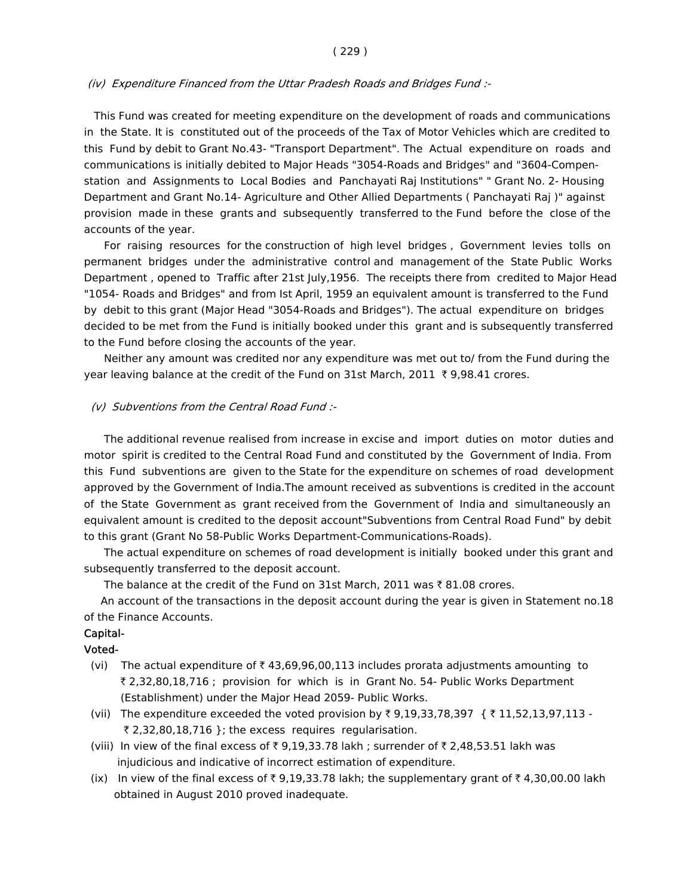*(iv) Expenditure Financed from the Uttar Pradesh Roads and Bridges Fund :-*

This Fund was created for meeting expenditure on the development of roads and communications in the State. It is constituted out of the proceeds of the Tax of Motor Vehicles which are credited to this Fund by debit to Grant No.43- "Transport Department". The Actual expenditure on roads and communications is initially debited to Major Heads "3054-Roads and Bridges" and "3604-Compen-station and Assignments to Local Bodies and Panchayati Raj Institutions" " Grant No. 2- Housing Department and Grant No.14- Agriculture and Other Allied Departments ( Panchayati Raj )" against provision made in these grants and subsequently transferred to the Fund before the close of the accounts of the year.

For raising resources for the construction of high level bridges , Government levies tolls on permanent bridges under the administrative control and management of the State Public Works Department , opened to Traffic after 21st July,1956. The receipts there from credited to Major Head "1054- Roads and Bridges" and from Ist April, 1959 an equivalent amount is transferred to the Fund by debit to this grant (Major Head "3054-Roads and Bridges"). The actual expenditure on bridges decided to be met from the Fund is initially booked under this grant and is subsequently transferred to the Fund before closing the accounts of the year.

Neither any amount was credited nor any expenditure was met out to/ from the Fund during the year leaving balance at the credit of the Fund on 31st March, 2011 ₹ 9,98.41 crores.

*(v) Subventions from the Central Road Fund :-*

The additional revenue realised from increase in excise and import duties on motor duties and motor spirit is credited to the Central Road Fund and constituted by the Government of India. From this Fund subventions are given to the State for the expenditure on schemes of road development approved by the Government of India.The amount received as subventions is credited in the account of the State Government as grant received from the Government of India and simultaneously an equivalent amount is credited to the deposit account"Subventions from Central Road Fund" by debit to this grant (Grant No 58-Public Works Department-Communications-Roads).

The actual expenditure on schemes of road development is initially booked under this grant and subsequently transferred to the deposit account.

The balance at the credit of the Fund on 31st March, 2011 was ₹ 81.08 crores.

An account of the transactions in the deposit account during the year is given in Statement no.18 of the Finance Accounts.

Capital-

Voted-

(vi) The actual expenditure of ₹ 43,69,96,00,113 includes prorata adjustments amounting to ₹ 2,32,80,18,716 ; provision for which is in Grant No. 54- Public Works Department (Establishment) under the Major Head 2059- Public Works.

(vii) The expenditure exceeded the voted provision by ₹ 9,19,33,78,397 { ₹ 11,52,13,97,113 - ₹ 2,32,80,18,716 }; the excess requires regularisation.

(viii) In view of the final excess of ₹ 9,19,33.78 lakh ; surrender of ₹ 2,48,53.51 lakh was injudicious and indicative of incorrect estimation of expenditure.

(ix) In view of the final excess of ₹ 9,19,33.78 lakh; the supplementary grant of ₹ 4,30,00.00 lakh obtained in August 2010 proved inadequate.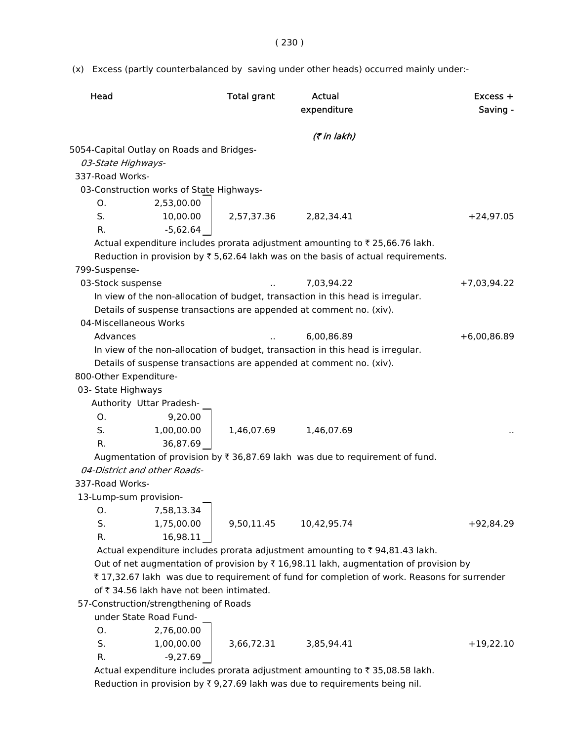(x) Excess (partly counterbalanced by saving under other heads) occurred mainly under:-

| Head | | Total grant | Actual expenditure | Excess + Saving - |
|---|---|---|---|---|
| | | | *(₹ in lakh)* | |
| 5054-Capital Outlay on Roads and Bridges- | | | | |
| *03-State Highways-* | | | | |
| 337-Road Works- | | | | |
| 03-Construction works of State Highways- | | | | |
| O. | 2,53,00.00 | | | |
| S. | 10,00.00 | 2,57,37.36 | 2,82,34.41 | +24,97.05 |
| R. | -5,62.64 | | | |

Actual expenditure includes prorata adjustment amounting to ₹ 25,66.76 lakh.

Reduction in provision by ₹ 5,62.64 lakh was on the basis of actual requirements.

| Head | | Total grant | Actual expenditure | Excess + Saving - |
|---|---|---|---|---|
| 799-Suspense- | | | | |
| 03-Stock suspense | | .. | 7,03,94.22 | +7,03,94.22 |

In view of the non-allocation of budget, transaction in this head is irregular.

Details of suspense transactions are appended at comment no. (xiv).

| Head | | Total grant | Actual expenditure | Excess + Saving - |
|---|---|---|---|---|
| 04-Miscellaneous Works | | | | |
| Advances | | .. | 6,00,86.89 | +6,00,86.89 |

In view of the non-allocation of budget, transaction in this head is irregular.

Details of suspense transactions are appended at comment no. (xiv).

| Head | | Total grant | Actual expenditure | Excess + Saving - |
|---|---|---|---|---|
| 800-Other Expenditure- | | | | |
| 03- State Highways Authority Uttar Pradesh- | | | | |
| O. | 9,20.00 | | | |
| S. | 1,00,00.00 | 1,46,07.69 | 1,46,07.69 | .. |
| R. | 36,87.69 | | | |

Augmentation of provision by ₹ 36,87.69 lakh was due to requirement of fund.

| Head | | Total grant | Actual expenditure | Excess + Saving - |
|---|---|---|---|---|
| *04-District and other Roads-* | | | | |
| 337-Road Works- | | | | |
| 13-Lump-sum provision- | | | | |
| O. | 7,58,13.34 | | | |
| S. | 1,75,00.00 | 9,50,11.45 | 10,42,95.74 | +92,84.29 |
| R. | 16,98.11 | | | |

Actual expenditure includes prorata adjustment amounting to ₹ 94,81.43 lakh.

Out of net augmentation of provision by ₹ 16,98.11 lakh, augmentation of provision by ₹ 17,32.67 lakh was due to requirement of fund for completion of work. Reasons for surrender of ₹ 34.56 lakh have not been intimated.

| Head | | Total grant | Actual expenditure | Excess + Saving - |
|---|---|---|---|---|
| 57-Construction/strengthening of Roads under State Road Fund- | | | | |
| O. | 2,76,00.00 | | | |
| S. | 1,00,00.00 | 3,66,72.31 | 3,85,94.41 | +19,22.10 |
| R. | -9,27.69 | | | |

Actual expenditure includes prorata adjustment amounting to ₹ 35,08.58 lakh.

Reduction in provision by ₹ 9,27.69 lakh was due to requirements being nil.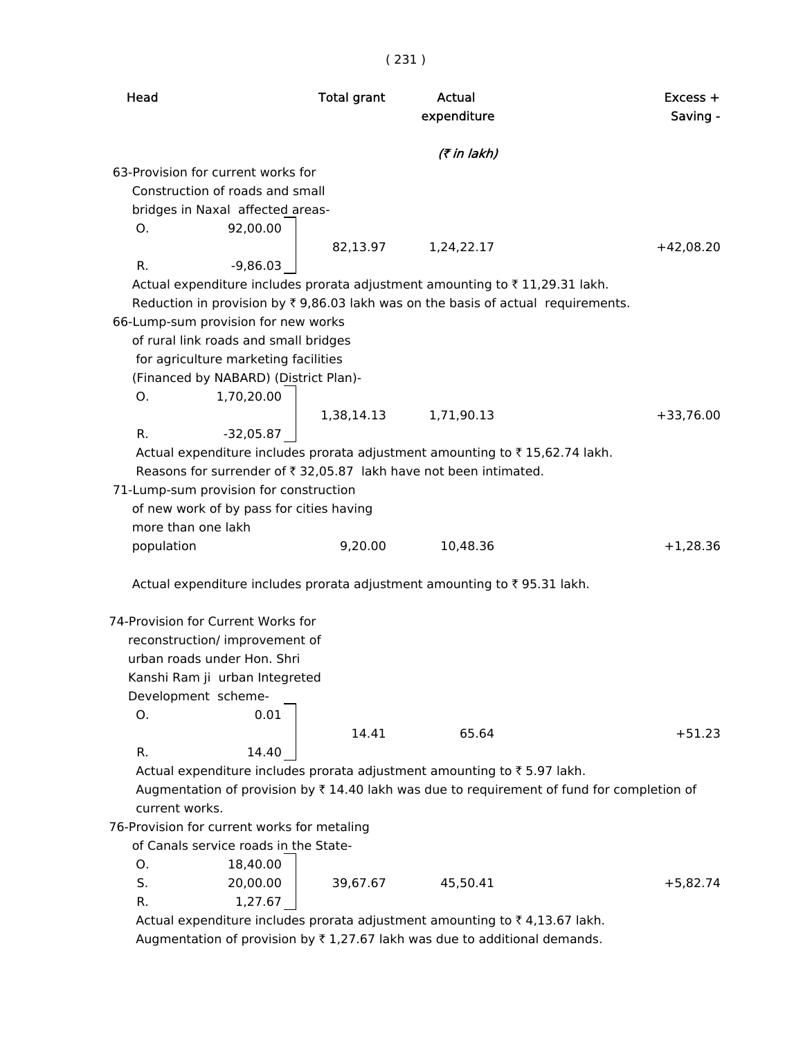| Head | Total grant | Actual expenditure | Excess + Saving - |
|---|---|---|---|
| | | (₹ in lakh) | |
| 63-Provision for current works for Construction of roads and small bridges in Naxal affected areas- | | | |
| O. 92,00.00 / R. -9,86.03 | 82,13.97 | 1,24,22.17 | +42,08.20 |

Actual expenditure includes prorata adjustment amounting to ₹ 11,29.31 lakh.

Reduction in provision by ₹ 9,86.03 lakh was on the basis of actual requirements.

| Head | Total grant | Actual expenditure | Excess + Saving - |
|---|---|---|---|
| 66-Lump-sum provision for new works of rural link roads and small bridges for agriculture marketing facilities (Financed by NABARD) (District Plan)- | | | |
| O. 1,70,20.00 / R. -32,05.87 | 1,38,14.13 | 1,71,90.13 | +33,76.00 |

Actual expenditure includes prorata adjustment amounting to ₹ 15,62.74 lakh.

Reasons for surrender of ₹ 32,05.87 lakh have not been intimated.

| Head | Total grant | Actual expenditure | Excess + Saving - |
|---|---|---|---|
| 71-Lump-sum provision for construction of new work of by pass for cities having more than one lakh population | 9,20.00 | 10,48.36 | +1,28.36 |

Actual expenditure includes prorata adjustment amounting to ₹ 95.31 lakh.

| Head | Total grant | Actual expenditure | Excess + Saving - |
|---|---|---|---|
| 74-Provision for Current Works for reconstruction/ improvement of urban roads under Hon. Shri Kanshi Ram ji urban Integreted Development scheme- | | | |
| O. 0.01 / R. 14.40 | 14.41 | 65.64 | +51.23 |

Actual expenditure includes prorata adjustment amounting to ₹ 5.97 lakh.

Augmentation of provision by ₹ 14.40 lakh was due to requirement of fund for completion of current works.

| Head | Total grant | Actual expenditure | Excess + Saving - |
|---|---|---|---|
| 76-Provision for current works for metaling of Canals service roads in the State- | | | |
| O. 18,40.00 / S. 20,00.00 / R. 1,27.67 | 39,67.67 | 45,50.41 | +5,82.74 |

Actual expenditure includes prorata adjustment amounting to ₹ 4,13.67 lakh.

Augmentation of provision by ₹ 1,27.67 lakh was due to additional demands.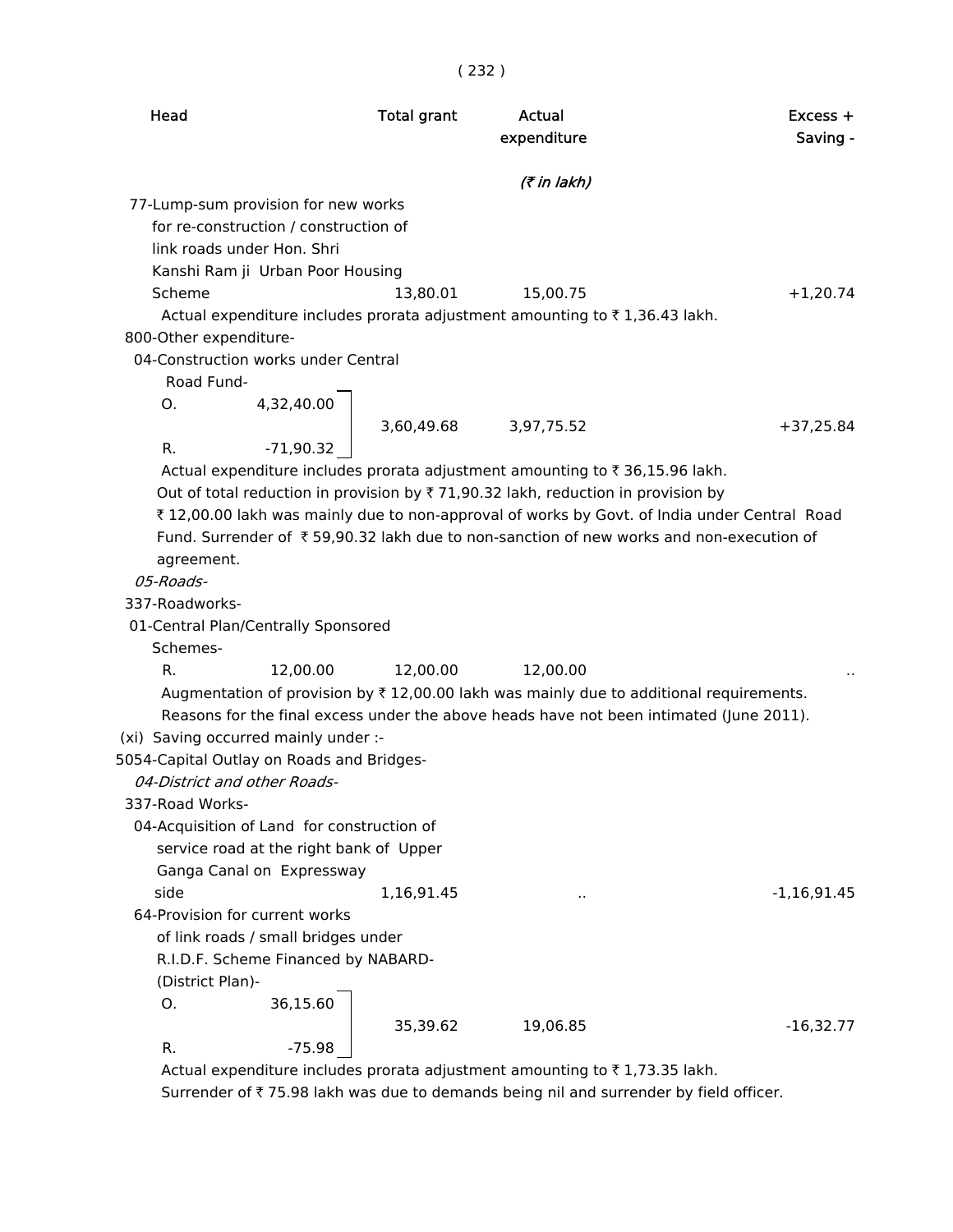| Head | | Total grant | Actual expenditure | Excess + Saving - |
|---|---|---|---|---|
| | | | *(₹ in lakh)* | |
| 77-Lump-sum provision for new works for re-construction / construction of link roads under Hon. Shri Kanshi Ram ji Urban Poor Housing Scheme | | 13,80.01 | 15,00.75 | +1,20.74 |

Actual expenditure includes prorata adjustment amounting to ₹ 1,36.43 lakh.

800-Other expenditure-

04-Construction works under Central Road Fund-

| | | Total grant | Actual expenditure | Excess + Saving - |
|---|---|---|---|---|
| O. | 4,32,40.00 | 3,60,49.68 | 3,97,75.52 | +37,25.84 |
| R. | -71,90.32 | | | |

Actual expenditure includes prorata adjustment amounting to ₹ 36,15.96 lakh.

Out of total reduction in provision by ₹ 71,90.32 lakh, reduction in provision by ₹ 12,00.00 lakh was mainly due to non-approval of works by Govt. of India under Central Road Fund. Surrender of ₹ 59,90.32 lakh due to non-sanction of new works and non-execution of agreement.

*05-Roads-*

337-Roadworks-

01-Central Plan/Centrally Sponsored Schemes-

| | | Total grant | Actual expenditure | Excess + Saving - |
|---|---|---|---|---|
| R. | 12,00.00 | 12,00.00 | 12,00.00 | .. |

Augmentation of provision by ₹ 12,00.00 lakh was mainly due to additional requirements.

Reasons for the final excess under the above heads have not been intimated (June 2011).

(xi) Saving occurred mainly under :-

5054-Capital Outlay on Roads and Bridges-

*04-District and other Roads-*

337-Road Works-

| Head | | Total grant | Actual expenditure | Excess + Saving - |
|---|---|---|---|---|
| 04-Acquisition of Land for construction of service road at the right bank of Upper Ganga Canal on Expressway side | | 1,16,91.45 | .. | -1,16,91.45 |

64-Provision for current works of link roads / small bridges under R.I.D.F. Scheme Financed by NABARD- (District Plan)-

| | | Total grant | Actual expenditure | Excess + Saving - |
|---|---|---|---|---|
| O. | 36,15.60 | 35,39.62 | 19,06.85 | -16,32.77 |
| R. | -75.98 | | | |

Actual expenditure includes prorata adjustment amounting to ₹ 1,73.35 lakh.

Surrender of ₹ 75.98 lakh was due to demands being nil and surrender by field officer.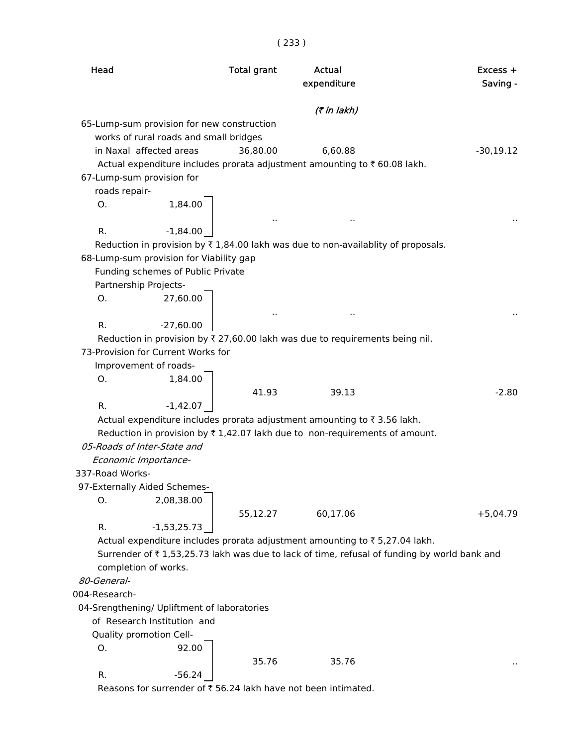| Head | | Total grant | Actual expenditure | Excess + Saving - |
|---|---|---|---|---|
| | | | (₹ in lakh) | |
| 65-Lump-sum provision for new construction works of rural roads and small bridges in Naxal affected areas | | 36,80.00 | 6,60.88 | -30,19.12 |

Actual expenditure includes prorata adjustment amounting to ₹ 60.08 lakh.

| Head | | Total grant | Actual expenditure | Excess + Saving - |
|---|---|---|---|---|
| 67-Lump-sum provision for roads repair- | | | | |
| O. | 1,84.00 | .. | .. | .. |
| R. | -1,84.00 | | | |

Reduction in provision by ₹ 1,84.00 lakh was due to non-availablity of proposals.

| Head | | Total grant | Actual expenditure | Excess + Saving - |
|---|---|---|---|---|
| 68-Lump-sum provision for Viability gap Funding schemes of Public Private Partnership Projects- | | | | |
| O. | 27,60.00 | .. | .. | .. |
| R. | -27,60.00 | | | |

Reduction in provision by ₹ 27,60.00 lakh was due to requirements being nil.

| Head | | Total grant | Actual expenditure | Excess + Saving - |
|---|---|---|---|---|
| 73-Provision for Current Works for Improvement of roads- | | | | |
| O. | 1,84.00 | 41.93 | 39.13 | -2.80 |
| R. | -1,42.07 | | | |

Actual expenditure includes prorata adjustment amounting to ₹ 3.56 lakh.

Reduction in provision by ₹ 1,42.07 lakh due to non-requirements of amount.

*05-Roads of Inter-State and Economic Importance-*

337-Road Works-

| Head | | Total grant | Actual expenditure | Excess + Saving - |
|---|---|---|---|---|
| 97-Externally Aided Schemes- | | | | |
| O. | 2,08,38.00 | 55,12.27 | 60,17.06 | +5,04.79 |
| R. | -1,53,25.73 | | | |

Actual expenditure includes prorata adjustment amounting to ₹ 5,27.04 lakh.

Surrender of ₹ 1,53,25.73 lakh was due to lack of time, refusal of funding by world bank and completion of works.

*80-General-*

004-Research-

| Head | | Total grant | Actual expenditure | Excess + Saving - |
|---|---|---|---|---|
| 04-Srengthening/ Upliftment of laboratories of Research Institution and Quality promotion Cell- | | | | |
| O. | 92.00 | 35.76 | 35.76 | .. |
| R. | -56.24 | | | |

Reasons for surrender of ₹ 56.24 lakh have not been intimated.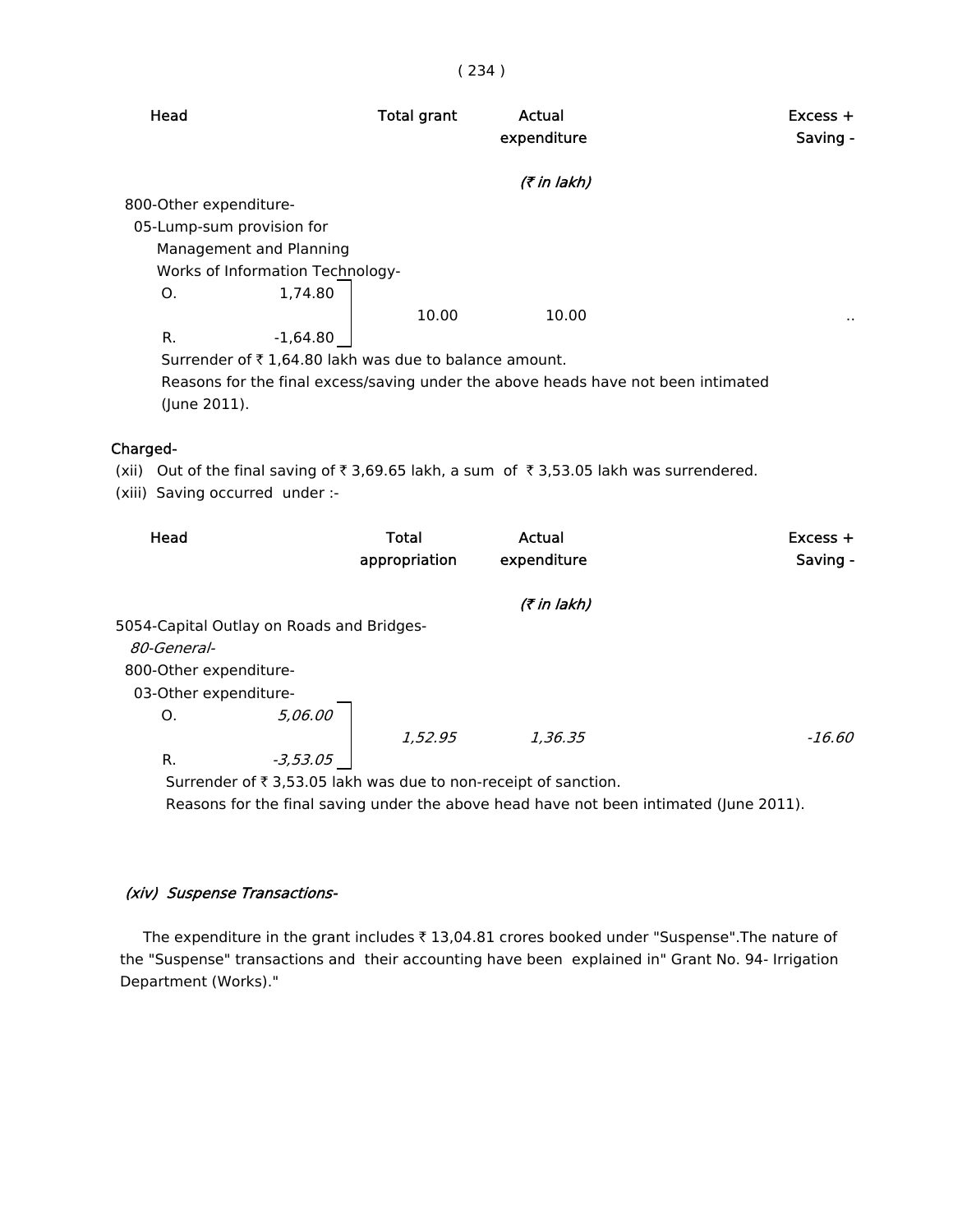| Head | Total grant | Actual expenditure | Excess + Saving - |
|---|---|---|---|
| | | (₹ in lakh) | |
| 800-Other expenditure- | | | |
| 05-Lump-sum provision for Management and Planning Works of Information Technology- | | | |
| O. 1,74.80 / R. -1,64.80 | 10.00 | 10.00 | .. |

Surrender of ₹ 1,64.80 lakh was due to balance amount.

Reasons for the final excess/saving under the above heads have not been intimated (June 2011).

**Charged-**

(xii) Out of the final saving of ₹ 3,69.65 lakh, a sum of ₹ 3,53.05 lakh was surrendered.

(xiii) Saving occurred under :-

| Head | Total appropriation | Actual expenditure | Excess + Saving - |
|---|---|---|---|
| | | (₹ in lakh) | |
| 5054-Capital Outlay on Roads and Bridges- | | | |
| *80-General-* | | | |
| 800-Other expenditure- | | | |
| 03-Other expenditure- | | | |
| O. *5,06.00* / R. *-3,53.05* | *1,52.95* | *1,36.35* | *-16.60* |

Surrender of ₹ 3,53.05 lakh was due to non-receipt of sanction.

Reasons for the final saving under the above head have not been intimated (June 2011).

*(xiv) Suspense Transactions-*

The expenditure in the grant includes ₹ 13,04.81 crores booked under "Suspense".The nature of the "Suspense" transactions and their accounting have been explained in" Grant No. 94- Irrigation Department (Works)."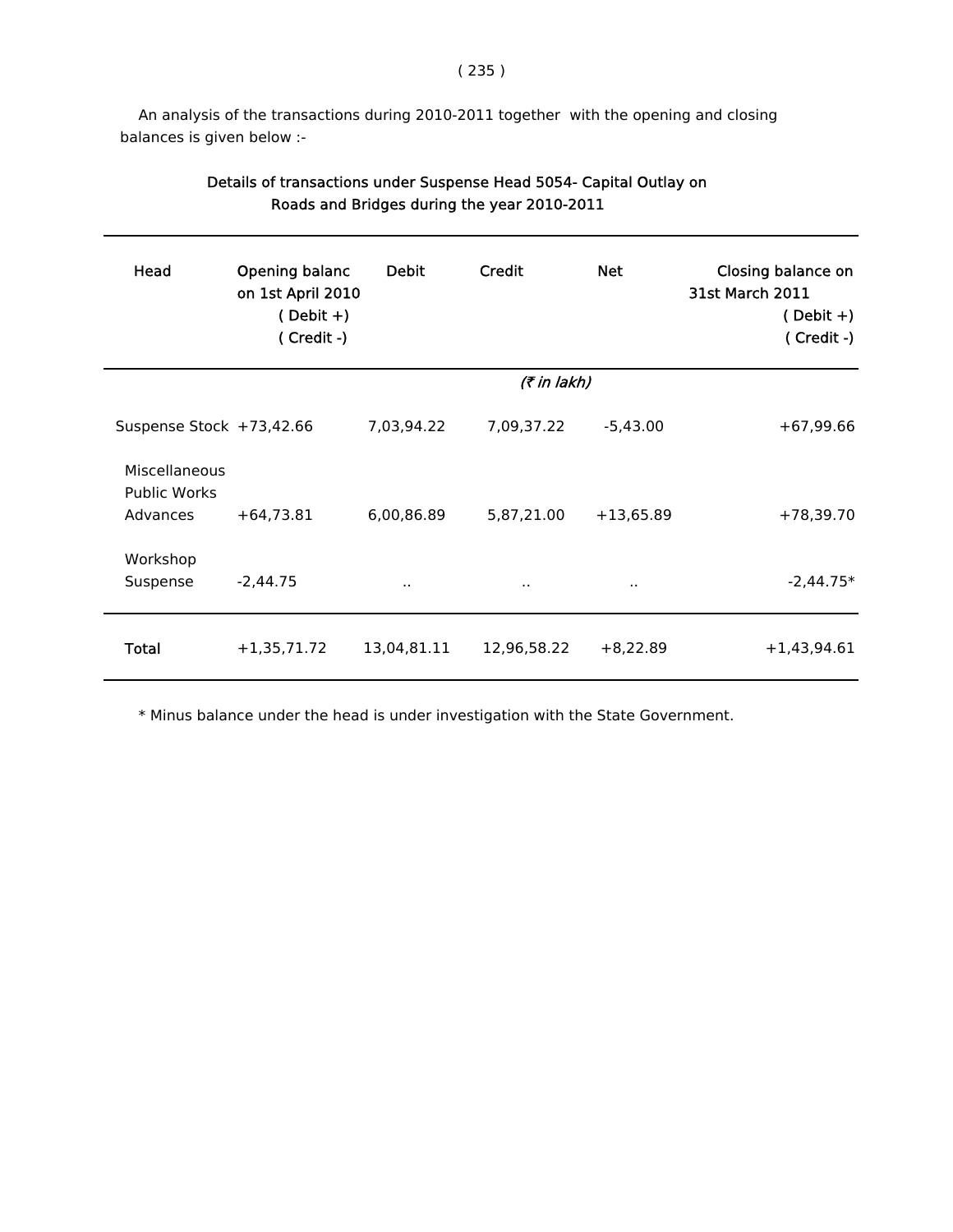An analysis of the transactions during 2010-2011 together with the opening and closing balances is given below :-

**Details of transactions under Suspense Head 5054- Capital Outlay on Roads and Bridges during the year 2010-2011**

| Head | Opening balanc on 1st April 2010 ( Debit +) ( Credit -) | Debit | Credit | Net | Closing balance on 31st March 2011 ( Debit +) ( Credit -) |
|---|---|---|---|---|---|
| | | | *(₹ in lakh)* | | |
| Suspense Stock | +73,42.66 | 7,03,94.22 | 7,09,37.22 | -5,43.00 | +67,99.66 |
| Miscellaneous Public Works Advances | +64,73.81 | 6,00,86.89 | 5,87,21.00 | +13,65.89 | +78,39.70 |
| Workshop Suspense | -2,44.75 | .. | .. | .. | -2,44.75* |
| **Total** | +1,35,71.72 | 13,04,81.11 | 12,96,58.22 | +8,22.89 | +1,43,94.61 |

* Minus balance under the head is under investigation with the State Government.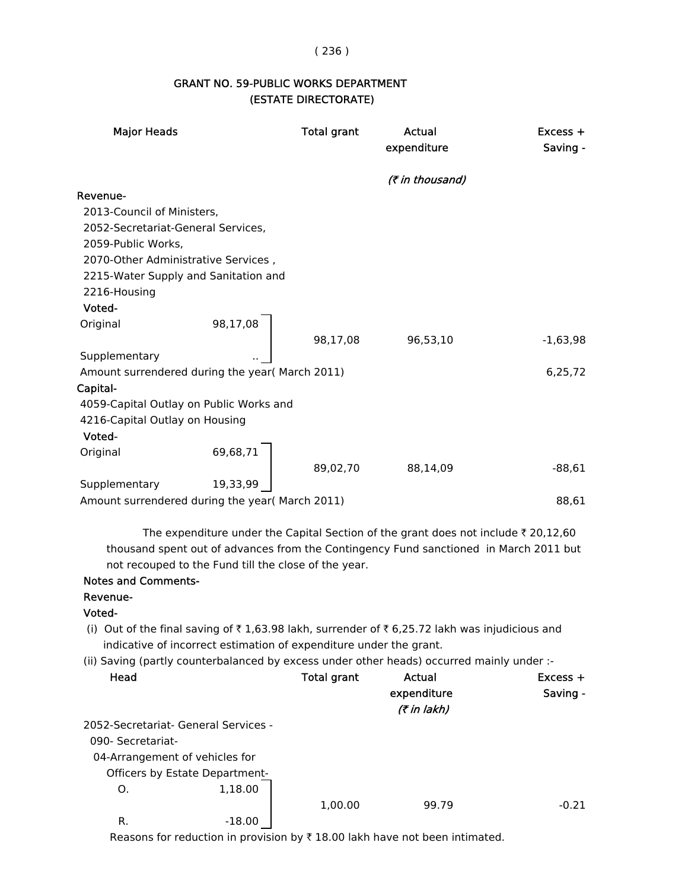## GRANT NO. 59-PUBLIC WORKS DEPARTMENT (ESTATE DIRECTORATE)

| Major Heads | | Total grant | Actual expenditure | Excess + Saving - |
|---|---|---|---|---|
| | | | *(₹ in thousand)* | |
| **Revenue-** | | | | |
| 2013-Council of Ministers, 2052-Secretariat-General Services, 2059-Public Works, 2070-Other Administrative Services , 2215-Water Supply and Sanitation and 2216-Housing | | | | |
| **Voted-** | | | | |
| Original | 98,17,08 | 98,17,08 | 96,53,10 | -1,63,98 |
| Supplementary | .. | | | |
| Amount surrendered during the year( March 2011) | | | | 6,25,72 |
| **Capital-** | | | | |
| 4059-Capital Outlay on Public Works and 4216-Capital Outlay on Housing | | | | |
| **Voted-** | | | | |
| Original | 69,68,71 | 89,02,70 | 88,14,09 | -88,61 |
| Supplementary | 19,33,99 | | | |
| Amount surrendered during the year( March 2011) | | | | 88,61 |

The expenditure under the Capital Section of the grant does not include ₹ 20,12,60 thousand spent out of advances from the Contingency Fund sanctioned in March 2011 but not recouped to the Fund till the close of the year.

**Notes and Comments-**

**Revenue-**

**Voted-**

(i) Out of the final saving of ₹ 1,63.98 lakh, surrender of ₹ 6,25.72 lakh was injudicious and indicative of incorrect estimation of expenditure under the grant.

(ii) Saving (partly counterbalanced by excess under other heads) occurred mainly under :-

| Head | | Total grant | Actual expenditure | Excess + Saving - |
|---|---|---|---|---|
| | | | *(₹ in lakh)* | |
| 2052-Secretariat- General Services - 090- Secretariat- 04-Arrangement of vehicles for Officers by Estate Department- | | | | |
| O. | 1,18.00 | 1,00.00 | 99.79 | -0.21 |
| R. | -18.00 | | | |

Reasons for reduction in provision by ₹ 18.00 lakh have not been intimated.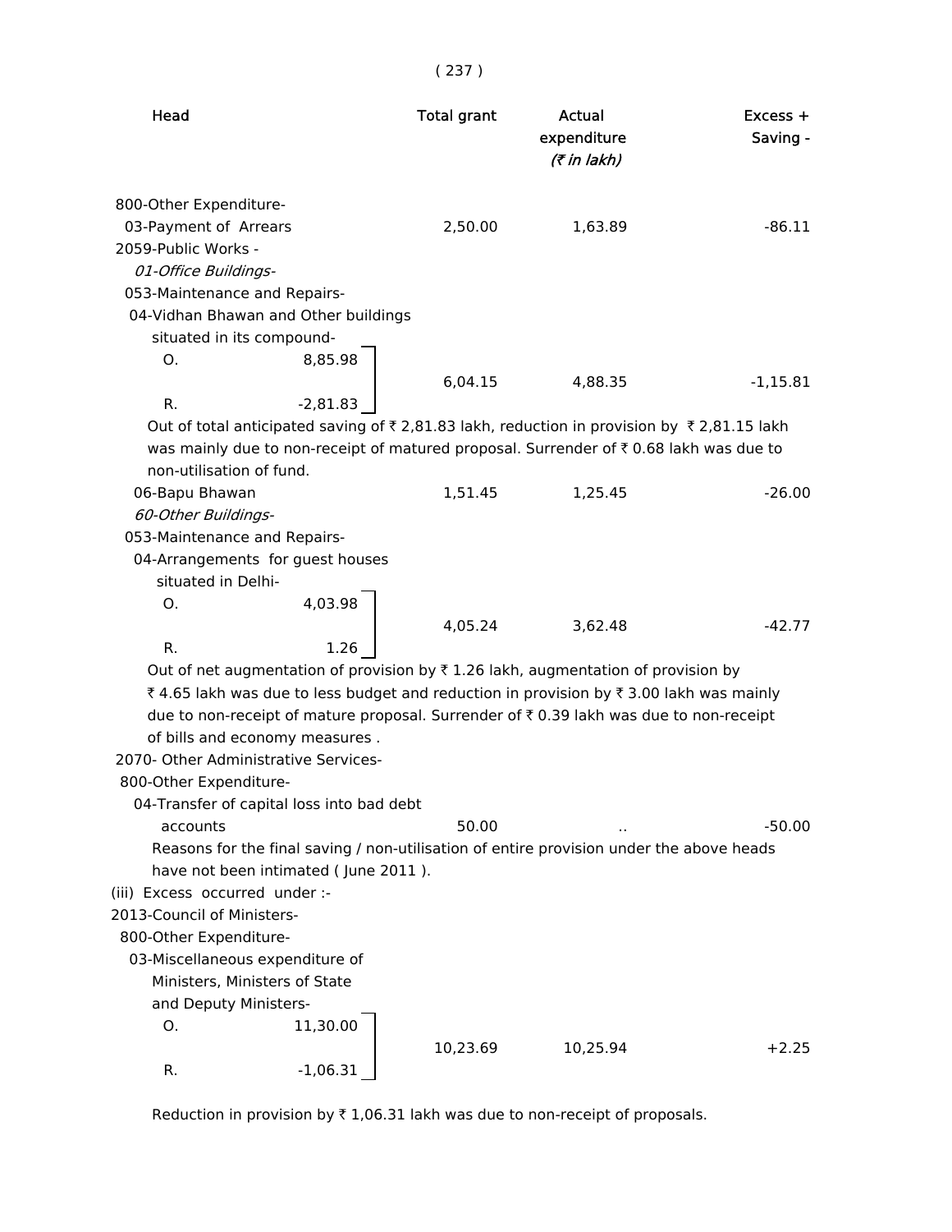| Head | Total grant | Actual expenditure (₹ in lakh) | Excess + Saving - |
|---|---|---|---|
| 800-Other Expenditure- | | | |
| 03-Payment of Arrears | 2,50.00 | 1,63.89 | -86.11 |
| 2059-Public Works - | | | |
| *01-Office Buildings-* | | | |
| 053-Maintenance and Repairs- | | | |
| 04-Vidhan Bhawan and Other buildings situated in its compound- | | | |
| O. 8,85.98 / R. -2,81.83 | 6,04.15 | 4,88.35 | -1,15.81 |

Out of total anticipated saving of ₹ 2,81.83 lakh, reduction in provision by ₹ 2,81.15 lakh was mainly due to non-receipt of matured proposal. Surrender of ₹ 0.68 lakh was due to non-utilisation of fund.

| Head | Total grant | Actual expenditure | Excess + Saving - |
|---|---|---|---|
| 06-Bapu Bhawan | 1,51.45 | 1,25.45 | -26.00 |
| *60-Other Buildings-* | | | |
| 053-Maintenance and Repairs- | | | |
| 04-Arrangements for guest houses situated in Delhi- | | | |
| O. 4,03.98 / R. 1.26 | 4,05.24 | 3,62.48 | -42.77 |

Out of net augmentation of provision by ₹ 1.26 lakh, augmentation of provision by ₹ 4.65 lakh was due to less budget and reduction in provision by ₹ 3.00 lakh was mainly due to non-receipt of mature proposal. Surrender of ₹ 0.39 lakh was due to non-receipt of bills and economy measures .

| Head | Total grant | Actual expenditure | Excess + Saving - |
|---|---|---|---|
| 2070- Other Administrative Services- | | | |
| 800-Other Expenditure- | | | |
| 04-Transfer of capital loss into bad debt accounts | 50.00 | .. | -50.00 |

Reasons for the final saving / non-utilisation of entire provision under the above heads have not been intimated ( June 2011 ).

(iii) Excess occurred under :-

| Head | Total grant | Actual expenditure | Excess + Saving - |
|---|---|---|---|
| 2013-Council of Ministers- | | | |
| 800-Other Expenditure- | | | |
| 03-Miscellaneous expenditure of Ministers, Ministers of State and Deputy Ministers- | | | |
| O. 11,30.00 / R. -1,06.31 | 10,23.69 | 10,25.94 | +2.25 |

Reduction in provision by ₹ 1,06.31 lakh was due to non-receipt of proposals.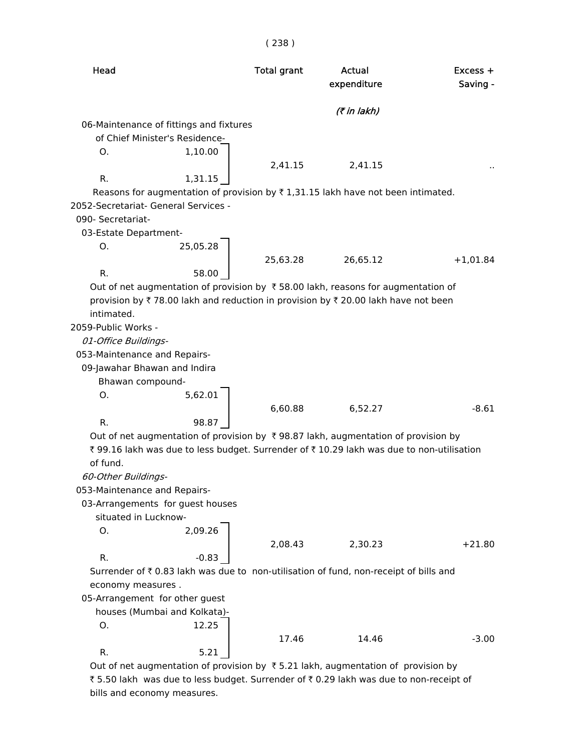| Head | | Total grant | Actual expenditure | Excess + Saving - |
|---|---|---|---|---|
| | | | (₹ in lakh) | |
| 06-Maintenance of fittings and fixtures of Chief Minister's Residence- | | | | |
| O. | 1,10.00 | 2,41.15 | 2,41.15 | .. |
| R. | 1,31.15 | | | |

Reasons for augmentation of provision by ₹ 1,31.15 lakh have not been intimated.

2052-Secretariat- General Services -

090- Secretariat-

| Head | | Total grant | Actual expenditure | Excess + Saving - |
|---|---|---|---|---|
| 03-Estate Department- | | | | |
| O. | 25,05.28 | 25,63.28 | 26,65.12 | +1,01.84 |
| R. | 58.00 | | | |

Out of net augmentation of provision by ₹ 58.00 lakh, reasons for augmentation of provision by ₹ 78.00 lakh and reduction in provision by ₹ 20.00 lakh have not been intimated.

2059-Public Works -

*01-Office Buildings-*

053-Maintenance and Repairs-

| Head | | Total grant | Actual expenditure | Excess + Saving - |
|---|---|---|---|---|
| 09-Jawahar Bhawan and Indira Bhawan compound- | | | | |
| O. | 5,62.01 | 6,60.88 | 6,52.27 | -8.61 |
| R. | 98.87 | | | |

Out of net augmentation of provision by ₹ 98.87 lakh, augmentation of provision by ₹ 99.16 lakh was due to less budget. Surrender of ₹ 10.29 lakh was due to non-utilisation of fund.

*60-Other Buildings-*

053-Maintenance and Repairs-

| Head | | Total grant | Actual expenditure | Excess + Saving - |
|---|---|---|---|---|
| 03-Arrangements for guest houses situated in Lucknow- | | | | |
| O. | 2,09.26 | 2,08.43 | 2,30.23 | +21.80 |
| R. | -0.83 | | | |

Surrender of ₹ 0.83 lakh was due to non-utilisation of fund, non-receipt of bills and economy measures .

| Head | | Total grant | Actual expenditure | Excess + Saving - |
|---|---|---|---|---|
| 05-Arrangement for other guest houses (Mumbai and Kolkata)- | | | | |
| O. | 12.25 | 17.46 | 14.46 | -3.00 |
| R. | 5.21 | | | |

Out of net augmentation of provision by ₹ 5.21 lakh, augmentation of provision by ₹ 5.50 lakh was due to less budget. Surrender of ₹ 0.29 lakh was due to non-receipt of bills and economy measures.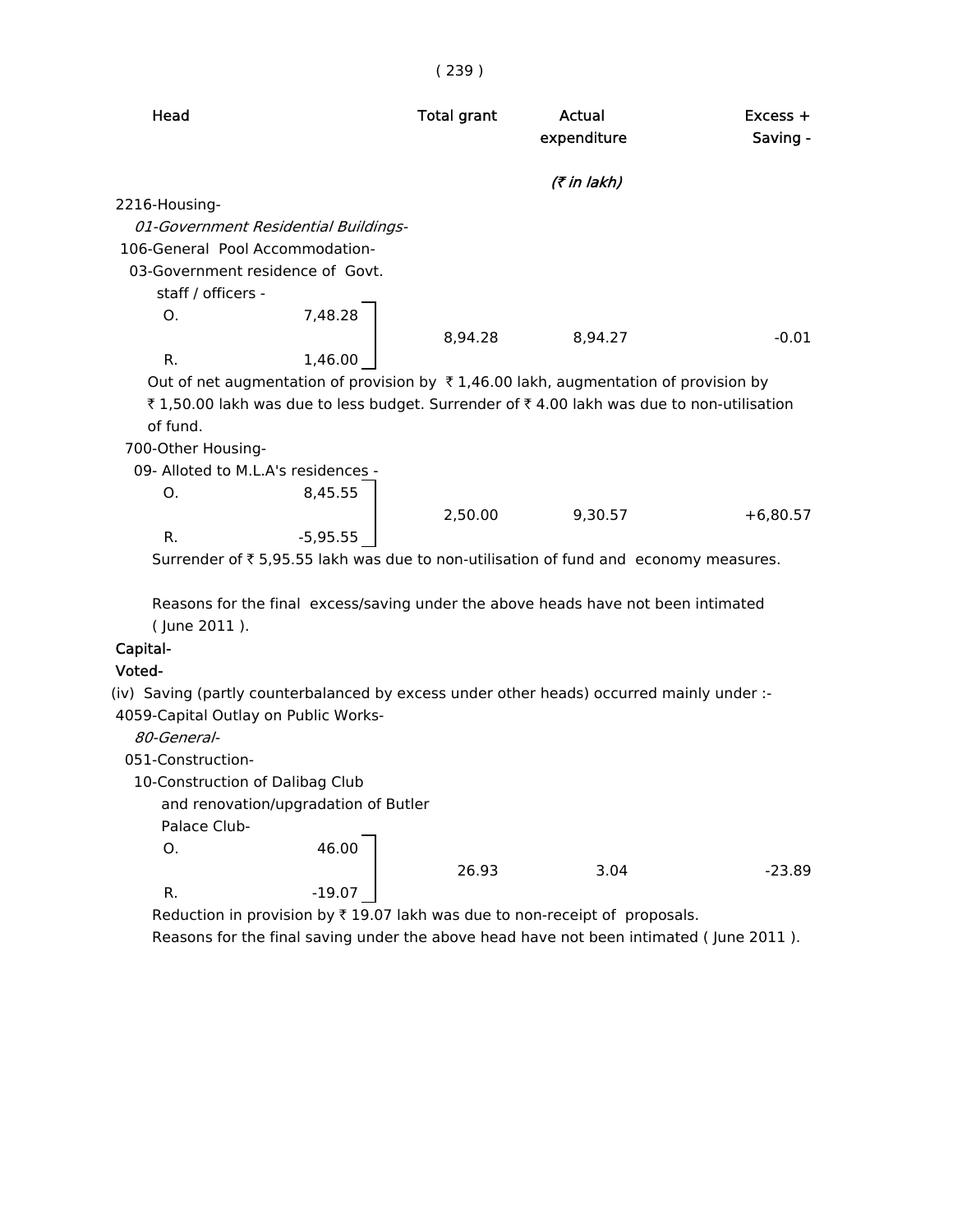| Head | | Total grant | Actual expenditure | Excess + Saving - |
|---|---|---|---|---|
| | | | (₹ in lakh) | |
| 2216-Housing- | | | | |
| *01-Government Residential Buildings-* | | | | |
| 106-General Pool Accommodation- | | | | |
| 03-Government residence of Govt. staff / officers - | | | | |
| O. | 7,48.28 | | | |
| | | 8,94.28 | 8,94.27 | -0.01 |
| R. | 1,46.00 | | | |

Out of net augmentation of provision by ₹ 1,46.00 lakh, augmentation of provision by ₹ 1,50.00 lakh was due to less budget. Surrender of ₹ 4.00 lakh was due to non-utilisation of fund.

| Head | | Total grant | Actual expenditure | Excess + Saving - |
|---|---|---|---|---|
| 700-Other Housing- | | | | |
| 09- Alloted to M.L.A's residences - | | | | |
| O. | 8,45.55 | | | |
| | | 2,50.00 | 9,30.57 | +6,80.57 |
| R. | -5,95.55 | | | |

Surrender of ₹ 5,95.55 lakh was due to non-utilisation of fund and economy measures.

Reasons for the final excess/saving under the above heads have not been intimated ( June 2011 ).

**Capital-**

**Voted-**

(iv) Saving (partly counterbalanced by excess under other heads) occurred mainly under :-

| Head | | Total grant | Actual expenditure | Excess + Saving - |
|---|---|---|---|---|
| 4059-Capital Outlay on Public Works- | | | | |
| *80-General-* | | | | |
| 051-Construction- | | | | |
| 10-Construction of Dalibag Club and renovation/upgradation of Butler Palace Club- | | | | |
| O. | 46.00 | | | |
| | | 26.93 | 3.04 | -23.89 |
| R. | -19.07 | | | |

Reduction in provision by ₹ 19.07 lakh was due to non-receipt of proposals.

Reasons for the final saving under the above head have not been intimated ( June 2011 ).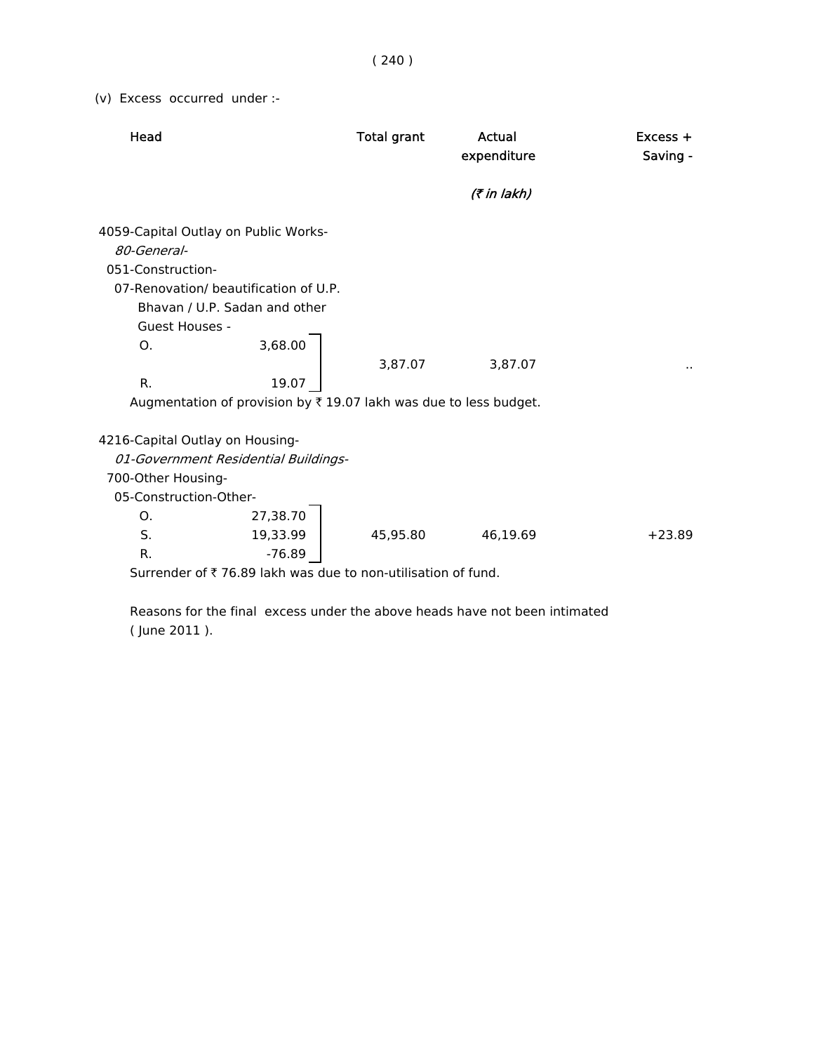(v) Excess occurred under :-

| Head | | Total grant | Actual expenditure | Excess + Saving - |
|---|---|---|---|---|
| | | | *(₹ in lakh)* | |
| 4059-Capital Outlay on Public Works- | | | | |
| *80-General-* | | | | |
| 051-Construction- | | | | |
| 07-Renovation/ beautification of U.P. Bhavan / U.P. Sadan and other Guest Houses - | | | | |
| O. | 3,68.00 | | | |
| | | 3,87.07 | 3,87.07 | .. |
| R. | 19.07 | | | |

Augmentation of provision by ₹ 19.07 lakh was due to less budget.

| Head | | Total grant | Actual expenditure | Excess + Saving - |
|---|---|---|---|---|
| 4216-Capital Outlay on Housing- | | | | |
| *01-Government Residential Buildings-* | | | | |
| 700-Other Housing- | | | | |
| 05-Construction-Other- | | | | |
| O. | 27,38.70 | | | |
| S. | 19,33.99 | 45,95.80 | 46,19.69 | +23.89 |
| R. | -76.89 | | | |

Surrender of ₹ 76.89 lakh was due to non-utilisation of fund.

Reasons for the final excess under the above heads have not been intimated ( June 2011 ).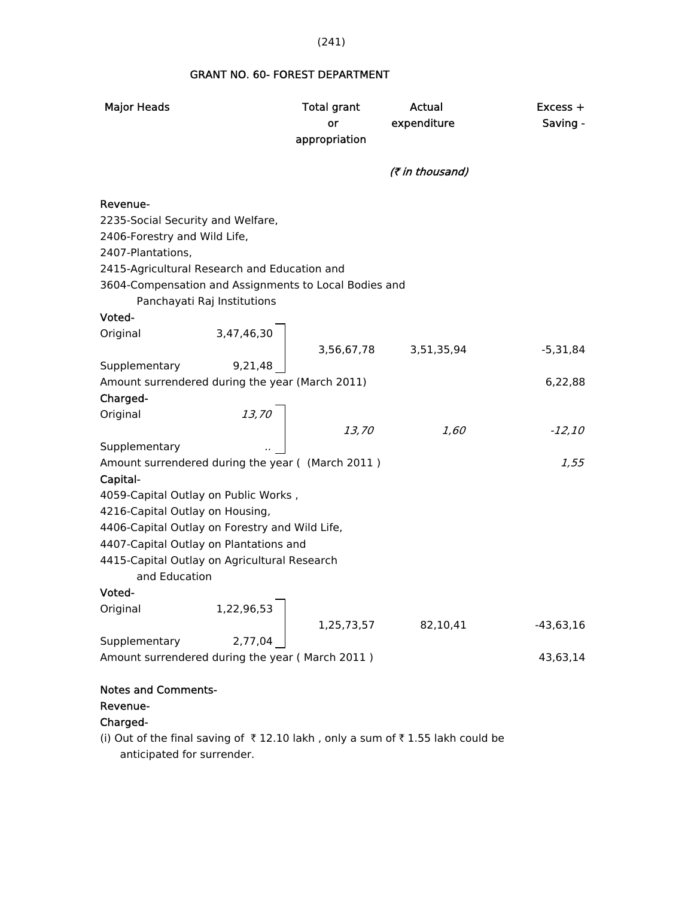## GRANT NO. 60- FOREST DEPARTMENT

| Major Heads | | Total grant or appropriation | Actual expenditure | Excess + Saving - |
|---|---|---|---|---|
| | | | *(₹ in thousand)* | |
| **Revenue-** | | | | |
| 2235-Social Security and Welfare, 2406-Forestry and Wild Life, 2407-Plantations, 2415-Agricultural Research and Education and 3604-Compensation and Assignments to Local Bodies and Panchayati Raj Institutions | | | | |
| **Voted-** | | | | |
| Original | 3,47,46,30 | | | |
| | | 3,56,67,78 | 3,51,35,94 | -5,31,84 |
| Supplementary | 9,21,48 | | | |
| Amount surrendered during the year (March 2011) | | | | 6,22,88 |
| **Charged-** | | | | |
| Original | *13,70* | | | |
| | | *13,70* | *1,60* | *-12,10* |
| Supplementary | .. | | | |
| Amount surrendered during the year ( (March 2011 ) | | | | *1,55* |
| **Capital-** | | | | |
| 4059-Capital Outlay on Public Works , 4216-Capital Outlay on Housing, 4406-Capital Outlay on Forestry and Wild Life, 4407-Capital Outlay on Plantations and 4415-Capital Outlay on Agricultural Research and Education | | | | |
| **Voted-** | | | | |
| Original | 1,22,96,53 | | | |
| | | 1,25,73,57 | 82,10,41 | -43,63,16 |
| Supplementary | 2,77,04 | | | |
| Amount surrendered during the year ( March 2011 ) | | | | 43,63,14 |

**Notes and Comments-**

**Revenue-**

**Charged-**

(i) Out of the final saving of ₹ 12.10 lakh , only a sum of ₹ 1.55 lakh could be anticipated for surrender.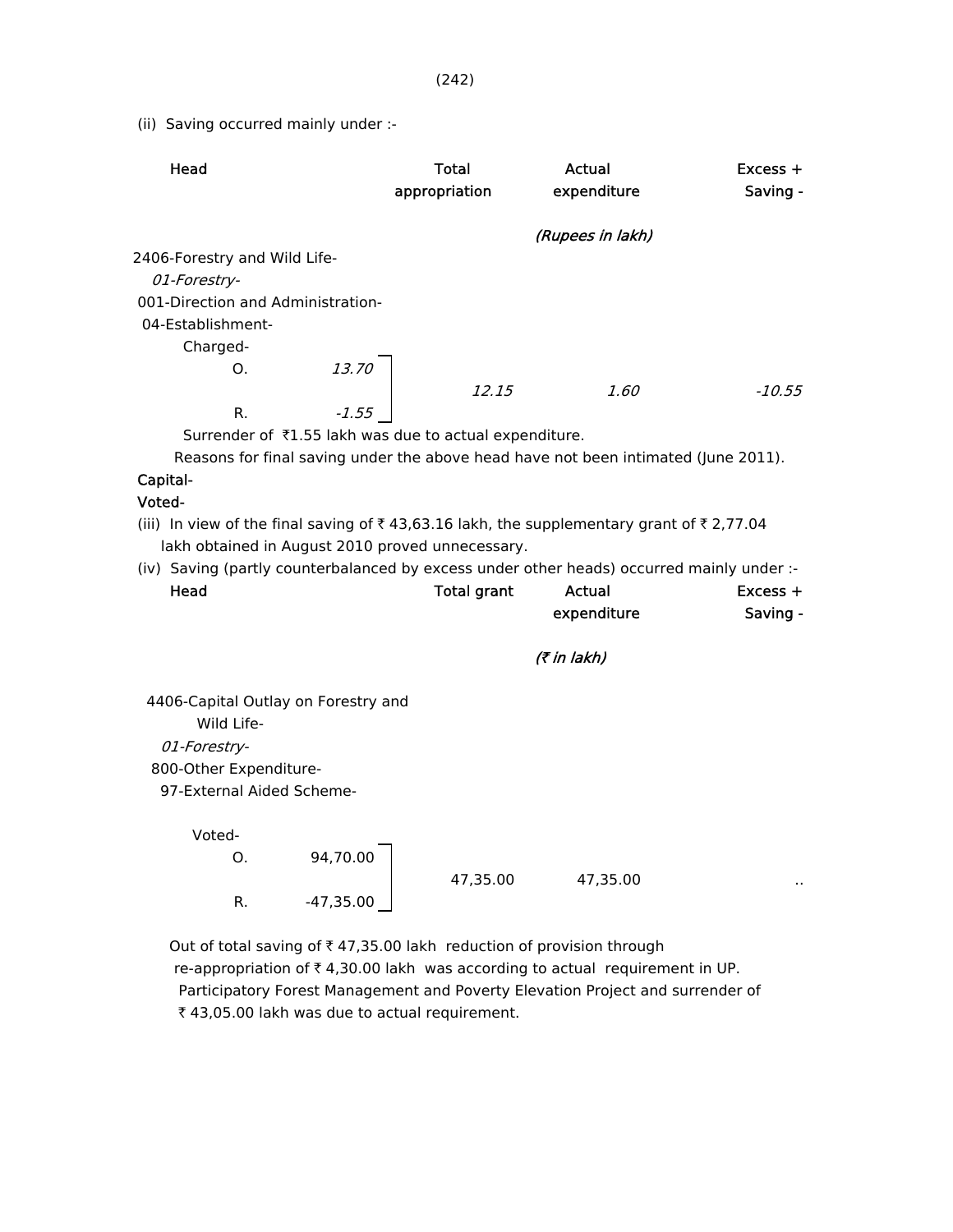(ii) Saving occurred mainly under :-

| Head | | Total appropriation | Actual expenditure | Excess + Saving - |
|---|---|---|---|---|
| | | | *(Rupees in lakh)* | |
| 2406-Forestry and Wild Life- | | | | |
| *01-Forestry-* | | | | |
| 001-Direction and Administration- | | | | |
| 04-Establishment- | | | | |
| Charged- | | | | |
| O. | *13.70* | *12.15* | *1.60* | *-10.55* |
| R. | *-1.55* | | | |

Surrender of ₹1.55 lakh was due to actual expenditure.

Reasons for final saving under the above head have not been intimated (June 2011).

**Capital-**

**Voted-**

(iii) In view of the final saving of ₹ 43,63.16 lakh, the supplementary grant of ₹ 2,77.04 lakh obtained in August 2010 proved unnecessary.

(iv) Saving (partly counterbalanced by excess under other heads) occurred mainly under :-

| Head | | Total grant | Actual expenditure | Excess + Saving - |
|---|---|---|---|---|
| | | | *(₹ in lakh)* | |
| 4406-Capital Outlay on Forestry and Wild Life- | | | | |
| *01-Forestry-* | | | | |
| 800-Other Expenditure- | | | | |
| 97-External Aided Scheme- | | | | |
| Voted- | | | | |
| O. | 94,70.00 | 47,35.00 | 47,35.00 | .. |
| R. | -47,35.00 | | | |

Out of total saving of ₹ 47,35.00 lakh reduction of provision through re-appropriation of ₹ 4,30.00 lakh was according to actual requirement in UP. Participatory Forest Management and Poverty Elevation Project and surrender of ₹ 43,05.00 lakh was due to actual requirement.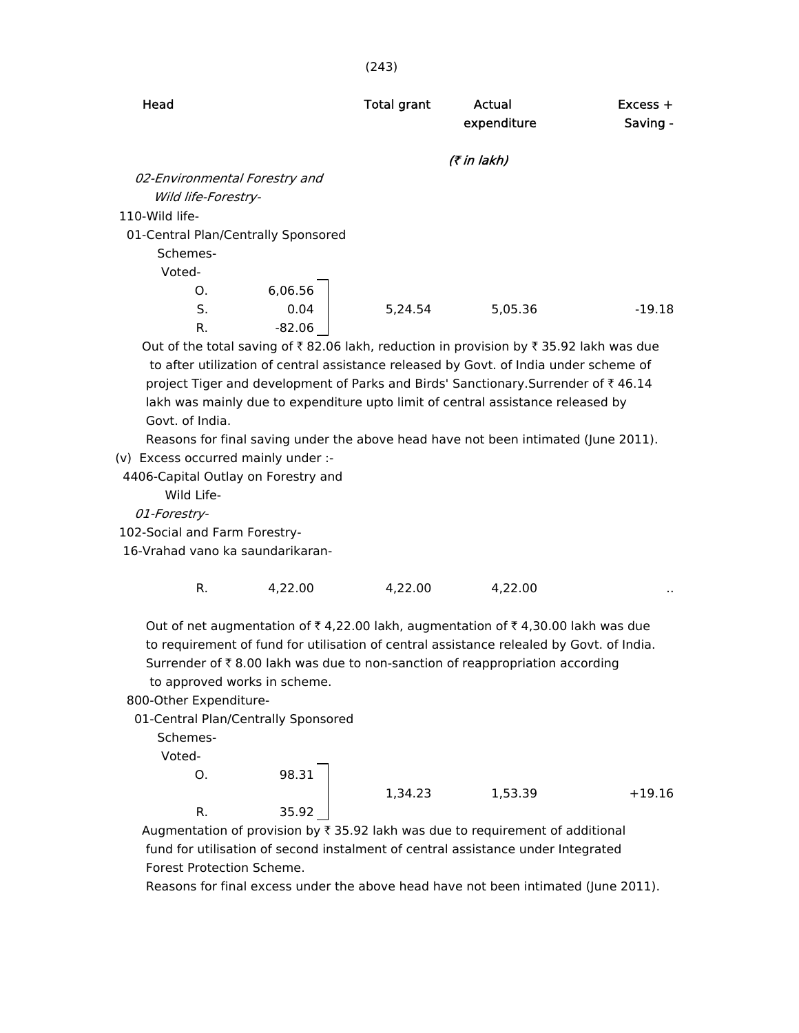| Head | | Total grant | Actual expenditure | Excess + Saving - |
|---|---|---|---|---|
| | | | *(₹ in lakh)* | |
| *02-Environmental Forestry and Wild life-Forestry-* | | | | |
| 110-Wild life- | | | | |
| 01-Central Plan/Centrally Sponsored Schemes- | | | | |
| Voted- | | | | |
| O. | 6,06.56 | | | |
| S. | 0.04 | 5,24.54 | 5,05.36 | -19.18 |
| R. | -82.06 | | | |

Out of the total saving of ₹ 82.06 lakh, reduction in provision by ₹ 35.92 lakh was due to after utilization of central assistance released by Govt. of India under scheme of project Tiger and development of Parks and Birds' Sanctionary.Surrender of ₹ 46.14 lakh was mainly due to expenditure upto limit of central assistance released by Govt. of India.

Reasons for final saving under the above head have not been intimated (June 2011).

(v) Excess occurred mainly under :-

| Head | | Total grant | Actual expenditure | Excess + Saving - |
|---|---|---|---|---|
| 4406-Capital Outlay on Forestry and Wild Life- | | | | |
| *01-Forestry-* | | | | |
| 102-Social and Farm Forestry- | | | | |
| 16-Vrahad vano ka saundarikaran- | | | | |
| R. | 4,22.00 | 4,22.00 | 4,22.00 | .. |

Out of net augmentation of ₹ 4,22.00 lakh, augmentation of ₹ 4,30.00 lakh was due to requirement of fund for utilisation of central assistance relealed by Govt. of India. Surrender of ₹ 8.00 lakh was due to non-sanction of reappropriation according to approved works in scheme.

| Head | | Total grant | Actual expenditure | Excess + Saving - |
|---|---|---|---|---|
| 800-Other Expenditure- | | | | |
| 01-Central Plan/Centrally Sponsored Schemes- | | | | |
| Voted- | | | | |
| O. | 98.31 | | | |
| | | 1,34.23 | 1,53.39 | +19.16 |
| R. | 35.92 | | | |

Augmentation of provision by ₹ 35.92 lakh was due to requirement of additional fund for utilisation of second instalment of central assistance under Integrated Forest Protection Scheme.

Reasons for final excess under the above head have not been intimated (June 2011).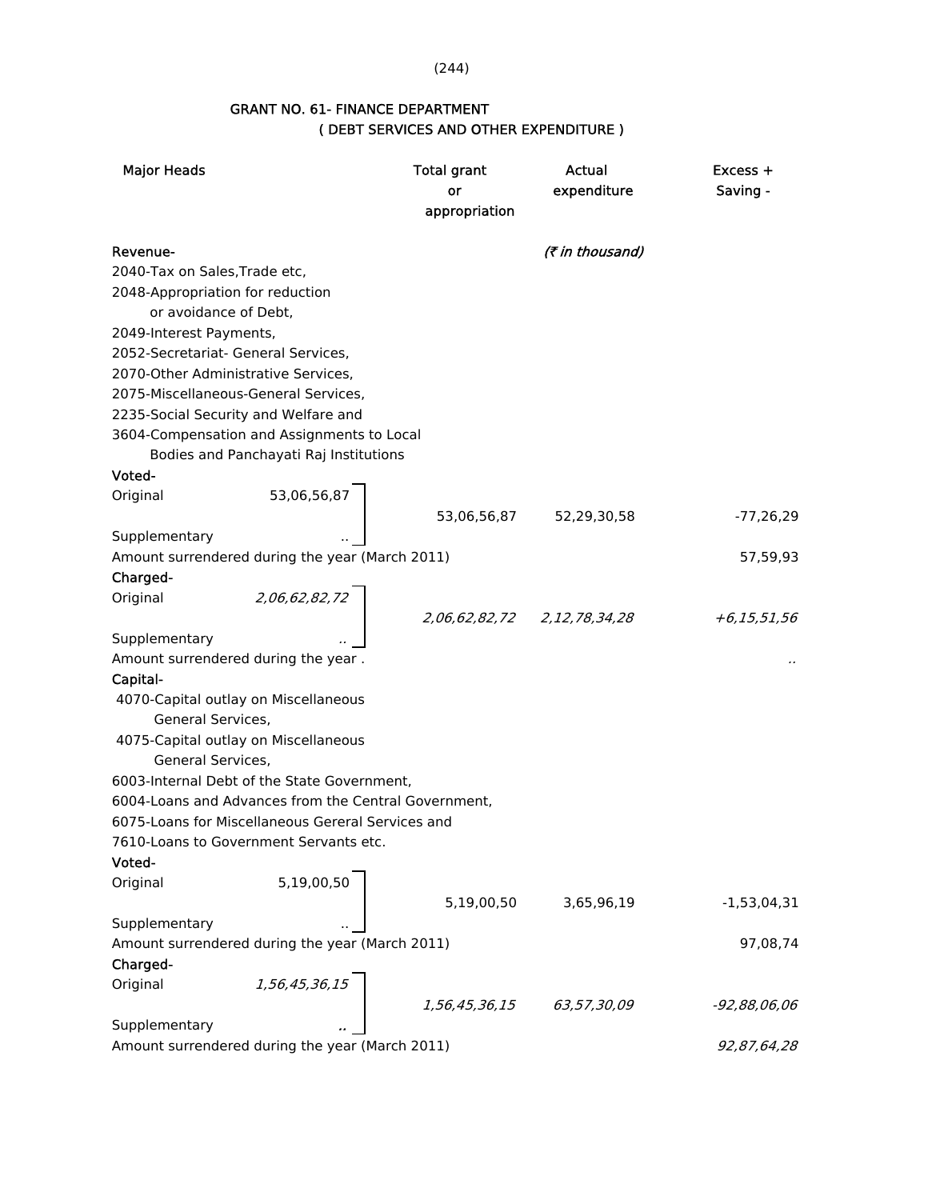## GRANT NO. 61- FINANCE DEPARTMENT
### ( DEBT SERVICES AND OTHER EXPENDITURE )

| Major Heads | | Total grant or appropriation | Actual expenditure | Excess + Saving - |
|---|---|---|---|---|
| **Revenue-** | | | *(₹ in thousand)* | |
| 2040-Tax on Sales,Trade etc, 2048-Appropriation for reduction or avoidance of Debt, 2049-Interest Payments, 2052-Secretariat- General Services, 2070-Other Administrative Services, 2075-Miscellaneous-General Services, 2235-Social Security and Welfare and 3604-Compensation and Assignments to Local Bodies and Panchayati Raj Institutions | | | | |
| **Voted-** | | | | |
| Original | 53,06,56,87 | 53,06,56,87 | 52,29,30,58 | -77,26,29 |
| Supplementary | .. | | | |
| Amount surrendered during the year (March 2011) | | | | 57,59,93 |
| **Charged-** | | | | |
| Original | *2,06,62,82,72* | *2,06,62,82,72* | *2,12,78,34,28* | *+6,15,51,56* |
| Supplementary | *..* | | | |
| Amount surrendered during the year . | | | | .. |
| **Capital-** | | | | |
| 4070-Capital outlay on Miscellaneous General Services, 4075-Capital outlay on Miscellaneous General Services, 6003-Internal Debt of the State Government, 6004-Loans and Advances from the Central Government, 6075-Loans for Miscellaneous Gereral Services and 7610-Loans to Government Servants etc. | | | | |
| **Voted-** | | | | |
| Original | 5,19,00,50 | 5,19,00,50 | 3,65,96,19 | -1,53,04,31 |
| Supplementary | .. | | | |
| Amount surrendered during the year (March 2011) | | | | 97,08,74 |
| **Charged-** | | | | |
| Original | *1,56,45,36,15* | *1,56,45,36,15* | *63,57,30,09* | *-92,88,06,06* |
| Supplementary | *..* | | | |
| Amount surrendered during the year (March 2011) | | | | *92,87,64,28* |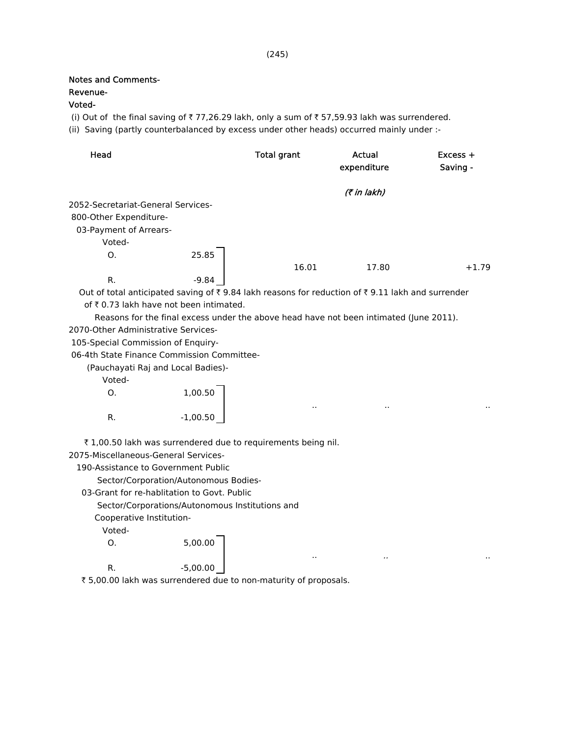Notes and Comments-

Revenue-

Voted-

(i) Out of the final saving of ₹ 77,26.29 lakh, only a sum of ₹ 57,59.93 lakh was surrendered.

(ii) Saving (partly counterbalanced by excess under other heads) occurred mainly under :-

| Head | | Total grant | Actual expenditure | Excess + Saving - |
|---|---|---|---|---|
| | | | (₹ in lakh) | |
| 2052-Secretariat-General Services- | | | | |
| 800-Other Expenditure- | | | | |
| 03-Payment of Arrears- | | | | |
| Voted- | | | | |
| O. | 25.85 | 16.01 | 17.80 | +1.79 |
| R. | -9.84 | | | |

Out of total anticipated saving of ₹ 9.84 lakh reasons for reduction of ₹ 9.11 lakh and surrender of ₹ 0.73 lakh have not been intimated.

Reasons for the final excess under the above head have not been intimated (June 2011).

| Head | | Total grant | Actual expenditure | Excess + Saving - |
|---|---|---|---|---|
| 2070-Other Administrative Services- | | | | |
| 105-Special Commission of Enquiry- | | | | |
| 06-4th State Finance Commission Committee- (Pauchayati Raj and Local Badies)- | | | | |
| Voted- | | | | |
| O. | 1,00.50 | .. | .. | .. |
| R. | -1,00.50 | | | |

₹ 1,00.50 lakh was surrendered due to requirements being nil.

| Head | | Total grant | Actual expenditure | Excess + Saving - |
|---|---|---|---|---|
| 2075-Miscellaneous-General Services- | | | | |
| 190-Assistance to Government Public Sector/Corporation/Autonomous Bodies- | | | | |
| 03-Grant for re-hablitation to Govt. Public Sector/Corporations/Autonomous Institutions and Cooperative Institution- | | | | |
| Voted- | | | | |
| O. | 5,00.00 | .. | .. | .. |
| R. | -5,00.00 | | | |

₹ 5,00.00 lakh was surrendered due to non-maturity of proposals.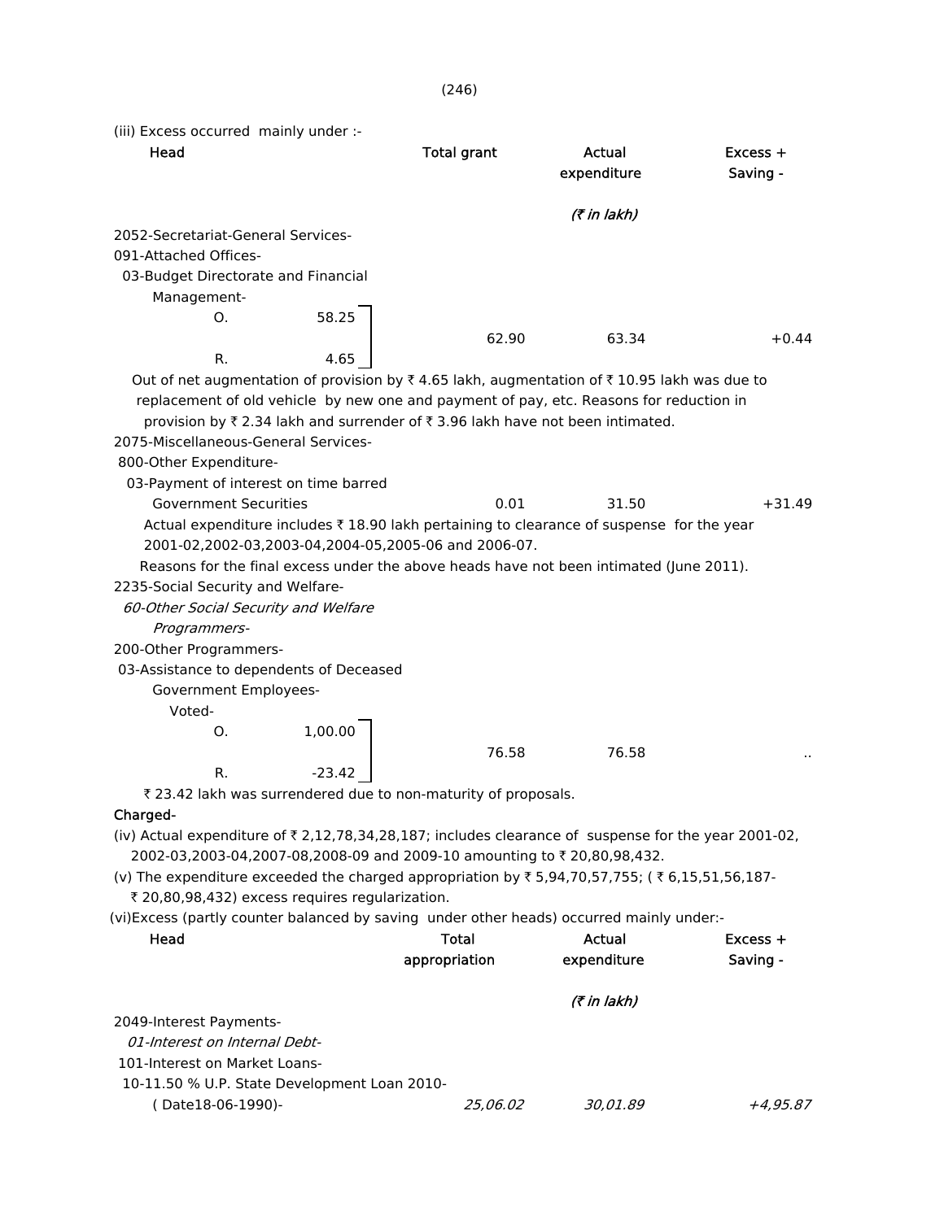(iii) Excess occurred mainly under :-

| Head | | | Total grant | Actual expenditure | Excess + Saving - |
|---|---|---|---|---|---|
| | | | | *(₹ in lakh)* | |
| 2052-Secretariat-General Services- | | | | | |
| 091-Attached Offices- | | | | | |
| 03-Budget Directorate and Financial Management- | | | | | |
| | O. | 58.25 | 62.90 | 63.34 | +0.44 |
| | R. | 4.65 | | | |

Out of net augmentation of provision by ₹ 4.65 lakh, augmentation of ₹ 10.95 lakh was due to replacement of old vehicle by new one and payment of pay, etc. Reasons for reduction in provision by ₹ 2.34 lakh and surrender of ₹ 3.96 lakh have not been intimated.

| Head | Total grant | Actual expenditure | Excess + Saving - |
|---|---|---|---|
| 2075-Miscellaneous-General Services- | | | |
| 800-Other Expenditure- | | | |
| 03-Payment of interest on time barred Government Securities | 0.01 | 31.50 | +31.49 |

Actual expenditure includes ₹ 18.90 lakh pertaining to clearance of suspense for the year 2001-02,2002-03,2003-04,2004-05,2005-06 and 2006-07.

Reasons for the final excess under the above heads have not been intimated (June 2011).

| Head | | | Total grant | Actual expenditure | Excess + Saving - |
|---|---|---|---|---|---|
| 2235-Social Security and Welfare- | | | | | |
| *60-Other Social Security and Welfare Programmers-* | | | | | |
| 200-Other Programmers- | | | | | |
| 03-Assistance to dependents of Deceased Government Employees- | | | | | |
| Voted- | | | | | |
| | O. | 1,00.00 | 76.58 | 76.58 | .. |
| | R. | -23.42 | | | |

₹ 23.42 lakh was surrendered due to non-maturity of proposals.

**Charged-**

(iv) Actual expenditure of ₹ 2,12,78,34,28,187; includes clearance of suspense for the year 2001-02, 2002-03,2003-04,2007-08,2008-09 and 2009-10 amounting to ₹ 20,80,98,432.

(v) The expenditure exceeded the charged appropriation by ₹ 5,94,70,57,755; ( ₹ 6,15,51,56,187- ₹ 20,80,98,432) excess requires regularization.

(vi)Excess (partly counter balanced by saving under other heads) occurred mainly under:-

| Head | Total appropriation | Actual expenditure | Excess + Saving - |
|---|---|---|---|
| | | *(₹ in lakh)* | |
| 2049-Interest Payments- | | | |
| *01-Interest on Internal Debt-* | | | |
| 101-Interest on Market Loans- | | | |
| 10-11.50 % U.P. State Development Loan 2010- ( Date18-06-1990)- | *25,06.02* | *30,01.89* | *+4,95.87* |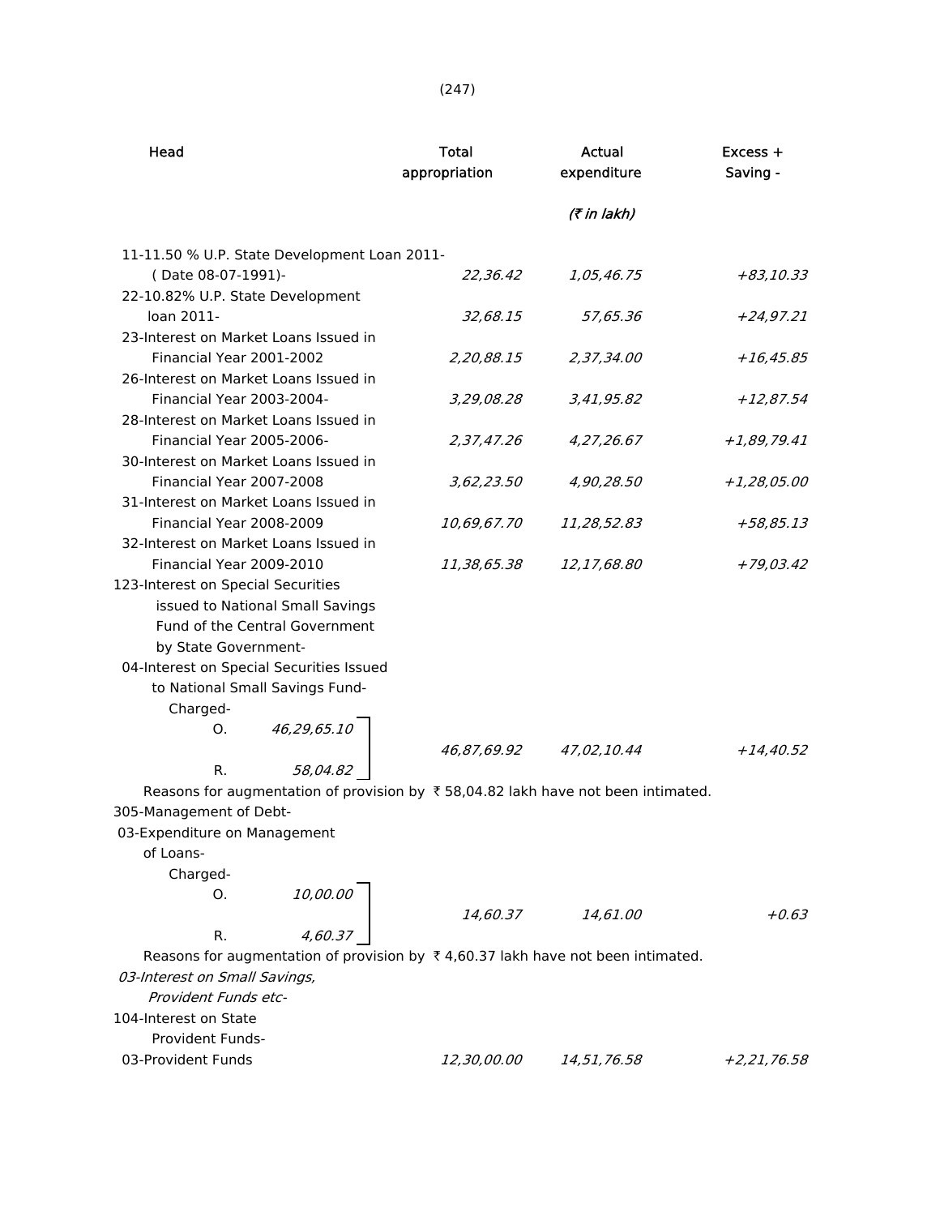| Head | Total appropriation | Actual expenditure | Excess + Saving - |
|---|---|---|---|
| | | *(₹ in lakh)* | |
| 11-11.50 % U.P. State Development Loan 2011- ( Date 08-07-1991)- | *22,36.42* | *1,05,46.75* | *+83,10.33* |
| 22-10.82% U.P. State Development loan 2011- | *32,68.15* | *57,65.36* | *+24,97.21* |
| 23-Interest on Market Loans Issued in Financial Year 2001-2002 | *2,20,88.15* | *2,37,34.00* | *+16,45.85* |
| 26-Interest on Market Loans Issued in Financial Year 2003-2004- | *3,29,08.28* | *3,41,95.82* | *+12,87.54* |
| 28-Interest on Market Loans Issued in Financial Year 2005-2006- | *2,37,47.26* | *4,27,26.67* | *+1,89,79.41* |
| 30-Interest on Market Loans Issued in Financial Year 2007-2008 | *3,62,23.50* | *4,90,28.50* | *+1,28,05.00* |
| 31-Interest on Market Loans Issued in Financial Year 2008-2009 | *10,69,67.70* | *11,28,52.83* | *+58,85.13* |
| 32-Interest on Market Loans Issued in Financial Year 2009-2010 | *11,38,65.38* | *12,17,68.80* | *+79,03.42* |
| 123-Interest on Special Securities issued to National Small Savings Fund of the Central Government by State Government- | | | |
| 04-Interest on Special Securities Issued to National Small Savings Fund- | | | |
| Charged- O. *46,29,65.10* R. *58,04.82* | *46,87,69.92* | *47,02,10.44* | *+14,40.52* |

Reasons for augmentation of provision by ₹ 58,04.82 lakh have not been intimated.

| Head | Total appropriation | Actual expenditure | Excess + Saving - |
|---|---|---|---|
| 305-Management of Debt- | | | |
| 03-Expenditure on Management of Loans- | | | |
| Charged- O. *10,00.00* R. *4,60.37* | *14,60.37* | *14,61.00* | *+0.63* |

Reasons for augmentation of provision by ₹ 4,60.37 lakh have not been intimated.

| Head | Total appropriation | Actual expenditure | Excess + Saving - |
|---|---|---|---|
| *03-Interest on Small Savings, Provident Funds etc-* | | | |
| 104-Interest on State Provident Funds- | | | |
| 03-Provident Funds | *12,30,00.00* | *14,51,76.58* | *+2,21,76.58* |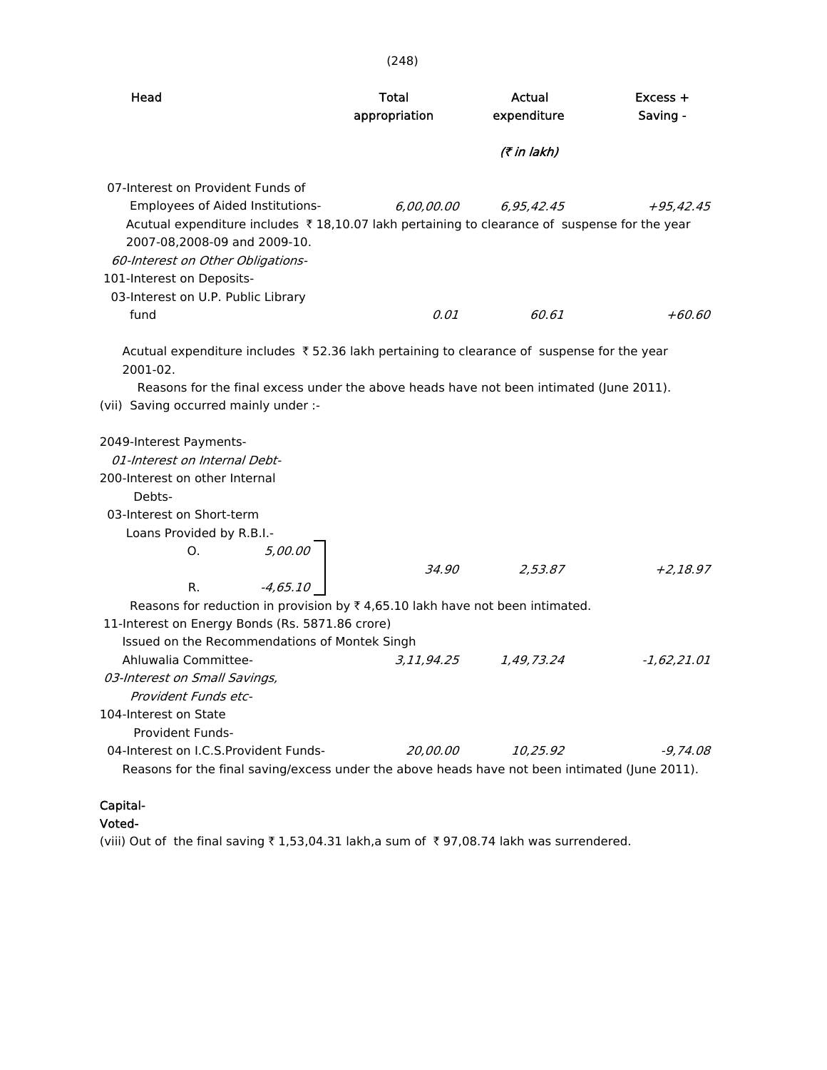| Head | Total appropriation | Actual expenditure | Excess + Saving - |
|---|---|---|---|
| | | (₹ in lakh) | |
| 07-Interest on Provident Funds of Employees of Aided Institutions- | *6,00,00.00* | *6,95,42.45* | *+95,42.45* |

Acutual expenditure includes ₹ 18,10.07 lakh pertaining to clearance of suspense for the year 2007-08,2008-09 and 2009-10.

*60-Interest on Other Obligations-*

101-Interest on Deposits-

| Head | Total appropriation | Actual expenditure | Excess + Saving - |
|---|---|---|---|
| 03-Interest on U.P. Public Library fund | *0.01* | *60.61* | *+60.60* |

Acutual expenditure includes ₹ 52.36 lakh pertaining to clearance of suspense for the year 2001-02.

Reasons for the final excess under the above heads have not been intimated (June 2011).

(vii) Saving occurred mainly under :-

2049-Interest Payments-

*01-Interest on Internal Debt-*

200-Interest on other Internal Debts-

| Head | | Total appropriation | Actual expenditure | Excess + Saving - |
|---|---|---|---|---|
| 03-Interest on Short-term Loans Provided by R.B.I.- O. | *5,00.00* | | | |
| R. | *-4,65.10* | *34.90* | *2,53.87* | *+2,18.97* |

Reasons for reduction in provision by ₹ 4,65.10 lakh have not been intimated.

| Head | Total appropriation | Actual expenditure | Excess + Saving - |
|---|---|---|---|
| 11-Interest on Energy Bonds (Rs. 5871.86 crore) Issued on the Recommendations of Montek Singh Ahluwalia Committee- | *3,11,94.25* | *1,49,73.24* | *-1,62,21.01* |

*03-Interest on Small Savings, Provident Funds etc-*

104-Interest on State Provident Funds-

| Head | Total appropriation | Actual expenditure | Excess + Saving - |
|---|---|---|---|
| 04-Interest on I.C.S.Provident Funds- | *20,00.00* | *10,25.92* | *-9,74.08* |

Reasons for the final saving/excess under the above heads have not been intimated (June 2011).

**Capital-**

**Voted-**

(viii) Out of the final saving ₹ 1,53,04.31 lakh,a sum of ₹ 97,08.74 lakh was surrendered.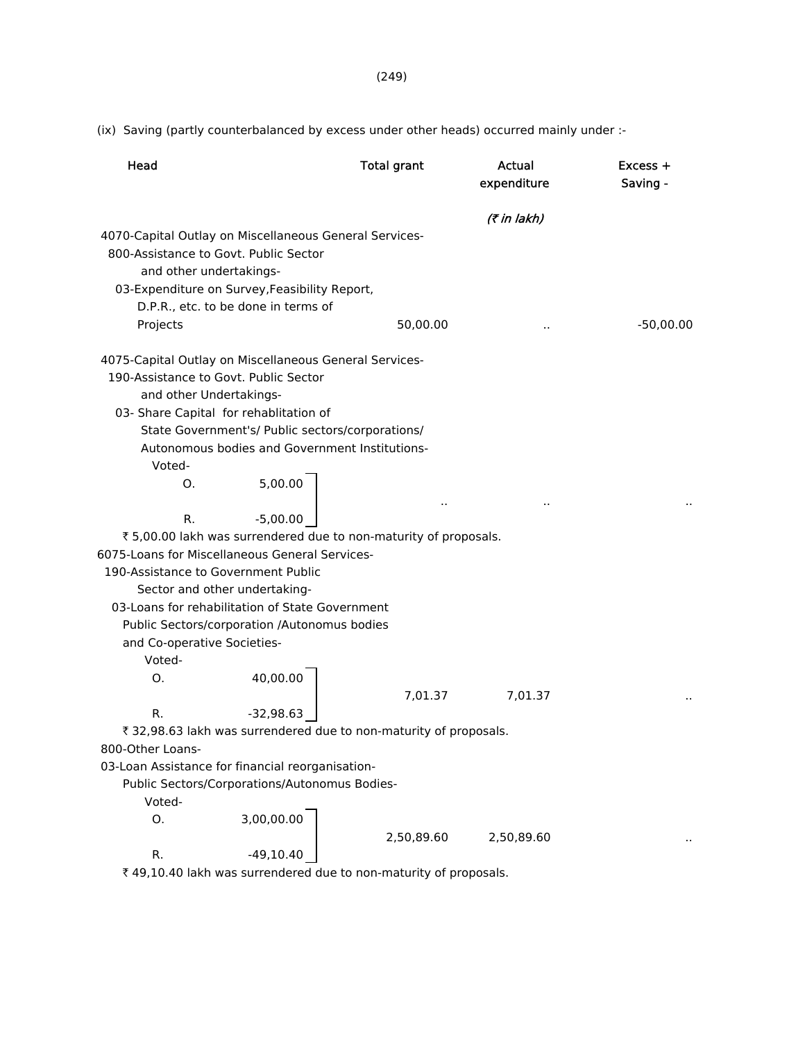(ix) Saving (partly counterbalanced by excess under other heads) occurred mainly under :-

| Head | Total grant | Actual expenditure | Excess + Saving - |
|---|---|---|---|
| | | *(₹ in lakh)* | |
| 4070-Capital Outlay on Miscellaneous General Services- | | | |
| 800-Assistance to Govt. Public Sector and other undertakings- | | | |
| 03-Expenditure on Survey,Feasibility Report, D.P.R., etc. to be done in terms of Projects | 50,00.00 | .. | -50,00.00 |
| 4075-Capital Outlay on Miscellaneous General Services- | | | |
| 190-Assistance to Govt. Public Sector and other Undertakings- | | | |
| 03- Share Capital for rehablitation of State Government's/ Public sectors/corporations/ Autonomous bodies and Government Institutions- | | | |
| Voted- | | | |
| O. 5,00.00 / R. -5,00.00 | .. | .. | .. |

₹ 5,00.00 lakh was surrendered due to non-maturity of proposals.

| Head | Total grant | Actual expenditure | Excess + Saving - |
|---|---|---|---|
| 6075-Loans for Miscellaneous General Services- | | | |
| 190-Assistance to Government Public Sector and other undertaking- | | | |
| 03-Loans for rehabilitation of State Government Public Sectors/corporation /Autonomus bodies and Co-operative Societies- | | | |
| Voted- | | | |
| O. 40,00.00 / R. -32,98.63 | 7,01.37 | 7,01.37 | .. |

₹ 32,98.63 lakh was surrendered due to non-maturity of proposals.

| Head | Total grant | Actual expenditure | Excess + Saving - |
|---|---|---|---|
| 800-Other Loans- | | | |
| 03-Loan Assistance for financial reorganisation- Public Sectors/Corporations/Autonomus Bodies- | | | |
| Voted- | | | |
| O. 3,00,00.00 / R. -49,10.40 | 2,50,89.60 | 2,50,89.60 | .. |

₹ 49,10.40 lakh was surrendered due to non-maturity of proposals.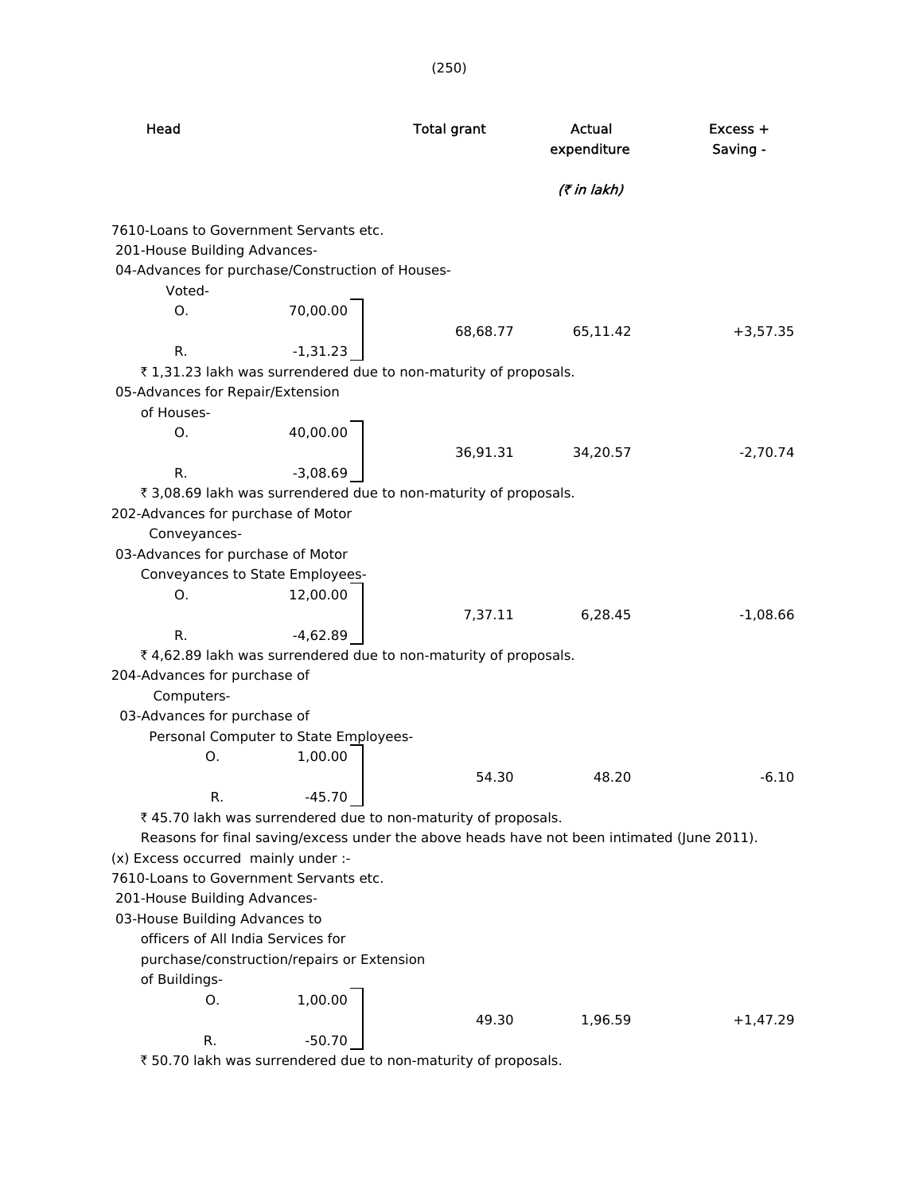| Head | | Total grant | Actual expenditure | Excess + Saving - |
|---|---|---|---|---|
| | | | (₹ in lakh) | |
| 7610-Loans to Government Servants etc. | | | | |
| 201-House Building Advances- | | | | |
| 04-Advances for purchase/Construction of Houses- | | | | |
| Voted- | | | | |
| O. | 70,00.00 | 68,68.77 | 65,11.42 | +3,57.35 |
| R. | -1,31.23 | | | |

₹ 1,31.23 lakh was surrendered due to non-maturity of proposals.

| Head | | Total grant | Actual expenditure | Excess + Saving - |
|---|---|---|---|---|
| 05-Advances for Repair/Extension of Houses- | | | | |
| O. | 40,00.00 | 36,91.31 | 34,20.57 | -2,70.74 |
| R. | -3,08.69 | | | |

₹ 3,08.69 lakh was surrendered due to non-maturity of proposals.

| Head | | Total grant | Actual expenditure | Excess + Saving - |
|---|---|---|---|---|
| 202-Advances for purchase of Motor Conveyances- | | | | |
| 03-Advances for purchase of Motor Conveyances to State Employees- | | | | |
| O. | 12,00.00 | 7,37.11 | 6,28.45 | -1,08.66 |
| R. | -4,62.89 | | | |

₹ 4,62.89 lakh was surrendered due to non-maturity of proposals.

| Head | | Total grant | Actual expenditure | Excess + Saving - |
|---|---|---|---|---|
| 204-Advances for purchase of Computers- | | | | |
| 03-Advances for purchase of Personal Computer to State Employees- | | | | |
| O. | 1,00.00 | 54.30 | 48.20 | -6.10 |
| R. | -45.70 | | | |

₹ 45.70 lakh was surrendered due to non-maturity of proposals.

Reasons for final saving/excess under the above heads have not been intimated (June 2011).

(x) Excess occurred mainly under :-

| Head | | Total grant | Actual expenditure | Excess + Saving - |
|---|---|---|---|---|
| 7610-Loans to Government Servants etc. | | | | |
| 201-House Building Advances- | | | | |
| 03-House Building Advances to officers of All India Services for purchase/construction/repairs or Extension of Buildings- | | | | |
| O. | 1,00.00 | 49.30 | 1,96.59 | +1,47.29 |
| R. | -50.70 | | | |

₹ 50.70 lakh was surrendered due to non-maturity of proposals.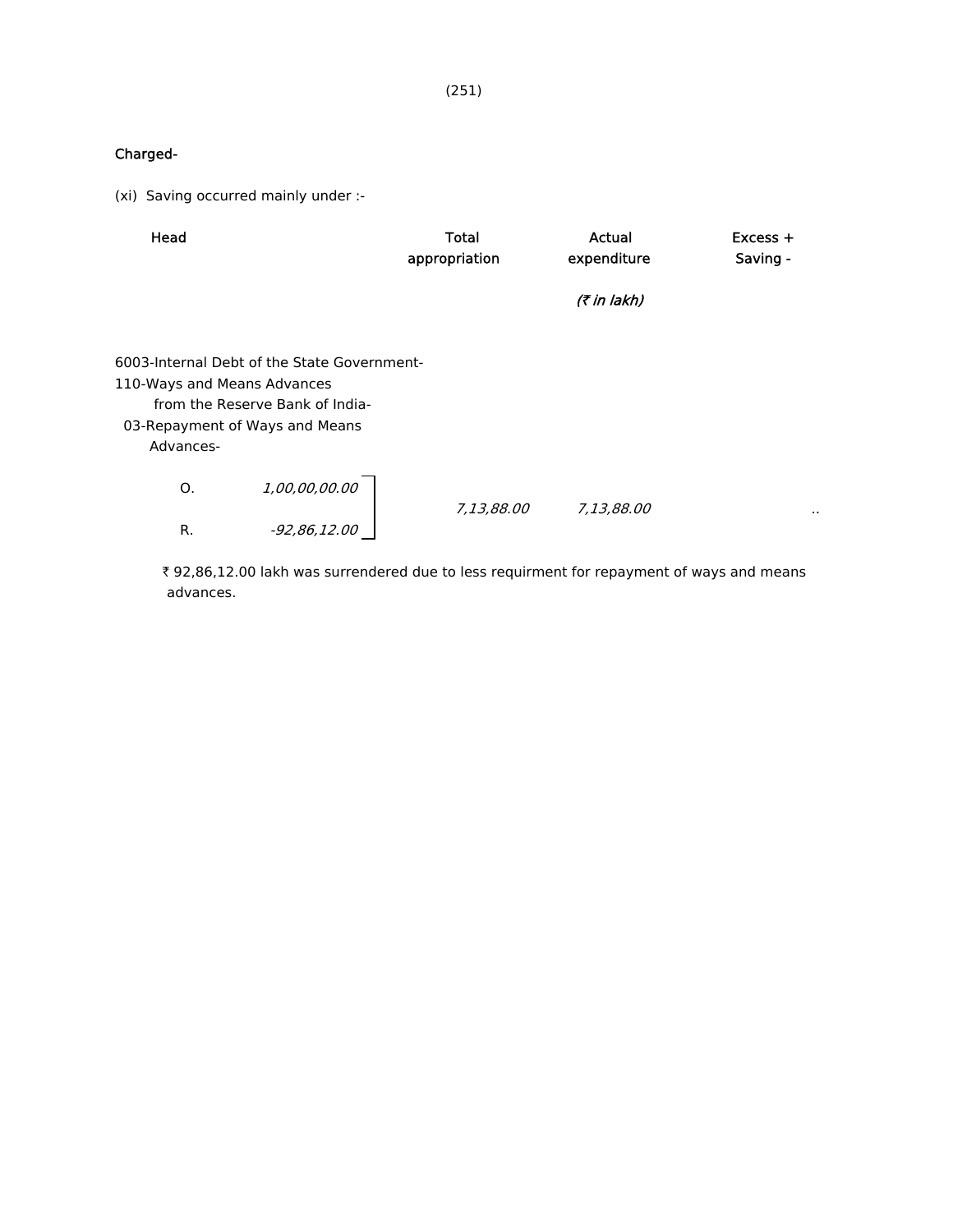Charged-

(xi) Saving occurred mainly under :-

| Head | | Total appropriation | Actual expenditure | Excess + Saving - |
|---|---|---|---|---|
| | | | *(₹ in lakh)* | |
| 6003-Internal Debt of the State Government-<br>110-Ways and Means Advances from the Reserve Bank of India-<br>03-Repayment of Ways and Means Advances- | | | | |
| O. | *1,00,00,00.00* | *7,13,88.00* | *7,13,88.00* | .. |
| R. | *-92,86,12.00* | | | |

₹ 92,86,12.00 lakh was surrendered due to less requirment for repayment of ways and means advances.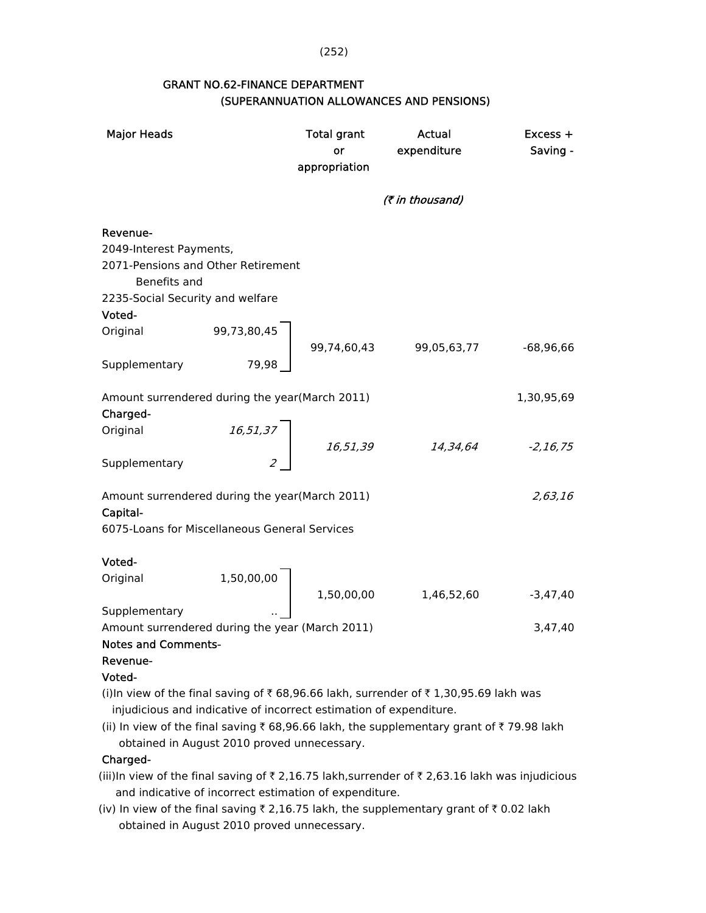## GRANT NO.62-FINANCE DEPARTMENT
### (SUPERANNUATION ALLOWANCES AND PENSIONS)

| Major Heads | | Total grant or appropriation | Actual expenditure | Excess + Saving - |
|---|---|---|---|---|
| | | | *(₹ in thousand)* | |
| **Revenue-** | | | | |
| 2049-Interest Payments, | | | | |
| 2071-Pensions and Other Retirement Benefits and | | | | |
| 2235-Social Security and welfare | | | | |
| **Voted-** | | | | |
| Original | 99,73,80,45 | 99,74,60,43 | 99,05,63,77 | -68,96,66 |
| Supplementary | 79,98 | | | |
| Amount surrendered during the year(March 2011) | | | | 1,30,95,69 |
| **Charged-** | | | | |
| Original | *16,51,37* | *16,51,39* | *14,34,64* | *-2,16,75* |
| Supplementary | *2* | | | |
| Amount surrendered during the year(March 2011) | | | | *2,63,16* |
| **Capital-** | | | | |
| 6075-Loans for Miscellaneous General Services | | | | |
| **Voted-** | | | | |
| Original | 1,50,00,00 | 1,50,00,00 | 1,46,52,60 | -3,47,40 |
| Supplementary | .. | | | |
| Amount surrendered during the year (March 2011) | | | | 3,47,40 |

**Notes and Comments-**

**Revenue-**

**Voted-**

(i)In view of the final saving of ₹ 68,96.66 lakh, surrender of ₹ 1,30,95.69 lakh was injudicious and indicative of incorrect estimation of expenditure.

(ii) In view of the final saving ₹ 68,96.66 lakh, the supplementary grant of ₹ 79.98 lakh obtained in August 2010 proved unnecessary.

**Charged-**

(iii)In view of the final saving of ₹ 2,16.75 lakh,surrender of ₹ 2,63.16 lakh was injudicious and indicative of incorrect estimation of expenditure.

(iv) In view of the final saving ₹ 2,16.75 lakh, the supplementary grant of ₹ 0.02 lakh obtained in August 2010 proved unnecessary.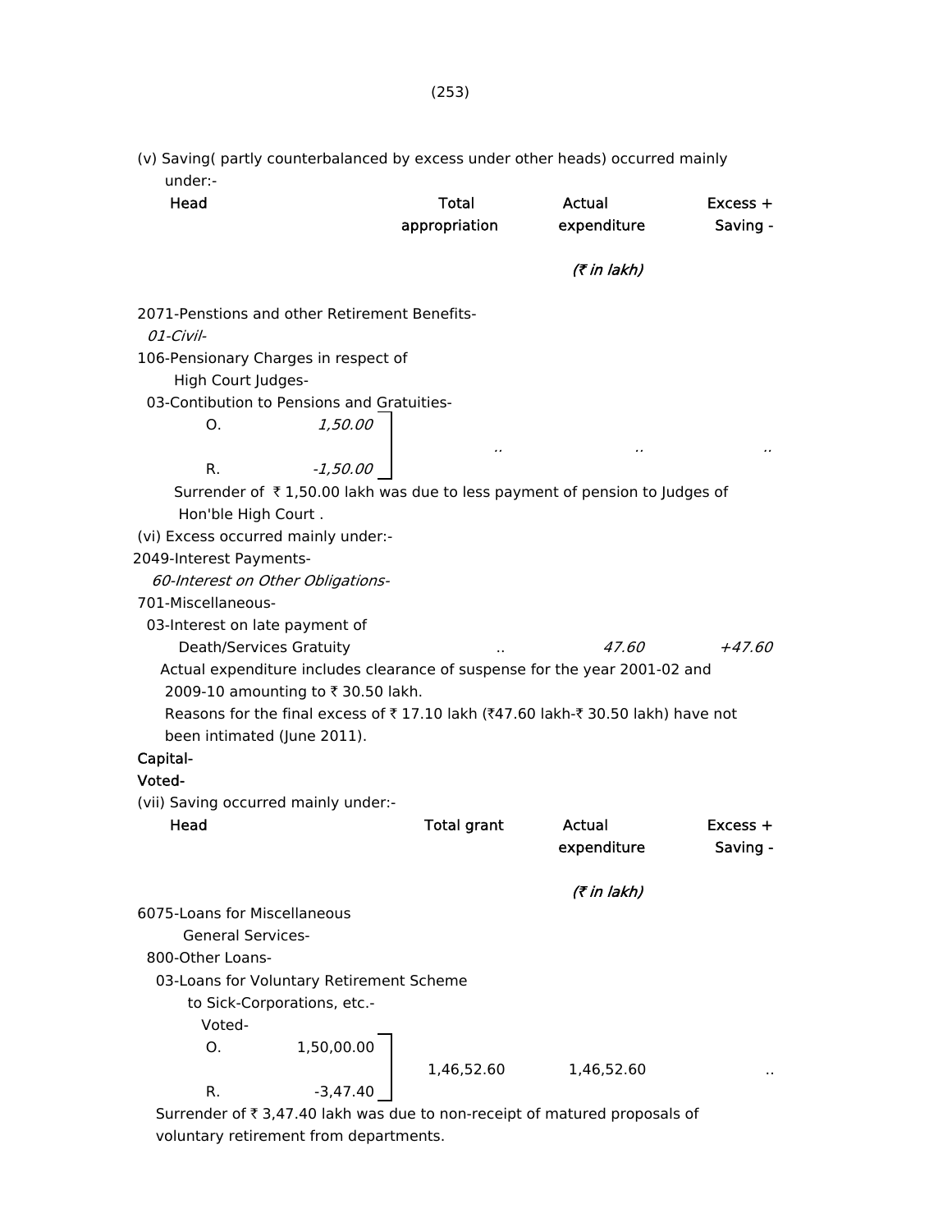(v) Saving( partly counterbalanced by excess under other heads) occurred mainly under:-

| Head | Total appropriation | Actual expenditure | Excess + Saving - |
|---|---|---|---|
| | | *(₹ in lakh)* | |
| 2071-Penstions and other Retirement Benefits- | | | |
| *01-Civil-* | | | |
| 106-Pensionary Charges in respect of High Court Judges- | | | |
| 03-Contibution to Pensions and Gratuities- | | | |
| O. *1,50.00* | .. | .. | .. |
| R. *-1,50.00* | | | |

Surrender of ₹ 1,50.00 lakh was due to less payment of pension to Judges of Hon'ble High Court .

(vi) Excess occurred mainly under:-

| Head | Total appropriation | Actual expenditure | Excess + Saving - |
|---|---|---|---|
| 2049-Interest Payments- | | | |
| *60-Interest on Other Obligations-* | | | |
| 701-Miscellaneous- | | | |
| 03-Interest on late payment of Death/Services Gratuity | .. | *47.60* | *+47.60* |

Actual expenditure includes clearance of suspense for the year 2001-02 and 2009-10 amounting to ₹ 30.50 lakh.

Reasons for the final excess of ₹ 17.10 lakh (₹47.60 lakh-₹ 30.50 lakh) have not been intimated (June 2011).

**Capital-**

**Voted-**

(vii) Saving occurred mainly under:-

| Head | Total grant | Actual expenditure | Excess + Saving - |
|---|---|---|---|
| | | *(₹ in lakh)* | |
| 6075-Loans for Miscellaneous General Services- | | | |
| 800-Other Loans- | | | |
| 03-Loans for Voluntary Retirement Scheme to Sick-Corporations, etc.- | | | |
| Voted- | | | |
| O. 1,50,00.00 | 1,46,52.60 | 1,46,52.60 | .. |
| R. -3,47.40 | | | |

Surrender of ₹ 3,47.40 lakh was due to non-receipt of matured proposals of voluntary retirement from departments.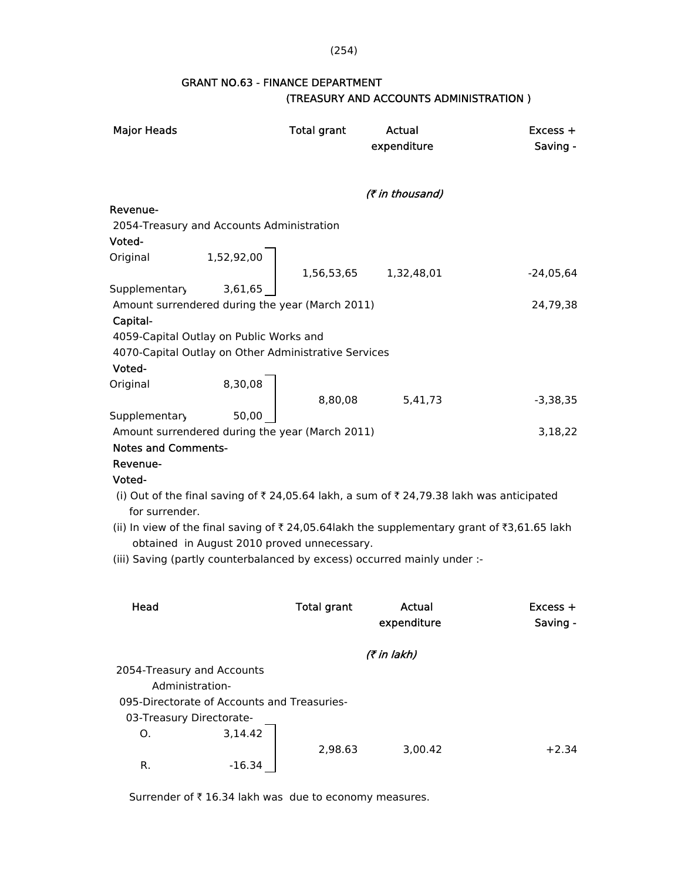## GRANT NO.63 - FINANCE DEPARTMENT
### (TREASURY AND ACCOUNTS ADMINISTRATION )

| Major Heads | | Total grant | Actual expenditure | Excess + Saving - |
|---|---|---|---|---|
| | | | *(₹ in thousand)* | |
| **Revenue-** | | | | |
| 2054-Treasury and Accounts Administration | | | | |
| **Voted-** | | | | |
| Original | 1,52,92,00 | | | |
| | | 1,56,53,65 | 1,32,48,01 | -24,05,64 |
| Supplementary | 3,61,65 | | | |
| Amount surrendered during the year (March 2011) | | | | 24,79,38 |
| **Capital-** | | | | |
| 4059-Capital Outlay on Public Works and | | | | |
| 4070-Capital Outlay on Other Administrative Services | | | | |
| **Voted-** | | | | |
| Original | 8,30,08 | | | |
| | | 8,80,08 | 5,41,73 | -3,38,35 |
| Supplementary | 50,00 | | | |
| Amount surrendered during the year (March 2011) | | | | 3,18,22 |

**Notes and Comments-**

**Revenue-**

**Voted-**

(i) Out of the final saving of ₹ 24,05.64 lakh, a sum of ₹ 24,79.38 lakh was anticipated for surrender.

(ii) In view of the final saving of ₹ 24,05.64lakh the supplementary grant of ₹3,61.65 lakh obtained in August 2010 proved unnecessary.

(iii) Saving (partly counterbalanced by excess) occurred mainly under :-

| Head | | Total grant | Actual expenditure | Excess + Saving - |
|---|---|---|---|---|
| | | | *(₹ in lakh)* | |
| 2054-Treasury and Accounts Administration- | | | | |
| 095-Directorate of Accounts and Treasuries- | | | | |
| 03-Treasury Directorate- | | | | |
| O. | 3,14.42 | | | |
| | | 2,98.63 | 3,00.42 | +2.34 |
| R. | -16.34 | | | |

Surrender of ₹ 16.34 lakh was due to economy measures.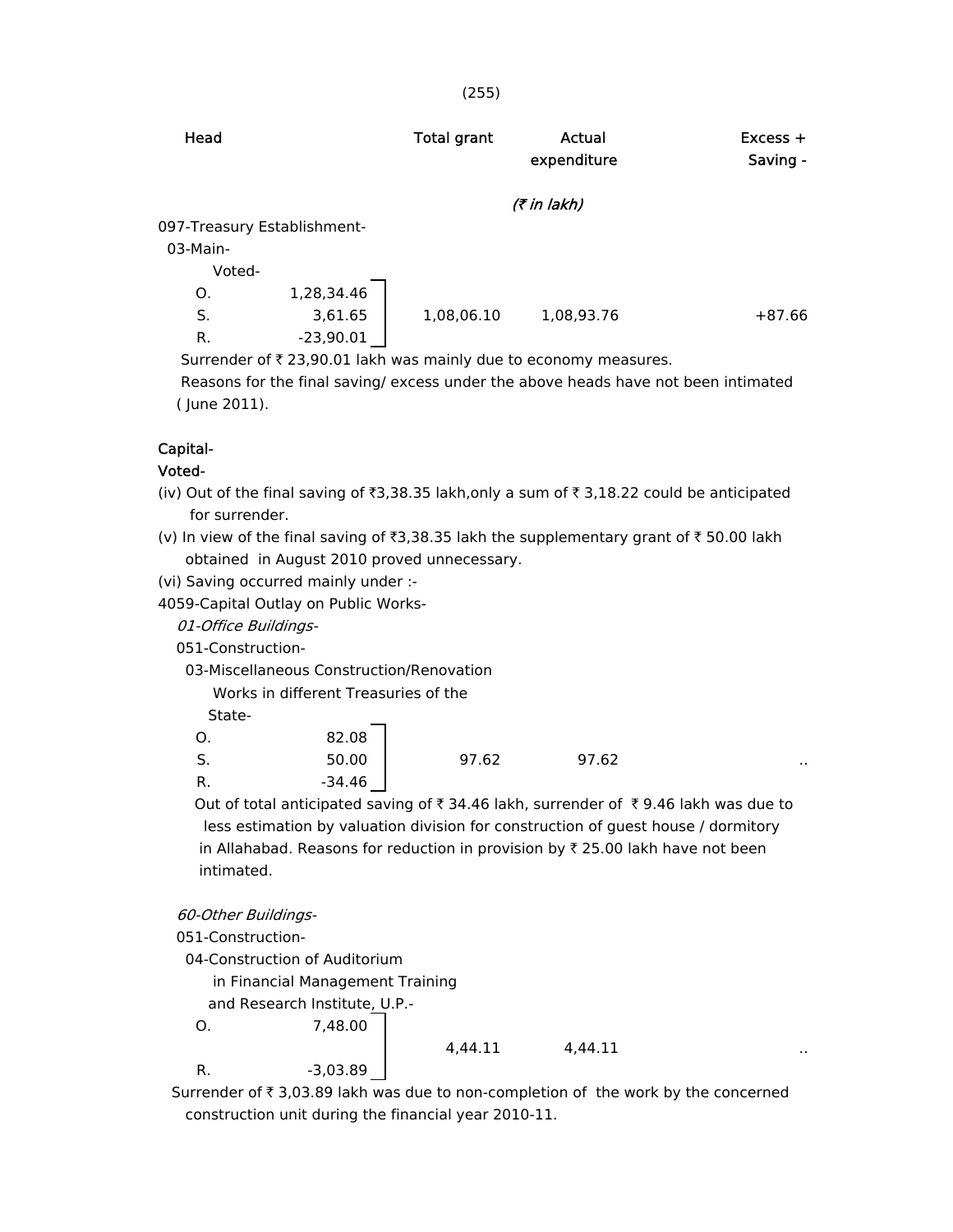| Head | | Total grant | Actual expenditure | Excess + Saving - |
|---|---|---|---|---|
| | | | (₹ in lakh) | |
| 097-Treasury Establishment- | | | | |
| 03-Main- | | | | |
| Voted- | | | | |
| O. | 1,28,34.46 | | | |
| S. | 3,61.65 | 1,08,06.10 | 1,08,93.76 | +87.66 |
| R. | -23,90.01 | | | |

Surrender of ₹ 23,90.01 lakh was mainly due to economy measures.

Reasons for the final saving/ excess under the above heads have not been intimated ( June 2011).

**Capital-**

**Voted-**

(iv) Out of the final saving of ₹3,38.35 lakh,only a sum of ₹ 3,18.22 could be anticipated for surrender.

(v) In view of the final saving of ₹3,38.35 lakh the supplementary grant of ₹ 50.00 lakh obtained in August 2010 proved unnecessary.

(vi) Saving occurred mainly under :-

4059-Capital Outlay on Public Works-

*01-Office Buildings-*

051-Construction-

03-Miscellaneous Construction/Renovation Works in different Treasuries of the State-

| | | Total grant | Actual expenditure | Excess + Saving - |
|---|---|---|---|---|
| O. | 82.08 | | | |
| S. | 50.00 | 97.62 | 97.62 | .. |
| R. | -34.46 | | | |

Out of total anticipated saving of ₹ 34.46 lakh, surrender of ₹ 9.46 lakh was due to less estimation by valuation division for construction of guest house / dormitory in Allahabad. Reasons for reduction in provision by ₹ 25.00 lakh have not been intimated.

*60-Other Buildings-*

051-Construction-

04-Construction of Auditorium in Financial Management Training and Research Institute, U.P.-

| | | Total grant | Actual expenditure | Excess + Saving - |
|---|---|---|---|---|
| O. | 7,48.00 | | | |
| | | 4,44.11 | 4,44.11 | .. |
| R. | -3,03.89 | | | |

Surrender of ₹ 3,03.89 lakh was due to non-completion of the work by the concerned construction unit during the financial year 2010-11.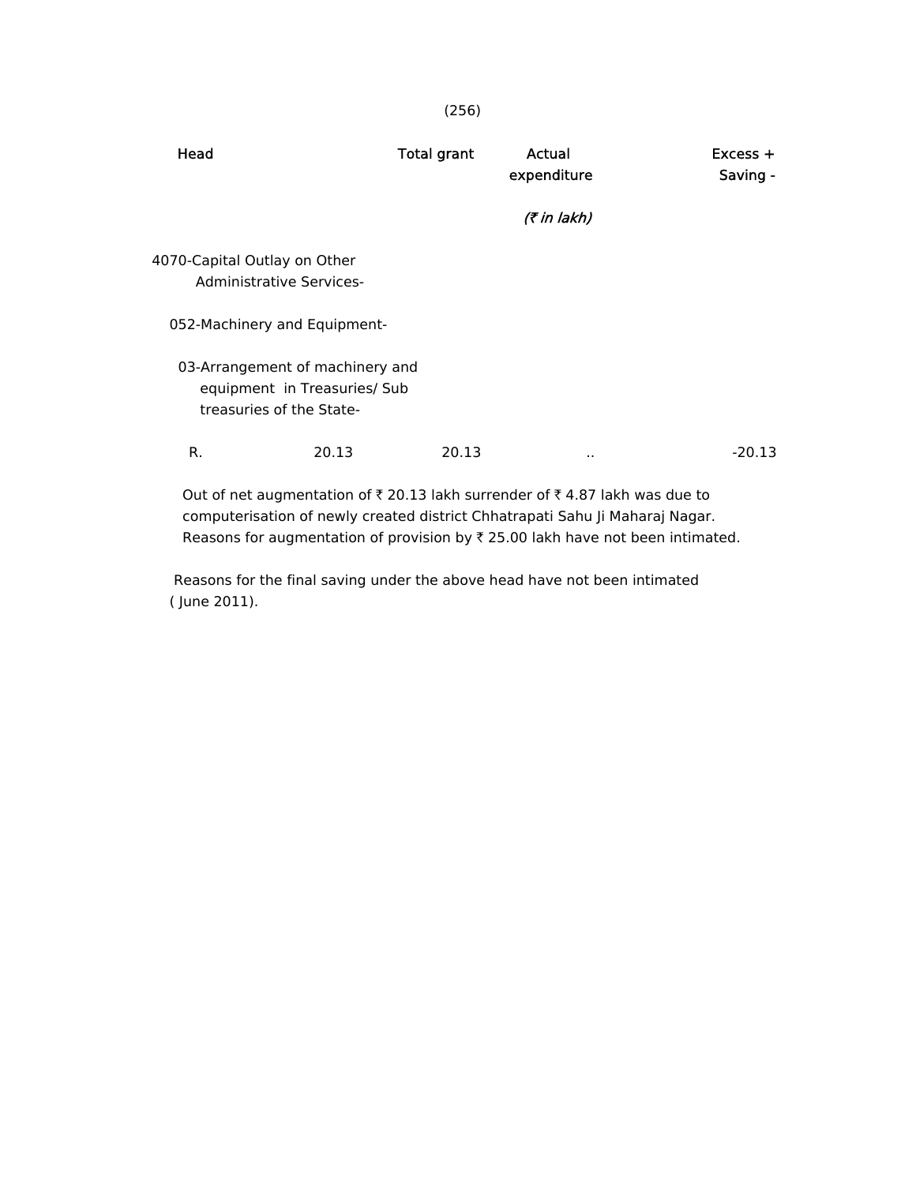| Head | Total grant | Actual expenditure | Excess + Saving - |
|---|---|---|---|
| | | *(₹ in lakh)* | |
| 4070-Capital Outlay on Other Administrative Services- | | | |
| 052-Machinery and Equipment- | | | |
| 03-Arrangement of machinery and equipment in Treasuries/ Sub treasuries of the State- | | | |
| R. 20.13 | 20.13 | .. | -20.13 |

Out of net augmentation of ₹ 20.13 lakh surrender of ₹ 4.87 lakh was due to computerisation of newly created district Chhatrapati Sahu Ji Maharaj Nagar. Reasons for augmentation of provision by ₹ 25.00 lakh have not been intimated.

Reasons for the final saving under the above head have not been intimated ( June 2011).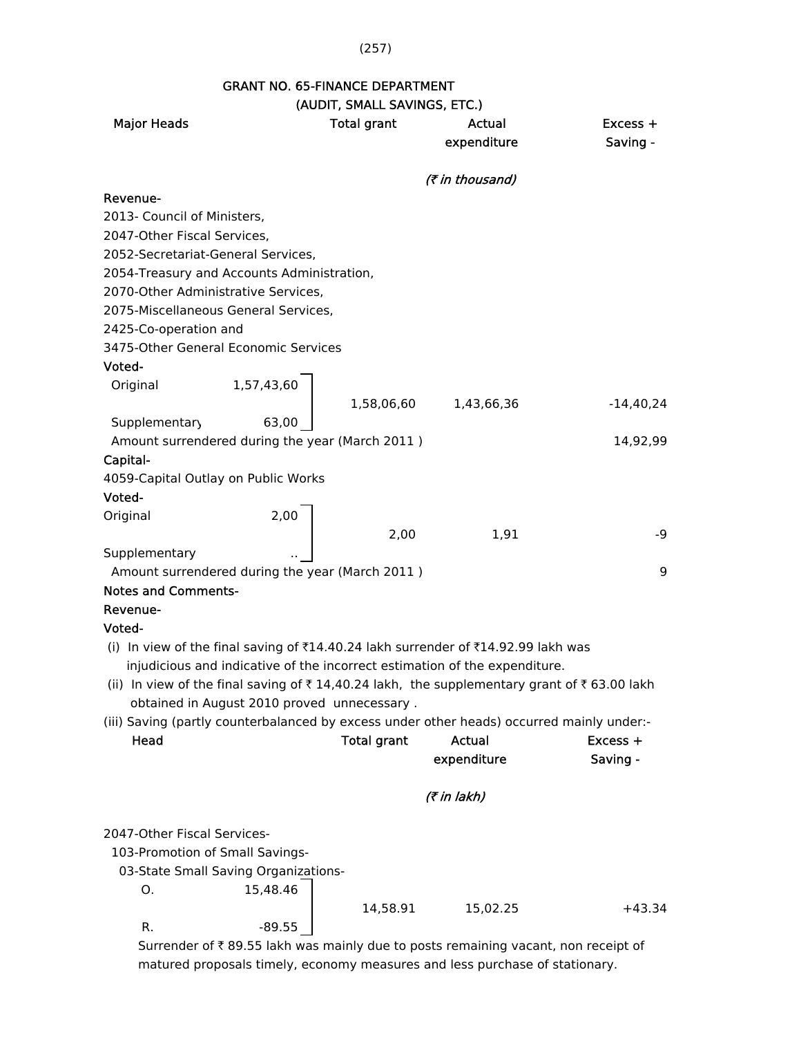## GRANT NO. 65-FINANCE DEPARTMENT
### (AUDIT, SMALL SAVINGS, ETC.)

| Major Heads | | Total grant | Actual expenditure | Excess + Saving - |
|---|---|---|---|---|
| | | | *(₹ in thousand)* | |
| **Revenue-** | | | | |
| 2013- Council of Ministers, 2047-Other Fiscal Services, 2052-Secretariat-General Services, 2054-Treasury and Accounts Administration, 2070-Other Administrative Services, 2075-Miscellaneous General Services, 2425-Co-operation and 3475-Other General Economic Services | | | | |
| **Voted-** | | | | |
| Original | 1,57,43,60 | 1,58,06,60 | 1,43,66,36 | -14,40,24 |
| Supplementary | 63,00 | | | |
| Amount surrendered during the year (March 2011 ) | | | | 14,92,99 |
| **Capital-** | | | | |
| 4059-Capital Outlay on Public Works | | | | |
| **Voted-** | | | | |
| Original | 2,00 | 2,00 | 1,91 | -9 |
| Supplementary | .. | | | |
| Amount surrendered during the year (March 2011 ) | | | | 9 |

**Notes and Comments-**

**Revenue-**

**Voted-**

(i) In view of the final saving of ₹14.40.24 lakh surrender of ₹14.92.99 lakh was injudicious and indicative of the incorrect estimation of the expenditure.

(ii) In view of the final saving of ₹ 14,40.24 lakh, the supplementary grant of ₹ 63.00 lakh obtained in August 2010 proved unnecessary .

(iii) Saving (partly counterbalanced by excess under other heads) occurred mainly under:-

| Head | | Total grant | Actual expenditure | Excess + Saving - |
|---|---|---|---|---|
| | | | *(₹ in lakh)* | |
| 2047-Other Fiscal Services- | | | | |
| 103-Promotion of Small Savings- | | | | |
| 03-State Small Saving Organizations- | | | | |
| O. | 15,48.46 | 14,58.91 | 15,02.25 | +43.34 |
| R. | -89.55 | | | |

Surrender of ₹ 89.55 lakh was mainly due to posts remaining vacant, non receipt of matured proposals timely, economy measures and less purchase of stationary.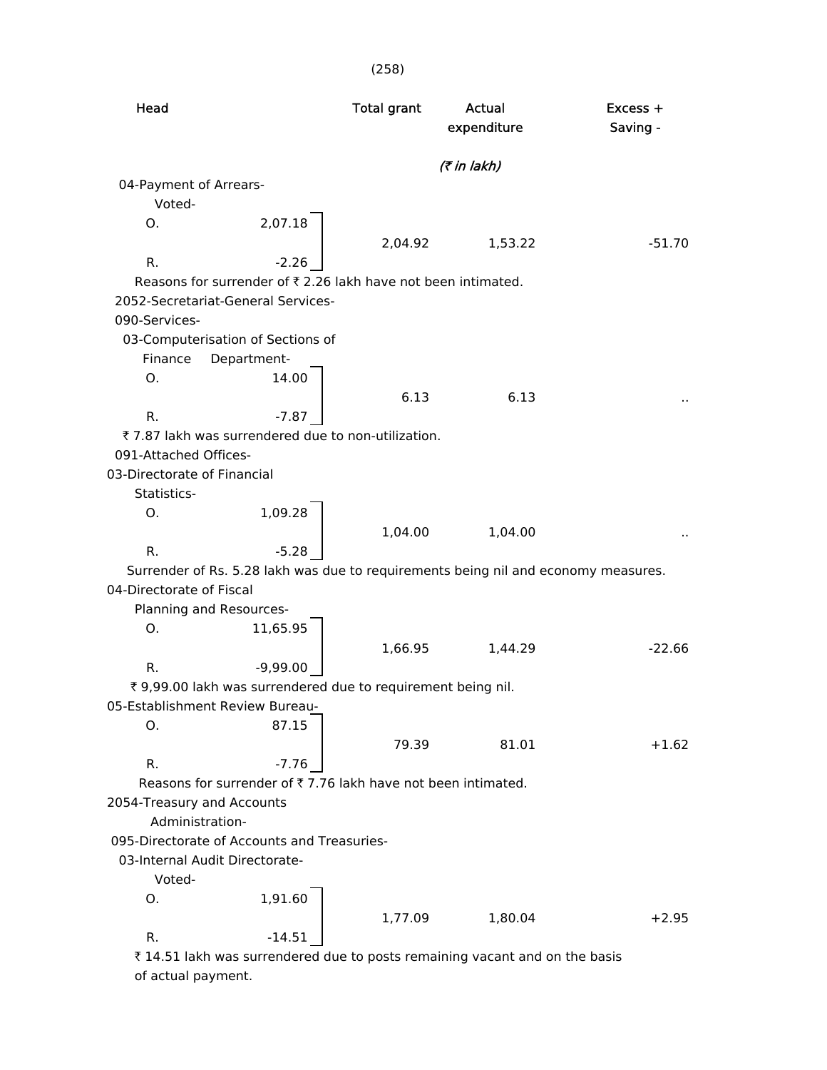| Head | | Total grant | Actual expenditure | Excess + Saving - |
|---|---|---|---|---|
| | | | *(₹ in lakh)* | |
| 04-Payment of Arrears- | | | | |
| Voted- | | | | |
| O. | 2,07.18 | | | |
| | | 2,04.92 | 1,53.22 | -51.70 |
| R. | -2.26 | | | |

Reasons for surrender of ₹ 2.26 lakh have not been intimated.

2052-Secretariat-General Services-

090-Services-

| Head | | Total grant | Actual expenditure | Excess + Saving - |
|---|---|---|---|---|
| 03-Computerisation of Sections of Finance Department- | | | | |
| O. | 14.00 | | | |
| | | 6.13 | 6.13 | .. |
| R. | -7.87 | | | |

₹ 7.87 lakh was surrendered due to non-utilization.

091-Attached Offices-

| Head | | Total grant | Actual expenditure | Excess + Saving - |
|---|---|---|---|---|
| 03-Directorate of Financial Statistics- | | | | |
| O. | 1,09.28 | | | |
| | | 1,04.00 | 1,04.00 | .. |
| R. | -5.28 | | | |

Surrender of Rs. 5.28 lakh was due to requirements being nil and economy measures.

| Head | | Total grant | Actual expenditure | Excess + Saving - |
|---|---|---|---|---|
| 04-Directorate of Fiscal Planning and Resources- | | | | |
| O. | 11,65.95 | | | |
| | | 1,66.95 | 1,44.29 | -22.66 |
| R. | -9,99.00 | | | |

₹ 9,99.00 lakh was surrendered due to requirement being nil.

| Head | | Total grant | Actual expenditure | Excess + Saving - |
|---|---|---|---|---|
| 05-Establishment Review Bureau- | | | | |
| O. | 87.15 | | | |
| | | 79.39 | 81.01 | +1.62 |
| R. | -7.76 | | | |

Reasons for surrender of ₹ 7.76 lakh have not been intimated.

2054-Treasury and Accounts Administration-

095-Directorate of Accounts and Treasuries-

| Head | | Total grant | Actual expenditure | Excess + Saving - |
|---|---|---|---|---|
| 03-Internal Audit Directorate- | | | | |
| Voted- | | | | |
| O. | 1,91.60 | | | |
| | | 1,77.09 | 1,80.04 | +2.95 |
| R. | -14.51 | | | |

₹ 14.51 lakh was surrendered due to posts remaining vacant and on the basis of actual payment.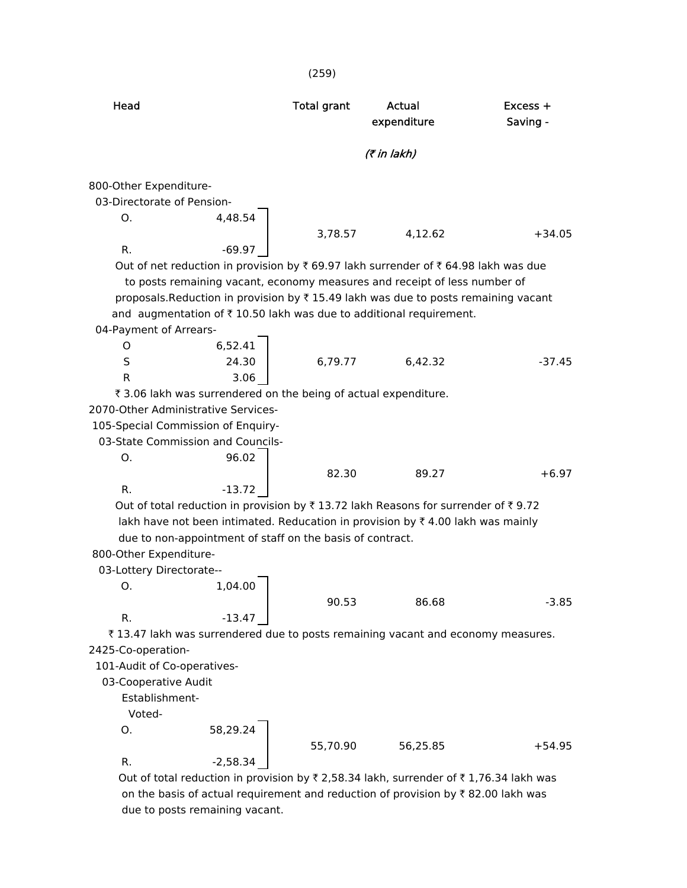| Head | | Total grant | Actual expenditure | Excess + Saving - |
|---|---|---|---|---|
| | | | *(₹ in lakh)* | |
| 800-Other Expenditure- | | | | |
| 03-Directorate of Pension- | | | | |
| O. | 4,48.54 | 3,78.57 | 4,12.62 | +34.05 |
| R. | -69.97 | | | |

Out of net reduction in provision by ₹ 69.97 lakh surrender of ₹ 64.98 lakh was due to posts remaining vacant, economy measures and receipt of less number of proposals.Reduction in provision by ₹ 15.49 lakh was due to posts remaining vacant and augmentation of ₹ 10.50 lakh was due to additional requirement.

| Head | | Total grant | Actual expenditure | Excess + Saving - |
|---|---|---|---|---|
| 04-Payment of Arrears- | | | | |
| O | 6,52.41 | 6,79.77 | 6,42.32 | -37.45 |
| S | 24.30 | | | |
| R | 3.06 | | | |

₹ 3.06 lakh was surrendered on the being of actual expenditure.

| Head | | Total grant | Actual expenditure | Excess + Saving - |
|---|---|---|---|---|
| 2070-Other Administrative Services- | | | | |
| 105-Special Commission of Enquiry- | | | | |
| 03-State Commission and Councils- | | | | |
| O. | 96.02 | 82.30 | 89.27 | +6.97 |
| R. | -13.72 | | | |

Out of total reduction in provision by ₹ 13.72 lakh Reasons for surrender of ₹ 9.72 lakh have not been intimated. Reducation in provision by ₹ 4.00 lakh was mainly due to non-appointment of staff on the basis of contract.

| Head | | Total grant | Actual expenditure | Excess + Saving - |
|---|---|---|---|---|
| 800-Other Expenditure- | | | | |
| 03-Lottery Directorate-- | | | | |
| O. | 1,04.00 | 90.53 | 86.68 | -3.85 |
| R. | -13.47 | | | |

₹ 13.47 lakh was surrendered due to posts remaining vacant and economy measures.

| Head | | Total grant | Actual expenditure | Excess + Saving - |
|---|---|---|---|---|
| 2425-Co-operation- | | | | |
| 101-Audit of Co-operatives- | | | | |
| 03-Cooperative Audit Establishment- | | | | |
| Voted- | | | | |
| O. | 58,29.24 | 55,70.90 | 56,25.85 | +54.95 |
| R. | -2,58.34 | | | |

Out of total reduction in provision by ₹ 2,58.34 lakh, surrender of ₹ 1,76.34 lakh was on the basis of actual requirement and reduction of provision by ₹ 82.00 lakh was due to posts remaining vacant.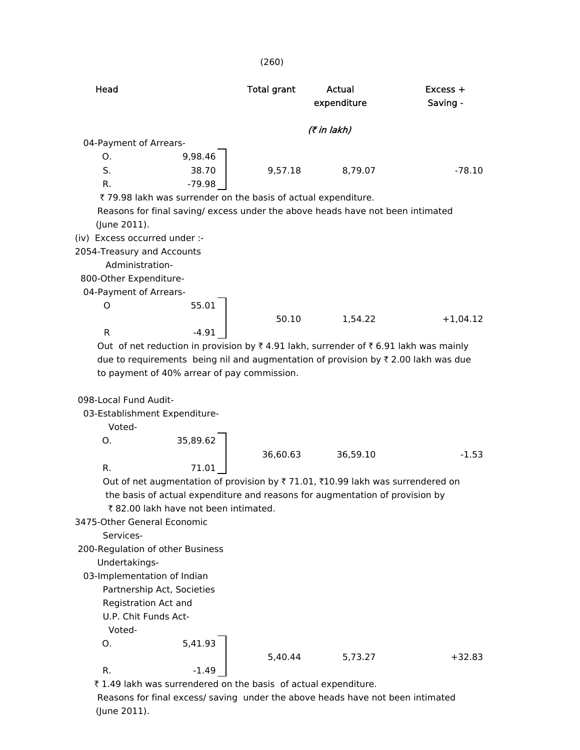| Head | | Total grant | Actual expenditure | Excess + Saving - |
|---|---|---|---|---|
| | | | *(₹ in lakh)* | |
| 04-Payment of Arrears- | | | | |
| O. | 9,98.46 | | | |
| S. | 38.70 | 9,57.18 | 8,79.07 | -78.10 |
| R. | -79.98 | | | |

₹ 79.98 lakh was surrender on the basis of actual expenditure.

Reasons for final saving/ excess under the above heads have not been intimated (June 2011).

(iv) Excess occurred under :-

| Head | | Total grant | Actual expenditure | Excess + Saving - |
|---|---|---|---|---|
| 2054-Treasury and Accounts Administration- | | | | |
| 800-Other Expenditure- | | | | |
| 04-Payment of Arrears- | | | | |
| O | 55.01 | 50.10 | 1,54.22 | +1,04.12 |
| R | -4.91 | | | |

Out of net reduction in provision by ₹ 4.91 lakh, surrender of ₹ 6.91 lakh was mainly due to requirements being nil and augmentation of provision by ₹ 2.00 lakh was due to payment of 40% arrear of pay commission.

| Head | | Total grant | Actual expenditure | Excess + Saving - |
|---|---|---|---|---|
| 098-Local Fund Audit- | | | | |
| 03-Establishment Expenditure- | | | | |
| Voted- | | | | |
| O. | 35,89.62 | 36,60.63 | 36,59.10 | -1.53 |
| R. | 71.01 | | | |

Out of net augmentation of provision by ₹ 71.01, ₹10.99 lakh was surrendered on the basis of actual expenditure and reasons for augmentation of provision by ₹ 82.00 lakh have not been intimated.

| Head | | Total grant | Actual expenditure | Excess + Saving - |
|---|---|---|---|---|
| 3475-Other General Economic Services- | | | | |
| 200-Regulation of other Business Undertakings- | | | | |
| 03-Implementation of Indian Partnership Act, Societies Registration Act and U.P. Chit Funds Act- | | | | |
| Voted- | | | | |
| O. | 5,41.93 | 5,40.44 | 5,73.27 | +32.83 |
| R. | -1.49 | | | |

₹ 1.49 lakh was surrendered on the basis of actual expenditure.

Reasons for final excess/ saving under the above heads have not been intimated (June 2011).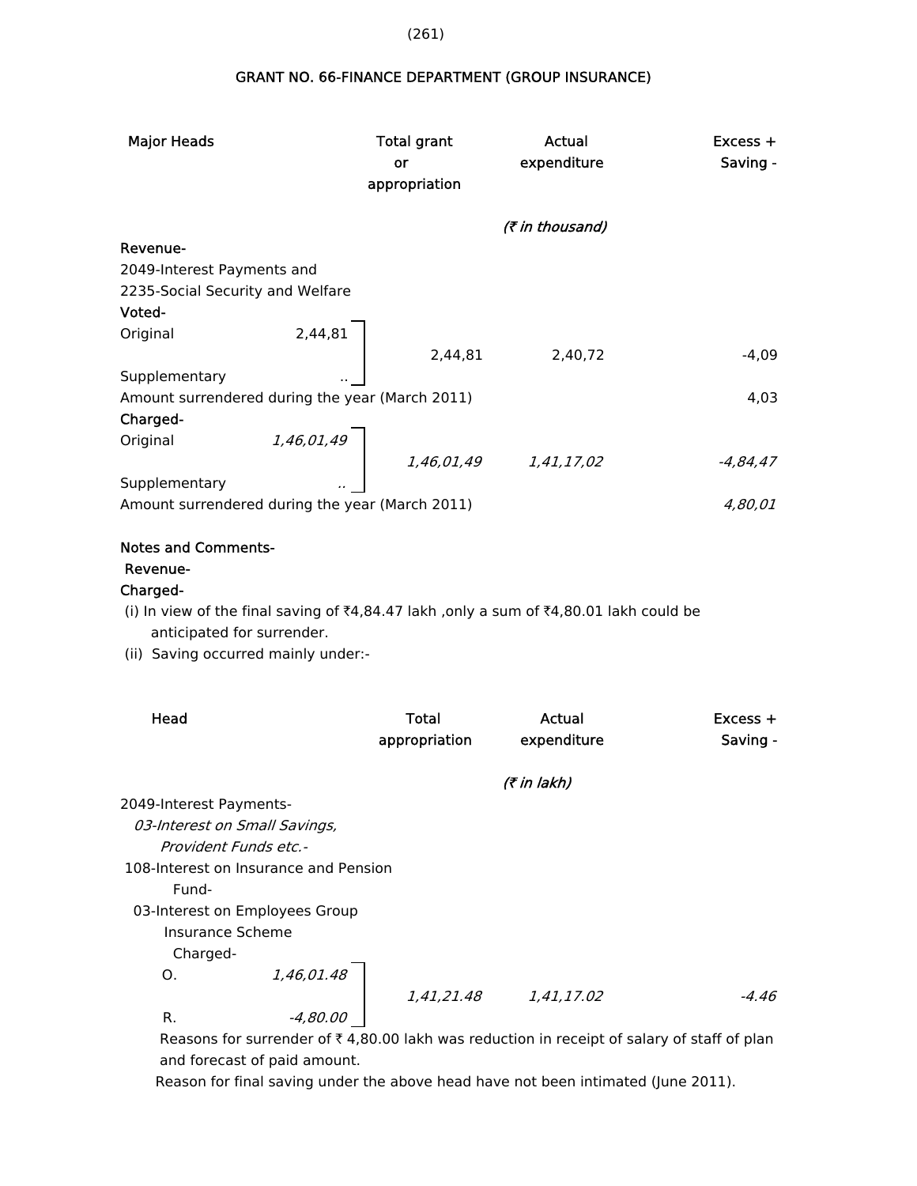## GRANT NO. 66-FINANCE DEPARTMENT (GROUP INSURANCE)

| Major Heads | | Total grant or appropriation | Actual expenditure | Excess + Saving - |
|---|---|---|---|---|
| | | | *(₹ in thousand)* | |
| **Revenue-** | | | | |
| 2049-Interest Payments and 2235-Social Security and Welfare | | | | |
| **Voted-** | | | | |
| Original | 2,44,81 | 2,44,81 | 2,40,72 | -4,09 |
| Supplementary | .. | | | |
| Amount surrendered during the year (March 2011) | | | | 4,03 |
| **Charged-** | | | | |
| Original | *1,46,01,49* | *1,46,01,49* | *1,41,17,02* | *-4,84,47* |
| Supplementary | *..* | | | |
| Amount surrendered during the year (March 2011) | | | | *4,80,01* |

**Notes and Comments-**

**Revenue-**

**Charged-**

(i) In view of the final saving of ₹4,84.47 lakh ,only a sum of ₹4,80.01 lakh could be anticipated for surrender.

(ii) Saving occurred mainly under:-

| Head | | Total appropriation | Actual expenditure | Excess + Saving - |
|---|---|---|---|---|
| | | | *(₹ in lakh)* | |
| 2049-Interest Payments- | | | | |
| *03-Interest on Small Savings, Provident Funds etc.-* | | | | |
| 108-Interest on Insurance and Pension Fund- | | | | |
| 03-Interest on Employees Group Insurance Scheme | | | | |
| Charged- | | | | |
| O. | *1,46,01.48* | *1,41,21.48* | *1,41,17.02* | *-4.46* |
| R. | *-4,80.00* | | | |

Reasons for surrender of ₹ 4,80.00 lakh was reduction in receipt of salary of staff of plan and forecast of paid amount.

Reason for final saving under the above head have not been intimated (June 2011).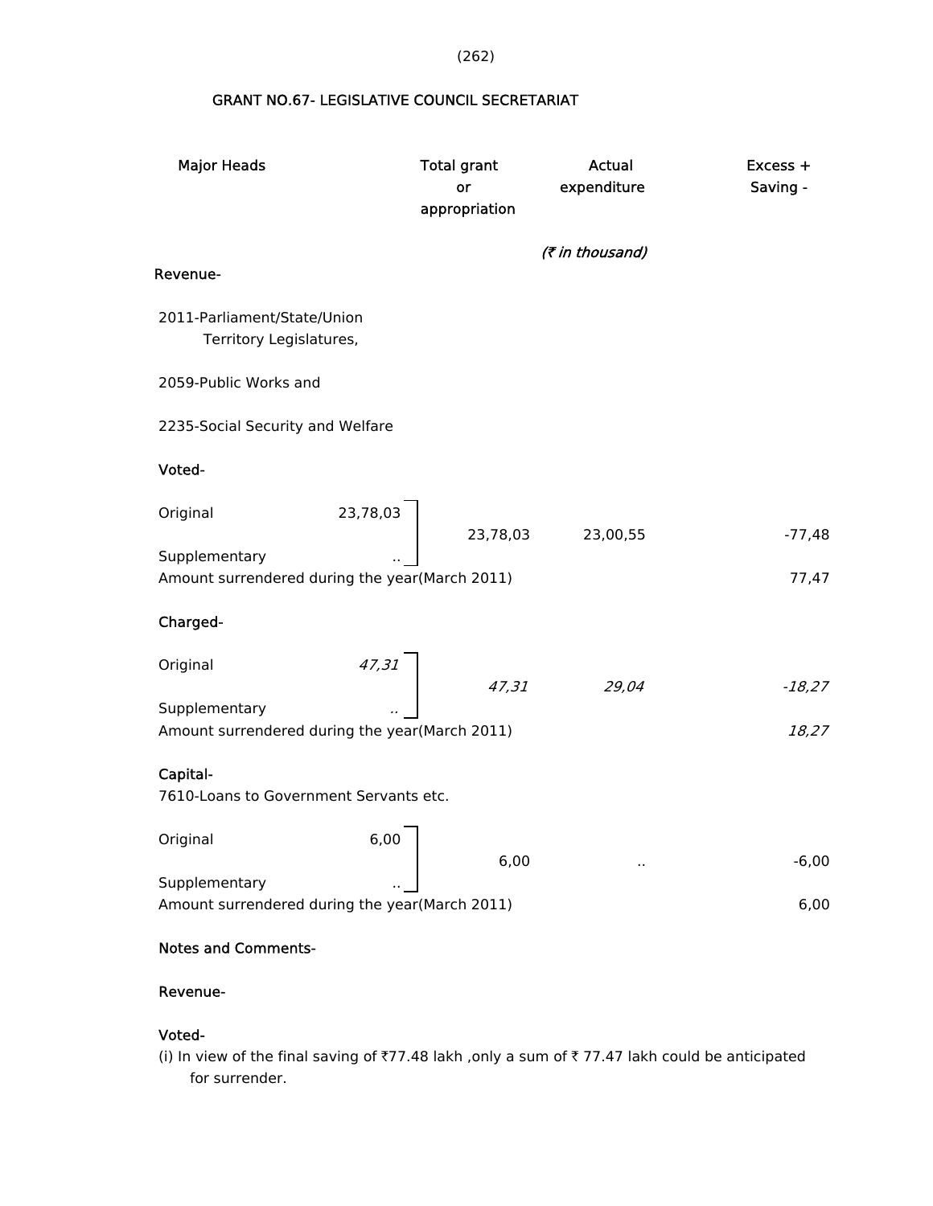## GRANT NO.67- LEGISLATIVE COUNCIL SECRETARIAT

| Major Heads | | Total grant or appropriation | Actual expenditure | Excess + Saving - |
|---|---|---|---|---|
| | | | *(₹ in thousand)* | |
| **Revenue-** | | | | |
| 2011-Parliament/State/Union Territory Legislatures, | | | | |
| 2059-Public Works and | | | | |
| 2235-Social Security and Welfare | | | | |
| **Voted-** | | | | |
| Original | 23,78,03 | 23,78,03 | 23,00,55 | -77,48 |
| Supplementary | .. | | | |
| Amount surrendered during the year(March 2011) | | | | 77,47 |
| **Charged-** | | | | |
| Original | *47,31* | *47,31* | *29,04* | *-18,27* |
| Supplementary | *..* | | | |
| Amount surrendered during the year(March 2011) | | | | *18,27* |
| **Capital-** | | | | |
| 7610-Loans to Government Servants etc. | | | | |
| Original | 6,00 | 6,00 | .. | -6,00 |
| Supplementary | .. | | | |
| Amount surrendered during the year(March 2011) | | | | 6,00 |

**Notes and Comments-**

**Revenue-**

**Voted-**

(i) In view of the final saving of ₹77.48 lakh ,only a sum of ₹ 77.47 lakh could be anticipated for surrender.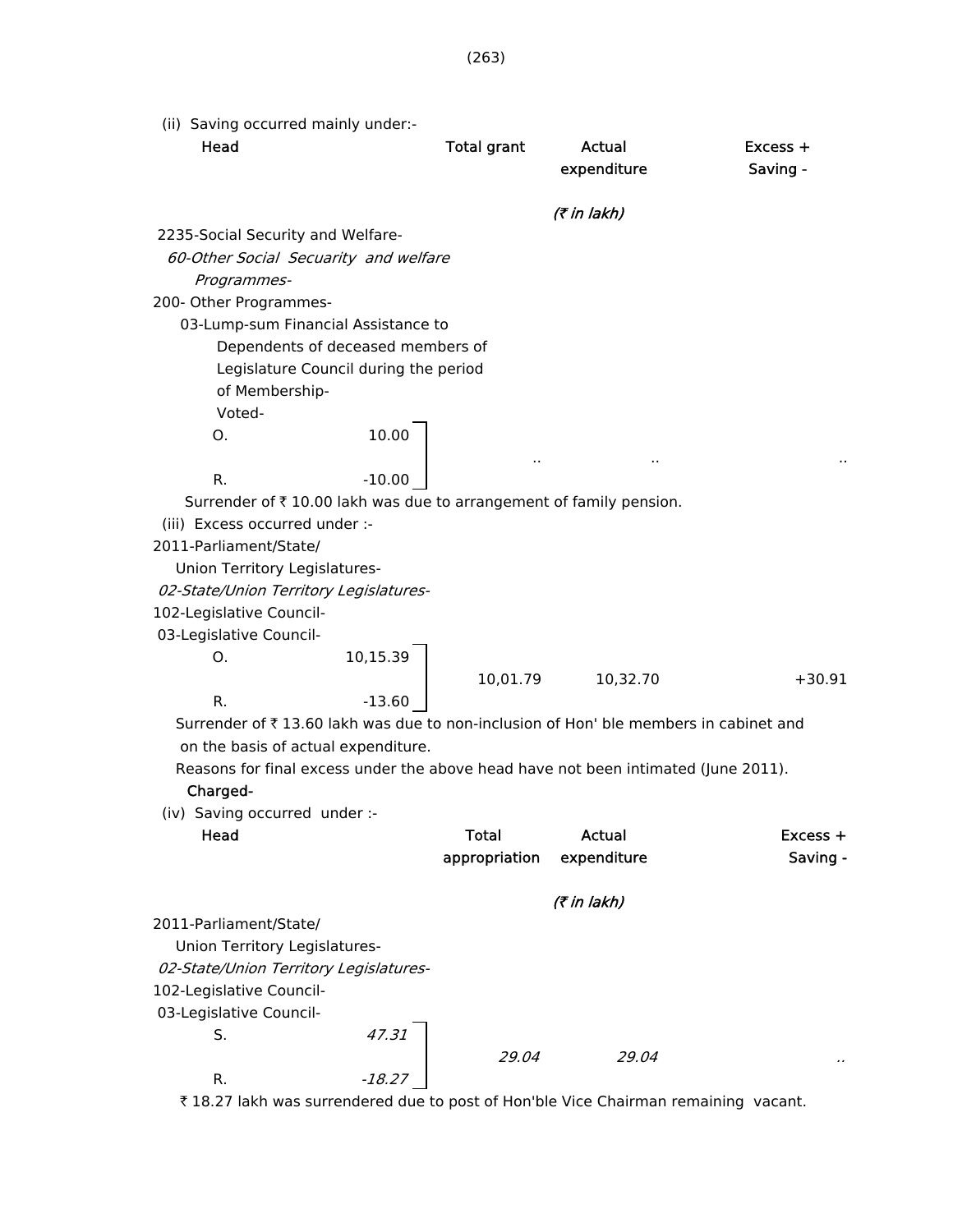(ii) Saving occurred mainly under:-

| Head | | Total grant | Actual expenditure | Excess + Saving - |
|---|---|---|---|---|
| | | | (₹ in lakh) | |
| 2235-Social Security and Welfare- | | | | |
| *60-Other Social Secuarity and welfare Programmes-* | | | | |
| 200- Other Programmes- | | | | |
| 03-Lump-sum Financial Assistance to Dependents of deceased members of Legislature Council during the period of Membership- | | | | |
| Voted- | | | | |
| O. | 10.00 | .. | .. | .. |
| R. | -10.00 | | | |

Surrender of ₹ 10.00 lakh was due to arrangement of family pension.

(iii) Excess occurred under :-

| Head | | Total grant | Actual expenditure | Excess + Saving - |
|---|---|---|---|---|
| 2011-Parliament/State/ Union Territory Legislatures- | | | | |
| *02-State/Union Territory Legislatures-* | | | | |
| 102-Legislative Council- | | | | |
| 03-Legislative Council- | | | | |
| O. | 10,15.39 | 10,01.79 | 10,32.70 | +30.91 |
| R. | -13.60 | | | |

Surrender of ₹ 13.60 lakh was due to non-inclusion of Hon' ble members in cabinet and on the basis of actual expenditure.

Reasons for final excess under the above head have not been intimated (June 2011).

**Charged-**

(iv) Saving occurred under :-

| Head | | Total appropriation | Actual expenditure | Excess + Saving - |
|---|---|---|---|---|
| | | | (₹ in lakh) | |
| 2011-Parliament/State/ Union Territory Legislatures- | | | | |
| *02-State/Union Territory Legislatures-* | | | | |
| 102-Legislative Council- | | | | |
| 03-Legislative Council- | | | | |
| S. | *47.31* | *29.04* | *29.04* | *..* |
| R. | *-18.27* | | | |

₹ 18.27 lakh was surrendered due to post of Hon'ble Vice Chairman remaining vacant.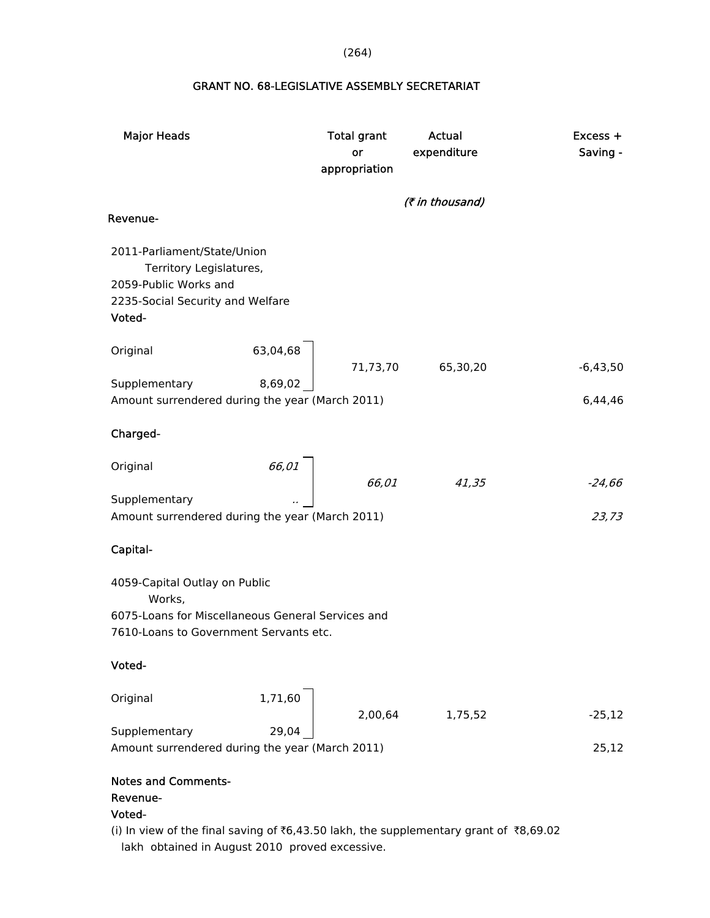## GRANT NO. 68-LEGISLATIVE ASSEMBLY SECRETARIAT

| Major Heads | | Total grant or appropriation | Actual expenditure | Excess + Saving - |
|---|---|---|---|---|
| | | | *(₹ in thousand)* | |
| **Revenue-** | | | | |
| 2011-Parliament/State/Union Territory Legislatures, 2059-Public Works and 2235-Social Security and Welfare | | | | |
| **Voted-** | | | | |
| Original | 63,04,68 | 71,73,70 | 65,30,20 | -6,43,50 |
| Supplementary | 8,69,02 | | | |
| Amount surrendered during the year (March 2011) | | | | 6,44,46 |
| **Charged-** | | | | |
| Original | *66,01* | *66,01* | *41,35* | *-24,66* |
| Supplementary | *..* | | | |
| Amount surrendered during the year (March 2011) | | | | *23,73* |
| **Capital-** | | | | |
| 4059-Capital Outlay on Public Works, 6075-Loans for Miscellaneous General Services and 7610-Loans to Government Servants etc. | | | | |
| **Voted-** | | | | |
| Original | 1,71,60 | 2,00,64 | 1,75,52 | -25,12 |
| Supplementary | 29,04 | | | |
| Amount surrendered during the year (March 2011) | | | | 25,12 |

**Notes and Comments-**

**Revenue-**

**Voted-**

(i) In view of the final saving of ₹6,43.50 lakh, the supplementary grant of ₹8,69.02 lakh obtained in August 2010 proved excessive.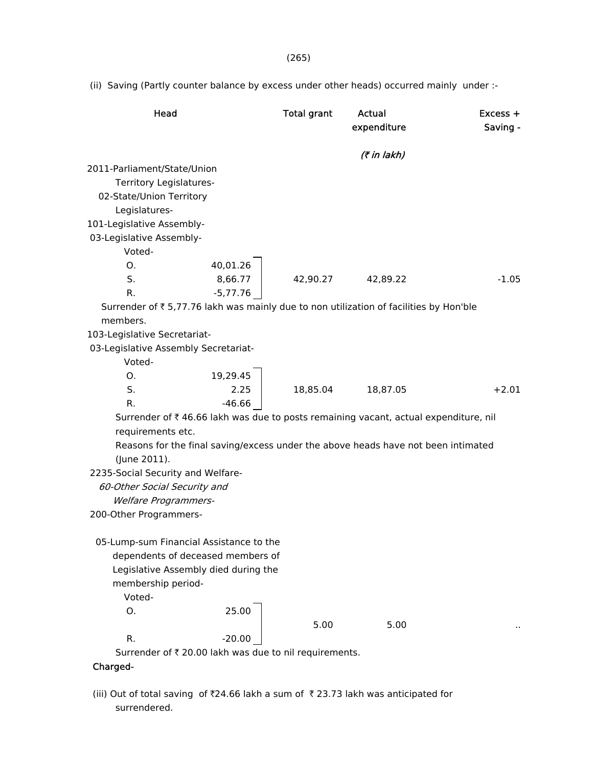(ii) Saving (Partly counter balance by excess under other heads) occurred mainly under :-

| Head | | Total grant | Actual expenditure | Excess + Saving - |
|---|---|---|---|---|
| | | | *(₹ in lakh)* | |
| 2011-Parliament/State/Union Territory Legislatures- | | | | |
| 02-State/Union Territory Legislatures- | | | | |
| 101-Legislative Assembly- | | | | |
| 03-Legislative Assembly- | | | | |
| Voted- | | | | |
| O. | 40,01.26 | | | |
| S. | 8,66.77 | 42,90.27 | 42,89.22 | -1.05 |
| R. | -5,77.76 | | | |

Surrender of ₹ 5,77.76 lakh was mainly due to non utilization of facilities by Hon'ble members.

| Head | | Total grant | Actual expenditure | Excess + Saving - |
|---|---|---|---|---|
| 103-Legislative Secretariat- | | | | |
| 03-Legislative Assembly Secretariat- | | | | |
| Voted- | | | | |
| O. | 19,29.45 | | | |
| S. | 2.25 | 18,85.04 | 18,87.05 | +2.01 |
| R. | -46.66 | | | |

Surrender of ₹ 46.66 lakh was due to posts remaining vacant, actual expenditure, nil requirements etc.

Reasons for the final saving/excess under the above heads have not been intimated (June 2011).

| Head | | Total grant | Actual expenditure | Excess + Saving - |
|---|---|---|---|---|
| 2235-Social Security and Welfare- | | | | |
| *60-Other Social Security and Welfare Programmers-* | | | | |
| 200-Other Programmers- | | | | |
| 05-Lump-sum Financial Assistance to the dependents of deceased members of Legislative Assembly died during the membership period- | | | | |
| Voted- | | | | |
| O. | 25.00 | 5.00 | 5.00 | .. |
| R. | -20.00 | | | |

Surrender of ₹ 20.00 lakh was due to nil requirements.

**Charged-**

(iii) Out of total saving of ₹24.66 lakh a sum of ₹ 23.73 lakh was anticipated for surrendered.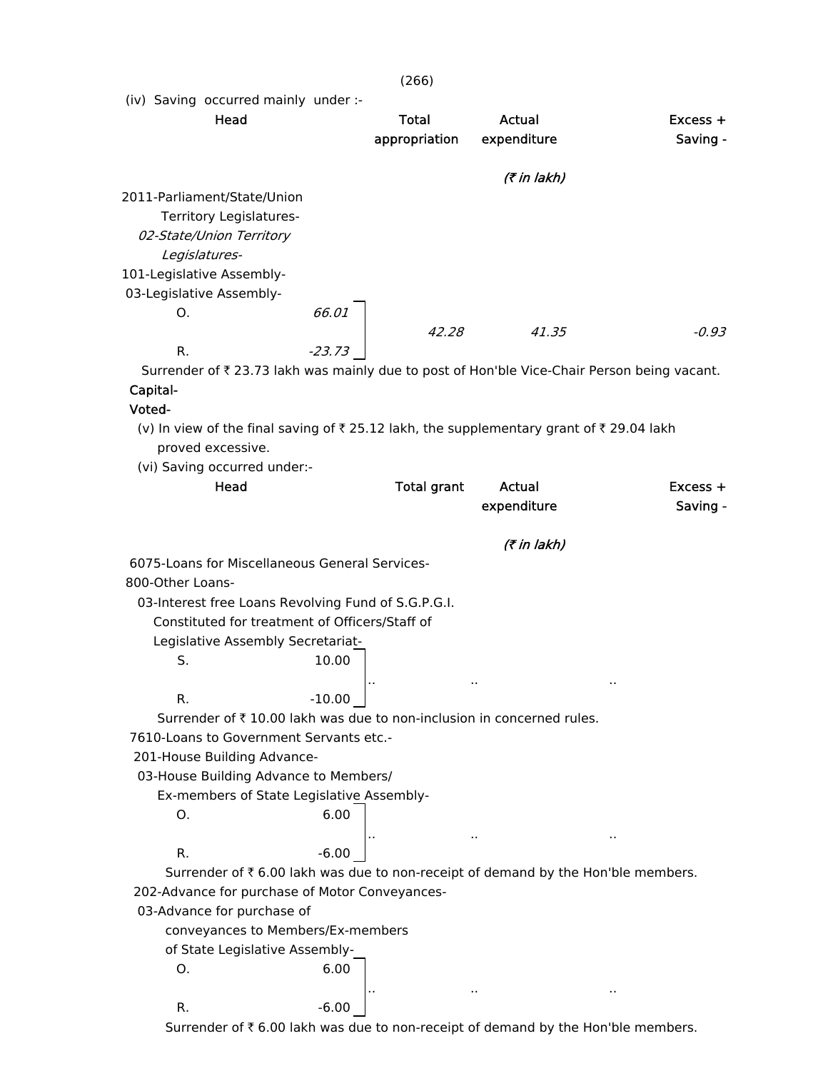(iv) Saving occurred mainly under :-

| Head | | Total appropriation | Actual expenditure | Excess + Saving - |
|---|---|---|---|---|
| | | | *(₹ in lakh)* | |
| 2011-Parliament/State/Union Territory Legislatures- *02-State/Union Territory Legislatures-* 101-Legislative Assembly- 03-Legislative Assembly- | | | | |
| O. | *66.01* | *42.28* | *41.35* | *-0.93* |
| R. | *-23.73* | | | |

Surrender of ₹ 23.73 lakh was mainly due to post of Hon'ble Vice-Chair Person being vacant.

**Capital-**

**Voted-**

(v) In view of the final saving of ₹ 25.12 lakh, the supplementary grant of ₹ 29.04 lakh proved excessive.

(vi) Saving occurred under:-

| Head | | Total grant | Actual expenditure | Excess + Saving - |
|---|---|---|---|---|
| | | | *(₹ in lakh)* | |
| 6075-Loans for Miscellaneous General Services- 800-Other Loans- 03-Interest free Loans Revolving Fund of S.G.P.G.I. Constituted for treatment of Officers/Staff of Legislative Assembly Secretariat- | | | | |
| S. | 10.00 | .. | .. | .. |
| R. | -10.00 | | | |

Surrender of ₹ 10.00 lakh was due to non-inclusion in concerned rules.

| Head | | Total grant | Actual expenditure | Excess + Saving - |
|---|---|---|---|---|
| 7610-Loans to Government Servants etc.- 201-House Building Advance- 03-House Building Advance to Members/ Ex-members of State Legislative Assembly- | | | | |
| O. | 6.00 | .. | .. | .. |
| R. | -6.00 | | | |

Surrender of ₹ 6.00 lakh was due to non-receipt of demand by the Hon'ble members.

| Head | | Total grant | Actual expenditure | Excess + Saving - |
|---|---|---|---|---|
| 202-Advance for purchase of Motor Conveyances- 03-Advance for purchase of conveyances to Members/Ex-members of State Legislative Assembly- | | | | |
| O. | 6.00 | .. | .. | .. |
| R. | -6.00 | | | |

Surrender of ₹ 6.00 lakh was due to non-receipt of demand by the Hon'ble members.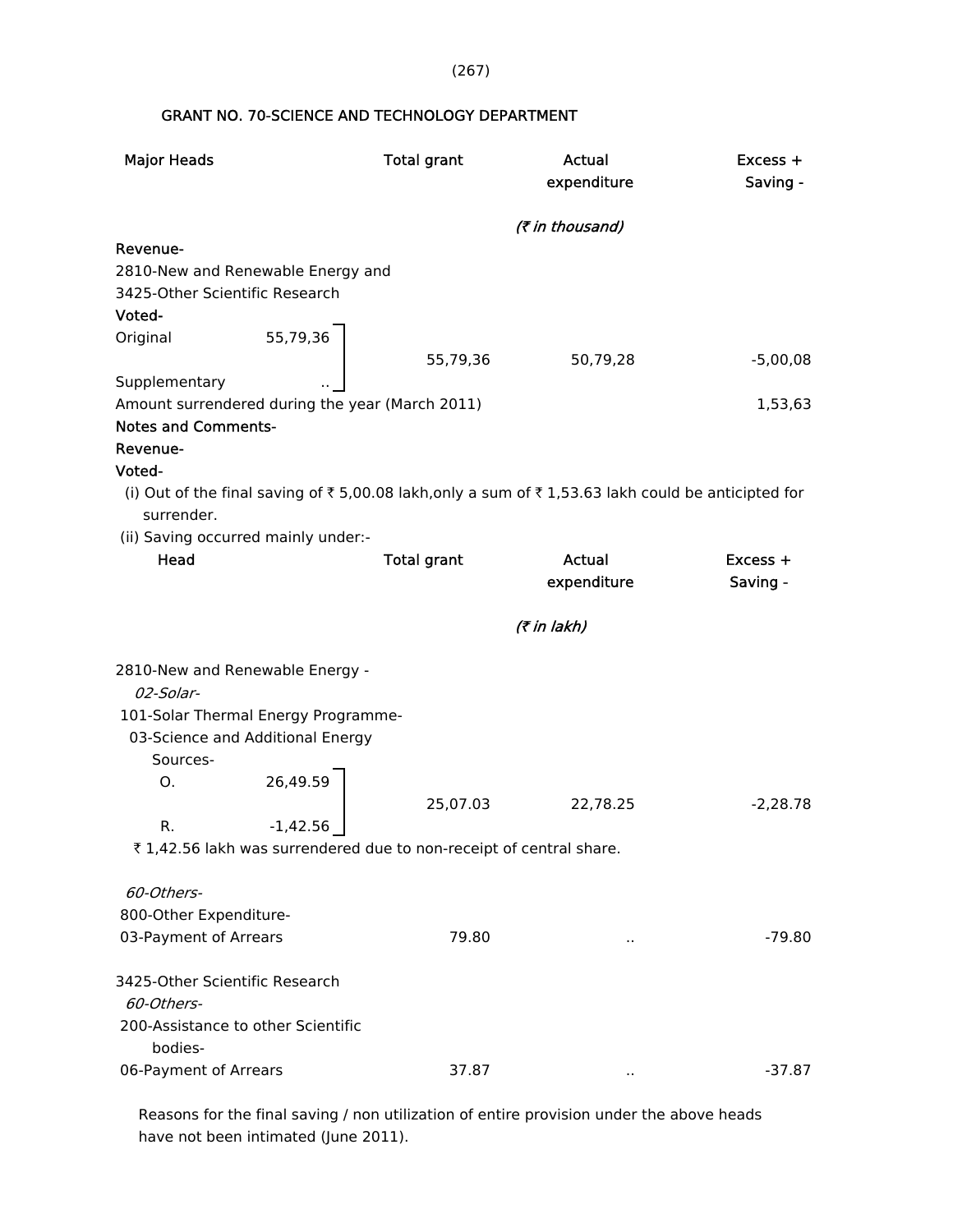## GRANT NO. 70-SCIENCE AND TECHNOLOGY DEPARTMENT

| Major Heads | | Total grant | Actual expenditure | Excess + Saving - |
|---|---|---|---|---|
| | | | *(₹ in thousand)* | |
| **Revenue-** | | | | |
| 2810-New and Renewable Energy and 3425-Other Scientific Research | | | | |
| **Voted-** | | | | |
| Original | 55,79,36 | 55,79,36 | 50,79,28 | -5,00,08 |
| Supplementary | .. | | | |
| Amount surrendered during the year (March 2011) | | | | 1,53,63 |

**Notes and Comments-**

**Revenue-**

**Voted-**

(i) Out of the final saving of ₹ 5,00.08 lakh,only a sum of ₹ 1,53.63 lakh could be anticipted for surrender.

(ii) Saving occurred mainly under:-

| Head | | Total grant | Actual expenditure | Excess + Saving - |
|---|---|---|---|---|
| | | | *(₹ in lakh)* | |
| 2810-New and Renewable Energy - | | | | |
| *02-Solar-* | | | | |
| 101-Solar Thermal Energy Programme- | | | | |
| 03-Science and Additional Energy Sources- | | | | |
| O. | 26,49.59 | 25,07.03 | 22,78.25 | -2,28.78 |
| R. | -1,42.56 | | | |

₹ 1,42.56 lakh was surrendered due to non-receipt of central share.

| Head | Total grant | Actual expenditure | Excess + Saving - |
|---|---|---|---|
| *60-Others-* | | | |
| 800-Other Expenditure- | | | |
| 03-Payment of Arrears | 79.80 | .. | -79.80 |
| 3425-Other Scientific Research | | | |
| *60-Others-* | | | |
| 200-Assistance to other Scientific bodies- | | | |
| 06-Payment of Arrears | 37.87 | .. | -37.87 |

Reasons for the final saving / non utilization of entire provision under the above heads have not been intimated (June 2011).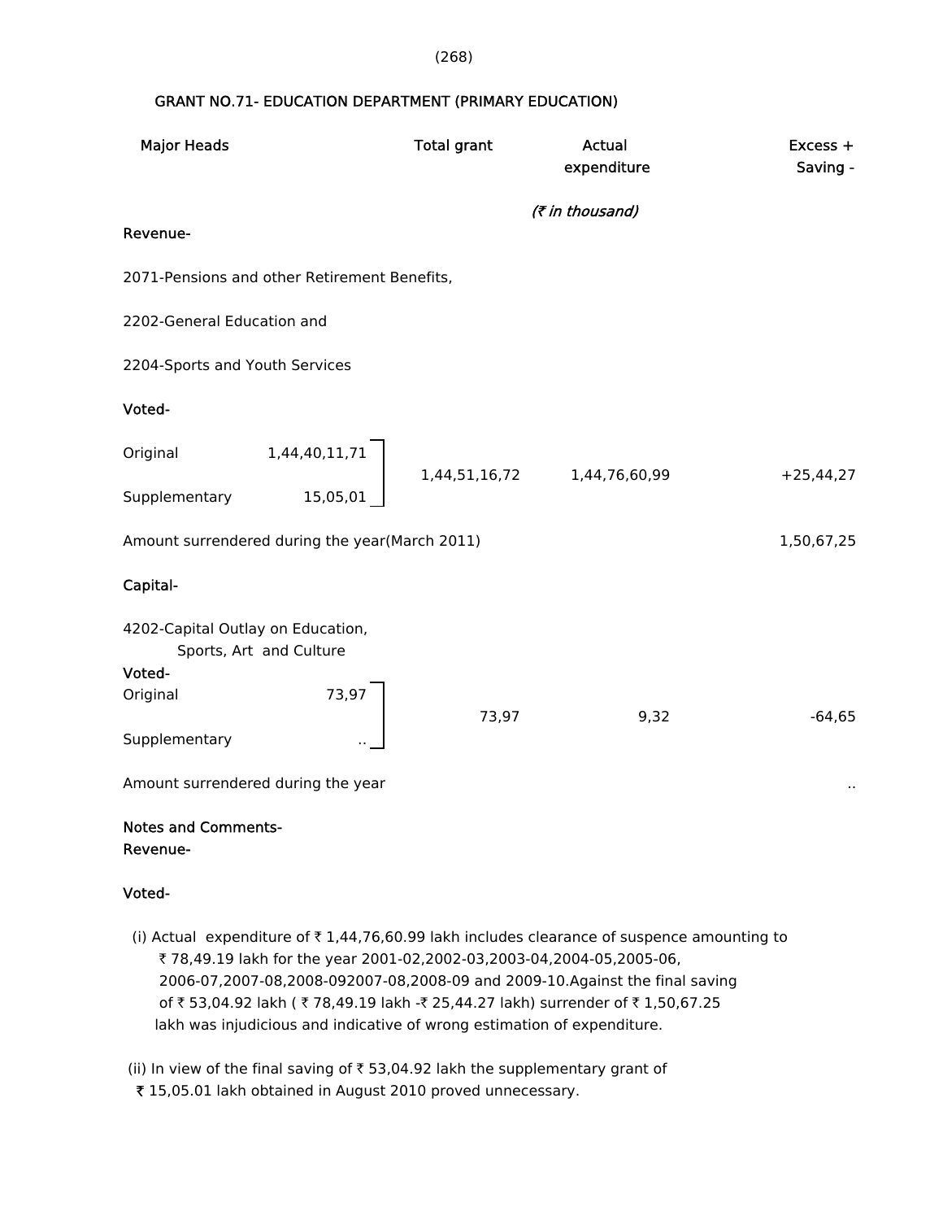## GRANT NO.71- EDUCATION DEPARTMENT (PRIMARY EDUCATION)

| Major Heads | | Total grant | Actual expenditure | Excess + Saving - |
|---|---|---|---|---|
| | | | *(₹ in thousand)* | |
| **Revenue-** | | | | |
| 2071-Pensions and other Retirement Benefits, | | | | |
| 2202-General Education and | | | | |
| 2204-Sports and Youth Services | | | | |
| **Voted-** | | | | |
| Original | 1,44,40,11,71 | 1,44,51,16,72 | 1,44,76,60,99 | +25,44,27 |
| Supplementary | 15,05,01 | | | |
| Amount surrendered during the year(March 2011) | | | | 1,50,67,25 |
| **Capital-** | | | | |
| 4202-Capital Outlay on Education, Sports, Art and Culture | | | | |
| **Voted-** | | | | |
| Original | 73,97 | 73,97 | 9,32 | -64,65 |
| Supplementary | .. | | | |
| Amount surrendered during the year | | | | .. |

**Notes and Comments-**

**Revenue-**

**Voted-**

(i) Actual expenditure of ₹ 1,44,76,60.99 lakh includes clearance of suspence amounting to ₹ 78,49.19 lakh for the year 2001-02,2002-03,2003-04,2004-05,2005-06, 2006-07,2007-08,2008-092007-08,2008-09 and 2009-10.Against the final saving of ₹ 53,04.92 lakh ( ₹ 78,49.19 lakh -₹ 25,44.27 lakh) surrender of ₹ 1,50,67.25 lakh was injudicious and indicative of wrong estimation of expenditure.

(ii) In view of the final saving of ₹ 53,04.92 lakh the supplementary grant of ₹ 15,05.01 lakh obtained in August 2010 proved unnecessary.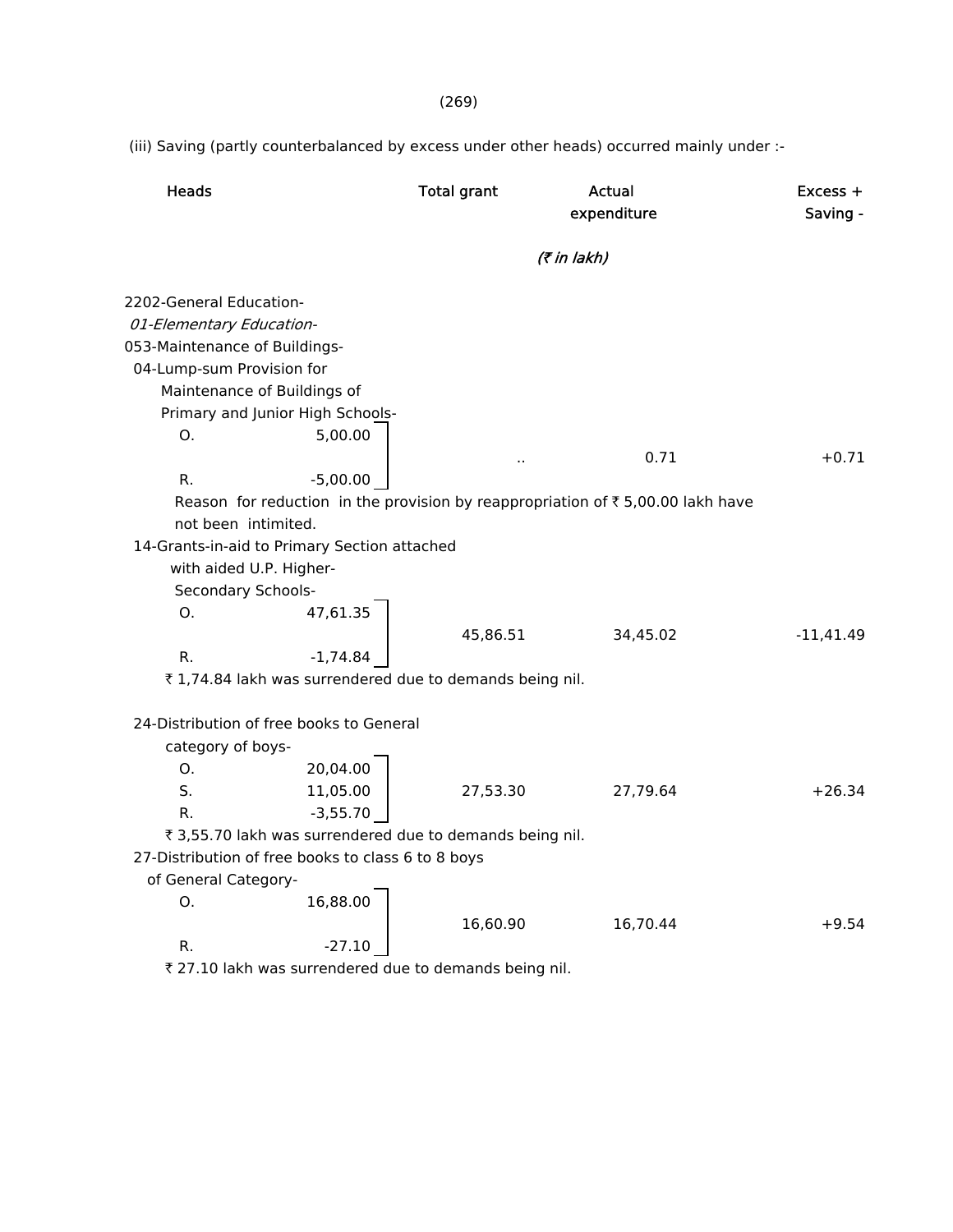(iii) Saving (partly counterbalanced by excess under other heads) occurred mainly under :-

| Heads | | Total grant | Actual expenditure | Excess + Saving - |
|---|---|---|---|---|
| | | *(₹ in lakh)* | | |
| 2202-General Education- | | | | |
| *01-Elementary Education-* | | | | |
| 053-Maintenance of Buildings- | | | | |
| 04-Lump-sum Provision for Maintenance of Buildings of Primary and Junior High Schools- | | | | |
| O. | 5,00.00 | .. | 0.71 | +0.71 |
| R. | -5,00.00 | | | |

Reason for reduction in the provision by reappropriation of ₹ 5,00.00 lakh have not been intimited.

| Heads | | Total grant | Actual expenditure | Excess + Saving - |
|---|---|---|---|---|
| 14-Grants-in-aid to Primary Section attached with aided U.P. Higher-Secondary Schools- | | | | |
| O. | 47,61.35 | 45,86.51 | 34,45.02 | -11,41.49 |
| R. | -1,74.84 | | | |

₹ 1,74.84 lakh was surrendered due to demands being nil.

| Heads | | Total grant | Actual expenditure | Excess + Saving - |
|---|---|---|---|---|
| 24-Distribution of free books to General category of boys- | | | | |
| O. | 20,04.00 | 27,53.30 | 27,79.64 | +26.34 |
| S. | 11,05.00 | | | |
| R. | -3,55.70 | | | |

₹ 3,55.70 lakh was surrendered due to demands being nil.

| Heads | | Total grant | Actual expenditure | Excess + Saving - |
|---|---|---|---|---|
| 27-Distribution of free books to class 6 to 8 boys of General Category- | | | | |
| O. | 16,88.00 | 16,60.90 | 16,70.44 | +9.54 |
| R. | -27.10 | | | |

₹ 27.10 lakh was surrendered due to demands being nil.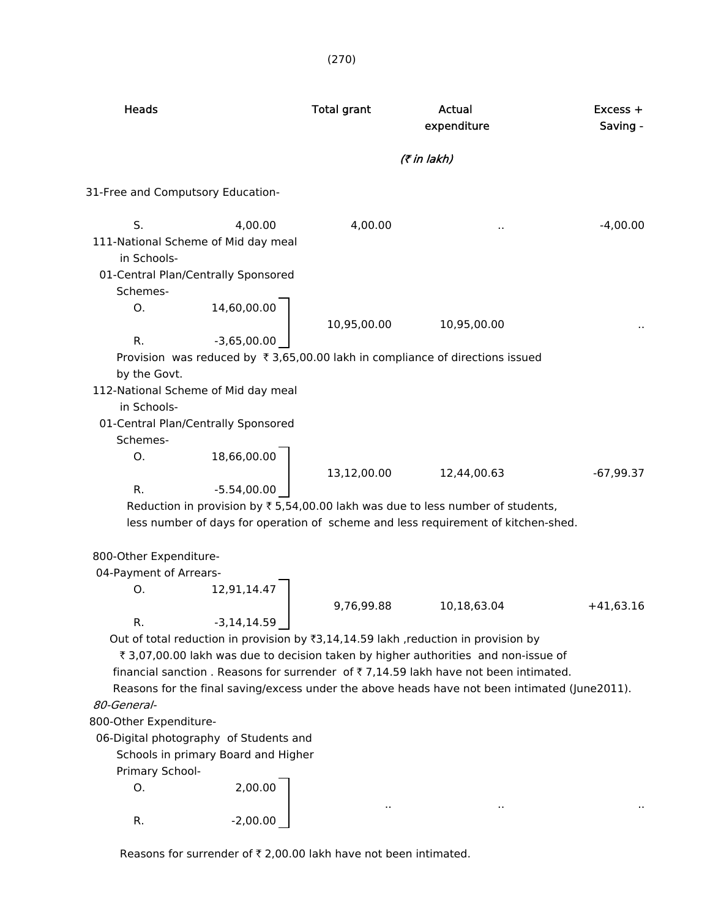| Heads | | Total grant | Actual expenditure | Excess + Saving - |
|---|---|---|---|---|
| | | | (₹ in lakh) | |
| 31-Free and Computsory Education- | | | | |
| S. | 4,00.00 | 4,00.00 | .. | -4,00.00 |
| 111-National Scheme of Mid day meal in Schools- | | | | |
| 01-Central Plan/Centrally Sponsored Schemes- | | | | |
| O. | 14,60,00.00 | | | |
| R. | -3,65,00.00 | 10,95,00.00 | 10,95,00.00 | .. |

Provision was reduced by ₹ 3,65,00.00 lakh in compliance of directions issued by the Govt.

| Heads | | Total grant | Actual expenditure | Excess + Saving - |
|---|---|---|---|---|
| 112-National Scheme of Mid day meal in Schools- | | | | |
| 01-Central Plan/Centrally Sponsored Schemes- | | | | |
| O. | 18,66,00.00 | | | |
| R. | -5.54,00.00 | 13,12,00.00 | 12,44,00.63 | -67,99.37 |

Reduction in provision by ₹ 5,54,00.00 lakh was due to less number of students, less number of days for operation of scheme and less requirement of kitchen-shed.

| Heads | | Total grant | Actual expenditure | Excess + Saving - |
|---|---|---|---|---|
| 800-Other Expenditure- | | | | |
| 04-Payment of Arrears- | | | | |
| O. | 12,91,14.47 | | | |
| R. | -3,14,14.59 | 9,76,99.88 | 10,18,63.04 | +41,63.16 |

Out of total reduction in provision by ₹3,14,14.59 lakh ,reduction in provision by ₹ 3,07,00.00 lakh was due to decision taken by higher authorities and non-issue of financial sanction . Reasons for surrender of ₹ 7,14.59 lakh have not been intimated.

Reasons for the final saving/excess under the above heads have not been intimated (June2011).

*80-General-*

| Heads | | Total grant | Actual expenditure | Excess + Saving - |
|---|---|---|---|---|
| 800-Other Expenditure- | | | | |
| 06-Digital photography of Students and Schools in primary Board and Higher Primary School- | | | | |
| O. | 2,00.00 | | | |
| R. | -2,00.00 | .. | .. | .. |

Reasons for surrender of ₹ 2,00.00 lakh have not been intimated.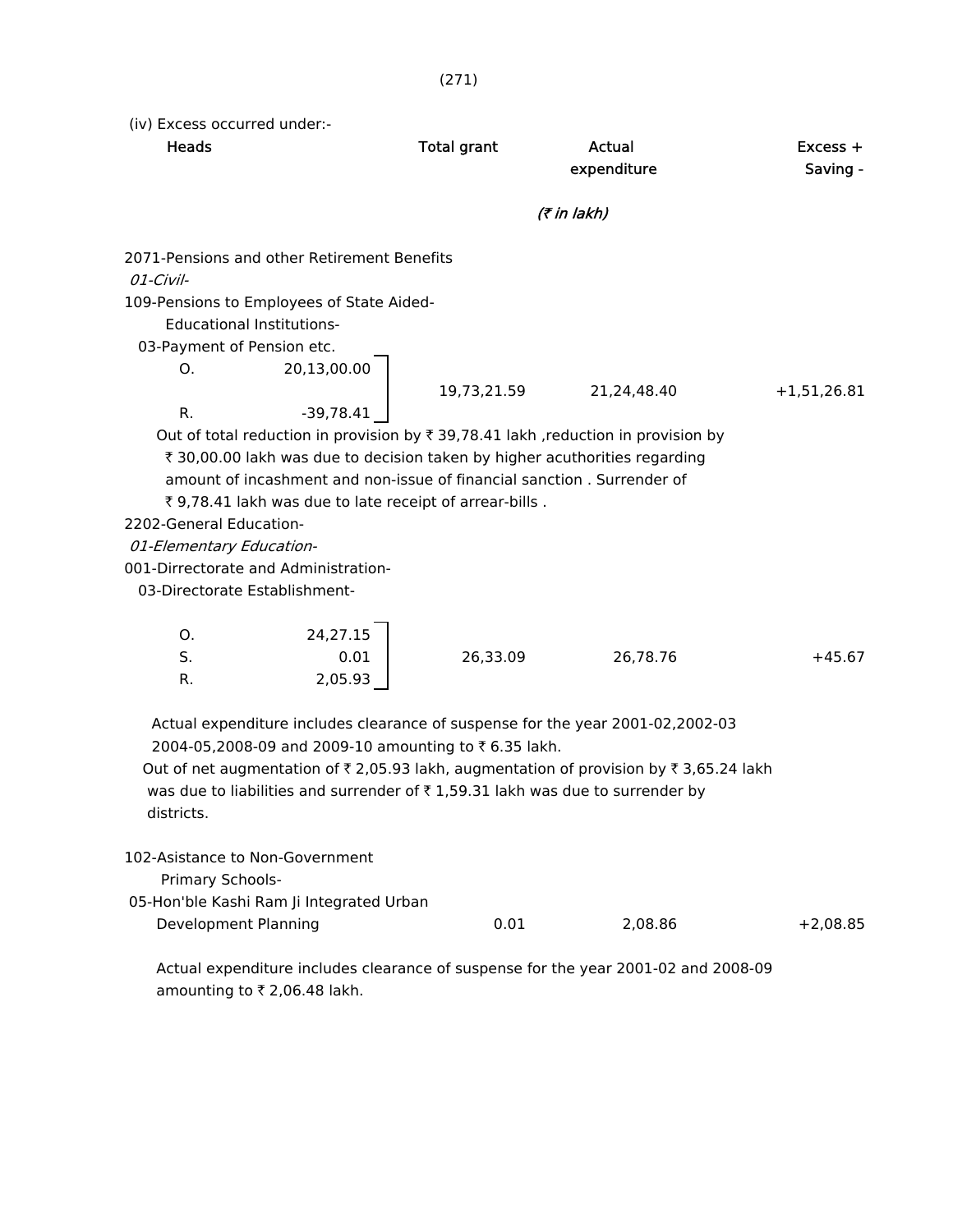(iv) Excess occurred under:-

| Heads | | Total grant | Actual expenditure | Excess + Saving - |
|---|---|---|---|---|
| | | | *(₹ in lakh)* | |
| 2071-Pensions and other Retirement Benefits | | | | |
| *01-Civil-* | | | | |
| 109-Pensions to Employees of State Aided-Educational Institutions- | | | | |
| 03-Payment of Pension etc. | | | | |
| O. | 20,13,00.00 | 19,73,21.59 | 21,24,48.40 | +1,51,26.81 |
| R. | -39,78.41 | | | |

Out of total reduction in provision by ₹ 39,78.41 lakh ,reduction in provision by ₹ 30,00.00 lakh was due to decision taken by higher acuthorities regarding amount of incashment and non-issue of financial sanction . Surrender of ₹ 9,78.41 lakh was due to late receipt of arrear-bills .

| Heads | | Total grant | Actual expenditure | Excess + Saving - |
|---|---|---|---|---|
| 2202-General Education- | | | | |
| *01-Elementary Education-* | | | | |
| 001-Dirrectorate and Administration- | | | | |
| 03-Directorate Establishment- | | | | |
| O. | 24,27.15 | | | |
| S. | 0.01 | 26,33.09 | 26,78.76 | +45.67 |
| R. | 2,05.93 | | | |

Actual expenditure includes clearance of suspense for the year 2001-02,2002-03 2004-05,2008-09 and 2009-10 amounting to ₹ 6.35 lakh.

Out of net augmentation of ₹ 2,05.93 lakh, augmentation of provision by ₹ 3,65.24 lakh was due to liabilities and surrender of ₹ 1,59.31 lakh was due to surrender by districts.

| Heads | Total grant | Actual expenditure | Excess + Saving - |
|---|---|---|---|
| 102-Asistance to Non-Government Primary Schools- | | | |
| 05-Hon'ble Kashi Ram Ji Integrated Urban Development Planning | 0.01 | 2,08.86 | +2,08.85 |

Actual expenditure includes clearance of suspense for the year 2001-02 and 2008-09 amounting to ₹ 2,06.48 lakh.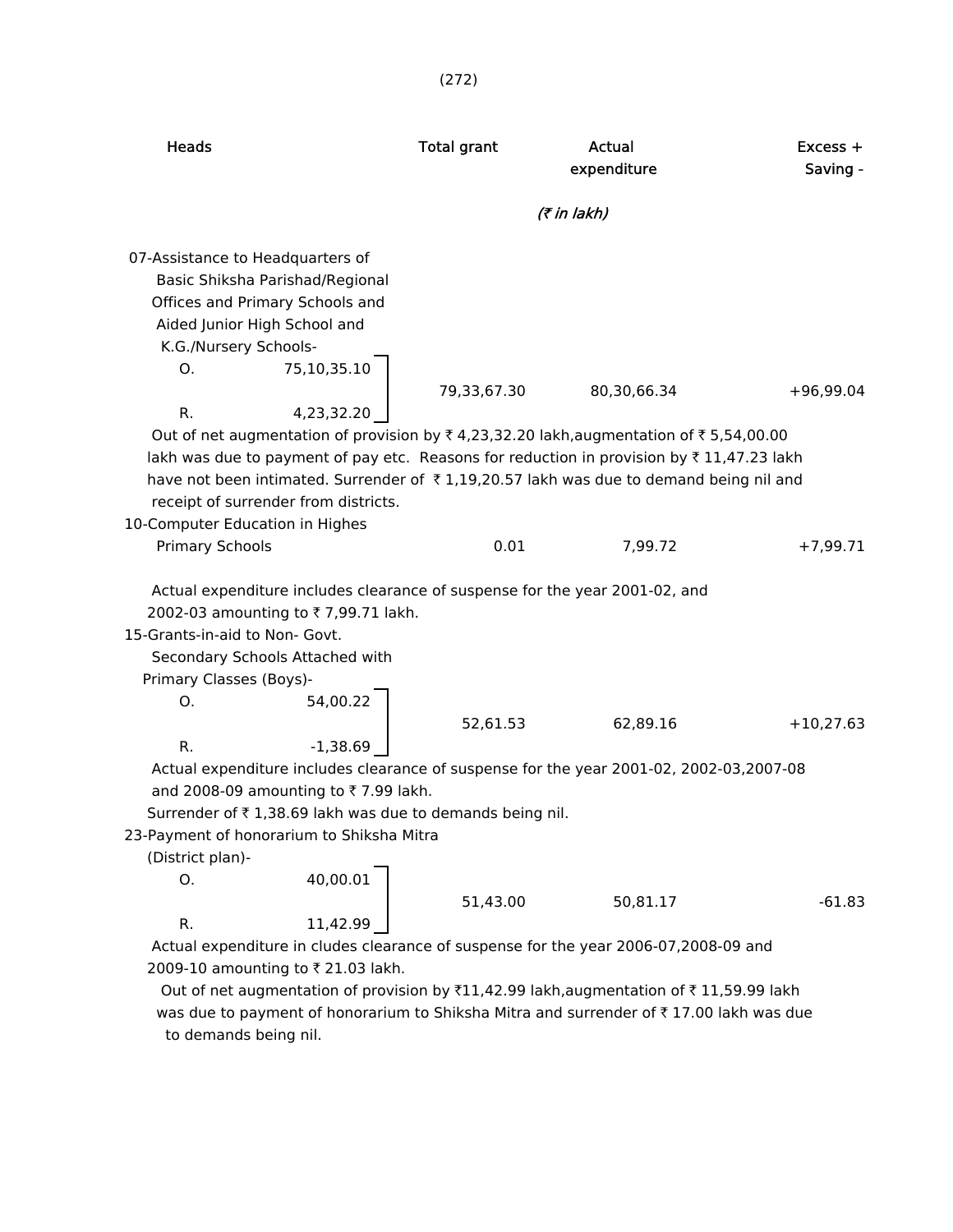| Heads | Total grant | Actual expenditure | Excess + Saving - |
|---|---|---|---|
| | (₹ in lakh) | | |
| 07-Assistance to Headquarters of Basic Shiksha Parishad/Regional Offices and Primary Schools and Aided Junior High School and K.G./Nursery Schools- | | | |
| O. 75,10,35.10 | | | |
| R. 4,23,32.20 | 79,33,67.30 | 80,30,66.34 | +96,99.04 |

Out of net augmentation of provision by ₹ 4,23,32.20 lakh,augmentation of ₹ 5,54,00.00 lakh was due to payment of pay etc. Reasons for reduction in provision by ₹ 11,47.23 lakh have not been intimated. Surrender of ₹ 1,19,20.57 lakh was due to demand being nil and receipt of surrender from districts.

| Heads | Total grant | Actual expenditure | Excess + Saving - |
|---|---|---|---|
| 10-Computer Education in Highes Primary Schools | 0.01 | 7,99.72 | +7,99.71 |

Actual expenditure includes clearance of suspense for the year 2001-02, and 2002-03 amounting to ₹ 7,99.71 lakh.

| Heads | Total grant | Actual expenditure | Excess + Saving - |
|---|---|---|---|
| 15-Grants-in-aid to Non- Govt. Secondary Schools Attached with Primary Classes (Boys)- | | | |
| O. 54,00.22 | | | |
| R. -1,38.69 | 52,61.53 | 62,89.16 | +10,27.63 |

Actual expenditure includes clearance of suspense for the year 2001-02, 2002-03,2007-08 and 2008-09 amounting to ₹ 7.99 lakh.

Surrender of ₹ 1,38.69 lakh was due to demands being nil.

| Heads | Total grant | Actual expenditure | Excess + Saving - |
|---|---|---|---|
| 23-Payment of honorarium to Shiksha Mitra (District plan)- | | | |
| O. 40,00.01 | | | |
| R. 11,42.99 | 51,43.00 | 50,81.17 | -61.83 |

Actual expenditure in cludes clearance of suspense for the year 2006-07,2008-09 and 2009-10 amounting to ₹ 21.03 lakh.

Out of net augmentation of provision by ₹11,42.99 lakh,augmentation of ₹ 11,59.99 lakh was due to payment of honorarium to Shiksha Mitra and surrender of ₹ 17.00 lakh was due to demands being nil.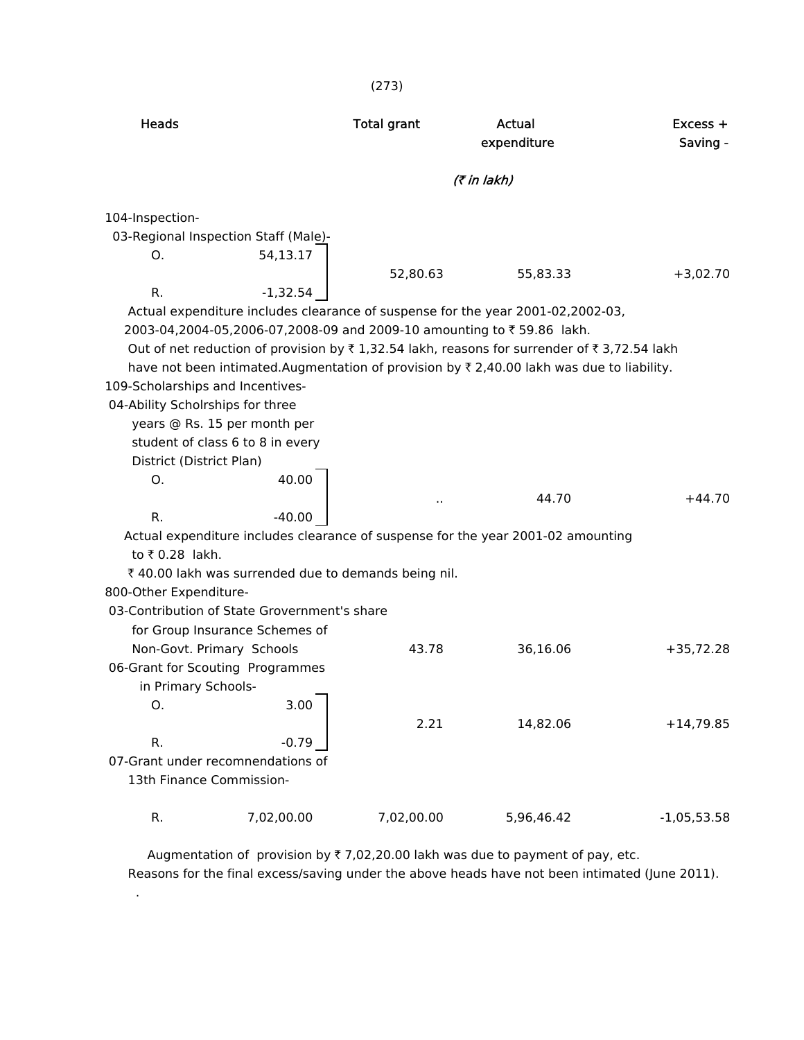| Heads | | Total grant | Actual expenditure | Excess + Saving - |
|---|---|---|---|---|
| | | | *(₹ in lakh)* | |
| 104-Inspection- | | | | |
| 03-Regional Inspection Staff (Male)- | | | | |
| O. | 54,13.17 | 52,80.63 | 55,83.33 | +3,02.70 |
| R. | -1,32.54 | | | |

Actual expenditure includes clearance of suspense for the year 2001-02,2002-03, 2003-04,2004-05,2006-07,2008-09 and 2009-10 amounting to ₹ 59.86 lakh.

Out of net reduction of provision by ₹ 1,32.54 lakh, reasons for surrender of ₹ 3,72.54 lakh have not been intimated.Augmentation of provision by ₹ 2,40.00 lakh was due to liability.

| Heads | | Total grant | Actual expenditure | Excess + Saving - |
|---|---|---|---|---|
| 109-Scholarships and Incentives- | | | | |
| 04-Ability Scholrships for three years @ Rs. 15 per month per student of class 6 to 8 in every District (District Plan) | | | | |
| O. | 40.00 | .. | 44.70 | +44.70 |
| R. | -40.00 | | | |

Actual expenditure includes clearance of suspense for the year 2001-02 amounting to ₹ 0.28 lakh.

₹ 40.00 lakh was surrended due to demands being nil.

| Heads | | Total grant | Actual expenditure | Excess + Saving - |
|---|---|---|---|---|
| 800-Other Expenditure- | | | | |
| 03-Contribution of State Grovernment's share for Group Insurance Schemes of Non-Govt. Primary Schools | | 43.78 | 36,16.06 | +35,72.28 |
| 06-Grant for Scouting Programmes in Primary Schools- | | | | |
| O. | 3.00 | 2.21 | 14,82.06 | +14,79.85 |
| R. | -0.79 | | | |
| 07-Grant under recomnendations of 13th Finance Commission- | | | | |
| R. | 7,02,00.00 | 7,02,00.00 | 5,96,46.42 | -1,05,53.58 |

Augmentation of provision by ₹ 7,02,20.00 lakh was due to payment of pay, etc.

Reasons for the final excess/saving under the above heads have not been intimated (June 2011).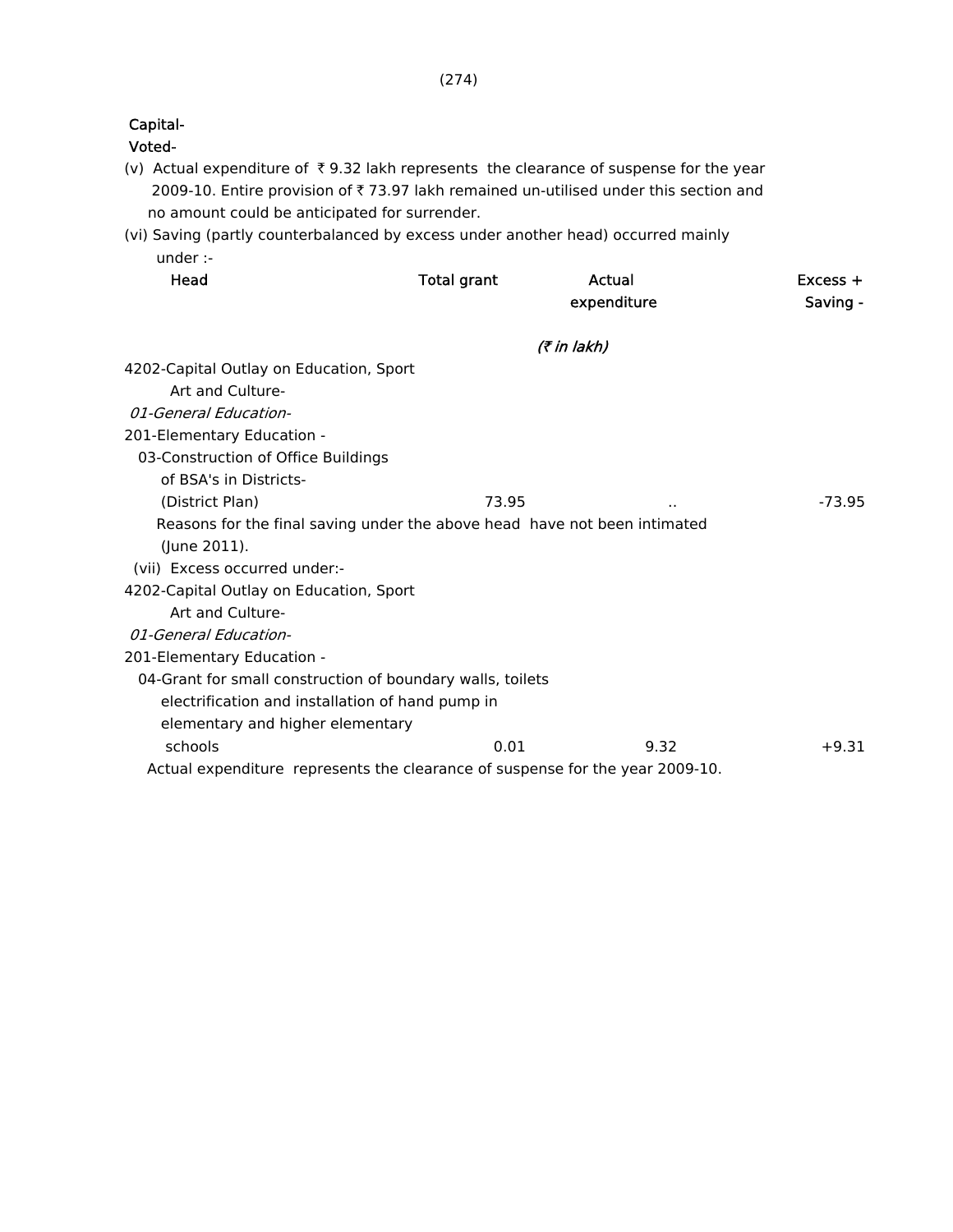Capital-

Voted-

(v) Actual expenditure of ₹ 9.32 lakh represents the clearance of suspense for the year 2009-10. Entire provision of ₹ 73.97 lakh remained un-utilised under this section and no amount could be anticipated for surrender.

(vi) Saving (partly counterbalanced by excess under another head) occurred mainly under :-

| Head | Total grant | Actual expenditure | Excess + Saving - |
|---|---|---|---|
| | | *(₹ in lakh)* | |
| 4202-Capital Outlay on Education, Sport Art and Culture- | | | |
| *01-General Education-* | | | |
| 201-Elementary Education - | | | |
| 03-Construction of Office Buildings of BSA's in Districts- (District Plan) | 73.95 | .. | -73.95 |

Reasons for the final saving under the above head have not been intimated (June 2011).

(vii) Excess occurred under:-

| Head | Total grant | Actual expenditure | Excess + Saving - |
|---|---|---|---|
| 4202-Capital Outlay on Education, Sport Art and Culture- | | | |
| *01-General Education-* | | | |
| 201-Elementary Education - | | | |
| 04-Grant for small construction of boundary walls, toilets electrification and installation of hand pump in elementary and higher elementary schools | 0.01 | 9.32 | +9.31 |

Actual expenditure represents the clearance of suspense for the year 2009-10.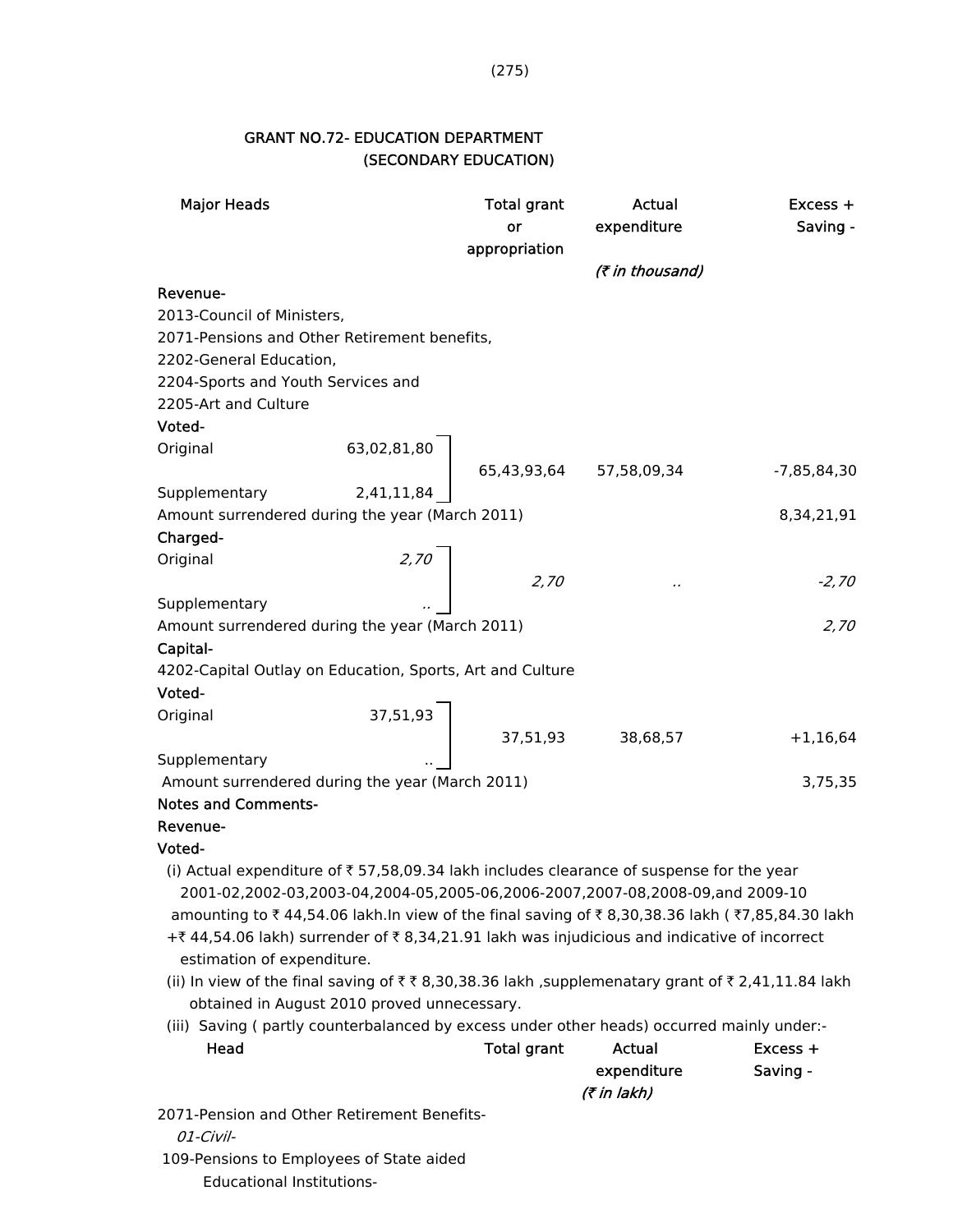## GRANT NO.72- EDUCATION DEPARTMENT (SECONDARY EDUCATION)

| Major Heads | | Total grant or appropriation | Actual expenditure | Excess + Saving - |
|---|---|---|---|---|
| | | | *(₹ in thousand)* | |
| **Revenue-** | | | | |
| 2013-Council of Ministers, | | | | |
| 2071-Pensions and Other Retirement benefits, | | | | |
| 2202-General Education, | | | | |
| 2204-Sports and Youth Services and | | | | |
| 2205-Art and Culture | | | | |
| **Voted-** | | | | |
| Original | 63,02,81,80 | | | |
| | | 65,43,93,64 | 57,58,09,34 | -7,85,84,30 |
| Supplementary | 2,41,11,84 | | | |
| Amount surrendered during the year (March 2011) | | | | 8,34,21,91 |
| **Charged-** | | | | |
| Original | *2,70* | | | |
| | | *2,70* | *..* | *-2,70* |
| Supplementary | .. | | | |
| Amount surrendered during the year (March 2011) | | | | *2,70* |
| **Capital-** | | | | |
| 4202-Capital Outlay on Education, Sports, Art and Culture | | | | |
| **Voted-** | | | | |
| Original | 37,51,93 | | | |
| | | 37,51,93 | 38,68,57 | +1,16,64 |
| Supplementary | .. | | | |
| Amount surrendered during the year (March 2011) | | | | 3,75,35 |

**Notes and Comments-**

**Revenue-**

**Voted-**

(i) Actual expenditure of ₹ 57,58,09.34 lakh includes clearance of suspense for the year 2001-02,2002-03,2003-04,2004-05,2005-06,2006-2007,2007-08,2008-09,and 2009-10 amounting to ₹ 44,54.06 lakh.In view of the final saving of ₹ 8,30,38.36 lakh ( ₹7,85,84.30 lakh +₹ 44,54.06 lakh) surrender of ₹ 8,34,21.91 lakh was injudicious and indicative of incorrect estimation of expenditure.

(ii) In view of the final saving of ₹ ₹ 8,30,38.36 lakh ,supplemenatary grant of ₹ 2,41,11.84 lakh obtained in August 2010 proved unnecessary.

(iii) Saving ( partly counterbalanced by excess under other heads) occurred mainly under:-

| Head | Total grant | Actual expenditure | Excess + Saving - |
|---|---|---|---|
| | | *(₹ in lakh)* | |
| 2071-Pension and Other Retirement Benefits- | | | |
| *01-Civil-* | | | |
| 109-Pensions to Employees of State aided Educational Institutions- | | | |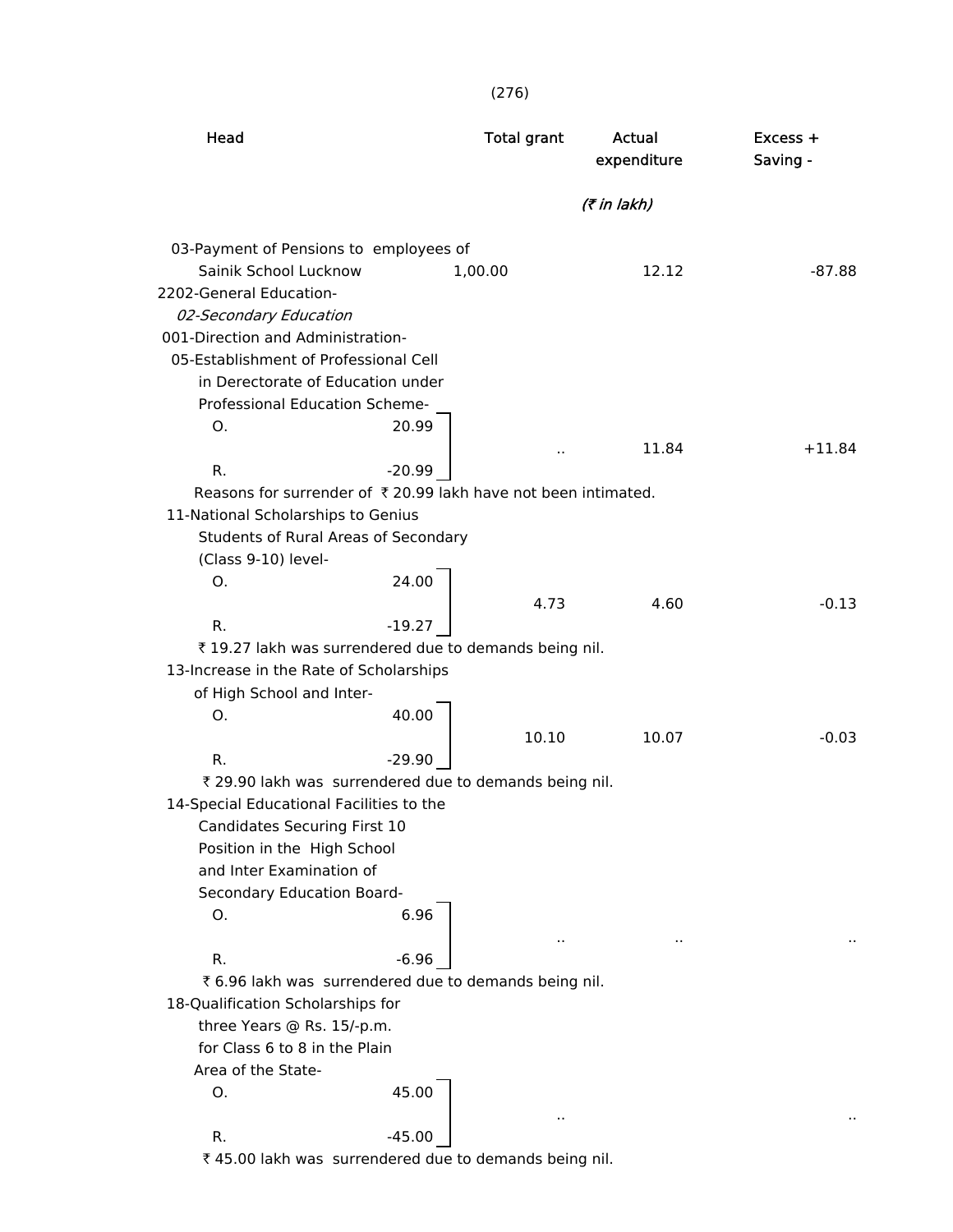| Head | | Total grant | Actual expenditure | Excess + Saving - |
|---|---|---|---|---|
| | | | (₹ in lakh) | |
| 03-Payment of Pensions to employees of Sainik School Lucknow | | 1,00.00 | 12.12 | -87.88 |
| 2202-General Education- | | | | |
| *02-Secondary Education* | | | | |
| 001-Direction and Administration- | | | | |
| 05-Establishment of Professional Cell in Derectorate of Education under Professional Education Scheme- | | | | |
| O. | 20.99 | | | |
| R. | -20.99 | .. | 11.84 | +11.84 |

Reasons for surrender of ₹ 20.99 lakh have not been intimated.

| Head | | Total grant | Actual expenditure | Excess + Saving - |
|---|---|---|---|---|
| 11-National Scholarships to Genius Students of Rural Areas of Secondary (Class 9-10) level- | | | | |
| O. | 24.00 | | | |
| R. | -19.27 | 4.73 | 4.60 | -0.13 |

₹ 19.27 lakh was surrendered due to demands being nil.

| Head | | Total grant | Actual expenditure | Excess + Saving - |
|---|---|---|---|---|
| 13-Increase in the Rate of Scholarships of High School and Inter- | | | | |
| O. | 40.00 | | | |
| R. | -29.90 | 10.10 | 10.07 | -0.03 |

₹ 29.90 lakh was surrendered due to demands being nil.

| Head | | Total grant | Actual expenditure | Excess + Saving - |
|---|---|---|---|---|
| 14-Special Educational Facilities to the Candidates Securing First 10 Position in the High School and Inter Examination of Secondary Education Board- | | | | |
| O. | 6.96 | | | |
| R. | -6.96 | .. | .. | .. |

₹ 6.96 lakh was surrendered due to demands being nil.

| Head | | Total grant | Actual expenditure | Excess + Saving - |
|---|---|---|---|---|
| 18-Qualification Scholarships for three Years @ Rs. 15/-p.m. for Class 6 to 8 in the Plain Area of the State- | | | | |
| O. | 45.00 | | | |
| R. | -45.00 | .. | | .. |

₹ 45.00 lakh was surrendered due to demands being nil.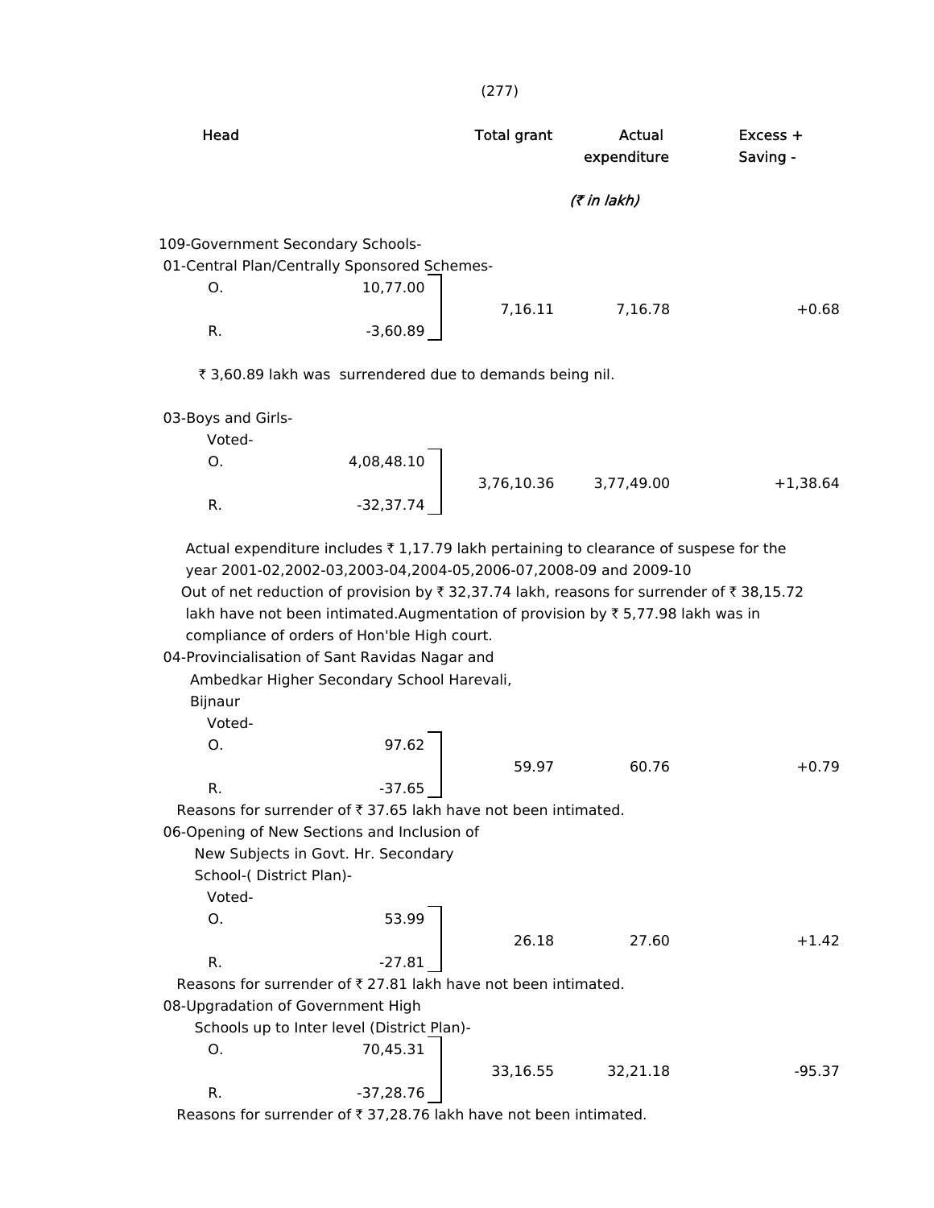| Head | | Total grant | Actual expenditure | Excess + Saving - |
|---|---|---|---|---|
| | | | *(₹ in lakh)* | |
| 109-Government Secondary Schools- | | | | |
| 01-Central Plan/Centrally Sponsored Schemes- | | | | |
| O. | 10,77.00 | 7,16.11 | 7,16.78 | +0.68 |
| R. | -3,60.89 | | | |

₹ 3,60.89 lakh was surrendered due to demands being nil.

| Head | | Total grant | Actual expenditure | Excess + Saving - |
|---|---|---|---|---|
| 03-Boys and Girls- | | | | |
| Voted- | | | | |
| O. | 4,08,48.10 | 3,76,10.36 | 3,77,49.00 | +1,38.64 |
| R. | -32,37.74 | | | |

Actual expenditure includes ₹ 1,17.79 lakh pertaining to clearance of suspese for the year 2001-02,2002-03,2003-04,2004-05,2006-07,2008-09 and 2009-10
Out of net reduction of provision by ₹ 32,37.74 lakh, reasons for surrender of ₹ 38,15.72 lakh have not been intimated.Augmentation of provision by ₹ 5,77.98 lakh was in compliance of orders of Hon'ble High court.

| Head | | Total grant | Actual expenditure | Excess + Saving - |
|---|---|---|---|---|
| 04-Provincialisation of Sant Ravidas Nagar and Ambedkar Higher Secondary School Harevali, Bijnaur | | | | |
| Voted- | | | | |
| O. | 97.62 | 59.97 | 60.76 | +0.79 |
| R. | -37.65 | | | |

Reasons for surrender of ₹ 37.65 lakh have not been intimated.

| Head | | Total grant | Actual expenditure | Excess + Saving - |
|---|---|---|---|---|
| 06-Opening of New Sections and Inclusion of New Subjects in Govt. Hr. Secondary School-( District Plan)- | | | | |
| Voted- | | | | |
| O. | 53.99 | 26.18 | 27.60 | +1.42 |
| R. | -27.81 | | | |

Reasons for surrender of ₹ 27.81 lakh have not been intimated.

| Head | | Total grant | Actual expenditure | Excess + Saving - |
|---|---|---|---|---|
| 08-Upgradation of Government High Schools up to Inter level (District Plan)- | | | | |
| O. | 70,45.31 | 33,16.55 | 32,21.18 | -95.37 |
| R. | -37,28.76 | | | |

Reasons for surrender of ₹ 37,28.76 lakh have not been intimated.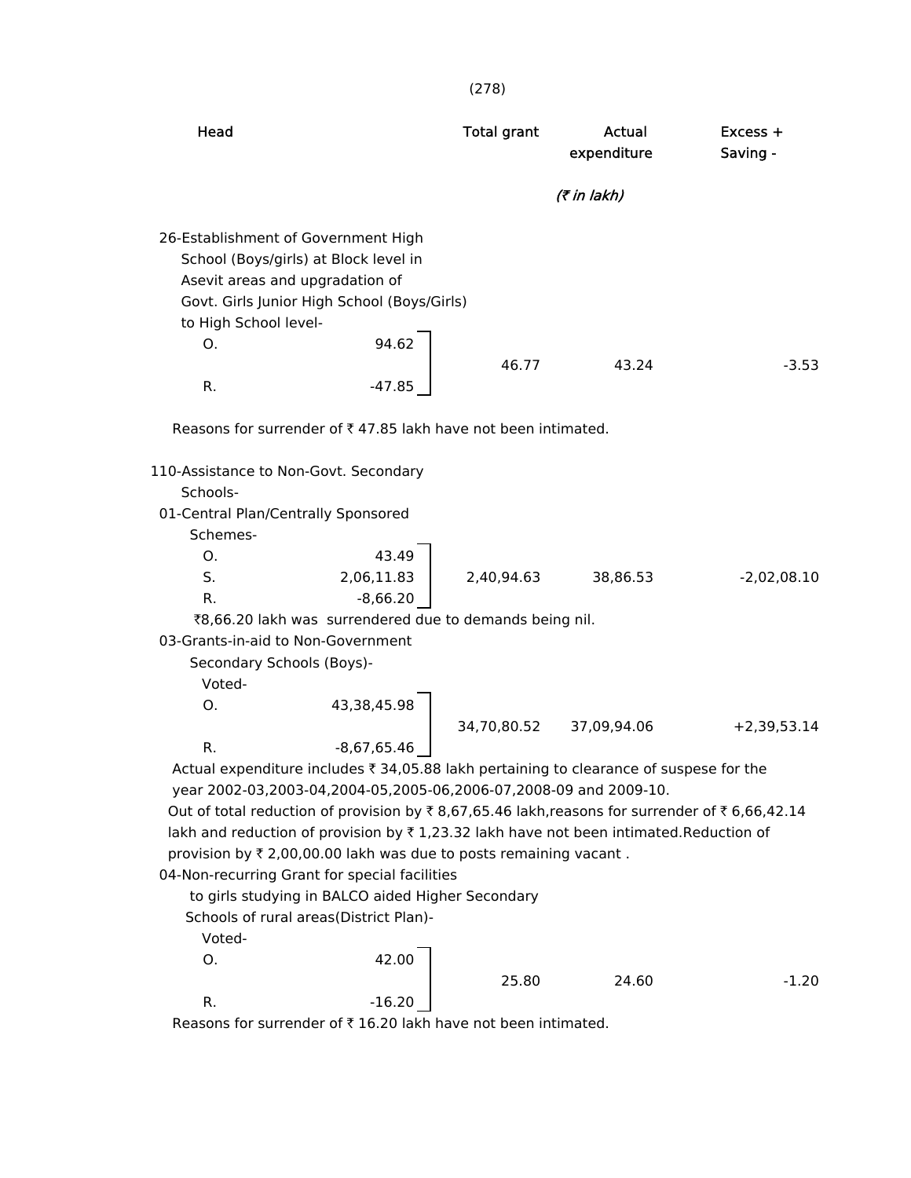| Head | | Total grant | Actual expenditure | Excess + Saving - |
|---|---|---|---|---|
| | | | *(₹ in lakh)* | |
| 26-Establishment of Government High School (Boys/girls) at Block level in Asevit areas and upgradation of Govt. Girls Junior High School (Boys/Girls) to High School level- | | | | |
| O. | 94.62 | 46.77 | 43.24 | -3.53 |
| R. | -47.85 | | | |

Reasons for surrender of ₹ 47.85 lakh have not been intimated.

| Head | | Total grant | Actual expenditure | Excess + Saving - |
|---|---|---|---|---|
| 110-Assistance to Non-Govt. Secondary Schools- | | | | |
| 01-Central Plan/Centrally Sponsored Schemes- | | | | |
| O. | 43.49 | 2,40,94.63 | 38,86.53 | -2,02,08.10 |
| S. | 2,06,11.83 | | | |
| R. | -8,66.20 | | | |

₹8,66.20 lakh was surrendered due to demands being nil.

| Head | | Total grant | Actual expenditure | Excess + Saving - |
|---|---|---|---|---|
| 03-Grants-in-aid to Non-Government Secondary Schools (Boys)- | | | | |
| Voted- | | | | |
| O. | 43,38,45.98 | 34,70,80.52 | 37,09,94.06 | +2,39,53.14 |
| R. | -8,67,65.46 | | | |

Actual expenditure includes ₹ 34,05.88 lakh pertaining to clearance of suspese for the year 2002-03,2003-04,2004-05,2005-06,2006-07,2008-09 and 2009-10.

Out of total reduction of provision by ₹ 8,67,65.46 lakh,reasons for surrender of ₹ 6,66,42.14 lakh and reduction of provision by ₹ 1,23.32 lakh have not been intimated.Reduction of provision by ₹ 2,00,00.00 lakh was due to posts remaining vacant .

| Head | | Total grant | Actual expenditure | Excess + Saving - |
|---|---|---|---|---|
| 04-Non-recurring Grant for special facilities to girls studying in BALCO aided Higher Secondary Schools of rural areas(District Plan)- | | | | |
| Voted- | | | | |
| O. | 42.00 | 25.80 | 24.60 | -1.20 |
| R. | -16.20 | | | |

Reasons for surrender of ₹ 16.20 lakh have not been intimated.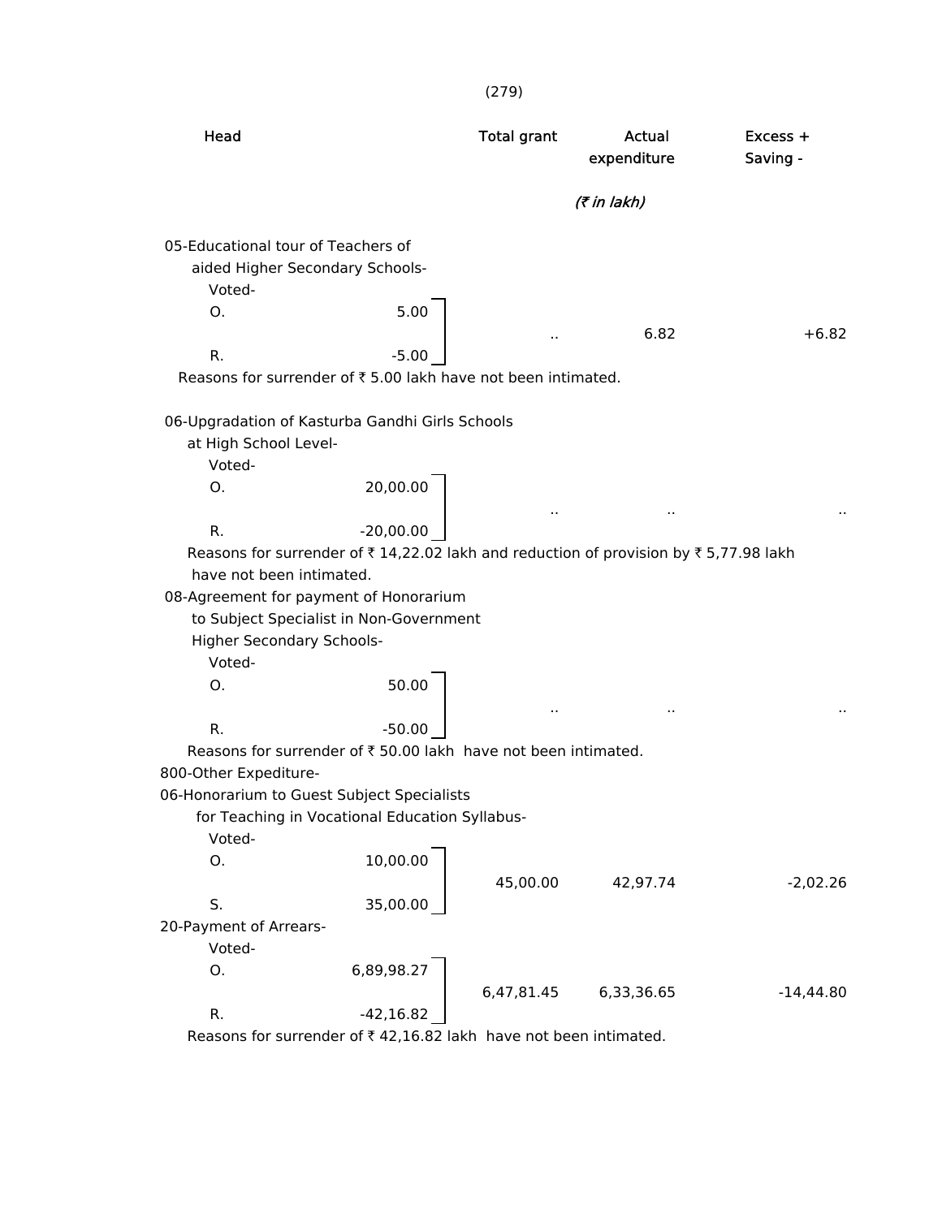| Head | | Total grant | Actual expenditure | Excess + Saving - |
|---|---|---|---|---|
| | | | *(₹ in lakh)* | |
| 05-Educational tour of Teachers of aided Higher Secondary Schools- | | | | |
| Voted- | | | | |
| O. | 5.00 | .. | 6.82 | +6.82 |
| R. | -5.00 | | | |

Reasons for surrender of ₹ 5.00 lakh have not been intimated.

| Head | | Total grant | Actual expenditure | Excess + Saving - |
|---|---|---|---|---|
| 06-Upgradation of Kasturba Gandhi Girls Schools at High School Level- | | | | |
| Voted- | | | | |
| O. | 20,00.00 | .. | .. | .. |
| R. | -20,00.00 | | | |

Reasons for surrender of ₹ 14,22.02 lakh and reduction of provision by ₹ 5,77.98 lakh have not been intimated.

| Head | | Total grant | Actual expenditure | Excess + Saving - |
|---|---|---|---|---|
| 08-Agreement for payment of Honorarium to Subject Specialist in Non-Government Higher Secondary Schools- | | | | |
| Voted- | | | | |
| O. | 50.00 | .. | .. | .. |
| R. | -50.00 | | | |

Reasons for surrender of ₹ 50.00 lakh have not been intimated.

800-Other Expediture-

| Head | | Total grant | Actual expenditure | Excess + Saving - |
|---|---|---|---|---|
| 06-Honorarium to Guest Subject Specialists for Teaching in Vocational Education Syllabus- | | | | |
| Voted- | | | | |
| O. | 10,00.00 | 45,00.00 | 42,97.74 | -2,02.26 |
| S. | 35,00.00 | | | |
| 20-Payment of Arrears- | | | | |
| Voted- | | | | |
| O. | 6,89,98.27 | 6,47,81.45 | 6,33,36.65 | -14,44.80 |
| R. | -42,16.82 | | | |

Reasons for surrender of ₹ 42,16.82 lakh have not been intimated.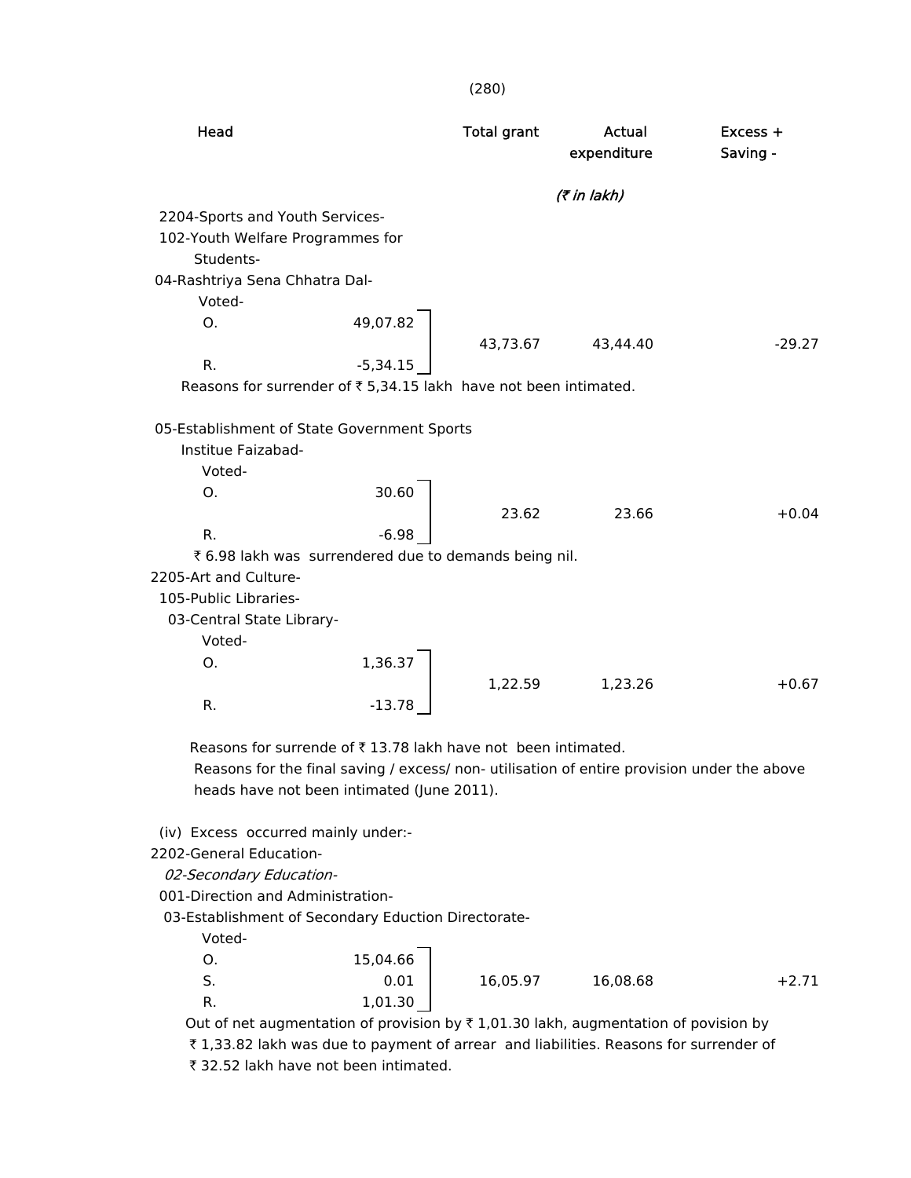| Head | | Total grant | Actual expenditure | Excess + Saving - |
|---|---|---|---|---|
| | | | *(₹ in lakh)* | |
| 2204-Sports and Youth Services- | | | | |
| 102-Youth Welfare Programmes for Students- | | | | |
| 04-Rashtriya Sena Chhatra Dal- | | | | |
| Voted- | | | | |
| O. | 49,07.82 | | | |
| | | 43,73.67 | 43,44.40 | -29.27 |
| R. | -5,34.15 | | | |

Reasons for surrender of ₹ 5,34.15 lakh have not been intimated.

| Head | | Total grant | Actual expenditure | Excess + Saving - |
|---|---|---|---|---|
| 05-Establishment of State Government Sports Institue Faizabad- | | | | |
| Voted- | | | | |
| O. | 30.60 | | | |
| | | 23.62 | 23.66 | +0.04 |
| R. | -6.98 | | | |

₹ 6.98 lakh was surrendered due to demands being nil.

| Head | | Total grant | Actual expenditure | Excess + Saving - |
|---|---|---|---|---|
| 2205-Art and Culture- | | | | |
| 105-Public Libraries- | | | | |
| 03-Central State Library- | | | | |
| Voted- | | | | |
| O. | 1,36.37 | | | |
| | | 1,22.59 | 1,23.26 | +0.67 |
| R. | -13.78 | | | |

Reasons for surrende of ₹ 13.78 lakh have not been intimated.

Reasons for the final saving / excess/ non- utilisation of entire provision under the above heads have not been intimated (June 2011).

(iv) Excess occurred mainly under:-

| Head | | Total grant | Actual expenditure | Excess + Saving - |
|---|---|---|---|---|
| 2202-General Education- | | | | |
| *02-Secondary Education-* | | | | |
| 001-Direction and Administration- | | | | |
| 03-Establishment of Secondary Eduction Directorate- | | | | |
| Voted- | | | | |
| O. | 15,04.66 | | | |
| S. | 0.01 | 16,05.97 | 16,08.68 | +2.71 |
| R. | 1,01.30 | | | |

Out of net augmentation of provision by ₹ 1,01.30 lakh, augmentation of povision by ₹ 1,33.82 lakh was due to payment of arrear and liabilities. Reasons for surrender of ₹ 32.52 lakh have not been intimated.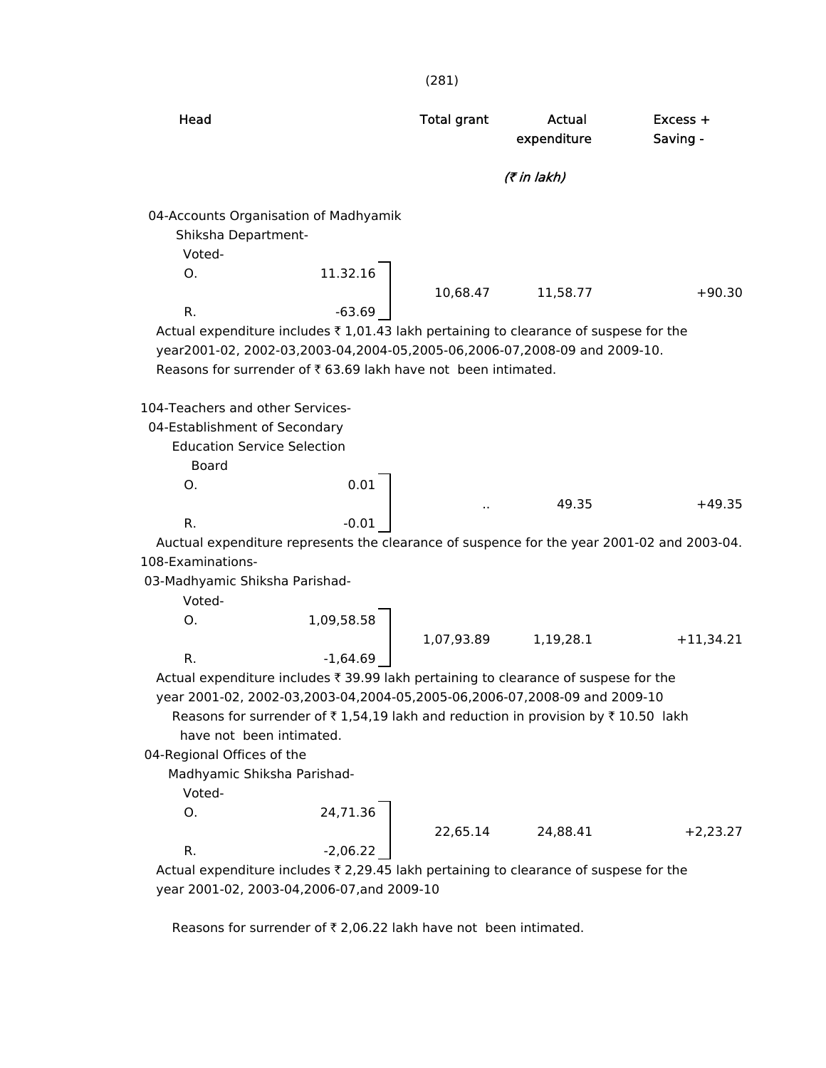| Head | | Total grant | Actual expenditure | Excess + Saving - |
|---|---|---|---|---|
| | | | *(₹ in lakh)* | |
| 04-Accounts Organisation of Madhyamik Shiksha Department- | | | | |
| Voted- | | | | |
| O. | 11.32.16 | 10,68.47 | 11,58.77 | +90.30 |
| R. | -63.69 | | | |

Actual expenditure includes ₹ 1,01.43 lakh pertaining to clearance of suspese for the year2001-02, 2002-03,2003-04,2004-05,2005-06,2006-07,2008-09 and 2009-10.
Reasons for surrender of ₹ 63.69 lakh have not been intimated.

| Head | | Total grant | Actual expenditure | Excess + Saving - |
|---|---|---|---|---|
| 104-Teachers and other Services- | | | | |
| 04-Establishment of Secondary Education Service Selection Board | | | | |
| O. | 0.01 | .. | 49.35 | +49.35 |
| R. | -0.01 | | | |

Auctual expenditure represents the clearance of suspence for the year 2001-02 and 2003-04.

| Head | | Total grant | Actual expenditure | Excess + Saving - |
|---|---|---|---|---|
| 108-Examinations- | | | | |
| 03-Madhyamic Shiksha Parishad- | | | | |
| Voted- | | | | |
| O. | 1,09,58.58 | 1,07,93.89 | 1,19,28.1 | +11,34.21 |
| R. | -1,64.69 | | | |

Actual expenditure includes ₹ 39.99 lakh pertaining to clearance of suspese for the year 2001-02, 2002-03,2003-04,2004-05,2005-06,2006-07,2008-09 and 2009-10
Reasons for surrender of ₹ 1,54,19 lakh and reduction in provision by ₹ 10.50 lakh have not been intimated.

| Head | | Total grant | Actual expenditure | Excess + Saving - |
|---|---|---|---|---|
| 04-Regional Offices of the Madhyamic Shiksha Parishad- | | | | |
| Voted- | | | | |
| O. | 24,71.36 | 22,65.14 | 24,88.41 | +2,23.27 |
| R. | -2,06.22 | | | |

Actual expenditure includes ₹ 2,29.45 lakh pertaining to clearance of suspese for the year 2001-02, 2003-04,2006-07,and 2009-10

Reasons for surrender of ₹ 2,06.22 lakh have not been intimated.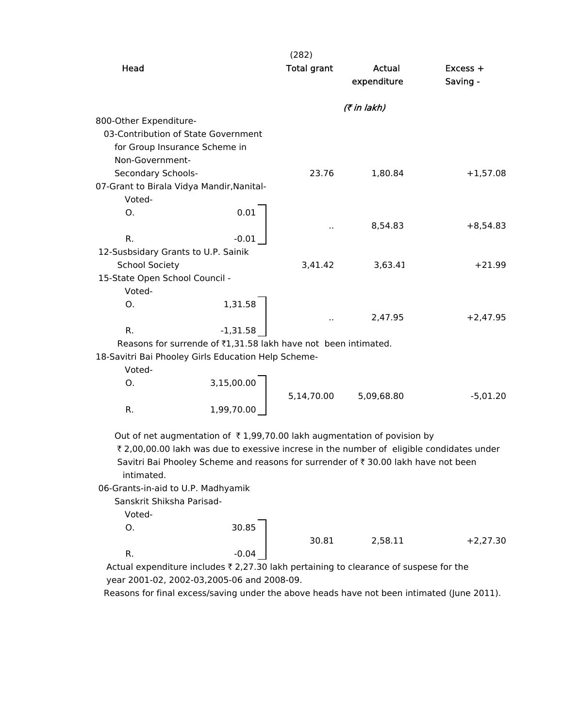| Head | | Total grant | Actual expenditure | Excess + Saving - |
|---|---|---|---|---|
| | | | *(₹ in lakh)* | |
| 800-Other Expenditure- | | | | |
| 03-Contribution of State Government for Group Insurance Scheme in Non-Government-Secondary Schools- | | 23.76 | 1,80.84 | +1,57.08 |
| 07-Grant to Birala Vidya Mandir,Nanital- | | | | |
| Voted- | | | | |
| O. | 0.01 | .. | 8,54.83 | +8,54.83 |
| R. | -0.01 | | | |
| 12-Susbsidary Grants to U.P. Sainik School Society | | 3,41.42 | 3,63.41 | +21.99 |
| 15-State Open School Council - | | | | |
| Voted- | | | | |
| O. | 1,31.58 | .. | 2,47.95 | +2,47.95 |
| R. | -1,31.58 | | | |

Reasons for surrende of ₹1,31.58 lakh have not been intimated.

| Head | | Total grant | Actual expenditure | Excess + Saving - |
|---|---|---|---|---|
| 18-Savitri Bai Phooley Girls Education Help Scheme- | | | | |
| Voted- | | | | |
| O. | 3,15,00.00 | 5,14,70.00 | 5,09,68.80 | -5,01.20 |
| R. | 1,99,70.00 | | | |

Out of net augmentation of ₹ 1,99,70.00 lakh augmentation of povision by ₹ 2,00,00.00 lakh was due to exessive increse in the number of eligible condidates under Savitri Bai Phooley Scheme and reasons for surrender of ₹ 30.00 lakh have not been intimated.

| Head | | Total grant | Actual expenditure | Excess + Saving - |
|---|---|---|---|---|
| 06-Grants-in-aid to U.P. Madhyamik Sanskrit Shiksha Parisad- | | | | |
| Voted- | | | | |
| O. | 30.85 | 30.81 | 2,58.11 | +2,27.30 |
| R. | -0.04 | | | |

Actual expenditure includes ₹ 2,27.30 lakh pertaining to clearance of suspese for the year 2001-02, 2002-03,2005-06 and 2008-09.

Reasons for final excess/saving under the above heads have not been intimated (June 2011).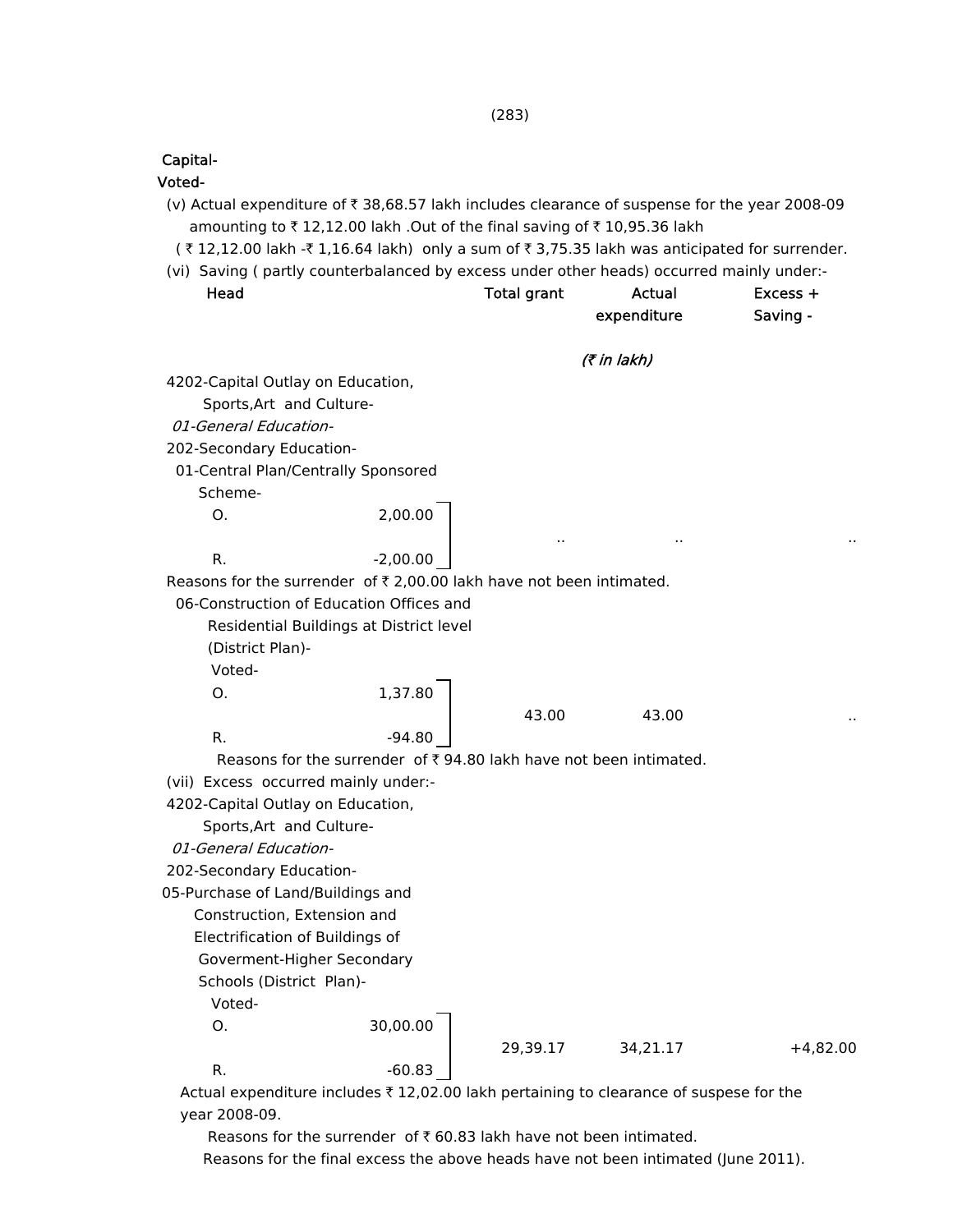**Capital-**

**Voted-**

(v) Actual expenditure of ₹ 38,68.57 lakh includes clearance of suspense for the year 2008-09 amounting to ₹ 12,12.00 lakh .Out of the final saving of ₹ 10,95.36 lakh ( ₹ 12,12.00 lakh -₹ 1,16.64 lakh) only a sum of ₹ 3,75.35 lakh was anticipated for surrender.

(vi) Saving ( partly counterbalanced by excess under other heads) occurred mainly under:-

| Head | | Total grant | Actual expenditure | Excess + Saving - |
|---|---|---|---|---|
| | | | *(₹ in lakh)* | |
| 4202-Capital Outlay on Education, Sports,Art and Culture- | | | | |
| *01-General Education-* | | | | |
| 202-Secondary Education- | | | | |
| 01-Central Plan/Centrally Sponsored Scheme- | | | | |
| O. | 2,00.00 | .. | .. | .. |
| R. | -2,00.00 | | | |

Reasons for the surrender of ₹ 2,00.00 lakh have not been intimated.

| Head | | Total grant | Actual expenditure | Excess + Saving - |
|---|---|---|---|---|
| 06-Construction of Education Offices and Residential Buildings at District level (District Plan)- | | | | |
| Voted- | | | | |
| O. | 1,37.80 | 43.00 | 43.00 | .. |
| R. | -94.80 | | | |

Reasons for the surrender of ₹ 94.80 lakh have not been intimated.

(vii) Excess occurred mainly under:-

| Head | | Total grant | Actual expenditure | Excess + Saving - |
|---|---|---|---|---|
| 4202-Capital Outlay on Education, Sports,Art and Culture- | | | | |
| *01-General Education-* | | | | |
| 202-Secondary Education- | | | | |
| 05-Purchase of Land/Buildings and Construction, Extension and Electrification of Buildings of Goverment-Higher Secondary Schools (District Plan)- | | | | |
| Voted- | | | | |
| O. | 30,00.00 | 29,39.17 | 34,21.17 | +4,82.00 |
| R. | -60.83 | | | |

Actual expenditure includes ₹ 12,02.00 lakh pertaining to clearance of suspese for the year 2008-09.

Reasons for the surrender of ₹ 60.83 lakh have not been intimated.

Reasons for the final excess the above heads have not been intimated (June 2011).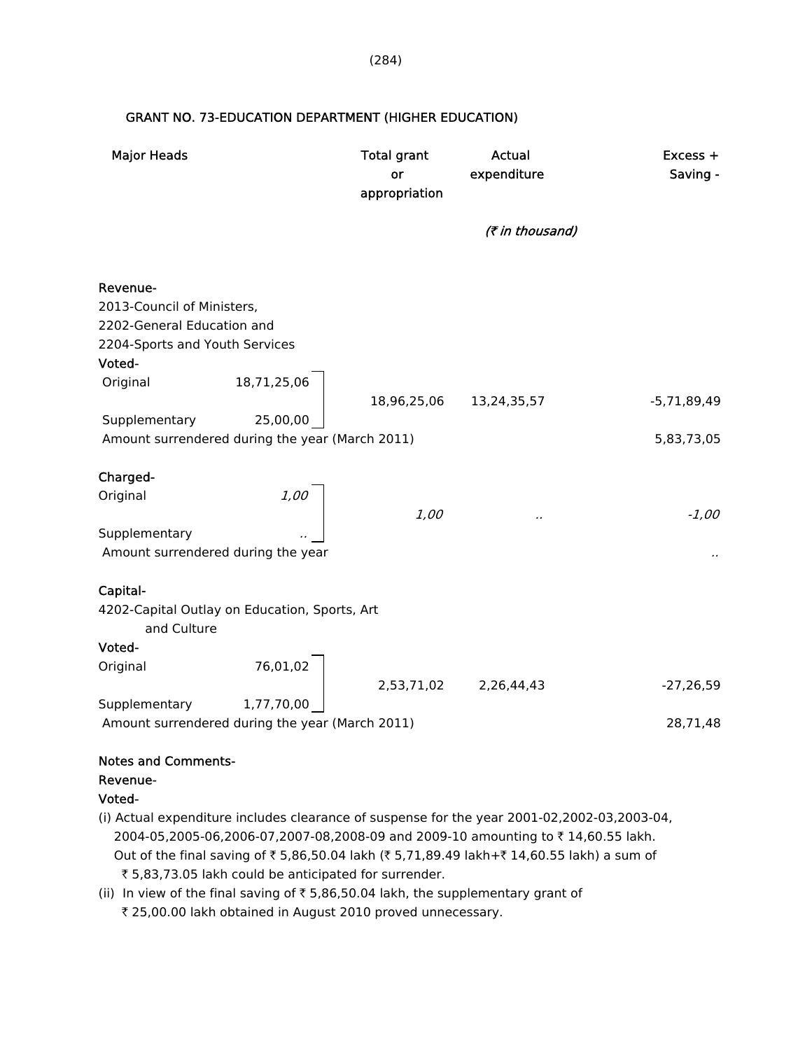## GRANT NO. 73-EDUCATION DEPARTMENT (HIGHER EDUCATION)

| Major Heads | | Total grant or appropriation | Actual expenditure | Excess + Saving - |
|---|---|---|---|---|
| | | | *(₹ in thousand)* | |
| **Revenue-** | | | | |
| 2013-Council of Ministers, 2202-General Education and 2204-Sports and Youth Services | | | | |
| **Voted-** | | | | |
| Original | 18,71,25,06 | 18,96,25,06 | 13,24,35,57 | -5,71,89,49 |
| Supplementary | 25,00,00 | | | |
| Amount surrendered during the year (March 2011) | | | | 5,83,73,05 |
| **Charged-** | | | | |
| Original | *1,00* | *1,00* | .. | *-1,00* |
| Supplementary | .. | | | |
| Amount surrendered during the year | | | | .. |
| **Capital-** | | | | |
| 4202-Capital Outlay on Education, Sports, Art and Culture | | | | |
| **Voted-** | | | | |
| Original | 76,01,02 | 2,53,71,02 | 2,26,44,43 | -27,26,59 |
| Supplementary | 1,77,70,00 | | | |
| Amount surrendered during the year (March 2011) | | | | 28,71,48 |

**Notes and Comments-**

**Revenue-**

**Voted-**

(i) Actual expenditure includes clearance of suspense for the year 2001-02,2002-03,2003-04, 2004-05,2005-06,2006-07,2007-08,2008-09 and 2009-10 amounting to ₹ 14,60.55 lakh. Out of the final saving of ₹ 5,86,50.04 lakh (₹ 5,71,89.49 lakh+₹ 14,60.55 lakh) a sum of ₹ 5,83,73.05 lakh could be anticipated for surrender.

(ii) In view of the final saving of ₹ 5,86,50.04 lakh, the supplementary grant of ₹ 25,00.00 lakh obtained in August 2010 proved unnecessary.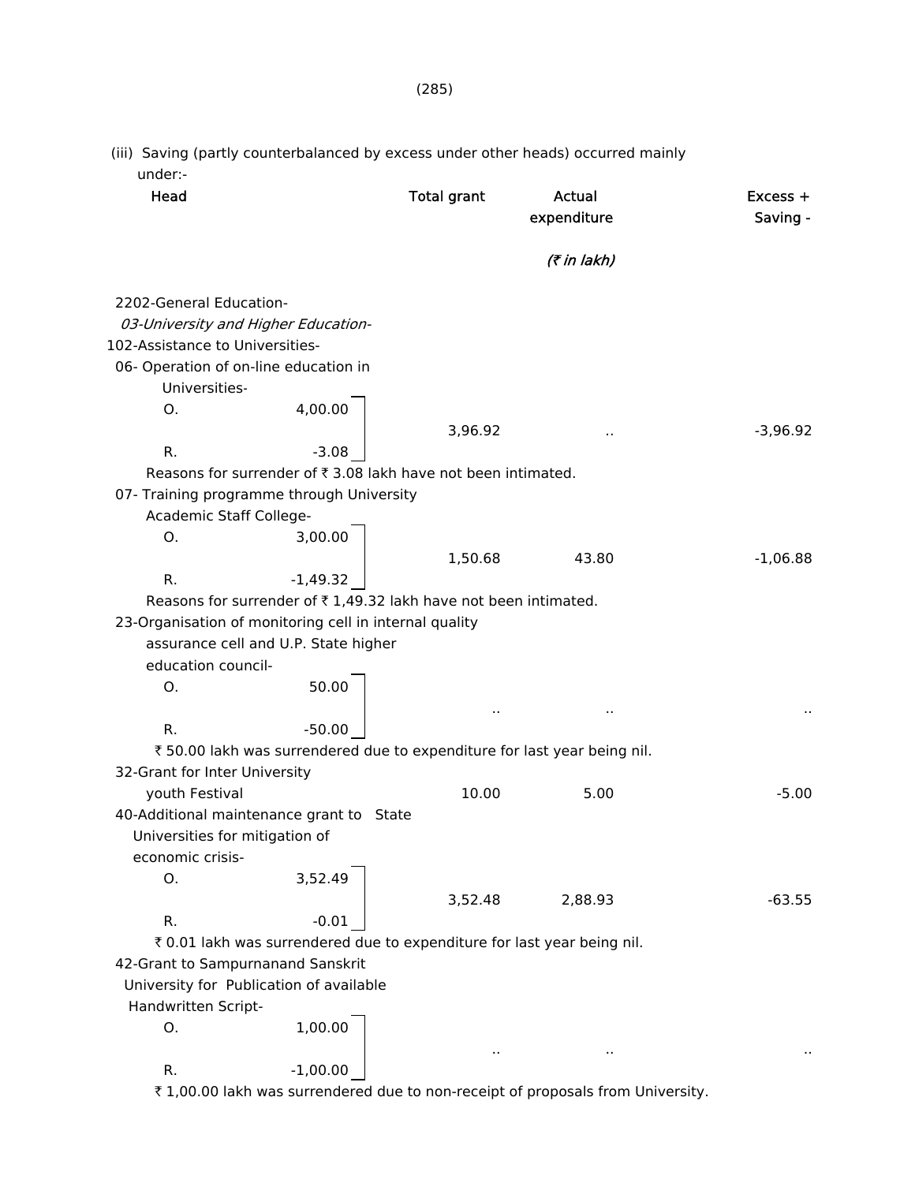(iii) Saving (partly counterbalanced by excess under other heads) occurred mainly under:-

| Head | | Total grant | Actual expenditure | Excess + Saving - |
|---|---|---|---|---|
| | | | *(₹ in lakh)* | |
| 2202-General Education- | | | | |
| *03-University and Higher Education-* | | | | |
| 102-Assistance to Universities- | | | | |
| 06- Operation of on-line education in Universities- | | | | |
| O. | 4,00.00 | 3,96.92 | .. | -3,96.92 |
| R. | -3.08 | | | |

Reasons for surrender of ₹ 3.08 lakh have not been intimated.

| Head | | Total grant | Actual expenditure | Excess + Saving - |
|---|---|---|---|---|
| 07- Training programme through University Academic Staff College- | | | | |
| O. | 3,00.00 | 1,50.68 | 43.80 | -1,06.88 |
| R. | -1,49.32 | | | |

Reasons for surrender of ₹ 1,49.32 lakh have not been intimated.

| Head | | Total grant | Actual expenditure | Excess + Saving - |
|---|---|---|---|---|
| 23-Organisation of monitoring cell in internal quality assurance cell and U.P. State higher education council- | | | | |
| O. | 50.00 | .. | .. | .. |
| R. | -50.00 | | | |

₹ 50.00 lakh was surrendered due to expenditure for last year being nil.

| Head | | Total grant | Actual expenditure | Excess + Saving - |
|---|---|---|---|---|
| 32-Grant for Inter University youth Festival | | 10.00 | 5.00 | -5.00 |
| 40-Additional maintenance grant to State Universities for mitigation of economic crisis- | | | | |
| O. | 3,52.49 | 3,52.48 | 2,88.93 | -63.55 |
| R. | -0.01 | | | |

₹ 0.01 lakh was surrendered due to expenditure for last year being nil.

| Head | | Total grant | Actual expenditure | Excess + Saving - |
|---|---|---|---|---|
| 42-Grant to Sampurnanand Sanskrit University for Publication of available Handwritten Script- | | | | |
| O. | 1,00.00 | .. | .. | .. |
| R. | -1,00.00 | | | |

₹ 1,00.00 lakh was surrendered due to non-receipt of proposals from University.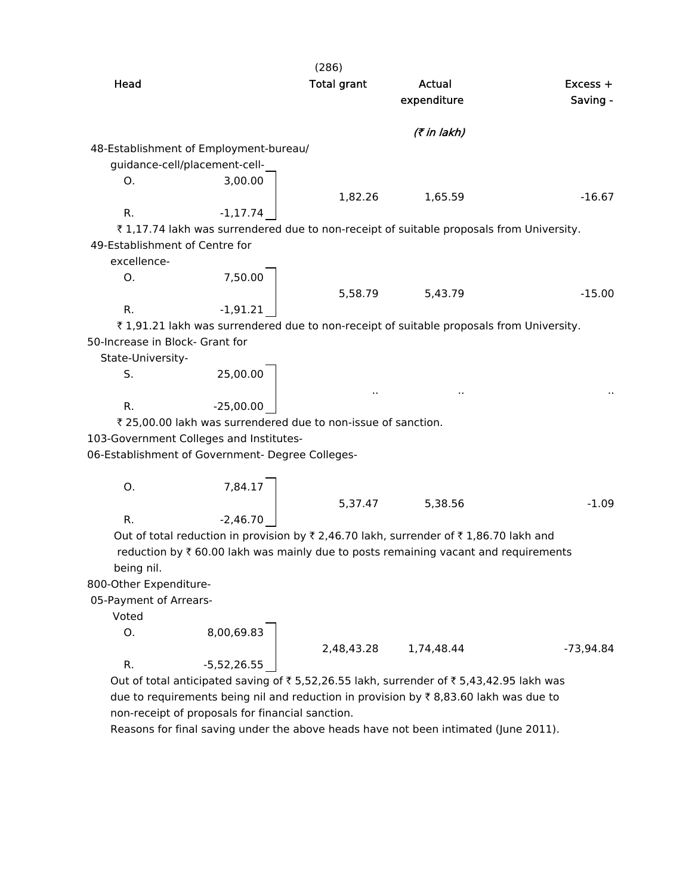| Head | | Total grant | Actual expenditure | Excess + Saving - |
|---|---|---|---|---|
| | | | *(₹ in lakh)* | |
| 48-Establishment of Employment-bureau/ guidance-cell/placement-cell- | | | | |
| O. | 3,00.00 | 1,82.26 | 1,65.59 | -16.67 |
| R. | -1,17.74 | | | |

₹ 1,17.74 lakh was surrendered due to non-receipt of suitable proposals from University.

| Head | | Total grant | Actual expenditure | Excess + Saving - |
|---|---|---|---|---|
| 49-Establishment of Centre for excellence- | | | | |
| O. | 7,50.00 | 5,58.79 | 5,43.79 | -15.00 |
| R. | -1,91.21 | | | |

₹ 1,91.21 lakh was surrendered due to non-receipt of suitable proposals from University.

| Head | | Total grant | Actual expenditure | Excess + Saving - |
|---|---|---|---|---|
| 50-Increase in Block- Grant for State-University- | | | | |
| S. | 25,00.00 | .. | .. | .. |
| R. | -25,00.00 | | | |

₹ 25,00.00 lakh was surrendered due to non-issue of sanction.

103-Government Colleges and Institutes-

| Head | | Total grant | Actual expenditure | Excess + Saving - |
|---|---|---|---|---|
| 06-Establishment of Government- Degree Colleges- | | | | |
| O. | 7,84.17 | 5,37.47 | 5,38.56 | -1.09 |
| R. | -2,46.70 | | | |

Out of total reduction in provision by ₹ 2,46.70 lakh, surrender of ₹ 1,86.70 lakh and reduction by ₹ 60.00 lakh was mainly due to posts remaining vacant and requirements being nil.

800-Other Expenditure-

| Head | | Total grant | Actual expenditure | Excess + Saving - |
|---|---|---|---|---|
| 05-Payment of Arrears- Voted | | | | |
| O. | 8,00,69.83 | 2,48,43.28 | 1,74,48.44 | -73,94.84 |
| R. | -5,52,26.55 | | | |

Out of total anticipated saving of ₹ 5,52,26.55 lakh, surrender of ₹ 5,43,42.95 lakh was due to requirements being nil and reduction in provision by ₹ 8,83.60 lakh was due to non-receipt of proposals for financial sanction.

Reasons for final saving under the above heads have not been intimated (June 2011).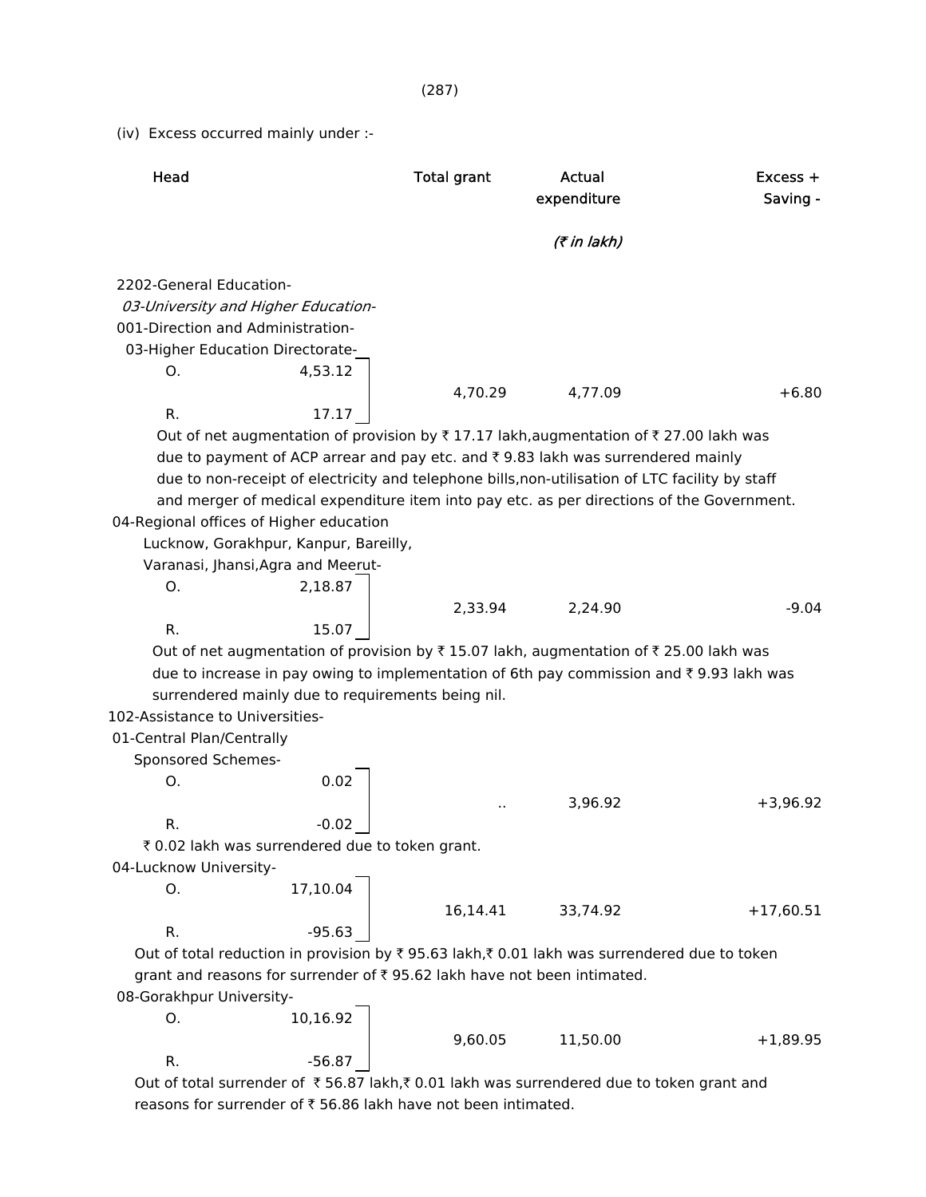(iv) Excess occurred mainly under :-

| Head | | Total grant | Actual expenditure | Excess + Saving - |
|---|---|---|---|---|
| | | | *(₹ in lakh)* | |
| 2202-General Education- | | | | |
| *03-University and Higher Education-* | | | | |
| 001-Direction and Administration- | | | | |
| 03-Higher Education Directorate- | | | | |
| O. | 4,53.12 | 4,70.29 | 4,77.09 | +6.80 |
| R. | 17.17 | | | |

Out of net augmentation of provision by ₹ 17.17 lakh,augmentation of ₹ 27.00 lakh was due to payment of ACP arrear and pay etc. and ₹ 9.83 lakh was surrendered mainly due to non-receipt of electricity and telephone bills,non-utilisation of LTC facility by staff and merger of medical expenditure item into pay etc. as per directions of the Government.

| Head | | Total grant | Actual expenditure | Excess + Saving - |
|---|---|---|---|---|
| 04-Regional offices of Higher education Lucknow, Gorakhpur, Kanpur, Bareilly, Varanasi, Jhansi,Agra and Meerut- | | | | |
| O. | 2,18.87 | 2,33.94 | 2,24.90 | -9.04 |
| R. | 15.07 | | | |

Out of net augmentation of provision by ₹ 15.07 lakh, augmentation of ₹ 25.00 lakh was due to increase in pay owing to implementation of 6th pay commission and ₹ 9.93 lakh was surrendered mainly due to requirements being nil.

| Head | | Total grant | Actual expenditure | Excess + Saving - |
|---|---|---|---|---|
| 102-Assistance to Universities- | | | | |
| 01-Central Plan/Centrally Sponsored Schemes- | | | | |
| O. | 0.02 | .. | 3,96.92 | +3,96.92 |
| R. | -0.02 | | | |

₹ 0.02 lakh was surrendered due to token grant.

| Head | | Total grant | Actual expenditure | Excess + Saving - |
|---|---|---|---|---|
| 04-Lucknow University- | | | | |
| O. | 17,10.04 | 16,14.41 | 33,74.92 | +17,60.51 |
| R. | -95.63 | | | |

Out of total reduction in provision by ₹ 95.63 lakh,₹ 0.01 lakh was surrendered due to token grant and reasons for surrender of ₹ 95.62 lakh have not been intimated.

| Head | | Total grant | Actual expenditure | Excess + Saving - |
|---|---|---|---|---|
| 08-Gorakhpur University- | | | | |
| O. | 10,16.92 | 9,60.05 | 11,50.00 | +1,89.95 |
| R. | -56.87 | | | |

Out of total surrender of ₹ 56.87 lakh,₹ 0.01 lakh was surrendered due to token grant and reasons for surrender of ₹ 56.86 lakh have not been intimated.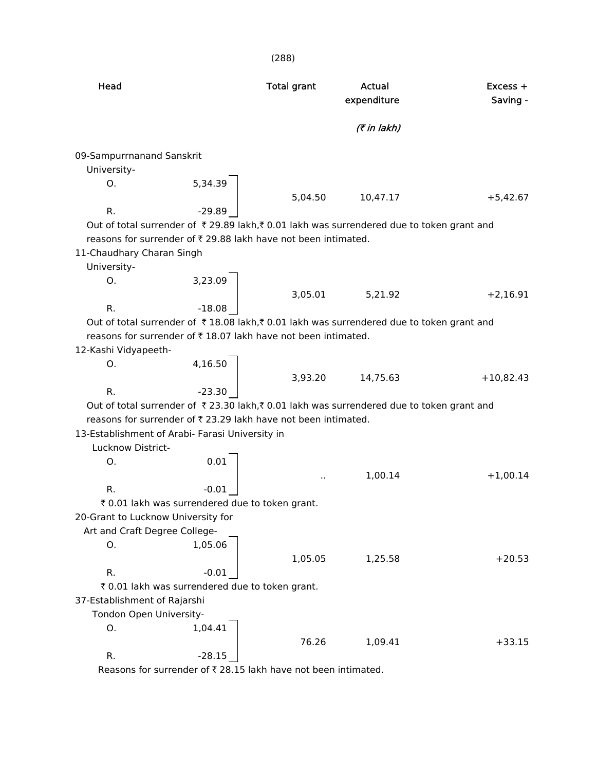| Head | | Total grant | Actual expenditure | Excess + Saving - |
|---|---|---|---|---|
| | | | (₹ in lakh) | |
| 09-Sampurrnanand Sanskrit University- | | | | |
| O. | 5,34.39 | 5,04.50 | 10,47.17 | +5,42.67 |
| R. | -29.89 | | | |

Out of total surrender of ₹ 29.89 lakh,₹ 0.01 lakh was surrendered due to token grant and reasons for surrender of ₹ 29.88 lakh have not been intimated.

| Head | | Total grant | Actual expenditure | Excess + Saving - |
|---|---|---|---|---|
| 11-Chaudhary Charan Singh University- | | | | |
| O. | 3,23.09 | 3,05.01 | 5,21.92 | +2,16.91 |
| R. | -18.08 | | | |

Out of total surrender of ₹ 18.08 lakh,₹ 0.01 lakh was surrendered due to token grant and reasons for surrender of ₹ 18.07 lakh have not been intimated.

| Head | | Total grant | Actual expenditure | Excess + Saving - |
|---|---|---|---|---|
| 12-Kashi Vidyapeeth- | | | | |
| O. | 4,16.50 | 3,93.20 | 14,75.63 | +10,82.43 |
| R. | -23.30 | | | |

Out of total surrender of ₹ 23.30 lakh,₹ 0.01 lakh was surrendered due to token grant and reasons for surrender of ₹ 23.29 lakh have not been intimated.

| Head | | Total grant | Actual expenditure | Excess + Saving - |
|---|---|---|---|---|
| 13-Establishment of Arabi- Farasi University in Lucknow District- | | | | |
| O. | 0.01 | .. | 1,00.14 | +1,00.14 |
| R. | -0.01 | | | |

₹ 0.01 lakh was surrendered due to token grant.

| Head | | Total grant | Actual expenditure | Excess + Saving - |
|---|---|---|---|---|
| 20-Grant to Lucknow University for Art and Craft Degree College- | | | | |
| O. | 1,05.06 | 1,05.05 | 1,25.58 | +20.53 |
| R. | -0.01 | | | |

₹ 0.01 lakh was surrendered due to token grant.

| Head | | Total grant | Actual expenditure | Excess + Saving - |
|---|---|---|---|---|
| 37-Establishment of Rajarshi Tondon Open University- | | | | |
| O. | 1,04.41 | 76.26 | 1,09.41 | +33.15 |
| R. | -28.15 | | | |

Reasons for surrender of ₹ 28.15 lakh have not been intimated.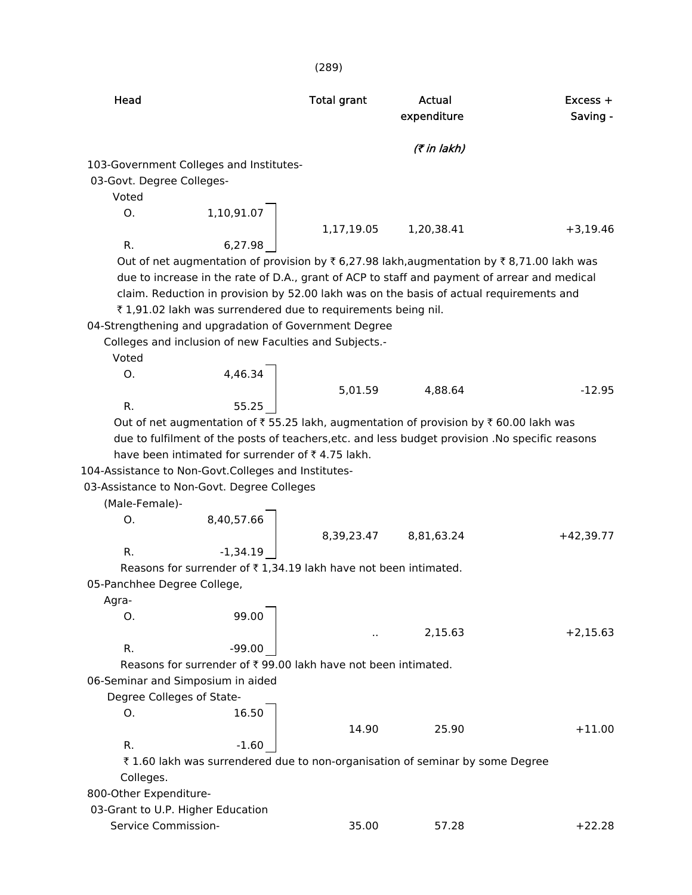| Head | | Total grant | Actual expenditure | Excess + Saving - |
|---|---|---|---|---|
| | | | *(₹ in lakh)* | |
| 103-Government Colleges and Institutes- | | | | |
| 03-Govt. Degree Colleges- | | | | |
| Voted | | | | |
| O. | 1,10,91.07 | 1,17,19.05 | 1,20,38.41 | +3,19.46 |
| R. | 6,27.98 | | | |

Out of net augmentation of provision by ₹ 6,27.98 lakh,augmentation by ₹ 8,71.00 lakh was due to increase in the rate of D.A., grant of ACP to staff and payment of arrear and medical claim. Reduction in provision by 52.00 lakh was on the basis of actual requirements and ₹ 1,91.02 lakh was surrendered due to requirements being nil.

| Head | | Total grant | Actual expenditure | Excess + Saving - |
|---|---|---|---|---|
| 04-Strengthening and upgradation of Government Degree Colleges and inclusion of new Faculties and Subjects.- | | | | |
| Voted | | | | |
| O. | 4,46.34 | 5,01.59 | 4,88.64 | -12.95 |
| R. | 55.25 | | | |

Out of net augmentation of ₹ 55.25 lakh, augmentation of provision by ₹ 60.00 lakh was due to fulfilment of the posts of teachers,etc. and less budget provision .No specific reasons have been intimated for surrender of ₹ 4.75 lakh.

| Head | | Total grant | Actual expenditure | Excess + Saving - |
|---|---|---|---|---|
| 104-Assistance to Non-Govt.Colleges and Institutes- | | | | |
| 03-Assistance to Non-Govt. Degree Colleges (Male-Female)- | | | | |
| O. | 8,40,57.66 | 8,39,23.47 | 8,81,63.24 | +42,39.77 |
| R. | -1,34.19 | | | |

Reasons for surrender of ₹ 1,34.19 lakh have not been intimated.

| Head | | Total grant | Actual expenditure | Excess + Saving - |
|---|---|---|---|---|
| 05-Panchhee Degree College, Agra- | | | | |
| O. | 99.00 | .. | 2,15.63 | +2,15.63 |
| R. | -99.00 | | | |

Reasons for surrender of ₹ 99.00 lakh have not been intimated.

| Head | | Total grant | Actual expenditure | Excess + Saving - |
|---|---|---|---|---|
| 06-Seminar and Simposium in aided Degree Colleges of State- | | | | |
| O. | 16.50 | 14.90 | 25.90 | +11.00 |
| R. | -1.60 | | | |

₹ 1.60 lakh was surrendered due to non-organisation of seminar by some Degree Colleges.

| Head | | Total grant | Actual expenditure | Excess + Saving - |
|---|---|---|---|---|
| 800-Other Expenditure- | | | | |
| 03-Grant to U.P. Higher Education Service Commission- | | 35.00 | 57.28 | +22.28 |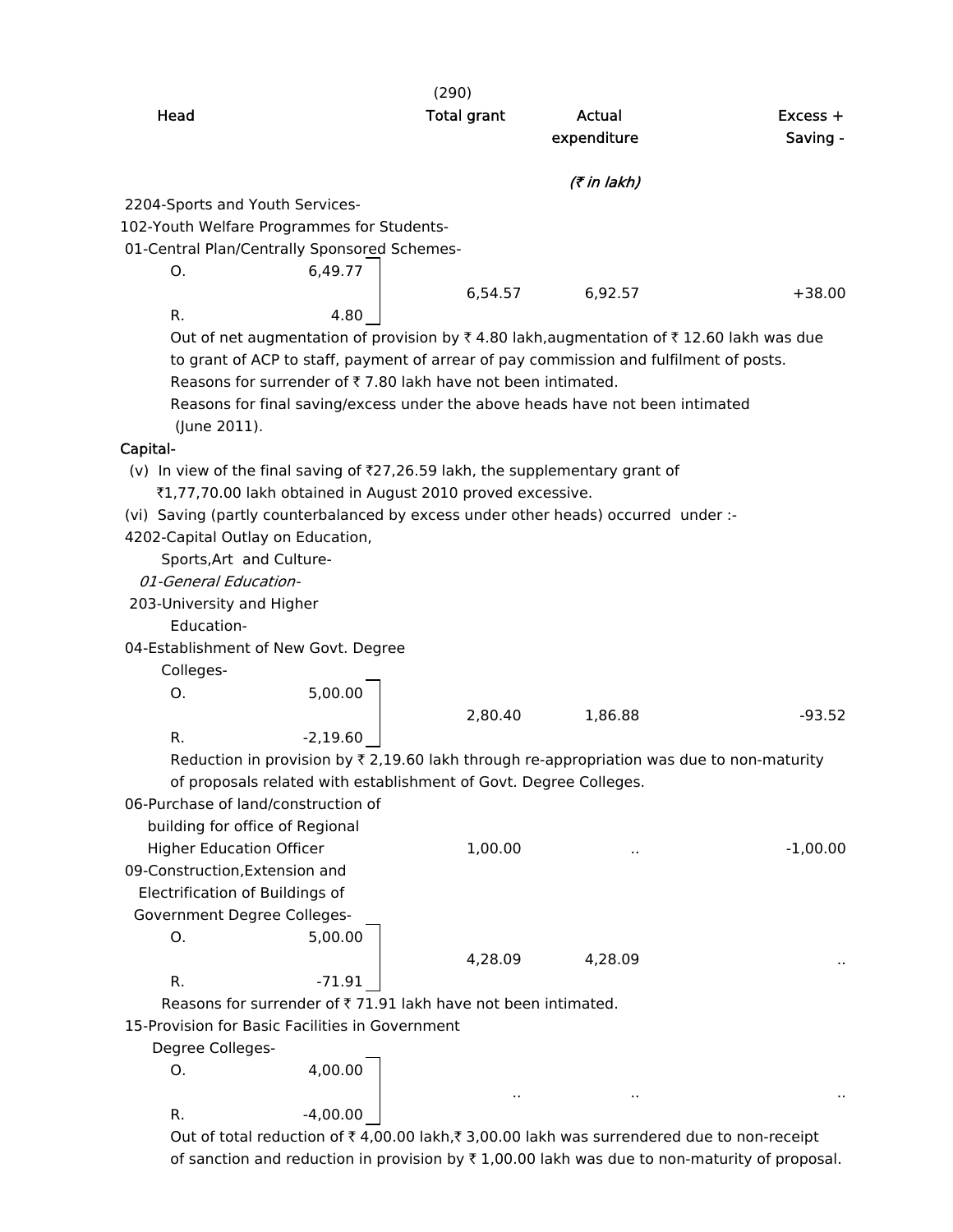| Head | | Total grant | Actual expenditure | Excess + Saving - |
|---|---|---|---|---|
| | | | *(₹ in lakh)* | |
| 2204-Sports and Youth Services- | | | | |
| 102-Youth Welfare Programmes for Students- | | | | |
| 01-Central Plan/Centrally Sponsored Schemes- | | | | |
| O. | 6,49.77 | 6,54.57 | 6,92.57 | +38.00 |
| R. | 4.80 | | | |

Out of net augmentation of provision by ₹ 4.80 lakh,augmentation of ₹ 12.60 lakh was due to grant of ACP to staff, payment of arrear of pay commission and fulfilment of posts.

Reasons for surrender of ₹ 7.80 lakh have not been intimated.

Reasons for final saving/excess under the above heads have not been intimated (June 2011).

**Capital-**

(v) In view of the final saving of ₹27,26.59 lakh, the supplementary grant of ₹1,77,70.00 lakh obtained in August 2010 proved excessive.

(vi) Saving (partly counterbalanced by excess under other heads) occurred under :-

| Head | | Total grant | Actual expenditure | Excess + Saving - |
|---|---|---|---|---|
| 4202-Capital Outlay on Education, Sports,Art and Culture- | | | | |
| *01-General Education-* | | | | |
| 203-University and Higher Education- | | | | |
| 04-Establishment of New Govt. Degree Colleges- | | | | |
| O. | 5,00.00 | 2,80.40 | 1,86.88 | -93.52 |
| R. | -2,19.60 | | | |

Reduction in provision by ₹ 2,19.60 lakh through re-appropriation was due to non-maturity of proposals related with establishment of Govt. Degree Colleges.

| Head | | Total grant | Actual expenditure | Excess + Saving - |
|---|---|---|---|---|
| 06-Purchase of land/construction of building for office of Regional Higher Education Officer | | 1,00.00 | .. | -1,00.00 |
| 09-Construction,Extension and Electrification of Buildings of Government Degree Colleges- | | | | |
| O. | 5,00.00 | 4,28.09 | 4,28.09 | .. |
| R. | -71.91 | | | |

Reasons for surrender of ₹ 71.91 lakh have not been intimated.

| Head | | Total grant | Actual expenditure | Excess + Saving - |
|---|---|---|---|---|
| 15-Provision for Basic Facilities in Government Degree Colleges- | | | | |
| O. | 4,00.00 | .. | .. | .. |
| R. | -4,00.00 | | | |

Out of total reduction of ₹ 4,00.00 lakh,₹ 3,00.00 lakh was surrendered due to non-receipt of sanction and reduction in provision by ₹ 1,00.00 lakh was due to non-maturity of proposal.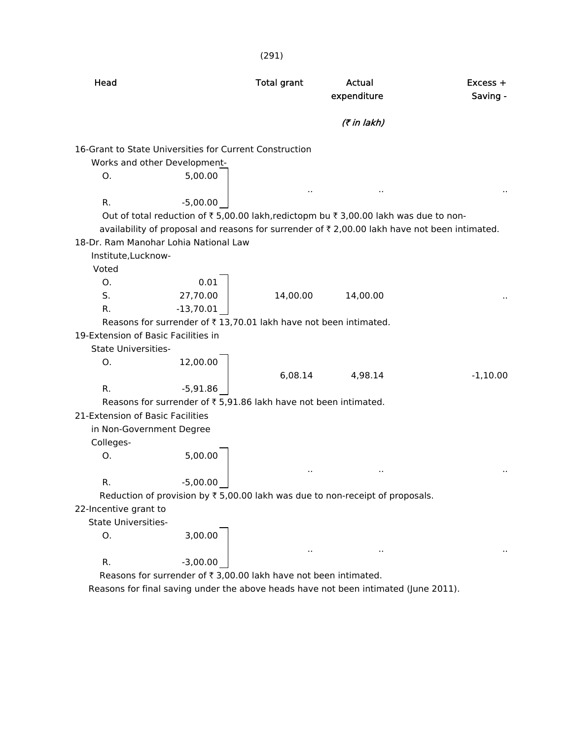| Head | | Total grant | Actual expenditure | Excess + Saving - |
|---|---|---|---|---|
| | | | *(₹ in lakh)* | |
| 16-Grant to State Universities for Current Construction Works and other Development- | | | | |
| O. | 5,00.00 | | | |
| | | .. | .. | .. |
| R. | -5,00.00 | | | |

Out of total reduction of ₹ 5,00.00 lakh,redictopm bu ₹ 3,00.00 lakh was due to non-availability of proposal and reasons for surrender of ₹ 2,00.00 lakh have not been intimated.

| Head | | Total grant | Actual expenditure | Excess + Saving - |
|---|---|---|---|---|
| 18-Dr. Ram Manohar Lohia National Law Institute,Lucknow- | | | | |
| Voted | | | | |
| O. | 0.01 | | | |
| S. | 27,70.00 | 14,00.00 | 14,00.00 | .. |
| R. | -13,70.01 | | | |

Reasons for surrender of ₹ 13,70.01 lakh have not been intimated.

| Head | | Total grant | Actual expenditure | Excess + Saving - |
|---|---|---|---|---|
| 19-Extension of Basic Facilities in State Universities- | | | | |
| O. | 12,00.00 | | | |
| | | 6,08.14 | 4,98.14 | -1,10.00 |
| R. | -5,91.86 | | | |

Reasons for surrender of ₹ 5,91.86 lakh have not been intimated.

| Head | | Total grant | Actual expenditure | Excess + Saving - |
|---|---|---|---|---|
| 21-Extension of Basic Facilities in Non-Government Degree Colleges- | | | | |
| O. | 5,00.00 | | | |
| | | .. | .. | .. |
| R. | -5,00.00 | | | |

Reduction of provision by ₹ 5,00.00 lakh was due to non-receipt of proposals.

| Head | | Total grant | Actual expenditure | Excess + Saving - |
|---|---|---|---|---|
| 22-Incentive grant to State Universities- | | | | |
| O. | 3,00.00 | | | |
| | | .. | .. | .. |
| R. | -3,00.00 | | | |

Reasons for surrender of ₹ 3,00.00 lakh have not been intimated.

Reasons for final saving under the above heads have not been intimated (June 2011).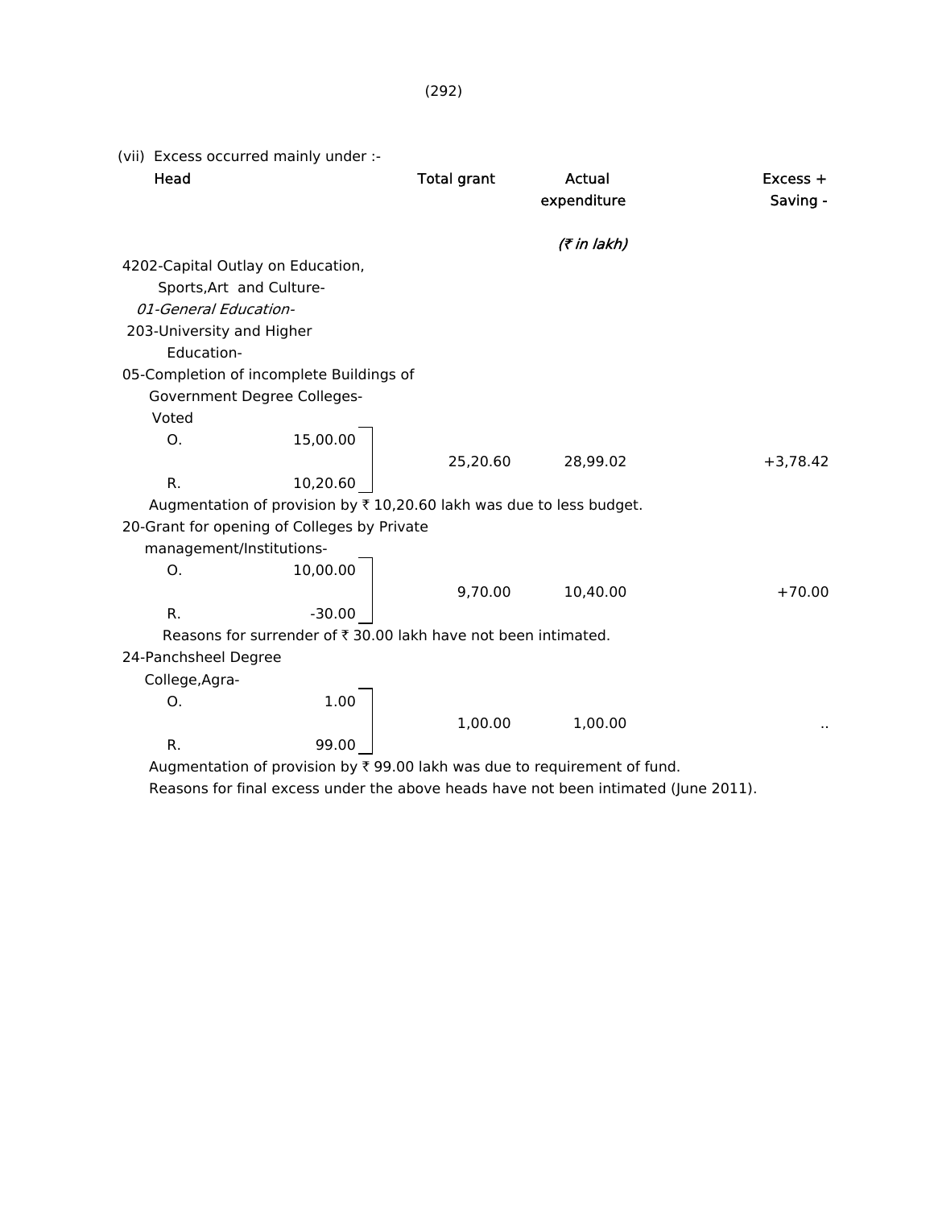(vii) Excess occurred mainly under :-

| Head | | Total grant | Actual expenditure | Excess + Saving - |
|---|---|---|---|---|
| | | | *(₹ in lakh)* | |
| 4202-Capital Outlay on Education, Sports,Art and Culture- | | | | |
| *01-General Education-* | | | | |
| 203-University and Higher Education- | | | | |
| 05-Completion of incomplete Buildings of Government Degree Colleges- | | | | |
| Voted | | | | |
| O. | 15,00.00 | | | |
| | | 25,20.60 | 28,99.02 | +3,78.42 |
| R. | 10,20.60 | | | |

Augmentation of provision by ₹ 10,20.60 lakh was due to less budget.

| Head | | Total grant | Actual expenditure | Excess + Saving - |
|---|---|---|---|---|
| 20-Grant for opening of Colleges by Private management/Institutions- | | | | |
| O. | 10,00.00 | | | |
| | | 9,70.00 | 10,40.00 | +70.00 |
| R. | -30.00 | | | |

Reasons for surrender of ₹ 30.00 lakh have not been intimated.

| Head | | Total grant | Actual expenditure | Excess + Saving - |
|---|---|---|---|---|
| 24-Panchsheel Degree College,Agra- | | | | |
| O. | 1.00 | | | |
| | | 1,00.00 | 1,00.00 | .. |
| R. | 99.00 | | | |

Augmentation of provision by ₹ 99.00 lakh was due to requirement of fund.

Reasons for final excess under the above heads have not been intimated (June 2011).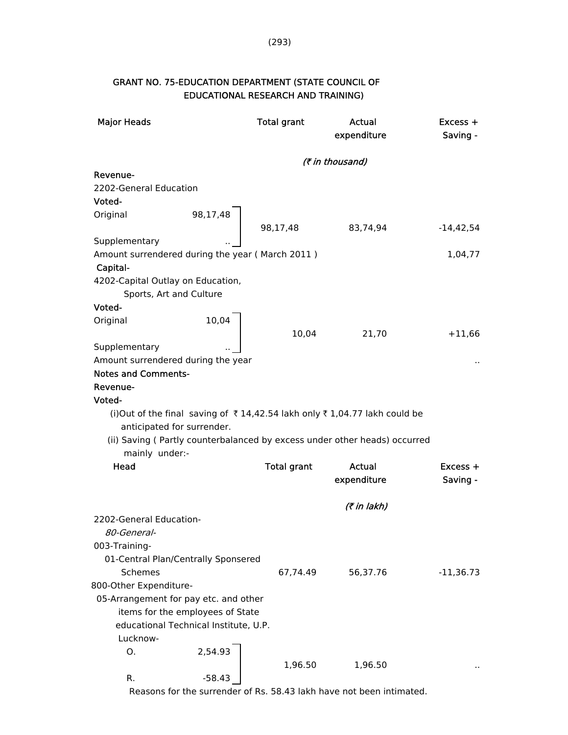## GRANT NO. 75-EDUCATION DEPARTMENT (STATE COUNCIL OF EDUCATIONAL RESEARCH AND TRAINING)

| Major Heads | | Total grant | Actual expenditure | Excess + Saving - |
|---|---|---|---|---|
| | | *(₹ in thousand)* | | |
| **Revenue-** | | | | |
| 2202-General Education | | | | |
| **Voted-** | | | | |
| Original | 98,17,48 | 98,17,48 | 83,74,94 | -14,42,54 |
| Supplementary | .. | | | |
| Amount surrendered during the year ( March 2011 ) | | | | 1,04,77 |
| **Capital-** | | | | |
| 4202-Capital Outlay on Education, Sports, Art and Culture | | | | |
| **Voted-** | | | | |
| Original | 10,04 | 10,04 | 21,70 | +11,66 |
| Supplementary | .. | | | |
| Amount surrendered during the year | | | | .. |

**Notes and Comments-**

**Revenue-**

**Voted-**

(i)Out of the final saving of ₹ 14,42.54 lakh only ₹ 1,04.77 lakh could be anticipated for surrender.

(ii) Saving ( Partly counterbalanced by excess under other heads) occurred mainly under:-

| Head | | Total grant | Actual expenditure | Excess + Saving - |
|---|---|---|---|---|
| | | *(₹ in lakh)* | | |
| 2202-General Education- | | | | |
| *80-General-* | | | | |
| 003-Training- | | | | |
| 01-Central Plan/Centrally Sponsered Schemes | | 67,74.49 | 56,37.76 | -11,36.73 |
| 800-Other Expenditure- | | | | |
| 05-Arrangement for pay etc. and other items for the employees of State educational Technical Institute, U.P. Lucknow- | | | | |
| O. | 2,54.93 | 1,96.50 | 1,96.50 | .. |
| R. | -58.43 | | | |

Reasons for the surrender of Rs. 58.43 lakh have not been intimated.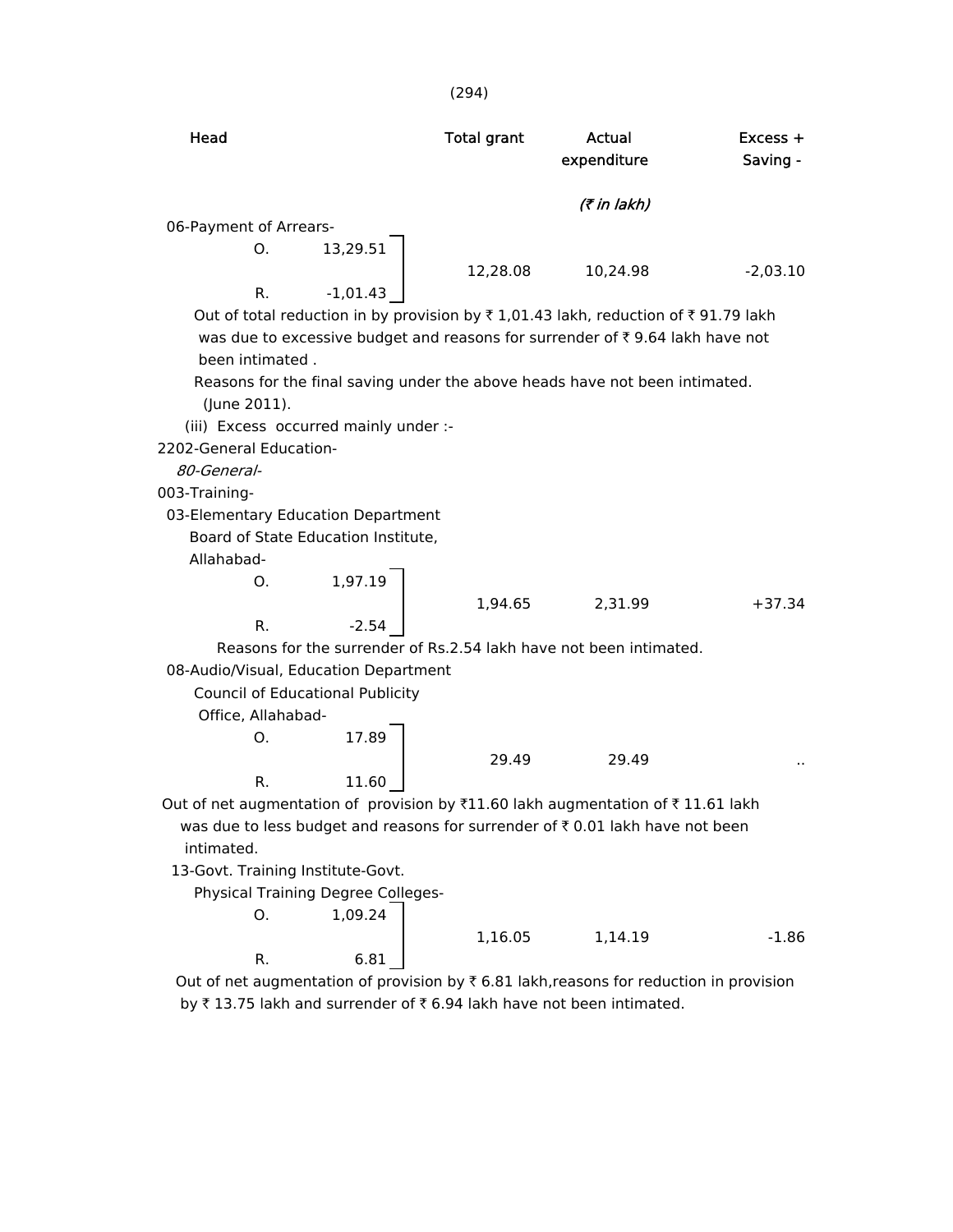| Head | | Total grant | Actual expenditure | Excess + Saving - |
|---|---|---|---|---|
| | | | (₹ in lakh) | |
| 06-Payment of Arrears- | | | | |
| O. | 13,29.51 | 12,28.08 | 10,24.98 | -2,03.10 |
| R. | -1,01.43 | | | |

Out of total reduction in by provision by ₹ 1,01.43 lakh, reduction of ₹ 91.79 lakh was due to excessive budget and reasons for surrender of ₹ 9.64 lakh have not been intimated .

Reasons for the final saving under the above heads have not been intimated. (June 2011).

(iii) Excess occurred mainly under :-

2202-General Education-

*80-General-*

003-Training-

| Head | | Total grant | Actual expenditure | Excess + Saving - |
|---|---|---|---|---|
| 03-Elementary Education Department Board of State Education Institute, Allahabad- | | | | |
| O. | 1,97.19 | 1,94.65 | 2,31.99 | +37.34 |
| R. | -2.54 | | | |

Reasons for the surrender of Rs.2.54 lakh have not been intimated.

| Head | | Total grant | Actual expenditure | Excess + Saving - |
|---|---|---|---|---|
| 08-Audio/Visual, Education Department Council of Educational Publicity Office, Allahabad- | | | | |
| O. | 17.89 | 29.49 | 29.49 | .. |
| R. | 11.60 | | | |

Out of net augmentation of provision by ₹11.60 lakh augmentation of ₹ 11.61 lakh was due to less budget and reasons for surrender of ₹ 0.01 lakh have not been intimated.

| Head | | Total grant | Actual expenditure | Excess + Saving - |
|---|---|---|---|---|
| 13-Govt. Training Institute-Govt. Physical Training Degree Colleges- | | | | |
| O. | 1,09.24 | 1,16.05 | 1,14.19 | -1.86 |
| R. | 6.81 | | | |

Out of net augmentation of provision by ₹ 6.81 lakh,reasons for reduction in provision by ₹ 13.75 lakh and surrender of ₹ 6.94 lakh have not been intimated.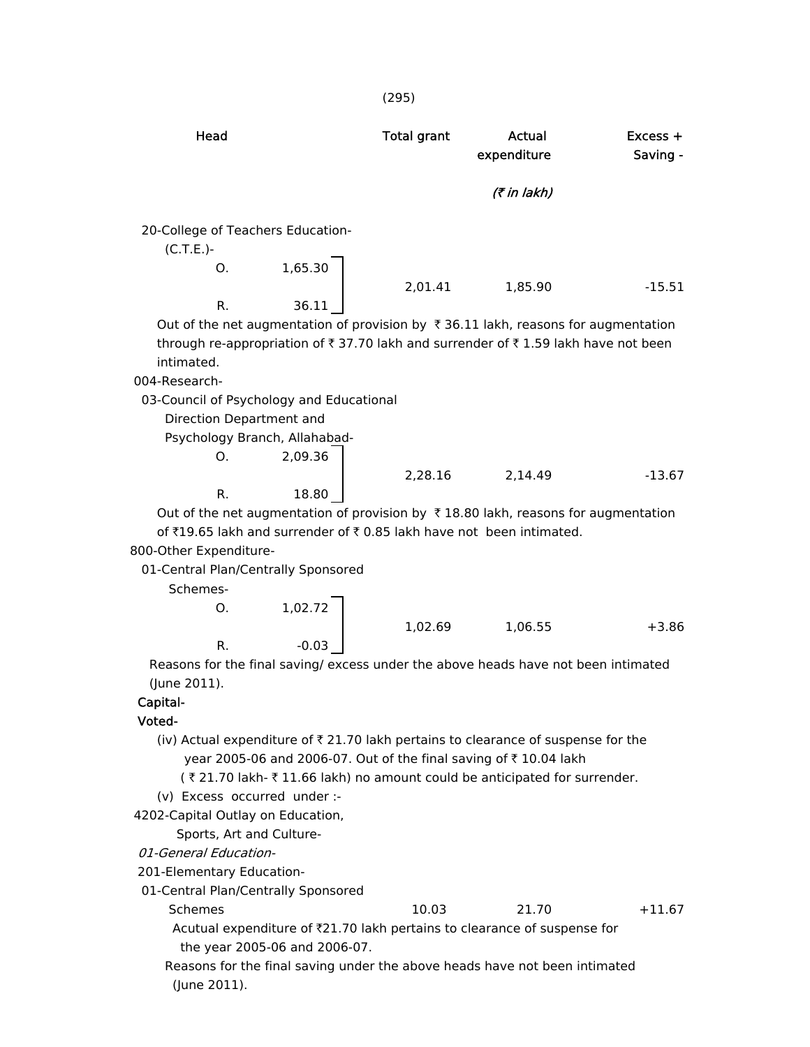| Head | | Total grant | Actual expenditure | Excess + Saving - |
|---|---|---|---|---|
| | | | (₹ in lakh) | |
| 20-College of Teachers Education-(C.T.E.)- | | | | |
| O. | 1,65.30 | 2,01.41 | 1,85.90 | -15.51 |
| R. | 36.11 | | | |

Out of the net augmentation of provision by ₹ 36.11 lakh, reasons for augmentation through re-appropriation of ₹ 37.70 lakh and surrender of ₹ 1.59 lakh have not been intimated.

| Head | | Total grant | Actual expenditure | Excess + Saving - |
|---|---|---|---|---|
| 004-Research- | | | | |
| 03-Council of Psychology and Educational Direction Department and Psychology Branch, Allahabad- | | | | |
| O. | 2,09.36 | 2,28.16 | 2,14.49 | -13.67 |
| R. | 18.80 | | | |

Out of the net augmentation of provision by ₹ 18.80 lakh, reasons for augmentation of ₹19.65 lakh and surrender of ₹ 0.85 lakh have not been intimated.

| Head | | Total grant | Actual expenditure | Excess + Saving - |
|---|---|---|---|---|
| 800-Other Expenditure- | | | | |
| 01-Central Plan/Centrally Sponsored Schemes- | | | | |
| O. | 1,02.72 | 1,02.69 | 1,06.55 | +3.86 |
| R. | -0.03 | | | |

Reasons for the final saving/ excess under the above heads have not been intimated (June 2011).

**Capital-**

**Voted-**

(iv) Actual expenditure of ₹ 21.70 lakh pertains to clearance of suspense for the year 2005-06 and 2006-07. Out of the final saving of ₹ 10.04 lakh (₹ 21.70 lakh- ₹ 11.66 lakh) no amount could be anticipated for surrender.

(v) Excess occurred under :-

| Head | Total grant | Actual expenditure | Excess + Saving - |
|---|---|---|---|
| 4202-Capital Outlay on Education, Sports, Art and Culture- | | | |
| *01-General Education-* | | | |
| 201-Elementary Education- | | | |
| 01-Central Plan/Centrally Sponsored Schemes | 10.03 | 21.70 | +11.67 |

Acutual expenditure of ₹21.70 lakh pertains to clearance of suspense for the year 2005-06 and 2006-07.

Reasons for the final saving under the above heads have not been intimated (June 2011).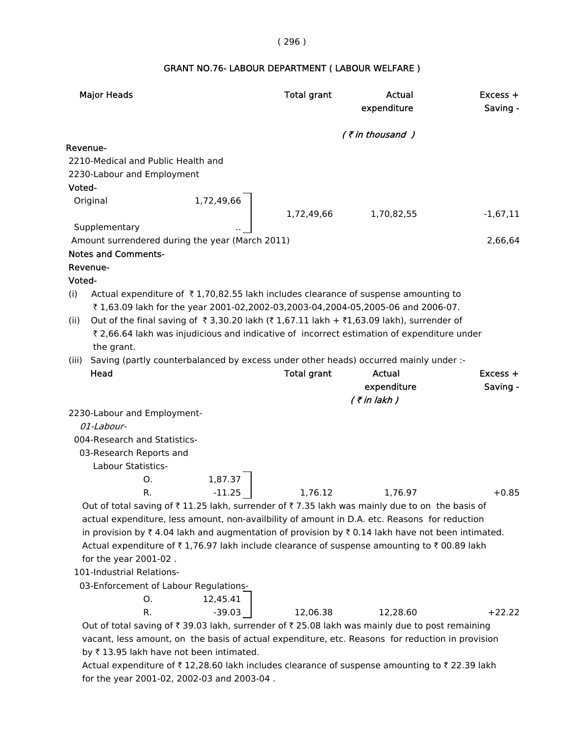# GRANT NO.76- LABOUR DEPARTMENT ( LABOUR WELFARE )

| Major Heads | | Total grant | Actual expenditure | Excess + Saving - |
|---|---|---|---|---|
| | | | *( ₹ in thousand )* | |
| **Revenue-** | | | | |
| 2210-Medical and Public Health and 2230-Labour and Employment | | | | |
| **Voted-** | | | | |
| Original | 1,72,49,66 | 1,72,49,66 | 1,70,82,55 | -1,67,11 |
| Supplementary | .. | | | |
| Amount surrendered during the year (March 2011) | | | | 2,66,64 |

**Notes and Comments-**

**Revenue-**

**Voted-**

(i) Actual expenditure of ₹ 1,70,82.55 lakh includes clearance of suspense amounting to ₹ 1,63.09 lakh for the year 2001-02,2002-03,2003-04,2004-05,2005-06 and 2006-07.

(ii) Out of the final saving of ₹ 3,30.20 lakh (₹ 1,67.11 lakh + ₹1,63.09 lakh), surrender of ₹ 2,66.64 lakh was injudicious and indicative of incorrect estimation of expenditure under the grant.

(iii) Saving (partly counterbalanced by excess under other heads) occurred mainly under :-

| Head | | Total grant | Actual expenditure | Excess + Saving - |
|---|---|---|---|---|
| | | | *( ₹ in lakh )* | |
| 2230-Labour and Employment- | | | | |
| *01-Labour-* | | | | |
| 004-Research and Statistics- | | | | |
| 03-Research Reports and Labour Statistics- | | | | |
| O. | 1,87.37 | | | |
| R. | -11.25 | 1,76.12 | 1,76.97 | +0.85 |

Out of total saving of ₹ 11.25 lakh, surrender of ₹ 7.35 lakh was mainly due to on the basis of actual expenditure, less amount, non-availbility of amount in D.A. etc. Reasons for reduction in provision by ₹ 4.04 lakh and augmentation of provision by ₹ 0.14 lakh have not been intimated. Actual expenditure of ₹ 1,76.97 lakh include clearance of suspense amounting to ₹ 00.89 lakh for the year 2001-02 .

| Head | | Total grant | Actual expenditure | Excess + Saving - |
|---|---|---|---|---|
| 101-Industrial Relations- | | | | |
| 03-Enforcement of Labour Regulations- | | | | |
| O. | 12,45.41 | | | |
| R. | -39.03 | 12,06.38 | 12,28.60 | +22.22 |

Out of total saving of ₹ 39.03 lakh, surrender of ₹ 25.08 lakh was mainly due to post remaining vacant, less amount, on the basis of actual expenditure, etc. Reasons for reduction in provision by ₹ 13.95 lakh have not been intimated.

Actual expenditure of ₹ 12,28.60 lakh includes clearance of suspense amounting to ₹ 22.39 lakh for the year 2001-02, 2002-03 and 2003-04 .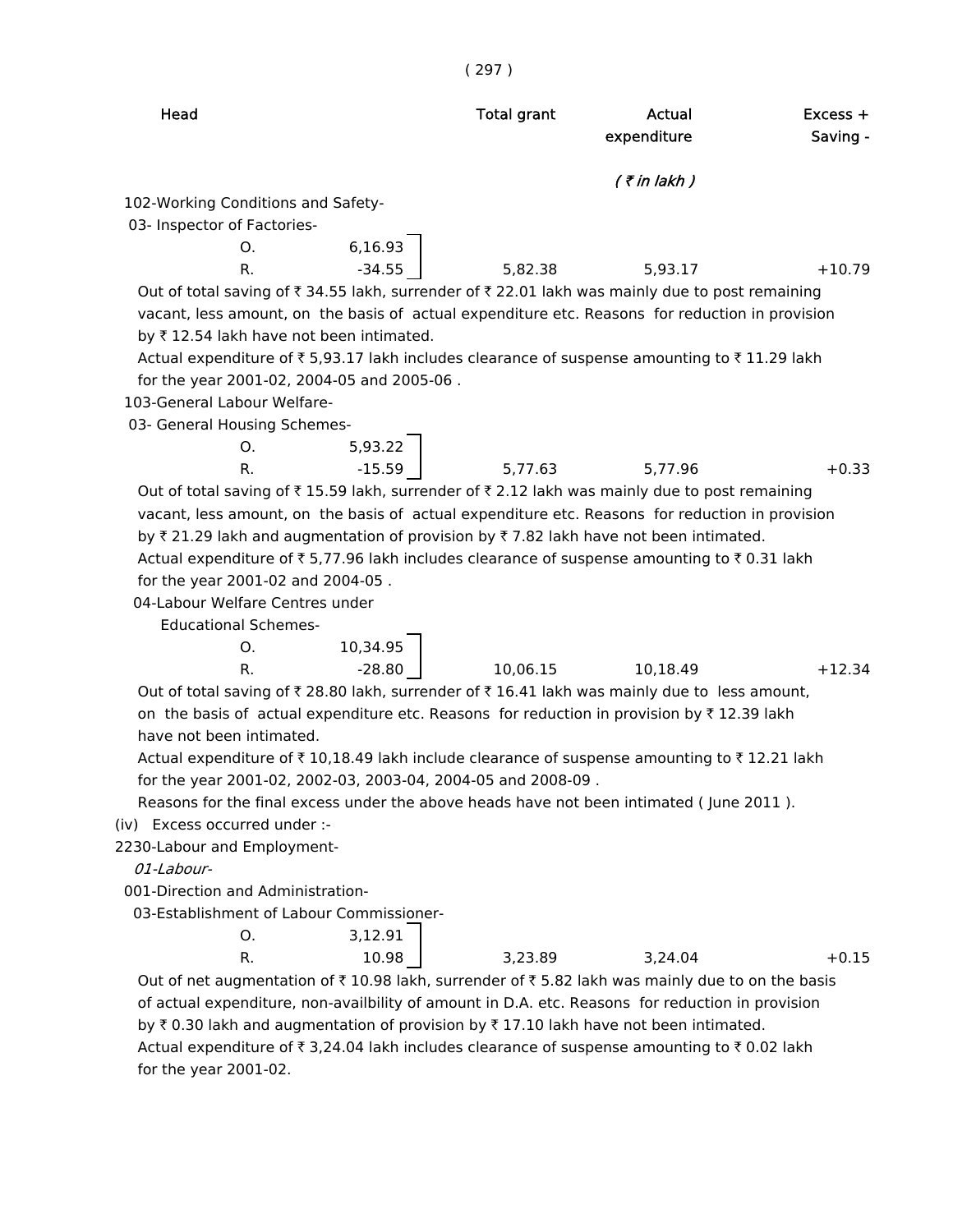| Head | | | Total grant | Actual expenditure | Excess + Saving - |
|---|---|---|---|---|---|
| | | | | ( ₹ in lakh ) | |
| 102-Working Conditions and Safety- | | | | | |
| 03- Inspector of Factories- | | | | | |
| | O. | 6,16.93 | | | |
| | R. | -34.55 | 5,82.38 | 5,93.17 | +10.79 |

Out of total saving of ₹ 34.55 lakh, surrender of ₹ 22.01 lakh was mainly due to post remaining vacant, less amount, on the basis of actual expenditure etc. Reasons for reduction in provision by ₹ 12.54 lakh have not been intimated.

Actual expenditure of ₹ 5,93.17 lakh includes clearance of suspense amounting to ₹ 11.29 lakh for the year 2001-02, 2004-05 and 2005-06 .

| Head | | | Total grant | Actual expenditure | Excess + Saving - |
|---|---|---|---|---|---|
| 103-General Labour Welfare- | | | | | |
| 03- General Housing Schemes- | | | | | |
| | O. | 5,93.22 | | | |
| | R. | -15.59 | 5,77.63 | 5,77.96 | +0.33 |

Out of total saving of ₹ 15.59 lakh, surrender of ₹ 2.12 lakh was mainly due to post remaining vacant, less amount, on the basis of actual expenditure etc. Reasons for reduction in provision by ₹ 21.29 lakh and augmentation of provision by ₹ 7.82 lakh have not been intimated.

Actual expenditure of ₹ 5,77.96 lakh includes clearance of suspense amounting to ₹ 0.31 lakh for the year 2001-02 and 2004-05 .

| Head | | | Total grant | Actual expenditure | Excess + Saving - |
|---|---|---|---|---|---|
| 04-Labour Welfare Centres under Educational Schemes- | | | | | |
| | O. | 10,34.95 | | | |
| | R. | -28.80 | 10,06.15 | 10,18.49 | +12.34 |

Out of total saving of ₹ 28.80 lakh, surrender of ₹ 16.41 lakh was mainly due to less amount, on the basis of actual expenditure etc. Reasons for reduction in provision by ₹ 12.39 lakh have not been intimated.

Actual expenditure of ₹ 10,18.49 lakh include clearance of suspense amounting to ₹ 12.21 lakh for the year 2001-02, 2002-03, 2003-04, 2004-05 and 2008-09 .

Reasons for the final excess under the above heads have not been intimated ( June 2011 ).

(iv) Excess occurred under :-

2230-Labour and Employment-

*01-Labour-*

| Head | | | Total grant | Actual expenditure | Excess + Saving - |
|---|---|---|---|---|---|
| 001-Direction and Administration- | | | | | |
| 03-Establishment of Labour Commissioner- | | | | | |
| | O. | 3,12.91 | | | |
| | R. | 10.98 | 3,23.89 | 3,24.04 | +0.15 |

Out of net augmentation of ₹ 10.98 lakh, surrender of ₹ 5.82 lakh was mainly due to on the basis of actual expenditure, non-availbility of amount in D.A. etc. Reasons for reduction in provision by ₹ 0.30 lakh and augmentation of provision by ₹ 17.10 lakh have not been intimated.

Actual expenditure of ₹ 3,24.04 lakh includes clearance of suspense amounting to ₹ 0.02 lakh for the year 2001-02.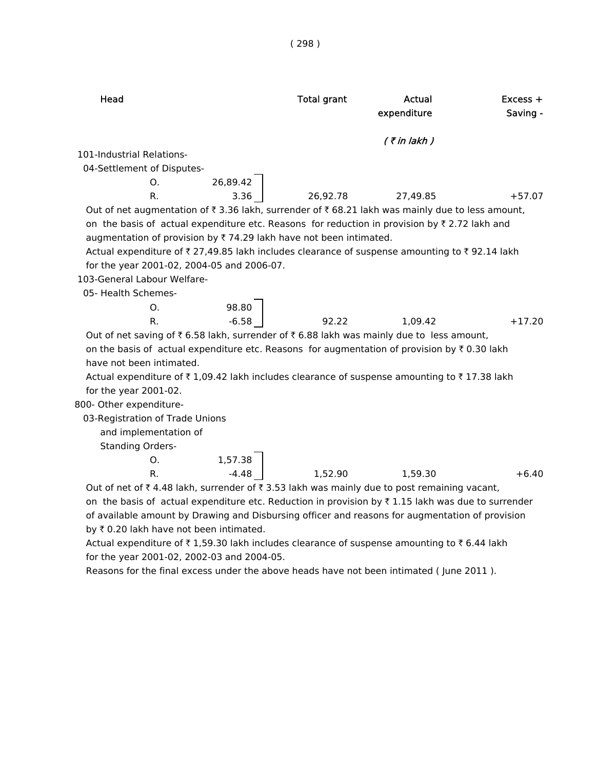| Head | | | Total grant | Actual expenditure | Excess + Saving - |
|---|---|---|---|---|---|
| | | | | ( ₹ in lakh ) | |
| 101-Industrial Relations- | | | | | |
| 04-Settlement of Disputes- | | | | | |
| | O. | 26,89.42 | | | |
| | R. | 3.36 | 26,92.78 | 27,49.85 | +57.07 |

Out of net augmentation of ₹ 3.36 lakh, surrender of ₹ 68.21 lakh was mainly due to less amount, on the basis of actual expenditure etc. Reasons for reduction in provision by ₹ 2.72 lakh and augmentation of provision by ₹ 74.29 lakh have not been intimated.

Actual expenditure of ₹ 27,49.85 lakh includes clearance of suspense amounting to ₹ 92.14 lakh for the year 2001-02, 2004-05 and 2006-07.

| Head | | | Total grant | Actual expenditure | Excess + Saving - |
|---|---|---|---|---|---|
| 103-General Labour Welfare- | | | | | |
| 05- Health Schemes- | | | | | |
| | O. | 98.80 | | | |
| | R. | -6.58 | 92.22 | 1,09.42 | +17.20 |

Out of net saving of ₹ 6.58 lakh, surrender of ₹ 6.88 lakh was mainly due to less amount, on the basis of actual expenditure etc. Reasons for augmentation of provision by ₹ 0.30 lakh have not been intimated.

Actual expenditure of ₹ 1,09.42 lakh includes clearance of suspense amounting to ₹ 17.38 lakh for the year 2001-02.

| Head | | | Total grant | Actual expenditure | Excess + Saving - |
|---|---|---|---|---|---|
| 800- Other expenditure- | | | | | |
| 03-Registration of Trade Unions and implementation of Standing Orders- | | | | | |
| | O. | 1,57.38 | | | |
| | R. | -4.48 | 1,52.90 | 1,59.30 | +6.40 |

Out of net of ₹ 4.48 lakh, surrender of ₹ 3.53 lakh was mainly due to post remaining vacant, on the basis of actual expenditure etc. Reduction in provision by ₹ 1.15 lakh was due to surrender of available amount by Drawing and Disbursing officer and reasons for augmentation of provision by ₹ 0.20 lakh have not been intimated.

Actual expenditure of ₹ 1,59.30 lakh includes clearance of suspense amounting to ₹ 6.44 lakh for the year 2001-02, 2002-03 and 2004-05.

Reasons for the final excess under the above heads have not been intimated ( June 2011 ).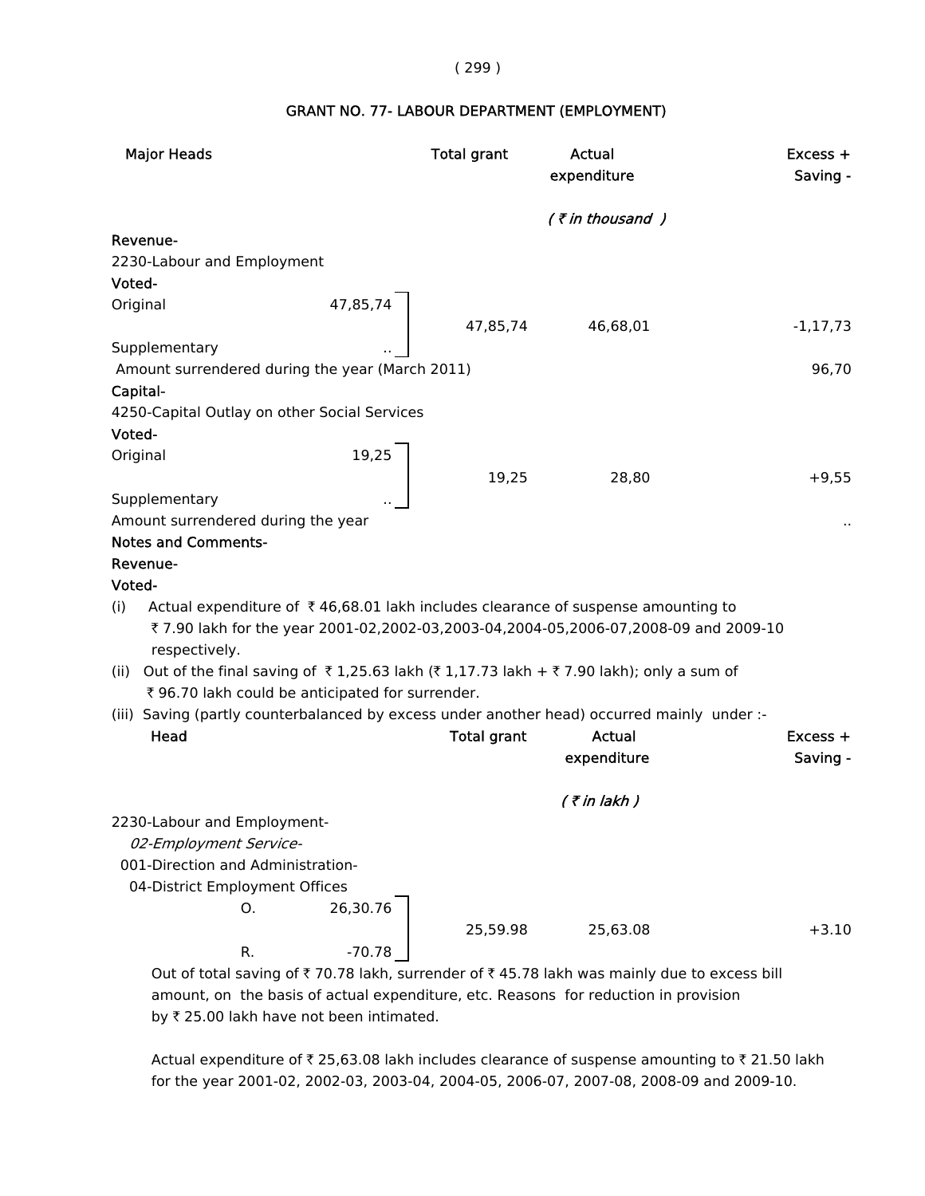## GRANT NO. 77- LABOUR DEPARTMENT (EMPLOYMENT)

| Major Heads | | Total grant | Actual expenditure | Excess + Saving - |
|---|---|---|---|---|
| | | | *( ₹ in thousand )* | |
| **Revenue-** | | | | |
| 2230-Labour and Employment | | | | |
| **Voted-** | | | | |
| Original | 47,85,74 | 47,85,74 | 46,68,01 | -1,17,73 |
| Supplementary | .. | | | |
| Amount surrendered during the year (March 2011) | | | | 96,70 |
| **Capital-** | | | | |
| 4250-Capital Outlay on other Social Services | | | | |
| **Voted-** | | | | |
| Original | 19,25 | 19,25 | 28,80 | +9,55 |
| Supplementary | .. | | | |
| Amount surrendered during the year | | | | .. |

**Notes and Comments-**

**Revenue-**

**Voted-**

(i) Actual expenditure of ₹ 46,68.01 lakh includes clearance of suspense amounting to ₹ 7.90 lakh for the year 2001-02,2002-03,2003-04,2004-05,2006-07,2008-09 and 2009-10 respectively.

(ii) Out of the final saving of ₹ 1,25.63 lakh (₹ 1,17.73 lakh + ₹ 7.90 lakh); only a sum of ₹ 96.70 lakh could be anticipated for surrender.

(iii) Saving (partly counterbalanced by excess under another head) occurred mainly under :-

| Head | | Total grant | Actual expenditure | Excess + Saving - |
|---|---|---|---|---|
| | | | *( ₹ in lakh )* | |
| 2230-Labour and Employment- | | | | |
| *02-Employment Service-* | | | | |
| 001-Direction and Administration- | | | | |
| 04-District Employment Offices | | | | |
| O. | 26,30.76 | 25,59.98 | 25,63.08 | +3.10 |
| R. | -70.78 | | | |

Out of total saving of ₹ 70.78 lakh, surrender of ₹ 45.78 lakh was mainly due to excess bill amount, on the basis of actual expenditure, etc. Reasons for reduction in provision by ₹ 25.00 lakh have not been intimated.

Actual expenditure of ₹ 25,63.08 lakh includes clearance of suspense amounting to ₹ 21.50 lakh for the year 2001-02, 2002-03, 2003-04, 2004-05, 2006-07, 2007-08, 2008-09 and 2009-10.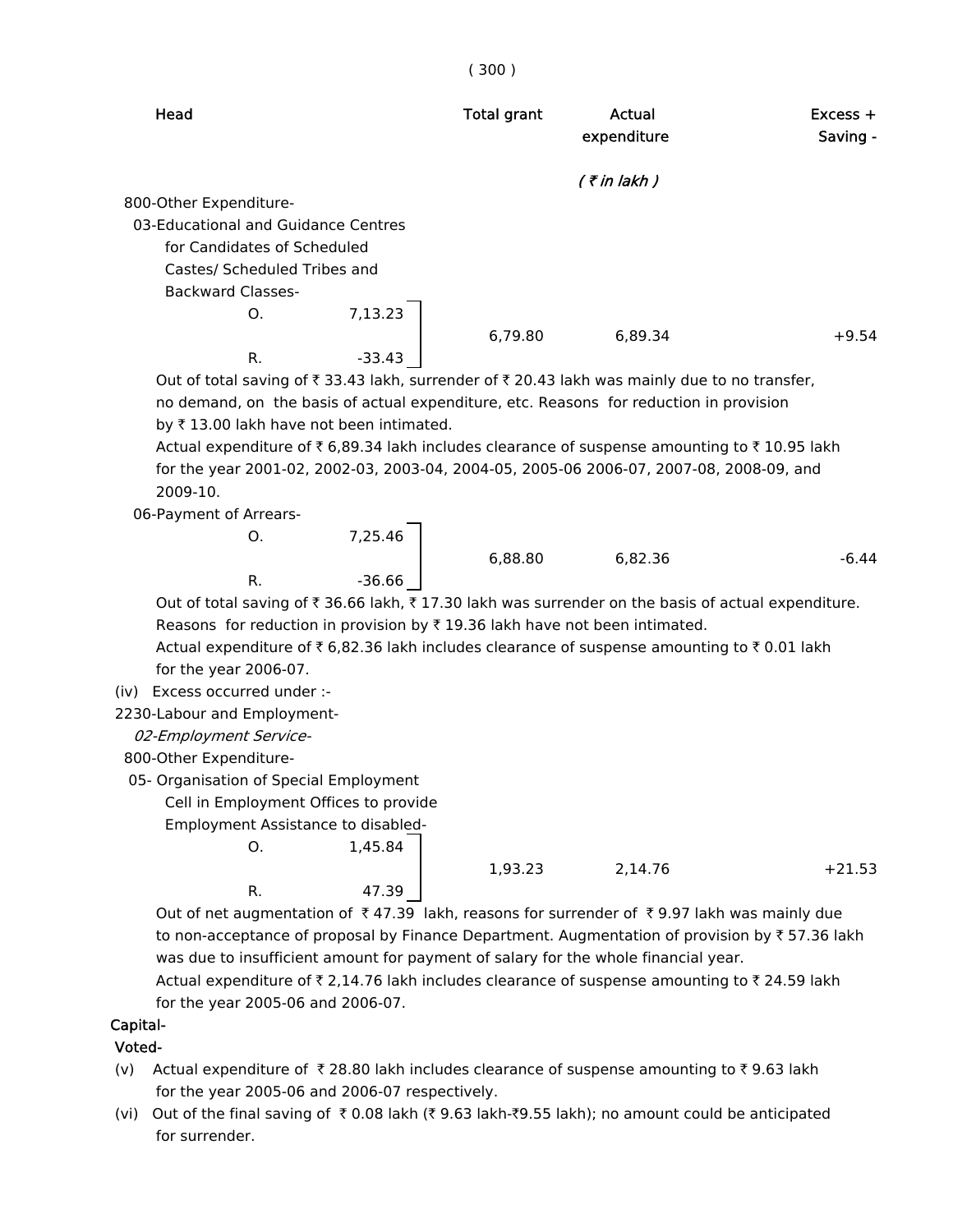| Head | | Total grant | Actual expenditure | Excess + Saving - |
|---|---|---|---|---|
| | | | *( ₹ in lakh )* | |
| 800-Other Expenditure- | | | | |
| 03-Educational and Guidance Centres for Candidates of Scheduled Castes/ Scheduled Tribes and Backward Classes- | | | | |
| O. | 7,13.23 | 6,79.80 | 6,89.34 | +9.54 |
| R. | -33.43 | | | |

Out of total saving of ₹ 33.43 lakh, surrender of ₹ 20.43 lakh was mainly due to no transfer, no demand, on the basis of actual expenditure, etc. Reasons for reduction in provision by ₹ 13.00 lakh have not been intimated.

Actual expenditure of ₹ 6,89.34 lakh includes clearance of suspense amounting to ₹ 10.95 lakh for the year 2001-02, 2002-03, 2003-04, 2004-05, 2005-06 2006-07, 2007-08, 2008-09, and 2009-10.

| Head | | Total grant | Actual expenditure | Excess + Saving - |
|---|---|---|---|---|
| 06-Payment of Arrears- | | | | |
| O. | 7,25.46 | 6,88.80 | 6,82.36 | -6.44 |
| R. | -36.66 | | | |

Out of total saving of ₹ 36.66 lakh, ₹ 17.30 lakh was surrender on the basis of actual expenditure. Reasons for reduction in provision by ₹ 19.36 lakh have not been intimated.

Actual expenditure of ₹ 6,82.36 lakh includes clearance of suspense amounting to ₹ 0.01 lakh for the year 2006-07.

(iv) Excess occurred under :-

2230-Labour and Employment-

*02-Employment Service-*

800-Other Expenditure-

| Head | | Total grant | Actual expenditure | Excess + Saving - |
|---|---|---|---|---|
| 05- Organisation of Special Employment Cell in Employment Offices to provide Employment Assistance to disabled- | | | | |
| O. | 1,45.84 | 1,93.23 | 2,14.76 | +21.53 |
| R. | 47.39 | | | |

Out of net augmentation of ₹ 47.39 lakh, reasons for surrender of ₹ 9.97 lakh was mainly due to non-acceptance of proposal by Finance Department. Augmentation of provision by ₹ 57.36 lakh was due to insufficient amount for payment of salary for the whole financial year.

Actual expenditure of ₹ 2,14.76 lakh includes clearance of suspense amounting to ₹ 24.59 lakh for the year 2005-06 and 2006-07.

**Capital-**

**Voted-**

(v) Actual expenditure of ₹ 28.80 lakh includes clearance of suspense amounting to ₹ 9.63 lakh for the year 2005-06 and 2006-07 respectively.

(vi) Out of the final saving of ₹ 0.08 lakh (₹ 9.63 lakh-₹9.55 lakh); no amount could be anticipated for surrender.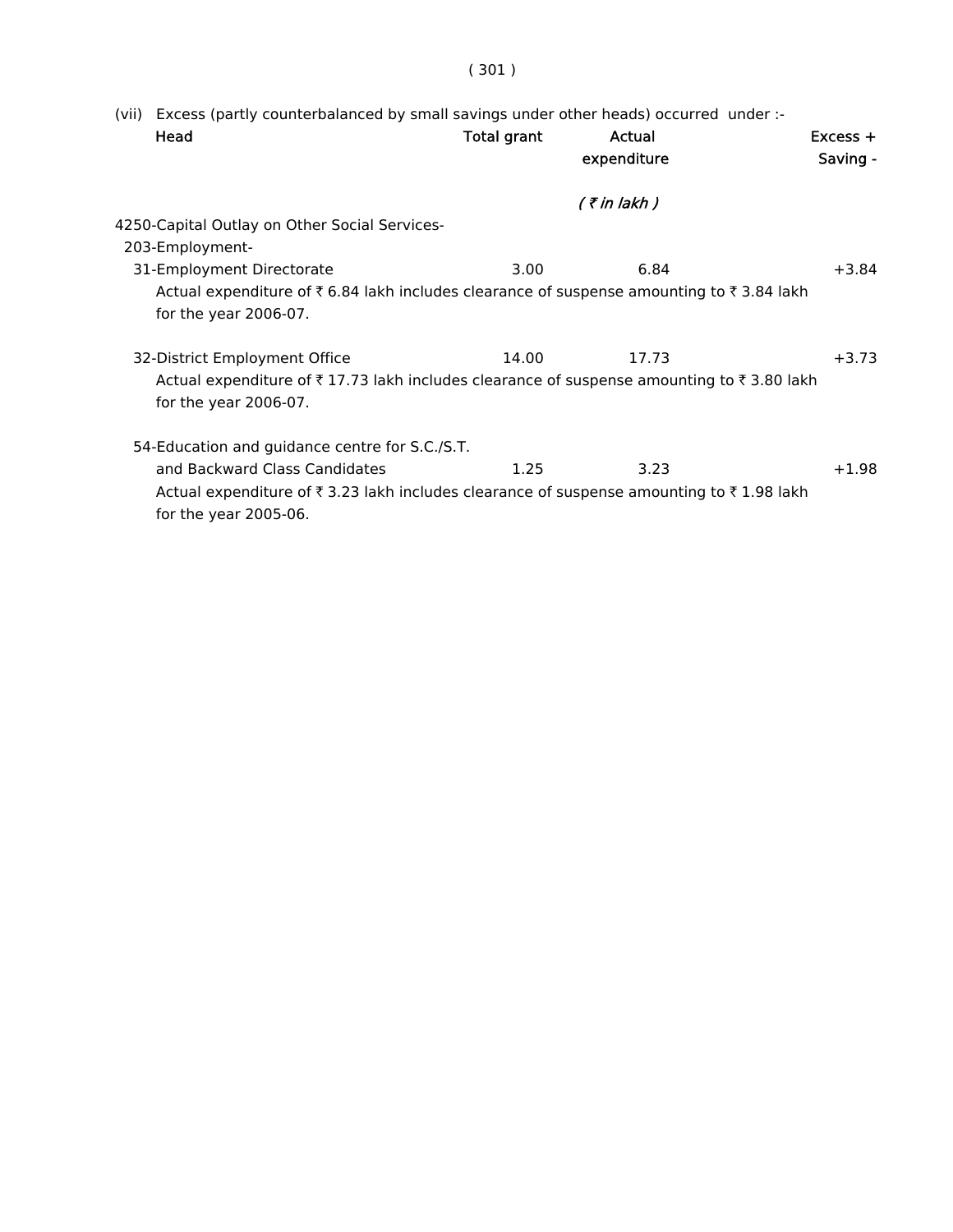(vii) Excess (partly counterbalanced by small savings under other heads) occurred under :-

| Head | Total grant | Actual expenditure | Excess + Saving - |
|---|---|---|---|
| | | *( ₹ in lakh )* | |
| 4250-Capital Outlay on Other Social Services- | | | |
| 203-Employment- | | | |
| 31-Employment Directorate | 3.00 | 6.84 | +3.84 |
| Actual expenditure of ₹ 6.84 lakh includes clearance of suspense amounting to ₹ 3.84 lakh for the year 2006-07. | | | |
| 32-District Employment Office | 14.00 | 17.73 | +3.73 |
| Actual expenditure of ₹ 17.73 lakh includes clearance of suspense amounting to ₹ 3.80 lakh for the year 2006-07. | | | |
| 54-Education and guidance centre for S.C./S.T. and Backward Class Candidates | 1.25 | 3.23 | +1.98 |
| Actual expenditure of ₹ 3.23 lakh includes clearance of suspense amounting to ₹ 1.98 lakh for the year 2005-06. | | | |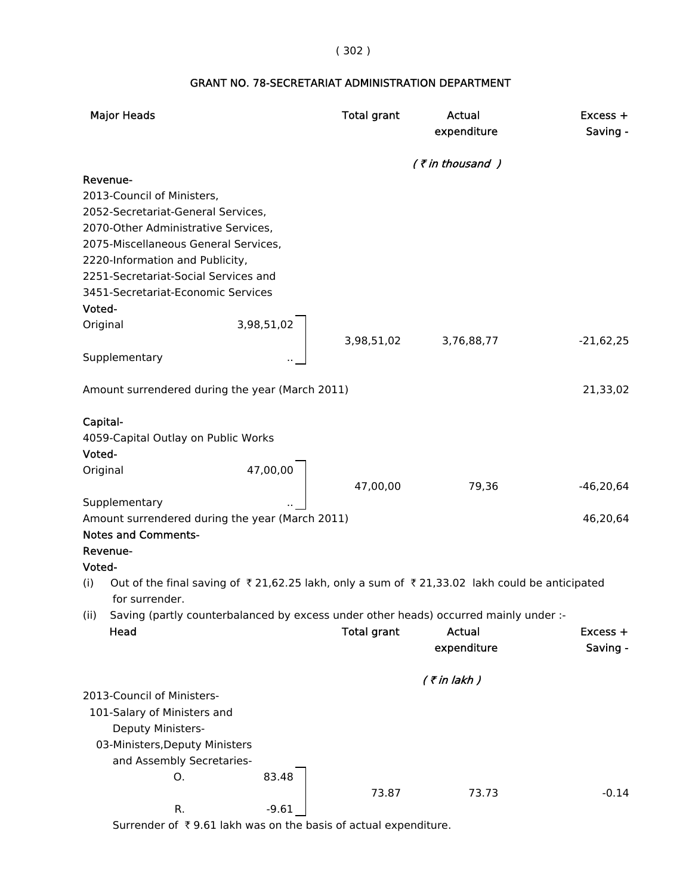## GRANT NO. 78-SECRETARIAT ADMINISTRATION DEPARTMENT

| Major Heads | | Total grant | Actual expenditure | Excess + Saving - |
|---|---|---|---|---|
| | | | *( ₹ in thousand )* | |
| **Revenue-** | | | | |
| 2013-Council of Ministers, 2052-Secretariat-General Services, 2070-Other Administrative Services, 2075-Miscellaneous General Services, 2220-Information and Publicity, 2251-Secretariat-Social Services and 3451-Secretariat-Economic Services | | | | |
| **Voted-** | | | | |
| Original | 3,98,51,02 | 3,98,51,02 | 3,76,88,77 | -21,62,25 |
| Supplementary | .. | | | |
| Amount surrendered during the year (March 2011) | | | | 21,33,02 |
| **Capital-** | | | | |
| 4059-Capital Outlay on Public Works | | | | |
| **Voted-** | | | | |
| Original | 47,00,00 | 47,00,00 | 79,36 | -46,20,64 |
| Supplementary | .. | | | |
| Amount surrendered during the year (March 2011) | | | | 46,20,64 |

**Notes and Comments-**

**Revenue-**

**Voted-**

(i) Out of the final saving of ₹ 21,62.25 lakh, only a sum of ₹ 21,33.02 lakh could be anticipated for surrender.

(ii) Saving (partly counterbalanced by excess under other heads) occurred mainly under :-

| Head | | Total grant | Actual expenditure | Excess + Saving - |
|---|---|---|---|---|
| | | | *( ₹ in lakh )* | |
| 2013-Council of Ministers- | | | | |
| 101-Salary of Ministers and Deputy Ministers- | | | | |
| 03-Ministers,Deputy Ministers and Assembly Secretaries- | | | | |
| O. | 83.48 | 73.87 | 73.73 | -0.14 |
| R. | -9.61 | | | |

Surrender of ₹ 9.61 lakh was on the basis of actual expenditure.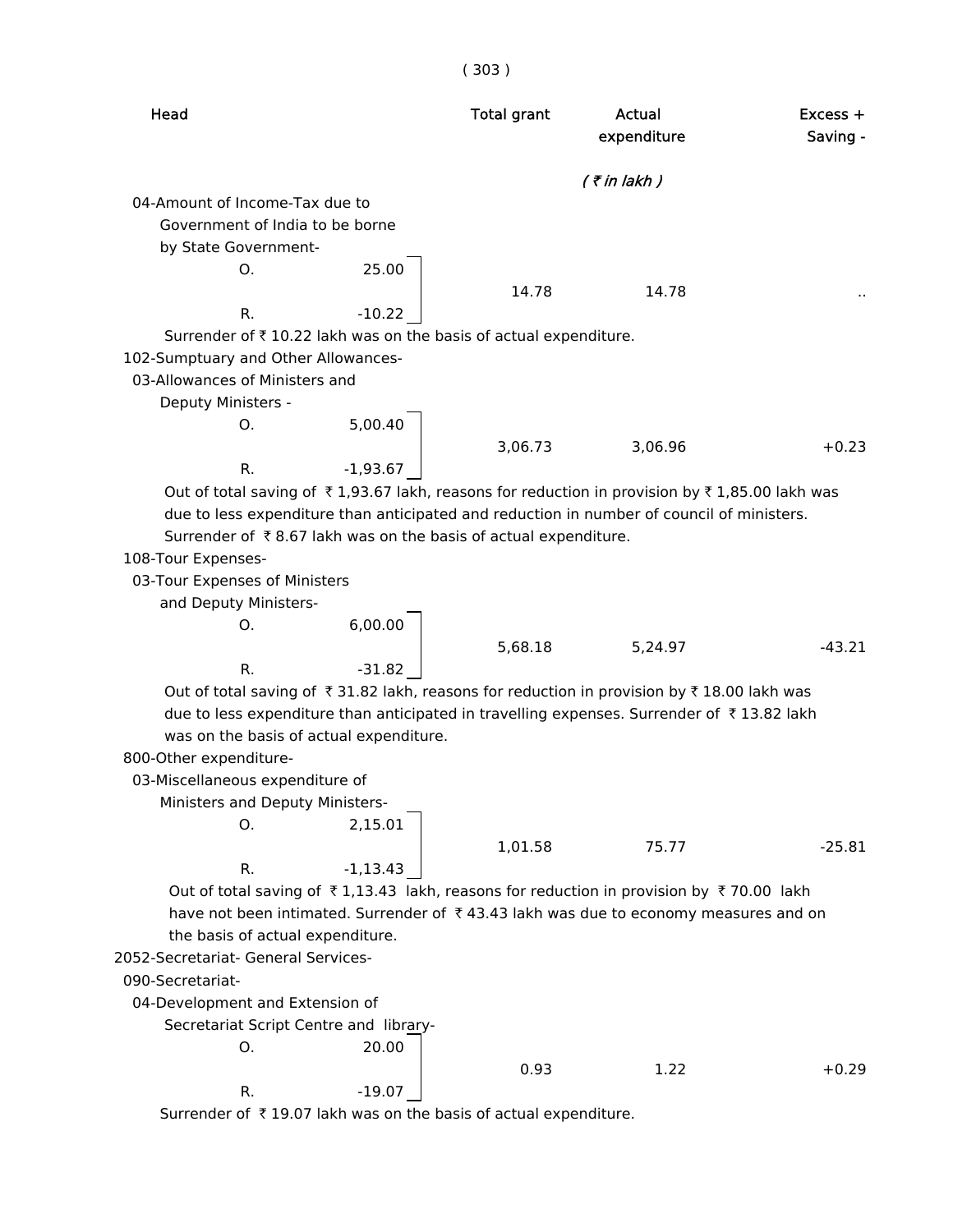| Head | | Total grant | Actual expenditure | Excess + Saving - |
|---|---|---|---|---|
| | | | *( ₹ in lakh )* | |
| 04-Amount of Income-Tax due to Government of India to be borne by State Government- | | | | |
| O. | 25.00 | 14.78 | 14.78 | .. |
| R. | -10.22 | | | |

Surrender of ₹ 10.22 lakh was on the basis of actual expenditure.

| Head | | Total grant | Actual expenditure | Excess + Saving - |
|---|---|---|---|---|
| 102-Sumptuary and Other Allowances- | | | | |
| 03-Allowances of Ministers and Deputy Ministers - | | | | |
| O. | 5,00.40 | 3,06.73 | 3,06.96 | +0.23 |
| R. | -1,93.67 | | | |

Out of total saving of ₹ 1,93.67 lakh, reasons for reduction in provision by ₹ 1,85.00 lakh was due to less expenditure than anticipated and reduction in number of council of ministers. Surrender of ₹ 8.67 lakh was on the basis of actual expenditure.

| Head | | Total grant | Actual expenditure | Excess + Saving - |
|---|---|---|---|---|
| 108-Tour Expenses- | | | | |
| 03-Tour Expenses of Ministers and Deputy Ministers- | | | | |
| O. | 6,00.00 | 5,68.18 | 5,24.97 | -43.21 |
| R. | -31.82 | | | |

Out of total saving of ₹ 31.82 lakh, reasons for reduction in provision by ₹ 18.00 lakh was due to less expenditure than anticipated in travelling expenses. Surrender of ₹ 13.82 lakh was on the basis of actual expenditure.

| Head | | Total grant | Actual expenditure | Excess + Saving - |
|---|---|---|---|---|
| 800-Other expenditure- | | | | |
| 03-Miscellaneous expenditure of Ministers and Deputy Ministers- | | | | |
| O. | 2,15.01 | 1,01.58 | 75.77 | -25.81 |
| R. | -1,13.43 | | | |

Out of total saving of ₹ 1,13.43 lakh, reasons for reduction in provision by ₹ 70.00 lakh have not been intimated. Surrender of ₹ 43.43 lakh was due to economy measures and on the basis of actual expenditure.

| Head | | Total grant | Actual expenditure | Excess + Saving - |
|---|---|---|---|---|
| 2052-Secretariat- General Services- | | | | |
| 090-Secretariat- | | | | |
| 04-Development and Extension of Secretariat Script Centre and library- | | | | |
| O. | 20.00 | 0.93 | 1.22 | +0.29 |
| R. | -19.07 | | | |

Surrender of ₹ 19.07 lakh was on the basis of actual expenditure.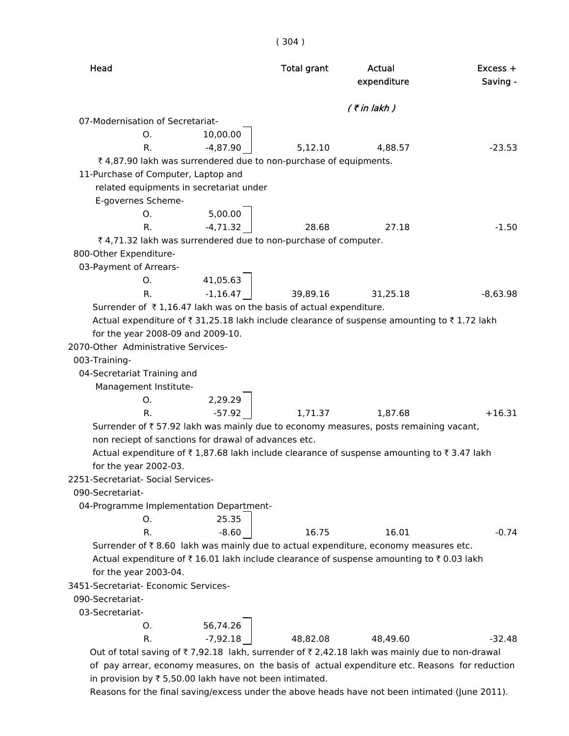| Head | | Total grant | Actual expenditure | Excess + Saving - |
|---|---|---|---|---|
| | | | *( ₹ in lakh )* | |
| 07-Modernisation of Secretariat- | | | | |
| O. | 10,00.00 | | | |
| R. | -4,87.90 | 5,12.10 | 4,88.57 | -23.53 |

₹ 4,87.90 lakh was surrendered due to non-purchase of equipments.

| Head | | Total grant | Actual expenditure | Excess + Saving - |
|---|---|---|---|---|
| 11-Purchase of Computer, Laptop and related equipments in secretariat under E-governes Scheme- | | | | |
| O. | 5,00.00 | | | |
| R. | -4,71.32 | 28.68 | 27.18 | -1.50 |

₹ 4,71.32 lakh was surrendered due to non-purchase of computer.

| Head | | Total grant | Actual expenditure | Excess + Saving - |
|---|---|---|---|---|
| 800-Other Expenditure- | | | | |
| 03-Payment of Arrears- | | | | |
| O. | 41,05.63 | | | |
| R. | -1,16.47 | 39,89.16 | 31,25.18 | -8,63.98 |

Surrender of ₹ 1,16.47 lakh was on the basis of actual expenditure.

Actual expenditure of ₹ 31,25.18 lakh include clearance of suspense amounting to ₹ 1.72 lakh for the year 2008-09 and 2009-10.

| Head | | Total grant | Actual expenditure | Excess + Saving - |
|---|---|---|---|---|
| 2070-Other Administrative Services- | | | | |
| 003-Training- | | | | |
| 04-Secretariat Training and Management Institute- | | | | |
| O. | 2,29.29 | | | |
| R. | -57.92 | 1,71.37 | 1,87.68 | +16.31 |

Surrender of ₹ 57.92 lakh was mainly due to economy measures, posts remaining vacant, non reciept of sanctions for drawal of advances etc.

Actual expenditure of ₹ 1,87.68 lakh include clearance of suspense amounting to ₹ 3.47 lakh for the year 2002-03.

| Head | | Total grant | Actual expenditure | Excess + Saving - |
|---|---|---|---|---|
| 2251-Secretariat- Social Services- | | | | |
| 090-Secretariat- | | | | |
| 04-Programme Implementation Department- | | | | |
| O. | 25.35 | | | |
| R. | -8.60 | 16.75 | 16.01 | -0.74 |

Surrender of ₹ 8.60 lakh was mainly due to actual expenditure, economy measures etc.

Actual expenditure of ₹ 16.01 lakh include clearance of suspense amounting to ₹ 0.03 lakh for the year 2003-04.

| Head | | Total grant | Actual expenditure | Excess + Saving - |
|---|---|---|---|---|
| 3451-Secretariat- Economic Services- | | | | |
| 090-Secretariat- | | | | |
| 03-Secretariat- | | | | |
| O. | 56,74.26 | | | |
| R. | -7,92.18 | 48,82.08 | 48,49.60 | -32.48 |

Out of total saving of ₹ 7,92.18 lakh, surrender of ₹ 2,42.18 lakh was mainly due to non-drawal of pay arrear, economy measures, on the basis of actual expenditure etc. Reasons for reduction in provision by ₹ 5,50.00 lakh have not been intimated.

Reasons for the final saving/excess under the above heads have not been intimated (June 2011).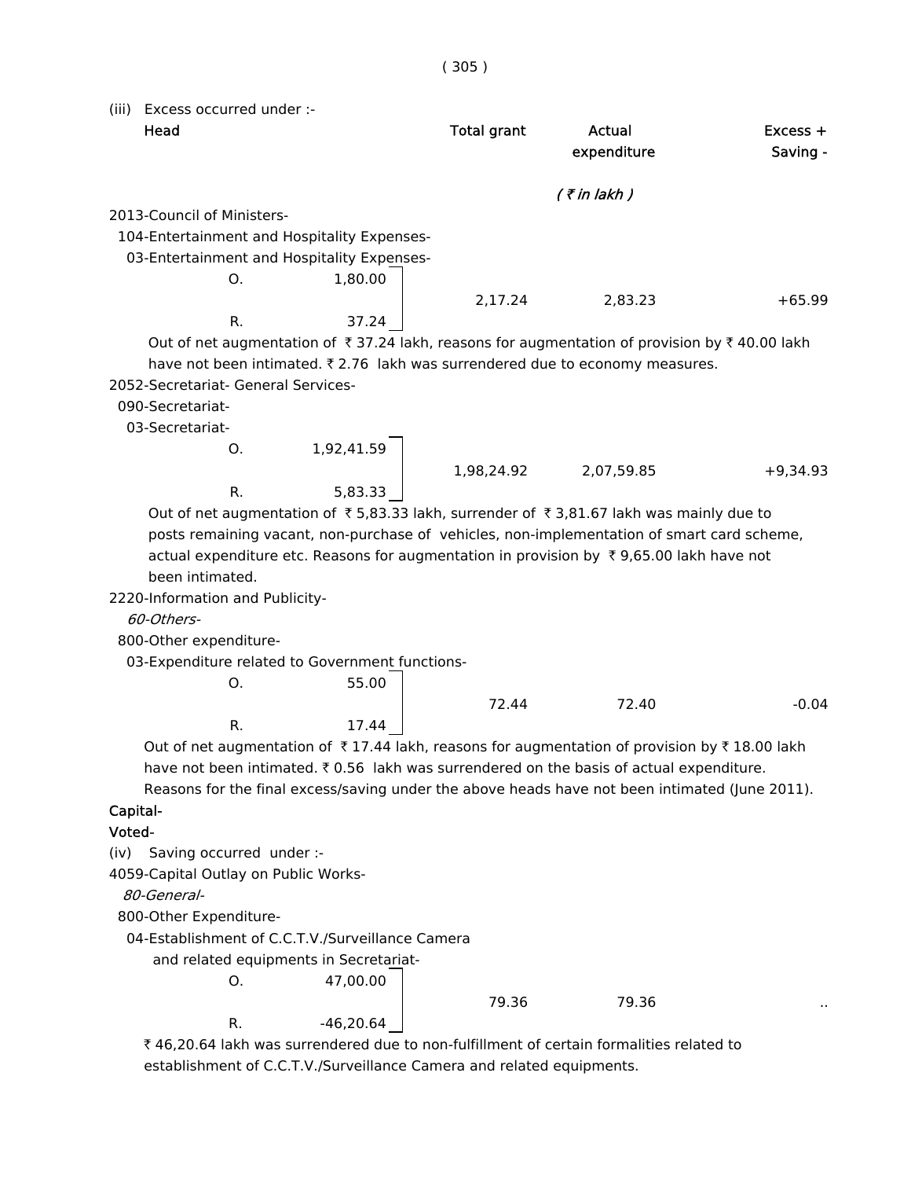(iii) Excess occurred under :-

| Head | | Total grant | Actual expenditure | Excess + Saving - |
|---|---|---|---|---|
| | | | *( ₹ in lakh )* | |
| 2013-Council of Ministers- | | | | |
| 104-Entertainment and Hospitality Expenses- | | | | |
| 03-Entertainment and Hospitality Expenses- | | | | |
| O. | 1,80.00 | 2,17.24 | 2,83.23 | +65.99 |
| R. | 37.24 | | | |

Out of net augmentation of ₹ 37.24 lakh, reasons for augmentation of provision by ₹ 40.00 lakh have not been intimated. ₹ 2.76 lakh was surrendered due to economy measures.

| Head | | Total grant | Actual expenditure | Excess + Saving - |
|---|---|---|---|---|
| 2052-Secretariat- General Services- | | | | |
| 090-Secretariat- | | | | |
| 03-Secretariat- | | | | |
| O. | 1,92,41.59 | 1,98,24.92 | 2,07,59.85 | +9,34.93 |
| R. | 5,83.33 | | | |

Out of net augmentation of ₹ 5,83.33 lakh, surrender of ₹ 3,81.67 lakh was mainly due to posts remaining vacant, non-purchase of vehicles, non-implementation of smart card scheme, actual expenditure etc. Reasons for augmentation in provision by ₹ 9,65.00 lakh have not been intimated.

| Head | | Total grant | Actual expenditure | Excess + Saving - |
|---|---|---|---|---|
| 2220-Information and Publicity- | | | | |
| *60-Others-* | | | | |
| 800-Other expenditure- | | | | |
| 03-Expenditure related to Government functions- | | | | |
| O. | 55.00 | 72.44 | 72.40 | -0.04 |
| R. | 17.44 | | | |

Out of net augmentation of ₹ 17.44 lakh, reasons for augmentation of provision by ₹ 18.00 lakh have not been intimated. ₹ 0.56 lakh was surrendered on the basis of actual expenditure.

Reasons for the final excess/saving under the above heads have not been intimated (June 2011).

**Capital-**

**Voted-**

(iv) Saving occurred under :-

| Head | | Total grant | Actual expenditure | Excess + Saving - |
|---|---|---|---|---|
| 4059-Capital Outlay on Public Works- | | | | |
| *80-General-* | | | | |
| 800-Other Expenditure- | | | | |
| 04-Establishment of C.C.T.V./Surveillance Camera and related equipments in Secretariat- | | | | |
| O. | 47,00.00 | 79.36 | 79.36 | .. |
| R. | -46,20.64 | | | |

₹ 46,20.64 lakh was surrendered due to non-fulfillment of certain formalities related to establishment of C.C.T.V./Surveillance Camera and related equipments.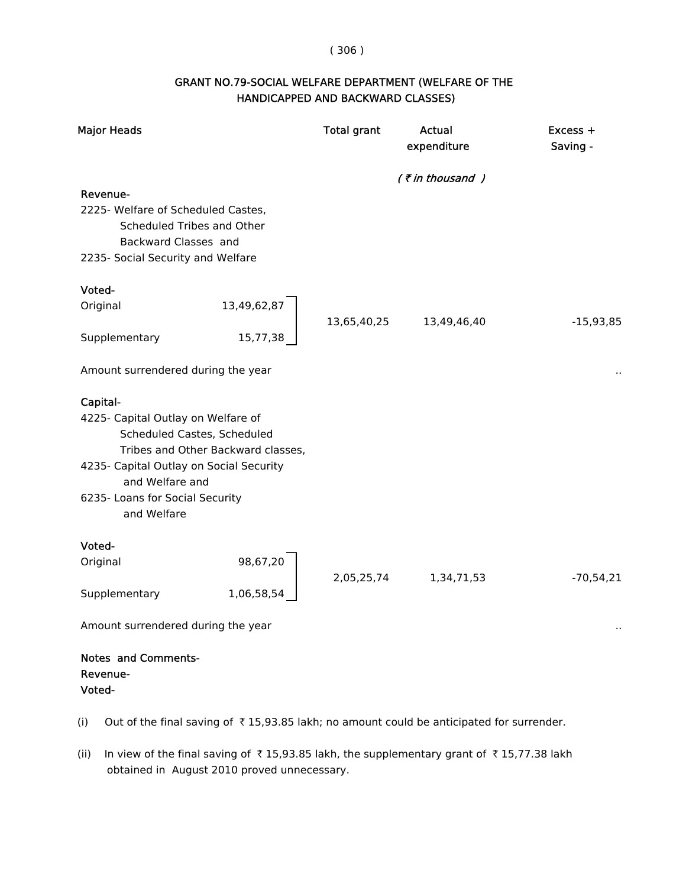## GRANT NO.79-SOCIAL WELFARE DEPARTMENT (WELFARE OF THE HANDICAPPED AND BACKWARD CLASSES)

| Major Heads | | Total grant | Actual expenditure | Excess + Saving - |
|---|---|---|---|---|
| | | | *( ₹ in thousand )* | |
| **Revenue-** | | | | |
| 2225- Welfare of Scheduled Castes, Scheduled Tribes and Other Backward Classes and 2235- Social Security and Welfare | | | | |
| **Voted-** | | | | |
| Original | 13,49,62,87 | 13,65,40,25 | 13,49,46,40 | -15,93,85 |
| Supplementary | 15,77,38 | | | |
| Amount surrendered during the year | | | | .. |
| **Capital-** | | | | |
| 4225- Capital Outlay on Welfare of Scheduled Castes, Scheduled Tribes and Other Backward classes, 4235- Capital Outlay on Social Security and Welfare and 6235- Loans for Social Security and Welfare | | | | |
| **Voted-** | | | | |
| Original | 98,67,20 | 2,05,25,74 | 1,34,71,53 | -70,54,21 |
| Supplementary | 1,06,58,54 | | | |
| Amount surrendered during the year | | | | .. |

**Notes and Comments-**

**Revenue-**

**Voted-**

(i) Out of the final saving of ₹ 15,93.85 lakh; no amount could be anticipated for surrender.

(ii) In view of the final saving of ₹ 15,93.85 lakh, the supplementary grant of ₹ 15,77.38 lakh obtained in August 2010 proved unnecessary.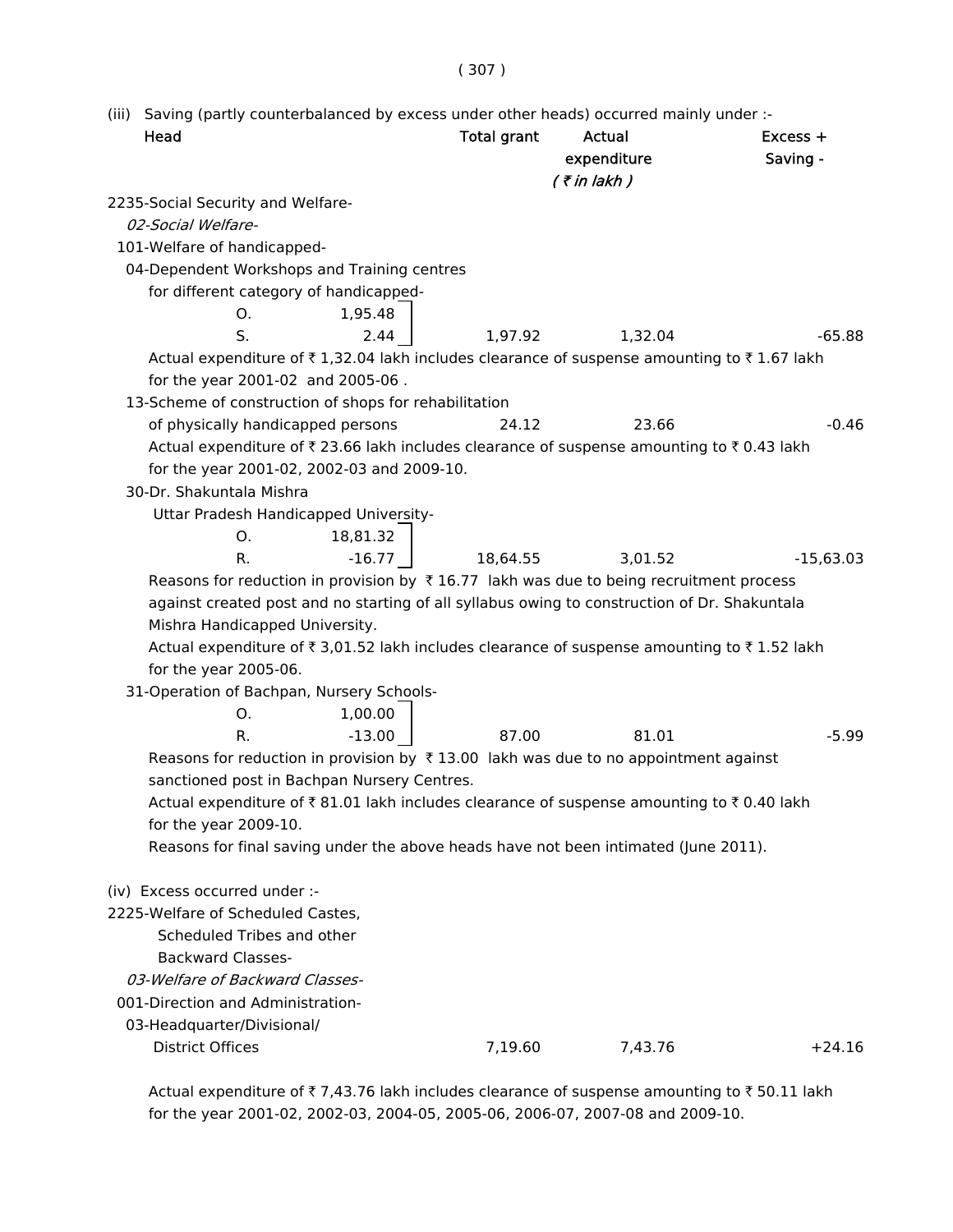(iii) Saving (partly counterbalanced by excess under other heads) occurred mainly under :-

| Head | | Total grant | Actual expenditure | Excess + Saving - |
|---|---|---|---|---|
| | | | *( ₹ in lakh )* | |
| 2235-Social Security and Welfare- | | | | |
| *02-Social Welfare-* | | | | |
| 101-Welfare of handicapped- | | | | |
| 04-Dependent Workshops and Training centres for different category of handicapped- | | | | |
| O. | 1,95.48 | | | |
| S. | 2.44 | 1,97.92 | 1,32.04 | -65.88 |

Actual expenditure of ₹ 1,32.04 lakh includes clearance of suspense amounting to ₹ 1.67 lakh for the year 2001-02 and 2005-06 .

| Head | | Total grant | Actual expenditure | Excess + Saving - |
|---|---|---|---|---|
| 13-Scheme of construction of shops for rehabilitation of physically handicapped persons | | 24.12 | 23.66 | -0.46 |

Actual expenditure of ₹ 23.66 lakh includes clearance of suspense amounting to ₹ 0.43 lakh for the year 2001-02, 2002-03 and 2009-10.

| Head | | Total grant | Actual expenditure | Excess + Saving - |
|---|---|---|---|---|
| 30-Dr. Shakuntala Mishra Uttar Pradesh Handicapped University- | | | | |
| O. | 18,81.32 | | | |
| R. | -16.77 | 18,64.55 | 3,01.52 | -15,63.03 |

Reasons for reduction in provision by ₹ 16.77 lakh was due to being recruitment process against created post and no starting of all syllabus owing to construction of Dr. Shakuntala Mishra Handicapped University.

Actual expenditure of ₹ 3,01.52 lakh includes clearance of suspense amounting to ₹ 1.52 lakh for the year 2005-06.

| Head | | Total grant | Actual expenditure | Excess + Saving - |
|---|---|---|---|---|
| 31-Operation of Bachpan, Nursery Schools- | | | | |
| O. | 1,00.00 | | | |
| R. | -13.00 | 87.00 | 81.01 | -5.99 |

Reasons for reduction in provision by ₹ 13.00 lakh was due to no appointment against sanctioned post in Bachpan Nursery Centres.

Actual expenditure of ₹ 81.01 lakh includes clearance of suspense amounting to ₹ 0.40 lakh for the year 2009-10.

Reasons for final saving under the above heads have not been intimated (June 2011).

(iv) Excess occurred under :-

| Head | Total grant | Actual expenditure | Excess + Saving - |
|---|---|---|---|
| 2225-Welfare of Scheduled Castes, Scheduled Tribes and other Backward Classes- | | | |
| *03-Welfare of Backward Classes-* | | | |
| 001-Direction and Administration- | | | |
| 03-Headquarter/Divisional/ District Offices | 7,19.60 | 7,43.76 | +24.16 |

Actual expenditure of ₹ 7,43.76 lakh includes clearance of suspense amounting to ₹ 50.11 lakh for the year 2001-02, 2002-03, 2004-05, 2005-06, 2006-07, 2007-08 and 2009-10.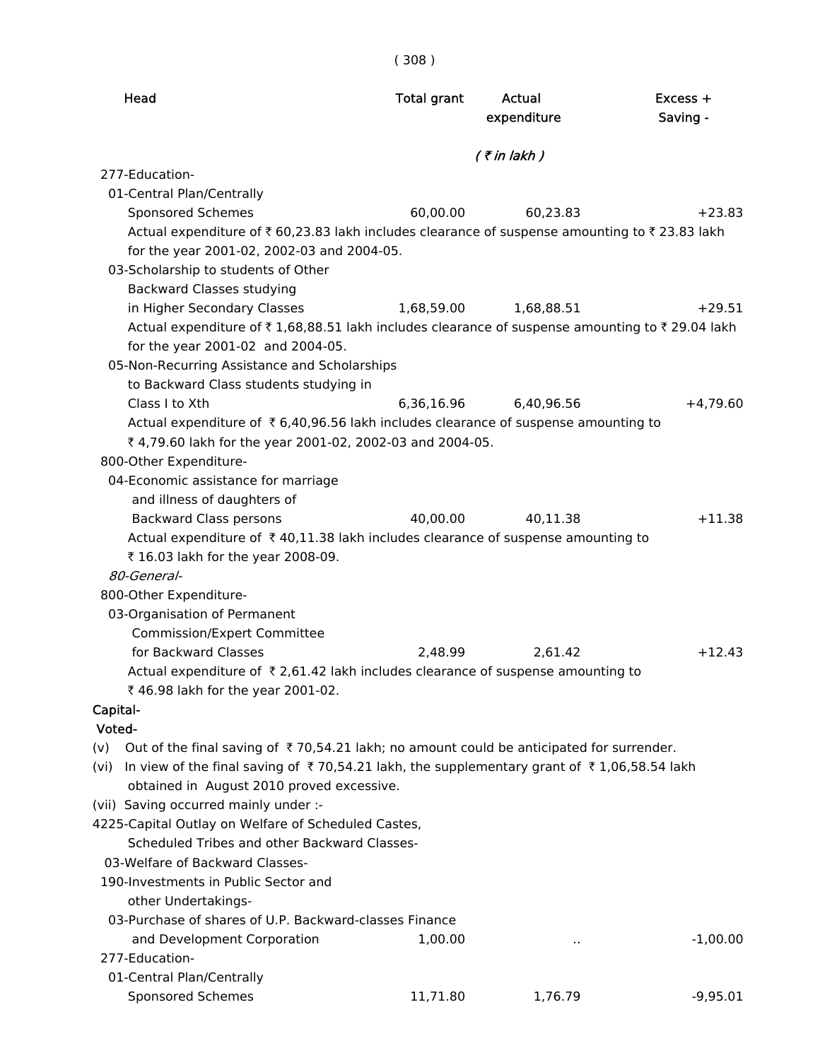| Head | Total grant | Actual expenditure | Excess + Saving - |
|---|---|---|---|
| | | *( ₹ in lakh )* | |
| 277-Education- | | | |
| 01-Central Plan/Centrally Sponsored Schemes | 60,00.00 | 60,23.83 | +23.83 |

Actual expenditure of ₹ 60,23.83 lakh includes clearance of suspense amounting to ₹ 23.83 lakh for the year 2001-02, 2002-03 and 2004-05.

| Head | Total grant | Actual expenditure | Excess + Saving - |
|---|---|---|---|
| 03-Scholarship to students of Other Backward Classes studying in Higher Secondary Classes | 1,68,59.00 | 1,68,88.51 | +29.51 |

Actual expenditure of ₹ 1,68,88.51 lakh includes clearance of suspense amounting to ₹ 29.04 lakh for the year 2001-02 and 2004-05.

| Head | Total grant | Actual expenditure | Excess + Saving - |
|---|---|---|---|
| 05-Non-Recurring Assistance and Scholarships to Backward Class students studying in Class I to Xth | 6,36,16.96 | 6,40,96.56 | +4,79.60 |

Actual expenditure of ₹ 6,40,96.56 lakh includes clearance of suspense amounting to ₹ 4,79.60 lakh for the year 2001-02, 2002-03 and 2004-05.

| Head | Total grant | Actual expenditure | Excess + Saving - |
|---|---|---|---|
| 800-Other Expenditure- | | | |
| 04-Economic assistance for marriage and illness of daughters of Backward Class persons | 40,00.00 | 40,11.38 | +11.38 |

Actual expenditure of ₹ 40,11.38 lakh includes clearance of suspense amounting to ₹ 16.03 lakh for the year 2008-09.

| Head | Total grant | Actual expenditure | Excess + Saving - |
|---|---|---|---|
| *80-General-* | | | |
| 800-Other Expenditure- | | | |
| 03-Organisation of Permanent Commission/Expert Committee for Backward Classes | 2,48.99 | 2,61.42 | +12.43 |

Actual expenditure of ₹ 2,61.42 lakh includes clearance of suspense amounting to ₹ 46.98 lakh for the year 2001-02.

**Capital-**

**Voted-**

(v) Out of the final saving of ₹ 70,54.21 lakh; no amount could be anticipated for surrender.

(vi) In view of the final saving of ₹ 70,54.21 lakh, the supplementary grant of ₹ 1,06,58.54 lakh obtained in August 2010 proved excessive.

(vii) Saving occurred mainly under :-

| Head | Total grant | Actual expenditure | Excess + Saving - |
|---|---|---|---|
| 4225-Capital Outlay on Welfare of Scheduled Castes, Scheduled Tribes and other Backward Classes- | | | |
| 03-Welfare of Backward Classes- | | | |
| 190-Investments in Public Sector and other Undertakings- | | | |
| 03-Purchase of shares of U.P. Backward-classes Finance and Development Corporation | 1,00.00 | .. | -1,00.00 |
| 277-Education- | | | |
| 01-Central Plan/Centrally Sponsored Schemes | 11,71.80 | 1,76.79 | -9,95.01 |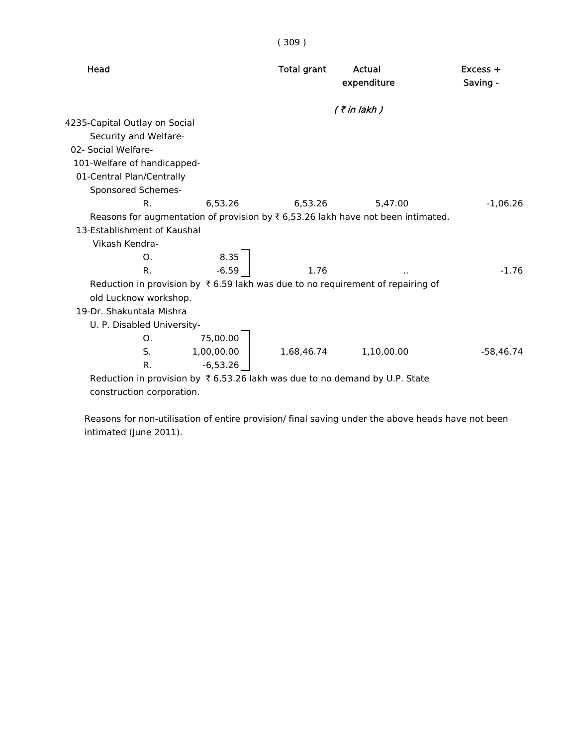| Head | | Total grant | Actual expenditure | Excess + Saving - |
|---|---|---|---|---|
| | | ( ₹ in lakh ) | | |
| 4235-Capital Outlay on Social Security and Welfare- | | | | |
| 02- Social Welfare- | | | | |
| 101-Welfare of handicapped- | | | | |
| 01-Central Plan/Centrally Sponsored Schemes- | | | | |
| R. | 6,53.26 | 6,53.26 | 5,47.00 | -1,06.26 |

Reasons for augmentation of provision by ₹ 6,53.26 lakh have not been intimated.

| Head | | Total grant | Actual expenditure | Excess + Saving - |
|---|---|---|---|---|
| 13-Establishment of Kaushal Vikash Kendra- | | | | |
| O. | 8.35 | | | |
| R. | -6.59 | 1.76 | .. | -1.76 |

Reduction in provision by ₹ 6.59 lakh was due to no requirement of repairing of old Lucknow workshop.

| Head | | Total grant | Actual expenditure | Excess + Saving - |
|---|---|---|---|---|
| 19-Dr. Shakuntala Mishra U. P. Disabled University- | | | | |
| O. | 75,00.00 | | | |
| S. | 1,00,00.00 | 1,68,46.74 | 1,10,00.00 | -58,46.74 |
| R. | -6,53.26 | | | |

Reduction in provision by ₹ 6,53.26 lakh was due to no demand by U.P. State construction corporation.

Reasons for non-utilisation of entire provision/ final saving under the above heads have not been intimated (June 2011).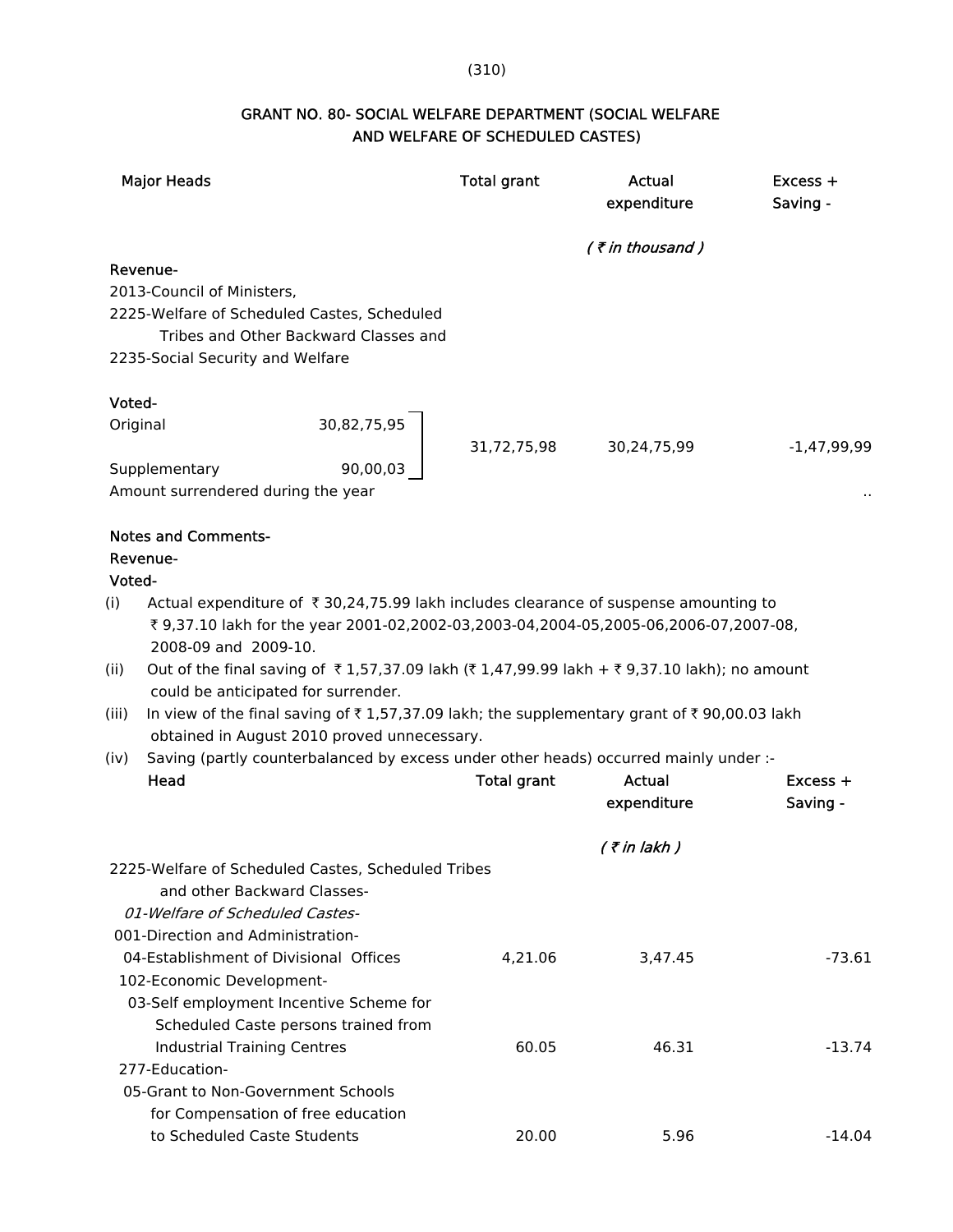## GRANT NO. 80- SOCIAL WELFARE DEPARTMENT (SOCIAL WELFARE AND WELFARE OF SCHEDULED CASTES)

| Major Heads | | Total grant | Actual expenditure | Excess + Saving - |
|---|---|---|---|---|
| | | | *( ₹ in thousand )* | |
| **Revenue-** | | | | |
| 2013-Council of Ministers, 2225-Welfare of Scheduled Castes, Scheduled Tribes and Other Backward Classes and 2235-Social Security and Welfare | | | | |
| **Voted-** | | | | |
| Original | 30,82,75,95 | 31,72,75,98 | 30,24,75,99 | -1,47,99,99 |
| Supplementary | 90,00,03 | | | |
| Amount surrendered during the year | | | | .. |

**Notes and Comments-**

**Revenue-**

**Voted-**

(i) Actual expenditure of ₹ 30,24,75.99 lakh includes clearance of suspense amounting to ₹ 9,37.10 lakh for the year 2001-02,2002-03,2003-04,2004-05,2005-06,2006-07,2007-08, 2008-09 and 2009-10.

(ii) Out of the final saving of ₹ 1,57,37.09 lakh (₹ 1,47,99.99 lakh + ₹ 9,37.10 lakh); no amount could be anticipated for surrender.

(iii) In view of the final saving of ₹ 1,57,37.09 lakh; the supplementary grant of ₹ 90,00.03 lakh obtained in August 2010 proved unnecessary.

(iv) Saving (partly counterbalanced by excess under other heads) occurred mainly under :-

| Head | Total grant | Actual expenditure | Excess + Saving - |
|---|---|---|---|
| | | *( ₹ in lakh )* | |
| 2225-Welfare of Scheduled Castes, Scheduled Tribes and other Backward Classes- | | | |
| *01-Welfare of Scheduled Castes-* | | | |
| 001-Direction and Administration- | | | |
| 04-Establishment of Divisional Offices | 4,21.06 | 3,47.45 | -73.61 |
| 102-Economic Development- | | | |
| 03-Self employment Incentive Scheme for Scheduled Caste persons trained from Industrial Training Centres | 60.05 | 46.31 | -13.74 |
| 277-Education- | | | |
| 05-Grant to Non-Government Schools for Compensation of free education to Scheduled Caste Students | 20.00 | 5.96 | -14.04 |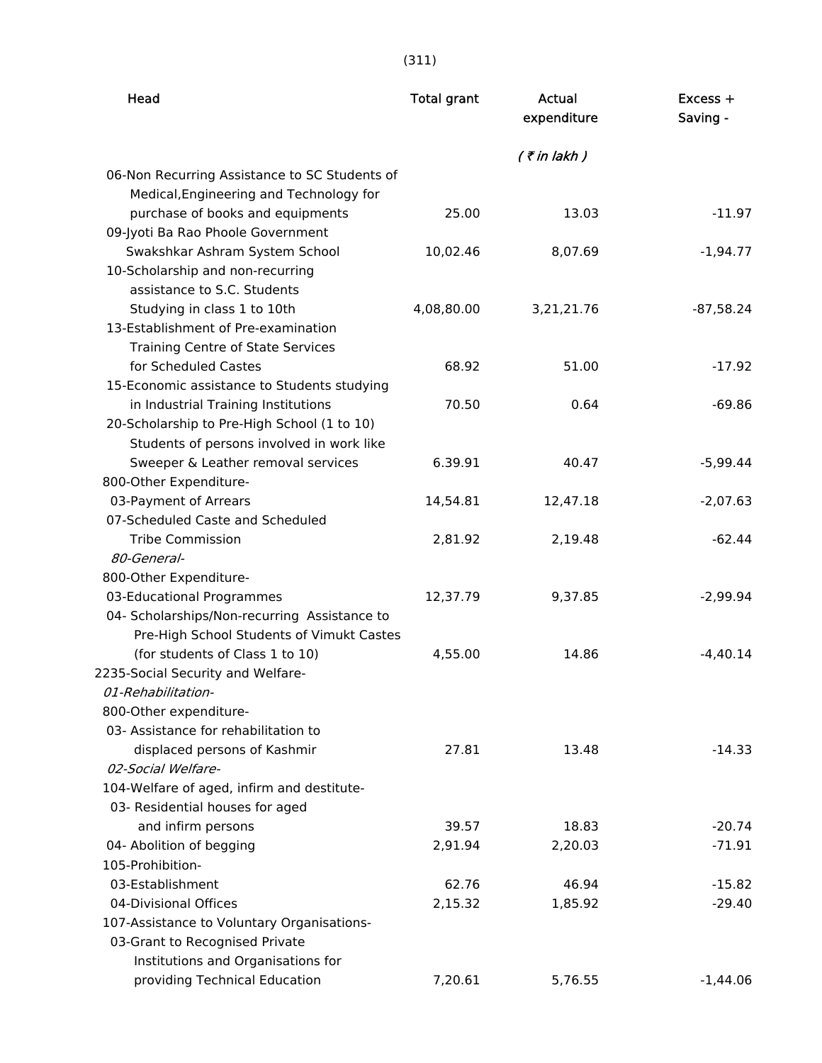| Head | Total grant | Actual expenditure | Excess + Saving - |
|---|---|---|---|
| | | *( ₹ in lakh )* | |
| 06-Non Recurring Assistance to SC Students of Medical,Engineering and Technology for purchase of books and equipments | 25.00 | 13.03 | -11.97 |
| 09-Jyoti Ba Rao Phoole Government Swakshkar Ashram System School | 10,02.46 | 8,07.69 | -1,94.77 |
| 10-Scholarship and non-recurring assistance to S.C. Students Studying in class 1 to 10th | 4,08,80.00 | 3,21,21.76 | -87,58.24 |
| 13-Establishment of Pre-examination Training Centre of State Services for Scheduled Castes | 68.92 | 51.00 | -17.92 |
| 15-Economic assistance to Students studying in Industrial Training Institutions | 70.50 | 0.64 | -69.86 |
| 20-Scholarship to Pre-High School (1 to 10) Students of persons involved in work like Sweeper & Leather removal services | 6.39.91 | 40.47 | -5,99.44 |
| 800-Other Expenditure- | | | |
| 03-Payment of Arrears | 14,54.81 | 12,47.18 | -2,07.63 |
| 07-Scheduled Caste and Scheduled Tribe Commission | 2,81.92 | 2,19.48 | -62.44 |
| *80-General-* | | | |
| 800-Other Expenditure- | | | |
| 03-Educational Programmes | 12,37.79 | 9,37.85 | -2,99.94 |
| 04- Scholarships/Non-recurring Assistance to Pre-High School Students of Vimukt Castes (for students of Class 1 to 10) | 4,55.00 | 14.86 | -4,40.14 |
| 2235-Social Security and Welfare- | | | |
| *01-Rehabilitation-* | | | |
| 800-Other expenditure- | | | |
| 03- Assistance for rehabilitation to displaced persons of Kashmir | 27.81 | 13.48 | -14.33 |
| *02-Social Welfare-* | | | |
| 104-Welfare of aged, infirm and destitute- | | | |
| 03- Residential houses for aged and infirm persons | 39.57 | 18.83 | -20.74 |
| 04- Abolition of begging | 2,91.94 | 2,20.03 | -71.91 |
| 105-Prohibition- | | | |
| 03-Establishment | 62.76 | 46.94 | -15.82 |
| 04-Divisional Offices | 2,15.32 | 1,85.92 | -29.40 |
| 107-Assistance to Voluntary Organisations- | | | |
| 03-Grant to Recognised Private Institutions and Organisations for providing Technical Education | 7,20.61 | 5,76.55 | -1,44.06 |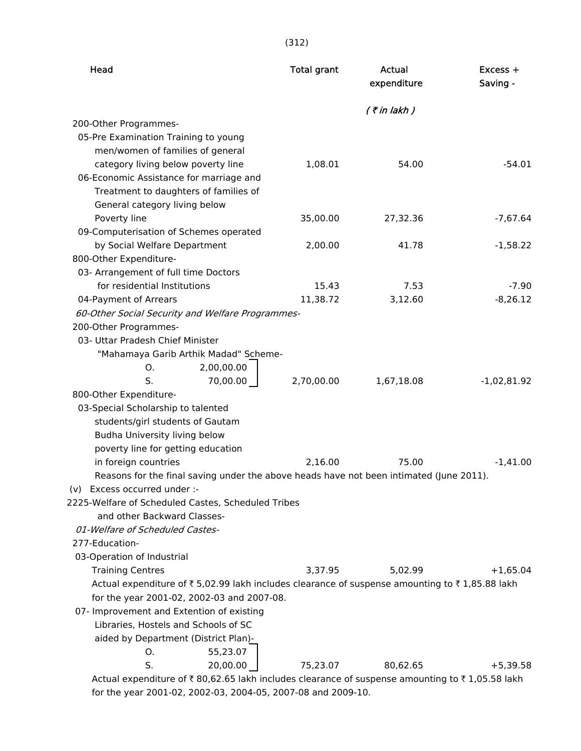| Head | Total grant | Actual expenditure | Excess + Saving - |
|---|---|---|---|
| | | *( ₹ in lakh )* | |
| 200-Other Programmes- | | | |
| 05-Pre Examination Training to young men/women of families of general category living below poverty line | 1,08.01 | 54.00 | -54.01 |
| 06-Economic Assistance for marriage and Treatment to daughters of families of General category living below Poverty line | 35,00.00 | 27,32.36 | -7,67.64 |
| 09-Computerisation of Schemes operated by Social Welfare Department | 2,00.00 | 41.78 | -1,58.22 |
| 800-Other Expenditure- | | | |
| 03- Arrangement of full time Doctors for residential Institutions | 15.43 | 7.53 | -7.90 |
| 04-Payment of Arrears | 11,38.72 | 3,12.60 | -8,26.12 |
| *60-Other Social Security and Welfare Programmes-* | | | |
| 200-Other Programmes- | | | |
| 03- Uttar Pradesh Chief Minister "Mahamaya Garib Arthik Madad" Scheme- O. 2,00,00.00 S. 70,00.00 | 2,70,00.00 | 1,67,18.08 | -1,02,81.92 |
| 800-Other Expenditure- | | | |
| 03-Special Scholarship to talented students/girl students of Gautam Budha University living below poverty line for getting education in foreign countries | 2,16.00 | 75.00 | -1,41.00 |

Reasons for the final saving under the above heads have not been intimated (June 2011).

(v) Excess occurred under :-

| Head | Total grant | Actual expenditure | Excess + Saving - |
|---|---|---|---|
| 2225-Welfare of Scheduled Castes, Scheduled Tribes and other Backward Classes- | | | |
| *01-Welfare of Scheduled Castes-* | | | |
| 277-Education- | | | |
| 03-Operation of Industrial Training Centres | 3,37.95 | 5,02.99 | +1,65.04 |

Actual expenditure of ₹ 5,02.99 lakh includes clearance of suspense amounting to ₹ 1,85.88 lakh for the year 2001-02, 2002-03 and 2007-08.

| Head | Total grant | Actual expenditure | Excess + Saving - |
|---|---|---|---|
| 07- Improvement and Extention of existing Libraries, Hostels and Schools of SC aided by Department (District Plan)- O. 55,23.07 S. 20,00.00 | 75,23.07 | 80,62.65 | +5,39.58 |

Actual expenditure of ₹ 80,62.65 lakh includes clearance of suspense amounting to ₹ 1,05.58 lakh for the year 2001-02, 2002-03, 2004-05, 2007-08 and 2009-10.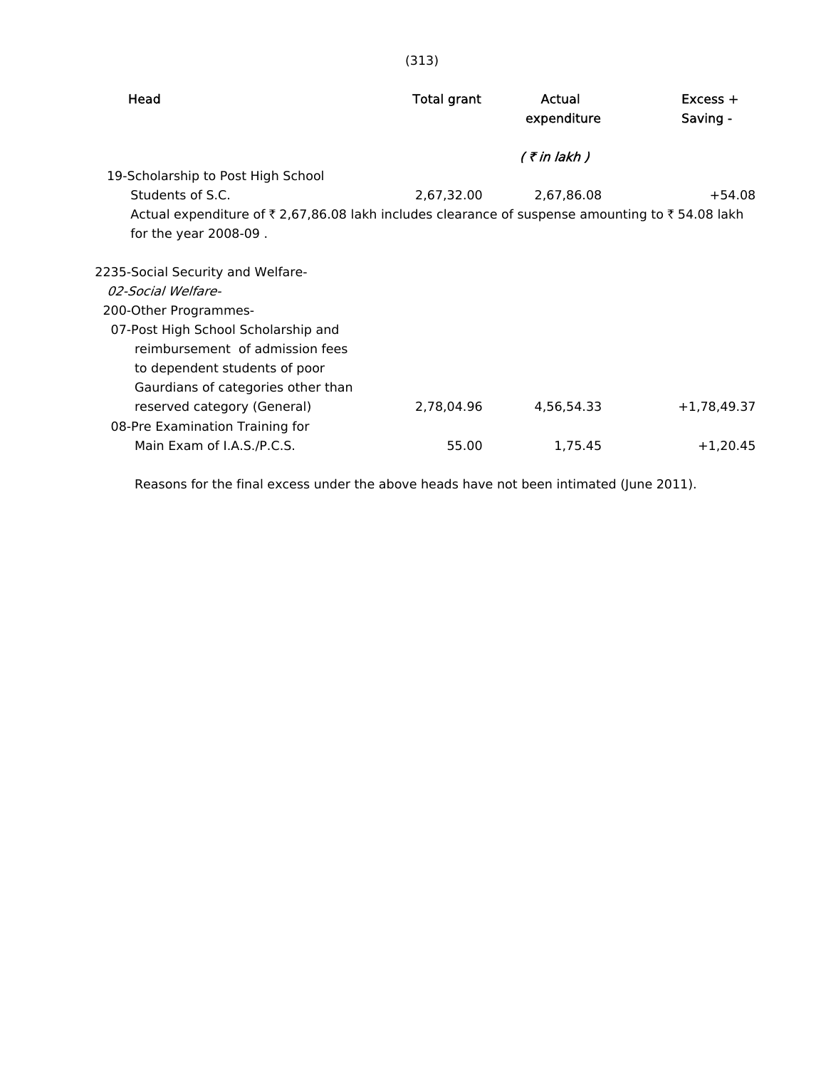| Head | Total grant | Actual expenditure | Excess + Saving - |
|---|---|---|---|
| | | *( ₹ in lakh )* | |
| 19-Scholarship to Post High School Students of S.C. | 2,67,32.00 | 2,67,86.08 | +54.08 |

Actual expenditure of ₹ 2,67,86.08 lakh includes clearance of suspense amounting to ₹ 54.08 lakh for the year 2008-09 .

| Head | Total grant | Actual expenditure | Excess + Saving - |
|---|---|---|---|
| 2235-Social Security and Welfare- | | | |
| *02-Social Welfare-* | | | |
| 200-Other Programmes- | | | |
| 07-Post High School Scholarship and reimbursement of admission fees to dependent students of poor Gaurdians of categories other than reserved category (General) | 2,78,04.96 | 4,56,54.33 | +1,78,49.37 |
| 08-Pre Examination Training for Main Exam of I.A.S./P.C.S. | 55.00 | 1,75.45 | +1,20.45 |

Reasons for the final excess under the above heads have not been intimated (June 2011).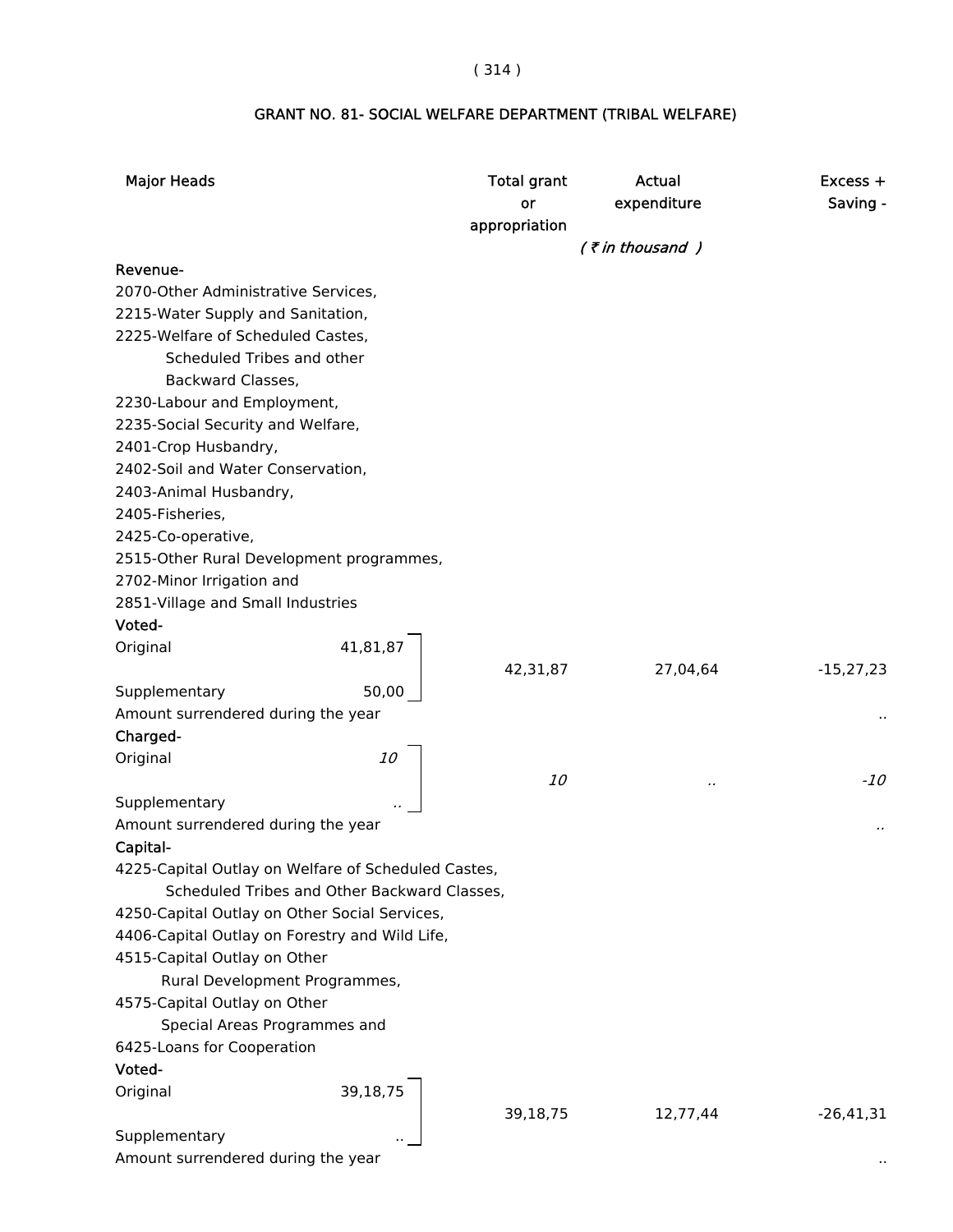## GRANT NO. 81- SOCIAL WELFARE DEPARTMENT (TRIBAL WELFARE)

| Major Heads | | Total grant or appropriation | Actual expenditure | Excess + Saving - |
|---|---|---|---|---|
| | | | *( ₹ in thousand )* | |
| **Revenue-** | | | | |
| 2070-Other Administrative Services, 2215-Water Supply and Sanitation, 2225-Welfare of Scheduled Castes, Scheduled Tribes and other Backward Classes, 2230-Labour and Employment, 2235-Social Security and Welfare, 2401-Crop Husbandry, 2402-Soil and Water Conservation, 2403-Animal Husbandry, 2405-Fisheries, 2425-Co-operative, 2515-Other Rural Development programmes, 2702-Minor Irrigation and 2851-Village and Small Industries | | | | |
| **Voted-** | | | | |
| Original | 41,81,87 | 42,31,87 | 27,04,64 | -15,27,23 |
| Supplementary | 50,00 | | | |
| Amount surrendered during the year | | | | .. |
| **Charged-** | | | | |
| Original | *10* | *10* | *..* | *-10* |
| Supplementary | *..* | | | |
| Amount surrendered during the year | | | | *..* |
| **Capital-** | | | | |
| 4225-Capital Outlay on Welfare of Scheduled Castes, Scheduled Tribes and Other Backward Classes, 4250-Capital Outlay on Other Social Services, 4406-Capital Outlay on Forestry and Wild Life, 4515-Capital Outlay on Other Rural Development Programmes, 4575-Capital Outlay on Other Special Areas Programmes and 6425-Loans for Cooperation | | | | |
| **Voted-** | | | | |
| Original | 39,18,75 | 39,18,75 | 12,77,44 | -26,41,31 |
| Supplementary | .. | | | |
| Amount surrendered during the year | | | | .. |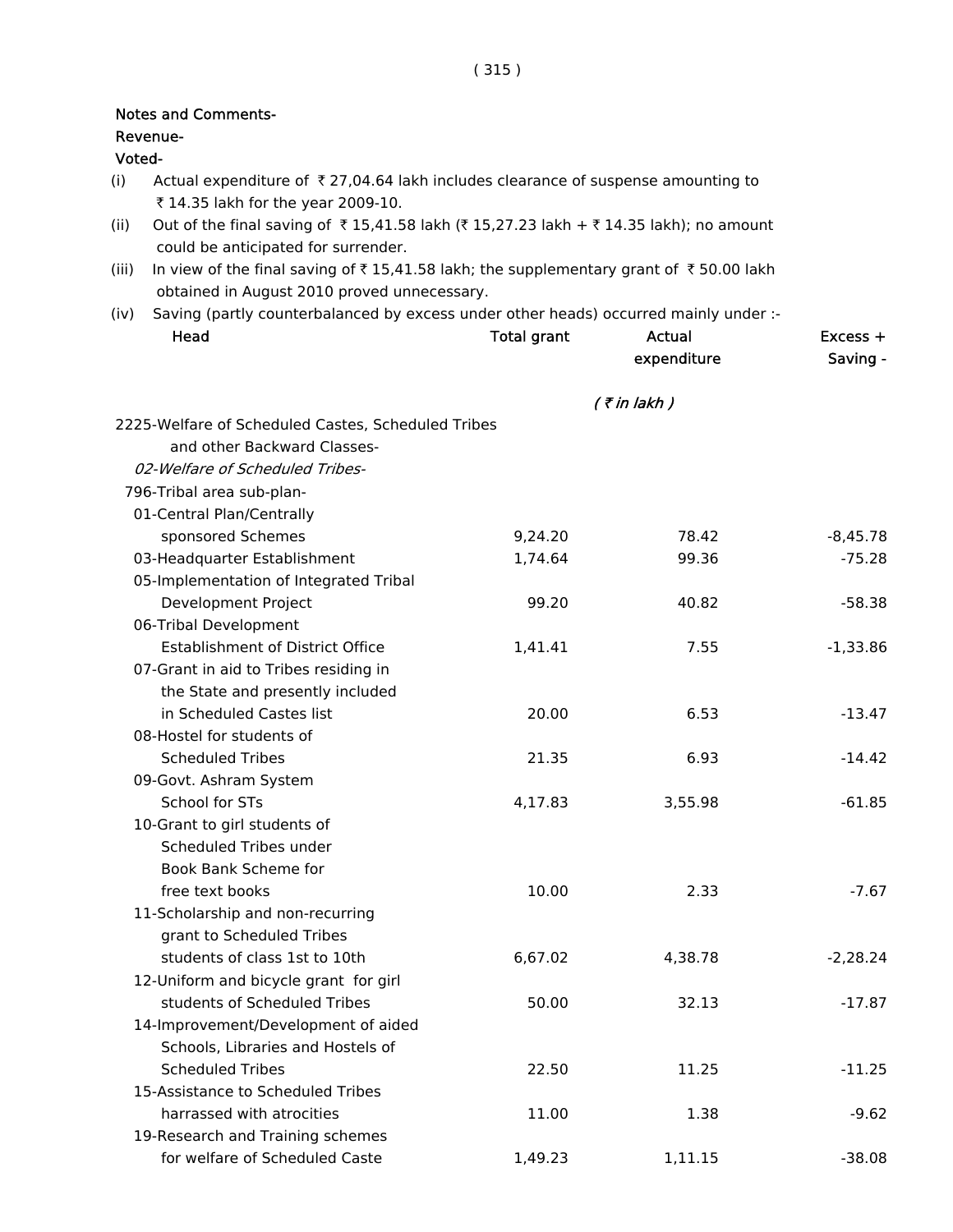**Notes and Comments-**

**Revenue-**

**Voted-**

(i) Actual expenditure of ₹ 27,04.64 lakh includes clearance of suspense amounting to ₹ 14.35 lakh for the year 2009-10.

(ii) Out of the final saving of ₹ 15,41.58 lakh (₹ 15,27.23 lakh + ₹ 14.35 lakh); no amount could be anticipated for surrender.

(iii) In view of the final saving of ₹ 15,41.58 lakh; the supplementary grant of ₹ 50.00 lakh obtained in August 2010 proved unnecessary.

(iv) Saving (partly counterbalanced by excess under other heads) occurred mainly under :-

| Head | Total grant | Actual expenditure | Excess + Saving - |
|---|---|---|---|
| | | *( ₹ in lakh )* | |
| 2225-Welfare of Scheduled Castes, Scheduled Tribes and other Backward Classes- | | | |
| *02-Welfare of Scheduled Tribes-* | | | |
| 796-Tribal area sub-plan- | | | |
| 01-Central Plan/Centrally sponsored Schemes | 9,24.20 | 78.42 | -8,45.78 |
| 03-Headquarter Establishment | 1,74.64 | 99.36 | -75.28 |
| 05-Implementation of Integrated Tribal Development Project | 99.20 | 40.82 | -58.38 |
| 06-Tribal Development Establishment of District Office | 1,41.41 | 7.55 | -1,33.86 |
| 07-Grant in aid to Tribes residing in the State and presently included in Scheduled Castes list | 20.00 | 6.53 | -13.47 |
| 08-Hostel for students of Scheduled Tribes | 21.35 | 6.93 | -14.42 |
| 09-Govt. Ashram System School for STs | 4,17.83 | 3,55.98 | -61.85 |
| 10-Grant to girl students of Scheduled Tribes under Book Bank Scheme for free text books | 10.00 | 2.33 | -7.67 |
| 11-Scholarship and non-recurring grant to Scheduled Tribes students of class 1st to 10th | 6,67.02 | 4,38.78 | -2,28.24 |
| 12-Uniform and bicycle grant for girl students of Scheduled Tribes | 50.00 | 32.13 | -17.87 |
| 14-Improvement/Development of aided Schools, Libraries and Hostels of Scheduled Tribes | 22.50 | 11.25 | -11.25 |
| 15-Assistance to Scheduled Tribes harrassed with atrocities | 11.00 | 1.38 | -9.62 |
| 19-Research and Training schemes for welfare of Scheduled Caste | 1,49.23 | 1,11.15 | -38.08 |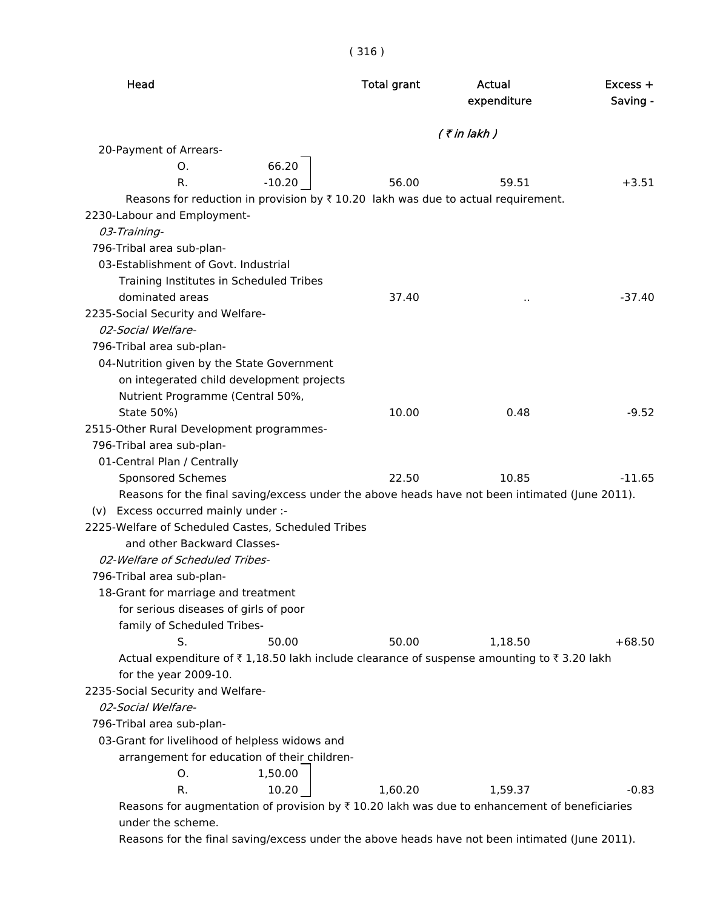| Head | | Total grant | Actual expenditure | Excess + Saving - |
|---|---|---|---|---|
| | | | (₹ in lakh) | |
| 20-Payment of Arrears- | | | | |
| O. | 66.20 | | | |
| R. | -10.20 | 56.00 | 59.51 | +3.51 |

Reasons for reduction in provision by ₹ 10.20 lakh was due to actual requirement.

| Head | | Total grant | Actual expenditure | Excess + Saving - |
|---|---|---|---|---|
| 2230-Labour and Employment- | | | | |
| *03-Training-* | | | | |
| 796-Tribal area sub-plan- | | | | |
| 03-Establishment of Govt. Industrial Training Institutes in Scheduled Tribes dominated areas | | 37.40 | .. | -37.40 |
| 2235-Social Security and Welfare- | | | | |
| *02-Social Welfare-* | | | | |
| 796-Tribal area sub-plan- | | | | |
| 04-Nutrition given by the State Government on integerated child development projects Nutrient Programme (Central 50%, State 50%) | | 10.00 | 0.48 | -9.52 |
| 2515-Other Rural Development programmes- | | | | |
| 796-Tribal area sub-plan- | | | | |
| 01-Central Plan / Centrally Sponsored Schemes | | 22.50 | 10.85 | -11.65 |

Reasons for the final saving/excess under the above heads have not been intimated (June 2011).

(v) Excess occurred mainly under :-

| Head | | Total grant | Actual expenditure | Excess + Saving - |
|---|---|---|---|---|
| 2225-Welfare of Scheduled Castes, Scheduled Tribes and other Backward Classes- | | | | |
| *02-Welfare of Scheduled Tribes-* | | | | |
| 796-Tribal area sub-plan- | | | | |
| 18-Grant for marriage and treatment for serious diseases of girls of poor family of Scheduled Tribes- | | | | |
| S. | 50.00 | 50.00 | 1,18.50 | +68.50 |

Actual expenditure of ₹ 1,18.50 lakh include clearance of suspense amounting to ₹ 3.20 lakh for the year 2009-10.

| Head | | Total grant | Actual expenditure | Excess + Saving - |
|---|---|---|---|---|
| 2235-Social Security and Welfare- | | | | |
| *02-Social Welfare-* | | | | |
| 796-Tribal area sub-plan- | | | | |
| 03-Grant for livelihood of helpless widows and arrangement for education of their children- | | | | |
| O. | 1,50.00 | | | |
| R. | 10.20 | 1,60.20 | 1,59.37 | -0.83 |

Reasons for augmentation of provision by ₹ 10.20 lakh was due to enhancement of beneficiaries under the scheme.

Reasons for the final saving/excess under the above heads have not been intimated (June 2011).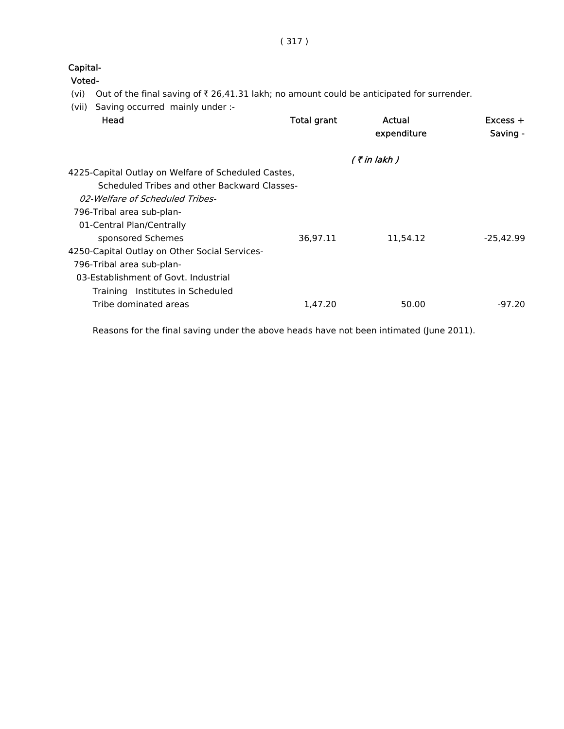Capital-

Voted-

(vi) Out of the final saving of ₹ 26,41.31 lakh; no amount could be anticipated for surrender.

(vii) Saving occurred mainly under :-

| Head | Total grant | Actual expenditure | Excess + Saving - |
|---|---|---|---|
| | | *( ₹ in lakh )* | |
| 4225-Capital Outlay on Welfare of Scheduled Castes, Scheduled Tribes and other Backward Classes- | | | |
| *02-Welfare of Scheduled Tribes-* | | | |
| 796-Tribal area sub-plan- | | | |
| 01-Central Plan/Centrally sponsored Schemes | 36,97.11 | 11,54.12 | -25,42.99 |
| 4250-Capital Outlay on Other Social Services- | | | |
| 796-Tribal area sub-plan- | | | |
| 03-Establishment of Govt. Industrial Training Institutes in Scheduled Tribe dominated areas | 1,47.20 | 50.00 | -97.20 |

Reasons for the final saving under the above heads have not been intimated (June 2011).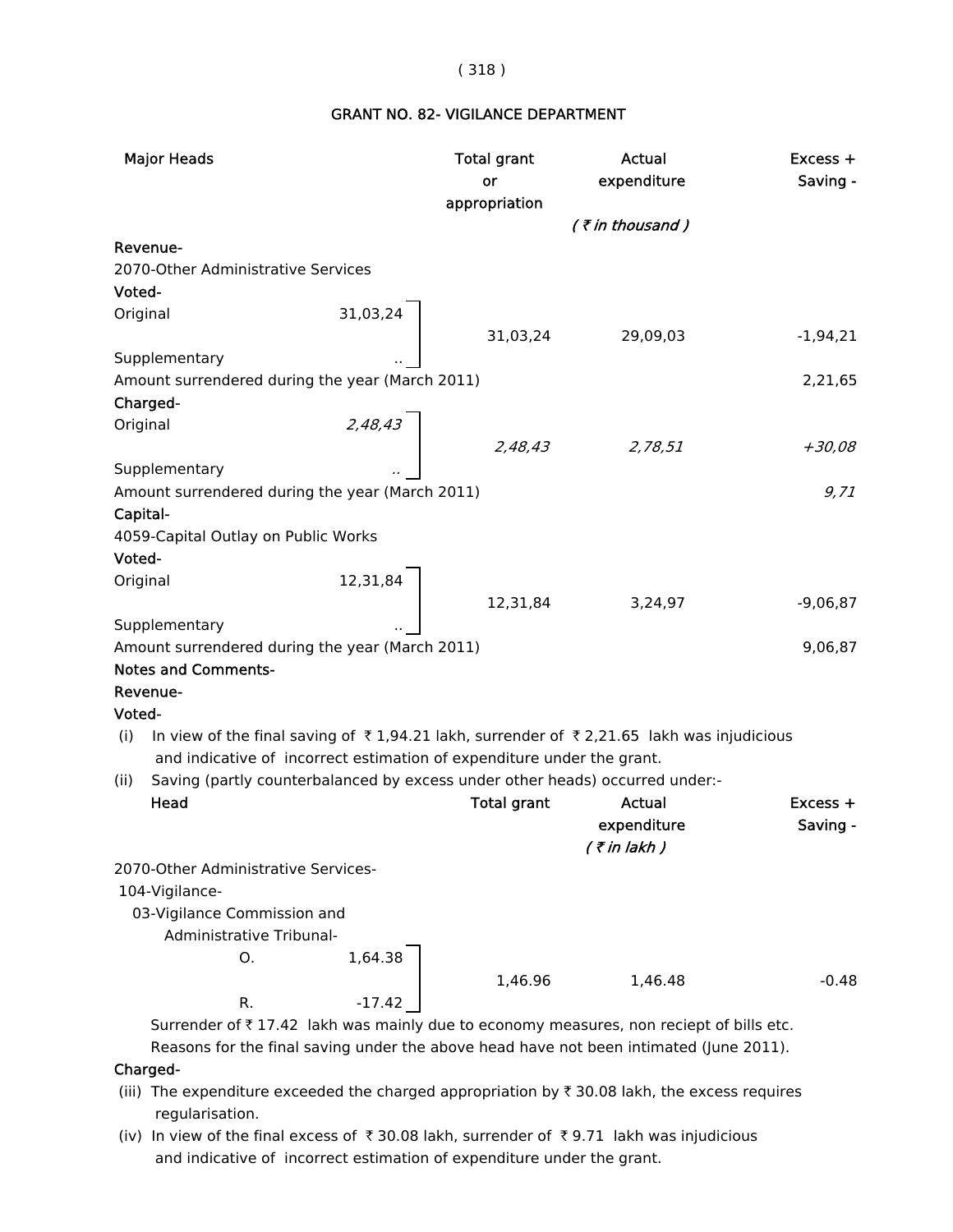## GRANT NO. 82- VIGILANCE DEPARTMENT

| Major Heads | | Total grant or appropriation | Actual expenditure | Excess + Saving - |
|---|---|---|---|---|
| | | | *( ₹ in thousand )* | |
| **Revenue-** | | | | |
| 2070-Other Administrative Services | | | | |
| **Voted-** | | | | |
| Original | 31,03,24 | 31,03,24 | 29,09,03 | -1,94,21 |
| Supplementary | .. | | | |
| Amount surrendered during the year (March 2011) | | | | 2,21,65 |
| **Charged-** | | | | |
| Original | *2,48,43* | *2,48,43* | *2,78,51* | *+30,08* |
| Supplementary | *..* | | | |
| Amount surrendered during the year (March 2011) | | | | *9,71* |
| **Capital-** | | | | |
| 4059-Capital Outlay on Public Works | | | | |
| **Voted-** | | | | |
| Original | 12,31,84 | 12,31,84 | 3,24,97 | -9,06,87 |
| Supplementary | .. | | | |
| Amount surrendered during the year (March 2011) | | | | 9,06,87 |

**Notes and Comments-**

**Revenue-**

**Voted-**

(i) In view of the final saving of ₹ 1,94.21 lakh, surrender of ₹ 2,21.65 lakh was injudicious and indicative of incorrect estimation of expenditure under the grant.

(ii) Saving (partly counterbalanced by excess under other heads) occurred under:-

| Head | | Total grant | Actual expenditure | Excess + Saving - |
|---|---|---|---|---|
| | | | *( ₹ in lakh )* | |
| 2070-Other Administrative Services- | | | | |
| 104-Vigilance- | | | | |
| 03-Vigilance Commission and Administrative Tribunal- | | | | |
| O. | 1,64.38 | 1,46.96 | 1,46.48 | -0.48 |
| R. | -17.42 | | | |

Surrender of ₹ 17.42 lakh was mainly due to economy measures, non reciept of bills etc. Reasons for the final saving under the above head have not been intimated (June 2011).

**Charged-**

(iii) The expenditure exceeded the charged appropriation by ₹ 30.08 lakh, the excess requires regularisation.

(iv) In view of the final excess of ₹ 30.08 lakh, surrender of ₹ 9.71 lakh was injudicious and indicative of incorrect estimation of expenditure under the grant.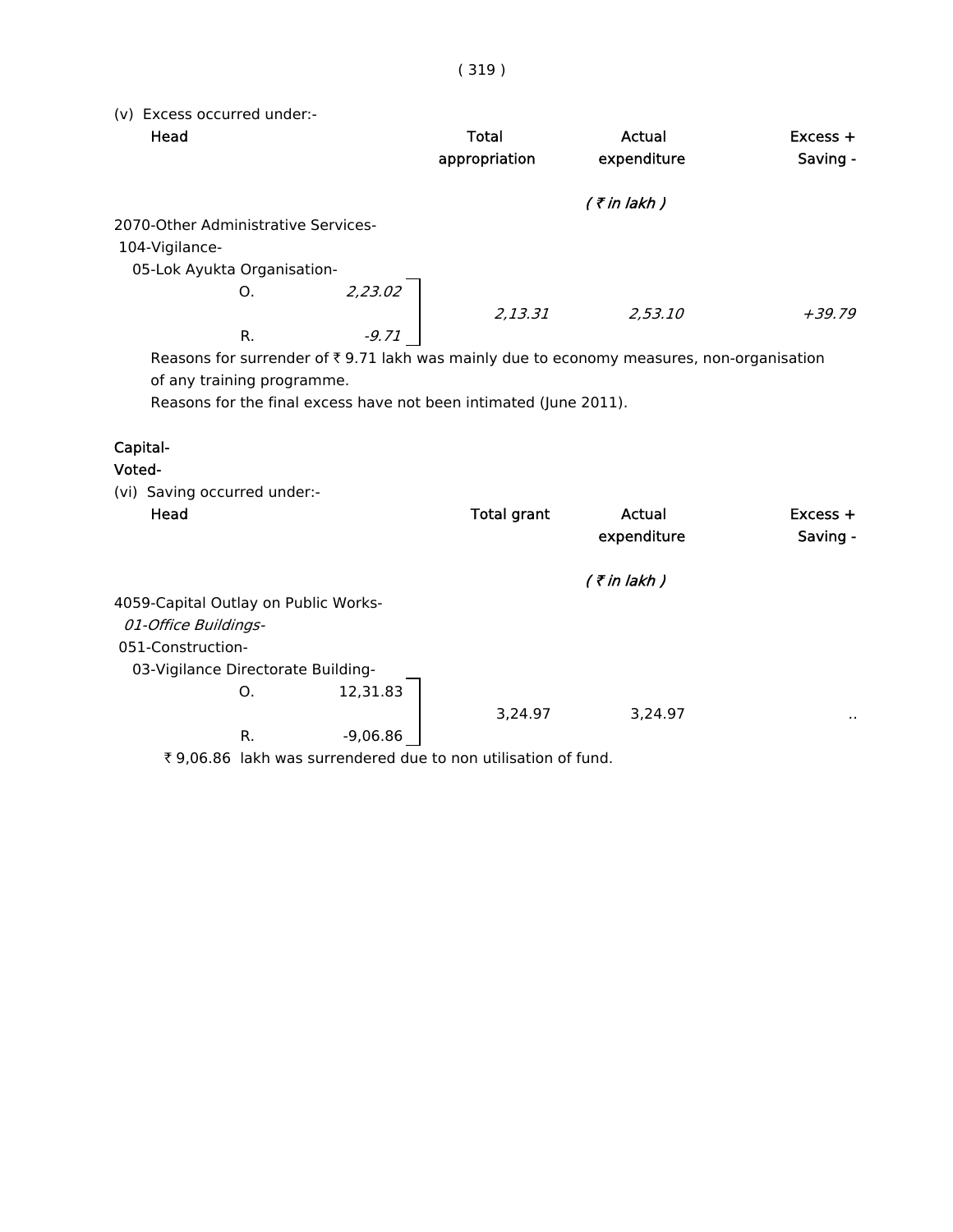(v) Excess occurred under:-

| Head | | Total appropriation | Actual expenditure | Excess + Saving - |
|---|---|---|---|---|
| | | | *( ₹ in lakh )* | |
| 2070-Other Administrative Services- | | | | |
| 104-Vigilance- | | | | |
| 05-Lok Ayukta Organisation- | | | | |
| O. | *2,23.02* | *2,13.31* | *2,53.10* | *+39.79* |
| R. | *-9.71* | | | |

Reasons for surrender of ₹ 9.71 lakh was mainly due to economy measures, non-organisation of any training programme.

Reasons for the final excess have not been intimated (June 2011).

Capital-

Voted-

(vi) Saving occurred under:-

| Head | | Total grant | Actual expenditure | Excess + Saving - |
|---|---|---|---|---|
| | | | *( ₹ in lakh )* | |
| 4059-Capital Outlay on Public Works- | | | | |
| *01-Office Buildings-* | | | | |
| 051-Construction- | | | | |
| 03-Vigilance Directorate Building- | | | | |
| O. | 12,31.83 | 3,24.97 | 3,24.97 | .. |
| R. | -9,06.86 | | | |

₹ 9,06.86 lakh was surrendered due to non utilisation of fund.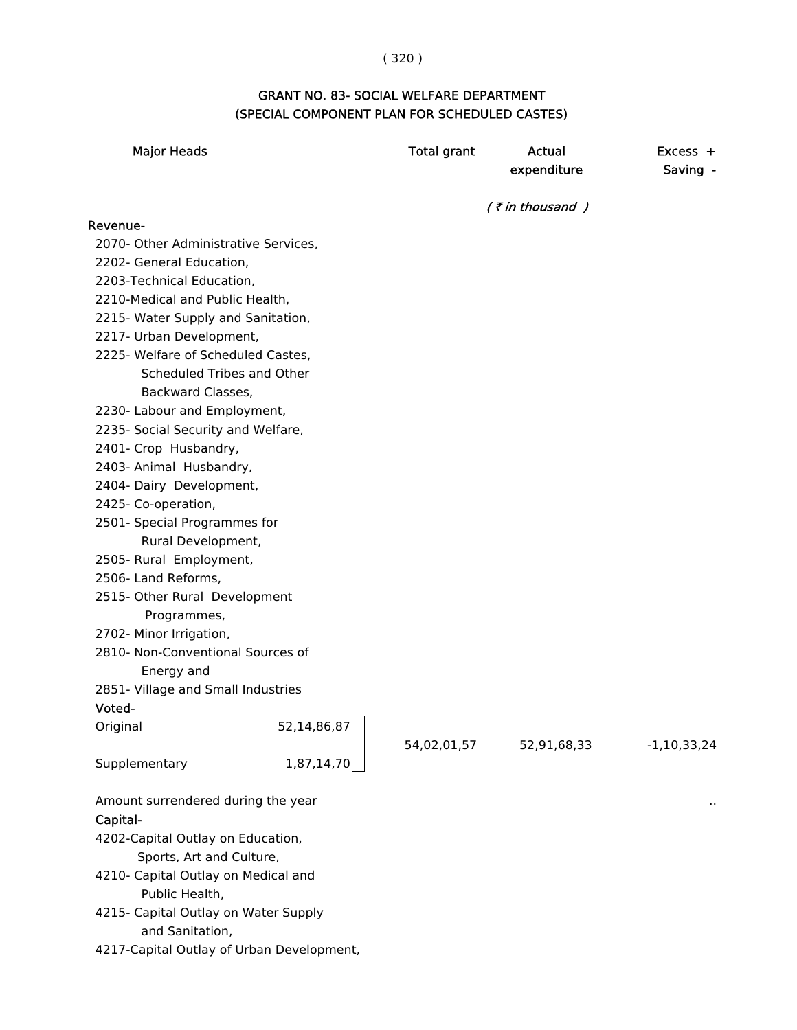## GRANT NO. 83- SOCIAL WELFARE DEPARTMENT
## (SPECIAL COMPONENT PLAN FOR SCHEDULED CASTES)

| Major Heads | | Total grant | Actual expenditure | Excess + Saving - |
|---|---|---|---|---|
| | | | *( ₹ in thousand )* | |
| **Revenue-** | | | | |
| 2070- Other Administrative Services, | | | | |
| 2202- General Education, | | | | |
| 2203-Technical Education, | | | | |
| 2210-Medical and Public Health, | | | | |
| 2215- Water Supply and Sanitation, | | | | |
| 2217- Urban Development, | | | | |
| 2225- Welfare of Scheduled Castes, Scheduled Tribes and Other Backward Classes, | | | | |
| 2230- Labour and Employment, | | | | |
| 2235- Social Security and Welfare, | | | | |
| 2401- Crop Husbandry, | | | | |
| 2403- Animal Husbandry, | | | | |
| 2404- Dairy Development, | | | | |
| 2425- Co-operation, | | | | |
| 2501- Special Programmes for Rural Development, | | | | |
| 2505- Rural Employment, | | | | |
| 2506- Land Reforms, | | | | |
| 2515- Other Rural Development Programmes, | | | | |
| 2702- Minor Irrigation, | | | | |
| 2810- Non-Conventional Sources of Energy and | | | | |
| 2851- Village and Small Industries | | | | |
| **Voted-** | | | | |
| Original | 52,14,86,87 | 54,02,01,57 | 52,91,68,33 | -1,10,33,24 |
| Supplementary | 1,87,14,70 | | | |
| Amount surrendered during the year | | | | .. |
| **Capital-** | | | | |
| 4202-Capital Outlay on Education, Sports, Art and Culture, | | | | |
| 4210- Capital Outlay on Medical and Public Health, | | | | |
| 4215- Capital Outlay on Water Supply and Sanitation, | | | | |
| 4217-Capital Outlay of Urban Development, | | | | |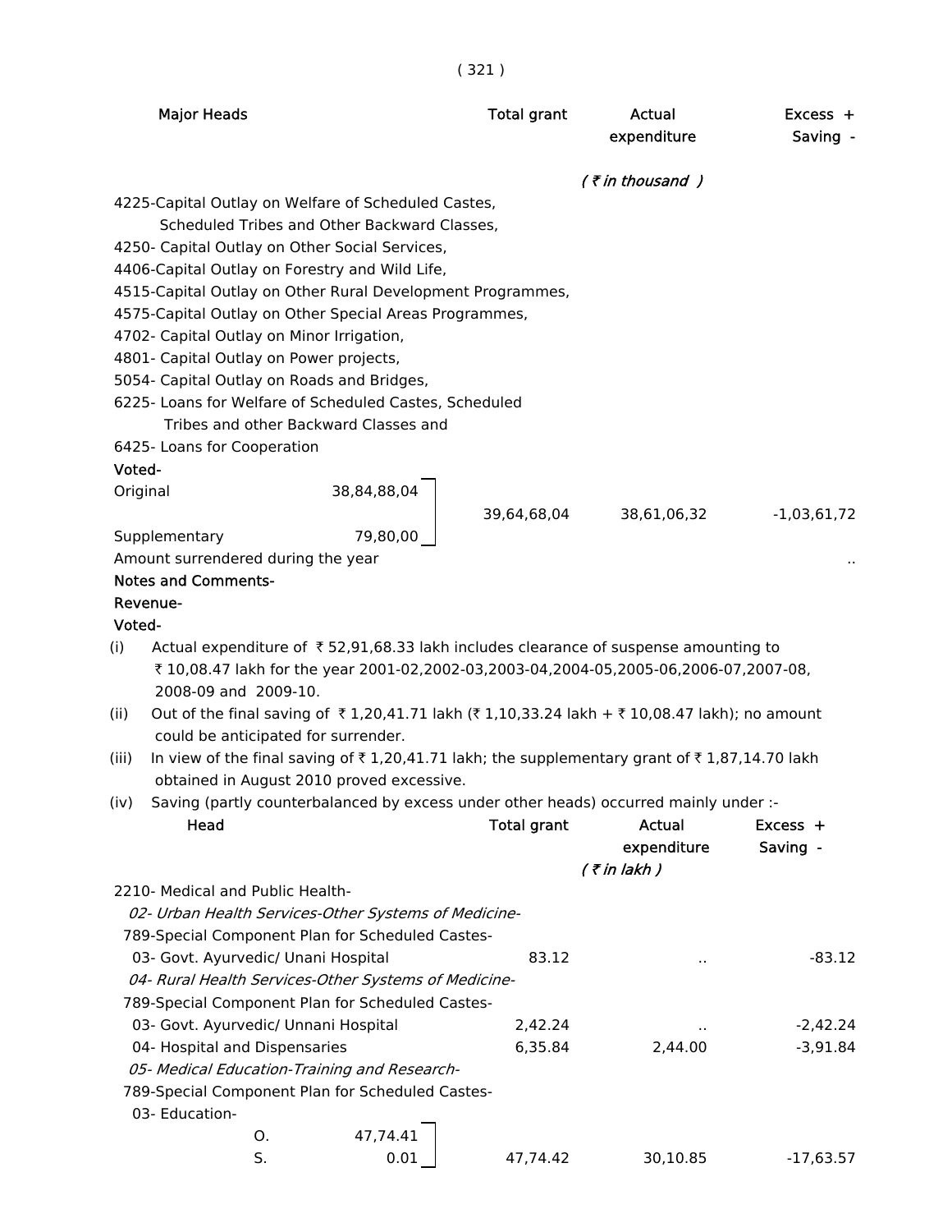| Major Heads | | Total grant | Actual expenditure | Excess + Saving - |
|---|---|---|---|---|
| | | | *( ₹ in thousand )* | |
| 4225-Capital Outlay on Welfare of Scheduled Castes, Scheduled Tribes and Other Backward Classes, | | | | |
| 4250- Capital Outlay on Other Social Services, | | | | |
| 4406-Capital Outlay on Forestry and Wild Life, | | | | |
| 4515-Capital Outlay on Other Rural Development Programmes, | | | | |
| 4575-Capital Outlay on Other Special Areas Programmes, | | | | |
| 4702- Capital Outlay on Minor Irrigation, | | | | |
| 4801- Capital Outlay on Power projects, | | | | |
| 5054- Capital Outlay on Roads and Bridges, | | | | |
| 6225- Loans for Welfare of Scheduled Castes, Scheduled Tribes and other Backward Classes and | | | | |
| 6425- Loans for Cooperation | | | | |
| **Voted-** | | | | |
| Original | 38,84,88,04 | 39,64,68,04 | 38,61,06,32 | -1,03,61,72 |
| Supplementary | 79,80,00 | | | |
| Amount surrendered during the year | | | | .. |

**Notes and Comments-**

**Revenue-**

**Voted-**

(i) Actual expenditure of ₹ 52,91,68.33 lakh includes clearance of suspense amounting to ₹ 10,08.47 lakh for the year 2001-02,2002-03,2003-04,2004-05,2005-06,2006-07,2007-08, 2008-09 and 2009-10.

(ii) Out of the final saving of ₹ 1,20,41.71 lakh (₹ 1,10,33.24 lakh + ₹ 10,08.47 lakh); no amount could be anticipated for surrender.

(iii) In view of the final saving of ₹ 1,20,41.71 lakh; the supplementary grant of ₹ 1,87,14.70 lakh obtained in August 2010 proved excessive.

(iv) Saving (partly counterbalanced by excess under other heads) occurred mainly under :-

| Head | | Total grant | Actual expenditure | Excess + Saving - |
|---|---|---|---|---|
| | | | *( ₹ in lakh )* | |
| 2210- Medical and Public Health- | | | | |
| *02- Urban Health Services-Other Systems of Medicine-* | | | | |
| 789-Special Component Plan for Scheduled Castes- | | | | |
| 03- Govt. Ayurvedic/ Unani Hospital | | 83.12 | .. | -83.12 |
| *04- Rural Health Services-Other Systems of Medicine-* | | | | |
| 789-Special Component Plan for Scheduled Castes- | | | | |
| 03- Govt. Ayurvedic/ Unnani Hospital | | 2,42.24 | .. | -2,42.24 |
| 04- Hospital and Dispensaries | | 6,35.84 | 2,44.00 | -3,91.84 |
| *05- Medical Education-Training and Research-* | | | | |
| 789-Special Component Plan for Scheduled Castes- | | | | |
| 03- Education- | | | | |
| O. | 47,74.41 | 47,74.42 | 30,10.85 | -17,63.57 |
| S. | 0.01 | | | |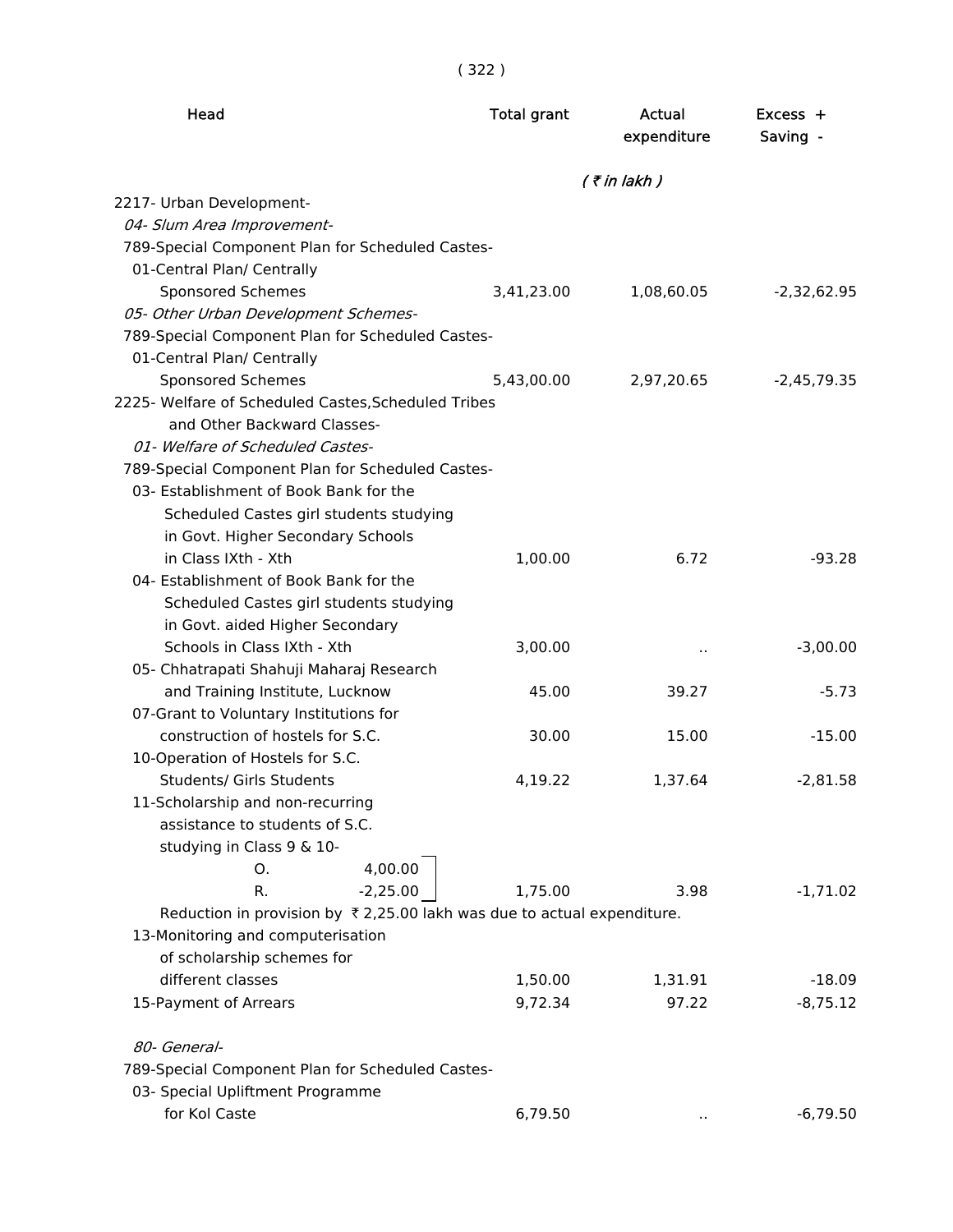| Head | Total grant | Actual expenditure | Excess + Saving - |
|---|---|---|---|
| | | *( ₹ in lakh )* | |
| 2217- Urban Development- | | | |
| *04- Slum Area Improvement-* | | | |
| 789-Special Component Plan for Scheduled Castes- | | | |
| 01-Central Plan/ Centrally Sponsored Schemes | 3,41,23.00 | 1,08,60.05 | -2,32,62.95 |
| *05- Other Urban Development Schemes-* | | | |
| 789-Special Component Plan for Scheduled Castes- | | | |
| 01-Central Plan/ Centrally Sponsored Schemes | 5,43,00.00 | 2,97,20.65 | -2,45,79.35 |
| 2225- Welfare of Scheduled Castes,Scheduled Tribes and Other Backward Classes- | | | |
| *01- Welfare of Scheduled Castes-* | | | |
| 789-Special Component Plan for Scheduled Castes- | | | |
| 03- Establishment of Book Bank for the Scheduled Castes girl students studying in Govt. Higher Secondary Schools in Class IXth - Xth | 1,00.00 | 6.72 | -93.28 |
| 04- Establishment of Book Bank for the Scheduled Castes girl students studying in Govt. aided Higher Secondary Schools in Class IXth - Xth | 3,00.00 | .. | -3,00.00 |
| 05- Chhatrapati Shahuji Maharaj Research and Training Institute, Lucknow | 45.00 | 39.27 | -5.73 |
| 07-Grant to Voluntary Institutions for construction of hostels for S.C. | 30.00 | 15.00 | -15.00 |
| 10-Operation of Hostels for S.C. Students/ Girls Students | 4,19.22 | 1,37.64 | -2,81.58 |
| 11-Scholarship and non-recurring assistance to students of S.C. studying in Class 9 & 10- O. 4,00.00 R. -2,25.00 | 1,75.00 | 3.98 | -1,71.02 |
| Reduction in provision by ₹ 2,25.00 lakh was due to actual expenditure. | | | |
| 13-Monitoring and computerisation of scholarship schemes for different classes | 1,50.00 | 1,31.91 | -18.09 |
| 15-Payment of Arrears | 9,72.34 | 97.22 | -8,75.12 |
| *80- General-* | | | |
| 789-Special Component Plan for Scheduled Castes- | | | |
| 03- Special Upliftment Programme for Kol Caste | 6,79.50 | .. | -6,79.50 |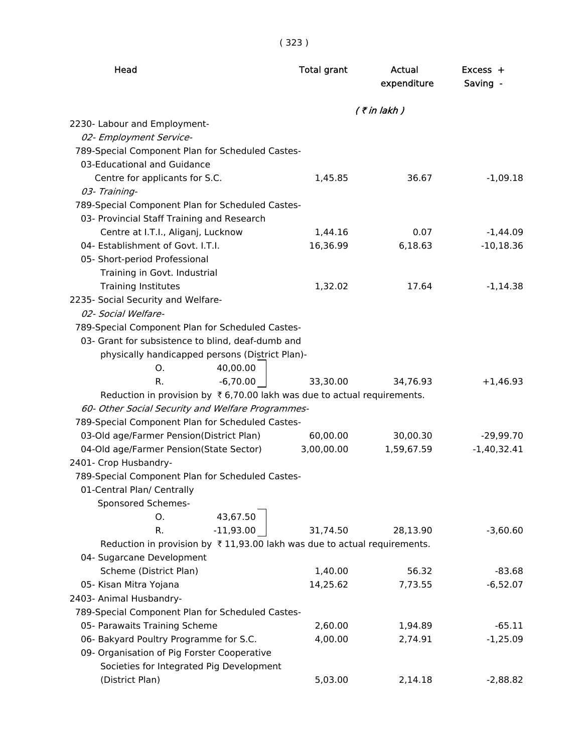| Head | Total grant | Actual expenditure | Excess + Saving - |
|---|---|---|---|
| | | *( ₹ in lakh )* | |
| 2230- Labour and Employment- | | | |
| *02- Employment Service-* | | | |
| 789-Special Component Plan for Scheduled Castes- | | | |
| 03-Educational and Guidance Centre for applicants for S.C. | 1,45.85 | 36.67 | -1,09.18 |
| *03- Training-* | | | |
| 789-Special Component Plan for Scheduled Castes- | | | |
| 03- Provincial Staff Training and Research Centre at I.T.I., Aliganj, Lucknow | 1,44.16 | 0.07 | -1,44.09 |
| 04- Establishment of Govt. I.T.I. | 16,36.99 | 6,18.63 | -10,18.36 |
| 05- Short-period Professional Training in Govt. Industrial Training Institutes | 1,32.02 | 17.64 | -1,14.38 |
| 2235- Social Security and Welfare- | | | |
| *02- Social Welfare-* | | | |
| 789-Special Component Plan for Scheduled Castes- | | | |
| 03- Grant for subsistence to blind, deaf-dumb and physically handicapped persons (District Plan)- O. 40,00.00 R. -6,70.00 | 33,30.00 | 34,76.93 | +1,46.93 |
| Reduction in provision by ₹ 6,70.00 lakh was due to actual requirements. | | | |
| *60- Other Social Security and Welfare Programmes-* | | | |
| 789-Special Component Plan for Scheduled Castes- | | | |
| 03-Old age/Farmer Pension(District Plan) | 60,00.00 | 30,00.30 | -29,99.70 |
| 04-Old age/Farmer Pension(State Sector) | 3,00,00.00 | 1,59,67.59 | -1,40,32.41 |
| 2401- Crop Husbandry- | | | |
| 789-Special Component Plan for Scheduled Castes- | | | |
| 01-Central Plan/ Centrally Sponsored Schemes- O. 43,67.50 R. -11,93.00 | 31,74.50 | 28,13.90 | -3,60.60 |
| Reduction in provision by ₹ 11,93.00 lakh was due to actual requirements. | | | |
| 04- Sugarcane Development Scheme (District Plan) | 1,40.00 | 56.32 | -83.68 |
| 05- Kisan Mitra Yojana | 14,25.62 | 7,73.55 | -6,52.07 |
| 2403- Animal Husbandry- | | | |
| 789-Special Component Plan for Scheduled Castes- | | | |
| 05- Parawaits Training Scheme | 2,60.00 | 1,94.89 | -65.11 |
| 06- Bakyard Poultry Programme for S.C. | 4,00.00 | 2,74.91 | -1,25.09 |
| 09- Organisation of Pig Forster Cooperative Societies for Integrated Pig Development (District Plan) | 5,03.00 | 2,14.18 | -2,88.82 |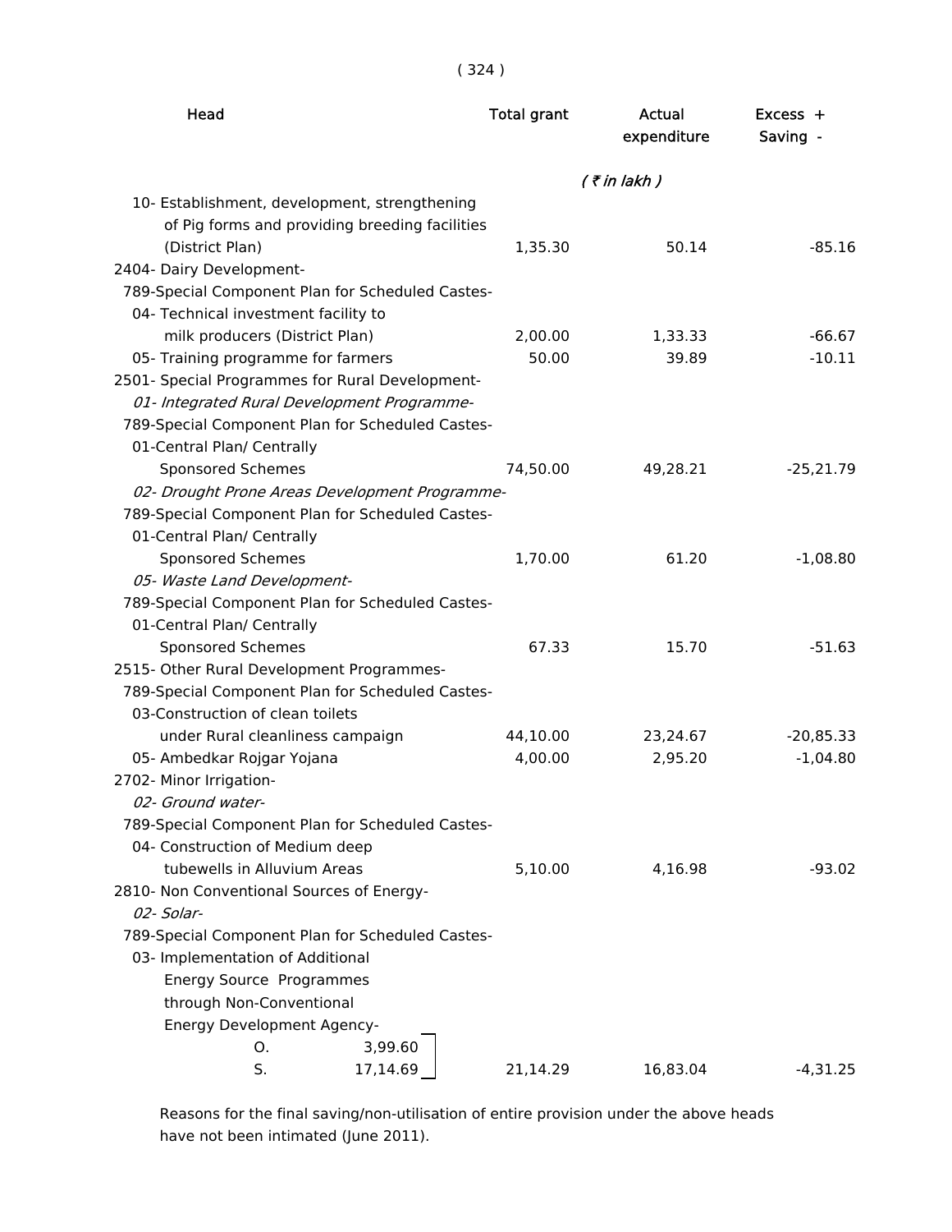| Head | Total grant | Actual expenditure | Excess + Saving - |
|---|---|---|---|
| | | *( ₹ in lakh )* | |
| 10- Establishment, development, strengthening of Pig forms and providing breeding facilities (District Plan) | 1,35.30 | 50.14 | -85.16 |
| 2404- Dairy Development- | | | |
| 789-Special Component Plan for Scheduled Castes- | | | |
| 04- Technical investment facility to milk producers (District Plan) | 2,00.00 | 1,33.33 | -66.67 |
| 05- Training programme for farmers | 50.00 | 39.89 | -10.11 |
| 2501- Special Programmes for Rural Development- | | | |
| *01- Integrated Rural Development Programme-* | | | |
| 789-Special Component Plan for Scheduled Castes- | | | |
| 01-Central Plan/ Centrally Sponsored Schemes | 74,50.00 | 49,28.21 | -25,21.79 |
| *02- Drought Prone Areas Development Programme-* | | | |
| 789-Special Component Plan for Scheduled Castes- | | | |
| 01-Central Plan/ Centrally Sponsored Schemes | 1,70.00 | 61.20 | -1,08.80 |
| *05- Waste Land Development-* | | | |
| 789-Special Component Plan for Scheduled Castes- | | | |
| 01-Central Plan/ Centrally Sponsored Schemes | 67.33 | 15.70 | -51.63 |
| 2515- Other Rural Development Programmes- | | | |
| 789-Special Component Plan for Scheduled Castes- | | | |
| 03-Construction of clean toilets under Rural cleanliness campaign | 44,10.00 | 23,24.67 | -20,85.33 |
| 05- Ambedkar Rojgar Yojana | 4,00.00 | 2,95.20 | -1,04.80 |
| 2702- Minor Irrigation- | | | |
| *02- Ground water-* | | | |
| 789-Special Component Plan for Scheduled Castes- | | | |
| 04- Construction of Medium deep tubewells in Alluvium Areas | 5,10.00 | 4,16.98 | -93.02 |
| 2810- Non Conventional Sources of Energy- | | | |
| *02- Solar-* | | | |
| 789-Special Component Plan for Scheduled Castes- | | | |
| 03- Implementation of Additional Energy Source Programmes through Non-Conventional Energy Development Agency- O. 3,99.60 S. 17,14.69 | 21,14.29 | 16,83.04 | -4,31.25 |

Reasons for the final saving/non-utilisation of entire provision under the above heads have not been intimated (June 2011).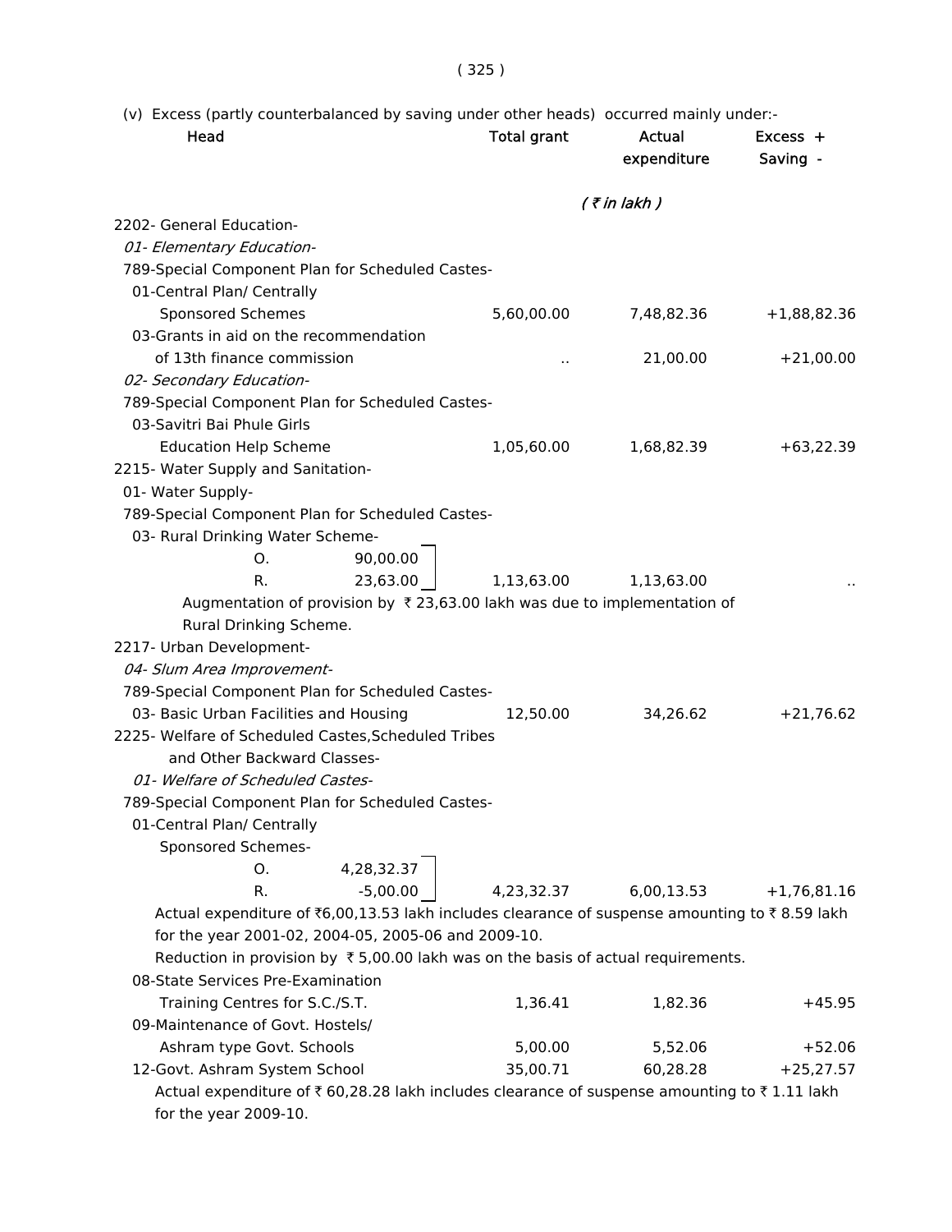(v) Excess (partly counterbalanced by saving under other heads) occurred mainly under:-

| Head | Total grant | Actual expenditure | Excess + Saving - |
|---|---|---|---|
| | | *( ₹ in lakh )* | |
| 2202- General Education- | | | |
| *01- Elementary Education-* | | | |
| 789-Special Component Plan for Scheduled Castes- | | | |
| 01-Central Plan/ Centrally Sponsored Schemes | 5,60,00.00 | 7,48,82.36 | +1,88,82.36 |
| 03-Grants in aid on the recommendation of 13th finance commission | .. | 21,00.00 | +21,00.00 |
| *02- Secondary Education-* | | | |
| 789-Special Component Plan for Scheduled Castes- | | | |
| 03-Savitri Bai Phule Girls Education Help Scheme | 1,05,60.00 | 1,68,82.39 | +63,22.39 |
| 2215- Water Supply and Sanitation- | | | |
| 01- Water Supply- | | | |
| 789-Special Component Plan for Scheduled Castes- | | | |
| 03- Rural Drinking Water Scheme- O. 90,00.00 R. 23,63.00 | 1,13,63.00 | 1,13,63.00 | .. |

Augmentation of provision by ₹ 23,63.00 lakh was due to implementation of Rural Drinking Scheme.

| Head | Total grant | Actual expenditure | Excess + Saving - |
|---|---|---|---|
| 2217- Urban Development- | | | |
| *04- Slum Area Improvement-* | | | |
| 789-Special Component Plan for Scheduled Castes- | | | |
| 03- Basic Urban Facilities and Housing | 12,50.00 | 34,26.62 | +21,76.62 |
| 2225- Welfare of Scheduled Castes,Scheduled Tribes and Other Backward Classes- | | | |
| *01- Welfare of Scheduled Castes-* | | | |
| 789-Special Component Plan for Scheduled Castes- | | | |
| 01-Central Plan/ Centrally Sponsored Schemes- O. 4,28,32.37 R. -5,00.00 | 4,23,32.37 | 6,00,13.53 | +1,76,81.16 |

Actual expenditure of ₹6,00,13.53 lakh includes clearance of suspense amounting to ₹ 8.59 lakh for the year 2001-02, 2004-05, 2005-06 and 2009-10.

Reduction in provision by ₹ 5,00.00 lakh was on the basis of actual requirements.

| Head | Total grant | Actual expenditure | Excess + Saving - |
|---|---|---|---|
| 08-State Services Pre-Examination Training Centres for S.C./S.T. | 1,36.41 | 1,82.36 | +45.95 |
| 09-Maintenance of Govt. Hostels/ Ashram type Govt. Schools | 5,00.00 | 5,52.06 | +52.06 |
| 12-Govt. Ashram System School | 35,00.71 | 60,28.28 | +25,27.57 |

Actual expenditure of ₹ 60,28.28 lakh includes clearance of suspense amounting to ₹ 1.11 lakh for the year 2009-10.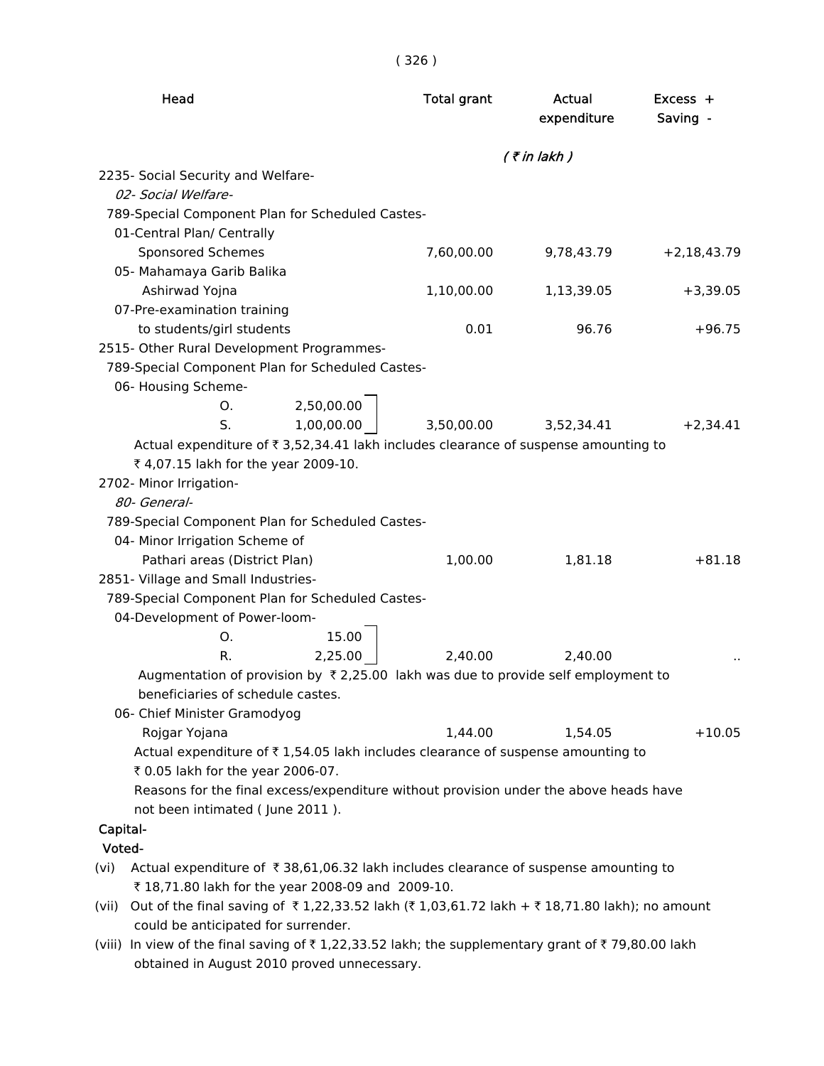| Head | Total grant | Actual expenditure | Excess + Saving - |
|---|---|---|---|
| | | ( ₹ in lakh ) | |
| 2235- Social Security and Welfare- | | | |
| *02- Social Welfare-* | | | |
| 789-Special Component Plan for Scheduled Castes- | | | |
| 01-Central Plan/ Centrally Sponsored Schemes | 7,60,00.00 | 9,78,43.79 | +2,18,43.79 |
| 05- Mahamaya Garib Balika Ashirwad Yojna | 1,10,00.00 | 1,13,39.05 | +3,39.05 |
| 07-Pre-examination training to students/girl students | 0.01 | 96.76 | +96.75 |
| 2515- Other Rural Development Programmes- | | | |
| 789-Special Component Plan for Scheduled Castes- | | | |
| 06- Housing Scheme- O. 2,50,00.00 S. 1,00,00.00 | 3,50,00.00 | 3,52,34.41 | +2,34.41 |

Actual expenditure of ₹ 3,52,34.41 lakh includes clearance of suspense amounting to ₹ 4,07.15 lakh for the year 2009-10.

| Head | Total grant | Actual expenditure | Excess + Saving - |
|---|---|---|---|
| 2702- Minor Irrigation- | | | |
| *80- General-* | | | |
| 789-Special Component Plan for Scheduled Castes- | | | |
| 04- Minor Irrigation Scheme of Pathari areas (District Plan) | 1,00.00 | 1,81.18 | +81.18 |
| 2851- Village and Small Industries- | | | |
| 789-Special Component Plan for Scheduled Castes- | | | |
| 04-Development of Power-loom- O. 15.00 R. 2,25.00 | 2,40.00 | 2,40.00 | .. |

Augmentation of provision by ₹ 2,25.00 lakh was due to provide self employment to beneficiaries of schedule castes.

| Head | Total grant | Actual expenditure | Excess + Saving - |
|---|---|---|---|
| 06- Chief Minister Gramodyog Rojgar Yojana | 1,44.00 | 1,54.05 | +10.05 |

Actual expenditure of ₹ 1,54.05 lakh includes clearance of suspense amounting to ₹ 0.05 lakh for the year 2006-07.

Reasons for the final excess/expenditure without provision under the above heads have not been intimated ( June 2011 ).

**Capital-**

**Voted-**

(vi) Actual expenditure of ₹ 38,61,06.32 lakh includes clearance of suspense amounting to ₹ 18,71.80 lakh for the year 2008-09 and 2009-10.

(vii) Out of the final saving of ₹ 1,22,33.52 lakh (₹ 1,03,61.72 lakh + ₹ 18,71.80 lakh); no amount could be anticipated for surrender.

(viii) In view of the final saving of ₹ 1,22,33.52 lakh; the supplementary grant of ₹ 79,80.00 lakh obtained in August 2010 proved unnecessary.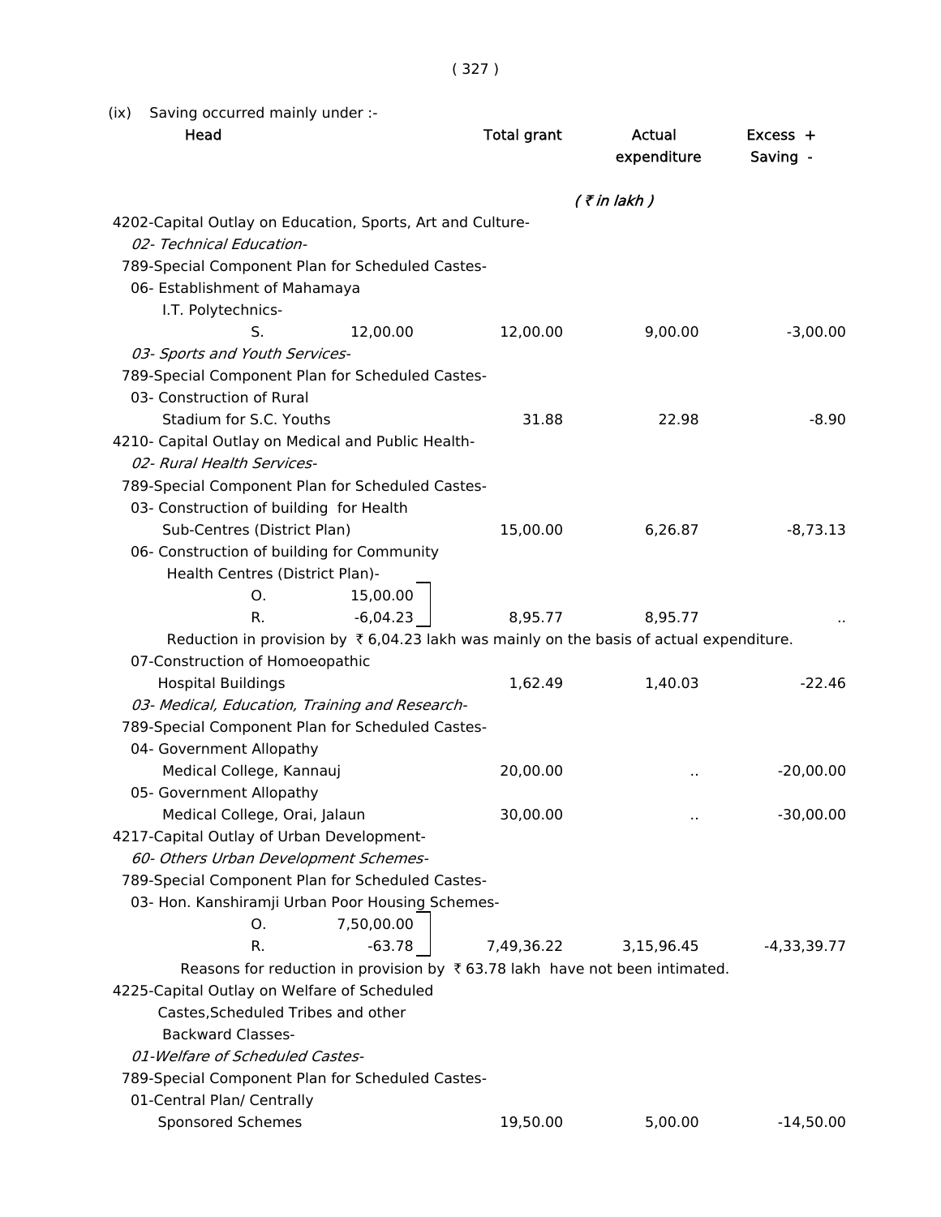(ix) Saving occurred mainly under :-

| Head | | Total grant | Actual expenditure | Excess + Saving - |
|---|---|---|---|---|
| | | | *( ₹ in lakh )* | |
| 4202-Capital Outlay on Education, Sports, Art and Culture- | | | | |
| *02- Technical Education-* | | | | |
| 789-Special Component Plan for Scheduled Castes- | | | | |
| 06- Establishment of Mahamaya I.T. Polytechnics- | | | | |
| S. | 12,00.00 | 12,00.00 | 9,00.00 | -3,00.00 |
| *03- Sports and Youth Services-* | | | | |
| 789-Special Component Plan for Scheduled Castes- | | | | |
| 03- Construction of Rural Stadium for S.C. Youths | | 31.88 | 22.98 | -8.90 |
| 4210- Capital Outlay on Medical and Public Health- | | | | |
| *02- Rural Health Services-* | | | | |
| 789-Special Component Plan for Scheduled Castes- | | | | |
| 03- Construction of building for Health Sub-Centres (District Plan) | | 15,00.00 | 6,26.87 | -8,73.13 |
| 06- Construction of building for Community Health Centres (District Plan)- | | | | |
| O. | 15,00.00 | | | |
| R. | -6,04.23 | 8,95.77 | 8,95.77 | .. |

Reduction in provision by ₹ 6,04.23 lakh was mainly on the basis of actual expenditure.

| Head | | Total grant | Actual expenditure | Excess + Saving - |
|---|---|---|---|---|
| 07-Construction of Homoeopathic Hospital Buildings | | 1,62.49 | 1,40.03 | -22.46 |
| *03- Medical, Education, Training and Research-* | | | | |
| 789-Special Component Plan for Scheduled Castes- | | | | |
| 04- Government Allopathy Medical College, Kannauj | | 20,00.00 | .. | -20,00.00 |
| 05- Government Allopathy Medical College, Orai, Jalaun | | 30,00.00 | .. | -30,00.00 |
| 4217-Capital Outlay of Urban Development- | | | | |
| *60- Others Urban Development Schemes-* | | | | |
| 789-Special Component Plan for Scheduled Castes- | | | | |
| 03- Hon. Kanshiramji Urban Poor Housing Schemes- | | | | |
| O. | 7,50,00.00 | | | |
| R. | -63.78 | 7,49,36.22 | 3,15,96.45 | -4,33,39.77 |

Reasons for reduction in provision by ₹ 63.78 lakh have not been intimated.

| Head | | Total grant | Actual expenditure | Excess + Saving - |
|---|---|---|---|---|
| 4225-Capital Outlay on Welfare of Scheduled Castes,Scheduled Tribes and other Backward Classes- | | | | |
| *01-Welfare of Scheduled Castes-* | | | | |
| 789-Special Component Plan for Scheduled Castes- | | | | |
| 01-Central Plan/ Centrally Sponsored Schemes | | 19,50.00 | 5,00.00 | -14,50.00 |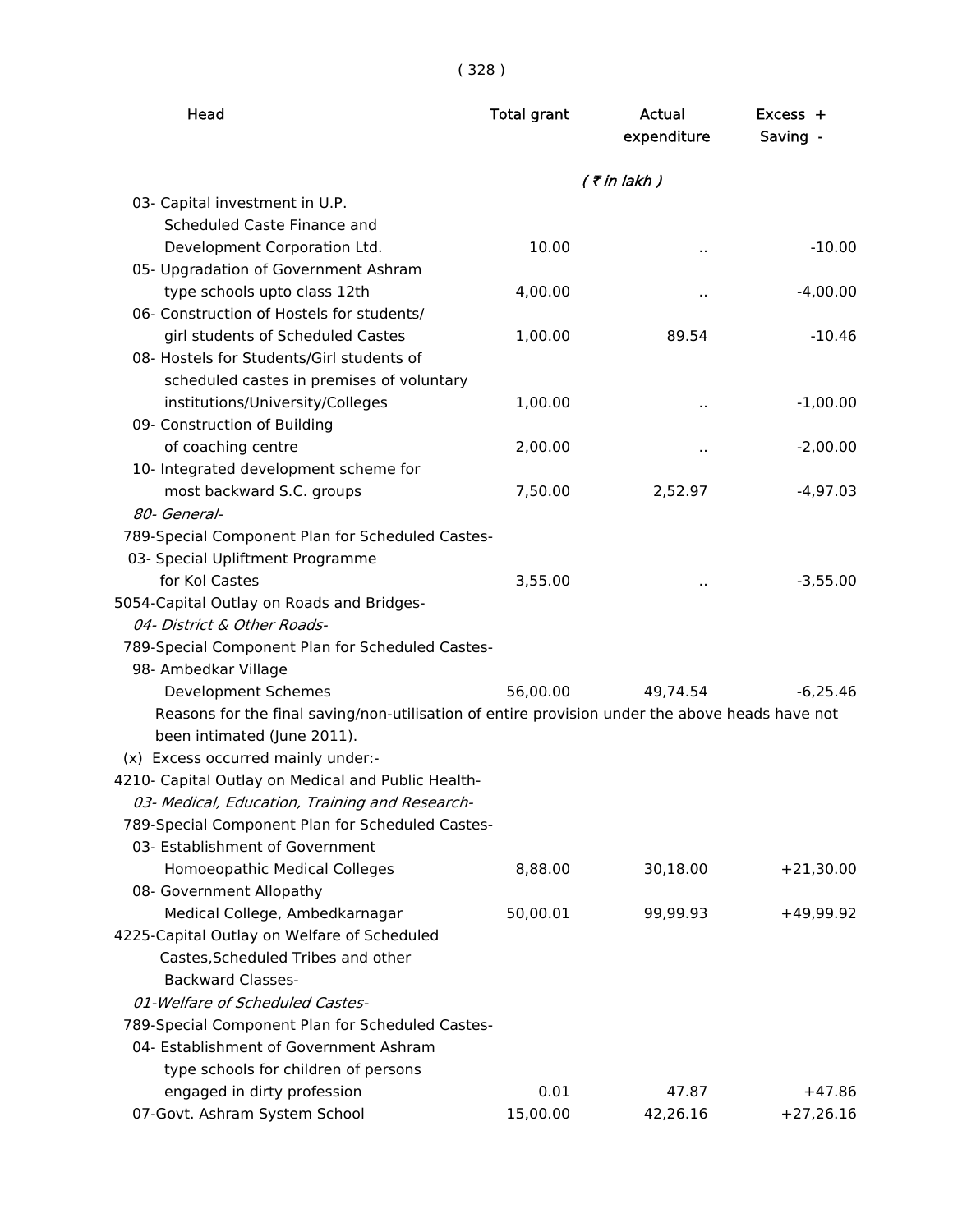| Head | Total grant | Actual expenditure | Excess + Saving - |
|---|---|---|---|
| | | *( ₹ in lakh )* | |
| 03- Capital investment in U.P. Scheduled Caste Finance and Development Corporation Ltd. | 10.00 | .. | -10.00 |
| 05- Upgradation of Government Ashram type schools upto class 12th | 4,00.00 | .. | -4,00.00 |
| 06- Construction of Hostels for students/ girl students of Scheduled Castes | 1,00.00 | 89.54 | -10.46 |
| 08- Hostels for Students/Girl students of scheduled castes in premises of voluntary institutions/University/Colleges | 1,00.00 | .. | -1,00.00 |
| 09- Construction of Building of coaching centre | 2,00.00 | .. | -2,00.00 |
| 10- Integrated development scheme for most backward S.C. groups | 7,50.00 | 2,52.97 | -4,97.03 |
| *80- General-* | | | |
| 789-Special Component Plan for Scheduled Castes- | | | |
| 03- Special Upliftment Programme for Kol Castes | 3,55.00 | .. | -3,55.00 |
| 5054-Capital Outlay on Roads and Bridges- | | | |
| *04- District & Other Roads-* | | | |
| 789-Special Component Plan for Scheduled Castes- | | | |
| 98- Ambedkar Village Development Schemes | 56,00.00 | 49,74.54 | -6,25.46 |

Reasons for the final saving/non-utilisation of entire provision under the above heads have not been intimated (June 2011).

(x) Excess occurred mainly under:-

| Head | Total grant | Actual expenditure | Excess + Saving - |
|---|---|---|---|
| 4210- Capital Outlay on Medical and Public Health- | | | |
| *03- Medical, Education, Training and Research-* | | | |
| 789-Special Component Plan for Scheduled Castes- | | | |
| 03- Establishment of Government Homoeopathic Medical Colleges | 8,88.00 | 30,18.00 | +21,30.00 |
| 08- Government Allopathy Medical College, Ambedkarnagar | 50,00.01 | 99,99.93 | +49,99.92 |
| 4225-Capital Outlay on Welfare of Scheduled Castes,Scheduled Tribes and other Backward Classes- | | | |
| *01-Welfare of Scheduled Castes-* | | | |
| 789-Special Component Plan for Scheduled Castes- | | | |
| 04- Establishment of Government Ashram type schools for children of persons engaged in dirty profession | 0.01 | 47.87 | +47.86 |
| 07-Govt. Ashram System School | 15,00.00 | 42,26.16 | +27,26.16 |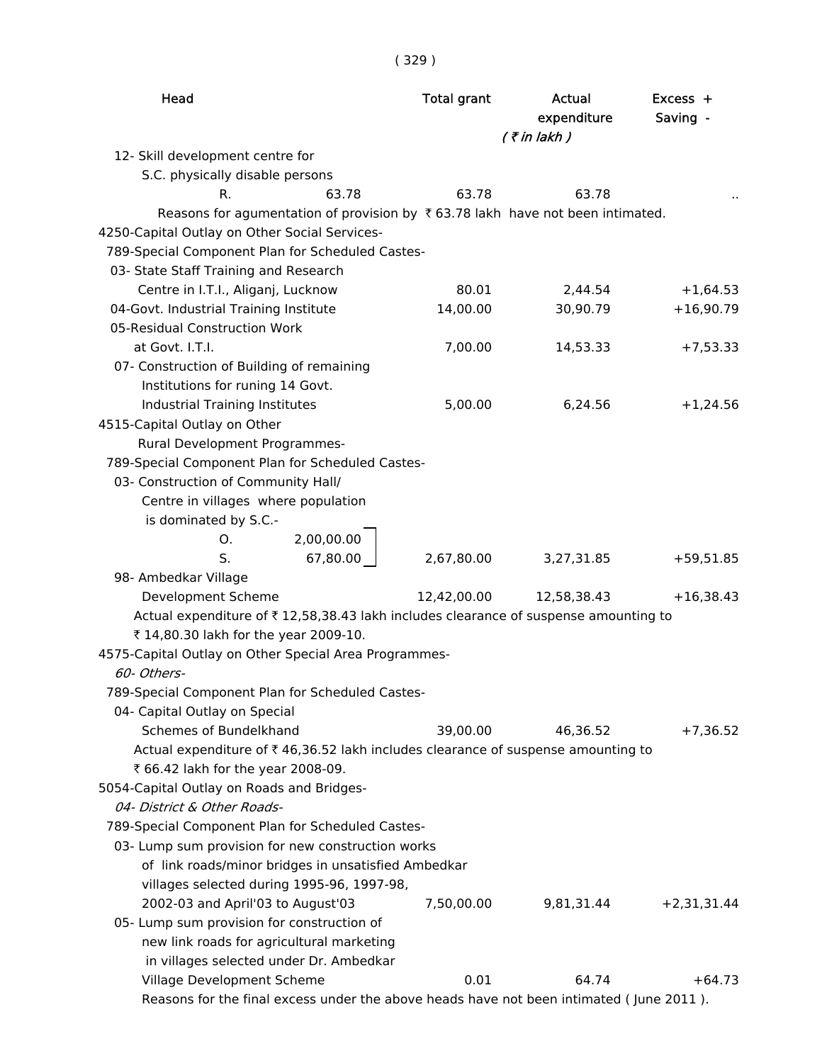| Head | | Total grant | Actual expenditure | Excess + Saving - |
|---|---|---|---|---|
| | | | *( ₹ in lakh )* | |
| 12- Skill development centre for S.C. physically disable persons | | | | |
| R. | 63.78 | 63.78 | 63.78 | .. |

Reasons for agumentation of provision by ₹ 63.78 lakh have not been intimated.

| Head | | Total grant | Actual expenditure | Excess + Saving - |
|---|---|---|---|---|
| 4250-Capital Outlay on Other Social Services- | | | | |
| 789-Special Component Plan for Scheduled Castes- | | | | |
| 03- State Staff Training and Research Centre in I.T.I., Aliganj, Lucknow | | 80.01 | 2,44.54 | +1,64.53 |
| 04-Govt. Industrial Training Institute | | 14,00.00 | 30,90.79 | +16,90.79 |
| 05-Residual Construction Work at Govt. I.T.I. | | 7,00.00 | 14,53.33 | +7,53.33 |
| 07- Construction of Building of remaining Institutions for runing 14 Govt. Industrial Training Institutes | | 5,00.00 | 6,24.56 | +1,24.56 |
| 4515-Capital Outlay on Other Rural Development Programmes- | | | | |
| 789-Special Component Plan for Scheduled Castes- | | | | |
| 03- Construction of Community Hall/ Centre in villages where population is dominated by S.C.- | | | | |
| O. | 2,00,00.00 | | | |
| S. | 67,80.00 | 2,67,80.00 | 3,27,31.85 | +59,51.85 |
| 98- Ambedkar Village Development Scheme | | 12,42,00.00 | 12,58,38.43 | +16,38.43 |

Actual expenditure of ₹ 12,58,38.43 lakh includes clearance of suspense amounting to ₹ 14,80.30 lakh for the year 2009-10.

| Head | Total grant | Actual expenditure | Excess + Saving - |
|---|---|---|---|
| 4575-Capital Outlay on Other Special Area Programmes- | | | |
| *60- Others-* | | | |
| 789-Special Component Plan for Scheduled Castes- | | | |
| 04- Capital Outlay on Special Schemes of Bundelkhand | 39,00.00 | 46,36.52 | +7,36.52 |

Actual expenditure of ₹ 46,36.52 lakh includes clearance of suspense amounting to ₹ 66.42 lakh for the year 2008-09.

| Head | Total grant | Actual expenditure | Excess + Saving - |
|---|---|---|---|
| 5054-Capital Outlay on Roads and Bridges- | | | |
| *04- District & Other Roads-* | | | |
| 789-Special Component Plan for Scheduled Castes- | | | |
| 03- Lump sum provision for new construction works of link roads/minor bridges in unsatisfied Ambedkar villages selected during 1995-96, 1997-98, 2002-03 and April'03 to August'03 | 7,50,00.00 | 9,81,31.44 | +2,31,31.44 |
| 05- Lump sum provision for construction of new link roads for agricultural marketing in villages selected under Dr. Ambedkar Village Development Scheme | 0.01 | 64.74 | +64.73 |

Reasons for the final excess under the above heads have not been intimated ( June 2011 ).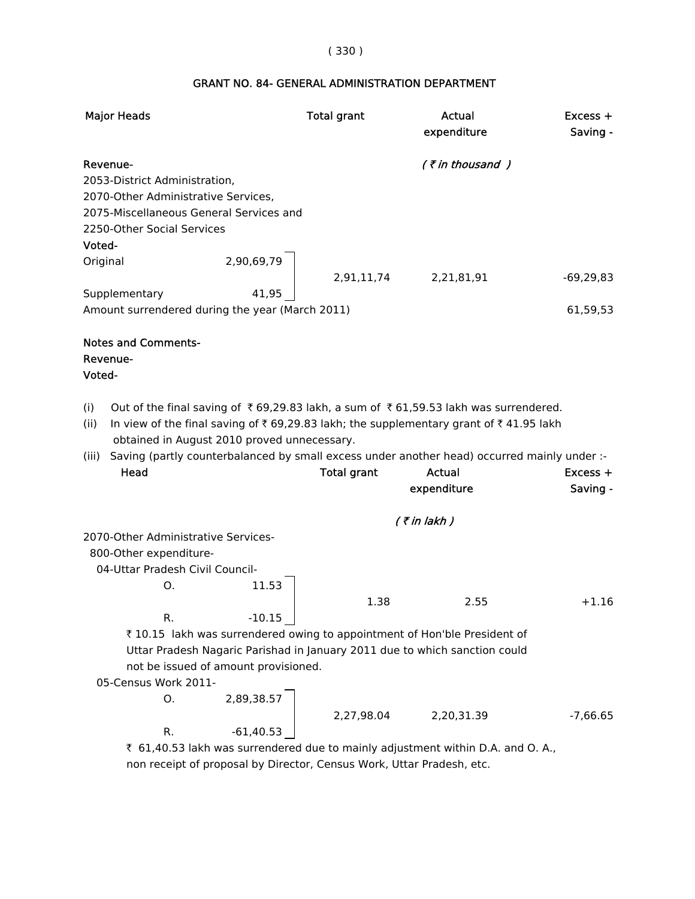## GRANT NO. 84- GENERAL ADMINISTRATION DEPARTMENT

| Major Heads | | Total grant | Actual expenditure | Excess + Saving - |
|---|---|---|---|---|
| **Revenue-** | | | *( ₹ in thousand )* | |
| 2053-District Administration, 2070-Other Administrative Services, 2075-Miscellaneous General Services and 2250-Other Social Services | | | | |
| **Voted-** | | | | |
| Original | 2,90,69,79 | 2,91,11,74 | 2,21,81,91 | -69,29,83 |
| Supplementary | 41,95 | | | |
| Amount surrendered during the year (March 2011) | | | | 61,59,53 |

**Notes and Comments-**

**Revenue-**

**Voted-**

(i) Out of the final saving of ₹ 69,29.83 lakh, a sum of ₹ 61,59.53 lakh was surrendered.

(ii) In view of the final saving of ₹ 69,29.83 lakh; the supplementary grant of ₹ 41.95 lakh obtained in August 2010 proved unnecessary.

(iii) Saving (partly counterbalanced by small excess under another head) occurred mainly under :-

| Head | | Total grant | Actual expenditure | Excess + Saving - |
|---|---|---|---|---|
| | | | *( ₹ in lakh )* | |
| 2070-Other Administrative Services- | | | | |
| 800-Other expenditure- | | | | |
| 04-Uttar Pradesh Civil Council- | | | | |
| O. | 11.53 | 1.38 | 2.55 | +1.16 |
| R. | -10.15 | | | |

₹ 10.15 lakh was surrendered owing to appointment of Hon'ble President of Uttar Pradesh Nagaric Parishad in January 2011 due to which sanction could not be issued of amount provisioned.

| Head | | Total grant | Actual expenditure | Excess + Saving - |
|---|---|---|---|---|
| 05-Census Work 2011- | | | | |
| O. | 2,89,38.57 | 2,27,98.04 | 2,20,31.39 | -7,66.65 |
| R. | -61,40.53 | | | |

₹ 61,40.53 lakh was surrendered due to mainly adjustment within D.A. and O. A., non receipt of proposal by Director, Census Work, Uttar Pradesh, etc.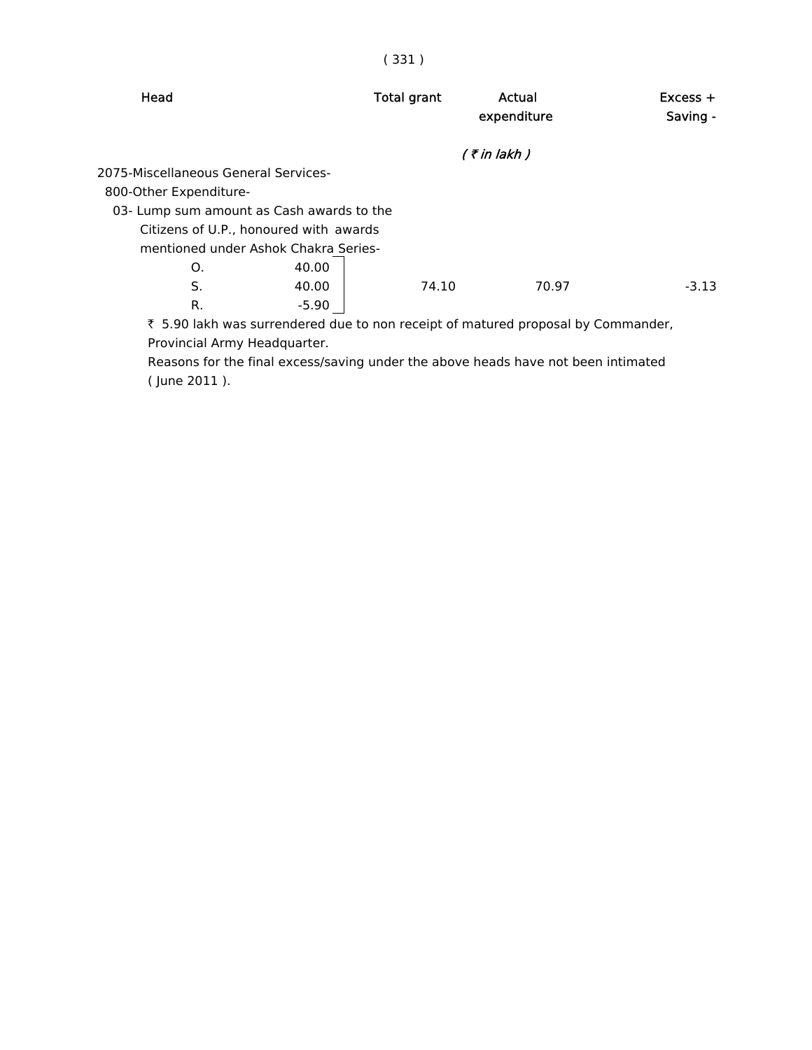| Head | | Total grant | Actual expenditure | Excess + Saving - |
|---|---|---|---|---|
| | | | ( ₹ in lakh ) | |
| 2075-Miscellaneous General Services- | | | | |
| 800-Other Expenditure- | | | | |
| 03- Lump sum amount as Cash awards to the Citizens of U.P., honoured with awards mentioned under Ashok Chakra Series- | | | | |
| O. | 40.00 | | | |
| S. | 40.00 | 74.10 | 70.97 | -3.13 |
| R. | -5.90 | | | |

₹ 5.90 lakh was surrendered due to non receipt of matured proposal by Commander, Provincial Army Headquarter.

Reasons for the final excess/saving under the above heads have not been intimated ( June 2011 ).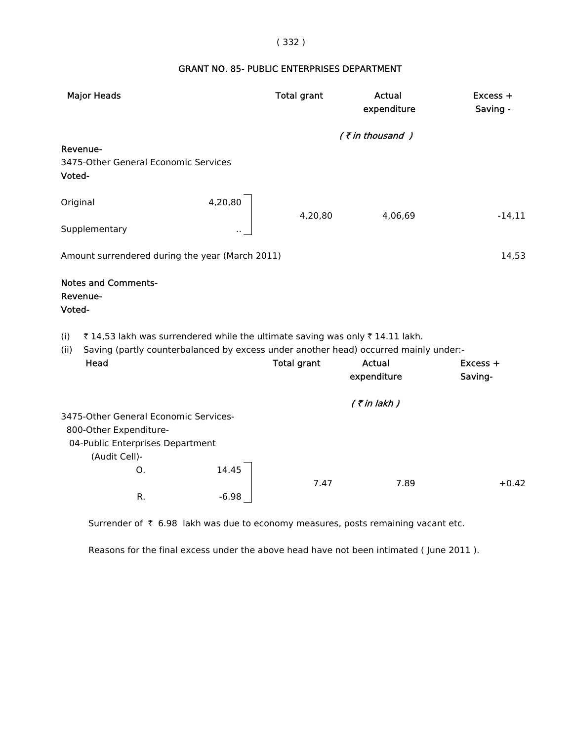## GRANT NO. 85- PUBLIC ENTERPRISES DEPARTMENT

| Major Heads | | Total grant | Actual expenditure | Excess + Saving - |
|---|---|---|---|---|
| | | | *( ₹ in thousand )* | |
| **Revenue-** | | | | |
| 3475-Other General Economic Services | | | | |
| **Voted-** | | | | |
| Original | 4,20,80 | 4,20,80 | 4,06,69 | -14,11 |
| Supplementary | .. | | | |

Amount surrendered during the year (March 2011) 14,53

**Notes and Comments-**

**Revenue-**

**Voted-**

(i) ₹ 14,53 lakh was surrendered while the ultimate saving was only ₹ 14.11 lakh.

(ii) Saving (partly counterbalanced by excess under another head) occurred mainly under:-

| Head | | Total grant | Actual expenditure | Excess + Saving- |
|---|---|---|---|---|
| | | | *( ₹ in lakh )* | |
| 3475-Other General Economic Services- 800-Other Expenditure- 04-Public Enterprises Department (Audit Cell)- | | | | |
| O. | 14.45 | 7.47 | 7.89 | +0.42 |
| R. | -6.98 | | | |

Surrender of ₹ 6.98 lakh was due to economy measures, posts remaining vacant etc.

Reasons for the final excess under the above head have not been intimated ( June 2011 ).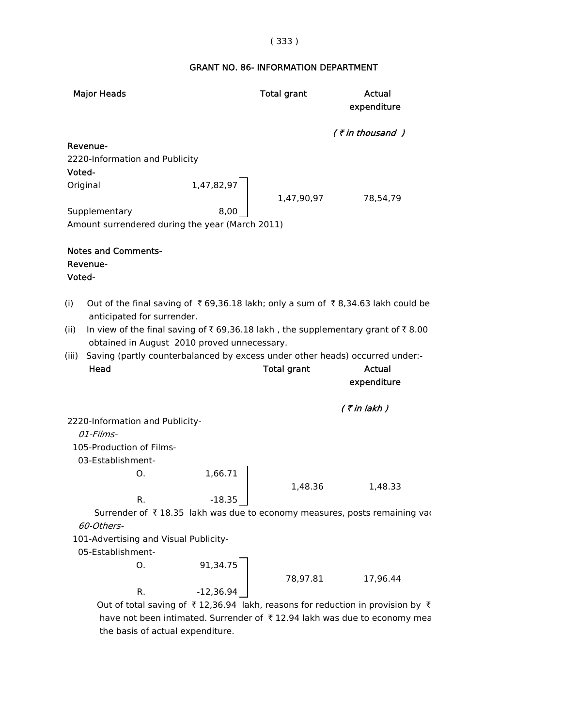## GRANT NO. 86- INFORMATION DEPARTMENT

| Major Heads | | Total grant | Actual expenditure |
|---|---|---|---|
| | | | *( ₹ in thousand )* |
| **Revenue-** | | | |
| 2220-Information and Publicity | | | |
| **Voted-** | | | |
| Original | 1,47,82,97 | 1,47,90,97 | 78,54,79 |
| Supplementary | 8,00 | | |
| Amount surrendered during the year (March 2011) | | | |

**Notes and Comments-**

**Revenue-**

**Voted-**

(i) Out of the final saving of ₹ 69,36.18 lakh; only a sum of ₹ 8,34.63 lakh could be anticipated for surrender.

(ii) In view of the final saving of ₹ 69,36.18 lakh , the supplementary grant of ₹ 8.00 obtained in August 2010 proved unnecessary.

(iii) Saving (partly counterbalanced by excess under other heads) occurred under:-

| Head | | Total grant | Actual expenditure |
|---|---|---|---|
| | | | *( ₹ in lakh )* |
| 2220-Information and Publicity- | | | |
| *01-Films-* | | | |
| 105-Production of Films- | | | |
| 03-Establishment- | | | |
| O. | 1,66.71 | 1,48.36 | 1,48.33 |
| R. | -18.35 | | |

Surrender of ₹ 18.35 lakh was due to economy measures, posts remaining va

| Head | | Total grant | Actual expenditure |
|---|---|---|---|
| *60-Others-* | | | |
| 101-Advertising and Visual Publicity- | | | |
| 05-Establishment- | | | |
| O. | 91,34.75 | 78,97.81 | 17,96.44 |
| R. | -12,36.94 | | |

Out of total saving of ₹ 12,36.94 lakh, reasons for reduction in provision by ₹ have not been intimated. Surrender of ₹ 12.94 lakh was due to economy mea the basis of actual expenditure.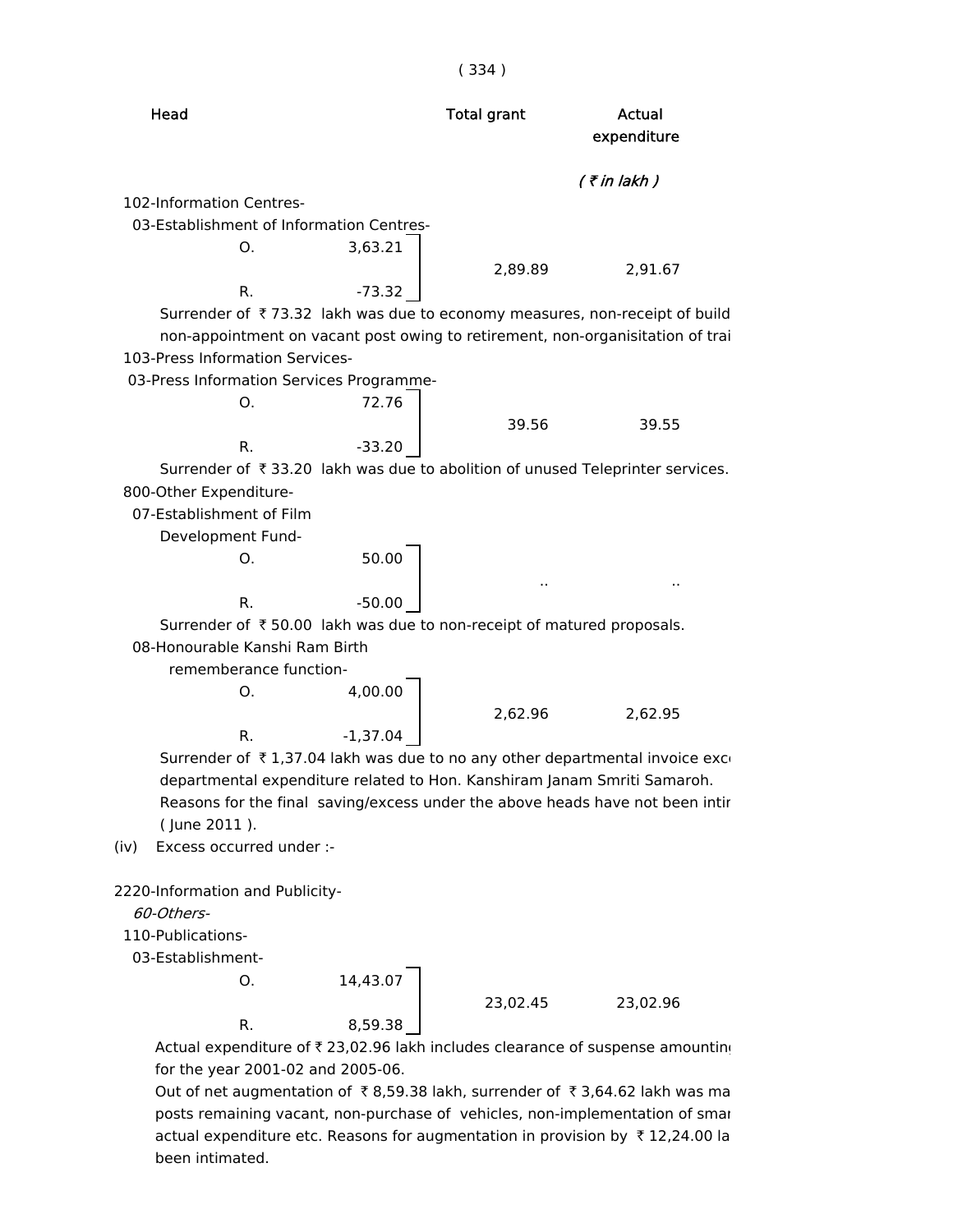| Head | | | Total grant | Actual expenditure |
|---|---|---|---|---|
| | | | | *( ₹ in lakh )* |

102-Information Centres-

03-Establishment of Information Centres-

| | | | Total grant | Actual expenditure |
|---|---|---|---|---|
| O. | 3,63.21 | | 2,89.89 | 2,91.67 |
| R. | -73.32 | | | |

Surrender of ₹ 73.32 lakh was due to economy measures, non-receipt of build non-appointment on vacant post owing to retirement, non-organisitation of trai

103-Press Information Services-

03-Press Information Services Programme-

| | | | Total grant | Actual expenditure |
|---|---|---|---|---|
| O. | 72.76 | | 39.56 | 39.55 |
| R. | -33.20 | | | |

Surrender of ₹ 33.20 lakh was due to abolition of unused Teleprinter services.

800-Other Expenditure-

07-Establishment of Film Development Fund-

| | | | Total grant | Actual expenditure |
|---|---|---|---|---|
| O. | 50.00 | | .. | .. |
| R. | -50.00 | | | |

Surrender of ₹ 50.00 lakh was due to non-receipt of matured proposals.

08-Honourable Kanshi Ram Birth rememberance function-

| | | | Total grant | Actual expenditure |
|---|---|---|---|---|
| O. | 4,00.00 | | 2,62.96 | 2,62.95 |
| R. | -1,37.04 | | | |

Surrender of ₹ 1,37.04 lakh was due to no any other departmental invoice exc departmental expenditure related to Hon. Kanshiram Janam Smriti Samaroh. Reasons for the final saving/excess under the above heads have not been intir ( June 2011 ).

(iv) Excess occurred under :-

2220-Information and Publicity-

*60-Others-*

110-Publications-

03-Establishment-

| | | | Total grant | Actual expenditure |
|---|---|---|---|---|
| O. | 14,43.07 | | 23,02.45 | 23,02.96 |
| R. | 8,59.38 | | | |

Actual expenditure of ₹ 23,02.96 lakh includes clearance of suspense amountin for the year 2001-02 and 2005-06.

Out of net augmentation of ₹ 8,59.38 lakh, surrender of ₹ 3,64.62 lakh was ma posts remaining vacant, non-purchase of vehicles, non-implementation of smar actual expenditure etc. Reasons for augmentation in provision by ₹ 12,24.00 la been intimated.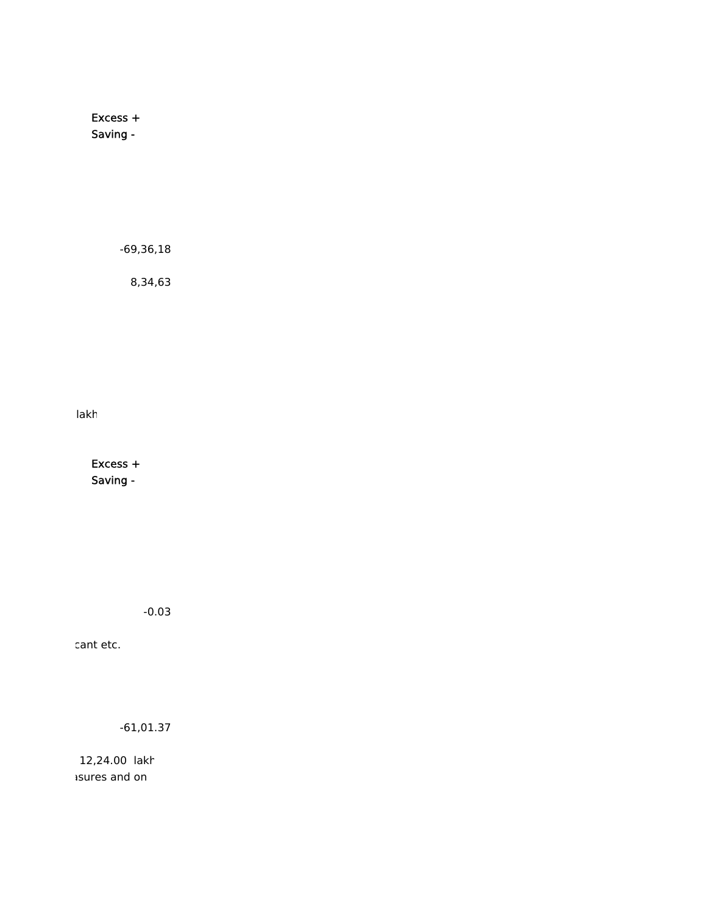Excess +
Saving -

-69,36,18

8,34,63

lakh

Excess +
Saving -

-0.03

cant etc.

-61,01.37

12,24.00 lakh
asures and on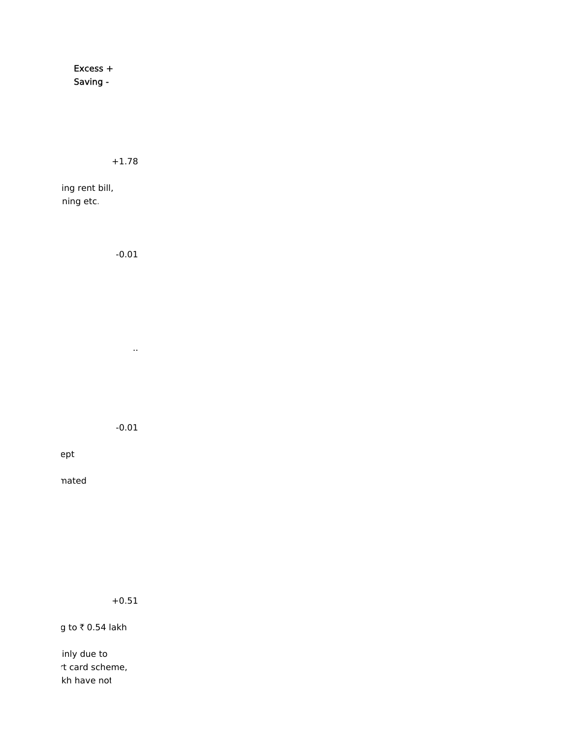Excess +
Saving -

+1.78

ing rent bill,
ning etc.

-0.01

..

-0.01

ept

nated

+0.51

g to ₹ 0.54 lakh

inly due to
rt card scheme,
kh have not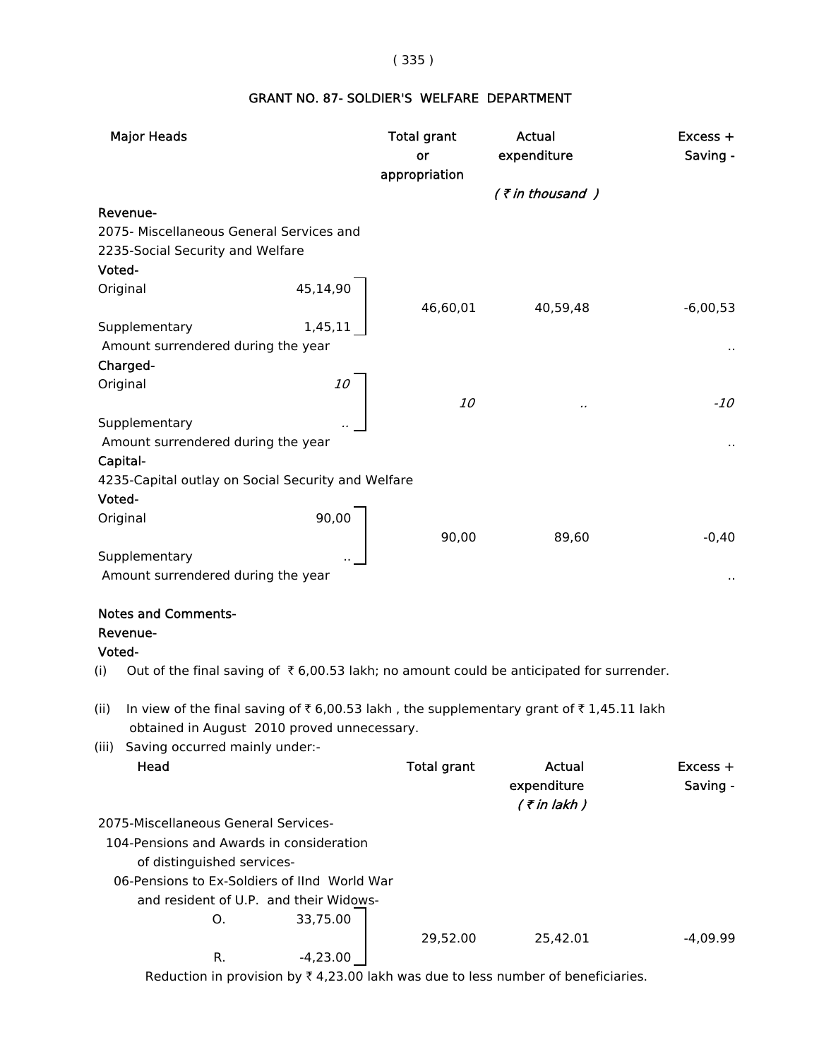## GRANT NO. 87- SOLDIER'S WELFARE DEPARTMENT

| Major Heads | | Total grant or appropriation | Actual expenditure | Excess + Saving - |
|---|---|---|---|---|
| | | | *( ₹ in thousand )* | |
| **Revenue-** | | | | |
| 2075- Miscellaneous General Services and 2235-Social Security and Welfare | | | | |
| **Voted-** | | | | |
| Original | 45,14,90 | 46,60,01 | 40,59,48 | -6,00,53 |
| Supplementary | 1,45,11 | | | |
| Amount surrendered during the year | | | | .. |
| **Charged-** | | | | |
| Original | *10* | *10* | *..* | *-10* |
| Supplementary | .. | | | |
| Amount surrendered during the year | | | | .. |
| **Capital-** | | | | |
| 4235-Capital outlay on Social Security and Welfare | | | | |
| **Voted-** | | | | |
| Original | 90,00 | 90,00 | 89,60 | -0,40 |
| Supplementary | .. | | | |
| Amount surrendered during the year | | | | .. |

**Notes and Comments-**

**Revenue-**

**Voted-**

(i) Out of the final saving of ₹ 6,00.53 lakh; no amount could be anticipated for surrender.

(ii) In view of the final saving of ₹ 6,00.53 lakh , the supplementary grant of ₹ 1,45.11 lakh obtained in August 2010 proved unnecessary.

(iii) Saving occurred mainly under:-

| Head | | Total grant | Actual expenditure | Excess + Saving - |
|---|---|---|---|---|
| | | | *( ₹ in lakh )* | |
| 2075-Miscellaneous General Services- | | | | |
| 104-Pensions and Awards in consideration of distinguished services- | | | | |
| 06-Pensions to Ex-Soldiers of IInd World War and resident of U.P. and their Widows- | | | | |
| O. | 33,75.00 | 29,52.00 | 25,42.01 | -4,09.99 |
| R. | -4,23.00 | | | |

Reduction in provision by ₹ 4,23.00 lakh was due to less number of beneficiaries.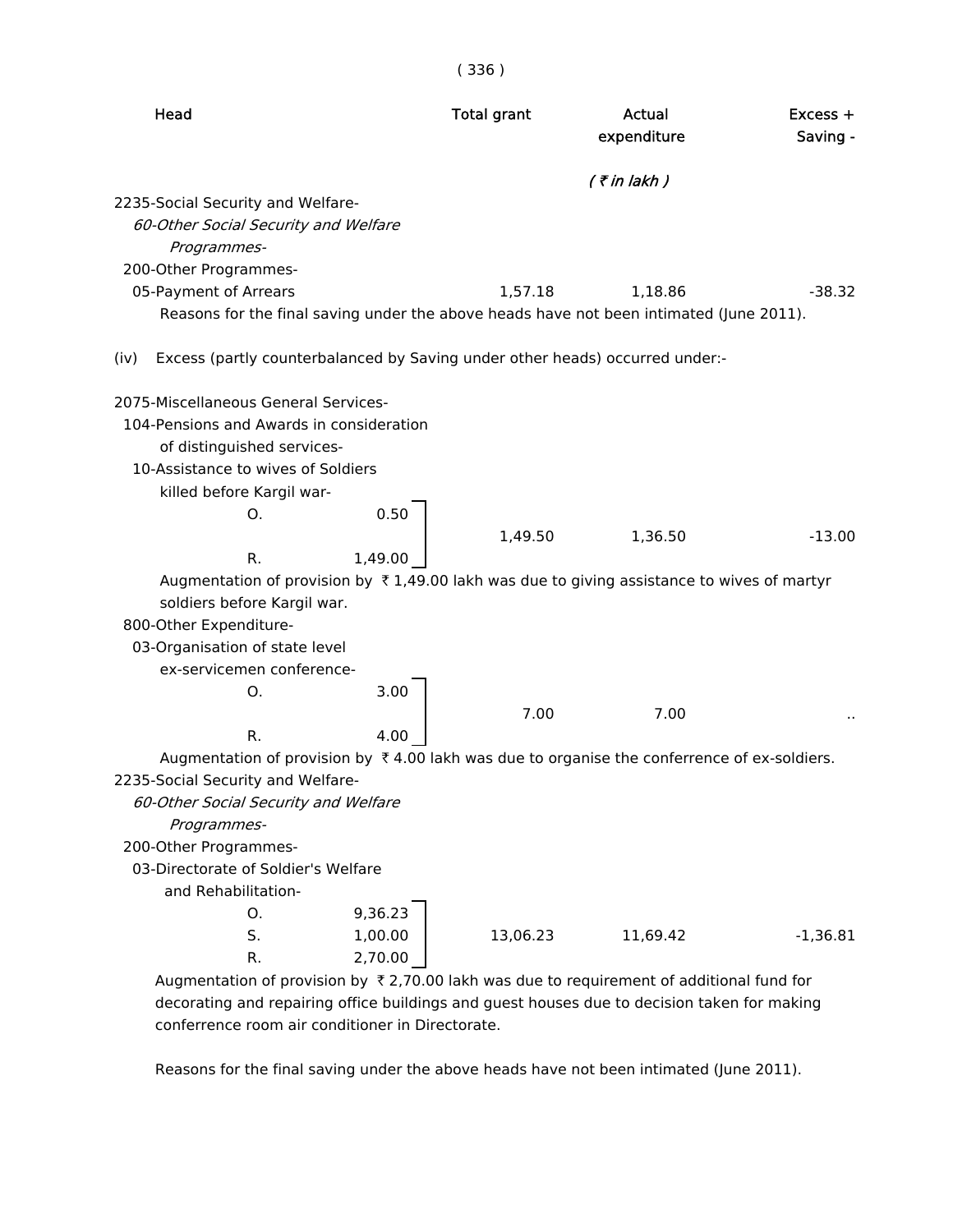| Head | | Total grant | Actual expenditure | Excess + Saving - |
|---|---|---|---|---|
| | | | *( ₹ in lakh )* | |
| 2235-Social Security and Welfare- | | | | |
| *60-Other Social Security and Welfare Programmes-* | | | | |
| 200-Other Programmes- | | | | |
| 05-Payment of Arrears | | 1,57.18 | 1,18.86 | -38.32 |

Reasons for the final saving under the above heads have not been intimated (June 2011).

(iv) Excess (partly counterbalanced by Saving under other heads) occurred under:-

| Head | | Total grant | Actual expenditure | Excess + Saving - |
|---|---|---|---|---|
| 2075-Miscellaneous General Services- | | | | |
| 104-Pensions and Awards in consideration of distinguished services- | | | | |
| 10-Assistance to wives of Soldiers killed before Kargil war- | | | | |
| O. | 0.50 | | | |
| | | 1,49.50 | 1,36.50 | -13.00 |
| R. | 1,49.00 | | | |

Augmentation of provision by ₹ 1,49.00 lakh was due to giving assistance to wives of martyr soldiers before Kargil war.

| Head | | Total grant | Actual expenditure | Excess + Saving - |
|---|---|---|---|---|
| 800-Other Expenditure- | | | | |
| 03-Organisation of state level ex-servicemen conference- | | | | |
| O. | 3.00 | | | |
| | | 7.00 | 7.00 | .. |
| R. | 4.00 | | | |

Augmentation of provision by ₹ 4.00 lakh was due to organise the conferrence of ex-soldiers.

| Head | | Total grant | Actual expenditure | Excess + Saving - |
|---|---|---|---|---|
| 2235-Social Security and Welfare- | | | | |
| *60-Other Social Security and Welfare Programmes-* | | | | |
| 200-Other Programmes- | | | | |
| 03-Directorate of Soldier's Welfare and Rehabilitation- | | | | |
| O. | 9,36.23 | | | |
| S. | 1,00.00 | 13,06.23 | 11,69.42 | -1,36.81 |
| R. | 2,70.00 | | | |

Augmentation of provision by ₹ 2,70.00 lakh was due to requirement of additional fund for decorating and repairing office buildings and guest houses due to decision taken for making conferrence room air conditioner in Directorate.

Reasons for the final saving under the above heads have not been intimated (June 2011).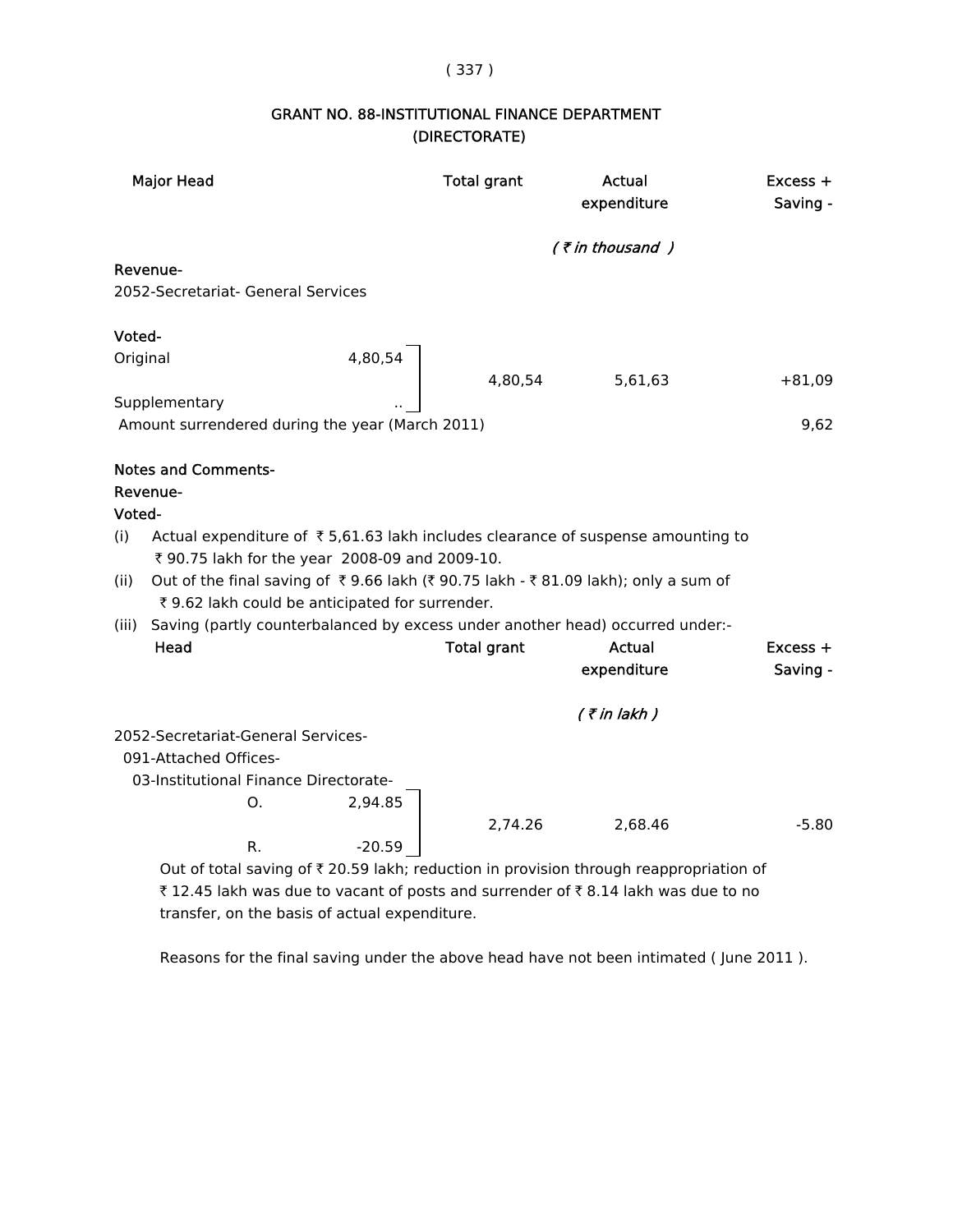# GRANT NO. 88-INSTITUTIONAL FINANCE DEPARTMENT (DIRECTORATE)

| Major Head | | Total grant | Actual expenditure | Excess + Saving - |
|---|---|---|---|---|
| | | | *( ₹ in thousand )* | |
| **Revenue-** | | | | |
| 2052-Secretariat- General Services | | | | |
| **Voted-** | | | | |
| Original | 4,80,54 | 4,80,54 | 5,61,63 | +81,09 |
| Supplementary | .. | | | |
| Amount surrendered during the year (March 2011) | | | | 9,62 |

**Notes and Comments-**

**Revenue-**

**Voted-**

(i) Actual expenditure of ₹ 5,61.63 lakh includes clearance of suspense amounting to ₹ 90.75 lakh for the year 2008-09 and 2009-10.

(ii) Out of the final saving of ₹ 9.66 lakh (₹ 90.75 lakh - ₹ 81.09 lakh); only a sum of ₹ 9.62 lakh could be anticipated for surrender.

(iii) Saving (partly counterbalanced by excess under another head) occurred under:-

| Head | | | Total grant | Actual expenditure | Excess + Saving - |
|---|---|---|---|---|---|
| | | | | *( ₹ in lakh )* | |
| 2052-Secretariat-General Services- | | | | | |
| 091-Attached Offices- | | | | | |
| 03-Institutional Finance Directorate- | | | | | |
| | O. | 2,94.85 | 2,74.26 | 2,68.46 | -5.80 |
| | R. | -20.59 | | | |

Out of total saving of ₹ 20.59 lakh; reduction in provision through reappropriation of ₹ 12.45 lakh was due to vacant of posts and surrender of ₹ 8.14 lakh was due to no transfer, on the basis of actual expenditure.

Reasons for the final saving under the above head have not been intimated ( June 2011 ).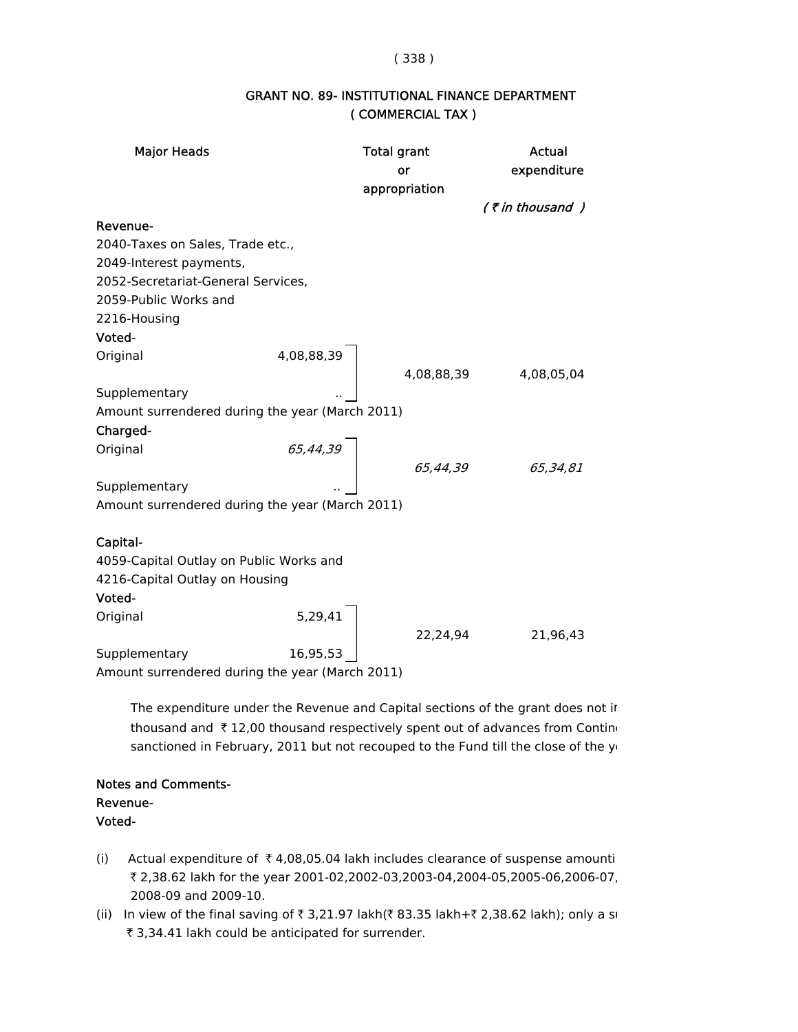## GRANT NO. 89- INSTITUTIONAL FINANCE DEPARTMENT
## ( COMMERCIAL TAX )

| Major Heads | | Total grant or appropriation | Actual expenditure |
|---|---|---|---|
| | | | *( ₹ in thousand )* |
| **Revenue-** | | | |
| 2040-Taxes on Sales, Trade etc., | | | |
| 2049-Interest payments, | | | |
| 2052-Secretariat-General Services, | | | |
| 2059-Public Works and | | | |
| 2216-Housing | | | |
| **Voted-** | | | |
| Original | 4,08,88,39 | 4,08,88,39 | 4,08,05,04 |
| Supplementary | .. | | |
| Amount surrendered during the year (March 2011) | | | |
| **Charged-** | | | |
| Original | *65,44,39* | *65,44,39* | *65,34,81* |
| Supplementary | *..* | | |
| Amount surrendered during the year (March 2011) | | | |
| **Capital-** | | | |
| 4059-Capital Outlay on Public Works and | | | |
| 4216-Capital Outlay on Housing | | | |
| **Voted-** | | | |
| Original | 5,29,41 | 22,24,94 | 21,96,43 |
| Supplementary | 16,95,53 | | |
| Amount surrendered during the year (March 2011) | | | |

The expenditure under the Revenue and Capital sections of the grant does not ir thousand and ₹ 12,00 thousand respectively spent out of advances from Contin sanctioned in February, 2011 but not recouped to the Fund till the close of the y

**Notes and Comments-**

**Revenue-**

**Voted-**

(i) Actual expenditure of ₹ 4,08,05.04 lakh includes clearance of suspense amounti ₹ 2,38.62 lakh for the year 2001-02,2002-03,2003-04,2004-05,2005-06,2006-07, 2008-09 and 2009-10.

(ii) In view of the final saving of ₹ 3,21.97 lakh(₹ 83.35 lakh+₹ 2,38.62 lakh); only a s ₹ 3,34.41 lakh could be anticipated for surrender.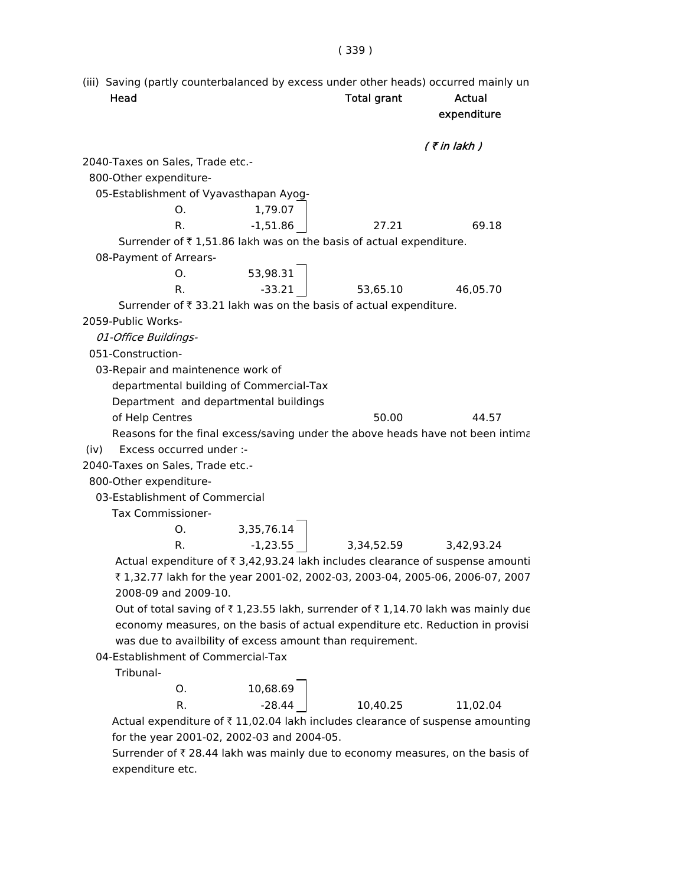(iii) Saving (partly counterbalanced by excess under other heads) occurred mainly un

| Head | | | Total grant | Actual expenditure |
|---|---|---|---|---|
| | | | | *( ₹ in lakh )* |
| 2040-Taxes on Sales, Trade etc.- | | | | |
| 800-Other expenditure- | | | | |
| 05-Establishment of Vyavasthapan Ayog- | | | | |
| | O. | 1,79.07 | | |
| | R. | -1,51.86 | 27.21 | 69.18 |

Surrender of ₹ 1,51.86 lakh was on the basis of actual expenditure.

| Head | | | Total grant | Actual expenditure |
|---|---|---|---|---|
| 08-Payment of Arrears- | | | | |
| | O. | 53,98.31 | | |
| | R. | -33.21 | 53,65.10 | 46,05.70 |

Surrender of ₹ 33.21 lakh was on the basis of actual expenditure.

| Head | Total grant | Actual expenditure |
|---|---|---|
| 2059-Public Works- | | |
| *01-Office Buildings-* | | |
| 051-Construction- | | |
| 03-Repair and maintenence work of departmental building of Commercial-Tax Department and departmental buildings of Help Centres | 50.00 | 44.57 |

Reasons for the final excess/saving under the above heads have not been intima

(iv) Excess occurred under :-

| Head | | | Total grant | Actual expenditure |
|---|---|---|---|---|
| 2040-Taxes on Sales, Trade etc.- | | | | |
| 800-Other expenditure- | | | | |
| 03-Establishment of Commercial Tax Commissioner- | | | | |
| | O. | 3,35,76.14 | | |
| | R. | -1,23.55 | 3,34,52.59 | 3,42,93.24 |

Actual expenditure of ₹ 3,42,93.24 lakh includes clearance of suspense amounti ₹ 1,32.77 lakh for the year 2001-02, 2002-03, 2003-04, 2005-06, 2006-07, 2007 2008-09 and 2009-10.

Out of total saving of ₹ 1,23.55 lakh, surrender of ₹ 1,14.70 lakh was mainly due economy measures, on the basis of actual expenditure etc. Reduction in provisi was due to availbility of excess amount than requirement.

| Head | | | Total grant | Actual expenditure |
|---|---|---|---|---|
| 04-Establishment of Commercial-Tax Tribunal- | | | | |
| | O. | 10,68.69 | | |
| | R. | -28.44 | 10,40.25 | 11,02.04 |

Actual expenditure of ₹ 11,02.04 lakh includes clearance of suspense amounting for the year 2001-02, 2002-03 and 2004-05.

Surrender of ₹ 28.44 lakh was mainly due to economy measures, on the basis of expenditure etc.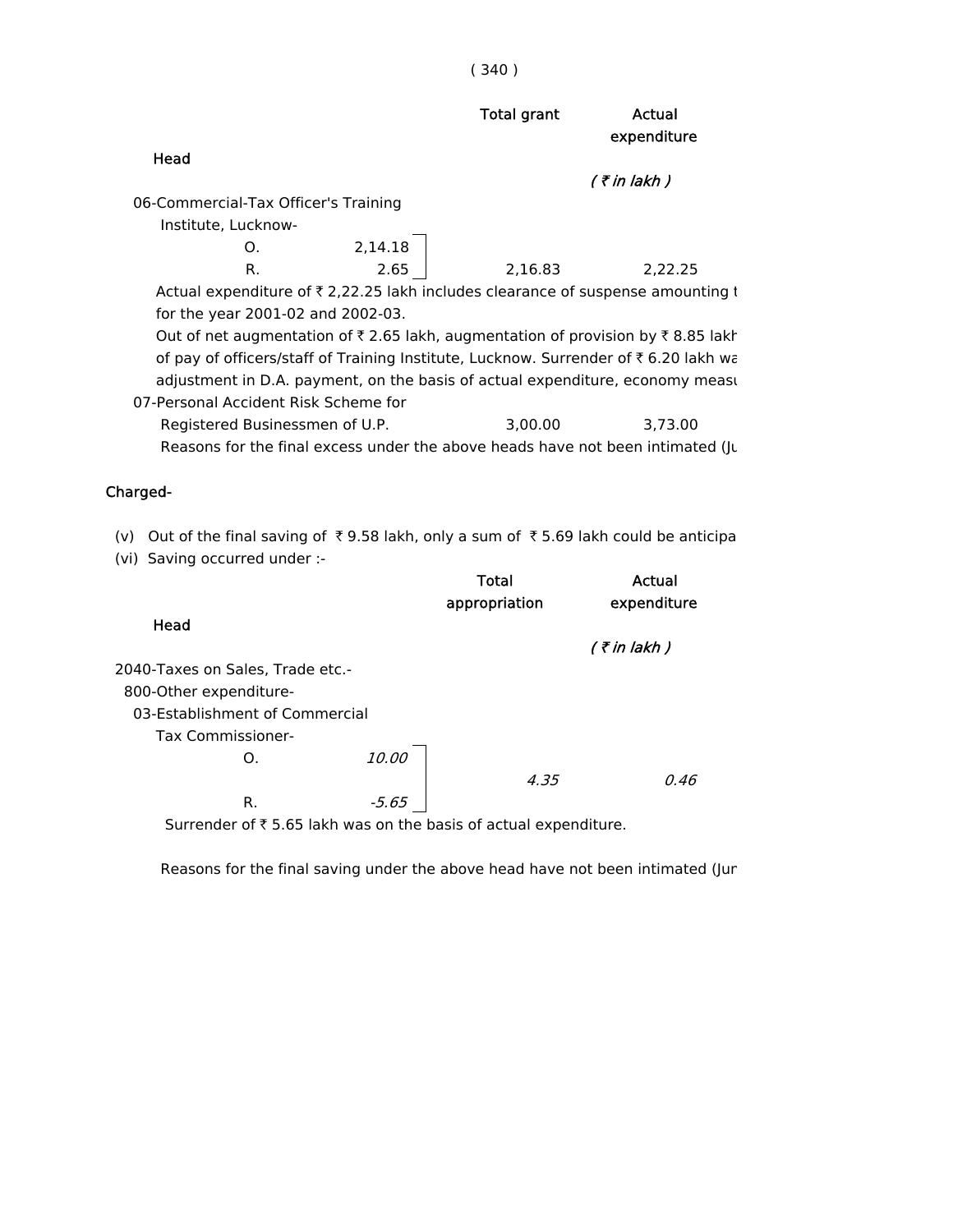| Head | | Total grant | Actual expenditure |
|---|---|---|---|
| | | | *( ₹ in lakh )* |
| 06-Commercial-Tax Officer's Training Institute, Lucknow- | | | |
| O. | 2,14.18 | | |
| R. | 2.65 | 2,16.83 | 2,22.25 |

Actual expenditure of ₹ 2,22.25 lakh includes clearance of suspense amounting t for the year 2001-02 and 2002-03.

Out of net augmentation of ₹ 2.65 lakh, augmentation of provision by ₹ 8.85 lakh of pay of officers/staff of Training Institute, Lucknow. Surrender of ₹ 6.20 lakh wa adjustment in D.A. payment, on the basis of actual expenditure, economy measu

| Head | Total grant | Actual expenditure |
|---|---|---|
| 07-Personal Accident Risk Scheme for Registered Businessmen of U.P. | 3,00.00 | 3,73.00 |

Reasons for the final excess under the above heads have not been intimated (Ju

Charged-

(v) Out of the final saving of ₹ 9.58 lakh, only a sum of ₹ 5.69 lakh could be anticipa

(vi) Saving occurred under :-

| Head | | Total appropriation | Actual expenditure |
|---|---|---|---|
| | | | *( ₹ in lakh )* |
| 2040-Taxes on Sales, Trade etc.- | | | |
| 800-Other expenditure- | | | |
| 03-Establishment of Commercial Tax Commissioner- | | | |
| O. | *10.00* | | |
| R. | *-5.65* | *4.35* | *0.46* |

Surrender of ₹ 5.65 lakh was on the basis of actual expenditure.

Reasons for the final saving under the above head have not been intimated (Jur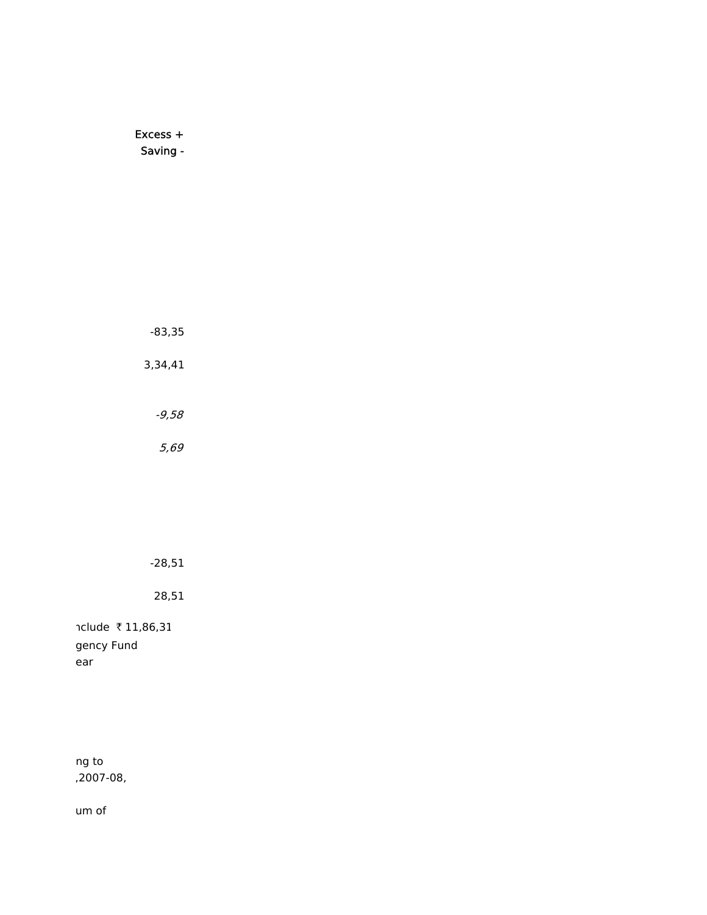Excess +
Saving -

-83,35

3,34,41

*-9,58*

*5,69*

-28,51

28,51

nclude ₹ 11,86,31
gency Fund
ear

ng to
,2007-08,

um of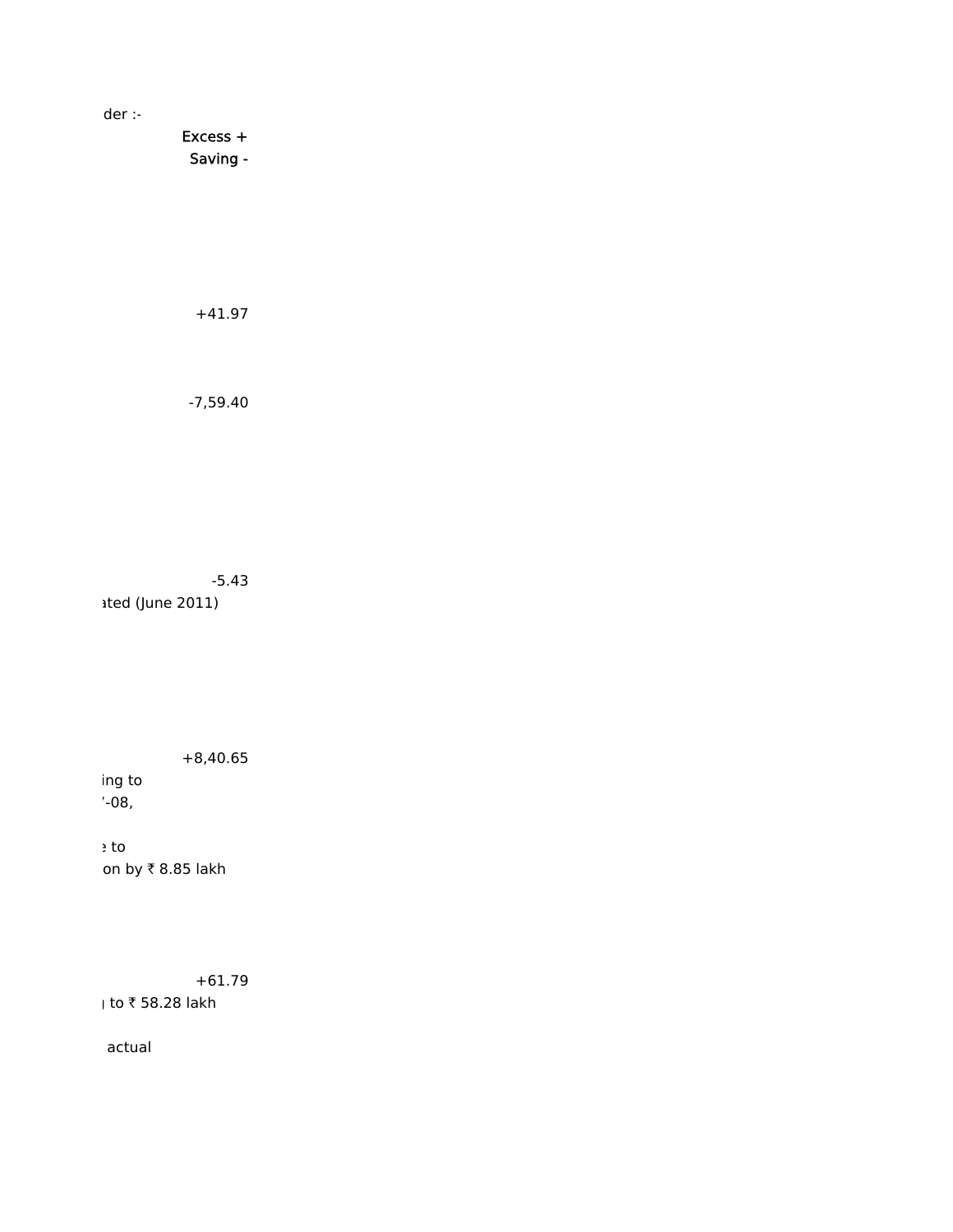der :-

Excess +
Saving -

+41.97

-7,59.40

-5.43
ated (June 2011)

+8,40.65
ing to
'-08,

to
on by ₹ 8.85 lakh

+61.79
to ₹ 58.28 lakh

actual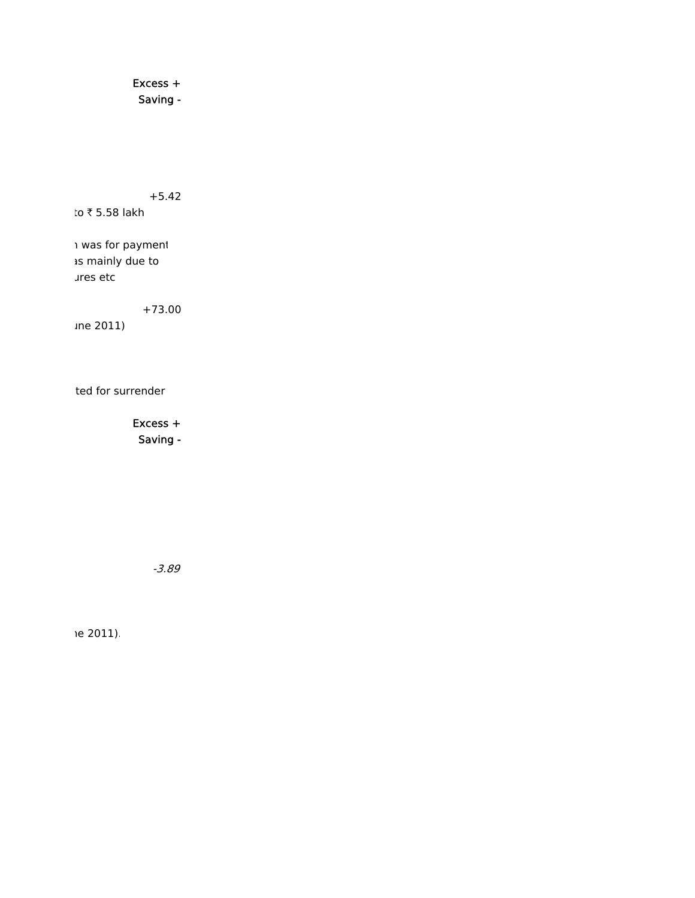Excess +
Saving -

+5.42
to ₹ 5.58 lakh

was for payment
as mainly due to
ures etc

+73.00
une 2011)

ted for surrender

Excess +
Saving -

*-3.89*

ne 2011).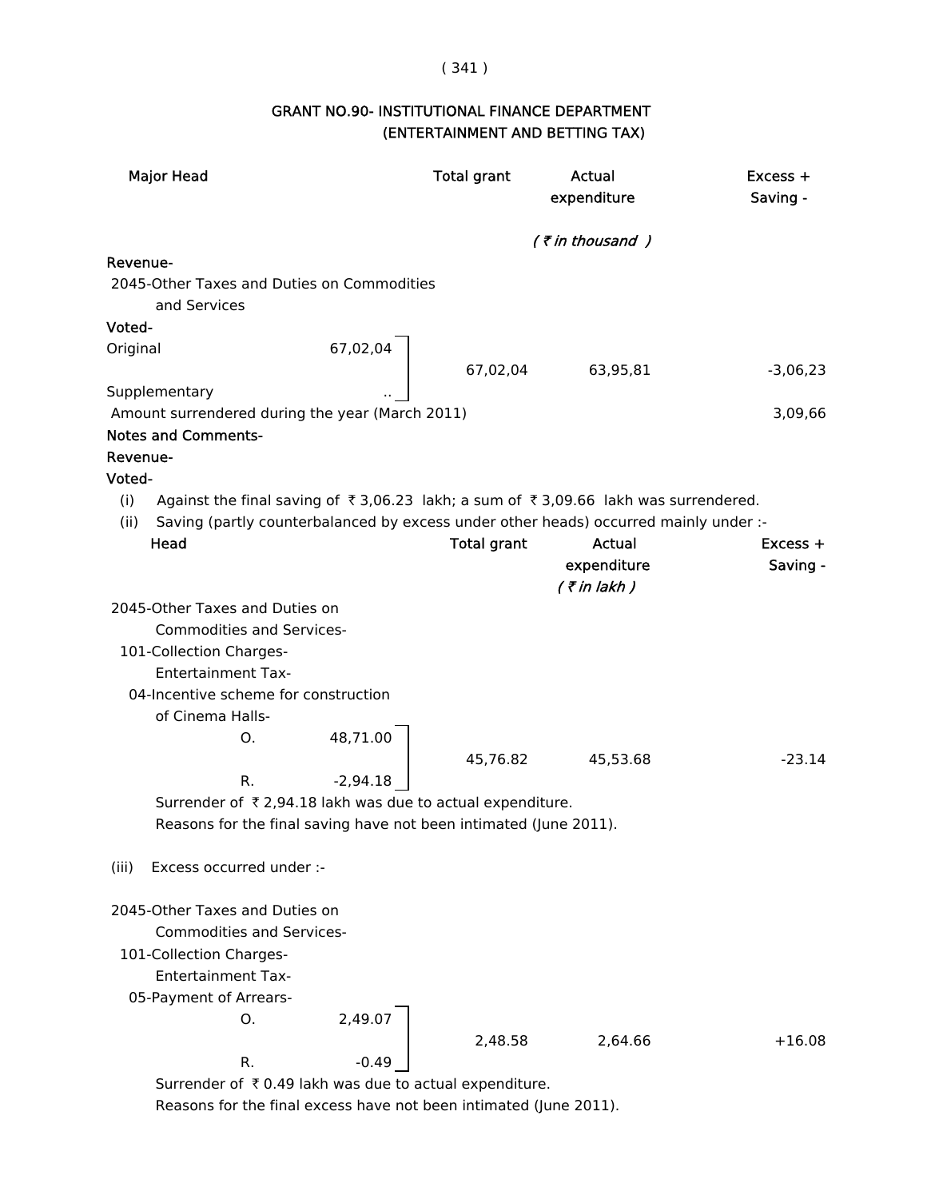## GRANT NO.90- INSTITUTIONAL FINANCE DEPARTMENT
### (ENTERTAINMENT AND BETTING TAX)

| Major Head | | Total grant | Actual expenditure | Excess + Saving - |
|---|---|---|---|---|
| | | | *( ₹ in thousand )* | |
| **Revenue-** | | | | |
| 2045-Other Taxes and Duties on Commodities and Services | | | | |
| **Voted-** | | | | |
| Original | 67,02,04 | 67,02,04 | 63,95,81 | -3,06,23 |
| Supplementary | .. | | | |
| Amount surrendered during the year (March 2011) | | | | 3,09,66 |

**Notes and Comments-**

**Revenue-**

**Voted-**

(i) Against the final saving of ₹ 3,06.23 lakh; a sum of ₹ 3,09.66 lakh was surrendered.

(ii) Saving (partly counterbalanced by excess under other heads) occurred mainly under :-

| Head | | Total grant | Actual expenditure | Excess + Saving - |
|---|---|---|---|---|
| | | | *( ₹ in lakh )* | |
| 2045-Other Taxes and Duties on Commodities and Services- 101-Collection Charges- Entertainment Tax- 04-Incentive scheme for construction of Cinema Halls- | | | | |
| O. | 48,71.00 | 45,76.82 | 45,53.68 | -23.14 |
| R. | -2,94.18 | | | |

Surrender of ₹ 2,94.18 lakh was due to actual expenditure.
Reasons for the final saving have not been intimated (June 2011).

(iii) Excess occurred under :-

| Head | | Total grant | Actual expenditure | Excess + Saving - |
|---|---|---|---|---|
| 2045-Other Taxes and Duties on Commodities and Services- 101-Collection Charges- Entertainment Tax- 05-Payment of Arrears- | | | | |
| O. | 2,49.07 | 2,48.58 | 2,64.66 | +16.08 |
| R. | -0.49 | | | |

Surrender of ₹ 0.49 lakh was due to actual expenditure.
Reasons for the final excess have not been intimated (June 2011).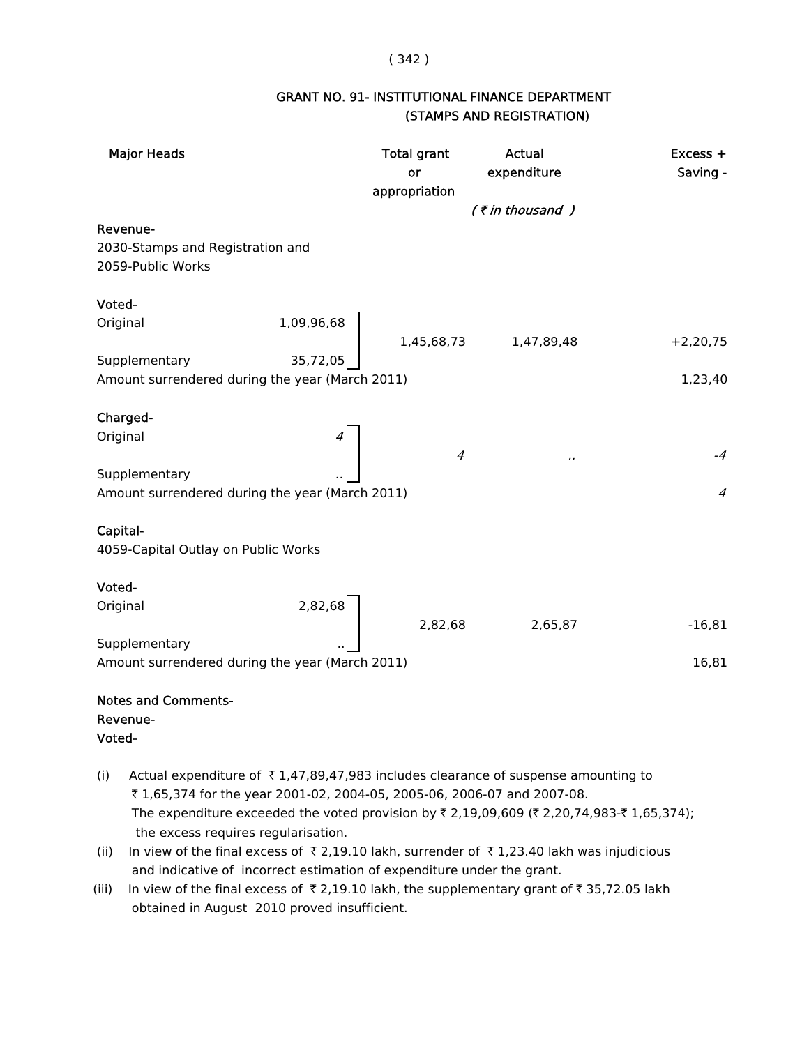## GRANT NO. 91- INSTITUTIONAL FINANCE DEPARTMENT (STAMPS AND REGISTRATION)

| Major Heads | | Total grant or appropriation | Actual expenditure | Excess + Saving - |
|---|---|---|---|---|
| | | | *( ₹ in thousand )* | |
| **Revenue-** | | | | |
| 2030-Stamps and Registration and 2059-Public Works | | | | |
| **Voted-** | | | | |
| Original | 1,09,96,68 | 1,45,68,73 | 1,47,89,48 | +2,20,75 |
| Supplementary | 35,72,05 | | | |
| Amount surrendered during the year (March 2011) | | | | 1,23,40 |
| **Charged-** | | | | |
| Original | *4* | *4* | *..* | *-4* |
| Supplementary | *..* | | | |
| Amount surrendered during the year (March 2011) | | | | *4* |
| **Capital-** | | | | |
| 4059-Capital Outlay on Public Works | | | | |
| **Voted-** | | | | |
| Original | 2,82,68 | 2,82,68 | 2,65,87 | -16,81 |
| Supplementary | .. | | | |
| Amount surrendered during the year (March 2011) | | | | 16,81 |

**Notes and Comments-**

**Revenue-**

**Voted-**

(i) Actual expenditure of ₹ 1,47,89,47,983 includes clearance of suspense amounting to ₹ 1,65,374 for the year 2001-02, 2004-05, 2005-06, 2006-07 and 2007-08. The expenditure exceeded the voted provision by ₹ 2,19,09,609 (₹ 2,20,74,983-₹ 1,65,374); the excess requires regularisation.

(ii) In view of the final excess of ₹ 2,19.10 lakh, surrender of ₹ 1,23.40 lakh was injudicious and indicative of incorrect estimation of expenditure under the grant.

(iii) In view of the final excess of ₹ 2,19.10 lakh, the supplementary grant of ₹ 35,72.05 lakh obtained in August 2010 proved insufficient.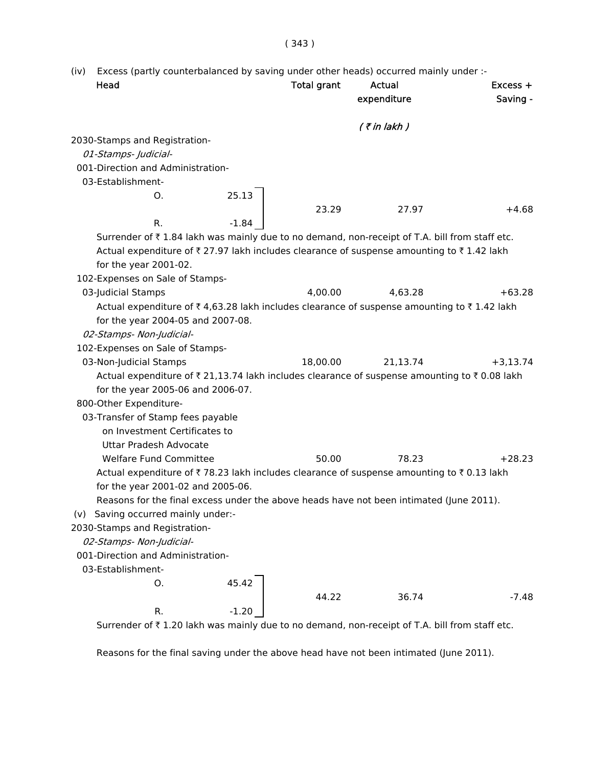(iv) Excess (partly counterbalanced by saving under other heads) occurred mainly under :-

| Head | | Total grant | Actual expenditure | Excess + Saving - |
|---|---|---|---|---|
| | | | *( ₹ in lakh )* | |
| 2030-Stamps and Registration- | | | | |
| *01-Stamps- Judicial-* | | | | |
| 001-Direction and Administration- | | | | |
| 03-Establishment- | | | | |
| O. | 25.13 | | | |
| | | 23.29 | 27.97 | +4.68 |
| R. | -1.84 | | | |

Surrender of ₹ 1.84 lakh was mainly due to no demand, non-receipt of T.A. bill from staff etc. Actual expenditure of ₹ 27.97 lakh includes clearance of suspense amounting to ₹ 1.42 lakh for the year 2001-02.

| Head | Total grant | Actual expenditure | Excess + Saving - |
|---|---|---|---|
| 102-Expenses on Sale of Stamps- | | | |
| 03-Judicial Stamps | 4,00.00 | 4,63.28 | +63.28 |

Actual expenditure of ₹ 4,63.28 lakh includes clearance of suspense amounting to ₹ 1.42 lakh for the year 2004-05 and 2007-08.

| Head | Total grant | Actual expenditure | Excess + Saving - |
|---|---|---|---|
| *02-Stamps- Non-Judicial-* | | | |
| 102-Expenses on Sale of Stamps- | | | |
| 03-Non-Judicial Stamps | 18,00.00 | 21,13.74 | +3,13.74 |

Actual expenditure of ₹ 21,13.74 lakh includes clearance of suspense amounting to ₹ 0.08 lakh for the year 2005-06 and 2006-07.

| Head | Total grant | Actual expenditure | Excess + Saving - |
|---|---|---|---|
| 800-Other Expenditure- | | | |
| 03-Transfer of Stamp fees payable on Investment Certificates to Uttar Pradesh Advocate Welfare Fund Committee | 50.00 | 78.23 | +28.23 |

Actual expenditure of ₹ 78.23 lakh includes clearance of suspense amounting to ₹ 0.13 lakh for the year 2001-02 and 2005-06.

Reasons for the final excess under the above heads have not been intimated (June 2011).

(v) Saving occurred mainly under:-

| Head | | Total grant | Actual expenditure | Excess + Saving - |
|---|---|---|---|---|
| 2030-Stamps and Registration- | | | | |
| *02-Stamps- Non-Judicial-* | | | | |
| 001-Direction and Administration- | | | | |
| 03-Establishment- | | | | |
| O. | 45.42 | | | |
| | | 44.22 | 36.74 | -7.48 |
| R. | -1.20 | | | |

Surrender of ₹ 1.20 lakh was mainly due to no demand, non-receipt of T.A. bill from staff etc.

Reasons for the final saving under the above head have not been intimated (June 2011).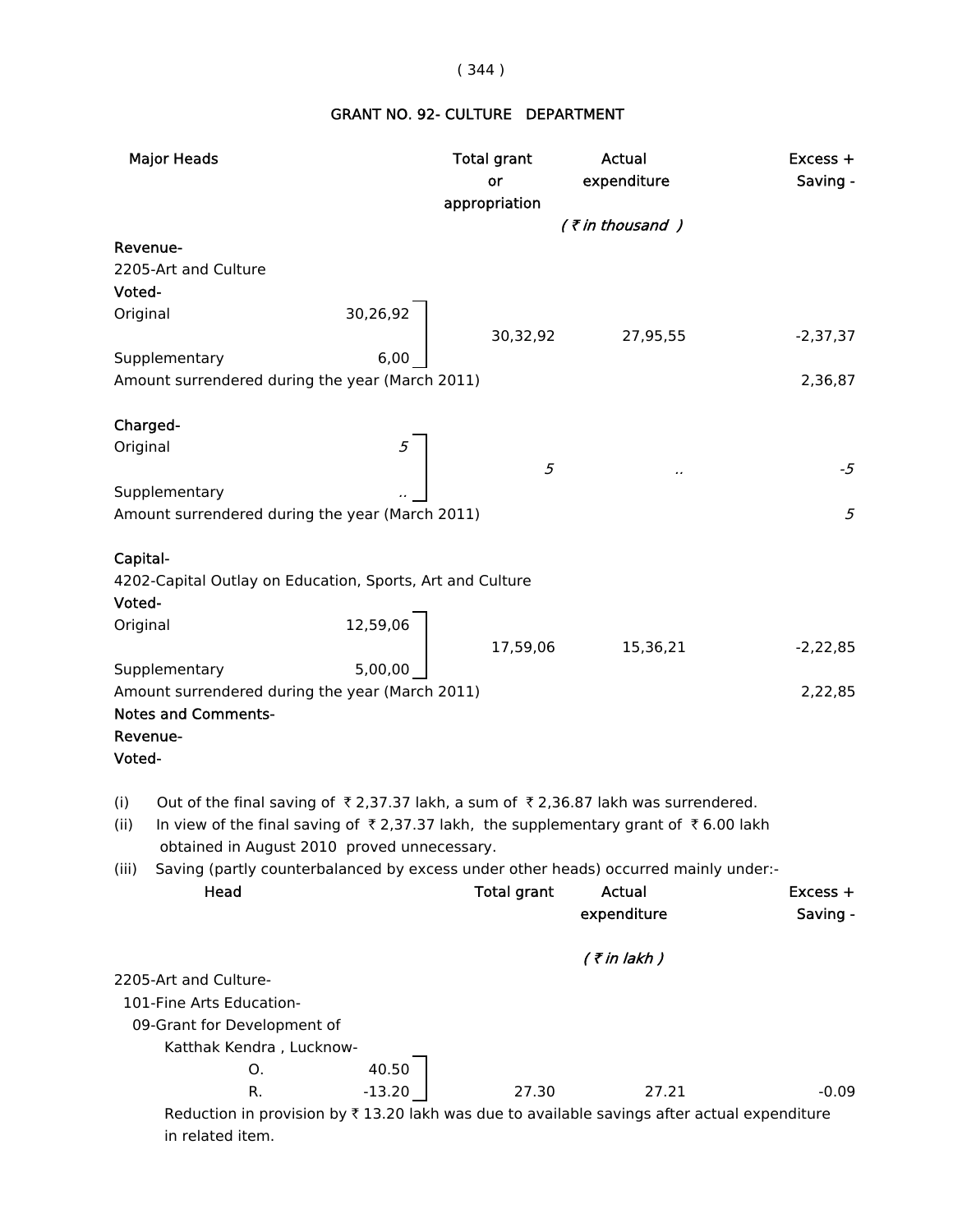## GRANT NO. 92- CULTURE DEPARTMENT

| Major Heads | | Total grant or appropriation | Actual expenditure | Excess + Saving - |
|---|---|---|---|---|
| | | | *( ₹ in thousand )* | |
| **Revenue-** | | | | |
| 2205-Art and Culture | | | | |
| **Voted-** | | | | |
| Original | 30,26,92 | 30,32,92 | 27,95,55 | -2,37,37 |
| Supplementary | 6,00 | | | |
| Amount surrendered during the year (March 2011) | | | | 2,36,87 |
| **Charged-** | | | | |
| Original | *5* | *5* | *..* | *-5* |
| Supplementary | *..* | | | |
| Amount surrendered during the year (March 2011) | | | | *5* |
| **Capital-** | | | | |
| 4202-Capital Outlay on Education, Sports, Art and Culture | | | | |
| **Voted-** | | | | |
| Original | 12,59,06 | 17,59,06 | 15,36,21 | -2,22,85 |
| Supplementary | 5,00,00 | | | |
| Amount surrendered during the year (March 2011) | | | | 2,22,85 |

**Notes and Comments-**

**Revenue-**

**Voted-**

(i) Out of the final saving of ₹ 2,37.37 lakh, a sum of ₹ 2,36.87 lakh was surrendered.

(ii) In view of the final saving of ₹ 2,37.37 lakh, the supplementary grant of ₹ 6.00 lakh obtained in August 2010 proved unnecessary.

(iii) Saving (partly counterbalanced by excess under other heads) occurred mainly under:-

| Head | | Total grant | Actual expenditure | Excess + Saving - |
|---|---|---|---|---|
| | | | *( ₹ in lakh )* | |
| 2205-Art and Culture- | | | | |
| 101-Fine Arts Education- | | | | |
| 09-Grant for Development of Katthak Kendra , Lucknow- | | | | |
| O. | 40.50 | 27.30 | 27.21 | -0.09 |
| R. | -13.20 | | | |

Reduction in provision by ₹ 13.20 lakh was due to available savings after actual expenditure in related item.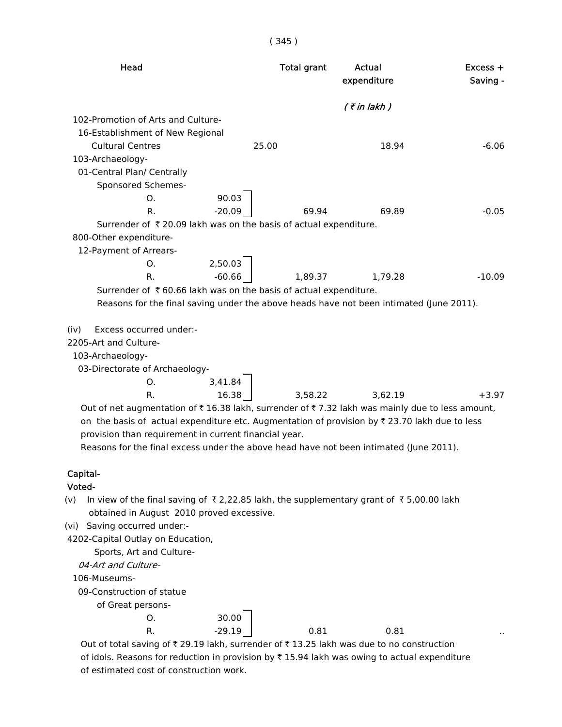| Head | | Total grant | Actual expenditure | Excess + Saving - |
|---|---|---|---|---|
| | | | *( ₹ in lakh )* | |
| 102-Promotion of Arts and Culture- | | | | |
| 16-Establishment of New Regional Cultural Centres | | 25.00 | 18.94 | -6.06 |
| 103-Archaeology- | | | | |
| 01-Central Plan/ Centrally Sponsored Schemes- | | | | |
| O. | 90.03 | | | |
| R. | -20.09 | 69.94 | 69.89 | -0.05 |

Surrender of ₹ 20.09 lakh was on the basis of actual expenditure.

| Head | | Total grant | Actual expenditure | Excess + Saving - |
|---|---|---|---|---|
| 800-Other expenditure- | | | | |
| 12-Payment of Arrears- | | | | |
| O. | 2,50.03 | | | |
| R. | -60.66 | 1,89.37 | 1,79.28 | -10.09 |

Surrender of ₹ 60.66 lakh was on the basis of actual expenditure.

Reasons for the final saving under the above heads have not been intimated (June 2011).

(iv) Excess occurred under:-

| Head | | Total grant | Actual expenditure | Excess + Saving - |
|---|---|---|---|---|
| 2205-Art and Culture- | | | | |
| 103-Archaeology- | | | | |
| 03-Directorate of Archaeology- | | | | |
| O. | 3,41.84 | | | |
| R. | 16.38 | 3,58.22 | 3,62.19 | +3.97 |

Out of net augmentation of ₹ 16.38 lakh, surrender of ₹ 7.32 lakh was mainly due to less amount, on the basis of actual expenditure etc. Augmentation of provision by ₹ 23.70 lakh due to less provision than requirement in current financial year.

Reasons for the final excess under the above head have not been intimated (June 2011).

**Capital-**

**Voted-**

(v) In view of the final saving of ₹ 2,22.85 lakh, the supplementary grant of ₹ 5,00.00 lakh obtained in August 2010 proved excessive.

(vi) Saving occurred under:-

| Head | | Total grant | Actual expenditure | Excess + Saving - |
|---|---|---|---|---|
| 4202-Capital Outlay on Education, Sports, Art and Culture- | | | | |
| *04-Art and Culture-* | | | | |
| 106-Museums- | | | | |
| 09-Construction of statue of Great persons- | | | | |
| O. | 30.00 | | | |
| R. | -29.19 | 0.81 | 0.81 | .. |

Out of total saving of ₹ 29.19 lakh, surrender of ₹ 13.25 lakh was due to no construction of idols. Reasons for reduction in provision by ₹ 15.94 lakh was owing to actual expenditure of estimated cost of construction work.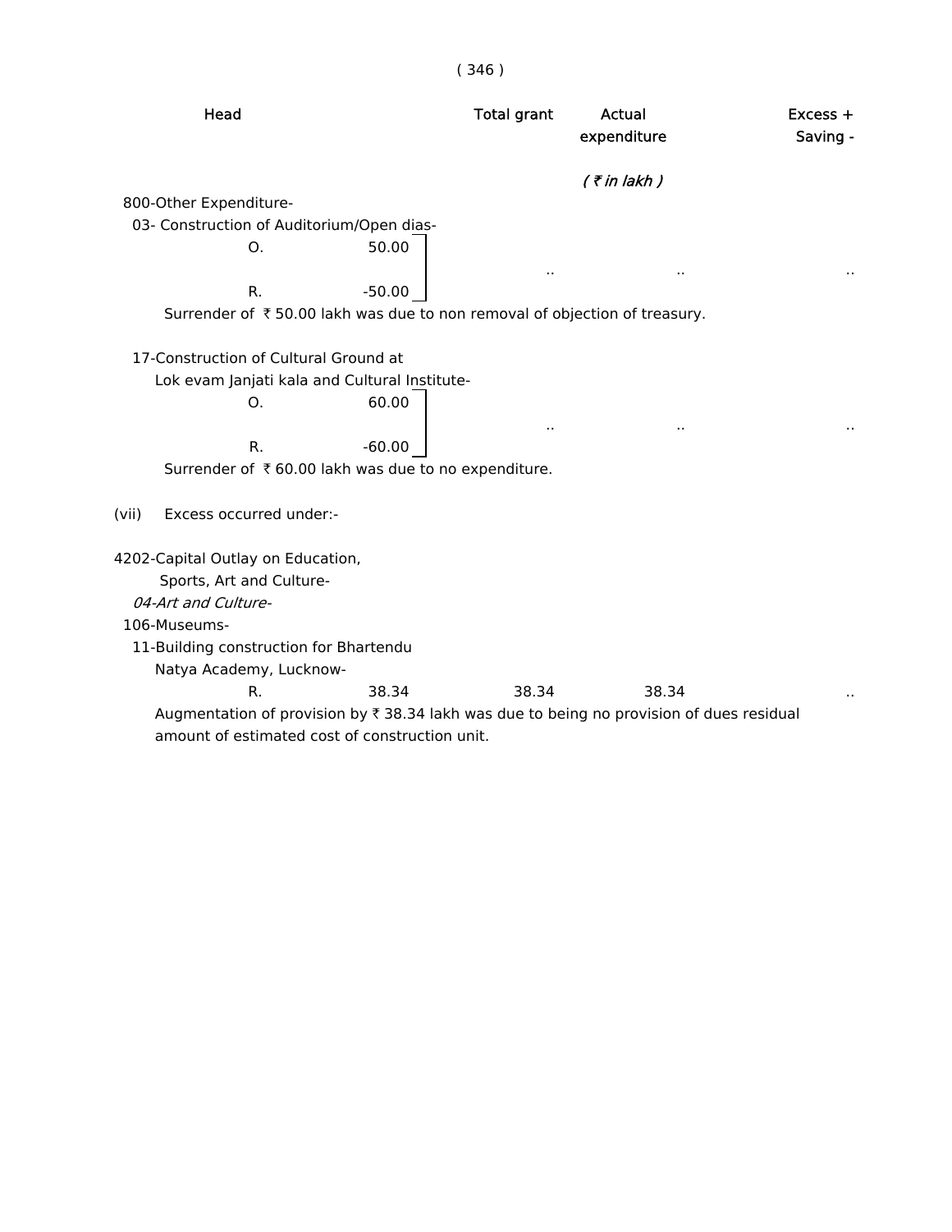| Head | | | Total grant | Actual expenditure | Excess + Saving - |
|---|---|---|---|---|---|
| | | | | *( ₹ in lakh )* | |
| 800-Other Expenditure- | | | | | |
| 03- Construction of Auditorium/Open dias- | | | | | |
| | O. | 50.00 | .. | .. | .. |
| | R. | -50.00 | | | |

Surrender of ₹ 50.00 lakh was due to non removal of objection of treasury.

| Head | | | Total grant | Actual expenditure | Excess + Saving - |
|---|---|---|---|---|---|
| 17-Construction of Cultural Ground at Lok evam Janjati kala and Cultural Institute- | | | | | |
| | O. | 60.00 | .. | .. | .. |
| | R. | -60.00 | | | |

Surrender of ₹ 60.00 lakh was due to no expenditure.

(vii) Excess occurred under:-

4202-Capital Outlay on Education, Sports, Art and Culture-

*04-Art and Culture-*

106-Museums-

| Head | | | Total grant | Actual expenditure | Excess + Saving - |
|---|---|---|---|---|---|
| 11-Building construction for Bhartendu Natya Academy, Lucknow- | | | | | |
| | R. | 38.34 | 38.34 | 38.34 | .. |

Augmentation of provision by ₹ 38.34 lakh was due to being no provision of dues residual amount of estimated cost of construction unit.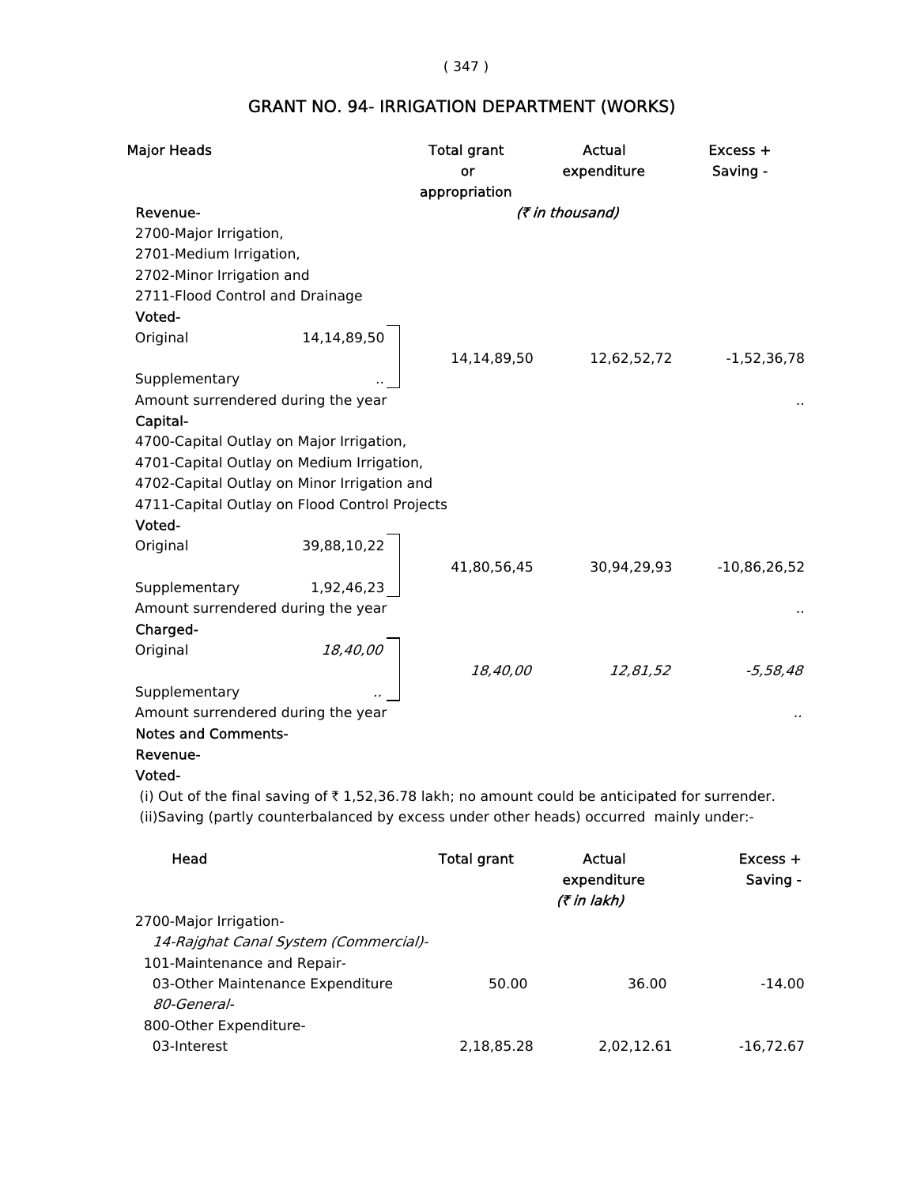# GRANT NO. 94- IRRIGATION DEPARTMENT (WORKS)

| Major Heads | | Total grant or appropriation | Actual expenditure | Excess + Saving - |
|---|---|---|---|---|
| | | *(₹ in thousand)* | | |
| **Revenue-** | | | | |
| 2700-Major Irrigation, | | | | |
| 2701-Medium Irrigation, | | | | |
| 2702-Minor Irrigation and | | | | |
| 2711-Flood Control and Drainage | | | | |
| **Voted-** | | | | |
| Original | 14,14,89,50 | 14,14,89,50 | 12,62,52,72 | -1,52,36,78 |
| Supplementary | .. | | | |
| Amount surrendered during the year | | | | .. |
| **Capital-** | | | | |
| 4700-Capital Outlay on Major Irrigation, | | | | |
| 4701-Capital Outlay on Medium Irrigation, | | | | |
| 4702-Capital Outlay on Minor Irrigation and | | | | |
| 4711-Capital Outlay on Flood Control Projects | | | | |
| **Voted-** | | | | |
| Original | 39,88,10,22 | 41,80,56,45 | 30,94,29,93 | -10,86,26,52 |
| Supplementary | 1,92,46,23 | | | |
| Amount surrendered during the year | | | | .. |
| **Charged-** | | | | |
| Original | *18,40,00* | *18,40,00* | *12,81,52* | *-5,58,48* |
| Supplementary | *..* | | | |
| Amount surrendered during the year | | | | *..* |

**Notes and Comments-**

**Revenue-**

**Voted-**

(i) Out of the final saving of ₹ 1,52,36.78 lakh; no amount could be anticipated for surrender.

(ii)Saving (partly counterbalanced by excess under other heads) occurred mainly under:-

| Head | Total grant | Actual expenditure | Excess + Saving - |
|---|---|---|---|
| | | *(₹ in lakh)* | |
| 2700-Major Irrigation- | | | |
| *14-Rajghat Canal System (Commercial)-* | | | |
| 101-Maintenance and Repair- | | | |
| 03-Other Maintenance Expenditure | 50.00 | 36.00 | -14.00 |
| *80-General-* | | | |
| 800-Other Expenditure- | | | |
| 03-Interest | 2,18,85.28 | 2,02,12.61 | -16,72.67 |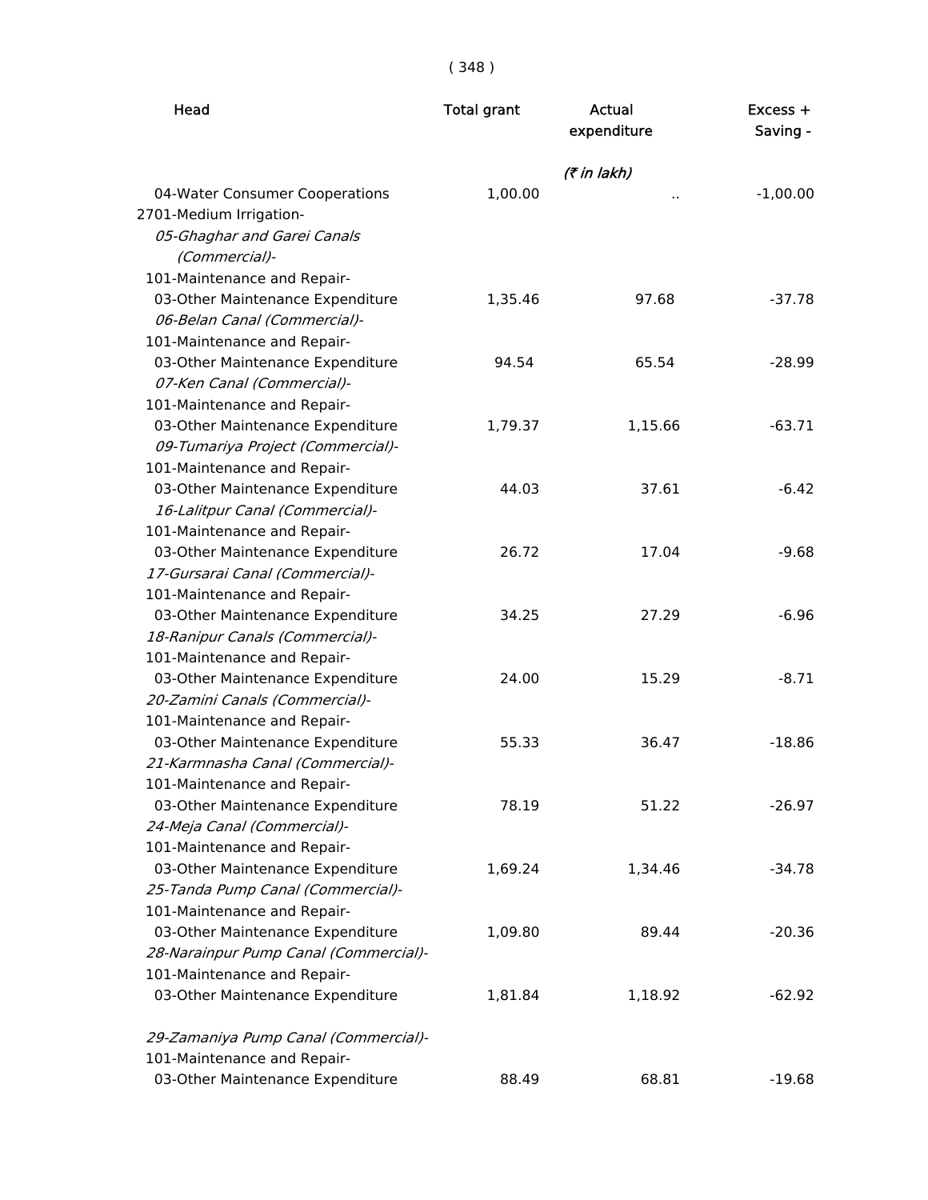| Head | Total grant | Actual expenditure | Excess + Saving - |
|---|---|---|---|
| | | *(₹ in lakh)* | |
| 04-Water Consumer Cooperations | 1,00.00 | .. | -1,00.00 |
| 2701-Medium Irrigation- | | | |
| *05-Ghaghar and Garei Canals (Commercial)-* | | | |
| 101-Maintenance and Repair- | | | |
| 03-Other Maintenance Expenditure | 1,35.46 | 97.68 | -37.78 |
| *06-Belan Canal (Commercial)-* | | | |
| 101-Maintenance and Repair- | | | |
| 03-Other Maintenance Expenditure | 94.54 | 65.54 | -28.99 |
| *07-Ken Canal (Commercial)-* | | | |
| 101-Maintenance and Repair- | | | |
| 03-Other Maintenance Expenditure | 1,79.37 | 1,15.66 | -63.71 |
| *09-Tumariya Project (Commercial)-* | | | |
| 101-Maintenance and Repair- | | | |
| 03-Other Maintenance Expenditure | 44.03 | 37.61 | -6.42 |
| *16-Lalitpur Canal (Commercial)-* | | | |
| 101-Maintenance and Repair- | | | |
| 03-Other Maintenance Expenditure | 26.72 | 17.04 | -9.68 |
| *17-Gursarai Canal (Commercial)-* | | | |
| 101-Maintenance and Repair- | | | |
| 03-Other Maintenance Expenditure | 34.25 | 27.29 | -6.96 |
| *18-Ranipur Canals (Commercial)-* | | | |
| 101-Maintenance and Repair- | | | |
| 03-Other Maintenance Expenditure | 24.00 | 15.29 | -8.71 |
| *20-Zamini Canals (Commercial)-* | | | |
| 101-Maintenance and Repair- | | | |
| 03-Other Maintenance Expenditure | 55.33 | 36.47 | -18.86 |
| *21-Karmnasha Canal (Commercial)-* | | | |
| 101-Maintenance and Repair- | | | |
| 03-Other Maintenance Expenditure | 78.19 | 51.22 | -26.97 |
| *24-Meja Canal (Commercial)-* | | | |
| 101-Maintenance and Repair- | | | |
| 03-Other Maintenance Expenditure | 1,69.24 | 1,34.46 | -34.78 |
| *25-Tanda Pump Canal (Commercial)-* | | | |
| 101-Maintenance and Repair- | | | |
| 03-Other Maintenance Expenditure | 1,09.80 | 89.44 | -20.36 |
| *28-Narainpur Pump Canal (Commercial)-* | | | |
| 101-Maintenance and Repair- | | | |
| 03-Other Maintenance Expenditure | 1,81.84 | 1,18.92 | -62.92 |
| *29-Zamaniya Pump Canal (Commercial)-* | | | |
| 101-Maintenance and Repair- | | | |
| 03-Other Maintenance Expenditure | 88.49 | 68.81 | -19.68 |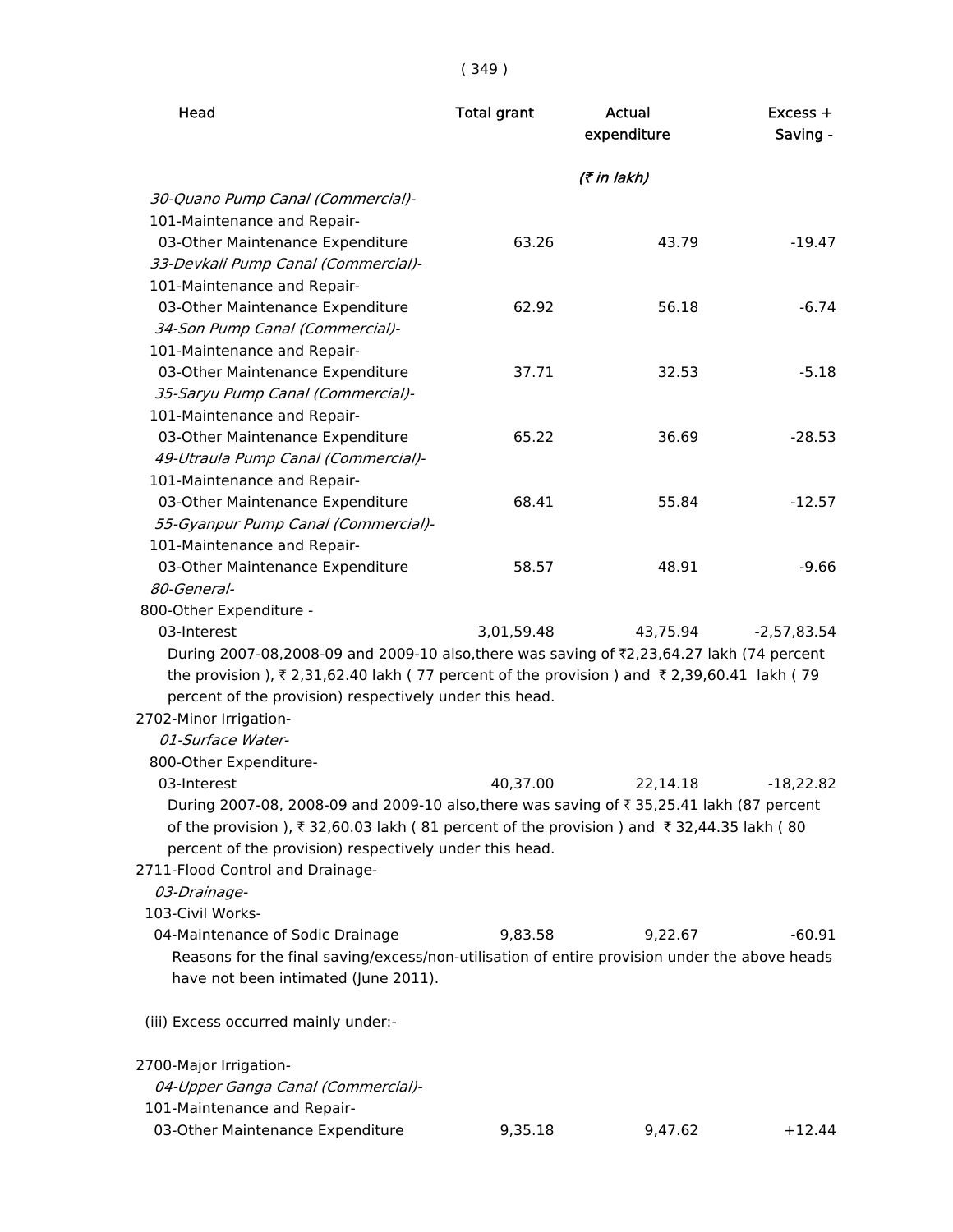| Head | Total grant | Actual expenditure | Excess + Saving - |
|---|---|---|---|
| | | *(₹ in lakh)* | |
| *30-Quano Pump Canal (Commercial)-* | | | |
| 101-Maintenance and Repair- | | | |
| 03-Other Maintenance Expenditure | 63.26 | 43.79 | -19.47 |
| *33-Devkali Pump Canal (Commercial)-* | | | |
| 101-Maintenance and Repair- | | | |
| 03-Other Maintenance Expenditure | 62.92 | 56.18 | -6.74 |
| *34-Son Pump Canal (Commercial)-* | | | |
| 101-Maintenance and Repair- | | | |
| 03-Other Maintenance Expenditure | 37.71 | 32.53 | -5.18 |
| *35-Saryu Pump Canal (Commercial)-* | | | |
| 101-Maintenance and Repair- | | | |
| 03-Other Maintenance Expenditure | 65.22 | 36.69 | -28.53 |
| *49-Utraula Pump Canal (Commercial)-* | | | |
| 101-Maintenance and Repair- | | | |
| 03-Other Maintenance Expenditure | 68.41 | 55.84 | -12.57 |
| *55-Gyanpur Pump Canal (Commercial)-* | | | |
| 101-Maintenance and Repair- | | | |
| 03-Other Maintenance Expenditure | 58.57 | 48.91 | -9.66 |
| *80-General-* | | | |
| 800-Other Expenditure - | | | |
| 03-Interest | 3,01,59.48 | 43,75.94 | -2,57,83.54 |

During 2007-08,2008-09 and 2009-10 also,there was saving of ₹2,23,64.27 lakh (74 percent the provision ), ₹ 2,31,62.40 lakh ( 77 percent of the provision ) and ₹ 2,39,60.41 lakh ( 79 percent of the provision) respectively under this head.

| Head | Total grant | Actual expenditure | Excess + Saving - |
|---|---|---|---|
| 2702-Minor Irrigation- | | | |
| *01-Surface Water-* | | | |
| 800-Other Expenditure- | | | |
| 03-Interest | 40,37.00 | 22,14.18 | -18,22.82 |

During 2007-08, 2008-09 and 2009-10 also,there was saving of ₹ 35,25.41 lakh (87 percent of the provision ), ₹ 32,60.03 lakh ( 81 percent of the provision ) and ₹ 32,44.35 lakh ( 80 percent of the provision) respectively under this head.

| Head | Total grant | Actual expenditure | Excess + Saving - |
|---|---|---|---|
| 2711-Flood Control and Drainage- | | | |
| *03-Drainage-* | | | |
| 103-Civil Works- | | | |
| 04-Maintenance of Sodic Drainage | 9,83.58 | 9,22.67 | -60.91 |

Reasons for the final saving/excess/non-utilisation of entire provision under the above heads have not been intimated (June 2011).

(iii) Excess occurred mainly under:-

| Head | Total grant | Actual expenditure | Excess + Saving - |
|---|---|---|---|
| 2700-Major Irrigation- | | | |
| *04-Upper Ganga Canal (Commercial)-* | | | |
| 101-Maintenance and Repair- | | | |
| 03-Other Maintenance Expenditure | 9,35.18 | 9,47.62 | +12.44 |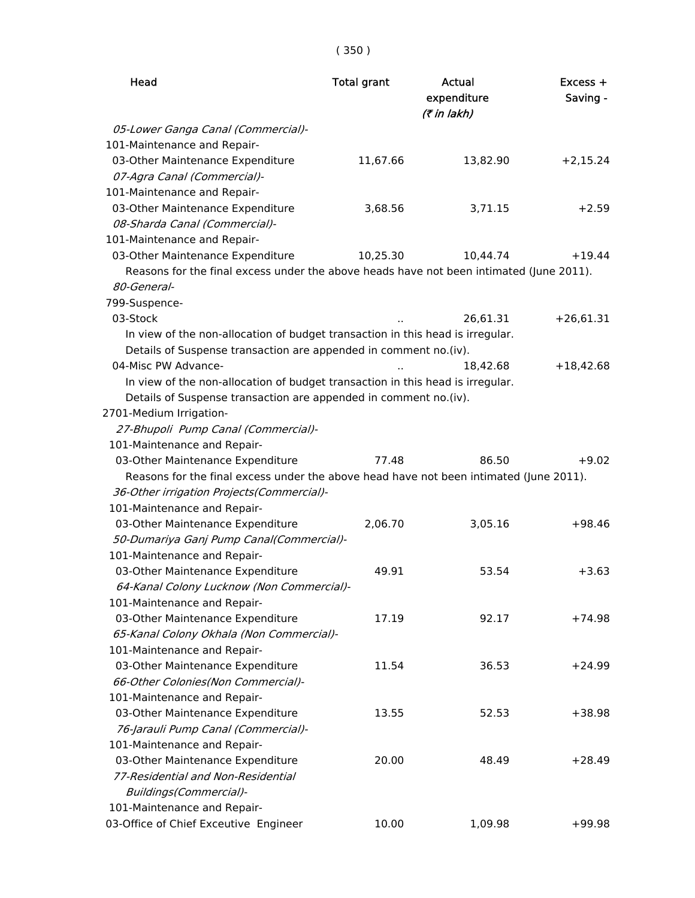| Head | Total grant | Actual expenditure | Excess + Saving - |
|---|---|---|---|
| | | *(₹ in lakh)* | |
| *05-Lower Ganga Canal (Commercial)-* | | | |
| 101-Maintenance and Repair- | | | |
| 03-Other Maintenance Expenditure | 11,67.66 | 13,82.90 | +2,15.24 |
| *07-Agra Canal (Commercial)-* | | | |
| 101-Maintenance and Repair- | | | |
| 03-Other Maintenance Expenditure | 3,68.56 | 3,71.15 | +2.59 |
| *08-Sharda Canal (Commercial)-* | | | |
| 101-Maintenance and Repair- | | | |
| 03-Other Maintenance Expenditure | 10,25.30 | 10,44.74 | +19.44 |
| Reasons for the final excess under the above heads have not been intimated (June 2011). | | | |
| *80-General-* | | | |
| 799-Suspence- | | | |
| 03-Stock | .. | 26,61.31 | +26,61.31 |
| In view of the non-allocation of budget transaction in this head is irregular. Details of Suspense transaction are appended in comment no.(iv). | | | |
| 04-Misc PW Advance- | .. | 18,42.68 | +18,42.68 |
| In view of the non-allocation of budget transaction in this head is irregular. Details of Suspense transaction are appended in comment no.(iv). | | | |
| 2701-Medium Irrigation- | | | |
| *27-Bhupoli Pump Canal (Commercial)-* | | | |
| 101-Maintenance and Repair- | | | |
| 03-Other Maintenance Expenditure | 77.48 | 86.50 | +9.02 |
| Reasons for the final excess under the above head have not been intimated (June 2011). | | | |
| *36-Other irrigation Projects(Commercial)-* | | | |
| 101-Maintenance and Repair- | | | |
| 03-Other Maintenance Expenditure | 2,06.70 | 3,05.16 | +98.46 |
| *50-Dumariya Ganj Pump Canal(Commercial)-* | | | |
| 101-Maintenance and Repair- | | | |
| 03-Other Maintenance Expenditure | 49.91 | 53.54 | +3.63 |
| *64-Kanal Colony Lucknow (Non Commercial)-* | | | |
| 101-Maintenance and Repair- | | | |
| 03-Other Maintenance Expenditure | 17.19 | 92.17 | +74.98 |
| *65-Kanal Colony Okhala (Non Commercial)-* | | | |
| 101-Maintenance and Repair- | | | |
| 03-Other Maintenance Expenditure | 11.54 | 36.53 | +24.99 |
| *66-Other Colonies(Non Commercial)-* | | | |
| 101-Maintenance and Repair- | | | |
| 03-Other Maintenance Expenditure | 13.55 | 52.53 | +38.98 |
| *76-Jarauli Pump Canal (Commercial)-* | | | |
| 101-Maintenance and Repair- | | | |
| 03-Other Maintenance Expenditure | 20.00 | 48.49 | +28.49 |
| *77-Residential and Non-Residential Buildings(Commercial)-* | | | |
| 101-Maintenance and Repair- | | | |
| 03-Office of Chief Exceutive Engineer | 10.00 | 1,09.98 | +99.98 |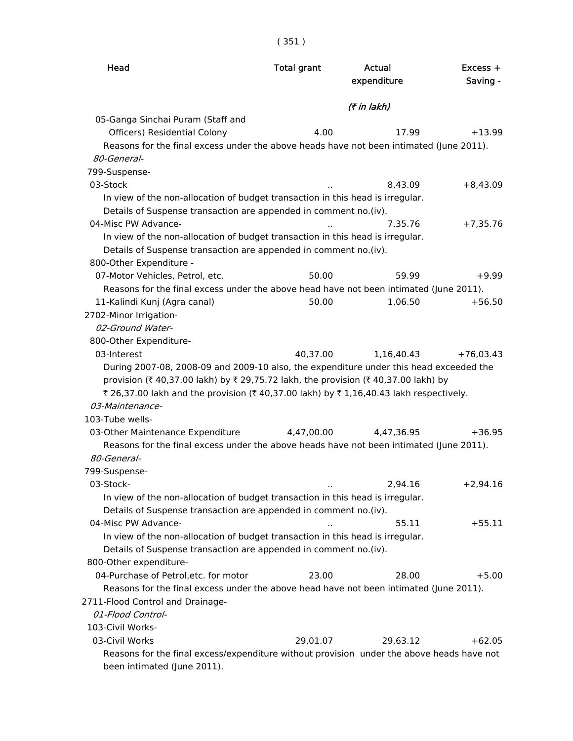| Head | Total grant | Actual expenditure | Excess + Saving - |
|---|---|---|---|
| | | (₹ in lakh) | |
| 05-Ganga Sinchai Puram (Staff and Officers) Residential Colony | 4.00 | 17.99 | +13.99 |
| Reasons for the final excess under the above heads have not been intimated (June 2011). | | | |
| *80-General-* | | | |
| 799-Suspense- | | | |
| 03-Stock | .. | 8,43.09 | +8,43.09 |
| In view of the non-allocation of budget transaction in this head is irregular. Details of Suspense transaction are appended in comment no.(iv). | | | |
| 04-Misc PW Advance- | .. | 7,35.76 | +7,35.76 |
| In view of the non-allocation of budget transaction in this head is irregular. Details of Suspense transaction are appended in comment no.(iv). | | | |
| 800-Other Expenditure - | | | |
| 07-Motor Vehicles, Petrol, etc. | 50.00 | 59.99 | +9.99 |
| Reasons for the final excess under the above head have not been intimated (June 2011). | | | |
| 11-Kalindi Kunj (Agra canal) | 50.00 | 1,06.50 | +56.50 |
| 2702-Minor Irrigation- | | | |
| *02-Ground Water-* | | | |
| 800-Other Expenditure- | | | |
| 03-Interest | 40,37.00 | 1,16,40.43 | +76,03.43 |
| During 2007-08, 2008-09 and 2009-10 also, the expenditure under this head exceeded the provision (₹ 40,37.00 lakh) by ₹ 29,75.72 lakh, the provision (₹ 40,37.00 lakh) by ₹ 26,37.00 lakh and the provision (₹ 40,37.00 lakh) by ₹ 1,16,40.43 lakh respectively. | | | |
| *03-Maintenance-* | | | |
| 103-Tube wells- | | | |
| 03-Other Maintenance Expenditure | 4,47,00.00 | 4,47,36.95 | +36.95 |
| Reasons for the final excess under the above heads have not been intimated (June 2011). | | | |
| *80-General-* | | | |
| 799-Suspense- | | | |
| 03-Stock- | .. | 2,94.16 | +2,94.16 |
| In view of the non-allocation of budget transaction in this head is irregular. Details of Suspense transaction are appended in comment no.(iv). | | | |
| 04-Misc PW Advance- | .. | 55.11 | +55.11 |
| In view of the non-allocation of budget transaction in this head is irregular. Details of Suspense transaction are appended in comment no.(iv). | | | |
| 800-Other expenditure- | | | |
| 04-Purchase of Petrol,etc. for motor | 23.00 | 28.00 | +5.00 |
| Reasons for the final excess under the above head have not been intimated (June 2011). | | | |
| 2711-Flood Control and Drainage- | | | |
| *01-Flood Control-* | | | |
| 103-Civil Works- | | | |
| 03-Civil Works | 29,01.07 | 29,63.12 | +62.05 |
| Reasons for the final excess/expenditure without provision under the above heads have not been intimated (June 2011). | | | |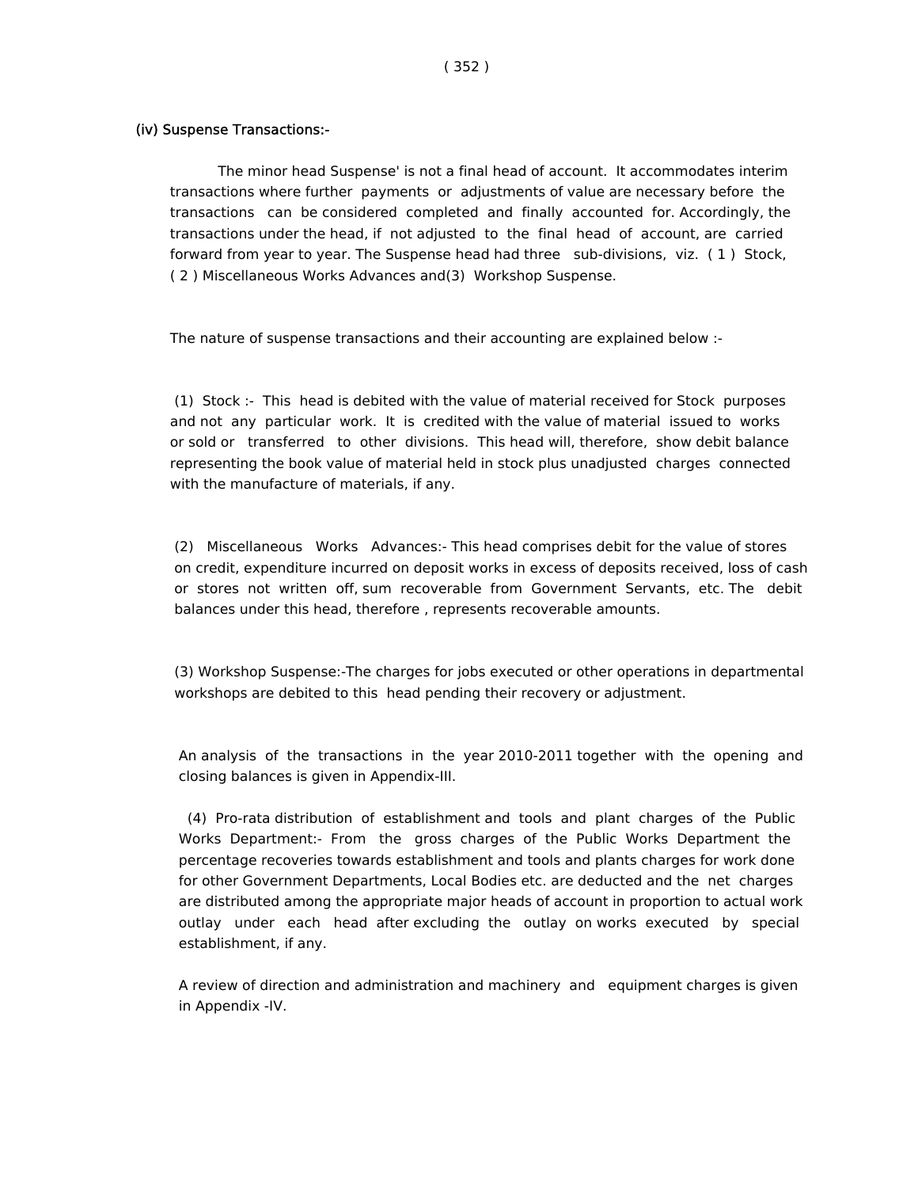### (iv) Suspense Transactions:-

The minor head Suspense' is not a final head of account. It accommodates interim transactions where further payments or adjustments of value are necessary before the transactions can be considered completed and finally accounted for. Accordingly, the transactions under the head, if not adjusted to the final head of account, are carried forward from year to year. The Suspense head had three sub-divisions, viz. ( 1 ) Stock, ( 2 ) Miscellaneous Works Advances and(3) Workshop Suspense.

The nature of suspense transactions and their accounting are explained below :-

(1) Stock :- This head is debited with the value of material received for Stock purposes and not any particular work. It is credited with the value of material issued to works or sold or transferred to other divisions. This head will, therefore, show debit balance representing the book value of material held in stock plus unadjusted charges connected with the manufacture of materials, if any.

(2) Miscellaneous Works Advances:- This head comprises debit for the value of stores on credit, expenditure incurred on deposit works in excess of deposits received, loss of cash or stores not written off, sum recoverable from Government Servants, etc. The debit balances under this head, therefore , represents recoverable amounts.

(3) Workshop Suspense:-The charges for jobs executed or other operations in departmental workshops are debited to this head pending their recovery or adjustment.

An analysis of the transactions in the year 2010-2011 together with the opening and closing balances is given in Appendix-III.

(4) Pro-rata distribution of establishment and tools and plant charges of the Public Works Department:- From the gross charges of the Public Works Department the percentage recoveries towards establishment and tools and plants charges for work done for other Government Departments, Local Bodies etc. are deducted and the net charges are distributed among the appropriate major heads of account in proportion to actual work outlay under each head after excluding the outlay on works executed by special establishment, if any.

A review of direction and administration and machinery and equipment charges is given in Appendix -IV.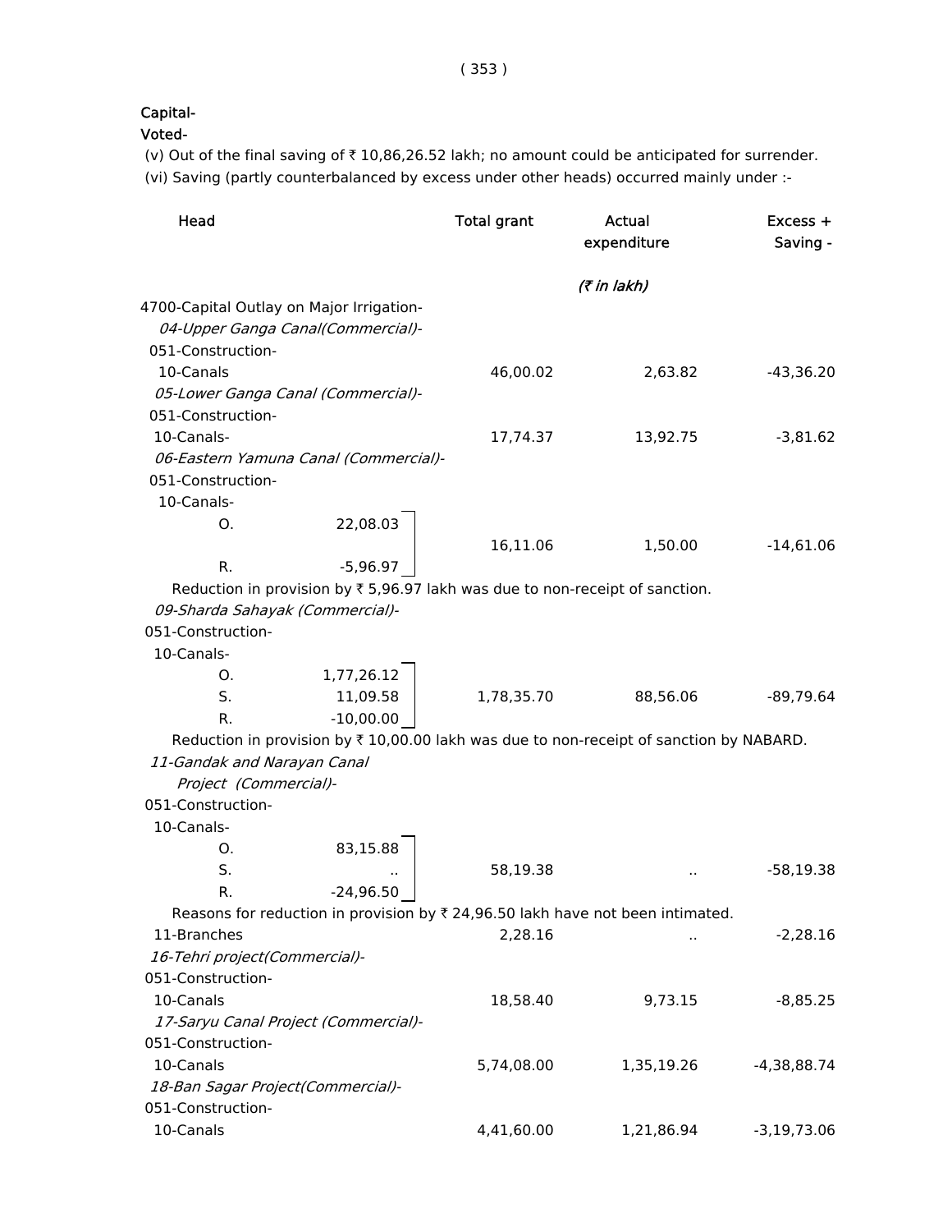Capital-

Voted-

(v) Out of the final saving of ₹ 10,86,26.52 lakh; no amount could be anticipated for surrender.

(vi) Saving (partly counterbalanced by excess under other heads) occurred mainly under :-

| Head | | Total grant | Actual expenditure | Excess + Saving - |
|---|---|---|---|---|
| | | | *(₹ in lakh)* | |
| 4700-Capital Outlay on Major Irrigation- | | | | |
| *04-Upper Ganga Canal(Commercial)-* | | | | |
| 051-Construction- | | | | |
| 10-Canals | | 46,00.02 | 2,63.82 | -43,36.20 |
| *05-Lower Ganga Canal (Commercial)-* | | | | |
| 051-Construction- | | | | |
| 10-Canals- | | 17,74.37 | 13,92.75 | -3,81.62 |
| *06-Eastern Yamuna Canal (Commercial)-* | | | | |
| 051-Construction- | | | | |
| 10-Canals- | | | | |
| O. | 22,08.03 | | | |
| R. | -5,96.97 | 16,11.06 | 1,50.00 | -14,61.06 |

Reduction in provision by ₹ 5,96.97 lakh was due to non-receipt of sanction.

| Head | | Total grant | Actual expenditure | Excess + Saving - |
|---|---|---|---|---|
| *09-Sharda Sahayak (Commercial)-* | | | | |
| 051-Construction- | | | | |
| 10-Canals- | | | | |
| O. | 1,77,26.12 | | | |
| S. | 11,09.58 | 1,78,35.70 | 88,56.06 | -89,79.64 |
| R. | -10,00.00 | | | |

Reduction in provision by ₹ 10,00.00 lakh was due to non-receipt of sanction by NABARD.

| Head | | Total grant | Actual expenditure | Excess + Saving - |
|---|---|---|---|---|
| *11-Gandak and Narayan Canal Project (Commercial)-* | | | | |
| 051-Construction- | | | | |
| 10-Canals- | | | | |
| O. | 83,15.88 | | | |
| S. | .. | 58,19.38 | .. | -58,19.38 |
| R. | -24,96.50 | | | |

Reasons for reduction in provision by ₹ 24,96.50 lakh have not been intimated.

| Head | | Total grant | Actual expenditure | Excess + Saving - |
|---|---|---|---|---|
| 11-Branches | | 2,28.16 | .. | -2,28.16 |
| *16-Tehri project(Commercial)-* | | | | |
| 051-Construction- | | | | |
| 10-Canals | | 18,58.40 | 9,73.15 | -8,85.25 |
| *17-Saryu Canal Project (Commercial)-* | | | | |
| 051-Construction- | | | | |
| 10-Canals | | 5,74,08.00 | 1,35,19.26 | -4,38,88.74 |
| *18-Ban Sagar Project(Commercial)-* | | | | |
| 051-Construction- | | | | |
| 10-Canals | | 4,41,60.00 | 1,21,86.94 | -3,19,73.06 |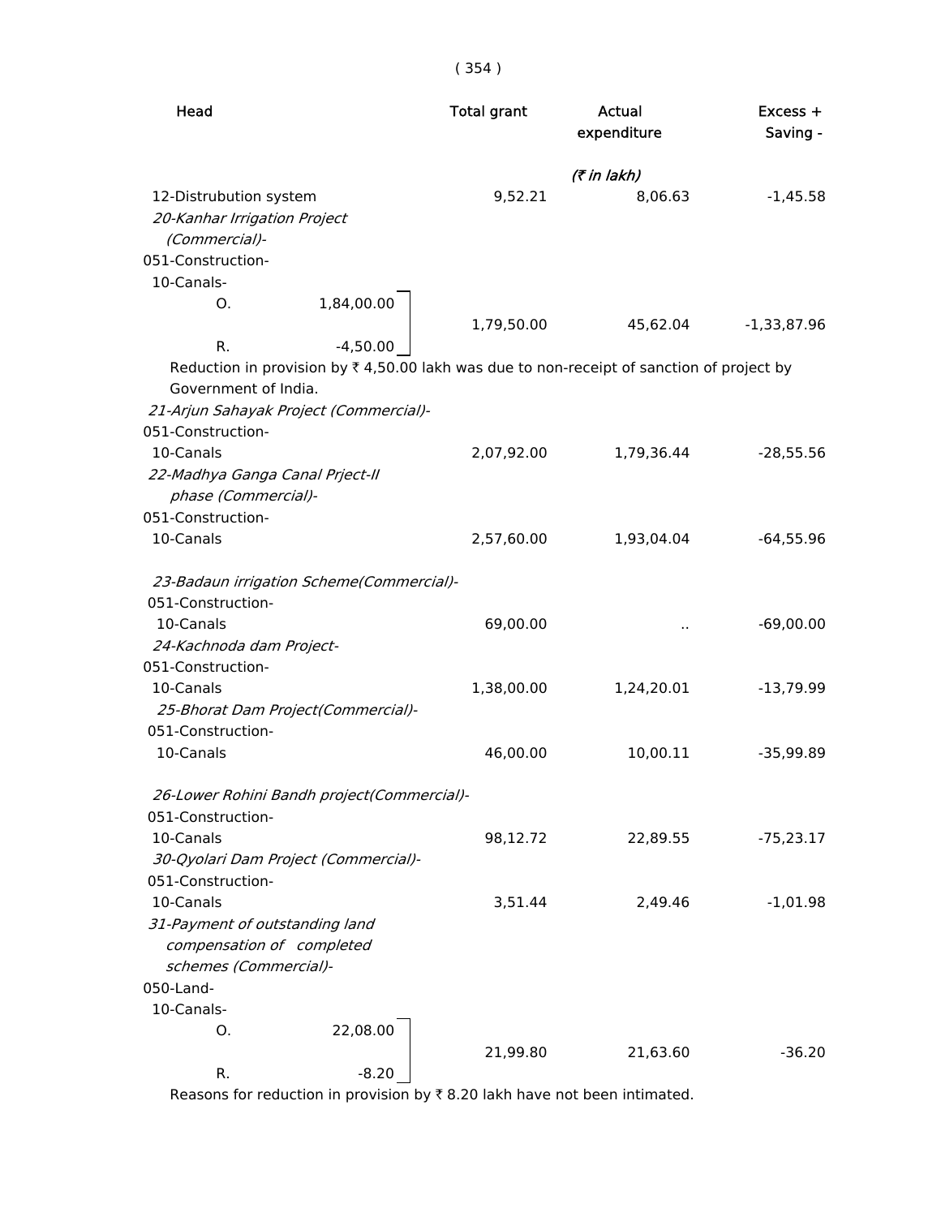| Head | Total grant | Actual expenditure | Excess + Saving - |
|---|---|---|---|
| | | *(₹ in lakh)* | |
| 12-Distrubution system | 9,52.21 | 8,06.63 | -1,45.58 |
| *20-Kanhar Irrigation Project (Commercial)-* | | | |
| 051-Construction- | | | |
| 10-Canals- | | | |
| O. 1,84,00.00 / R. -4,50.00 | 1,79,50.00 | 45,62.04 | -1,33,87.96 |

Reduction in provision by ₹ 4,50.00 lakh was due to non-receipt of sanction of project by Government of India.

| Head | Total grant | Actual expenditure | Excess + Saving - |
|---|---|---|---|
| *21-Arjun Sahayak Project (Commercial)-* | | | |
| 051-Construction- | | | |
| 10-Canals | 2,07,92.00 | 1,79,36.44 | -28,55.56 |
| *22-Madhya Ganga Canal Prject-II phase (Commercial)-* | | | |
| 051-Construction- | | | |
| 10-Canals | 2,57,60.00 | 1,93,04.04 | -64,55.96 |
| *23-Badaun irrigation Scheme(Commercial)-* | | | |
| 051-Construction- | | | |
| 10-Canals | 69,00.00 | .. | -69,00.00 |
| *24-Kachnoda dam Project-* | | | |
| 051-Construction- | | | |
| 10-Canals | 1,38,00.00 | 1,24,20.01 | -13,79.99 |
| *25-Bhorat Dam Project(Commercial)-* | | | |
| 051-Construction- | | | |
| 10-Canals | 46,00.00 | 10,00.11 | -35,99.89 |
| *26-Lower Rohini Bandh project(Commercial)-* | | | |
| 051-Construction- | | | |
| 10-Canals | 98,12.72 | 22,89.55 | -75,23.17 |
| *30-Qyolari Dam Project (Commercial)-* | | | |
| 051-Construction- | | | |
| 10-Canals | 3,51.44 | 2,49.46 | -1,01.98 |
| *31-Payment of outstanding land compensation of completed schemes (Commercial)-* | | | |
| 050-Land- | | | |
| 10-Canals- | | | |
| O. 22,08.00 / R. -8.20 | 21,99.80 | 21,63.60 | -36.20 |

Reasons for reduction in provision by ₹ 8.20 lakh have not been intimated.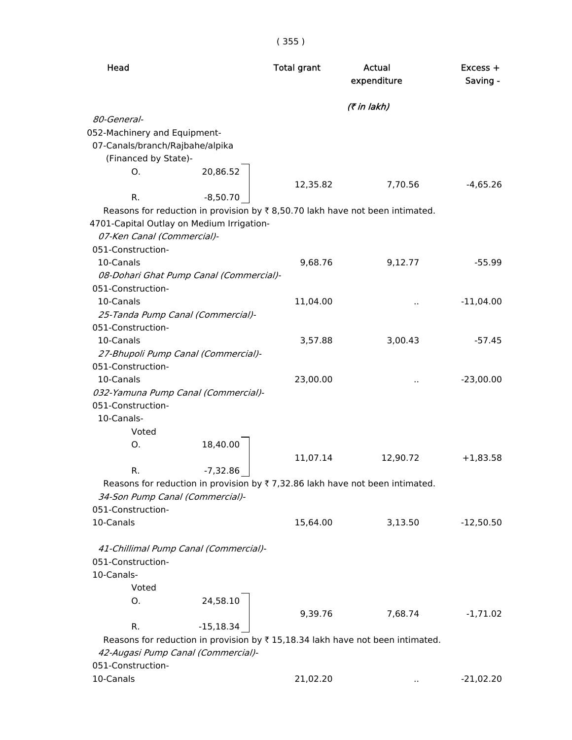| Head | | Total grant | Actual expenditure | Excess + Saving - |
|---|---|---|---|---|
| | | | (₹ in lakh) | |
| *80-General-* | | | | |
| 052-Machinery and Equipment- | | | | |
| 07-Canals/branch/Rajbahe/alpika (Financed by State)- | | | | |
| O. | 20,86.52 | | | |
| | | 12,35.82 | 7,70.56 | -4,65.26 |
| R. | -8,50.70 | | | |

Reasons for reduction in provision by ₹ 8,50.70 lakh have not been intimated.

| Head | | Total grant | Actual expenditure | Excess + Saving - |
|---|---|---|---|---|
| 4701-Capital Outlay on Medium Irrigation- | | | | |
| *07-Ken Canal (Commercial)-* | | | | |
| 051-Construction- | | | | |
| 10-Canals | | 9,68.76 | 9,12.77 | -55.99 |
| *08-Dohari Ghat Pump Canal (Commercial)-* | | | | |
| 051-Construction- | | | | |
| 10-Canals | | 11,04.00 | .. | -11,04.00 |
| *25-Tanda Pump Canal (Commercial)-* | | | | |
| 051-Construction- | | | | |
| 10-Canals | | 3,57.88 | 3,00.43 | -57.45 |
| *27-Bhupoli Pump Canal (Commercial)-* | | | | |
| 051-Construction- | | | | |
| 10-Canals | | 23,00.00 | .. | -23,00.00 |
| *032-Yamuna Pump Canal (Commercial)-* | | | | |
| 051-Construction- | | | | |
| 10-Canals- | | | | |
| Voted | | | | |
| O. | 18,40.00 | | | |
| | | 11,07.14 | 12,90.72 | +1,83.58 |
| R. | -7,32.86 | | | |

Reasons for reduction in provision by ₹ 7,32.86 lakh have not been intimated.

| Head | | Total grant | Actual expenditure | Excess + Saving - |
|---|---|---|---|---|
| *34-Son Pump Canal (Commercial)-* | | | | |
| 051-Construction- | | | | |
| 10-Canals | | 15,64.00 | 3,13.50 | -12,50.50 |
| *41-Chillimal Pump Canal (Commercial)-* | | | | |
| 051-Construction- | | | | |
| 10-Canals- | | | | |
| Voted | | | | |
| O. | 24,58.10 | | | |
| | | 9,39.76 | 7,68.74 | -1,71.02 |
| R. | -15,18.34 | | | |

Reasons for reduction in provision by ₹ 15,18.34 lakh have not been intimated.

| Head | | Total grant | Actual expenditure | Excess + Saving - |
|---|---|---|---|---|
| *42-Augasi Pump Canal (Commercial)-* | | | | |
| 051-Construction- | | | | |
| 10-Canals | | 21,02.20 | .. | -21,02.20 |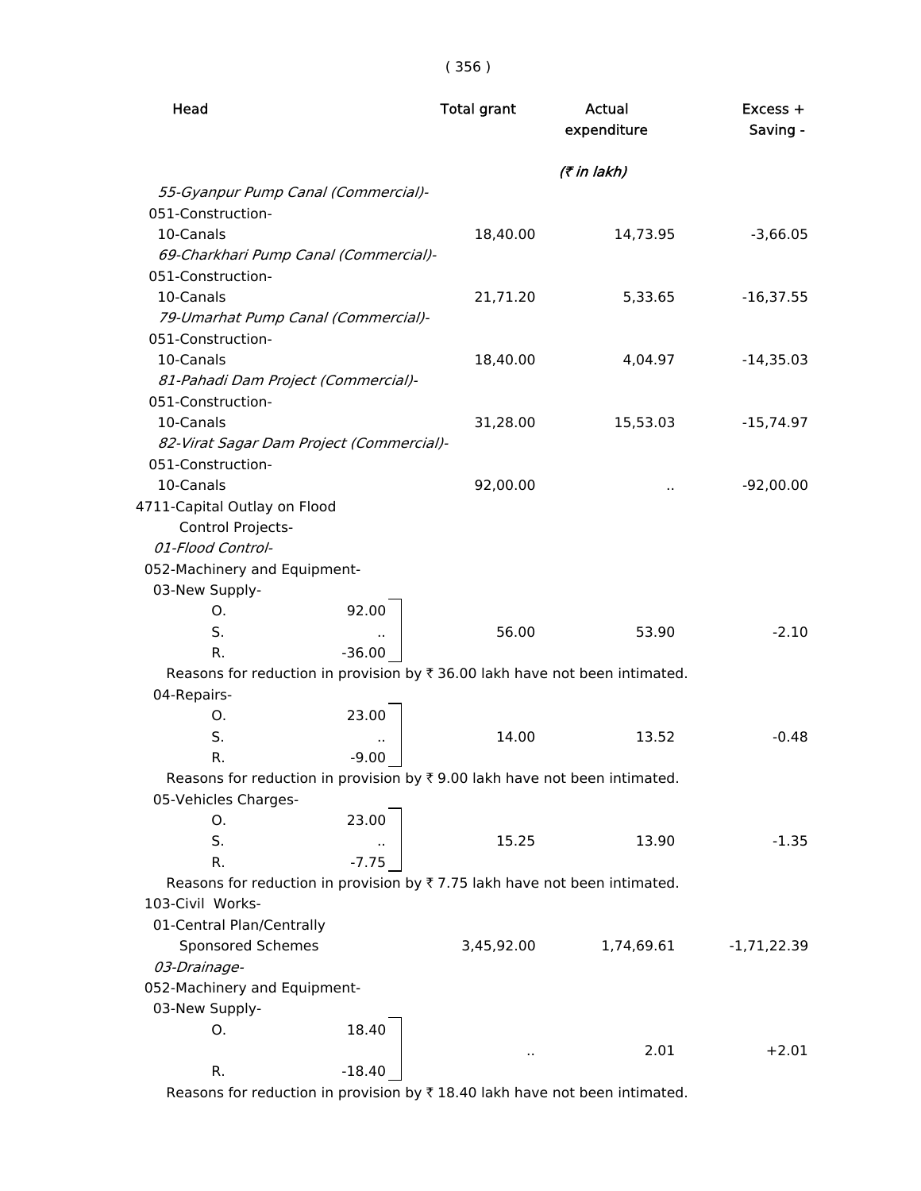| Head | Total grant | Actual expenditure | Excess + Saving - |
|---|---|---|---|
| | | *(₹ in lakh)* | |
| *55-Gyanpur Pump Canal (Commercial)-* | | | |
| 051-Construction- | | | |
| 10-Canals | 18,40.00 | 14,73.95 | -3,66.05 |
| *69-Charkhari Pump Canal (Commercial)-* | | | |
| 051-Construction- | | | |
| 10-Canals | 21,71.20 | 5,33.65 | -16,37.55 |
| *79-Umarhat Pump Canal (Commercial)-* | | | |
| 051-Construction- | | | |
| 10-Canals | 18,40.00 | 4,04.97 | -14,35.03 |
| *81-Pahadi Dam Project (Commercial)-* | | | |
| 051-Construction- | | | |
| 10-Canals | 31,28.00 | 15,53.03 | -15,74.97 |
| *82-Virat Sagar Dam Project (Commercial)-* | | | |
| 051-Construction- | | | |
| 10-Canals | 92,00.00 | .. | -92,00.00 |
| 4711-Capital Outlay on Flood Control Projects- | | | |
| *01-Flood Control-* | | | |
| 052-Machinery and Equipment- | | | |
| 03-New Supply- O. 92.00, S. .., R. -36.00 | 56.00 | 53.90 | -2.10 |

Reasons for reduction in provision by ₹ 36.00 lakh have not been intimated.

| Head | Total grant | Actual expenditure | Excess + Saving - |
|---|---|---|---|
| 04-Repairs- O. 23.00, S. .., R. -9.00 | 14.00 | 13.52 | -0.48 |

Reasons for reduction in provision by ₹ 9.00 lakh have not been intimated.

| Head | Total grant | Actual expenditure | Excess + Saving - |
|---|---|---|---|
| 05-Vehicles Charges- O. 23.00, S. .., R. -7.75 | 15.25 | 13.90 | -1.35 |

Reasons for reduction in provision by ₹ 7.75 lakh have not been intimated.

| Head | Total grant | Actual expenditure | Excess + Saving - |
|---|---|---|---|
| 103-Civil Works- | | | |
| 01-Central Plan/Centrally Sponsored Schemes | 3,45,92.00 | 1,74,69.61 | -1,71,22.39 |
| *03-Drainage-* | | | |
| 052-Machinery and Equipment- | | | |
| 03-New Supply- O. 18.40, R. -18.40 | .. | 2.01 | +2.01 |

Reasons for reduction in provision by ₹ 18.40 lakh have not been intimated.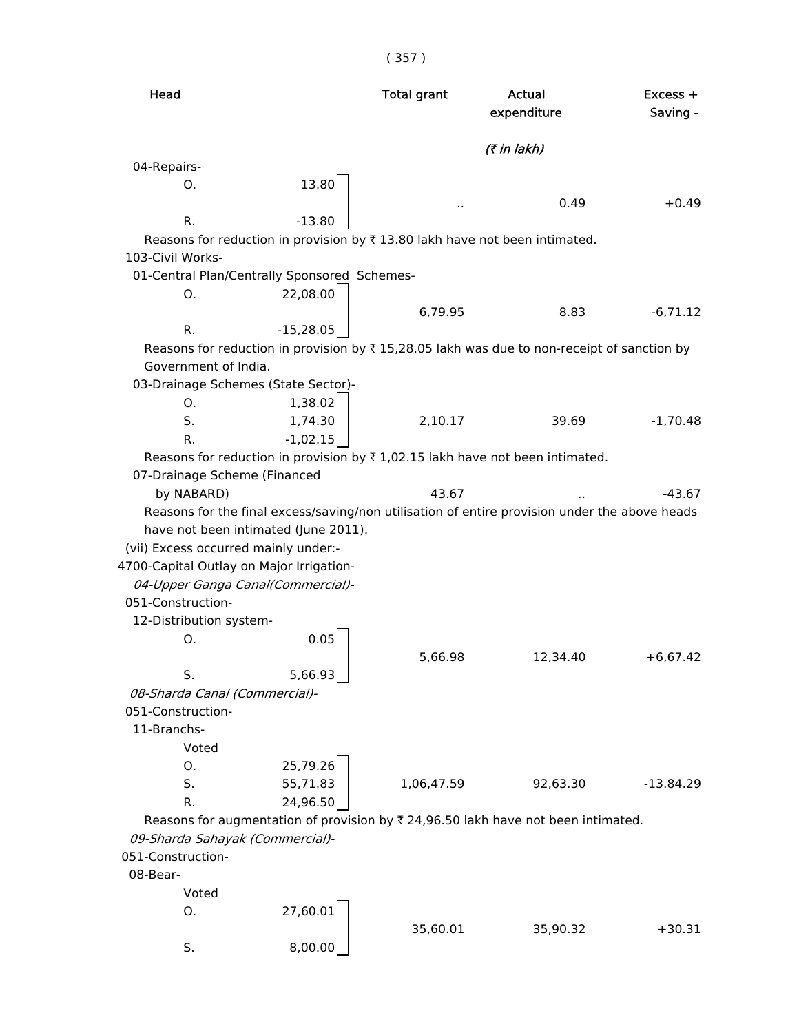| Head | | Total grant | Actual expenditure | Excess + Saving - |
|---|---|---|---|---|
| | | | (₹ in lakh) | |
| 04-Repairs- | | | | |
| O. | 13.80 | .. | 0.49 | +0.49 |
| R. | -13.80 | | | |

Reasons for reduction in provision by ₹ 13.80 lakh have not been intimated.

| Head | | Total grant | Actual expenditure | Excess + Saving - |
|---|---|---|---|---|
| 103-Civil Works- | | | | |
| 01-Central Plan/Centrally Sponsored Schemes- | | | | |
| O. | 22,08.00 | 6,79.95 | 8.83 | -6,71.12 |
| R. | -15,28.05 | | | |

Reasons for reduction in provision by ₹ 15,28.05 lakh was due to non-receipt of sanction by Government of India.

| Head | | Total grant | Actual expenditure | Excess + Saving - |
|---|---|---|---|---|
| 03-Drainage Schemes (State Sector)- | | | | |
| O. | 1,38.02 | | | |
| S. | 1,74.30 | 2,10.17 | 39.69 | -1,70.48 |
| R. | -1,02.15 | | | |

Reasons for reduction in provision by ₹ 1,02.15 lakh have not been intimated.

| Head | | Total grant | Actual expenditure | Excess + Saving - |
|---|---|---|---|---|
| 07-Drainage Scheme (Financed by NABARD) | | 43.67 | .. | -43.67 |

Reasons for the final excess/saving/non utilisation of entire provision under the above heads have not been intimated (June 2011).

(vii) Excess occurred mainly under:-

4700-Capital Outlay on Major Irrigation-

*04-Upper Ganga Canal(Commercial)-*

| Head | | Total grant | Actual expenditure | Excess + Saving - |
|---|---|---|---|---|
| 051-Construction- | | | | |
| 12-Distribution system- | | | | |
| O. | 0.05 | 5,66.98 | 12,34.40 | +6,67.42 |
| S. | 5,66.93 | | | |

*08-Sharda Canal (Commercial)-*

| Head | | Total grant | Actual expenditure | Excess + Saving - |
|---|---|---|---|---|
| 051-Construction- | | | | |
| 11-Branchs- | | | | |
| Voted | | | | |
| O. | 25,79.26 | | | |
| S. | 55,71.83 | 1,06,47.59 | 92,63.30 | -13.84.29 |
| R. | 24,96.50 | | | |

Reasons for augmentation of provision by ₹ 24,96.50 lakh have not been intimated.

*09-Sharda Sahayak (Commercial)-*

| Head | | Total grant | Actual expenditure | Excess + Saving - |
|---|---|---|---|---|
| 051-Construction- | | | | |
| 08-Bear- | | | | |
| Voted | | | | |
| O. | 27,60.01 | 35,60.01 | 35,90.32 | +30.31 |
| S. | 8,00.00 | | | |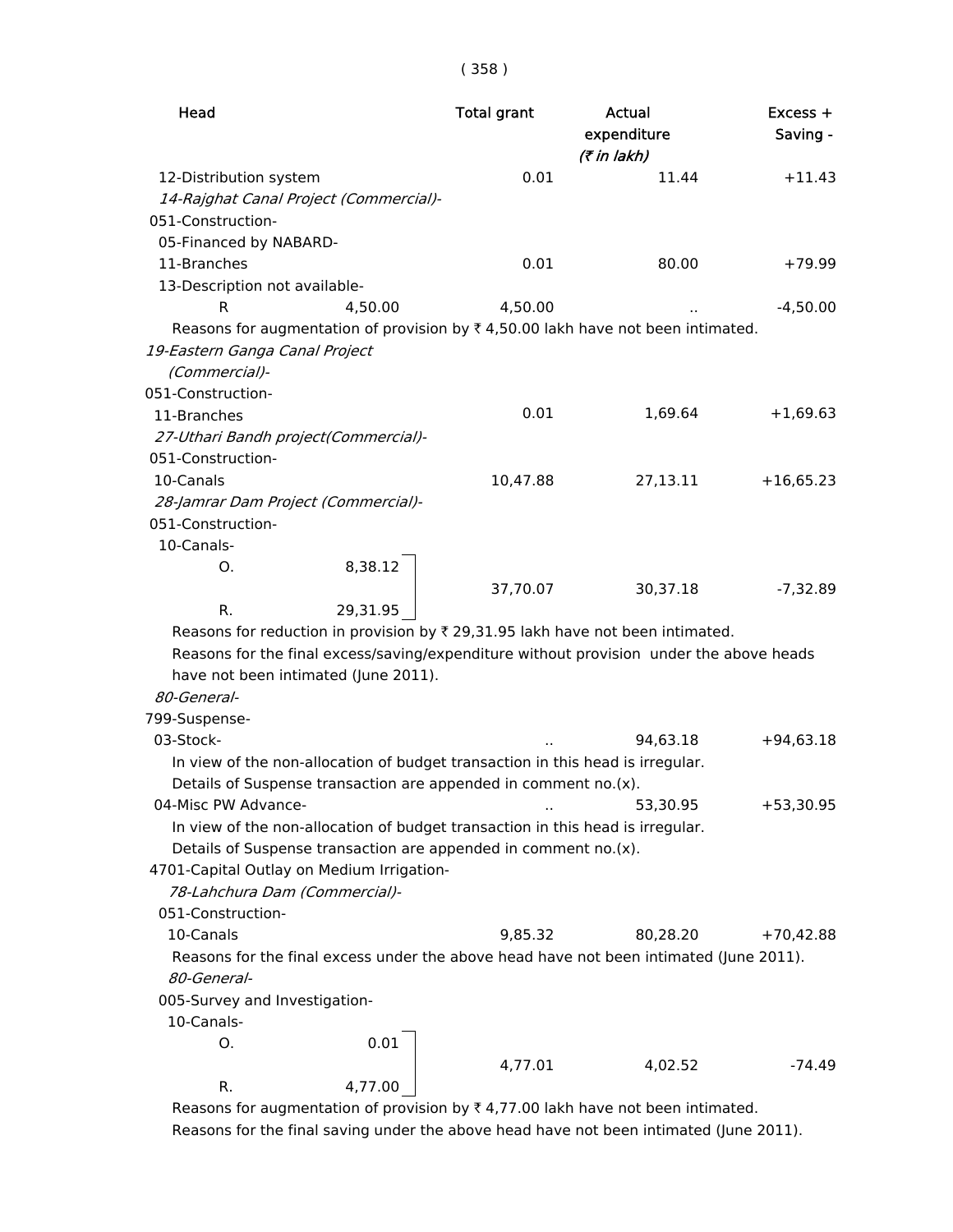| Head | | Total grant | Actual expenditure | Excess + Saving - |
|---|---|---|---|---|
| | | | *(₹ in lakh)* | |
| 12-Distribution system | | 0.01 | 11.44 | +11.43 |
| *14-Rajghat Canal Project (Commercial)-* | | | | |
| 051-Construction- | | | | |
| 05-Financed by NABARD- | | | | |
| 11-Branches | | 0.01 | 80.00 | +79.99 |
| 13-Description not available- | | | | |
| R | 4,50.00 | 4,50.00 | .. | -4,50.00 |

Reasons for augmentation of provision by ₹ 4,50.00 lakh have not been intimated.

| Head | | Total grant | Actual expenditure | Excess + Saving - |
|---|---|---|---|---|
| *19-Eastern Ganga Canal Project (Commercial)-* | | | | |
| 051-Construction- | | | | |
| 11-Branches | | 0.01 | 1,69.64 | +1,69.63 |
| *27-Uthari Bandh project(Commercial)-* | | | | |
| 051-Construction- | | | | |
| 10-Canals | | 10,47.88 | 27,13.11 | +16,65.23 |
| *28-Jamrar Dam Project (Commercial)-* | | | | |
| 051-Construction- | | | | |
| 10-Canals- | | | | |
| O. | 8,38.12 | | | |
| R. | 29,31.95 | 37,70.07 | 30,37.18 | -7,32.89 |

Reasons for reduction in provision by ₹ 29,31.95 lakh have not been intimated.

Reasons for the final excess/saving/expenditure without provision under the above heads have not been intimated (June 2011).

| Head | | Total grant | Actual expenditure | Excess + Saving - |
|---|---|---|---|---|
| *80-General-* | | | | |
| 799-Suspense- | | | | |
| 03-Stock- | | .. | 94,63.18 | +94,63.18 |

In view of the non-allocation of budget transaction in this head is irregular.

Details of Suspense transaction are appended in comment no.(x).

| Head | | Total grant | Actual expenditure | Excess + Saving - |
|---|---|---|---|---|
| 04-Misc PW Advance- | | .. | 53,30.95 | +53,30.95 |

In view of the non-allocation of budget transaction in this head is irregular.

Details of Suspense transaction are appended in comment no.(x).

| Head | | Total grant | Actual expenditure | Excess + Saving - |
|---|---|---|---|---|
| 4701-Capital Outlay on Medium Irrigation- | | | | |
| *78-Lahchura Dam (Commercial)-* | | | | |
| 051-Construction- | | | | |
| 10-Canals | | 9,85.32 | 80,28.20 | +70,42.88 |

Reasons for the final excess under the above head have not been intimated (June 2011).

| Head | | Total grant | Actual expenditure | Excess + Saving - |
|---|---|---|---|---|
| *80-General-* | | | | |
| 005-Survey and Investigation- | | | | |
| 10-Canals- | | | | |
| O. | 0.01 | | | |
| R. | 4,77.00 | 4,77.01 | 4,02.52 | -74.49 |

Reasons for augmentation of provision by ₹ 4,77.00 lakh have not been intimated.

Reasons for the final saving under the above head have not been intimated (June 2011).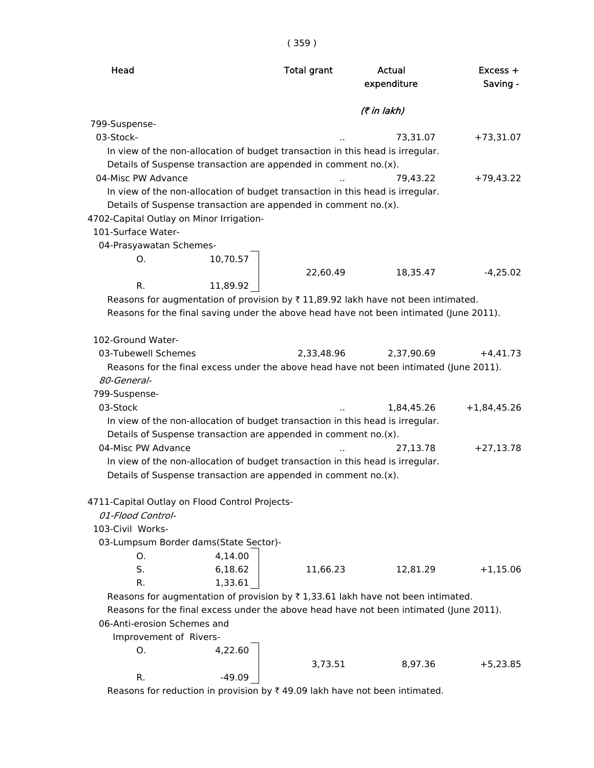| Head | Total grant | Actual expenditure | Excess + Saving - |
|---|---|---|---|
| | | *(₹ in lakh)* | |
| 799-Suspense- | | | |
| 03-Stock- | .. | 73,31.07 | +73,31.07 |

In view of the non-allocation of budget transaction in this head is irregular.
Details of Suspense transaction are appended in comment no.(x).

| Head | Total grant | Actual expenditure | Excess + Saving - |
|---|---|---|---|
| 04-Misc PW Advance | .. | 79,43.22 | +79,43.22 |

In view of the non-allocation of budget transaction in this head is irregular.
Details of Suspense transaction are appended in comment no.(x).

4702-Capital Outlay on Minor Irrigation-

101-Surface Water-

04-Prasyawatan Schemes-

| | | Total grant | Actual expenditure | Excess + Saving - |
|---|---|---|---|---|
| O. | 10,70.57 | | | |
| R. | 11,89.92 | 22,60.49 | 18,35.47 | -4,25.02 |

Reasons for augmentation of provision by ₹ 11,89.92 lakh have not been intimated.
Reasons for the final saving under the above head have not been intimated (June 2011).

102-Ground Water-

| Head | Total grant | Actual expenditure | Excess + Saving - |
|---|---|---|---|
| 03-Tubewell Schemes | 2,33,48.96 | 2,37,90.69 | +4,41.73 |

Reasons for the final excess under the above head have not been intimated (June 2011).

*80-General-*

799-Suspense-

| Head | Total grant | Actual expenditure | Excess + Saving - |
|---|---|---|---|
| 03-Stock | .. | 1,84,45.26 | +1,84,45.26 |

In view of the non-allocation of budget transaction in this head is irregular.
Details of Suspense transaction are appended in comment no.(x).

| Head | Total grant | Actual expenditure | Excess + Saving - |
|---|---|---|---|
| 04-Misc PW Advance | .. | 27,13.78 | +27,13.78 |

In view of the non-allocation of budget transaction in this head is irregular.
Details of Suspense transaction are appended in comment no.(x).

4711-Capital Outlay on Flood Control Projects-

*01-Flood Control-*

103-Civil Works-

03-Lumpsum Border dams(State Sector)-

| | | Total grant | Actual expenditure | Excess + Saving - |
|---|---|---|---|---|
| O. | 4,14.00 | | | |
| S. | 6,18.62 | 11,66.23 | 12,81.29 | +1,15.06 |
| R. | 1,33.61 | | | |

Reasons for augmentation of provision by ₹ 1,33.61 lakh have not been intimated.
Reasons for the final excess under the above head have not been intimated (June 2011).

06-Anti-erosion Schemes and Improvement of Rivers-

| | | Total grant | Actual expenditure | Excess + Saving - |
|---|---|---|---|---|
| O. | 4,22.60 | | | |
| R. | -49.09 | 3,73.51 | 8,97.36 | +5,23.85 |

Reasons for reduction in provision by ₹ 49.09 lakh have not been intimated.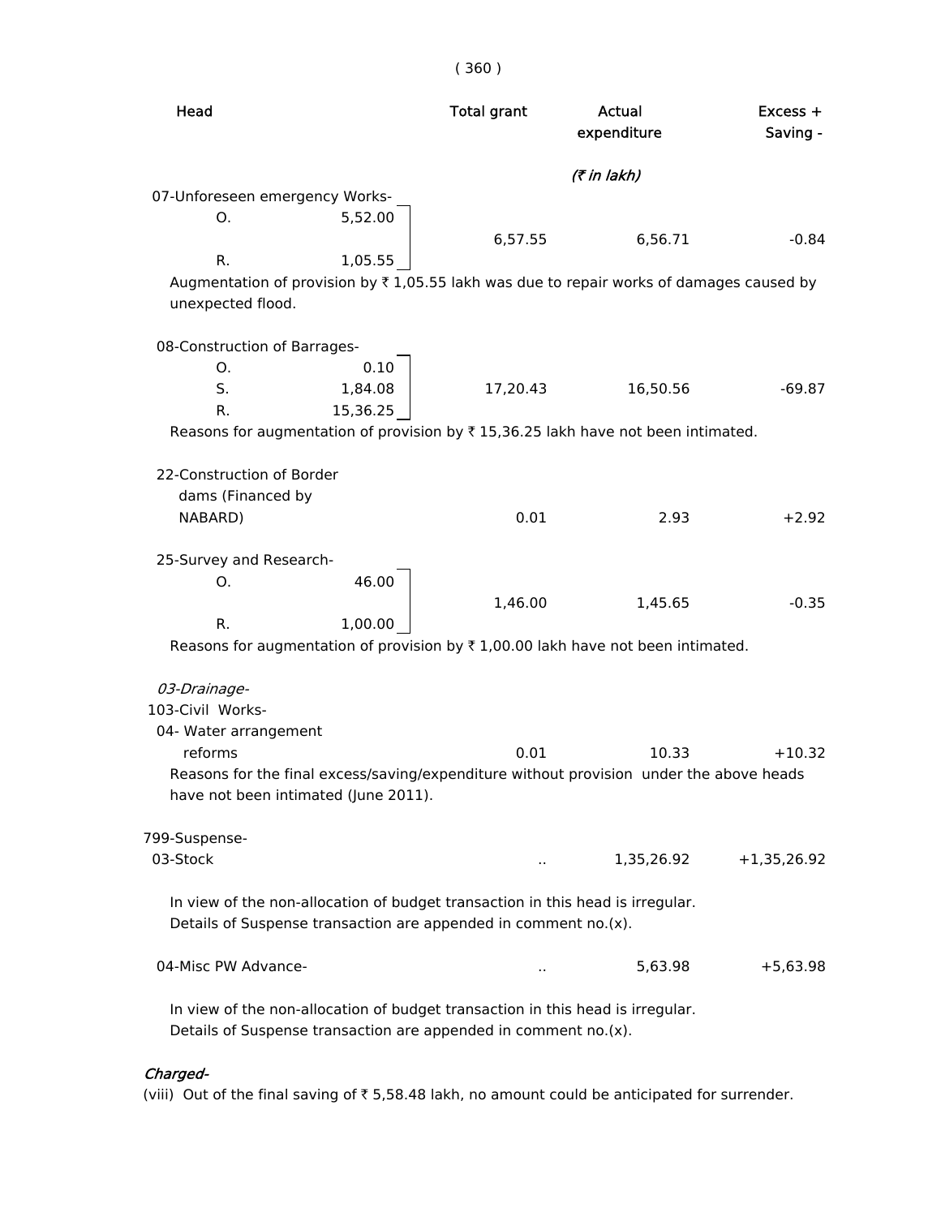| Head | | Total grant | Actual expenditure | Excess + Saving - |
|---|---|---|---|---|
| | | | *(₹ in lakh)* | |
| 07-Unforeseen emergency Works- | | | | |
| O. | 5,52.00 | 6,57.55 | 6,56.71 | -0.84 |
| R. | 1,05.55 | | | |

Augmentation of provision by ₹ 1,05.55 lakh was due to repair works of damages caused by unexpected flood.

| Head | | Total grant | Actual expenditure | Excess + Saving - |
|---|---|---|---|---|
| 08-Construction of Barrages- | | | | |
| O. | 0.10 | | | |
| S. | 1,84.08 | 17,20.43 | 16,50.56 | -69.87 |
| R. | 15,36.25 | | | |

Reasons for augmentation of provision by ₹ 15,36.25 lakh have not been intimated.

| Head | | Total grant | Actual expenditure | Excess + Saving - |
|---|---|---|---|---|
| 22-Construction of Border dams (Financed by NABARD) | | 0.01 | 2.93 | +2.92 |
| 25-Survey and Research- | | | | |
| O. | 46.00 | 1,46.00 | 1,45.65 | -0.35 |
| R. | 1,00.00 | | | |

Reasons for augmentation of provision by ₹ 1,00.00 lakh have not been intimated.

| Head | | Total grant | Actual expenditure | Excess + Saving - |
|---|---|---|---|---|
| *03-Drainage-* | | | | |
| 103-Civil Works- | | | | |
| 04- Water arrangement reforms | | 0.01 | 10.33 | +10.32 |

Reasons for the final excess/saving/expenditure without provision under the above heads have not been intimated (June 2011).

| Head | | Total grant | Actual expenditure | Excess + Saving - |
|---|---|---|---|---|
| 799-Suspense- | | | | |
| 03-Stock | | .. | 1,35,26.92 | +1,35,26.92 |

In view of the non-allocation of budget transaction in this head is irregular.
Details of Suspense transaction are appended in comment no.(x).

| Head | | Total grant | Actual expenditure | Excess + Saving - |
|---|---|---|---|---|
| 04-Misc PW Advance- | | .. | 5,63.98 | +5,63.98 |

In view of the non-allocation of budget transaction in this head is irregular.
Details of Suspense transaction are appended in comment no.(x).

*Charged-*

(viii) Out of the final saving of ₹ 5,58.48 lakh, no amount could be anticipated for surrender.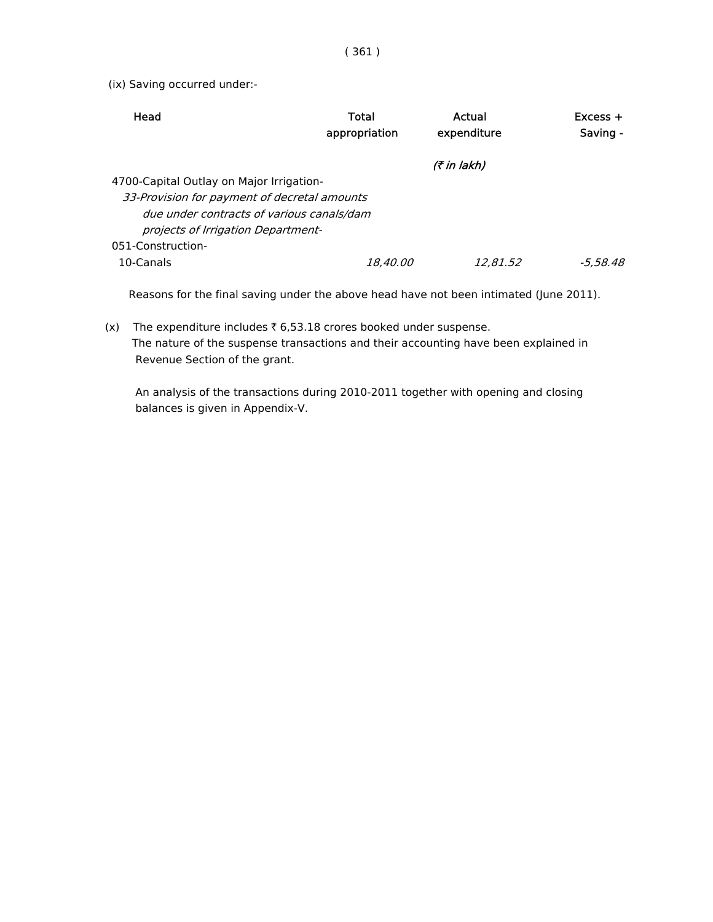(ix) Saving occurred under:-

| Head | Total appropriation | Actual expenditure | Excess + Saving - |
|---|---|---|---|
| | | *(₹ in lakh)* | |
| 4700-Capital Outlay on Major Irrigation- | | | |
| *33-Provision for payment of decretal amounts due under contracts of various canals/dam projects of Irrigation Department-* | | | |
| 051-Construction- | | | |
| 10-Canals | *18,40.00* | *12,81.52* | *-5,58.48* |

Reasons for the final saving under the above head have not been intimated (June 2011).

(x) The expenditure includes ₹ 6,53.18 crores booked under suspense.
The nature of the suspense transactions and their accounting have been explained in Revenue Section of the grant.

An analysis of the transactions during 2010-2011 together with opening and closing balances is given in Appendix-V.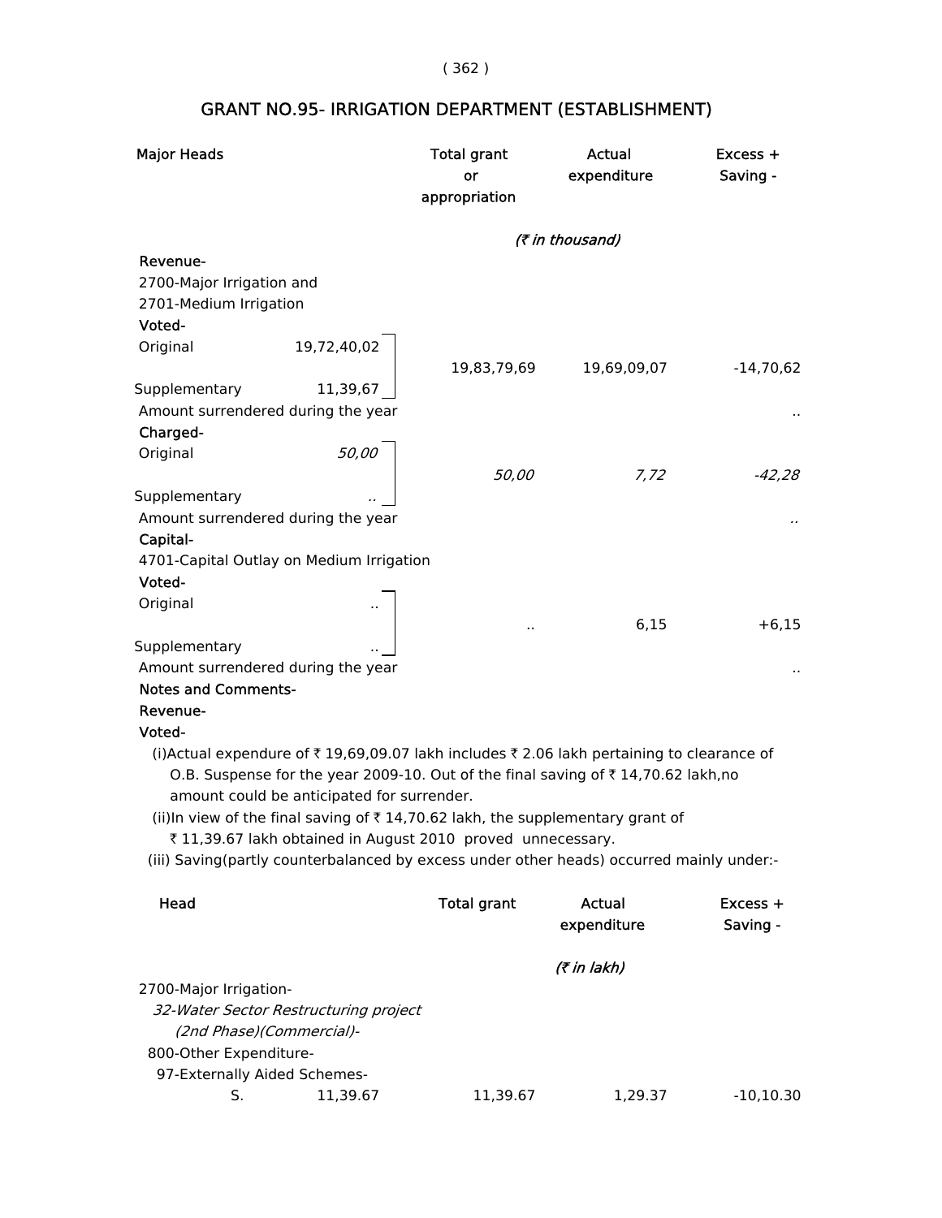## GRANT NO.95- IRRIGATION DEPARTMENT (ESTABLISHMENT)

| Major Heads | | Total grant or appropriation | Actual expenditure | Excess + Saving - |
|---|---|---|---|---|
| | | *(₹ in thousand)* | | |
| **Revenue-** | | | | |
| 2700-Major Irrigation and 2701-Medium Irrigation | | | | |
| **Voted-** | | | | |
| Original | 19,72,40,02 | 19,83,79,69 | 19,69,09,07 | -14,70,62 |
| Supplementary | 11,39,67 | | | |
| Amount surrendered during the year | | | | .. |
| **Charged-** | | | | |
| Original | *50,00* | *50,00* | *7,72* | *-42,28* |
| Supplementary | *..* | | | |
| Amount surrendered during the year | | | | *..* |
| **Capital-** | | | | |
| 4701-Capital Outlay on Medium Irrigation | | | | |
| **Voted-** | | | | |
| Original | .. | .. | 6,15 | +6,15 |
| Supplementary | .. | | | |
| Amount surrendered during the year | | | | .. |

**Notes and Comments-**

**Revenue-**

**Voted-**

(i)Actual expenditure of ₹ 19,69,09.07 lakh includes ₹ 2.06 lakh pertaining to clearance of O.B. Suspense for the year 2009-10. Out of the final saving of ₹ 14,70.62 lakh,no amount could be anticipated for surrender.

(ii)In view of the final saving of ₹ 14,70.62 lakh, the supplementary grant of ₹ 11,39.67 lakh obtained in August 2010 proved unnecessary.

(iii) Saving(partly counterbalanced by excess under other heads) occurred mainly under:-

| Head | | Total grant | Actual expenditure | Excess + Saving - |
|---|---|---|---|---|
| | | | *(₹ in lakh)* | |
| 2700-Major Irrigation- | | | | |
| *32-Water Sector Restructuring project (2nd Phase)(Commercial)-* | | | | |
| 800-Other Expenditure- | | | | |
| 97-Externally Aided Schemes- | | | | |
| S. | 11,39.67 | 11,39.67 | 1,29.37 | -10,10.30 |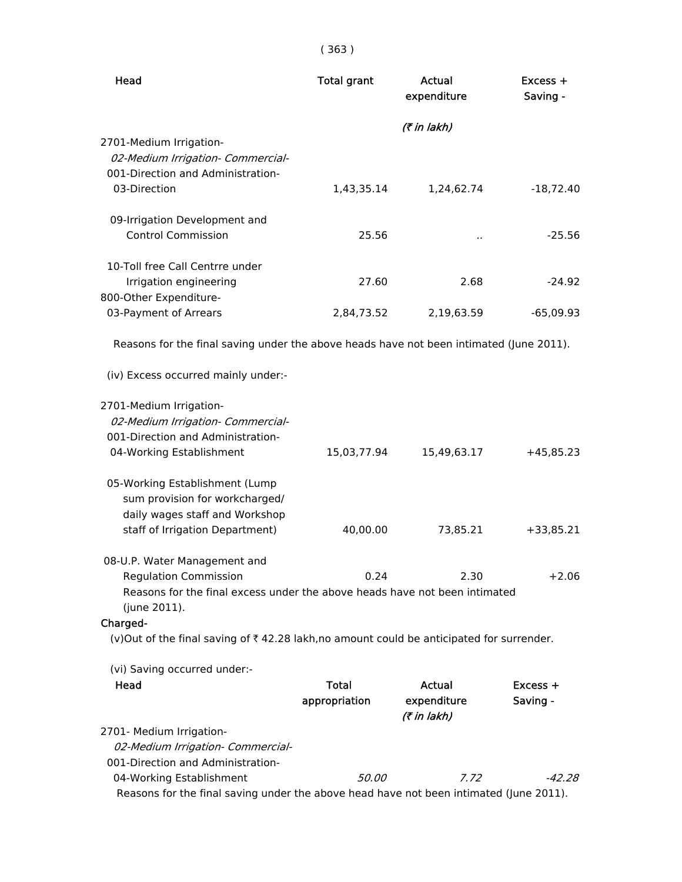| Head | Total grant | Actual expenditure | Excess + Saving - |
|---|---|---|---|
| | | *(₹ in lakh)* | |
| 2701-Medium Irrigation- | | | |
| *02-Medium Irrigation- Commercial-* | | | |
| 001-Direction and Administration- | | | |
| 03-Direction | 1,43,35.14 | 1,24,62.74 | -18,72.40 |
| 09-Irrigation Development and Control Commission | 25.56 | .. | -25.56 |
| 10-Toll free Call Centrre under Irrigation engineering | 27.60 | 2.68 | -24.92 |
| 800-Other Expenditure- | | | |
| 03-Payment of Arrears | 2,84,73.52 | 2,19,63.59 | -65,09.93 |

Reasons for the final saving under the above heads have not been intimated (June 2011).

(iv) Excess occurred mainly under:-

| Head | Total grant | Actual expenditure | Excess + Saving - |
|---|---|---|---|
| 2701-Medium Irrigation- | | | |
| *02-Medium Irrigation- Commercial-* | | | |
| 001-Direction and Administration- | | | |
| 04-Working Establishment | 15,03,77.94 | 15,49,63.17 | +45,85.23 |
| 05-Working Establishment (Lump sum provision for workcharged/ daily wages staff and Workshop staff of Irrigation Department) | 40,00.00 | 73,85.21 | +33,85.21 |
| 08-U.P. Water Management and Regulation Commission | 0.24 | 2.30 | +2.06 |

Reasons for the final excess under the above heads have not been intimated (june 2011).

**Charged-**

(v)Out of the final saving of ₹ 42.28 lakh,no amount could be anticipated for surrender.

(vi) Saving occurred under:-

| Head | Total appropriation | Actual expenditure | Excess + Saving - |
|---|---|---|---|
| | | *(₹ in lakh)* | |
| 2701- Medium Irrigation- | | | |
| *02-Medium Irrigation- Commercial-* | | | |
| 001-Direction and Administration- | | | |
| 04-Working Establishment | *50.00* | *7.72* | *-42.28* |

Reasons for the final saving under the above head have not been intimated (June 2011).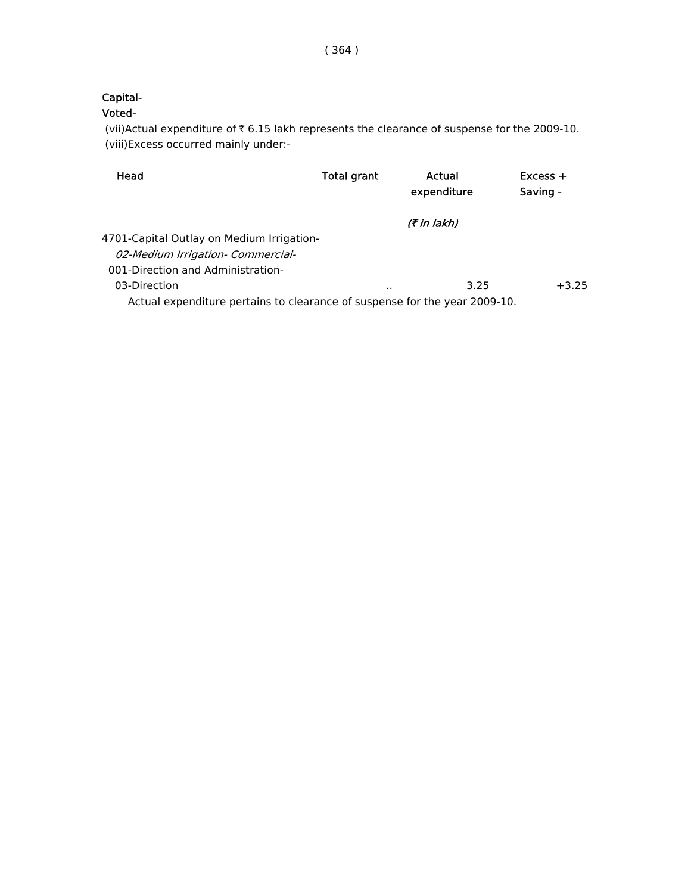Capital-

Voted-

(vii)Actual expenditure of ₹ 6.15 lakh represents the clearance of suspense for the 2009-10.

(viii)Excess occurred mainly under:-

| Head | Total grant | Actual expenditure | Excess + Saving - |
|---|---|---|---|
| | | *(₹ in lakh)* | |
| 4701-Capital Outlay on Medium Irrigation- | | | |
| *02-Medium Irrigation- Commercial-* | | | |
| 001-Direction and Administration- | | | |
| 03-Direction | .. | 3.25 | +3.25 |

Actual expenditure pertains to clearance of suspense for the year 2009-10.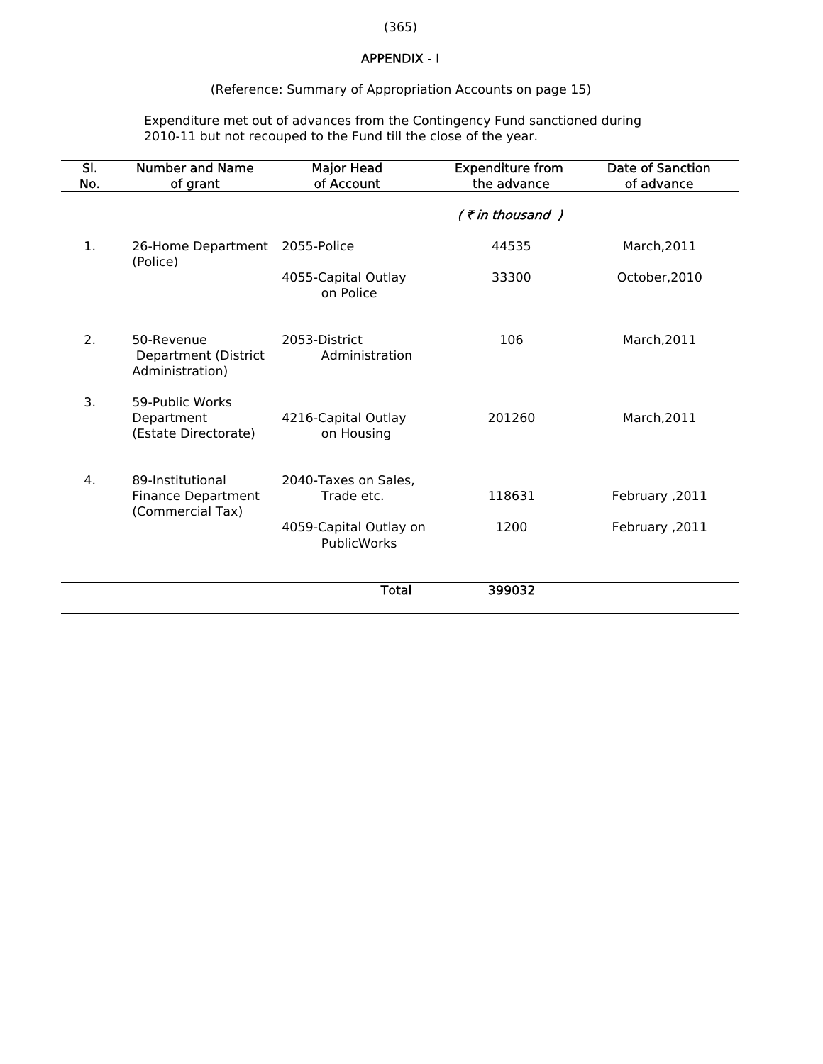# APPENDIX - I

(Reference: Summary of Appropriation Accounts on page 15)

Expenditure met out of advances from the Contingency Fund sanctioned during 2010-11 but not recouped to the Fund till the close of the year.

| Sl. No. | Number and Name of grant | Major Head of Account | Expenditure from the advance | Date of Sanction of advance |
|---|---|---|---|---|
| | | | *( ₹ in thousand )* | |
| 1. | 26-Home Department (Police) | 2055-Police | 44535 | March,2011 |
| | | 4055-Capital Outlay on Police | 33300 | October,2010 |
| 2. | 50-Revenue Department (District Administration) | 2053-District Administration | 106 | March,2011 |
| 3. | 59-Public Works Department (Estate Directorate) | 4216-Capital Outlay on Housing | 201260 | March,2011 |
| 4. | 89-Institutional Finance Department (Commercial Tax) | 2040-Taxes on Sales, Trade etc. | 118631 | February ,2011 |
| | | 4059-Capital Outlay on PublicWorks | 1200 | February ,2011 |
| | | Total | 399032 | |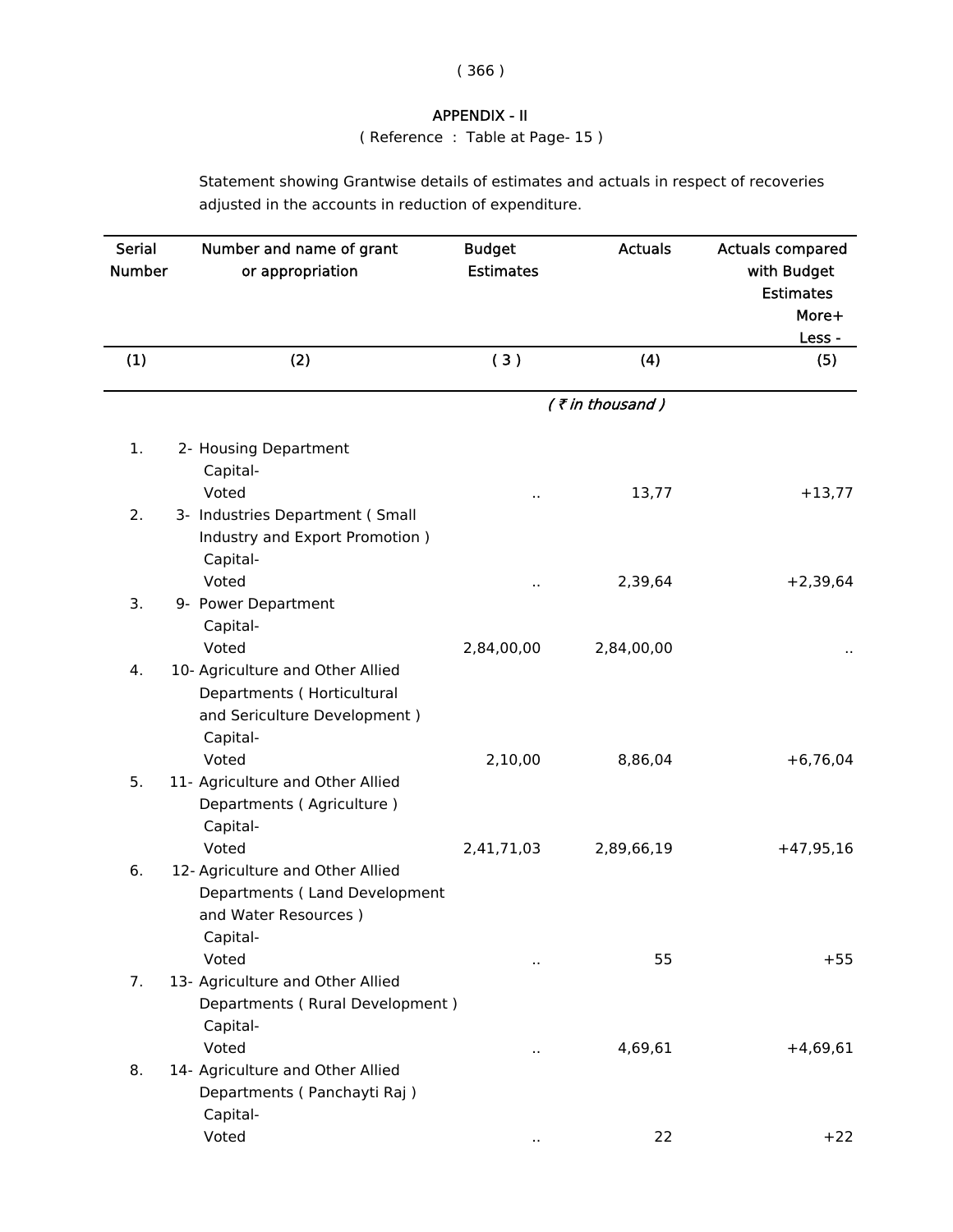## APPENDIX - II

( Reference : Table at Page- 15 )

Statement showing Grantwise details of estimates and actuals in respect of recoveries adjusted in the accounts in reduction of expenditure.

| Serial Number | Number and name of grant or appropriation | Budget Estimates | Actuals | Actuals compared with Budget Estimates More+ Less - |
|---|---|---|---|---|
| (1) | (2) | ( 3 ) | (4) | (5) |
| | | | *( ₹ in thousand )* | |
| 1. | 2- Housing Department<br>Capital-<br>Voted | .. | 13,77 | +13,77 |
| 2. | 3- Industries Department ( Small Industry and Export Promotion )<br>Capital-<br>Voted | .. | 2,39,64 | +2,39,64 |
| 3. | 9- Power Department<br>Capital-<br>Voted | 2,84,00,00 | 2,84,00,00 | .. |
| 4. | 10- Agriculture and Other Allied Departments ( Horticultural and Sericulture Development )<br>Capital-<br>Voted | 2,10,00 | 8,86,04 | +6,76,04 |
| 5. | 11- Agriculture and Other Allied Departments ( Agriculture )<br>Capital-<br>Voted | 2,41,71,03 | 2,89,66,19 | +47,95,16 |
| 6. | 12- Agriculture and Other Allied Departments ( Land Development and Water Resources )<br>Capital-<br>Voted | .. | 55 | +55 |
| 7. | 13- Agriculture and Other Allied Departments ( Rural Development )<br>Capital-<br>Voted | .. | 4,69,61 | +4,69,61 |
| 8. | 14- Agriculture and Other Allied Departments ( Panchayti Raj )<br>Capital-<br>Voted | .. | 22 | +22 |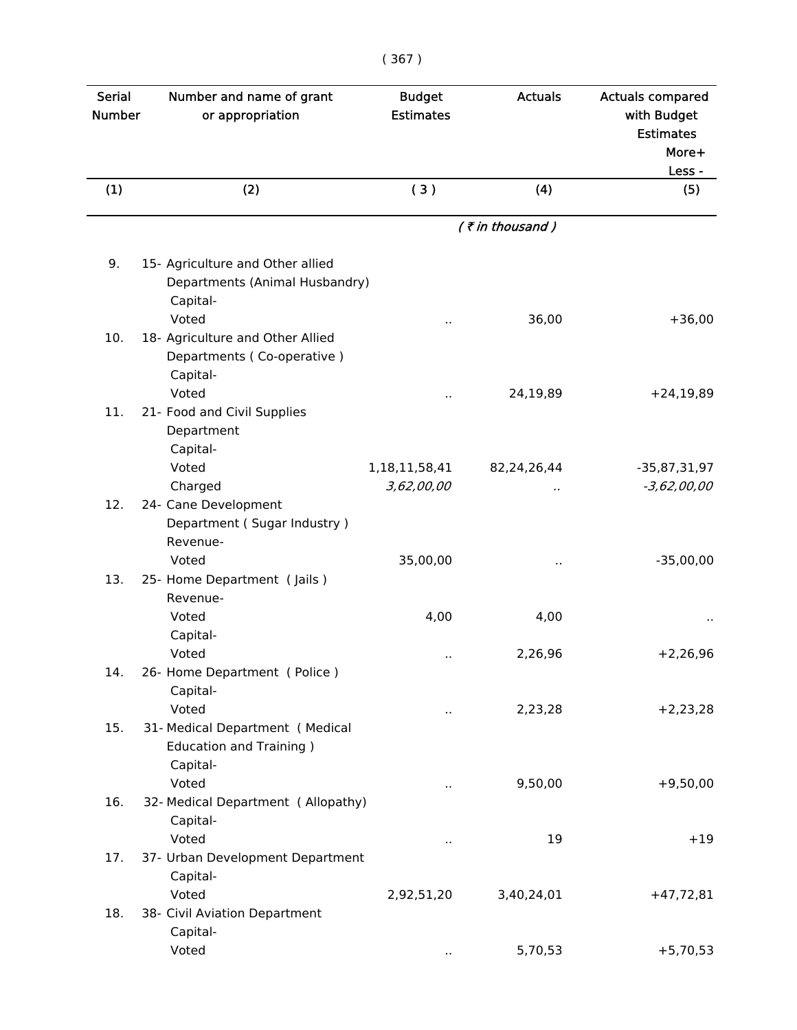| Serial Number | Number and name of grant or appropriation | Budget Estimates | Actuals | Actuals compared with Budget Estimates More+ Less - |
|---|---|---|---|---|
| (1) | (2) | ( 3 ) | (4) | (5) |
| | | | *( ₹ in thousand )* | |
| 9. | 15- Agriculture and Other allied Departments (Animal Husbandry) | | | |
| | Capital- | | | |
| | Voted | .. | 36,00 | +36,00 |
| 10. | 18- Agriculture and Other Allied Departments ( Co-operative ) | | | |
| | Capital- | | | |
| | Voted | .. | 24,19,89 | +24,19,89 |
| 11. | 21- Food and Civil Supplies Department | | | |
| | Capital- | | | |
| | Voted | 1,18,11,58,41 | 82,24,26,44 | -35,87,31,97 |
| | Charged | *3,62,00,00* | *..* | *-3,62,00,00* |
| 12. | 24- Cane Development Department ( Sugar Industry ) | | | |
| | Revenue- | | | |
| | Voted | 35,00,00 | .. | -35,00,00 |
| 13. | 25- Home Department ( Jails ) | | | |
| | Revenue- | | | |
| | Voted | 4,00 | 4,00 | .. |
| | Capital- | | | |
| | Voted | .. | 2,26,96 | +2,26,96 |
| 14. | 26- Home Department ( Police ) | | | |
| | Capital- | | | |
| | Voted | .. | 2,23,28 | +2,23,28 |
| 15. | 31- Medical Department ( Medical Education and Training ) | | | |
| | Capital- | | | |
| | Voted | .. | 9,50,00 | +9,50,00 |
| 16. | 32- Medical Department ( Allopathy) | | | |
| | Capital- | | | |
| | Voted | .. | 19 | +19 |
| 17. | 37- Urban Development Department | | | |
| | Capital- | | | |
| | Voted | 2,92,51,20 | 3,40,24,01 | +47,72,81 |
| 18. | 38- Civil Aviation Department | | | |
| | Capital- | | | |
| | Voted | .. | 5,70,53 | +5,70,53 |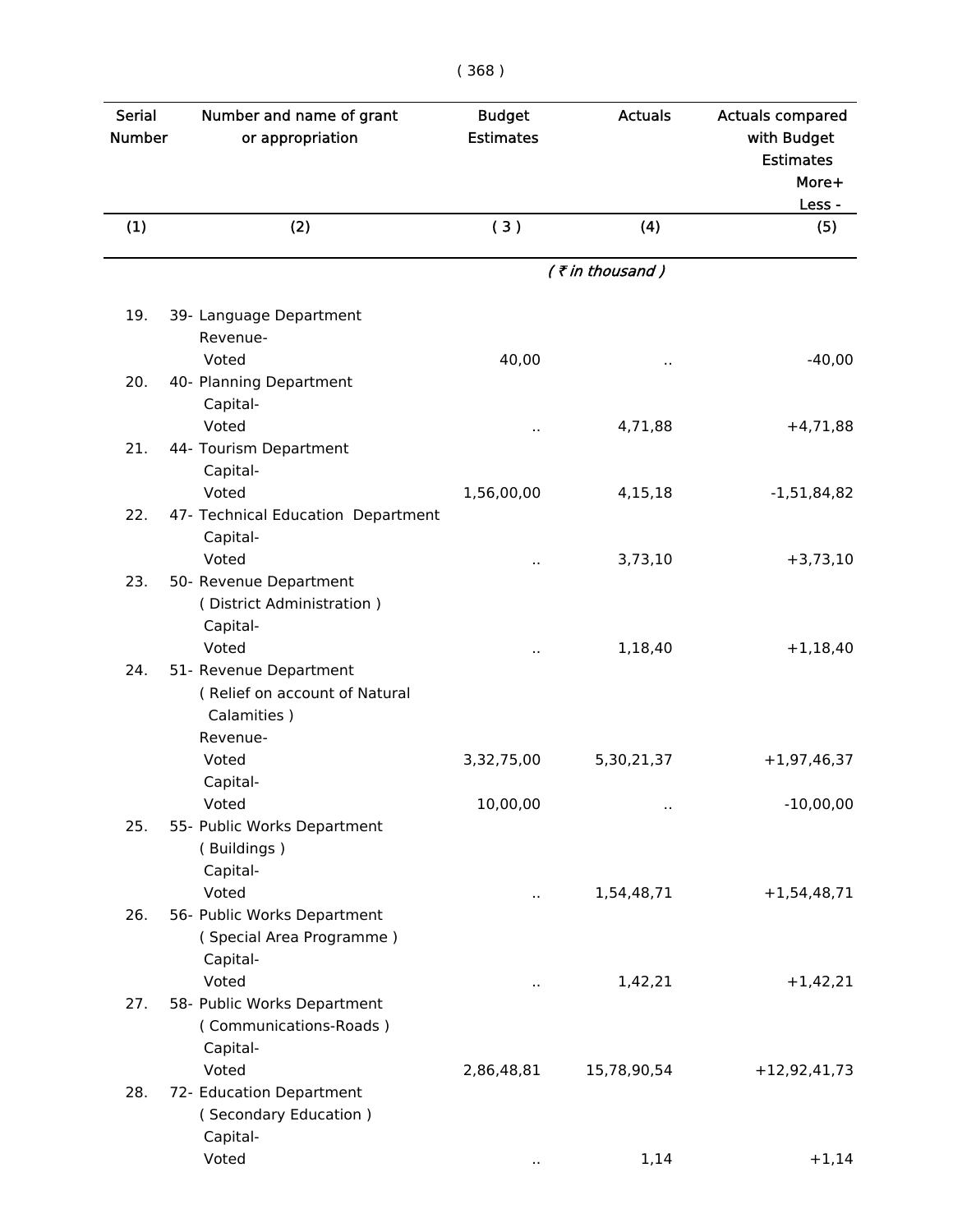| Serial Number | Number and name of grant or appropriation | Budget Estimates | Actuals | Actuals compared with Budget Estimates More+ Less - |
|---|---|---|---|---|
| (1) | (2) | ( 3 ) | (4) | (5) |
| | | | *( ₹ in thousand )* | |
| 19. | 39- Language Department | | | |
| | Revenue- | | | |
| | Voted | 40,00 | .. | -40,00 |
| 20. | 40- Planning Department | | | |
| | Capital- | | | |
| | Voted | .. | 4,71,88 | +4,71,88 |
| 21. | 44- Tourism Department | | | |
| | Capital- | | | |
| | Voted | 1,56,00,00 | 4,15,18 | -1,51,84,82 |
| 22. | 47- Technical Education Department | | | |
| | Capital- | | | |
| | Voted | .. | 3,73,10 | +3,73,10 |
| 23. | 50- Revenue Department ( District Administration ) | | | |
| | Capital- | | | |
| | Voted | .. | 1,18,40 | +1,18,40 |
| 24. | 51- Revenue Department ( Relief on account of Natural Calamities ) | | | |
| | Revenue- | | | |
| | Voted | 3,32,75,00 | 5,30,21,37 | +1,97,46,37 |
| | Capital- | | | |
| | Voted | 10,00,00 | .. | -10,00,00 |
| 25. | 55- Public Works Department ( Buildings ) | | | |
| | Capital- | | | |
| | Voted | .. | 1,54,48,71 | +1,54,48,71 |
| 26. | 56- Public Works Department ( Special Area Programme ) | | | |
| | Capital- | | | |
| | Voted | .. | 1,42,21 | +1,42,21 |
| 27. | 58- Public Works Department ( Communications-Roads ) | | | |
| | Capital- | | | |
| | Voted | 2,86,48,81 | 15,78,90,54 | +12,92,41,73 |
| 28. | 72- Education Department ( Secondary Education ) | | | |
| | Capital- | | | |
| | Voted | .. | 1,14 | +1,14 |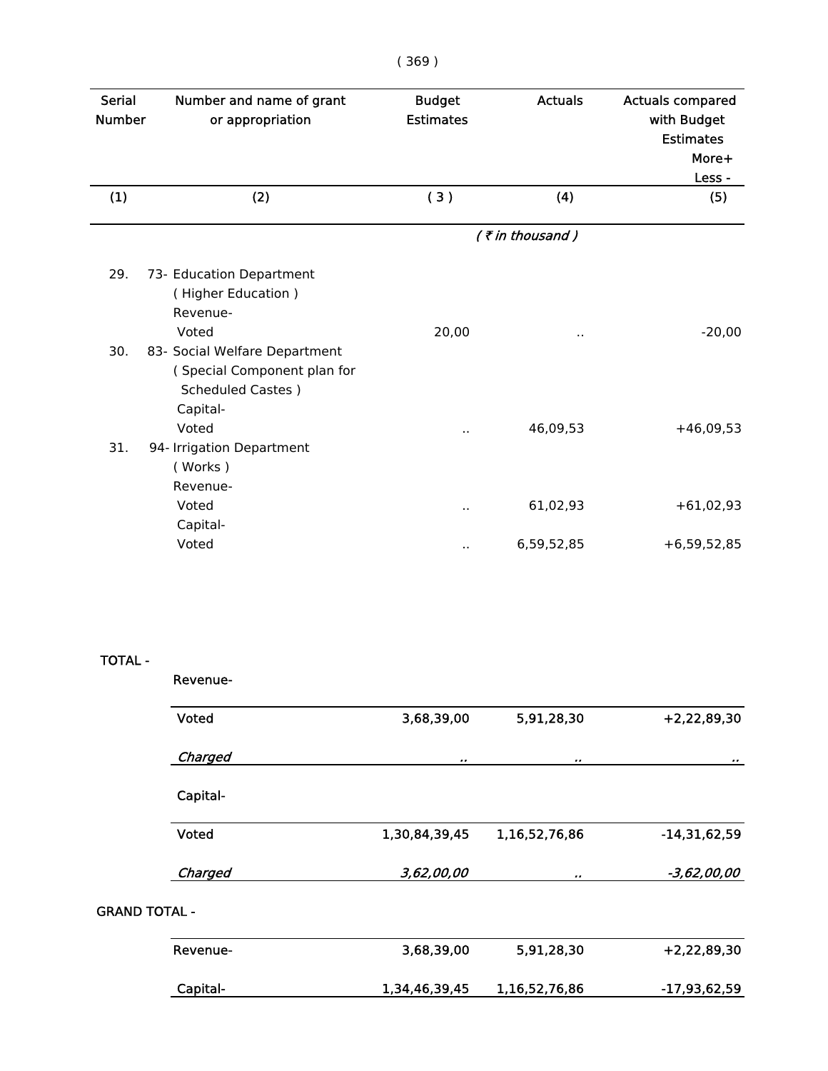| Serial Number | Number and name of grant or appropriation | Budget Estimates | Actuals | Actuals compared with Budget Estimates More+ Less - |
|---|---|---|---|---|
| (1) | (2) | ( 3 ) | (4) | (5) |
| | | | *( ₹ in thousand )* | |
| 29. | 73- Education Department ( Higher Education ) Revenue- | | | |
| | Voted | 20,00 | .. | -20,00 |
| 30. | 83- Social Welfare Department ( Special Component plan for Scheduled Castes ) Capital- | | | |
| | Voted | .. | 46,09,53 | +46,09,53 |
| 31. | 94- Irrigation Department ( Works ) Revenue- | | | |
| | Voted | .. | 61,02,93 | +61,02,93 |
| | Capital- | | | |
| | Voted | .. | 6,59,52,85 | +6,59,52,85 |
| TOTAL - | | | | |
| | Revenue- | | | |
| | Voted | 3,68,39,00 | 5,91,28,30 | +2,22,89,30 |
| | *Charged* | *..* | *..* | *..* |
| | Capital- | | | |
| | Voted | 1,30,84,39,45 | 1,16,52,76,86 | -14,31,62,59 |
| | *Charged* | *3,62,00,00* | *..* | *-3,62,00,00* |
| GRAND TOTAL - | | | | |
| | Revenue- | 3,68,39,00 | 5,91,28,30 | +2,22,89,30 |
| | Capital- | 1,34,46,39,45 | 1,16,52,76,86 | -17,93,62,59 |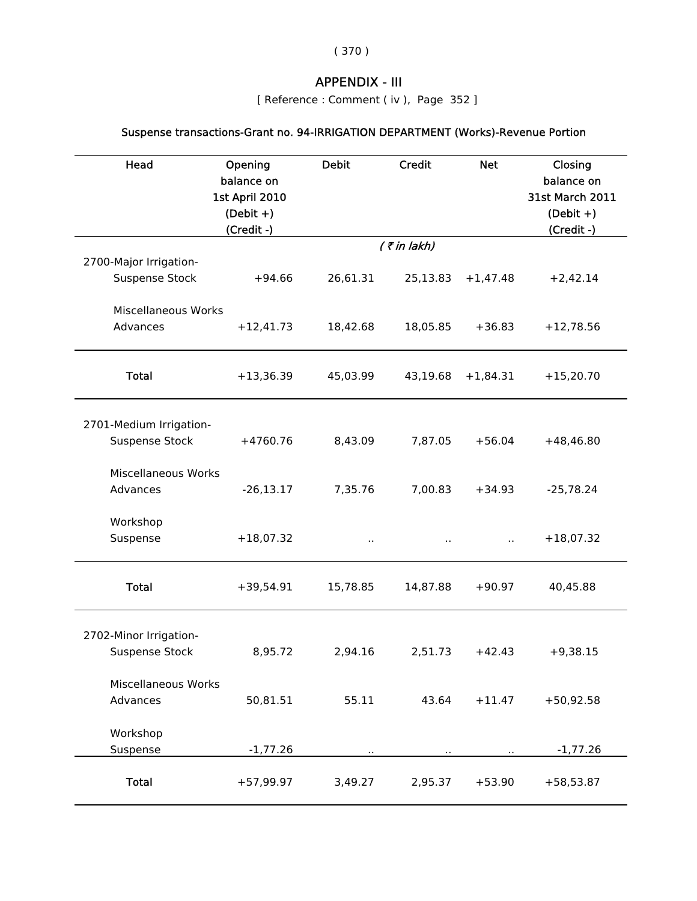# APPENDIX - III

[ Reference : Comment ( iv ), Page 352 ]

## Suspense transactions-Grant no. 94-IRRIGATION DEPARTMENT (Works)-Revenue Portion

| Head | Opening balance on 1st April 2010 (Debit +) (Credit -) | Debit | Credit | Net | Closing balance on 31st March 2011 (Debit +) (Credit -) |
|---|---|---|---|---|---|
| | | | *( ₹ in lakh)* | | |
| 2700-Major Irrigation- | | | | | |
| Suspense Stock | +94.66 | 26,61.31 | 25,13.83 | +1,47.48 | +2,42.14 |
| Miscellaneous Works Advances | +12,41.73 | 18,42.68 | 18,05.85 | +36.83 | +12,78.56 |
| **Total** | +13,36.39 | 45,03.99 | 43,19.68 | +1,84.31 | +15,20.70 |
| 2701-Medium Irrigation- | | | | | |
| Suspense Stock | +4760.76 | 8,43.09 | 7,87.05 | +56.04 | +48,46.80 |
| Miscellaneous Works Advances | -26,13.17 | 7,35.76 | 7,00.83 | +34.93 | -25,78.24 |
| Workshop Suspense | +18,07.32 | .. | .. | .. | +18,07.32 |
| **Total** | +39,54.91 | 15,78.85 | 14,87.88 | +90.97 | 40,45.88 |
| 2702-Minor Irrigation- | | | | | |
| Suspense Stock | 8,95.72 | 2,94.16 | 2,51.73 | +42.43 | +9,38.15 |
| Miscellaneous Works Advances | 50,81.51 | 55.11 | 43.64 | +11.47 | +50,92.58 |
| Workshop Suspense | -1,77.26 | .. | .. | .. | -1,77.26 |
| **Total** | +57,99.97 | 3,49.27 | 2,95.37 | +53.90 | +58,53.87 |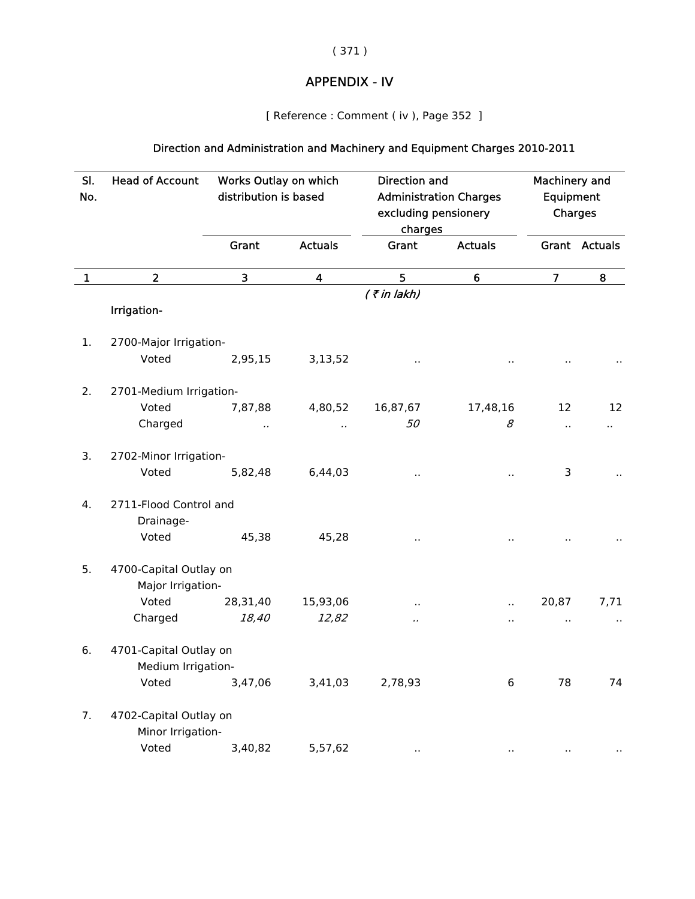# APPENDIX - IV

[ Reference : Comment ( iv ), Page 352 ]

## Direction and Administration and Machinery and Equipment Charges 2010-2011

| Sl. No. | Head of Account | Works Outlay on which distribution is based | | Direction and Administration Charges excluding pensionery charges | | Machinery and Equipment Charges | |
|---|---|---|---|---|---|---|---|
| | | Grant | Actuals | Grant | Actuals | Grant | Actuals |
| 1 | 2 | 3 | 4 | 5 | 6 | 7 | 8 |
| | | | | *( ₹ in lakh)* | | | |
| | **Irrigation-** | | | | | | |
| 1. | 2700-Major Irrigation- | | | | | | |
| | Voted | 2,95,15 | 3,13,52 | .. | .. | .. | .. |
| 2. | 2701-Medium Irrigation- | | | | | | |
| | Voted | 7,87,88 | 4,80,52 | 16,87,67 | 17,48,16 | 12 | 12 |
| | Charged | *..* | *..* | *50* | *8* | .. | .. |
| 3. | 2702-Minor Irrigation- | | | | | | |
| | Voted | 5,82,48 | 6,44,03 | .. | .. | 3 | .. |
| 4. | 2711-Flood Control and Drainage- | | | | | | |
| | Voted | 45,38 | 45,28 | .. | .. | .. | .. |
| 5. | 4700-Capital Outlay on Major Irrigation- | | | | | | |
| | Voted | 28,31,40 | 15,93,06 | .. | .. | 20,87 | 7,71 |
| | Charged | *18,40* | *12,82* | *..* | .. | .. | .. |
| 6. | 4701-Capital Outlay on Medium Irrigation- | | | | | | |
| | Voted | 3,47,06 | 3,41,03 | 2,78,93 | 6 | 78 | 74 |
| 7. | 4702-Capital Outlay on Minor Irrigation- | | | | | | |
| | Voted | 3,40,82 | 5,57,62 | .. | .. | .. | .. |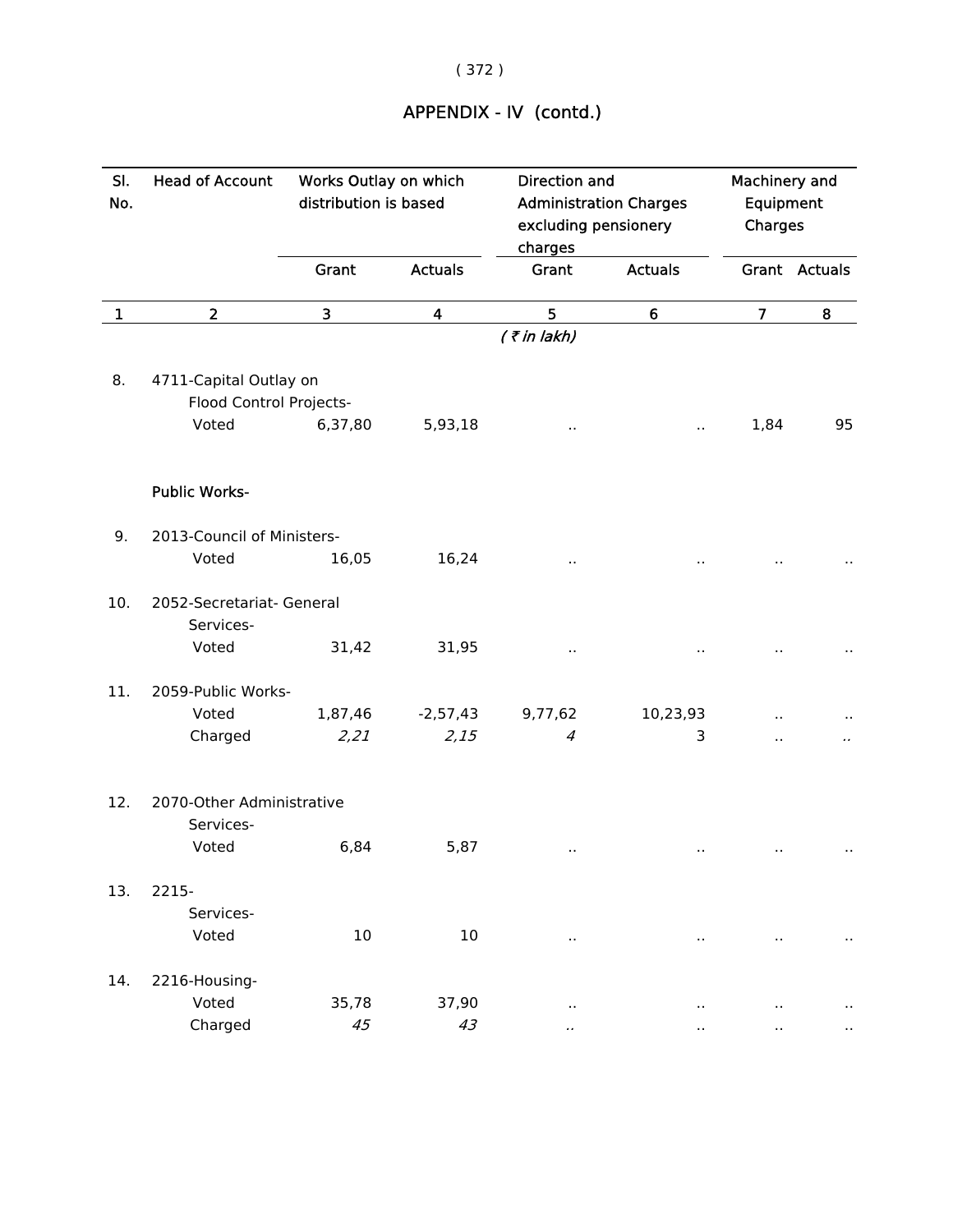# APPENDIX - IV (contd.)

| Sl. No. | Head of Account | Works Outlay on which distribution is based | | Direction and Administration Charges excluding pensionery charges | | Machinery and Equipment Charges | |
|---|---|---|---|---|---|---|---|
| | | Grant | Actuals | Grant | Actuals | Grant | Actuals |
| 1 | 2 | 3 | 4 | 5 | 6 | 7 | 8 |
| | | | | *( ₹ in lakh)* | | | |
| 8. | 4711-Capital Outlay on Flood Control Projects- | | | | | | |
| | Voted | 6,37,80 | 5,93,18 | .. | .. | 1,84 | 95 |
| | **Public Works-** | | | | | | |
| 9. | 2013-Council of Ministers- | | | | | | |
| | Voted | 16,05 | 16,24 | .. | .. | .. | .. |
| 10. | 2052-Secretariat- General Services- | | | | | | |
| | Voted | 31,42 | 31,95 | .. | .. | .. | .. |
| 11. | 2059-Public Works- | | | | | | |
| | Voted | 1,87,46 | -2,57,43 | 9,77,62 | 10,23,93 | .. | .. |
| | Charged | *2,21* | *2,15* | *4* | 3 | .. | .. |
| 12. | 2070-Other Administrative Services- | | | | | | |
| | Voted | 6,84 | 5,87 | .. | .. | .. | .. |
| 13. | 2215- Services- | | | | | | |
| | Voted | 10 | 10 | .. | .. | .. | .. |
| 14. | 2216-Housing- | | | | | | |
| | Voted | 35,78 | 37,90 | .. | .. | .. | .. |
| | Charged | *45* | *43* | .. | .. | .. | .. |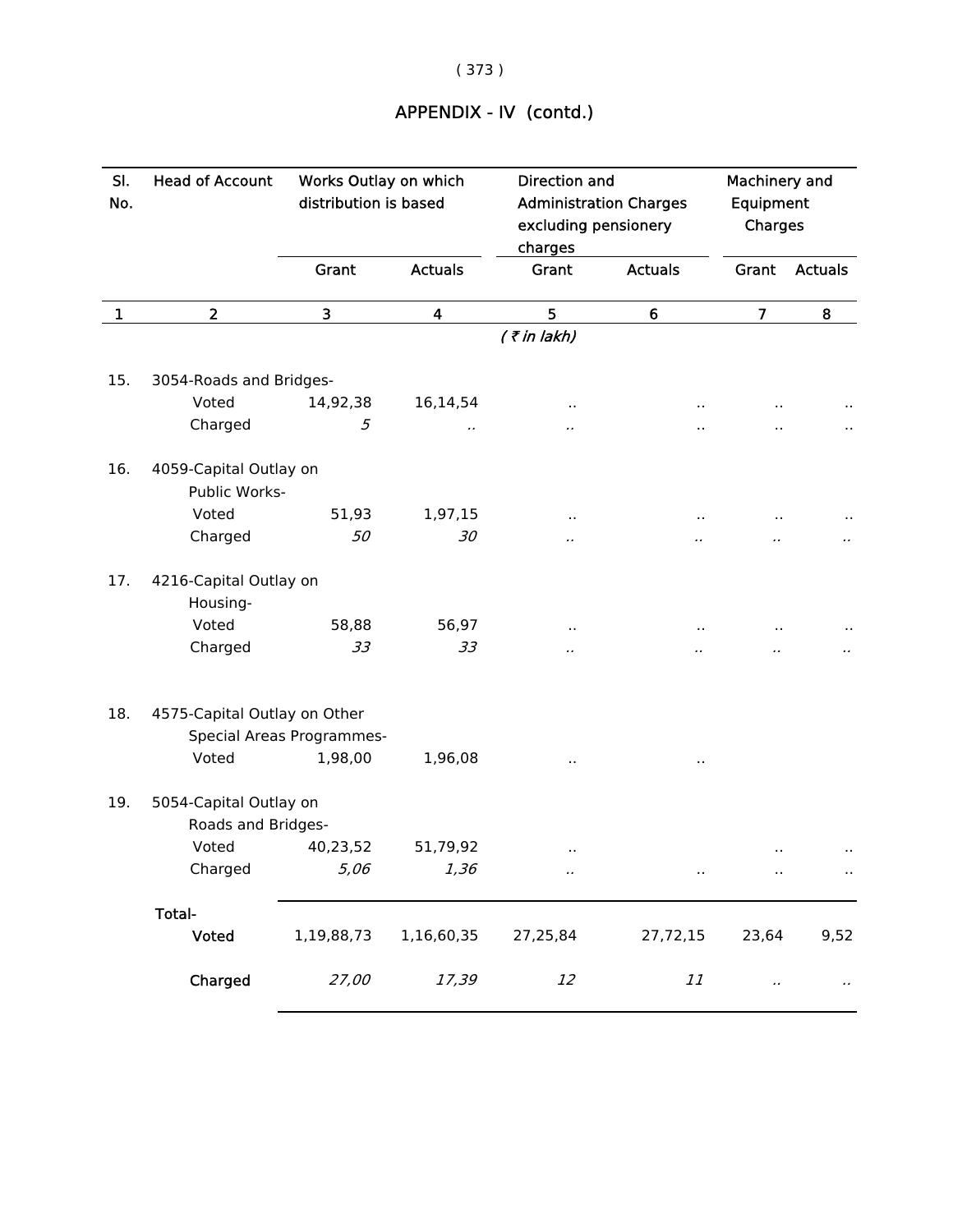# APPENDIX - IV (contd.)

| Sl. No. | Head of Account | Works Outlay on which distribution is based | | Direction and Administration Charges excluding pensionery charges | | Machinery and Equipment Charges | |
|---|---|---|---|---|---|---|---|
| | | Grant | Actuals | Grant | Actuals | Grant | Actuals |
| 1 | 2 | 3 | 4 | 5 | 6 | 7 | 8 |
| | | | | *( ₹ in lakh)* | | | |
| 15. | 3054-Roads and Bridges- | | | | | | |
| | Voted | 14,92,38 | 16,14,54 | .. | .. | .. | .. |
| | Charged | *5* | *..* | *..* | .. | .. | .. |
| 16. | 4059-Capital Outlay on Public Works- | | | | | | |
| | Voted | 51,93 | 1,97,15 | .. | .. | .. | .. |
| | Charged | *50* | *30* | *..* | *..* | *..* | *..* |
| 17. | 4216-Capital Outlay on Housing- | | | | | | |
| | Voted | 58,88 | 56,97 | .. | .. | .. | .. |
| | Charged | *33* | *33* | *..* | *..* | *..* | *..* |
| 18. | 4575-Capital Outlay on Other Special Areas Programmes- | | | | | | |
| | Voted | 1,98,00 | 1,96,08 | .. | .. | | |
| 19. | 5054-Capital Outlay on Roads and Bridges- | | | | | | |
| | Voted | 40,23,52 | 51,79,92 | .. | | .. | .. |
| | Charged | *5,06* | *1,36* | *..* | .. | .. | .. |
| | **Total-** | | | | | | |
| | **Voted** | 1,19,88,73 | 1,16,60,35 | 27,25,84 | 27,72,15 | 23,64 | 9,52 |
| | **Charged** | *27,00* | *17,39* | *12* | *11* | *..* | *..* |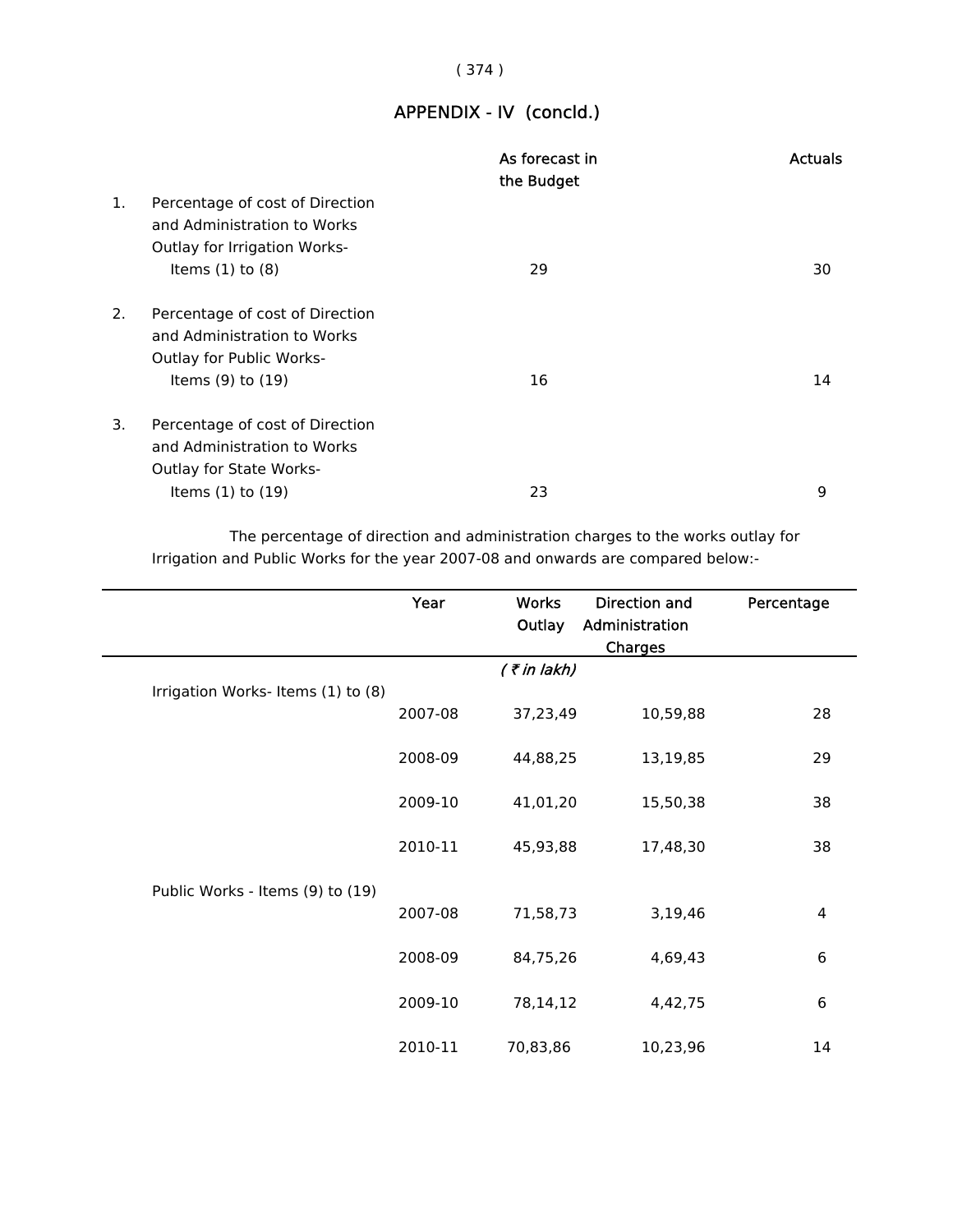# APPENDIX - IV (concld.)

| | | As forecast in the Budget | Actuals |
|---|---|---|---|
| 1. | Percentage of cost of Direction and Administration to Works Outlay for Irrigation Works- Items (1) to (8) | 29 | 30 |
| 2. | Percentage of cost of Direction and Administration to Works Outlay for Public Works- Items (9) to (19) | 16 | 14 |
| 3. | Percentage of cost of Direction and Administration to Works Outlay for State Works- Items (1) to (19) | 23 | 9 |

The percentage of direction and administration charges to the works outlay for Irrigation and Public Works for the year 2007-08 and onwards are compared below:-

| | Year | Works Outlay | Direction and Administration Charges | Percentage |
|---|---|---|---|---|
| | | *( ₹ in lakh)* | | |
| Irrigation Works- Items (1) to (8) | | | | |
| | 2007-08 | 37,23,49 | 10,59,88 | 28 |
| | 2008-09 | 44,88,25 | 13,19,85 | 29 |
| | 2009-10 | 41,01,20 | 15,50,38 | 38 |
| | 2010-11 | 45,93,88 | 17,48,30 | 38 |
| Public Works - Items (9) to (19) | | | | |
| | 2007-08 | 71,58,73 | 3,19,46 | 4 |
| | 2008-09 | 84,75,26 | 4,69,43 | 6 |
| | 2009-10 | 78,14,12 | 4,42,75 | 6 |
| | 2010-11 | 70,83,86 | 10,23,96 | 14 |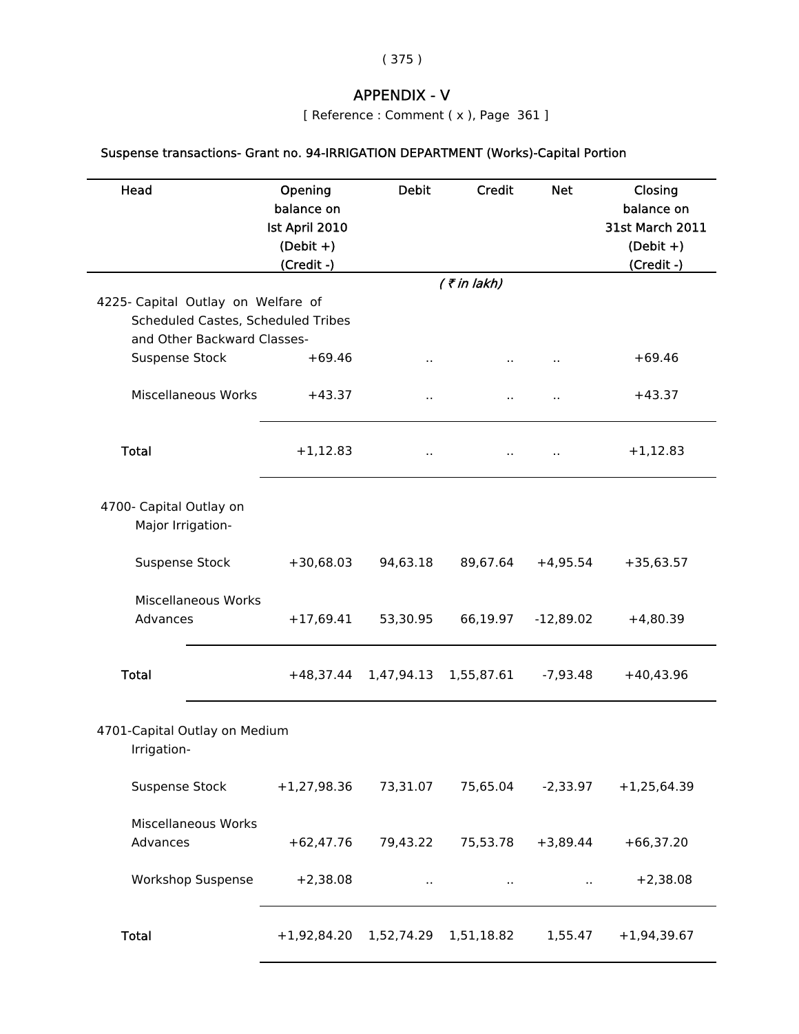# APPENDIX - V

[ Reference : Comment ( x ), Page 361 ]

## Suspense transactions- Grant no. 94-IRRIGATION DEPARTMENT (Works)-Capital Portion

| Head | Opening balance on Ist April 2010 (Debit +) (Credit -) | Debit | Credit | Net | Closing balance on 31st March 2011 (Debit +) (Credit -) |
|---|---|---|---|---|---|
| | | | *( ₹ in lakh)* | | |
| 4225- Capital Outlay on Welfare of Scheduled Castes, Scheduled Tribes and Other Backward Classes- | | | | | |
| Suspense Stock | +69.46 | .. | .. | .. | +69.46 |
| Miscellaneous Works | +43.37 | .. | .. | .. | +43.37 |
| **Total** | +1,12.83 | .. | .. | .. | +1,12.83 |
| 4700- Capital Outlay on Major Irrigation- | | | | | |
| Suspense Stock | +30,68.03 | 94,63.18 | 89,67.64 | +4,95.54 | +35,63.57 |
| Miscellaneous Works Advances | +17,69.41 | 53,30.95 | 66,19.97 | -12,89.02 | +4,80.39 |
| **Total** | +48,37.44 | 1,47,94.13 | 1,55,87.61 | -7,93.48 | +40,43.96 |
| 4701-Capital Outlay on Medium Irrigation- | | | | | |
| Suspense Stock | +1,27,98.36 | 73,31.07 | 75,65.04 | -2,33.97 | +1,25,64.39 |
| Miscellaneous Works Advances | +62,47.76 | 79,43.22 | 75,53.78 | +3,89.44 | +66,37.20 |
| Workshop Suspense | +2,38.08 | .. | .. | .. | +2,38.08 |
| **Total** | +1,92,84.20 | 1,52,74.29 | 1,51,18.82 | 1,55.47 | +1,94,39.67 |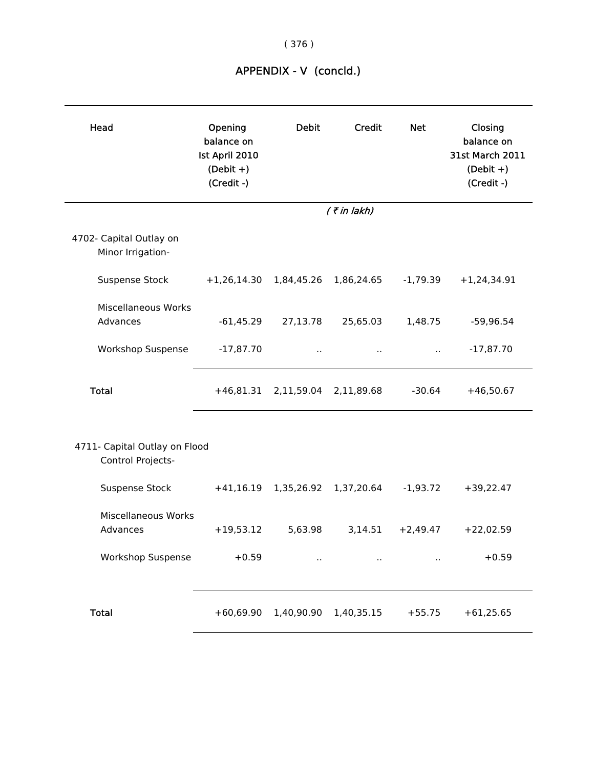# APPENDIX - V (concld.)

| Head | Opening balance on Ist April 2010 (Debit +) (Credit -) | Debit | Credit | Net | Closing balance on 31st March 2011 (Debit +) (Credit -) |
|---|---|---|---|---|---|
| | | | *( ₹ in lakh)* | | |
| 4702- Capital Outlay on Minor Irrigation- | | | | | |
| Suspense Stock | +1,26,14.30 | 1,84,45.26 | 1,86,24.65 | -1,79.39 | +1,24,34.91 |
| Miscellaneous Works Advances | -61,45.29 | 27,13.78 | 25,65.03 | 1,48.75 | -59,96.54 |
| Workshop Suspense | -17,87.70 | .. | .. | .. | -17,87.70 |
| **Total** | +46,81.31 | 2,11,59.04 | 2,11,89.68 | -30.64 | +46,50.67 |
| 4711- Capital Outlay on Flood Control Projects- | | | | | |
| Suspense Stock | +41,16.19 | 1,35,26.92 | 1,37,20.64 | -1,93.72 | +39,22.47 |
| Miscellaneous Works Advances | +19,53.12 | 5,63.98 | 3,14.51 | +2,49.47 | +22,02.59 |
| Workshop Suspense | +0.59 | .. | .. | .. | +0.59 |
| **Total** | +60,69.90 | 1,40,90.90 | 1,40,35.15 | +55.75 | +61,25.65 |